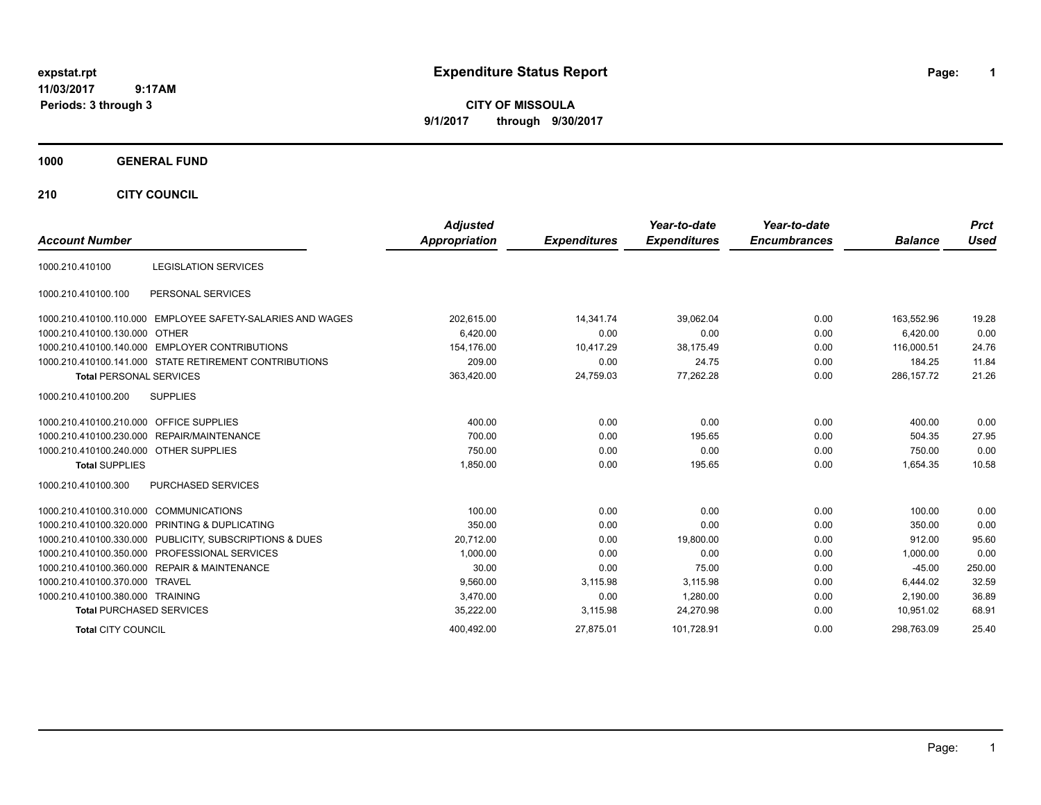**expstat.rpt**
**11/03/2017 9:17AM**
**Periods: 3 through 3**

# Expenditure Status Report

**CITY OF MISSOULA**
**9/1/2017 through 9/30/2017**

## 1000 GENERAL FUND

### 210 CITY COUNCIL

| Account Number | | Adjusted Appropriation | Expenditures | Year-to-date Expenditures | Year-to-date Encumbrances | Balance | Prct Used |
|---|---|---|---|---|---|---|---|
| 1000.210.410100 | LEGISLATION SERVICES | | | | | | |
| 1000.210.410100.100 | PERSONAL SERVICES | | | | | | |
| 1000.210.410100.110.000 | EMPLOYEE SAFETY-SALARIES AND WAGES | 202,615.00 | 14,341.74 | 39,062.04 | 0.00 | 163,552.96 | 19.28 |
| 1000.210.410100.130.000 | OTHER | 6,420.00 | 0.00 | 0.00 | 0.00 | 6,420.00 | 0.00 |
| 1000.210.410100.140.000 | EMPLOYER CONTRIBUTIONS | 154,176.00 | 10,417.29 | 38,175.49 | 0.00 | 116,000.51 | 24.76 |
| 1000.210.410100.141.000 | STATE RETIREMENT CONTRIBUTIONS | 209.00 | 0.00 | 24.75 | 0.00 | 184.25 | 11.84 |
| **Total** PERSONAL SERVICES | | 363,420.00 | 24,759.03 | 77,262.28 | 0.00 | 286,157.72 | 21.26 |
| 1000.210.410100.200 | SUPPLIES | | | | | | |
| 1000.210.410100.210.000 | OFFICE SUPPLIES | 400.00 | 0.00 | 0.00 | 0.00 | 400.00 | 0.00 |
| 1000.210.410100.230.000 | REPAIR/MAINTENANCE | 700.00 | 0.00 | 195.65 | 0.00 | 504.35 | 27.95 |
| 1000.210.410100.240.000 | OTHER SUPPLIES | 750.00 | 0.00 | 0.00 | 0.00 | 750.00 | 0.00 |
| **Total** SUPPLIES | | 1,850.00 | 0.00 | 195.65 | 0.00 | 1,654.35 | 10.58 |
| 1000.210.410100.300 | PURCHASED SERVICES | | | | | | |
| 1000.210.410100.310.000 | COMMUNICATIONS | 100.00 | 0.00 | 0.00 | 0.00 | 100.00 | 0.00 |
| 1000.210.410100.320.000 | PRINTING & DUPLICATING | 350.00 | 0.00 | 0.00 | 0.00 | 350.00 | 0.00 |
| 1000.210.410100.330.000 | PUBLICITY, SUBSCRIPTIONS & DUES | 20,712.00 | 0.00 | 19,800.00 | 0.00 | 912.00 | 95.60 |
| 1000.210.410100.350.000 | PROFESSIONAL SERVICES | 1,000.00 | 0.00 | 0.00 | 0.00 | 1,000.00 | 0.00 |
| 1000.210.410100.360.000 | REPAIR & MAINTENANCE | 30.00 | 0.00 | 75.00 | 0.00 | -45.00 | 250.00 |
| 1000.210.410100.370.000 | TRAVEL | 9,560.00 | 3,115.98 | 3,115.98 | 0.00 | 6,444.02 | 32.59 |
| 1000.210.410100.380.000 | TRAINING | 3,470.00 | 0.00 | 1,280.00 | 0.00 | 2,190.00 | 36.89 |
| **Total** PURCHASED SERVICES | | 35,222.00 | 3,115.98 | 24,270.98 | 0.00 | 10,951.02 | 68.91 |
| **Total** CITY COUNCIL | | 400,492.00 | 27,875.01 | 101,728.91 | 0.00 | 298,763.09 | 25.40 |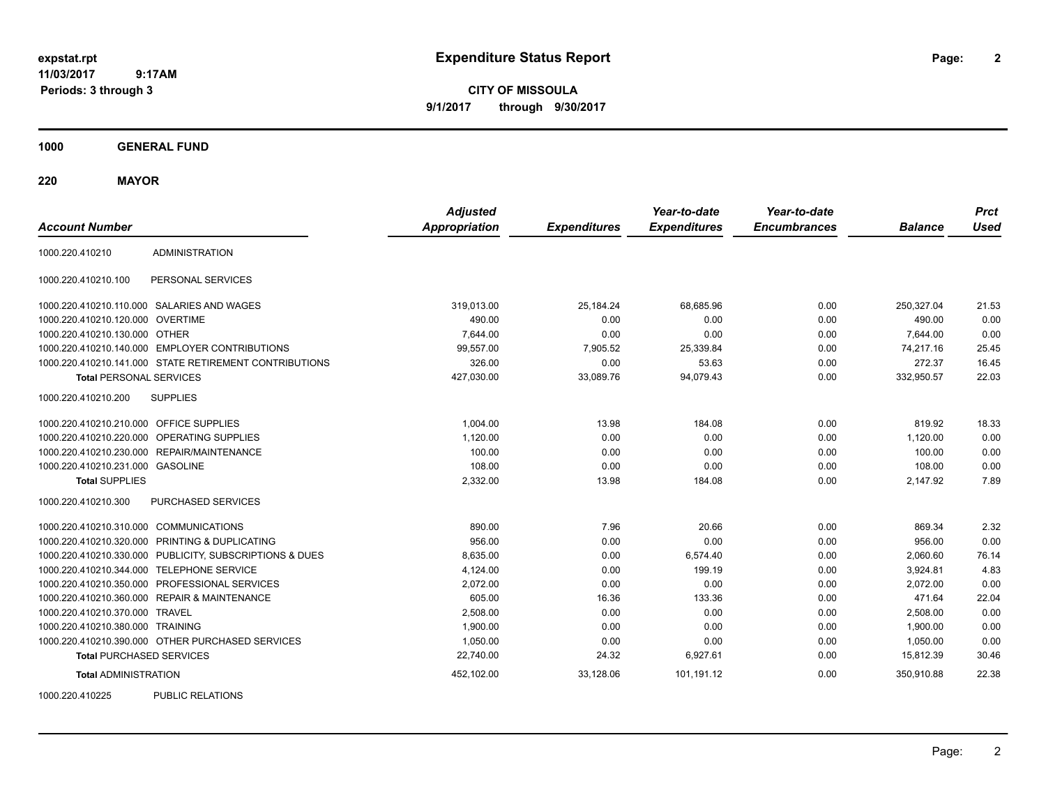# Expenditure Status Report

**CITY OF MISSOULA**

**9/1/2017 through 9/30/2017**

expstat.rpt
11/03/2017 9:17AM
Periods: 3 through 3

**1000 GENERAL FUND**

**220 MAYOR**

| Account Number | | Adjusted Appropriation | Expenditures | Year-to-date Expenditures | Year-to-date Encumbrances | Balance | Prct Used |
|---|---|---|---|---|---|---|---|
| 1000.220.410210 | ADMINISTRATION | | | | | | |
| 1000.220.410210.100 | PERSONAL SERVICES | | | | | | |
| 1000.220.410210.110.000 | SALARIES AND WAGES | 319,013.00 | 25,184.24 | 68,685.96 | 0.00 | 250,327.04 | 21.53 |
| 1000.220.410210.120.000 | OVERTIME | 490.00 | 0.00 | 0.00 | 0.00 | 490.00 | 0.00 |
| 1000.220.410210.130.000 | OTHER | 7,644.00 | 0.00 | 0.00 | 0.00 | 7,644.00 | 0.00 |
| 1000.220.410210.140.000 | EMPLOYER CONTRIBUTIONS | 99,557.00 | 7,905.52 | 25,339.84 | 0.00 | 74,217.16 | 25.45 |
| 1000.220.410210.141.000 | STATE RETIREMENT CONTRIBUTIONS | 326.00 | 0.00 | 53.63 | 0.00 | 272.37 | 16.45 |
| **Total** PERSONAL SERVICES | | 427,030.00 | 33,089.76 | 94,079.43 | 0.00 | 332,950.57 | 22.03 |
| 1000.220.410210.200 | SUPPLIES | | | | | | |
| 1000.220.410210.210.000 | OFFICE SUPPLIES | 1,004.00 | 13.98 | 184.08 | 0.00 | 819.92 | 18.33 |
| 1000.220.410210.220.000 | OPERATING SUPPLIES | 1,120.00 | 0.00 | 0.00 | 0.00 | 1,120.00 | 0.00 |
| 1000.220.410210.230.000 | REPAIR/MAINTENANCE | 100.00 | 0.00 | 0.00 | 0.00 | 100.00 | 0.00 |
| 1000.220.410210.231.000 | GASOLINE | 108.00 | 0.00 | 0.00 | 0.00 | 108.00 | 0.00 |
| **Total** SUPPLIES | | 2,332.00 | 13.98 | 184.08 | 0.00 | 2,147.92 | 7.89 |
| 1000.220.410210.300 | PURCHASED SERVICES | | | | | | |
| 1000.220.410210.310.000 | COMMUNICATIONS | 890.00 | 7.96 | 20.66 | 0.00 | 869.34 | 2.32 |
| 1000.220.410210.320.000 | PRINTING & DUPLICATING | 956.00 | 0.00 | 0.00 | 0.00 | 956.00 | 0.00 |
| 1000.220.410210.330.000 | PUBLICITY, SUBSCRIPTIONS & DUES | 8,635.00 | 0.00 | 6,574.40 | 0.00 | 2,060.60 | 76.14 |
| 1000.220.410210.344.000 | TELEPHONE SERVICE | 4,124.00 | 0.00 | 199.19 | 0.00 | 3,924.81 | 4.83 |
| 1000.220.410210.350.000 | PROFESSIONAL SERVICES | 2,072.00 | 0.00 | 0.00 | 0.00 | 2,072.00 | 0.00 |
| 1000.220.410210.360.000 | REPAIR & MAINTENANCE | 605.00 | 16.36 | 133.36 | 0.00 | 471.64 | 22.04 |
| 1000.220.410210.370.000 | TRAVEL | 2,508.00 | 0.00 | 0.00 | 0.00 | 2,508.00 | 0.00 |
| 1000.220.410210.380.000 | TRAINING | 1,900.00 | 0.00 | 0.00 | 0.00 | 1,900.00 | 0.00 |
| 1000.220.410210.390.000 | OTHER PURCHASED SERVICES | 1,050.00 | 0.00 | 0.00 | 0.00 | 1,050.00 | 0.00 |
| **Total** PURCHASED SERVICES | | 22,740.00 | 24.32 | 6,927.61 | 0.00 | 15,812.39 | 30.46 |
| **Total** ADMINISTRATION | | 452,102.00 | 33,128.06 | 101,191.12 | 0.00 | 350,910.88 | 22.38 |
| 1000.220.410225 | PUBLIC RELATIONS | | | | | | |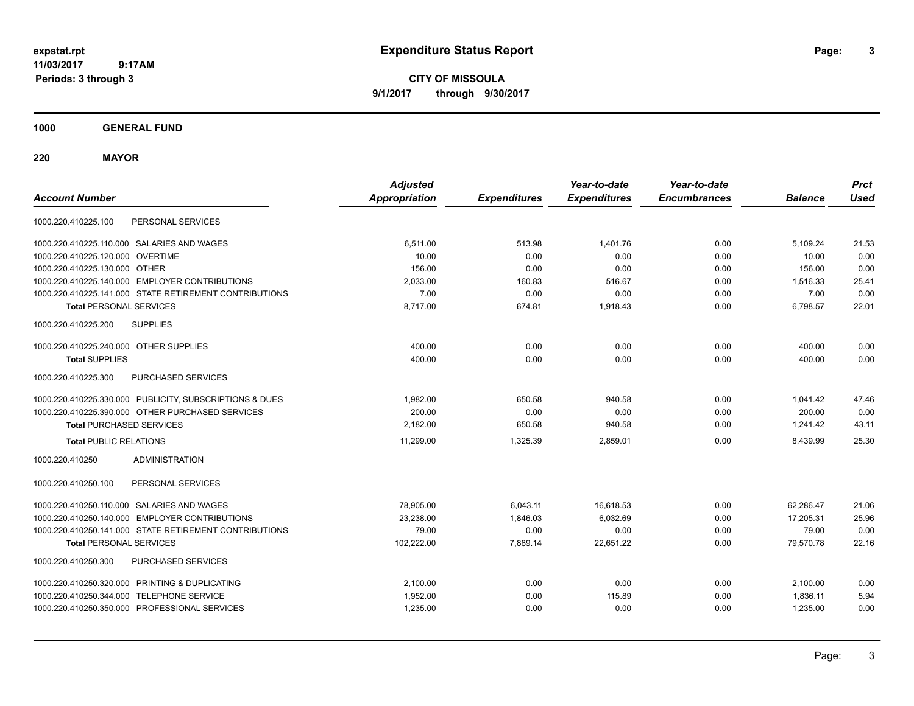**expstat.rpt**
**11/03/2017 9:17AM**
**Periods: 3 through 3**

# Expenditure Status Report

**CITY OF MISSOULA**
**9/1/2017 through 9/30/2017**

## 1000 GENERAL FUND

## 220 MAYOR

| Account Number | | Adjusted Appropriation | Expenditures | Year-to-date Expenditures | Year-to-date Encumbrances | Balance | Prct Used |
|---|---|---|---|---|---|---|---|
| 1000.220.410225.100 | PERSONAL SERVICES | | | | | | |
| 1000.220.410225.110.000 | SALARIES AND WAGES | 6,511.00 | 513.98 | 1,401.76 | 0.00 | 5,109.24 | 21.53 |
| 1000.220.410225.120.000 | OVERTIME | 10.00 | 0.00 | 0.00 | 0.00 | 10.00 | 0.00 |
| 1000.220.410225.130.000 | OTHER | 156.00 | 0.00 | 0.00 | 0.00 | 156.00 | 0.00 |
| 1000.220.410225.140.000 | EMPLOYER CONTRIBUTIONS | 2,033.00 | 160.83 | 516.67 | 0.00 | 1,516.33 | 25.41 |
| 1000.220.410225.141.000 | STATE RETIREMENT CONTRIBUTIONS | 7.00 | 0.00 | 0.00 | 0.00 | 7.00 | 0.00 |
| **Total** PERSONAL SERVICES | | 8,717.00 | 674.81 | 1,918.43 | 0.00 | 6,798.57 | 22.01 |
| 1000.220.410225.200 | SUPPLIES | | | | | | |
| 1000.220.410225.240.000 | OTHER SUPPLIES | 400.00 | 0.00 | 0.00 | 0.00 | 400.00 | 0.00 |
| **Total** SUPPLIES | | 400.00 | 0.00 | 0.00 | 0.00 | 400.00 | 0.00 |
| 1000.220.410225.300 | PURCHASED SERVICES | | | | | | |
| 1000.220.410225.330.000 | PUBLICITY, SUBSCRIPTIONS & DUES | 1,982.00 | 650.58 | 940.58 | 0.00 | 1,041.42 | 47.46 |
| 1000.220.410225.390.000 | OTHER PURCHASED SERVICES | 200.00 | 0.00 | 0.00 | 0.00 | 200.00 | 0.00 |
| **Total** PURCHASED SERVICES | | 2,182.00 | 650.58 | 940.58 | 0.00 | 1,241.42 | 43.11 |
| **Total** PUBLIC RELATIONS | | 11,299.00 | 1,325.39 | 2,859.01 | 0.00 | 8,439.99 | 25.30 |
| 1000.220.410250 | ADMINISTRATION | | | | | | |
| 1000.220.410250.100 | PERSONAL SERVICES | | | | | | |
| 1000.220.410250.110.000 | SALARIES AND WAGES | 78,905.00 | 6,043.11 | 16,618.53 | 0.00 | 62,286.47 | 21.06 |
| 1000.220.410250.140.000 | EMPLOYER CONTRIBUTIONS | 23,238.00 | 1,846.03 | 6,032.69 | 0.00 | 17,205.31 | 25.96 |
| 1000.220.410250.141.000 | STATE RETIREMENT CONTRIBUTIONS | 79.00 | 0.00 | 0.00 | 0.00 | 79.00 | 0.00 |
| **Total** PERSONAL SERVICES | | 102,222.00 | 7,889.14 | 22,651.22 | 0.00 | 79,570.78 | 22.16 |
| 1000.220.410250.300 | PURCHASED SERVICES | | | | | | |
| 1000.220.410250.320.000 | PRINTING & DUPLICATING | 2,100.00 | 0.00 | 0.00 | 0.00 | 2,100.00 | 0.00 |
| 1000.220.410250.344.000 | TELEPHONE SERVICE | 1,952.00 | 0.00 | 115.89 | 0.00 | 1,836.11 | 5.94 |
| 1000.220.410250.350.000 | PROFESSIONAL SERVICES | 1,235.00 | 0.00 | 0.00 | 0.00 | 1,235.00 | 0.00 |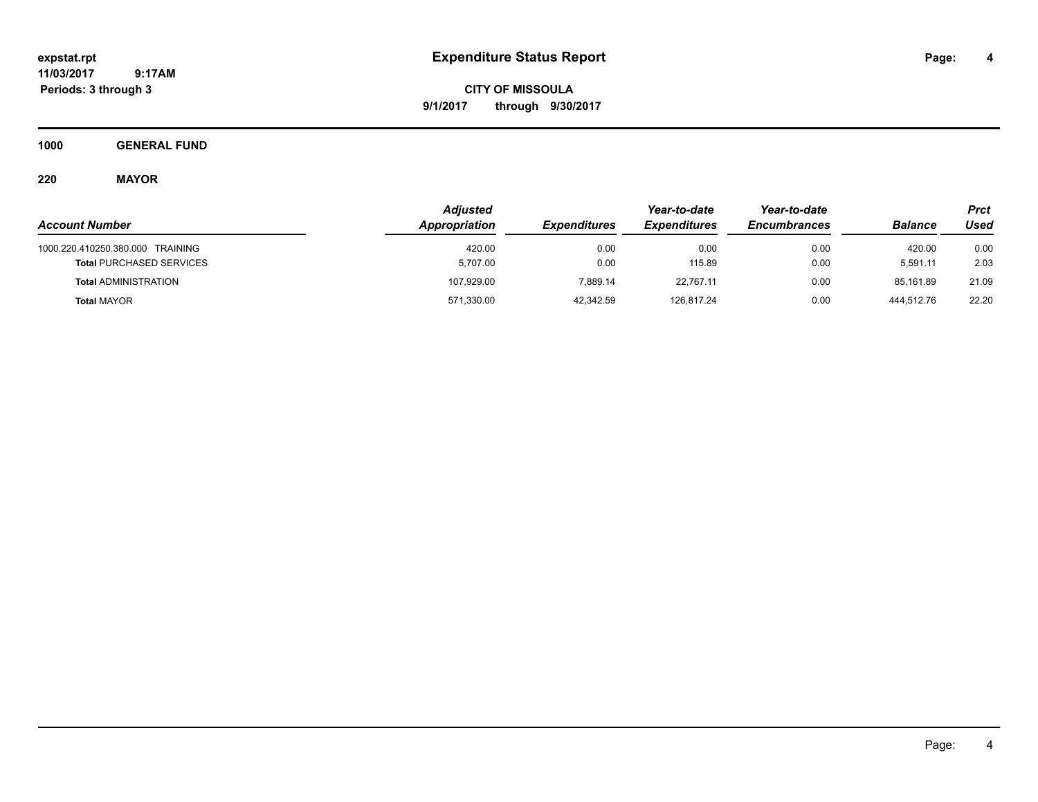**expstat.rpt**
**11/03/2017 9:17AM**
**Periods: 3 through 3**

# Expenditure Status Report

**CITY OF MISSOULA**
**9/1/2017 through 9/30/2017**

## 1000 GENERAL FUND

### 220 MAYOR

| Account Number | Adjusted Appropriation | Expenditures | Year-to-date Expenditures | Year-to-date Encumbrances | Balance | Prct Used |
|---|---|---|---|---|---|---|
| 1000.220.410250.380.000 TRAINING | 420.00 | 0.00 | 0.00 | 0.00 | 420.00 | 0.00 |
| **Total** PURCHASED SERVICES | 5,707.00 | 0.00 | 115.89 | 0.00 | 5,591.11 | 2.03 |
| **Total** ADMINISTRATION | 107,929.00 | 7,889.14 | 22,767.11 | 0.00 | 85,161.89 | 21.09 |
| **Total** MAYOR | 571,330.00 | 42,342.59 | 126,817.24 | 0.00 | 444,512.76 | 22.20 |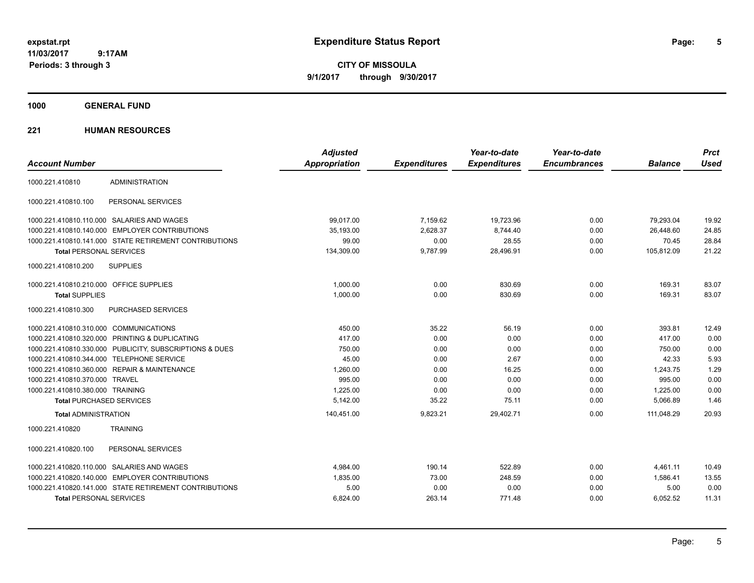# Expenditure Status Report

**CITY OF MISSOULA**

**9/1/2017 through 9/30/2017**

expstat.rpt
11/03/2017 9:17AM
Periods: 3 through 3

**1000 GENERAL FUND**

**221 HUMAN RESOURCES**

| Account Number | | Adjusted Appropriation | Expenditures | Year-to-date Expenditures | Year-to-date Encumbrances | Balance | Prct Used |
|---|---|---|---|---|---|---|---|
| 1000.221.410810 | ADMINISTRATION | | | | | | |
| 1000.221.410810.100 | PERSONAL SERVICES | | | | | | |
| 1000.221.410810.110.000 | SALARIES AND WAGES | 99,017.00 | 7,159.62 | 19,723.96 | 0.00 | 79,293.04 | 19.92 |
| 1000.221.410810.140.000 | EMPLOYER CONTRIBUTIONS | 35,193.00 | 2,628.37 | 8,744.40 | 0.00 | 26,448.60 | 24.85 |
| 1000.221.410810.141.000 | STATE RETIREMENT CONTRIBUTIONS | 99.00 | 0.00 | 28.55 | 0.00 | 70.45 | 28.84 |
| **Total** PERSONAL SERVICES | | 134,309.00 | 9,787.99 | 28,496.91 | 0.00 | 105,812.09 | 21.22 |
| 1000.221.410810.200 | SUPPLIES | | | | | | |
| 1000.221.410810.210.000 | OFFICE SUPPLIES | 1,000.00 | 0.00 | 830.69 | 0.00 | 169.31 | 83.07 |
| **Total** SUPPLIES | | 1,000.00 | 0.00 | 830.69 | 0.00 | 169.31 | 83.07 |
| 1000.221.410810.300 | PURCHASED SERVICES | | | | | | |
| 1000.221.410810.310.000 | COMMUNICATIONS | 450.00 | 35.22 | 56.19 | 0.00 | 393.81 | 12.49 |
| 1000.221.410810.320.000 | PRINTING & DUPLICATING | 417.00 | 0.00 | 0.00 | 0.00 | 417.00 | 0.00 |
| 1000.221.410810.330.000 | PUBLICITY, SUBSCRIPTIONS & DUES | 750.00 | 0.00 | 0.00 | 0.00 | 750.00 | 0.00 |
| 1000.221.410810.344.000 | TELEPHONE SERVICE | 45.00 | 0.00 | 2.67 | 0.00 | 42.33 | 5.93 |
| 1000.221.410810.360.000 | REPAIR & MAINTENANCE | 1,260.00 | 0.00 | 16.25 | 0.00 | 1,243.75 | 1.29 |
| 1000.221.410810.370.000 | TRAVEL | 995.00 | 0.00 | 0.00 | 0.00 | 995.00 | 0.00 |
| 1000.221.410810.380.000 | TRAINING | 1,225.00 | 0.00 | 0.00 | 0.00 | 1,225.00 | 0.00 |
| **Total** PURCHASED SERVICES | | 5,142.00 | 35.22 | 75.11 | 0.00 | 5,066.89 | 1.46 |
| **Total** ADMINISTRATION | | 140,451.00 | 9,823.21 | 29,402.71 | 0.00 | 111,048.29 | 20.93 |
| 1000.221.410820 | TRAINING | | | | | | |
| 1000.221.410820.100 | PERSONAL SERVICES | | | | | | |
| 1000.221.410820.110.000 | SALARIES AND WAGES | 4,984.00 | 190.14 | 522.89 | 0.00 | 4,461.11 | 10.49 |
| 1000.221.410820.140.000 | EMPLOYER CONTRIBUTIONS | 1,835.00 | 73.00 | 248.59 | 0.00 | 1,586.41 | 13.55 |
| 1000.221.410820.141.000 | STATE RETIREMENT CONTRIBUTIONS | 5.00 | 0.00 | 0.00 | 0.00 | 5.00 | 0.00 |
| **Total** PERSONAL SERVICES | | 6,824.00 | 263.14 | 771.48 | 0.00 | 6,052.52 | 11.31 |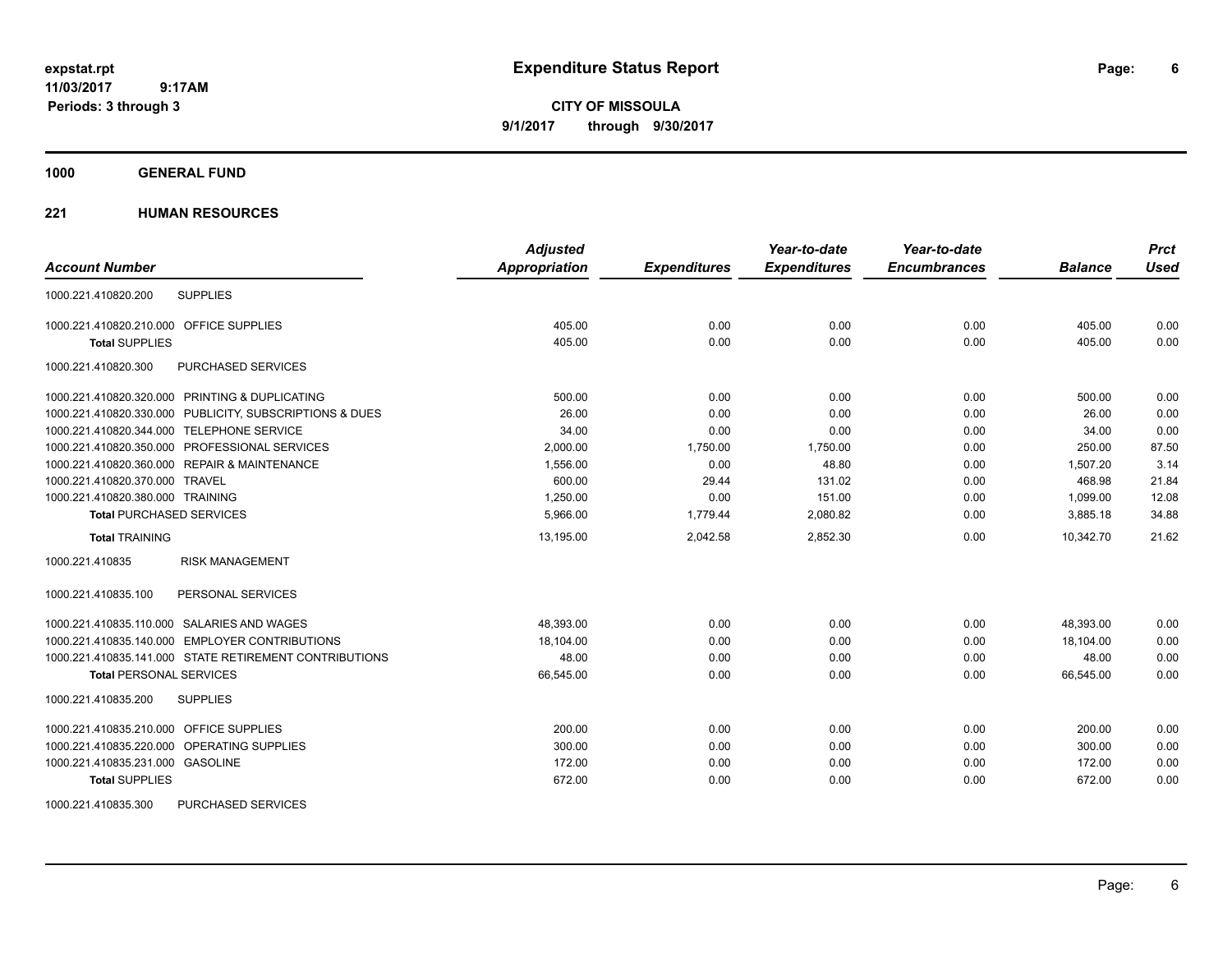**expstat.rpt**
**11/03/2017 9:17AM**
**Periods: 3 through 3**

# Expenditure Status Report

**CITY OF MISSOULA**
**9/1/2017 through 9/30/2017**

## 1000 GENERAL FUND

### 221 HUMAN RESOURCES

| Account Number | | Adjusted Appropriation | Expenditures | Year-to-date Expenditures | Year-to-date Encumbrances | Balance | Prct Used |
|---|---|---|---|---|---|---|---|
| 1000.221.410820.200 | SUPPLIES | | | | | | |
| 1000.221.410820.210.000 | OFFICE SUPPLIES | 405.00 | 0.00 | 0.00 | 0.00 | 405.00 | 0.00 |
| **Total** SUPPLIES | | 405.00 | 0.00 | 0.00 | 0.00 | 405.00 | 0.00 |
| 1000.221.410820.300 | PURCHASED SERVICES | | | | | | |
| 1000.221.410820.320.000 | PRINTING & DUPLICATING | 500.00 | 0.00 | 0.00 | 0.00 | 500.00 | 0.00 |
| 1000.221.410820.330.000 | PUBLICITY, SUBSCRIPTIONS & DUES | 26.00 | 0.00 | 0.00 | 0.00 | 26.00 | 0.00 |
| 1000.221.410820.344.000 | TELEPHONE SERVICE | 34.00 | 0.00 | 0.00 | 0.00 | 34.00 | 0.00 |
| 1000.221.410820.350.000 | PROFESSIONAL SERVICES | 2,000.00 | 1,750.00 | 1,750.00 | 0.00 | 250.00 | 87.50 |
| 1000.221.410820.360.000 | REPAIR & MAINTENANCE | 1,556.00 | 0.00 | 48.80 | 0.00 | 1,507.20 | 3.14 |
| 1000.221.410820.370.000 | TRAVEL | 600.00 | 29.44 | 131.02 | 0.00 | 468.98 | 21.84 |
| 1000.221.410820.380.000 | TRAINING | 1,250.00 | 0.00 | 151.00 | 0.00 | 1,099.00 | 12.08 |
| **Total** PURCHASED SERVICES | | 5,966.00 | 1,779.44 | 2,080.82 | 0.00 | 3,885.18 | 34.88 |
| **Total** TRAINING | | 13,195.00 | 2,042.58 | 2,852.30 | 0.00 | 10,342.70 | 21.62 |
| 1000.221.410835 | RISK MANAGEMENT | | | | | | |
| 1000.221.410835.100 | PERSONAL SERVICES | | | | | | |
| 1000.221.410835.110.000 | SALARIES AND WAGES | 48,393.00 | 0.00 | 0.00 | 0.00 | 48,393.00 | 0.00 |
| 1000.221.410835.140.000 | EMPLOYER CONTRIBUTIONS | 18,104.00 | 0.00 | 0.00 | 0.00 | 18,104.00 | 0.00 |
| 1000.221.410835.141.000 | STATE RETIREMENT CONTRIBUTIONS | 48.00 | 0.00 | 0.00 | 0.00 | 48.00 | 0.00 |
| **Total** PERSONAL SERVICES | | 66,545.00 | 0.00 | 0.00 | 0.00 | 66,545.00 | 0.00 |
| 1000.221.410835.200 | SUPPLIES | | | | | | |
| 1000.221.410835.210.000 | OFFICE SUPPLIES | 200.00 | 0.00 | 0.00 | 0.00 | 200.00 | 0.00 |
| 1000.221.410835.220.000 | OPERATING SUPPLIES | 300.00 | 0.00 | 0.00 | 0.00 | 300.00 | 0.00 |
| 1000.221.410835.231.000 | GASOLINE | 172.00 | 0.00 | 0.00 | 0.00 | 172.00 | 0.00 |
| **Total** SUPPLIES | | 672.00 | 0.00 | 0.00 | 0.00 | 672.00 | 0.00 |
| 1000.221.410835.300 | PURCHASED SERVICES | | | | | | |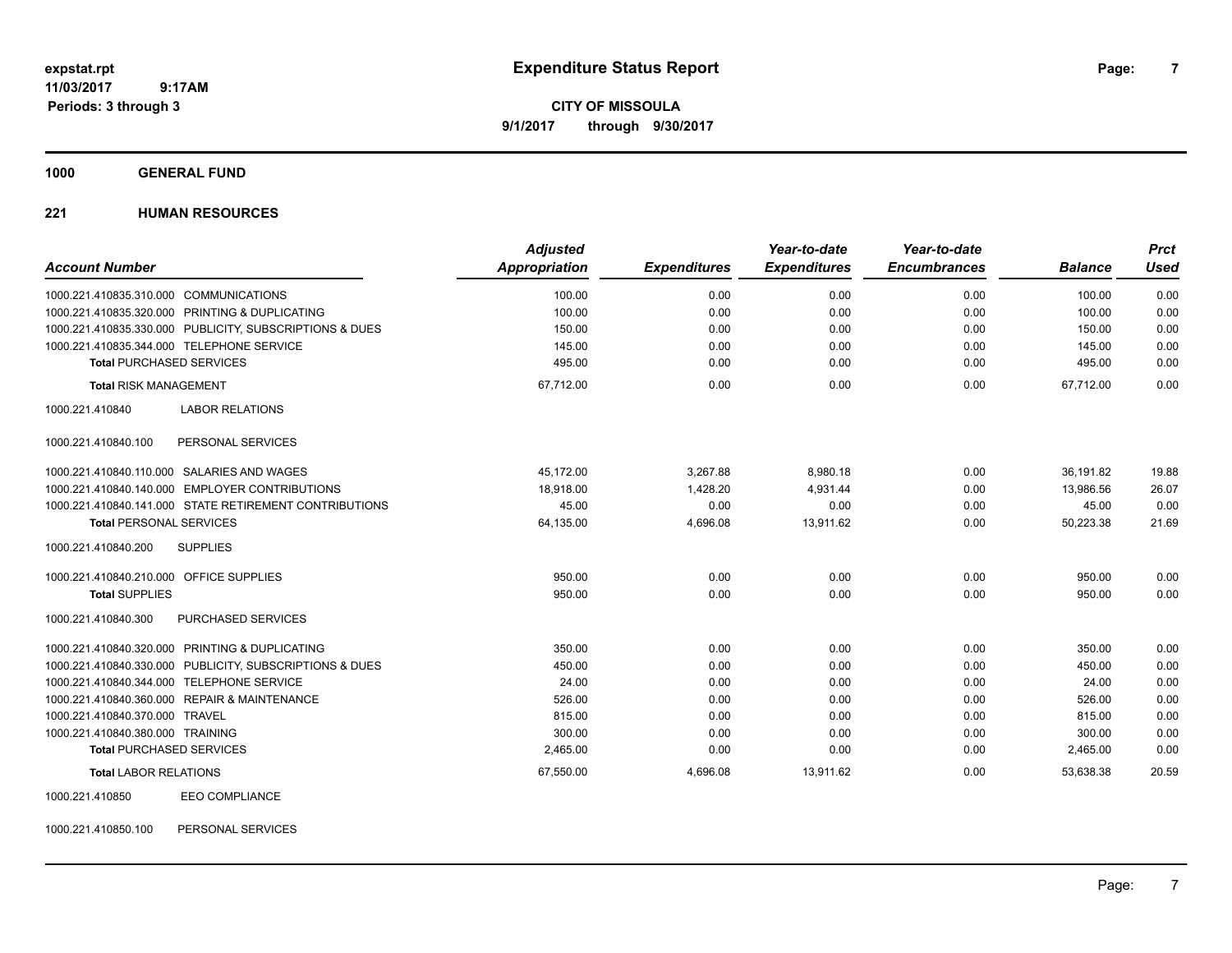# Expenditure Status Report

**CITY OF MISSOULA**

**9/1/2017 through 9/30/2017**

expstat.rpt
11/03/2017 9:17AM
Periods: 3 through 3

## 1000 GENERAL FUND

## 221 HUMAN RESOURCES

| Account Number | | Adjusted Appropriation | Expenditures | Year-to-date Expenditures | Year-to-date Encumbrances | Balance | Prct Used |
|---|---|---|---|---|---|---|---|
| 1000.221.410835.310.000 | COMMUNICATIONS | 100.00 | 0.00 | 0.00 | 0.00 | 100.00 | 0.00 |
| 1000.221.410835.320.000 | PRINTING & DUPLICATING | 100.00 | 0.00 | 0.00 | 0.00 | 100.00 | 0.00 |
| 1000.221.410835.330.000 | PUBLICITY, SUBSCRIPTIONS & DUES | 150.00 | 0.00 | 0.00 | 0.00 | 150.00 | 0.00 |
| 1000.221.410835.344.000 | TELEPHONE SERVICE | 145.00 | 0.00 | 0.00 | 0.00 | 145.00 | 0.00 |
| **Total** PURCHASED SERVICES | | 495.00 | 0.00 | 0.00 | 0.00 | 495.00 | 0.00 |
| **Total** RISK MANAGEMENT | | 67,712.00 | 0.00 | 0.00 | 0.00 | 67,712.00 | 0.00 |
| 1000.221.410840 | LABOR RELATIONS | | | | | | |
| 1000.221.410840.100 | PERSONAL SERVICES | | | | | | |
| 1000.221.410840.110.000 | SALARIES AND WAGES | 45,172.00 | 3,267.88 | 8,980.18 | 0.00 | 36,191.82 | 19.88 |
| 1000.221.410840.140.000 | EMPLOYER CONTRIBUTIONS | 18,918.00 | 1,428.20 | 4,931.44 | 0.00 | 13,986.56 | 26.07 |
| 1000.221.410840.141.000 | STATE RETIREMENT CONTRIBUTIONS | 45.00 | 0.00 | 0.00 | 0.00 | 45.00 | 0.00 |
| **Total** PERSONAL SERVICES | | 64,135.00 | 4,696.08 | 13,911.62 | 0.00 | 50,223.38 | 21.69 |
| 1000.221.410840.200 | SUPPLIES | | | | | | |
| 1000.221.410840.210.000 | OFFICE SUPPLIES | 950.00 | 0.00 | 0.00 | 0.00 | 950.00 | 0.00 |
| **Total** SUPPLIES | | 950.00 | 0.00 | 0.00 | 0.00 | 950.00 | 0.00 |
| 1000.221.410840.300 | PURCHASED SERVICES | | | | | | |
| 1000.221.410840.320.000 | PRINTING & DUPLICATING | 350.00 | 0.00 | 0.00 | 0.00 | 350.00 | 0.00 |
| 1000.221.410840.330.000 | PUBLICITY, SUBSCRIPTIONS & DUES | 450.00 | 0.00 | 0.00 | 0.00 | 450.00 | 0.00 |
| 1000.221.410840.344.000 | TELEPHONE SERVICE | 24.00 | 0.00 | 0.00 | 0.00 | 24.00 | 0.00 |
| 1000.221.410840.360.000 | REPAIR & MAINTENANCE | 526.00 | 0.00 | 0.00 | 0.00 | 526.00 | 0.00 |
| 1000.221.410840.370.000 | TRAVEL | 815.00 | 0.00 | 0.00 | 0.00 | 815.00 | 0.00 |
| 1000.221.410840.380.000 | TRAINING | 300.00 | 0.00 | 0.00 | 0.00 | 300.00 | 0.00 |
| **Total** PURCHASED SERVICES | | 2,465.00 | 0.00 | 0.00 | 0.00 | 2,465.00 | 0.00 |
| **Total** LABOR RELATIONS | | 67,550.00 | 4,696.08 | 13,911.62 | 0.00 | 53,638.38 | 20.59 |
| 1000.221.410850 | EEO COMPLIANCE | | | | | | |
| 1000.221.410850.100 | PERSONAL SERVICES | | | | | | |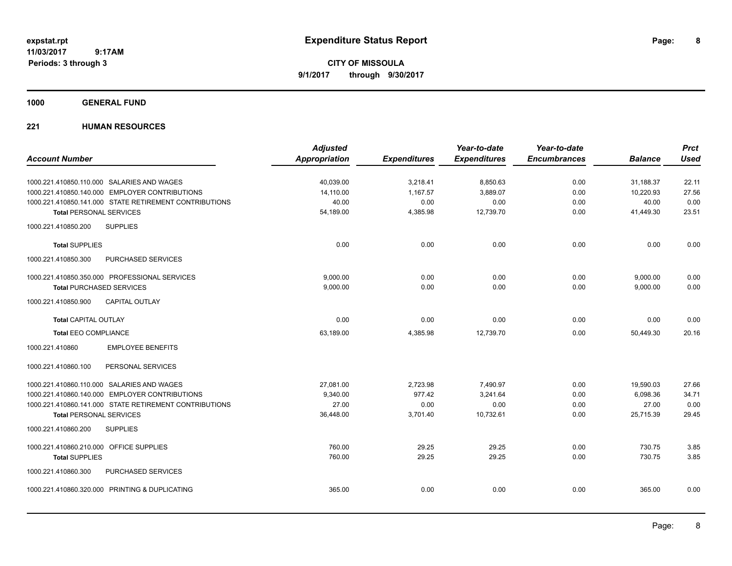# Expenditure Status Report

**CITY OF MISSOULA**

**9/1/2017 through 9/30/2017**

expstat.rpt
11/03/2017 9:17AM
Periods: 3 through 3

## 1000 GENERAL FUND

### 221 HUMAN RESOURCES

| Account Number | Adjusted Appropriation | Expenditures | Year-to-date Expenditures | Year-to-date Encumbrances | Balance | Prct Used |
|---|---|---|---|---|---|---|
| 1000.221.410850.110.000 SALARIES AND WAGES | 40,039.00 | 3,218.41 | 8,850.63 | 0.00 | 31,188.37 | 22.11 |
| 1000.221.410850.140.000 EMPLOYER CONTRIBUTIONS | 14,110.00 | 1,167.57 | 3,889.07 | 0.00 | 10,220.93 | 27.56 |
| 1000.221.410850.141.000 STATE RETIREMENT CONTRIBUTIONS | 40.00 | 0.00 | 0.00 | 0.00 | 40.00 | 0.00 |
| **Total** PERSONAL SERVICES | 54,189.00 | 4,385.98 | 12,739.70 | 0.00 | 41,449.30 | 23.51 |
| 1000.221.410850.200 SUPPLIES | | | | | | |
| **Total** SUPPLIES | 0.00 | 0.00 | 0.00 | 0.00 | 0.00 | 0.00 |
| 1000.221.410850.300 PURCHASED SERVICES | | | | | | |
| 1000.221.410850.350.000 PROFESSIONAL SERVICES | 9,000.00 | 0.00 | 0.00 | 0.00 | 9,000.00 | 0.00 |
| **Total** PURCHASED SERVICES | 9,000.00 | 0.00 | 0.00 | 0.00 | 9,000.00 | 0.00 |
| 1000.221.410850.900 CAPITAL OUTLAY | | | | | | |
| **Total** CAPITAL OUTLAY | 0.00 | 0.00 | 0.00 | 0.00 | 0.00 | 0.00 |
| **Total** EEO COMPLIANCE | 63,189.00 | 4,385.98 | 12,739.70 | 0.00 | 50,449.30 | 20.16 |
| 1000.221.410860 EMPLOYEE BENEFITS | | | | | | |
| 1000.221.410860.100 PERSONAL SERVICES | | | | | | |
| 1000.221.410860.110.000 SALARIES AND WAGES | 27,081.00 | 2,723.98 | 7,490.97 | 0.00 | 19,590.03 | 27.66 |
| 1000.221.410860.140.000 EMPLOYER CONTRIBUTIONS | 9,340.00 | 977.42 | 3,241.64 | 0.00 | 6,098.36 | 34.71 |
| 1000.221.410860.141.000 STATE RETIREMENT CONTRIBUTIONS | 27.00 | 0.00 | 0.00 | 0.00 | 27.00 | 0.00 |
| **Total** PERSONAL SERVICES | 36,448.00 | 3,701.40 | 10,732.61 | 0.00 | 25,715.39 | 29.45 |
| 1000.221.410860.200 SUPPLIES | | | | | | |
| 1000.221.410860.210.000 OFFICE SUPPLIES | 760.00 | 29.25 | 29.25 | 0.00 | 730.75 | 3.85 |
| **Total** SUPPLIES | 760.00 | 29.25 | 29.25 | 0.00 | 730.75 | 3.85 |
| 1000.221.410860.300 PURCHASED SERVICES | | | | | | |
| 1000.221.410860.320.000 PRINTING & DUPLICATING | 365.00 | 0.00 | 0.00 | 0.00 | 365.00 | 0.00 |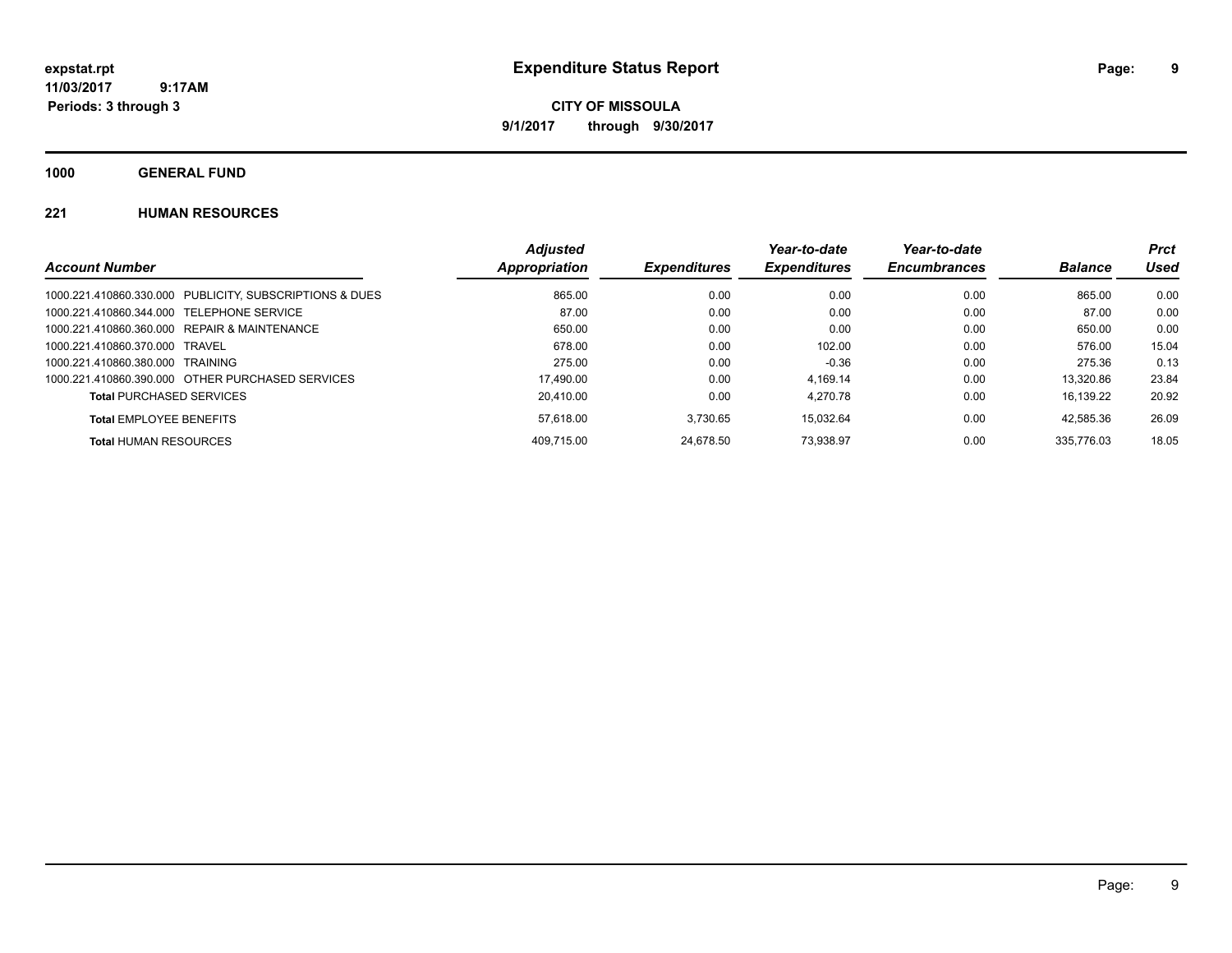**expstat.rpt**
**11/03/2017 9:17AM**
**Periods: 3 through 3**

# Expenditure Status Report

**CITY OF MISSOULA**
**9/1/2017 through 9/30/2017**

## 1000 GENERAL FUND

### 221 HUMAN RESOURCES

| *Account Number* | *Adjusted Appropriation* | *Expenditures* | *Year-to-date Expenditures* | *Year-to-date Encumbrances* | *Balance* | *Prct Used* |
|---|---|---|---|---|---|---|
| 1000.221.410860.330.000 PUBLICITY, SUBSCRIPTIONS & DUES | 865.00 | 0.00 | 0.00 | 0.00 | 865.00 | 0.00 |
| 1000.221.410860.344.000 TELEPHONE SERVICE | 87.00 | 0.00 | 0.00 | 0.00 | 87.00 | 0.00 |
| 1000.221.410860.360.000 REPAIR & MAINTENANCE | 650.00 | 0.00 | 0.00 | 0.00 | 650.00 | 0.00 |
| 1000.221.410860.370.000 TRAVEL | 678.00 | 0.00 | 102.00 | 0.00 | 576.00 | 15.04 |
| 1000.221.410860.380.000 TRAINING | 275.00 | 0.00 | -0.36 | 0.00 | 275.36 | 0.13 |
| 1000.221.410860.390.000 OTHER PURCHASED SERVICES | 17,490.00 | 0.00 | 4,169.14 | 0.00 | 13,320.86 | 23.84 |
| **Total** PURCHASED SERVICES | 20,410.00 | 0.00 | 4,270.78 | 0.00 | 16,139.22 | 20.92 |
| **Total** EMPLOYEE BENEFITS | 57,618.00 | 3,730.65 | 15,032.64 | 0.00 | 42,585.36 | 26.09 |
| **Total** HUMAN RESOURCES | 409,715.00 | 24,678.50 | 73,938.97 | 0.00 | 335,776.03 | 18.05 |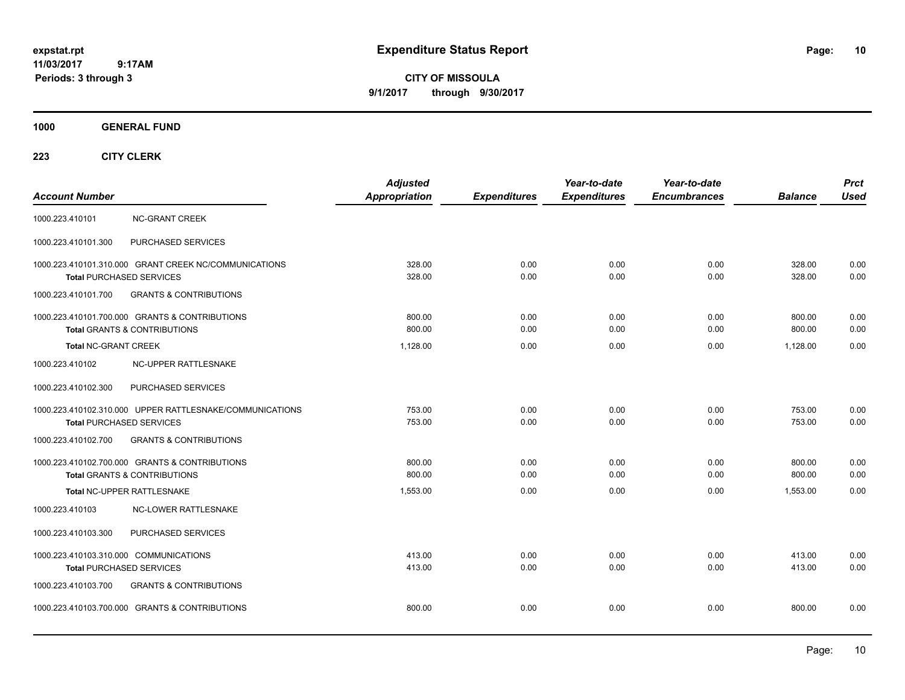expstat.rpt
11/03/2017 9:17AM
Periods: 3 through 3

# Expenditure Status Report

**CITY OF MISSOULA**
**9/1/2017 through 9/30/2017**

**1000 GENERAL FUND**

**223 CITY CLERK**

| Account Number | | Adjusted Appropriation | Expenditures | Year-to-date Expenditures | Year-to-date Encumbrances | Balance | Prct Used |
|---|---|---|---|---|---|---|---|
| 1000.223.410101 | NC-GRANT CREEK | | | | | | |
| 1000.223.410101.300 | PURCHASED SERVICES | | | | | | |
| 1000.223.410101.310.000 | GRANT CREEK NC/COMMUNICATIONS | 328.00 | 0.00 | 0.00 | 0.00 | 328.00 | 0.00 |
| **Total** PURCHASED SERVICES | | 328.00 | 0.00 | 0.00 | 0.00 | 328.00 | 0.00 |
| 1000.223.410101.700 | GRANTS & CONTRIBUTIONS | | | | | | |
| 1000.223.410101.700.000 | GRANTS & CONTRIBUTIONS | 800.00 | 0.00 | 0.00 | 0.00 | 800.00 | 0.00 |
| **Total** GRANTS & CONTRIBUTIONS | | 800.00 | 0.00 | 0.00 | 0.00 | 800.00 | 0.00 |
| **Total** NC-GRANT CREEK | | 1,128.00 | 0.00 | 0.00 | 0.00 | 1,128.00 | 0.00 |
| 1000.223.410102 | NC-UPPER RATTLESNAKE | | | | | | |
| 1000.223.410102.300 | PURCHASED SERVICES | | | | | | |
| 1000.223.410102.310.000 | UPPER RATTLESNAKE/COMMUNICATIONS | 753.00 | 0.00 | 0.00 | 0.00 | 753.00 | 0.00 |
| **Total** PURCHASED SERVICES | | 753.00 | 0.00 | 0.00 | 0.00 | 753.00 | 0.00 |
| 1000.223.410102.700 | GRANTS & CONTRIBUTIONS | | | | | | |
| 1000.223.410102.700.000 | GRANTS & CONTRIBUTIONS | 800.00 | 0.00 | 0.00 | 0.00 | 800.00 | 0.00 |
| **Total** GRANTS & CONTRIBUTIONS | | 800.00 | 0.00 | 0.00 | 0.00 | 800.00 | 0.00 |
| **Total** NC-UPPER RATTLESNAKE | | 1,553.00 | 0.00 | 0.00 | 0.00 | 1,553.00 | 0.00 |
| 1000.223.410103 | NC-LOWER RATTLESNAKE | | | | | | |
| 1000.223.410103.300 | PURCHASED SERVICES | | | | | | |
| 1000.223.410103.310.000 | COMMUNICATIONS | 413.00 | 0.00 | 0.00 | 0.00 | 413.00 | 0.00 |
| **Total** PURCHASED SERVICES | | 413.00 | 0.00 | 0.00 | 0.00 | 413.00 | 0.00 |
| 1000.223.410103.700 | GRANTS & CONTRIBUTIONS | | | | | | |
| 1000.223.410103.700.000 | GRANTS & CONTRIBUTIONS | 800.00 | 0.00 | 0.00 | 0.00 | 800.00 | 0.00 |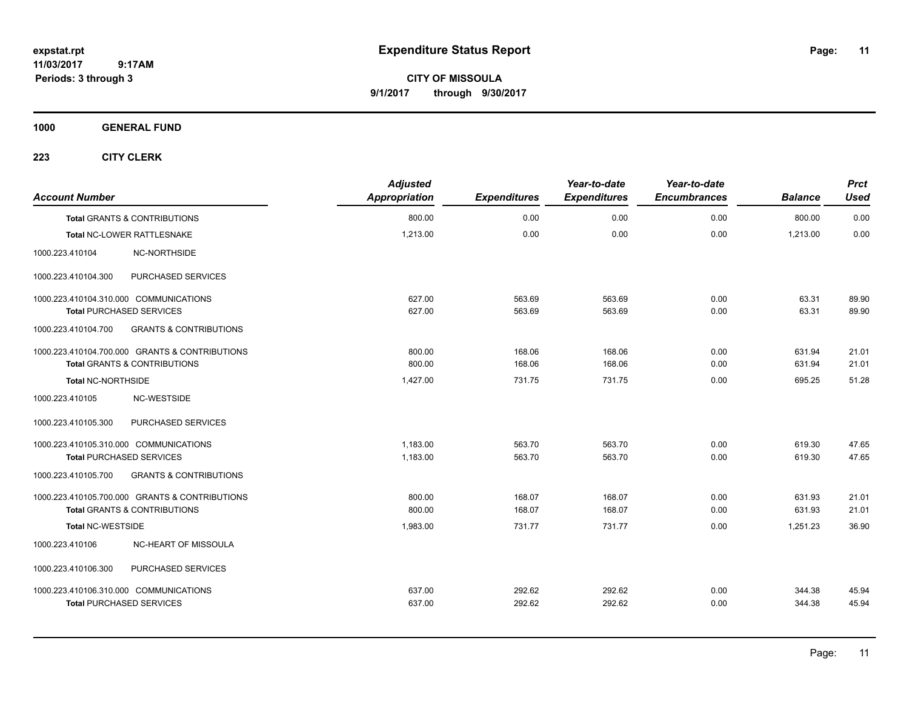**expstat.rpt**
**11/03/2017 9:17AM**
**Periods: 3 through 3**

# Expenditure Status Report

**CITY OF MISSOULA**
**9/1/2017 through 9/30/2017**

## 1000 GENERAL FUND

### 223 CITY CLERK

| Account Number | | Adjusted Appropriation | Expenditures | Year-to-date Expenditures | Year-to-date Encumbrances | Balance | Prct Used |
|---|---|---|---|---|---|---|---|
| **Total** GRANTS & CONTRIBUTIONS | | 800.00 | 0.00 | 0.00 | 0.00 | 800.00 | 0.00 |
| **Total** NC-LOWER RATTLESNAKE | | 1,213.00 | 0.00 | 0.00 | 0.00 | 1,213.00 | 0.00 |
| 1000.223.410104 | NC-NORTHSIDE | | | | | | |
| 1000.223.410104.300 | PURCHASED SERVICES | | | | | | |
| 1000.223.410104.310.000 | COMMUNICATIONS | 627.00 | 563.69 | 563.69 | 0.00 | 63.31 | 89.90 |
| **Total** PURCHASED SERVICES | | 627.00 | 563.69 | 563.69 | 0.00 | 63.31 | 89.90 |
| 1000.223.410104.700 | GRANTS & CONTRIBUTIONS | | | | | | |
| 1000.223.410104.700.000 | GRANTS & CONTRIBUTIONS | 800.00 | 168.06 | 168.06 | 0.00 | 631.94 | 21.01 |
| **Total** GRANTS & CONTRIBUTIONS | | 800.00 | 168.06 | 168.06 | 0.00 | 631.94 | 21.01 |
| **Total** NC-NORTHSIDE | | 1,427.00 | 731.75 | 731.75 | 0.00 | 695.25 | 51.28 |
| 1000.223.410105 | NC-WESTSIDE | | | | | | |
| 1000.223.410105.300 | PURCHASED SERVICES | | | | | | |
| 1000.223.410105.310.000 | COMMUNICATIONS | 1,183.00 | 563.70 | 563.70 | 0.00 | 619.30 | 47.65 |
| **Total** PURCHASED SERVICES | | 1,183.00 | 563.70 | 563.70 | 0.00 | 619.30 | 47.65 |
| 1000.223.410105.700 | GRANTS & CONTRIBUTIONS | | | | | | |
| 1000.223.410105.700.000 | GRANTS & CONTRIBUTIONS | 800.00 | 168.07 | 168.07 | 0.00 | 631.93 | 21.01 |
| **Total** GRANTS & CONTRIBUTIONS | | 800.00 | 168.07 | 168.07 | 0.00 | 631.93 | 21.01 |
| **Total** NC-WESTSIDE | | 1,983.00 | 731.77 | 731.77 | 0.00 | 1,251.23 | 36.90 |
| 1000.223.410106 | NC-HEART OF MISSOULA | | | | | | |
| 1000.223.410106.300 | PURCHASED SERVICES | | | | | | |
| 1000.223.410106.310.000 | COMMUNICATIONS | 637.00 | 292.62 | 292.62 | 0.00 | 344.38 | 45.94 |
| **Total** PURCHASED SERVICES | | 637.00 | 292.62 | 292.62 | 0.00 | 344.38 | 45.94 |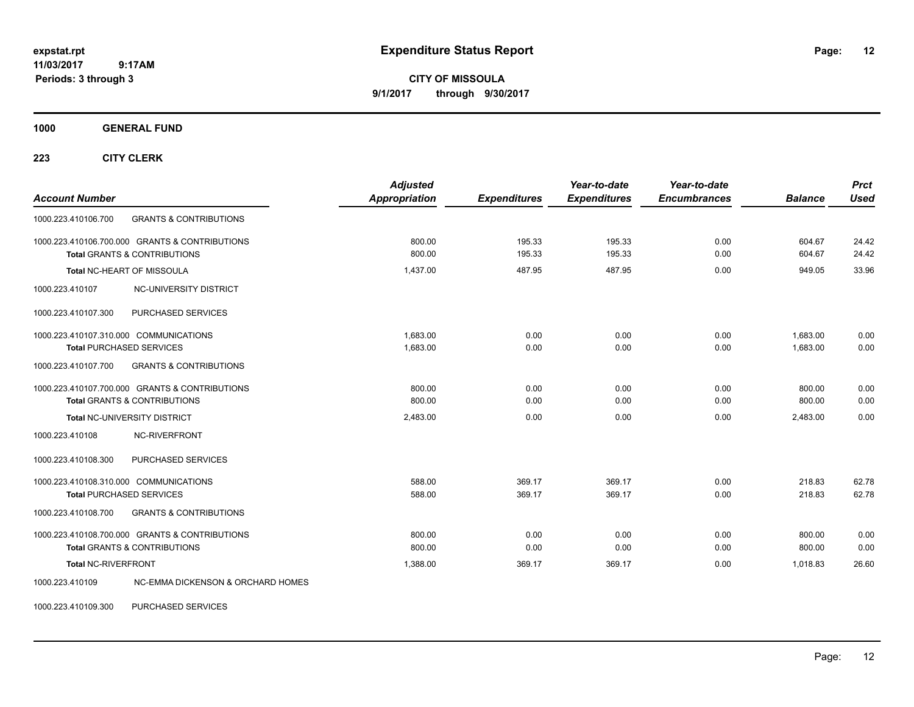# Expenditure Status Report

expstat.rpt
11/03/2017 9:17AM
Periods: 3 through 3

**CITY OF MISSOULA**
**9/1/2017 through 9/30/2017**

## 1000 GENERAL FUND

### 223 CITY CLERK

| Account Number | | Adjusted Appropriation | Expenditures | Year-to-date Expenditures | Year-to-date Encumbrances | Balance | Prct Used |
|---|---|---|---|---|---|---|---|
| 1000.223.410106.700 | GRANTS & CONTRIBUTIONS | | | | | | |
| 1000.223.410106.700.000 GRANTS & CONTRIBUTIONS | | 800.00 | 195.33 | 195.33 | 0.00 | 604.67 | 24.42 |
| **Total GRANTS & CONTRIBUTIONS** | | 800.00 | 195.33 | 195.33 | 0.00 | 604.67 | 24.42 |
| **Total NC-HEART OF MISSOULA** | | 1,437.00 | 487.95 | 487.95 | 0.00 | 949.05 | 33.96 |
| 1000.223.410107 | NC-UNIVERSITY DISTRICT | | | | | | |
| 1000.223.410107.300 | PURCHASED SERVICES | | | | | | |
| 1000.223.410107.310.000 COMMUNICATIONS | | 1,683.00 | 0.00 | 0.00 | 0.00 | 1,683.00 | 0.00 |
| **Total PURCHASED SERVICES** | | 1,683.00 | 0.00 | 0.00 | 0.00 | 1,683.00 | 0.00 |
| 1000.223.410107.700 | GRANTS & CONTRIBUTIONS | | | | | | |
| 1000.223.410107.700.000 GRANTS & CONTRIBUTIONS | | 800.00 | 0.00 | 0.00 | 0.00 | 800.00 | 0.00 |
| **Total GRANTS & CONTRIBUTIONS** | | 800.00 | 0.00 | 0.00 | 0.00 | 800.00 | 0.00 |
| **Total NC-UNIVERSITY DISTRICT** | | 2,483.00 | 0.00 | 0.00 | 0.00 | 2,483.00 | 0.00 |
| 1000.223.410108 | NC-RIVERFRONT | | | | | | |
| 1000.223.410108.300 | PURCHASED SERVICES | | | | | | |
| 1000.223.410108.310.000 COMMUNICATIONS | | 588.00 | 369.17 | 369.17 | 0.00 | 218.83 | 62.78 |
| **Total PURCHASED SERVICES** | | 588.00 | 369.17 | 369.17 | 0.00 | 218.83 | 62.78 |
| 1000.223.410108.700 | GRANTS & CONTRIBUTIONS | | | | | | |
| 1000.223.410108.700.000 GRANTS & CONTRIBUTIONS | | 800.00 | 0.00 | 0.00 | 0.00 | 800.00 | 0.00 |
| **Total GRANTS & CONTRIBUTIONS** | | 800.00 | 0.00 | 0.00 | 0.00 | 800.00 | 0.00 |
| **Total NC-RIVERFRONT** | | 1,388.00 | 369.17 | 369.17 | 0.00 | 1,018.83 | 26.60 |
| 1000.223.410109 | NC-EMMA DICKENSON & ORCHARD HOMES | | | | | | |
| 1000.223.410109.300 | PURCHASED SERVICES | | | | | | |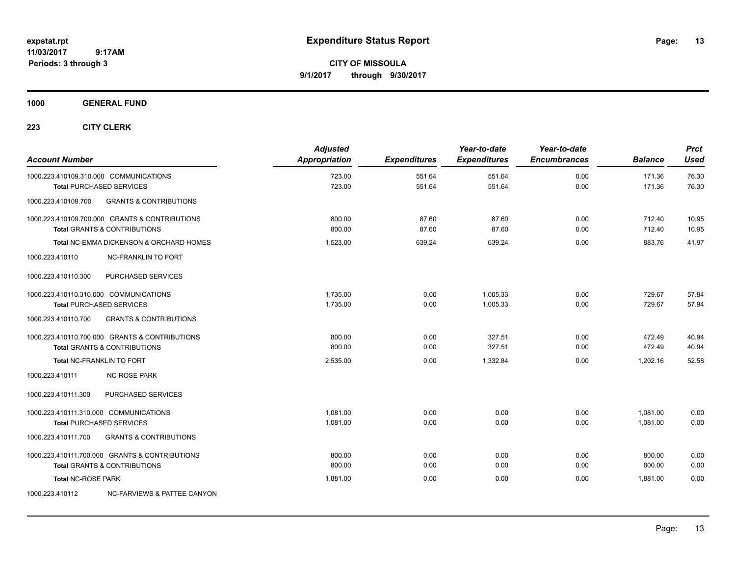# Expenditure Status Report

**CITY OF MISSOULA**
**9/1/2017 through 9/30/2017**

expstat.rpt
11/03/2017 9:17AM
Periods: 3 through 3

**1000 GENERAL FUND**

**223 CITY CLERK**

| Account Number | Adjusted Appropriation | Expenditures | Year-to-date Expenditures | Year-to-date Encumbrances | Balance | Prct Used |
|---|---|---|---|---|---|---|
| 1000.223.410109.310.000 COMMUNICATIONS | 723.00 | 551.64 | 551.64 | 0.00 | 171.36 | 76.30 |
| **Total** PURCHASED SERVICES | 723.00 | 551.64 | 551.64 | 0.00 | 171.36 | 76.30 |
| 1000.223.410109.700 GRANTS & CONTRIBUTIONS | | | | | | |
| 1000.223.410109.700.000 GRANTS & CONTRIBUTIONS | 800.00 | 87.60 | 87.60 | 0.00 | 712.40 | 10.95 |
| **Total** GRANTS & CONTRIBUTIONS | 800.00 | 87.60 | 87.60 | 0.00 | 712.40 | 10.95 |
| **Total** NC-EMMA DICKENSON & ORCHARD HOMES | 1,523.00 | 639.24 | 639.24 | 0.00 | 883.76 | 41.97 |
| 1000.223.410110 NC-FRANKLIN TO FORT | | | | | | |
| 1000.223.410110.300 PURCHASED SERVICES | | | | | | |
| 1000.223.410110.310.000 COMMUNICATIONS | 1,735.00 | 0.00 | 1,005.33 | 0.00 | 729.67 | 57.94 |
| **Total** PURCHASED SERVICES | 1,735.00 | 0.00 | 1,005.33 | 0.00 | 729.67 | 57.94 |
| 1000.223.410110.700 GRANTS & CONTRIBUTIONS | | | | | | |
| 1000.223.410110.700.000 GRANTS & CONTRIBUTIONS | 800.00 | 0.00 | 327.51 | 0.00 | 472.49 | 40.94 |
| **Total** GRANTS & CONTRIBUTIONS | 800.00 | 0.00 | 327.51 | 0.00 | 472.49 | 40.94 |
| **Total** NC-FRANKLIN TO FORT | 2,535.00 | 0.00 | 1,332.84 | 0.00 | 1,202.16 | 52.58 |
| 1000.223.410111 NC-ROSE PARK | | | | | | |
| 1000.223.410111.300 PURCHASED SERVICES | | | | | | |
| 1000.223.410111.310.000 COMMUNICATIONS | 1,081.00 | 0.00 | 0.00 | 0.00 | 1,081.00 | 0.00 |
| **Total** PURCHASED SERVICES | 1,081.00 | 0.00 | 0.00 | 0.00 | 1,081.00 | 0.00 |
| 1000.223.410111.700 GRANTS & CONTRIBUTIONS | | | | | | |
| 1000.223.410111.700.000 GRANTS & CONTRIBUTIONS | 800.00 | 0.00 | 0.00 | 0.00 | 800.00 | 0.00 |
| **Total** GRANTS & CONTRIBUTIONS | 800.00 | 0.00 | 0.00 | 0.00 | 800.00 | 0.00 |
| **Total** NC-ROSE PARK | 1,881.00 | 0.00 | 0.00 | 0.00 | 1,881.00 | 0.00 |
| 1000.223.410112 NC-FARVIEWS & PATTEE CANYON | | | | | | |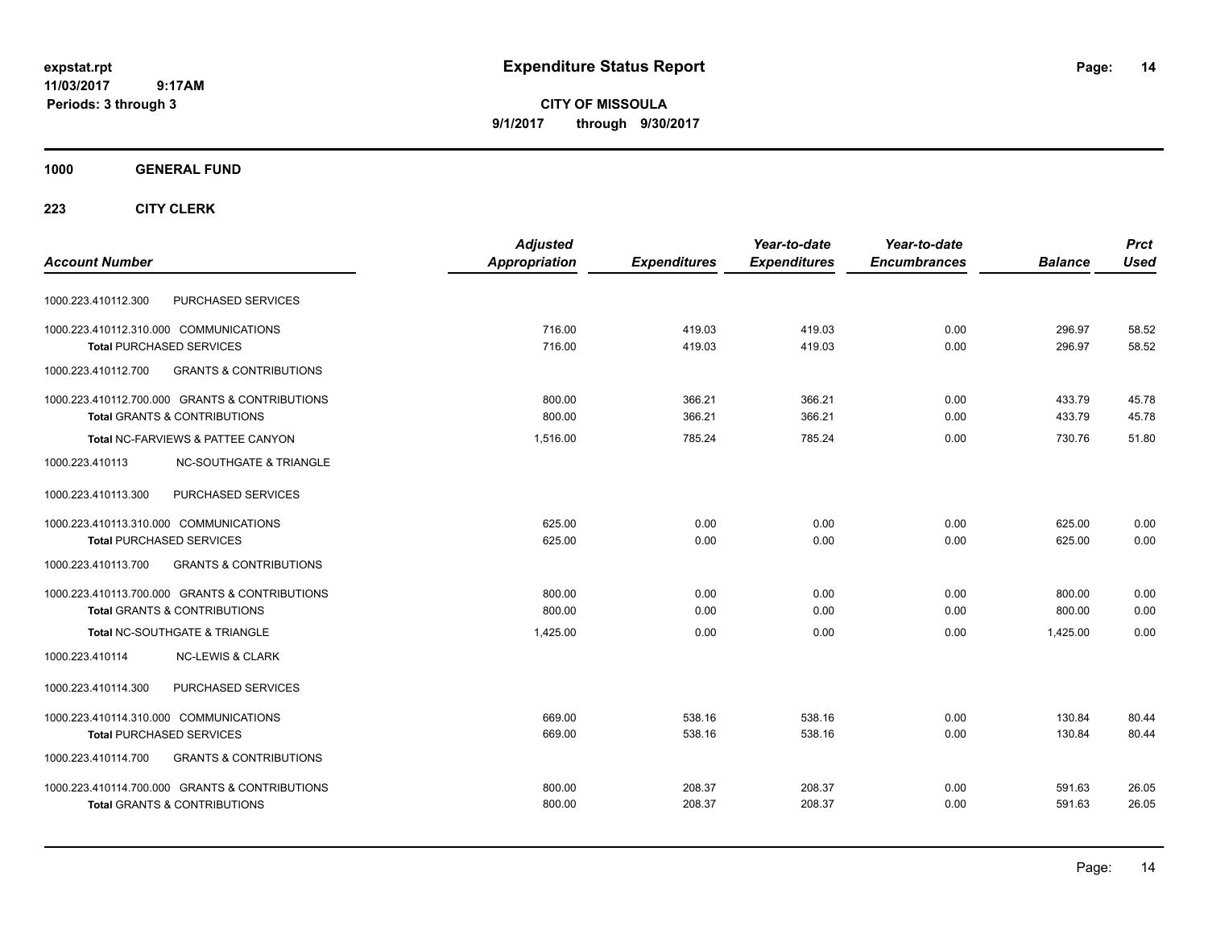**expstat.rpt**
**11/03/2017 9:17AM**
**Periods: 3 through 3**

# Expenditure Status Report

**CITY OF MISSOULA**
**9/1/2017 through 9/30/2017**

## 1000 GENERAL FUND

### 223 CITY CLERK

| Account Number | | Adjusted Appropriation | Expenditures | Year-to-date Expenditures | Year-to-date Encumbrances | Balance | Prct Used |
|---|---|---|---|---|---|---|---|
| 1000.223.410112.300 | PURCHASED SERVICES | | | | | | |
| 1000.223.410112.310.000 | COMMUNICATIONS | 716.00 | 419.03 | 419.03 | 0.00 | 296.97 | 58.52 |
| **Total** PURCHASED SERVICES | | 716.00 | 419.03 | 419.03 | 0.00 | 296.97 | 58.52 |
| 1000.223.410112.700 | GRANTS & CONTRIBUTIONS | | | | | | |
| 1000.223.410112.700.000 | GRANTS & CONTRIBUTIONS | 800.00 | 366.21 | 366.21 | 0.00 | 433.79 | 45.78 |
| **Total** GRANTS & CONTRIBUTIONS | | 800.00 | 366.21 | 366.21 | 0.00 | 433.79 | 45.78 |
| **Total** NC-FARVIEWS & PATTEE CANYON | | 1,516.00 | 785.24 | 785.24 | 0.00 | 730.76 | 51.80 |
| 1000.223.410113 | NC-SOUTHGATE & TRIANGLE | | | | | | |
| 1000.223.410113.300 | PURCHASED SERVICES | | | | | | |
| 1000.223.410113.310.000 | COMMUNICATIONS | 625.00 | 0.00 | 0.00 | 0.00 | 625.00 | 0.00 |
| **Total** PURCHASED SERVICES | | 625.00 | 0.00 | 0.00 | 0.00 | 625.00 | 0.00 |
| 1000.223.410113.700 | GRANTS & CONTRIBUTIONS | | | | | | |
| 1000.223.410113.700.000 | GRANTS & CONTRIBUTIONS | 800.00 | 0.00 | 0.00 | 0.00 | 800.00 | 0.00 |
| **Total** GRANTS & CONTRIBUTIONS | | 800.00 | 0.00 | 0.00 | 0.00 | 800.00 | 0.00 |
| **Total** NC-SOUTHGATE & TRIANGLE | | 1,425.00 | 0.00 | 0.00 | 0.00 | 1,425.00 | 0.00 |
| 1000.223.410114 | NC-LEWIS & CLARK | | | | | | |
| 1000.223.410114.300 | PURCHASED SERVICES | | | | | | |
| 1000.223.410114.310.000 | COMMUNICATIONS | 669.00 | 538.16 | 538.16 | 0.00 | 130.84 | 80.44 |
| **Total** PURCHASED SERVICES | | 669.00 | 538.16 | 538.16 | 0.00 | 130.84 | 80.44 |
| 1000.223.410114.700 | GRANTS & CONTRIBUTIONS | | | | | | |
| 1000.223.410114.700.000 | GRANTS & CONTRIBUTIONS | 800.00 | 208.37 | 208.37 | 0.00 | 591.63 | 26.05 |
| **Total** GRANTS & CONTRIBUTIONS | | 800.00 | 208.37 | 208.37 | 0.00 | 591.63 | 26.05 |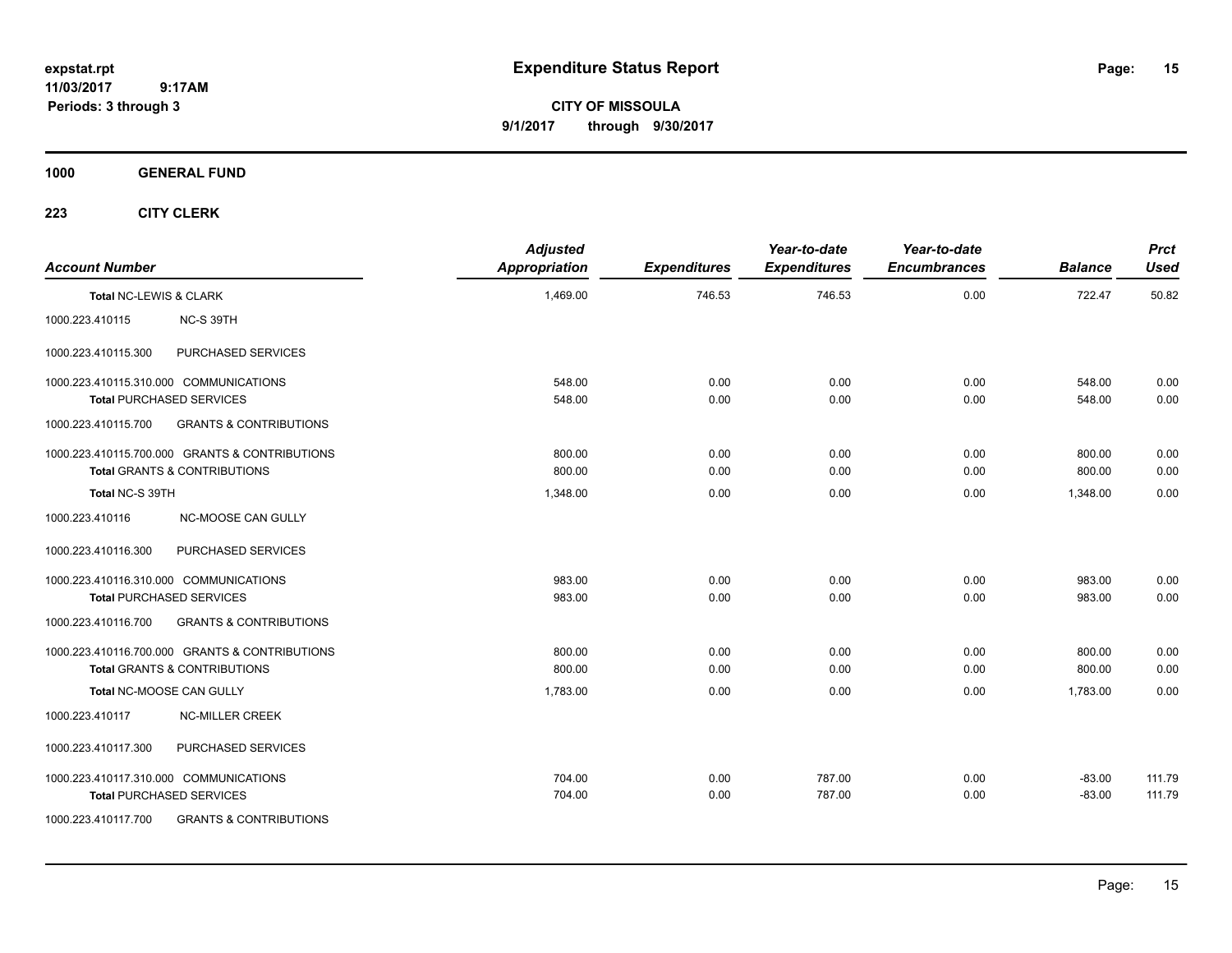# Expenditure Status Report

expstat.rpt
11/03/2017 9:17AM
Periods: 3 through 3

**CITY OF MISSOULA**
**9/1/2017 through 9/30/2017**

**1000 GENERAL FUND**

**223 CITY CLERK**

| Account Number | | Adjusted Appropriation | Expenditures | Year-to-date Expenditures | Year-to-date Encumbrances | Balance | Prct Used |
|---|---|---|---|---|---|---|---|
| Total NC-LEWIS & CLARK | | 1,469.00 | 746.53 | 746.53 | 0.00 | 722.47 | 50.82 |
| 1000.223.410115 | NC-S 39TH | | | | | | |
| 1000.223.410115.300 | PURCHASED SERVICES | | | | | | |
| 1000.223.410115.310.000 | COMMUNICATIONS | 548.00 | 0.00 | 0.00 | 0.00 | 548.00 | 0.00 |
| Total PURCHASED SERVICES | | 548.00 | 0.00 | 0.00 | 0.00 | 548.00 | 0.00 |
| 1000.223.410115.700 | GRANTS & CONTRIBUTIONS | | | | | | |
| 1000.223.410115.700.000 | GRANTS & CONTRIBUTIONS | 800.00 | 0.00 | 0.00 | 0.00 | 800.00 | 0.00 |
| Total GRANTS & CONTRIBUTIONS | | 800.00 | 0.00 | 0.00 | 0.00 | 800.00 | 0.00 |
| Total NC-S 39TH | | 1,348.00 | 0.00 | 0.00 | 0.00 | 1,348.00 | 0.00 |
| 1000.223.410116 | NC-MOOSE CAN GULLY | | | | | | |
| 1000.223.410116.300 | PURCHASED SERVICES | | | | | | |
| 1000.223.410116.310.000 | COMMUNICATIONS | 983.00 | 0.00 | 0.00 | 0.00 | 983.00 | 0.00 |
| Total PURCHASED SERVICES | | 983.00 | 0.00 | 0.00 | 0.00 | 983.00 | 0.00 |
| 1000.223.410116.700 | GRANTS & CONTRIBUTIONS | | | | | | |
| 1000.223.410116.700.000 | GRANTS & CONTRIBUTIONS | 800.00 | 0.00 | 0.00 | 0.00 | 800.00 | 0.00 |
| Total GRANTS & CONTRIBUTIONS | | 800.00 | 0.00 | 0.00 | 0.00 | 800.00 | 0.00 |
| Total NC-MOOSE CAN GULLY | | 1,783.00 | 0.00 | 0.00 | 0.00 | 1,783.00 | 0.00 |
| 1000.223.410117 | NC-MILLER CREEK | | | | | | |
| 1000.223.410117.300 | PURCHASED SERVICES | | | | | | |
| 1000.223.410117.310.000 | COMMUNICATIONS | 704.00 | 0.00 | 787.00 | 0.00 | -83.00 | 111.79 |
| Total PURCHASED SERVICES | | 704.00 | 0.00 | 787.00 | 0.00 | -83.00 | 111.79 |
| 1000.223.410117.700 | GRANTS & CONTRIBUTIONS | | | | | | |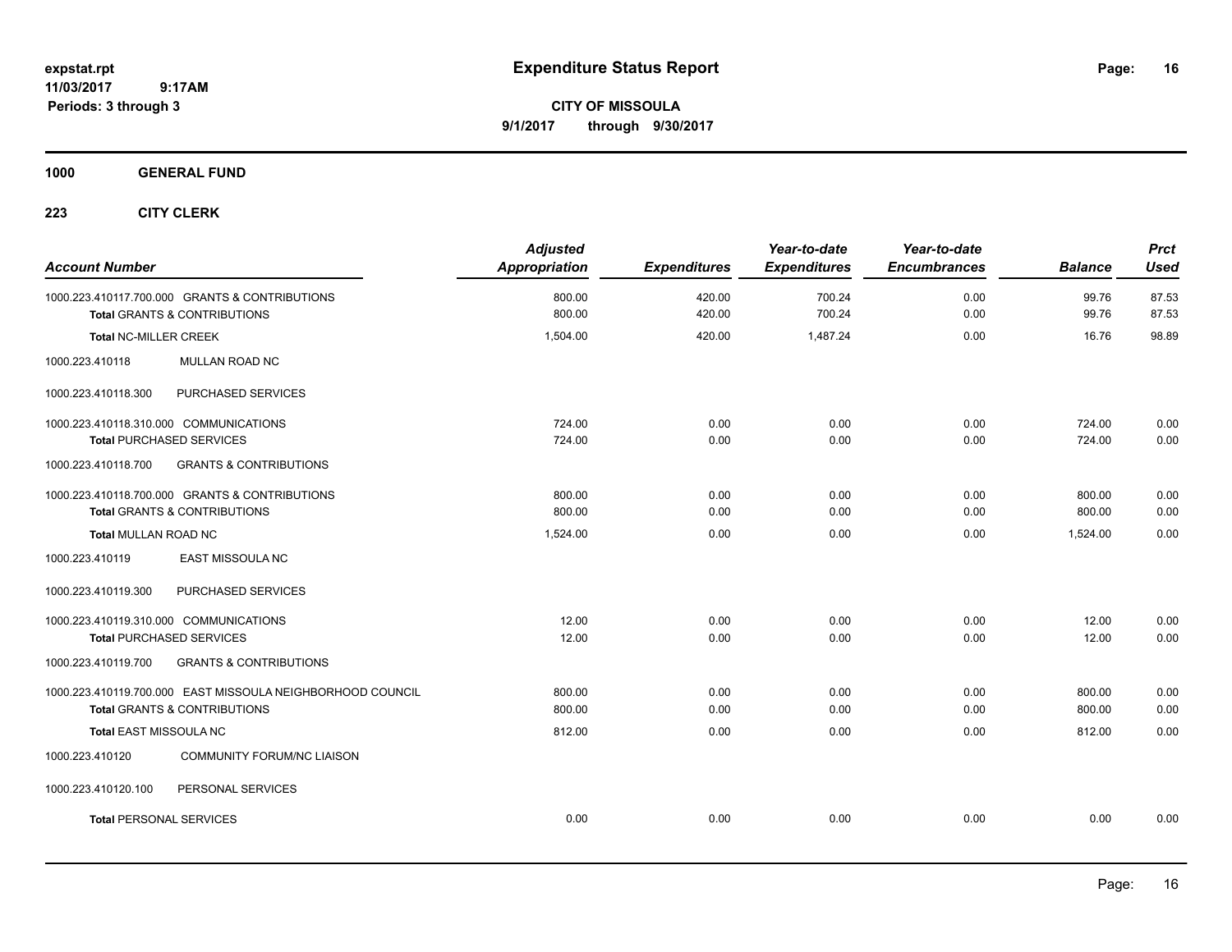# Expenditure Status Report

**CITY OF MISSOULA**

**9/1/2017 through 9/30/2017**

expstat.rpt
11/03/2017 9:17AM
Periods: 3 through 3

**1000 GENERAL FUND**

**223 CITY CLERK**

| Account Number | Adjusted Appropriation | Expenditures | Year-to-date Expenditures | Year-to-date Encumbrances | Balance | Prct Used |
|---|---|---|---|---|---|---|
| 1000.223.410117.700.000 GRANTS & CONTRIBUTIONS | 800.00 | 420.00 | 700.24 | 0.00 | 99.76 | 87.53 |
| **Total** GRANTS & CONTRIBUTIONS | 800.00 | 420.00 | 700.24 | 0.00 | 99.76 | 87.53 |
| **Total** NC-MILLER CREEK | 1,504.00 | 420.00 | 1,487.24 | 0.00 | 16.76 | 98.89 |
| 1000.223.410118 MULLAN ROAD NC | | | | | | |
| 1000.223.410118.300 PURCHASED SERVICES | | | | | | |
| 1000.223.410118.310.000 COMMUNICATIONS | 724.00 | 0.00 | 0.00 | 0.00 | 724.00 | 0.00 |
| **Total** PURCHASED SERVICES | 724.00 | 0.00 | 0.00 | 0.00 | 724.00 | 0.00 |
| 1000.223.410118.700 GRANTS & CONTRIBUTIONS | | | | | | |
| 1000.223.410118.700.000 GRANTS & CONTRIBUTIONS | 800.00 | 0.00 | 0.00 | 0.00 | 800.00 | 0.00 |
| **Total** GRANTS & CONTRIBUTIONS | 800.00 | 0.00 | 0.00 | 0.00 | 800.00 | 0.00 |
| **Total** MULLAN ROAD NC | 1,524.00 | 0.00 | 0.00 | 0.00 | 1,524.00 | 0.00 |
| 1000.223.410119 EAST MISSOULA NC | | | | | | |
| 1000.223.410119.300 PURCHASED SERVICES | | | | | | |
| 1000.223.410119.310.000 COMMUNICATIONS | 12.00 | 0.00 | 0.00 | 0.00 | 12.00 | 0.00 |
| **Total** PURCHASED SERVICES | 12.00 | 0.00 | 0.00 | 0.00 | 12.00 | 0.00 |
| 1000.223.410119.700 GRANTS & CONTRIBUTIONS | | | | | | |
| 1000.223.410119.700.000 EAST MISSOULA NEIGHBORHOOD COUNCIL | 800.00 | 0.00 | 0.00 | 0.00 | 800.00 | 0.00 |
| **Total** GRANTS & CONTRIBUTIONS | 800.00 | 0.00 | 0.00 | 0.00 | 800.00 | 0.00 |
| **Total** EAST MISSOULA NC | 812.00 | 0.00 | 0.00 | 0.00 | 812.00 | 0.00 |
| 1000.223.410120 COMMUNITY FORUM/NC LIAISON | | | | | | |
| 1000.223.410120.100 PERSONAL SERVICES | | | | | | |
| **Total** PERSONAL SERVICES | 0.00 | 0.00 | 0.00 | 0.00 | 0.00 | 0.00 |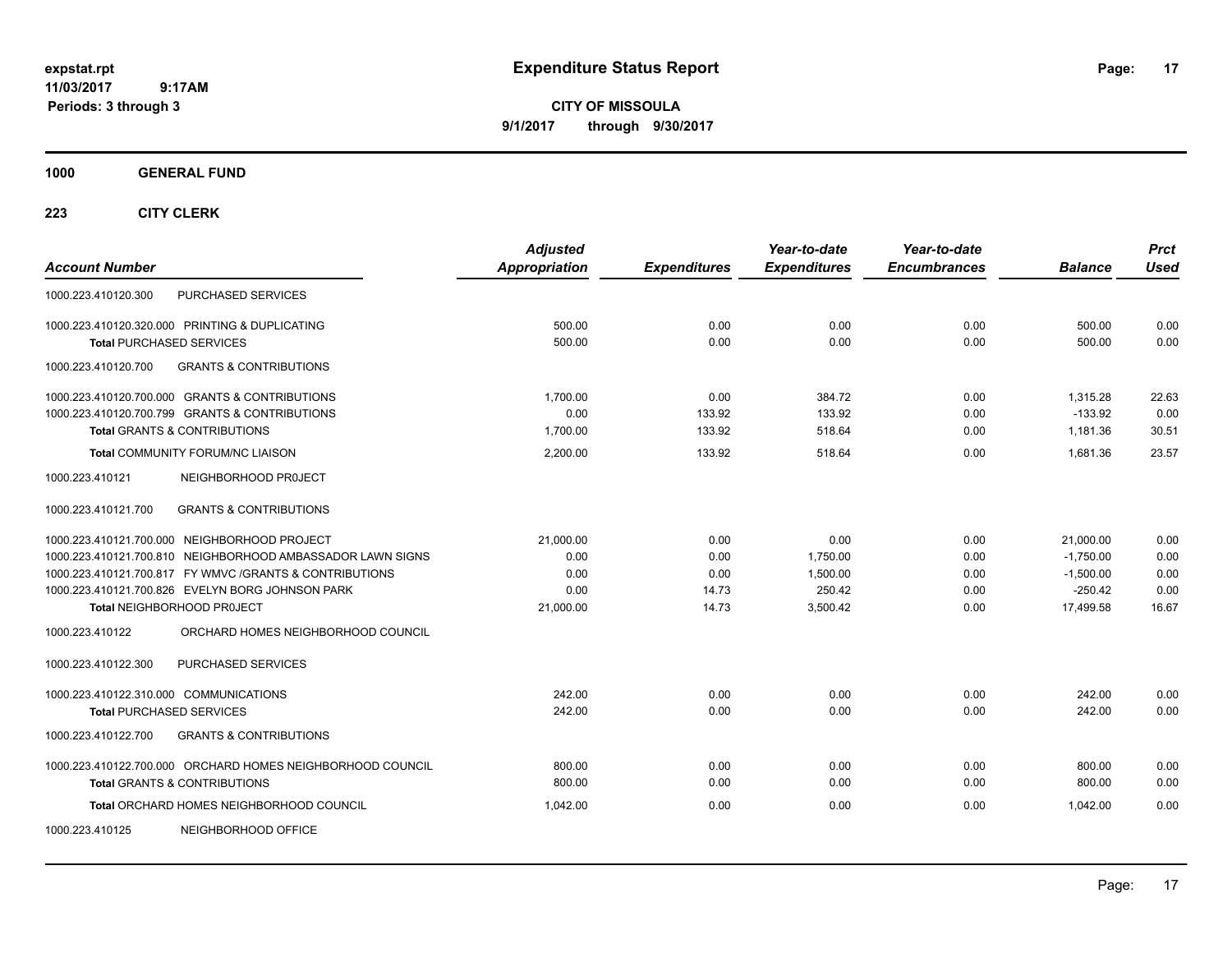**expstat.rpt**
**11/03/2017 9:17AM**
**Periods: 3 through 3**

# Expenditure Status Report

**CITY OF MISSOULA**
**9/1/2017 through 9/30/2017**

## 1000 GENERAL FUND

## 223 CITY CLERK

| Account Number | Adjusted Appropriation | Expenditures | Year-to-date Expenditures | Year-to-date Encumbrances | Balance | Prct Used |
|---|---|---|---|---|---|---|
| 1000.223.410120.300 PURCHASED SERVICES | | | | | | |
| 1000.223.410120.320.000 PRINTING & DUPLICATING | 500.00 | 0.00 | 0.00 | 0.00 | 500.00 | 0.00 |
| **Total** PURCHASED SERVICES | 500.00 | 0.00 | 0.00 | 0.00 | 500.00 | 0.00 |
| 1000.223.410120.700 GRANTS & CONTRIBUTIONS | | | | | | |
| 1000.223.410120.700.000 GRANTS & CONTRIBUTIONS | 1,700.00 | 0.00 | 384.72 | 0.00 | 1,315.28 | 22.63 |
| 1000.223.410120.700.799 GRANTS & CONTRIBUTIONS | 0.00 | 133.92 | 133.92 | 0.00 | -133.92 | 0.00 |
| **Total** GRANTS & CONTRIBUTIONS | 1,700.00 | 133.92 | 518.64 | 0.00 | 1,181.36 | 30.51 |
| **Total** COMMUNITY FORUM/NC LIAISON | 2,200.00 | 133.92 | 518.64 | 0.00 | 1,681.36 | 23.57 |
| 1000.223.410121 NEIGHBORHOOD PR0JECT | | | | | | |
| 1000.223.410121.700 GRANTS & CONTRIBUTIONS | | | | | | |
| 1000.223.410121.700.000 NEIGHBORHOOD PROJECT | 21,000.00 | 0.00 | 0.00 | 0.00 | 21,000.00 | 0.00 |
| 1000.223.410121.700.810 NEIGHBORHOOD AMBASSADOR LAWN SIGNS | 0.00 | 0.00 | 1,750.00 | 0.00 | -1,750.00 | 0.00 |
| 1000.223.410121.700.817 FY WMVC /GRANTS & CONTRIBUTIONS | 0.00 | 0.00 | 1,500.00 | 0.00 | -1,500.00 | 0.00 |
| 1000.223.410121.700.826 EVELYN BORG JOHNSON PARK | 0.00 | 14.73 | 250.42 | 0.00 | -250.42 | 0.00 |
| **Total** NEIGHBORHOOD PR0JECT | 21,000.00 | 14.73 | 3,500.42 | 0.00 | 17,499.58 | 16.67 |
| 1000.223.410122 ORCHARD HOMES NEIGHBORHOOD COUNCIL | | | | | | |
| 1000.223.410122.300 PURCHASED SERVICES | | | | | | |
| 1000.223.410122.310.000 COMMUNICATIONS | 242.00 | 0.00 | 0.00 | 0.00 | 242.00 | 0.00 |
| **Total** PURCHASED SERVICES | 242.00 | 0.00 | 0.00 | 0.00 | 242.00 | 0.00 |
| 1000.223.410122.700 GRANTS & CONTRIBUTIONS | | | | | | |
| 1000.223.410122.700.000 ORCHARD HOMES NEIGHBORHOOD COUNCIL | 800.00 | 0.00 | 0.00 | 0.00 | 800.00 | 0.00 |
| **Total** GRANTS & CONTRIBUTIONS | 800.00 | 0.00 | 0.00 | 0.00 | 800.00 | 0.00 |
| **Total** ORCHARD HOMES NEIGHBORHOOD COUNCIL | 1,042.00 | 0.00 | 0.00 | 0.00 | 1,042.00 | 0.00 |
| 1000.223.410125 NEIGHBORHOOD OFFICE | | | | | | |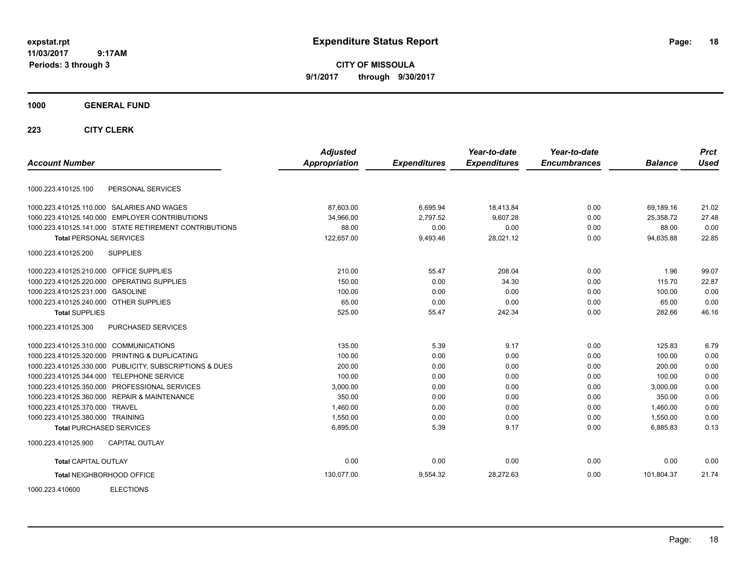**expstat.rpt**
**11/03/2017 9:17AM**
**Periods: 3 through 3**

# Expenditure Status Report

**CITY OF MISSOULA**
**9/1/2017 through 9/30/2017**

## 1000 GENERAL FUND

### 223 CITY CLERK

| Account Number | | Adjusted Appropriation | Expenditures | Year-to-date Expenditures | Year-to-date Encumbrances | Balance | Prct Used |
|---|---|---|---|---|---|---|---|
| 1000.223.410125.100 | PERSONAL SERVICES | | | | | | |
| 1000.223.410125.110.000 | SALARIES AND WAGES | 87,603.00 | 6,695.94 | 18,413.84 | 0.00 | 69,189.16 | 21.02 |
| 1000.223.410125.140.000 | EMPLOYER CONTRIBUTIONS | 34,966.00 | 2,797.52 | 9,607.28 | 0.00 | 25,358.72 | 27.48 |
| 1000.223.410125.141.000 | STATE RETIREMENT CONTRIBUTIONS | 88.00 | 0.00 | 0.00 | 0.00 | 88.00 | 0.00 |
| **Total** PERSONAL SERVICES | | 122,657.00 | 9,493.46 | 28,021.12 | 0.00 | 94,635.88 | 22.85 |
| 1000.223.410125.200 | SUPPLIES | | | | | | |
| 1000.223.410125.210.000 | OFFICE SUPPLIES | 210.00 | 55.47 | 208.04 | 0.00 | 1.96 | 99.07 |
| 1000.223.410125.220.000 | OPERATING SUPPLIES | 150.00 | 0.00 | 34.30 | 0.00 | 115.70 | 22.87 |
| 1000.223.410125.231.000 | GASOLINE | 100.00 | 0.00 | 0.00 | 0.00 | 100.00 | 0.00 |
| 1000.223.410125.240.000 | OTHER SUPPLIES | 65.00 | 0.00 | 0.00 | 0.00 | 65.00 | 0.00 |
| **Total** SUPPLIES | | 525.00 | 55.47 | 242.34 | 0.00 | 282.66 | 46.16 |
| 1000.223.410125.300 | PURCHASED SERVICES | | | | | | |
| 1000.223.410125.310.000 | COMMUNICATIONS | 135.00 | 5.39 | 9.17 | 0.00 | 125.83 | 6.79 |
| 1000.223.410125.320.000 | PRINTING & DUPLICATING | 100.00 | 0.00 | 0.00 | 0.00 | 100.00 | 0.00 |
| 1000.223.410125.330.000 | PUBLICITY, SUBSCRIPTIONS & DUES | 200.00 | 0.00 | 0.00 | 0.00 | 200.00 | 0.00 |
| 1000.223.410125.344.000 | TELEPHONE SERVICE | 100.00 | 0.00 | 0.00 | 0.00 | 100.00 | 0.00 |
| 1000.223.410125.350.000 | PROFESSIONAL SERVICES | 3,000.00 | 0.00 | 0.00 | 0.00 | 3,000.00 | 0.00 |
| 1000.223.410125.360.000 | REPAIR & MAINTENANCE | 350.00 | 0.00 | 0.00 | 0.00 | 350.00 | 0.00 |
| 1000.223.410125.370.000 | TRAVEL | 1,460.00 | 0.00 | 0.00 | 0.00 | 1,460.00 | 0.00 |
| 1000.223.410125.380.000 | TRAINING | 1,550.00 | 0.00 | 0.00 | 0.00 | 1,550.00 | 0.00 |
| **Total** PURCHASED SERVICES | | 6,895.00 | 5.39 | 9.17 | 0.00 | 6,885.83 | 0.13 |
| 1000.223.410125.900 | CAPITAL OUTLAY | | | | | | |
| **Total** CAPITAL OUTLAY | | 0.00 | 0.00 | 0.00 | 0.00 | 0.00 | 0.00 |
| **Total** NEIGHBORHOOD OFFICE | | 130,077.00 | 9,554.32 | 28,272.63 | 0.00 | 101,804.37 | 21.74 |
| 1000.223.410600 | ELECTIONS | | | | | | |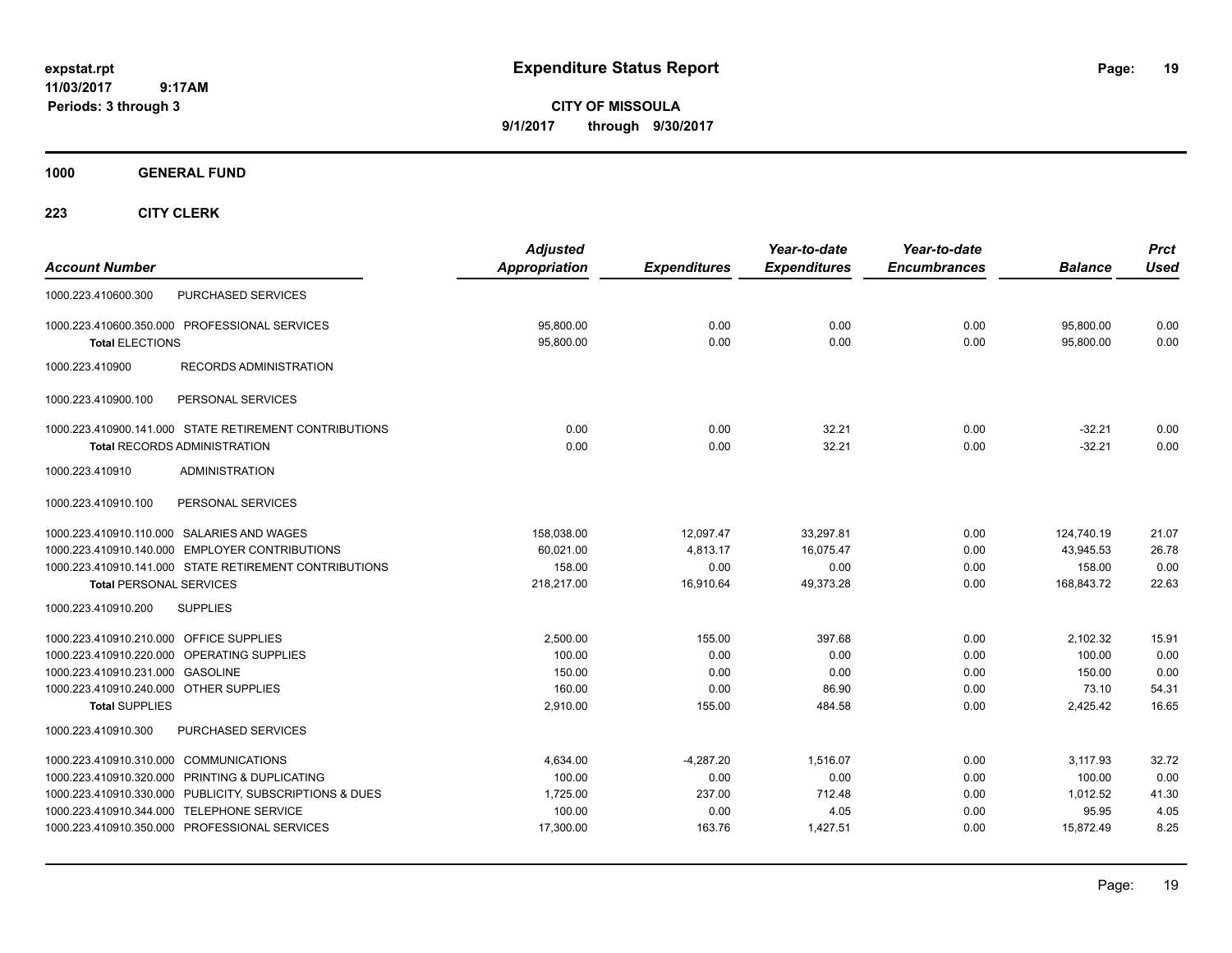**expstat.rpt**
**11/03/2017 9:17AM**
**Periods: 3 through 3**

# Expenditure Status Report

**CITY OF MISSOULA**
**9/1/2017 through 9/30/2017**

## 1000 GENERAL FUND

## 223 CITY CLERK

| Account Number | | Adjusted Appropriation | Expenditures | Year-to-date Expenditures | Year-to-date Encumbrances | Balance | Prct Used |
|---|---|---|---|---|---|---|---|
| 1000.223.410600.300 | PURCHASED SERVICES | | | | | | |
| 1000.223.410600.350.000 | PROFESSIONAL SERVICES | 95,800.00 | 0.00 | 0.00 | 0.00 | 95,800.00 | 0.00 |
| **Total** ELECTIONS | | 95,800.00 | 0.00 | 0.00 | 0.00 | 95,800.00 | 0.00 |
| 1000.223.410900 | RECORDS ADMINISTRATION | | | | | | |
| 1000.223.410900.100 | PERSONAL SERVICES | | | | | | |
| 1000.223.410900.141.000 | STATE RETIREMENT CONTRIBUTIONS | 0.00 | 0.00 | 32.21 | 0.00 | -32.21 | 0.00 |
| **Total** RECORDS ADMINISTRATION | | 0.00 | 0.00 | 32.21 | 0.00 | -32.21 | 0.00 |
| 1000.223.410910 | ADMINISTRATION | | | | | | |
| 1000.223.410910.100 | PERSONAL SERVICES | | | | | | |
| 1000.223.410910.110.000 | SALARIES AND WAGES | 158,038.00 | 12,097.47 | 33,297.81 | 0.00 | 124,740.19 | 21.07 |
| 1000.223.410910.140.000 | EMPLOYER CONTRIBUTIONS | 60,021.00 | 4,813.17 | 16,075.47 | 0.00 | 43,945.53 | 26.78 |
| 1000.223.410910.141.000 | STATE RETIREMENT CONTRIBUTIONS | 158.00 | 0.00 | 0.00 | 0.00 | 158.00 | 0.00 |
| **Total** PERSONAL SERVICES | | 218,217.00 | 16,910.64 | 49,373.28 | 0.00 | 168,843.72 | 22.63 |
| 1000.223.410910.200 | SUPPLIES | | | | | | |
| 1000.223.410910.210.000 | OFFICE SUPPLIES | 2,500.00 | 155.00 | 397.68 | 0.00 | 2,102.32 | 15.91 |
| 1000.223.410910.220.000 | OPERATING SUPPLIES | 100.00 | 0.00 | 0.00 | 0.00 | 100.00 | 0.00 |
| 1000.223.410910.231.000 | GASOLINE | 150.00 | 0.00 | 0.00 | 0.00 | 150.00 | 0.00 |
| 1000.223.410910.240.000 | OTHER SUPPLIES | 160.00 | 0.00 | 86.90 | 0.00 | 73.10 | 54.31 |
| **Total** SUPPLIES | | 2,910.00 | 155.00 | 484.58 | 0.00 | 2,425.42 | 16.65 |
| 1000.223.410910.300 | PURCHASED SERVICES | | | | | | |
| 1000.223.410910.310.000 | COMMUNICATIONS | 4,634.00 | -4,287.20 | 1,516.07 | 0.00 | 3,117.93 | 32.72 |
| 1000.223.410910.320.000 | PRINTING & DUPLICATING | 100.00 | 0.00 | 0.00 | 0.00 | 100.00 | 0.00 |
| 1000.223.410910.330.000 | PUBLICITY, SUBSCRIPTIONS & DUES | 1,725.00 | 237.00 | 712.48 | 0.00 | 1,012.52 | 41.30 |
| 1000.223.410910.344.000 | TELEPHONE SERVICE | 100.00 | 0.00 | 4.05 | 0.00 | 95.95 | 4.05 |
| 1000.223.410910.350.000 | PROFESSIONAL SERVICES | 17,300.00 | 163.76 | 1,427.51 | 0.00 | 15,872.49 | 8.25 |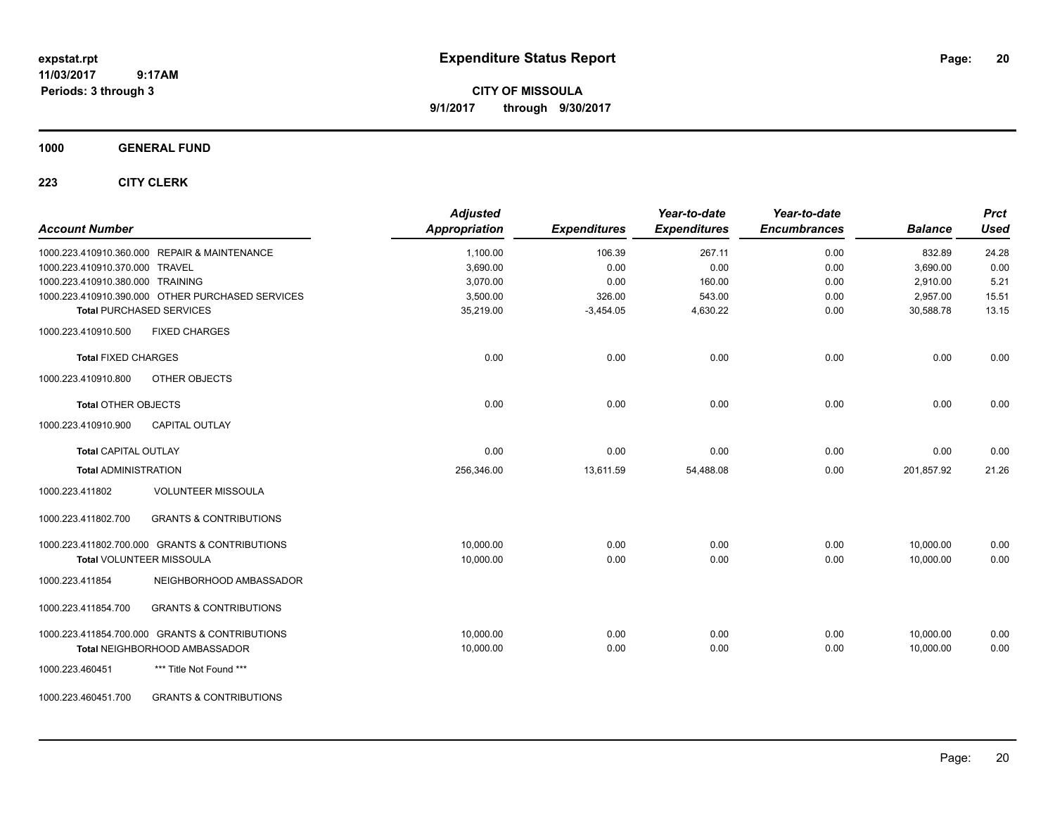# Expenditure Status Report

expstat.rpt
11/03/2017 9:17AM
Periods: 3 through 3

**CITY OF MISSOULA**
**9/1/2017 through 9/30/2017**

## 1000 GENERAL FUND

### 223 CITY CLERK

| Account Number | | Adjusted Appropriation | Expenditures | Year-to-date Expenditures | Year-to-date Encumbrances | Balance | Prct Used |
|---|---|---|---|---|---|---|---|
| 1000.223.410910.360.000 | REPAIR & MAINTENANCE | 1,100.00 | 106.39 | 267.11 | 0.00 | 832.89 | 24.28 |
| 1000.223.410910.370.000 | TRAVEL | 3,690.00 | 0.00 | 0.00 | 0.00 | 3,690.00 | 0.00 |
| 1000.223.410910.380.000 | TRAINING | 3,070.00 | 0.00 | 160.00 | 0.00 | 2,910.00 | 5.21 |
| 1000.223.410910.390.000 | OTHER PURCHASED SERVICES | 3,500.00 | 326.00 | 543.00 | 0.00 | 2,957.00 | 15.51 |
| **Total PURCHASED SERVICES** | | 35,219.00 | -3,454.05 | 4,630.22 | 0.00 | 30,588.78 | 13.15 |
| 1000.223.410910.500 | FIXED CHARGES | | | | | | |
| **Total FIXED CHARGES** | | 0.00 | 0.00 | 0.00 | 0.00 | 0.00 | 0.00 |
| 1000.223.410910.800 | OTHER OBJECTS | | | | | | |
| **Total OTHER OBJECTS** | | 0.00 | 0.00 | 0.00 | 0.00 | 0.00 | 0.00 |
| 1000.223.410910.900 | CAPITAL OUTLAY | | | | | | |
| **Total CAPITAL OUTLAY** | | 0.00 | 0.00 | 0.00 | 0.00 | 0.00 | 0.00 |
| **Total ADMINISTRATION** | | 256,346.00 | 13,611.59 | 54,488.08 | 0.00 | 201,857.92 | 21.26 |
| 1000.223.411802 | VOLUNTEER MISSOULA | | | | | | |
| 1000.223.411802.700 | GRANTS & CONTRIBUTIONS | | | | | | |
| 1000.223.411802.700.000 | GRANTS & CONTRIBUTIONS | 10,000.00 | 0.00 | 0.00 | 0.00 | 10,000.00 | 0.00 |
| **Total VOLUNTEER MISSOULA** | | 10,000.00 | 0.00 | 0.00 | 0.00 | 10,000.00 | 0.00 |
| 1000.223.411854 | NEIGHBORHOOD AMBASSADOR | | | | | | |
| 1000.223.411854.700 | GRANTS & CONTRIBUTIONS | | | | | | |
| 1000.223.411854.700.000 | GRANTS & CONTRIBUTIONS | 10,000.00 | 0.00 | 0.00 | 0.00 | 10,000.00 | 0.00 |
| **Total NEIGHBORHOOD AMBASSADOR** | | 10,000.00 | 0.00 | 0.00 | 0.00 | 10,000.00 | 0.00 |
| 1000.223.460451 | *** Title Not Found *** | | | | | | |
| 1000.223.460451.700 | GRANTS & CONTRIBUTIONS | | | | | | |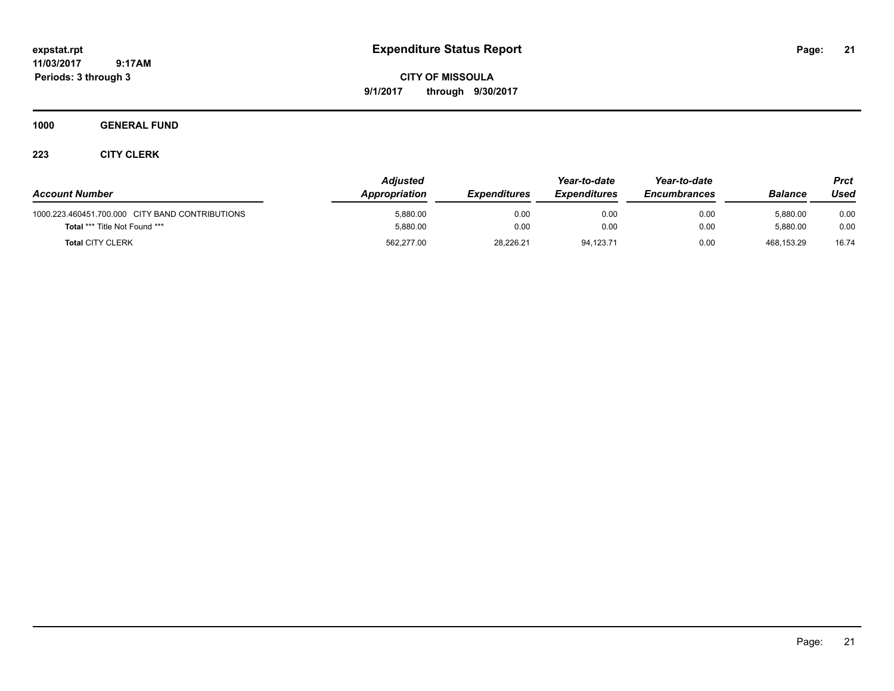expstat.rpt
11/03/2017 9:17AM
Periods: 3 through 3

# Expenditure Status Report

**CITY OF MISSOULA**
**9/1/2017 through 9/30/2017**

## 1000 GENERAL FUND

### 223 CITY CLERK

| Account Number | Adjusted Appropriation | Expenditures | Year-to-date Expenditures | Year-to-date Encumbrances | Balance | Prct Used |
|---|---|---|---|---|---|---|
| 1000.223.460451.700.000 CITY BAND CONTRIBUTIONS | 5,880.00 | 0.00 | 0.00 | 0.00 | 5,880.00 | 0.00 |
| **Total** *** Title Not Found *** | 5,880.00 | 0.00 | 0.00 | 0.00 | 5,880.00 | 0.00 |
| **Total** CITY CLERK | 562,277.00 | 28,226.21 | 94,123.71 | 0.00 | 468,153.29 | 16.74 |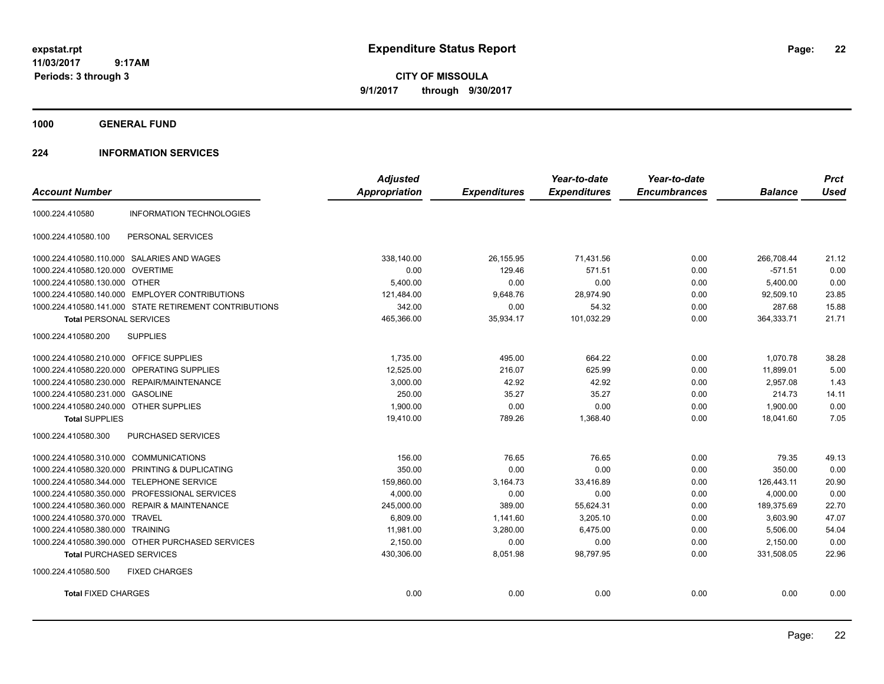# Expenditure Status Report

expstat.rpt
11/03/2017 9:17AM
Periods: 3 through 3

**CITY OF MISSOULA**
**9/1/2017 through 9/30/2017**

## 1000 GENERAL FUND

### 224 INFORMATION SERVICES

| Account Number | | Adjusted Appropriation | Expenditures | Year-to-date Expenditures | Year-to-date Encumbrances | Balance | Prct Used |
|---|---|---|---|---|---|---|---|
| 1000.224.410580 | INFORMATION TECHNOLOGIES | | | | | | |
| 1000.224.410580.100 | PERSONAL SERVICES | | | | | | |
| 1000.224.410580.110.000 | SALARIES AND WAGES | 338,140.00 | 26,155.95 | 71,431.56 | 0.00 | 266,708.44 | 21.12 |
| 1000.224.410580.120.000 | OVERTIME | 0.00 | 129.46 | 571.51 | 0.00 | -571.51 | 0.00 |
| 1000.224.410580.130.000 | OTHER | 5,400.00 | 0.00 | 0.00 | 0.00 | 5,400.00 | 0.00 |
| 1000.224.410580.140.000 | EMPLOYER CONTRIBUTIONS | 121,484.00 | 9,648.76 | 28,974.90 | 0.00 | 92,509.10 | 23.85 |
| 1000.224.410580.141.000 | STATE RETIREMENT CONTRIBUTIONS | 342.00 | 0.00 | 54.32 | 0.00 | 287.68 | 15.88 |
| **Total** PERSONAL SERVICES | | 465,366.00 | 35,934.17 | 101,032.29 | 0.00 | 364,333.71 | 21.71 |
| 1000.224.410580.200 | SUPPLIES | | | | | | |
| 1000.224.410580.210.000 | OFFICE SUPPLIES | 1,735.00 | 495.00 | 664.22 | 0.00 | 1,070.78 | 38.28 |
| 1000.224.410580.220.000 | OPERATING SUPPLIES | 12,525.00 | 216.07 | 625.99 | 0.00 | 11,899.01 | 5.00 |
| 1000.224.410580.230.000 | REPAIR/MAINTENANCE | 3,000.00 | 42.92 | 42.92 | 0.00 | 2,957.08 | 1.43 |
| 1000.224.410580.231.000 | GASOLINE | 250.00 | 35.27 | 35.27 | 0.00 | 214.73 | 14.11 |
| 1000.224.410580.240.000 | OTHER SUPPLIES | 1,900.00 | 0.00 | 0.00 | 0.00 | 1,900.00 | 0.00 |
| **Total** SUPPLIES | | 19,410.00 | 789.26 | 1,368.40 | 0.00 | 18,041.60 | 7.05 |
| 1000.224.410580.300 | PURCHASED SERVICES | | | | | | |
| 1000.224.410580.310.000 | COMMUNICATIONS | 156.00 | 76.65 | 76.65 | 0.00 | 79.35 | 49.13 |
| 1000.224.410580.320.000 | PRINTING & DUPLICATING | 350.00 | 0.00 | 0.00 | 0.00 | 350.00 | 0.00 |
| 1000.224.410580.344.000 | TELEPHONE SERVICE | 159,860.00 | 3,164.73 | 33,416.89 | 0.00 | 126,443.11 | 20.90 |
| 1000.224.410580.350.000 | PROFESSIONAL SERVICES | 4,000.00 | 0.00 | 0.00 | 0.00 | 4,000.00 | 0.00 |
| 1000.224.410580.360.000 | REPAIR & MAINTENANCE | 245,000.00 | 389.00 | 55,624.31 | 0.00 | 189,375.69 | 22.70 |
| 1000.224.410580.370.000 | TRAVEL | 6,809.00 | 1,141.60 | 3,205.10 | 0.00 | 3,603.90 | 47.07 |
| 1000.224.410580.380.000 | TRAINING | 11,981.00 | 3,280.00 | 6,475.00 | 0.00 | 5,506.00 | 54.04 |
| 1000.224.410580.390.000 | OTHER PURCHASED SERVICES | 2,150.00 | 0.00 | 0.00 | 0.00 | 2,150.00 | 0.00 |
| **Total** PURCHASED SERVICES | | 430,306.00 | 8,051.98 | 98,797.95 | 0.00 | 331,508.05 | 22.96 |
| 1000.224.410580.500 | FIXED CHARGES | | | | | | |
| **Total** FIXED CHARGES | | 0.00 | 0.00 | 0.00 | 0.00 | 0.00 | 0.00 |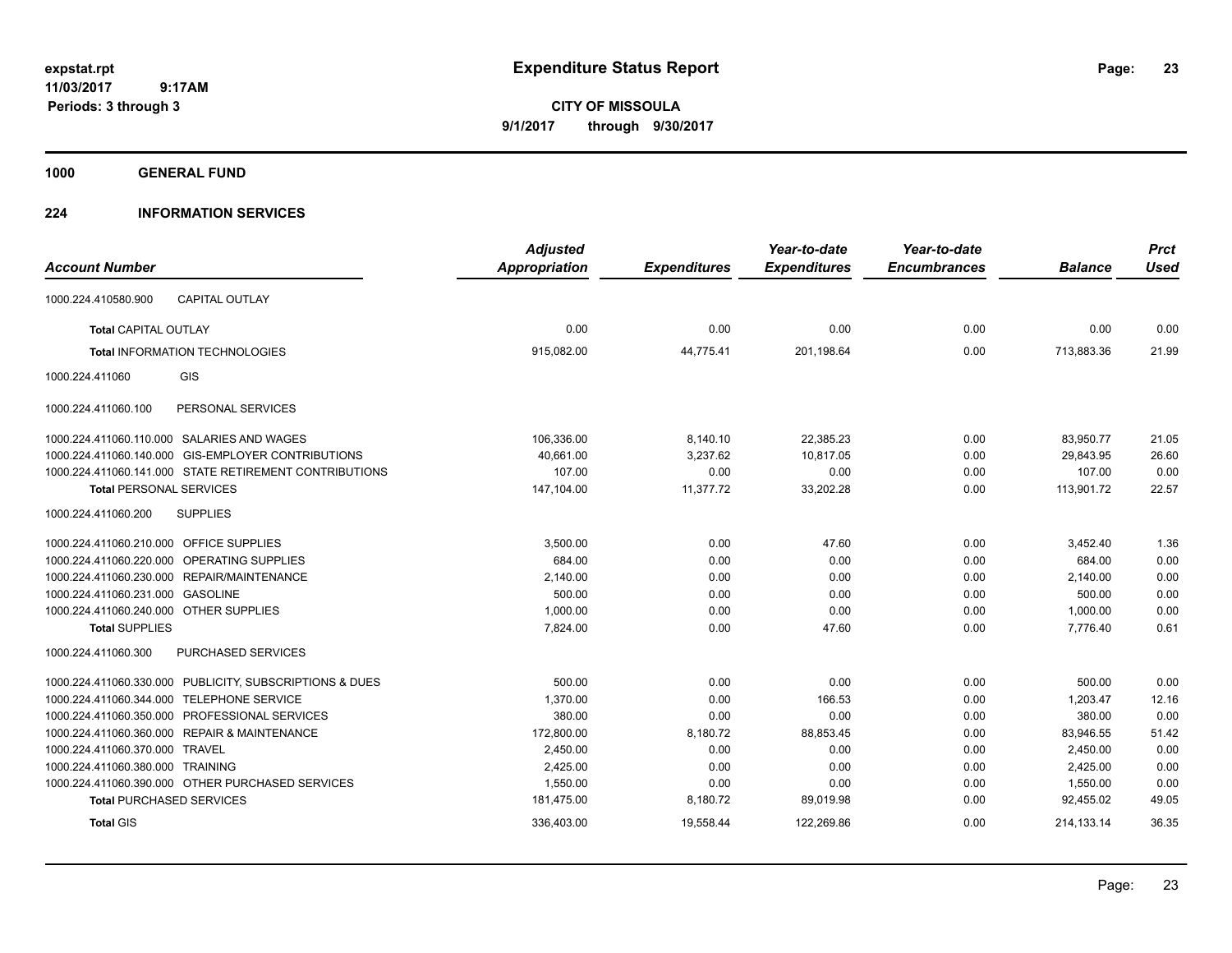# Expenditure Status Report

expstat.rpt
11/03/2017 9:17AM
Periods: 3 through 3

**CITY OF MISSOULA**
**9/1/2017 through 9/30/2017**

## 1000 GENERAL FUND

## 224 INFORMATION SERVICES

| Account Number | | Adjusted Appropriation | Expenditures | Year-to-date Expenditures | Year-to-date Encumbrances | Balance | Prct Used |
|---|---|---|---|---|---|---|---|
| 1000.224.410580.900 | CAPITAL OUTLAY | | | | | | |
| **Total** CAPITAL OUTLAY | | 0.00 | 0.00 | 0.00 | 0.00 | 0.00 | 0.00 |
| **Total** INFORMATION TECHNOLOGIES | | 915,082.00 | 44,775.41 | 201,198.64 | 0.00 | 713,883.36 | 21.99 |
| 1000.224.411060 | GIS | | | | | | |
| 1000.224.411060.100 | PERSONAL SERVICES | | | | | | |
| 1000.224.411060.110.000 | SALARIES AND WAGES | 106,336.00 | 8,140.10 | 22,385.23 | 0.00 | 83,950.77 | 21.05 |
| 1000.224.411060.140.000 | GIS-EMPLOYER CONTRIBUTIONS | 40,661.00 | 3,237.62 | 10,817.05 | 0.00 | 29,843.95 | 26.60 |
| 1000.224.411060.141.000 | STATE RETIREMENT CONTRIBUTIONS | 107.00 | 0.00 | 0.00 | 0.00 | 107.00 | 0.00 |
| **Total** PERSONAL SERVICES | | 147,104.00 | 11,377.72 | 33,202.28 | 0.00 | 113,901.72 | 22.57 |
| 1000.224.411060.200 | SUPPLIES | | | | | | |
| 1000.224.411060.210.000 | OFFICE SUPPLIES | 3,500.00 | 0.00 | 47.60 | 0.00 | 3,452.40 | 1.36 |
| 1000.224.411060.220.000 | OPERATING SUPPLIES | 684.00 | 0.00 | 0.00 | 0.00 | 684.00 | 0.00 |
| 1000.224.411060.230.000 | REPAIR/MAINTENANCE | 2,140.00 | 0.00 | 0.00 | 0.00 | 2,140.00 | 0.00 |
| 1000.224.411060.231.000 | GASOLINE | 500.00 | 0.00 | 0.00 | 0.00 | 500.00 | 0.00 |
| 1000.224.411060.240.000 | OTHER SUPPLIES | 1,000.00 | 0.00 | 0.00 | 0.00 | 1,000.00 | 0.00 |
| **Total** SUPPLIES | | 7,824.00 | 0.00 | 47.60 | 0.00 | 7,776.40 | 0.61 |
| 1000.224.411060.300 | PURCHASED SERVICES | | | | | | |
| 1000.224.411060.330.000 | PUBLICITY, SUBSCRIPTIONS & DUES | 500.00 | 0.00 | 0.00 | 0.00 | 500.00 | 0.00 |
| 1000.224.411060.344.000 | TELEPHONE SERVICE | 1,370.00 | 0.00 | 166.53 | 0.00 | 1,203.47 | 12.16 |
| 1000.224.411060.350.000 | PROFESSIONAL SERVICES | 380.00 | 0.00 | 0.00 | 0.00 | 380.00 | 0.00 |
| 1000.224.411060.360.000 | REPAIR & MAINTENANCE | 172,800.00 | 8,180.72 | 88,853.45 | 0.00 | 83,946.55 | 51.42 |
| 1000.224.411060.370.000 | TRAVEL | 2,450.00 | 0.00 | 0.00 | 0.00 | 2,450.00 | 0.00 |
| 1000.224.411060.380.000 | TRAINING | 2,425.00 | 0.00 | 0.00 | 0.00 | 2,425.00 | 0.00 |
| 1000.224.411060.390.000 | OTHER PURCHASED SERVICES | 1,550.00 | 0.00 | 0.00 | 0.00 | 1,550.00 | 0.00 |
| **Total** PURCHASED SERVICES | | 181,475.00 | 8,180.72 | 89,019.98 | 0.00 | 92,455.02 | 49.05 |
| **Total** GIS | | 336,403.00 | 19,558.44 | 122,269.86 | 0.00 | 214,133.14 | 36.35 |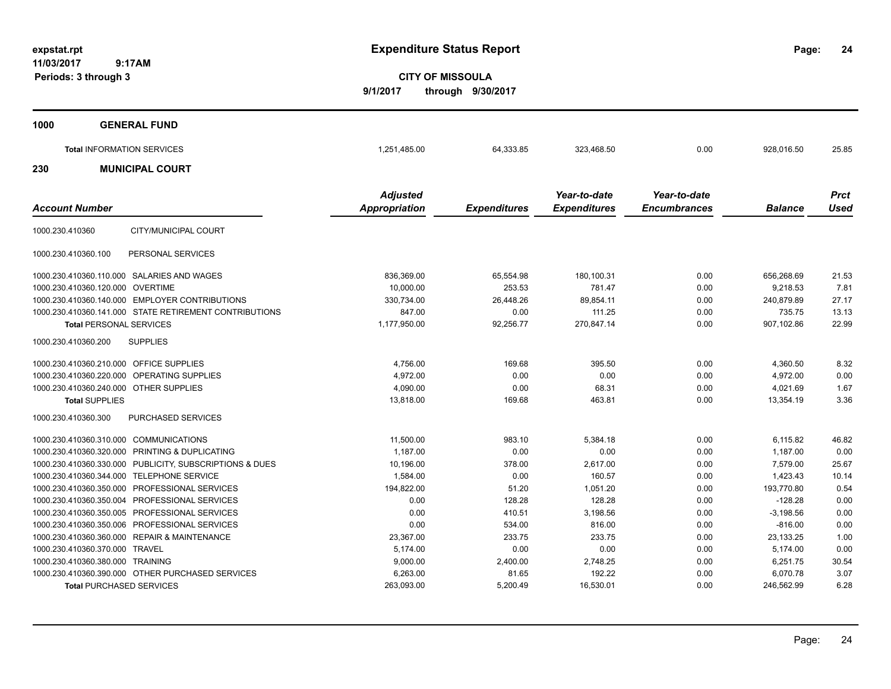# Expenditure Status Report

**CITY OF MISSOULA**

**9/1/2017 through 9/30/2017**

expstat.rpt
11/03/2017 9:17AM
Periods: 3 through 3

## 1000 GENERAL FUND

| | Adjusted Appropriation | Expenditures | Year-to-date Expenditures | Year-to-date Encumbrances | Balance | Prct Used |
|---|---|---|---|---|---|---|
| **Total** INFORMATION SERVICES | 1,251,485.00 | 64,333.85 | 323,468.50 | 0.00 | 928,016.50 | 25.85 |

## 230 MUNICIPAL COURT

| Account Number | | Adjusted Appropriation | Expenditures | Year-to-date Expenditures | Year-to-date Encumbrances | Balance | Prct Used |
|---|---|---|---|---|---|---|---|
| 1000.230.410360 | CITY/MUNICIPAL COURT | | | | | | |
| 1000.230.410360.100 | PERSONAL SERVICES | | | | | | |
| 1000.230.410360.110.000 | SALARIES AND WAGES | 836,369.00 | 65,554.98 | 180,100.31 | 0.00 | 656,268.69 | 21.53 |
| 1000.230.410360.120.000 | OVERTIME | 10,000.00 | 253.53 | 781.47 | 0.00 | 9,218.53 | 7.81 |
| 1000.230.410360.140.000 | EMPLOYER CONTRIBUTIONS | 330,734.00 | 26,448.26 | 89,854.11 | 0.00 | 240,879.89 | 27.17 |
| 1000.230.410360.141.000 | STATE RETIREMENT CONTRIBUTIONS | 847.00 | 0.00 | 111.25 | 0.00 | 735.75 | 13.13 |
| **Total** PERSONAL SERVICES | | 1,177,950.00 | 92,256.77 | 270,847.14 | 0.00 | 907,102.86 | 22.99 |
| 1000.230.410360.200 | SUPPLIES | | | | | | |
| 1000.230.410360.210.000 | OFFICE SUPPLIES | 4,756.00 | 169.68 | 395.50 | 0.00 | 4,360.50 | 8.32 |
| 1000.230.410360.220.000 | OPERATING SUPPLIES | 4,972.00 | 0.00 | 0.00 | 0.00 | 4,972.00 | 0.00 |
| 1000.230.410360.240.000 | OTHER SUPPLIES | 4,090.00 | 0.00 | 68.31 | 0.00 | 4,021.69 | 1.67 |
| **Total** SUPPLIES | | 13,818.00 | 169.68 | 463.81 | 0.00 | 13,354.19 | 3.36 |
| 1000.230.410360.300 | PURCHASED SERVICES | | | | | | |
| 1000.230.410360.310.000 | COMMUNICATIONS | 11,500.00 | 983.10 | 5,384.18 | 0.00 | 6,115.82 | 46.82 |
| 1000.230.410360.320.000 | PRINTING & DUPLICATING | 1,187.00 | 0.00 | 0.00 | 0.00 | 1,187.00 | 0.00 |
| 1000.230.410360.330.000 | PUBLICITY, SUBSCRIPTIONS & DUES | 10,196.00 | 378.00 | 2,617.00 | 0.00 | 7,579.00 | 25.67 |
| 1000.230.410360.344.000 | TELEPHONE SERVICE | 1,584.00 | 0.00 | 160.57 | 0.00 | 1,423.43 | 10.14 |
| 1000.230.410360.350.000 | PROFESSIONAL SERVICES | 194,822.00 | 51.20 | 1,051.20 | 0.00 | 193,770.80 | 0.54 |
| 1000.230.410360.350.004 | PROFESSIONAL SERVICES | 0.00 | 128.28 | 128.28 | 0.00 | -128.28 | 0.00 |
| 1000.230.410360.350.005 | PROFESSIONAL SERVICES | 0.00 | 410.51 | 3,198.56 | 0.00 | -3,198.56 | 0.00 |
| 1000.230.410360.350.006 | PROFESSIONAL SERVICES | 0.00 | 534.00 | 816.00 | 0.00 | -816.00 | 0.00 |
| 1000.230.410360.360.000 | REPAIR & MAINTENANCE | 23,367.00 | 233.75 | 233.75 | 0.00 | 23,133.25 | 1.00 |
| 1000.230.410360.370.000 | TRAVEL | 5,174.00 | 0.00 | 0.00 | 0.00 | 5,174.00 | 0.00 |
| 1000.230.410360.380.000 | TRAINING | 9,000.00 | 2,400.00 | 2,748.25 | 0.00 | 6,251.75 | 30.54 |
| 1000.230.410360.390.000 | OTHER PURCHASED SERVICES | 6,263.00 | 81.65 | 192.22 | 0.00 | 6,070.78 | 3.07 |
| **Total** PURCHASED SERVICES | | 263,093.00 | 5,200.49 | 16,530.01 | 0.00 | 246,562.99 | 6.28 |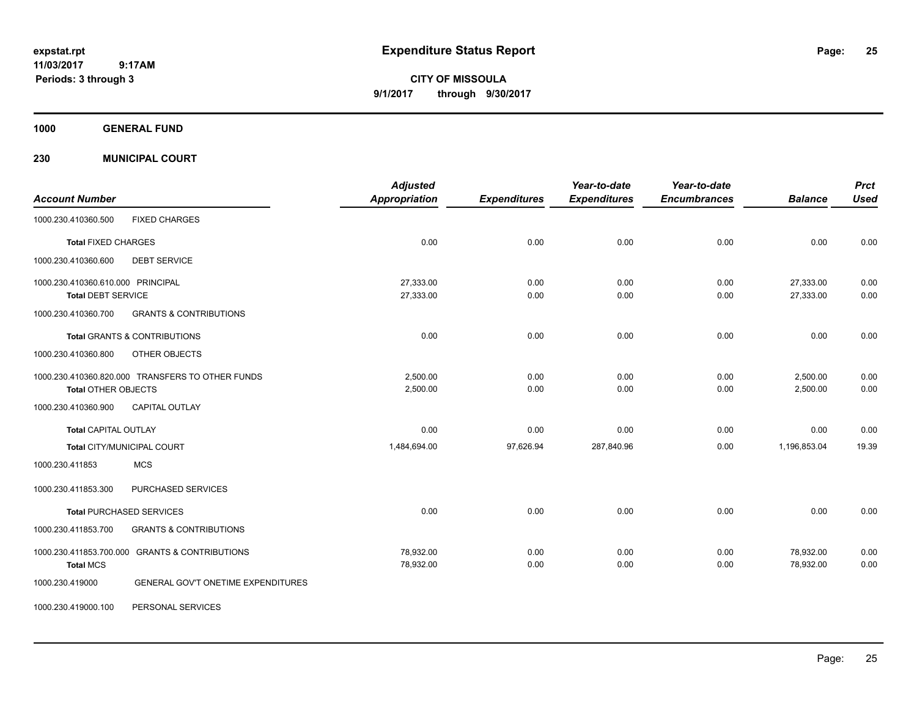# Expenditure Status Report

**CITY OF MISSOULA**
**9/1/2017 through 9/30/2017**

expstat.rpt
11/03/2017 9:17AM
Periods: 3 through 3

## 1000 GENERAL FUND

## 230 MUNICIPAL COURT

| Account Number | | Adjusted Appropriation | Expenditures | Year-to-date Expenditures | Year-to-date Encumbrances | Balance | Prct Used |
|---|---|---|---|---|---|---|---|
| 1000.230.410360.500 | FIXED CHARGES | | | | | | |
| Total FIXED CHARGES | | 0.00 | 0.00 | 0.00 | 0.00 | 0.00 | 0.00 |
| 1000.230.410360.600 | DEBT SERVICE | | | | | | |
| 1000.230.410360.610.000 | PRINCIPAL | 27,333.00 | 0.00 | 0.00 | 0.00 | 27,333.00 | 0.00 |
| Total DEBT SERVICE | | 27,333.00 | 0.00 | 0.00 | 0.00 | 27,333.00 | 0.00 |
| 1000.230.410360.700 | GRANTS & CONTRIBUTIONS | | | | | | |
| Total GRANTS & CONTRIBUTIONS | | 0.00 | 0.00 | 0.00 | 0.00 | 0.00 | 0.00 |
| 1000.230.410360.800 | OTHER OBJECTS | | | | | | |
| 1000.230.410360.820.000 | TRANSFERS TO OTHER FUNDS | 2,500.00 | 0.00 | 0.00 | 0.00 | 2,500.00 | 0.00 |
| Total OTHER OBJECTS | | 2,500.00 | 0.00 | 0.00 | 0.00 | 2,500.00 | 0.00 |
| 1000.230.410360.900 | CAPITAL OUTLAY | | | | | | |
| Total CAPITAL OUTLAY | | 0.00 | 0.00 | 0.00 | 0.00 | 0.00 | 0.00 |
| Total CITY/MUNICIPAL COURT | | 1,484,694.00 | 97,626.94 | 287,840.96 | 0.00 | 1,196,853.04 | 19.39 |
| 1000.230.411853 | MCS | | | | | | |
| 1000.230.411853.300 | PURCHASED SERVICES | | | | | | |
| Total PURCHASED SERVICES | | 0.00 | 0.00 | 0.00 | 0.00 | 0.00 | 0.00 |
| 1000.230.411853.700 | GRANTS & CONTRIBUTIONS | | | | | | |
| 1000.230.411853.700.000 | GRANTS & CONTRIBUTIONS | 78,932.00 | 0.00 | 0.00 | 0.00 | 78,932.00 | 0.00 |
| Total MCS | | 78,932.00 | 0.00 | 0.00 | 0.00 | 78,932.00 | 0.00 |
| 1000.230.419000 | GENERAL GOV'T ONETIME EXPENDITURES | | | | | | |
| 1000.230.419000.100 | PERSONAL SERVICES | | | | | | |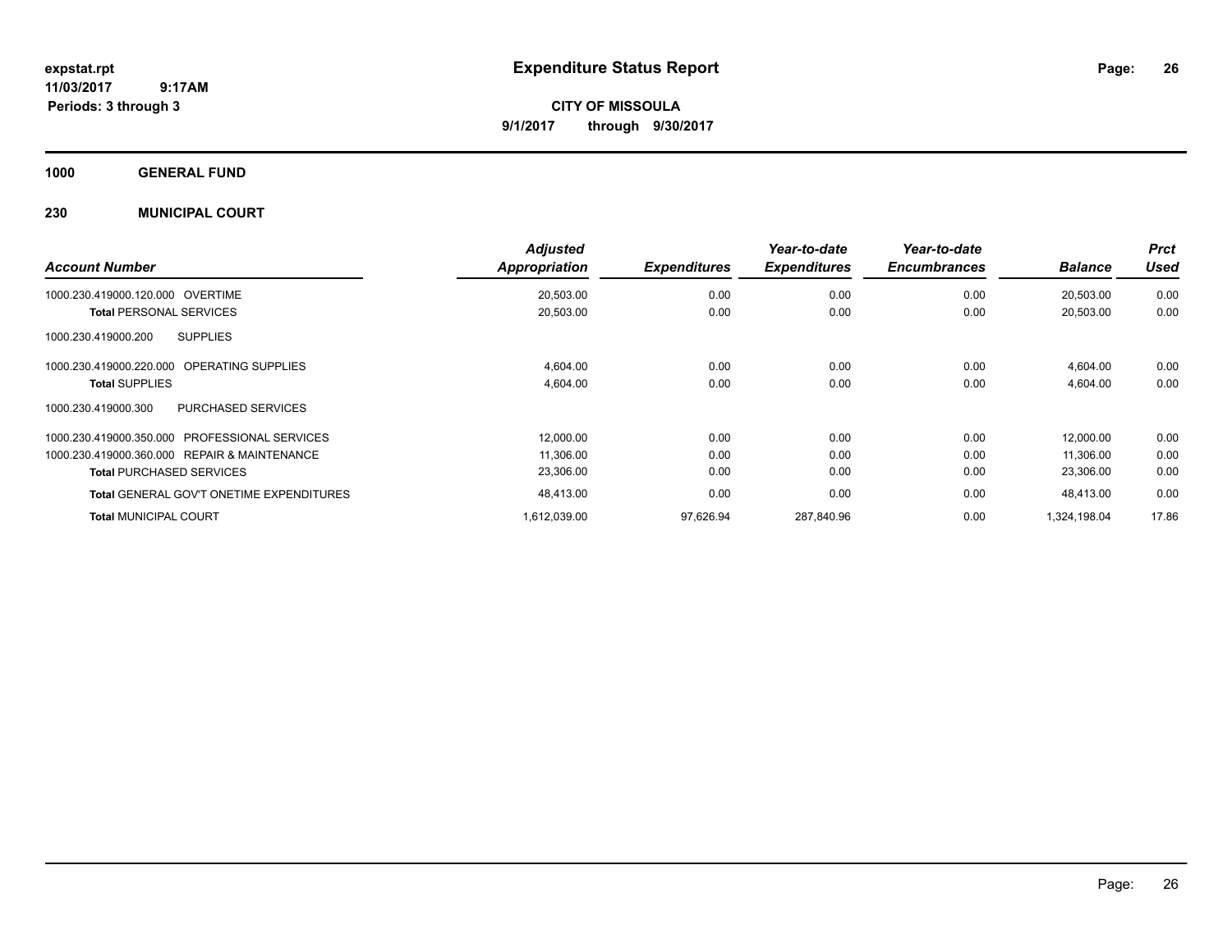# Expenditure Status Report

expstat.rpt
11/03/2017 9:17AM
Periods: 3 through 3

**CITY OF MISSOULA**
**9/1/2017 through 9/30/2017**

## 1000 GENERAL FUND

### 230 MUNICIPAL COURT

| Account Number | Adjusted Appropriation | Expenditures | Year-to-date Expenditures | Year-to-date Encumbrances | Balance | Prct Used |
|---|---|---|---|---|---|---|
| 1000.230.419000.120.000 OVERTIME | 20,503.00 | 0.00 | 0.00 | 0.00 | 20,503.00 | 0.00 |
| **Total** PERSONAL SERVICES | 20,503.00 | 0.00 | 0.00 | 0.00 | 20,503.00 | 0.00 |
| 1000.230.419000.200 SUPPLIES | | | | | | |
| 1000.230.419000.220.000 OPERATING SUPPLIES | 4,604.00 | 0.00 | 0.00 | 0.00 | 4,604.00 | 0.00 |
| **Total** SUPPLIES | 4,604.00 | 0.00 | 0.00 | 0.00 | 4,604.00 | 0.00 |
| 1000.230.419000.300 PURCHASED SERVICES | | | | | | |
| 1000.230.419000.350.000 PROFESSIONAL SERVICES | 12,000.00 | 0.00 | 0.00 | 0.00 | 12,000.00 | 0.00 |
| 1000.230.419000.360.000 REPAIR & MAINTENANCE | 11,306.00 | 0.00 | 0.00 | 0.00 | 11,306.00 | 0.00 |
| **Total** PURCHASED SERVICES | 23,306.00 | 0.00 | 0.00 | 0.00 | 23,306.00 | 0.00 |
| **Total** GENERAL GOV'T ONETIME EXPENDITURES | 48,413.00 | 0.00 | 0.00 | 0.00 | 48,413.00 | 0.00 |
| **Total** MUNICIPAL COURT | 1,612,039.00 | 97,626.94 | 287,840.96 | 0.00 | 1,324,198.04 | 17.86 |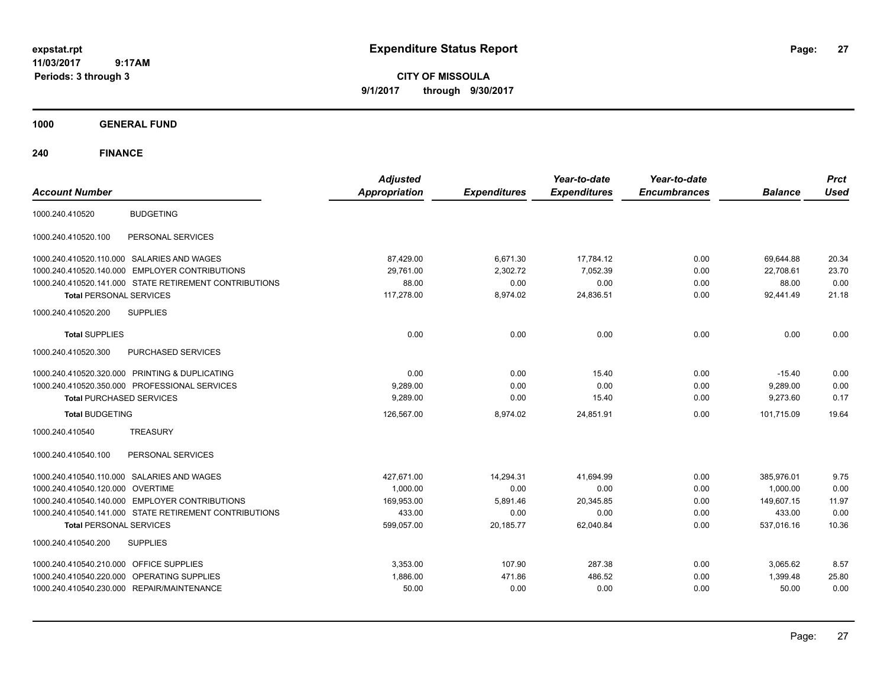# Expenditure Status Report

**CITY OF MISSOULA**

**9/1/2017 through 9/30/2017**

expstat.rpt
11/03/2017 9:17AM
Periods: 3 through 3

**1000 GENERAL FUND**

**240 FINANCE**

| Account Number | | Adjusted Appropriation | Expenditures | Year-to-date Expenditures | Year-to-date Encumbrances | Balance | Prct Used |
|---|---|---|---|---|---|---|---|
| 1000.240.410520 | BUDGETING | | | | | | |
| 1000.240.410520.100 | PERSONAL SERVICES | | | | | | |
| 1000.240.410520.110.000 | SALARIES AND WAGES | 87,429.00 | 6,671.30 | 17,784.12 | 0.00 | 69,644.88 | 20.34 |
| 1000.240.410520.140.000 | EMPLOYER CONTRIBUTIONS | 29,761.00 | 2,302.72 | 7,052.39 | 0.00 | 22,708.61 | 23.70 |
| 1000.240.410520.141.000 | STATE RETIREMENT CONTRIBUTIONS | 88.00 | 0.00 | 0.00 | 0.00 | 88.00 | 0.00 |
| **Total PERSONAL SERVICES** | | 117,278.00 | 8,974.02 | 24,836.51 | 0.00 | 92,441.49 | 21.18 |
| 1000.240.410520.200 | SUPPLIES | | | | | | |
| **Total SUPPLIES** | | 0.00 | 0.00 | 0.00 | 0.00 | 0.00 | 0.00 |
| 1000.240.410520.300 | PURCHASED SERVICES | | | | | | |
| 1000.240.410520.320.000 | PRINTING & DUPLICATING | 0.00 | 0.00 | 15.40 | 0.00 | -15.40 | 0.00 |
| 1000.240.410520.350.000 | PROFESSIONAL SERVICES | 9,289.00 | 0.00 | 0.00 | 0.00 | 9,289.00 | 0.00 |
| **Total PURCHASED SERVICES** | | 9,289.00 | 0.00 | 15.40 | 0.00 | 9,273.60 | 0.17 |
| **Total BUDGETING** | | 126,567.00 | 8,974.02 | 24,851.91 | 0.00 | 101,715.09 | 19.64 |
| 1000.240.410540 | TREASURY | | | | | | |
| 1000.240.410540.100 | PERSONAL SERVICES | | | | | | |
| 1000.240.410540.110.000 | SALARIES AND WAGES | 427,671.00 | 14,294.31 | 41,694.99 | 0.00 | 385,976.01 | 9.75 |
| 1000.240.410540.120.000 | OVERTIME | 1,000.00 | 0.00 | 0.00 | 0.00 | 1,000.00 | 0.00 |
| 1000.240.410540.140.000 | EMPLOYER CONTRIBUTIONS | 169,953.00 | 5,891.46 | 20,345.85 | 0.00 | 149,607.15 | 11.97 |
| 1000.240.410540.141.000 | STATE RETIREMENT CONTRIBUTIONS | 433.00 | 0.00 | 0.00 | 0.00 | 433.00 | 0.00 |
| **Total PERSONAL SERVICES** | | 599,057.00 | 20,185.77 | 62,040.84 | 0.00 | 537,016.16 | 10.36 |
| 1000.240.410540.200 | SUPPLIES | | | | | | |
| 1000.240.410540.210.000 | OFFICE SUPPLIES | 3,353.00 | 107.90 | 287.38 | 0.00 | 3,065.62 | 8.57 |
| 1000.240.410540.220.000 | OPERATING SUPPLIES | 1,886.00 | 471.86 | 486.52 | 0.00 | 1,399.48 | 25.80 |
| 1000.240.410540.230.000 | REPAIR/MAINTENANCE | 50.00 | 0.00 | 0.00 | 0.00 | 50.00 | 0.00 |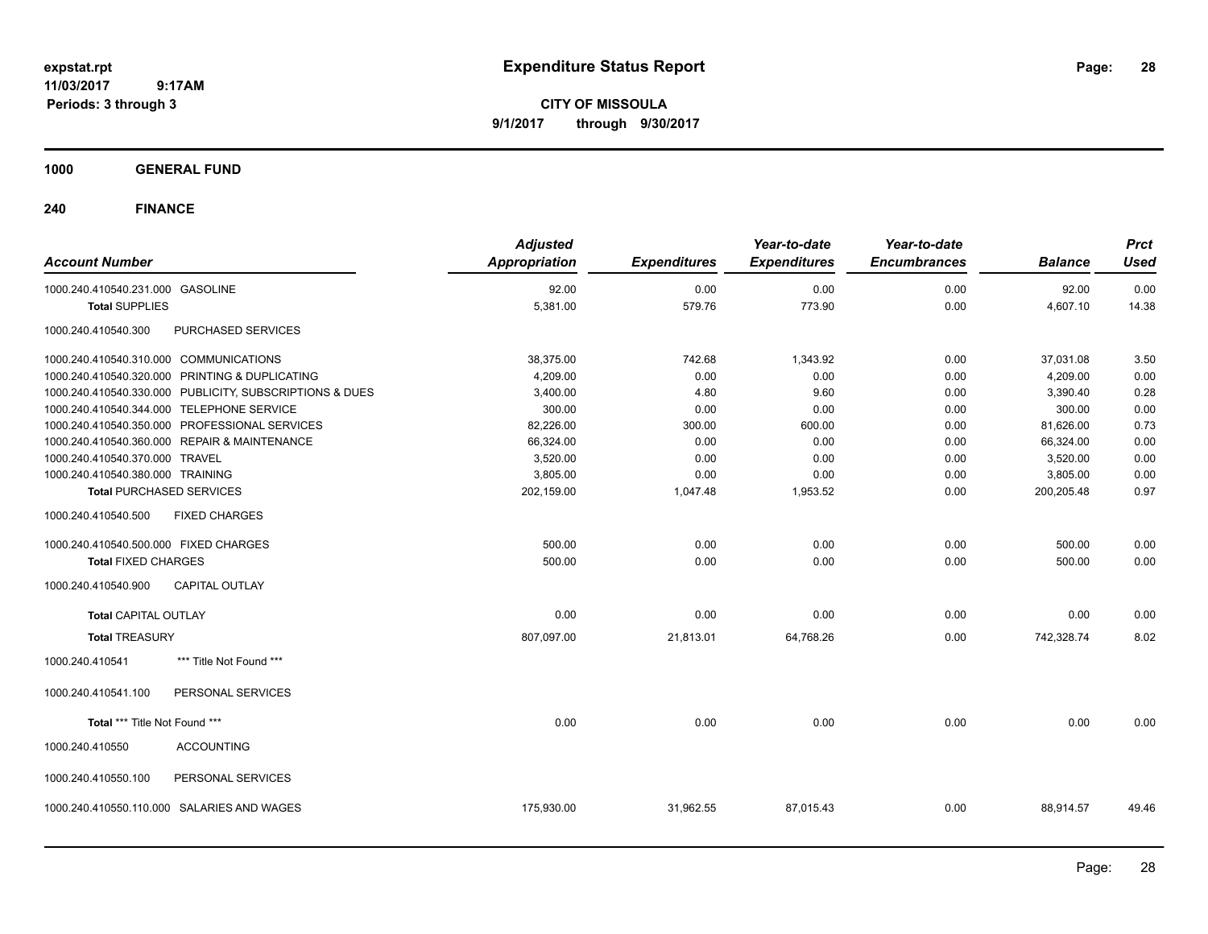# Expenditure Status Report

expstat.rpt
11/03/2017 9:17AM
Periods: 3 through 3

**CITY OF MISSOULA**
**9/1/2017 through 9/30/2017**

**1000 GENERAL FUND**

**240 FINANCE**

| Account Number | Adjusted Appropriation | Expenditures | Year-to-date Expenditures | Year-to-date Encumbrances | Balance | Prct Used |
|---|---|---|---|---|---|---|
| 1000.240.410540.231.000 GASOLINE | 92.00 | 0.00 | 0.00 | 0.00 | 92.00 | 0.00 |
| **Total** SUPPLIES | 5,381.00 | 579.76 | 773.90 | 0.00 | 4,607.10 | 14.38 |
| 1000.240.410540.300 PURCHASED SERVICES | | | | | | |
| 1000.240.410540.310.000 COMMUNICATIONS | 38,375.00 | 742.68 | 1,343.92 | 0.00 | 37,031.08 | 3.50 |
| 1000.240.410540.320.000 PRINTING & DUPLICATING | 4,209.00 | 0.00 | 0.00 | 0.00 | 4,209.00 | 0.00 |
| 1000.240.410540.330.000 PUBLICITY, SUBSCRIPTIONS & DUES | 3,400.00 | 4.80 | 9.60 | 0.00 | 3,390.40 | 0.28 |
| 1000.240.410540.344.000 TELEPHONE SERVICE | 300.00 | 0.00 | 0.00 | 0.00 | 300.00 | 0.00 |
| 1000.240.410540.350.000 PROFESSIONAL SERVICES | 82,226.00 | 300.00 | 600.00 | 0.00 | 81,626.00 | 0.73 |
| 1000.240.410540.360.000 REPAIR & MAINTENANCE | 66,324.00 | 0.00 | 0.00 | 0.00 | 66,324.00 | 0.00 |
| 1000.240.410540.370.000 TRAVEL | 3,520.00 | 0.00 | 0.00 | 0.00 | 3,520.00 | 0.00 |
| 1000.240.410540.380.000 TRAINING | 3,805.00 | 0.00 | 0.00 | 0.00 | 3,805.00 | 0.00 |
| **Total** PURCHASED SERVICES | 202,159.00 | 1,047.48 | 1,953.52 | 0.00 | 200,205.48 | 0.97 |
| 1000.240.410540.500 FIXED CHARGES | | | | | | |
| 1000.240.410540.500.000 FIXED CHARGES | 500.00 | 0.00 | 0.00 | 0.00 | 500.00 | 0.00 |
| **Total** FIXED CHARGES | 500.00 | 0.00 | 0.00 | 0.00 | 500.00 | 0.00 |
| 1000.240.410540.900 CAPITAL OUTLAY | | | | | | |
| **Total** CAPITAL OUTLAY | 0.00 | 0.00 | 0.00 | 0.00 | 0.00 | 0.00 |
| **Total** TREASURY | 807,097.00 | 21,813.01 | 64,768.26 | 0.00 | 742,328.74 | 8.02 |
| 1000.240.410541 *** Title Not Found *** | | | | | | |
| 1000.240.410541.100 PERSONAL SERVICES | | | | | | |
| **Total** *** Title Not Found *** | 0.00 | 0.00 | 0.00 | 0.00 | 0.00 | 0.00 |
| 1000.240.410550 ACCOUNTING | | | | | | |
| 1000.240.410550.100 PERSONAL SERVICES | | | | | | |
| 1000.240.410550.110.000 SALARIES AND WAGES | 175,930.00 | 31,962.55 | 87,015.43 | 0.00 | 88,914.57 | 49.46 |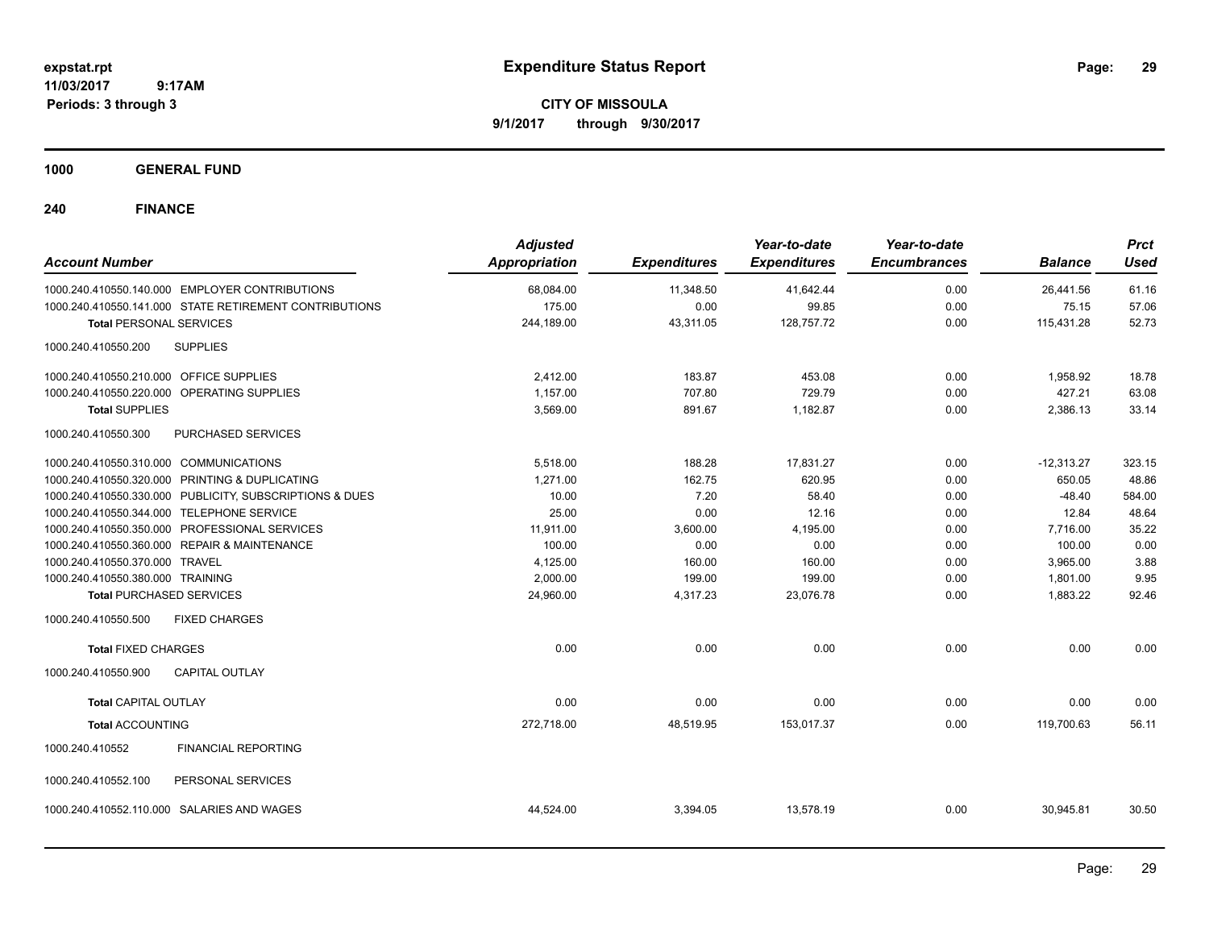# Expenditure Status Report

**CITY OF MISSOULA**

**9/1/2017 through 9/30/2017**

expstat.rpt
11/03/2017 9:17AM
Periods: 3 through 3

**1000 GENERAL FUND**

**240 FINANCE**

| Account Number | Adjusted Appropriation | Expenditures | Year-to-date Expenditures | Year-to-date Encumbrances | Balance | Prct Used |
|---|---|---|---|---|---|---|
| 1000.240.410550.140.000 EMPLOYER CONTRIBUTIONS | 68,084.00 | 11,348.50 | 41,642.44 | 0.00 | 26,441.56 | 61.16 |
| 1000.240.410550.141.000 STATE RETIREMENT CONTRIBUTIONS | 175.00 | 0.00 | 99.85 | 0.00 | 75.15 | 57.06 |
| **Total** PERSONAL SERVICES | 244,189.00 | 43,311.05 | 128,757.72 | 0.00 | 115,431.28 | 52.73 |
| 1000.240.410550.200 SUPPLIES | | | | | | |
| 1000.240.410550.210.000 OFFICE SUPPLIES | 2,412.00 | 183.87 | 453.08 | 0.00 | 1,958.92 | 18.78 |
| 1000.240.410550.220.000 OPERATING SUPPLIES | 1,157.00 | 707.80 | 729.79 | 0.00 | 427.21 | 63.08 |
| **Total SUPPLIES** | 3,569.00 | 891.67 | 1,182.87 | 0.00 | 2,386.13 | 33.14 |
| 1000.240.410550.300 PURCHASED SERVICES | | | | | | |
| 1000.240.410550.310.000 COMMUNICATIONS | 5,518.00 | 188.28 | 17,831.27 | 0.00 | -12,313.27 | 323.15 |
| 1000.240.410550.320.000 PRINTING & DUPLICATING | 1,271.00 | 162.75 | 620.95 | 0.00 | 650.05 | 48.86 |
| 1000.240.410550.330.000 PUBLICITY, SUBSCRIPTIONS & DUES | 10.00 | 7.20 | 58.40 | 0.00 | -48.40 | 584.00 |
| 1000.240.410550.344.000 TELEPHONE SERVICE | 25.00 | 0.00 | 12.16 | 0.00 | 12.84 | 48.64 |
| 1000.240.410550.350.000 PROFESSIONAL SERVICES | 11,911.00 | 3,600.00 | 4,195.00 | 0.00 | 7,716.00 | 35.22 |
| 1000.240.410550.360.000 REPAIR & MAINTENANCE | 100.00 | 0.00 | 0.00 | 0.00 | 100.00 | 0.00 |
| 1000.240.410550.370.000 TRAVEL | 4,125.00 | 160.00 | 160.00 | 0.00 | 3,965.00 | 3.88 |
| 1000.240.410550.380.000 TRAINING | 2,000.00 | 199.00 | 199.00 | 0.00 | 1,801.00 | 9.95 |
| **Total** PURCHASED SERVICES | 24,960.00 | 4,317.23 | 23,076.78 | 0.00 | 1,883.22 | 92.46 |
| 1000.240.410550.500 FIXED CHARGES | | | | | | |
| **Total** FIXED CHARGES | 0.00 | 0.00 | 0.00 | 0.00 | 0.00 | 0.00 |
| 1000.240.410550.900 CAPITAL OUTLAY | | | | | | |
| **Total** CAPITAL OUTLAY | 0.00 | 0.00 | 0.00 | 0.00 | 0.00 | 0.00 |
| **Total** ACCOUNTING | 272,718.00 | 48,519.95 | 153,017.37 | 0.00 | 119,700.63 | 56.11 |
| 1000.240.410552 FINANCIAL REPORTING | | | | | | |
| 1000.240.410552.100 PERSONAL SERVICES | | | | | | |
| 1000.240.410552.110.000 SALARIES AND WAGES | 44,524.00 | 3,394.05 | 13,578.19 | 0.00 | 30,945.81 | 30.50 |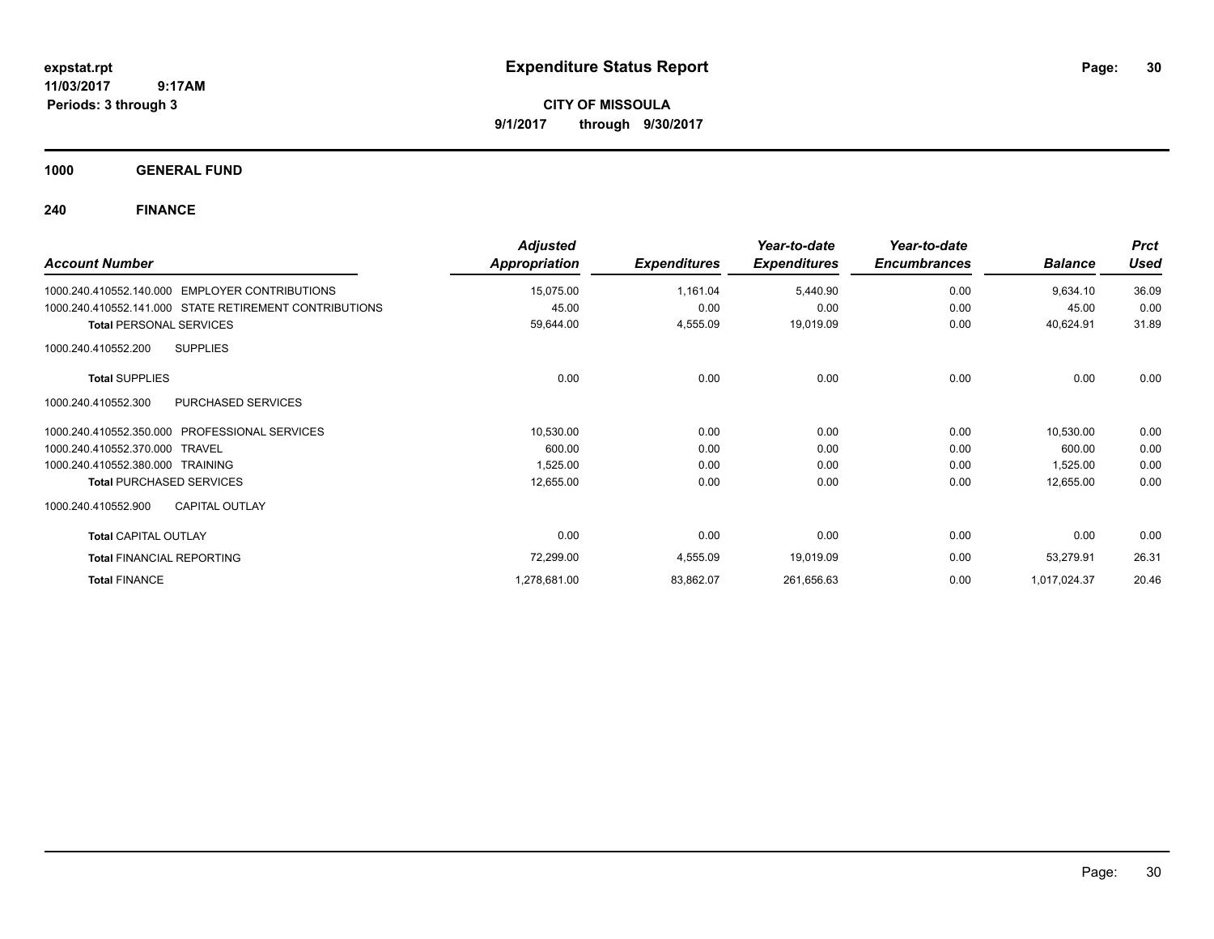# Expenditure Status Report

expstat.rpt
11/03/2017 9:17AM
Periods: 3 through 3

**CITY OF MISSOULA**
**9/1/2017 through 9/30/2017**

## 1000 GENERAL FUND

### 240 FINANCE

| Account Number | Adjusted Appropriation | Expenditures | Year-to-date Expenditures | Year-to-date Encumbrances | Balance | Prct Used |
|---|---|---|---|---|---|---|
| 1000.240.410552.140.000 EMPLOYER CONTRIBUTIONS | 15,075.00 | 1,161.04 | 5,440.90 | 0.00 | 9,634.10 | 36.09 |
| 1000.240.410552.141.000 STATE RETIREMENT CONTRIBUTIONS | 45.00 | 0.00 | 0.00 | 0.00 | 45.00 | 0.00 |
| **Total** PERSONAL SERVICES | 59,644.00 | 4,555.09 | 19,019.09 | 0.00 | 40,624.91 | 31.89 |
| 1000.240.410552.200 SUPPLIES | | | | | | |
| **Total** SUPPLIES | 0.00 | 0.00 | 0.00 | 0.00 | 0.00 | 0.00 |
| 1000.240.410552.300 PURCHASED SERVICES | | | | | | |
| 1000.240.410552.350.000 PROFESSIONAL SERVICES | 10,530.00 | 0.00 | 0.00 | 0.00 | 10,530.00 | 0.00 |
| 1000.240.410552.370.000 TRAVEL | 600.00 | 0.00 | 0.00 | 0.00 | 600.00 | 0.00 |
| 1000.240.410552.380.000 TRAINING | 1,525.00 | 0.00 | 0.00 | 0.00 | 1,525.00 | 0.00 |
| **Total** PURCHASED SERVICES | 12,655.00 | 0.00 | 0.00 | 0.00 | 12,655.00 | 0.00 |
| 1000.240.410552.900 CAPITAL OUTLAY | | | | | | |
| **Total** CAPITAL OUTLAY | 0.00 | 0.00 | 0.00 | 0.00 | 0.00 | 0.00 |
| **Total** FINANCIAL REPORTING | 72,299.00 | 4,555.09 | 19,019.09 | 0.00 | 53,279.91 | 26.31 |
| **Total** FINANCE | 1,278,681.00 | 83,862.07 | 261,656.63 | 0.00 | 1,017,024.37 | 20.46 |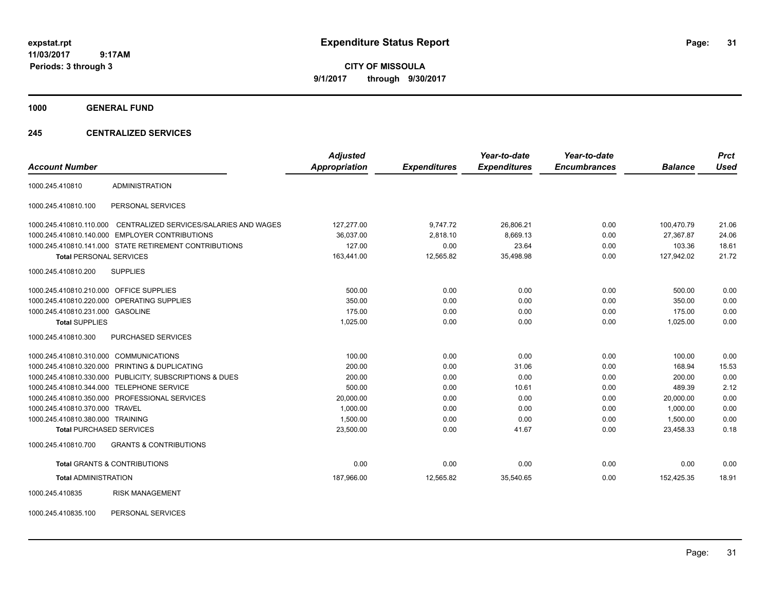**Expenditure Status Report**

**CITY OF MISSOULA**

**9/1/2017 through 9/30/2017**

expstat.rpt
11/03/2017 9:17AM
Periods: 3 through 3

**1000 GENERAL FUND**

**245 CENTRALIZED SERVICES**

| Account Number | | Adjusted Appropriation | Expenditures | Year-to-date Expenditures | Year-to-date Encumbrances | Balance | Prct Used |
|---|---|---|---|---|---|---|---|
| 1000.245.410810 | ADMINISTRATION | | | | | | |
| 1000.245.410810.100 | PERSONAL SERVICES | | | | | | |
| 1000.245.410810.110.000 | CENTRALIZED SERVICES/SALARIES AND WAGES | 127,277.00 | 9,747.72 | 26,806.21 | 0.00 | 100,470.79 | 21.06 |
| 1000.245.410810.140.000 | EMPLOYER CONTRIBUTIONS | 36,037.00 | 2,818.10 | 8,669.13 | 0.00 | 27,367.87 | 24.06 |
| 1000.245.410810.141.000 | STATE RETIREMENT CONTRIBUTIONS | 127.00 | 0.00 | 23.64 | 0.00 | 103.36 | 18.61 |
| **Total** PERSONAL SERVICES | | 163,441.00 | 12,565.82 | 35,498.98 | 0.00 | 127,942.02 | 21.72 |
| 1000.245.410810.200 | SUPPLIES | | | | | | |
| 1000.245.410810.210.000 | OFFICE SUPPLIES | 500.00 | 0.00 | 0.00 | 0.00 | 500.00 | 0.00 |
| 1000.245.410810.220.000 | OPERATING SUPPLIES | 350.00 | 0.00 | 0.00 | 0.00 | 350.00 | 0.00 |
| 1000.245.410810.231.000 | GASOLINE | 175.00 | 0.00 | 0.00 | 0.00 | 175.00 | 0.00 |
| **Total** SUPPLIES | | 1,025.00 | 0.00 | 0.00 | 0.00 | 1,025.00 | 0.00 |
| 1000.245.410810.300 | PURCHASED SERVICES | | | | | | |
| 1000.245.410810.310.000 | COMMUNICATIONS | 100.00 | 0.00 | 0.00 | 0.00 | 100.00 | 0.00 |
| 1000.245.410810.320.000 | PRINTING & DUPLICATING | 200.00 | 0.00 | 31.06 | 0.00 | 168.94 | 15.53 |
| 1000.245.410810.330.000 | PUBLICITY, SUBSCRIPTIONS & DUES | 200.00 | 0.00 | 0.00 | 0.00 | 200.00 | 0.00 |
| 1000.245.410810.344.000 | TELEPHONE SERVICE | 500.00 | 0.00 | 10.61 | 0.00 | 489.39 | 2.12 |
| 1000.245.410810.350.000 | PROFESSIONAL SERVICES | 20,000.00 | 0.00 | 0.00 | 0.00 | 20,000.00 | 0.00 |
| 1000.245.410810.370.000 | TRAVEL | 1,000.00 | 0.00 | 0.00 | 0.00 | 1,000.00 | 0.00 |
| 1000.245.410810.380.000 | TRAINING | 1,500.00 | 0.00 | 0.00 | 0.00 | 1,500.00 | 0.00 |
| **Total** PURCHASED SERVICES | | 23,500.00 | 0.00 | 41.67 | 0.00 | 23,458.33 | 0.18 |
| 1000.245.410810.700 | GRANTS & CONTRIBUTIONS | | | | | | |
| **Total** GRANTS & CONTRIBUTIONS | | 0.00 | 0.00 | 0.00 | 0.00 | 0.00 | 0.00 |
| **Total** ADMINISTRATION | | 187,966.00 | 12,565.82 | 35,540.65 | 0.00 | 152,425.35 | 18.91 |
| 1000.245.410835 | RISK MANAGEMENT | | | | | | |
| 1000.245.410835.100 | PERSONAL SERVICES | | | | | | |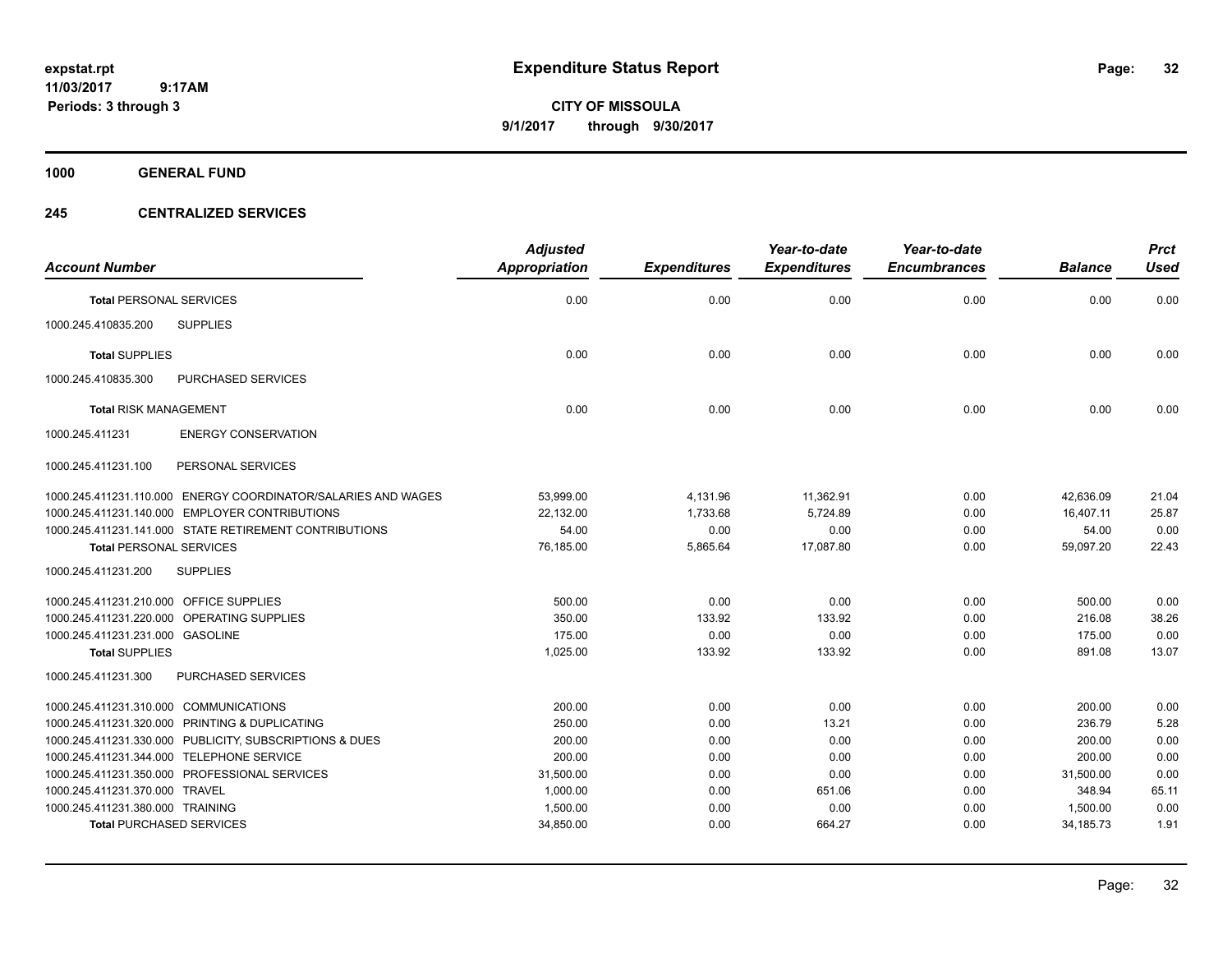# Expenditure Status Report

**CITY OF MISSOULA**
**9/1/2017 through 9/30/2017**

expstat.rpt
11/03/2017 9:17AM
Periods: 3 through 3

**1000 GENERAL FUND**

**245 CENTRALIZED SERVICES**

| Account Number | | Adjusted Appropriation | Expenditures | Year-to-date Expenditures | Year-to-date Encumbrances | Balance | Prct Used |
|---|---|---|---|---|---|---|---|
| **Total** PERSONAL SERVICES | | 0.00 | 0.00 | 0.00 | 0.00 | 0.00 | 0.00 |
| 1000.245.410835.200 | SUPPLIES | | | | | | |
| **Total** SUPPLIES | | 0.00 | 0.00 | 0.00 | 0.00 | 0.00 | 0.00 |
| 1000.245.410835.300 | PURCHASED SERVICES | | | | | | |
| **Total** RISK MANAGEMENT | | 0.00 | 0.00 | 0.00 | 0.00 | 0.00 | 0.00 |
| 1000.245.411231 | ENERGY CONSERVATION | | | | | | |
| 1000.245.411231.100 | PERSONAL SERVICES | | | | | | |
| 1000.245.411231.110.000 | ENERGY COORDINATOR/SALARIES AND WAGES | 53,999.00 | 4,131.96 | 11,362.91 | 0.00 | 42,636.09 | 21.04 |
| 1000.245.411231.140.000 | EMPLOYER CONTRIBUTIONS | 22,132.00 | 1,733.68 | 5,724.89 | 0.00 | 16,407.11 | 25.87 |
| 1000.245.411231.141.000 | STATE RETIREMENT CONTRIBUTIONS | 54.00 | 0.00 | 0.00 | 0.00 | 54.00 | 0.00 |
| **Total** PERSONAL SERVICES | | 76,185.00 | 5,865.64 | 17,087.80 | 0.00 | 59,097.20 | 22.43 |
| 1000.245.411231.200 | SUPPLIES | | | | | | |
| 1000.245.411231.210.000 | OFFICE SUPPLIES | 500.00 | 0.00 | 0.00 | 0.00 | 500.00 | 0.00 |
| 1000.245.411231.220.000 | OPERATING SUPPLIES | 350.00 | 133.92 | 133.92 | 0.00 | 216.08 | 38.26 |
| 1000.245.411231.231.000 | GASOLINE | 175.00 | 0.00 | 0.00 | 0.00 | 175.00 | 0.00 |
| **Total** SUPPLIES | | 1,025.00 | 133.92 | 133.92 | 0.00 | 891.08 | 13.07 |
| 1000.245.411231.300 | PURCHASED SERVICES | | | | | | |
| 1000.245.411231.310.000 | COMMUNICATIONS | 200.00 | 0.00 | 0.00 | 0.00 | 200.00 | 0.00 |
| 1000.245.411231.320.000 | PRINTING & DUPLICATING | 250.00 | 0.00 | 13.21 | 0.00 | 236.79 | 5.28 |
| 1000.245.411231.330.000 | PUBLICITY, SUBSCRIPTIONS & DUES | 200.00 | 0.00 | 0.00 | 0.00 | 200.00 | 0.00 |
| 1000.245.411231.344.000 | TELEPHONE SERVICE | 200.00 | 0.00 | 0.00 | 0.00 | 200.00 | 0.00 |
| 1000.245.411231.350.000 | PROFESSIONAL SERVICES | 31,500.00 | 0.00 | 0.00 | 0.00 | 31,500.00 | 0.00 |
| 1000.245.411231.370.000 | TRAVEL | 1,000.00 | 0.00 | 651.06 | 0.00 | 348.94 | 65.11 |
| 1000.245.411231.380.000 | TRAINING | 1,500.00 | 0.00 | 0.00 | 0.00 | 1,500.00 | 0.00 |
| **Total** PURCHASED SERVICES | | 34,850.00 | 0.00 | 664.27 | 0.00 | 34,185.73 | 1.91 |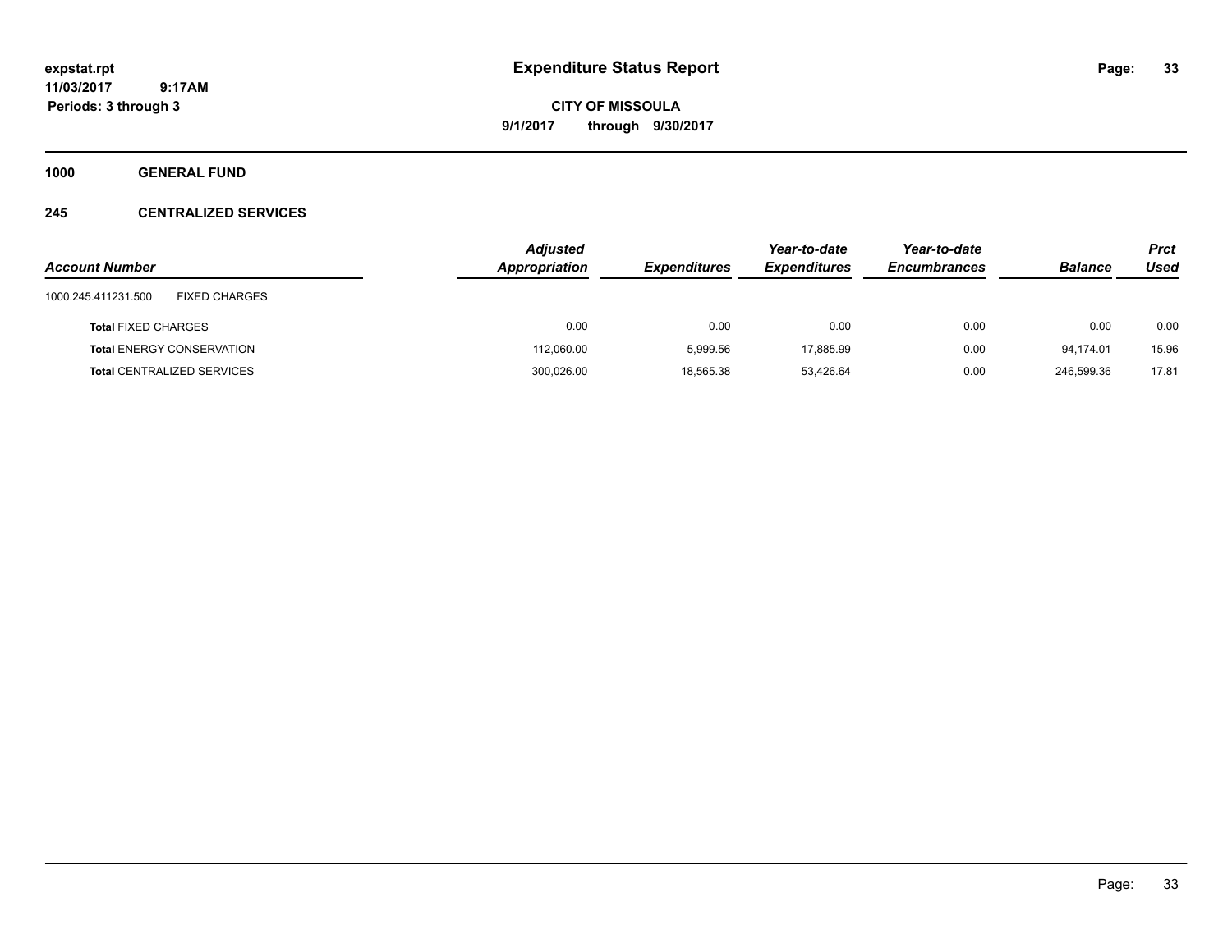**expstat.rpt**
**11/03/2017 9:17AM**
**Periods: 3 through 3**

# Expenditure Status Report

**CITY OF MISSOULA**
**9/1/2017 through 9/30/2017**

## 1000 GENERAL FUND

### 245 CENTRALIZED SERVICES

| Account Number | | Adjusted Appropriation | Expenditures | Year-to-date Expenditures | Year-to-date Encumbrances | Balance | Prct Used |
|---|---|---|---|---|---|---|---|
| 1000.245.411231.500 | FIXED CHARGES | | | | | | |
| **Total** FIXED CHARGES | | 0.00 | 0.00 | 0.00 | 0.00 | 0.00 | 0.00 |
| **Total** ENERGY CONSERVATION | | 112,060.00 | 5,999.56 | 17,885.99 | 0.00 | 94,174.01 | 15.96 |
| **Total** CENTRALIZED SERVICES | | 300,026.00 | 18,565.38 | 53,426.64 | 0.00 | 246,599.36 | 17.81 |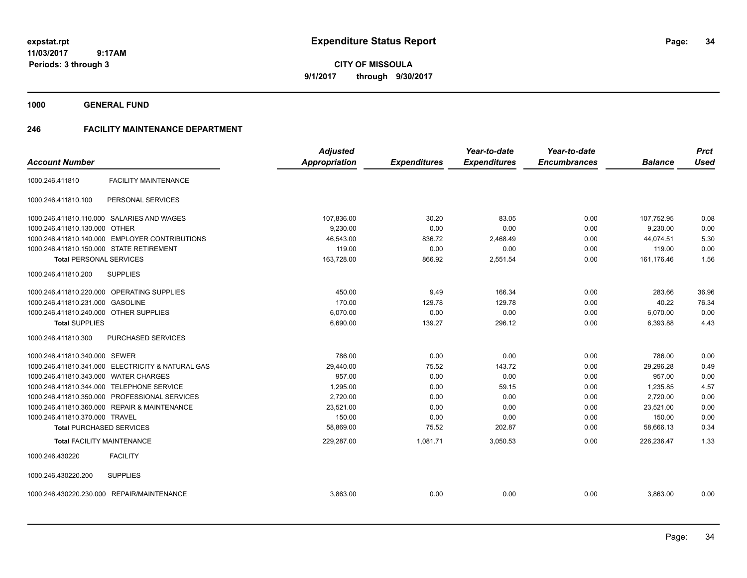**expstat.rpt**
**11/03/2017 9:17AM**
**Periods: 3 through 3**

# Expenditure Status Report

**CITY OF MISSOULA**
**9/1/2017 through 9/30/2017**

## 1000 GENERAL FUND

## 246 FACILITY MAINTENANCE DEPARTMENT

| Account Number | | Adjusted Appropriation | Expenditures | Year-to-date Expenditures | Year-to-date Encumbrances | Balance | Prct Used |
|---|---|---|---|---|---|---|---|
| 1000.246.411810 | FACILITY MAINTENANCE | | | | | | |
| 1000.246.411810.100 | PERSONAL SERVICES | | | | | | |
| 1000.246.411810.110.000 | SALARIES AND WAGES | 107,836.00 | 30.20 | 83.05 | 0.00 | 107,752.95 | 0.08 |
| 1000.246.411810.130.000 | OTHER | 9,230.00 | 0.00 | 0.00 | 0.00 | 9,230.00 | 0.00 |
| 1000.246.411810.140.000 | EMPLOYER CONTRIBUTIONS | 46,543.00 | 836.72 | 2,468.49 | 0.00 | 44,074.51 | 5.30 |
| 1000.246.411810.150.000 | STATE RETIREMENT | 119.00 | 0.00 | 0.00 | 0.00 | 119.00 | 0.00 |
| **Total** PERSONAL SERVICES | | 163,728.00 | 866.92 | 2,551.54 | 0.00 | 161,176.46 | 1.56 |
| 1000.246.411810.200 | SUPPLIES | | | | | | |
| 1000.246.411810.220.000 | OPERATING SUPPLIES | 450.00 | 9.49 | 166.34 | 0.00 | 283.66 | 36.96 |
| 1000.246.411810.231.000 | GASOLINE | 170.00 | 129.78 | 129.78 | 0.00 | 40.22 | 76.34 |
| 1000.246.411810.240.000 | OTHER SUPPLIES | 6,070.00 | 0.00 | 0.00 | 0.00 | 6,070.00 | 0.00 |
| **Total SUPPLIES** | | 6,690.00 | 139.27 | 296.12 | 0.00 | 6,393.88 | 4.43 |
| 1000.246.411810.300 | PURCHASED SERVICES | | | | | | |
| 1000.246.411810.340.000 | SEWER | 786.00 | 0.00 | 0.00 | 0.00 | 786.00 | 0.00 |
| 1000.246.411810.341.000 | ELECTRICITY & NATURAL GAS | 29,440.00 | 75.52 | 143.72 | 0.00 | 29,296.28 | 0.49 |
| 1000.246.411810.343.000 | WATER CHARGES | 957.00 | 0.00 | 0.00 | 0.00 | 957.00 | 0.00 |
| 1000.246.411810.344.000 | TELEPHONE SERVICE | 1,295.00 | 0.00 | 59.15 | 0.00 | 1,235.85 | 4.57 |
| 1000.246.411810.350.000 | PROFESSIONAL SERVICES | 2,720.00 | 0.00 | 0.00 | 0.00 | 2,720.00 | 0.00 |
| 1000.246.411810.360.000 | REPAIR & MAINTENANCE | 23,521.00 | 0.00 | 0.00 | 0.00 | 23,521.00 | 0.00 |
| 1000.246.411810.370.000 | TRAVEL | 150.00 | 0.00 | 0.00 | 0.00 | 150.00 | 0.00 |
| **Total** PURCHASED SERVICES | | 58,869.00 | 75.52 | 202.87 | 0.00 | 58,666.13 | 0.34 |
| **Total** FACILITY MAINTENANCE | | 229,287.00 | 1,081.71 | 3,050.53 | 0.00 | 226,236.47 | 1.33 |
| 1000.246.430220 | FACILITY | | | | | | |
| 1000.246.430220.200 | SUPPLIES | | | | | | |
| 1000.246.430220.230.000 | REPAIR/MAINTENANCE | 3,863.00 | 0.00 | 0.00 | 0.00 | 3,863.00 | 0.00 |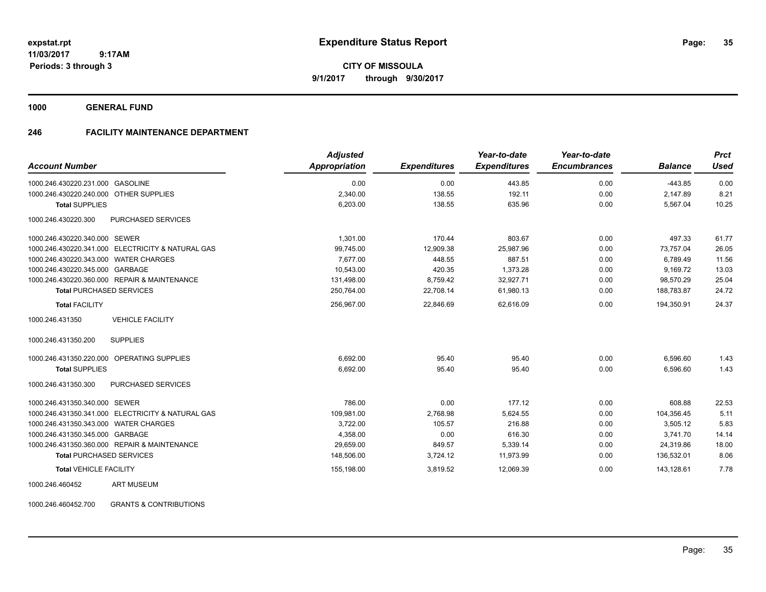**expstat.rpt**
**11/03/2017 9:17AM**
**Periods: 3 through 3**

# Expenditure Status Report

**CITY OF MISSOULA**
**9/1/2017 through 9/30/2017**

## 1000 GENERAL FUND

### 246 FACILITY MAINTENANCE DEPARTMENT

| Account Number | Adjusted Appropriation | Expenditures | Year-to-date Expenditures | Year-to-date Encumbrances | Balance | Prct Used |
|---|---|---|---|---|---|---|
| 1000.246.430220.231.000 GASOLINE | 0.00 | 0.00 | 443.85 | 0.00 | -443.85 | 0.00 |
| 1000.246.430220.240.000 OTHER SUPPLIES | 2,340.00 | 138.55 | 192.11 | 0.00 | 2,147.89 | 8.21 |
| **Total** SUPPLIES | 6,203.00 | 138.55 | 635.96 | 0.00 | 5,567.04 | 10.25 |
| 1000.246.430220.300 PURCHASED SERVICES | | | | | | |
| 1000.246.430220.340.000 SEWER | 1,301.00 | 170.44 | 803.67 | 0.00 | 497.33 | 61.77 |
| 1000.246.430220.341.000 ELECTRICITY & NATURAL GAS | 99,745.00 | 12,909.38 | 25,987.96 | 0.00 | 73,757.04 | 26.05 |
| 1000.246.430220.343.000 WATER CHARGES | 7,677.00 | 448.55 | 887.51 | 0.00 | 6,789.49 | 11.56 |
| 1000.246.430220.345.000 GARBAGE | 10,543.00 | 420.35 | 1,373.28 | 0.00 | 9,169.72 | 13.03 |
| 1000.246.430220.360.000 REPAIR & MAINTENANCE | 131,498.00 | 8,759.42 | 32,927.71 | 0.00 | 98,570.29 | 25.04 |
| **Total** PURCHASED SERVICES | 250,764.00 | 22,708.14 | 61,980.13 | 0.00 | 188,783.87 | 24.72 |
| **Total** FACILITY | 256,967.00 | 22,846.69 | 62,616.09 | 0.00 | 194,350.91 | 24.37 |
| 1000.246.431350 VEHICLE FACILITY | | | | | | |
| 1000.246.431350.200 SUPPLIES | | | | | | |
| 1000.246.431350.220.000 OPERATING SUPPLIES | 6,692.00 | 95.40 | 95.40 | 0.00 | 6,596.60 | 1.43 |
| **Total** SUPPLIES | 6,692.00 | 95.40 | 95.40 | 0.00 | 6,596.60 | 1.43 |
| 1000.246.431350.300 PURCHASED SERVICES | | | | | | |
| 1000.246.431350.340.000 SEWER | 786.00 | 0.00 | 177.12 | 0.00 | 608.88 | 22.53 |
| 1000.246.431350.341.000 ELECTRICITY & NATURAL GAS | 109,981.00 | 2,768.98 | 5,624.55 | 0.00 | 104,356.45 | 5.11 |
| 1000.246.431350.343.000 WATER CHARGES | 3,722.00 | 105.57 | 216.88 | 0.00 | 3,505.12 | 5.83 |
| 1000.246.431350.345.000 GARBAGE | 4,358.00 | 0.00 | 616.30 | 0.00 | 3,741.70 | 14.14 |
| 1000.246.431350.360.000 REPAIR & MAINTENANCE | 29,659.00 | 849.57 | 5,339.14 | 0.00 | 24,319.86 | 18.00 |
| **Total** PURCHASED SERVICES | 148,506.00 | 3,724.12 | 11,973.99 | 0.00 | 136,532.01 | 8.06 |
| **Total** VEHICLE FACILITY | 155,198.00 | 3,819.52 | 12,069.39 | 0.00 | 143,128.61 | 7.78 |
| 1000.246.460452 ART MUSEUM | | | | | | |
| 1000.246.460452.700 GRANTS & CONTRIBUTIONS | | | | | | |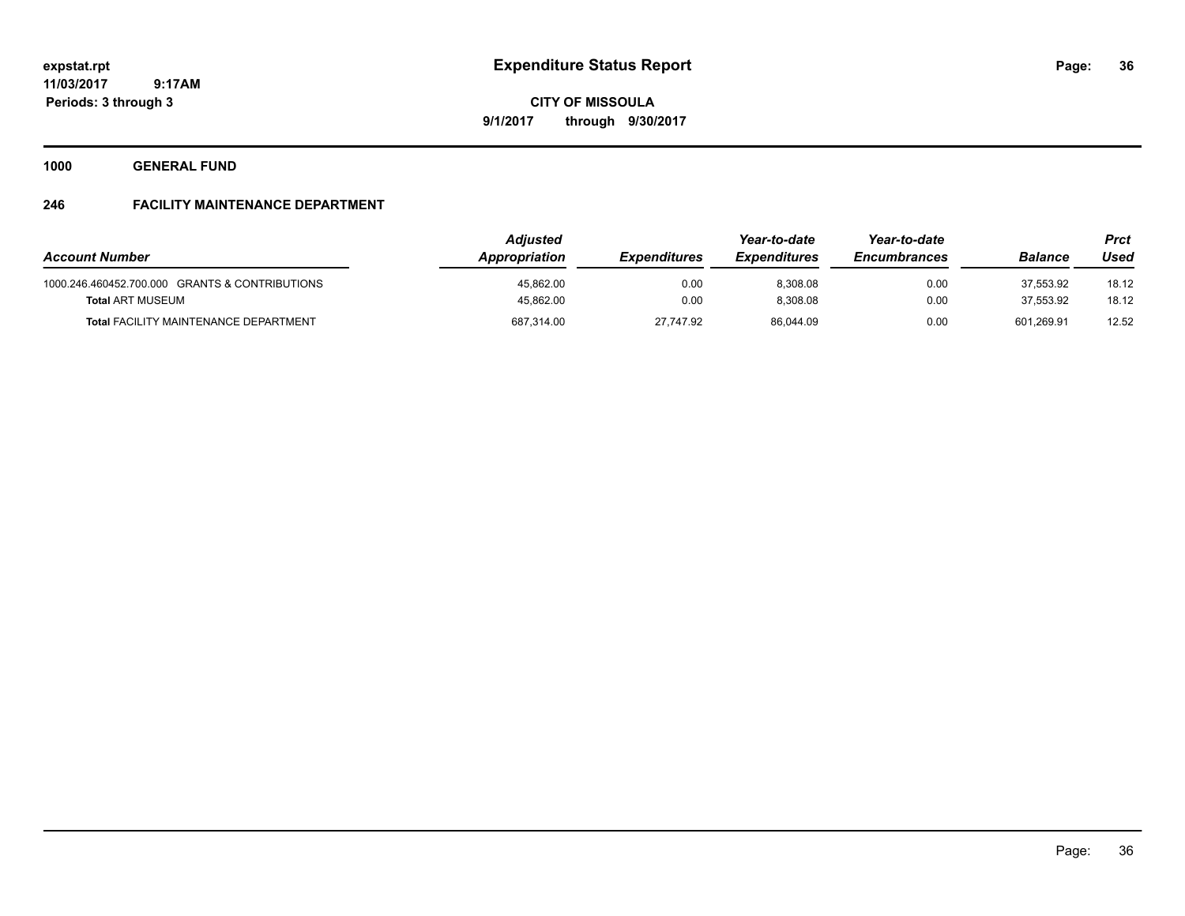expstat.rpt
11/03/2017 9:17AM
Periods: 3 through 3

# Expenditure Status Report

**CITY OF MISSOULA**
**9/1/2017 through 9/30/2017**

## 1000 GENERAL FUND

## 246 FACILITY MAINTENANCE DEPARTMENT

| Account Number | Adjusted Appropriation | Expenditures | Year-to-date Expenditures | Year-to-date Encumbrances | Balance | Prct Used |
|---|---|---|---|---|---|---|
| 1000.246.460452.700.000 GRANTS & CONTRIBUTIONS | 45,862.00 | 0.00 | 8,308.08 | 0.00 | 37,553.92 | 18.12 |
| **Total** ART MUSEUM | 45,862.00 | 0.00 | 8,308.08 | 0.00 | 37,553.92 | 18.12 |
| **Total** FACILITY MAINTENANCE DEPARTMENT | 687,314.00 | 27,747.92 | 86,044.09 | 0.00 | 601,269.91 | 12.52 |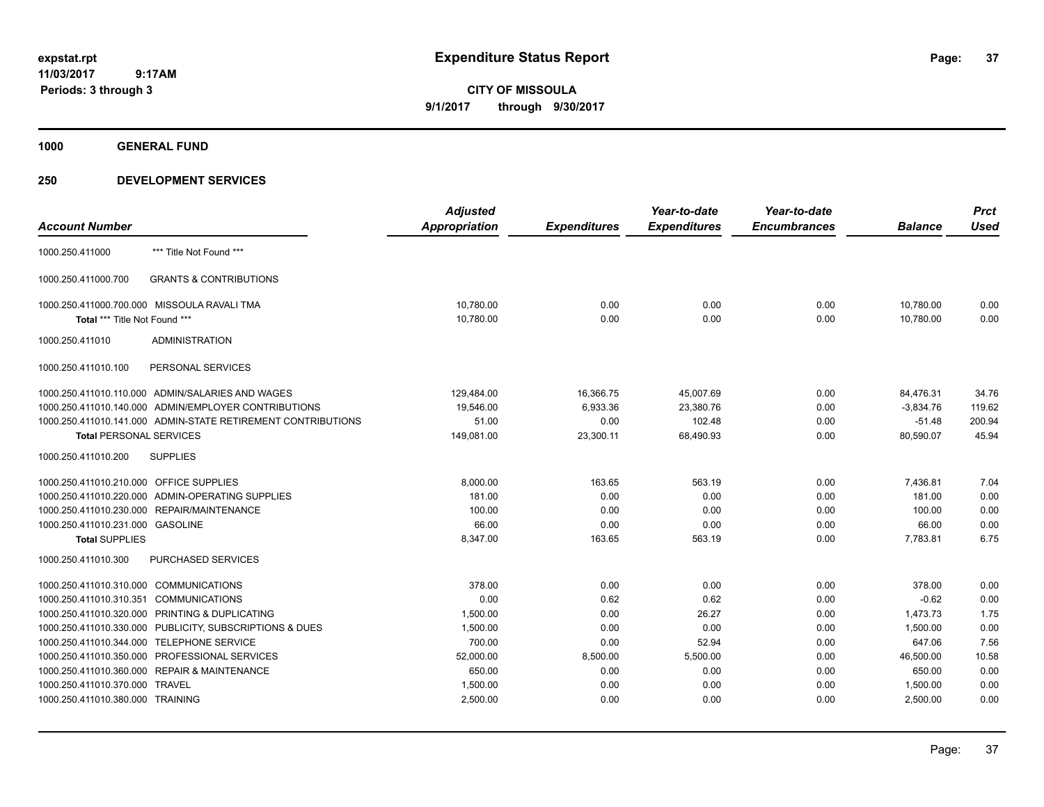**expstat.rpt**
**11/03/2017 9:17AM**
**Periods: 3 through 3**

# Expenditure Status Report

**CITY OF MISSOULA**
**9/1/2017 through 9/30/2017**

## 1000 GENERAL FUND

## 250 DEVELOPMENT SERVICES

| Account Number | | Adjusted Appropriation | Expenditures | Year-to-date Expenditures | Year-to-date Encumbrances | Balance | Prct Used |
|---|---|---|---|---|---|---|---|
| 1000.250.411000 | *** Title Not Found *** | | | | | | |
| 1000.250.411000.700 | GRANTS & CONTRIBUTIONS | | | | | | |
| 1000.250.411000.700.000 | MISSOULA RAVALI TMA | 10,780.00 | 0.00 | 0.00 | 0.00 | 10,780.00 | 0.00 |
| **Total** *** Title Not Found *** | | 10,780.00 | 0.00 | 0.00 | 0.00 | 10,780.00 | 0.00 |
| 1000.250.411010 | ADMINISTRATION | | | | | | |
| 1000.250.411010.100 | PERSONAL SERVICES | | | | | | |
| 1000.250.411010.110.000 | ADMIN/SALARIES AND WAGES | 129,484.00 | 16,366.75 | 45,007.69 | 0.00 | 84,476.31 | 34.76 |
| 1000.250.411010.140.000 | ADMIN/EMPLOYER CONTRIBUTIONS | 19,546.00 | 6,933.36 | 23,380.76 | 0.00 | -3,834.76 | 119.62 |
| 1000.250.411010.141.000 | ADMIN-STATE RETIREMENT CONTRIBUTIONS | 51.00 | 0.00 | 102.48 | 0.00 | -51.48 | 200.94 |
| **Total PERSONAL SERVICES** | | 149,081.00 | 23,300.11 | 68,490.93 | 0.00 | 80,590.07 | 45.94 |
| 1000.250.411010.200 | SUPPLIES | | | | | | |
| 1000.250.411010.210.000 | OFFICE SUPPLIES | 8,000.00 | 163.65 | 563.19 | 0.00 | 7,436.81 | 7.04 |
| 1000.250.411010.220.000 | ADMIN-OPERATING SUPPLIES | 181.00 | 0.00 | 0.00 | 0.00 | 181.00 | 0.00 |
| 1000.250.411010.230.000 | REPAIR/MAINTENANCE | 100.00 | 0.00 | 0.00 | 0.00 | 100.00 | 0.00 |
| 1000.250.411010.231.000 | GASOLINE | 66.00 | 0.00 | 0.00 | 0.00 | 66.00 | 0.00 |
| **Total SUPPLIES** | | 8,347.00 | 163.65 | 563.19 | 0.00 | 7,783.81 | 6.75 |
| 1000.250.411010.300 | PURCHASED SERVICES | | | | | | |
| 1000.250.411010.310.000 | COMMUNICATIONS | 378.00 | 0.00 | 0.00 | 0.00 | 378.00 | 0.00 |
| 1000.250.411010.310.351 | COMMUNICATIONS | 0.00 | 0.62 | 0.62 | 0.00 | -0.62 | 0.00 |
| 1000.250.411010.320.000 | PRINTING & DUPLICATING | 1,500.00 | 0.00 | 26.27 | 0.00 | 1,473.73 | 1.75 |
| 1000.250.411010.330.000 | PUBLICITY, SUBSCRIPTIONS & DUES | 1,500.00 | 0.00 | 0.00 | 0.00 | 1,500.00 | 0.00 |
| 1000.250.411010.344.000 | TELEPHONE SERVICE | 700.00 | 0.00 | 52.94 | 0.00 | 647.06 | 7.56 |
| 1000.250.411010.350.000 | PROFESSIONAL SERVICES | 52,000.00 | 8,500.00 | 5,500.00 | 0.00 | 46,500.00 | 10.58 |
| 1000.250.411010.360.000 | REPAIR & MAINTENANCE | 650.00 | 0.00 | 0.00 | 0.00 | 650.00 | 0.00 |
| 1000.250.411010.370.000 | TRAVEL | 1,500.00 | 0.00 | 0.00 | 0.00 | 1,500.00 | 0.00 |
| 1000.250.411010.380.000 | TRAINING | 2,500.00 | 0.00 | 0.00 | 0.00 | 2,500.00 | 0.00 |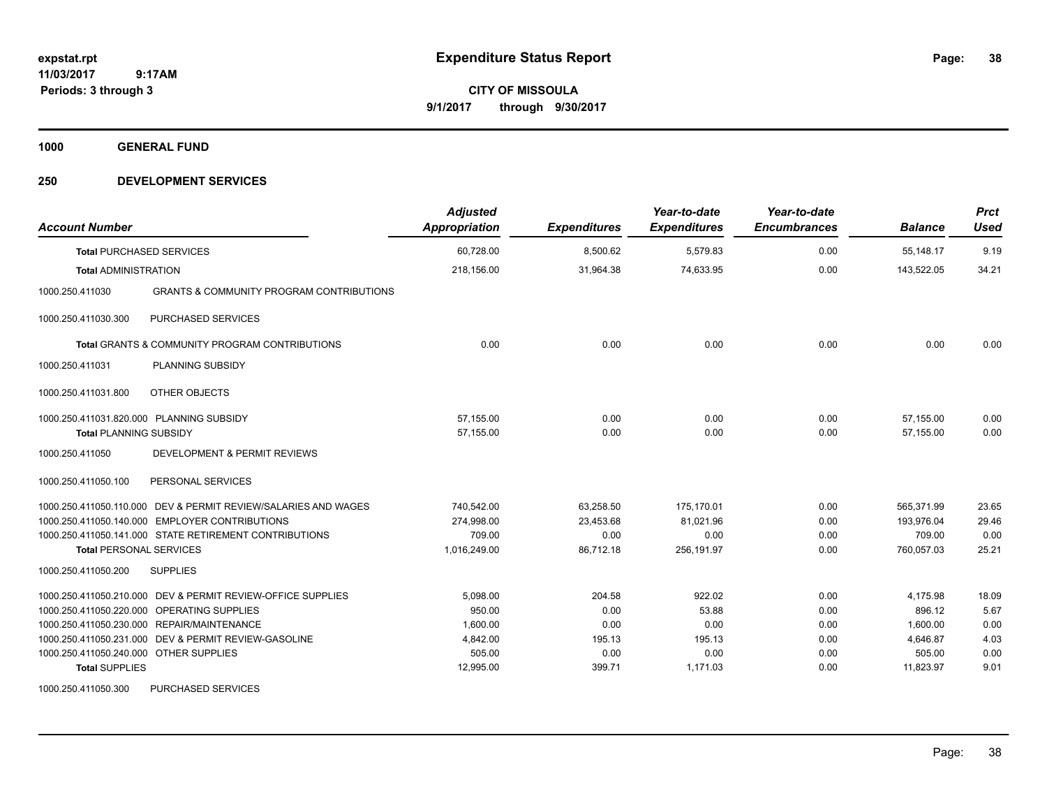# Expenditure Status Report

expstat.rpt
11/03/2017 9:17AM
Periods: 3 through 3

**CITY OF MISSOULA**
**9/1/2017 through 9/30/2017**

## 1000 GENERAL FUND

## 250 DEVELOPMENT SERVICES

| Account Number | | Adjusted Appropriation | Expenditures | Year-to-date Expenditures | Year-to-date Encumbrances | Balance | Prct Used |
|---|---|---|---|---|---|---|---|
| **Total** PURCHASED SERVICES | | 60,728.00 | 8,500.62 | 5,579.83 | 0.00 | 55,148.17 | 9.19 |
| **Total** ADMINISTRATION | | 218,156.00 | 31,964.38 | 74,633.95 | 0.00 | 143,522.05 | 34.21 |
| 1000.250.411030 | GRANTS & COMMUNITY PROGRAM CONTRIBUTIONS | | | | | | |
| 1000.250.411030.300 | PURCHASED SERVICES | | | | | | |
| **Total** GRANTS & COMMUNITY PROGRAM CONTRIBUTIONS | | 0.00 | 0.00 | 0.00 | 0.00 | 0.00 | 0.00 |
| 1000.250.411031 | PLANNING SUBSIDY | | | | | | |
| 1000.250.411031.800 | OTHER OBJECTS | | | | | | |
| 1000.250.411031.820.000 | PLANNING SUBSIDY | 57,155.00 | 0.00 | 0.00 | 0.00 | 57,155.00 | 0.00 |
| **Total** PLANNING SUBSIDY | | 57,155.00 | 0.00 | 0.00 | 0.00 | 57,155.00 | 0.00 |
| 1000.250.411050 | DEVELOPMENT & PERMIT REVIEWS | | | | | | |
| 1000.250.411050.100 | PERSONAL SERVICES | | | | | | |
| 1000.250.411050.110.000 | DEV & PERMIT REVIEW/SALARIES AND WAGES | 740,542.00 | 63,258.50 | 175,170.01 | 0.00 | 565,371.99 | 23.65 |
| 1000.250.411050.140.000 | EMPLOYER CONTRIBUTIONS | 274,998.00 | 23,453.68 | 81,021.96 | 0.00 | 193,976.04 | 29.46 |
| 1000.250.411050.141.000 | STATE RETIREMENT CONTRIBUTIONS | 709.00 | 0.00 | 0.00 | 0.00 | 709.00 | 0.00 |
| **Total** PERSONAL SERVICES | | 1,016,249.00 | 86,712.18 | 256,191.97 | 0.00 | 760,057.03 | 25.21 |
| 1000.250.411050.200 | SUPPLIES | | | | | | |
| 1000.250.411050.210.000 | DEV & PERMIT REVIEW-OFFICE SUPPLIES | 5,098.00 | 204.58 | 922.02 | 0.00 | 4,175.98 | 18.09 |
| 1000.250.411050.220.000 | OPERATING SUPPLIES | 950.00 | 0.00 | 53.88 | 0.00 | 896.12 | 5.67 |
| 1000.250.411050.230.000 | REPAIR/MAINTENANCE | 1,600.00 | 0.00 | 0.00 | 0.00 | 1,600.00 | 0.00 |
| 1000.250.411050.231.000 | DEV & PERMIT REVIEW-GASOLINE | 4,842.00 | 195.13 | 195.13 | 0.00 | 4,646.87 | 4.03 |
| 1000.250.411050.240.000 | OTHER SUPPLIES | 505.00 | 0.00 | 0.00 | 0.00 | 505.00 | 0.00 |
| **Total** SUPPLIES | | 12,995.00 | 399.71 | 1,171.03 | 0.00 | 11,823.97 | 9.01 |
| 1000.250.411050.300 | PURCHASED SERVICES | | | | | | |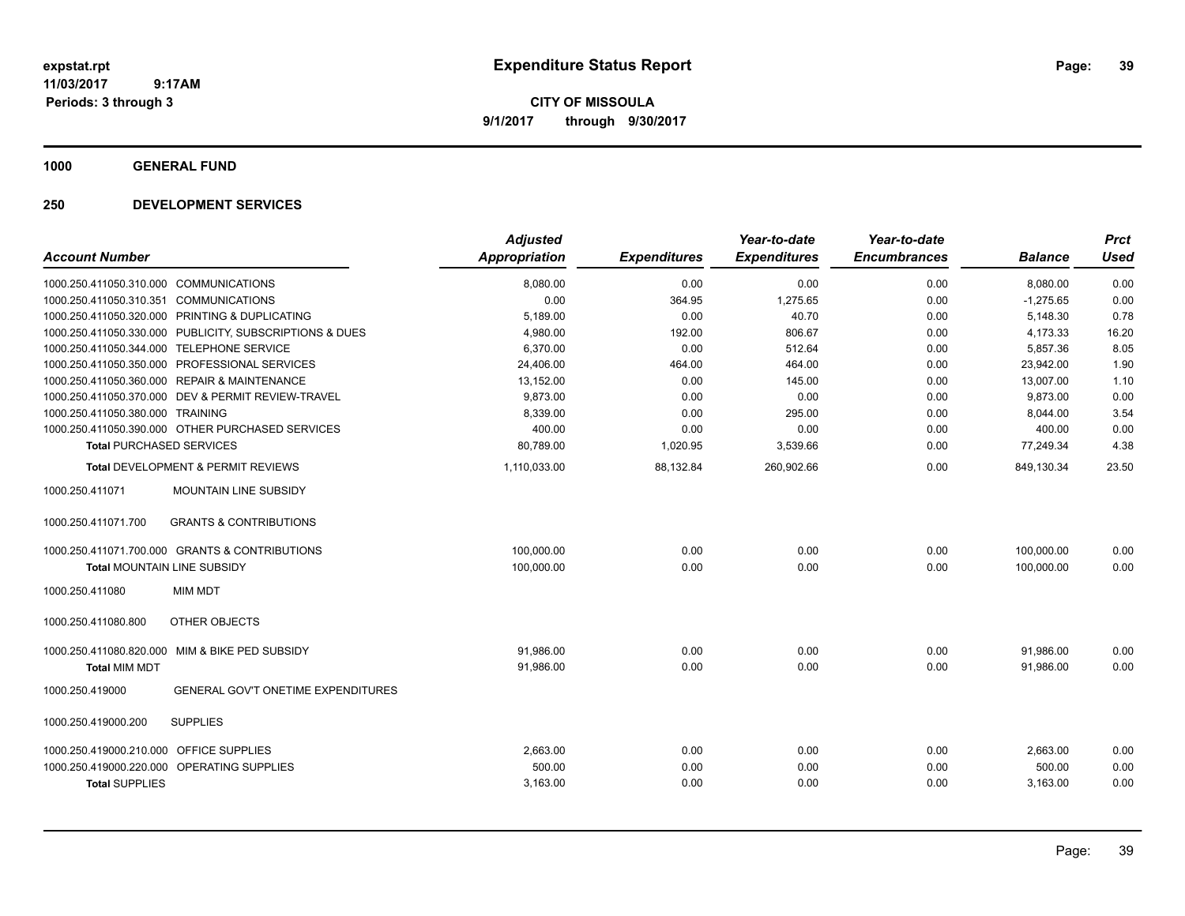**expstat.rpt**
**11/03/2017 9:17AM**
**Periods: 3 through 3**

# Expenditure Status Report

**CITY OF MISSOULA**
**9/1/2017 through 9/30/2017**

## 1000 GENERAL FUND

## 250 DEVELOPMENT SERVICES

| Account Number | | Adjusted Appropriation | Expenditures | Year-to-date Expenditures | Year-to-date Encumbrances | Balance | Prct Used |
|---|---|---|---|---|---|---|---|
| 1000.250.411050.310.000 | COMMUNICATIONS | 8,080.00 | 0.00 | 0.00 | 0.00 | 8,080.00 | 0.00 |
| 1000.250.411050.310.351 | COMMUNICATIONS | 0.00 | 364.95 | 1,275.65 | 0.00 | -1,275.65 | 0.00 |
| 1000.250.411050.320.000 | PRINTING & DUPLICATING | 5,189.00 | 0.00 | 40.70 | 0.00 | 5,148.30 | 0.78 |
| 1000.250.411050.330.000 | PUBLICITY, SUBSCRIPTIONS & DUES | 4,980.00 | 192.00 | 806.67 | 0.00 | 4,173.33 | 16.20 |
| 1000.250.411050.344.000 | TELEPHONE SERVICE | 6,370.00 | 0.00 | 512.64 | 0.00 | 5,857.36 | 8.05 |
| 1000.250.411050.350.000 | PROFESSIONAL SERVICES | 24,406.00 | 464.00 | 464.00 | 0.00 | 23,942.00 | 1.90 |
| 1000.250.411050.360.000 | REPAIR & MAINTENANCE | 13,152.00 | 0.00 | 145.00 | 0.00 | 13,007.00 | 1.10 |
| 1000.250.411050.370.000 | DEV & PERMIT REVIEW-TRAVEL | 9,873.00 | 0.00 | 0.00 | 0.00 | 9,873.00 | 0.00 |
| 1000.250.411050.380.000 | TRAINING | 8,339.00 | 0.00 | 295.00 | 0.00 | 8,044.00 | 3.54 |
| 1000.250.411050.390.000 | OTHER PURCHASED SERVICES | 400.00 | 0.00 | 0.00 | 0.00 | 400.00 | 0.00 |
| **Total** PURCHASED SERVICES | | 80,789.00 | 1,020.95 | 3,539.66 | 0.00 | 77,249.34 | 4.38 |
| **Total** DEVELOPMENT & PERMIT REVIEWS | | 1,110,033.00 | 88,132.84 | 260,902.66 | 0.00 | 849,130.34 | 23.50 |
| 1000.250.411071 | MOUNTAIN LINE SUBSIDY | | | | | | |
| 1000.250.411071.700 | GRANTS & CONTRIBUTIONS | | | | | | |
| 1000.250.411071.700.000 | GRANTS & CONTRIBUTIONS | 100,000.00 | 0.00 | 0.00 | 0.00 | 100,000.00 | 0.00 |
| **Total** MOUNTAIN LINE SUBSIDY | | 100,000.00 | 0.00 | 0.00 | 0.00 | 100,000.00 | 0.00 |
| 1000.250.411080 | MIM MDT | | | | | | |
| 1000.250.411080.800 | OTHER OBJECTS | | | | | | |
| 1000.250.411080.820.000 | MIM & BIKE PED SUBSIDY | 91,986.00 | 0.00 | 0.00 | 0.00 | 91,986.00 | 0.00 |
| **Total** MIM MDT | | 91,986.00 | 0.00 | 0.00 | 0.00 | 91,986.00 | 0.00 |
| 1000.250.419000 | GENERAL GOV'T ONETIME EXPENDITURES | | | | | | |
| 1000.250.419000.200 | SUPPLIES | | | | | | |
| 1000.250.419000.210.000 | OFFICE SUPPLIES | 2,663.00 | 0.00 | 0.00 | 0.00 | 2,663.00 | 0.00 |
| 1000.250.419000.220.000 | OPERATING SUPPLIES | 500.00 | 0.00 | 0.00 | 0.00 | 500.00 | 0.00 |
| **Total** SUPPLIES | | 3,163.00 | 0.00 | 0.00 | 0.00 | 3,163.00 | 0.00 |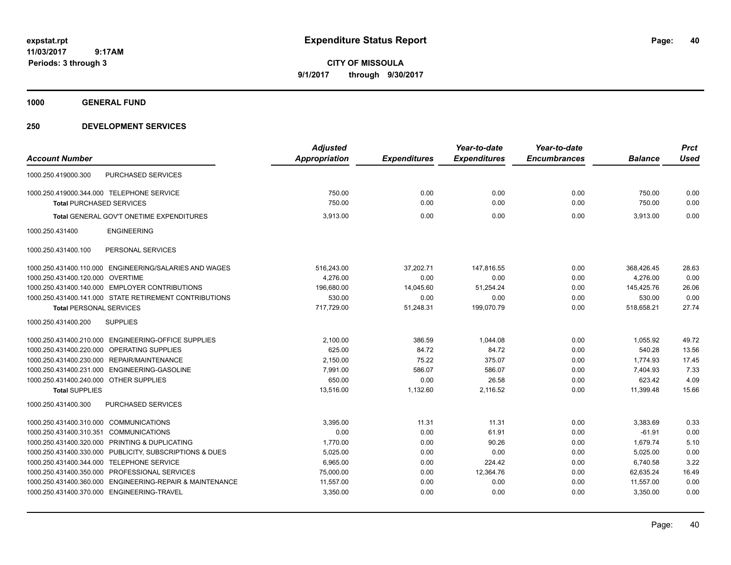**expstat.rpt**
**11/03/2017 9:17AM**
**Periods: 3 through 3**

# Expenditure Status Report

**CITY OF MISSOULA**
**9/1/2017 through 9/30/2017**

## 1000 GENERAL FUND

## 250 DEVELOPMENT SERVICES

| Account Number | | Adjusted Appropriation | Expenditures | Year-to-date Expenditures | Year-to-date Encumbrances | Balance | Prct Used |
|---|---|---|---|---|---|---|---|
| 1000.250.419000.300 | PURCHASED SERVICES | | | | | | |
| 1000.250.419000.344.000 | TELEPHONE SERVICE | 750.00 | 0.00 | 0.00 | 0.00 | 750.00 | 0.00 |
| **Total** PURCHASED SERVICES | | 750.00 | 0.00 | 0.00 | 0.00 | 750.00 | 0.00 |
| **Total** GENERAL GOV'T ONETIME EXPENDITURES | | 3,913.00 | 0.00 | 0.00 | 0.00 | 3,913.00 | 0.00 |
| 1000.250.431400 | ENGINEERING | | | | | | |
| 1000.250.431400.100 | PERSONAL SERVICES | | | | | | |
| 1000.250.431400.110.000 | ENGINEERING/SALARIES AND WAGES | 516,243.00 | 37,202.71 | 147,816.55 | 0.00 | 368,426.45 | 28.63 |
| 1000.250.431400.120.000 | OVERTIME | 4,276.00 | 0.00 | 0.00 | 0.00 | 4,276.00 | 0.00 |
| 1000.250.431400.140.000 | EMPLOYER CONTRIBUTIONS | 196,680.00 | 14,045.60 | 51,254.24 | 0.00 | 145,425.76 | 26.06 |
| 1000.250.431400.141.000 | STATE RETIREMENT CONTRIBUTIONS | 530.00 | 0.00 | 0.00 | 0.00 | 530.00 | 0.00 |
| **Total** PERSONAL SERVICES | | 717,729.00 | 51,248.31 | 199,070.79 | 0.00 | 518,658.21 | 27.74 |
| 1000.250.431400.200 | SUPPLIES | | | | | | |
| 1000.250.431400.210.000 | ENGINEERING-OFFICE SUPPLIES | 2,100.00 | 386.59 | 1,044.08 | 0.00 | 1,055.92 | 49.72 |
| 1000.250.431400.220.000 | OPERATING SUPPLIES | 625.00 | 84.72 | 84.72 | 0.00 | 540.28 | 13.56 |
| 1000.250.431400.230.000 | REPAIR/MAINTENANCE | 2,150.00 | 75.22 | 375.07 | 0.00 | 1,774.93 | 17.45 |
| 1000.250.431400.231.000 | ENGINEERING-GASOLINE | 7,991.00 | 586.07 | 586.07 | 0.00 | 7,404.93 | 7.33 |
| 1000.250.431400.240.000 | OTHER SUPPLIES | 650.00 | 0.00 | 26.58 | 0.00 | 623.42 | 4.09 |
| **Total** SUPPLIES | | 13,516.00 | 1,132.60 | 2,116.52 | 0.00 | 11,399.48 | 15.66 |
| 1000.250.431400.300 | PURCHASED SERVICES | | | | | | |
| 1000.250.431400.310.000 | COMMUNICATIONS | 3,395.00 | 11.31 | 11.31 | 0.00 | 3,383.69 | 0.33 |
| 1000.250.431400.310.351 | COMMUNICATIONS | 0.00 | 0.00 | 61.91 | 0.00 | -61.91 | 0.00 |
| 1000.250.431400.320.000 | PRINTING & DUPLICATING | 1,770.00 | 0.00 | 90.26 | 0.00 | 1,679.74 | 5.10 |
| 1000.250.431400.330.000 | PUBLICITY, SUBSCRIPTIONS & DUES | 5,025.00 | 0.00 | 0.00 | 0.00 | 5,025.00 | 0.00 |
| 1000.250.431400.344.000 | TELEPHONE SERVICE | 6,965.00 | 0.00 | 224.42 | 0.00 | 6,740.58 | 3.22 |
| 1000.250.431400.350.000 | PROFESSIONAL SERVICES | 75,000.00 | 0.00 | 12,364.76 | 0.00 | 62,635.24 | 16.49 |
| 1000.250.431400.360.000 | ENGINEERING-REPAIR & MAINTENANCE | 11,557.00 | 0.00 | 0.00 | 0.00 | 11,557.00 | 0.00 |
| 1000.250.431400.370.000 | ENGINEERING-TRAVEL | 3,350.00 | 0.00 | 0.00 | 0.00 | 3,350.00 | 0.00 |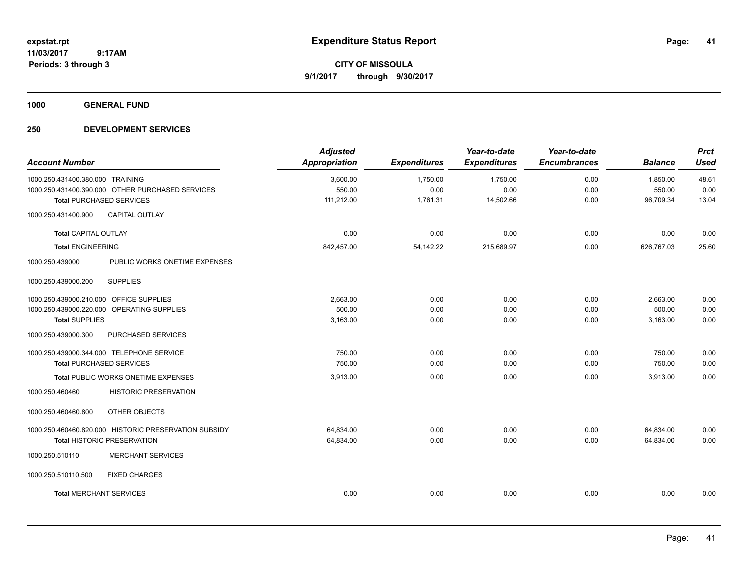**expstat.rpt**
**11/03/2017 9:17AM**
**Periods: 3 through 3**

# Expenditure Status Report

**CITY OF MISSOULA**
**9/1/2017 through 9/30/2017**

## 1000 GENERAL FUND

## 250 DEVELOPMENT SERVICES

| Account Number | Adjusted Appropriation | Expenditures | Year-to-date Expenditures | Year-to-date Encumbrances | Balance | Prct Used |
|---|---|---|---|---|---|---|
| 1000.250.431400.380.000 TRAINING | 3,600.00 | 1,750.00 | 1,750.00 | 0.00 | 1,850.00 | 48.61 |
| 1000.250.431400.390.000 OTHER PURCHASED SERVICES | 550.00 | 0.00 | 0.00 | 0.00 | 550.00 | 0.00 |
| **Total** PURCHASED SERVICES | 111,212.00 | 1,761.31 | 14,502.66 | 0.00 | 96,709.34 | 13.04 |
| 1000.250.431400.900 CAPITAL OUTLAY | | | | | | |
| **Total** CAPITAL OUTLAY | 0.00 | 0.00 | 0.00 | 0.00 | 0.00 | 0.00 |
| **Total** ENGINEERING | 842,457.00 | 54,142.22 | 215,689.97 | 0.00 | 626,767.03 | 25.60 |
| 1000.250.439000 PUBLIC WORKS ONETIME EXPENSES | | | | | | |
| 1000.250.439000.200 SUPPLIES | | | | | | |
| 1000.250.439000.210.000 OFFICE SUPPLIES | 2,663.00 | 0.00 | 0.00 | 0.00 | 2,663.00 | 0.00 |
| 1000.250.439000.220.000 OPERATING SUPPLIES | 500.00 | 0.00 | 0.00 | 0.00 | 500.00 | 0.00 |
| **Total** SUPPLIES | 3,163.00 | 0.00 | 0.00 | 0.00 | 3,163.00 | 0.00 |
| 1000.250.439000.300 PURCHASED SERVICES | | | | | | |
| 1000.250.439000.344.000 TELEPHONE SERVICE | 750.00 | 0.00 | 0.00 | 0.00 | 750.00 | 0.00 |
| **Total** PURCHASED SERVICES | 750.00 | 0.00 | 0.00 | 0.00 | 750.00 | 0.00 |
| **Total** PUBLIC WORKS ONETIME EXPENSES | 3,913.00 | 0.00 | 0.00 | 0.00 | 3,913.00 | 0.00 |
| 1000.250.460460 HISTORIC PRESERVATION | | | | | | |
| 1000.250.460460.800 OTHER OBJECTS | | | | | | |
| 1000.250.460460.820.000 HISTORIC PRESERVATION SUBSIDY | 64,834.00 | 0.00 | 0.00 | 0.00 | 64,834.00 | 0.00 |
| **Total** HISTORIC PRESERVATION | 64,834.00 | 0.00 | 0.00 | 0.00 | 64,834.00 | 0.00 |
| 1000.250.510110 MERCHANT SERVICES | | | | | | |
| 1000.250.510110.500 FIXED CHARGES | | | | | | |
| **Total** MERCHANT SERVICES | 0.00 | 0.00 | 0.00 | 0.00 | 0.00 | 0.00 |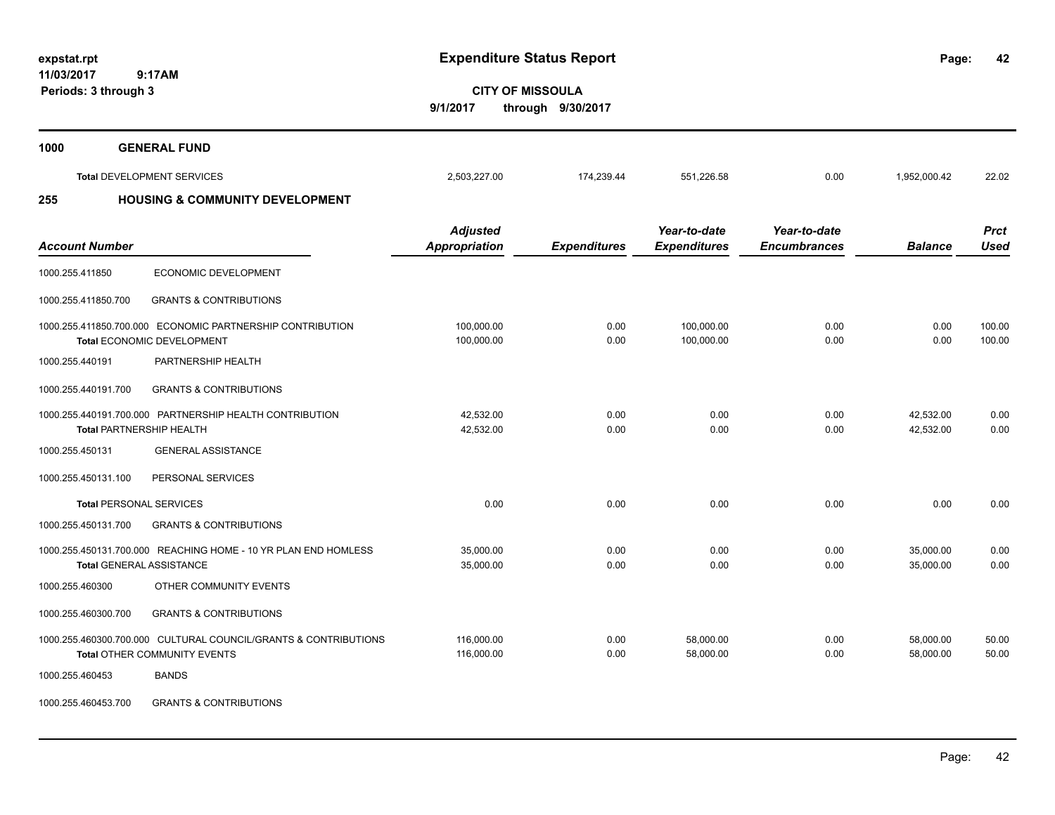**Expenditure Status Report**

**CITY OF MISSOULA**

**9/1/2017 through 9/30/2017**

expstat.rpt
11/03/2017 9:17AM
Periods: 3 through 3

**1000 GENERAL FUND**

| | | | | | | |
|---|---|---|---|---|---|---|
| **Total** DEVELOPMENT SERVICES | 2,503,227.00 | 174,239.44 | 551,226.58 | 0.00 | 1,952,000.42 | 22.02 |

**255 HOUSING & COMMUNITY DEVELOPMENT**

| Account Number | Adjusted Appropriation | Expenditures | Year-to-date Expenditures | Year-to-date Encumbrances | Balance | Prct Used |
|---|---|---|---|---|---|---|
| 1000.255.411850 ECONOMIC DEVELOPMENT | | | | | | |
| 1000.255.411850.700 GRANTS & CONTRIBUTIONS | | | | | | |
| 1000.255.411850.700.000 ECONOMIC PARTNERSHIP CONTRIBUTION | 100,000.00 | 0.00 | 100,000.00 | 0.00 | 0.00 | 100.00 |
| **Total** ECONOMIC DEVELOPMENT | 100,000.00 | 0.00 | 100,000.00 | 0.00 | 0.00 | 100.00 |
| 1000.255.440191 PARTNERSHIP HEALTH | | | | | | |
| 1000.255.440191.700 GRANTS & CONTRIBUTIONS | | | | | | |
| 1000.255.440191.700.000 PARTNERSHIP HEALTH CONTRIBUTION | 42,532.00 | 0.00 | 0.00 | 0.00 | 42,532.00 | 0.00 |
| **Total** PARTNERSHIP HEALTH | 42,532.00 | 0.00 | 0.00 | 0.00 | 42,532.00 | 0.00 |
| 1000.255.450131 GENERAL ASSISTANCE | | | | | | |
| 1000.255.450131.100 PERSONAL SERVICES | | | | | | |
| **Total** PERSONAL SERVICES | 0.00 | 0.00 | 0.00 | 0.00 | 0.00 | 0.00 |
| 1000.255.450131.700 GRANTS & CONTRIBUTIONS | | | | | | |
| 1000.255.450131.700.000 REACHING HOME - 10 YR PLAN END HOMLESS | 35,000.00 | 0.00 | 0.00 | 0.00 | 35,000.00 | 0.00 |
| **Total** GENERAL ASSISTANCE | 35,000.00 | 0.00 | 0.00 | 0.00 | 35,000.00 | 0.00 |
| 1000.255.460300 OTHER COMMUNITY EVENTS | | | | | | |
| 1000.255.460300.700 GRANTS & CONTRIBUTIONS | | | | | | |
| 1000.255.460300.700.000 CULTURAL COUNCIL/GRANTS & CONTRIBUTIONS | 116,000.00 | 0.00 | 58,000.00 | 0.00 | 58,000.00 | 50.00 |
| **Total** OTHER COMMUNITY EVENTS | 116,000.00 | 0.00 | 58,000.00 | 0.00 | 58,000.00 | 50.00 |
| 1000.255.460453 BANDS | | | | | | |
| 1000.255.460453.700 GRANTS & CONTRIBUTIONS | | | | | | |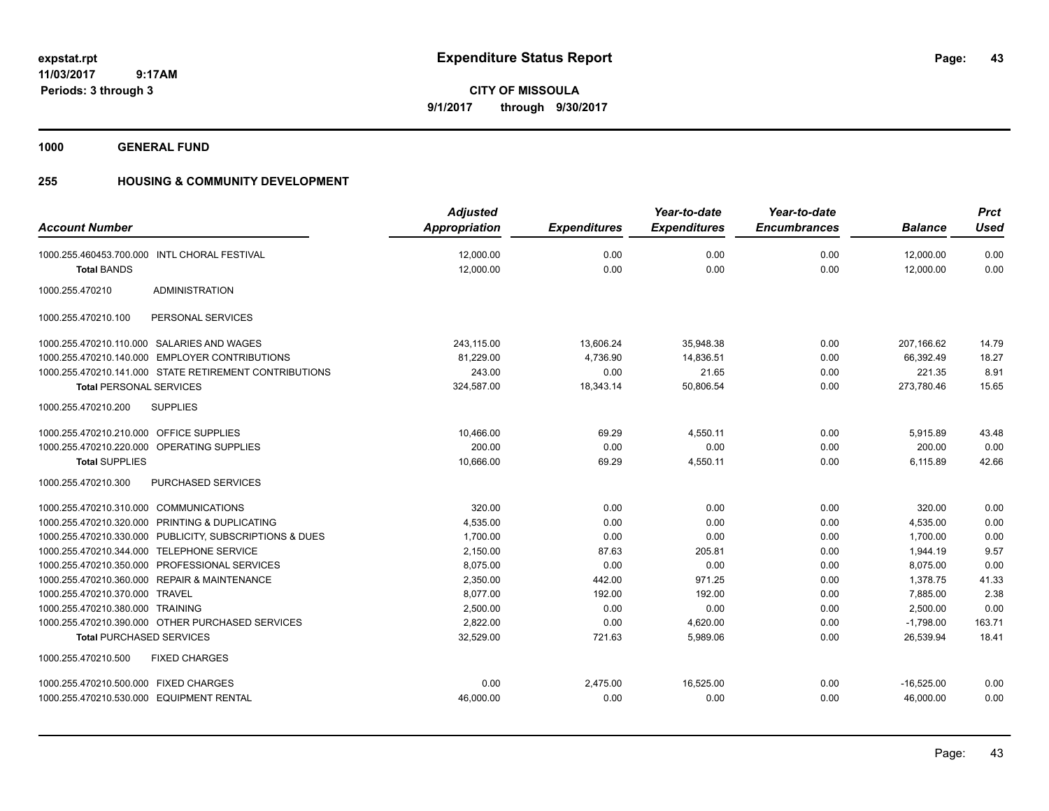**expstat.rpt**
**11/03/2017 9:17AM**
**Periods: 3 through 3**

# Expenditure Status Report

**CITY OF MISSOULA**
**9/1/2017 through 9/30/2017**

## 1000 GENERAL FUND

## 255 HOUSING & COMMUNITY DEVELOPMENT

| Account Number | Adjusted Appropriation | Expenditures | Year-to-date Expenditures | Year-to-date Encumbrances | Balance | Prct Used |
|---|---|---|---|---|---|---|
| 1000.255.460453.700.000 INTL CHORAL FESTIVAL | 12,000.00 | 0.00 | 0.00 | 0.00 | 12,000.00 | 0.00 |
| **Total** BANDS | 12,000.00 | 0.00 | 0.00 | 0.00 | 12,000.00 | 0.00 |
| 1000.255.470210 ADMINISTRATION | | | | | | |
| 1000.255.470210.100 PERSONAL SERVICES | | | | | | |
| 1000.255.470210.110.000 SALARIES AND WAGES | 243,115.00 | 13,606.24 | 35,948.38 | 0.00 | 207,166.62 | 14.79 |
| 1000.255.470210.140.000 EMPLOYER CONTRIBUTIONS | 81,229.00 | 4,736.90 | 14,836.51 | 0.00 | 66,392.49 | 18.27 |
| 1000.255.470210.141.000 STATE RETIREMENT CONTRIBUTIONS | 243.00 | 0.00 | 21.65 | 0.00 | 221.35 | 8.91 |
| **Total** PERSONAL SERVICES | 324,587.00 | 18,343.14 | 50,806.54 | 0.00 | 273,780.46 | 15.65 |
| 1000.255.470210.200 SUPPLIES | | | | | | |
| 1000.255.470210.210.000 OFFICE SUPPLIES | 10,466.00 | 69.29 | 4,550.11 | 0.00 | 5,915.89 | 43.48 |
| 1000.255.470210.220.000 OPERATING SUPPLIES | 200.00 | 0.00 | 0.00 | 0.00 | 200.00 | 0.00 |
| **Total** SUPPLIES | 10,666.00 | 69.29 | 4,550.11 | 0.00 | 6,115.89 | 42.66 |
| 1000.255.470210.300 PURCHASED SERVICES | | | | | | |
| 1000.255.470210.310.000 COMMUNICATIONS | 320.00 | 0.00 | 0.00 | 0.00 | 320.00 | 0.00 |
| 1000.255.470210.320.000 PRINTING & DUPLICATING | 4,535.00 | 0.00 | 0.00 | 0.00 | 4,535.00 | 0.00 |
| 1000.255.470210.330.000 PUBLICITY, SUBSCRIPTIONS & DUES | 1,700.00 | 0.00 | 0.00 | 0.00 | 1,700.00 | 0.00 |
| 1000.255.470210.344.000 TELEPHONE SERVICE | 2,150.00 | 87.63 | 205.81 | 0.00 | 1,944.19 | 9.57 |
| 1000.255.470210.350.000 PROFESSIONAL SERVICES | 8,075.00 | 0.00 | 0.00 | 0.00 | 8,075.00 | 0.00 |
| 1000.255.470210.360.000 REPAIR & MAINTENANCE | 2,350.00 | 442.00 | 971.25 | 0.00 | 1,378.75 | 41.33 |
| 1000.255.470210.370.000 TRAVEL | 8,077.00 | 192.00 | 192.00 | 0.00 | 7,885.00 | 2.38 |
| 1000.255.470210.380.000 TRAINING | 2,500.00 | 0.00 | 0.00 | 0.00 | 2,500.00 | 0.00 |
| 1000.255.470210.390.000 OTHER PURCHASED SERVICES | 2,822.00 | 0.00 | 4,620.00 | 0.00 | -1,798.00 | 163.71 |
| **Total** PURCHASED SERVICES | 32,529.00 | 721.63 | 5,989.06 | 0.00 | 26,539.94 | 18.41 |
| 1000.255.470210.500 FIXED CHARGES | | | | | | |
| 1000.255.470210.500.000 FIXED CHARGES | 0.00 | 2,475.00 | 16,525.00 | 0.00 | -16,525.00 | 0.00 |
| 1000.255.470210.530.000 EQUIPMENT RENTAL | 46,000.00 | 0.00 | 0.00 | 0.00 | 46,000.00 | 0.00 |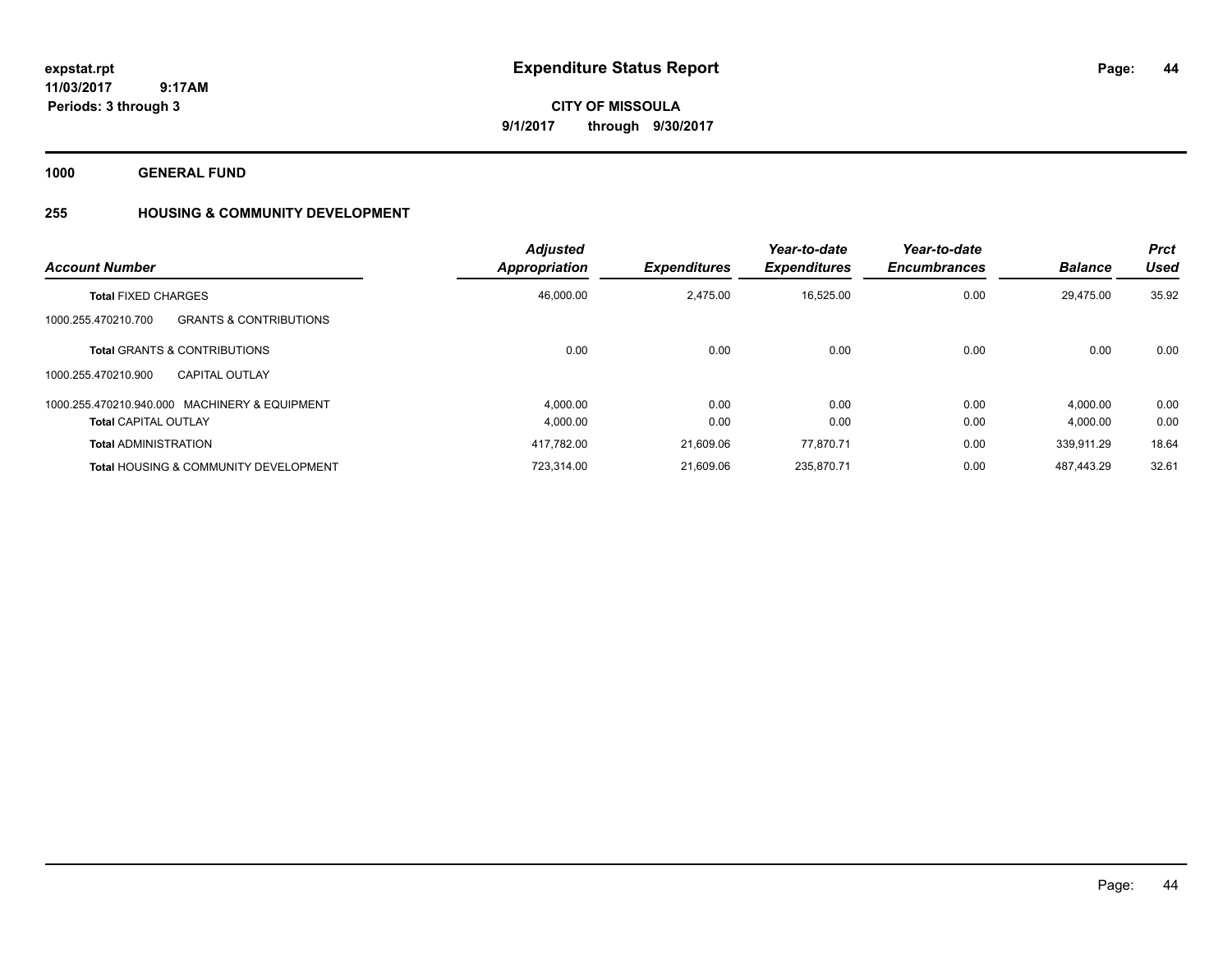**expstat.rpt**
**11/03/2017 9:17AM**
**Periods: 3 through 3**

# Expenditure Status Report

**CITY OF MISSOULA**
**9/1/2017 through 9/30/2017**

## 1000 GENERAL FUND

## 255 HOUSING & COMMUNITY DEVELOPMENT

| Account Number | | Adjusted Appropriation | Expenditures | Year-to-date Expenditures | Year-to-date Encumbrances | Balance | Prct Used |
|---|---|---|---|---|---|---|---|
| **Total** FIXED CHARGES | | 46,000.00 | 2,475.00 | 16,525.00 | 0.00 | 29,475.00 | 35.92 |
| 1000.255.470210.700 | GRANTS & CONTRIBUTIONS | | | | | | |
| **Total** GRANTS & CONTRIBUTIONS | | 0.00 | 0.00 | 0.00 | 0.00 | 0.00 | 0.00 |
| 1000.255.470210.900 | CAPITAL OUTLAY | | | | | | |
| 1000.255.470210.940.000 | MACHINERY & EQUIPMENT | 4,000.00 | 0.00 | 0.00 | 0.00 | 4,000.00 | 0.00 |
| **Total** CAPITAL OUTLAY | | 4,000.00 | 0.00 | 0.00 | 0.00 | 4,000.00 | 0.00 |
| **Total** ADMINISTRATION | | 417,782.00 | 21,609.06 | 77,870.71 | 0.00 | 339,911.29 | 18.64 |
| **Total** HOUSING & COMMUNITY DEVELOPMENT | | 723,314.00 | 21,609.06 | 235,870.71 | 0.00 | 487,443.29 | 32.61 |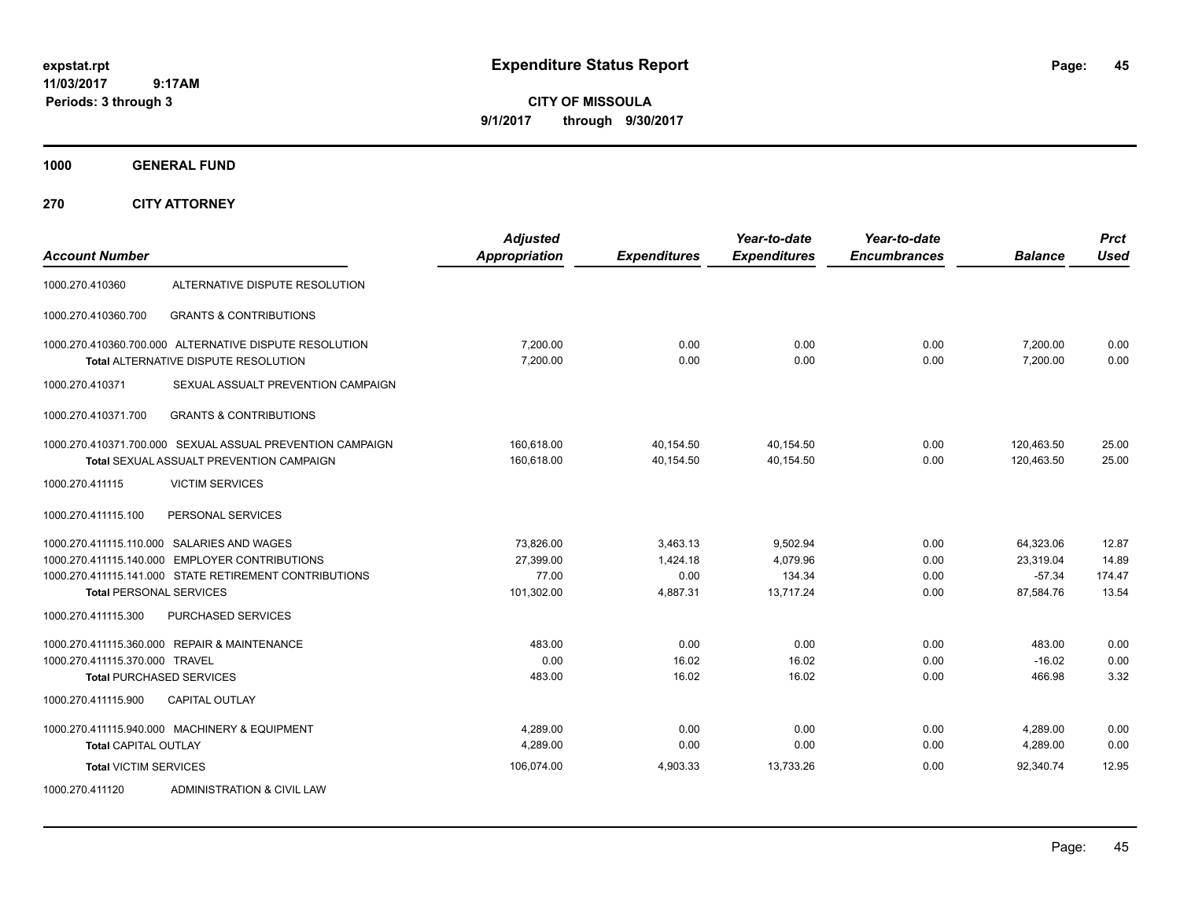**expstat.rpt**
**11/03/2017 9:17AM**
**Periods: 3 through 3**

# Expenditure Status Report

**CITY OF MISSOULA**
**9/1/2017 through 9/30/2017**

## 1000 GENERAL FUND

### 270 CITY ATTORNEY

| Account Number | | Adjusted Appropriation | Expenditures | Year-to-date Expenditures | Year-to-date Encumbrances | Balance | Prct Used |
|---|---|---|---|---|---|---|---|
| 1000.270.410360 | ALTERNATIVE DISPUTE RESOLUTION | | | | | | |
| 1000.270.410360.700 | GRANTS & CONTRIBUTIONS | | | | | | |
| 1000.270.410360.700.000 | ALTERNATIVE DISPUTE RESOLUTION | 7,200.00 | 0.00 | 0.00 | 0.00 | 7,200.00 | 0.00 |
| | Total ALTERNATIVE DISPUTE RESOLUTION | 7,200.00 | 0.00 | 0.00 | 0.00 | 7,200.00 | 0.00 |
| 1000.270.410371 | SEXUAL ASSUALT PREVENTION CAMPAIGN | | | | | | |
| 1000.270.410371.700 | GRANTS & CONTRIBUTIONS | | | | | | |
| 1000.270.410371.700.000 | SEXUAL ASSUAL PREVENTION CAMPAIGN | 160,618.00 | 40,154.50 | 40,154.50 | 0.00 | 120,463.50 | 25.00 |
| | Total SEXUAL ASSUALT PREVENTION CAMPAIGN | 160,618.00 | 40,154.50 | 40,154.50 | 0.00 | 120,463.50 | 25.00 |
| 1000.270.411115 | VICTIM SERVICES | | | | | | |
| 1000.270.411115.100 | PERSONAL SERVICES | | | | | | |
| 1000.270.411115.110.000 | SALARIES AND WAGES | 73,826.00 | 3,463.13 | 9,502.94 | 0.00 | 64,323.06 | 12.87 |
| 1000.270.411115.140.000 | EMPLOYER CONTRIBUTIONS | 27,399.00 | 1,424.18 | 4,079.96 | 0.00 | 23,319.04 | 14.89 |
| 1000.270.411115.141.000 | STATE RETIREMENT CONTRIBUTIONS | 77.00 | 0.00 | 134.34 | 0.00 | -57.34 | 174.47 |
| | Total PERSONAL SERVICES | 101,302.00 | 4,887.31 | 13,717.24 | 0.00 | 87,584.76 | 13.54 |
| 1000.270.411115.300 | PURCHASED SERVICES | | | | | | |
| 1000.270.411115.360.000 | REPAIR & MAINTENANCE | 483.00 | 0.00 | 0.00 | 0.00 | 483.00 | 0.00 |
| 1000.270.411115.370.000 | TRAVEL | 0.00 | 16.02 | 16.02 | 0.00 | -16.02 | 0.00 |
| | Total PURCHASED SERVICES | 483.00 | 16.02 | 16.02 | 0.00 | 466.98 | 3.32 |
| 1000.270.411115.900 | CAPITAL OUTLAY | | | | | | |
| 1000.270.411115.940.000 | MACHINERY & EQUIPMENT | 4,289.00 | 0.00 | 0.00 | 0.00 | 4,289.00 | 0.00 |
| | Total CAPITAL OUTLAY | 4,289.00 | 0.00 | 0.00 | 0.00 | 4,289.00 | 0.00 |
| | Total VICTIM SERVICES | 106,074.00 | 4,903.33 | 13,733.26 | 0.00 | 92,340.74 | 12.95 |
| 1000.270.411120 | ADMINISTRATION & CIVIL LAW | | | | | | |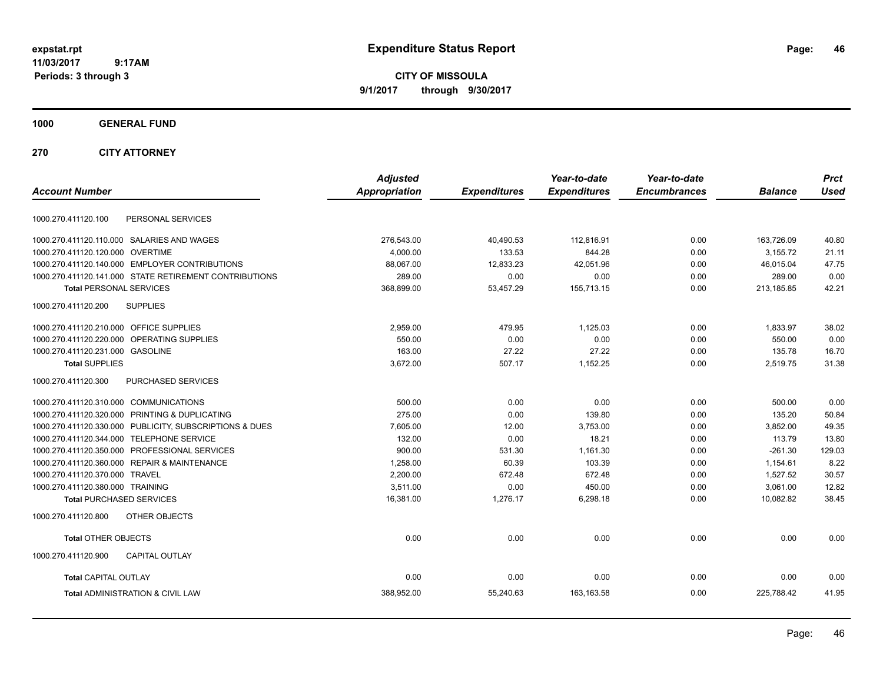**expstat.rpt**
**11/03/2017 9:17AM**
**Periods: 3 through 3**

# Expenditure Status Report

**CITY OF MISSOULA**
**9/1/2017 through 9/30/2017**

## 1000 GENERAL FUND

## 270 CITY ATTORNEY

| Account Number | | Adjusted Appropriation | Expenditures | Year-to-date Expenditures | Year-to-date Encumbrances | Balance | Prct Used |
|---|---|---|---|---|---|---|---|
| 1000.270.411120.100 | PERSONAL SERVICES | | | | | | |
| 1000.270.411120.110.000 | SALARIES AND WAGES | 276,543.00 | 40,490.53 | 112,816.91 | 0.00 | 163,726.09 | 40.80 |
| 1000.270.411120.120.000 | OVERTIME | 4,000.00 | 133.53 | 844.28 | 0.00 | 3,155.72 | 21.11 |
| 1000.270.411120.140.000 | EMPLOYER CONTRIBUTIONS | 88,067.00 | 12,833.23 | 42,051.96 | 0.00 | 46,015.04 | 47.75 |
| 1000.270.411120.141.000 | STATE RETIREMENT CONTRIBUTIONS | 289.00 | 0.00 | 0.00 | 0.00 | 289.00 | 0.00 |
| **Total** PERSONAL SERVICES | | 368,899.00 | 53,457.29 | 155,713.15 | 0.00 | 213,185.85 | 42.21 |
| 1000.270.411120.200 | SUPPLIES | | | | | | |
| 1000.270.411120.210.000 | OFFICE SUPPLIES | 2,959.00 | 479.95 | 1,125.03 | 0.00 | 1,833.97 | 38.02 |
| 1000.270.411120.220.000 | OPERATING SUPPLIES | 550.00 | 0.00 | 0.00 | 0.00 | 550.00 | 0.00 |
| 1000.270.411120.231.000 | GASOLINE | 163.00 | 27.22 | 27.22 | 0.00 | 135.78 | 16.70 |
| **Total** SUPPLIES | | 3,672.00 | 507.17 | 1,152.25 | 0.00 | 2,519.75 | 31.38 |
| 1000.270.411120.300 | PURCHASED SERVICES | | | | | | |
| 1000.270.411120.310.000 | COMMUNICATIONS | 500.00 | 0.00 | 0.00 | 0.00 | 500.00 | 0.00 |
| 1000.270.411120.320.000 | PRINTING & DUPLICATING | 275.00 | 0.00 | 139.80 | 0.00 | 135.20 | 50.84 |
| 1000.270.411120.330.000 | PUBLICITY, SUBSCRIPTIONS & DUES | 7,605.00 | 12.00 | 3,753.00 | 0.00 | 3,852.00 | 49.35 |
| 1000.270.411120.344.000 | TELEPHONE SERVICE | 132.00 | 0.00 | 18.21 | 0.00 | 113.79 | 13.80 |
| 1000.270.411120.350.000 | PROFESSIONAL SERVICES | 900.00 | 531.30 | 1,161.30 | 0.00 | -261.30 | 129.03 |
| 1000.270.411120.360.000 | REPAIR & MAINTENANCE | 1,258.00 | 60.39 | 103.39 | 0.00 | 1,154.61 | 8.22 |
| 1000.270.411120.370.000 | TRAVEL | 2,200.00 | 672.48 | 672.48 | 0.00 | 1,527.52 | 30.57 |
| 1000.270.411120.380.000 | TRAINING | 3,511.00 | 0.00 | 450.00 | 0.00 | 3,061.00 | 12.82 |
| **Total** PURCHASED SERVICES | | 16,381.00 | 1,276.17 | 6,298.18 | 0.00 | 10,082.82 | 38.45 |
| 1000.270.411120.800 | OTHER OBJECTS | | | | | | |
| **Total** OTHER OBJECTS | | 0.00 | 0.00 | 0.00 | 0.00 | 0.00 | 0.00 |
| 1000.270.411120.900 | CAPITAL OUTLAY | | | | | | |
| **Total** CAPITAL OUTLAY | | 0.00 | 0.00 | 0.00 | 0.00 | 0.00 | 0.00 |
| **Total** ADMINISTRATION & CIVIL LAW | | 388,952.00 | 55,240.63 | 163,163.58 | 0.00 | 225,788.42 | 41.95 |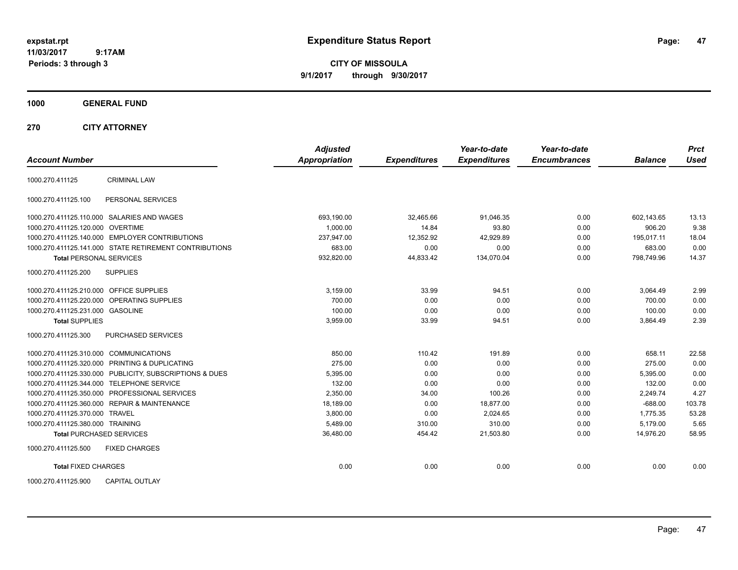**expstat.rpt**
**11/03/2017 9:17AM**
**Periods: 3 through 3**

# Expenditure Status Report

**CITY OF MISSOULA**
**9/1/2017 through 9/30/2017**

## 1000 GENERAL FUND

### 270 CITY ATTORNEY

| Account Number | | Adjusted Appropriation | Expenditures | Year-to-date Expenditures | Year-to-date Encumbrances | Balance | Prct Used |
|---|---|---|---|---|---|---|---|
| 1000.270.411125 | CRIMINAL LAW | | | | | | |
| 1000.270.411125.100 | PERSONAL SERVICES | | | | | | |
| 1000.270.411125.110.000 | SALARIES AND WAGES | 693,190.00 | 32,465.66 | 91,046.35 | 0.00 | 602,143.65 | 13.13 |
| 1000.270.411125.120.000 | OVERTIME | 1,000.00 | 14.84 | 93.80 | 0.00 | 906.20 | 9.38 |
| 1000.270.411125.140.000 | EMPLOYER CONTRIBUTIONS | 237,947.00 | 12,352.92 | 42,929.89 | 0.00 | 195,017.11 | 18.04 |
| 1000.270.411125.141.000 | STATE RETIREMENT CONTRIBUTIONS | 683.00 | 0.00 | 0.00 | 0.00 | 683.00 | 0.00 |
| **Total** PERSONAL SERVICES | | 932,820.00 | 44,833.42 | 134,070.04 | 0.00 | 798,749.96 | 14.37 |
| 1000.270.411125.200 | SUPPLIES | | | | | | |
| 1000.270.411125.210.000 | OFFICE SUPPLIES | 3,159.00 | 33.99 | 94.51 | 0.00 | 3,064.49 | 2.99 |
| 1000.270.411125.220.000 | OPERATING SUPPLIES | 700.00 | 0.00 | 0.00 | 0.00 | 700.00 | 0.00 |
| 1000.270.411125.231.000 | GASOLINE | 100.00 | 0.00 | 0.00 | 0.00 | 100.00 | 0.00 |
| **Total** SUPPLIES | | 3,959.00 | 33.99 | 94.51 | 0.00 | 3,864.49 | 2.39 |
| 1000.270.411125.300 | PURCHASED SERVICES | | | | | | |
| 1000.270.411125.310.000 | COMMUNICATIONS | 850.00 | 110.42 | 191.89 | 0.00 | 658.11 | 22.58 |
| 1000.270.411125.320.000 | PRINTING & DUPLICATING | 275.00 | 0.00 | 0.00 | 0.00 | 275.00 | 0.00 |
| 1000.270.411125.330.000 | PUBLICITY, SUBSCRIPTIONS & DUES | 5,395.00 | 0.00 | 0.00 | 0.00 | 5,395.00 | 0.00 |
| 1000.270.411125.344.000 | TELEPHONE SERVICE | 132.00 | 0.00 | 0.00 | 0.00 | 132.00 | 0.00 |
| 1000.270.411125.350.000 | PROFESSIONAL SERVICES | 2,350.00 | 34.00 | 100.26 | 0.00 | 2,249.74 | 4.27 |
| 1000.270.411125.360.000 | REPAIR & MAINTENANCE | 18,189.00 | 0.00 | 18,877.00 | 0.00 | -688.00 | 103.78 |
| 1000.270.411125.370.000 | TRAVEL | 3,800.00 | 0.00 | 2,024.65 | 0.00 | 1,775.35 | 53.28 |
| 1000.270.411125.380.000 | TRAINING | 5,489.00 | 310.00 | 310.00 | 0.00 | 5,179.00 | 5.65 |
| **Total** PURCHASED SERVICES | | 36,480.00 | 454.42 | 21,503.80 | 0.00 | 14,976.20 | 58.95 |
| 1000.270.411125.500 | FIXED CHARGES | | | | | | |
| **Total** FIXED CHARGES | | 0.00 | 0.00 | 0.00 | 0.00 | 0.00 | 0.00 |
| 1000.270.411125.900 | CAPITAL OUTLAY | | | | | | |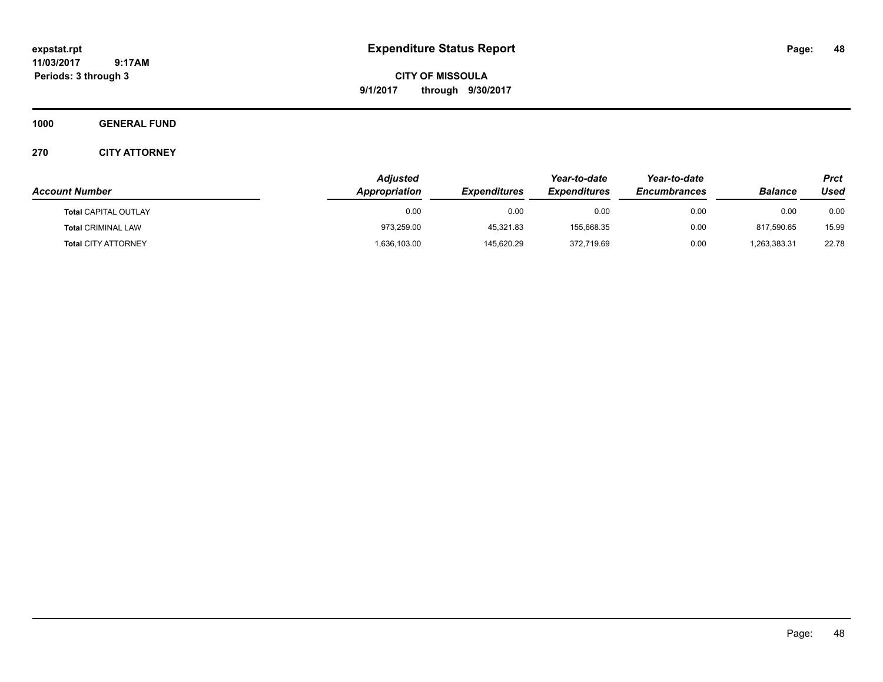**1000 GENERAL FUND**

**270 CITY ATTORNEY**

| Account Number | Adjusted Appropriation | Expenditures | Year-to-date Expenditures | Year-to-date Encumbrances | Balance | Prct Used |
|---|---|---|---|---|---|---|
| **Total** CAPITAL OUTLAY | 0.00 | 0.00 | 0.00 | 0.00 | 0.00 | 0.00 |
| **Total** CRIMINAL LAW | 973,259.00 | 45,321.83 | 155,668.35 | 0.00 | 817,590.65 | 15.99 |
| **Total** CITY ATTORNEY | 1,636,103.00 | 145,620.29 | 372,719.69 | 0.00 | 1,263,383.31 | 22.78 |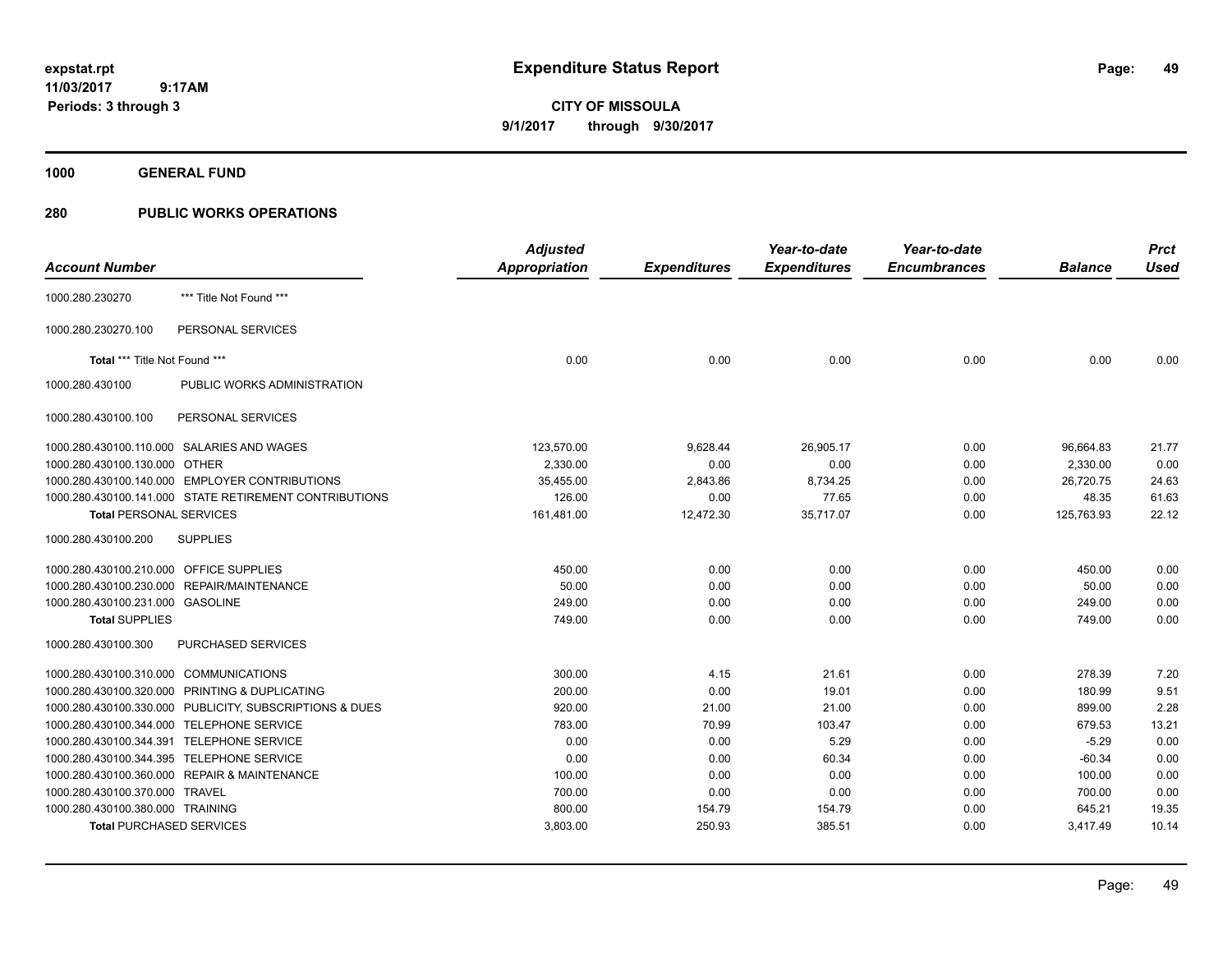# Expenditure Status Report

expstat.rpt
11/03/2017 9:17AM
Periods: 3 through 3

**CITY OF MISSOULA**
**9/1/2017 through 9/30/2017**

**1000 GENERAL FUND**

**280 PUBLIC WORKS OPERATIONS**

| Account Number | | Adjusted Appropriation | Expenditures | Year-to-date Expenditures | Year-to-date Encumbrances | Balance | Prct Used |
|---|---|---|---|---|---|---|---|
| 1000.280.230270 | *** Title Not Found *** | | | | | | |
| 1000.280.230270.100 | PERSONAL SERVICES | | | | | | |
| **Total** *** Title Not Found *** | | 0.00 | 0.00 | 0.00 | 0.00 | 0.00 | 0.00 |
| 1000.280.430100 | PUBLIC WORKS ADMINISTRATION | | | | | | |
| 1000.280.430100.100 | PERSONAL SERVICES | | | | | | |
| 1000.280.430100.110.000 | SALARIES AND WAGES | 123,570.00 | 9,628.44 | 26,905.17 | 0.00 | 96,664.83 | 21.77 |
| 1000.280.430100.130.000 | OTHER | 2,330.00 | 0.00 | 0.00 | 0.00 | 2,330.00 | 0.00 |
| 1000.280.430100.140.000 | EMPLOYER CONTRIBUTIONS | 35,455.00 | 2,843.86 | 8,734.25 | 0.00 | 26,720.75 | 24.63 |
| 1000.280.430100.141.000 | STATE RETIREMENT CONTRIBUTIONS | 126.00 | 0.00 | 77.65 | 0.00 | 48.35 | 61.63 |
| **Total** PERSONAL SERVICES | | 161,481.00 | 12,472.30 | 35,717.07 | 0.00 | 125,763.93 | 22.12 |
| 1000.280.430100.200 | SUPPLIES | | | | | | |
| 1000.280.430100.210.000 | OFFICE SUPPLIES | 450.00 | 0.00 | 0.00 | 0.00 | 450.00 | 0.00 |
| 1000.280.430100.230.000 | REPAIR/MAINTENANCE | 50.00 | 0.00 | 0.00 | 0.00 | 50.00 | 0.00 |
| 1000.280.430100.231.000 | GASOLINE | 249.00 | 0.00 | 0.00 | 0.00 | 249.00 | 0.00 |
| **Total** SUPPLIES | | 749.00 | 0.00 | 0.00 | 0.00 | 749.00 | 0.00 |
| 1000.280.430100.300 | PURCHASED SERVICES | | | | | | |
| 1000.280.430100.310.000 | COMMUNICATIONS | 300.00 | 4.15 | 21.61 | 0.00 | 278.39 | 7.20 |
| 1000.280.430100.320.000 | PRINTING & DUPLICATING | 200.00 | 0.00 | 19.01 | 0.00 | 180.99 | 9.51 |
| 1000.280.430100.330.000 | PUBLICITY, SUBSCRIPTIONS & DUES | 920.00 | 21.00 | 21.00 | 0.00 | 899.00 | 2.28 |
| 1000.280.430100.344.000 | TELEPHONE SERVICE | 783.00 | 70.99 | 103.47 | 0.00 | 679.53 | 13.21 |
| 1000.280.430100.344.391 | TELEPHONE SERVICE | 0.00 | 0.00 | 5.29 | 0.00 | -5.29 | 0.00 |
| 1000.280.430100.344.395 | TELEPHONE SERVICE | 0.00 | 0.00 | 60.34 | 0.00 | -60.34 | 0.00 |
| 1000.280.430100.360.000 | REPAIR & MAINTENANCE | 100.00 | 0.00 | 0.00 | 0.00 | 100.00 | 0.00 |
| 1000.280.430100.370.000 | TRAVEL | 700.00 | 0.00 | 0.00 | 0.00 | 700.00 | 0.00 |
| 1000.280.430100.380.000 | TRAINING | 800.00 | 154.79 | 154.79 | 0.00 | 645.21 | 19.35 |
| **Total** PURCHASED SERVICES | | 3,803.00 | 250.93 | 385.51 | 0.00 | 3,417.49 | 10.14 |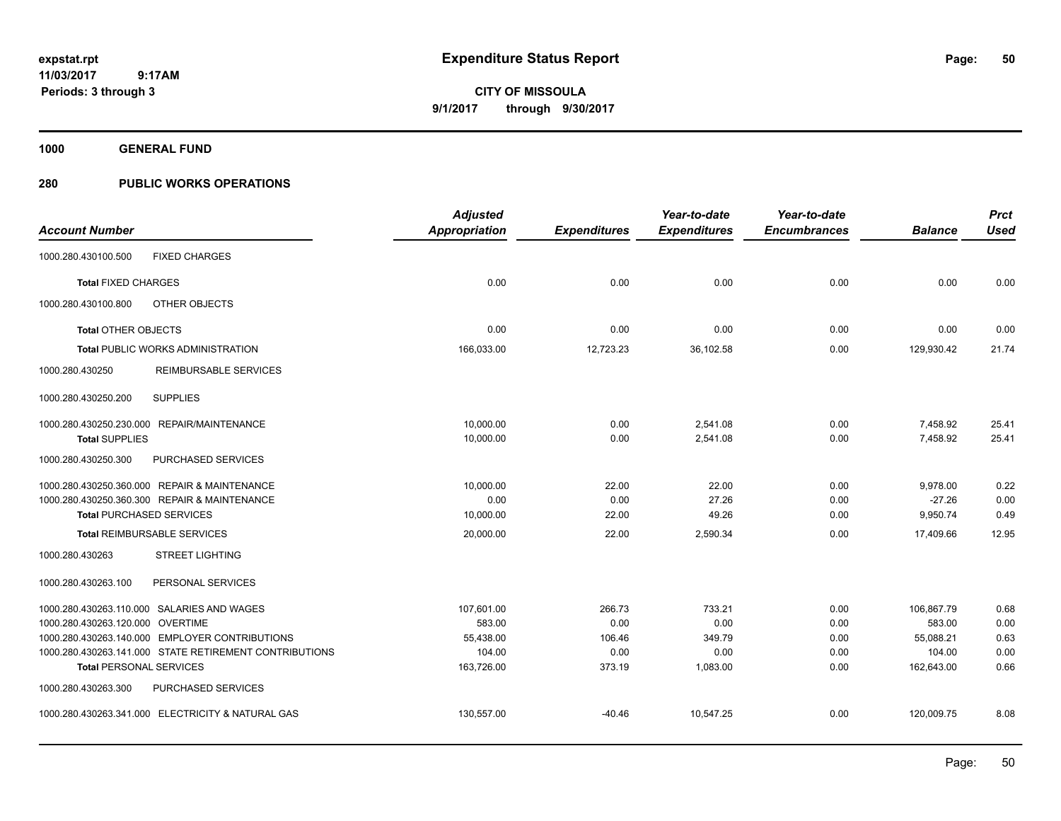**expstat.rpt**
**11/03/2017 9:17AM**
**Periods: 3 through 3**

# Expenditure Status Report

**CITY OF MISSOULA**
**9/1/2017 through 9/30/2017**

## 1000 GENERAL FUND

## 280 PUBLIC WORKS OPERATIONS

| Account Number | Adjusted Appropriation | Expenditures | Year-to-date Expenditures | Year-to-date Encumbrances | Balance | Prct Used |
|---|---|---|---|---|---|---|
| 1000.280.430100.500 FIXED CHARGES | | | | | | |
| **Total** FIXED CHARGES | 0.00 | 0.00 | 0.00 | 0.00 | 0.00 | 0.00 |
| 1000.280.430100.800 OTHER OBJECTS | | | | | | |
| **Total** OTHER OBJECTS | 0.00 | 0.00 | 0.00 | 0.00 | 0.00 | 0.00 |
| **Total** PUBLIC WORKS ADMINISTRATION | 166,033.00 | 12,723.23 | 36,102.58 | 0.00 | 129,930.42 | 21.74 |
| 1000.280.430250 REIMBURSABLE SERVICES | | | | | | |
| 1000.280.430250.200 SUPPLIES | | | | | | |
| 1000.280.430250.230.000 REPAIR/MAINTENANCE | 10,000.00 | 0.00 | 2,541.08 | 0.00 | 7,458.92 | 25.41 |
| **Total** SUPPLIES | 10,000.00 | 0.00 | 2,541.08 | 0.00 | 7,458.92 | 25.41 |
| 1000.280.430250.300 PURCHASED SERVICES | | | | | | |
| 1000.280.430250.360.000 REPAIR & MAINTENANCE | 10,000.00 | 22.00 | 22.00 | 0.00 | 9,978.00 | 0.22 |
| 1000.280.430250.360.300 REPAIR & MAINTENANCE | 0.00 | 0.00 | 27.26 | 0.00 | -27.26 | 0.00 |
| **Total** PURCHASED SERVICES | 10,000.00 | 22.00 | 49.26 | 0.00 | 9,950.74 | 0.49 |
| **Total** REIMBURSABLE SERVICES | 20,000.00 | 22.00 | 2,590.34 | 0.00 | 17,409.66 | 12.95 |
| 1000.280.430263 STREET LIGHTING | | | | | | |
| 1000.280.430263.100 PERSONAL SERVICES | | | | | | |
| 1000.280.430263.110.000 SALARIES AND WAGES | 107,601.00 | 266.73 | 733.21 | 0.00 | 106,867.79 | 0.68 |
| 1000.280.430263.120.000 OVERTIME | 583.00 | 0.00 | 0.00 | 0.00 | 583.00 | 0.00 |
| 1000.280.430263.140.000 EMPLOYER CONTRIBUTIONS | 55,438.00 | 106.46 | 349.79 | 0.00 | 55,088.21 | 0.63 |
| 1000.280.430263.141.000 STATE RETIREMENT CONTRIBUTIONS | 104.00 | 0.00 | 0.00 | 0.00 | 104.00 | 0.00 |
| **Total** PERSONAL SERVICES | 163,726.00 | 373.19 | 1,083.00 | 0.00 | 162,643.00 | 0.66 |
| 1000.280.430263.300 PURCHASED SERVICES | | | | | | |
| 1000.280.430263.341.000 ELECTRICITY & NATURAL GAS | 130,557.00 | -40.46 | 10,547.25 | 0.00 | 120,009.75 | 8.08 |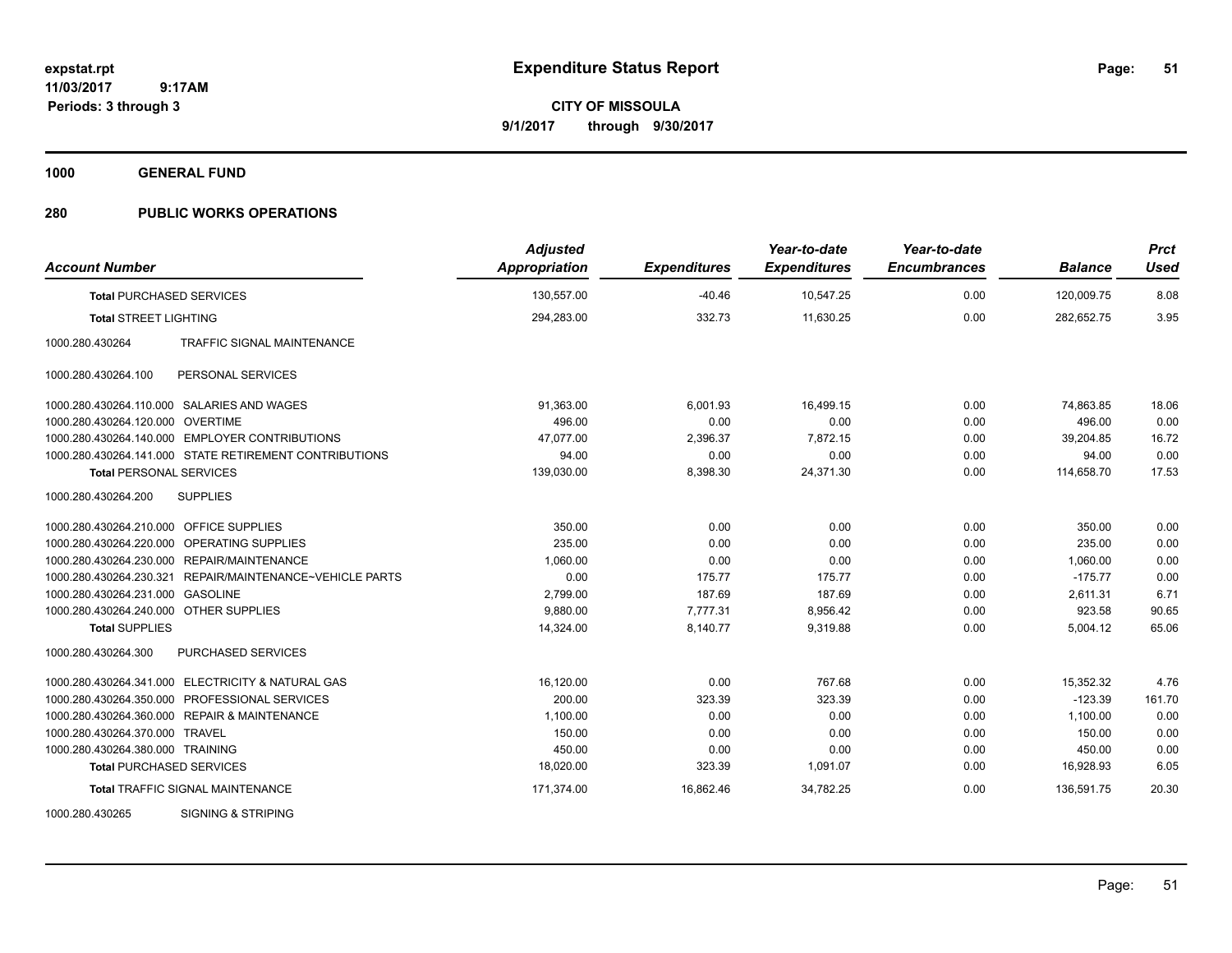**Expenditure Status Report**

**CITY OF MISSOULA**

**9/1/2017 through 9/30/2017**

expstat.rpt
11/03/2017 9:17AM
Periods: 3 through 3

## 1000 GENERAL FUND

## 280 PUBLIC WORKS OPERATIONS

| Account Number | | Adjusted Appropriation | Expenditures | Year-to-date Expenditures | Year-to-date Encumbrances | Balance | Prct Used |
|---|---|---|---|---|---|---|---|
| **Total** PURCHASED SERVICES | | 130,557.00 | -40.46 | 10,547.25 | 0.00 | 120,009.75 | 8.08 |
| **Total** STREET LIGHTING | | 294,283.00 | 332.73 | 11,630.25 | 0.00 | 282,652.75 | 3.95 |
| 1000.280.430264 | TRAFFIC SIGNAL MAINTENANCE | | | | | | |
| 1000.280.430264.100 | PERSONAL SERVICES | | | | | | |
| 1000.280.430264.110.000 | SALARIES AND WAGES | 91,363.00 | 6,001.93 | 16,499.15 | 0.00 | 74,863.85 | 18.06 |
| 1000.280.430264.120.000 | OVERTIME | 496.00 | 0.00 | 0.00 | 0.00 | 496.00 | 0.00 |
| 1000.280.430264.140.000 | EMPLOYER CONTRIBUTIONS | 47,077.00 | 2,396.37 | 7,872.15 | 0.00 | 39,204.85 | 16.72 |
| 1000.280.430264.141.000 | STATE RETIREMENT CONTRIBUTIONS | 94.00 | 0.00 | 0.00 | 0.00 | 94.00 | 0.00 |
| **Total** PERSONAL SERVICES | | 139,030.00 | 8,398.30 | 24,371.30 | 0.00 | 114,658.70 | 17.53 |
| 1000.280.430264.200 | SUPPLIES | | | | | | |
| 1000.280.430264.210.000 | OFFICE SUPPLIES | 350.00 | 0.00 | 0.00 | 0.00 | 350.00 | 0.00 |
| 1000.280.430264.220.000 | OPERATING SUPPLIES | 235.00 | 0.00 | 0.00 | 0.00 | 235.00 | 0.00 |
| 1000.280.430264.230.000 | REPAIR/MAINTENANCE | 1,060.00 | 0.00 | 0.00 | 0.00 | 1,060.00 | 0.00 |
| 1000.280.430264.230.321 | REPAIR/MAINTENANCE~VEHICLE PARTS | 0.00 | 175.77 | 175.77 | 0.00 | -175.77 | 0.00 |
| 1000.280.430264.231.000 | GASOLINE | 2,799.00 | 187.69 | 187.69 | 0.00 | 2,611.31 | 6.71 |
| 1000.280.430264.240.000 | OTHER SUPPLIES | 9,880.00 | 7,777.31 | 8,956.42 | 0.00 | 923.58 | 90.65 |
| **Total** SUPPLIES | | 14,324.00 | 8,140.77 | 9,319.88 | 0.00 | 5,004.12 | 65.06 |
| 1000.280.430264.300 | PURCHASED SERVICES | | | | | | |
| 1000.280.430264.341.000 | ELECTRICITY & NATURAL GAS | 16,120.00 | 0.00 | 767.68 | 0.00 | 15,352.32 | 4.76 |
| 1000.280.430264.350.000 | PROFESSIONAL SERVICES | 200.00 | 323.39 | 323.39 | 0.00 | -123.39 | 161.70 |
| 1000.280.430264.360.000 | REPAIR & MAINTENANCE | 1,100.00 | 0.00 | 0.00 | 0.00 | 1,100.00 | 0.00 |
| 1000.280.430264.370.000 | TRAVEL | 150.00 | 0.00 | 0.00 | 0.00 | 150.00 | 0.00 |
| 1000.280.430264.380.000 | TRAINING | 450.00 | 0.00 | 0.00 | 0.00 | 450.00 | 0.00 |
| **Total** PURCHASED SERVICES | | 18,020.00 | 323.39 | 1,091.07 | 0.00 | 16,928.93 | 6.05 |
| **Total** TRAFFIC SIGNAL MAINTENANCE | | 171,374.00 | 16,862.46 | 34,782.25 | 0.00 | 136,591.75 | 20.30 |
| 1000.280.430265 | SIGNING & STRIPING | | | | | | |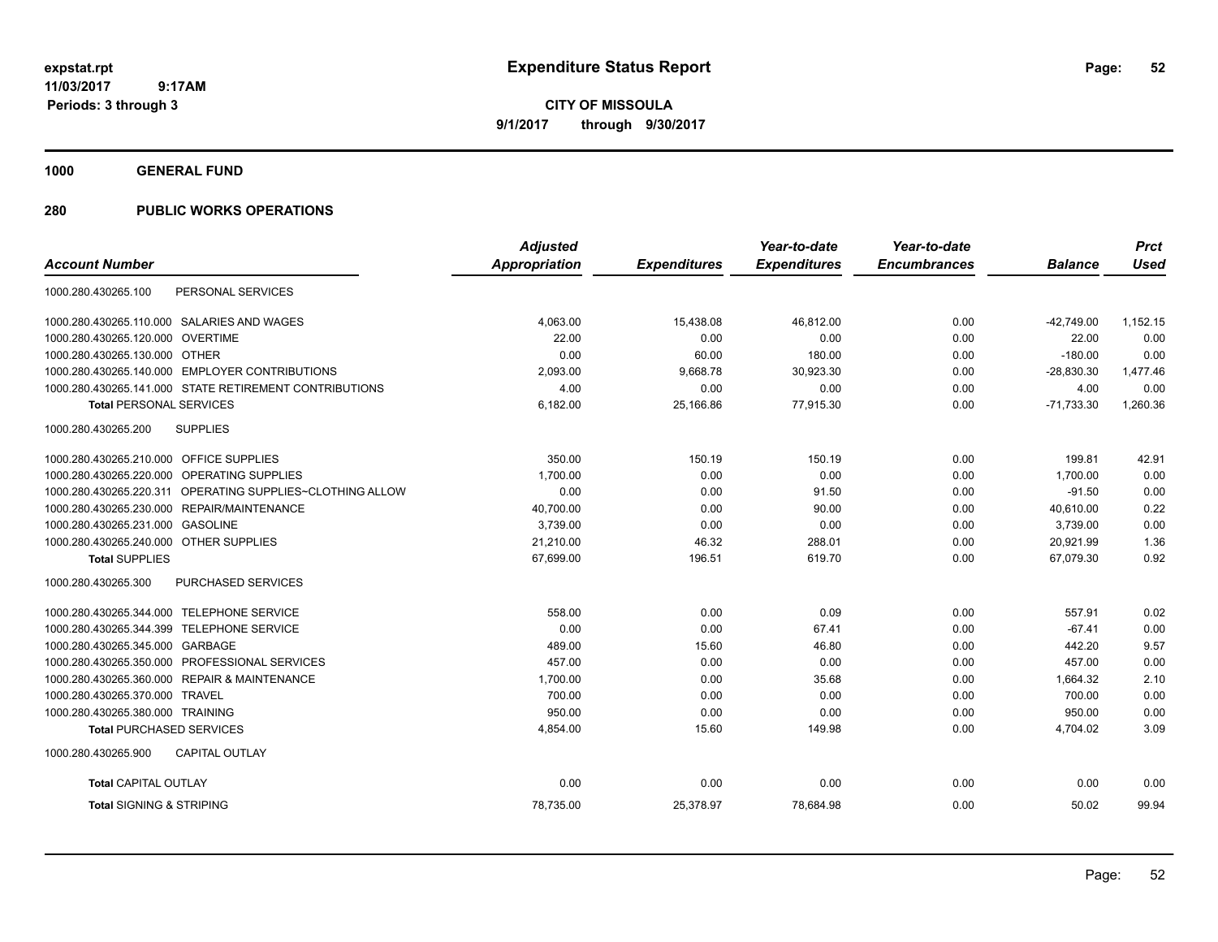**expstat.rpt**
**11/03/2017 9:17AM**
**Periods: 3 through 3**

# Expenditure Status Report

**CITY OF MISSOULA**
**9/1/2017 through 9/30/2017**

## 1000 GENERAL FUND

## 280 PUBLIC WORKS OPERATIONS

| Account Number | | Adjusted Appropriation | Expenditures | Year-to-date Expenditures | Year-to-date Encumbrances | Balance | Prct Used |
|---|---|---|---|---|---|---|---|
| 1000.280.430265.100 | PERSONAL SERVICES | | | | | | |
| 1000.280.430265.110.000 | SALARIES AND WAGES | 4,063.00 | 15,438.08 | 46,812.00 | 0.00 | -42,749.00 | 1,152.15 |
| 1000.280.430265.120.000 | OVERTIME | 22.00 | 0.00 | 0.00 | 0.00 | 22.00 | 0.00 |
| 1000.280.430265.130.000 | OTHER | 0.00 | 60.00 | 180.00 | 0.00 | -180.00 | 0.00 |
| 1000.280.430265.140.000 | EMPLOYER CONTRIBUTIONS | 2,093.00 | 9,668.78 | 30,923.30 | 0.00 | -28,830.30 | 1,477.46 |
| 1000.280.430265.141.000 | STATE RETIREMENT CONTRIBUTIONS | 4.00 | 0.00 | 0.00 | 0.00 | 4.00 | 0.00 |
| **Total** PERSONAL SERVICES | | 6,182.00 | 25,166.86 | 77,915.30 | 0.00 | -71,733.30 | 1,260.36 |
| 1000.280.430265.200 | SUPPLIES | | | | | | |
| 1000.280.430265.210.000 | OFFICE SUPPLIES | 350.00 | 150.19 | 150.19 | 0.00 | 199.81 | 42.91 |
| 1000.280.430265.220.000 | OPERATING SUPPLIES | 1,700.00 | 0.00 | 0.00 | 0.00 | 1,700.00 | 0.00 |
| 1000.280.430265.220.311 | OPERATING SUPPLIES~CLOTHING ALLOW | 0.00 | 0.00 | 91.50 | 0.00 | -91.50 | 0.00 |
| 1000.280.430265.230.000 | REPAIR/MAINTENANCE | 40,700.00 | 0.00 | 90.00 | 0.00 | 40,610.00 | 0.22 |
| 1000.280.430265.231.000 | GASOLINE | 3,739.00 | 0.00 | 0.00 | 0.00 | 3,739.00 | 0.00 |
| 1000.280.430265.240.000 | OTHER SUPPLIES | 21,210.00 | 46.32 | 288.01 | 0.00 | 20,921.99 | 1.36 |
| **Total** SUPPLIES | | 67,699.00 | 196.51 | 619.70 | 0.00 | 67,079.30 | 0.92 |
| 1000.280.430265.300 | PURCHASED SERVICES | | | | | | |
| 1000.280.430265.344.000 | TELEPHONE SERVICE | 558.00 | 0.00 | 0.09 | 0.00 | 557.91 | 0.02 |
| 1000.280.430265.344.399 | TELEPHONE SERVICE | 0.00 | 0.00 | 67.41 | 0.00 | -67.41 | 0.00 |
| 1000.280.430265.345.000 | GARBAGE | 489.00 | 15.60 | 46.80 | 0.00 | 442.20 | 9.57 |
| 1000.280.430265.350.000 | PROFESSIONAL SERVICES | 457.00 | 0.00 | 0.00 | 0.00 | 457.00 | 0.00 |
| 1000.280.430265.360.000 | REPAIR & MAINTENANCE | 1,700.00 | 0.00 | 35.68 | 0.00 | 1,664.32 | 2.10 |
| 1000.280.430265.370.000 | TRAVEL | 700.00 | 0.00 | 0.00 | 0.00 | 700.00 | 0.00 |
| 1000.280.430265.380.000 | TRAINING | 950.00 | 0.00 | 0.00 | 0.00 | 950.00 | 0.00 |
| **Total** PURCHASED SERVICES | | 4,854.00 | 15.60 | 149.98 | 0.00 | 4,704.02 | 3.09 |
| 1000.280.430265.900 | CAPITAL OUTLAY | | | | | | |
| **Total** CAPITAL OUTLAY | | 0.00 | 0.00 | 0.00 | 0.00 | 0.00 | 0.00 |
| **Total** SIGNING & STRIPING | | 78,735.00 | 25,378.97 | 78,684.98 | 0.00 | 50.02 | 99.94 |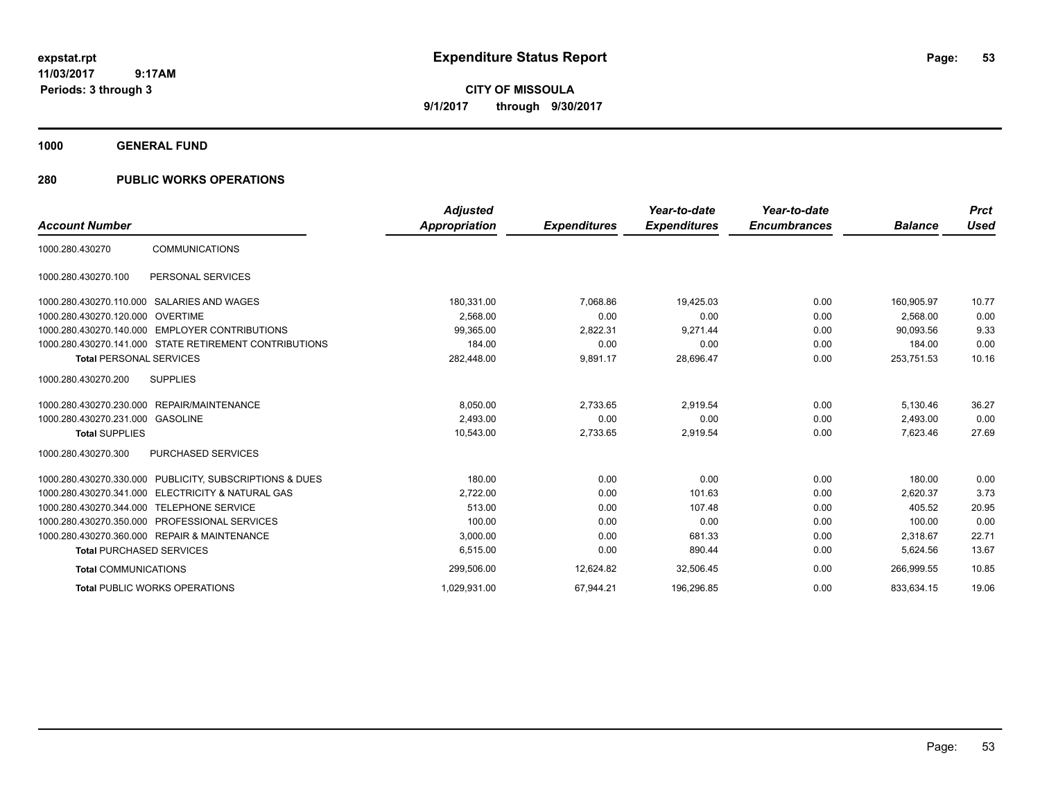# Expenditure Status Report

expstat.rpt
11/03/2017 9:17AM
Periods: 3 through 3

**CITY OF MISSOULA**
**9/1/2017 through 9/30/2017**

## 1000 GENERAL FUND

### 280 PUBLIC WORKS OPERATIONS

| Account Number | | Adjusted Appropriation | Expenditures | Year-to-date Expenditures | Year-to-date Encumbrances | Balance | Prct Used |
|---|---|---|---|---|---|---|---|
| 1000.280.430270 | COMMUNICATIONS | | | | | | |
| 1000.280.430270.100 | PERSONAL SERVICES | | | | | | |
| 1000.280.430270.110.000 | SALARIES AND WAGES | 180,331.00 | 7,068.86 | 19,425.03 | 0.00 | 160,905.97 | 10.77 |
| 1000.280.430270.120.000 | OVERTIME | 2,568.00 | 0.00 | 0.00 | 0.00 | 2,568.00 | 0.00 |
| 1000.280.430270.140.000 | EMPLOYER CONTRIBUTIONS | 99,365.00 | 2,822.31 | 9,271.44 | 0.00 | 90,093.56 | 9.33 |
| 1000.280.430270.141.000 | STATE RETIREMENT CONTRIBUTIONS | 184.00 | 0.00 | 0.00 | 0.00 | 184.00 | 0.00 |
| **Total** PERSONAL SERVICES | | 282,448.00 | 9,891.17 | 28,696.47 | 0.00 | 253,751.53 | 10.16 |
| 1000.280.430270.200 | SUPPLIES | | | | | | |
| 1000.280.430270.230.000 | REPAIR/MAINTENANCE | 8,050.00 | 2,733.65 | 2,919.54 | 0.00 | 5,130.46 | 36.27 |
| 1000.280.430270.231.000 | GASOLINE | 2,493.00 | 0.00 | 0.00 | 0.00 | 2,493.00 | 0.00 |
| **Total** SUPPLIES | | 10,543.00 | 2,733.65 | 2,919.54 | 0.00 | 7,623.46 | 27.69 |
| 1000.280.430270.300 | PURCHASED SERVICES | | | | | | |
| 1000.280.430270.330.000 | PUBLICITY, SUBSCRIPTIONS & DUES | 180.00 | 0.00 | 0.00 | 0.00 | 180.00 | 0.00 |
| 1000.280.430270.341.000 | ELECTRICITY & NATURAL GAS | 2,722.00 | 0.00 | 101.63 | 0.00 | 2,620.37 | 3.73 |
| 1000.280.430270.344.000 | TELEPHONE SERVICE | 513.00 | 0.00 | 107.48 | 0.00 | 405.52 | 20.95 |
| 1000.280.430270.350.000 | PROFESSIONAL SERVICES | 100.00 | 0.00 | 0.00 | 0.00 | 100.00 | 0.00 |
| 1000.280.430270.360.000 | REPAIR & MAINTENANCE | 3,000.00 | 0.00 | 681.33 | 0.00 | 2,318.67 | 22.71 |
| **Total** PURCHASED SERVICES | | 6,515.00 | 0.00 | 890.44 | 0.00 | 5,624.56 | 13.67 |
| **Total** COMMUNICATIONS | | 299,506.00 | 12,624.82 | 32,506.45 | 0.00 | 266,999.55 | 10.85 |
| **Total** PUBLIC WORKS OPERATIONS | | 1,029,931.00 | 67,944.21 | 196,296.85 | 0.00 | 833,634.15 | 19.06 |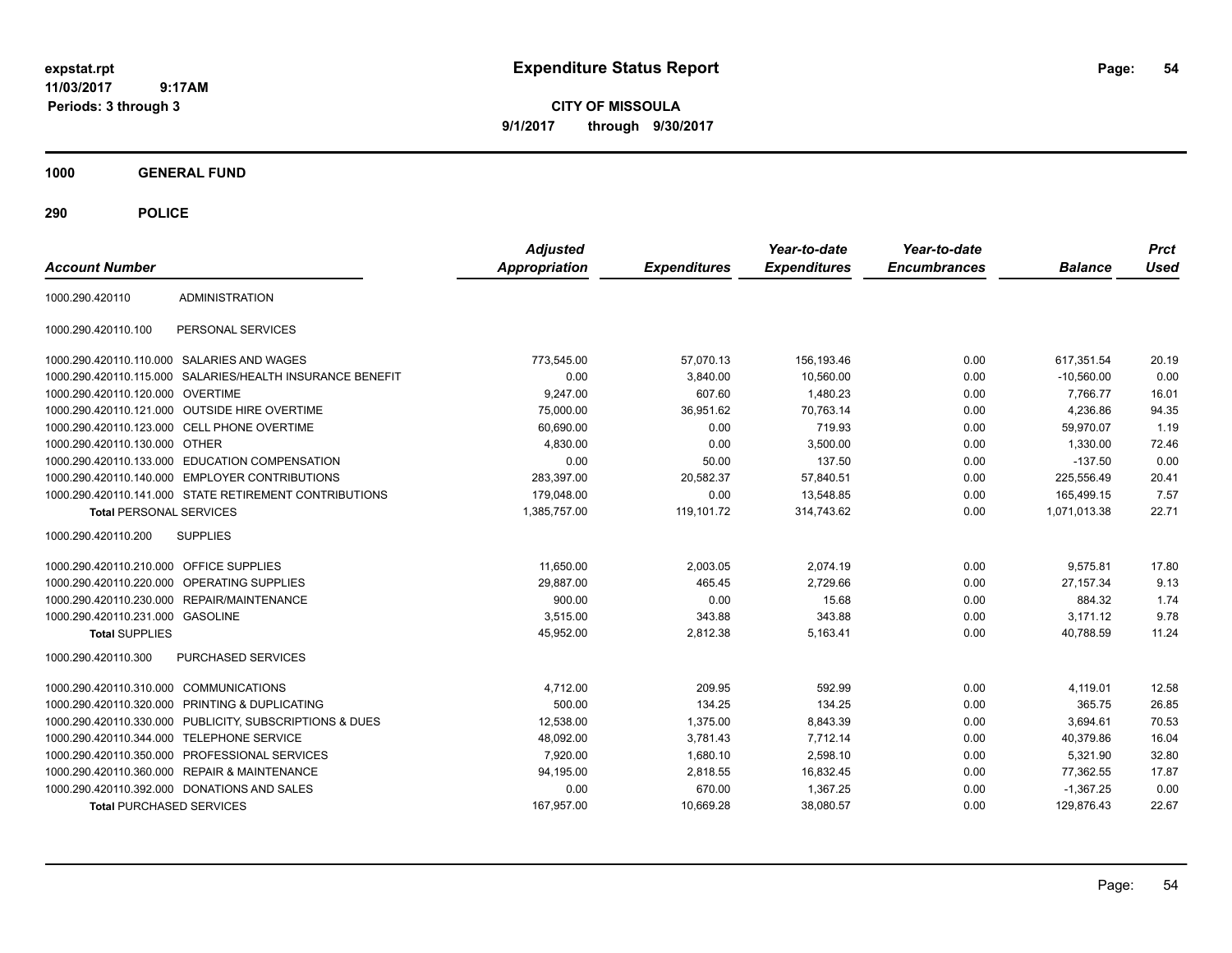# Expenditure Status Report

expstat.rpt
11/03/2017 9:17AM
Periods: 3 through 3

**CITY OF MISSOULA**
**9/1/2017 through 9/30/2017**

## 1000 GENERAL FUND

## 290 POLICE

| Account Number | | Adjusted Appropriation | Expenditures | Year-to-date Expenditures | Year-to-date Encumbrances | Balance | Prct Used |
|---|---|---|---|---|---|---|---|
| 1000.290.420110 | ADMINISTRATION | | | | | | |
| 1000.290.420110.100 | PERSONAL SERVICES | | | | | | |
| 1000.290.420110.110.000 | SALARIES AND WAGES | 773,545.00 | 57,070.13 | 156,193.46 | 0.00 | 617,351.54 | 20.19 |
| 1000.290.420110.115.000 | SALARIES/HEALTH INSURANCE BENEFIT | 0.00 | 3,840.00 | 10,560.00 | 0.00 | -10,560.00 | 0.00 |
| 1000.290.420110.120.000 | OVERTIME | 9,247.00 | 607.60 | 1,480.23 | 0.00 | 7,766.77 | 16.01 |
| 1000.290.420110.121.000 | OUTSIDE HIRE OVERTIME | 75,000.00 | 36,951.62 | 70,763.14 | 0.00 | 4,236.86 | 94.35 |
| 1000.290.420110.123.000 | CELL PHONE OVERTIME | 60,690.00 | 0.00 | 719.93 | 0.00 | 59,970.07 | 1.19 |
| 1000.290.420110.130.000 | OTHER | 4,830.00 | 0.00 | 3,500.00 | 0.00 | 1,330.00 | 72.46 |
| 1000.290.420110.133.000 | EDUCATION COMPENSATION | 0.00 | 50.00 | 137.50 | 0.00 | -137.50 | 0.00 |
| 1000.290.420110.140.000 | EMPLOYER CONTRIBUTIONS | 283,397.00 | 20,582.37 | 57,840.51 | 0.00 | 225,556.49 | 20.41 |
| 1000.290.420110.141.000 | STATE RETIREMENT CONTRIBUTIONS | 179,048.00 | 0.00 | 13,548.85 | 0.00 | 165,499.15 | 7.57 |
| **Total** PERSONAL SERVICES | | 1,385,757.00 | 119,101.72 | 314,743.62 | 0.00 | 1,071,013.38 | 22.71 |
| 1000.290.420110.200 | SUPPLIES | | | | | | |
| 1000.290.420110.210.000 | OFFICE SUPPLIES | 11,650.00 | 2,003.05 | 2,074.19 | 0.00 | 9,575.81 | 17.80 |
| 1000.290.420110.220.000 | OPERATING SUPPLIES | 29,887.00 | 465.45 | 2,729.66 | 0.00 | 27,157.34 | 9.13 |
| 1000.290.420110.230.000 | REPAIR/MAINTENANCE | 900.00 | 0.00 | 15.68 | 0.00 | 884.32 | 1.74 |
| 1000.290.420110.231.000 | GASOLINE | 3,515.00 | 343.88 | 343.88 | 0.00 | 3,171.12 | 9.78 |
| **Total** SUPPLIES | | 45,952.00 | 2,812.38 | 5,163.41 | 0.00 | 40,788.59 | 11.24 |
| 1000.290.420110.300 | PURCHASED SERVICES | | | | | | |
| 1000.290.420110.310.000 | COMMUNICATIONS | 4,712.00 | 209.95 | 592.99 | 0.00 | 4,119.01 | 12.58 |
| 1000.290.420110.320.000 | PRINTING & DUPLICATING | 500.00 | 134.25 | 134.25 | 0.00 | 365.75 | 26.85 |
| 1000.290.420110.330.000 | PUBLICITY, SUBSCRIPTIONS & DUES | 12,538.00 | 1,375.00 | 8,843.39 | 0.00 | 3,694.61 | 70.53 |
| 1000.290.420110.344.000 | TELEPHONE SERVICE | 48,092.00 | 3,781.43 | 7,712.14 | 0.00 | 40,379.86 | 16.04 |
| 1000.290.420110.350.000 | PROFESSIONAL SERVICES | 7,920.00 | 1,680.10 | 2,598.10 | 0.00 | 5,321.90 | 32.80 |
| 1000.290.420110.360.000 | REPAIR & MAINTENANCE | 94,195.00 | 2,818.55 | 16,832.45 | 0.00 | 77,362.55 | 17.87 |
| 1000.290.420110.392.000 | DONATIONS AND SALES | 0.00 | 670.00 | 1,367.25 | 0.00 | -1,367.25 | 0.00 |
| **Total** PURCHASED SERVICES | | 167,957.00 | 10,669.28 | 38,080.57 | 0.00 | 129,876.43 | 22.67 |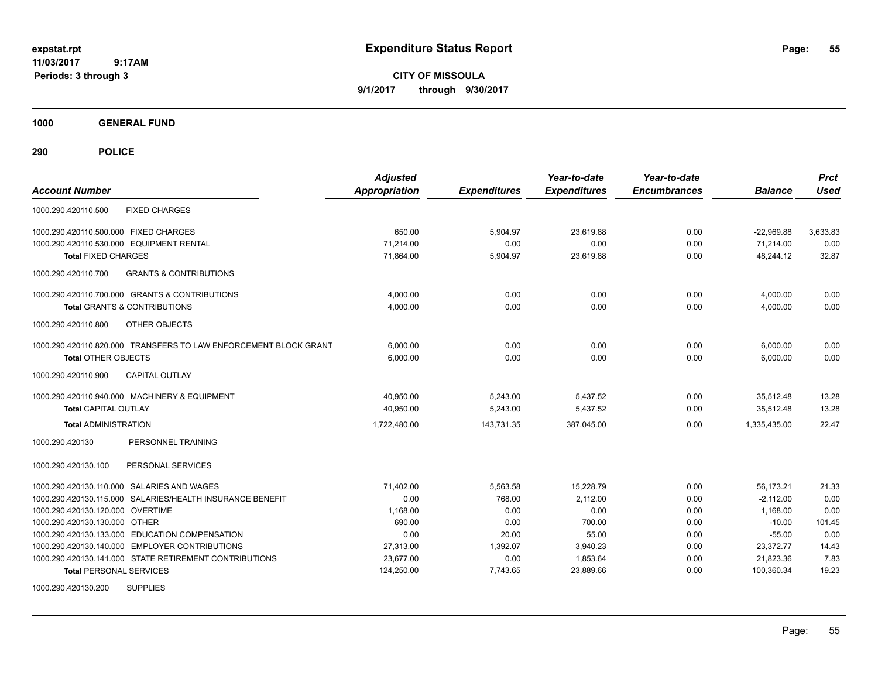# Expenditure Status Report

**CITY OF MISSOULA**

**9/1/2017 through 9/30/2017**

expstat.rpt
11/03/2017 9:17AM
Periods: 3 through 3

**1000 GENERAL FUND**

**290 POLICE**

| Account Number | Adjusted Appropriation | Expenditures | Year-to-date Expenditures | Year-to-date Encumbrances | Balance | Prct Used |
|---|---|---|---|---|---|---|
| 1000.290.420110.500 FIXED CHARGES | | | | | | |
| 1000.290.420110.500.000 FIXED CHARGES | 650.00 | 5,904.97 | 23,619.88 | 0.00 | -22,969.88 | 3,633.83 |
| 1000.290.420110.530.000 EQUIPMENT RENTAL | 71,214.00 | 0.00 | 0.00 | 0.00 | 71,214.00 | 0.00 |
| **Total** FIXED CHARGES | 71,864.00 | 5,904.97 | 23,619.88 | 0.00 | 48,244.12 | 32.87 |
| 1000.290.420110.700 GRANTS & CONTRIBUTIONS | | | | | | |
| 1000.290.420110.700.000 GRANTS & CONTRIBUTIONS | 4,000.00 | 0.00 | 0.00 | 0.00 | 4,000.00 | 0.00 |
| **Total** GRANTS & CONTRIBUTIONS | 4,000.00 | 0.00 | 0.00 | 0.00 | 4,000.00 | 0.00 |
| 1000.290.420110.800 OTHER OBJECTS | | | | | | |
| 1000.290.420110.820.000 TRANSFERS TO LAW ENFORCEMENT BLOCK GRANT | 6,000.00 | 0.00 | 0.00 | 0.00 | 6,000.00 | 0.00 |
| **Total** OTHER OBJECTS | 6,000.00 | 0.00 | 0.00 | 0.00 | 6,000.00 | 0.00 |
| 1000.290.420110.900 CAPITAL OUTLAY | | | | | | |
| 1000.290.420110.940.000 MACHINERY & EQUIPMENT | 40,950.00 | 5,243.00 | 5,437.52 | 0.00 | 35,512.48 | 13.28 |
| **Total** CAPITAL OUTLAY | 40,950.00 | 5,243.00 | 5,437.52 | 0.00 | 35,512.48 | 13.28 |
| **Total** ADMINISTRATION | 1,722,480.00 | 143,731.35 | 387,045.00 | 0.00 | 1,335,435.00 | 22.47 |
| 1000.290.420130 PERSONNEL TRAINING | | | | | | |
| 1000.290.420130.100 PERSONAL SERVICES | | | | | | |
| 1000.290.420130.110.000 SALARIES AND WAGES | 71,402.00 | 5,563.58 | 15,228.79 | 0.00 | 56,173.21 | 21.33 |
| 1000.290.420130.115.000 SALARIES/HEALTH INSURANCE BENEFIT | 0.00 | 768.00 | 2,112.00 | 0.00 | -2,112.00 | 0.00 |
| 1000.290.420130.120.000 OVERTIME | 1,168.00 | 0.00 | 0.00 | 0.00 | 1,168.00 | 0.00 |
| 1000.290.420130.130.000 OTHER | 690.00 | 0.00 | 700.00 | 0.00 | -10.00 | 101.45 |
| 1000.290.420130.133.000 EDUCATION COMPENSATION | 0.00 | 20.00 | 55.00 | 0.00 | -55.00 | 0.00 |
| 1000.290.420130.140.000 EMPLOYER CONTRIBUTIONS | 27,313.00 | 1,392.07 | 3,940.23 | 0.00 | 23,372.77 | 14.43 |
| 1000.290.420130.141.000 STATE RETIREMENT CONTRIBUTIONS | 23,677.00 | 0.00 | 1,853.64 | 0.00 | 21,823.36 | 7.83 |
| **Total** PERSONAL SERVICES | 124,250.00 | 7,743.65 | 23,889.66 | 0.00 | 100,360.34 | 19.23 |
| 1000.290.420130.200 SUPPLIES | | | | | | |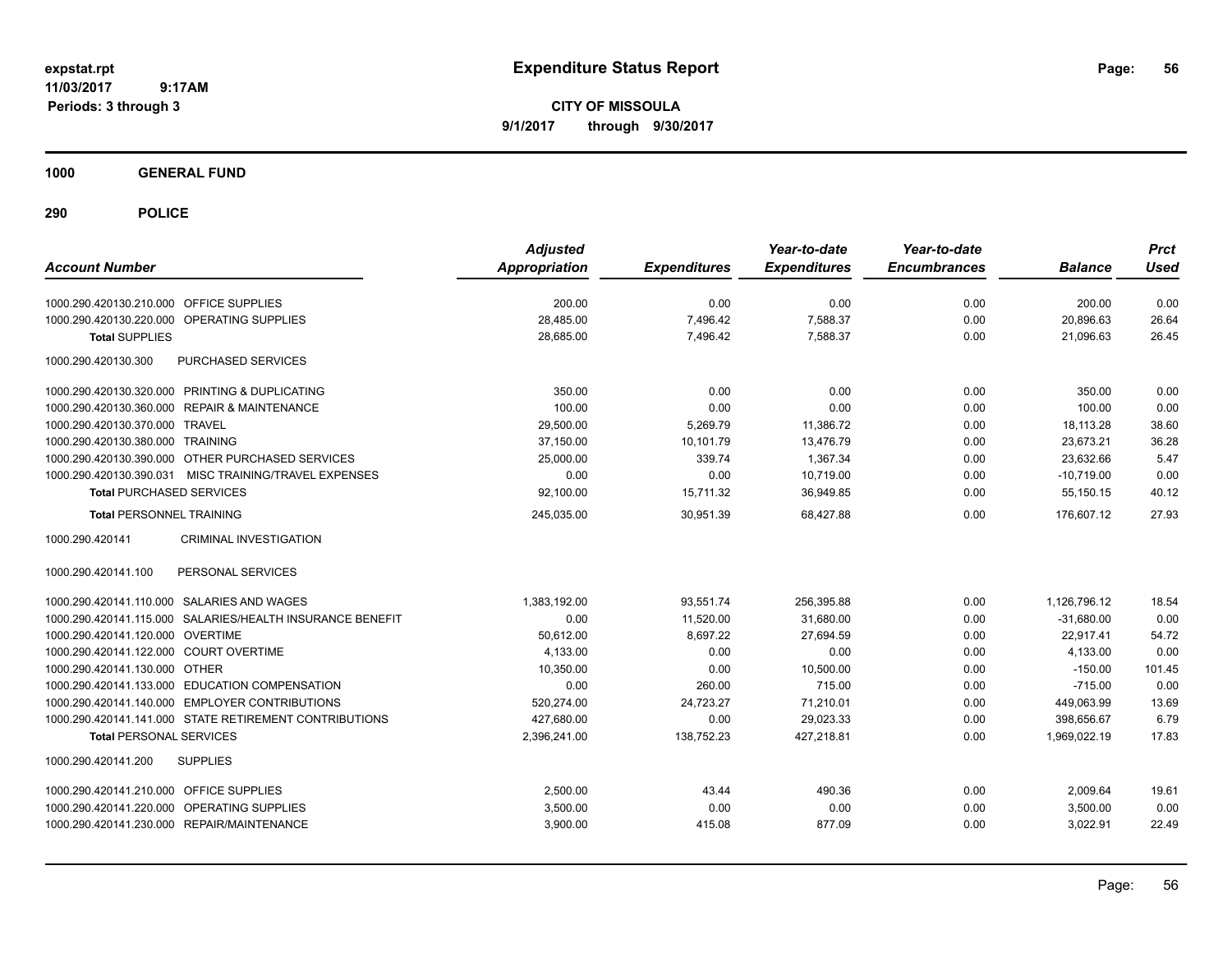# Expenditure Status Report

**CITY OF MISSOULA**

**9/1/2017 through 9/30/2017**

expstat.rpt
11/03/2017 9:17AM
Periods: 3 through 3

**1000 GENERAL FUND**

**290 POLICE**

| Account Number | Adjusted Appropriation | Expenditures | Year-to-date Expenditures | Year-to-date Encumbrances | Balance | Prct Used |
|---|---|---|---|---|---|---|
| 1000.290.420130.210.000 OFFICE SUPPLIES | 200.00 | 0.00 | 0.00 | 0.00 | 200.00 | 0.00 |
| 1000.290.420130.220.000 OPERATING SUPPLIES | 28,485.00 | 7,496.42 | 7,588.37 | 0.00 | 20,896.63 | 26.64 |
| **Total** SUPPLIES | 28,685.00 | 7,496.42 | 7,588.37 | 0.00 | 21,096.63 | 26.45 |
| 1000.290.420130.300 PURCHASED SERVICES | | | | | | |
| 1000.290.420130.320.000 PRINTING & DUPLICATING | 350.00 | 0.00 | 0.00 | 0.00 | 350.00 | 0.00 |
| 1000.290.420130.360.000 REPAIR & MAINTENANCE | 100.00 | 0.00 | 0.00 | 0.00 | 100.00 | 0.00 |
| 1000.290.420130.370.000 TRAVEL | 29,500.00 | 5,269.79 | 11,386.72 | 0.00 | 18,113.28 | 38.60 |
| 1000.290.420130.380.000 TRAINING | 37,150.00 | 10,101.79 | 13,476.79 | 0.00 | 23,673.21 | 36.28 |
| 1000.290.420130.390.000 OTHER PURCHASED SERVICES | 25,000.00 | 339.74 | 1,367.34 | 0.00 | 23,632.66 | 5.47 |
| 1000.290.420130.390.031 MISC TRAINING/TRAVEL EXPENSES | 0.00 | 0.00 | 10,719.00 | 0.00 | -10,719.00 | 0.00 |
| **Total** PURCHASED SERVICES | 92,100.00 | 15,711.32 | 36,949.85 | 0.00 | 55,150.15 | 40.12 |
| **Total** PERSONNEL TRAINING | 245,035.00 | 30,951.39 | 68,427.88 | 0.00 | 176,607.12 | 27.93 |
| 1000.290.420141 CRIMINAL INVESTIGATION | | | | | | |
| 1000.290.420141.100 PERSONAL SERVICES | | | | | | |
| 1000.290.420141.110.000 SALARIES AND WAGES | 1,383,192.00 | 93,551.74 | 256,395.88 | 0.00 | 1,126,796.12 | 18.54 |
| 1000.290.420141.115.000 SALARIES/HEALTH INSURANCE BENEFIT | 0.00 | 11,520.00 | 31,680.00 | 0.00 | -31,680.00 | 0.00 |
| 1000.290.420141.120.000 OVERTIME | 50,612.00 | 8,697.22 | 27,694.59 | 0.00 | 22,917.41 | 54.72 |
| 1000.290.420141.122.000 COURT OVERTIME | 4,133.00 | 0.00 | 0.00 | 0.00 | 4,133.00 | 0.00 |
| 1000.290.420141.130.000 OTHER | 10,350.00 | 0.00 | 10,500.00 | 0.00 | -150.00 | 101.45 |
| 1000.290.420141.133.000 EDUCATION COMPENSATION | 0.00 | 260.00 | 715.00 | 0.00 | -715.00 | 0.00 |
| 1000.290.420141.140.000 EMPLOYER CONTRIBUTIONS | 520,274.00 | 24,723.27 | 71,210.01 | 0.00 | 449,063.99 | 13.69 |
| 1000.290.420141.141.000 STATE RETIREMENT CONTRIBUTIONS | 427,680.00 | 0.00 | 29,023.33 | 0.00 | 398,656.67 | 6.79 |
| **Total** PERSONAL SERVICES | 2,396,241.00 | 138,752.23 | 427,218.81 | 0.00 | 1,969,022.19 | 17.83 |
| 1000.290.420141.200 SUPPLIES | | | | | | |
| 1000.290.420141.210.000 OFFICE SUPPLIES | 2,500.00 | 43.44 | 490.36 | 0.00 | 2,009.64 | 19.61 |
| 1000.290.420141.220.000 OPERATING SUPPLIES | 3,500.00 | 0.00 | 0.00 | 0.00 | 3,500.00 | 0.00 |
| 1000.290.420141.230.000 REPAIR/MAINTENANCE | 3,900.00 | 415.08 | 877.09 | 0.00 | 3,022.91 | 22.49 |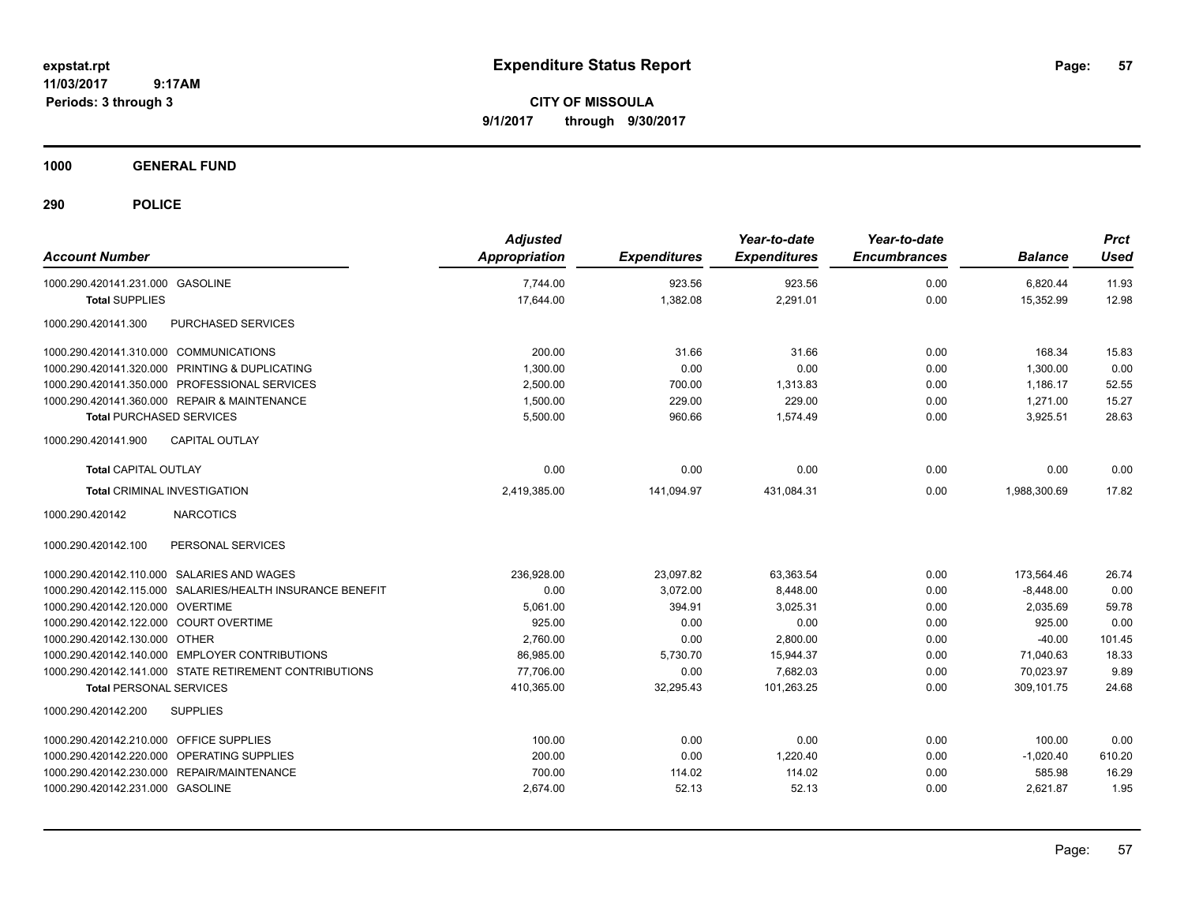# Expenditure Status Report

**CITY OF MISSOULA**

**9/1/2017 through 9/30/2017**

expstat.rpt
11/03/2017 9:17AM
Periods: 3 through 3

## 1000 GENERAL FUND

## 290 POLICE

| Account Number | Adjusted Appropriation | Expenditures | Year-to-date Expenditures | Year-to-date Encumbrances | Balance | Prct Used |
|---|---|---|---|---|---|---|
| 1000.290.420141.231.000 GASOLINE | 7,744.00 | 923.56 | 923.56 | 0.00 | 6,820.44 | 11.93 |
| **Total** SUPPLIES | 17,644.00 | 1,382.08 | 2,291.01 | 0.00 | 15,352.99 | 12.98 |
| 1000.290.420141.300 PURCHASED SERVICES | | | | | | |
| 1000.290.420141.310.000 COMMUNICATIONS | 200.00 | 31.66 | 31.66 | 0.00 | 168.34 | 15.83 |
| 1000.290.420141.320.000 PRINTING & DUPLICATING | 1,300.00 | 0.00 | 0.00 | 0.00 | 1,300.00 | 0.00 |
| 1000.290.420141.350.000 PROFESSIONAL SERVICES | 2,500.00 | 700.00 | 1,313.83 | 0.00 | 1,186.17 | 52.55 |
| 1000.290.420141.360.000 REPAIR & MAINTENANCE | 1,500.00 | 229.00 | 229.00 | 0.00 | 1,271.00 | 15.27 |
| **Total** PURCHASED SERVICES | 5,500.00 | 960.66 | 1,574.49 | 0.00 | 3,925.51 | 28.63 |
| 1000.290.420141.900 CAPITAL OUTLAY | | | | | | |
| **Total** CAPITAL OUTLAY | 0.00 | 0.00 | 0.00 | 0.00 | 0.00 | 0.00 |
| **Total** CRIMINAL INVESTIGATION | 2,419,385.00 | 141,094.97 | 431,084.31 | 0.00 | 1,988,300.69 | 17.82 |
| 1000.290.420142 NARCOTICS | | | | | | |
| 1000.290.420142.100 PERSONAL SERVICES | | | | | | |
| 1000.290.420142.110.000 SALARIES AND WAGES | 236,928.00 | 23,097.82 | 63,363.54 | 0.00 | 173,564.46 | 26.74 |
| 1000.290.420142.115.000 SALARIES/HEALTH INSURANCE BENEFIT | 0.00 | 3,072.00 | 8,448.00 | 0.00 | -8,448.00 | 0.00 |
| 1000.290.420142.120.000 OVERTIME | 5,061.00 | 394.91 | 3,025.31 | 0.00 | 2,035.69 | 59.78 |
| 1000.290.420142.122.000 COURT OVERTIME | 925.00 | 0.00 | 0.00 | 0.00 | 925.00 | 0.00 |
| 1000.290.420142.130.000 OTHER | 2,760.00 | 0.00 | 2,800.00 | 0.00 | -40.00 | 101.45 |
| 1000.290.420142.140.000 EMPLOYER CONTRIBUTIONS | 86,985.00 | 5,730.70 | 15,944.37 | 0.00 | 71,040.63 | 18.33 |
| 1000.290.420142.141.000 STATE RETIREMENT CONTRIBUTIONS | 77,706.00 | 0.00 | 7,682.03 | 0.00 | 70,023.97 | 9.89 |
| **Total** PERSONAL SERVICES | 410,365.00 | 32,295.43 | 101,263.25 | 0.00 | 309,101.75 | 24.68 |
| 1000.290.420142.200 SUPPLIES | | | | | | |
| 1000.290.420142.210.000 OFFICE SUPPLIES | 100.00 | 0.00 | 0.00 | 0.00 | 100.00 | 0.00 |
| 1000.290.420142.220.000 OPERATING SUPPLIES | 200.00 | 0.00 | 1,220.40 | 0.00 | -1,020.40 | 610.20 |
| 1000.290.420142.230.000 REPAIR/MAINTENANCE | 700.00 | 114.02 | 114.02 | 0.00 | 585.98 | 16.29 |
| 1000.290.420142.231.000 GASOLINE | 2,674.00 | 52.13 | 52.13 | 0.00 | 2,621.87 | 1.95 |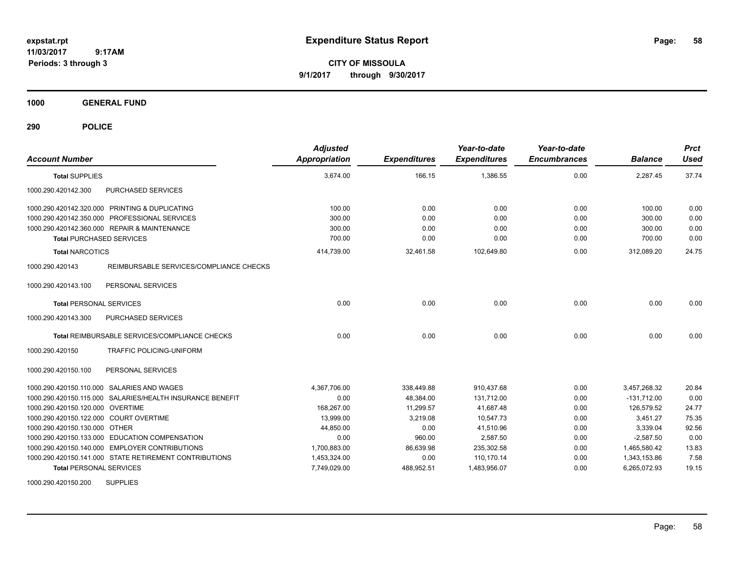**expstat.rpt**
**11/03/2017 9:17AM**
**Periods: 3 through 3**

# Expenditure Status Report

**CITY OF MISSOULA**
**9/1/2017 through 9/30/2017**

## 1000 GENERAL FUND

## 290 POLICE

| Account Number | | Adjusted Appropriation | Expenditures | Year-to-date Expenditures | Year-to-date Encumbrances | Balance | Prct Used |
|---|---|---|---|---|---|---|---|
| **Total** SUPPLIES | | 3,674.00 | 166.15 | 1,386.55 | 0.00 | 2,287.45 | 37.74 |
| 1000.290.420142.300 | PURCHASED SERVICES | | | | | | |
| 1000.290.420142.320.000 | PRINTING & DUPLICATING | 100.00 | 0.00 | 0.00 | 0.00 | 100.00 | 0.00 |
| 1000.290.420142.350.000 | PROFESSIONAL SERVICES | 300.00 | 0.00 | 0.00 | 0.00 | 300.00 | 0.00 |
| 1000.290.420142.360.000 | REPAIR & MAINTENANCE | 300.00 | 0.00 | 0.00 | 0.00 | 300.00 | 0.00 |
| **Total** PURCHASED SERVICES | | 700.00 | 0.00 | 0.00 | 0.00 | 700.00 | 0.00 |
| **Total** NARCOTICS | | 414,739.00 | 32,461.58 | 102,649.80 | 0.00 | 312,089.20 | 24.75 |
| 1000.290.420143 | REIMBURSABLE SERVICES/COMPLIANCE CHECKS | | | | | | |
| 1000.290.420143.100 | PERSONAL SERVICES | | | | | | |
| **Total** PERSONAL SERVICES | | 0.00 | 0.00 | 0.00 | 0.00 | 0.00 | 0.00 |
| 1000.290.420143.300 | PURCHASED SERVICES | | | | | | |
| **Total** REIMBURSABLE SERVICES/COMPLIANCE CHECKS | | 0.00 | 0.00 | 0.00 | 0.00 | 0.00 | 0.00 |
| 1000.290.420150 | TRAFFIC POLICING-UNIFORM | | | | | | |
| 1000.290.420150.100 | PERSONAL SERVICES | | | | | | |
| 1000.290.420150.110.000 | SALARIES AND WAGES | 4,367,706.00 | 338,449.88 | 910,437.68 | 0.00 | 3,457,268.32 | 20.84 |
| 1000.290.420150.115.000 | SALARIES/HEALTH INSURANCE BENEFIT | 0.00 | 48,384.00 | 131,712.00 | 0.00 | -131,712.00 | 0.00 |
| 1000.290.420150.120.000 | OVERTIME | 168,267.00 | 11,299.57 | 41,687.48 | 0.00 | 126,579.52 | 24.77 |
| 1000.290.420150.122.000 | COURT OVERTIME | 13,999.00 | 3,219.08 | 10,547.73 | 0.00 | 3,451.27 | 75.35 |
| 1000.290.420150.130.000 | OTHER | 44,850.00 | 0.00 | 41,510.96 | 0.00 | 3,339.04 | 92.56 |
| 1000.290.420150.133.000 | EDUCATION COMPENSATION | 0.00 | 960.00 | 2,587.50 | 0.00 | -2,587.50 | 0.00 |
| 1000.290.420150.140.000 | EMPLOYER CONTRIBUTIONS | 1,700,883.00 | 86,639.98 | 235,302.58 | 0.00 | 1,465,580.42 | 13.83 |
| 1000.290.420150.141.000 | STATE RETIREMENT CONTRIBUTIONS | 1,453,324.00 | 0.00 | 110,170.14 | 0.00 | 1,343,153.86 | 7.58 |
| **Total** PERSONAL SERVICES | | 7,749,029.00 | 488,952.51 | 1,483,956.07 | 0.00 | 6,265,072.93 | 19.15 |
| 1000.290.420150.200 | SUPPLIES | | | | | | |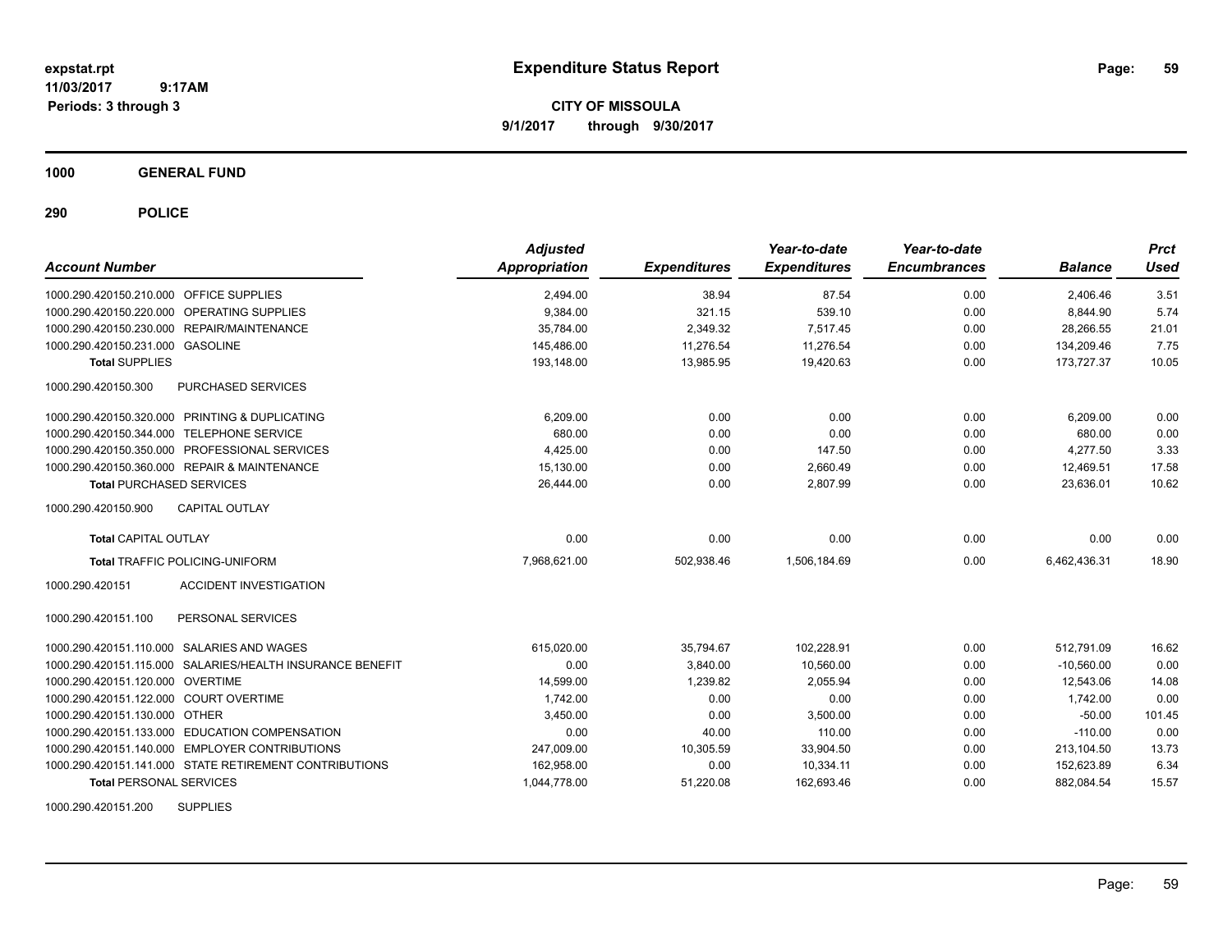**expstat.rpt**
**11/03/2017 9:17AM**
**Periods: 3 through 3**

# Expenditure Status Report

**CITY OF MISSOULA**
**9/1/2017 through 9/30/2017**

## 1000 GENERAL FUND

## 290 POLICE

| Account Number | | Adjusted Appropriation | Expenditures | Year-to-date Expenditures | Year-to-date Encumbrances | Balance | Prct Used |
|---|---|---|---|---|---|---|---|
| 1000.290.420150.210.000 | OFFICE SUPPLIES | 2,494.00 | 38.94 | 87.54 | 0.00 | 2,406.46 | 3.51 |
| 1000.290.420150.220.000 | OPERATING SUPPLIES | 9,384.00 | 321.15 | 539.10 | 0.00 | 8,844.90 | 5.74 |
| 1000.290.420150.230.000 | REPAIR/MAINTENANCE | 35,784.00 | 2,349.32 | 7,517.45 | 0.00 | 28,266.55 | 21.01 |
| 1000.290.420150.231.000 | GASOLINE | 145,486.00 | 11,276.54 | 11,276.54 | 0.00 | 134,209.46 | 7.75 |
| **Total SUPPLIES** | | 193,148.00 | 13,985.95 | 19,420.63 | 0.00 | 173,727.37 | 10.05 |
| 1000.290.420150.300 | PURCHASED SERVICES | | | | | | |
| 1000.290.420150.320.000 | PRINTING & DUPLICATING | 6,209.00 | 0.00 | 0.00 | 0.00 | 6,209.00 | 0.00 |
| 1000.290.420150.344.000 | TELEPHONE SERVICE | 680.00 | 0.00 | 0.00 | 0.00 | 680.00 | 0.00 |
| 1000.290.420150.350.000 | PROFESSIONAL SERVICES | 4,425.00 | 0.00 | 147.50 | 0.00 | 4,277.50 | 3.33 |
| 1000.290.420150.360.000 | REPAIR & MAINTENANCE | 15,130.00 | 0.00 | 2,660.49 | 0.00 | 12,469.51 | 17.58 |
| **Total PURCHASED SERVICES** | | 26,444.00 | 0.00 | 2,807.99 | 0.00 | 23,636.01 | 10.62 |
| 1000.290.420150.900 | CAPITAL OUTLAY | | | | | | |
| **Total CAPITAL OUTLAY** | | 0.00 | 0.00 | 0.00 | 0.00 | 0.00 | 0.00 |
| **Total TRAFFIC POLICING-UNIFORM** | | 7,968,621.00 | 502,938.46 | 1,506,184.69 | 0.00 | 6,462,436.31 | 18.90 |
| 1000.290.420151 | ACCIDENT INVESTIGATION | | | | | | |
| 1000.290.420151.100 | PERSONAL SERVICES | | | | | | |
| 1000.290.420151.110.000 | SALARIES AND WAGES | 615,020.00 | 35,794.67 | 102,228.91 | 0.00 | 512,791.09 | 16.62 |
| 1000.290.420151.115.000 | SALARIES/HEALTH INSURANCE BENEFIT | 0.00 | 3,840.00 | 10,560.00 | 0.00 | -10,560.00 | 0.00 |
| 1000.290.420151.120.000 | OVERTIME | 14,599.00 | 1,239.82 | 2,055.94 | 0.00 | 12,543.06 | 14.08 |
| 1000.290.420151.122.000 | COURT OVERTIME | 1,742.00 | 0.00 | 0.00 | 0.00 | 1,742.00 | 0.00 |
| 1000.290.420151.130.000 | OTHER | 3,450.00 | 0.00 | 3,500.00 | 0.00 | -50.00 | 101.45 |
| 1000.290.420151.133.000 | EDUCATION COMPENSATION | 0.00 | 40.00 | 110.00 | 0.00 | -110.00 | 0.00 |
| 1000.290.420151.140.000 | EMPLOYER CONTRIBUTIONS | 247,009.00 | 10,305.59 | 33,904.50 | 0.00 | 213,104.50 | 13.73 |
| 1000.290.420151.141.000 | STATE RETIREMENT CONTRIBUTIONS | 162,958.00 | 0.00 | 10,334.11 | 0.00 | 152,623.89 | 6.34 |
| **Total PERSONAL SERVICES** | | 1,044,778.00 | 51,220.08 | 162,693.46 | 0.00 | 882,084.54 | 15.57 |
| 1000.290.420151.200 | SUPPLIES | | | | | | |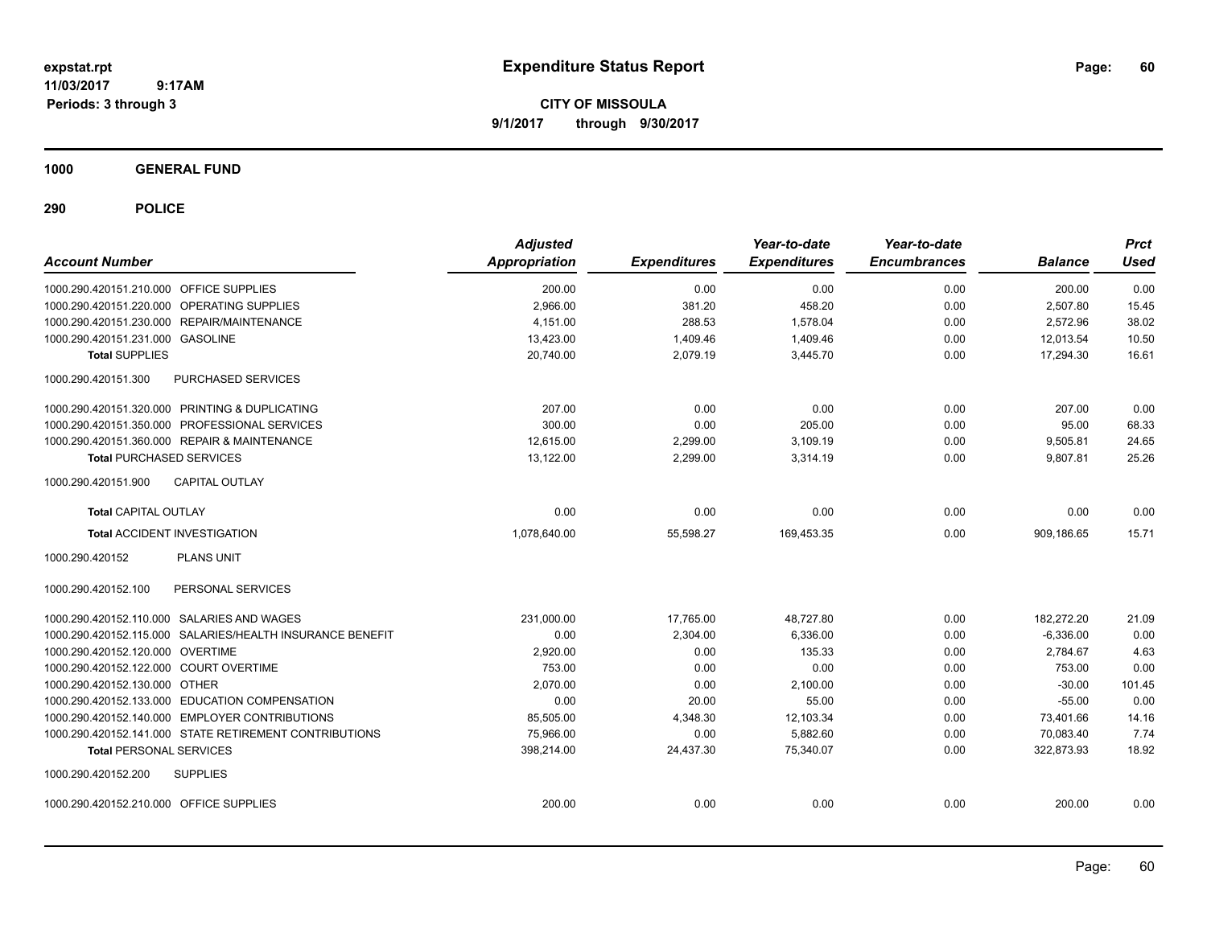expstat.rpt
11/03/2017 9:17AM
Periods: 3 through 3

# Expenditure Status Report

**CITY OF MISSOULA**
**9/1/2017 through 9/30/2017**

## 1000 GENERAL FUND

## 290 POLICE

| Account Number | Adjusted Appropriation | Expenditures | Year-to-date Expenditures | Year-to-date Encumbrances | Balance | Prct Used |
|---|---|---|---|---|---|---|
| 1000.290.420151.210.000 OFFICE SUPPLIES | 200.00 | 0.00 | 0.00 | 0.00 | 200.00 | 0.00 |
| 1000.290.420151.220.000 OPERATING SUPPLIES | 2,966.00 | 381.20 | 458.20 | 0.00 | 2,507.80 | 15.45 |
| 1000.290.420151.230.000 REPAIR/MAINTENANCE | 4,151.00 | 288.53 | 1,578.04 | 0.00 | 2,572.96 | 38.02 |
| 1000.290.420151.231.000 GASOLINE | 13,423.00 | 1,409.46 | 1,409.46 | 0.00 | 12,013.54 | 10.50 |
| **Total SUPPLIES** | 20,740.00 | 2,079.19 | 3,445.70 | 0.00 | 17,294.30 | 16.61 |
| 1000.290.420151.300 PURCHASED SERVICES | | | | | | |
| 1000.290.420151.320.000 PRINTING & DUPLICATING | 207.00 | 0.00 | 0.00 | 0.00 | 207.00 | 0.00 |
| 1000.290.420151.350.000 PROFESSIONAL SERVICES | 300.00 | 0.00 | 205.00 | 0.00 | 95.00 | 68.33 |
| 1000.290.420151.360.000 REPAIR & MAINTENANCE | 12,615.00 | 2,299.00 | 3,109.19 | 0.00 | 9,505.81 | 24.65 |
| **Total PURCHASED SERVICES** | 13,122.00 | 2,299.00 | 3,314.19 | 0.00 | 9,807.81 | 25.26 |
| 1000.290.420151.900 CAPITAL OUTLAY | | | | | | |
| **Total CAPITAL OUTLAY** | 0.00 | 0.00 | 0.00 | 0.00 | 0.00 | 0.00 |
| **Total ACCIDENT INVESTIGATION** | 1,078,640.00 | 55,598.27 | 169,453.35 | 0.00 | 909,186.65 | 15.71 |
| 1000.290.420152 PLANS UNIT | | | | | | |
| 1000.290.420152.100 PERSONAL SERVICES | | | | | | |
| 1000.290.420152.110.000 SALARIES AND WAGES | 231,000.00 | 17,765.00 | 48,727.80 | 0.00 | 182,272.20 | 21.09 |
| 1000.290.420152.115.000 SALARIES/HEALTH INSURANCE BENEFIT | 0.00 | 2,304.00 | 6,336.00 | 0.00 | -6,336.00 | 0.00 |
| 1000.290.420152.120.000 OVERTIME | 2,920.00 | 0.00 | 135.33 | 0.00 | 2,784.67 | 4.63 |
| 1000.290.420152.122.000 COURT OVERTIME | 753.00 | 0.00 | 0.00 | 0.00 | 753.00 | 0.00 |
| 1000.290.420152.130.000 OTHER | 2,070.00 | 0.00 | 2,100.00 | 0.00 | -30.00 | 101.45 |
| 1000.290.420152.133.000 EDUCATION COMPENSATION | 0.00 | 20.00 | 55.00 | 0.00 | -55.00 | 0.00 |
| 1000.290.420152.140.000 EMPLOYER CONTRIBUTIONS | 85,505.00 | 4,348.30 | 12,103.34 | 0.00 | 73,401.66 | 14.16 |
| 1000.290.420152.141.000 STATE RETIREMENT CONTRIBUTIONS | 75,966.00 | 0.00 | 5,882.60 | 0.00 | 70,083.40 | 7.74 |
| **Total PERSONAL SERVICES** | 398,214.00 | 24,437.30 | 75,340.07 | 0.00 | 322,873.93 | 18.92 |
| 1000.290.420152.200 SUPPLIES | | | | | | |
| 1000.290.420152.210.000 OFFICE SUPPLIES | 200.00 | 0.00 | 0.00 | 0.00 | 200.00 | 0.00 |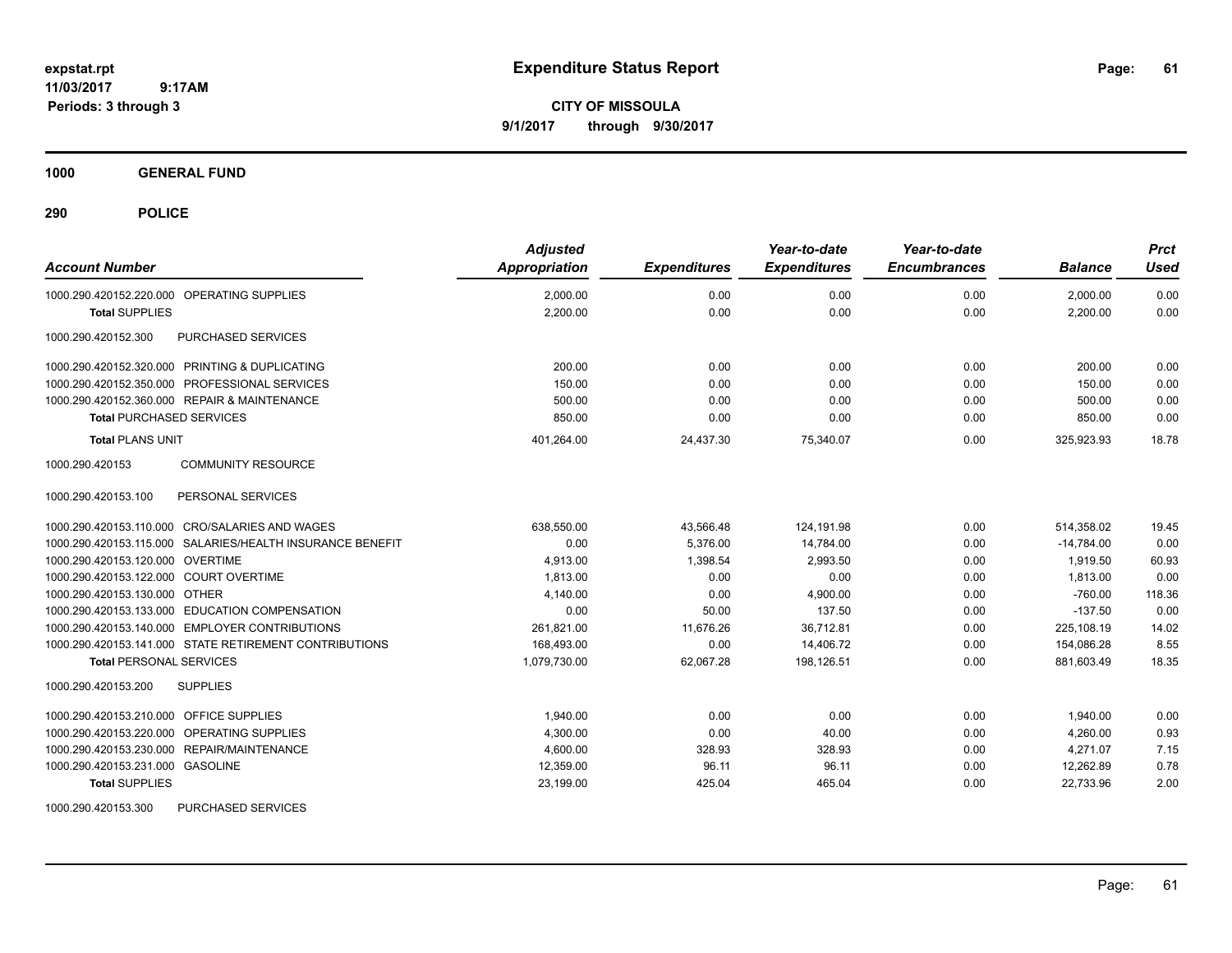**expstat.rpt**
**11/03/2017 9:17AM**
**Periods: 3 through 3**

# Expenditure Status Report

**CITY OF MISSOULA**
**9/1/2017 through 9/30/2017**

## 1000 GENERAL FUND

## 290 POLICE

| Account Number | Adjusted Appropriation | Expenditures | Year-to-date Expenditures | Year-to-date Encumbrances | Balance | Prct Used |
|---|---|---|---|---|---|---|
| 1000.290.420152.220.000 OPERATING SUPPLIES | 2,000.00 | 0.00 | 0.00 | 0.00 | 2,000.00 | 0.00 |
| **Total** SUPPLIES | 2,200.00 | 0.00 | 0.00 | 0.00 | 2,200.00 | 0.00 |
| 1000.290.420152.300 PURCHASED SERVICES | | | | | | |
| 1000.290.420152.320.000 PRINTING & DUPLICATING | 200.00 | 0.00 | 0.00 | 0.00 | 200.00 | 0.00 |
| 1000.290.420152.350.000 PROFESSIONAL SERVICES | 150.00 | 0.00 | 0.00 | 0.00 | 150.00 | 0.00 |
| 1000.290.420152.360.000 REPAIR & MAINTENANCE | 500.00 | 0.00 | 0.00 | 0.00 | 500.00 | 0.00 |
| **Total** PURCHASED SERVICES | 850.00 | 0.00 | 0.00 | 0.00 | 850.00 | 0.00 |
| **Total** PLANS UNIT | 401,264.00 | 24,437.30 | 75,340.07 | 0.00 | 325,923.93 | 18.78 |
| 1000.290.420153 COMMUNITY RESOURCE | | | | | | |
| 1000.290.420153.100 PERSONAL SERVICES | | | | | | |
| 1000.290.420153.110.000 CRO/SALARIES AND WAGES | 638,550.00 | 43,566.48 | 124,191.98 | 0.00 | 514,358.02 | 19.45 |
| 1000.290.420153.115.000 SALARIES/HEALTH INSURANCE BENEFIT | 0.00 | 5,376.00 | 14,784.00 | 0.00 | -14,784.00 | 0.00 |
| 1000.290.420153.120.000 OVERTIME | 4,913.00 | 1,398.54 | 2,993.50 | 0.00 | 1,919.50 | 60.93 |
| 1000.290.420153.122.000 COURT OVERTIME | 1,813.00 | 0.00 | 0.00 | 0.00 | 1,813.00 | 0.00 |
| 1000.290.420153.130.000 OTHER | 4,140.00 | 0.00 | 4,900.00 | 0.00 | -760.00 | 118.36 |
| 1000.290.420153.133.000 EDUCATION COMPENSATION | 0.00 | 50.00 | 137.50 | 0.00 | -137.50 | 0.00 |
| 1000.290.420153.140.000 EMPLOYER CONTRIBUTIONS | 261,821.00 | 11,676.26 | 36,712.81 | 0.00 | 225,108.19 | 14.02 |
| 1000.290.420153.141.000 STATE RETIREMENT CONTRIBUTIONS | 168,493.00 | 0.00 | 14,406.72 | 0.00 | 154,086.28 | 8.55 |
| **Total** PERSONAL SERVICES | 1,079,730.00 | 62,067.28 | 198,126.51 | 0.00 | 881,603.49 | 18.35 |
| 1000.290.420153.200 SUPPLIES | | | | | | |
| 1000.290.420153.210.000 OFFICE SUPPLIES | 1,940.00 | 0.00 | 0.00 | 0.00 | 1,940.00 | 0.00 |
| 1000.290.420153.220.000 OPERATING SUPPLIES | 4,300.00 | 0.00 | 40.00 | 0.00 | 4,260.00 | 0.93 |
| 1000.290.420153.230.000 REPAIR/MAINTENANCE | 4,600.00 | 328.93 | 328.93 | 0.00 | 4,271.07 | 7.15 |
| 1000.290.420153.231.000 GASOLINE | 12,359.00 | 96.11 | 96.11 | 0.00 | 12,262.89 | 0.78 |
| **Total** SUPPLIES | 23,199.00 | 425.04 | 465.04 | 0.00 | 22,733.96 | 2.00 |
| 1000.290.420153.300 PURCHASED SERVICES | | | | | | |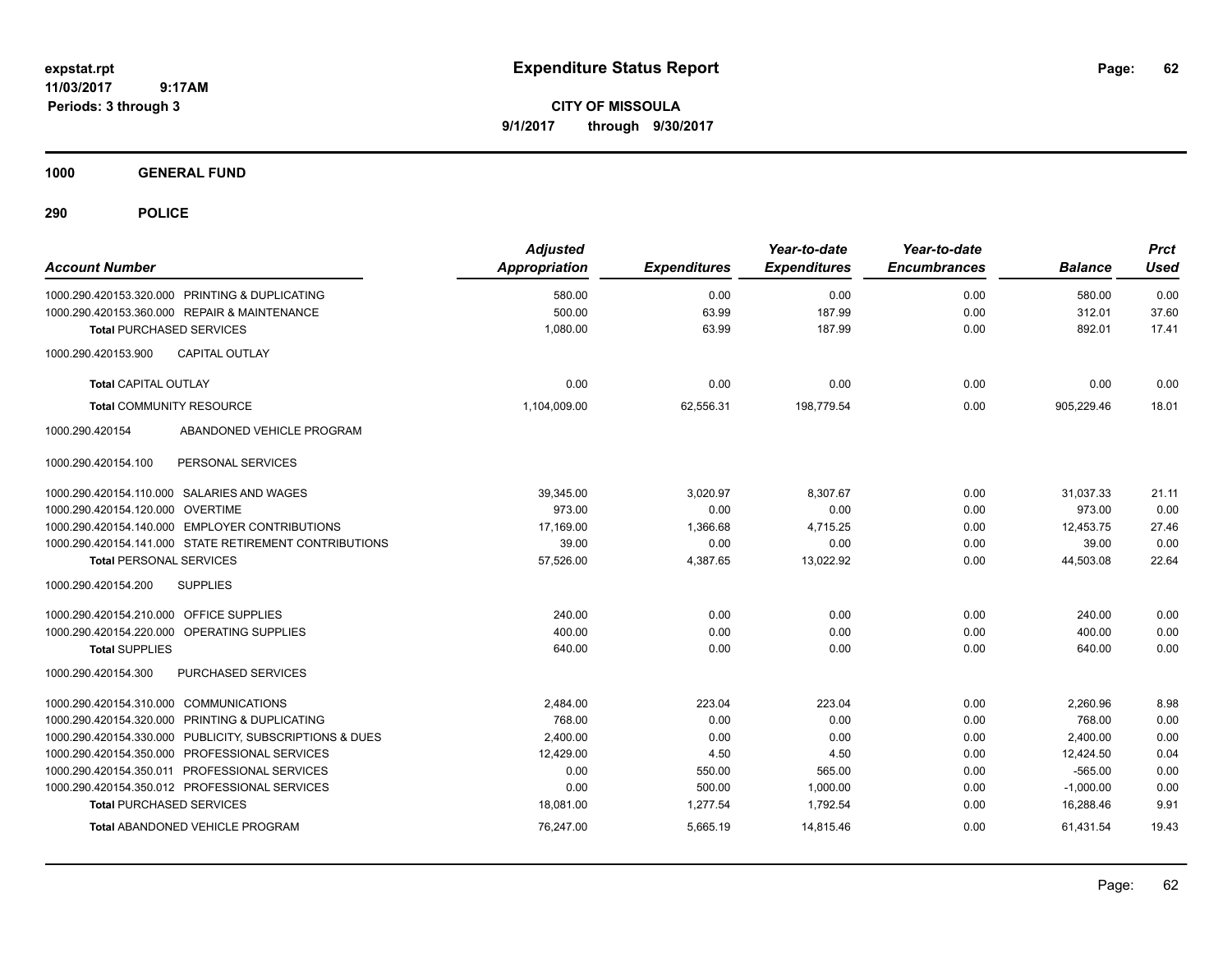# Expenditure Status Report

**CITY OF MISSOULA**
**9/1/2017 through 9/30/2017**

expstat.rpt
11/03/2017 9:17AM
Periods: 3 through 3

**1000 GENERAL FUND**

**290 POLICE**

| Account Number | Adjusted Appropriation | Expenditures | Year-to-date Expenditures | Year-to-date Encumbrances | Balance | Prct Used |
|---|---|---|---|---|---|---|
| 1000.290.420153.320.000 PRINTING & DUPLICATING | 580.00 | 0.00 | 0.00 | 0.00 | 580.00 | 0.00 |
| 1000.290.420153.360.000 REPAIR & MAINTENANCE | 500.00 | 63.99 | 187.99 | 0.00 | 312.01 | 37.60 |
| **Total** PURCHASED SERVICES | 1,080.00 | 63.99 | 187.99 | 0.00 | 892.01 | 17.41 |
| 1000.290.420153.900 CAPITAL OUTLAY | | | | | | |
| **Total** CAPITAL OUTLAY | 0.00 | 0.00 | 0.00 | 0.00 | 0.00 | 0.00 |
| **Total** COMMUNITY RESOURCE | 1,104,009.00 | 62,556.31 | 198,779.54 | 0.00 | 905,229.46 | 18.01 |
| 1000.290.420154 ABANDONED VEHICLE PROGRAM | | | | | | |
| 1000.290.420154.100 PERSONAL SERVICES | | | | | | |
| 1000.290.420154.110.000 SALARIES AND WAGES | 39,345.00 | 3,020.97 | 8,307.67 | 0.00 | 31,037.33 | 21.11 |
| 1000.290.420154.120.000 OVERTIME | 973.00 | 0.00 | 0.00 | 0.00 | 973.00 | 0.00 |
| 1000.290.420154.140.000 EMPLOYER CONTRIBUTIONS | 17,169.00 | 1,366.68 | 4,715.25 | 0.00 | 12,453.75 | 27.46 |
| 1000.290.420154.141.000 STATE RETIREMENT CONTRIBUTIONS | 39.00 | 0.00 | 0.00 | 0.00 | 39.00 | 0.00 |
| **Total** PERSONAL SERVICES | 57,526.00 | 4,387.65 | 13,022.92 | 0.00 | 44,503.08 | 22.64 |
| 1000.290.420154.200 SUPPLIES | | | | | | |
| 1000.290.420154.210.000 OFFICE SUPPLIES | 240.00 | 0.00 | 0.00 | 0.00 | 240.00 | 0.00 |
| 1000.290.420154.220.000 OPERATING SUPPLIES | 400.00 | 0.00 | 0.00 | 0.00 | 400.00 | 0.00 |
| **Total** SUPPLIES | 640.00 | 0.00 | 0.00 | 0.00 | 640.00 | 0.00 |
| 1000.290.420154.300 PURCHASED SERVICES | | | | | | |
| 1000.290.420154.310.000 COMMUNICATIONS | 2,484.00 | 223.04 | 223.04 | 0.00 | 2,260.96 | 8.98 |
| 1000.290.420154.320.000 PRINTING & DUPLICATING | 768.00 | 0.00 | 0.00 | 0.00 | 768.00 | 0.00 |
| 1000.290.420154.330.000 PUBLICITY, SUBSCRIPTIONS & DUES | 2,400.00 | 0.00 | 0.00 | 0.00 | 2,400.00 | 0.00 |
| 1000.290.420154.350.000 PROFESSIONAL SERVICES | 12,429.00 | 4.50 | 4.50 | 0.00 | 12,424.50 | 0.04 |
| 1000.290.420154.350.011 PROFESSIONAL SERVICES | 0.00 | 550.00 | 565.00 | 0.00 | -565.00 | 0.00 |
| 1000.290.420154.350.012 PROFESSIONAL SERVICES | 0.00 | 500.00 | 1,000.00 | 0.00 | -1,000.00 | 0.00 |
| **Total** PURCHASED SERVICES | 18,081.00 | 1,277.54 | 1,792.54 | 0.00 | 16,288.46 | 9.91 |
| **Total** ABANDONED VEHICLE PROGRAM | 76,247.00 | 5,665.19 | 14,815.46 | 0.00 | 61,431.54 | 19.43 |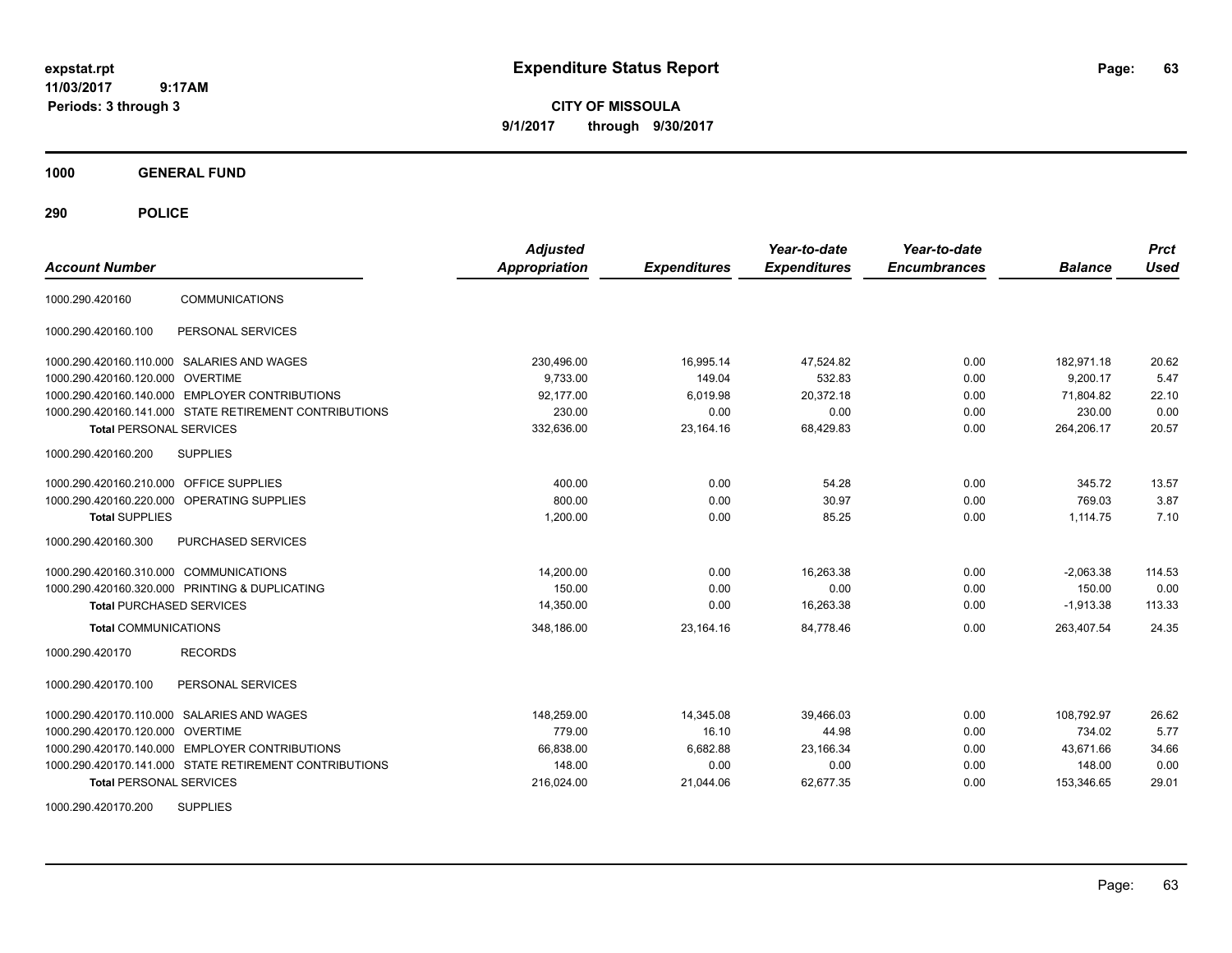# Expenditure Status Report

**CITY OF MISSOULA**
**9/1/2017 through 9/30/2017**

expstat.rpt
11/03/2017 9:17AM
Periods: 3 through 3

## 1000 GENERAL FUND

## 290 POLICE

| Account Number | | Adjusted Appropriation | Expenditures | Year-to-date Expenditures | Year-to-date Encumbrances | Balance | Prct Used |
|---|---|---|---|---|---|---|---|
| 1000.290.420160 | COMMUNICATIONS | | | | | | |
| 1000.290.420160.100 | PERSONAL SERVICES | | | | | | |
| 1000.290.420160.110.000 | SALARIES AND WAGES | 230,496.00 | 16,995.14 | 47,524.82 | 0.00 | 182,971.18 | 20.62 |
| 1000.290.420160.120.000 | OVERTIME | 9,733.00 | 149.04 | 532.83 | 0.00 | 9,200.17 | 5.47 |
| 1000.290.420160.140.000 | EMPLOYER CONTRIBUTIONS | 92,177.00 | 6,019.98 | 20,372.18 | 0.00 | 71,804.82 | 22.10 |
| 1000.290.420160.141.000 | STATE RETIREMENT CONTRIBUTIONS | 230.00 | 0.00 | 0.00 | 0.00 | 230.00 | 0.00 |
| **Total** PERSONAL SERVICES | | 332,636.00 | 23,164.16 | 68,429.83 | 0.00 | 264,206.17 | 20.57 |
| 1000.290.420160.200 | SUPPLIES | | | | | | |
| 1000.290.420160.210.000 | OFFICE SUPPLIES | 400.00 | 0.00 | 54.28 | 0.00 | 345.72 | 13.57 |
| 1000.290.420160.220.000 | OPERATING SUPPLIES | 800.00 | 0.00 | 30.97 | 0.00 | 769.03 | 3.87 |
| **Total** SUPPLIES | | 1,200.00 | 0.00 | 85.25 | 0.00 | 1,114.75 | 7.10 |
| 1000.290.420160.300 | PURCHASED SERVICES | | | | | | |
| 1000.290.420160.310.000 | COMMUNICATIONS | 14,200.00 | 0.00 | 16,263.38 | 0.00 | -2,063.38 | 114.53 |
| 1000.290.420160.320.000 | PRINTING & DUPLICATING | 150.00 | 0.00 | 0.00 | 0.00 | 150.00 | 0.00 |
| **Total** PURCHASED SERVICES | | 14,350.00 | 0.00 | 16,263.38 | 0.00 | -1,913.38 | 113.33 |
| **Total** COMMUNICATIONS | | 348,186.00 | 23,164.16 | 84,778.46 | 0.00 | 263,407.54 | 24.35 |
| 1000.290.420170 | RECORDS | | | | | | |
| 1000.290.420170.100 | PERSONAL SERVICES | | | | | | |
| 1000.290.420170.110.000 | SALARIES AND WAGES | 148,259.00 | 14,345.08 | 39,466.03 | 0.00 | 108,792.97 | 26.62 |
| 1000.290.420170.120.000 | OVERTIME | 779.00 | 16.10 | 44.98 | 0.00 | 734.02 | 5.77 |
| 1000.290.420170.140.000 | EMPLOYER CONTRIBUTIONS | 66,838.00 | 6,682.88 | 23,166.34 | 0.00 | 43,671.66 | 34.66 |
| 1000.290.420170.141.000 | STATE RETIREMENT CONTRIBUTIONS | 148.00 | 0.00 | 0.00 | 0.00 | 148.00 | 0.00 |
| **Total** PERSONAL SERVICES | | 216,024.00 | 21,044.06 | 62,677.35 | 0.00 | 153,346.65 | 29.01 |
| 1000.290.420170.200 | SUPPLIES | | | | | | |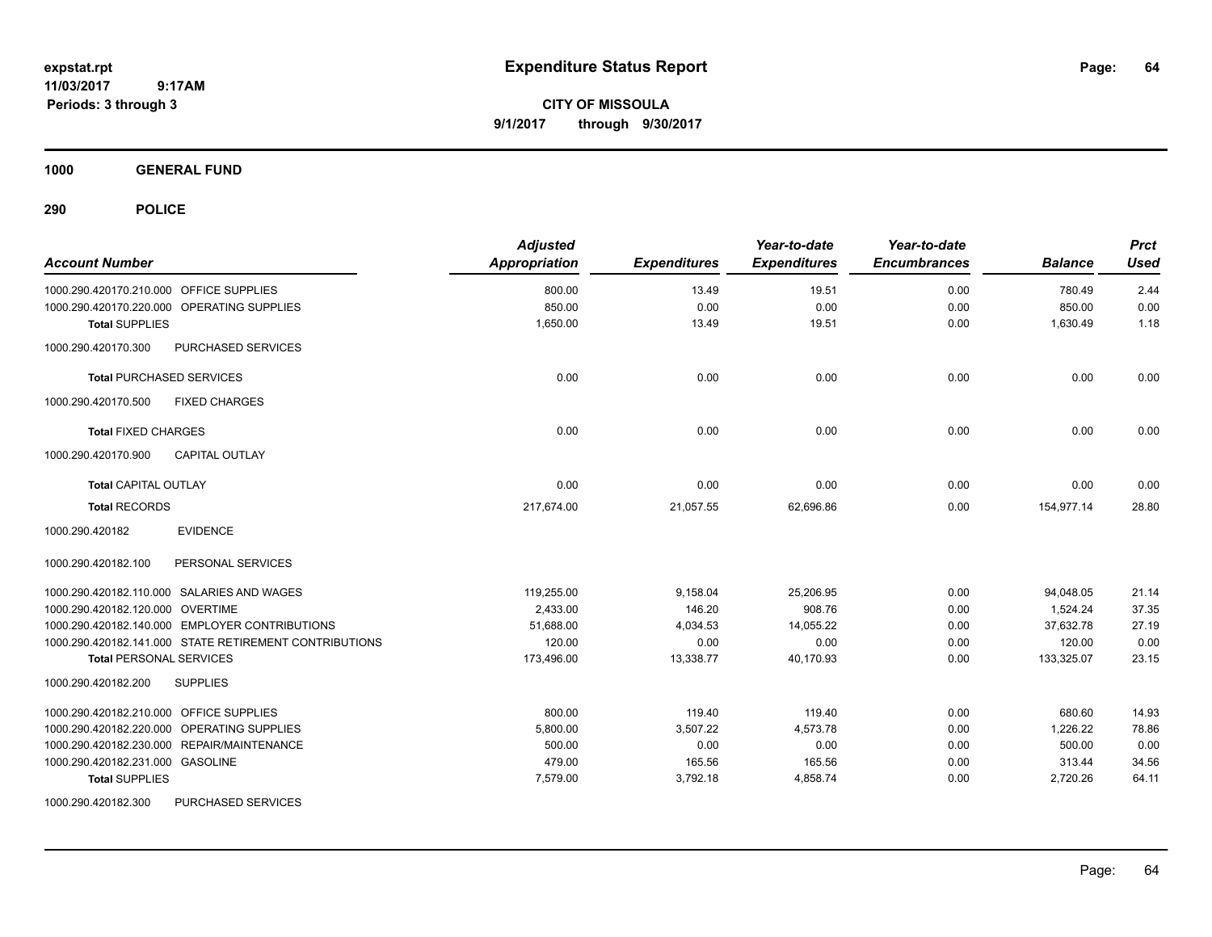**expstat.rpt**
**11/03/2017 9:17AM**
**Periods: 3 through 3**

# Expenditure Status Report

**CITY OF MISSOULA**
**9/1/2017 through 9/30/2017**

## 1000 GENERAL FUND

### 290 POLICE

| Account Number | | Adjusted Appropriation | Expenditures | Year-to-date Expenditures | Year-to-date Encumbrances | Balance | Prct Used |
|---|---|---|---|---|---|---|---|
| 1000.290.420170.210.000 | OFFICE SUPPLIES | 800.00 | 13.49 | 19.51 | 0.00 | 780.49 | 2.44 |
| 1000.290.420170.220.000 | OPERATING SUPPLIES | 850.00 | 0.00 | 0.00 | 0.00 | 850.00 | 0.00 |
| **Total** SUPPLIES | | 1,650.00 | 13.49 | 19.51 | 0.00 | 1,630.49 | 1.18 |
| 1000.290.420170.300 | PURCHASED SERVICES | | | | | | |
| **Total** PURCHASED SERVICES | | 0.00 | 0.00 | 0.00 | 0.00 | 0.00 | 0.00 |
| 1000.290.420170.500 | FIXED CHARGES | | | | | | |
| **Total** FIXED CHARGES | | 0.00 | 0.00 | 0.00 | 0.00 | 0.00 | 0.00 |
| 1000.290.420170.900 | CAPITAL OUTLAY | | | | | | |
| **Total** CAPITAL OUTLAY | | 0.00 | 0.00 | 0.00 | 0.00 | 0.00 | 0.00 |
| **Total** RECORDS | | 217,674.00 | 21,057.55 | 62,696.86 | 0.00 | 154,977.14 | 28.80 |
| 1000.290.420182 | EVIDENCE | | | | | | |
| 1000.290.420182.100 | PERSONAL SERVICES | | | | | | |
| 1000.290.420182.110.000 | SALARIES AND WAGES | 119,255.00 | 9,158.04 | 25,206.95 | 0.00 | 94,048.05 | 21.14 |
| 1000.290.420182.120.000 | OVERTIME | 2,433.00 | 146.20 | 908.76 | 0.00 | 1,524.24 | 37.35 |
| 1000.290.420182.140.000 | EMPLOYER CONTRIBUTIONS | 51,688.00 | 4,034.53 | 14,055.22 | 0.00 | 37,632.78 | 27.19 |
| 1000.290.420182.141.000 | STATE RETIREMENT CONTRIBUTIONS | 120.00 | 0.00 | 0.00 | 0.00 | 120.00 | 0.00 |
| **Total** PERSONAL SERVICES | | 173,496.00 | 13,338.77 | 40,170.93 | 0.00 | 133,325.07 | 23.15 |
| 1000.290.420182.200 | SUPPLIES | | | | | | |
| 1000.290.420182.210.000 | OFFICE SUPPLIES | 800.00 | 119.40 | 119.40 | 0.00 | 680.60 | 14.93 |
| 1000.290.420182.220.000 | OPERATING SUPPLIES | 5,800.00 | 3,507.22 | 4,573.78 | 0.00 | 1,226.22 | 78.86 |
| 1000.290.420182.230.000 | REPAIR/MAINTENANCE | 500.00 | 0.00 | 0.00 | 0.00 | 500.00 | 0.00 |
| 1000.290.420182.231.000 | GASOLINE | 479.00 | 165.56 | 165.56 | 0.00 | 313.44 | 34.56 |
| **Total** SUPPLIES | | 7,579.00 | 3,792.18 | 4,858.74 | 0.00 | 2,720.26 | 64.11 |
| 1000.290.420182.300 | PURCHASED SERVICES | | | | | | |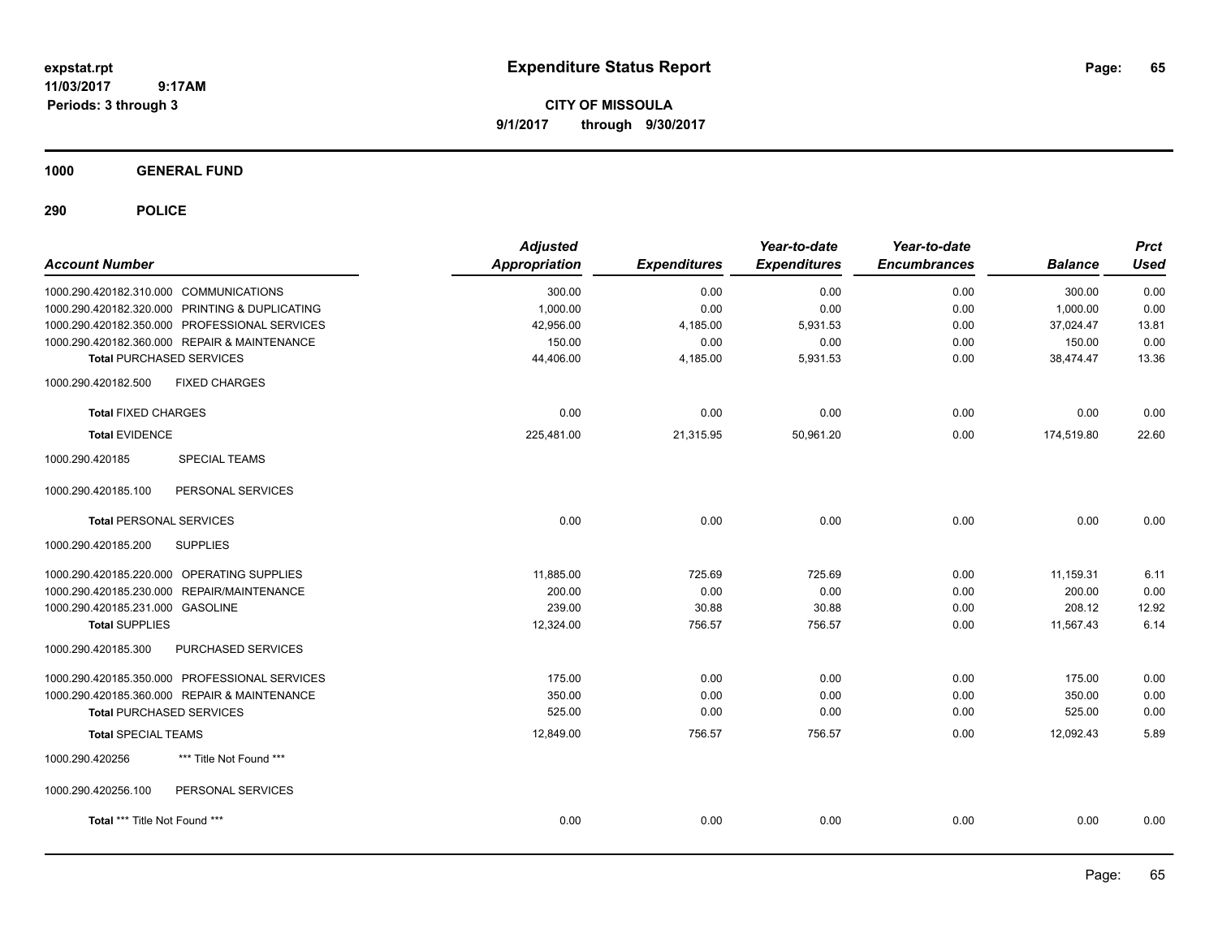# Expenditure Status Report

**CITY OF MISSOULA**

**9/1/2017 through 9/30/2017**

expstat.rpt
11/03/2017 9:17AM
Periods: 3 through 3

**1000 GENERAL FUND**

**290 POLICE**

| Account Number | Adjusted Appropriation | Expenditures | Year-to-date Expenditures | Year-to-date Encumbrances | Balance | Prct Used |
|---|---|---|---|---|---|---|
| 1000.290.420182.310.000 COMMUNICATIONS | 300.00 | 0.00 | 0.00 | 0.00 | 300.00 | 0.00 |
| 1000.290.420182.320.000 PRINTING & DUPLICATING | 1,000.00 | 0.00 | 0.00 | 0.00 | 1,000.00 | 0.00 |
| 1000.290.420182.350.000 PROFESSIONAL SERVICES | 42,956.00 | 4,185.00 | 5,931.53 | 0.00 | 37,024.47 | 13.81 |
| 1000.290.420182.360.000 REPAIR & MAINTENANCE | 150.00 | 0.00 | 0.00 | 0.00 | 150.00 | 0.00 |
| **Total** PURCHASED SERVICES | 44,406.00 | 4,185.00 | 5,931.53 | 0.00 | 38,474.47 | 13.36 |
| 1000.290.420182.500 FIXED CHARGES | | | | | | |
| **Total** FIXED CHARGES | 0.00 | 0.00 | 0.00 | 0.00 | 0.00 | 0.00 |
| **Total** EVIDENCE | 225,481.00 | 21,315.95 | 50,961.20 | 0.00 | 174,519.80 | 22.60 |
| 1000.290.420185 SPECIAL TEAMS | | | | | | |
| 1000.290.420185.100 PERSONAL SERVICES | | | | | | |
| **Total** PERSONAL SERVICES | 0.00 | 0.00 | 0.00 | 0.00 | 0.00 | 0.00 |
| 1000.290.420185.200 SUPPLIES | | | | | | |
| 1000.290.420185.220.000 OPERATING SUPPLIES | 11,885.00 | 725.69 | 725.69 | 0.00 | 11,159.31 | 6.11 |
| 1000.290.420185.230.000 REPAIR/MAINTENANCE | 200.00 | 0.00 | 0.00 | 0.00 | 200.00 | 0.00 |
| 1000.290.420185.231.000 GASOLINE | 239.00 | 30.88 | 30.88 | 0.00 | 208.12 | 12.92 |
| **Total** SUPPLIES | 12,324.00 | 756.57 | 756.57 | 0.00 | 11,567.43 | 6.14 |
| 1000.290.420185.300 PURCHASED SERVICES | | | | | | |
| 1000.290.420185.350.000 PROFESSIONAL SERVICES | 175.00 | 0.00 | 0.00 | 0.00 | 175.00 | 0.00 |
| 1000.290.420185.360.000 REPAIR & MAINTENANCE | 350.00 | 0.00 | 0.00 | 0.00 | 350.00 | 0.00 |
| **Total** PURCHASED SERVICES | 525.00 | 0.00 | 0.00 | 0.00 | 525.00 | 0.00 |
| **Total** SPECIAL TEAMS | 12,849.00 | 756.57 | 756.57 | 0.00 | 12,092.43 | 5.89 |
| 1000.290.420256 *** Title Not Found *** | | | | | | |
| 1000.290.420256.100 PERSONAL SERVICES | | | | | | |
| **Total** *** Title Not Found *** | 0.00 | 0.00 | 0.00 | 0.00 | 0.00 | 0.00 |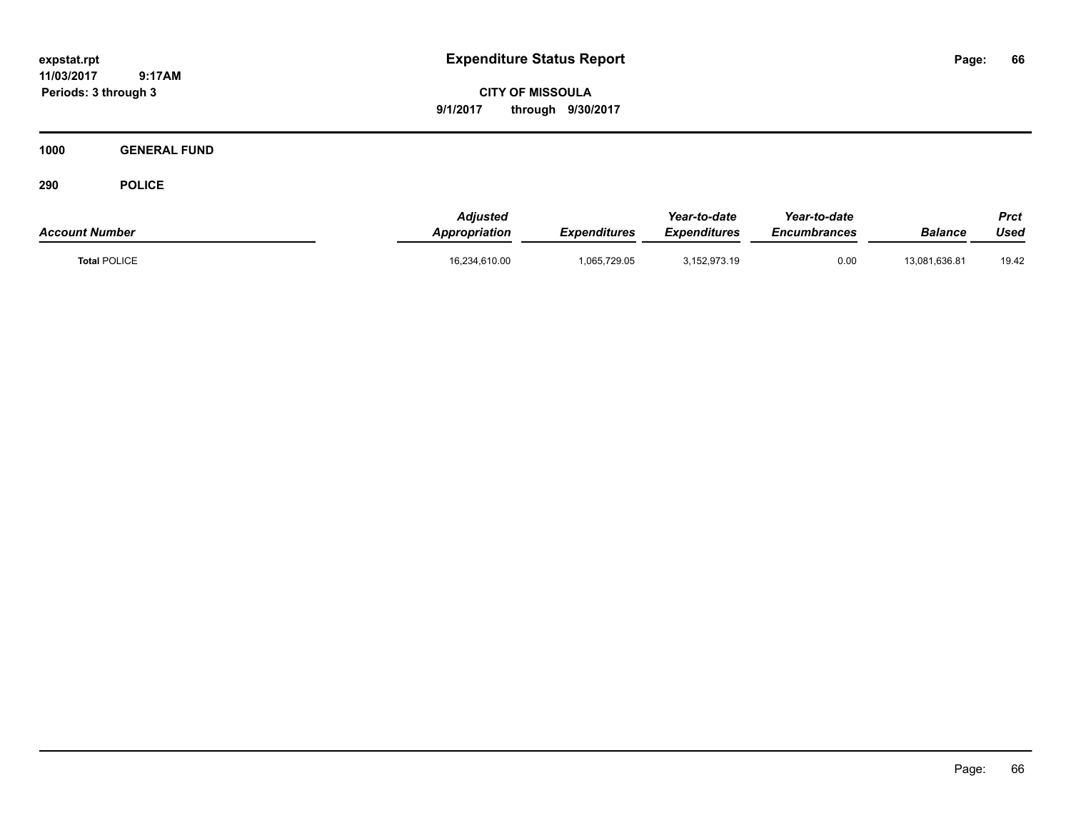# Expenditure Status Report

**expstat.rpt**
**11/03/2017 9:17AM**
**Periods: 3 through 3**

**CITY OF MISSOULA**
**9/1/2017 through 9/30/2017**

**1000 GENERAL FUND**

**290 POLICE**

| Account Number | Adjusted Appropriation | Expenditures | Year-to-date Expenditures | Year-to-date Encumbrances | Balance | Prct Used |
|---|---|---|---|---|---|---|
| **Total** POLICE | 16,234,610.00 | 1,065,729.05 | 3,152,973.19 | 0.00 | 13,081,636.81 | 19.42 |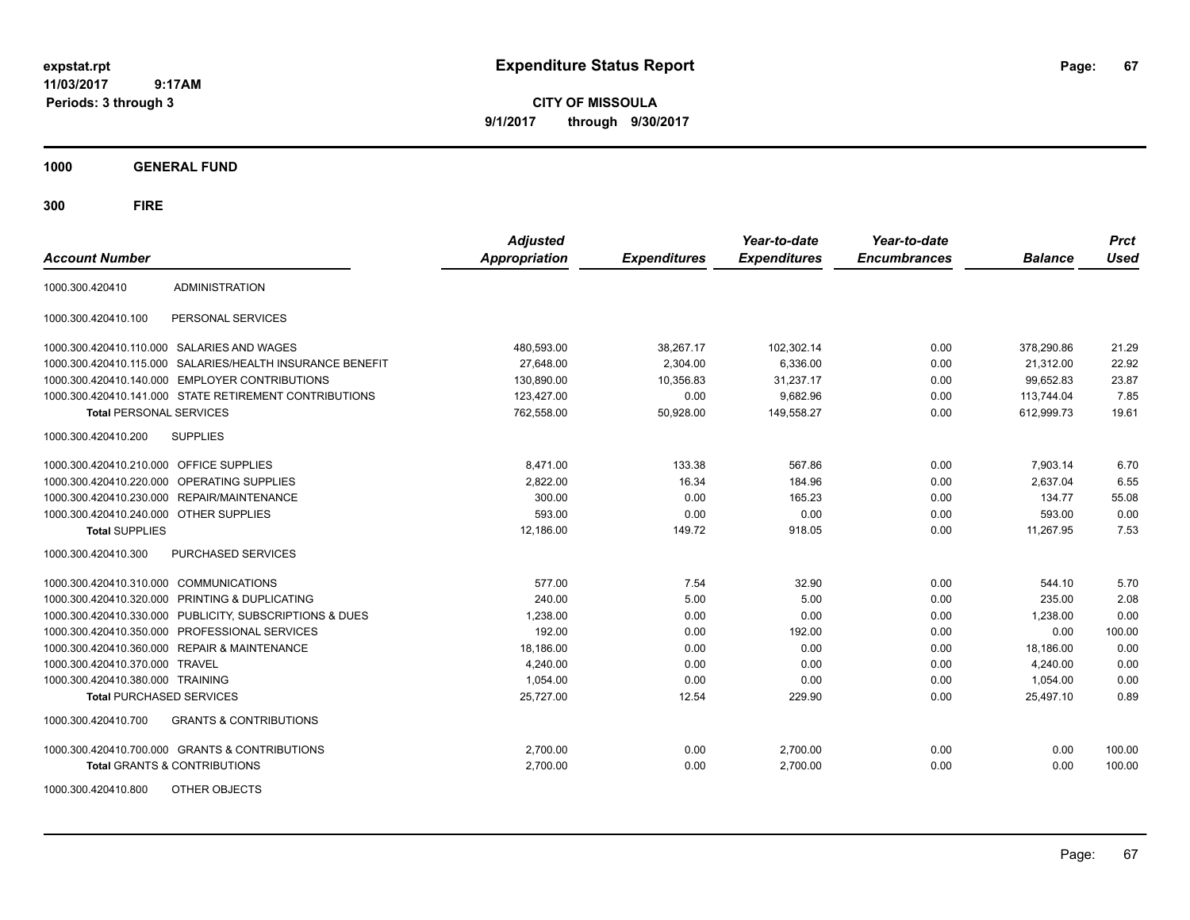# Expenditure Status Report

expstat.rpt
11/03/2017 9:17AM
Periods: 3 through 3

**CITY OF MISSOULA**
**9/1/2017 through 9/30/2017**

## 1000 GENERAL FUND

## 300 FIRE

| Account Number | | Adjusted Appropriation | Expenditures | Year-to-date Expenditures | Year-to-date Encumbrances | Balance | Prct Used |
|---|---|---|---|---|---|---|---|
| 1000.300.420410 | ADMINISTRATION | | | | | | |
| 1000.300.420410.100 | PERSONAL SERVICES | | | | | | |
| 1000.300.420410.110.000 | SALARIES AND WAGES | 480,593.00 | 38,267.17 | 102,302.14 | 0.00 | 378,290.86 | 21.29 |
| 1000.300.420410.115.000 | SALARIES/HEALTH INSURANCE BENEFIT | 27,648.00 | 2,304.00 | 6,336.00 | 0.00 | 21,312.00 | 22.92 |
| 1000.300.420410.140.000 | EMPLOYER CONTRIBUTIONS | 130,890.00 | 10,356.83 | 31,237.17 | 0.00 | 99,652.83 | 23.87 |
| 1000.300.420410.141.000 | STATE RETIREMENT CONTRIBUTIONS | 123,427.00 | 0.00 | 9,682.96 | 0.00 | 113,744.04 | 7.85 |
| **Total** PERSONAL SERVICES | | 762,558.00 | 50,928.00 | 149,558.27 | 0.00 | 612,999.73 | 19.61 |
| 1000.300.420410.200 | SUPPLIES | | | | | | |
| 1000.300.420410.210.000 | OFFICE SUPPLIES | 8,471.00 | 133.38 | 567.86 | 0.00 | 7,903.14 | 6.70 |
| 1000.300.420410.220.000 | OPERATING SUPPLIES | 2,822.00 | 16.34 | 184.96 | 0.00 | 2,637.04 | 6.55 |
| 1000.300.420410.230.000 | REPAIR/MAINTENANCE | 300.00 | 0.00 | 165.23 | 0.00 | 134.77 | 55.08 |
| 1000.300.420410.240.000 | OTHER SUPPLIES | 593.00 | 0.00 | 0.00 | 0.00 | 593.00 | 0.00 |
| **Total** SUPPLIES | | 12,186.00 | 149.72 | 918.05 | 0.00 | 11,267.95 | 7.53 |
| 1000.300.420410.300 | PURCHASED SERVICES | | | | | | |
| 1000.300.420410.310.000 | COMMUNICATIONS | 577.00 | 7.54 | 32.90 | 0.00 | 544.10 | 5.70 |
| 1000.300.420410.320.000 | PRINTING & DUPLICATING | 240.00 | 5.00 | 5.00 | 0.00 | 235.00 | 2.08 |
| 1000.300.420410.330.000 | PUBLICITY, SUBSCRIPTIONS & DUES | 1,238.00 | 0.00 | 0.00 | 0.00 | 1,238.00 | 0.00 |
| 1000.300.420410.350.000 | PROFESSIONAL SERVICES | 192.00 | 0.00 | 192.00 | 0.00 | 0.00 | 100.00 |
| 1000.300.420410.360.000 | REPAIR & MAINTENANCE | 18,186.00 | 0.00 | 0.00 | 0.00 | 18,186.00 | 0.00 |
| 1000.300.420410.370.000 | TRAVEL | 4,240.00 | 0.00 | 0.00 | 0.00 | 4,240.00 | 0.00 |
| 1000.300.420410.380.000 | TRAINING | 1,054.00 | 0.00 | 0.00 | 0.00 | 1,054.00 | 0.00 |
| **Total** PURCHASED SERVICES | | 25,727.00 | 12.54 | 229.90 | 0.00 | 25,497.10 | 0.89 |
| 1000.300.420410.700 | GRANTS & CONTRIBUTIONS | | | | | | |
| 1000.300.420410.700.000 | GRANTS & CONTRIBUTIONS | 2,700.00 | 0.00 | 2,700.00 | 0.00 | 0.00 | 100.00 |
| **Total** GRANTS & CONTRIBUTIONS | | 2,700.00 | 0.00 | 2,700.00 | 0.00 | 0.00 | 100.00 |
| 1000.300.420410.800 | OTHER OBJECTS | | | | | | |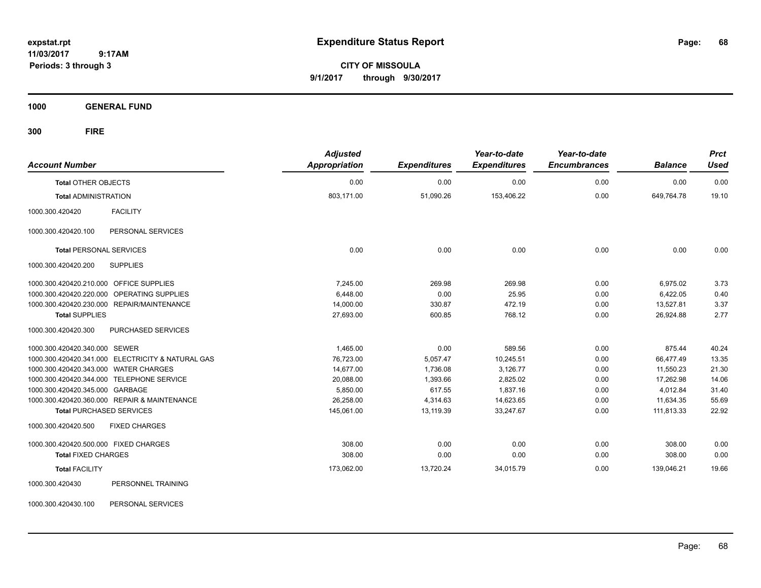**expstat.rpt**
**11/03/2017 9:17AM**
**Periods: 3 through 3**

# Expenditure Status Report

**CITY OF MISSOULA**
**9/1/2017 through 9/30/2017**

## 1000 GENERAL FUND

## 300 FIRE

| Account Number | | Adjusted Appropriation | Expenditures | Year-to-date Expenditures | Year-to-date Encumbrances | Balance | Prct Used |
|---|---|---|---|---|---|---|---|
| **Total** OTHER OBJECTS | | 0.00 | 0.00 | 0.00 | 0.00 | 0.00 | 0.00 |
| **Total** ADMINISTRATION | | 803,171.00 | 51,090.26 | 153,406.22 | 0.00 | 649,764.78 | 19.10 |
| 1000.300.420420 | FACILITY | | | | | | |
| 1000.300.420420.100 | PERSONAL SERVICES | | | | | | |
| **Total** PERSONAL SERVICES | | 0.00 | 0.00 | 0.00 | 0.00 | 0.00 | 0.00 |
| 1000.300.420420.200 | SUPPLIES | | | | | | |
| 1000.300.420420.210.000 | OFFICE SUPPLIES | 7,245.00 | 269.98 | 269.98 | 0.00 | 6,975.02 | 3.73 |
| 1000.300.420420.220.000 | OPERATING SUPPLIES | 6,448.00 | 0.00 | 25.95 | 0.00 | 6,422.05 | 0.40 |
| 1000.300.420420.230.000 | REPAIR/MAINTENANCE | 14,000.00 | 330.87 | 472.19 | 0.00 | 13,527.81 | 3.37 |
| **Total** SUPPLIES | | 27,693.00 | 600.85 | 768.12 | 0.00 | 26,924.88 | 2.77 |
| 1000.300.420420.300 | PURCHASED SERVICES | | | | | | |
| 1000.300.420420.340.000 | SEWER | 1,465.00 | 0.00 | 589.56 | 0.00 | 875.44 | 40.24 |
| 1000.300.420420.341.000 | ELECTRICITY & NATURAL GAS | 76,723.00 | 5,057.47 | 10,245.51 | 0.00 | 66,477.49 | 13.35 |
| 1000.300.420420.343.000 | WATER CHARGES | 14,677.00 | 1,736.08 | 3,126.77 | 0.00 | 11,550.23 | 21.30 |
| 1000.300.420420.344.000 | TELEPHONE SERVICE | 20,088.00 | 1,393.66 | 2,825.02 | 0.00 | 17,262.98 | 14.06 |
| 1000.300.420420.345.000 | GARBAGE | 5,850.00 | 617.55 | 1,837.16 | 0.00 | 4,012.84 | 31.40 |
| 1000.300.420420.360.000 | REPAIR & MAINTENANCE | 26,258.00 | 4,314.63 | 14,623.65 | 0.00 | 11,634.35 | 55.69 |
| **Total** PURCHASED SERVICES | | 145,061.00 | 13,119.39 | 33,247.67 | 0.00 | 111,813.33 | 22.92 |
| 1000.300.420420.500 | FIXED CHARGES | | | | | | |
| 1000.300.420420.500.000 | FIXED CHARGES | 308.00 | 0.00 | 0.00 | 0.00 | 308.00 | 0.00 |
| **Total** FIXED CHARGES | | 308.00 | 0.00 | 0.00 | 0.00 | 308.00 | 0.00 |
| **Total** FACILITY | | 173,062.00 | 13,720.24 | 34,015.79 | 0.00 | 139,046.21 | 19.66 |
| 1000.300.420430 | PERSONNEL TRAINING | | | | | | |
| 1000.300.420430.100 | PERSONAL SERVICES | | | | | | |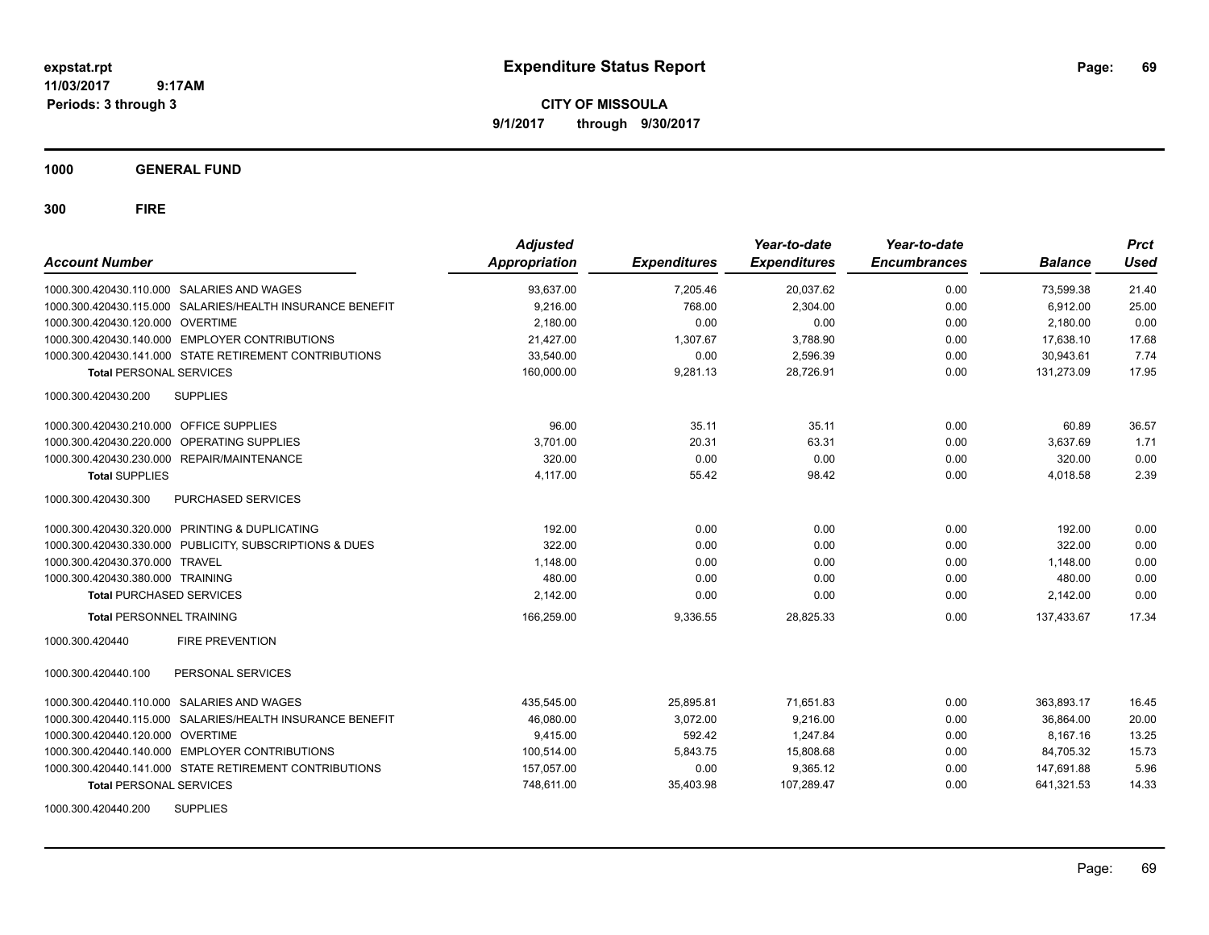**expstat.rpt**
**11/03/2017 9:17AM**
**Periods: 3 through 3**

# Expenditure Status Report

**CITY OF MISSOULA**
**9/1/2017 through 9/30/2017**

## 1000 GENERAL FUND

## 300 FIRE

| Account Number | Adjusted Appropriation | Expenditures | Year-to-date Expenditures | Year-to-date Encumbrances | Balance | Prct Used |
|---|---|---|---|---|---|---|
| 1000.300.420430.110.000 SALARIES AND WAGES | 93,637.00 | 7,205.46 | 20,037.62 | 0.00 | 73,599.38 | 21.40 |
| 1000.300.420430.115.000 SALARIES/HEALTH INSURANCE BENEFIT | 9,216.00 | 768.00 | 2,304.00 | 0.00 | 6,912.00 | 25.00 |
| 1000.300.420430.120.000 OVERTIME | 2,180.00 | 0.00 | 0.00 | 0.00 | 2,180.00 | 0.00 |
| 1000.300.420430.140.000 EMPLOYER CONTRIBUTIONS | 21,427.00 | 1,307.67 | 3,788.90 | 0.00 | 17,638.10 | 17.68 |
| 1000.300.420430.141.000 STATE RETIREMENT CONTRIBUTIONS | 33,540.00 | 0.00 | 2,596.39 | 0.00 | 30,943.61 | 7.74 |
| **Total** PERSONAL SERVICES | 160,000.00 | 9,281.13 | 28,726.91 | 0.00 | 131,273.09 | 17.95 |
| 1000.300.420430.200 SUPPLIES | | | | | | |
| 1000.300.420430.210.000 OFFICE SUPPLIES | 96.00 | 35.11 | 35.11 | 0.00 | 60.89 | 36.57 |
| 1000.300.420430.220.000 OPERATING SUPPLIES | 3,701.00 | 20.31 | 63.31 | 0.00 | 3,637.69 | 1.71 |
| 1000.300.420430.230.000 REPAIR/MAINTENANCE | 320.00 | 0.00 | 0.00 | 0.00 | 320.00 | 0.00 |
| **Total** SUPPLIES | 4,117.00 | 55.42 | 98.42 | 0.00 | 4,018.58 | 2.39 |
| 1000.300.420430.300 PURCHASED SERVICES | | | | | | |
| 1000.300.420430.320.000 PRINTING & DUPLICATING | 192.00 | 0.00 | 0.00 | 0.00 | 192.00 | 0.00 |
| 1000.300.420430.330.000 PUBLICITY, SUBSCRIPTIONS & DUES | 322.00 | 0.00 | 0.00 | 0.00 | 322.00 | 0.00 |
| 1000.300.420430.370.000 TRAVEL | 1,148.00 | 0.00 | 0.00 | 0.00 | 1,148.00 | 0.00 |
| 1000.300.420430.380.000 TRAINING | 480.00 | 0.00 | 0.00 | 0.00 | 480.00 | 0.00 |
| **Total** PURCHASED SERVICES | 2,142.00 | 0.00 | 0.00 | 0.00 | 2,142.00 | 0.00 |
| **Total** PERSONNEL TRAINING | 166,259.00 | 9,336.55 | 28,825.33 | 0.00 | 137,433.67 | 17.34 |
| 1000.300.420440 FIRE PREVENTION | | | | | | |
| 1000.300.420440.100 PERSONAL SERVICES | | | | | | |
| 1000.300.420440.110.000 SALARIES AND WAGES | 435,545.00 | 25,895.81 | 71,651.83 | 0.00 | 363,893.17 | 16.45 |
| 1000.300.420440.115.000 SALARIES/HEALTH INSURANCE BENEFIT | 46,080.00 | 3,072.00 | 9,216.00 | 0.00 | 36,864.00 | 20.00 |
| 1000.300.420440.120.000 OVERTIME | 9,415.00 | 592.42 | 1,247.84 | 0.00 | 8,167.16 | 13.25 |
| 1000.300.420440.140.000 EMPLOYER CONTRIBUTIONS | 100,514.00 | 5,843.75 | 15,808.68 | 0.00 | 84,705.32 | 15.73 |
| 1000.300.420440.141.000 STATE RETIREMENT CONTRIBUTIONS | 157,057.00 | 0.00 | 9,365.12 | 0.00 | 147,691.88 | 5.96 |
| **Total** PERSONAL SERVICES | 748,611.00 | 35,403.98 | 107,289.47 | 0.00 | 641,321.53 | 14.33 |
| 1000.300.420440.200 SUPPLIES | | | | | | |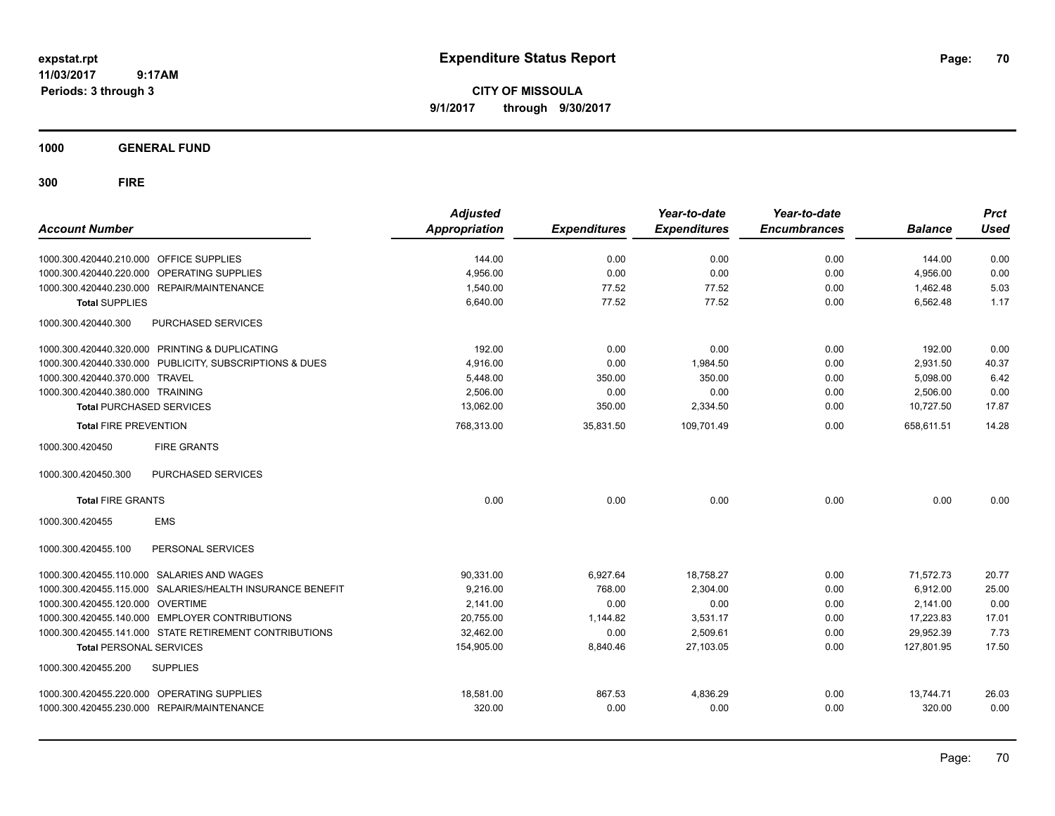# Expenditure Status Report

expstat.rpt
11/03/2017 9:17AM
Periods: 3 through 3

**CITY OF MISSOULA**
**9/1/2017 through 9/30/2017**

## 1000 GENERAL FUND

## 300 FIRE

| Account Number | | Adjusted Appropriation | Expenditures | Year-to-date Expenditures | Year-to-date Encumbrances | Balance | Prct Used |
|---|---|---|---|---|---|---|---|
| 1000.300.420440.210.000 | OFFICE SUPPLIES | 144.00 | 0.00 | 0.00 | 0.00 | 144.00 | 0.00 |
| 1000.300.420440.220.000 | OPERATING SUPPLIES | 4,956.00 | 0.00 | 0.00 | 0.00 | 4,956.00 | 0.00 |
| 1000.300.420440.230.000 | REPAIR/MAINTENANCE | 1,540.00 | 77.52 | 77.52 | 0.00 | 1,462.48 | 5.03 |
| **Total SUPPLIES** | | 6,640.00 | 77.52 | 77.52 | 0.00 | 6,562.48 | 1.17 |
| 1000.300.420440.300 | PURCHASED SERVICES | | | | | | |
| 1000.300.420440.320.000 | PRINTING & DUPLICATING | 192.00 | 0.00 | 0.00 | 0.00 | 192.00 | 0.00 |
| 1000.300.420440.330.000 | PUBLICITY, SUBSCRIPTIONS & DUES | 4,916.00 | 0.00 | 1,984.50 | 0.00 | 2,931.50 | 40.37 |
| 1000.300.420440.370.000 | TRAVEL | 5,448.00 | 350.00 | 350.00 | 0.00 | 5,098.00 | 6.42 |
| 1000.300.420440.380.000 | TRAINING | 2,506.00 | 0.00 | 0.00 | 0.00 | 2,506.00 | 0.00 |
| **Total PURCHASED SERVICES** | | 13,062.00 | 350.00 | 2,334.50 | 0.00 | 10,727.50 | 17.87 |
| **Total FIRE PREVENTION** | | 768,313.00 | 35,831.50 | 109,701.49 | 0.00 | 658,611.51 | 14.28 |
| 1000.300.420450 | FIRE GRANTS | | | | | | |
| 1000.300.420450.300 | PURCHASED SERVICES | | | | | | |
| **Total FIRE GRANTS** | | 0.00 | 0.00 | 0.00 | 0.00 | 0.00 | 0.00 |
| 1000.300.420455 | EMS | | | | | | |
| 1000.300.420455.100 | PERSONAL SERVICES | | | | | | |
| 1000.300.420455.110.000 | SALARIES AND WAGES | 90,331.00 | 6,927.64 | 18,758.27 | 0.00 | 71,572.73 | 20.77 |
| 1000.300.420455.115.000 | SALARIES/HEALTH INSURANCE BENEFIT | 9,216.00 | 768.00 | 2,304.00 | 0.00 | 6,912.00 | 25.00 |
| 1000.300.420455.120.000 | OVERTIME | 2,141.00 | 0.00 | 0.00 | 0.00 | 2,141.00 | 0.00 |
| 1000.300.420455.140.000 | EMPLOYER CONTRIBUTIONS | 20,755.00 | 1,144.82 | 3,531.17 | 0.00 | 17,223.83 | 17.01 |
| 1000.300.420455.141.000 | STATE RETIREMENT CONTRIBUTIONS | 32,462.00 | 0.00 | 2,509.61 | 0.00 | 29,952.39 | 7.73 |
| **Total PERSONAL SERVICES** | | 154,905.00 | 8,840.46 | 27,103.05 | 0.00 | 127,801.95 | 17.50 |
| 1000.300.420455.200 | SUPPLIES | | | | | | |
| 1000.300.420455.220.000 | OPERATING SUPPLIES | 18,581.00 | 867.53 | 4,836.29 | 0.00 | 13,744.71 | 26.03 |
| 1000.300.420455.230.000 | REPAIR/MAINTENANCE | 320.00 | 0.00 | 0.00 | 0.00 | 320.00 | 0.00 |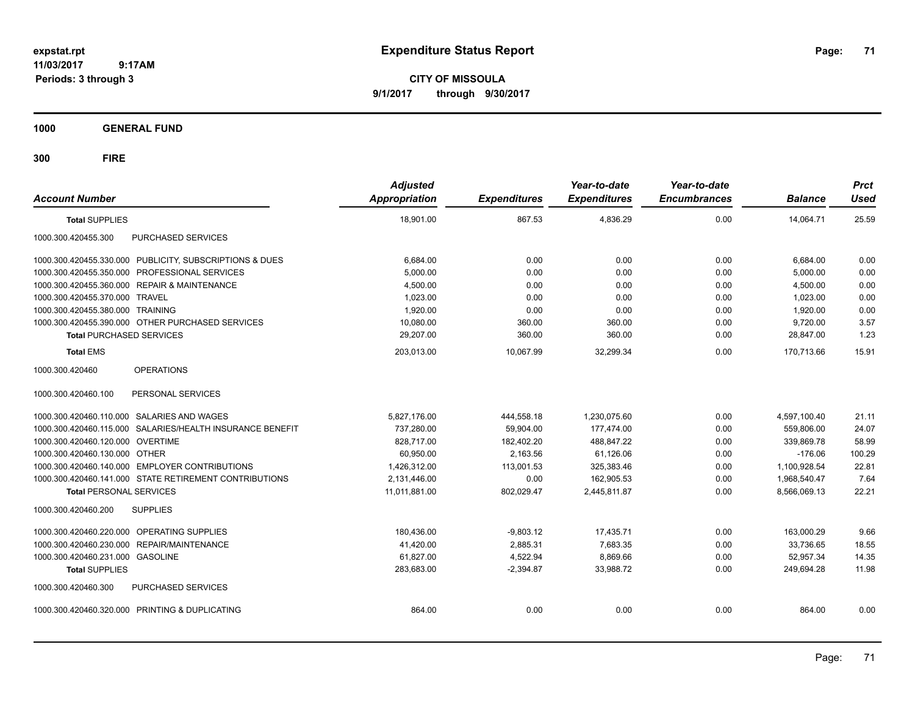**expstat.rpt**
**11/03/2017 9:17AM**
**Periods: 3 through 3**

# Expenditure Status Report

**CITY OF MISSOULA**
**9/1/2017 through 9/30/2017**

## 1000 GENERAL FUND

## 300 FIRE

| Account Number | Adjusted Appropriation | Expenditures | Year-to-date Expenditures | Year-to-date Encumbrances | Balance | Prct Used |
|---|---|---|---|---|---|---|
| **Total SUPPLIES** | 18,901.00 | 867.53 | 4,836.29 | 0.00 | 14,064.71 | 25.59 |
| 1000.300.420455.300 PURCHASED SERVICES | | | | | | |
| 1000.300.420455.330.000 PUBLICITY, SUBSCRIPTIONS & DUES | 6,684.00 | 0.00 | 0.00 | 0.00 | 6,684.00 | 0.00 |
| 1000.300.420455.350.000 PROFESSIONAL SERVICES | 5,000.00 | 0.00 | 0.00 | 0.00 | 5,000.00 | 0.00 |
| 1000.300.420455.360.000 REPAIR & MAINTENANCE | 4,500.00 | 0.00 | 0.00 | 0.00 | 4,500.00 | 0.00 |
| 1000.300.420455.370.000 TRAVEL | 1,023.00 | 0.00 | 0.00 | 0.00 | 1,023.00 | 0.00 |
| 1000.300.420455.380.000 TRAINING | 1,920.00 | 0.00 | 0.00 | 0.00 | 1,920.00 | 0.00 |
| 1000.300.420455.390.000 OTHER PURCHASED SERVICES | 10,080.00 | 360.00 | 360.00 | 0.00 | 9,720.00 | 3.57 |
| **Total PURCHASED SERVICES** | 29,207.00 | 360.00 | 360.00 | 0.00 | 28,847.00 | 1.23 |
| **Total EMS** | 203,013.00 | 10,067.99 | 32,299.34 | 0.00 | 170,713.66 | 15.91 |
| 1000.300.420460 OPERATIONS | | | | | | |
| 1000.300.420460.100 PERSONAL SERVICES | | | | | | |
| 1000.300.420460.110.000 SALARIES AND WAGES | 5,827,176.00 | 444,558.18 | 1,230,075.60 | 0.00 | 4,597,100.40 | 21.11 |
| 1000.300.420460.115.000 SALARIES/HEALTH INSURANCE BENEFIT | 737,280.00 | 59,904.00 | 177,474.00 | 0.00 | 559,806.00 | 24.07 |
| 1000.300.420460.120.000 OVERTIME | 828,717.00 | 182,402.20 | 488,847.22 | 0.00 | 339,869.78 | 58.99 |
| 1000.300.420460.130.000 OTHER | 60,950.00 | 2,163.56 | 61,126.06 | 0.00 | -176.06 | 100.29 |
| 1000.300.420460.140.000 EMPLOYER CONTRIBUTIONS | 1,426,312.00 | 113,001.53 | 325,383.46 | 0.00 | 1,100,928.54 | 22.81 |
| 1000.300.420460.141.000 STATE RETIREMENT CONTRIBUTIONS | 2,131,446.00 | 0.00 | 162,905.53 | 0.00 | 1,968,540.47 | 7.64 |
| **Total PERSONAL SERVICES** | 11,011,881.00 | 802,029.47 | 2,445,811.87 | 0.00 | 8,566,069.13 | 22.21 |
| 1000.300.420460.200 SUPPLIES | | | | | | |
| 1000.300.420460.220.000 OPERATING SUPPLIES | 180,436.00 | -9,803.12 | 17,435.71 | 0.00 | 163,000.29 | 9.66 |
| 1000.300.420460.230.000 REPAIR/MAINTENANCE | 41,420.00 | 2,885.31 | 7,683.35 | 0.00 | 33,736.65 | 18.55 |
| 1000.300.420460.231.000 GASOLINE | 61,827.00 | 4,522.94 | 8,869.66 | 0.00 | 52,957.34 | 14.35 |
| **Total SUPPLIES** | 283,683.00 | -2,394.87 | 33,988.72 | 0.00 | 249,694.28 | 11.98 |
| 1000.300.420460.300 PURCHASED SERVICES | | | | | | |
| 1000.300.420460.320.000 PRINTING & DUPLICATING | 864.00 | 0.00 | 0.00 | 0.00 | 864.00 | 0.00 |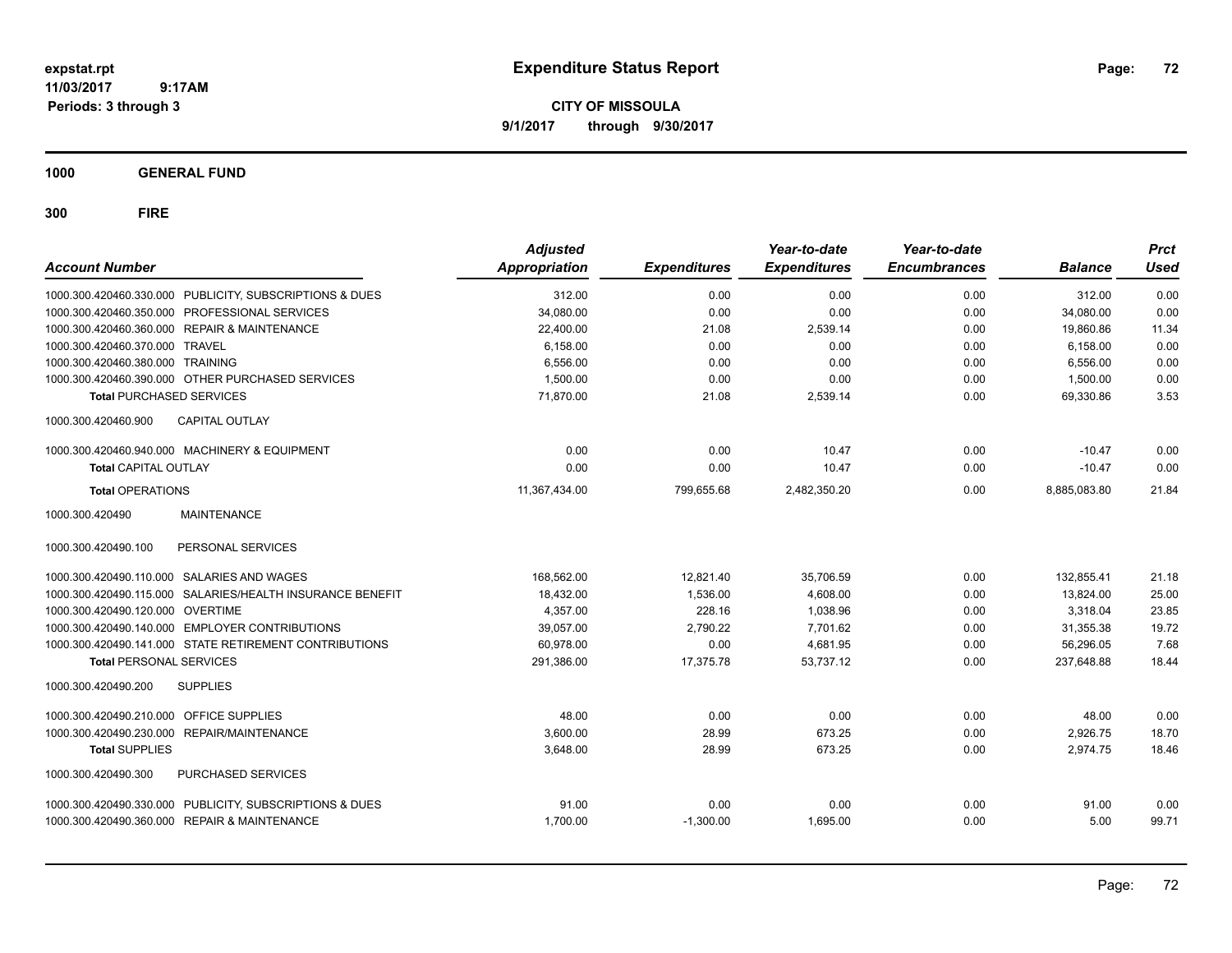# Expenditure Status Report

**CITY OF MISSOULA**

**9/1/2017 through 9/30/2017**

expstat.rpt
11/03/2017 9:17AM
Periods: 3 through 3

**1000 GENERAL FUND**

**300 FIRE**

| Account Number | Adjusted Appropriation | Expenditures | Year-to-date Expenditures | Year-to-date Encumbrances | Balance | Prct Used |
|---|---|---|---|---|---|---|
| 1000.300.420460.330.000 PUBLICITY, SUBSCRIPTIONS & DUES | 312.00 | 0.00 | 0.00 | 0.00 | 312.00 | 0.00 |
| 1000.300.420460.350.000 PROFESSIONAL SERVICES | 34,080.00 | 0.00 | 0.00 | 0.00 | 34,080.00 | 0.00 |
| 1000.300.420460.360.000 REPAIR & MAINTENANCE | 22,400.00 | 21.08 | 2,539.14 | 0.00 | 19,860.86 | 11.34 |
| 1000.300.420460.370.000 TRAVEL | 6,158.00 | 0.00 | 0.00 | 0.00 | 6,158.00 | 0.00 |
| 1000.300.420460.380.000 TRAINING | 6,556.00 | 0.00 | 0.00 | 0.00 | 6,556.00 | 0.00 |
| 1000.300.420460.390.000 OTHER PURCHASED SERVICES | 1,500.00 | 0.00 | 0.00 | 0.00 | 1,500.00 | 0.00 |
| **Total** PURCHASED SERVICES | 71,870.00 | 21.08 | 2,539.14 | 0.00 | 69,330.86 | 3.53 |
| 1000.300.420460.900 CAPITAL OUTLAY | | | | | | |
| 1000.300.420460.940.000 MACHINERY & EQUIPMENT | 0.00 | 0.00 | 10.47 | 0.00 | -10.47 | 0.00 |
| **Total** CAPITAL OUTLAY | 0.00 | 0.00 | 10.47 | 0.00 | -10.47 | 0.00 |
| **Total** OPERATIONS | 11,367,434.00 | 799,655.68 | 2,482,350.20 | 0.00 | 8,885,083.80 | 21.84 |
| 1000.300.420490 MAINTENANCE | | | | | | |
| 1000.300.420490.100 PERSONAL SERVICES | | | | | | |
| 1000.300.420490.110.000 SALARIES AND WAGES | 168,562.00 | 12,821.40 | 35,706.59 | 0.00 | 132,855.41 | 21.18 |
| 1000.300.420490.115.000 SALARIES/HEALTH INSURANCE BENEFIT | 18,432.00 | 1,536.00 | 4,608.00 | 0.00 | 13,824.00 | 25.00 |
| 1000.300.420490.120.000 OVERTIME | 4,357.00 | 228.16 | 1,038.96 | 0.00 | 3,318.04 | 23.85 |
| 1000.300.420490.140.000 EMPLOYER CONTRIBUTIONS | 39,057.00 | 2,790.22 | 7,701.62 | 0.00 | 31,355.38 | 19.72 |
| 1000.300.420490.141.000 STATE RETIREMENT CONTRIBUTIONS | 60,978.00 | 0.00 | 4,681.95 | 0.00 | 56,296.05 | 7.68 |
| **Total** PERSONAL SERVICES | 291,386.00 | 17,375.78 | 53,737.12 | 0.00 | 237,648.88 | 18.44 |
| 1000.300.420490.200 SUPPLIES | | | | | | |
| 1000.300.420490.210.000 OFFICE SUPPLIES | 48.00 | 0.00 | 0.00 | 0.00 | 48.00 | 0.00 |
| 1000.300.420490.230.000 REPAIR/MAINTENANCE | 3,600.00 | 28.99 | 673.25 | 0.00 | 2,926.75 | 18.70 |
| **Total** SUPPLIES | 3,648.00 | 28.99 | 673.25 | 0.00 | 2,974.75 | 18.46 |
| 1000.300.420490.300 PURCHASED SERVICES | | | | | | |
| 1000.300.420490.330.000 PUBLICITY, SUBSCRIPTIONS & DUES | 91.00 | 0.00 | 0.00 | 0.00 | 91.00 | 0.00 |
| 1000.300.420490.360.000 REPAIR & MAINTENANCE | 1,700.00 | -1,300.00 | 1,695.00 | 0.00 | 5.00 | 99.71 |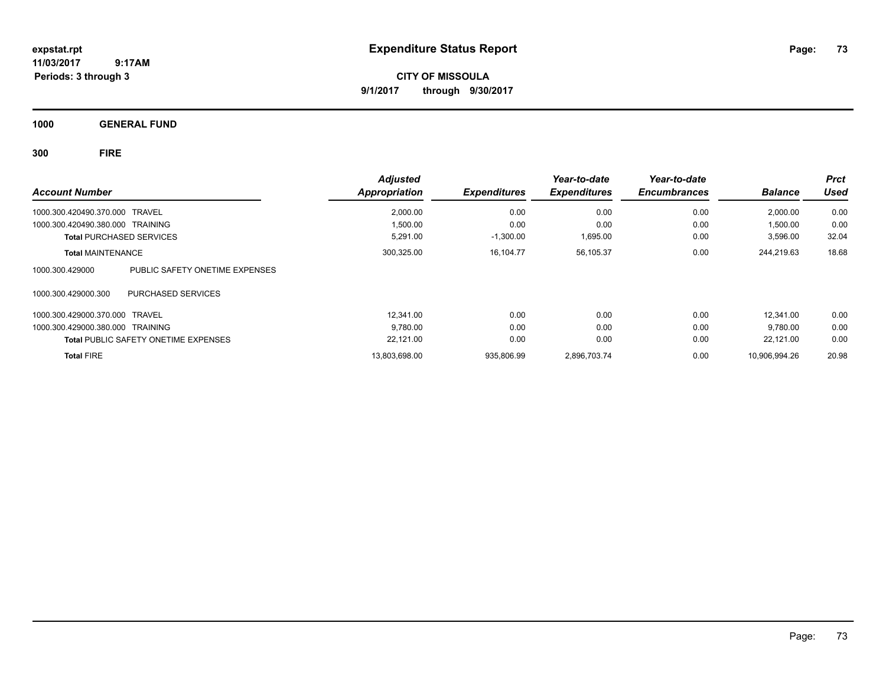# Expenditure Status Report

expstat.rpt
11/03/2017 9:17AM
Periods: 3 through 3

**CITY OF MISSOULA**
**9/1/2017 through 9/30/2017**

**1000 GENERAL FUND**

**300 FIRE**

| Account Number | Adjusted Appropriation | Expenditures | Year-to-date Expenditures | Year-to-date Encumbrances | Balance | Prct Used |
|---|---|---|---|---|---|---|
| 1000.300.420490.370.000 TRAVEL | 2,000.00 | 0.00 | 0.00 | 0.00 | 2,000.00 | 0.00 |
| 1000.300.420490.380.000 TRAINING | 1,500.00 | 0.00 | 0.00 | 0.00 | 1,500.00 | 0.00 |
| **Total** PURCHASED SERVICES | 5,291.00 | -1,300.00 | 1,695.00 | 0.00 | 3,596.00 | 32.04 |
| **Total** MAINTENANCE | 300,325.00 | 16,104.77 | 56,105.37 | 0.00 | 244,219.63 | 18.68 |
| 1000.300.429000 PUBLIC SAFETY ONETIME EXPENSES | | | | | | |
| 1000.300.429000.300 PURCHASED SERVICES | | | | | | |
| 1000.300.429000.370.000 TRAVEL | 12,341.00 | 0.00 | 0.00 | 0.00 | 12,341.00 | 0.00 |
| 1000.300.429000.380.000 TRAINING | 9,780.00 | 0.00 | 0.00 | 0.00 | 9,780.00 | 0.00 |
| **Total** PUBLIC SAFETY ONETIME EXPENSES | 22,121.00 | 0.00 | 0.00 | 0.00 | 22,121.00 | 0.00 |
| **Total** FIRE | 13,803,698.00 | 935,806.99 | 2,896,703.74 | 0.00 | 10,906,994.26 | 20.98 |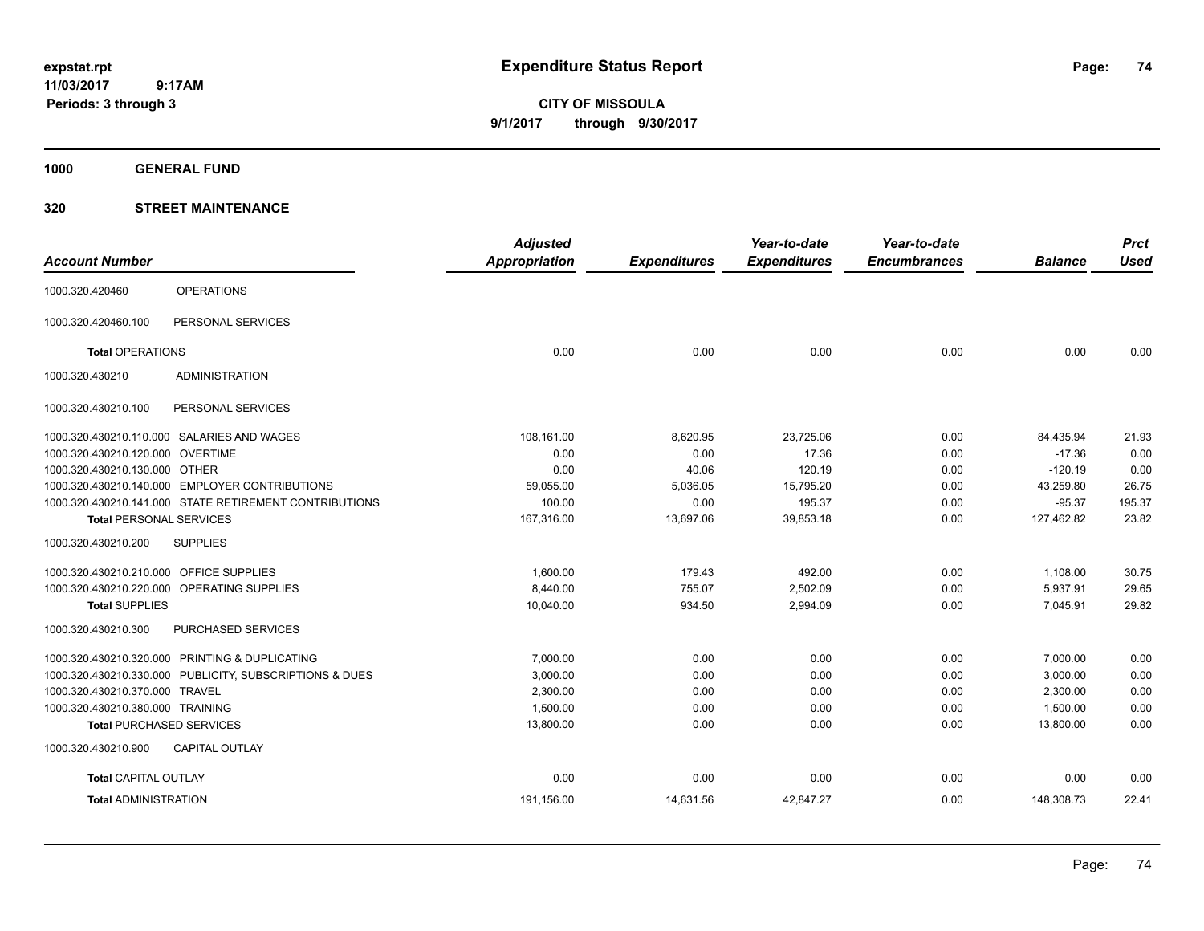# Expenditure Status Report

expstat.rpt
11/03/2017 9:17AM
Periods: 3 through 3

**CITY OF MISSOULA**
**9/1/2017 through 9/30/2017**

**1000 GENERAL FUND**

**320 STREET MAINTENANCE**

| Account Number | | Adjusted Appropriation | Expenditures | Year-to-date Expenditures | Year-to-date Encumbrances | Balance | Prct Used |
|---|---|---|---|---|---|---|---|
| 1000.320.420460 | OPERATIONS | | | | | | |
| 1000.320.420460.100 | PERSONAL SERVICES | | | | | | |
| **Total** OPERATIONS | | 0.00 | 0.00 | 0.00 | 0.00 | 0.00 | 0.00 |
| 1000.320.430210 | ADMINISTRATION | | | | | | |
| 1000.320.430210.100 | PERSONAL SERVICES | | | | | | |
| 1000.320.430210.110.000 | SALARIES AND WAGES | 108,161.00 | 8,620.95 | 23,725.06 | 0.00 | 84,435.94 | 21.93 |
| 1000.320.430210.120.000 | OVERTIME | 0.00 | 0.00 | 17.36 | 0.00 | -17.36 | 0.00 |
| 1000.320.430210.130.000 | OTHER | 0.00 | 40.06 | 120.19 | 0.00 | -120.19 | 0.00 |
| 1000.320.430210.140.000 | EMPLOYER CONTRIBUTIONS | 59,055.00 | 5,036.05 | 15,795.20 | 0.00 | 43,259.80 | 26.75 |
| 1000.320.430210.141.000 | STATE RETIREMENT CONTRIBUTIONS | 100.00 | 0.00 | 195.37 | 0.00 | -95.37 | 195.37 |
| **Total** PERSONAL SERVICES | | 167,316.00 | 13,697.06 | 39,853.18 | 0.00 | 127,462.82 | 23.82 |
| 1000.320.430210.200 | SUPPLIES | | | | | | |
| 1000.320.430210.210.000 | OFFICE SUPPLIES | 1,600.00 | 179.43 | 492.00 | 0.00 | 1,108.00 | 30.75 |
| 1000.320.430210.220.000 | OPERATING SUPPLIES | 8,440.00 | 755.07 | 2,502.09 | 0.00 | 5,937.91 | 29.65 |
| **Total** SUPPLIES | | 10,040.00 | 934.50 | 2,994.09 | 0.00 | 7,045.91 | 29.82 |
| 1000.320.430210.300 | PURCHASED SERVICES | | | | | | |
| 1000.320.430210.320.000 | PRINTING & DUPLICATING | 7,000.00 | 0.00 | 0.00 | 0.00 | 7,000.00 | 0.00 |
| 1000.320.430210.330.000 | PUBLICITY, SUBSCRIPTIONS & DUES | 3,000.00 | 0.00 | 0.00 | 0.00 | 3,000.00 | 0.00 |
| 1000.320.430210.370.000 | TRAVEL | 2,300.00 | 0.00 | 0.00 | 0.00 | 2,300.00 | 0.00 |
| 1000.320.430210.380.000 | TRAINING | 1,500.00 | 0.00 | 0.00 | 0.00 | 1,500.00 | 0.00 |
| **Total** PURCHASED SERVICES | | 13,800.00 | 0.00 | 0.00 | 0.00 | 13,800.00 | 0.00 |
| 1000.320.430210.900 | CAPITAL OUTLAY | | | | | | |
| **Total** CAPITAL OUTLAY | | 0.00 | 0.00 | 0.00 | 0.00 | 0.00 | 0.00 |
| **Total** ADMINISTRATION | | 191,156.00 | 14,631.56 | 42,847.27 | 0.00 | 148,308.73 | 22.41 |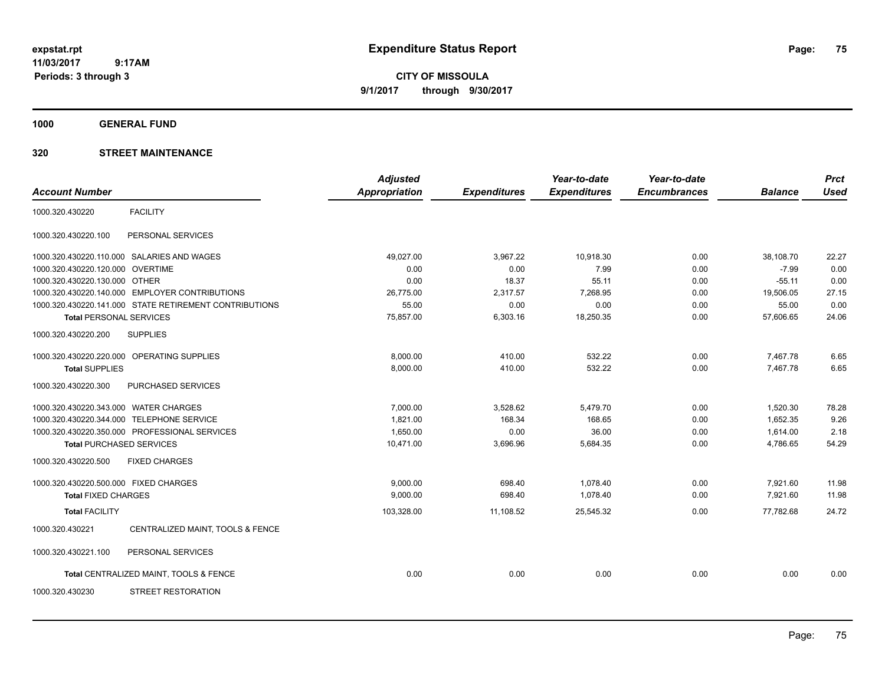# Expenditure Status Report

expstat.rpt
11/03/2017 9:17AM
Periods: 3 through 3

**CITY OF MISSOULA**
**9/1/2017 through 9/30/2017**

## 1000 GENERAL FUND

## 320 STREET MAINTENANCE

| Account Number | | Adjusted Appropriation | Expenditures | Year-to-date Expenditures | Year-to-date Encumbrances | Balance | Prct Used |
|---|---|---|---|---|---|---|---|
| 1000.320.430220 | FACILITY | | | | | | |
| 1000.320.430220.100 | PERSONAL SERVICES | | | | | | |
| 1000.320.430220.110.000 | SALARIES AND WAGES | 49,027.00 | 3,967.22 | 10,918.30 | 0.00 | 38,108.70 | 22.27 |
| 1000.320.430220.120.000 | OVERTIME | 0.00 | 0.00 | 7.99 | 0.00 | -7.99 | 0.00 |
| 1000.320.430220.130.000 | OTHER | 0.00 | 18.37 | 55.11 | 0.00 | -55.11 | 0.00 |
| 1000.320.430220.140.000 | EMPLOYER CONTRIBUTIONS | 26,775.00 | 2,317.57 | 7,268.95 | 0.00 | 19,506.05 | 27.15 |
| 1000.320.430220.141.000 | STATE RETIREMENT CONTRIBUTIONS | 55.00 | 0.00 | 0.00 | 0.00 | 55.00 | 0.00 |
| **Total** PERSONAL SERVICES | | 75,857.00 | 6,303.16 | 18,250.35 | 0.00 | 57,606.65 | 24.06 |
| 1000.320.430220.200 | SUPPLIES | | | | | | |
| 1000.320.430220.220.000 | OPERATING SUPPLIES | 8,000.00 | 410.00 | 532.22 | 0.00 | 7,467.78 | 6.65 |
| **Total** SUPPLIES | | 8,000.00 | 410.00 | 532.22 | 0.00 | 7,467.78 | 6.65 |
| 1000.320.430220.300 | PURCHASED SERVICES | | | | | | |
| 1000.320.430220.343.000 | WATER CHARGES | 7,000.00 | 3,528.62 | 5,479.70 | 0.00 | 1,520.30 | 78.28 |
| 1000.320.430220.344.000 | TELEPHONE SERVICE | 1,821.00 | 168.34 | 168.65 | 0.00 | 1,652.35 | 9.26 |
| 1000.320.430220.350.000 | PROFESSIONAL SERVICES | 1,650.00 | 0.00 | 36.00 | 0.00 | 1,614.00 | 2.18 |
| **Total** PURCHASED SERVICES | | 10,471.00 | 3,696.96 | 5,684.35 | 0.00 | 4,786.65 | 54.29 |
| 1000.320.430220.500 | FIXED CHARGES | | | | | | |
| 1000.320.430220.500.000 | FIXED CHARGES | 9,000.00 | 698.40 | 1,078.40 | 0.00 | 7,921.60 | 11.98 |
| **Total** FIXED CHARGES | | 9,000.00 | 698.40 | 1,078.40 | 0.00 | 7,921.60 | 11.98 |
| **Total** FACILITY | | 103,328.00 | 11,108.52 | 25,545.32 | 0.00 | 77,782.68 | 24.72 |
| 1000.320.430221 | CENTRALIZED MAINT, TOOLS & FENCE | | | | | | |
| 1000.320.430221.100 | PERSONAL SERVICES | | | | | | |
| **Total** CENTRALIZED MAINT, TOOLS & FENCE | | 0.00 | 0.00 | 0.00 | 0.00 | 0.00 | 0.00 |
| 1000.320.430230 | STREET RESTORATION | | | | | | |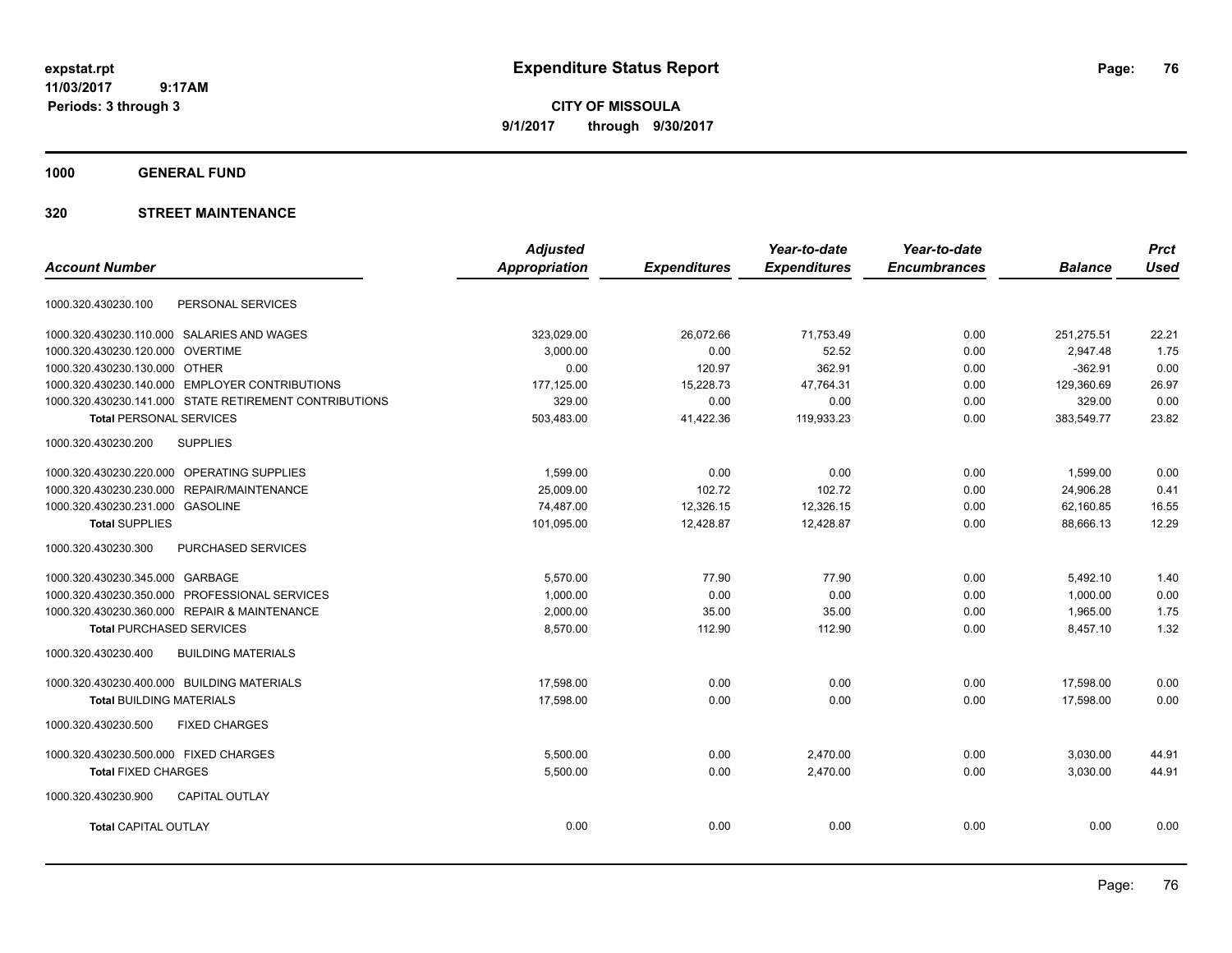expstat.rpt
11/03/2017 9:17AM
Periods: 3 through 3

# Expenditure Status Report

**CITY OF MISSOULA**
**9/1/2017 through 9/30/2017**

## 1000 GENERAL FUND

## 320 STREET MAINTENANCE

| Account Number | Adjusted Appropriation | Expenditures | Year-to-date Expenditures | Year-to-date Encumbrances | Balance | Prct Used |
|---|---|---|---|---|---|---|
| 1000.320.430230.100 PERSONAL SERVICES | | | | | | |
| 1000.320.430230.110.000 SALARIES AND WAGES | 323,029.00 | 26,072.66 | 71,753.49 | 0.00 | 251,275.51 | 22.21 |
| 1000.320.430230.120.000 OVERTIME | 3,000.00 | 0.00 | 52.52 | 0.00 | 2,947.48 | 1.75 |
| 1000.320.430230.130.000 OTHER | 0.00 | 120.97 | 362.91 | 0.00 | -362.91 | 0.00 |
| 1000.320.430230.140.000 EMPLOYER CONTRIBUTIONS | 177,125.00 | 15,228.73 | 47,764.31 | 0.00 | 129,360.69 | 26.97 |
| 1000.320.430230.141.000 STATE RETIREMENT CONTRIBUTIONS | 329.00 | 0.00 | 0.00 | 0.00 | 329.00 | 0.00 |
| **Total** PERSONAL SERVICES | 503,483.00 | 41,422.36 | 119,933.23 | 0.00 | 383,549.77 | 23.82 |
| 1000.320.430230.200 SUPPLIES | | | | | | |
| 1000.320.430230.220.000 OPERATING SUPPLIES | 1,599.00 | 0.00 | 0.00 | 0.00 | 1,599.00 | 0.00 |
| 1000.320.430230.230.000 REPAIR/MAINTENANCE | 25,009.00 | 102.72 | 102.72 | 0.00 | 24,906.28 | 0.41 |
| 1000.320.430230.231.000 GASOLINE | 74,487.00 | 12,326.15 | 12,326.15 | 0.00 | 62,160.85 | 16.55 |
| **Total** SUPPLIES | 101,095.00 | 12,428.87 | 12,428.87 | 0.00 | 88,666.13 | 12.29 |
| 1000.320.430230.300 PURCHASED SERVICES | | | | | | |
| 1000.320.430230.345.000 GARBAGE | 5,570.00 | 77.90 | 77.90 | 0.00 | 5,492.10 | 1.40 |
| 1000.320.430230.350.000 PROFESSIONAL SERVICES | 1,000.00 | 0.00 | 0.00 | 0.00 | 1,000.00 | 0.00 |
| 1000.320.430230.360.000 REPAIR & MAINTENANCE | 2,000.00 | 35.00 | 35.00 | 0.00 | 1,965.00 | 1.75 |
| **Total** PURCHASED SERVICES | 8,570.00 | 112.90 | 112.90 | 0.00 | 8,457.10 | 1.32 |
| 1000.320.430230.400 BUILDING MATERIALS | | | | | | |
| 1000.320.430230.400.000 BUILDING MATERIALS | 17,598.00 | 0.00 | 0.00 | 0.00 | 17,598.00 | 0.00 |
| **Total** BUILDING MATERIALS | 17,598.00 | 0.00 | 0.00 | 0.00 | 17,598.00 | 0.00 |
| 1000.320.430230.500 FIXED CHARGES | | | | | | |
| 1000.320.430230.500.000 FIXED CHARGES | 5,500.00 | 0.00 | 2,470.00 | 0.00 | 3,030.00 | 44.91 |
| **Total** FIXED CHARGES | 5,500.00 | 0.00 | 2,470.00 | 0.00 | 3,030.00 | 44.91 |
| 1000.320.430230.900 CAPITAL OUTLAY | | | | | | |
| **Total** CAPITAL OUTLAY | 0.00 | 0.00 | 0.00 | 0.00 | 0.00 | 0.00 |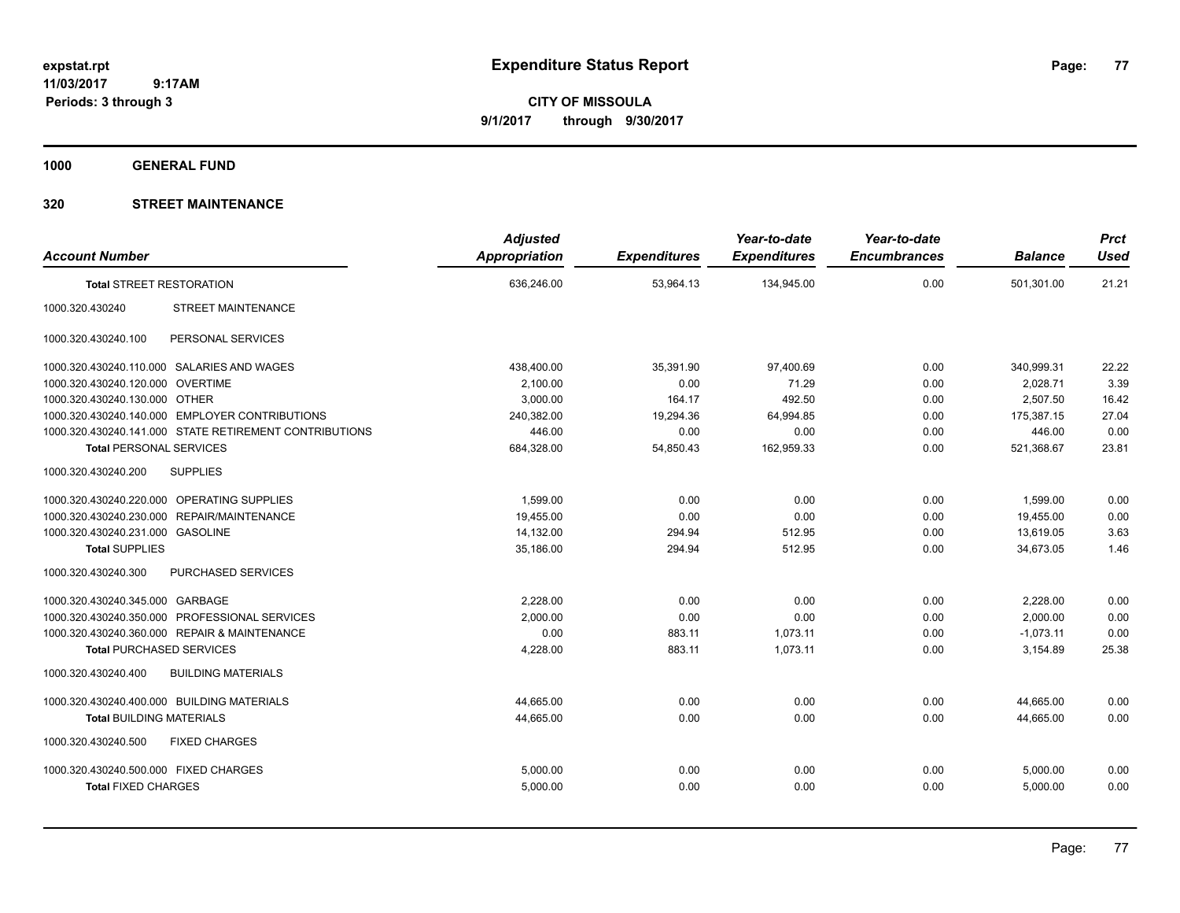expstat.rpt
11/03/2017 9:17AM
Periods: 3 through 3

# Expenditure Status Report

**CITY OF MISSOULA**
**9/1/2017 through 9/30/2017**

**1000 GENERAL FUND**

**320 STREET MAINTENANCE**

| Account Number | | Adjusted Appropriation | Expenditures | Year-to-date Expenditures | Year-to-date Encumbrances | Balance | Prct Used |
|---|---|---|---|---|---|---|---|
| **Total** STREET RESTORATION | | 636,246.00 | 53,964.13 | 134,945.00 | 0.00 | 501,301.00 | 21.21 |
| 1000.320.430240 | STREET MAINTENANCE | | | | | | |
| 1000.320.430240.100 | PERSONAL SERVICES | | | | | | |
| 1000.320.430240.110.000 | SALARIES AND WAGES | 438,400.00 | 35,391.90 | 97,400.69 | 0.00 | 340,999.31 | 22.22 |
| 1000.320.430240.120.000 | OVERTIME | 2,100.00 | 0.00 | 71.29 | 0.00 | 2,028.71 | 3.39 |
| 1000.320.430240.130.000 | OTHER | 3,000.00 | 164.17 | 492.50 | 0.00 | 2,507.50 | 16.42 |
| 1000.320.430240.140.000 | EMPLOYER CONTRIBUTIONS | 240,382.00 | 19,294.36 | 64,994.85 | 0.00 | 175,387.15 | 27.04 |
| 1000.320.430240.141.000 | STATE RETIREMENT CONTRIBUTIONS | 446.00 | 0.00 | 0.00 | 0.00 | 446.00 | 0.00 |
| **Total** PERSONAL SERVICES | | 684,328.00 | 54,850.43 | 162,959.33 | 0.00 | 521,368.67 | 23.81 |
| 1000.320.430240.200 | SUPPLIES | | | | | | |
| 1000.320.430240.220.000 | OPERATING SUPPLIES | 1,599.00 | 0.00 | 0.00 | 0.00 | 1,599.00 | 0.00 |
| 1000.320.430240.230.000 | REPAIR/MAINTENANCE | 19,455.00 | 0.00 | 0.00 | 0.00 | 19,455.00 | 0.00 |
| 1000.320.430240.231.000 | GASOLINE | 14,132.00 | 294.94 | 512.95 | 0.00 | 13,619.05 | 3.63 |
| **Total** SUPPLIES | | 35,186.00 | 294.94 | 512.95 | 0.00 | 34,673.05 | 1.46 |
| 1000.320.430240.300 | PURCHASED SERVICES | | | | | | |
| 1000.320.430240.345.000 | GARBAGE | 2,228.00 | 0.00 | 0.00 | 0.00 | 2,228.00 | 0.00 |
| 1000.320.430240.350.000 | PROFESSIONAL SERVICES | 2,000.00 | 0.00 | 0.00 | 0.00 | 2,000.00 | 0.00 |
| 1000.320.430240.360.000 | REPAIR & MAINTENANCE | 0.00 | 883.11 | 1,073.11 | 0.00 | -1,073.11 | 0.00 |
| **Total** PURCHASED SERVICES | | 4,228.00 | 883.11 | 1,073.11 | 0.00 | 3,154.89 | 25.38 |
| 1000.320.430240.400 | BUILDING MATERIALS | | | | | | |
| 1000.320.430240.400.000 | BUILDING MATERIALS | 44,665.00 | 0.00 | 0.00 | 0.00 | 44,665.00 | 0.00 |
| **Total** BUILDING MATERIALS | | 44,665.00 | 0.00 | 0.00 | 0.00 | 44,665.00 | 0.00 |
| 1000.320.430240.500 | FIXED CHARGES | | | | | | |
| 1000.320.430240.500.000 | FIXED CHARGES | 5,000.00 | 0.00 | 0.00 | 0.00 | 5,000.00 | 0.00 |
| **Total** FIXED CHARGES | | 5,000.00 | 0.00 | 0.00 | 0.00 | 5,000.00 | 0.00 |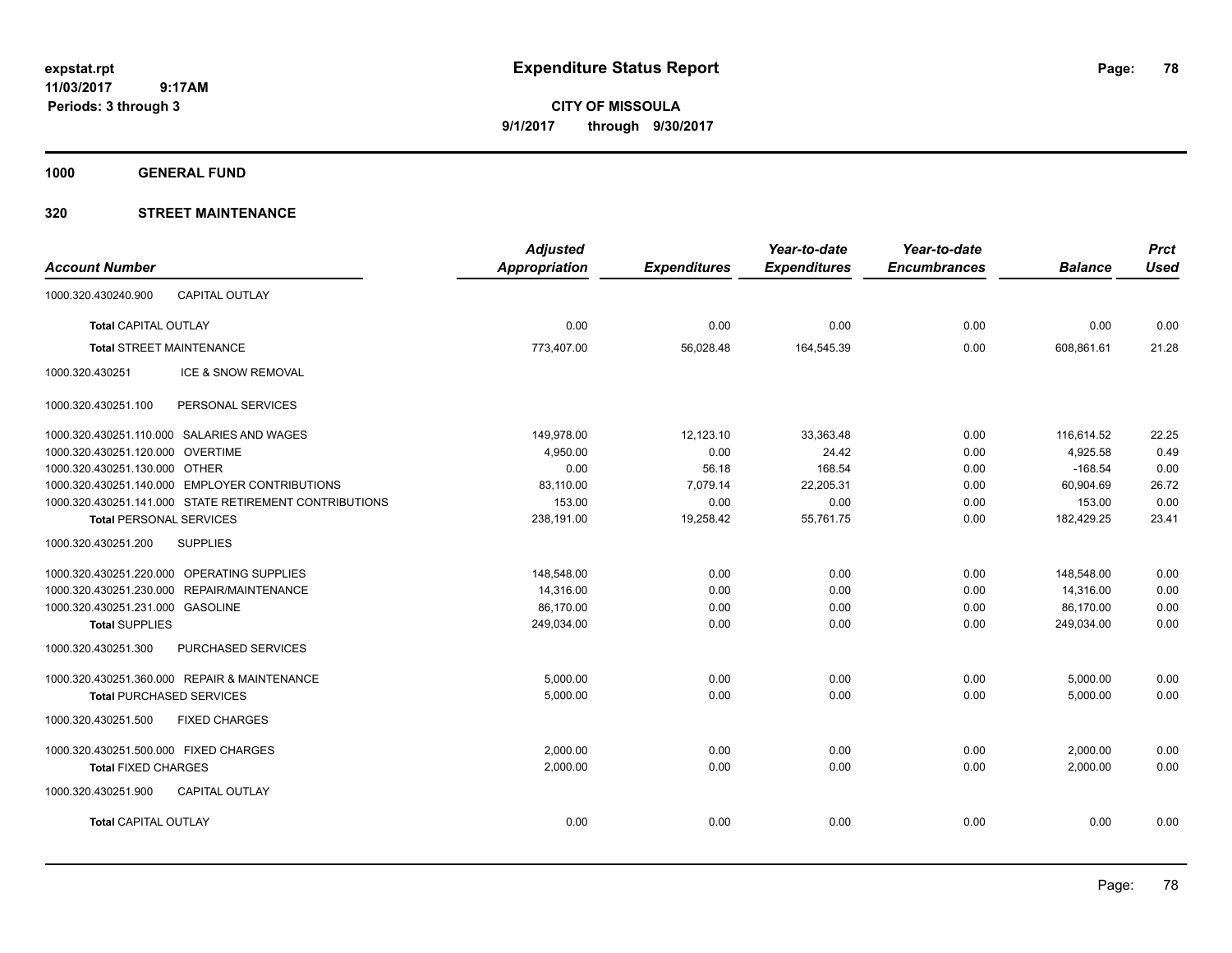**expstat.rpt**
**11/03/2017 9:17AM**
**Periods: 3 through 3**

# Expenditure Status Report

**CITY OF MISSOULA**
**9/1/2017 through 9/30/2017**

## 1000 GENERAL FUND

## 320 STREET MAINTENANCE

| Account Number | | Adjusted Appropriation | Expenditures | Year-to-date Expenditures | Year-to-date Encumbrances | Balance | Prct Used |
|---|---|---|---|---|---|---|---|
| 1000.320.430240.900 | CAPITAL OUTLAY | | | | | | |
| **Total** CAPITAL OUTLAY | | 0.00 | 0.00 | 0.00 | 0.00 | 0.00 | 0.00 |
| **Total** STREET MAINTENANCE | | 773,407.00 | 56,028.48 | 164,545.39 | 0.00 | 608,861.61 | 21.28 |
| 1000.320.430251 | ICE & SNOW REMOVAL | | | | | | |
| 1000.320.430251.100 | PERSONAL SERVICES | | | | | | |
| 1000.320.430251.110.000 | SALARIES AND WAGES | 149,978.00 | 12,123.10 | 33,363.48 | 0.00 | 116,614.52 | 22.25 |
| 1000.320.430251.120.000 | OVERTIME | 4,950.00 | 0.00 | 24.42 | 0.00 | 4,925.58 | 0.49 |
| 1000.320.430251.130.000 | OTHER | 0.00 | 56.18 | 168.54 | 0.00 | -168.54 | 0.00 |
| 1000.320.430251.140.000 | EMPLOYER CONTRIBUTIONS | 83,110.00 | 7,079.14 | 22,205.31 | 0.00 | 60,904.69 | 26.72 |
| 1000.320.430251.141.000 | STATE RETIREMENT CONTRIBUTIONS | 153.00 | 0.00 | 0.00 | 0.00 | 153.00 | 0.00 |
| **Total** PERSONAL SERVICES | | 238,191.00 | 19,258.42 | 55,761.75 | 0.00 | 182,429.25 | 23.41 |
| 1000.320.430251.200 | SUPPLIES | | | | | | |
| 1000.320.430251.220.000 | OPERATING SUPPLIES | 148,548.00 | 0.00 | 0.00 | 0.00 | 148,548.00 | 0.00 |
| 1000.320.430251.230.000 | REPAIR/MAINTENANCE | 14,316.00 | 0.00 | 0.00 | 0.00 | 14,316.00 | 0.00 |
| 1000.320.430251.231.000 | GASOLINE | 86,170.00 | 0.00 | 0.00 | 0.00 | 86,170.00 | 0.00 |
| **Total** SUPPLIES | | 249,034.00 | 0.00 | 0.00 | 0.00 | 249,034.00 | 0.00 |
| 1000.320.430251.300 | PURCHASED SERVICES | | | | | | |
| 1000.320.430251.360.000 | REPAIR & MAINTENANCE | 5,000.00 | 0.00 | 0.00 | 0.00 | 5,000.00 | 0.00 |
| **Total** PURCHASED SERVICES | | 5,000.00 | 0.00 | 0.00 | 0.00 | 5,000.00 | 0.00 |
| 1000.320.430251.500 | FIXED CHARGES | | | | | | |
| 1000.320.430251.500.000 | FIXED CHARGES | 2,000.00 | 0.00 | 0.00 | 0.00 | 2,000.00 | 0.00 |
| **Total** FIXED CHARGES | | 2,000.00 | 0.00 | 0.00 | 0.00 | 2,000.00 | 0.00 |
| 1000.320.430251.900 | CAPITAL OUTLAY | | | | | | |
| **Total** CAPITAL OUTLAY | | 0.00 | 0.00 | 0.00 | 0.00 | 0.00 | 0.00 |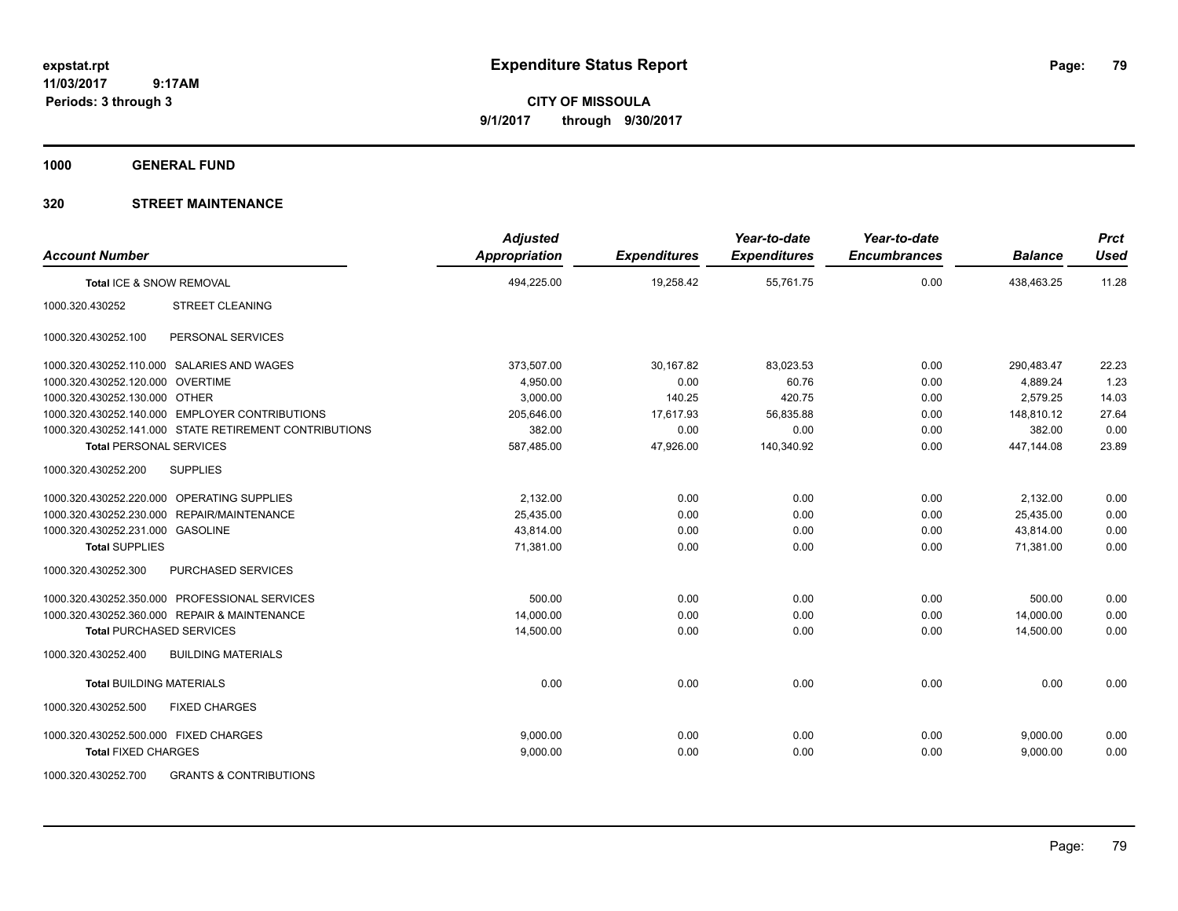**expstat.rpt**
**11/03/2017 9:17AM**
**Periods: 3 through 3**

# Expenditure Status Report

**CITY OF MISSOULA**
**9/1/2017 through 9/30/2017**

## 1000 GENERAL FUND

## 320 STREET MAINTENANCE

| Account Number | | Adjusted Appropriation | Expenditures | Year-to-date Expenditures | Year-to-date Encumbrances | Balance | Prct Used |
|---|---|---|---|---|---|---|---|
| **Total** ICE & SNOW REMOVAL | | 494,225.00 | 19,258.42 | 55,761.75 | 0.00 | 438,463.25 | 11.28 |
| 1000.320.430252 | STREET CLEANING | | | | | | |
| 1000.320.430252.100 | PERSONAL SERVICES | | | | | | |
| 1000.320.430252.110.000 | SALARIES AND WAGES | 373,507.00 | 30,167.82 | 83,023.53 | 0.00 | 290,483.47 | 22.23 |
| 1000.320.430252.120.000 | OVERTIME | 4,950.00 | 0.00 | 60.76 | 0.00 | 4,889.24 | 1.23 |
| 1000.320.430252.130.000 | OTHER | 3,000.00 | 140.25 | 420.75 | 0.00 | 2,579.25 | 14.03 |
| 1000.320.430252.140.000 | EMPLOYER CONTRIBUTIONS | 205,646.00 | 17,617.93 | 56,835.88 | 0.00 | 148,810.12 | 27.64 |
| 1000.320.430252.141.000 | STATE RETIREMENT CONTRIBUTIONS | 382.00 | 0.00 | 0.00 | 0.00 | 382.00 | 0.00 |
| **Total** PERSONAL SERVICES | | 587,485.00 | 47,926.00 | 140,340.92 | 0.00 | 447,144.08 | 23.89 |
| 1000.320.430252.200 | SUPPLIES | | | | | | |
| 1000.320.430252.220.000 | OPERATING SUPPLIES | 2,132.00 | 0.00 | 0.00 | 0.00 | 2,132.00 | 0.00 |
| 1000.320.430252.230.000 | REPAIR/MAINTENANCE | 25,435.00 | 0.00 | 0.00 | 0.00 | 25,435.00 | 0.00 |
| 1000.320.430252.231.000 | GASOLINE | 43,814.00 | 0.00 | 0.00 | 0.00 | 43,814.00 | 0.00 |
| **Total** SUPPLIES | | 71,381.00 | 0.00 | 0.00 | 0.00 | 71,381.00 | 0.00 |
| 1000.320.430252.300 | PURCHASED SERVICES | | | | | | |
| 1000.320.430252.350.000 | PROFESSIONAL SERVICES | 500.00 | 0.00 | 0.00 | 0.00 | 500.00 | 0.00 |
| 1000.320.430252.360.000 | REPAIR & MAINTENANCE | 14,000.00 | 0.00 | 0.00 | 0.00 | 14,000.00 | 0.00 |
| **Total** PURCHASED SERVICES | | 14,500.00 | 0.00 | 0.00 | 0.00 | 14,500.00 | 0.00 |
| 1000.320.430252.400 | BUILDING MATERIALS | | | | | | |
| **Total** BUILDING MATERIALS | | 0.00 | 0.00 | 0.00 | 0.00 | 0.00 | 0.00 |
| 1000.320.430252.500 | FIXED CHARGES | | | | | | |
| 1000.320.430252.500.000 | FIXED CHARGES | 9,000.00 | 0.00 | 0.00 | 0.00 | 9,000.00 | 0.00 |
| **Total** FIXED CHARGES | | 9,000.00 | 0.00 | 0.00 | 0.00 | 9,000.00 | 0.00 |
| 1000.320.430252.700 | GRANTS & CONTRIBUTIONS | | | | | | |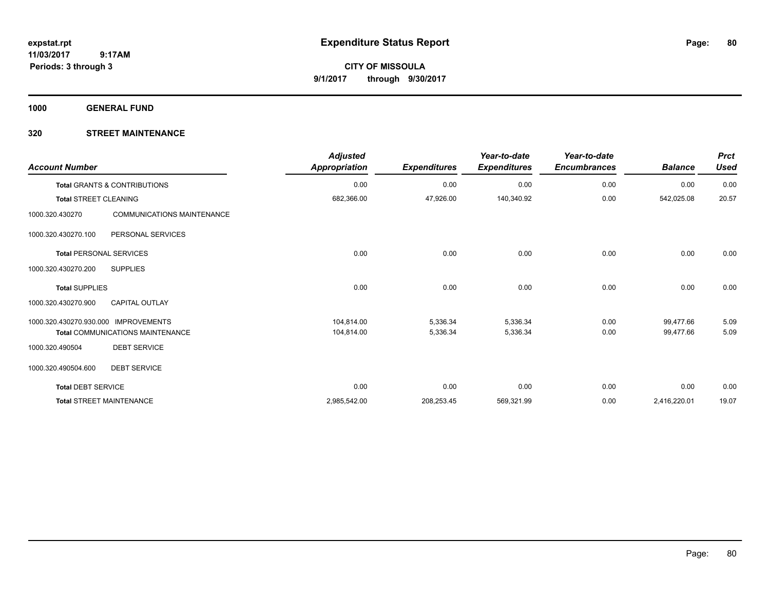# Expenditure Status Report

**expstat.rpt**
**11/03/2017 9:17AM**
**Periods: 3 through 3**

**CITY OF MISSOULA**
**9/1/2017 through 9/30/2017**

**1000 GENERAL FUND**

**320 STREET MAINTENANCE**

| Account Number | | Adjusted Appropriation | Expenditures | Year-to-date Expenditures | Year-to-date Encumbrances | Balance | Prct Used |
|---|---|---|---|---|---|---|---|
| **Total GRANTS & CONTRIBUTIONS** | | 0.00 | 0.00 | 0.00 | 0.00 | 0.00 | 0.00 |
| **Total STREET CLEANING** | | 682,366.00 | 47,926.00 | 140,340.92 | 0.00 | 542,025.08 | 20.57 |
| 1000.320.430270 | COMMUNICATIONS MAINTENANCE | | | | | | |
| 1000.320.430270.100 | PERSONAL SERVICES | | | | | | |
| **Total PERSONAL SERVICES** | | 0.00 | 0.00 | 0.00 | 0.00 | 0.00 | 0.00 |
| 1000.320.430270.200 | SUPPLIES | | | | | | |
| **Total SUPPLIES** | | 0.00 | 0.00 | 0.00 | 0.00 | 0.00 | 0.00 |
| 1000.320.430270.900 | CAPITAL OUTLAY | | | | | | |
| 1000.320.430270.930.000 | IMPROVEMENTS | 104,814.00 | 5,336.34 | 5,336.34 | 0.00 | 99,477.66 | 5.09 |
| **Total COMMUNICATIONS MAINTENANCE** | | 104,814.00 | 5,336.34 | 5,336.34 | 0.00 | 99,477.66 | 5.09 |
| 1000.320.490504 | DEBT SERVICE | | | | | | |
| 1000.320.490504.600 | DEBT SERVICE | | | | | | |
| **Total DEBT SERVICE** | | 0.00 | 0.00 | 0.00 | 0.00 | 0.00 | 0.00 |
| **Total STREET MAINTENANCE** | | 2,985,542.00 | 208,253.45 | 569,321.99 | 0.00 | 2,416,220.01 | 19.07 |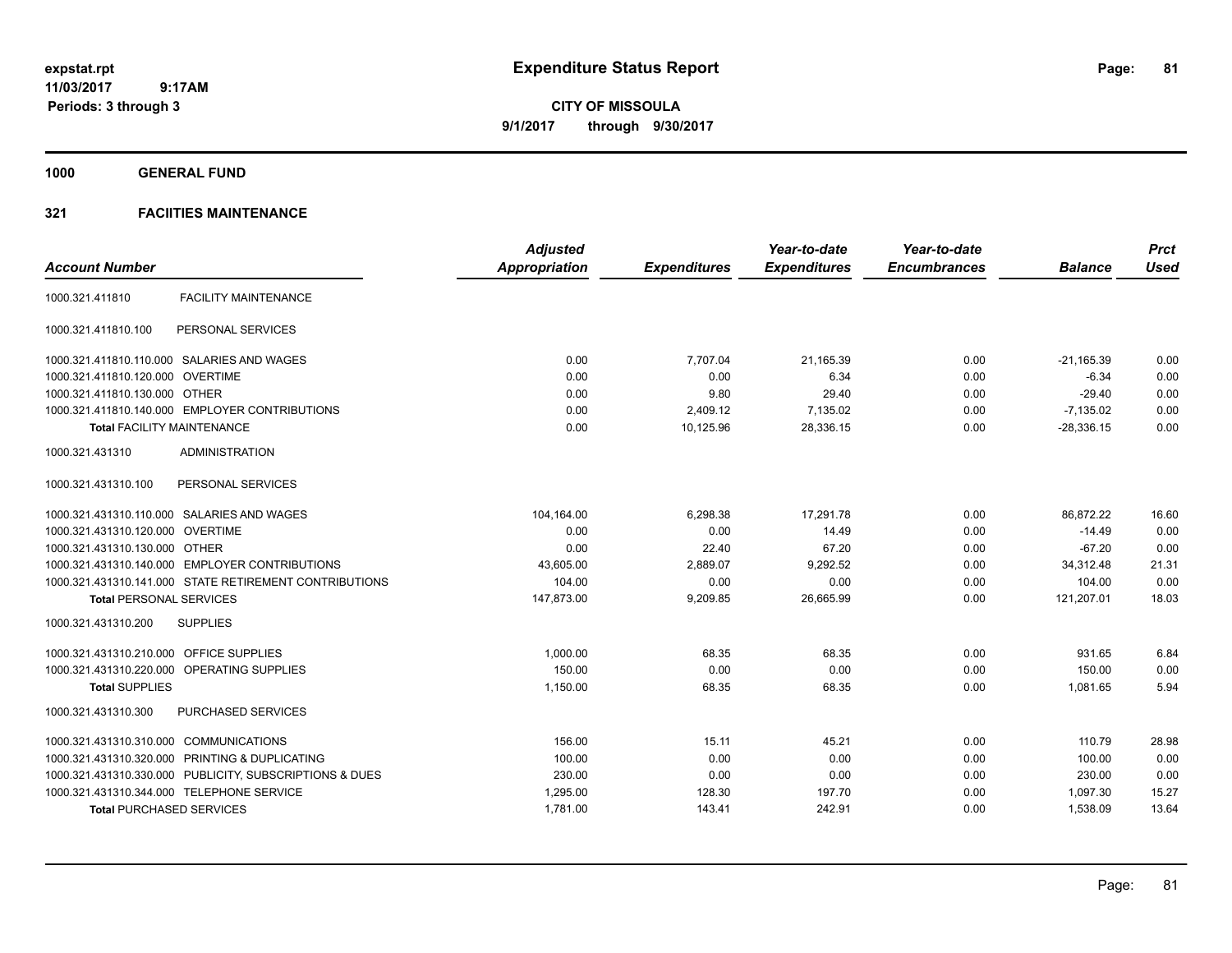**Expenditure Status Report**

**CITY OF MISSOULA**
**9/1/2017 through 9/30/2017**

expstat.rpt
11/03/2017 9:17AM
Periods: 3 through 3

**1000 GENERAL FUND**

**321 FACIITIES MAINTENANCE**

| Account Number | | Adjusted Appropriation | Expenditures | Year-to-date Expenditures | Year-to-date Encumbrances | Balance | Prct Used |
|---|---|---|---|---|---|---|---|
| 1000.321.411810 | FACILITY MAINTENANCE | | | | | | |
| 1000.321.411810.100 | PERSONAL SERVICES | | | | | | |
| 1000.321.411810.110.000 | SALARIES AND WAGES | 0.00 | 7,707.04 | 21,165.39 | 0.00 | -21,165.39 | 0.00 |
| 1000.321.411810.120.000 | OVERTIME | 0.00 | 0.00 | 6.34 | 0.00 | -6.34 | 0.00 |
| 1000.321.411810.130.000 | OTHER | 0.00 | 9.80 | 29.40 | 0.00 | -29.40 | 0.00 |
| 1000.321.411810.140.000 | EMPLOYER CONTRIBUTIONS | 0.00 | 2,409.12 | 7,135.02 | 0.00 | -7,135.02 | 0.00 |
| **Total** FACILITY MAINTENANCE | | 0.00 | 10,125.96 | 28,336.15 | 0.00 | -28,336.15 | 0.00 |
| 1000.321.431310 | ADMINISTRATION | | | | | | |
| 1000.321.431310.100 | PERSONAL SERVICES | | | | | | |
| 1000.321.431310.110.000 | SALARIES AND WAGES | 104,164.00 | 6,298.38 | 17,291.78 | 0.00 | 86,872.22 | 16.60 |
| 1000.321.431310.120.000 | OVERTIME | 0.00 | 0.00 | 14.49 | 0.00 | -14.49 | 0.00 |
| 1000.321.431310.130.000 | OTHER | 0.00 | 22.40 | 67.20 | 0.00 | -67.20 | 0.00 |
| 1000.321.431310.140.000 | EMPLOYER CONTRIBUTIONS | 43,605.00 | 2,889.07 | 9,292.52 | 0.00 | 34,312.48 | 21.31 |
| 1000.321.431310.141.000 | STATE RETIREMENT CONTRIBUTIONS | 104.00 | 0.00 | 0.00 | 0.00 | 104.00 | 0.00 |
| **Total** PERSONAL SERVICES | | 147,873.00 | 9,209.85 | 26,665.99 | 0.00 | 121,207.01 | 18.03 |
| 1000.321.431310.200 | SUPPLIES | | | | | | |
| 1000.321.431310.210.000 | OFFICE SUPPLIES | 1,000.00 | 68.35 | 68.35 | 0.00 | 931.65 | 6.84 |
| 1000.321.431310.220.000 | OPERATING SUPPLIES | 150.00 | 0.00 | 0.00 | 0.00 | 150.00 | 0.00 |
| **Total** SUPPLIES | | 1,150.00 | 68.35 | 68.35 | 0.00 | 1,081.65 | 5.94 |
| 1000.321.431310.300 | PURCHASED SERVICES | | | | | | |
| 1000.321.431310.310.000 | COMMUNICATIONS | 156.00 | 15.11 | 45.21 | 0.00 | 110.79 | 28.98 |
| 1000.321.431310.320.000 | PRINTING & DUPLICATING | 100.00 | 0.00 | 0.00 | 0.00 | 100.00 | 0.00 |
| 1000.321.431310.330.000 | PUBLICITY, SUBSCRIPTIONS & DUES | 230.00 | 0.00 | 0.00 | 0.00 | 230.00 | 0.00 |
| 1000.321.431310.344.000 | TELEPHONE SERVICE | 1,295.00 | 128.30 | 197.70 | 0.00 | 1,097.30 | 15.27 |
| **Total** PURCHASED SERVICES | | 1,781.00 | 143.41 | 242.91 | 0.00 | 1,538.09 | 13.64 |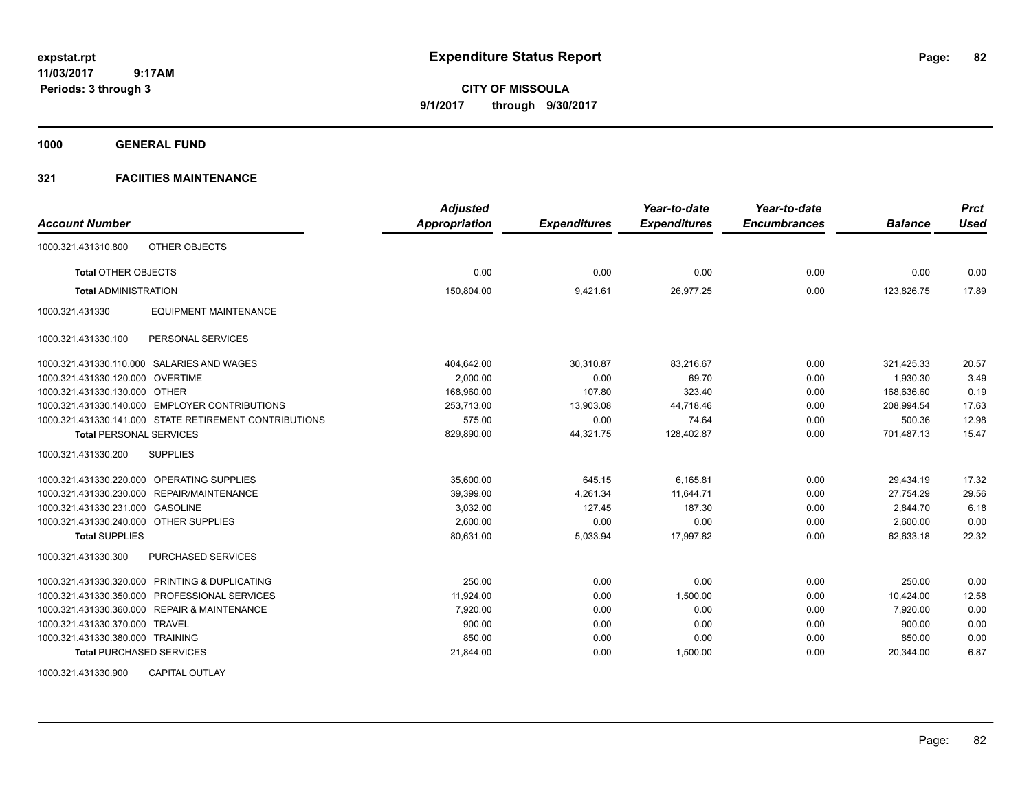# Expenditure Status Report

**CITY OF MISSOULA**
**9/1/2017 through 9/30/2017**

expstat.rpt
11/03/2017 9:17AM
Periods: 3 through 3

**1000 GENERAL FUND**

**321 FACIITIES MAINTENANCE**

| Account Number | | Adjusted Appropriation | Expenditures | Year-to-date Expenditures | Year-to-date Encumbrances | Balance | Prct Used |
|---|---|---|---|---|---|---|---|
| 1000.321.431310.800 | OTHER OBJECTS | | | | | | |
| **Total** OTHER OBJECTS | | 0.00 | 0.00 | 0.00 | 0.00 | 0.00 | 0.00 |
| **Total** ADMINISTRATION | | 150,804.00 | 9,421.61 | 26,977.25 | 0.00 | 123,826.75 | 17.89 |
| 1000.321.431330 | EQUIPMENT MAINTENANCE | | | | | | |
| 1000.321.431330.100 | PERSONAL SERVICES | | | | | | |
| 1000.321.431330.110.000 | SALARIES AND WAGES | 404,642.00 | 30,310.87 | 83,216.67 | 0.00 | 321,425.33 | 20.57 |
| 1000.321.431330.120.000 | OVERTIME | 2,000.00 | 0.00 | 69.70 | 0.00 | 1,930.30 | 3.49 |
| 1000.321.431330.130.000 | OTHER | 168,960.00 | 107.80 | 323.40 | 0.00 | 168,636.60 | 0.19 |
| 1000.321.431330.140.000 | EMPLOYER CONTRIBUTIONS | 253,713.00 | 13,903.08 | 44,718.46 | 0.00 | 208,994.54 | 17.63 |
| 1000.321.431330.141.000 | STATE RETIREMENT CONTRIBUTIONS | 575.00 | 0.00 | 74.64 | 0.00 | 500.36 | 12.98 |
| **Total** PERSONAL SERVICES | | 829,890.00 | 44,321.75 | 128,402.87 | 0.00 | 701,487.13 | 15.47 |
| 1000.321.431330.200 | SUPPLIES | | | | | | |
| 1000.321.431330.220.000 | OPERATING SUPPLIES | 35,600.00 | 645.15 | 6,165.81 | 0.00 | 29,434.19 | 17.32 |
| 1000.321.431330.230.000 | REPAIR/MAINTENANCE | 39,399.00 | 4,261.34 | 11,644.71 | 0.00 | 27,754.29 | 29.56 |
| 1000.321.431330.231.000 | GASOLINE | 3,032.00 | 127.45 | 187.30 | 0.00 | 2,844.70 | 6.18 |
| 1000.321.431330.240.000 | OTHER SUPPLIES | 2,600.00 | 0.00 | 0.00 | 0.00 | 2,600.00 | 0.00 |
| **Total** SUPPLIES | | 80,631.00 | 5,033.94 | 17,997.82 | 0.00 | 62,633.18 | 22.32 |
| 1000.321.431330.300 | PURCHASED SERVICES | | | | | | |
| 1000.321.431330.320.000 | PRINTING & DUPLICATING | 250.00 | 0.00 | 0.00 | 0.00 | 250.00 | 0.00 |
| 1000.321.431330.350.000 | PROFESSIONAL SERVICES | 11,924.00 | 0.00 | 1,500.00 | 0.00 | 10,424.00 | 12.58 |
| 1000.321.431330.360.000 | REPAIR & MAINTENANCE | 7,920.00 | 0.00 | 0.00 | 0.00 | 7,920.00 | 0.00 |
| 1000.321.431330.370.000 | TRAVEL | 900.00 | 0.00 | 0.00 | 0.00 | 900.00 | 0.00 |
| 1000.321.431330.380.000 | TRAINING | 850.00 | 0.00 | 0.00 | 0.00 | 850.00 | 0.00 |
| **Total** PURCHASED SERVICES | | 21,844.00 | 0.00 | 1,500.00 | 0.00 | 20,344.00 | 6.87 |
| 1000.321.431330.900 | CAPITAL OUTLAY | | | | | | |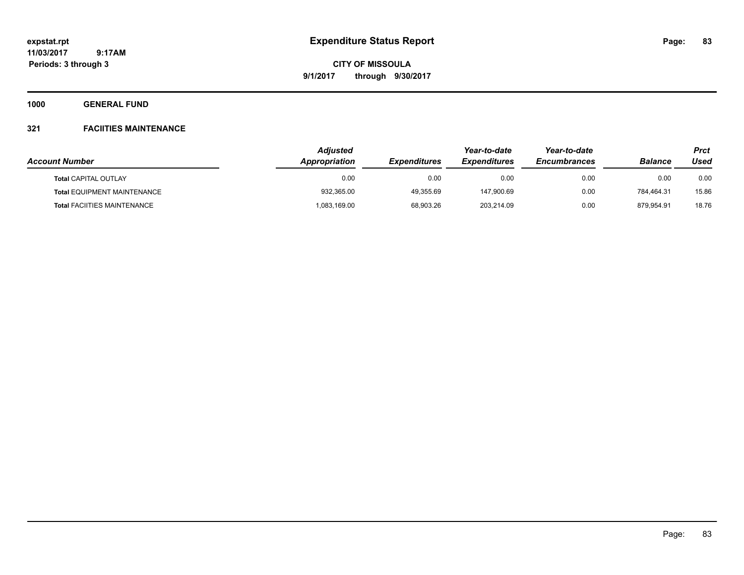# Expenditure Status Report

**CITY OF MISSOULA**

**9/1/2017 through 9/30/2017**

expstat.rpt
11/03/2017 9:17AM
Periods: 3 through 3

**1000 GENERAL FUND**

**321 FACIITIES MAINTENANCE**

| Account Number | Adjusted Appropriation | Expenditures | Year-to-date Expenditures | Year-to-date Encumbrances | Balance | Prct Used |
|---|---|---|---|---|---|---|
| **Total** CAPITAL OUTLAY | 0.00 | 0.00 | 0.00 | 0.00 | 0.00 | 0.00 |
| **Total** EQUIPMENT MAINTENANCE | 932,365.00 | 49,355.69 | 147,900.69 | 0.00 | 784,464.31 | 15.86 |
| **Total** FACIITIES MAINTENANCE | 1,083,169.00 | 68,903.26 | 203,214.09 | 0.00 | 879,954.91 | 18.76 |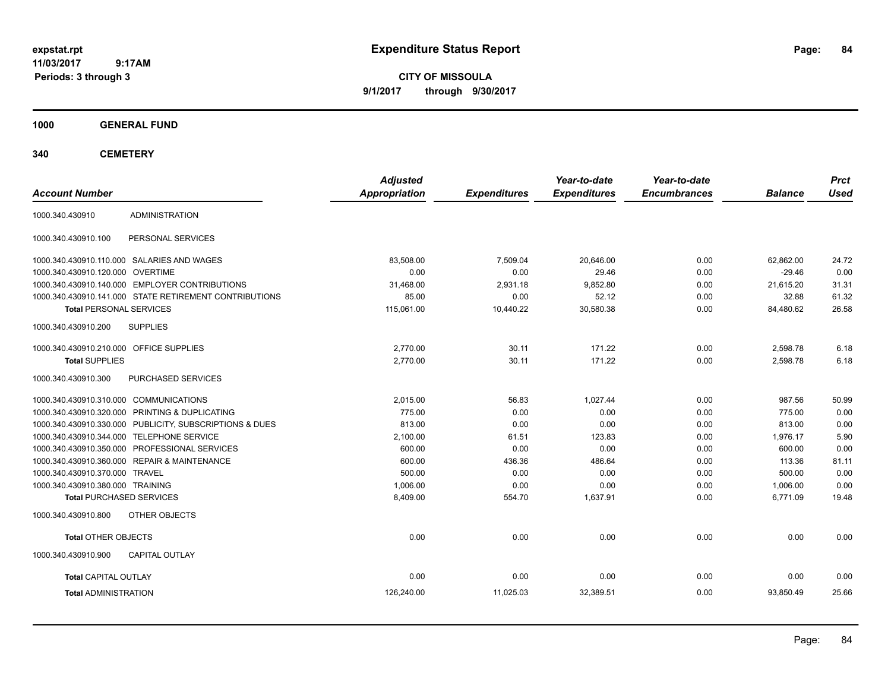# Expenditure Status Report

expstat.rpt
11/03/2017 9:17AM
Periods: 3 through 3

**CITY OF MISSOULA**
**9/1/2017 through 9/30/2017**

## 1000 GENERAL FUND

## 340 CEMETERY

| Account Number | | Adjusted Appropriation | Expenditures | Year-to-date Expenditures | Year-to-date Encumbrances | Balance | Prct Used |
|---|---|---|---|---|---|---|---|
| 1000.340.430910 | ADMINISTRATION | | | | | | |
| 1000.340.430910.100 | PERSONAL SERVICES | | | | | | |
| 1000.340.430910.110.000 | SALARIES AND WAGES | 83,508.00 | 7,509.04 | 20,646.00 | 0.00 | 62,862.00 | 24.72 |
| 1000.340.430910.120.000 | OVERTIME | 0.00 | 0.00 | 29.46 | 0.00 | -29.46 | 0.00 |
| 1000.340.430910.140.000 | EMPLOYER CONTRIBUTIONS | 31,468.00 | 2,931.18 | 9,852.80 | 0.00 | 21,615.20 | 31.31 |
| 1000.340.430910.141.000 | STATE RETIREMENT CONTRIBUTIONS | 85.00 | 0.00 | 52.12 | 0.00 | 32.88 | 61.32 |
| **Total** PERSONAL SERVICES | | 115,061.00 | 10,440.22 | 30,580.38 | 0.00 | 84,480.62 | 26.58 |
| 1000.340.430910.200 | SUPPLIES | | | | | | |
| 1000.340.430910.210.000 | OFFICE SUPPLIES | 2,770.00 | 30.11 | 171.22 | 0.00 | 2,598.78 | 6.18 |
| **Total** SUPPLIES | | 2,770.00 | 30.11 | 171.22 | 0.00 | 2,598.78 | 6.18 |
| 1000.340.430910.300 | PURCHASED SERVICES | | | | | | |
| 1000.340.430910.310.000 | COMMUNICATIONS | 2,015.00 | 56.83 | 1,027.44 | 0.00 | 987.56 | 50.99 |
| 1000.340.430910.320.000 | PRINTING & DUPLICATING | 775.00 | 0.00 | 0.00 | 0.00 | 775.00 | 0.00 |
| 1000.340.430910.330.000 | PUBLICITY, SUBSCRIPTIONS & DUES | 813.00 | 0.00 | 0.00 | 0.00 | 813.00 | 0.00 |
| 1000.340.430910.344.000 | TELEPHONE SERVICE | 2,100.00 | 61.51 | 123.83 | 0.00 | 1,976.17 | 5.90 |
| 1000.340.430910.350.000 | PROFESSIONAL SERVICES | 600.00 | 0.00 | 0.00 | 0.00 | 600.00 | 0.00 |
| 1000.340.430910.360.000 | REPAIR & MAINTENANCE | 600.00 | 436.36 | 486.64 | 0.00 | 113.36 | 81.11 |
| 1000.340.430910.370.000 | TRAVEL | 500.00 | 0.00 | 0.00 | 0.00 | 500.00 | 0.00 |
| 1000.340.430910.380.000 | TRAINING | 1,006.00 | 0.00 | 0.00 | 0.00 | 1,006.00 | 0.00 |
| **Total** PURCHASED SERVICES | | 8,409.00 | 554.70 | 1,637.91 | 0.00 | 6,771.09 | 19.48 |
| 1000.340.430910.800 | OTHER OBJECTS | | | | | | |
| **Total** OTHER OBJECTS | | 0.00 | 0.00 | 0.00 | 0.00 | 0.00 | 0.00 |
| 1000.340.430910.900 | CAPITAL OUTLAY | | | | | | |
| **Total** CAPITAL OUTLAY | | 0.00 | 0.00 | 0.00 | 0.00 | 0.00 | 0.00 |
| **Total** ADMINISTRATION | | 126,240.00 | 11,025.03 | 32,389.51 | 0.00 | 93,850.49 | 25.66 |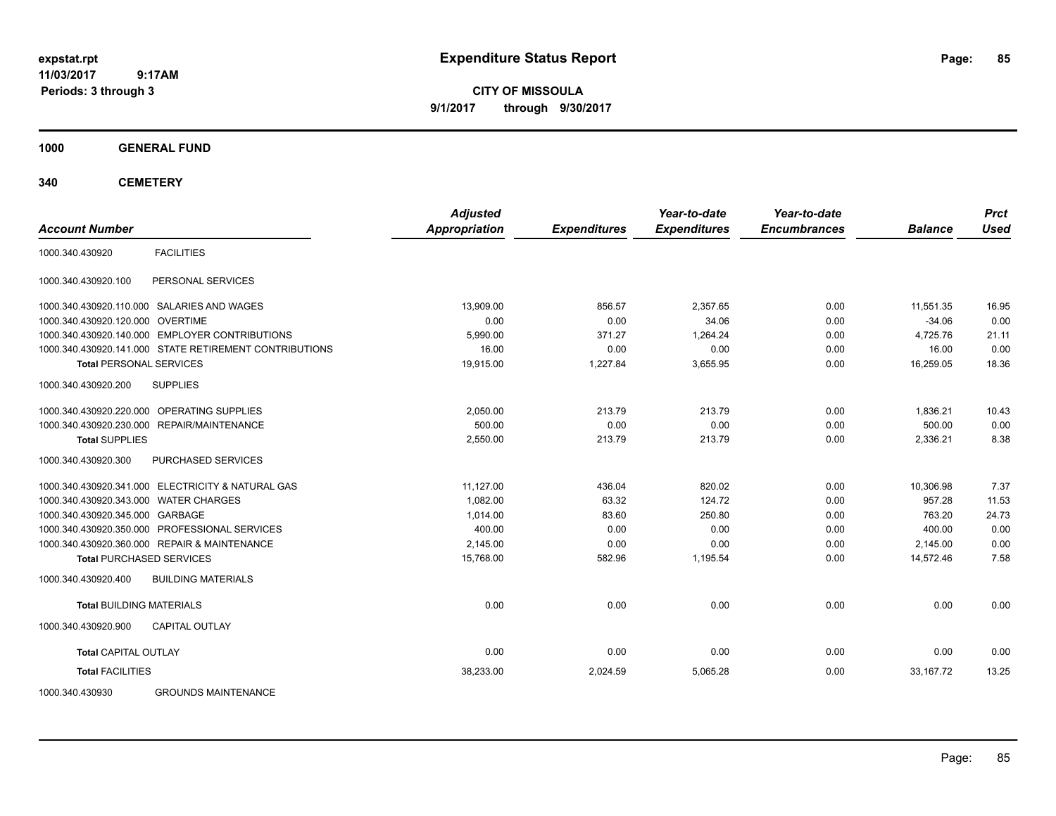# Expenditure Status Report

**CITY OF MISSOULA**

**9/1/2017 through 9/30/2017**

expstat.rpt
11/03/2017 9:17AM
Periods: 3 through 3

**1000 GENERAL FUND**

**340 CEMETERY**

| Account Number | | Adjusted Appropriation | Expenditures | Year-to-date Expenditures | Year-to-date Encumbrances | Balance | Prct Used |
|---|---|---|---|---|---|---|---|
| 1000.340.430920 | FACILITIES | | | | | | |
| 1000.340.430920.100 | PERSONAL SERVICES | | | | | | |
| 1000.340.430920.110.000 | SALARIES AND WAGES | 13,909.00 | 856.57 | 2,357.65 | 0.00 | 11,551.35 | 16.95 |
| 1000.340.430920.120.000 | OVERTIME | 0.00 | 0.00 | 34.06 | 0.00 | -34.06 | 0.00 |
| 1000.340.430920.140.000 | EMPLOYER CONTRIBUTIONS | 5,990.00 | 371.27 | 1,264.24 | 0.00 | 4,725.76 | 21.11 |
| 1000.340.430920.141.000 | STATE RETIREMENT CONTRIBUTIONS | 16.00 | 0.00 | 0.00 | 0.00 | 16.00 | 0.00 |
| **Total** PERSONAL SERVICES | | 19,915.00 | 1,227.84 | 3,655.95 | 0.00 | 16,259.05 | 18.36 |
| 1000.340.430920.200 | SUPPLIES | | | | | | |
| 1000.340.430920.220.000 | OPERATING SUPPLIES | 2,050.00 | 213.79 | 213.79 | 0.00 | 1,836.21 | 10.43 |
| 1000.340.430920.230.000 | REPAIR/MAINTENANCE | 500.00 | 0.00 | 0.00 | 0.00 | 500.00 | 0.00 |
| **Total** SUPPLIES | | 2,550.00 | 213.79 | 213.79 | 0.00 | 2,336.21 | 8.38 |
| 1000.340.430920.300 | PURCHASED SERVICES | | | | | | |
| 1000.340.430920.341.000 | ELECTRICITY & NATURAL GAS | 11,127.00 | 436.04 | 820.02 | 0.00 | 10,306.98 | 7.37 |
| 1000.340.430920.343.000 | WATER CHARGES | 1,082.00 | 63.32 | 124.72 | 0.00 | 957.28 | 11.53 |
| 1000.340.430920.345.000 | GARBAGE | 1,014.00 | 83.60 | 250.80 | 0.00 | 763.20 | 24.73 |
| 1000.340.430920.350.000 | PROFESSIONAL SERVICES | 400.00 | 0.00 | 0.00 | 0.00 | 400.00 | 0.00 |
| 1000.340.430920.360.000 | REPAIR & MAINTENANCE | 2,145.00 | 0.00 | 0.00 | 0.00 | 2,145.00 | 0.00 |
| **Total** PURCHASED SERVICES | | 15,768.00 | 582.96 | 1,195.54 | 0.00 | 14,572.46 | 7.58 |
| 1000.340.430920.400 | BUILDING MATERIALS | | | | | | |
| **Total** BUILDING MATERIALS | | 0.00 | 0.00 | 0.00 | 0.00 | 0.00 | 0.00 |
| 1000.340.430920.900 | CAPITAL OUTLAY | | | | | | |
| **Total** CAPITAL OUTLAY | | 0.00 | 0.00 | 0.00 | 0.00 | 0.00 | 0.00 |
| **Total** FACILITIES | | 38,233.00 | 2,024.59 | 5,065.28 | 0.00 | 33,167.72 | 13.25 |
| 1000.340.430930 | GROUNDS MAINTENANCE | | | | | | |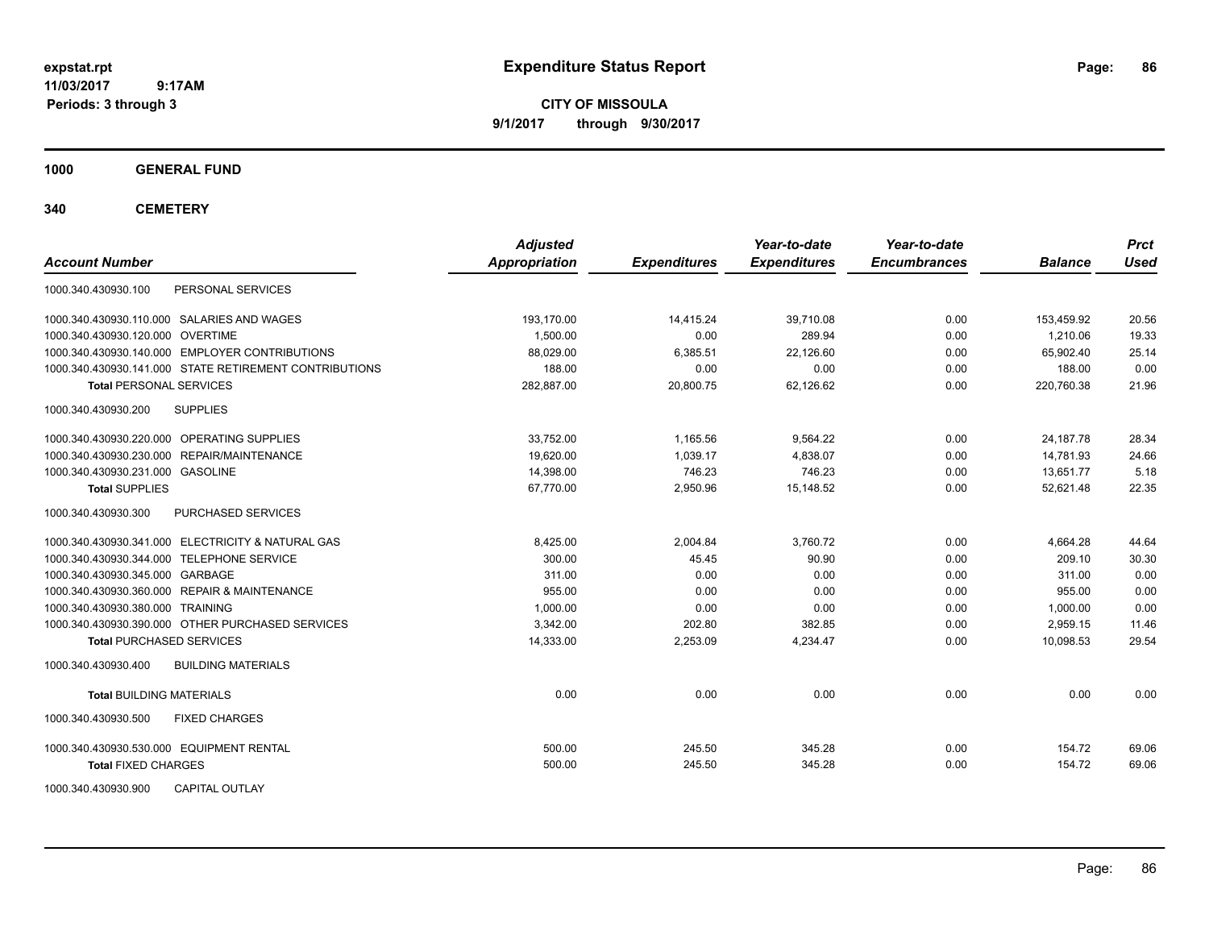# Expenditure Status Report

expstat.rpt
11/03/2017 9:17AM
Periods: 3 through 3

**CITY OF MISSOULA**
**9/1/2017 through 9/30/2017**

**1000 GENERAL FUND**

**340 CEMETERY**

| Account Number | | Adjusted Appropriation | Expenditures | Year-to-date Expenditures | Year-to-date Encumbrances | Balance | Prct Used |
|---|---|---|---|---|---|---|---|
| 1000.340.430930.100 | PERSONAL SERVICES | | | | | | |
| 1000.340.430930.110.000 | SALARIES AND WAGES | 193,170.00 | 14,415.24 | 39,710.08 | 0.00 | 153,459.92 | 20.56 |
| 1000.340.430930.120.000 | OVERTIME | 1,500.00 | 0.00 | 289.94 | 0.00 | 1,210.06 | 19.33 |
| 1000.340.430930.140.000 | EMPLOYER CONTRIBUTIONS | 88,029.00 | 6,385.51 | 22,126.60 | 0.00 | 65,902.40 | 25.14 |
| 1000.340.430930.141.000 | STATE RETIREMENT CONTRIBUTIONS | 188.00 | 0.00 | 0.00 | 0.00 | 188.00 | 0.00 |
| **Total** PERSONAL SERVICES | | 282,887.00 | 20,800.75 | 62,126.62 | 0.00 | 220,760.38 | 21.96 |
| 1000.340.430930.200 | SUPPLIES | | | | | | |
| 1000.340.430930.220.000 | OPERATING SUPPLIES | 33,752.00 | 1,165.56 | 9,564.22 | 0.00 | 24,187.78 | 28.34 |
| 1000.340.430930.230.000 | REPAIR/MAINTENANCE | 19,620.00 | 1,039.17 | 4,838.07 | 0.00 | 14,781.93 | 24.66 |
| 1000.340.430930.231.000 | GASOLINE | 14,398.00 | 746.23 | 746.23 | 0.00 | 13,651.77 | 5.18 |
| **Total** SUPPLIES | | 67,770.00 | 2,950.96 | 15,148.52 | 0.00 | 52,621.48 | 22.35 |
| 1000.340.430930.300 | PURCHASED SERVICES | | | | | | |
| 1000.340.430930.341.000 | ELECTRICITY & NATURAL GAS | 8,425.00 | 2,004.84 | 3,760.72 | 0.00 | 4,664.28 | 44.64 |
| 1000.340.430930.344.000 | TELEPHONE SERVICE | 300.00 | 45.45 | 90.90 | 0.00 | 209.10 | 30.30 |
| 1000.340.430930.345.000 | GARBAGE | 311.00 | 0.00 | 0.00 | 0.00 | 311.00 | 0.00 |
| 1000.340.430930.360.000 | REPAIR & MAINTENANCE | 955.00 | 0.00 | 0.00 | 0.00 | 955.00 | 0.00 |
| 1000.340.430930.380.000 | TRAINING | 1,000.00 | 0.00 | 0.00 | 0.00 | 1,000.00 | 0.00 |
| 1000.340.430930.390.000 | OTHER PURCHASED SERVICES | 3,342.00 | 202.80 | 382.85 | 0.00 | 2,959.15 | 11.46 |
| **Total** PURCHASED SERVICES | | 14,333.00 | 2,253.09 | 4,234.47 | 0.00 | 10,098.53 | 29.54 |
| 1000.340.430930.400 | BUILDING MATERIALS | | | | | | |
| **Total** BUILDING MATERIALS | | 0.00 | 0.00 | 0.00 | 0.00 | 0.00 | 0.00 |
| 1000.340.430930.500 | FIXED CHARGES | | | | | | |
| 1000.340.430930.530.000 | EQUIPMENT RENTAL | 500.00 | 245.50 | 345.28 | 0.00 | 154.72 | 69.06 |
| **Total** FIXED CHARGES | | 500.00 | 245.50 | 345.28 | 0.00 | 154.72 | 69.06 |
| 1000.340.430930.900 | CAPITAL OUTLAY | | | | | | |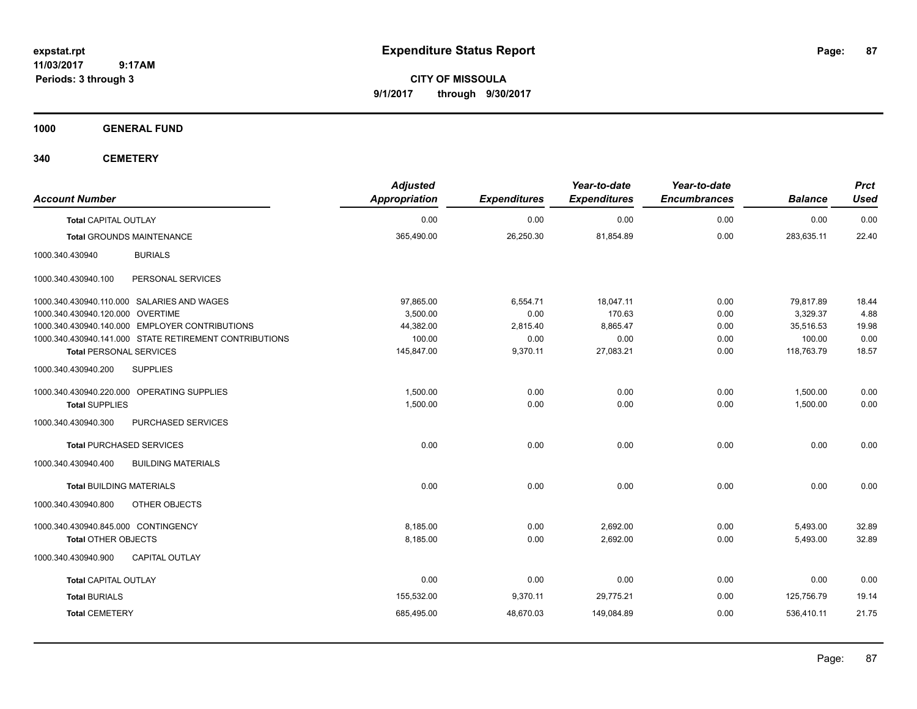**expstat.rpt**
**11/03/2017 9:17AM**
**Periods: 3 through 3**

# Expenditure Status Report

**CITY OF MISSOULA**
**9/1/2017 through 9/30/2017**

## 1000 GENERAL FUND

## 340 CEMETERY

| Account Number | | Adjusted Appropriation | Expenditures | Year-to-date Expenditures | Year-to-date Encumbrances | Balance | Prct Used |
|---|---|---|---|---|---|---|---|
| **Total** CAPITAL OUTLAY | | 0.00 | 0.00 | 0.00 | 0.00 | 0.00 | 0.00 |
| **Total** GROUNDS MAINTENANCE | | 365,490.00 | 26,250.30 | 81,854.89 | 0.00 | 283,635.11 | 22.40 |
| 1000.340.430940 | BURIALS | | | | | | |
| 1000.340.430940.100 | PERSONAL SERVICES | | | | | | |
| 1000.340.430940.110.000 | SALARIES AND WAGES | 97,865.00 | 6,554.71 | 18,047.11 | 0.00 | 79,817.89 | 18.44 |
| 1000.340.430940.120.000 | OVERTIME | 3,500.00 | 0.00 | 170.63 | 0.00 | 3,329.37 | 4.88 |
| 1000.340.430940.140.000 | EMPLOYER CONTRIBUTIONS | 44,382.00 | 2,815.40 | 8,865.47 | 0.00 | 35,516.53 | 19.98 |
| 1000.340.430940.141.000 | STATE RETIREMENT CONTRIBUTIONS | 100.00 | 0.00 | 0.00 | 0.00 | 100.00 | 0.00 |
| **Total** PERSONAL SERVICES | | 145,847.00 | 9,370.11 | 27,083.21 | 0.00 | 118,763.79 | 18.57 |
| 1000.340.430940.200 | SUPPLIES | | | | | | |
| 1000.340.430940.220.000 | OPERATING SUPPLIES | 1,500.00 | 0.00 | 0.00 | 0.00 | 1,500.00 | 0.00 |
| **Total** SUPPLIES | | 1,500.00 | 0.00 | 0.00 | 0.00 | 1,500.00 | 0.00 |
| 1000.340.430940.300 | PURCHASED SERVICES | | | | | | |
| **Total** PURCHASED SERVICES | | 0.00 | 0.00 | 0.00 | 0.00 | 0.00 | 0.00 |
| 1000.340.430940.400 | BUILDING MATERIALS | | | | | | |
| **Total** BUILDING MATERIALS | | 0.00 | 0.00 | 0.00 | 0.00 | 0.00 | 0.00 |
| 1000.340.430940.800 | OTHER OBJECTS | | | | | | |
| 1000.340.430940.845.000 | CONTINGENCY | 8,185.00 | 0.00 | 2,692.00 | 0.00 | 5,493.00 | 32.89 |
| **Total** OTHER OBJECTS | | 8,185.00 | 0.00 | 2,692.00 | 0.00 | 5,493.00 | 32.89 |
| 1000.340.430940.900 | CAPITAL OUTLAY | | | | | | |
| **Total** CAPITAL OUTLAY | | 0.00 | 0.00 | 0.00 | 0.00 | 0.00 | 0.00 |
| **Total** BURIALS | | 155,532.00 | 9,370.11 | 29,775.21 | 0.00 | 125,756.79 | 19.14 |
| **Total** CEMETERY | | 685,495.00 | 48,670.03 | 149,084.89 | 0.00 | 536,410.11 | 21.75 |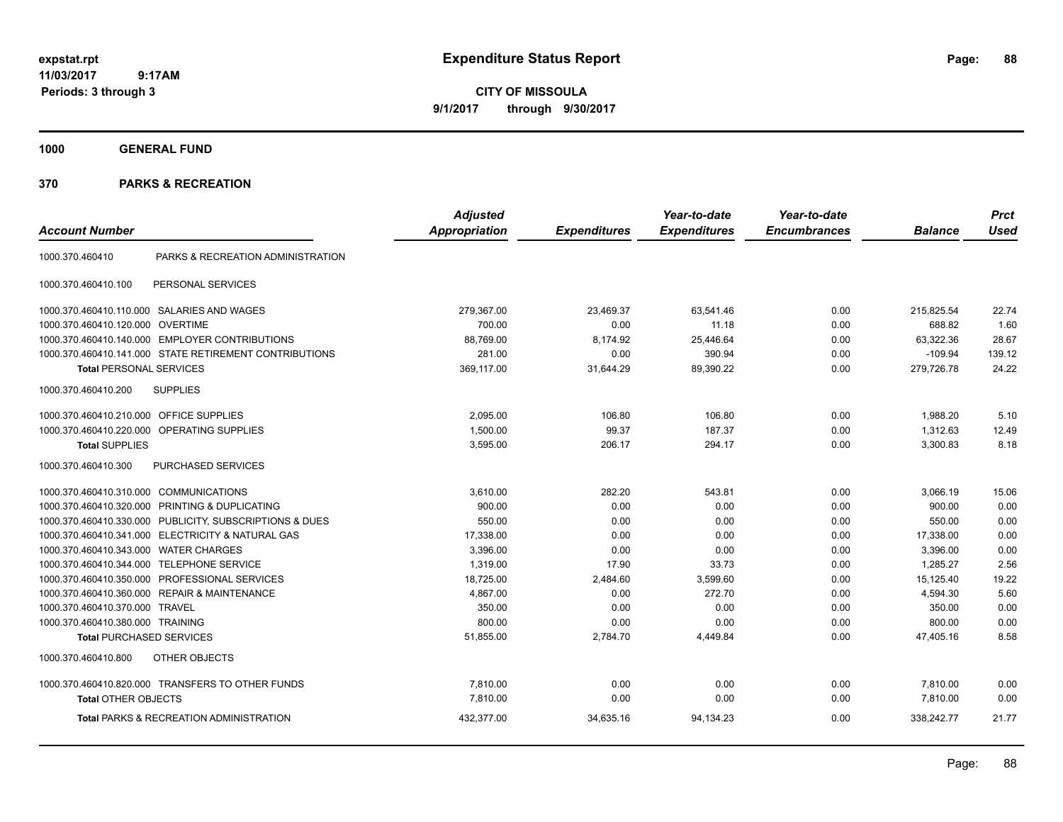**expstat.rpt**
**11/03/2017 9:17AM**
**Periods: 3 through 3**

# Expenditure Status Report

**CITY OF MISSOULA**
**9/1/2017 through 9/30/2017**

## 1000 GENERAL FUND

## 370 PARKS & RECREATION

| Account Number | | Adjusted Appropriation | Expenditures | Year-to-date Expenditures | Year-to-date Encumbrances | Balance | Prct Used |
|---|---|---|---|---|---|---|---|
| 1000.370.460410 | PARKS & RECREATION ADMINISTRATION | | | | | | |
| 1000.370.460410.100 | PERSONAL SERVICES | | | | | | |
| 1000.370.460410.110.000 | SALARIES AND WAGES | 279,367.00 | 23,469.37 | 63,541.46 | 0.00 | 215,825.54 | 22.74 |
| 1000.370.460410.120.000 | OVERTIME | 700.00 | 0.00 | 11.18 | 0.00 | 688.82 | 1.60 |
| 1000.370.460410.140.000 | EMPLOYER CONTRIBUTIONS | 88,769.00 | 8,174.92 | 25,446.64 | 0.00 | 63,322.36 | 28.67 |
| 1000.370.460410.141.000 | STATE RETIREMENT CONTRIBUTIONS | 281.00 | 0.00 | 390.94 | 0.00 | -109.94 | 139.12 |
| **Total** PERSONAL SERVICES | | 369,117.00 | 31,644.29 | 89,390.22 | 0.00 | 279,726.78 | 24.22 |
| 1000.370.460410.200 | SUPPLIES | | | | | | |
| 1000.370.460410.210.000 | OFFICE SUPPLIES | 2,095.00 | 106.80 | 106.80 | 0.00 | 1,988.20 | 5.10 |
| 1000.370.460410.220.000 | OPERATING SUPPLIES | 1,500.00 | 99.37 | 187.37 | 0.00 | 1,312.63 | 12.49 |
| **Total** SUPPLIES | | 3,595.00 | 206.17 | 294.17 | 0.00 | 3,300.83 | 8.18 |
| 1000.370.460410.300 | PURCHASED SERVICES | | | | | | |
| 1000.370.460410.310.000 | COMMUNICATIONS | 3,610.00 | 282.20 | 543.81 | 0.00 | 3,066.19 | 15.06 |
| 1000.370.460410.320.000 | PRINTING & DUPLICATING | 900.00 | 0.00 | 0.00 | 0.00 | 900.00 | 0.00 |
| 1000.370.460410.330.000 | PUBLICITY, SUBSCRIPTIONS & DUES | 550.00 | 0.00 | 0.00 | 0.00 | 550.00 | 0.00 |
| 1000.370.460410.341.000 | ELECTRICITY & NATURAL GAS | 17,338.00 | 0.00 | 0.00 | 0.00 | 17,338.00 | 0.00 |
| 1000.370.460410.343.000 | WATER CHARGES | 3,396.00 | 0.00 | 0.00 | 0.00 | 3,396.00 | 0.00 |
| 1000.370.460410.344.000 | TELEPHONE SERVICE | 1,319.00 | 17.90 | 33.73 | 0.00 | 1,285.27 | 2.56 |
| 1000.370.460410.350.000 | PROFESSIONAL SERVICES | 18,725.00 | 2,484.60 | 3,599.60 | 0.00 | 15,125.40 | 19.22 |
| 1000.370.460410.360.000 | REPAIR & MAINTENANCE | 4,867.00 | 0.00 | 272.70 | 0.00 | 4,594.30 | 5.60 |
| 1000.370.460410.370.000 | TRAVEL | 350.00 | 0.00 | 0.00 | 0.00 | 350.00 | 0.00 |
| 1000.370.460410.380.000 | TRAINING | 800.00 | 0.00 | 0.00 | 0.00 | 800.00 | 0.00 |
| **Total** PURCHASED SERVICES | | 51,855.00 | 2,784.70 | 4,449.84 | 0.00 | 47,405.16 | 8.58 |
| 1000.370.460410.800 | OTHER OBJECTS | | | | | | |
| 1000.370.460410.820.000 | TRANSFERS TO OTHER FUNDS | 7,810.00 | 0.00 | 0.00 | 0.00 | 7,810.00 | 0.00 |
| **Total** OTHER OBJECTS | | 7,810.00 | 0.00 | 0.00 | 0.00 | 7,810.00 | 0.00 |
| **Total** PARKS & RECREATION ADMINISTRATION | | 432,377.00 | 34,635.16 | 94,134.23 | 0.00 | 338,242.77 | 21.77 |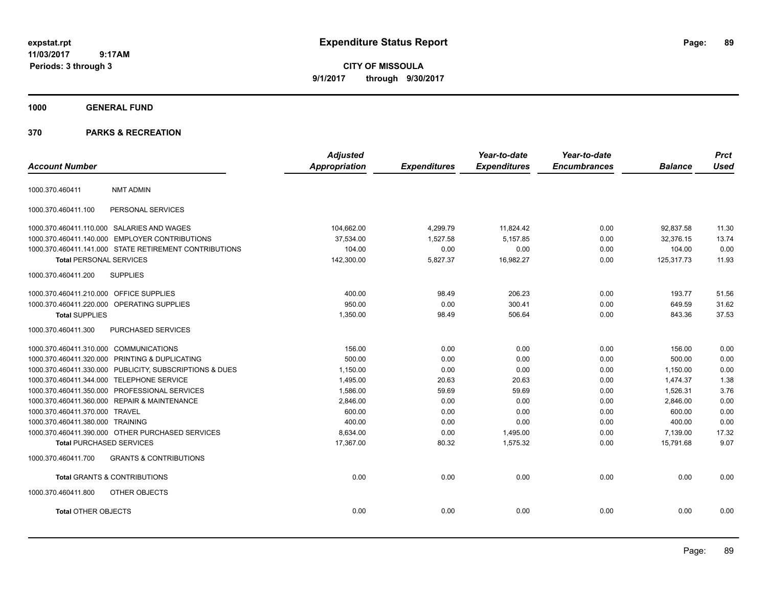# Expenditure Status Report

expstat.rpt
11/03/2017 9:17AM
Periods: 3 through 3

**CITY OF MISSOULA**
**9/1/2017 through 9/30/2017**

**1000 GENERAL FUND**

**370 PARKS & RECREATION**

| Account Number | | Adjusted Appropriation | Expenditures | Year-to-date Expenditures | Year-to-date Encumbrances | Balance | Prct Used |
|---|---|---|---|---|---|---|---|
| 1000.370.460411 | NMT ADMIN | | | | | | |
| 1000.370.460411.100 | PERSONAL SERVICES | | | | | | |
| 1000.370.460411.110.000 | SALARIES AND WAGES | 104,662.00 | 4,299.79 | 11,824.42 | 0.00 | 92,837.58 | 11.30 |
| 1000.370.460411.140.000 | EMPLOYER CONTRIBUTIONS | 37,534.00 | 1,527.58 | 5,157.85 | 0.00 | 32,376.15 | 13.74 |
| 1000.370.460411.141.000 | STATE RETIREMENT CONTRIBUTIONS | 104.00 | 0.00 | 0.00 | 0.00 | 104.00 | 0.00 |
| **Total** PERSONAL SERVICES | | 142,300.00 | 5,827.37 | 16,982.27 | 0.00 | 125,317.73 | 11.93 |
| 1000.370.460411.200 | SUPPLIES | | | | | | |
| 1000.370.460411.210.000 | OFFICE SUPPLIES | 400.00 | 98.49 | 206.23 | 0.00 | 193.77 | 51.56 |
| 1000.370.460411.220.000 | OPERATING SUPPLIES | 950.00 | 0.00 | 300.41 | 0.00 | 649.59 | 31.62 |
| **Total** SUPPLIES | | 1,350.00 | 98.49 | 506.64 | 0.00 | 843.36 | 37.53 |
| 1000.370.460411.300 | PURCHASED SERVICES | | | | | | |
| 1000.370.460411.310.000 | COMMUNICATIONS | 156.00 | 0.00 | 0.00 | 0.00 | 156.00 | 0.00 |
| 1000.370.460411.320.000 | PRINTING & DUPLICATING | 500.00 | 0.00 | 0.00 | 0.00 | 500.00 | 0.00 |
| 1000.370.460411.330.000 | PUBLICITY, SUBSCRIPTIONS & DUES | 1,150.00 | 0.00 | 0.00 | 0.00 | 1,150.00 | 0.00 |
| 1000.370.460411.344.000 | TELEPHONE SERVICE | 1,495.00 | 20.63 | 20.63 | 0.00 | 1,474.37 | 1.38 |
| 1000.370.460411.350.000 | PROFESSIONAL SERVICES | 1,586.00 | 59.69 | 59.69 | 0.00 | 1,526.31 | 3.76 |
| 1000.370.460411.360.000 | REPAIR & MAINTENANCE | 2,846.00 | 0.00 | 0.00 | 0.00 | 2,846.00 | 0.00 |
| 1000.370.460411.370.000 | TRAVEL | 600.00 | 0.00 | 0.00 | 0.00 | 600.00 | 0.00 |
| 1000.370.460411.380.000 | TRAINING | 400.00 | 0.00 | 0.00 | 0.00 | 400.00 | 0.00 |
| 1000.370.460411.390.000 | OTHER PURCHASED SERVICES | 8,634.00 | 0.00 | 1,495.00 | 0.00 | 7,139.00 | 17.32 |
| **Total** PURCHASED SERVICES | | 17,367.00 | 80.32 | 1,575.32 | 0.00 | 15,791.68 | 9.07 |
| 1000.370.460411.700 | GRANTS & CONTRIBUTIONS | | | | | | |
| **Total** GRANTS & CONTRIBUTIONS | | 0.00 | 0.00 | 0.00 | 0.00 | 0.00 | 0.00 |
| 1000.370.460411.800 | OTHER OBJECTS | | | | | | |
| **Total** OTHER OBJECTS | | 0.00 | 0.00 | 0.00 | 0.00 | 0.00 | 0.00 |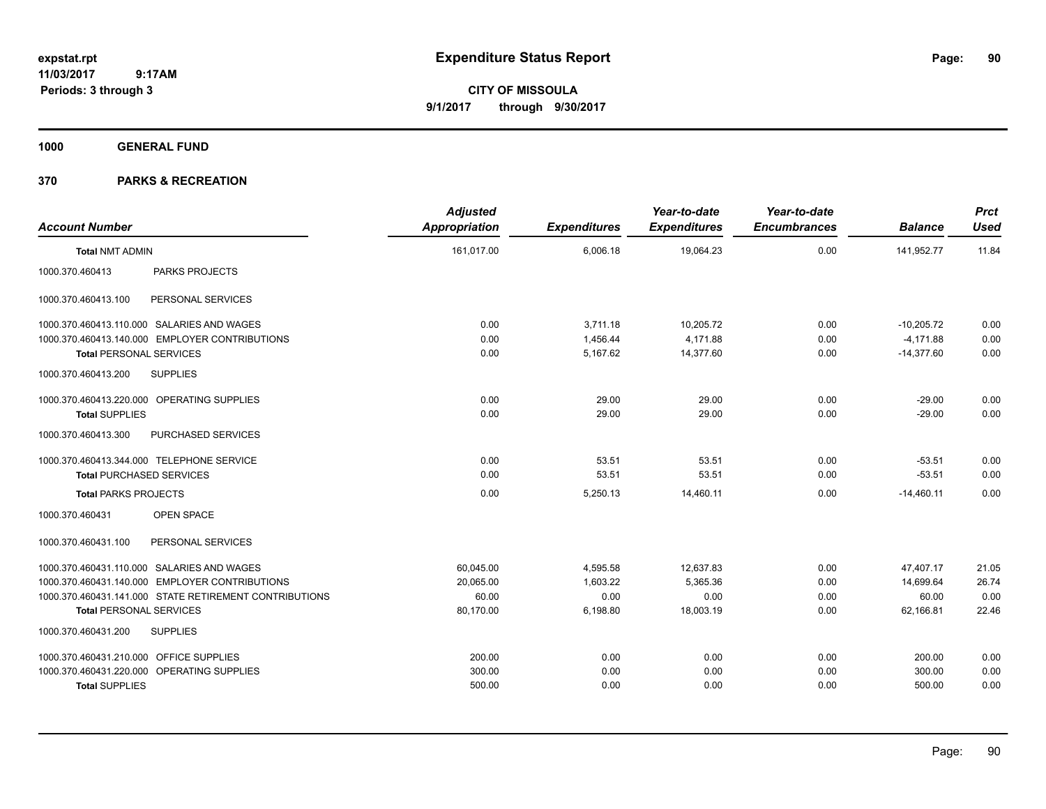# Expenditure Status Report

expstat.rpt
11/03/2017 9:17AM
Periods: 3 through 3

**CITY OF MISSOULA**
**9/1/2017 through 9/30/2017**

## 1000 GENERAL FUND

## 370 PARKS & RECREATION

| Account Number | | Adjusted Appropriation | Expenditures | Year-to-date Expenditures | Year-to-date Encumbrances | Balance | Prct Used |
|---|---|---|---|---|---|---|---|
| **Total NMT ADMIN** | | 161,017.00 | 6,006.18 | 19,064.23 | 0.00 | 141,952.77 | 11.84 |
| 1000.370.460413 | PARKS PROJECTS | | | | | | |
| 1000.370.460413.100 | PERSONAL SERVICES | | | | | | |
| 1000.370.460413.110.000 | SALARIES AND WAGES | 0.00 | 3,711.18 | 10,205.72 | 0.00 | -10,205.72 | 0.00 |
| 1000.370.460413.140.000 | EMPLOYER CONTRIBUTIONS | 0.00 | 1,456.44 | 4,171.88 | 0.00 | -4,171.88 | 0.00 |
| **Total PERSONAL SERVICES** | | 0.00 | 5,167.62 | 14,377.60 | 0.00 | -14,377.60 | 0.00 |
| 1000.370.460413.200 | SUPPLIES | | | | | | |
| 1000.370.460413.220.000 | OPERATING SUPPLIES | 0.00 | 29.00 | 29.00 | 0.00 | -29.00 | 0.00 |
| **Total SUPPLIES** | | 0.00 | 29.00 | 29.00 | 0.00 | -29.00 | 0.00 |
| 1000.370.460413.300 | PURCHASED SERVICES | | | | | | |
| 1000.370.460413.344.000 | TELEPHONE SERVICE | 0.00 | 53.51 | 53.51 | 0.00 | -53.51 | 0.00 |
| **Total PURCHASED SERVICES** | | 0.00 | 53.51 | 53.51 | 0.00 | -53.51 | 0.00 |
| **Total PARKS PROJECTS** | | 0.00 | 5,250.13 | 14,460.11 | 0.00 | -14,460.11 | 0.00 |
| 1000.370.460431 | OPEN SPACE | | | | | | |
| 1000.370.460431.100 | PERSONAL SERVICES | | | | | | |
| 1000.370.460431.110.000 | SALARIES AND WAGES | 60,045.00 | 4,595.58 | 12,637.83 | 0.00 | 47,407.17 | 21.05 |
| 1000.370.460431.140.000 | EMPLOYER CONTRIBUTIONS | 20,065.00 | 1,603.22 | 5,365.36 | 0.00 | 14,699.64 | 26.74 |
| 1000.370.460431.141.000 | STATE RETIREMENT CONTRIBUTIONS | 60.00 | 0.00 | 0.00 | 0.00 | 60.00 | 0.00 |
| **Total PERSONAL SERVICES** | | 80,170.00 | 6,198.80 | 18,003.19 | 0.00 | 62,166.81 | 22.46 |
| 1000.370.460431.200 | SUPPLIES | | | | | | |
| 1000.370.460431.210.000 | OFFICE SUPPLIES | 200.00 | 0.00 | 0.00 | 0.00 | 200.00 | 0.00 |
| 1000.370.460431.220.000 | OPERATING SUPPLIES | 300.00 | 0.00 | 0.00 | 0.00 | 300.00 | 0.00 |
| **Total SUPPLIES** | | 500.00 | 0.00 | 0.00 | 0.00 | 500.00 | 0.00 |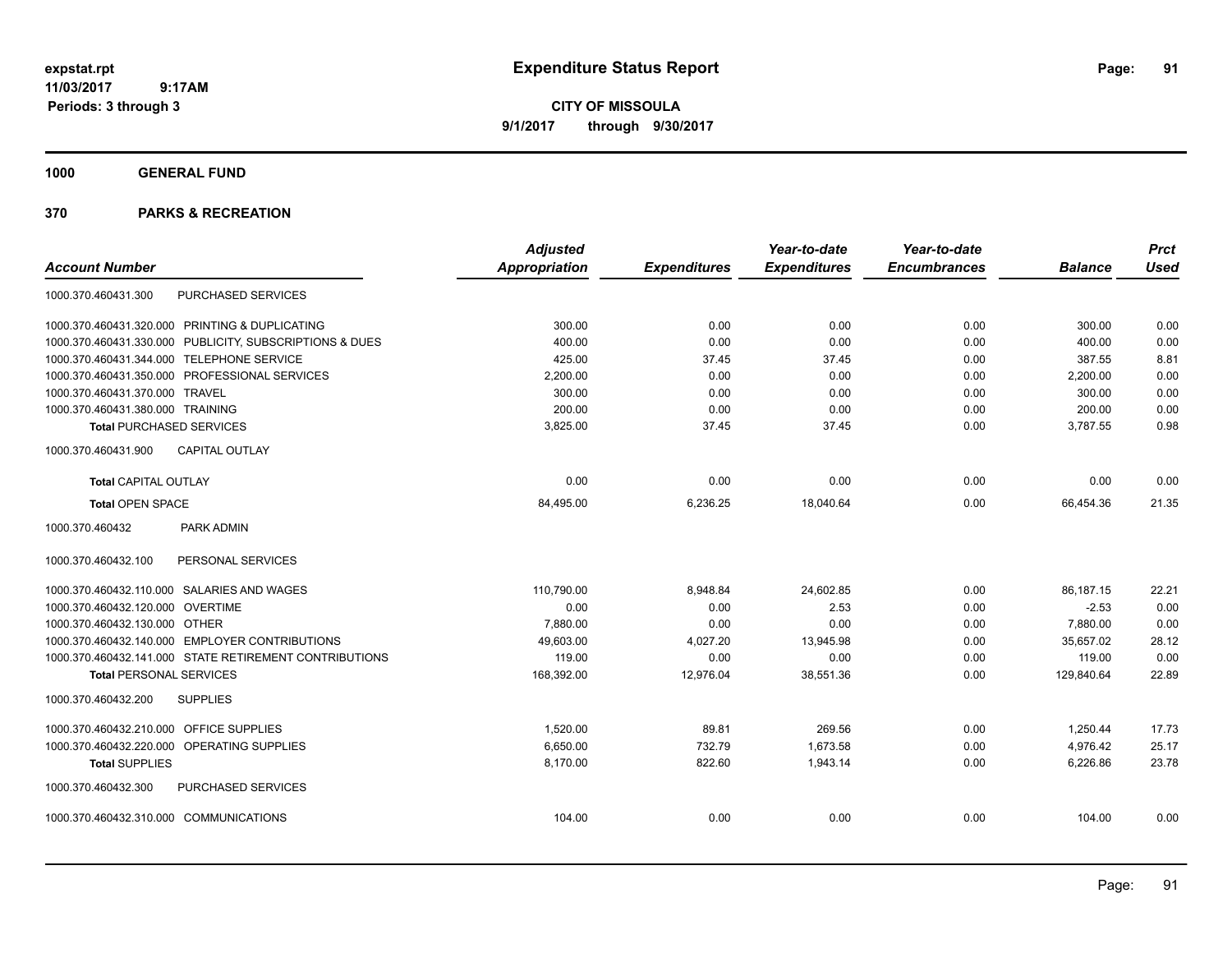expstat.rpt
11/03/2017 9:17AM
Periods: 3 through 3

# Expenditure Status Report

**CITY OF MISSOULA**
**9/1/2017 through 9/30/2017**

**1000 GENERAL FUND**

**370 PARKS & RECREATION**

| Account Number | | Adjusted Appropriation | Expenditures | Year-to-date Expenditures | Year-to-date Encumbrances | Balance | Prct Used |
|---|---|---|---|---|---|---|---|
| 1000.370.460431.300 | PURCHASED SERVICES | | | | | | |
| 1000.370.460431.320.000 | PRINTING & DUPLICATING | 300.00 | 0.00 | 0.00 | 0.00 | 300.00 | 0.00 |
| 1000.370.460431.330.000 | PUBLICITY, SUBSCRIPTIONS & DUES | 400.00 | 0.00 | 0.00 | 0.00 | 400.00 | 0.00 |
| 1000.370.460431.344.000 | TELEPHONE SERVICE | 425.00 | 37.45 | 37.45 | 0.00 | 387.55 | 8.81 |
| 1000.370.460431.350.000 | PROFESSIONAL SERVICES | 2,200.00 | 0.00 | 0.00 | 0.00 | 2,200.00 | 0.00 |
| 1000.370.460431.370.000 | TRAVEL | 300.00 | 0.00 | 0.00 | 0.00 | 300.00 | 0.00 |
| 1000.370.460431.380.000 | TRAINING | 200.00 | 0.00 | 0.00 | 0.00 | 200.00 | 0.00 |
| **Total** PURCHASED SERVICES | | 3,825.00 | 37.45 | 37.45 | 0.00 | 3,787.55 | 0.98 |
| 1000.370.460431.900 | CAPITAL OUTLAY | | | | | | |
| **Total** CAPITAL OUTLAY | | 0.00 | 0.00 | 0.00 | 0.00 | 0.00 | 0.00 |
| **Total** OPEN SPACE | | 84,495.00 | 6,236.25 | 18,040.64 | 0.00 | 66,454.36 | 21.35 |
| 1000.370.460432 | PARK ADMIN | | | | | | |
| 1000.370.460432.100 | PERSONAL SERVICES | | | | | | |
| 1000.370.460432.110.000 | SALARIES AND WAGES | 110,790.00 | 8,948.84 | 24,602.85 | 0.00 | 86,187.15 | 22.21 |
| 1000.370.460432.120.000 | OVERTIME | 0.00 | 0.00 | 2.53 | 0.00 | -2.53 | 0.00 |
| 1000.370.460432.130.000 | OTHER | 7,880.00 | 0.00 | 0.00 | 0.00 | 7,880.00 | 0.00 |
| 1000.370.460432.140.000 | EMPLOYER CONTRIBUTIONS | 49,603.00 | 4,027.20 | 13,945.98 | 0.00 | 35,657.02 | 28.12 |
| 1000.370.460432.141.000 | STATE RETIREMENT CONTRIBUTIONS | 119.00 | 0.00 | 0.00 | 0.00 | 119.00 | 0.00 |
| **Total** PERSONAL SERVICES | | 168,392.00 | 12,976.04 | 38,551.36 | 0.00 | 129,840.64 | 22.89 |
| 1000.370.460432.200 | SUPPLIES | | | | | | |
| 1000.370.460432.210.000 | OFFICE SUPPLIES | 1,520.00 | 89.81 | 269.56 | 0.00 | 1,250.44 | 17.73 |
| 1000.370.460432.220.000 | OPERATING SUPPLIES | 6,650.00 | 732.79 | 1,673.58 | 0.00 | 4,976.42 | 25.17 |
| **Total** SUPPLIES | | 8,170.00 | 822.60 | 1,943.14 | 0.00 | 6,226.86 | 23.78 |
| 1000.370.460432.300 | PURCHASED SERVICES | | | | | | |
| 1000.370.460432.310.000 | COMMUNICATIONS | 104.00 | 0.00 | 0.00 | 0.00 | 104.00 | 0.00 |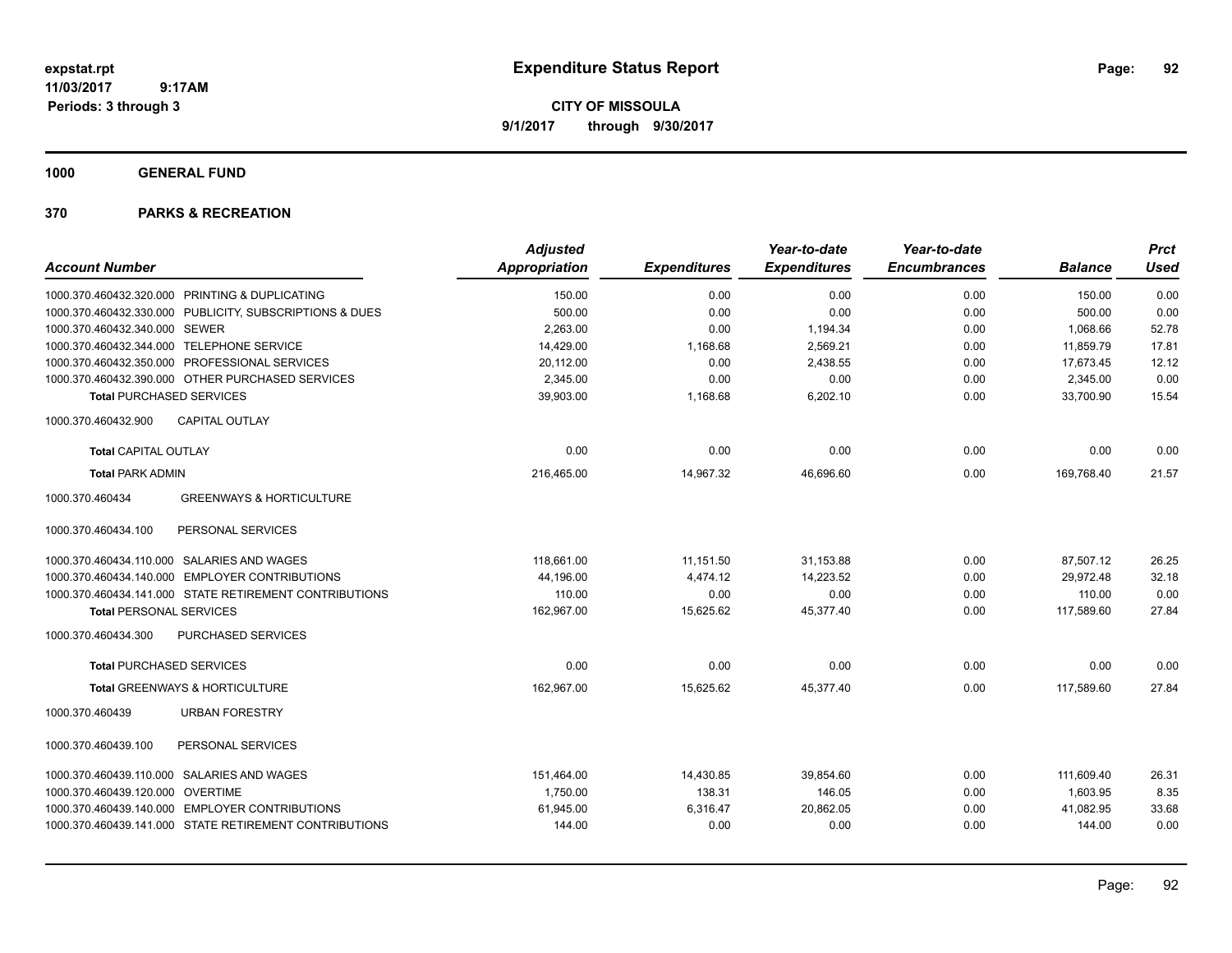expstat.rpt
11/03/2017 9:17AM
Periods: 3 through 3

# Expenditure Status Report

**CITY OF MISSOULA**
**9/1/2017 through 9/30/2017**

## 1000 GENERAL FUND

## 370 PARKS & RECREATION

| Account Number | | Adjusted Appropriation | Expenditures | Year-to-date Expenditures | Year-to-date Encumbrances | Balance | Prct Used |
|---|---|---|---|---|---|---|---|
| 1000.370.460432.320.000 | PRINTING & DUPLICATING | 150.00 | 0.00 | 0.00 | 0.00 | 150.00 | 0.00 |
| 1000.370.460432.330.000 | PUBLICITY, SUBSCRIPTIONS & DUES | 500.00 | 0.00 | 0.00 | 0.00 | 500.00 | 0.00 |
| 1000.370.460432.340.000 | SEWER | 2,263.00 | 0.00 | 1,194.34 | 0.00 | 1,068.66 | 52.78 |
| 1000.370.460432.344.000 | TELEPHONE SERVICE | 14,429.00 | 1,168.68 | 2,569.21 | 0.00 | 11,859.79 | 17.81 |
| 1000.370.460432.350.000 | PROFESSIONAL SERVICES | 20,112.00 | 0.00 | 2,438.55 | 0.00 | 17,673.45 | 12.12 |
| 1000.370.460432.390.000 | OTHER PURCHASED SERVICES | 2,345.00 | 0.00 | 0.00 | 0.00 | 2,345.00 | 0.00 |
| **Total PURCHASED SERVICES** | | 39,903.00 | 1,168.68 | 6,202.10 | 0.00 | 33,700.90 | 15.54 |
| 1000.370.460432.900 | CAPITAL OUTLAY | | | | | | |
| **Total CAPITAL OUTLAY** | | 0.00 | 0.00 | 0.00 | 0.00 | 0.00 | 0.00 |
| **Total PARK ADMIN** | | 216,465.00 | 14,967.32 | 46,696.60 | 0.00 | 169,768.40 | 21.57 |
| 1000.370.460434 | GREENWAYS & HORTICULTURE | | | | | | |
| 1000.370.460434.100 | PERSONAL SERVICES | | | | | | |
| 1000.370.460434.110.000 | SALARIES AND WAGES | 118,661.00 | 11,151.50 | 31,153.88 | 0.00 | 87,507.12 | 26.25 |
| 1000.370.460434.140.000 | EMPLOYER CONTRIBUTIONS | 44,196.00 | 4,474.12 | 14,223.52 | 0.00 | 29,972.48 | 32.18 |
| 1000.370.460434.141.000 | STATE RETIREMENT CONTRIBUTIONS | 110.00 | 0.00 | 0.00 | 0.00 | 110.00 | 0.00 |
| **Total PERSONAL SERVICES** | | 162,967.00 | 15,625.62 | 45,377.40 | 0.00 | 117,589.60 | 27.84 |
| 1000.370.460434.300 | PURCHASED SERVICES | | | | | | |
| **Total PURCHASED SERVICES** | | 0.00 | 0.00 | 0.00 | 0.00 | 0.00 | 0.00 |
| **Total GREENWAYS & HORTICULTURE** | | 162,967.00 | 15,625.62 | 45,377.40 | 0.00 | 117,589.60 | 27.84 |
| 1000.370.460439 | URBAN FORESTRY | | | | | | |
| 1000.370.460439.100 | PERSONAL SERVICES | | | | | | |
| 1000.370.460439.110.000 | SALARIES AND WAGES | 151,464.00 | 14,430.85 | 39,854.60 | 0.00 | 111,609.40 | 26.31 |
| 1000.370.460439.120.000 | OVERTIME | 1,750.00 | 138.31 | 146.05 | 0.00 | 1,603.95 | 8.35 |
| 1000.370.460439.140.000 | EMPLOYER CONTRIBUTIONS | 61,945.00 | 6,316.47 | 20,862.05 | 0.00 | 41,082.95 | 33.68 |
| 1000.370.460439.141.000 | STATE RETIREMENT CONTRIBUTIONS | 144.00 | 0.00 | 0.00 | 0.00 | 144.00 | 0.00 |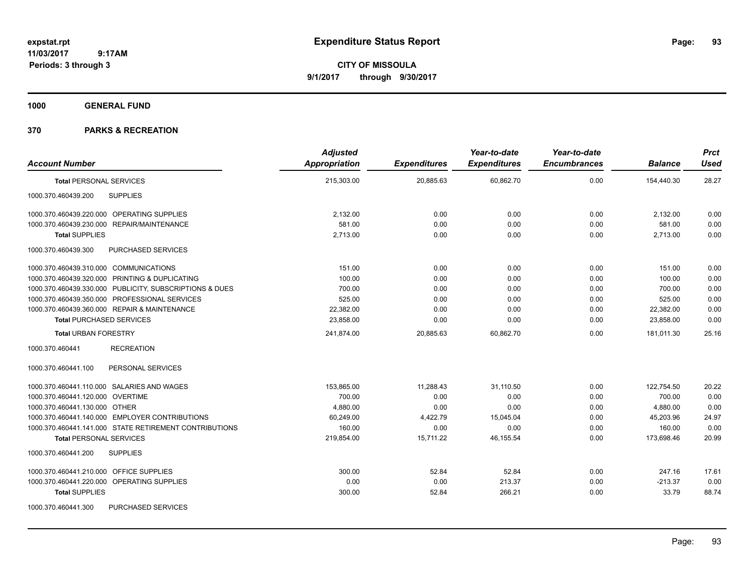**Expenditure Status Report**

**CITY OF MISSOULA**

**9/1/2017 through 9/30/2017**

expstat.rpt
11/03/2017 9:17AM
Periods: 3 through 3

**1000 GENERAL FUND**

**370 PARKS & RECREATION**

| Account Number | | Adjusted Appropriation | Expenditures | Year-to-date Expenditures | Year-to-date Encumbrances | Balance | Prct Used |
|---|---|---|---|---|---|---|---|
| **Total** PERSONAL SERVICES | | 215,303.00 | 20,885.63 | 60,862.70 | 0.00 | 154,440.30 | 28.27 |
| 1000.370.460439.200 | SUPPLIES | | | | | | |
| 1000.370.460439.220.000 | OPERATING SUPPLIES | 2,132.00 | 0.00 | 0.00 | 0.00 | 2,132.00 | 0.00 |
| 1000.370.460439.230.000 | REPAIR/MAINTENANCE | 581.00 | 0.00 | 0.00 | 0.00 | 581.00 | 0.00 |
| **Total** SUPPLIES | | 2,713.00 | 0.00 | 0.00 | 0.00 | 2,713.00 | 0.00 |
| 1000.370.460439.300 | PURCHASED SERVICES | | | | | | |
| 1000.370.460439.310.000 | COMMUNICATIONS | 151.00 | 0.00 | 0.00 | 0.00 | 151.00 | 0.00 |
| 1000.370.460439.320.000 | PRINTING & DUPLICATING | 100.00 | 0.00 | 0.00 | 0.00 | 100.00 | 0.00 |
| 1000.370.460439.330.000 | PUBLICITY, SUBSCRIPTIONS & DUES | 700.00 | 0.00 | 0.00 | 0.00 | 700.00 | 0.00 |
| 1000.370.460439.350.000 | PROFESSIONAL SERVICES | 525.00 | 0.00 | 0.00 | 0.00 | 525.00 | 0.00 |
| 1000.370.460439.360.000 | REPAIR & MAINTENANCE | 22,382.00 | 0.00 | 0.00 | 0.00 | 22,382.00 | 0.00 |
| **Total** PURCHASED SERVICES | | 23,858.00 | 0.00 | 0.00 | 0.00 | 23,858.00 | 0.00 |
| **Total** URBAN FORESTRY | | 241,874.00 | 20,885.63 | 60,862.70 | 0.00 | 181,011.30 | 25.16 |
| 1000.370.460441 | RECREATION | | | | | | |
| 1000.370.460441.100 | PERSONAL SERVICES | | | | | | |
| 1000.370.460441.110.000 | SALARIES AND WAGES | 153,865.00 | 11,288.43 | 31,110.50 | 0.00 | 122,754.50 | 20.22 |
| 1000.370.460441.120.000 | OVERTIME | 700.00 | 0.00 | 0.00 | 0.00 | 700.00 | 0.00 |
| 1000.370.460441.130.000 | OTHER | 4,880.00 | 0.00 | 0.00 | 0.00 | 4,880.00 | 0.00 |
| 1000.370.460441.140.000 | EMPLOYER CONTRIBUTIONS | 60,249.00 | 4,422.79 | 15,045.04 | 0.00 | 45,203.96 | 24.97 |
| 1000.370.460441.141.000 | STATE RETIREMENT CONTRIBUTIONS | 160.00 | 0.00 | 0.00 | 0.00 | 160.00 | 0.00 |
| **Total** PERSONAL SERVICES | | 219,854.00 | 15,711.22 | 46,155.54 | 0.00 | 173,698.46 | 20.99 |
| 1000.370.460441.200 | SUPPLIES | | | | | | |
| 1000.370.460441.210.000 | OFFICE SUPPLIES | 300.00 | 52.84 | 52.84 | 0.00 | 247.16 | 17.61 |
| 1000.370.460441.220.000 | OPERATING SUPPLIES | 0.00 | 0.00 | 213.37 | 0.00 | -213.37 | 0.00 |
| **Total** SUPPLIES | | 300.00 | 52.84 | 266.21 | 0.00 | 33.79 | 88.74 |
| 1000.370.460441.300 | PURCHASED SERVICES | | | | | | |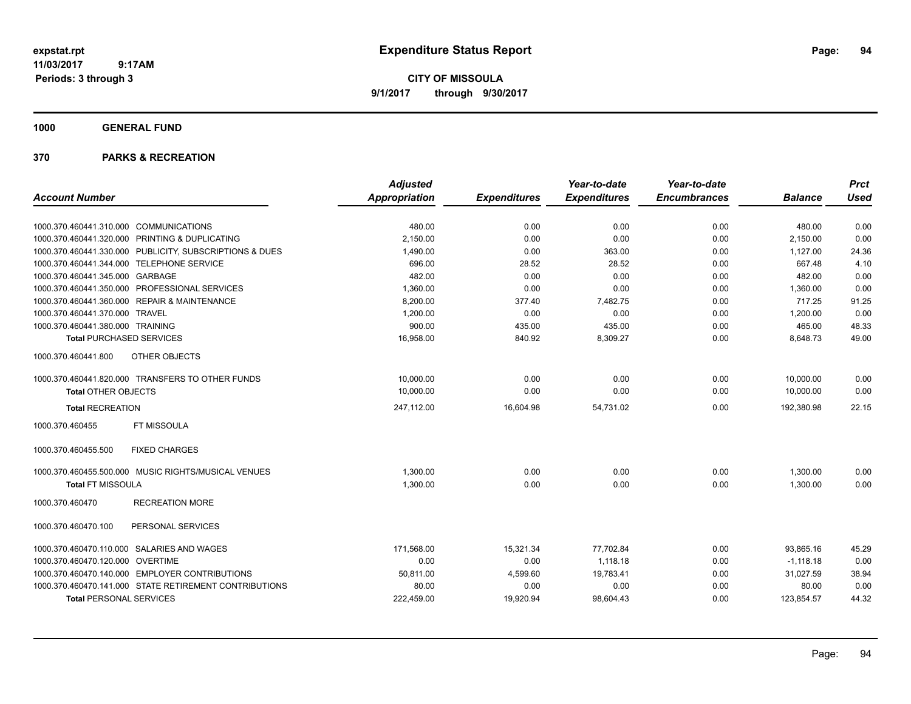# Expenditure Status Report

**CITY OF MISSOULA**
**9/1/2017 through 9/30/2017**

expstat.rpt
11/03/2017 9:17AM
Periods: 3 through 3

## 1000 GENERAL FUND

## 370 PARKS & RECREATION

| Account Number | Adjusted Appropriation | Expenditures | Year-to-date Expenditures | Year-to-date Encumbrances | Balance | Prct Used |
|---|---|---|---|---|---|---|
| 1000.370.460441.310.000 COMMUNICATIONS | 480.00 | 0.00 | 0.00 | 0.00 | 480.00 | 0.00 |
| 1000.370.460441.320.000 PRINTING & DUPLICATING | 2,150.00 | 0.00 | 0.00 | 0.00 | 2,150.00 | 0.00 |
| 1000.370.460441.330.000 PUBLICITY, SUBSCRIPTIONS & DUES | 1,490.00 | 0.00 | 363.00 | 0.00 | 1,127.00 | 24.36 |
| 1000.370.460441.344.000 TELEPHONE SERVICE | 696.00 | 28.52 | 28.52 | 0.00 | 667.48 | 4.10 |
| 1000.370.460441.345.000 GARBAGE | 482.00 | 0.00 | 0.00 | 0.00 | 482.00 | 0.00 |
| 1000.370.460441.350.000 PROFESSIONAL SERVICES | 1,360.00 | 0.00 | 0.00 | 0.00 | 1,360.00 | 0.00 |
| 1000.370.460441.360.000 REPAIR & MAINTENANCE | 8,200.00 | 377.40 | 7,482.75 | 0.00 | 717.25 | 91.25 |
| 1000.370.460441.370.000 TRAVEL | 1,200.00 | 0.00 | 0.00 | 0.00 | 1,200.00 | 0.00 |
| 1000.370.460441.380.000 TRAINING | 900.00 | 435.00 | 435.00 | 0.00 | 465.00 | 48.33 |
| **Total** PURCHASED SERVICES | 16,958.00 | 840.92 | 8,309.27 | 0.00 | 8,648.73 | 49.00 |
| 1000.370.460441.800 OTHER OBJECTS | | | | | | |
| 1000.370.460441.820.000 TRANSFERS TO OTHER FUNDS | 10,000.00 | 0.00 | 0.00 | 0.00 | 10,000.00 | 0.00 |
| **Total** OTHER OBJECTS | 10,000.00 | 0.00 | 0.00 | 0.00 | 10,000.00 | 0.00 |
| **Total** RECREATION | 247,112.00 | 16,604.98 | 54,731.02 | 0.00 | 192,380.98 | 22.15 |
| 1000.370.460455 FT MISSOULA | | | | | | |
| 1000.370.460455.500 FIXED CHARGES | | | | | | |
| 1000.370.460455.500.000 MUSIC RIGHTS/MUSICAL VENUES | 1,300.00 | 0.00 | 0.00 | 0.00 | 1,300.00 | 0.00 |
| **Total** FT MISSOULA | 1,300.00 | 0.00 | 0.00 | 0.00 | 1,300.00 | 0.00 |
| 1000.370.460470 RECREATION MORE | | | | | | |
| 1000.370.460470.100 PERSONAL SERVICES | | | | | | |
| 1000.370.460470.110.000 SALARIES AND WAGES | 171,568.00 | 15,321.34 | 77,702.84 | 0.00 | 93,865.16 | 45.29 |
| 1000.370.460470.120.000 OVERTIME | 0.00 | 0.00 | 1,118.18 | 0.00 | -1,118.18 | 0.00 |
| 1000.370.460470.140.000 EMPLOYER CONTRIBUTIONS | 50,811.00 | 4,599.60 | 19,783.41 | 0.00 | 31,027.59 | 38.94 |
| 1000.370.460470.141.000 STATE RETIREMENT CONTRIBUTIONS | 80.00 | 0.00 | 0.00 | 0.00 | 80.00 | 0.00 |
| **Total** PERSONAL SERVICES | 222,459.00 | 19,920.94 | 98,604.43 | 0.00 | 123,854.57 | 44.32 |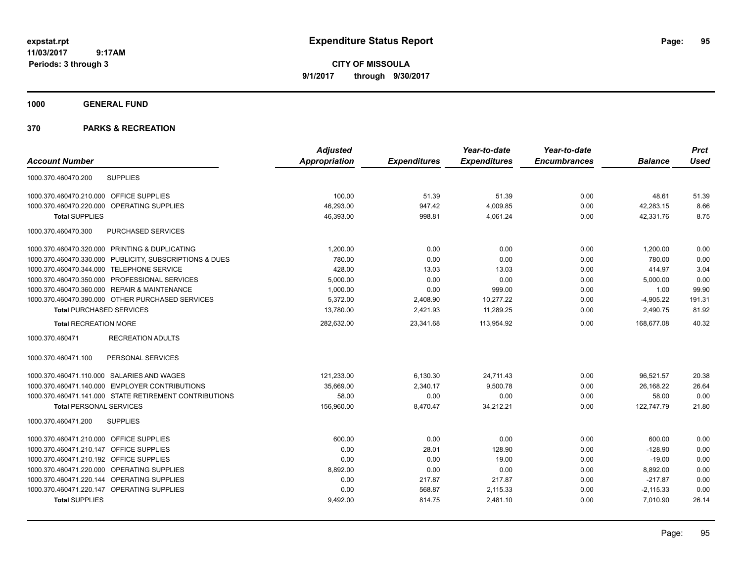# Expenditure Status Report

expstat.rpt
11/03/2017 9:17AM
Periods: 3 through 3

**CITY OF MISSOULA**
**9/1/2017 through 9/30/2017**

## 1000 GENERAL FUND

## 370 PARKS & RECREATION

| Account Number | | Adjusted Appropriation | Expenditures | Year-to-date Expenditures | Year-to-date Encumbrances | Balance | Prct Used |
|---|---|---|---|---|---|---|---|
| 1000.370.460470.200 | SUPPLIES | | | | | | |
| 1000.370.460470.210.000 | OFFICE SUPPLIES | 100.00 | 51.39 | 51.39 | 0.00 | 48.61 | 51.39 |
| 1000.370.460470.220.000 | OPERATING SUPPLIES | 46,293.00 | 947.42 | 4,009.85 | 0.00 | 42,283.15 | 8.66 |
| **Total SUPPLIES** | | 46,393.00 | 998.81 | 4,061.24 | 0.00 | 42,331.76 | 8.75 |
| 1000.370.460470.300 | PURCHASED SERVICES | | | | | | |
| 1000.370.460470.320.000 | PRINTING & DUPLICATING | 1,200.00 | 0.00 | 0.00 | 0.00 | 1,200.00 | 0.00 |
| 1000.370.460470.330.000 | PUBLICITY, SUBSCRIPTIONS & DUES | 780.00 | 0.00 | 0.00 | 0.00 | 780.00 | 0.00 |
| 1000.370.460470.344.000 | TELEPHONE SERVICE | 428.00 | 13.03 | 13.03 | 0.00 | 414.97 | 3.04 |
| 1000.370.460470.350.000 | PROFESSIONAL SERVICES | 5,000.00 | 0.00 | 0.00 | 0.00 | 5,000.00 | 0.00 |
| 1000.370.460470.360.000 | REPAIR & MAINTENANCE | 1,000.00 | 0.00 | 999.00 | 0.00 | 1.00 | 99.90 |
| 1000.370.460470.390.000 | OTHER PURCHASED SERVICES | 5,372.00 | 2,408.90 | 10,277.22 | 0.00 | -4,905.22 | 191.31 |
| **Total PURCHASED SERVICES** | | 13,780.00 | 2,421.93 | 11,289.25 | 0.00 | 2,490.75 | 81.92 |
| **Total RECREATION MORE** | | 282,632.00 | 23,341.68 | 113,954.92 | 0.00 | 168,677.08 | 40.32 |
| 1000.370.460471 | RECREATION ADULTS | | | | | | |
| 1000.370.460471.100 | PERSONAL SERVICES | | | | | | |
| 1000.370.460471.110.000 | SALARIES AND WAGES | 121,233.00 | 6,130.30 | 24,711.43 | 0.00 | 96,521.57 | 20.38 |
| 1000.370.460471.140.000 | EMPLOYER CONTRIBUTIONS | 35,669.00 | 2,340.17 | 9,500.78 | 0.00 | 26,168.22 | 26.64 |
| 1000.370.460471.141.000 | STATE RETIREMENT CONTRIBUTIONS | 58.00 | 0.00 | 0.00 | 0.00 | 58.00 | 0.00 |
| **Total PERSONAL SERVICES** | | 156,960.00 | 8,470.47 | 34,212.21 | 0.00 | 122,747.79 | 21.80 |
| 1000.370.460471.200 | SUPPLIES | | | | | | |
| 1000.370.460471.210.000 | OFFICE SUPPLIES | 600.00 | 0.00 | 0.00 | 0.00 | 600.00 | 0.00 |
| 1000.370.460471.210.147 | OFFICE SUPPLIES | 0.00 | 28.01 | 128.90 | 0.00 | -128.90 | 0.00 |
| 1000.370.460471.210.192 | OFFICE SUPPLIES | 0.00 | 0.00 | 19.00 | 0.00 | -19.00 | 0.00 |
| 1000.370.460471.220.000 | OPERATING SUPPLIES | 8,892.00 | 0.00 | 0.00 | 0.00 | 8,892.00 | 0.00 |
| 1000.370.460471.220.144 | OPERATING SUPPLIES | 0.00 | 217.87 | 217.87 | 0.00 | -217.87 | 0.00 |
| 1000.370.460471.220.147 | OPERATING SUPPLIES | 0.00 | 568.87 | 2,115.33 | 0.00 | -2,115.33 | 0.00 |
| **Total SUPPLIES** | | 9,492.00 | 814.75 | 2,481.10 | 0.00 | 7,010.90 | 26.14 |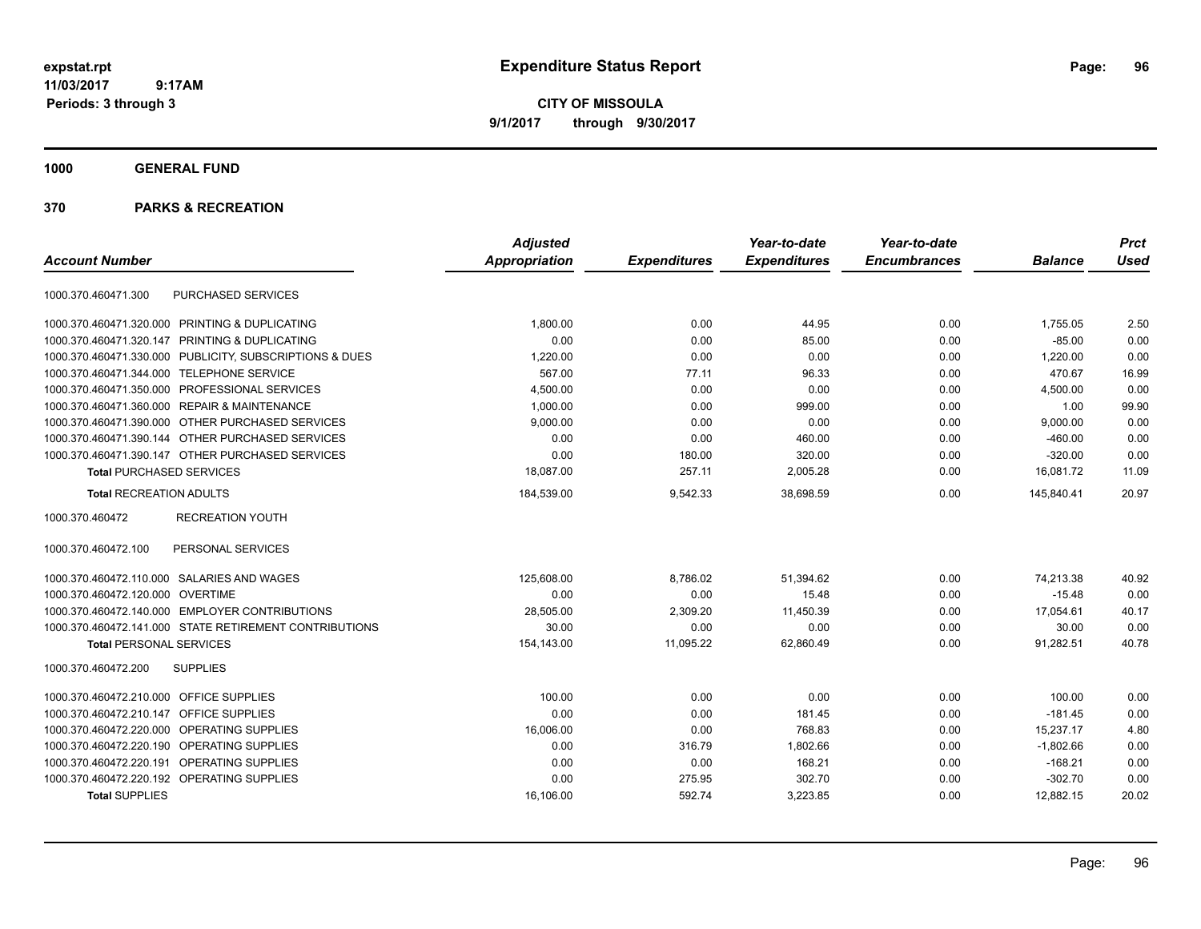**Expenditure Status Report**

**CITY OF MISSOULA**
**9/1/2017 through 9/30/2017**

expstat.rpt
11/03/2017 9:17AM
Periods: 3 through 3

## 1000 GENERAL FUND

## 370 PARKS & RECREATION

| Account Number | | Adjusted Appropriation | Expenditures | Year-to-date Expenditures | Year-to-date Encumbrances | Balance | Prct Used |
|---|---|---|---|---|---|---|---|
| 1000.370.460471.300 | PURCHASED SERVICES | | | | | | |
| 1000.370.460471.320.000 | PRINTING & DUPLICATING | 1,800.00 | 0.00 | 44.95 | 0.00 | 1,755.05 | 2.50 |
| 1000.370.460471.320.147 | PRINTING & DUPLICATING | 0.00 | 0.00 | 85.00 | 0.00 | -85.00 | 0.00 |
| 1000.370.460471.330.000 | PUBLICITY, SUBSCRIPTIONS & DUES | 1,220.00 | 0.00 | 0.00 | 0.00 | 1,220.00 | 0.00 |
| 1000.370.460471.344.000 | TELEPHONE SERVICE | 567.00 | 77.11 | 96.33 | 0.00 | 470.67 | 16.99 |
| 1000.370.460471.350.000 | PROFESSIONAL SERVICES | 4,500.00 | 0.00 | 0.00 | 0.00 | 4,500.00 | 0.00 |
| 1000.370.460471.360.000 | REPAIR & MAINTENANCE | 1,000.00 | 0.00 | 999.00 | 0.00 | 1.00 | 99.90 |
| 1000.370.460471.390.000 | OTHER PURCHASED SERVICES | 9,000.00 | 0.00 | 0.00 | 0.00 | 9,000.00 | 0.00 |
| 1000.370.460471.390.144 | OTHER PURCHASED SERVICES | 0.00 | 0.00 | 460.00 | 0.00 | -460.00 | 0.00 |
| 1000.370.460471.390.147 | OTHER PURCHASED SERVICES | 0.00 | 180.00 | 320.00 | 0.00 | -320.00 | 0.00 |
| **Total** PURCHASED SERVICES | | 18,087.00 | 257.11 | 2,005.28 | 0.00 | 16,081.72 | 11.09 |
| **Total** RECREATION ADULTS | | 184,539.00 | 9,542.33 | 38,698.59 | 0.00 | 145,840.41 | 20.97 |
| 1000.370.460472 | RECREATION YOUTH | | | | | | |
| 1000.370.460472.100 | PERSONAL SERVICES | | | | | | |
| 1000.370.460472.110.000 | SALARIES AND WAGES | 125,608.00 | 8,786.02 | 51,394.62 | 0.00 | 74,213.38 | 40.92 |
| 1000.370.460472.120.000 | OVERTIME | 0.00 | 0.00 | 15.48 | 0.00 | -15.48 | 0.00 |
| 1000.370.460472.140.000 | EMPLOYER CONTRIBUTIONS | 28,505.00 | 2,309.20 | 11,450.39 | 0.00 | 17,054.61 | 40.17 |
| 1000.370.460472.141.000 | STATE RETIREMENT CONTRIBUTIONS | 30.00 | 0.00 | 0.00 | 0.00 | 30.00 | 0.00 |
| **Total** PERSONAL SERVICES | | 154,143.00 | 11,095.22 | 62,860.49 | 0.00 | 91,282.51 | 40.78 |
| 1000.370.460472.200 | SUPPLIES | | | | | | |
| 1000.370.460472.210.000 | OFFICE SUPPLIES | 100.00 | 0.00 | 0.00 | 0.00 | 100.00 | 0.00 |
| 1000.370.460472.210.147 | OFFICE SUPPLIES | 0.00 | 0.00 | 181.45 | 0.00 | -181.45 | 0.00 |
| 1000.370.460472.220.000 | OPERATING SUPPLIES | 16,006.00 | 0.00 | 768.83 | 0.00 | 15,237.17 | 4.80 |
| 1000.370.460472.220.190 | OPERATING SUPPLIES | 0.00 | 316.79 | 1,802.66 | 0.00 | -1,802.66 | 0.00 |
| 1000.370.460472.220.191 | OPERATING SUPPLIES | 0.00 | 0.00 | 168.21 | 0.00 | -168.21 | 0.00 |
| 1000.370.460472.220.192 | OPERATING SUPPLIES | 0.00 | 275.95 | 302.70 | 0.00 | -302.70 | 0.00 |
| **Total** SUPPLIES | | 16,106.00 | 592.74 | 3,223.85 | 0.00 | 12,882.15 | 20.02 |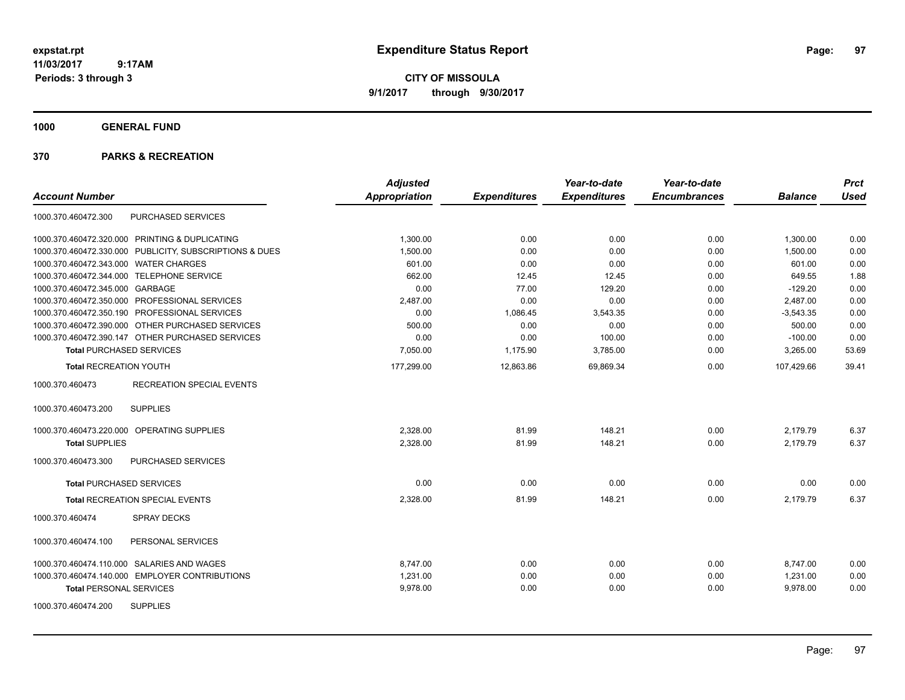**Expenditure Status Report**

**CITY OF MISSOULA**

**9/1/2017 through 9/30/2017**

expstat.rpt
11/03/2017 9:17AM
Periods: 3 through 3

**1000 GENERAL FUND**

**370 PARKS & RECREATION**

| Account Number | | Adjusted Appropriation | Expenditures | Year-to-date Expenditures | Year-to-date Encumbrances | Balance | Prct Used |
|---|---|---|---|---|---|---|---|
| 1000.370.460472.300 | PURCHASED SERVICES | | | | | | |
| 1000.370.460472.320.000 | PRINTING & DUPLICATING | 1,300.00 | 0.00 | 0.00 | 0.00 | 1,300.00 | 0.00 |
| 1000.370.460472.330.000 | PUBLICITY, SUBSCRIPTIONS & DUES | 1,500.00 | 0.00 | 0.00 | 0.00 | 1,500.00 | 0.00 |
| 1000.370.460472.343.000 | WATER CHARGES | 601.00 | 0.00 | 0.00 | 0.00 | 601.00 | 0.00 |
| 1000.370.460472.344.000 | TELEPHONE SERVICE | 662.00 | 12.45 | 12.45 | 0.00 | 649.55 | 1.88 |
| 1000.370.460472.345.000 | GARBAGE | 0.00 | 77.00 | 129.20 | 0.00 | -129.20 | 0.00 |
| 1000.370.460472.350.000 | PROFESSIONAL SERVICES | 2,487.00 | 0.00 | 0.00 | 0.00 | 2,487.00 | 0.00 |
| 1000.370.460472.350.190 | PROFESSIONAL SERVICES | 0.00 | 1,086.45 | 3,543.35 | 0.00 | -3,543.35 | 0.00 |
| 1000.370.460472.390.000 | OTHER PURCHASED SERVICES | 500.00 | 0.00 | 0.00 | 0.00 | 500.00 | 0.00 |
| 1000.370.460472.390.147 | OTHER PURCHASED SERVICES | 0.00 | 0.00 | 100.00 | 0.00 | -100.00 | 0.00 |
| **Total** PURCHASED SERVICES | | 7,050.00 | 1,175.90 | 3,785.00 | 0.00 | 3,265.00 | 53.69 |
| **Total** RECREATION YOUTH | | 177,299.00 | 12,863.86 | 69,869.34 | 0.00 | 107,429.66 | 39.41 |
| 1000.370.460473 | RECREATION SPECIAL EVENTS | | | | | | |
| 1000.370.460473.200 | SUPPLIES | | | | | | |
| 1000.370.460473.220.000 | OPERATING SUPPLIES | 2,328.00 | 81.99 | 148.21 | 0.00 | 2,179.79 | 6.37 |
| **Total** SUPPLIES | | 2,328.00 | 81.99 | 148.21 | 0.00 | 2,179.79 | 6.37 |
| 1000.370.460473.300 | PURCHASED SERVICES | | | | | | |
| **Total** PURCHASED SERVICES | | 0.00 | 0.00 | 0.00 | 0.00 | 0.00 | 0.00 |
| **Total** RECREATION SPECIAL EVENTS | | 2,328.00 | 81.99 | 148.21 | 0.00 | 2,179.79 | 6.37 |
| 1000.370.460474 | SPRAY DECKS | | | | | | |
| 1000.370.460474.100 | PERSONAL SERVICES | | | | | | |
| 1000.370.460474.110.000 | SALARIES AND WAGES | 8,747.00 | 0.00 | 0.00 | 0.00 | 8,747.00 | 0.00 |
| 1000.370.460474.140.000 | EMPLOYER CONTRIBUTIONS | 1,231.00 | 0.00 | 0.00 | 0.00 | 1,231.00 | 0.00 |
| **Total** PERSONAL SERVICES | | 9,978.00 | 0.00 | 0.00 | 0.00 | 9,978.00 | 0.00 |
| 1000.370.460474.200 | SUPPLIES | | | | | | |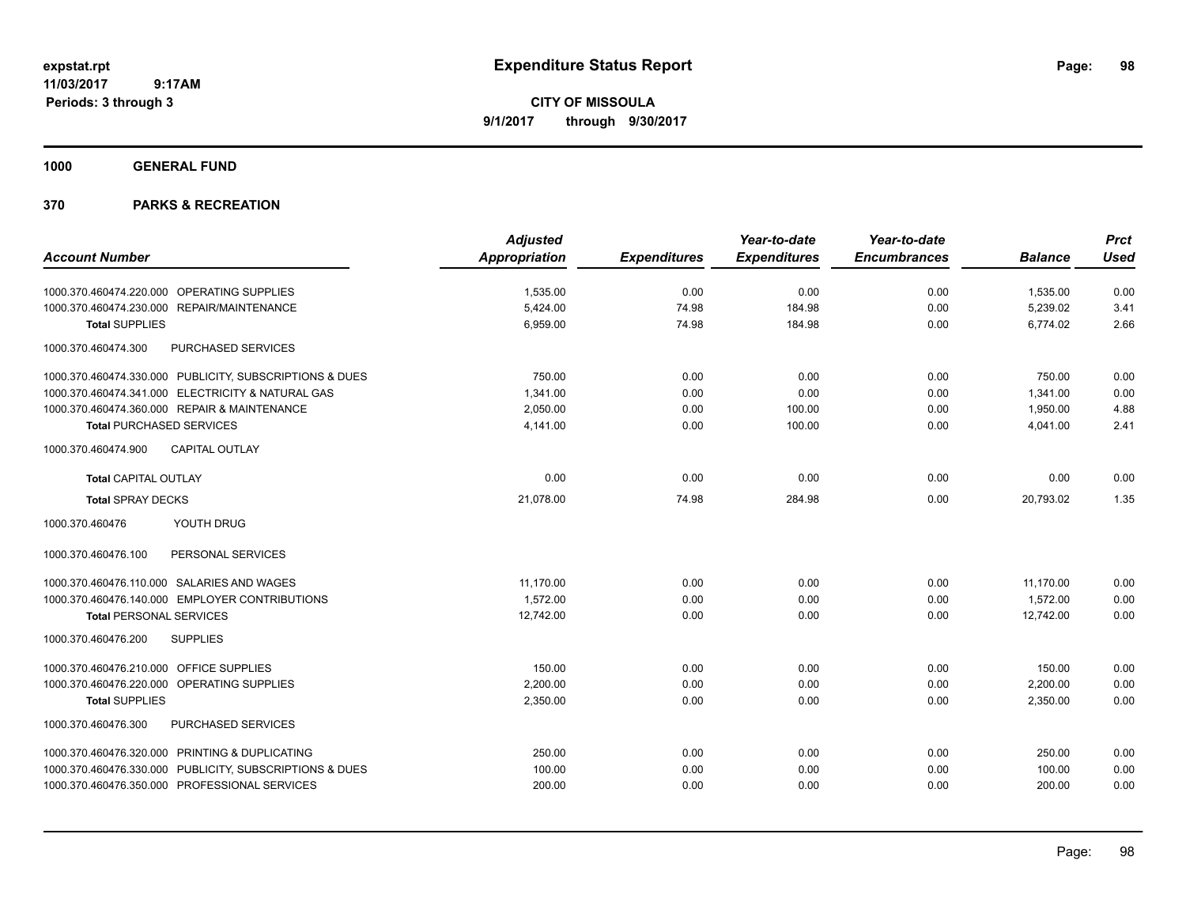# Expenditure Status Report

expstat.rpt
11/03/2017 9:17AM
Periods: 3 through 3

**CITY OF MISSOULA**
**9/1/2017 through 9/30/2017**

**1000 GENERAL FUND**

**370 PARKS & RECREATION**

| Account Number | Adjusted Appropriation | Expenditures | Year-to-date Expenditures | Year-to-date Encumbrances | Balance | Prct Used |
|---|---|---|---|---|---|---|
| 1000.370.460474.220.000 OPERATING SUPPLIES | 1,535.00 | 0.00 | 0.00 | 0.00 | 1,535.00 | 0.00 |
| 1000.370.460474.230.000 REPAIR/MAINTENANCE | 5,424.00 | 74.98 | 184.98 | 0.00 | 5,239.02 | 3.41 |
| **Total SUPPLIES** | 6,959.00 | 74.98 | 184.98 | 0.00 | 6,774.02 | 2.66 |
| 1000.370.460474.300 PURCHASED SERVICES | | | | | | |
| 1000.370.460474.330.000 PUBLICITY, SUBSCRIPTIONS & DUES | 750.00 | 0.00 | 0.00 | 0.00 | 750.00 | 0.00 |
| 1000.370.460474.341.000 ELECTRICITY & NATURAL GAS | 1,341.00 | 0.00 | 0.00 | 0.00 | 1,341.00 | 0.00 |
| 1000.370.460474.360.000 REPAIR & MAINTENANCE | 2,050.00 | 0.00 | 100.00 | 0.00 | 1,950.00 | 4.88 |
| **Total PURCHASED SERVICES** | 4,141.00 | 0.00 | 100.00 | 0.00 | 4,041.00 | 2.41 |
| 1000.370.460474.900 CAPITAL OUTLAY | | | | | | |
| **Total CAPITAL OUTLAY** | 0.00 | 0.00 | 0.00 | 0.00 | 0.00 | 0.00 |
| **Total SPRAY DECKS** | 21,078.00 | 74.98 | 284.98 | 0.00 | 20,793.02 | 1.35 |
| 1000.370.460476 YOUTH DRUG | | | | | | |
| 1000.370.460476.100 PERSONAL SERVICES | | | | | | |
| 1000.370.460476.110.000 SALARIES AND WAGES | 11,170.00 | 0.00 | 0.00 | 0.00 | 11,170.00 | 0.00 |
| 1000.370.460476.140.000 EMPLOYER CONTRIBUTIONS | 1,572.00 | 0.00 | 0.00 | 0.00 | 1,572.00 | 0.00 |
| **Total PERSONAL SERVICES** | 12,742.00 | 0.00 | 0.00 | 0.00 | 12,742.00 | 0.00 |
| 1000.370.460476.200 SUPPLIES | | | | | | |
| 1000.370.460476.210.000 OFFICE SUPPLIES | 150.00 | 0.00 | 0.00 | 0.00 | 150.00 | 0.00 |
| 1000.370.460476.220.000 OPERATING SUPPLIES | 2,200.00 | 0.00 | 0.00 | 0.00 | 2,200.00 | 0.00 |
| **Total SUPPLIES** | 2,350.00 | 0.00 | 0.00 | 0.00 | 2,350.00 | 0.00 |
| 1000.370.460476.300 PURCHASED SERVICES | | | | | | |
| 1000.370.460476.320.000 PRINTING & DUPLICATING | 250.00 | 0.00 | 0.00 | 0.00 | 250.00 | 0.00 |
| 1000.370.460476.330.000 PUBLICITY, SUBSCRIPTIONS & DUES | 100.00 | 0.00 | 0.00 | 0.00 | 100.00 | 0.00 |
| 1000.370.460476.350.000 PROFESSIONAL SERVICES | 200.00 | 0.00 | 0.00 | 0.00 | 200.00 | 0.00 |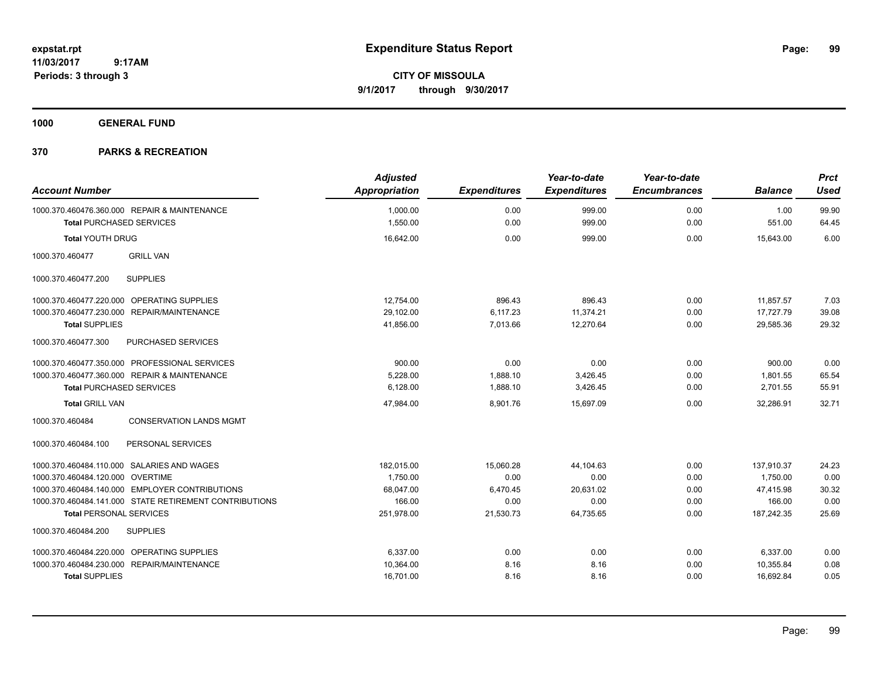**expstat.rpt**
**11/03/2017 9:17AM**
**Periods: 3 through 3**

# Expenditure Status Report

**CITY OF MISSOULA**
**9/1/2017 through 9/30/2017**

## 1000 GENERAL FUND

## 370 PARKS & RECREATION

| Account Number | Adjusted Appropriation | Expenditures | Year-to-date Expenditures | Year-to-date Encumbrances | Balance | Prct Used |
|---|---|---|---|---|---|---|
| 1000.370.460476.360.000 REPAIR & MAINTENANCE | 1,000.00 | 0.00 | 999.00 | 0.00 | 1.00 | 99.90 |
| **Total** PURCHASED SERVICES | 1,550.00 | 0.00 | 999.00 | 0.00 | 551.00 | 64.45 |
| **Total** YOUTH DRUG | 16,642.00 | 0.00 | 999.00 | 0.00 | 15,643.00 | 6.00 |
| 1000.370.460477 GRILL VAN | | | | | | |
| 1000.370.460477.200 SUPPLIES | | | | | | |
| 1000.370.460477.220.000 OPERATING SUPPLIES | 12,754.00 | 896.43 | 896.43 | 0.00 | 11,857.57 | 7.03 |
| 1000.370.460477.230.000 REPAIR/MAINTENANCE | 29,102.00 | 6,117.23 | 11,374.21 | 0.00 | 17,727.79 | 39.08 |
| **Total** SUPPLIES | 41,856.00 | 7,013.66 | 12,270.64 | 0.00 | 29,585.36 | 29.32 |
| 1000.370.460477.300 PURCHASED SERVICES | | | | | | |
| 1000.370.460477.350.000 PROFESSIONAL SERVICES | 900.00 | 0.00 | 0.00 | 0.00 | 900.00 | 0.00 |
| 1000.370.460477.360.000 REPAIR & MAINTENANCE | 5,228.00 | 1,888.10 | 3,426.45 | 0.00 | 1,801.55 | 65.54 |
| **Total** PURCHASED SERVICES | 6,128.00 | 1,888.10 | 3,426.45 | 0.00 | 2,701.55 | 55.91 |
| **Total** GRILL VAN | 47,984.00 | 8,901.76 | 15,697.09 | 0.00 | 32,286.91 | 32.71 |
| 1000.370.460484 CONSERVATION LANDS MGMT | | | | | | |
| 1000.370.460484.100 PERSONAL SERVICES | | | | | | |
| 1000.370.460484.110.000 SALARIES AND WAGES | 182,015.00 | 15,060.28 | 44,104.63 | 0.00 | 137,910.37 | 24.23 |
| 1000.370.460484.120.000 OVERTIME | 1,750.00 | 0.00 | 0.00 | 0.00 | 1,750.00 | 0.00 |
| 1000.370.460484.140.000 EMPLOYER CONTRIBUTIONS | 68,047.00 | 6,470.45 | 20,631.02 | 0.00 | 47,415.98 | 30.32 |
| 1000.370.460484.141.000 STATE RETIREMENT CONTRIBUTIONS | 166.00 | 0.00 | 0.00 | 0.00 | 166.00 | 0.00 |
| **Total** PERSONAL SERVICES | 251,978.00 | 21,530.73 | 64,735.65 | 0.00 | 187,242.35 | 25.69 |
| 1000.370.460484.200 SUPPLIES | | | | | | |
| 1000.370.460484.220.000 OPERATING SUPPLIES | 6,337.00 | 0.00 | 0.00 | 0.00 | 6,337.00 | 0.00 |
| 1000.370.460484.230.000 REPAIR/MAINTENANCE | 10,364.00 | 8.16 | 8.16 | 0.00 | 10,355.84 | 0.08 |
| **Total** SUPPLIES | 16,701.00 | 8.16 | 8.16 | 0.00 | 16,692.84 | 0.05 |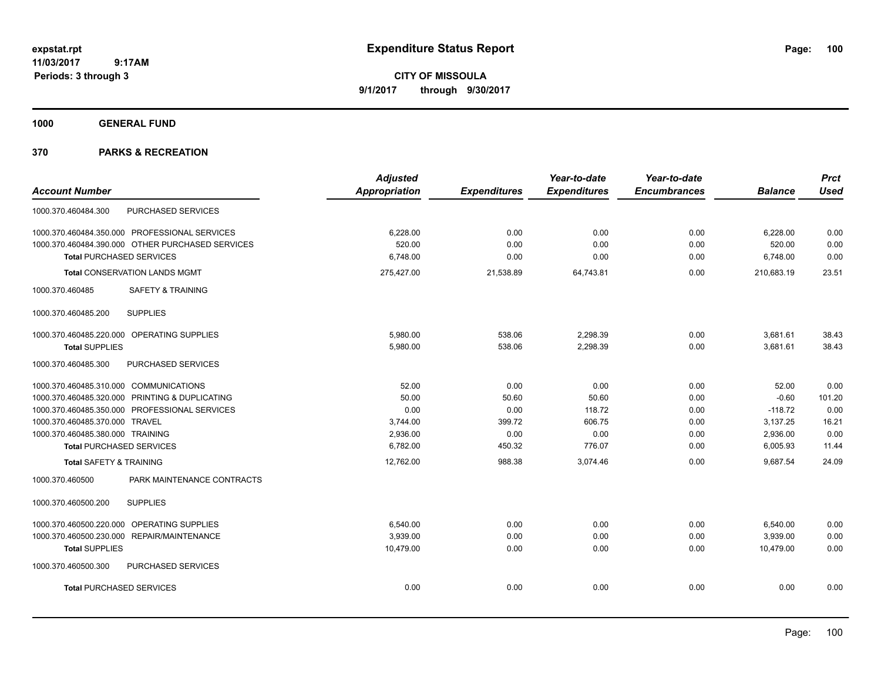**expstat.rpt**
**11/03/2017 9:17AM**
**Periods: 3 through 3**

# Expenditure Status Report

**CITY OF MISSOULA**
**9/1/2017 through 9/30/2017**

## 1000 GENERAL FUND

## 370 PARKS & RECREATION

| Account Number | Adjusted Appropriation | Expenditures | Year-to-date Expenditures | Year-to-date Encumbrances | Balance | Prct Used |
|---|---|---|---|---|---|---|
| 1000.370.460484.300 PURCHASED SERVICES | | | | | | |
| 1000.370.460484.350.000 PROFESSIONAL SERVICES | 6,228.00 | 0.00 | 0.00 | 0.00 | 6,228.00 | 0.00 |
| 1000.370.460484.390.000 OTHER PURCHASED SERVICES | 520.00 | 0.00 | 0.00 | 0.00 | 520.00 | 0.00 |
| **Total** PURCHASED SERVICES | 6,748.00 | 0.00 | 0.00 | 0.00 | 6,748.00 | 0.00 |
| **Total** CONSERVATION LANDS MGMT | 275,427.00 | 21,538.89 | 64,743.81 | 0.00 | 210,683.19 | 23.51 |
| 1000.370.460485 SAFETY & TRAINING | | | | | | |
| 1000.370.460485.200 SUPPLIES | | | | | | |
| 1000.370.460485.220.000 OPERATING SUPPLIES | 5,980.00 | 538.06 | 2,298.39 | 0.00 | 3,681.61 | 38.43 |
| **Total** SUPPLIES | 5,980.00 | 538.06 | 2,298.39 | 0.00 | 3,681.61 | 38.43 |
| 1000.370.460485.300 PURCHASED SERVICES | | | | | | |
| 1000.370.460485.310.000 COMMUNICATIONS | 52.00 | 0.00 | 0.00 | 0.00 | 52.00 | 0.00 |
| 1000.370.460485.320.000 PRINTING & DUPLICATING | 50.00 | 50.60 | 50.60 | 0.00 | -0.60 | 101.20 |
| 1000.370.460485.350.000 PROFESSIONAL SERVICES | 0.00 | 0.00 | 118.72 | 0.00 | -118.72 | 0.00 |
| 1000.370.460485.370.000 TRAVEL | 3,744.00 | 399.72 | 606.75 | 0.00 | 3,137.25 | 16.21 |
| 1000.370.460485.380.000 TRAINING | 2,936.00 | 0.00 | 0.00 | 0.00 | 2,936.00 | 0.00 |
| **Total** PURCHASED SERVICES | 6,782.00 | 450.32 | 776.07 | 0.00 | 6,005.93 | 11.44 |
| **Total** SAFETY & TRAINING | 12,762.00 | 988.38 | 3,074.46 | 0.00 | 9,687.54 | 24.09 |
| 1000.370.460500 PARK MAINTENANCE CONTRACTS | | | | | | |
| 1000.370.460500.200 SUPPLIES | | | | | | |
| 1000.370.460500.220.000 OPERATING SUPPLIES | 6,540.00 | 0.00 | 0.00 | 0.00 | 6,540.00 | 0.00 |
| 1000.370.460500.230.000 REPAIR/MAINTENANCE | 3,939.00 | 0.00 | 0.00 | 0.00 | 3,939.00 | 0.00 |
| **Total** SUPPLIES | 10,479.00 | 0.00 | 0.00 | 0.00 | 10,479.00 | 0.00 |
| 1000.370.460500.300 PURCHASED SERVICES | | | | | | |
| **Total** PURCHASED SERVICES | 0.00 | 0.00 | 0.00 | 0.00 | 0.00 | 0.00 |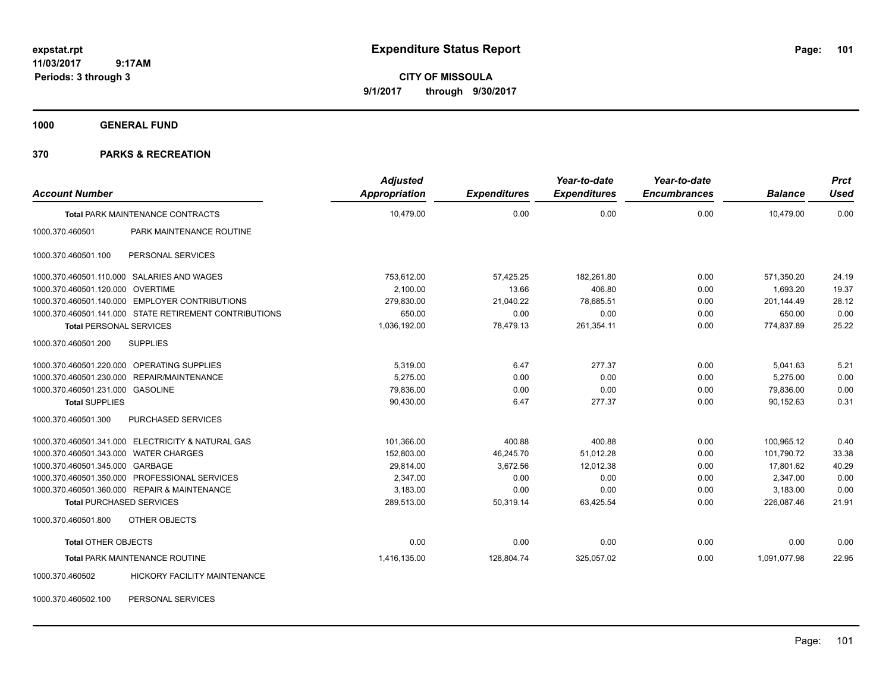**expstat.rpt**
**11/03/2017 9:17AM**
**Periods: 3 through 3**

# Expenditure Status Report

**CITY OF MISSOULA**
**9/1/2017 through 9/30/2017**

## 1000 GENERAL FUND

## 370 PARKS & RECREATION

| Account Number | | Adjusted Appropriation | Expenditures | Year-to-date Expenditures | Year-to-date Encumbrances | Balance | Prct Used |
|---|---|---|---|---|---|---|---|
| **Total** PARK MAINTENANCE CONTRACTS | | 10,479.00 | 0.00 | 0.00 | 0.00 | 10,479.00 | 0.00 |
| 1000.370.460501 | PARK MAINTENANCE ROUTINE | | | | | | |
| 1000.370.460501.100 | PERSONAL SERVICES | | | | | | |
| 1000.370.460501.110.000 | SALARIES AND WAGES | 753,612.00 | 57,425.25 | 182,261.80 | 0.00 | 571,350.20 | 24.19 |
| 1000.370.460501.120.000 | OVERTIME | 2,100.00 | 13.66 | 406.80 | 0.00 | 1,693.20 | 19.37 |
| 1000.370.460501.140.000 | EMPLOYER CONTRIBUTIONS | 279,830.00 | 21,040.22 | 78,685.51 | 0.00 | 201,144.49 | 28.12 |
| 1000.370.460501.141.000 | STATE RETIREMENT CONTRIBUTIONS | 650.00 | 0.00 | 0.00 | 0.00 | 650.00 | 0.00 |
| **Total** PERSONAL SERVICES | | 1,036,192.00 | 78,479.13 | 261,354.11 | 0.00 | 774,837.89 | 25.22 |
| 1000.370.460501.200 | SUPPLIES | | | | | | |
| 1000.370.460501.220.000 | OPERATING SUPPLIES | 5,319.00 | 6.47 | 277.37 | 0.00 | 5,041.63 | 5.21 |
| 1000.370.460501.230.000 | REPAIR/MAINTENANCE | 5,275.00 | 0.00 | 0.00 | 0.00 | 5,275.00 | 0.00 |
| 1000.370.460501.231.000 | GASOLINE | 79,836.00 | 0.00 | 0.00 | 0.00 | 79,836.00 | 0.00 |
| **Total** SUPPLIES | | 90,430.00 | 6.47 | 277.37 | 0.00 | 90,152.63 | 0.31 |
| 1000.370.460501.300 | PURCHASED SERVICES | | | | | | |
| 1000.370.460501.341.000 | ELECTRICITY & NATURAL GAS | 101,366.00 | 400.88 | 400.88 | 0.00 | 100,965.12 | 0.40 |
| 1000.370.460501.343.000 | WATER CHARGES | 152,803.00 | 46,245.70 | 51,012.28 | 0.00 | 101,790.72 | 33.38 |
| 1000.370.460501.345.000 | GARBAGE | 29,814.00 | 3,672.56 | 12,012.38 | 0.00 | 17,801.62 | 40.29 |
| 1000.370.460501.350.000 | PROFESSIONAL SERVICES | 2,347.00 | 0.00 | 0.00 | 0.00 | 2,347.00 | 0.00 |
| 1000.370.460501.360.000 | REPAIR & MAINTENANCE | 3,183.00 | 0.00 | 0.00 | 0.00 | 3,183.00 | 0.00 |
| **Total** PURCHASED SERVICES | | 289,513.00 | 50,319.14 | 63,425.54 | 0.00 | 226,087.46 | 21.91 |
| 1000.370.460501.800 | OTHER OBJECTS | | | | | | |
| **Total** OTHER OBJECTS | | 0.00 | 0.00 | 0.00 | 0.00 | 0.00 | 0.00 |
| **Total** PARK MAINTENANCE ROUTINE | | 1,416,135.00 | 128,804.74 | 325,057.02 | 0.00 | 1,091,077.98 | 22.95 |
| 1000.370.460502 | HICKORY FACILITY MAINTENANCE | | | | | | |
| 1000.370.460502.100 | PERSONAL SERVICES | | | | | | |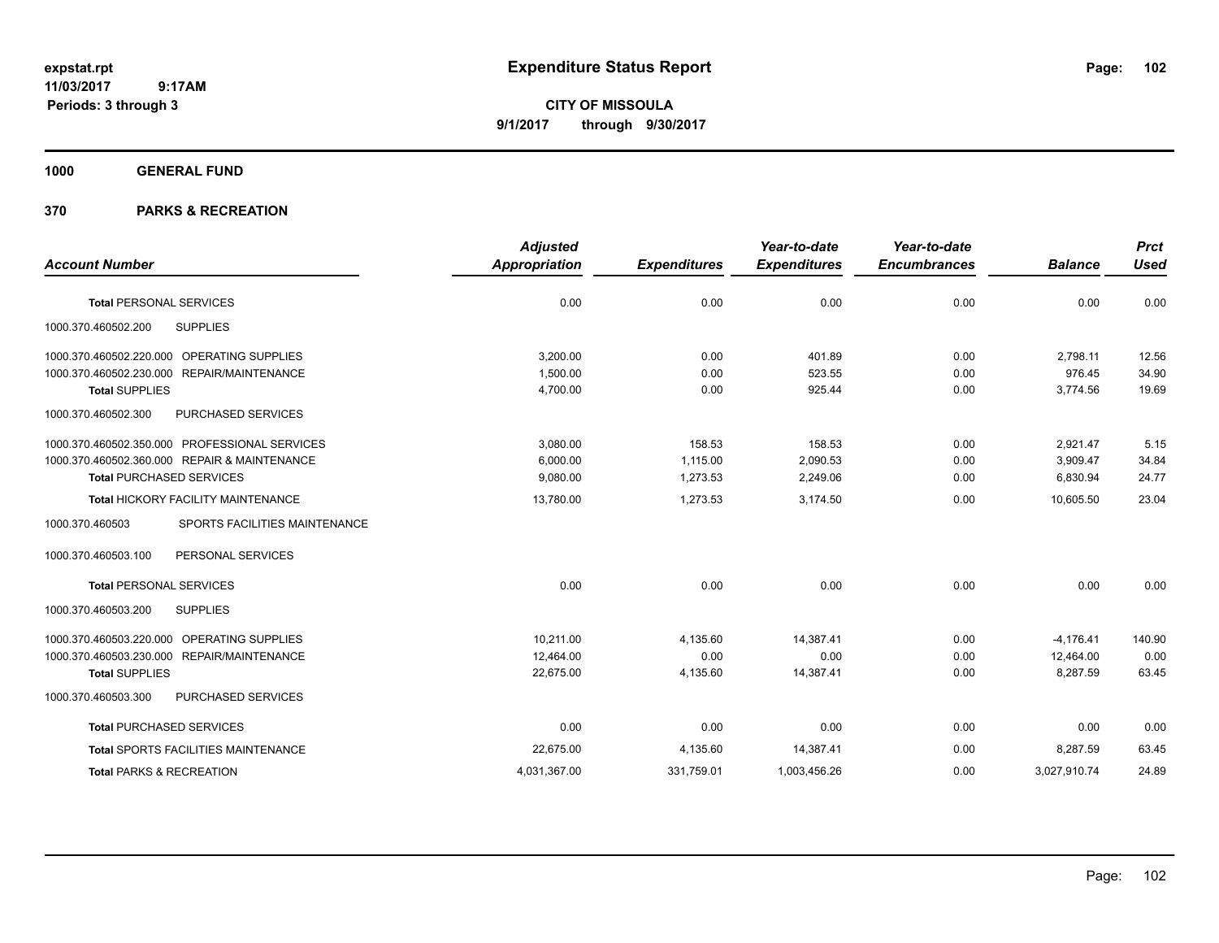# Expenditure Status Report

expstat.rpt
11/03/2017 9:17AM
Periods: 3 through 3

**CITY OF MISSOULA**
**9/1/2017 through 9/30/2017**

## 1000 GENERAL FUND

## 370 PARKS & RECREATION

| Account Number | | Adjusted Appropriation | Expenditures | Year-to-date Expenditures | Year-to-date Encumbrances | Balance | Prct Used |
|---|---|---|---|---|---|---|---|
| **Total** PERSONAL SERVICES | | 0.00 | 0.00 | 0.00 | 0.00 | 0.00 | 0.00 |
| 1000.370.460502.200 | SUPPLIES | | | | | | |
| 1000.370.460502.220.000 | OPERATING SUPPLIES | 3,200.00 | 0.00 | 401.89 | 0.00 | 2,798.11 | 12.56 |
| 1000.370.460502.230.000 | REPAIR/MAINTENANCE | 1,500.00 | 0.00 | 523.55 | 0.00 | 976.45 | 34.90 |
| **Total** SUPPLIES | | 4,700.00 | 0.00 | 925.44 | 0.00 | 3,774.56 | 19.69 |
| 1000.370.460502.300 | PURCHASED SERVICES | | | | | | |
| 1000.370.460502.350.000 | PROFESSIONAL SERVICES | 3,080.00 | 158.53 | 158.53 | 0.00 | 2,921.47 | 5.15 |
| 1000.370.460502.360.000 | REPAIR & MAINTENANCE | 6,000.00 | 1,115.00 | 2,090.53 | 0.00 | 3,909.47 | 34.84 |
| **Total** PURCHASED SERVICES | | 9,080.00 | 1,273.53 | 2,249.06 | 0.00 | 6,830.94 | 24.77 |
| **Total** HICKORY FACILITY MAINTENANCE | | 13,780.00 | 1,273.53 | 3,174.50 | 0.00 | 10,605.50 | 23.04 |
| 1000.370.460503 | SPORTS FACILITIES MAINTENANCE | | | | | | |
| 1000.370.460503.100 | PERSONAL SERVICES | | | | | | |
| **Total** PERSONAL SERVICES | | 0.00 | 0.00 | 0.00 | 0.00 | 0.00 | 0.00 |
| 1000.370.460503.200 | SUPPLIES | | | | | | |
| 1000.370.460503.220.000 | OPERATING SUPPLIES | 10,211.00 | 4,135.60 | 14,387.41 | 0.00 | -4,176.41 | 140.90 |
| 1000.370.460503.230.000 | REPAIR/MAINTENANCE | 12,464.00 | 0.00 | 0.00 | 0.00 | 12,464.00 | 0.00 |
| **Total** SUPPLIES | | 22,675.00 | 4,135.60 | 14,387.41 | 0.00 | 8,287.59 | 63.45 |
| 1000.370.460503.300 | PURCHASED SERVICES | | | | | | |
| **Total** PURCHASED SERVICES | | 0.00 | 0.00 | 0.00 | 0.00 | 0.00 | 0.00 |
| **Total** SPORTS FACILITIES MAINTENANCE | | 22,675.00 | 4,135.60 | 14,387.41 | 0.00 | 8,287.59 | 63.45 |
| **Total** PARKS & RECREATION | | 4,031,367.00 | 331,759.01 | 1,003,456.26 | 0.00 | 3,027,910.74 | 24.89 |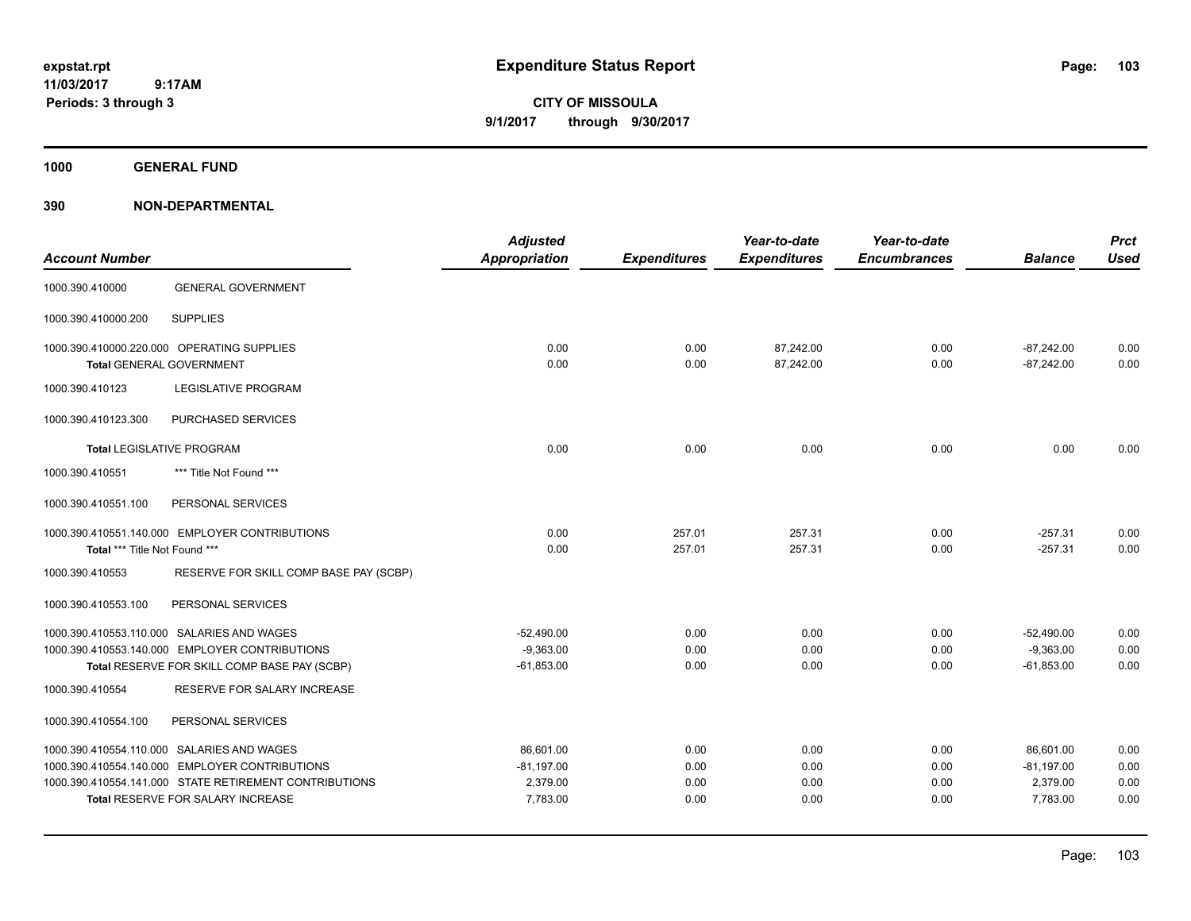# Expenditure Status Report

expstat.rpt
11/03/2017 9:17AM
Periods: 3 through 3

**CITY OF MISSOULA**
**9/1/2017 through 9/30/2017**

**1000 GENERAL FUND**

**390 NON-DEPARTMENTAL**

| Account Number | | Adjusted Appropriation | Expenditures | Year-to-date Expenditures | Year-to-date Encumbrances | Balance | Prct Used |
|---|---|---|---|---|---|---|---|
| 1000.390.410000 | GENERAL GOVERNMENT | | | | | | |
| 1000.390.410000.200 | SUPPLIES | | | | | | |
| 1000.390.410000.220.000 | OPERATING SUPPLIES | 0.00 | 0.00 | 87,242.00 | 0.00 | -87,242.00 | 0.00 |
| **Total** GENERAL GOVERNMENT | | 0.00 | 0.00 | 87,242.00 | 0.00 | -87,242.00 | 0.00 |
| 1000.390.410123 | LEGISLATIVE PROGRAM | | | | | | |
| 1000.390.410123.300 | PURCHASED SERVICES | | | | | | |
| **Total** LEGISLATIVE PROGRAM | | 0.00 | 0.00 | 0.00 | 0.00 | 0.00 | 0.00 |
| 1000.390.410551 | *** Title Not Found *** | | | | | | |
| 1000.390.410551.100 | PERSONAL SERVICES | | | | | | |
| 1000.390.410551.140.000 | EMPLOYER CONTRIBUTIONS | 0.00 | 257.01 | 257.31 | 0.00 | -257.31 | 0.00 |
| **Total** *** Title Not Found *** | | 0.00 | 257.01 | 257.31 | 0.00 | -257.31 | 0.00 |
| 1000.390.410553 | RESERVE FOR SKILL COMP BASE PAY (SCBP) | | | | | | |
| 1000.390.410553.100 | PERSONAL SERVICES | | | | | | |
| 1000.390.410553.110.000 | SALARIES AND WAGES | -52,490.00 | 0.00 | 0.00 | 0.00 | -52,490.00 | 0.00 |
| 1000.390.410553.140.000 | EMPLOYER CONTRIBUTIONS | -9,363.00 | 0.00 | 0.00 | 0.00 | -9,363.00 | 0.00 |
| **Total** RESERVE FOR SKILL COMP BASE PAY (SCBP) | | -61,853.00 | 0.00 | 0.00 | 0.00 | -61,853.00 | 0.00 |
| 1000.390.410554 | RESERVE FOR SALARY INCREASE | | | | | | |
| 1000.390.410554.100 | PERSONAL SERVICES | | | | | | |
| 1000.390.410554.110.000 | SALARIES AND WAGES | 86,601.00 | 0.00 | 0.00 | 0.00 | 86,601.00 | 0.00 |
| 1000.390.410554.140.000 | EMPLOYER CONTRIBUTIONS | -81,197.00 | 0.00 | 0.00 | 0.00 | -81,197.00 | 0.00 |
| 1000.390.410554.141.000 | STATE RETIREMENT CONTRIBUTIONS | 2,379.00 | 0.00 | 0.00 | 0.00 | 2,379.00 | 0.00 |
| **Total** RESERVE FOR SALARY INCREASE | | 7,783.00 | 0.00 | 0.00 | 0.00 | 7,783.00 | 0.00 |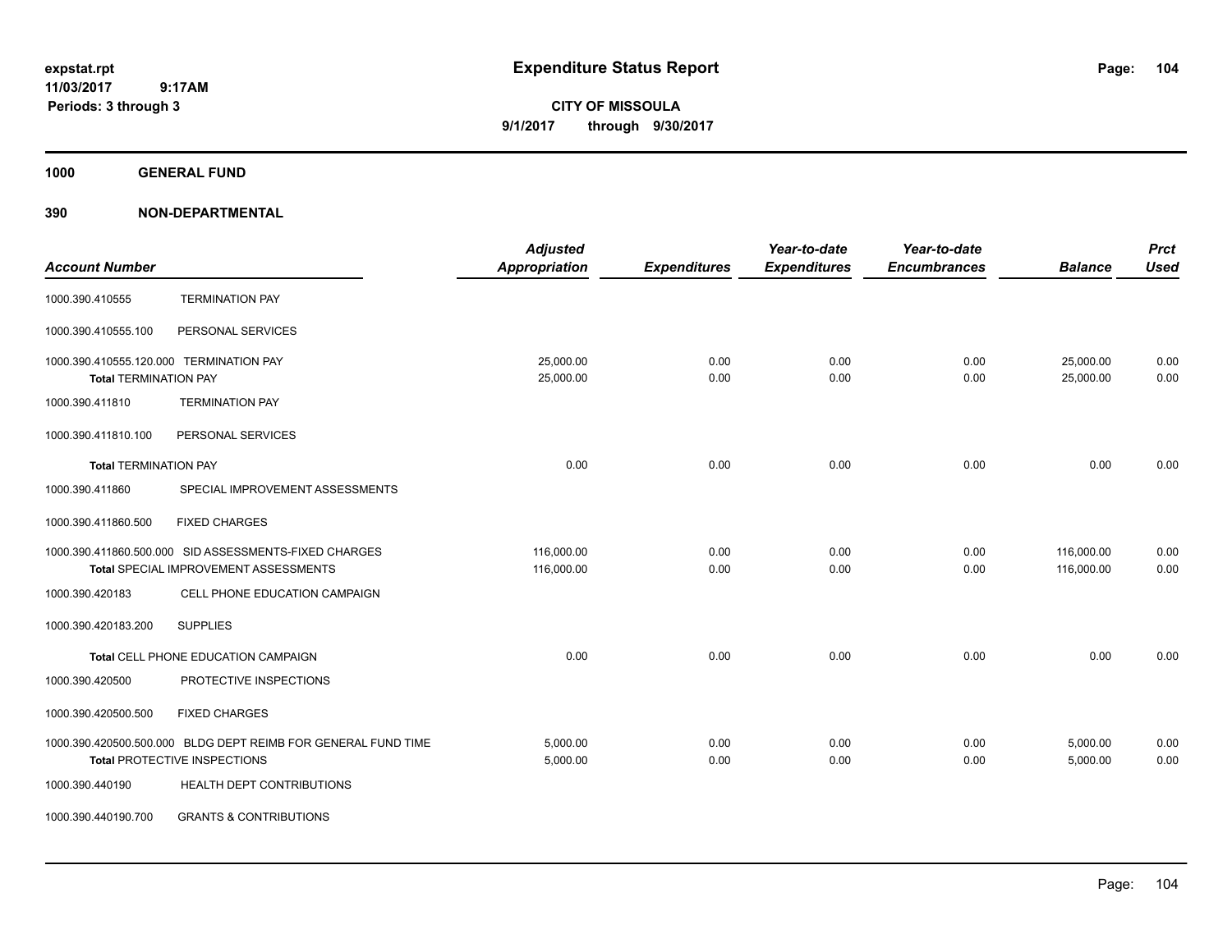**expstat.rpt**
**11/03/2017 9:17AM**
**Periods: 3 through 3**

# Expenditure Status Report

**CITY OF MISSOULA**
**9/1/2017 through 9/30/2017**

## 1000 GENERAL FUND

## 390 NON-DEPARTMENTAL

| Account Number | | Adjusted Appropriation | Expenditures | Year-to-date Expenditures | Year-to-date Encumbrances | Balance | Prct Used |
|---|---|---|---|---|---|---|---|
| 1000.390.410555 | TERMINATION PAY | | | | | | |
| 1000.390.410555.100 | PERSONAL SERVICES | | | | | | |
| 1000.390.410555.120.000 | TERMINATION PAY | 25,000.00 | 0.00 | 0.00 | 0.00 | 25,000.00 | 0.00 |
| Total TERMINATION PAY | | 25,000.00 | 0.00 | 0.00 | 0.00 | 25,000.00 | 0.00 |
| 1000.390.411810 | TERMINATION PAY | | | | | | |
| 1000.390.411810.100 | PERSONAL SERVICES | | | | | | |
| Total TERMINATION PAY | | 0.00 | 0.00 | 0.00 | 0.00 | 0.00 | 0.00 |
| 1000.390.411860 | SPECIAL IMPROVEMENT ASSESSMENTS | | | | | | |
| 1000.390.411860.500 | FIXED CHARGES | | | | | | |
| 1000.390.411860.500.000 | SID ASSESSMENTS-FIXED CHARGES | 116,000.00 | 0.00 | 0.00 | 0.00 | 116,000.00 | 0.00 |
| Total SPECIAL IMPROVEMENT ASSESSMENTS | | 116,000.00 | 0.00 | 0.00 | 0.00 | 116,000.00 | 0.00 |
| 1000.390.420183 | CELL PHONE EDUCATION CAMPAIGN | | | | | | |
| 1000.390.420183.200 | SUPPLIES | | | | | | |
| Total CELL PHONE EDUCATION CAMPAIGN | | 0.00 | 0.00 | 0.00 | 0.00 | 0.00 | 0.00 |
| 1000.390.420500 | PROTECTIVE INSPECTIONS | | | | | | |
| 1000.390.420500.500 | FIXED CHARGES | | | | | | |
| 1000.390.420500.500.000 | BLDG DEPT REIMB FOR GENERAL FUND TIME | 5,000.00 | 0.00 | 0.00 | 0.00 | 5,000.00 | 0.00 |
| Total PROTECTIVE INSPECTIONS | | 5,000.00 | 0.00 | 0.00 | 0.00 | 5,000.00 | 0.00 |
| 1000.390.440190 | HEALTH DEPT CONTRIBUTIONS | | | | | | |
| 1000.390.440190.700 | GRANTS & CONTRIBUTIONS | | | | | | |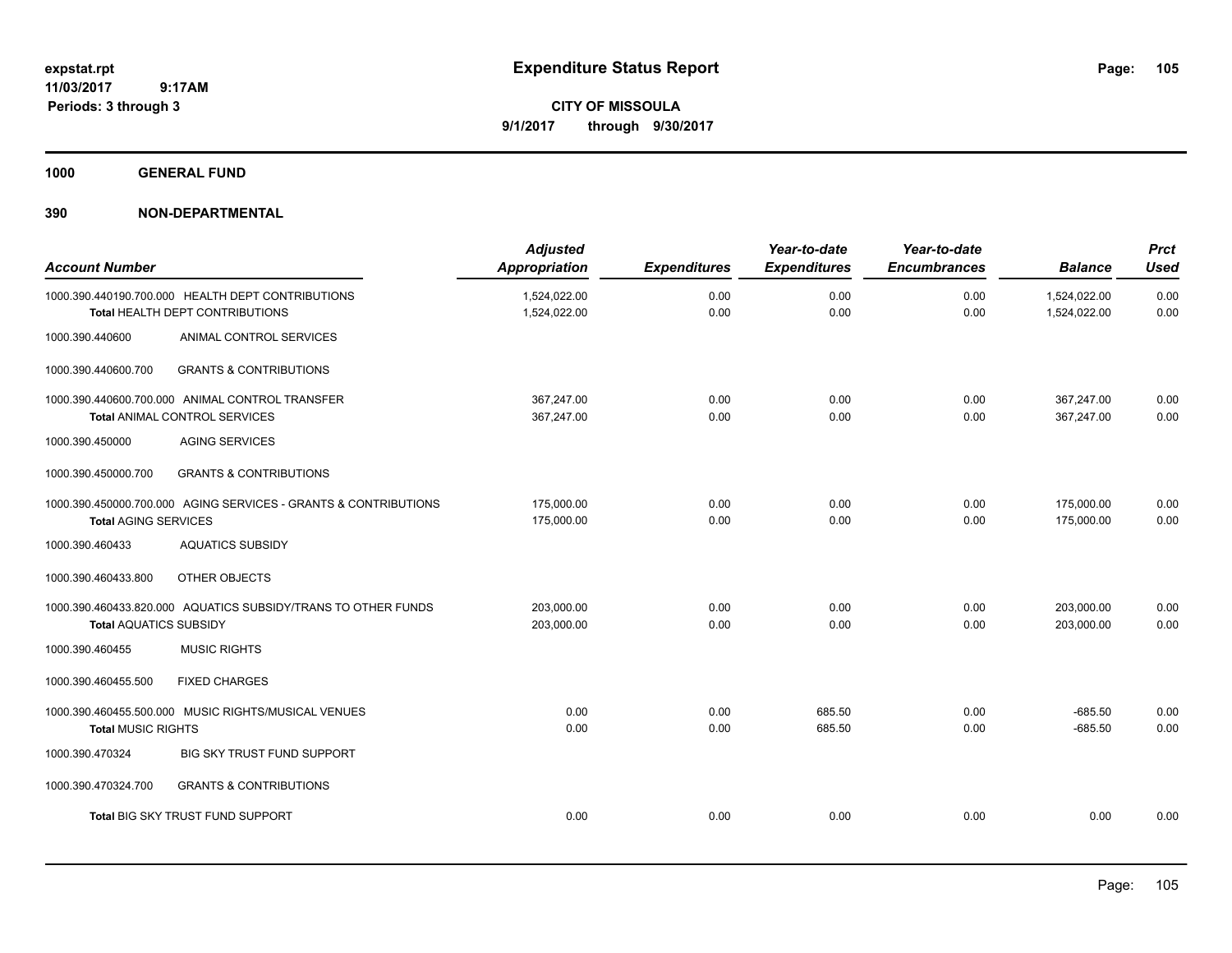# Expenditure Status Report

expstat.rpt
11/03/2017 9:17AM
Periods: 3 through 3

**CITY OF MISSOULA**
**9/1/2017 through 9/30/2017**

**1000 GENERAL FUND**

**390 NON-DEPARTMENTAL**

| Account Number | Adjusted Appropriation | Expenditures | Year-to-date Expenditures | Year-to-date Encumbrances | Balance | Prct Used |
|---|---|---|---|---|---|---|
| 1000.390.440190.700.000 HEALTH DEPT CONTRIBUTIONS | 1,524,022.00 | 0.00 | 0.00 | 0.00 | 1,524,022.00 | 0.00 |
| Total HEALTH DEPT CONTRIBUTIONS | 1,524,022.00 | 0.00 | 0.00 | 0.00 | 1,524,022.00 | 0.00 |
| 1000.390.440600 ANIMAL CONTROL SERVICES | | | | | | |
| 1000.390.440600.700 GRANTS & CONTRIBUTIONS | | | | | | |
| 1000.390.440600.700.000 ANIMAL CONTROL TRANSFER | 367,247.00 | 0.00 | 0.00 | 0.00 | 367,247.00 | 0.00 |
| Total ANIMAL CONTROL SERVICES | 367,247.00 | 0.00 | 0.00 | 0.00 | 367,247.00 | 0.00 |
| 1000.390.450000 AGING SERVICES | | | | | | |
| 1000.390.450000.700 GRANTS & CONTRIBUTIONS | | | | | | |
| 1000.390.450000.700.000 AGING SERVICES - GRANTS & CONTRIBUTIONS | 175,000.00 | 0.00 | 0.00 | 0.00 | 175,000.00 | 0.00 |
| Total AGING SERVICES | 175,000.00 | 0.00 | 0.00 | 0.00 | 175,000.00 | 0.00 |
| 1000.390.460433 AQUATICS SUBSIDY | | | | | | |
| 1000.390.460433.800 OTHER OBJECTS | | | | | | |
| 1000.390.460433.820.000 AQUATICS SUBSIDY/TRANS TO OTHER FUNDS | 203,000.00 | 0.00 | 0.00 | 0.00 | 203,000.00 | 0.00 |
| Total AQUATICS SUBSIDY | 203,000.00 | 0.00 | 0.00 | 0.00 | 203,000.00 | 0.00 |
| 1000.390.460455 MUSIC RIGHTS | | | | | | |
| 1000.390.460455.500 FIXED CHARGES | | | | | | |
| 1000.390.460455.500.000 MUSIC RIGHTS/MUSICAL VENUES | 0.00 | 0.00 | 685.50 | 0.00 | -685.50 | 0.00 |
| Total MUSIC RIGHTS | 0.00 | 0.00 | 685.50 | 0.00 | -685.50 | 0.00 |
| 1000.390.470324 BIG SKY TRUST FUND SUPPORT | | | | | | |
| 1000.390.470324.700 GRANTS & CONTRIBUTIONS | | | | | | |
| Total BIG SKY TRUST FUND SUPPORT | 0.00 | 0.00 | 0.00 | 0.00 | 0.00 | 0.00 |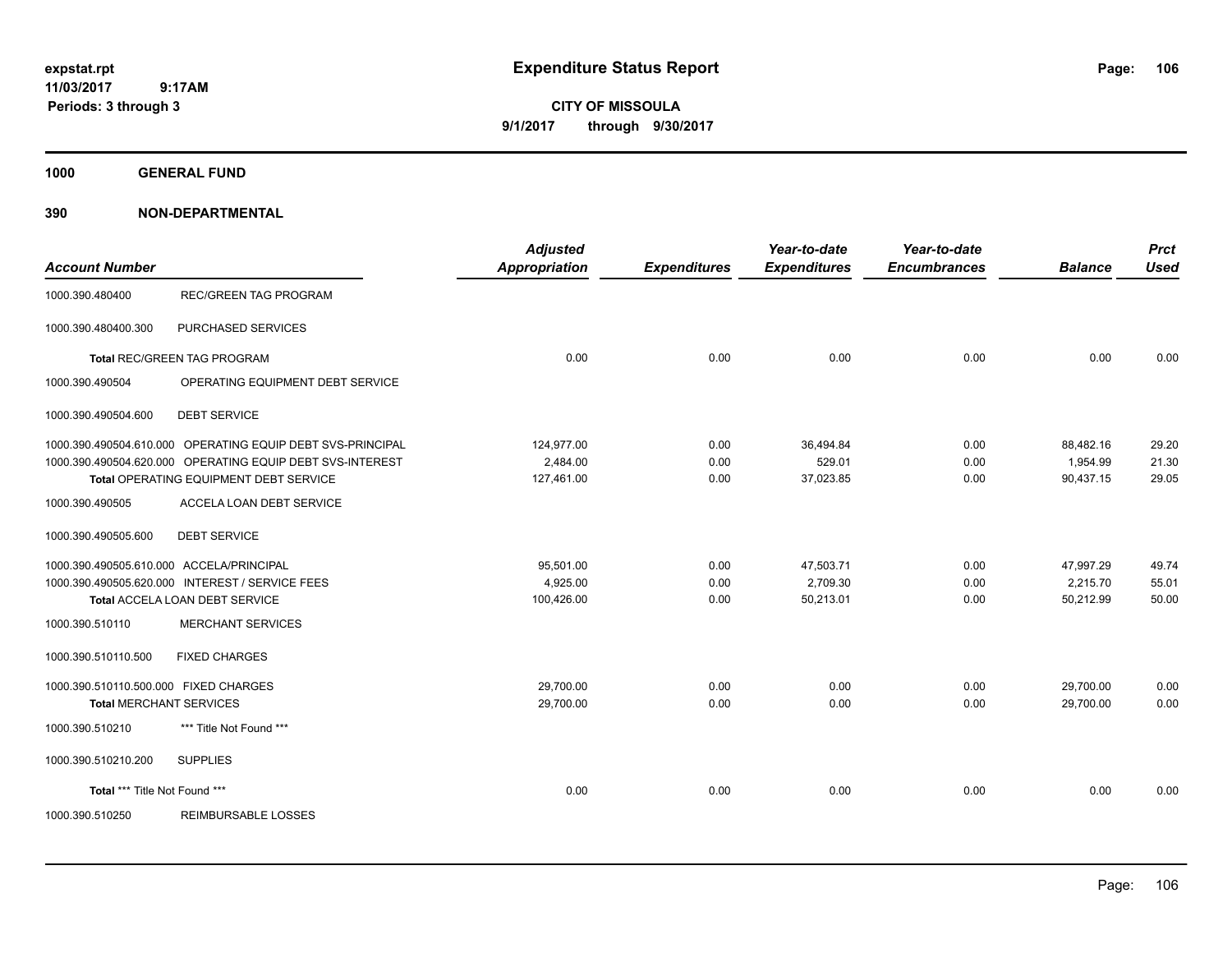**Expenditure Status Report**

**CITY OF MISSOULA**
**9/1/2017 through 9/30/2017**

expstat.rpt
11/03/2017 9:17AM
Periods: 3 through 3

**1000 GENERAL FUND**

**390 NON-DEPARTMENTAL**

| Account Number | | Adjusted Appropriation | Expenditures | Year-to-date Expenditures | Year-to-date Encumbrances | Balance | Prct Used |
|---|---|---|---|---|---|---|---|
| 1000.390.480400 | REC/GREEN TAG PROGRAM | | | | | | |
| 1000.390.480400.300 | PURCHASED SERVICES | | | | | | |
| **Total** REC/GREEN TAG PROGRAM | | 0.00 | 0.00 | 0.00 | 0.00 | 0.00 | 0.00 |
| 1000.390.490504 | OPERATING EQUIPMENT DEBT SERVICE | | | | | | |
| 1000.390.490504.600 | DEBT SERVICE | | | | | | |
| 1000.390.490504.610.000 | OPERATING EQUIP DEBT SVS-PRINCIPAL | 124,977.00 | 0.00 | 36,494.84 | 0.00 | 88,482.16 | 29.20 |
| 1000.390.490504.620.000 | OPERATING EQUIP DEBT SVS-INTEREST | 2,484.00 | 0.00 | 529.01 | 0.00 | 1,954.99 | 21.30 |
| **Total** OPERATING EQUIPMENT DEBT SERVICE | | 127,461.00 | 0.00 | 37,023.85 | 0.00 | 90,437.15 | 29.05 |
| 1000.390.490505 | ACCELA LOAN DEBT SERVICE | | | | | | |
| 1000.390.490505.600 | DEBT SERVICE | | | | | | |
| 1000.390.490505.610.000 | ACCELA/PRINCIPAL | 95,501.00 | 0.00 | 47,503.71 | 0.00 | 47,997.29 | 49.74 |
| 1000.390.490505.620.000 | INTEREST / SERVICE FEES | 4,925.00 | 0.00 | 2,709.30 | 0.00 | 2,215.70 | 55.01 |
| **Total** ACCELA LOAN DEBT SERVICE | | 100,426.00 | 0.00 | 50,213.01 | 0.00 | 50,212.99 | 50.00 |
| 1000.390.510110 | MERCHANT SERVICES | | | | | | |
| 1000.390.510110.500 | FIXED CHARGES | | | | | | |
| 1000.390.510110.500.000 | FIXED CHARGES | 29,700.00 | 0.00 | 0.00 | 0.00 | 29,700.00 | 0.00 |
| **Total** MERCHANT SERVICES | | 29,700.00 | 0.00 | 0.00 | 0.00 | 29,700.00 | 0.00 |
| 1000.390.510210 | *** Title Not Found *** | | | | | | |
| 1000.390.510210.200 | SUPPLIES | | | | | | |
| **Total** *** Title Not Found *** | | 0.00 | 0.00 | 0.00 | 0.00 | 0.00 | 0.00 |
| 1000.390.510250 | REIMBURSABLE LOSSES | | | | | | |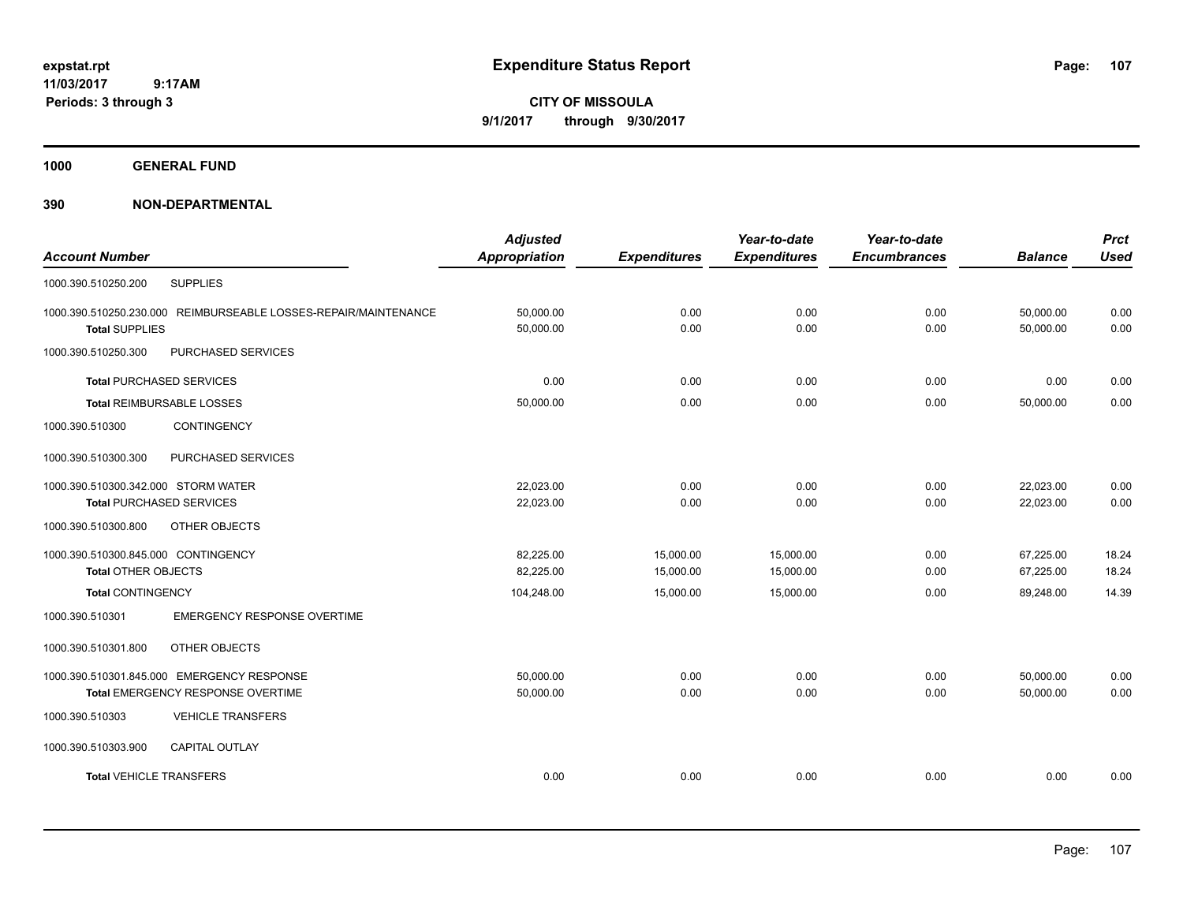# Expenditure Status Report

**CITY OF MISSOULA**
**9/1/2017 through 9/30/2017**

expstat.rpt
11/03/2017 9:17AM
Periods: 3 through 3

**1000 GENERAL FUND**

**390 NON-DEPARTMENTAL**

| Account Number | | Adjusted Appropriation | Expenditures | Year-to-date Expenditures | Year-to-date Encumbrances | Balance | Prct Used |
|---|---|---|---|---|---|---|---|
| 1000.390.510250.200 | SUPPLIES | | | | | | |
| 1000.390.510250.230.000 | REIMBURSEABLE LOSSES-REPAIR/MAINTENANCE | 50,000.00 | 0.00 | 0.00 | 0.00 | 50,000.00 | 0.00 |
| **Total** SUPPLIES | | 50,000.00 | 0.00 | 0.00 | 0.00 | 50,000.00 | 0.00 |
| 1000.390.510250.300 | PURCHASED SERVICES | | | | | | |
| **Total** PURCHASED SERVICES | | 0.00 | 0.00 | 0.00 | 0.00 | 0.00 | 0.00 |
| **Total** REIMBURSABLE LOSSES | | 50,000.00 | 0.00 | 0.00 | 0.00 | 50,000.00 | 0.00 |
| 1000.390.510300 | CONTINGENCY | | | | | | |
| 1000.390.510300.300 | PURCHASED SERVICES | | | | | | |
| 1000.390.510300.342.000 | STORM WATER | 22,023.00 | 0.00 | 0.00 | 0.00 | 22,023.00 | 0.00 |
| **Total** PURCHASED SERVICES | | 22,023.00 | 0.00 | 0.00 | 0.00 | 22,023.00 | 0.00 |
| 1000.390.510300.800 | OTHER OBJECTS | | | | | | |
| 1000.390.510300.845.000 | CONTINGENCY | 82,225.00 | 15,000.00 | 15,000.00 | 0.00 | 67,225.00 | 18.24 |
| **Total** OTHER OBJECTS | | 82,225.00 | 15,000.00 | 15,000.00 | 0.00 | 67,225.00 | 18.24 |
| **Total** CONTINGENCY | | 104,248.00 | 15,000.00 | 15,000.00 | 0.00 | 89,248.00 | 14.39 |
| 1000.390.510301 | EMERGENCY RESPONSE OVERTIME | | | | | | |
| 1000.390.510301.800 | OTHER OBJECTS | | | | | | |
| 1000.390.510301.845.000 | EMERGENCY RESPONSE | 50,000.00 | 0.00 | 0.00 | 0.00 | 50,000.00 | 0.00 |
| **Total** EMERGENCY RESPONSE OVERTIME | | 50,000.00 | 0.00 | 0.00 | 0.00 | 50,000.00 | 0.00 |
| 1000.390.510303 | VEHICLE TRANSFERS | | | | | | |
| 1000.390.510303.900 | CAPITAL OUTLAY | | | | | | |
| **Total** VEHICLE TRANSFERS | | 0.00 | 0.00 | 0.00 | 0.00 | 0.00 | 0.00 |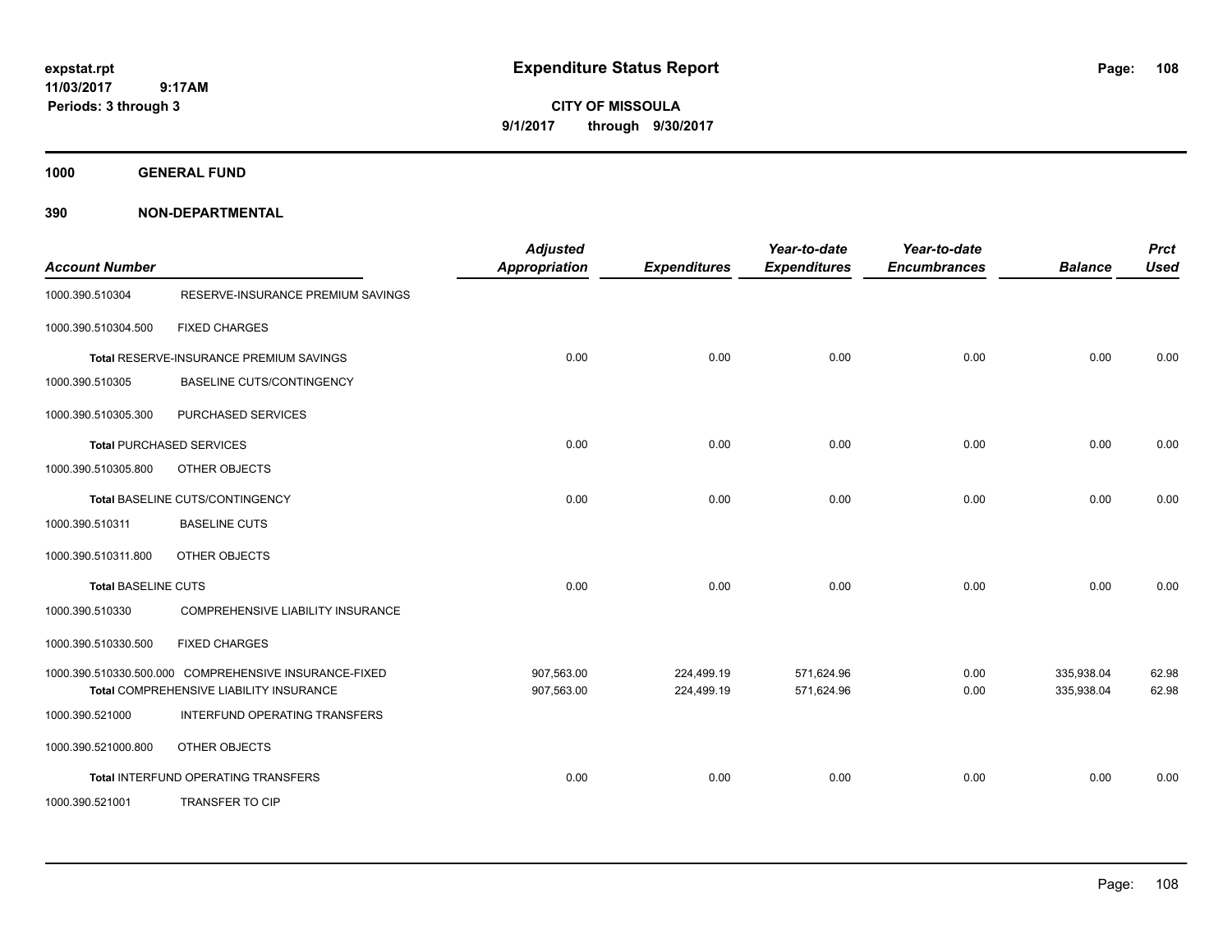# Expenditure Status Report

**CITY OF MISSOULA**
**9/1/2017 through 9/30/2017**

expstat.rpt
11/03/2017 9:17AM
Periods: 3 through 3

**1000 GENERAL FUND**

**390 NON-DEPARTMENTAL**

| Account Number | | Adjusted Appropriation | Expenditures | Year-to-date Expenditures | Year-to-date Encumbrances | Balance | Prct Used |
|---|---|---|---|---|---|---|---|
| 1000.390.510304 | RESERVE-INSURANCE PREMIUM SAVINGS | | | | | | |
| 1000.390.510304.500 | FIXED CHARGES | | | | | | |
| **Total** RESERVE-INSURANCE PREMIUM SAVINGS | | 0.00 | 0.00 | 0.00 | 0.00 | 0.00 | 0.00 |
| 1000.390.510305 | BASELINE CUTS/CONTINGENCY | | | | | | |
| 1000.390.510305.300 | PURCHASED SERVICES | | | | | | |
| **Total** PURCHASED SERVICES | | 0.00 | 0.00 | 0.00 | 0.00 | 0.00 | 0.00 |
| 1000.390.510305.800 | OTHER OBJECTS | | | | | | |
| **Total** BASELINE CUTS/CONTINGENCY | | 0.00 | 0.00 | 0.00 | 0.00 | 0.00 | 0.00 |
| 1000.390.510311 | BASELINE CUTS | | | | | | |
| 1000.390.510311.800 | OTHER OBJECTS | | | | | | |
| **Total** BASELINE CUTS | | 0.00 | 0.00 | 0.00 | 0.00 | 0.00 | 0.00 |
| 1000.390.510330 | COMPREHENSIVE LIABILITY INSURANCE | | | | | | |
| 1000.390.510330.500 | FIXED CHARGES | | | | | | |
| 1000.390.510330.500.000 | COMPREHENSIVE INSURANCE-FIXED | 907,563.00 | 224,499.19 | 571,624.96 | 0.00 | 335,938.04 | 62.98 |
| **Total** COMPREHENSIVE LIABILITY INSURANCE | | 907,563.00 | 224,499.19 | 571,624.96 | 0.00 | 335,938.04 | 62.98 |
| 1000.390.521000 | INTERFUND OPERATING TRANSFERS | | | | | | |
| 1000.390.521000.800 | OTHER OBJECTS | | | | | | |
| **Total** INTERFUND OPERATING TRANSFERS | | 0.00 | 0.00 | 0.00 | 0.00 | 0.00 | 0.00 |
| 1000.390.521001 | TRANSFER TO CIP | | | | | | |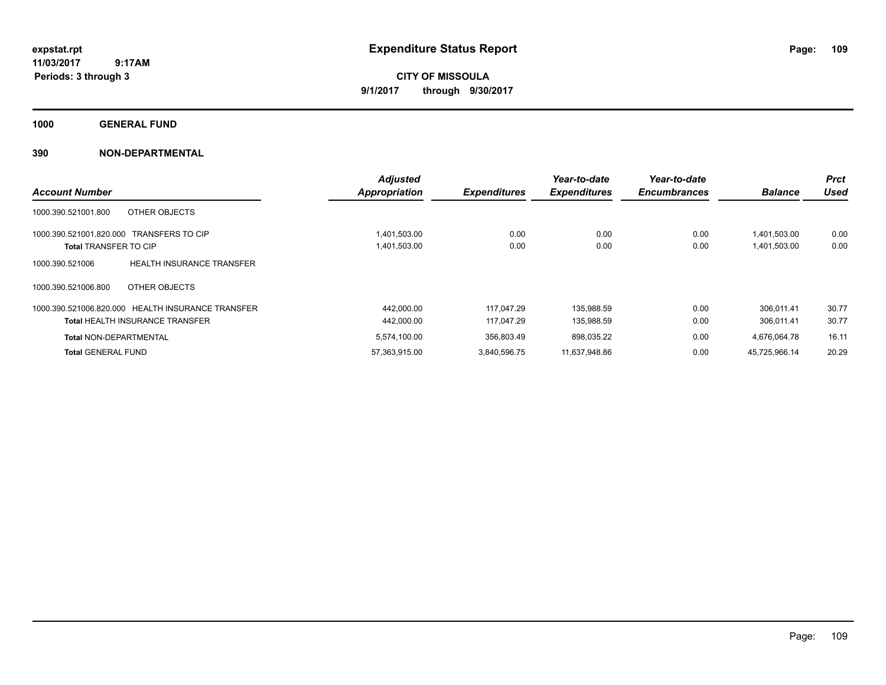**expstat.rpt**
**11/03/2017 9:17AM**
**Periods: 3 through 3**

# Expenditure Status Report

**CITY OF MISSOULA**
**9/1/2017 through 9/30/2017**

## 1000 GENERAL FUND

## 390 NON-DEPARTMENTAL

| Account Number | | Adjusted Appropriation | Expenditures | Year-to-date Expenditures | Year-to-date Encumbrances | Balance | Prct Used |
|---|---|---|---|---|---|---|---|
| 1000.390.521001.800 | OTHER OBJECTS | | | | | | |
| 1000.390.521001.820.000 | TRANSFERS TO CIP | 1,401,503.00 | 0.00 | 0.00 | 0.00 | 1,401,503.00 | 0.00 |
| **Total** TRANSFER TO CIP | | 1,401,503.00 | 0.00 | 0.00 | 0.00 | 1,401,503.00 | 0.00 |
| 1000.390.521006 | HEALTH INSURANCE TRANSFER | | | | | | |
| 1000.390.521006.800 | OTHER OBJECTS | | | | | | |
| 1000.390.521006.820.000 | HEALTH INSURANCE TRANSFER | 442,000.00 | 117,047.29 | 135,988.59 | 0.00 | 306,011.41 | 30.77 |
| **Total** HEALTH INSURANCE TRANSFER | | 442,000.00 | 117,047.29 | 135,988.59 | 0.00 | 306,011.41 | 30.77 |
| **Total** NON-DEPARTMENTAL | | 5,574,100.00 | 356,803.49 | 898,035.22 | 0.00 | 4,676,064.78 | 16.11 |
| **Total** GENERAL FUND | | 57,363,915.00 | 3,840,596.75 | 11,637,948.86 | 0.00 | 45,725,966.14 | 20.29 |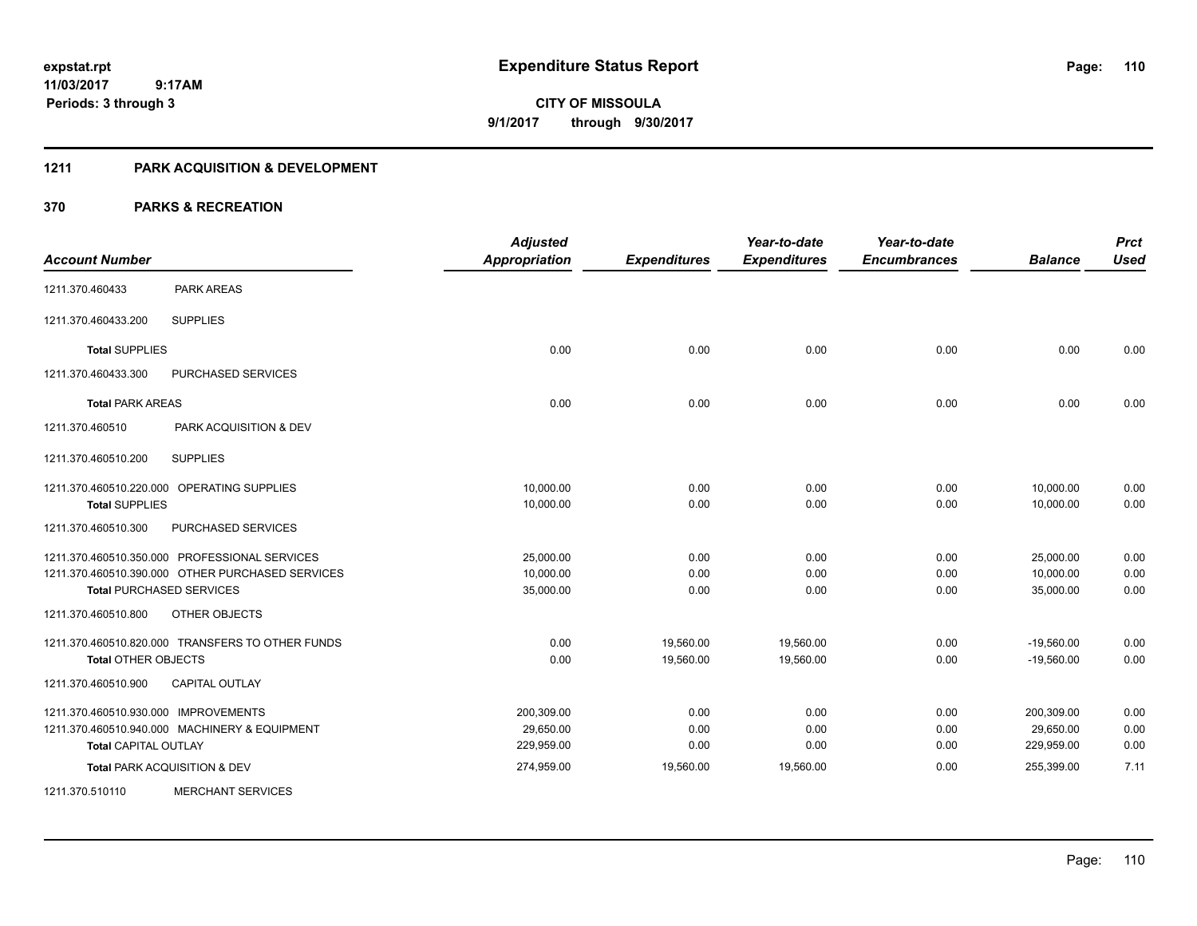expstat.rpt
11/03/2017 9:17AM
Periods: 3 through 3

# Expenditure Status Report

**CITY OF MISSOULA**
**9/1/2017 through 9/30/2017**

## 1211 PARK ACQUISITION & DEVELOPMENT

## 370 PARKS & RECREATION

| Account Number | | Adjusted Appropriation | Expenditures | Year-to-date Expenditures | Year-to-date Encumbrances | Balance | Prct Used |
|---|---|---|---|---|---|---|---|
| 1211.370.460433 | PARK AREAS | | | | | | |
| 1211.370.460433.200 | SUPPLIES | | | | | | |
| **Total** SUPPLIES | | 0.00 | 0.00 | 0.00 | 0.00 | 0.00 | 0.00 |
| 1211.370.460433.300 | PURCHASED SERVICES | | | | | | |
| **Total** PARK AREAS | | 0.00 | 0.00 | 0.00 | 0.00 | 0.00 | 0.00 |
| 1211.370.460510 | PARK ACQUISITION & DEV | | | | | | |
| 1211.370.460510.200 | SUPPLIES | | | | | | |
| 1211.370.460510.220.000 | OPERATING SUPPLIES | 10,000.00 | 0.00 | 0.00 | 0.00 | 10,000.00 | 0.00 |
| **Total** SUPPLIES | | 10,000.00 | 0.00 | 0.00 | 0.00 | 10,000.00 | 0.00 |
| 1211.370.460510.300 | PURCHASED SERVICES | | | | | | |
| 1211.370.460510.350.000 | PROFESSIONAL SERVICES | 25,000.00 | 0.00 | 0.00 | 0.00 | 25,000.00 | 0.00 |
| 1211.370.460510.390.000 | OTHER PURCHASED SERVICES | 10,000.00 | 0.00 | 0.00 | 0.00 | 10,000.00 | 0.00 |
| **Total** PURCHASED SERVICES | | 35,000.00 | 0.00 | 0.00 | 0.00 | 35,000.00 | 0.00 |
| 1211.370.460510.800 | OTHER OBJECTS | | | | | | |
| 1211.370.460510.820.000 | TRANSFERS TO OTHER FUNDS | 0.00 | 19,560.00 | 19,560.00 | 0.00 | -19,560.00 | 0.00 |
| **Total** OTHER OBJECTS | | 0.00 | 19,560.00 | 19,560.00 | 0.00 | -19,560.00 | 0.00 |
| 1211.370.460510.900 | CAPITAL OUTLAY | | | | | | |
| 1211.370.460510.930.000 | IMPROVEMENTS | 200,309.00 | 0.00 | 0.00 | 0.00 | 200,309.00 | 0.00 |
| 1211.370.460510.940.000 | MACHINERY & EQUIPMENT | 29,650.00 | 0.00 | 0.00 | 0.00 | 29,650.00 | 0.00 |
| **Total** CAPITAL OUTLAY | | 229,959.00 | 0.00 | 0.00 | 0.00 | 229,959.00 | 0.00 |
| **Total** PARK ACQUISITION & DEV | | 274,959.00 | 19,560.00 | 19,560.00 | 0.00 | 255,399.00 | 7.11 |
| 1211.370.510110 | MERCHANT SERVICES | | | | | | |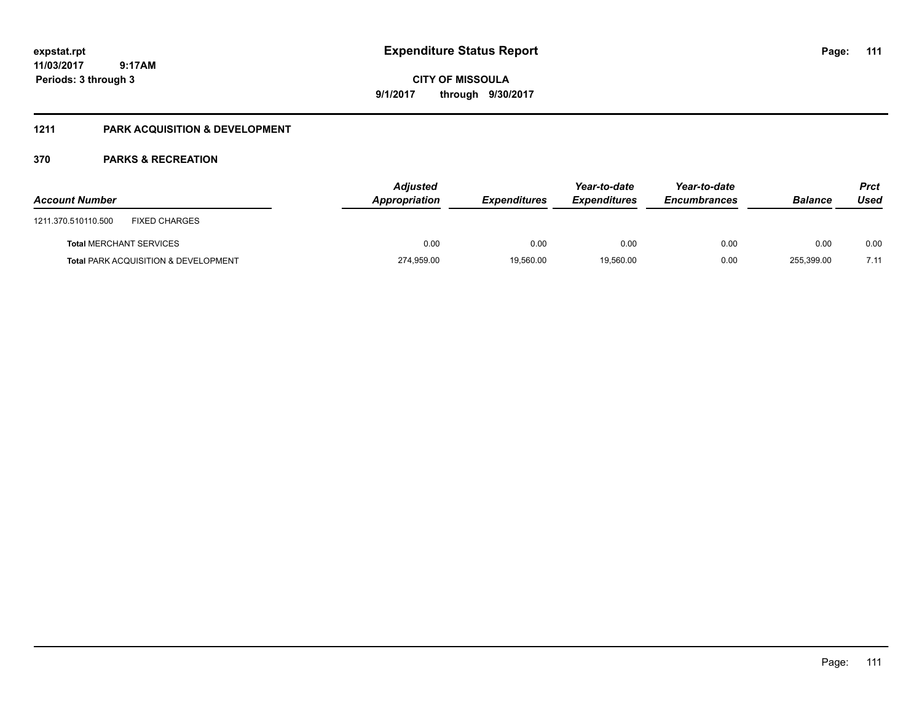expstat.rpt
11/03/2017 9:17AM
Periods: 3 through 3

# Expenditure Status Report

**CITY OF MISSOULA**
**9/1/2017 through 9/30/2017**

## 1211 PARK ACQUISITION & DEVELOPMENT

### 370 PARKS & RECREATION

| Account Number | Adjusted Appropriation | Expenditures | Year-to-date Expenditures | Year-to-date Encumbrances | Balance | Prct Used |
|---|---|---|---|---|---|---|
| 1211.370.510110.500 FIXED CHARGES | | | | | | |
| **Total** MERCHANT SERVICES | 0.00 | 0.00 | 0.00 | 0.00 | 0.00 | 0.00 |
| **Total** PARK ACQUISITION & DEVELOPMENT | 274,959.00 | 19,560.00 | 19,560.00 | 0.00 | 255,399.00 | 7.11 |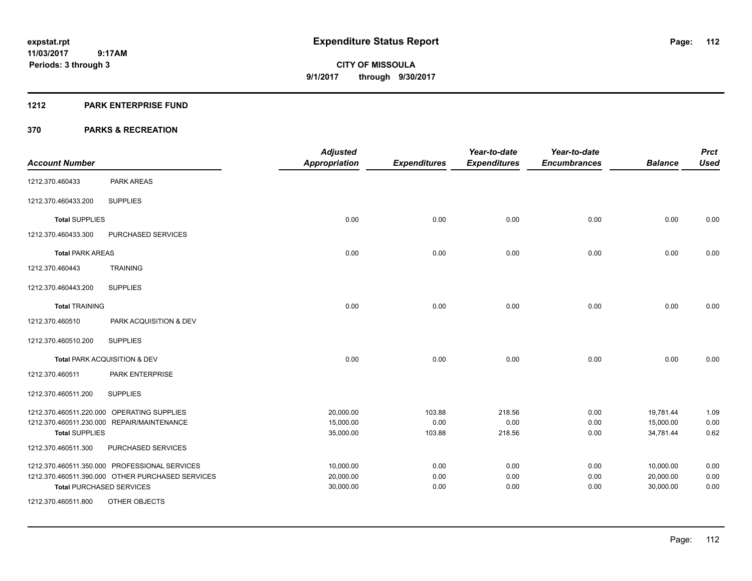# Expenditure Status Report

**CITY OF MISSOULA**

**9/1/2017 through 9/30/2017**

expstat.rpt
11/03/2017 9:17AM
Periods: 3 through 3

## 1212 PARK ENTERPRISE FUND

## 370 PARKS & RECREATION

| Account Number | | Adjusted Appropriation | Expenditures | Year-to-date Expenditures | Year-to-date Encumbrances | Balance | Prct Used |
|---|---|---|---|---|---|---|---|
| 1212.370.460433 | PARK AREAS | | | | | | |
| 1212.370.460433.200 | SUPPLIES | | | | | | |
| **Total** SUPPLIES | | 0.00 | 0.00 | 0.00 | 0.00 | 0.00 | 0.00 |
| 1212.370.460433.300 | PURCHASED SERVICES | | | | | | |
| **Total** PARK AREAS | | 0.00 | 0.00 | 0.00 | 0.00 | 0.00 | 0.00 |
| 1212.370.460443 | TRAINING | | | | | | |
| 1212.370.460443.200 | SUPPLIES | | | | | | |
| **Total** TRAINING | | 0.00 | 0.00 | 0.00 | 0.00 | 0.00 | 0.00 |
| 1212.370.460510 | PARK ACQUISITION & DEV | | | | | | |
| 1212.370.460510.200 | SUPPLIES | | | | | | |
| **Total** PARK ACQUISITION & DEV | | 0.00 | 0.00 | 0.00 | 0.00 | 0.00 | 0.00 |
| 1212.370.460511 | PARK ENTERPRISE | | | | | | |
| 1212.370.460511.200 | SUPPLIES | | | | | | |
| 1212.370.460511.220.000 | OPERATING SUPPLIES | 20,000.00 | 103.88 | 218.56 | 0.00 | 19,781.44 | 1.09 |
| 1212.370.460511.230.000 | REPAIR/MAINTENANCE | 15,000.00 | 0.00 | 0.00 | 0.00 | 15,000.00 | 0.00 |
| **Total** SUPPLIES | | 35,000.00 | 103.88 | 218.56 | 0.00 | 34,781.44 | 0.62 |
| 1212.370.460511.300 | PURCHASED SERVICES | | | | | | |
| 1212.370.460511.350.000 | PROFESSIONAL SERVICES | 10,000.00 | 0.00 | 0.00 | 0.00 | 10,000.00 | 0.00 |
| 1212.370.460511.390.000 | OTHER PURCHASED SERVICES | 20,000.00 | 0.00 | 0.00 | 0.00 | 20,000.00 | 0.00 |
| **Total** PURCHASED SERVICES | | 30,000.00 | 0.00 | 0.00 | 0.00 | 30,000.00 | 0.00 |
| 1212.370.460511.800 | OTHER OBJECTS | | | | | | |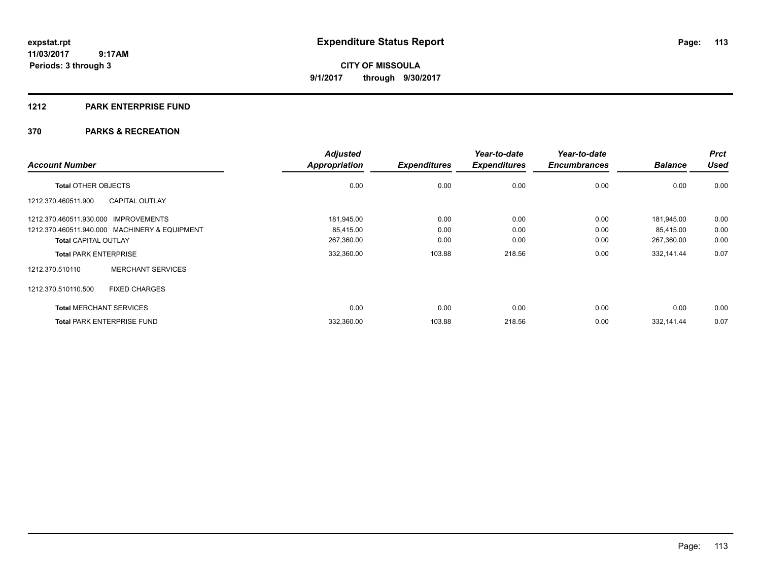**expstat.rpt**
**11/03/2017 9:17AM**
**Periods: 3 through 3**

# Expenditure Status Report

**CITY OF MISSOULA**
**9/1/2017 through 9/30/2017**

## 1212 PARK ENTERPRISE FUND

## 370 PARKS & RECREATION

| Account Number | | Adjusted Appropriation | Expenditures | Year-to-date Expenditures | Year-to-date Encumbrances | Balance | Prct Used |
|---|---|---|---|---|---|---|---|
| **Total** OTHER OBJECTS | | 0.00 | 0.00 | 0.00 | 0.00 | 0.00 | 0.00 |
| 1212.370.460511.900 | CAPITAL OUTLAY | | | | | | |
| 1212.370.460511.930.000 | IMPROVEMENTS | 181,945.00 | 0.00 | 0.00 | 0.00 | 181,945.00 | 0.00 |
| 1212.370.460511.940.000 | MACHINERY & EQUIPMENT | 85,415.00 | 0.00 | 0.00 | 0.00 | 85,415.00 | 0.00 |
| **Total** CAPITAL OUTLAY | | 267,360.00 | 0.00 | 0.00 | 0.00 | 267,360.00 | 0.00 |
| **Total** PARK ENTERPRISE | | 332,360.00 | 103.88 | 218.56 | 0.00 | 332,141.44 | 0.07 |
| 1212.370.510110 | MERCHANT SERVICES | | | | | | |
| 1212.370.510110.500 | FIXED CHARGES | | | | | | |
| **Total** MERCHANT SERVICES | | 0.00 | 0.00 | 0.00 | 0.00 | 0.00 | 0.00 |
| **Total** PARK ENTERPRISE FUND | | 332,360.00 | 103.88 | 218.56 | 0.00 | 332,141.44 | 0.07 |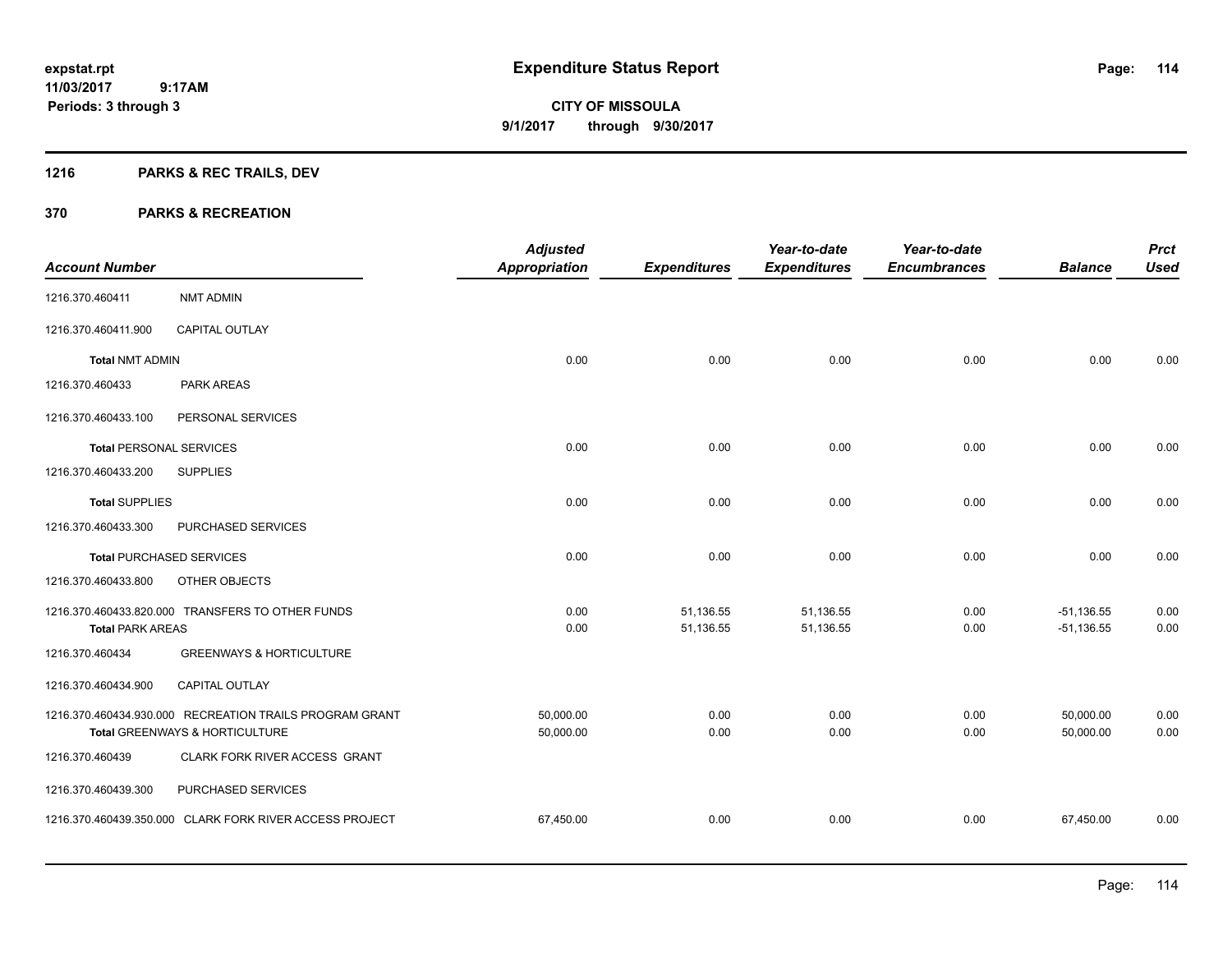expstat.rpt
11/03/2017 9:17AM
Periods: 3 through 3

# Expenditure Status Report

**CITY OF MISSOULA**
**9/1/2017 through 9/30/2017**

## 1216 PARKS & REC TRAILS, DEV

## 370 PARKS & RECREATION

| Account Number | | Adjusted Appropriation | Expenditures | Year-to-date Expenditures | Year-to-date Encumbrances | Balance | Prct Used |
|---|---|---|---|---|---|---|---|
| 1216.370.460411 | NMT ADMIN | | | | | | |
| 1216.370.460411.900 | CAPITAL OUTLAY | | | | | | |
| **Total** NMT ADMIN | | 0.00 | 0.00 | 0.00 | 0.00 | 0.00 | 0.00 |
| 1216.370.460433 | PARK AREAS | | | | | | |
| 1216.370.460433.100 | PERSONAL SERVICES | | | | | | |
| **Total** PERSONAL SERVICES | | 0.00 | 0.00 | 0.00 | 0.00 | 0.00 | 0.00 |
| 1216.370.460433.200 | SUPPLIES | | | | | | |
| **Total** SUPPLIES | | 0.00 | 0.00 | 0.00 | 0.00 | 0.00 | 0.00 |
| 1216.370.460433.300 | PURCHASED SERVICES | | | | | | |
| **Total** PURCHASED SERVICES | | 0.00 | 0.00 | 0.00 | 0.00 | 0.00 | 0.00 |
| 1216.370.460433.800 | OTHER OBJECTS | | | | | | |
| 1216.370.460433.820.000 | TRANSFERS TO OTHER FUNDS | 0.00 | 51,136.55 | 51,136.55 | 0.00 | -51,136.55 | 0.00 |
| **Total** PARK AREAS | | 0.00 | 51,136.55 | 51,136.55 | 0.00 | -51,136.55 | 0.00 |
| 1216.370.460434 | GREENWAYS & HORTICULTURE | | | | | | |
| 1216.370.460434.900 | CAPITAL OUTLAY | | | | | | |
| 1216.370.460434.930.000 | RECREATION TRAILS PROGRAM GRANT | 50,000.00 | 0.00 | 0.00 | 0.00 | 50,000.00 | 0.00 |
| **Total** GREENWAYS & HORTICULTURE | | 50,000.00 | 0.00 | 0.00 | 0.00 | 50,000.00 | 0.00 |
| 1216.370.460439 | CLARK FORK RIVER ACCESS GRANT | | | | | | |
| 1216.370.460439.300 | PURCHASED SERVICES | | | | | | |
| 1216.370.460439.350.000 | CLARK FORK RIVER ACCESS PROJECT | 67,450.00 | 0.00 | 0.00 | 0.00 | 67,450.00 | 0.00 |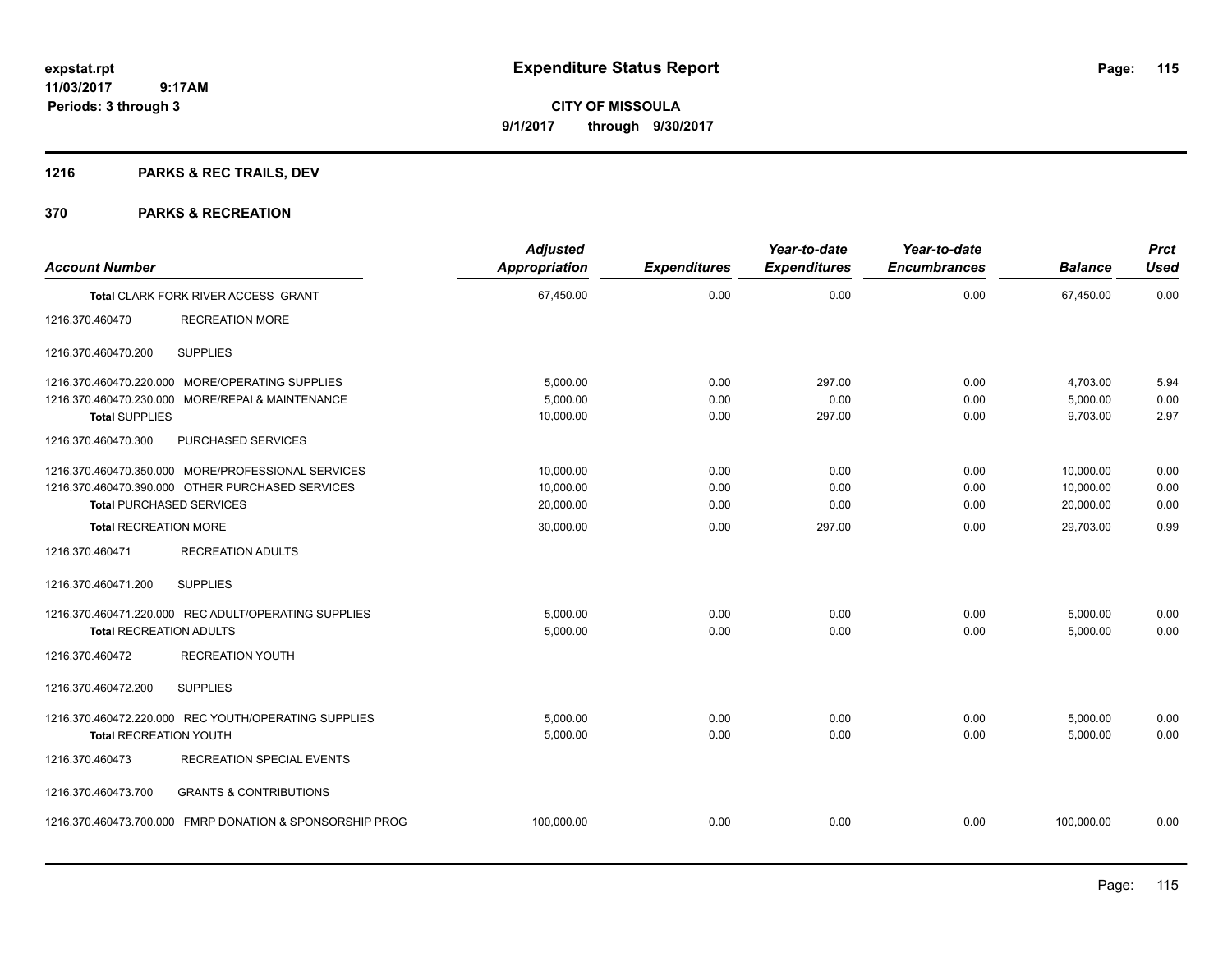# Expenditure Status Report

expstat.rpt
11/03/2017 9:17AM
Periods: 3 through 3

**CITY OF MISSOULA**
**9/1/2017 through 9/30/2017**

## 1216 PARKS & REC TRAILS, DEV

## 370 PARKS & RECREATION

| Account Number | | Adjusted Appropriation | Expenditures | Year-to-date Expenditures | Year-to-date Encumbrances | Balance | Prct Used |
|---|---|---|---|---|---|---|---|
| Total CLARK FORK RIVER ACCESS GRANT | | 67,450.00 | 0.00 | 0.00 | 0.00 | 67,450.00 | 0.00 |
| 1216.370.460470 | RECREATION MORE | | | | | | |
| 1216.370.460470.200 | SUPPLIES | | | | | | |
| 1216.370.460470.220.000 | MORE/OPERATING SUPPLIES | 5,000.00 | 0.00 | 297.00 | 0.00 | 4,703.00 | 5.94 |
| 1216.370.460470.230.000 | MORE/REPAI & MAINTENANCE | 5,000.00 | 0.00 | 0.00 | 0.00 | 5,000.00 | 0.00 |
| Total SUPPLIES | | 10,000.00 | 0.00 | 297.00 | 0.00 | 9,703.00 | 2.97 |
| 1216.370.460470.300 | PURCHASED SERVICES | | | | | | |
| 1216.370.460470.350.000 | MORE/PROFESSIONAL SERVICES | 10,000.00 | 0.00 | 0.00 | 0.00 | 10,000.00 | 0.00 |
| 1216.370.460470.390.000 | OTHER PURCHASED SERVICES | 10,000.00 | 0.00 | 0.00 | 0.00 | 10,000.00 | 0.00 |
| Total PURCHASED SERVICES | | 20,000.00 | 0.00 | 0.00 | 0.00 | 20,000.00 | 0.00 |
| Total RECREATION MORE | | 30,000.00 | 0.00 | 297.00 | 0.00 | 29,703.00 | 0.99 |
| 1216.370.460471 | RECREATION ADULTS | | | | | | |
| 1216.370.460471.200 | SUPPLIES | | | | | | |
| 1216.370.460471.220.000 | REC ADULT/OPERATING SUPPLIES | 5,000.00 | 0.00 | 0.00 | 0.00 | 5,000.00 | 0.00 |
| Total RECREATION ADULTS | | 5,000.00 | 0.00 | 0.00 | 0.00 | 5,000.00 | 0.00 |
| 1216.370.460472 | RECREATION YOUTH | | | | | | |
| 1216.370.460472.200 | SUPPLIES | | | | | | |
| 1216.370.460472.220.000 | REC YOUTH/OPERATING SUPPLIES | 5,000.00 | 0.00 | 0.00 | 0.00 | 5,000.00 | 0.00 |
| Total RECREATION YOUTH | | 5,000.00 | 0.00 | 0.00 | 0.00 | 5,000.00 | 0.00 |
| 1216.370.460473 | RECREATION SPECIAL EVENTS | | | | | | |
| 1216.370.460473.700 | GRANTS & CONTRIBUTIONS | | | | | | |
| 1216.370.460473.700.000 | FMRP DONATION & SPONSORSHIP PROG | 100,000.00 | 0.00 | 0.00 | 0.00 | 100,000.00 | 0.00 |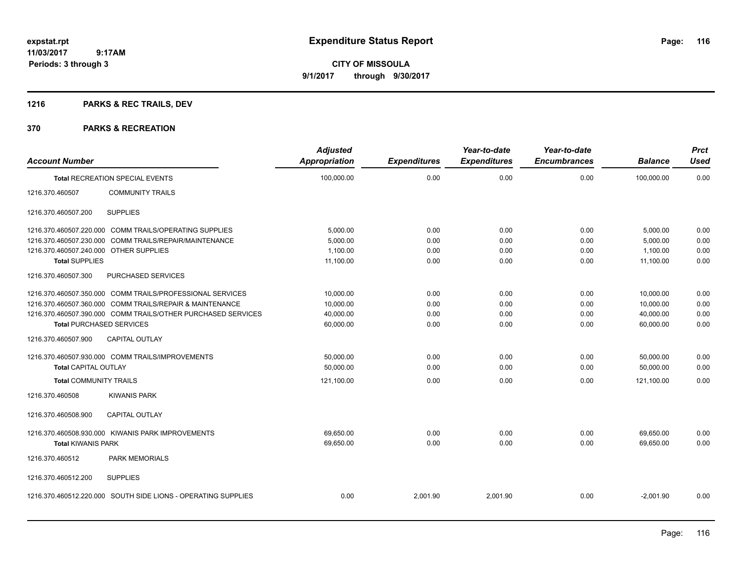**expstat.rpt**
**11/03/2017 9:17AM**
**Periods: 3 through 3**

# Expenditure Status Report

**CITY OF MISSOULA**
**9/1/2017 through 9/30/2017**

## 1216 PARKS & REC TRAILS, DEV

## 370 PARKS & RECREATION

| Account Number | | Adjusted Appropriation | Expenditures | Year-to-date Expenditures | Year-to-date Encumbrances | Balance | Prct Used |
|---|---|---|---|---|---|---|---|
| **Total** RECREATION SPECIAL EVENTS | | 100,000.00 | 0.00 | 0.00 | 0.00 | 100,000.00 | 0.00 |
| 1216.370.460507 | COMMUNITY TRAILS | | | | | | |
| 1216.370.460507.200 | SUPPLIES | | | | | | |
| 1216.370.460507.220.000 | COMM TRAILS/OPERATING SUPPLIES | 5,000.00 | 0.00 | 0.00 | 0.00 | 5,000.00 | 0.00 |
| 1216.370.460507.230.000 | COMM TRAILS/REPAIR/MAINTENANCE | 5,000.00 | 0.00 | 0.00 | 0.00 | 5,000.00 | 0.00 |
| 1216.370.460507.240.000 | OTHER SUPPLIES | 1,100.00 | 0.00 | 0.00 | 0.00 | 1,100.00 | 0.00 |
| **Total** SUPPLIES | | 11,100.00 | 0.00 | 0.00 | 0.00 | 11,100.00 | 0.00 |
| 1216.370.460507.300 | PURCHASED SERVICES | | | | | | |
| 1216.370.460507.350.000 | COMM TRAILS/PROFESSIONAL SERVICES | 10,000.00 | 0.00 | 0.00 | 0.00 | 10,000.00 | 0.00 |
| 1216.370.460507.360.000 | COMM TRAILS/REPAIR & MAINTENANCE | 10,000.00 | 0.00 | 0.00 | 0.00 | 10,000.00 | 0.00 |
| 1216.370.460507.390.000 | COMM TRAILS/OTHER PURCHASED SERVICES | 40,000.00 | 0.00 | 0.00 | 0.00 | 40,000.00 | 0.00 |
| **Total** PURCHASED SERVICES | | 60,000.00 | 0.00 | 0.00 | 0.00 | 60,000.00 | 0.00 |
| 1216.370.460507.900 | CAPITAL OUTLAY | | | | | | |
| 1216.370.460507.930.000 | COMM TRAILS/IMPROVEMENTS | 50,000.00 | 0.00 | 0.00 | 0.00 | 50,000.00 | 0.00 |
| **Total** CAPITAL OUTLAY | | 50,000.00 | 0.00 | 0.00 | 0.00 | 50,000.00 | 0.00 |
| **Total** COMMUNITY TRAILS | | 121,100.00 | 0.00 | 0.00 | 0.00 | 121,100.00 | 0.00 |
| 1216.370.460508 | KIWANIS PARK | | | | | | |
| 1216.370.460508.900 | CAPITAL OUTLAY | | | | | | |
| 1216.370.460508.930.000 | KIWANIS PARK IMPROVEMENTS | 69,650.00 | 0.00 | 0.00 | 0.00 | 69,650.00 | 0.00 |
| **Total** KIWANIS PARK | | 69,650.00 | 0.00 | 0.00 | 0.00 | 69,650.00 | 0.00 |
| 1216.370.460512 | PARK MEMORIALS | | | | | | |
| 1216.370.460512.200 | SUPPLIES | | | | | | |
| 1216.370.460512.220.000 | SOUTH SIDE LIONS - OPERATING SUPPLIES | 0.00 | 2,001.90 | 2,001.90 | 0.00 | -2,001.90 | 0.00 |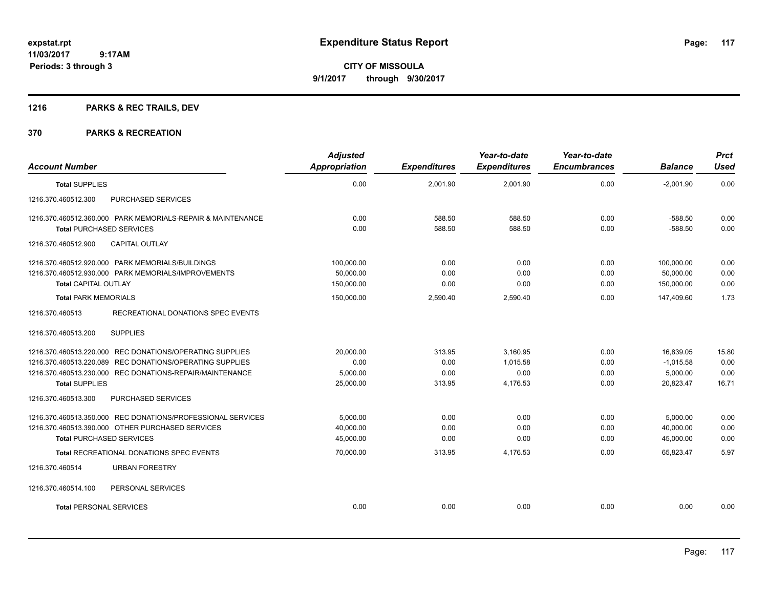# Expenditure Status Report

**CITY OF MISSOULA**
**9/1/2017 through 9/30/2017**

expstat.rpt
11/03/2017 9:17AM
Periods: 3 through 3

## 1216 PARKS & REC TRAILS, DEV

## 370 PARKS & RECREATION

| Account Number | Adjusted Appropriation | Expenditures | Year-to-date Expenditures | Year-to-date Encumbrances | Balance | Prct Used |
|---|---|---|---|---|---|---|
| **Total** SUPPLIES | 0.00 | 2,001.90 | 2,001.90 | 0.00 | -2,001.90 | 0.00 |
| 1216.370.460512.300 PURCHASED SERVICES | | | | | | |
| 1216.370.460512.360.000 PARK MEMORIALS-REPAIR & MAINTENANCE | 0.00 | 588.50 | 588.50 | 0.00 | -588.50 | 0.00 |
| **Total** PURCHASED SERVICES | 0.00 | 588.50 | 588.50 | 0.00 | -588.50 | 0.00 |
| 1216.370.460512.900 CAPITAL OUTLAY | | | | | | |
| 1216.370.460512.920.000 PARK MEMORIALS/BUILDINGS | 100,000.00 | 0.00 | 0.00 | 0.00 | 100,000.00 | 0.00 |
| 1216.370.460512.930.000 PARK MEMORIALS/IMPROVEMENTS | 50,000.00 | 0.00 | 0.00 | 0.00 | 50,000.00 | 0.00 |
| **Total** CAPITAL OUTLAY | 150,000.00 | 0.00 | 0.00 | 0.00 | 150,000.00 | 0.00 |
| **Total** PARK MEMORIALS | 150,000.00 | 2,590.40 | 2,590.40 | 0.00 | 147,409.60 | 1.73 |
| 1216.370.460513 RECREATIONAL DONATIONS SPEC EVENTS | | | | | | |
| 1216.370.460513.200 SUPPLIES | | | | | | |
| 1216.370.460513.220.000 REC DONATIONS/OPERATING SUPPLIES | 20,000.00 | 313.95 | 3,160.95 | 0.00 | 16,839.05 | 15.80 |
| 1216.370.460513.220.089 REC DONATIONS/OPERATING SUPPLIES | 0.00 | 0.00 | 1,015.58 | 0.00 | -1,015.58 | 0.00 |
| 1216.370.460513.230.000 REC DONATIONS-REPAIR/MAINTENANCE | 5,000.00 | 0.00 | 0.00 | 0.00 | 5,000.00 | 0.00 |
| **Total** SUPPLIES | 25,000.00 | 313.95 | 4,176.53 | 0.00 | 20,823.47 | 16.71 |
| 1216.370.460513.300 PURCHASED SERVICES | | | | | | |
| 1216.370.460513.350.000 REC DONATIONS/PROFESSIONAL SERVICES | 5,000.00 | 0.00 | 0.00 | 0.00 | 5,000.00 | 0.00 |
| 1216.370.460513.390.000 OTHER PURCHASED SERVICES | 40,000.00 | 0.00 | 0.00 | 0.00 | 40,000.00 | 0.00 |
| **Total** PURCHASED SERVICES | 45,000.00 | 0.00 | 0.00 | 0.00 | 45,000.00 | 0.00 |
| **Total** RECREATIONAL DONATIONS SPEC EVENTS | 70,000.00 | 313.95 | 4,176.53 | 0.00 | 65,823.47 | 5.97 |
| 1216.370.460514 URBAN FORESTRY | | | | | | |
| 1216.370.460514.100 PERSONAL SERVICES | | | | | | |
| **Total** PERSONAL SERVICES | 0.00 | 0.00 | 0.00 | 0.00 | 0.00 | 0.00 |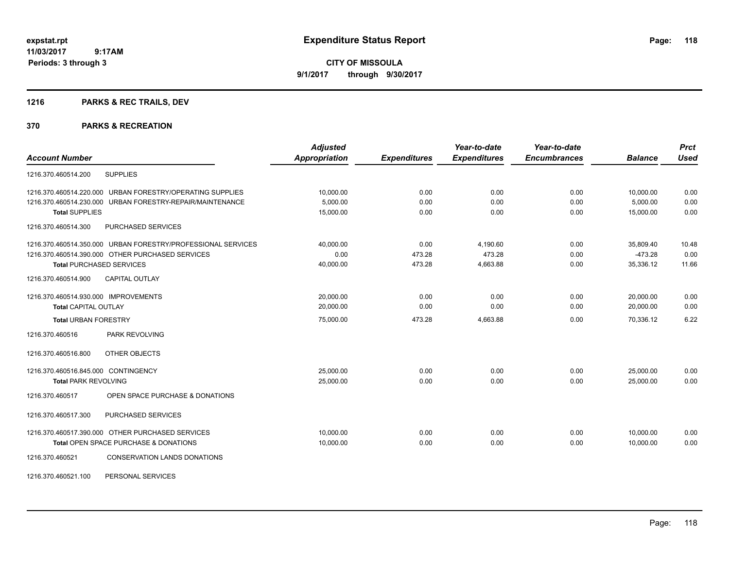**expstat.rpt**
**11/03/2017 9:17AM**
**Periods: 3 through 3**

# Expenditure Status Report

**CITY OF MISSOULA**
**9/1/2017 through 9/30/2017**

## 1216 PARKS & REC TRAILS, DEV

## 370 PARKS & RECREATION

| Account Number | Adjusted Appropriation | Expenditures | Year-to-date Expenditures | Year-to-date Encumbrances | Balance | Prct Used |
|---|---|---|---|---|---|---|
| 1216.370.460514.200 SUPPLIES | | | | | | |
| 1216.370.460514.220.000 URBAN FORESTRY/OPERATING SUPPLIES | 10,000.00 | 0.00 | 0.00 | 0.00 | 10,000.00 | 0.00 |
| 1216.370.460514.230.000 URBAN FORESTRY-REPAIR/MAINTENANCE | 5,000.00 | 0.00 | 0.00 | 0.00 | 5,000.00 | 0.00 |
| **Total** SUPPLIES | 15,000.00 | 0.00 | 0.00 | 0.00 | 15,000.00 | 0.00 |
| 1216.370.460514.300 PURCHASED SERVICES | | | | | | |
| 1216.370.460514.350.000 URBAN FORESTRY/PROFESSIONAL SERVICES | 40,000.00 | 0.00 | 4,190.60 | 0.00 | 35,809.40 | 10.48 |
| 1216.370.460514.390.000 OTHER PURCHASED SERVICES | 0.00 | 473.28 | 473.28 | 0.00 | -473.28 | 0.00 |
| **Total** PURCHASED SERVICES | 40,000.00 | 473.28 | 4,663.88 | 0.00 | 35,336.12 | 11.66 |
| 1216.370.460514.900 CAPITAL OUTLAY | | | | | | |
| 1216.370.460514.930.000 IMPROVEMENTS | 20,000.00 | 0.00 | 0.00 | 0.00 | 20,000.00 | 0.00 |
| **Total** CAPITAL OUTLAY | 20,000.00 | 0.00 | 0.00 | 0.00 | 20,000.00 | 0.00 |
| **Total** URBAN FORESTRY | 75,000.00 | 473.28 | 4,663.88 | 0.00 | 70,336.12 | 6.22 |
| 1216.370.460516 PARK REVOLVING | | | | | | |
| 1216.370.460516.800 OTHER OBJECTS | | | | | | |
| 1216.370.460516.845.000 CONTINGENCY | 25,000.00 | 0.00 | 0.00 | 0.00 | 25,000.00 | 0.00 |
| **Total** PARK REVOLVING | 25,000.00 | 0.00 | 0.00 | 0.00 | 25,000.00 | 0.00 |
| 1216.370.460517 OPEN SPACE PURCHASE & DONATIONS | | | | | | |
| 1216.370.460517.300 PURCHASED SERVICES | | | | | | |
| 1216.370.460517.390.000 OTHER PURCHASED SERVICES | 10,000.00 | 0.00 | 0.00 | 0.00 | 10,000.00 | 0.00 |
| **Total** OPEN SPACE PURCHASE & DONATIONS | 10,000.00 | 0.00 | 0.00 | 0.00 | 10,000.00 | 0.00 |
| 1216.370.460521 CONSERVATION LANDS DONATIONS | | | | | | |
| 1216.370.460521.100 PERSONAL SERVICES | | | | | | |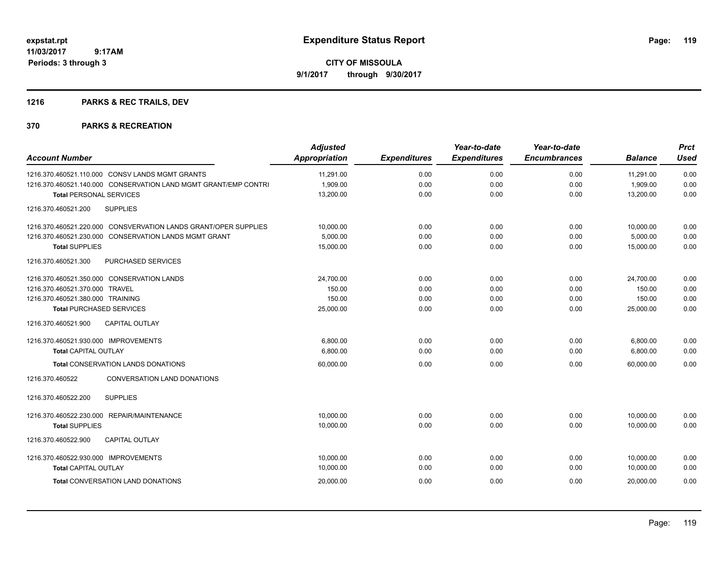# Expenditure Status Report

**CITY OF MISSOULA**

**9/1/2017 through 9/30/2017**

expstat.rpt
11/03/2017 9:17AM
Periods: 3 through 3

## 1216 PARKS & REC TRAILS, DEV

## 370 PARKS & RECREATION

| Account Number | Adjusted Appropriation | Expenditures | Year-to-date Expenditures | Year-to-date Encumbrances | Balance | Prct Used |
|---|---|---|---|---|---|---|
| 1216.370.460521.110.000 CONSV LANDS MGMT GRANTS | 11,291.00 | 0.00 | 0.00 | 0.00 | 11,291.00 | 0.00 |
| 1216.370.460521.140.000 CONSERVATION LAND MGMT GRANT/EMP CONTRI | 1,909.00 | 0.00 | 0.00 | 0.00 | 1,909.00 | 0.00 |
| **Total** PERSONAL SERVICES | 13,200.00 | 0.00 | 0.00 | 0.00 | 13,200.00 | 0.00 |
| 1216.370.460521.200 SUPPLIES | | | | | | |
| 1216.370.460521.220.000 CONSVERVATION LANDS GRANT/OPER SUPPLIES | 10,000.00 | 0.00 | 0.00 | 0.00 | 10,000.00 | 0.00 |
| 1216.370.460521.230.000 CONSERVATION LANDS MGMT GRANT | 5,000.00 | 0.00 | 0.00 | 0.00 | 5,000.00 | 0.00 |
| **Total** SUPPLIES | 15,000.00 | 0.00 | 0.00 | 0.00 | 15,000.00 | 0.00 |
| 1216.370.460521.300 PURCHASED SERVICES | | | | | | |
| 1216.370.460521.350.000 CONSERVATION LANDS | 24,700.00 | 0.00 | 0.00 | 0.00 | 24,700.00 | 0.00 |
| 1216.370.460521.370.000 TRAVEL | 150.00 | 0.00 | 0.00 | 0.00 | 150.00 | 0.00 |
| 1216.370.460521.380.000 TRAINING | 150.00 | 0.00 | 0.00 | 0.00 | 150.00 | 0.00 |
| **Total** PURCHASED SERVICES | 25,000.00 | 0.00 | 0.00 | 0.00 | 25,000.00 | 0.00 |
| 1216.370.460521.900 CAPITAL OUTLAY | | | | | | |
| 1216.370.460521.930.000 IMPROVEMENTS | 6,800.00 | 0.00 | 0.00 | 0.00 | 6,800.00 | 0.00 |
| **Total** CAPITAL OUTLAY | 6,800.00 | 0.00 | 0.00 | 0.00 | 6,800.00 | 0.00 |
| **Total** CONSERVATION LANDS DONATIONS | 60,000.00 | 0.00 | 0.00 | 0.00 | 60,000.00 | 0.00 |
| 1216.370.460522 CONVERSATION LAND DONATIONS | | | | | | |
| 1216.370.460522.200 SUPPLIES | | | | | | |
| 1216.370.460522.230.000 REPAIR/MAINTENANCE | 10,000.00 | 0.00 | 0.00 | 0.00 | 10,000.00 | 0.00 |
| **Total** SUPPLIES | 10,000.00 | 0.00 | 0.00 | 0.00 | 10,000.00 | 0.00 |
| 1216.370.460522.900 CAPITAL OUTLAY | | | | | | |
| 1216.370.460522.930.000 IMPROVEMENTS | 10,000.00 | 0.00 | 0.00 | 0.00 | 10,000.00 | 0.00 |
| **Total** CAPITAL OUTLAY | 10,000.00 | 0.00 | 0.00 | 0.00 | 10,000.00 | 0.00 |
| **Total** CONVERSATION LAND DONATIONS | 20,000.00 | 0.00 | 0.00 | 0.00 | 20,000.00 | 0.00 |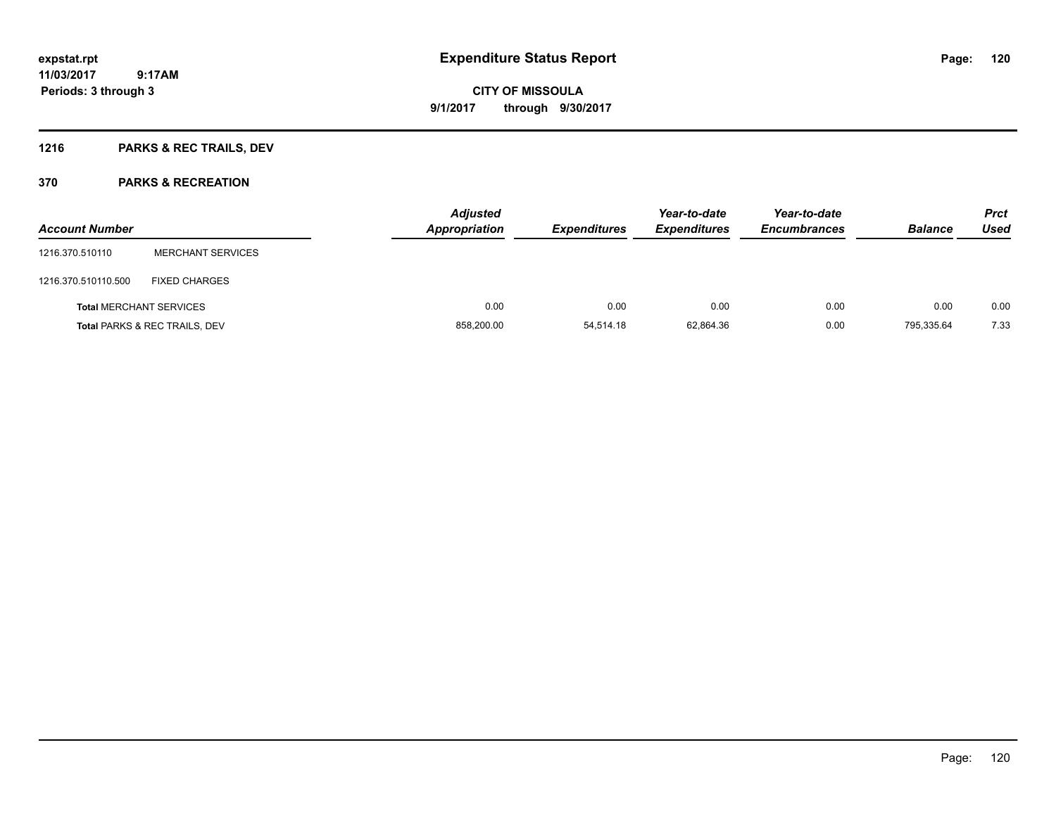# Expenditure Status Report

**CITY OF MISSOULA**

**9/1/2017 through 9/30/2017**

expstat.rpt
11/03/2017 9:17AM
Periods: 3 through 3

## 1216 PARKS & REC TRAILS, DEV

## 370 PARKS & RECREATION

| Account Number | | Adjusted Appropriation | Expenditures | Year-to-date Expenditures | Year-to-date Encumbrances | Balance | Prct Used |
|---|---|---|---|---|---|---|---|
| 1216.370.510110 | MERCHANT SERVICES | | | | | | |
| 1216.370.510110.500 | FIXED CHARGES | | | | | | |
| **Total** MERCHANT SERVICES | | 0.00 | 0.00 | 0.00 | 0.00 | 0.00 | 0.00 |
| **Total** PARKS & REC TRAILS, DEV | | 858,200.00 | 54,514.18 | 62,864.36 | 0.00 | 795,335.64 | 7.33 |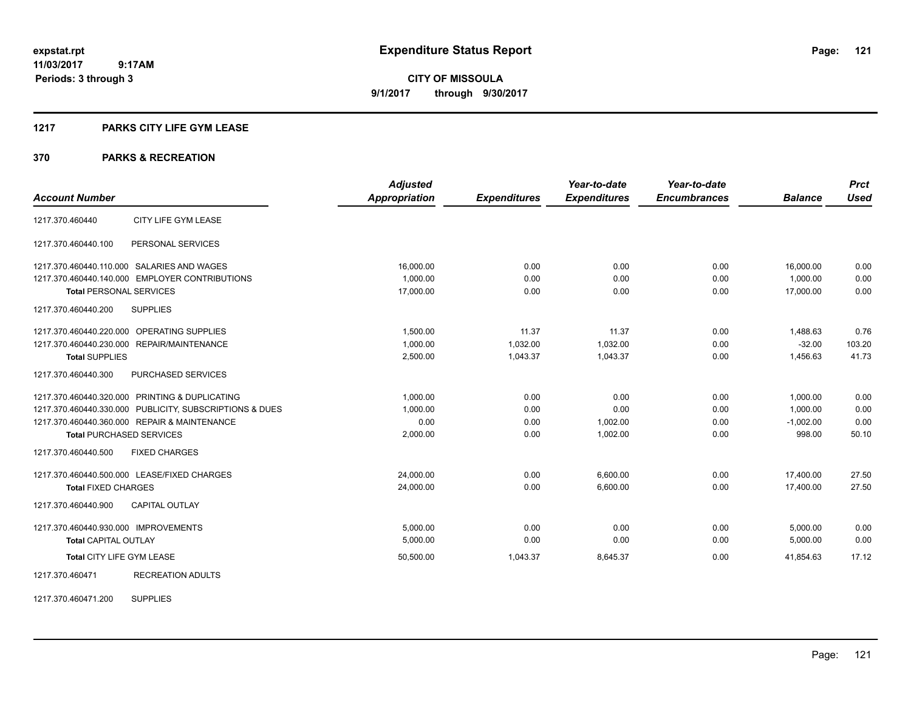# Expenditure Status Report

**CITY OF MISSOULA**

**9/1/2017 through 9/30/2017**

expstat.rpt
11/03/2017 9:17AM
Periods: 3 through 3

## 1217 PARKS CITY LIFE GYM LEASE

## 370 PARKS & RECREATION

| Account Number | | Adjusted Appropriation | Expenditures | Year-to-date Expenditures | Year-to-date Encumbrances | Balance | Prct Used |
|---|---|---|---|---|---|---|---|
| 1217.370.460440 | CITY LIFE GYM LEASE | | | | | | |
| 1217.370.460440.100 | PERSONAL SERVICES | | | | | | |
| 1217.370.460440.110.000 | SALARIES AND WAGES | 16,000.00 | 0.00 | 0.00 | 0.00 | 16,000.00 | 0.00 |
| 1217.370.460440.140.000 | EMPLOYER CONTRIBUTIONS | 1,000.00 | 0.00 | 0.00 | 0.00 | 1,000.00 | 0.00 |
| **Total** PERSONAL SERVICES | | 17,000.00 | 0.00 | 0.00 | 0.00 | 17,000.00 | 0.00 |
| 1217.370.460440.200 | SUPPLIES | | | | | | |
| 1217.370.460440.220.000 | OPERATING SUPPLIES | 1,500.00 | 11.37 | 11.37 | 0.00 | 1,488.63 | 0.76 |
| 1217.370.460440.230.000 | REPAIR/MAINTENANCE | 1,000.00 | 1,032.00 | 1,032.00 | 0.00 | -32.00 | 103.20 |
| **Total** SUPPLIES | | 2,500.00 | 1,043.37 | 1,043.37 | 0.00 | 1,456.63 | 41.73 |
| 1217.370.460440.300 | PURCHASED SERVICES | | | | | | |
| 1217.370.460440.320.000 | PRINTING & DUPLICATING | 1,000.00 | 0.00 | 0.00 | 0.00 | 1,000.00 | 0.00 |
| 1217.370.460440.330.000 | PUBLICITY, SUBSCRIPTIONS & DUES | 1,000.00 | 0.00 | 0.00 | 0.00 | 1,000.00 | 0.00 |
| 1217.370.460440.360.000 | REPAIR & MAINTENANCE | 0.00 | 0.00 | 1,002.00 | 0.00 | -1,002.00 | 0.00 |
| **Total** PURCHASED SERVICES | | 2,000.00 | 0.00 | 1,002.00 | 0.00 | 998.00 | 50.10 |
| 1217.370.460440.500 | FIXED CHARGES | | | | | | |
| 1217.370.460440.500.000 | LEASE/FIXED CHARGES | 24,000.00 | 0.00 | 6,600.00 | 0.00 | 17,400.00 | 27.50 |
| **Total** FIXED CHARGES | | 24,000.00 | 0.00 | 6,600.00 | 0.00 | 17,400.00 | 27.50 |
| 1217.370.460440.900 | CAPITAL OUTLAY | | | | | | |
| 1217.370.460440.930.000 | IMPROVEMENTS | 5,000.00 | 0.00 | 0.00 | 0.00 | 5,000.00 | 0.00 |
| **Total** CAPITAL OUTLAY | | 5,000.00 | 0.00 | 0.00 | 0.00 | 5,000.00 | 0.00 |
| **Total** CITY LIFE GYM LEASE | | 50,500.00 | 1,043.37 | 8,645.37 | 0.00 | 41,854.63 | 17.12 |
| 1217.370.460471 | RECREATION ADULTS | | | | | | |
| 1217.370.460471.200 | SUPPLIES | | | | | | |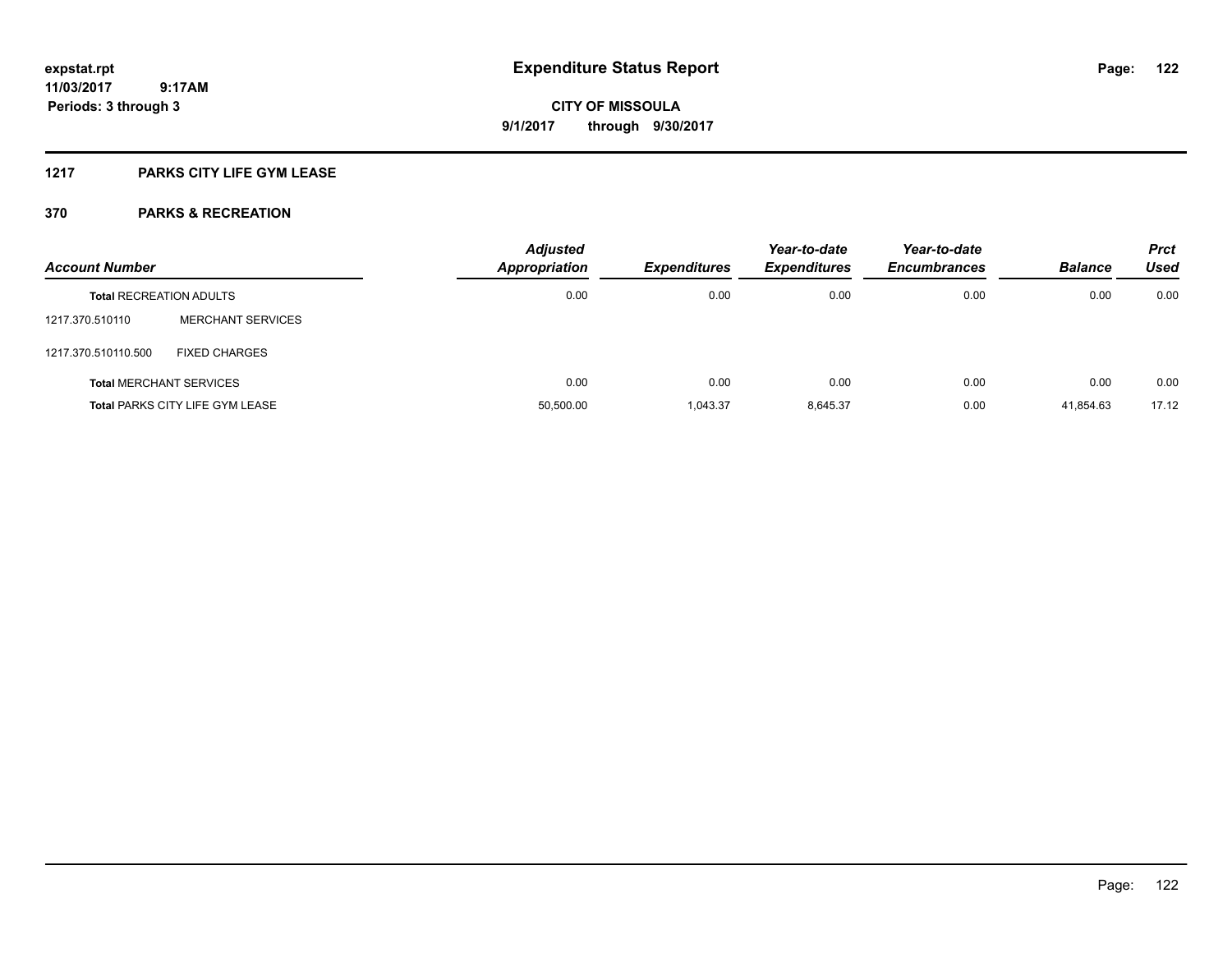# Expenditure Status Report

**CITY OF MISSOULA**

**9/1/2017 through 9/30/2017**

expstat.rpt
11/03/2017 9:17AM
Periods: 3 through 3

## 1217 PARKS CITY LIFE GYM LEASE

## 370 PARKS & RECREATION

| Account Number | | Adjusted Appropriation | Expenditures | Year-to-date Expenditures | Year-to-date Encumbrances | Balance | Prct Used |
|---|---|---|---|---|---|---|---|
| **Total** RECREATION ADULTS | | 0.00 | 0.00 | 0.00 | 0.00 | 0.00 | 0.00 |
| 1217.370.510110 | MERCHANT SERVICES | | | | | | |
| 1217.370.510110.500 | FIXED CHARGES | | | | | | |
| **Total** MERCHANT SERVICES | | 0.00 | 0.00 | 0.00 | 0.00 | 0.00 | 0.00 |
| **Total** PARKS CITY LIFE GYM LEASE | | 50,500.00 | 1,043.37 | 8,645.37 | 0.00 | 41,854.63 | 17.12 |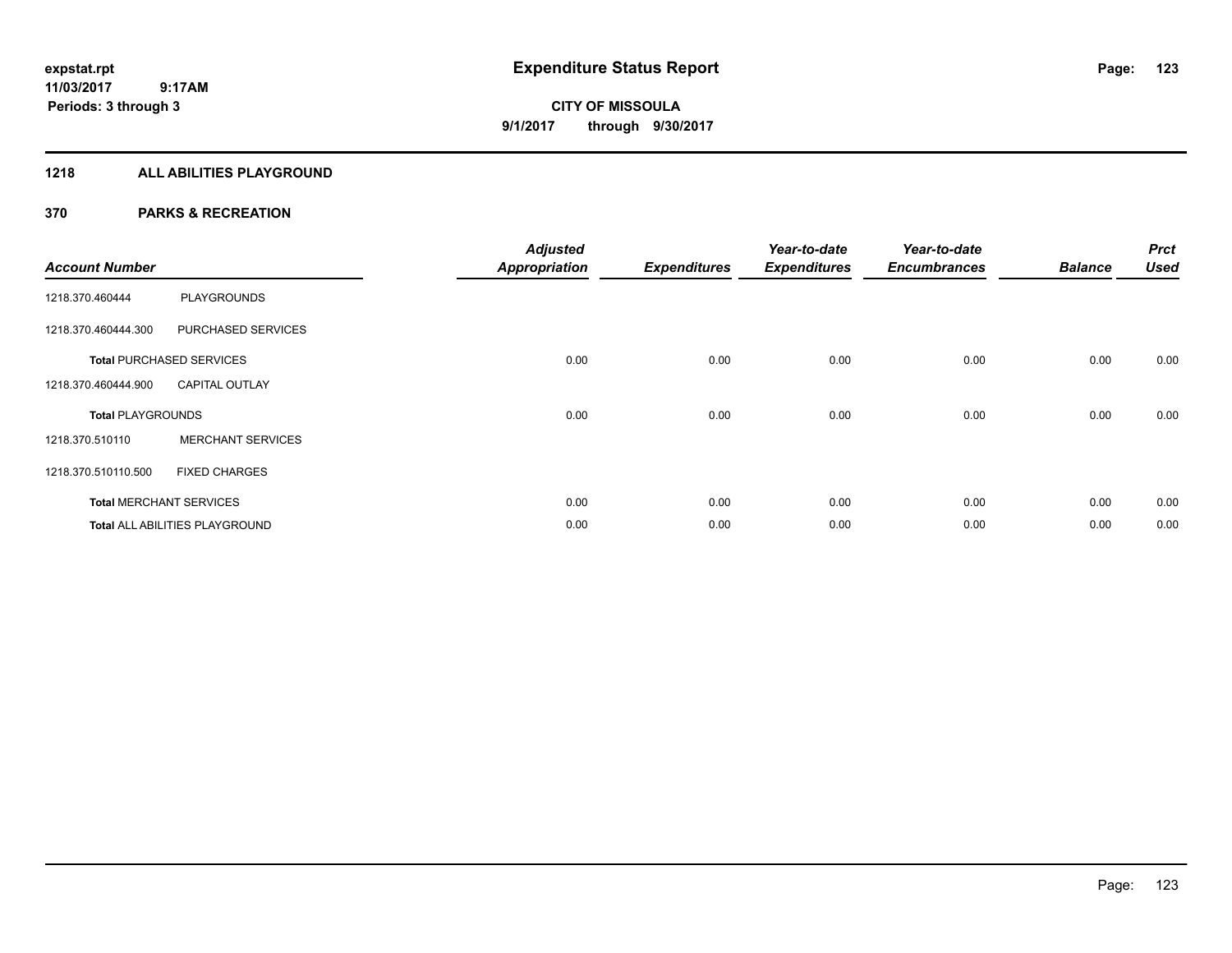# Expenditure Status Report

**CITY OF MISSOULA**

**9/1/2017 through 9/30/2017**

expstat.rpt
11/03/2017 9:17AM
Periods: 3 through 3

## 1218 ALL ABILITIES PLAYGROUND

## 370 PARKS & RECREATION

| Account Number | | Adjusted Appropriation | Expenditures | Year-to-date Expenditures | Year-to-date Encumbrances | Balance | Prct Used |
|---|---|---|---|---|---|---|---|
| 1218.370.460444 | PLAYGROUNDS | | | | | | |
| 1218.370.460444.300 | PURCHASED SERVICES | | | | | | |
| **Total** PURCHASED SERVICES | | 0.00 | 0.00 | 0.00 | 0.00 | 0.00 | 0.00 |
| 1218.370.460444.900 | CAPITAL OUTLAY | | | | | | |
| **Total** PLAYGROUNDS | | 0.00 | 0.00 | 0.00 | 0.00 | 0.00 | 0.00 |
| 1218.370.510110 | MERCHANT SERVICES | | | | | | |
| 1218.370.510110.500 | FIXED CHARGES | | | | | | |
| **Total** MERCHANT SERVICES | | 0.00 | 0.00 | 0.00 | 0.00 | 0.00 | 0.00 |
| **Total** ALL ABILITIES PLAYGROUND | | 0.00 | 0.00 | 0.00 | 0.00 | 0.00 | 0.00 |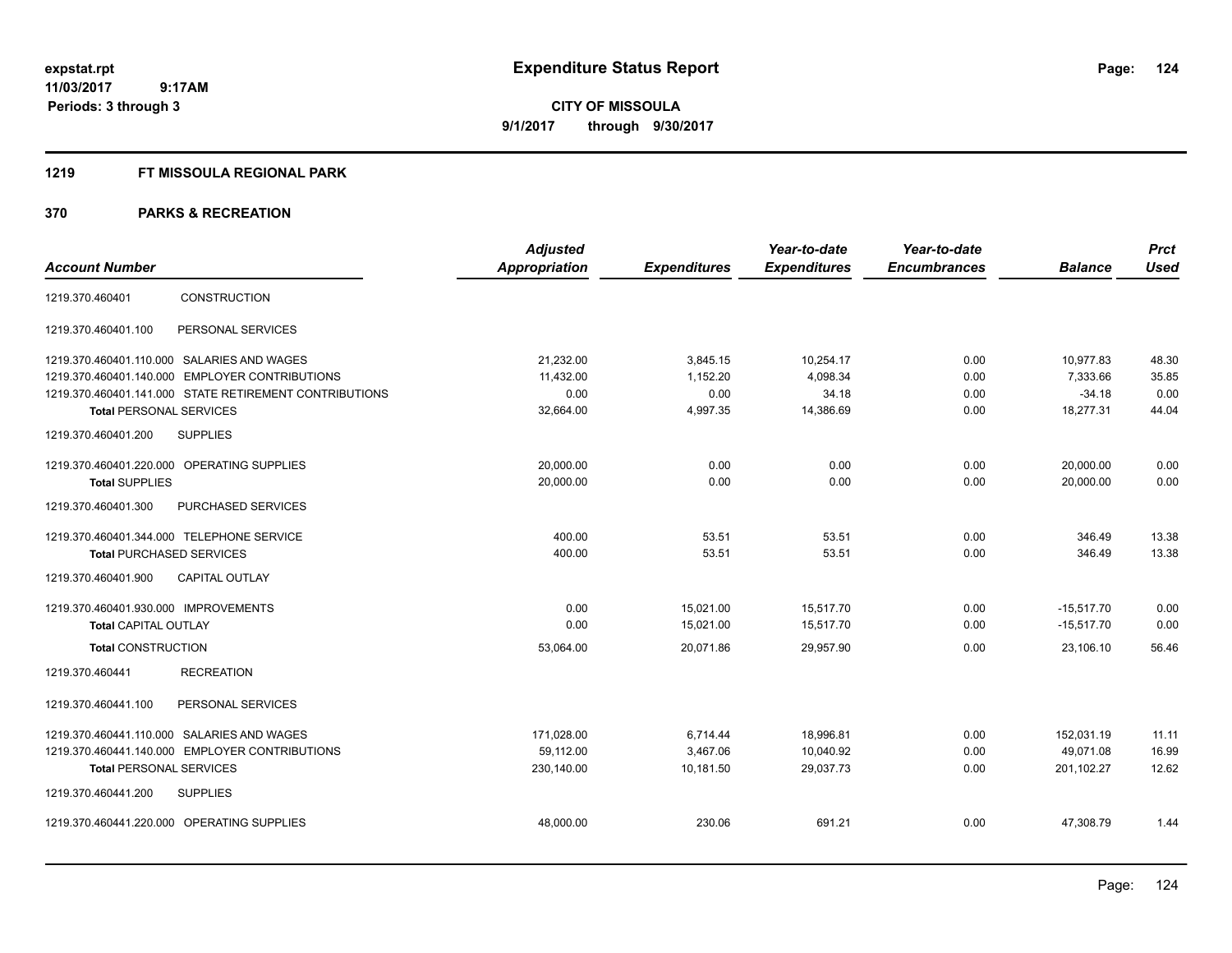# Expenditure Status Report

expstat.rpt
11/03/2017 9:17AM
Periods: 3 through 3

**CITY OF MISSOULA**
**9/1/2017 through 9/30/2017**

## 1219 FT MISSOULA REGIONAL PARK

### 370 PARKS & RECREATION

| Account Number | | Adjusted Appropriation | Expenditures | Year-to-date Expenditures | Year-to-date Encumbrances | Balance | Prct Used |
|---|---|---|---|---|---|---|---|
| 1219.370.460401 | CONSTRUCTION | | | | | | |
| 1219.370.460401.100 | PERSONAL SERVICES | | | | | | |
| 1219.370.460401.110.000 | SALARIES AND WAGES | 21,232.00 | 3,845.15 | 10,254.17 | 0.00 | 10,977.83 | 48.30 |
| 1219.370.460401.140.000 | EMPLOYER CONTRIBUTIONS | 11,432.00 | 1,152.20 | 4,098.34 | 0.00 | 7,333.66 | 35.85 |
| 1219.370.460401.141.000 | STATE RETIREMENT CONTRIBUTIONS | 0.00 | 0.00 | 34.18 | 0.00 | -34.18 | 0.00 |
| **Total** PERSONAL SERVICES | | 32,664.00 | 4,997.35 | 14,386.69 | 0.00 | 18,277.31 | 44.04 |
| 1219.370.460401.200 | SUPPLIES | | | | | | |
| 1219.370.460401.220.000 | OPERATING SUPPLIES | 20,000.00 | 0.00 | 0.00 | 0.00 | 20,000.00 | 0.00 |
| **Total** SUPPLIES | | 20,000.00 | 0.00 | 0.00 | 0.00 | 20,000.00 | 0.00 |
| 1219.370.460401.300 | PURCHASED SERVICES | | | | | | |
| 1219.370.460401.344.000 | TELEPHONE SERVICE | 400.00 | 53.51 | 53.51 | 0.00 | 346.49 | 13.38 |
| **Total** PURCHASED SERVICES | | 400.00 | 53.51 | 53.51 | 0.00 | 346.49 | 13.38 |
| 1219.370.460401.900 | CAPITAL OUTLAY | | | | | | |
| 1219.370.460401.930.000 | IMPROVEMENTS | 0.00 | 15,021.00 | 15,517.70 | 0.00 | -15,517.70 | 0.00 |
| **Total** CAPITAL OUTLAY | | 0.00 | 15,021.00 | 15,517.70 | 0.00 | -15,517.70 | 0.00 |
| **Total** CONSTRUCTION | | 53,064.00 | 20,071.86 | 29,957.90 | 0.00 | 23,106.10 | 56.46 |
| 1219.370.460441 | RECREATION | | | | | | |
| 1219.370.460441.100 | PERSONAL SERVICES | | | | | | |
| 1219.370.460441.110.000 | SALARIES AND WAGES | 171,028.00 | 6,714.44 | 18,996.81 | 0.00 | 152,031.19 | 11.11 |
| 1219.370.460441.140.000 | EMPLOYER CONTRIBUTIONS | 59,112.00 | 3,467.06 | 10,040.92 | 0.00 | 49,071.08 | 16.99 |
| **Total** PERSONAL SERVICES | | 230,140.00 | 10,181.50 | 29,037.73 | 0.00 | 201,102.27 | 12.62 |
| 1219.370.460441.200 | SUPPLIES | | | | | | |
| 1219.370.460441.220.000 | OPERATING SUPPLIES | 48,000.00 | 230.06 | 691.21 | 0.00 | 47,308.79 | 1.44 |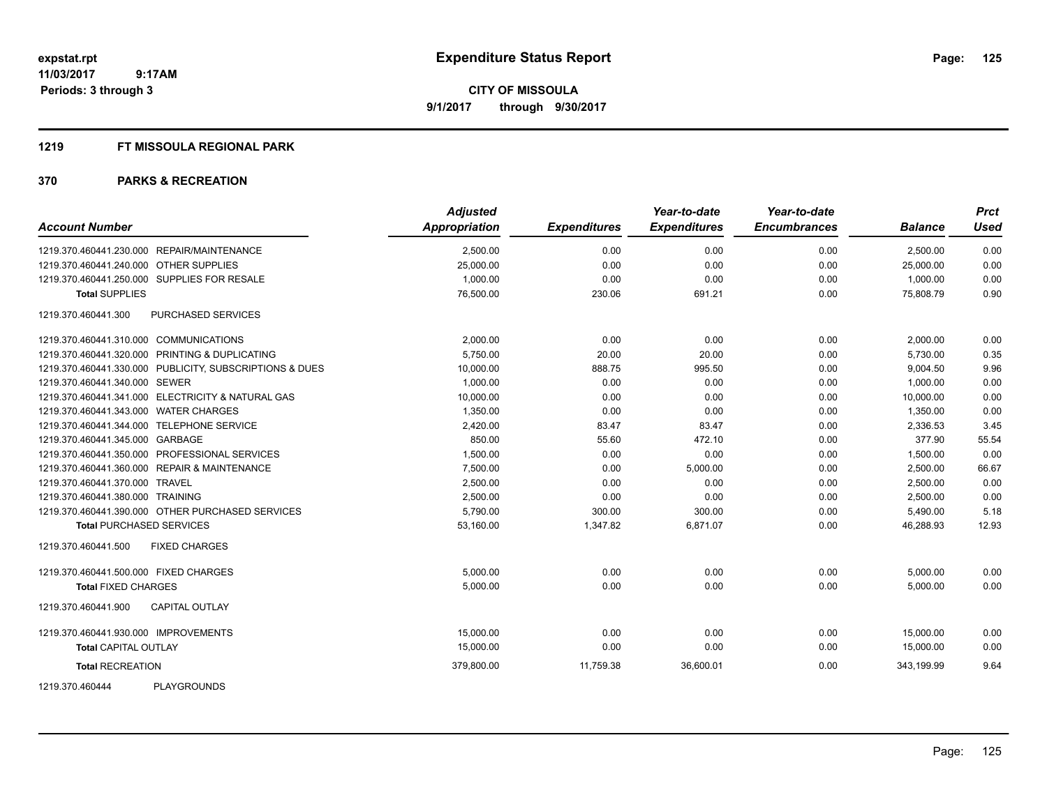**expstat.rpt**
**11/03/2017 9:17AM**
**Periods: 3 through 3**

# Expenditure Status Report

**CITY OF MISSOULA**
**9/1/2017 through 9/30/2017**

## 1219 FT MISSOULA REGIONAL PARK

## 370 PARKS & RECREATION

| Account Number | Adjusted Appropriation | Expenditures | Year-to-date Expenditures | Year-to-date Encumbrances | Balance | Prct Used |
|---|---|---|---|---|---|---|
| 1219.370.460441.230.000 REPAIR/MAINTENANCE | 2,500.00 | 0.00 | 0.00 | 0.00 | 2,500.00 | 0.00 |
| 1219.370.460441.240.000 OTHER SUPPLIES | 25,000.00 | 0.00 | 0.00 | 0.00 | 25,000.00 | 0.00 |
| 1219.370.460441.250.000 SUPPLIES FOR RESALE | 1,000.00 | 0.00 | 0.00 | 0.00 | 1,000.00 | 0.00 |
| **Total SUPPLIES** | 76,500.00 | 230.06 | 691.21 | 0.00 | 75,808.79 | 0.90 |
| 1219.370.460441.300 PURCHASED SERVICES | | | | | | |
| 1219.370.460441.310.000 COMMUNICATIONS | 2,000.00 | 0.00 | 0.00 | 0.00 | 2,000.00 | 0.00 |
| 1219.370.460441.320.000 PRINTING & DUPLICATING | 5,750.00 | 20.00 | 20.00 | 0.00 | 5,730.00 | 0.35 |
| 1219.370.460441.330.000 PUBLICITY, SUBSCRIPTIONS & DUES | 10,000.00 | 888.75 | 995.50 | 0.00 | 9,004.50 | 9.96 |
| 1219.370.460441.340.000 SEWER | 1,000.00 | 0.00 | 0.00 | 0.00 | 1,000.00 | 0.00 |
| 1219.370.460441.341.000 ELECTRICITY & NATURAL GAS | 10,000.00 | 0.00 | 0.00 | 0.00 | 10,000.00 | 0.00 |
| 1219.370.460441.343.000 WATER CHARGES | 1,350.00 | 0.00 | 0.00 | 0.00 | 1,350.00 | 0.00 |
| 1219.370.460441.344.000 TELEPHONE SERVICE | 2,420.00 | 83.47 | 83.47 | 0.00 | 2,336.53 | 3.45 |
| 1219.370.460441.345.000 GARBAGE | 850.00 | 55.60 | 472.10 | 0.00 | 377.90 | 55.54 |
| 1219.370.460441.350.000 PROFESSIONAL SERVICES | 1,500.00 | 0.00 | 0.00 | 0.00 | 1,500.00 | 0.00 |
| 1219.370.460441.360.000 REPAIR & MAINTENANCE | 7,500.00 | 0.00 | 5,000.00 | 0.00 | 2,500.00 | 66.67 |
| 1219.370.460441.370.000 TRAVEL | 2,500.00 | 0.00 | 0.00 | 0.00 | 2,500.00 | 0.00 |
| 1219.370.460441.380.000 TRAINING | 2,500.00 | 0.00 | 0.00 | 0.00 | 2,500.00 | 0.00 |
| 1219.370.460441.390.000 OTHER PURCHASED SERVICES | 5,790.00 | 300.00 | 300.00 | 0.00 | 5,490.00 | 5.18 |
| **Total PURCHASED SERVICES** | 53,160.00 | 1,347.82 | 6,871.07 | 0.00 | 46,288.93 | 12.93 |
| 1219.370.460441.500 FIXED CHARGES | | | | | | |
| 1219.370.460441.500.000 FIXED CHARGES | 5,000.00 | 0.00 | 0.00 | 0.00 | 5,000.00 | 0.00 |
| **Total FIXED CHARGES** | 5,000.00 | 0.00 | 0.00 | 0.00 | 5,000.00 | 0.00 |
| 1219.370.460441.900 CAPITAL OUTLAY | | | | | | |
| 1219.370.460441.930.000 IMPROVEMENTS | 15,000.00 | 0.00 | 0.00 | 0.00 | 15,000.00 | 0.00 |
| **Total CAPITAL OUTLAY** | 15,000.00 | 0.00 | 0.00 | 0.00 | 15,000.00 | 0.00 |
| **Total RECREATION** | 379,800.00 | 11,759.38 | 36,600.01 | 0.00 | 343,199.99 | 9.64 |
| 1219.370.460444 PLAYGROUNDS | | | | | | |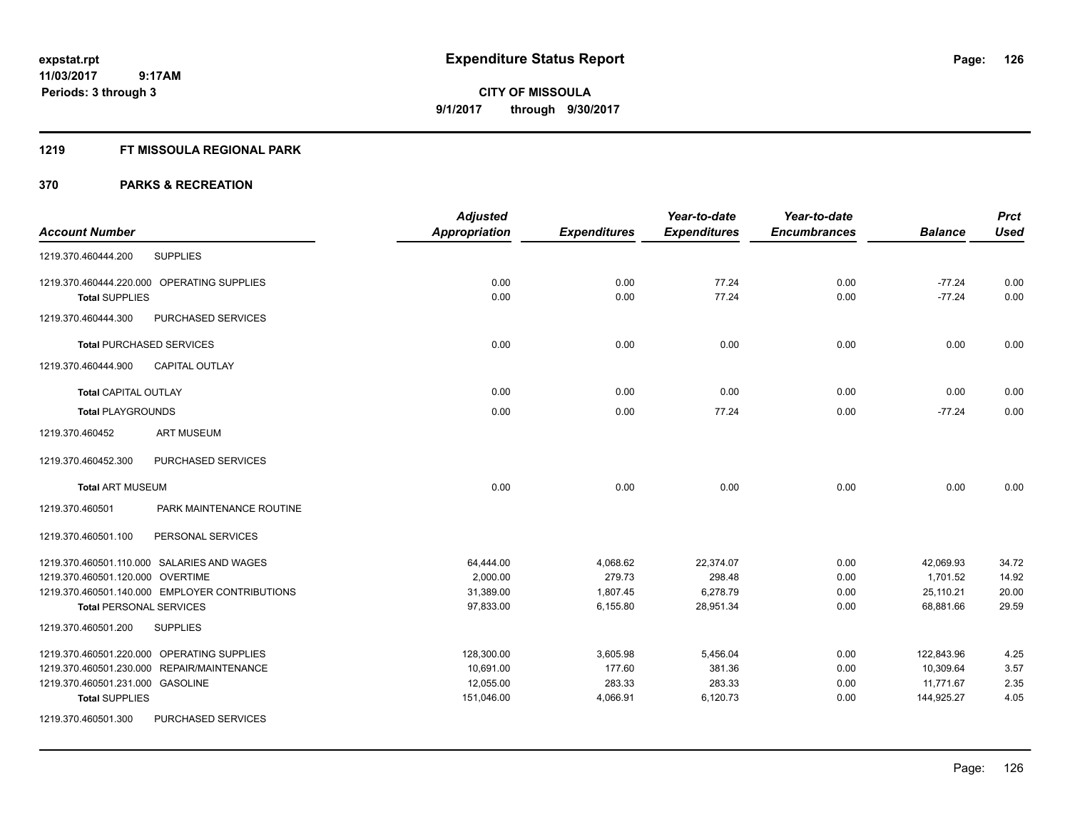# Expenditure Status Report

expstat.rpt
11/03/2017 9:17AM
Periods: 3 through 3

**CITY OF MISSOULA**
**9/1/2017 through 9/30/2017**

## 1219 FT MISSOULA REGIONAL PARK

## 370 PARKS & RECREATION

| Account Number | | Adjusted Appropriation | Expenditures | Year-to-date Expenditures | Year-to-date Encumbrances | Balance | Prct Used |
|---|---|---|---|---|---|---|---|
| 1219.370.460444.200 | SUPPLIES | | | | | | |
| 1219.370.460444.220.000 | OPERATING SUPPLIES | 0.00 | 0.00 | 77.24 | 0.00 | -77.24 | 0.00 |
| **Total** SUPPLIES | | 0.00 | 0.00 | 77.24 | 0.00 | -77.24 | 0.00 |
| 1219.370.460444.300 | PURCHASED SERVICES | | | | | | |
| **Total** PURCHASED SERVICES | | 0.00 | 0.00 | 0.00 | 0.00 | 0.00 | 0.00 |
| 1219.370.460444.900 | CAPITAL OUTLAY | | | | | | |
| **Total** CAPITAL OUTLAY | | 0.00 | 0.00 | 0.00 | 0.00 | 0.00 | 0.00 |
| **Total** PLAYGROUNDS | | 0.00 | 0.00 | 77.24 | 0.00 | -77.24 | 0.00 |
| 1219.370.460452 | ART MUSEUM | | | | | | |
| 1219.370.460452.300 | PURCHASED SERVICES | | | | | | |
| **Total** ART MUSEUM | | 0.00 | 0.00 | 0.00 | 0.00 | 0.00 | 0.00 |
| 1219.370.460501 | PARK MAINTENANCE ROUTINE | | | | | | |
| 1219.370.460501.100 | PERSONAL SERVICES | | | | | | |
| 1219.370.460501.110.000 | SALARIES AND WAGES | 64,444.00 | 4,068.62 | 22,374.07 | 0.00 | 42,069.93 | 34.72 |
| 1219.370.460501.120.000 | OVERTIME | 2,000.00 | 279.73 | 298.48 | 0.00 | 1,701.52 | 14.92 |
| 1219.370.460501.140.000 | EMPLOYER CONTRIBUTIONS | 31,389.00 | 1,807.45 | 6,278.79 | 0.00 | 25,110.21 | 20.00 |
| **Total** PERSONAL SERVICES | | 97,833.00 | 6,155.80 | 28,951.34 | 0.00 | 68,881.66 | 29.59 |
| 1219.370.460501.200 | SUPPLIES | | | | | | |
| 1219.370.460501.220.000 | OPERATING SUPPLIES | 128,300.00 | 3,605.98 | 5,456.04 | 0.00 | 122,843.96 | 4.25 |
| 1219.370.460501.230.000 | REPAIR/MAINTENANCE | 10,691.00 | 177.60 | 381.36 | 0.00 | 10,309.64 | 3.57 |
| 1219.370.460501.231.000 | GASOLINE | 12,055.00 | 283.33 | 283.33 | 0.00 | 11,771.67 | 2.35 |
| **Total** SUPPLIES | | 151,046.00 | 4,066.91 | 6,120.73 | 0.00 | 144,925.27 | 4.05 |
| 1219.370.460501.300 | PURCHASED SERVICES | | | | | | |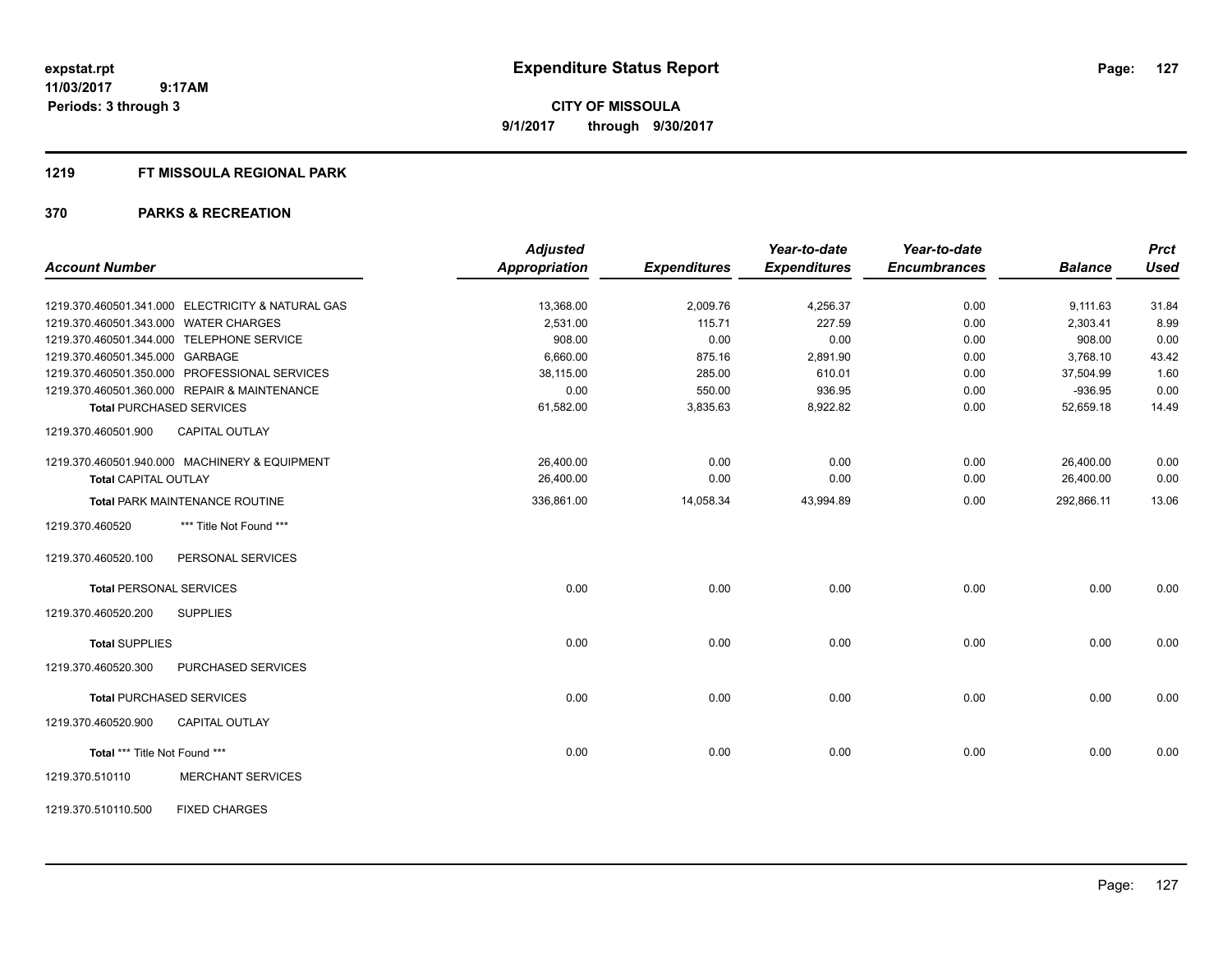# Expenditure Status Report

**CITY OF MISSOULA**

**9/1/2017 through 9/30/2017**

expstat.rpt
11/03/2017 9:17AM
Periods: 3 through 3

## 1219 FT MISSOULA REGIONAL PARK

## 370 PARKS & RECREATION

| Account Number | Adjusted Appropriation | Expenditures | Year-to-date Expenditures | Year-to-date Encumbrances | Balance | Prct Used |
|---|---|---|---|---|---|---|
| 1219.370.460501.341.000 ELECTRICITY & NATURAL GAS | 13,368.00 | 2,009.76 | 4,256.37 | 0.00 | 9,111.63 | 31.84 |
| 1219.370.460501.343.000 WATER CHARGES | 2,531.00 | 115.71 | 227.59 | 0.00 | 2,303.41 | 8.99 |
| 1219.370.460501.344.000 TELEPHONE SERVICE | 908.00 | 0.00 | 0.00 | 0.00 | 908.00 | 0.00 |
| 1219.370.460501.345.000 GARBAGE | 6,660.00 | 875.16 | 2,891.90 | 0.00 | 3,768.10 | 43.42 |
| 1219.370.460501.350.000 PROFESSIONAL SERVICES | 38,115.00 | 285.00 | 610.01 | 0.00 | 37,504.99 | 1.60 |
| 1219.370.460501.360.000 REPAIR & MAINTENANCE | 0.00 | 550.00 | 936.95 | 0.00 | -936.95 | 0.00 |
| **Total PURCHASED SERVICES** | 61,582.00 | 3,835.63 | 8,922.82 | 0.00 | 52,659.18 | 14.49 |
| 1219.370.460501.900 CAPITAL OUTLAY | | | | | | |
| 1219.370.460501.940.000 MACHINERY & EQUIPMENT | 26,400.00 | 0.00 | 0.00 | 0.00 | 26,400.00 | 0.00 |
| **Total CAPITAL OUTLAY** | 26,400.00 | 0.00 | 0.00 | 0.00 | 26,400.00 | 0.00 |
| **Total PARK MAINTENANCE ROUTINE** | 336,861.00 | 14,058.34 | 43,994.89 | 0.00 | 292,866.11 | 13.06 |
| 1219.370.460520 *** Title Not Found *** | | | | | | |
| 1219.370.460520.100 PERSONAL SERVICES | | | | | | |
| **Total PERSONAL SERVICES** | 0.00 | 0.00 | 0.00 | 0.00 | 0.00 | 0.00 |
| 1219.370.460520.200 SUPPLIES | | | | | | |
| **Total SUPPLIES** | 0.00 | 0.00 | 0.00 | 0.00 | 0.00 | 0.00 |
| 1219.370.460520.300 PURCHASED SERVICES | | | | | | |
| **Total PURCHASED SERVICES** | 0.00 | 0.00 | 0.00 | 0.00 | 0.00 | 0.00 |
| 1219.370.460520.900 CAPITAL OUTLAY | | | | | | |
| **Total *** Title Not Found \*\*\*** | 0.00 | 0.00 | 0.00 | 0.00 | 0.00 | 0.00 |
| 1219.370.510110 MERCHANT SERVICES | | | | | | |
| 1219.370.510110.500 FIXED CHARGES | | | | | | |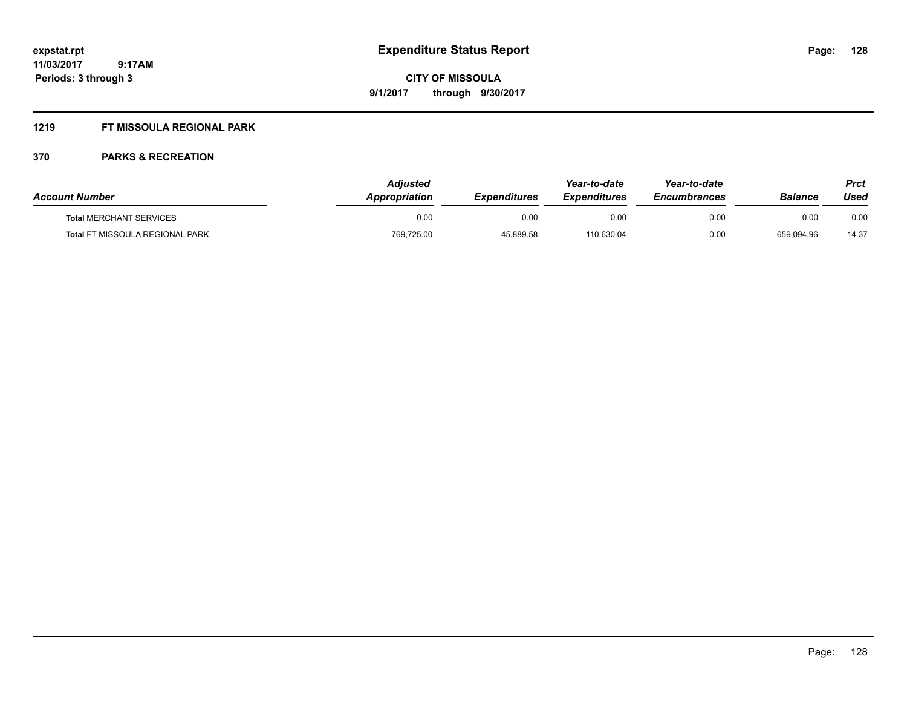# Expenditure Status Report

**CITY OF MISSOULA**

**9/1/2017 through 9/30/2017**

expstat.rpt
11/03/2017 9:17AM
Periods: 3 through 3

## 1219 FT MISSOULA REGIONAL PARK

### 370 PARKS & RECREATION

| Account Number | Adjusted Appropriation | Expenditures | Year-to-date Expenditures | Year-to-date Encumbrances | Balance | Prct Used |
|---|---|---|---|---|---|---|
| **Total** MERCHANT SERVICES | 0.00 | 0.00 | 0.00 | 0.00 | 0.00 | 0.00 |
| **Total** FT MISSOULA REGIONAL PARK | 769,725.00 | 45,889.58 | 110,630.04 | 0.00 | 659,094.96 | 14.37 |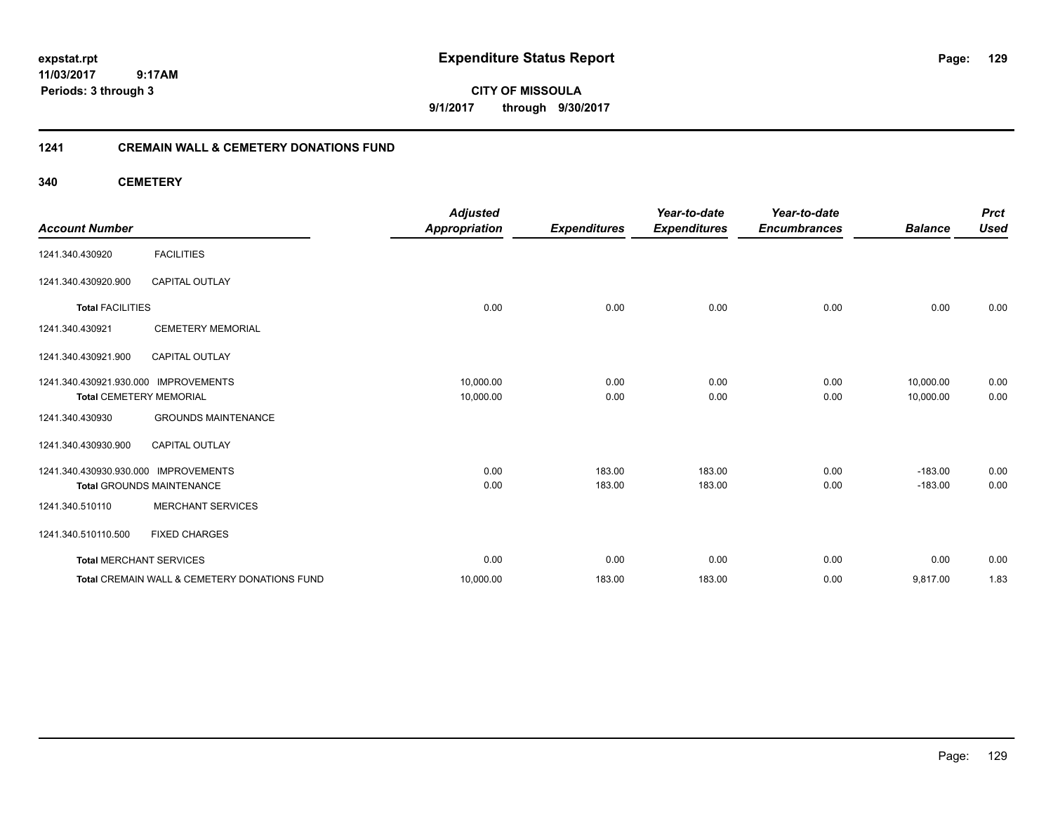**expstat.rpt**
**11/03/2017 9:17AM**
**Periods: 3 through 3**

# Expenditure Status Report

**CITY OF MISSOULA**
**9/1/2017 through 9/30/2017**

## 1241 CREMAIN WALL & CEMETERY DONATIONS FUND

### 340 CEMETERY

| Account Number | | Adjusted Appropriation | Expenditures | Year-to-date Expenditures | Year-to-date Encumbrances | Balance | Prct Used |
|---|---|---|---|---|---|---|---|
| 1241.340.430920 | FACILITIES | | | | | | |
| 1241.340.430920.900 | CAPITAL OUTLAY | | | | | | |
| **Total** FACILITIES | | 0.00 | 0.00 | 0.00 | 0.00 | 0.00 | 0.00 |
| 1241.340.430921 | CEMETERY MEMORIAL | | | | | | |
| 1241.340.430921.900 | CAPITAL OUTLAY | | | | | | |
| 1241.340.430921.930.000 | IMPROVEMENTS | 10,000.00 | 0.00 | 0.00 | 0.00 | 10,000.00 | 0.00 |
| **Total** CEMETERY MEMORIAL | | 10,000.00 | 0.00 | 0.00 | 0.00 | 10,000.00 | 0.00 |
| 1241.340.430930 | GROUNDS MAINTENANCE | | | | | | |
| 1241.340.430930.900 | CAPITAL OUTLAY | | | | | | |
| 1241.340.430930.930.000 | IMPROVEMENTS | 0.00 | 183.00 | 183.00 | 0.00 | -183.00 | 0.00 |
| **Total** GROUNDS MAINTENANCE | | 0.00 | 183.00 | 183.00 | 0.00 | -183.00 | 0.00 |
| 1241.340.510110 | MERCHANT SERVICES | | | | | | |
| 1241.340.510110.500 | FIXED CHARGES | | | | | | |
| **Total** MERCHANT SERVICES | | 0.00 | 0.00 | 0.00 | 0.00 | 0.00 | 0.00 |
| **Total** CREMAIN WALL & CEMETERY DONATIONS FUND | | 10,000.00 | 183.00 | 183.00 | 0.00 | 9,817.00 | 1.83 |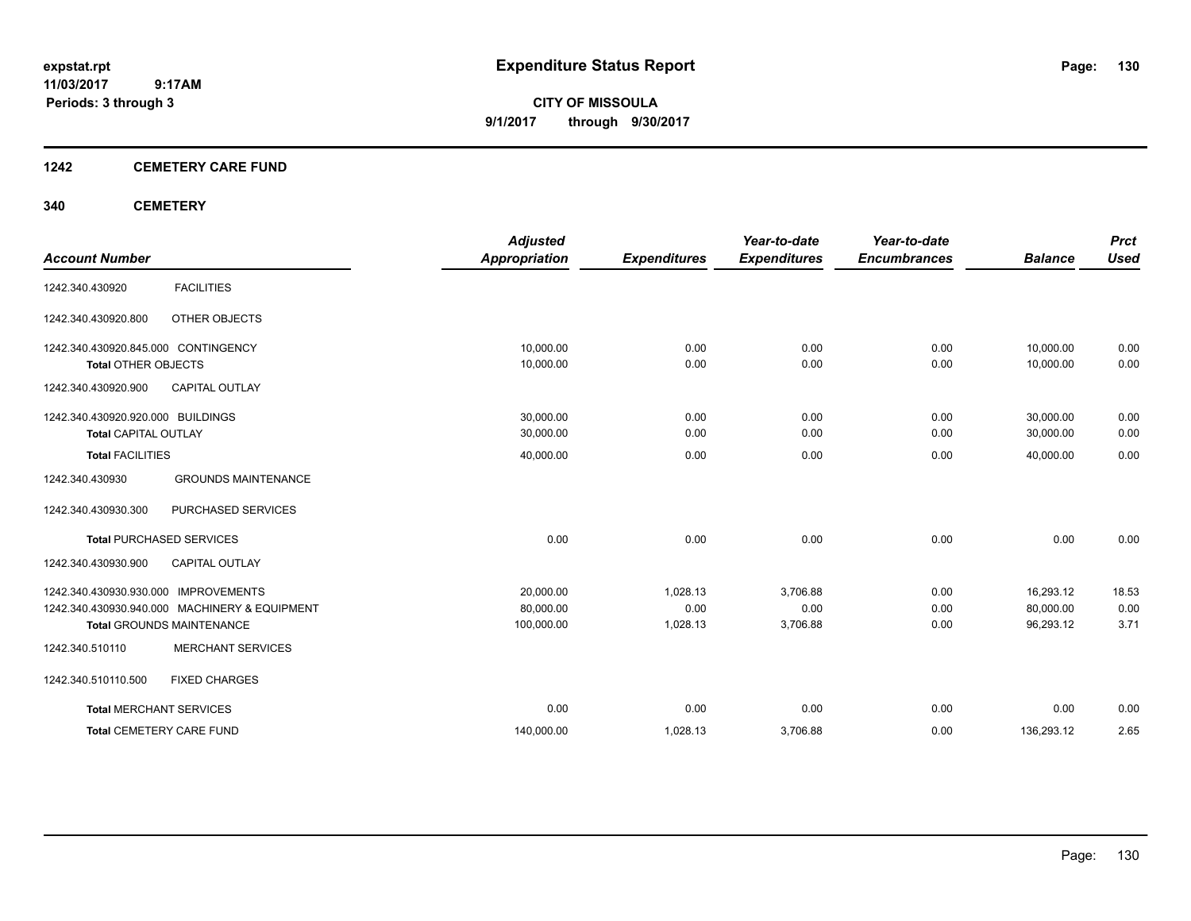# Expenditure Status Report

expstat.rpt
11/03/2017 9:17AM
Periods: 3 through 3

**CITY OF MISSOULA**
**9/1/2017 through 9/30/2017**

## 1242 CEMETERY CARE FUND

### 340 CEMETERY

| Account Number | | Adjusted Appropriation | Expenditures | Year-to-date Expenditures | Year-to-date Encumbrances | Balance | Prct Used |
|---|---|---|---|---|---|---|---|
| 1242.340.430920 | FACILITIES | | | | | | |
| 1242.340.430920.800 | OTHER OBJECTS | | | | | | |
| 1242.340.430920.845.000 CONTINGENCY | | 10,000.00 | 0.00 | 0.00 | 0.00 | 10,000.00 | 0.00 |
| Total OTHER OBJECTS | | 10,000.00 | 0.00 | 0.00 | 0.00 | 10,000.00 | 0.00 |
| 1242.340.430920.900 | CAPITAL OUTLAY | | | | | | |
| 1242.340.430920.920.000 BUILDINGS | | 30,000.00 | 0.00 | 0.00 | 0.00 | 30,000.00 | 0.00 |
| Total CAPITAL OUTLAY | | 30,000.00 | 0.00 | 0.00 | 0.00 | 30,000.00 | 0.00 |
| Total FACILITIES | | 40,000.00 | 0.00 | 0.00 | 0.00 | 40,000.00 | 0.00 |
| 1242.340.430930 | GROUNDS MAINTENANCE | | | | | | |
| 1242.340.430930.300 | PURCHASED SERVICES | | | | | | |
| Total PURCHASED SERVICES | | 0.00 | 0.00 | 0.00 | 0.00 | 0.00 | 0.00 |
| 1242.340.430930.900 | CAPITAL OUTLAY | | | | | | |
| 1242.340.430930.930.000 IMPROVEMENTS | | 20,000.00 | 1,028.13 | 3,706.88 | 0.00 | 16,293.12 | 18.53 |
| 1242.340.430930.940.000 MACHINERY & EQUIPMENT | | 80,000.00 | 0.00 | 0.00 | 0.00 | 80,000.00 | 0.00 |
| Total GROUNDS MAINTENANCE | | 100,000.00 | 1,028.13 | 3,706.88 | 0.00 | 96,293.12 | 3.71 |
| 1242.340.510110 | MERCHANT SERVICES | | | | | | |
| 1242.340.510110.500 | FIXED CHARGES | | | | | | |
| Total MERCHANT SERVICES | | 0.00 | 0.00 | 0.00 | 0.00 | 0.00 | 0.00 |
| Total CEMETERY CARE FUND | | 140,000.00 | 1,028.13 | 3,706.88 | 0.00 | 136,293.12 | 2.65 |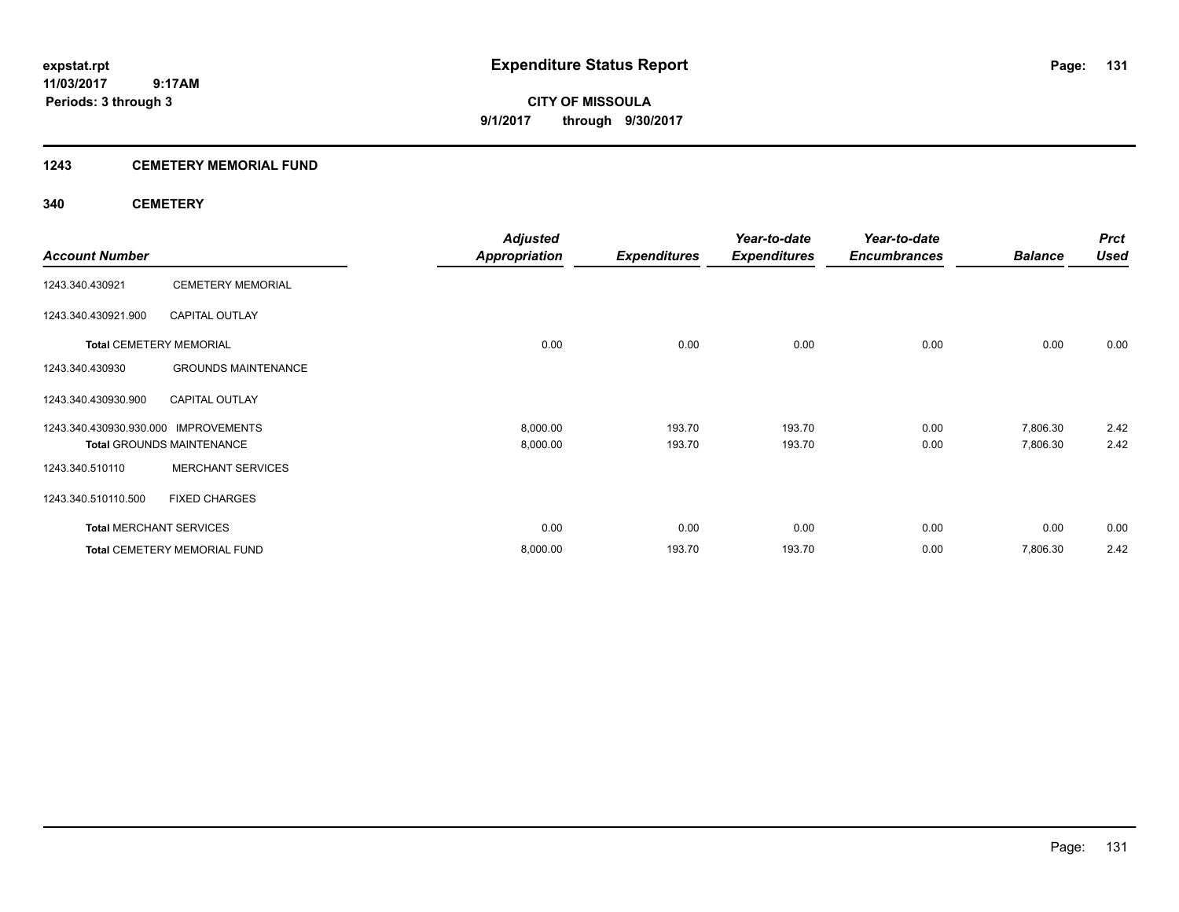# Expenditure Status Report

expstat.rpt
11/03/2017 9:17AM
Periods: 3 through 3

**CITY OF MISSOULA**
**9/1/2017 through 9/30/2017**

## 1243 CEMETERY MEMORIAL FUND

### 340 CEMETERY

| Account Number | | Adjusted Appropriation | Expenditures | Year-to-date Expenditures | Year-to-date Encumbrances | Balance | Prct Used |
|---|---|---|---|---|---|---|---|
| 1243.340.430921 | CEMETERY MEMORIAL | | | | | | |
| 1243.340.430921.900 | CAPITAL OUTLAY | | | | | | |
| **Total** CEMETERY MEMORIAL | | 0.00 | 0.00 | 0.00 | 0.00 | 0.00 | 0.00 |
| 1243.340.430930 | GROUNDS MAINTENANCE | | | | | | |
| 1243.340.430930.900 | CAPITAL OUTLAY | | | | | | |
| 1243.340.430930.930.000 | IMPROVEMENTS | 8,000.00 | 193.70 | 193.70 | 0.00 | 7,806.30 | 2.42 |
| **Total** GROUNDS MAINTENANCE | | 8,000.00 | 193.70 | 193.70 | 0.00 | 7,806.30 | 2.42 |
| 1243.340.510110 | MERCHANT SERVICES | | | | | | |
| 1243.340.510110.500 | FIXED CHARGES | | | | | | |
| **Total** MERCHANT SERVICES | | 0.00 | 0.00 | 0.00 | 0.00 | 0.00 | 0.00 |
| **Total** CEMETERY MEMORIAL FUND | | 8,000.00 | 193.70 | 193.70 | 0.00 | 7,806.30 | 2.42 |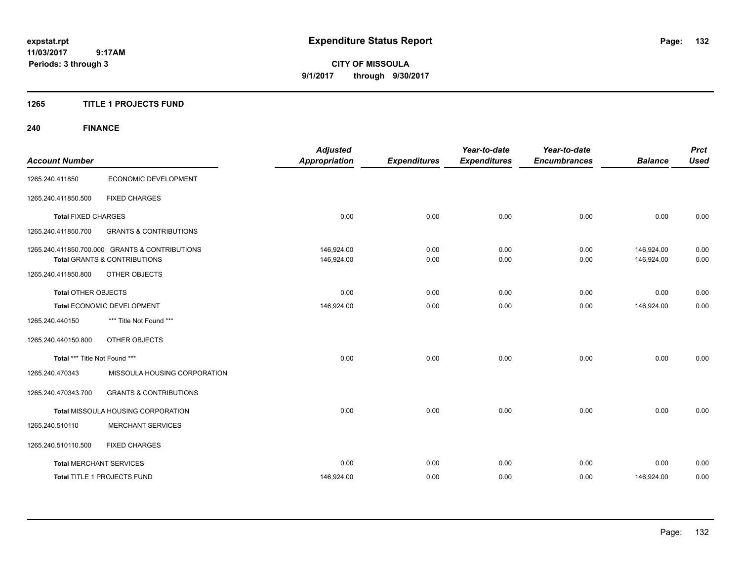# Expenditure Status Report

expstat.rpt
11/03/2017 9:17AM
Periods: 3 through 3

**CITY OF MISSOULA**
**9/1/2017 through 9/30/2017**

## 1265 TITLE 1 PROJECTS FUND

### 240 FINANCE

| Account Number | | Adjusted Appropriation | Expenditures | Year-to-date Expenditures | Year-to-date Encumbrances | Balance | Prct Used |
|---|---|---|---|---|---|---|---|
| 1265.240.411850 | ECONOMIC DEVELOPMENT | | | | | | |
| 1265.240.411850.500 | FIXED CHARGES | | | | | | |
| **Total** FIXED CHARGES | | 0.00 | 0.00 | 0.00 | 0.00 | 0.00 | 0.00 |
| 1265.240.411850.700 | GRANTS & CONTRIBUTIONS | | | | | | |
| 1265.240.411850.700.000 GRANTS & CONTRIBUTIONS | | 146,924.00 | 0.00 | 0.00 | 0.00 | 146,924.00 | 0.00 |
| **Total** GRANTS & CONTRIBUTIONS | | 146,924.00 | 0.00 | 0.00 | 0.00 | 146,924.00 | 0.00 |
| 1265.240.411850.800 | OTHER OBJECTS | | | | | | |
| **Total** OTHER OBJECTS | | 0.00 | 0.00 | 0.00 | 0.00 | 0.00 | 0.00 |
| **Total** ECONOMIC DEVELOPMENT | | 146,924.00 | 0.00 | 0.00 | 0.00 | 146,924.00 | 0.00 |
| 1265.240.440150 | *** Title Not Found *** | | | | | | |
| 1265.240.440150.800 | OTHER OBJECTS | | | | | | |
| **Total** *** Title Not Found *** | | 0.00 | 0.00 | 0.00 | 0.00 | 0.00 | 0.00 |
| 1265.240.470343 | MISSOULA HOUSING CORPORATION | | | | | | |
| 1265.240.470343.700 | GRANTS & CONTRIBUTIONS | | | | | | |
| **Total** MISSOULA HOUSING CORPORATION | | 0.00 | 0.00 | 0.00 | 0.00 | 0.00 | 0.00 |
| 1265.240.510110 | MERCHANT SERVICES | | | | | | |
| 1265.240.510110.500 | FIXED CHARGES | | | | | | |
| **Total** MERCHANT SERVICES | | 0.00 | 0.00 | 0.00 | 0.00 | 0.00 | 0.00 |
| **Total** TITLE 1 PROJECTS FUND | | 146,924.00 | 0.00 | 0.00 | 0.00 | 146,924.00 | 0.00 |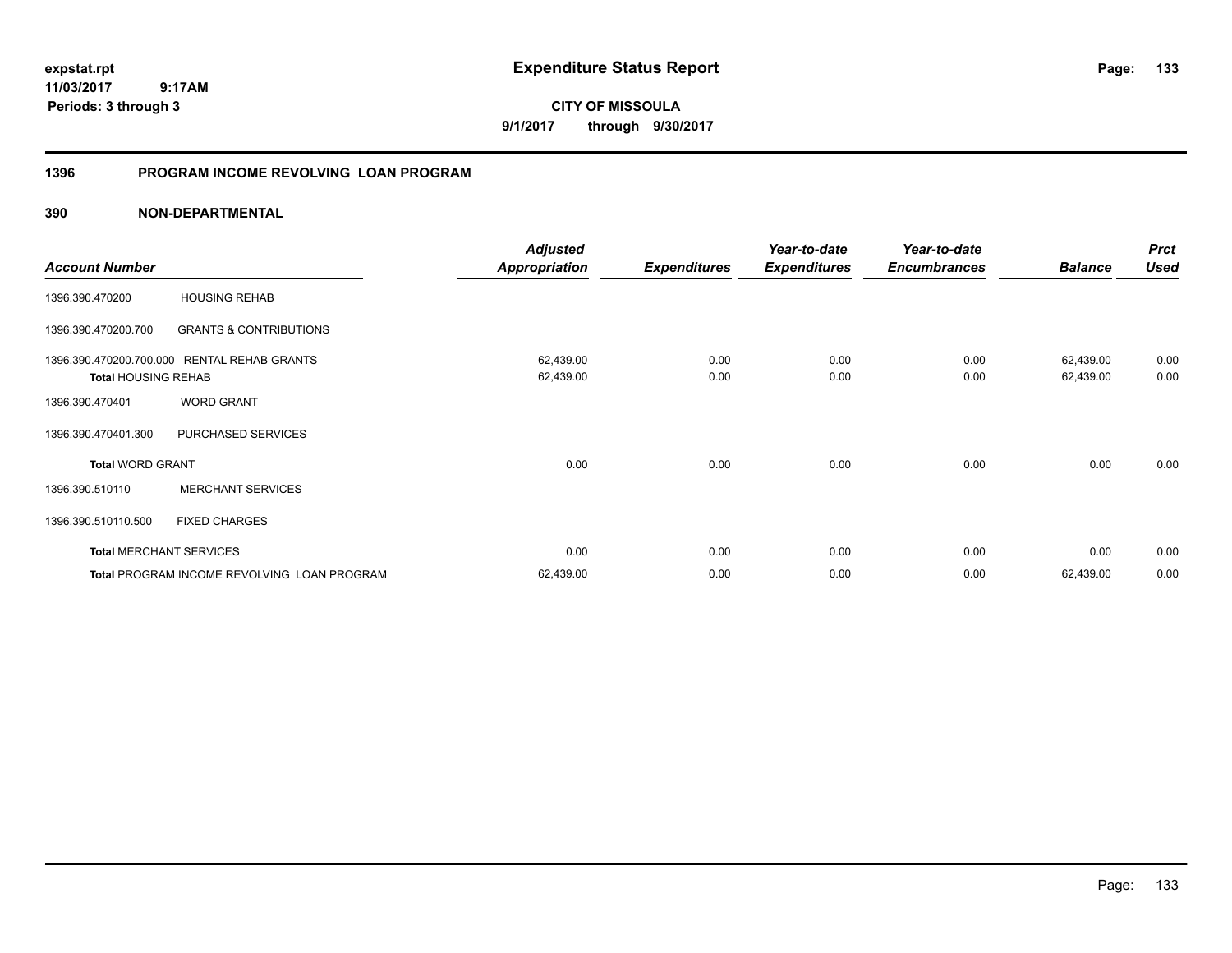**Expenditure Status Report**

**CITY OF MISSOULA**

**9/1/2017 through 9/30/2017**

expstat.rpt
11/03/2017 9:17AM
Periods: 3 through 3

## 1396 PROGRAM INCOME REVOLVING LOAN PROGRAM

### 390 NON-DEPARTMENTAL

| Account Number | | Adjusted Appropriation | Expenditures | Year-to-date Expenditures | Year-to-date Encumbrances | Balance | Prct Used |
|---|---|---|---|---|---|---|---|
| 1396.390.470200 | HOUSING REHAB | | | | | | |
| 1396.390.470200.700 | GRANTS & CONTRIBUTIONS | | | | | | |
| 1396.390.470200.700.000 | RENTAL REHAB GRANTS | 62,439.00 | 0.00 | 0.00 | 0.00 | 62,439.00 | 0.00 |
| **Total** HOUSING REHAB | | 62,439.00 | 0.00 | 0.00 | 0.00 | 62,439.00 | 0.00 |
| 1396.390.470401 | WORD GRANT | | | | | | |
| 1396.390.470401.300 | PURCHASED SERVICES | | | | | | |
| **Total** WORD GRANT | | 0.00 | 0.00 | 0.00 | 0.00 | 0.00 | 0.00 |
| 1396.390.510110 | MERCHANT SERVICES | | | | | | |
| 1396.390.510110.500 | FIXED CHARGES | | | | | | |
| **Total** MERCHANT SERVICES | | 0.00 | 0.00 | 0.00 | 0.00 | 0.00 | 0.00 |
| **Total** PROGRAM INCOME REVOLVING LOAN PROGRAM | | 62,439.00 | 0.00 | 0.00 | 0.00 | 62,439.00 | 0.00 |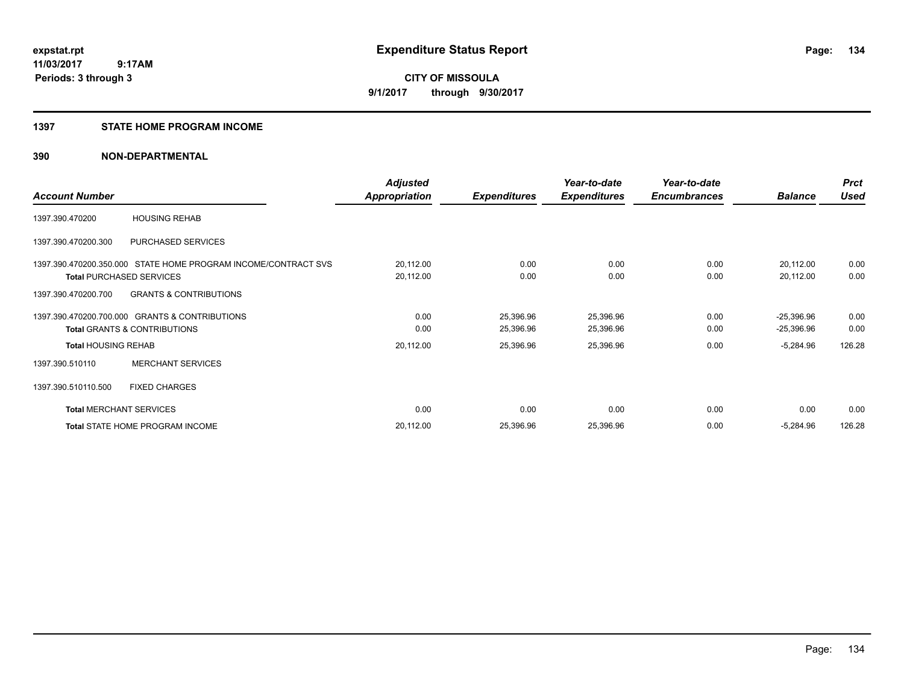# Expenditure Status Report

**expstat.rpt**
**11/03/2017 9:17AM**
**Periods: 3 through 3**

**CITY OF MISSOULA**
**9/1/2017 through 9/30/2017**

## 1397 STATE HOME PROGRAM INCOME

## 390 NON-DEPARTMENTAL

| Account Number | | Adjusted Appropriation | Expenditures | Year-to-date Expenditures | Year-to-date Encumbrances | Balance | Prct Used |
|---|---|---|---|---|---|---|---|
| 1397.390.470200 | HOUSING REHAB | | | | | | |
| 1397.390.470200.300 | PURCHASED SERVICES | | | | | | |
| 1397.390.470200.350.000 | STATE HOME PROGRAM INCOME/CONTRACT SVS | 20,112.00 | 0.00 | 0.00 | 0.00 | 20,112.00 | 0.00 |
| **Total** PURCHASED SERVICES | | 20,112.00 | 0.00 | 0.00 | 0.00 | 20,112.00 | 0.00 |
| 1397.390.470200.700 | GRANTS & CONTRIBUTIONS | | | | | | |
| 1397.390.470200.700.000 | GRANTS & CONTRIBUTIONS | 0.00 | 25,396.96 | 25,396.96 | 0.00 | -25,396.96 | 0.00 |
| **Total** GRANTS & CONTRIBUTIONS | | 0.00 | 25,396.96 | 25,396.96 | 0.00 | -25,396.96 | 0.00 |
| **Total** HOUSING REHAB | | 20,112.00 | 25,396.96 | 25,396.96 | 0.00 | -5,284.96 | 126.28 |
| 1397.390.510110 | MERCHANT SERVICES | | | | | | |
| 1397.390.510110.500 | FIXED CHARGES | | | | | | |
| **Total** MERCHANT SERVICES | | 0.00 | 0.00 | 0.00 | 0.00 | 0.00 | 0.00 |
| **Total** STATE HOME PROGRAM INCOME | | 20,112.00 | 25,396.96 | 25,396.96 | 0.00 | -5,284.96 | 126.28 |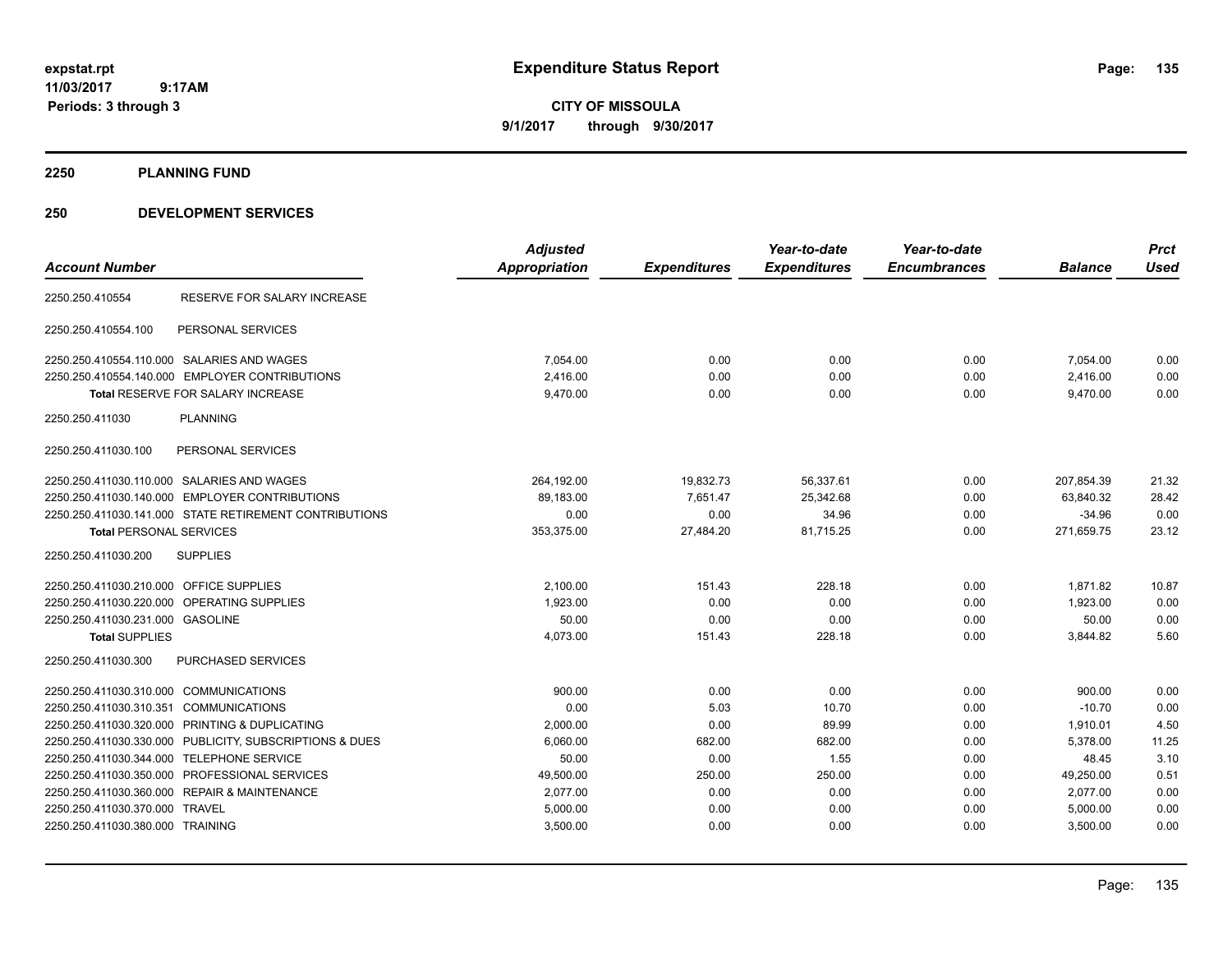**expstat.rpt**
**11/03/2017 9:17AM**
**Periods: 3 through 3**

# Expenditure Status Report

**CITY OF MISSOULA**
**9/1/2017 through 9/30/2017**

## 2250 PLANNING FUND

## 250 DEVELOPMENT SERVICES

| Account Number | | Adjusted Appropriation | Expenditures | Year-to-date Expenditures | Year-to-date Encumbrances | Balance | Prct Used |
|---|---|---|---|---|---|---|---|
| 2250.250.410554 | RESERVE FOR SALARY INCREASE | | | | | | |
| 2250.250.410554.100 | PERSONAL SERVICES | | | | | | |
| 2250.250.410554.110.000 | SALARIES AND WAGES | 7,054.00 | 0.00 | 0.00 | 0.00 | 7,054.00 | 0.00 |
| 2250.250.410554.140.000 | EMPLOYER CONTRIBUTIONS | 2,416.00 | 0.00 | 0.00 | 0.00 | 2,416.00 | 0.00 |
| Total RESERVE FOR SALARY INCREASE | | 9,470.00 | 0.00 | 0.00 | 0.00 | 9,470.00 | 0.00 |
| 2250.250.411030 | PLANNING | | | | | | |
| 2250.250.411030.100 | PERSONAL SERVICES | | | | | | |
| 2250.250.411030.110.000 | SALARIES AND WAGES | 264,192.00 | 19,832.73 | 56,337.61 | 0.00 | 207,854.39 | 21.32 |
| 2250.250.411030.140.000 | EMPLOYER CONTRIBUTIONS | 89,183.00 | 7,651.47 | 25,342.68 | 0.00 | 63,840.32 | 28.42 |
| 2250.250.411030.141.000 | STATE RETIREMENT CONTRIBUTIONS | 0.00 | 0.00 | 34.96 | 0.00 | -34.96 | 0.00 |
| Total PERSONAL SERVICES | | 353,375.00 | 27,484.20 | 81,715.25 | 0.00 | 271,659.75 | 23.12 |
| 2250.250.411030.200 | SUPPLIES | | | | | | |
| 2250.250.411030.210.000 | OFFICE SUPPLIES | 2,100.00 | 151.43 | 228.18 | 0.00 | 1,871.82 | 10.87 |
| 2250.250.411030.220.000 | OPERATING SUPPLIES | 1,923.00 | 0.00 | 0.00 | 0.00 | 1,923.00 | 0.00 |
| 2250.250.411030.231.000 | GASOLINE | 50.00 | 0.00 | 0.00 | 0.00 | 50.00 | 0.00 |
| Total SUPPLIES | | 4,073.00 | 151.43 | 228.18 | 0.00 | 3,844.82 | 5.60 |
| 2250.250.411030.300 | PURCHASED SERVICES | | | | | | |
| 2250.250.411030.310.000 | COMMUNICATIONS | 900.00 | 0.00 | 0.00 | 0.00 | 900.00 | 0.00 |
| 2250.250.411030.310.351 | COMMUNICATIONS | 0.00 | 5.03 | 10.70 | 0.00 | -10.70 | 0.00 |
| 2250.250.411030.320.000 | PRINTING & DUPLICATING | 2,000.00 | 0.00 | 89.99 | 0.00 | 1,910.01 | 4.50 |
| 2250.250.411030.330.000 | PUBLICITY, SUBSCRIPTIONS & DUES | 6,060.00 | 682.00 | 682.00 | 0.00 | 5,378.00 | 11.25 |
| 2250.250.411030.344.000 | TELEPHONE SERVICE | 50.00 | 0.00 | 1.55 | 0.00 | 48.45 | 3.10 |
| 2250.250.411030.350.000 | PROFESSIONAL SERVICES | 49,500.00 | 250.00 | 250.00 | 0.00 | 49,250.00 | 0.51 |
| 2250.250.411030.360.000 | REPAIR & MAINTENANCE | 2,077.00 | 0.00 | 0.00 | 0.00 | 2,077.00 | 0.00 |
| 2250.250.411030.370.000 | TRAVEL | 5,000.00 | 0.00 | 0.00 | 0.00 | 5,000.00 | 0.00 |
| 2250.250.411030.380.000 | TRAINING | 3,500.00 | 0.00 | 0.00 | 0.00 | 3,500.00 | 0.00 |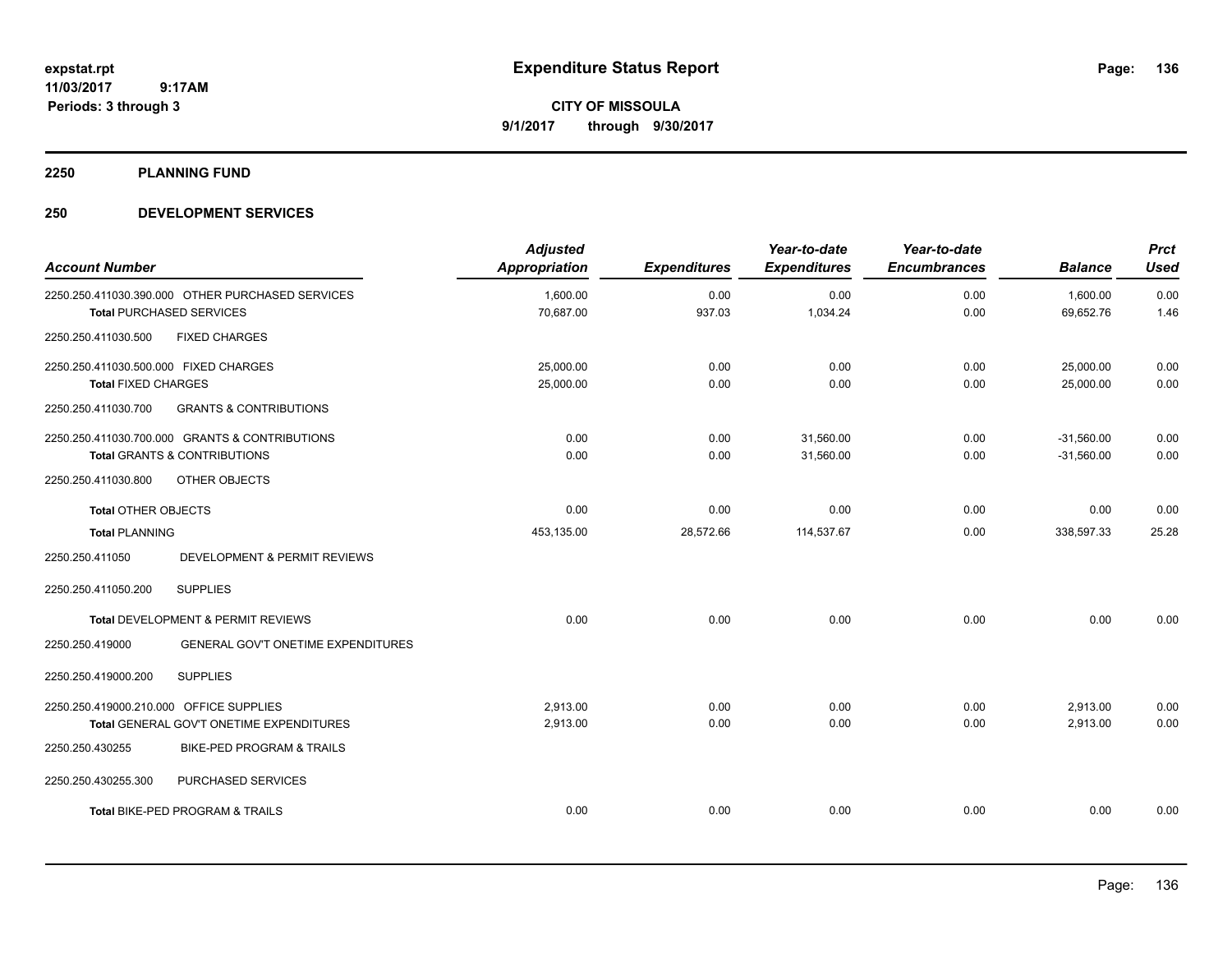# Expenditure Status Report

expstat.rpt
11/03/2017 9:17AM
Periods: 3 through 3

**CITY OF MISSOULA**
**9/1/2017 through 9/30/2017**

## 2250 PLANNING FUND

## 250 DEVELOPMENT SERVICES

| Account Number | Adjusted Appropriation | Expenditures | Year-to-date Expenditures | Year-to-date Encumbrances | Balance | Prct Used |
|---|---|---|---|---|---|---|
| 2250.250.411030.390.000 OTHER PURCHASED SERVICES | 1,600.00 | 0.00 | 0.00 | 0.00 | 1,600.00 | 0.00 |
| **Total** PURCHASED SERVICES | 70,687.00 | 937.03 | 1,034.24 | 0.00 | 69,652.76 | 1.46 |
| 2250.250.411030.500 FIXED CHARGES | | | | | | |
| 2250.250.411030.500.000 FIXED CHARGES | 25,000.00 | 0.00 | 0.00 | 0.00 | 25,000.00 | 0.00 |
| **Total** FIXED CHARGES | 25,000.00 | 0.00 | 0.00 | 0.00 | 25,000.00 | 0.00 |
| 2250.250.411030.700 GRANTS & CONTRIBUTIONS | | | | | | |
| 2250.250.411030.700.000 GRANTS & CONTRIBUTIONS | 0.00 | 0.00 | 31,560.00 | 0.00 | -31,560.00 | 0.00 |
| **Total** GRANTS & CONTRIBUTIONS | 0.00 | 0.00 | 31,560.00 | 0.00 | -31,560.00 | 0.00 |
| 2250.250.411030.800 OTHER OBJECTS | | | | | | |
| **Total** OTHER OBJECTS | 0.00 | 0.00 | 0.00 | 0.00 | 0.00 | 0.00 |
| **Total** PLANNING | 453,135.00 | 28,572.66 | 114,537.67 | 0.00 | 338,597.33 | 25.28 |
| 2250.250.411050 DEVELOPMENT & PERMIT REVIEWS | | | | | | |
| 2250.250.411050.200 SUPPLIES | | | | | | |
| **Total** DEVELOPMENT & PERMIT REVIEWS | 0.00 | 0.00 | 0.00 | 0.00 | 0.00 | 0.00 |
| 2250.250.419000 GENERAL GOV'T ONETIME EXPENDITURES | | | | | | |
| 2250.250.419000.200 SUPPLIES | | | | | | |
| 2250.250.419000.210.000 OFFICE SUPPLIES | 2,913.00 | 0.00 | 0.00 | 0.00 | 2,913.00 | 0.00 |
| **Total** GENERAL GOV'T ONETIME EXPENDITURES | 2,913.00 | 0.00 | 0.00 | 0.00 | 2,913.00 | 0.00 |
| 2250.250.430255 BIKE-PED PROGRAM & TRAILS | | | | | | |
| 2250.250.430255.300 PURCHASED SERVICES | | | | | | |
| **Total** BIKE-PED PROGRAM & TRAILS | 0.00 | 0.00 | 0.00 | 0.00 | 0.00 | 0.00 |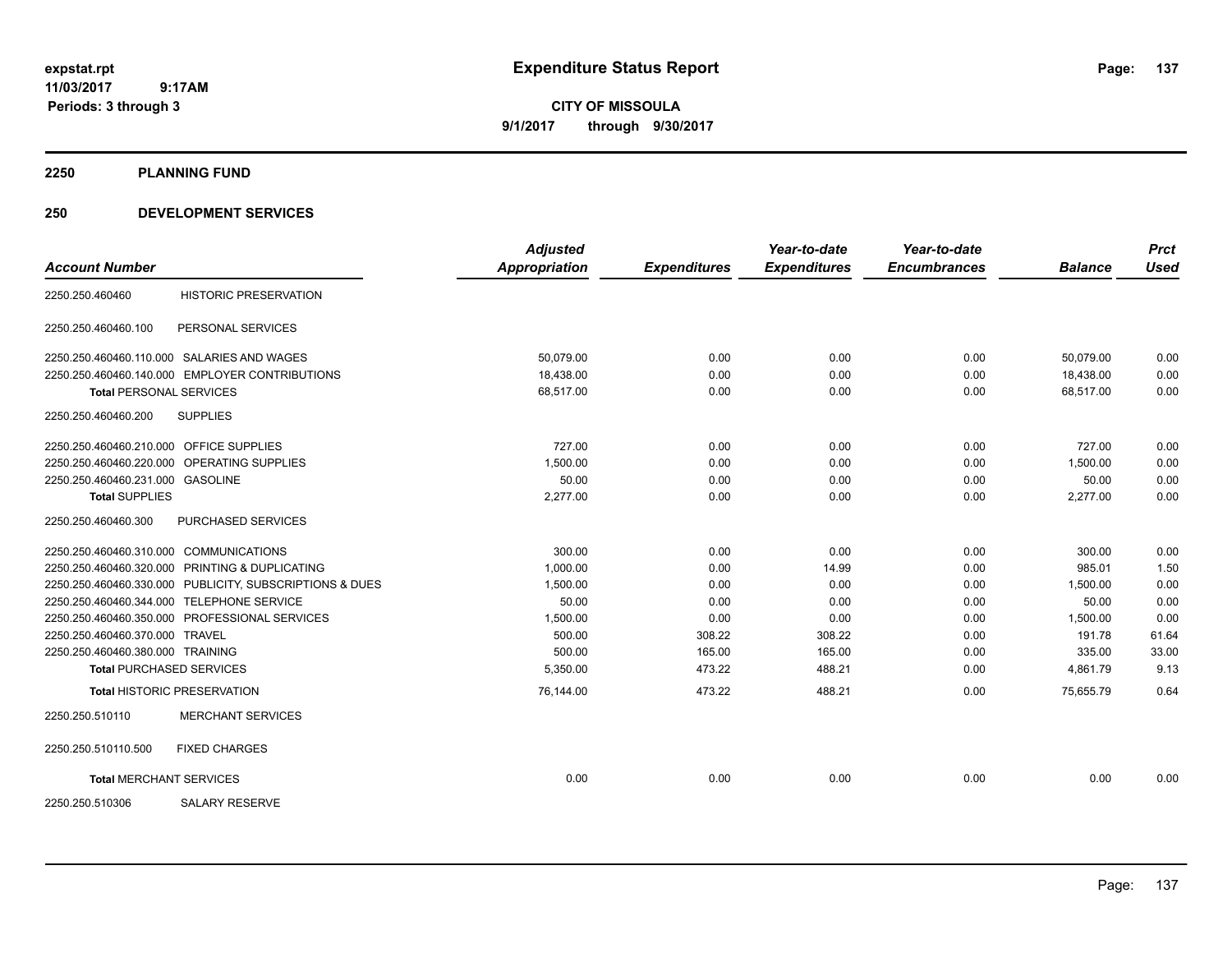**expstat.rpt**
**11/03/2017 9:17AM**
**Periods: 3 through 3**

# Expenditure Status Report

**CITY OF MISSOULA**
**9/1/2017 through 9/30/2017**

## 2250 PLANNING FUND

## 250 DEVELOPMENT SERVICES

| Account Number | | Adjusted Appropriation | Expenditures | Year-to-date Expenditures | Year-to-date Encumbrances | Balance | Prct Used |
|---|---|---|---|---|---|---|---|
| 2250.250.460460 | HISTORIC PRESERVATION | | | | | | |
| 2250.250.460460.100 | PERSONAL SERVICES | | | | | | |
| 2250.250.460460.110.000 | SALARIES AND WAGES | 50,079.00 | 0.00 | 0.00 | 0.00 | 50,079.00 | 0.00 |
| 2250.250.460460.140.000 | EMPLOYER CONTRIBUTIONS | 18,438.00 | 0.00 | 0.00 | 0.00 | 18,438.00 | 0.00 |
| **Total** PERSONAL SERVICES | | 68,517.00 | 0.00 | 0.00 | 0.00 | 68,517.00 | 0.00 |
| 2250.250.460460.200 | SUPPLIES | | | | | | |
| 2250.250.460460.210.000 | OFFICE SUPPLIES | 727.00 | 0.00 | 0.00 | 0.00 | 727.00 | 0.00 |
| 2250.250.460460.220.000 | OPERATING SUPPLIES | 1,500.00 | 0.00 | 0.00 | 0.00 | 1,500.00 | 0.00 |
| 2250.250.460460.231.000 | GASOLINE | 50.00 | 0.00 | 0.00 | 0.00 | 50.00 | 0.00 |
| **Total** SUPPLIES | | 2,277.00 | 0.00 | 0.00 | 0.00 | 2,277.00 | 0.00 |
| 2250.250.460460.300 | PURCHASED SERVICES | | | | | | |
| 2250.250.460460.310.000 | COMMUNICATIONS | 300.00 | 0.00 | 0.00 | 0.00 | 300.00 | 0.00 |
| 2250.250.460460.320.000 | PRINTING & DUPLICATING | 1,000.00 | 0.00 | 14.99 | 0.00 | 985.01 | 1.50 |
| 2250.250.460460.330.000 | PUBLICITY, SUBSCRIPTIONS & DUES | 1,500.00 | 0.00 | 0.00 | 0.00 | 1,500.00 | 0.00 |
| 2250.250.460460.344.000 | TELEPHONE SERVICE | 50.00 | 0.00 | 0.00 | 0.00 | 50.00 | 0.00 |
| 2250.250.460460.350.000 | PROFESSIONAL SERVICES | 1,500.00 | 0.00 | 0.00 | 0.00 | 1,500.00 | 0.00 |
| 2250.250.460460.370.000 | TRAVEL | 500.00 | 308.22 | 308.22 | 0.00 | 191.78 | 61.64 |
| 2250.250.460460.380.000 | TRAINING | 500.00 | 165.00 | 165.00 | 0.00 | 335.00 | 33.00 |
| **Total** PURCHASED SERVICES | | 5,350.00 | 473.22 | 488.21 | 0.00 | 4,861.79 | 9.13 |
| **Total** HISTORIC PRESERVATION | | 76,144.00 | 473.22 | 488.21 | 0.00 | 75,655.79 | 0.64 |
| 2250.250.510110 | MERCHANT SERVICES | | | | | | |
| 2250.250.510110.500 | FIXED CHARGES | | | | | | |
| **Total** MERCHANT SERVICES | | 0.00 | 0.00 | 0.00 | 0.00 | 0.00 | 0.00 |
| 2250.250.510306 | SALARY RESERVE | | | | | | |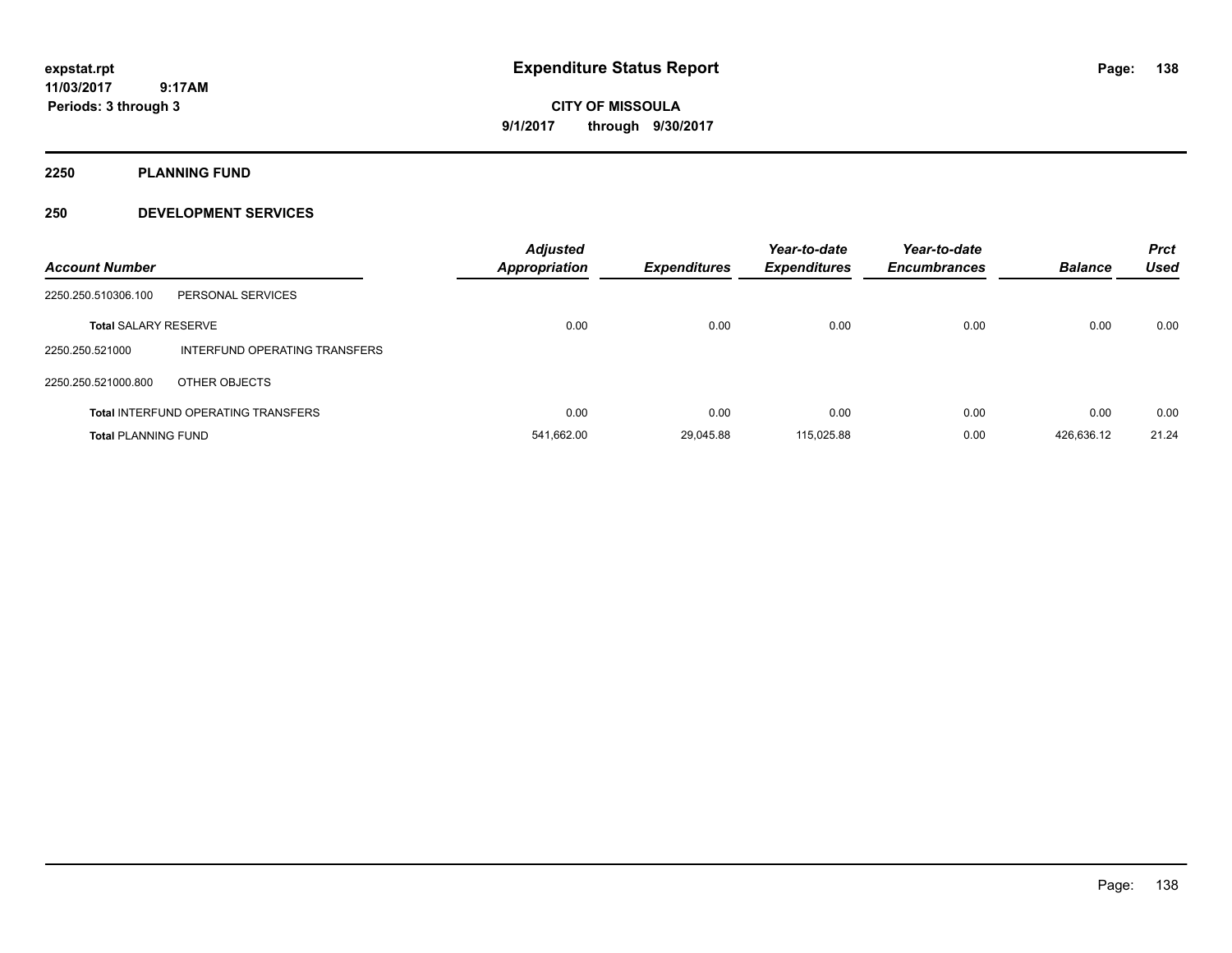# Expenditure Status Report

**CITY OF MISSOULA**

**9/1/2017 through 9/30/2017**

expstat.rpt
11/03/2017 9:17AM
Periods: 3 through 3

## 2250 PLANNING FUND

## 250 DEVELOPMENT SERVICES

| Account Number | | Adjusted Appropriation | Expenditures | Year-to-date Expenditures | Year-to-date Encumbrances | Balance | Prct Used |
|---|---|---|---|---|---|---|---|
| 2250.250.510306.100 | PERSONAL SERVICES | | | | | | |
| **Total** SALARY RESERVE | | 0.00 | 0.00 | 0.00 | 0.00 | 0.00 | 0.00 |
| 2250.250.521000 | INTERFUND OPERATING TRANSFERS | | | | | | |
| 2250.250.521000.800 | OTHER OBJECTS | | | | | | |
| **Total** INTERFUND OPERATING TRANSFERS | | 0.00 | 0.00 | 0.00 | 0.00 | 0.00 | 0.00 |
| **Total** PLANNING FUND | | 541,662.00 | 29,045.88 | 115,025.88 | 0.00 | 426,636.12 | 21.24 |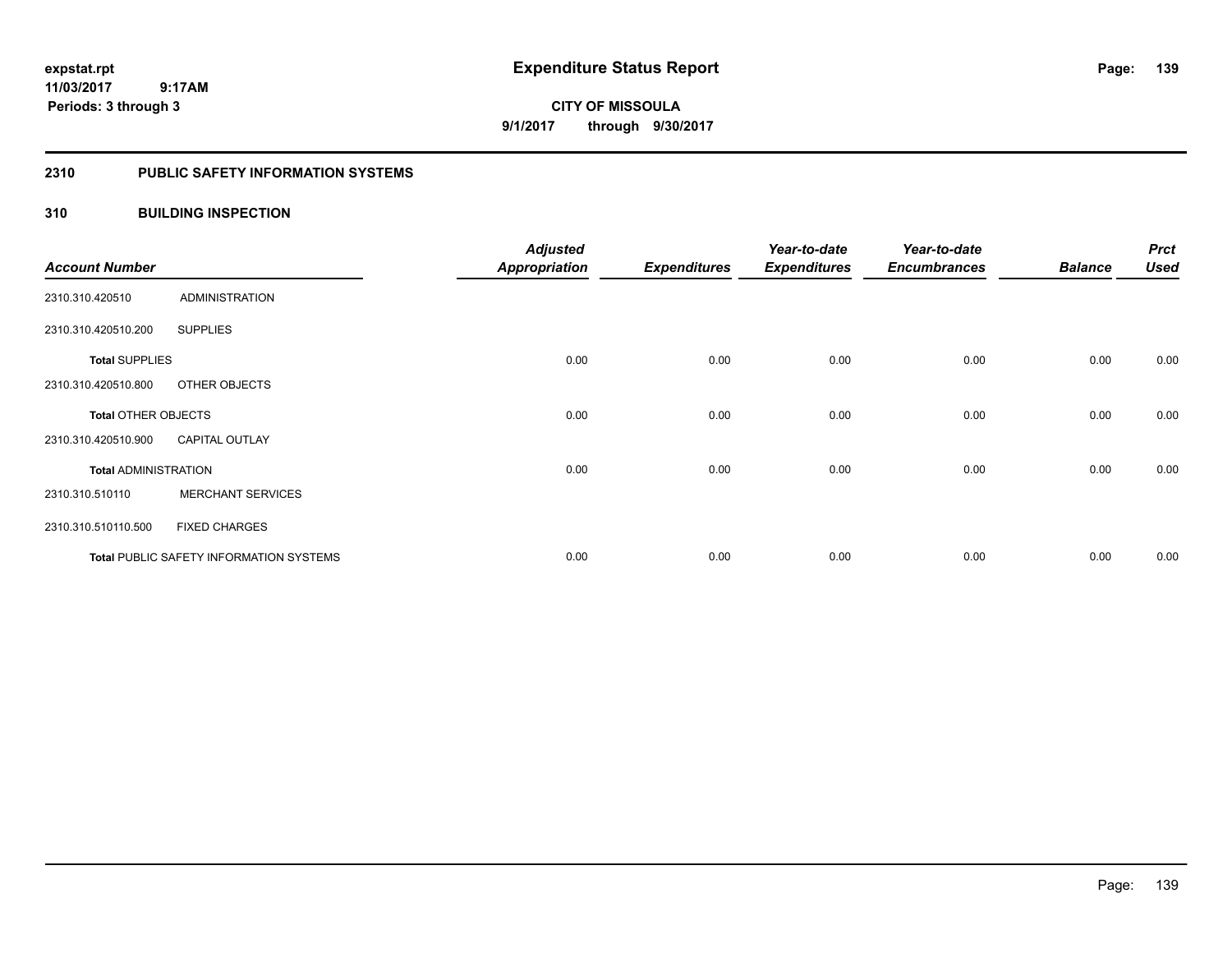# Expenditure Status Report

**CITY OF MISSOULA**

**9/1/2017 through 9/30/2017**

expstat.rpt
11/03/2017 9:17AM
Periods: 3 through 3

## 2310 PUBLIC SAFETY INFORMATION SYSTEMS

## 310 BUILDING INSPECTION

| Account Number | | Adjusted Appropriation | Expenditures | Year-to-date Expenditures | Year-to-date Encumbrances | Balance | Prct Used |
|---|---|---|---|---|---|---|---|
| 2310.310.420510 | ADMINISTRATION | | | | | | |
| 2310.310.420510.200 | SUPPLIES | | | | | | |
| **Total** SUPPLIES | | 0.00 | 0.00 | 0.00 | 0.00 | 0.00 | 0.00 |
| 2310.310.420510.800 | OTHER OBJECTS | | | | | | |
| **Total** OTHER OBJECTS | | 0.00 | 0.00 | 0.00 | 0.00 | 0.00 | 0.00 |
| 2310.310.420510.900 | CAPITAL OUTLAY | | | | | | |
| **Total** ADMINISTRATION | | 0.00 | 0.00 | 0.00 | 0.00 | 0.00 | 0.00 |
| 2310.310.510110 | MERCHANT SERVICES | | | | | | |
| 2310.310.510110.500 | FIXED CHARGES | | | | | | |
| **Total** PUBLIC SAFETY INFORMATION SYSTEMS | | 0.00 | 0.00 | 0.00 | 0.00 | 0.00 | 0.00 |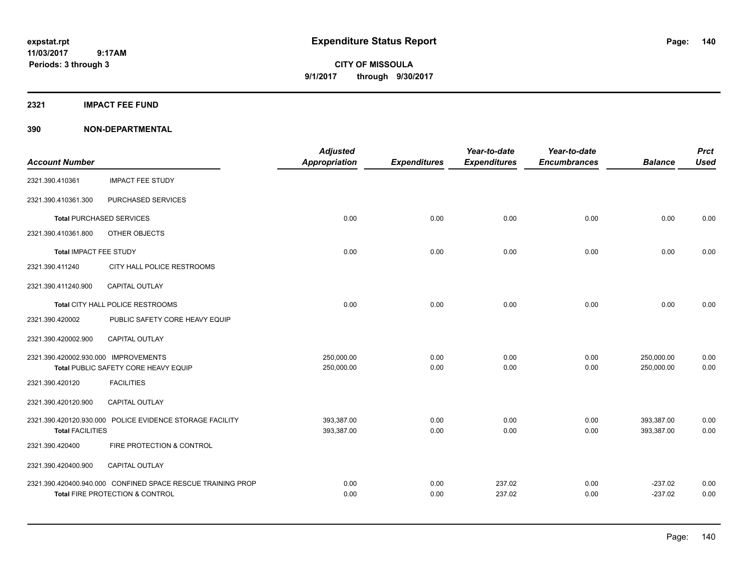**expstat.rpt**
**11/03/2017 9:17AM**
**Periods: 3 through 3**

# Expenditure Status Report

**CITY OF MISSOULA**
**9/1/2017 through 9/30/2017**

## 2321 IMPACT FEE FUND

## 390 NON-DEPARTMENTAL

| Account Number | | Adjusted Appropriation | Expenditures | Year-to-date Expenditures | Year-to-date Encumbrances | Balance | Prct Used |
|---|---|---|---|---|---|---|---|
| 2321.390.410361 | IMPACT FEE STUDY | | | | | | |
| 2321.390.410361.300 | PURCHASED SERVICES | | | | | | |
| **Total** PURCHASED SERVICES | | 0.00 | 0.00 | 0.00 | 0.00 | 0.00 | 0.00 |
| 2321.390.410361.800 | OTHER OBJECTS | | | | | | |
| **Total** IMPACT FEE STUDY | | 0.00 | 0.00 | 0.00 | 0.00 | 0.00 | 0.00 |
| 2321.390.411240 | CITY HALL POLICE RESTROOMS | | | | | | |
| 2321.390.411240.900 | CAPITAL OUTLAY | | | | | | |
| **Total** CITY HALL POLICE RESTROOMS | | 0.00 | 0.00 | 0.00 | 0.00 | 0.00 | 0.00 |
| 2321.390.420002 | PUBLIC SAFETY CORE HEAVY EQUIP | | | | | | |
| 2321.390.420002.900 | CAPITAL OUTLAY | | | | | | |
| 2321.390.420002.930.000 | IMPROVEMENTS | 250,000.00 | 0.00 | 0.00 | 0.00 | 250,000.00 | 0.00 |
| **Total** PUBLIC SAFETY CORE HEAVY EQUIP | | 250,000.00 | 0.00 | 0.00 | 0.00 | 250,000.00 | 0.00 |
| 2321.390.420120 | FACILITIES | | | | | | |
| 2321.390.420120.900 | CAPITAL OUTLAY | | | | | | |
| 2321.390.420120.930.000 | POLICE EVIDENCE STORAGE FACILITY | 393,387.00 | 0.00 | 0.00 | 0.00 | 393,387.00 | 0.00 |
| **Total** FACILITIES | | 393,387.00 | 0.00 | 0.00 | 0.00 | 393,387.00 | 0.00 |
| 2321.390.420400 | FIRE PROTECTION & CONTROL | | | | | | |
| 2321.390.420400.900 | CAPITAL OUTLAY | | | | | | |
| 2321.390.420400.940.000 | CONFINED SPACE RESCUE TRAINING PROP | 0.00 | 0.00 | 237.02 | 0.00 | -237.02 | 0.00 |
| **Total** FIRE PROTECTION & CONTROL | | 0.00 | 0.00 | 237.02 | 0.00 | -237.02 | 0.00 |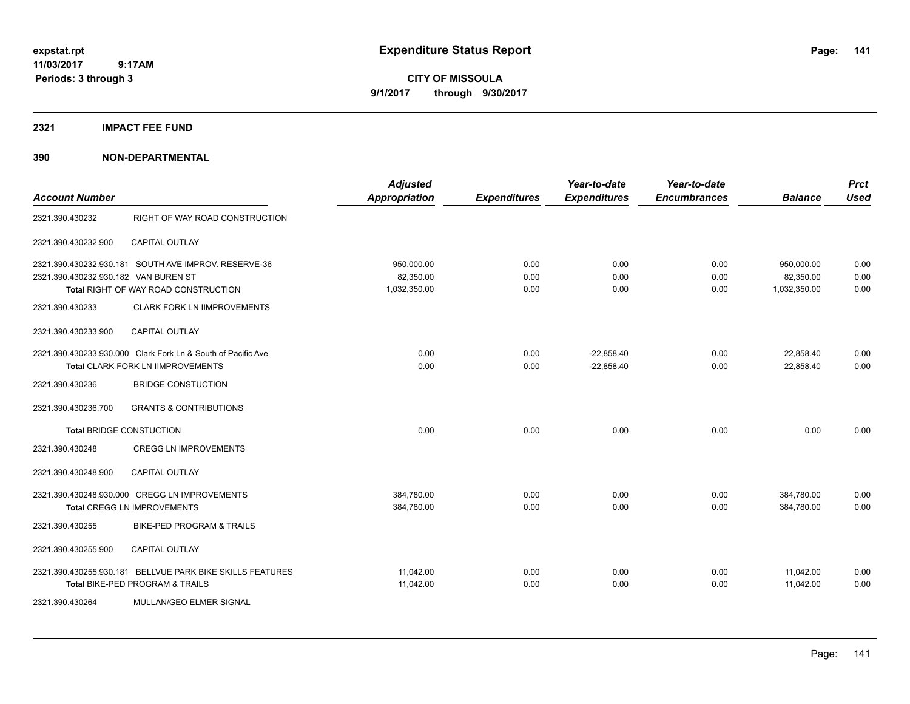**Expenditure Status Report**

**CITY OF MISSOULA**
**9/1/2017 through 9/30/2017**

expstat.rpt
11/03/2017 9:17AM
Periods: 3 through 3

## 2321 IMPACT FEE FUND

## 390 NON-DEPARTMENTAL

| Account Number | | Adjusted Appropriation | Expenditures | Year-to-date Expenditures | Year-to-date Encumbrances | Balance | Prct Used |
|---|---|---|---|---|---|---|---|
| 2321.390.430232 | RIGHT OF WAY ROAD CONSTRUCTION | | | | | | |
| 2321.390.430232.900 | CAPITAL OUTLAY | | | | | | |
| 2321.390.430232.930.181 | SOUTH AVE IMPROV. RESERVE-36 | 950,000.00 | 0.00 | 0.00 | 0.00 | 950,000.00 | 0.00 |
| 2321.390.430232.930.182 | VAN BUREN ST | 82,350.00 | 0.00 | 0.00 | 0.00 | 82,350.00 | 0.00 |
| | **Total** RIGHT OF WAY ROAD CONSTRUCTION | 1,032,350.00 | 0.00 | 0.00 | 0.00 | 1,032,350.00 | 0.00 |
| 2321.390.430233 | CLARK FORK LN IIMPROVEMENTS | | | | | | |
| 2321.390.430233.900 | CAPITAL OUTLAY | | | | | | |
| 2321.390.430233.930.000 | Clark Fork Ln & South of Pacific Ave | 0.00 | 0.00 | -22,858.40 | 0.00 | 22,858.40 | 0.00 |
| | **Total** CLARK FORK LN IIMPROVEMENTS | 0.00 | 0.00 | -22,858.40 | 0.00 | 22,858.40 | 0.00 |
| 2321.390.430236 | BRIDGE CONSTUCTION | | | | | | |
| 2321.390.430236.700 | GRANTS & CONTRIBUTIONS | | | | | | |
| | **Total** BRIDGE CONSTUCTION | 0.00 | 0.00 | 0.00 | 0.00 | 0.00 | 0.00 |
| 2321.390.430248 | CREGG LN IMPROVEMENTS | | | | | | |
| 2321.390.430248.900 | CAPITAL OUTLAY | | | | | | |
| 2321.390.430248.930.000 | CREGG LN IMPROVEMENTS | 384,780.00 | 0.00 | 0.00 | 0.00 | 384,780.00 | 0.00 |
| | **Total** CREGG LN IMPROVEMENTS | 384,780.00 | 0.00 | 0.00 | 0.00 | 384,780.00 | 0.00 |
| 2321.390.430255 | BIKE-PED PROGRAM & TRAILS | | | | | | |
| 2321.390.430255.900 | CAPITAL OUTLAY | | | | | | |
| 2321.390.430255.930.181 | BELLVUE PARK BIKE SKILLS FEATURES | 11,042.00 | 0.00 | 0.00 | 0.00 | 11,042.00 | 0.00 |
| | **Total** BIKE-PED PROGRAM & TRAILS | 11,042.00 | 0.00 | 0.00 | 0.00 | 11,042.00 | 0.00 |
| 2321.390.430264 | MULLAN/GEO ELMER SIGNAL | | | | | | |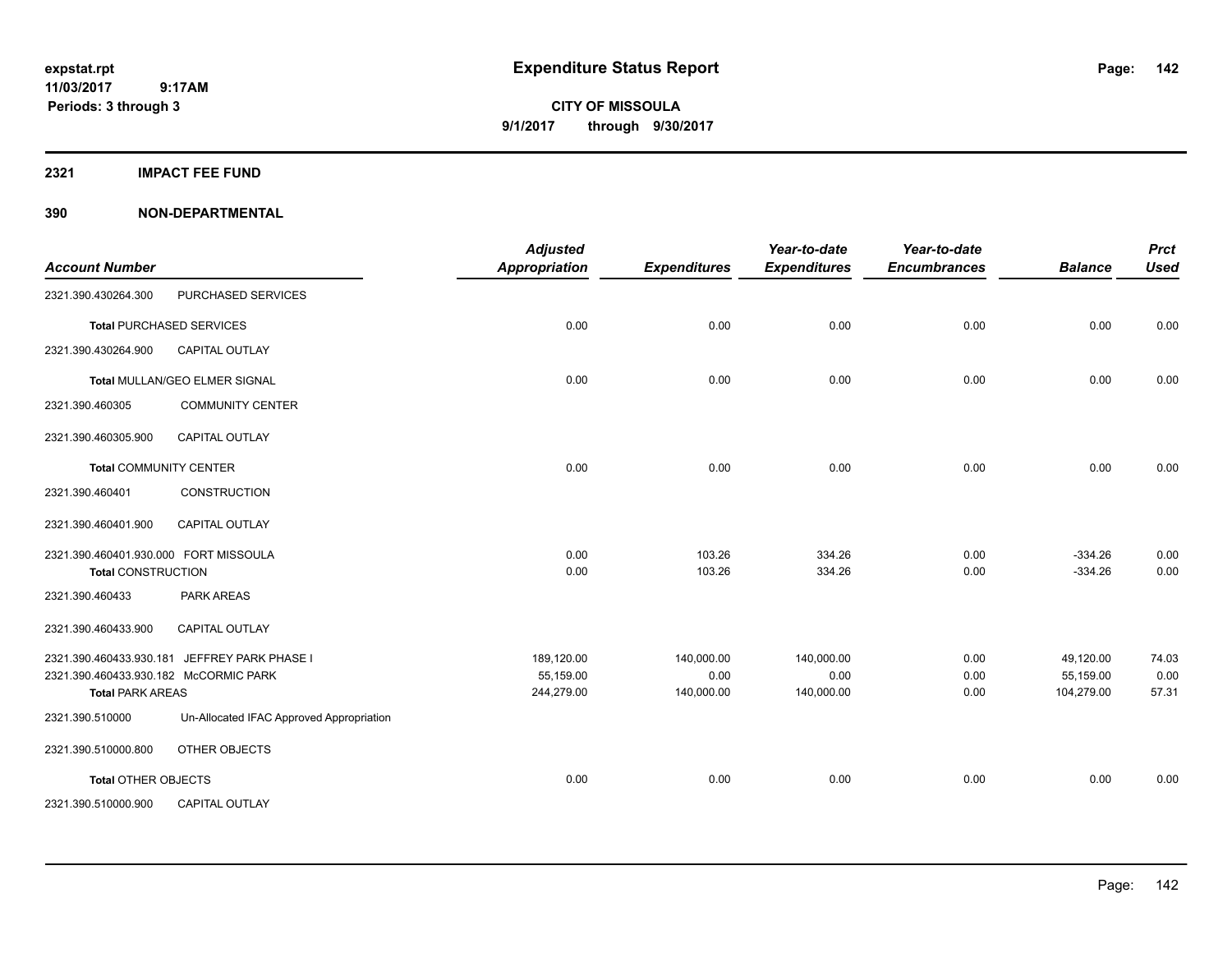# Expenditure Status Report

**CITY OF MISSOULA**

**9/1/2017 through 9/30/2017**

expstat.rpt
11/03/2017 9:17AM
Periods: 3 through 3

## 2321 IMPACT FEE FUND

## 390 NON-DEPARTMENTAL

| Account Number | | Adjusted Appropriation | Expenditures | Year-to-date Expenditures | Year-to-date Encumbrances | Balance | Prct Used |
|---|---|---|---|---|---|---|---|
| 2321.390.430264.300 | PURCHASED SERVICES | | | | | | |
| **Total** PURCHASED SERVICES | | 0.00 | 0.00 | 0.00 | 0.00 | 0.00 | 0.00 |
| 2321.390.430264.900 | CAPITAL OUTLAY | | | | | | |
| **Total** MULLAN/GEO ELMER SIGNAL | | 0.00 | 0.00 | 0.00 | 0.00 | 0.00 | 0.00 |
| 2321.390.460305 | COMMUNITY CENTER | | | | | | |
| 2321.390.460305.900 | CAPITAL OUTLAY | | | | | | |
| **Total** COMMUNITY CENTER | | 0.00 | 0.00 | 0.00 | 0.00 | 0.00 | 0.00 |
| 2321.390.460401 | CONSTRUCTION | | | | | | |
| 2321.390.460401.900 | CAPITAL OUTLAY | | | | | | |
| 2321.390.460401.930.000 | FORT MISSOULA | 0.00 | 103.26 | 334.26 | 0.00 | -334.26 | 0.00 |
| **Total** CONSTRUCTION | | 0.00 | 103.26 | 334.26 | 0.00 | -334.26 | 0.00 |
| 2321.390.460433 | PARK AREAS | | | | | | |
| 2321.390.460433.900 | CAPITAL OUTLAY | | | | | | |
| 2321.390.460433.930.181 | JEFFREY PARK PHASE I | 189,120.00 | 140,000.00 | 140,000.00 | 0.00 | 49,120.00 | 74.03 |
| 2321.390.460433.930.182 | McCORMIC PARK | 55,159.00 | 0.00 | 0.00 | 0.00 | 55,159.00 | 0.00 |
| **Total** PARK AREAS | | 244,279.00 | 140,000.00 | 140,000.00 | 0.00 | 104,279.00 | 57.31 |
| 2321.390.510000 | Un-Allocated IFAC Approved Appropriation | | | | | | |
| 2321.390.510000.800 | OTHER OBJECTS | | | | | | |
| **Total** OTHER OBJECTS | | 0.00 | 0.00 | 0.00 | 0.00 | 0.00 | 0.00 |
| 2321.390.510000.900 | CAPITAL OUTLAY | | | | | | |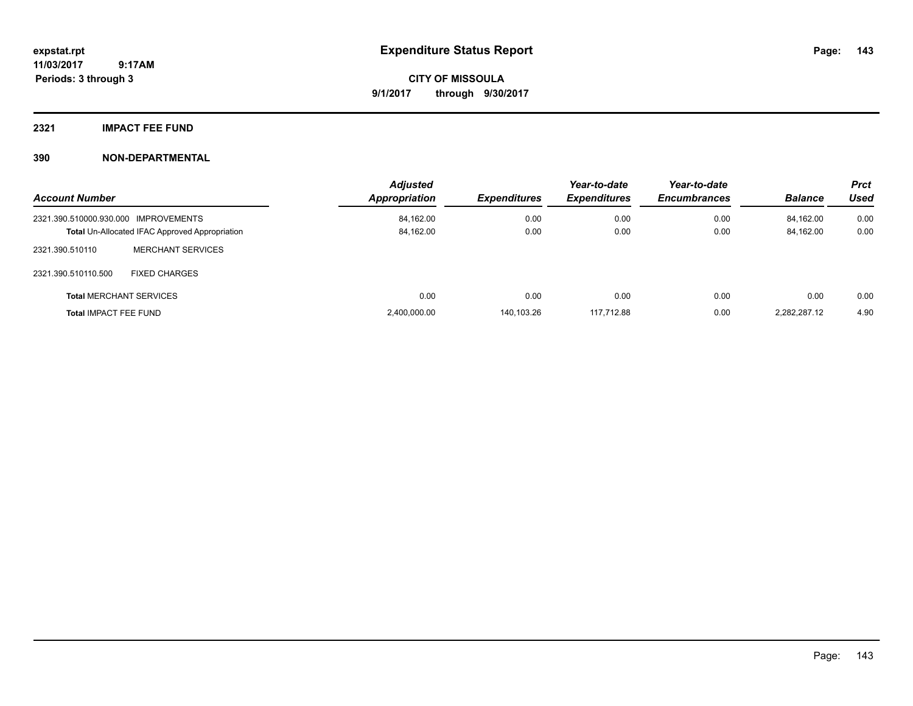**Expenditure Status Report**

**CITY OF MISSOULA**
**9/1/2017 through 9/30/2017**

expstat.rpt
11/03/2017 9:17AM
Periods: 3 through 3

## 2321 IMPACT FEE FUND

## 390 NON-DEPARTMENTAL

| Account Number | | Adjusted Appropriation | Expenditures | Year-to-date Expenditures | Year-to-date Encumbrances | Balance | Prct Used |
|---|---|---|---|---|---|---|---|
| 2321.390.510000.930.000 | IMPROVEMENTS | 84,162.00 | 0.00 | 0.00 | 0.00 | 84,162.00 | 0.00 |
| **Total** Un-Allocated IFAC Approved Appropriation | | 84,162.00 | 0.00 | 0.00 | 0.00 | 84,162.00 | 0.00 |
| 2321.390.510110 | MERCHANT SERVICES | | | | | | |
| 2321.390.510110.500 | FIXED CHARGES | | | | | | |
| **Total** MERCHANT SERVICES | | 0.00 | 0.00 | 0.00 | 0.00 | 0.00 | 0.00 |
| **Total** IMPACT FEE FUND | | 2,400,000.00 | 140,103.26 | 117,712.88 | 0.00 | 2,282,287.12 | 4.90 |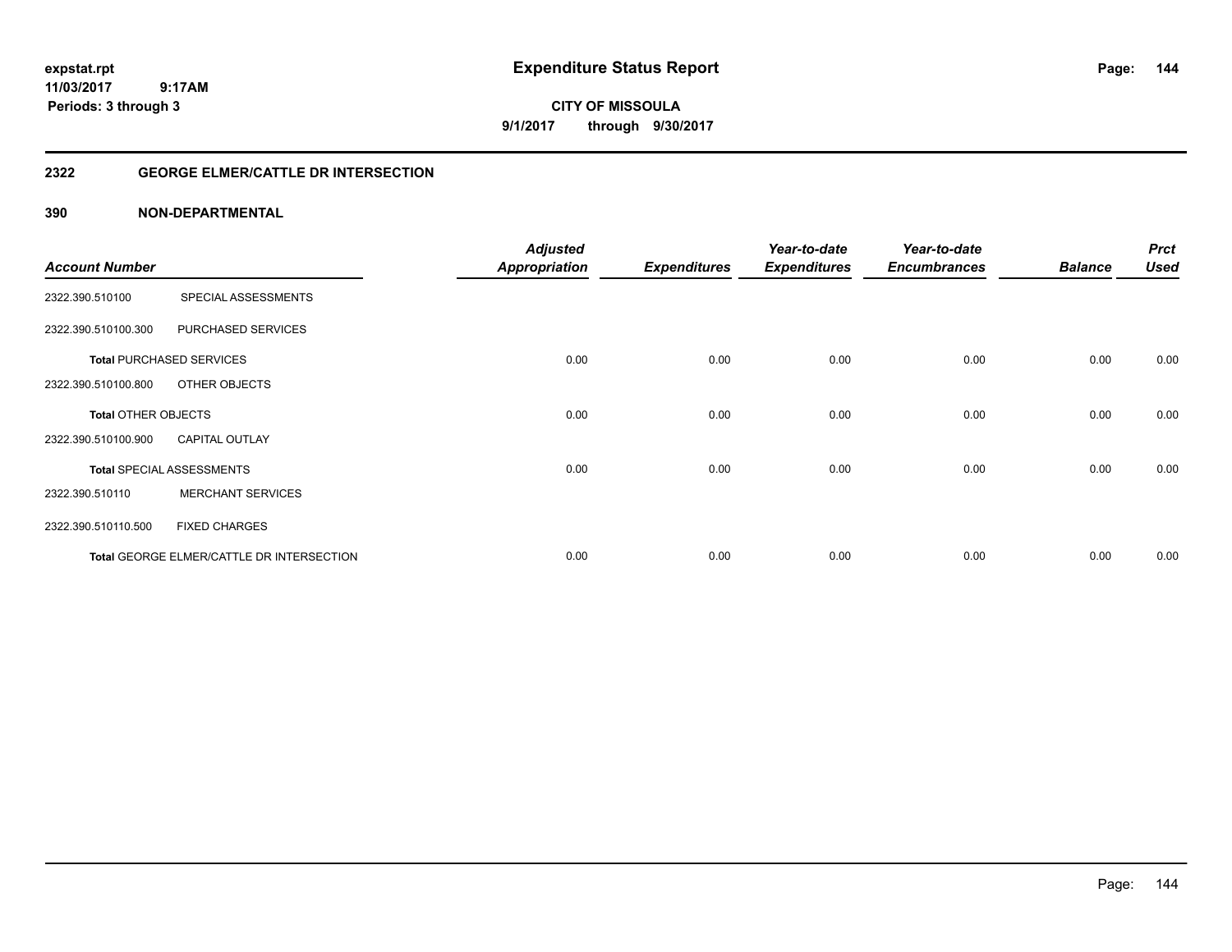# Expenditure Status Report

expstat.rpt
11/03/2017 9:17AM
Periods: 3 through 3

**CITY OF MISSOULA**
**9/1/2017 through 9/30/2017**

## 2322 GEORGE ELMER/CATTLE DR INTERSECTION

## 390 NON-DEPARTMENTAL

| Account Number | | Adjusted Appropriation | Expenditures | Year-to-date Expenditures | Year-to-date Encumbrances | Balance | Prct Used |
|---|---|---|---|---|---|---|---|
| 2322.390.510100 | SPECIAL ASSESSMENTS | | | | | | |
| 2322.390.510100.300 | PURCHASED SERVICES | | | | | | |
| **Total** PURCHASED SERVICES | | 0.00 | 0.00 | 0.00 | 0.00 | 0.00 | 0.00 |
| 2322.390.510100.800 | OTHER OBJECTS | | | | | | |
| **Total** OTHER OBJECTS | | 0.00 | 0.00 | 0.00 | 0.00 | 0.00 | 0.00 |
| 2322.390.510100.900 | CAPITAL OUTLAY | | | | | | |
| **Total** SPECIAL ASSESSMENTS | | 0.00 | 0.00 | 0.00 | 0.00 | 0.00 | 0.00 |
| 2322.390.510110 | MERCHANT SERVICES | | | | | | |
| 2322.390.510110.500 | FIXED CHARGES | | | | | | |
| **Total** GEORGE ELMER/CATTLE DR INTERSECTION | | 0.00 | 0.00 | 0.00 | 0.00 | 0.00 | 0.00 |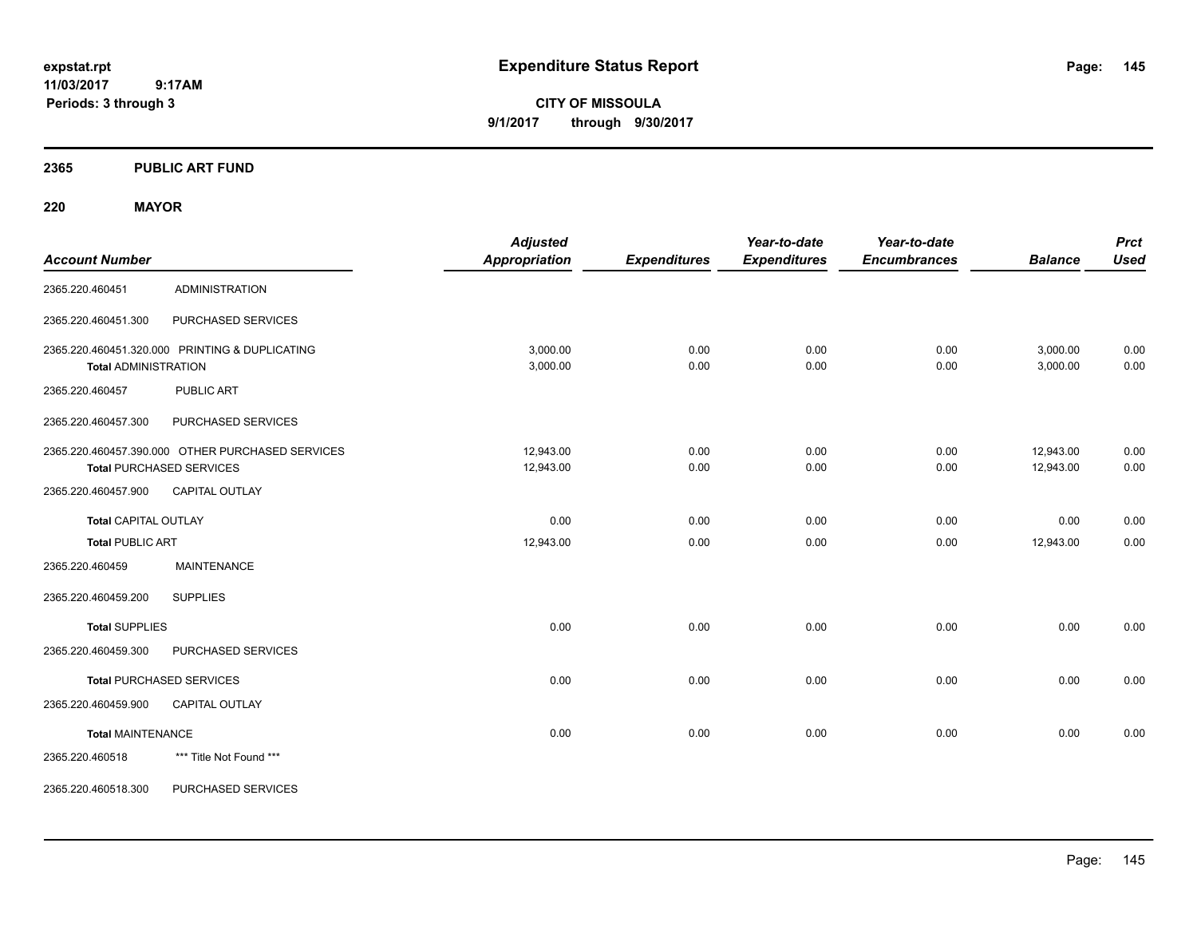# Expenditure Status Report

expstat.rpt
11/03/2017 9:17AM
Periods: 3 through 3

**CITY OF MISSOULA**
**9/1/2017 through 9/30/2017**

## 2365 PUBLIC ART FUND

### 220 MAYOR

| Account Number | | Adjusted Appropriation | Expenditures | Year-to-date Expenditures | Year-to-date Encumbrances | Balance | Prct Used |
|---|---|---|---|---|---|---|---|
| 2365.220.460451 | ADMINISTRATION | | | | | | |
| 2365.220.460451.300 | PURCHASED SERVICES | | | | | | |
| 2365.220.460451.320.000 | PRINTING & DUPLICATING | 3,000.00 | 0.00 | 0.00 | 0.00 | 3,000.00 | 0.00 |
| **Total** ADMINISTRATION | | 3,000.00 | 0.00 | 0.00 | 0.00 | 3,000.00 | 0.00 |
| 2365.220.460457 | PUBLIC ART | | | | | | |
| 2365.220.460457.300 | PURCHASED SERVICES | | | | | | |
| 2365.220.460457.390.000 | OTHER PURCHASED SERVICES | 12,943.00 | 0.00 | 0.00 | 0.00 | 12,943.00 | 0.00 |
| **Total** PURCHASED SERVICES | | 12,943.00 | 0.00 | 0.00 | 0.00 | 12,943.00 | 0.00 |
| 2365.220.460457.900 | CAPITAL OUTLAY | | | | | | |
| **Total** CAPITAL OUTLAY | | 0.00 | 0.00 | 0.00 | 0.00 | 0.00 | 0.00 |
| **Total** PUBLIC ART | | 12,943.00 | 0.00 | 0.00 | 0.00 | 12,943.00 | 0.00 |
| 2365.220.460459 | MAINTENANCE | | | | | | |
| 2365.220.460459.200 | SUPPLIES | | | | | | |
| **Total** SUPPLIES | | 0.00 | 0.00 | 0.00 | 0.00 | 0.00 | 0.00 |
| 2365.220.460459.300 | PURCHASED SERVICES | | | | | | |
| **Total** PURCHASED SERVICES | | 0.00 | 0.00 | 0.00 | 0.00 | 0.00 | 0.00 |
| 2365.220.460459.900 | CAPITAL OUTLAY | | | | | | |
| **Total** MAINTENANCE | | 0.00 | 0.00 | 0.00 | 0.00 | 0.00 | 0.00 |
| 2365.220.460518 | *** Title Not Found *** | | | | | | |
| 2365.220.460518.300 | PURCHASED SERVICES | | | | | | |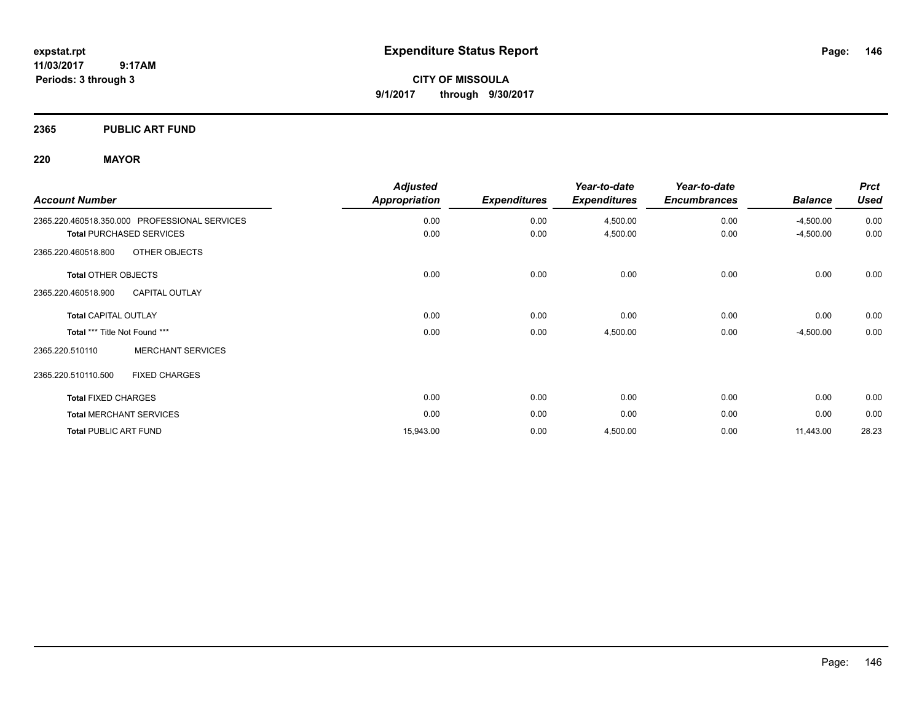# Expenditure Status Report

**CITY OF MISSOULA**

**9/1/2017 through 9/30/2017**

expstat.rpt
11/03/2017 9:17AM
Periods: 3 through 3

## 2365 PUBLIC ART FUND

### 220 MAYOR

| Account Number | Adjusted Appropriation | Expenditures | Year-to-date Expenditures | Year-to-date Encumbrances | Balance | Prct Used |
|---|---|---|---|---|---|---|
| 2365.220.460518.350.000 PROFESSIONAL SERVICES | 0.00 | 0.00 | 4,500.00 | 0.00 | -4,500.00 | 0.00 |
| **Total** PURCHASED SERVICES | 0.00 | 0.00 | 4,500.00 | 0.00 | -4,500.00 | 0.00 |
| 2365.220.460518.800 OTHER OBJECTS | | | | | | |
| **Total** OTHER OBJECTS | 0.00 | 0.00 | 0.00 | 0.00 | 0.00 | 0.00 |
| 2365.220.460518.900 CAPITAL OUTLAY | | | | | | |
| **Total** CAPITAL OUTLAY | 0.00 | 0.00 | 0.00 | 0.00 | 0.00 | 0.00 |
| **Total** *** Title Not Found *** | 0.00 | 0.00 | 4,500.00 | 0.00 | -4,500.00 | 0.00 |
| 2365.220.510110 MERCHANT SERVICES | | | | | | |
| 2365.220.510110.500 FIXED CHARGES | | | | | | |
| **Total** FIXED CHARGES | 0.00 | 0.00 | 0.00 | 0.00 | 0.00 | 0.00 |
| **Total** MERCHANT SERVICES | 0.00 | 0.00 | 0.00 | 0.00 | 0.00 | 0.00 |
| **Total** PUBLIC ART FUND | 15,943.00 | 0.00 | 4,500.00 | 0.00 | 11,443.00 | 28.23 |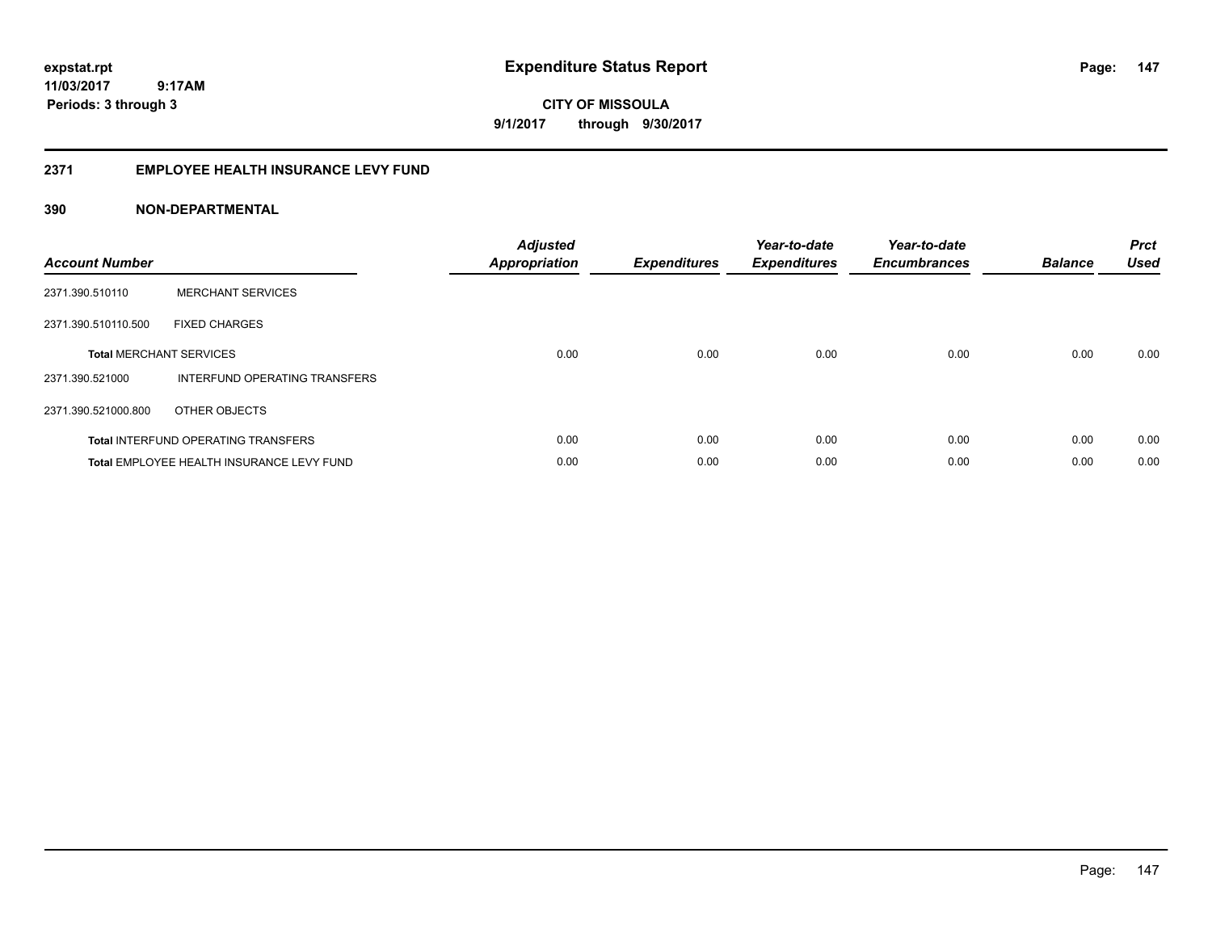# Expenditure Status Report

expstat.rpt
11/03/2017 9:17AM
Periods: 3 through 3

**CITY OF MISSOULA**
**9/1/2017 through 9/30/2017**

## 2371 EMPLOYEE HEALTH INSURANCE LEVY FUND

### 390 NON-DEPARTMENTAL

| Account Number | | Adjusted Appropriation | Expenditures | Year-to-date Expenditures | Year-to-date Encumbrances | Balance | Prct Used |
|---|---|---|---|---|---|---|---|
| 2371.390.510110 | MERCHANT SERVICES | | | | | | |
| 2371.390.510110.500 | FIXED CHARGES | | | | | | |
| **Total** MERCHANT SERVICES | | 0.00 | 0.00 | 0.00 | 0.00 | 0.00 | 0.00 |
| 2371.390.521000 | INTERFUND OPERATING TRANSFERS | | | | | | |
| 2371.390.521000.800 | OTHER OBJECTS | | | | | | |
| **Total** INTERFUND OPERATING TRANSFERS | | 0.00 | 0.00 | 0.00 | 0.00 | 0.00 | 0.00 |
| **Total** EMPLOYEE HEALTH INSURANCE LEVY FUND | | 0.00 | 0.00 | 0.00 | 0.00 | 0.00 | 0.00 |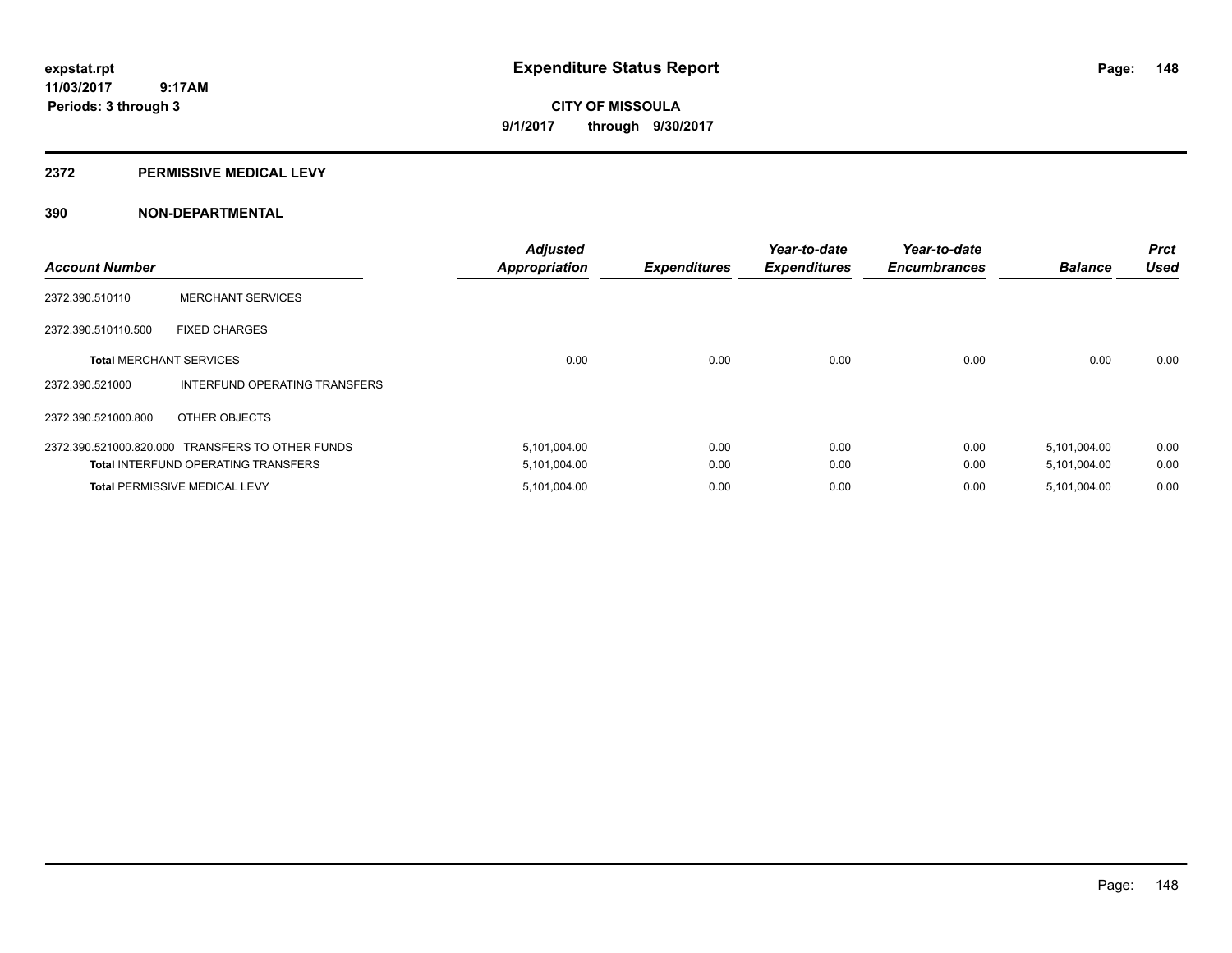**expstat.rpt**
**11/03/2017 9:17AM**
**Periods: 3 through 3**

# Expenditure Status Report

**CITY OF MISSOULA**
**9/1/2017 through 9/30/2017**

## 2372 PERMISSIVE MEDICAL LEVY

## 390 NON-DEPARTMENTAL

| Account Number | | Adjusted Appropriation | Expenditures | Year-to-date Expenditures | Year-to-date Encumbrances | Balance | Prct Used |
|---|---|---|---|---|---|---|---|
| 2372.390.510110 | MERCHANT SERVICES | | | | | | |
| 2372.390.510110.500 | FIXED CHARGES | | | | | | |
| **Total** MERCHANT SERVICES | | 0.00 | 0.00 | 0.00 | 0.00 | 0.00 | 0.00 |
| 2372.390.521000 | INTERFUND OPERATING TRANSFERS | | | | | | |
| 2372.390.521000.800 | OTHER OBJECTS | | | | | | |
| 2372.390.521000.820.000 | TRANSFERS TO OTHER FUNDS | 5,101,004.00 | 0.00 | 0.00 | 0.00 | 5,101,004.00 | 0.00 |
| **Total** INTERFUND OPERATING TRANSFERS | | 5,101,004.00 | 0.00 | 0.00 | 0.00 | 5,101,004.00 | 0.00 |
| **Total** PERMISSIVE MEDICAL LEVY | | 5,101,004.00 | 0.00 | 0.00 | 0.00 | 5,101,004.00 | 0.00 |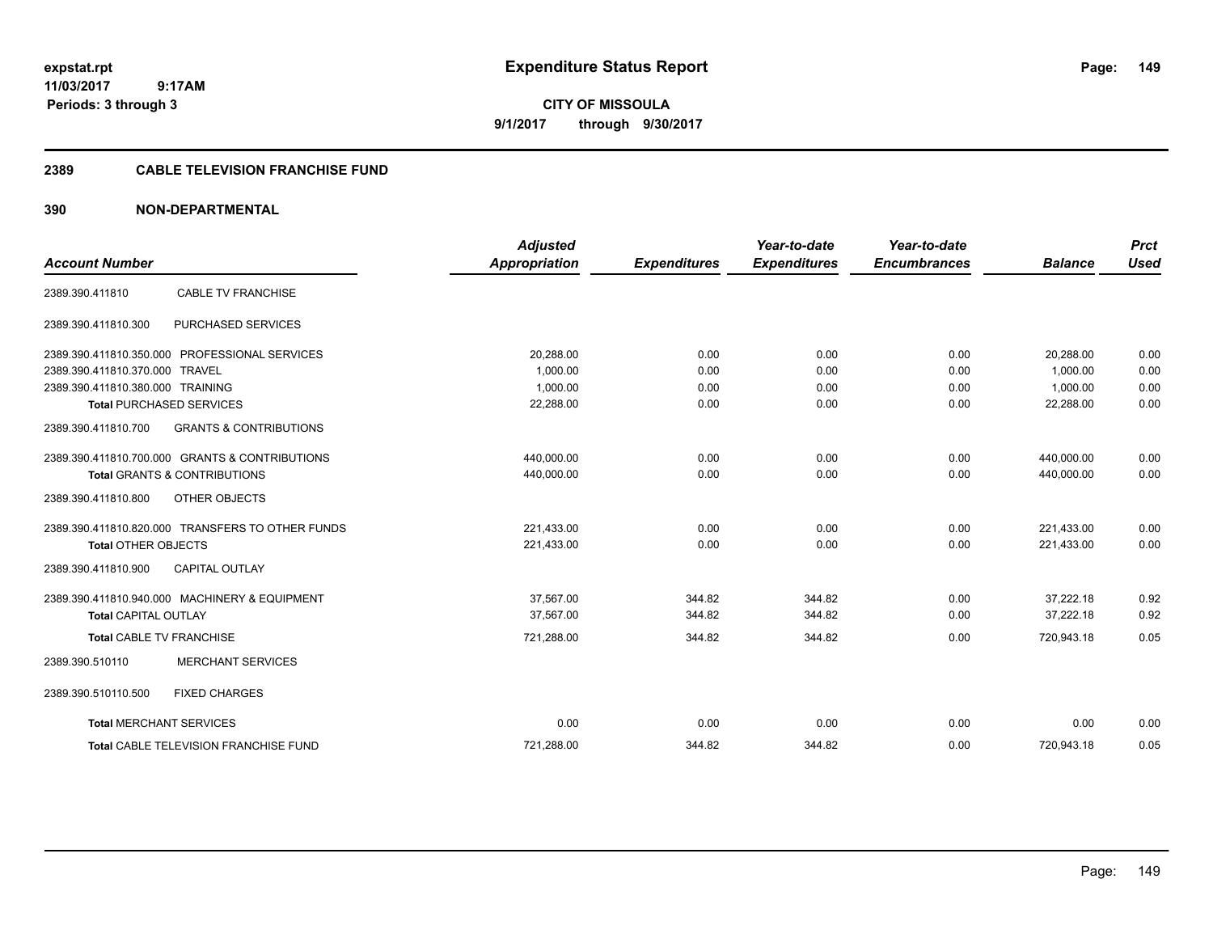# Expenditure Status Report

expstat.rpt
11/03/2017 9:17AM
Periods: 3 through 3

**CITY OF MISSOULA**
**9/1/2017 through 9/30/2017**

## 2389 CABLE TELEVISION FRANCHISE FUND

### 390 NON-DEPARTMENTAL

| Account Number | | Adjusted Appropriation | Expenditures | Year-to-date Expenditures | Year-to-date Encumbrances | Balance | Prct Used |
|---|---|---|---|---|---|---|---|
| 2389.390.411810 | CABLE TV FRANCHISE | | | | | | |
| 2389.390.411810.300 | PURCHASED SERVICES | | | | | | |
| 2389.390.411810.350.000 | PROFESSIONAL SERVICES | 20,288.00 | 0.00 | 0.00 | 0.00 | 20,288.00 | 0.00 |
| 2389.390.411810.370.000 | TRAVEL | 1,000.00 | 0.00 | 0.00 | 0.00 | 1,000.00 | 0.00 |
| 2389.390.411810.380.000 | TRAINING | 1,000.00 | 0.00 | 0.00 | 0.00 | 1,000.00 | 0.00 |
| **Total** PURCHASED SERVICES | | 22,288.00 | 0.00 | 0.00 | 0.00 | 22,288.00 | 0.00 |
| 2389.390.411810.700 | GRANTS & CONTRIBUTIONS | | | | | | |
| 2389.390.411810.700.000 | GRANTS & CONTRIBUTIONS | 440,000.00 | 0.00 | 0.00 | 0.00 | 440,000.00 | 0.00 |
| **Total** GRANTS & CONTRIBUTIONS | | 440,000.00 | 0.00 | 0.00 | 0.00 | 440,000.00 | 0.00 |
| 2389.390.411810.800 | OTHER OBJECTS | | | | | | |
| 2389.390.411810.820.000 | TRANSFERS TO OTHER FUNDS | 221,433.00 | 0.00 | 0.00 | 0.00 | 221,433.00 | 0.00 |
| **Total** OTHER OBJECTS | | 221,433.00 | 0.00 | 0.00 | 0.00 | 221,433.00 | 0.00 |
| 2389.390.411810.900 | CAPITAL OUTLAY | | | | | | |
| 2389.390.411810.940.000 | MACHINERY & EQUIPMENT | 37,567.00 | 344.82 | 344.82 | 0.00 | 37,222.18 | 0.92 |
| **Total** CAPITAL OUTLAY | | 37,567.00 | 344.82 | 344.82 | 0.00 | 37,222.18 | 0.92 |
| **Total** CABLE TV FRANCHISE | | 721,288.00 | 344.82 | 344.82 | 0.00 | 720,943.18 | 0.05 |
| 2389.390.510110 | MERCHANT SERVICES | | | | | | |
| 2389.390.510110.500 | FIXED CHARGES | | | | | | |
| **Total** MERCHANT SERVICES | | 0.00 | 0.00 | 0.00 | 0.00 | 0.00 | 0.00 |
| **Total** CABLE TELEVISION FRANCHISE FUND | | 721,288.00 | 344.82 | 344.82 | 0.00 | 720,943.18 | 0.05 |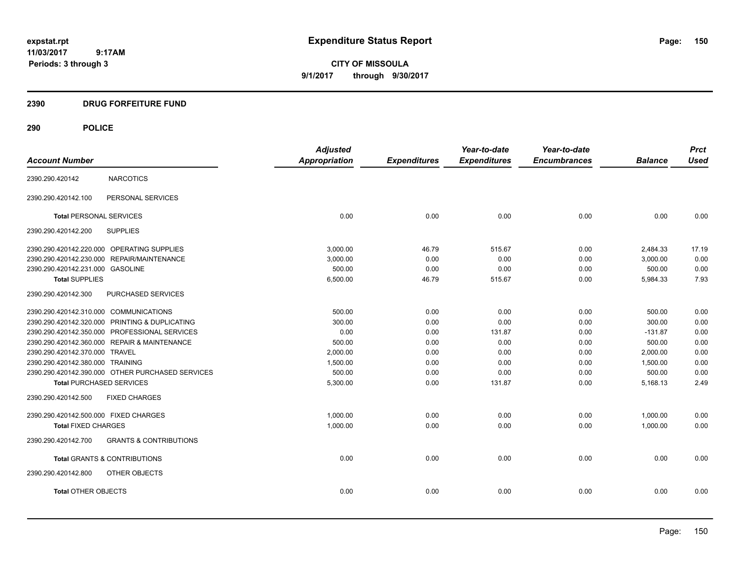expstat.rpt
11/03/2017 9:17AM
Periods: 3 through 3

# Expenditure Status Report

**CITY OF MISSOULA**
**9/1/2017 through 9/30/2017**

## 2390 DRUG FORFEITURE FUND

## 290 POLICE

| Account Number | | Adjusted Appropriation | Expenditures | Year-to-date Expenditures | Year-to-date Encumbrances | Balance | Prct Used |
|---|---|---|---|---|---|---|---|
| 2390.290.420142 | NARCOTICS | | | | | | |
| 2390.290.420142.100 | PERSONAL SERVICES | | | | | | |
| **Total** PERSONAL SERVICES | | 0.00 | 0.00 | 0.00 | 0.00 | 0.00 | 0.00 |
| 2390.290.420142.200 | SUPPLIES | | | | | | |
| 2390.290.420142.220.000 | OPERATING SUPPLIES | 3,000.00 | 46.79 | 515.67 | 0.00 | 2,484.33 | 17.19 |
| 2390.290.420142.230.000 | REPAIR/MAINTENANCE | 3,000.00 | 0.00 | 0.00 | 0.00 | 3,000.00 | 0.00 |
| 2390.290.420142.231.000 | GASOLINE | 500.00 | 0.00 | 0.00 | 0.00 | 500.00 | 0.00 |
| **Total** SUPPLIES | | 6,500.00 | 46.79 | 515.67 | 0.00 | 5,984.33 | 7.93 |
| 2390.290.420142.300 | PURCHASED SERVICES | | | | | | |
| 2390.290.420142.310.000 | COMMUNICATIONS | 500.00 | 0.00 | 0.00 | 0.00 | 500.00 | 0.00 |
| 2390.290.420142.320.000 | PRINTING & DUPLICATING | 300.00 | 0.00 | 0.00 | 0.00 | 300.00 | 0.00 |
| 2390.290.420142.350.000 | PROFESSIONAL SERVICES | 0.00 | 0.00 | 131.87 | 0.00 | -131.87 | 0.00 |
| 2390.290.420142.360.000 | REPAIR & MAINTENANCE | 500.00 | 0.00 | 0.00 | 0.00 | 500.00 | 0.00 |
| 2390.290.420142.370.000 | TRAVEL | 2,000.00 | 0.00 | 0.00 | 0.00 | 2,000.00 | 0.00 |
| 2390.290.420142.380.000 | TRAINING | 1,500.00 | 0.00 | 0.00 | 0.00 | 1,500.00 | 0.00 |
| 2390.290.420142.390.000 | OTHER PURCHASED SERVICES | 500.00 | 0.00 | 0.00 | 0.00 | 500.00 | 0.00 |
| **Total** PURCHASED SERVICES | | 5,300.00 | 0.00 | 131.87 | 0.00 | 5,168.13 | 2.49 |
| 2390.290.420142.500 | FIXED CHARGES | | | | | | |
| 2390.290.420142.500.000 | FIXED CHARGES | 1,000.00 | 0.00 | 0.00 | 0.00 | 1,000.00 | 0.00 |
| **Total** FIXED CHARGES | | 1,000.00 | 0.00 | 0.00 | 0.00 | 1,000.00 | 0.00 |
| 2390.290.420142.700 | GRANTS & CONTRIBUTIONS | | | | | | |
| **Total** GRANTS & CONTRIBUTIONS | | 0.00 | 0.00 | 0.00 | 0.00 | 0.00 | 0.00 |
| 2390.290.420142.800 | OTHER OBJECTS | | | | | | |
| **Total** OTHER OBJECTS | | 0.00 | 0.00 | 0.00 | 0.00 | 0.00 | 0.00 |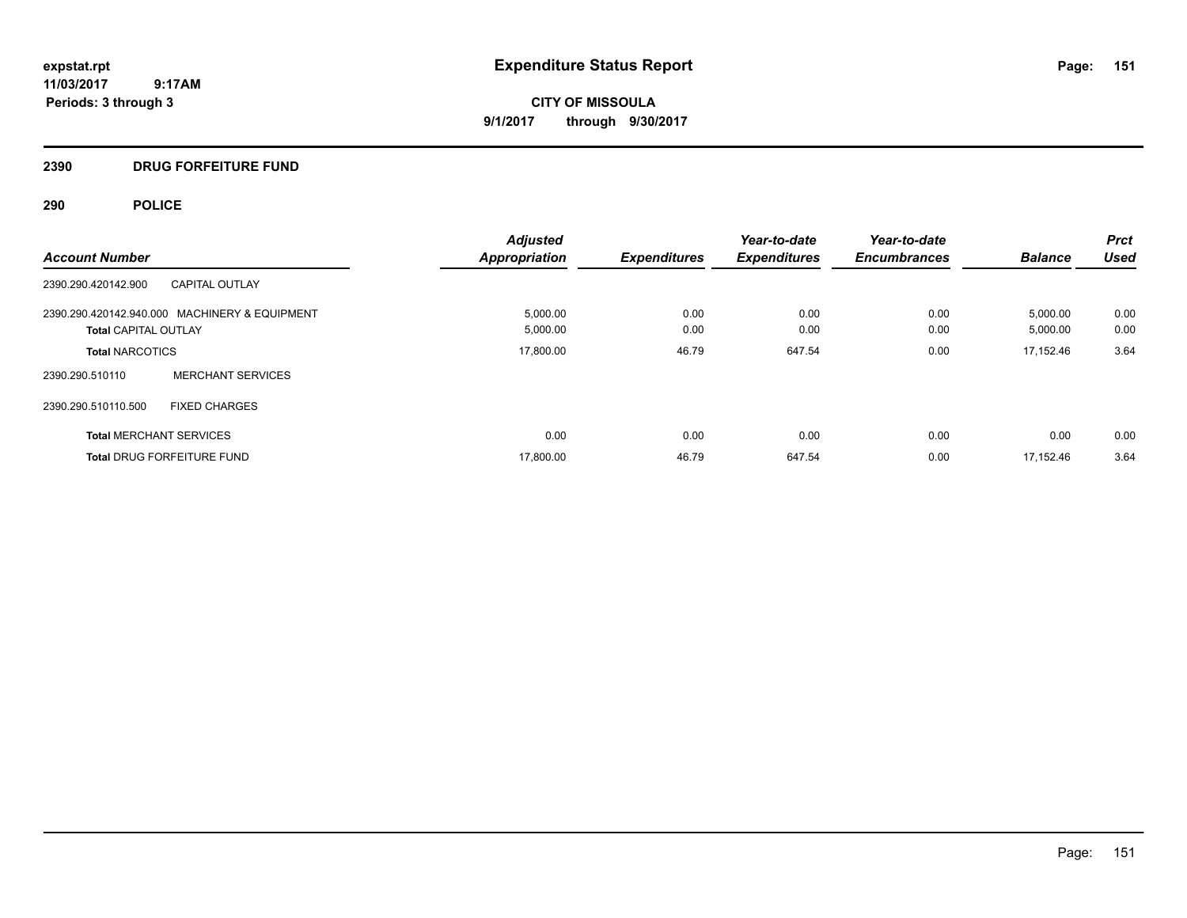# Expenditure Status Report

expstat.rpt
11/03/2017 9:17AM
Periods: 3 through 3

**CITY OF MISSOULA**
**9/1/2017 through 9/30/2017**

## 2390 DRUG FORFEITURE FUND

### 290 POLICE

| Account Number | | Adjusted Appropriation | Expenditures | Year-to-date Expenditures | Year-to-date Encumbrances | Balance | Prct Used |
|---|---|---|---|---|---|---|---|
| 2390.290.420142.900 | CAPITAL OUTLAY | | | | | | |
| 2390.290.420142.940.000 | MACHINERY & EQUIPMENT | 5,000.00 | 0.00 | 0.00 | 0.00 | 5,000.00 | 0.00 |
| **Total** CAPITAL OUTLAY | | 5,000.00 | 0.00 | 0.00 | 0.00 | 5,000.00 | 0.00 |
| **Total** NARCOTICS | | 17,800.00 | 46.79 | 647.54 | 0.00 | 17,152.46 | 3.64 |
| 2390.290.510110 | MERCHANT SERVICES | | | | | | |
| 2390.290.510110.500 | FIXED CHARGES | | | | | | |
| **Total** MERCHANT SERVICES | | 0.00 | 0.00 | 0.00 | 0.00 | 0.00 | 0.00 |
| **Total** DRUG FORFEITURE FUND | | 17,800.00 | 46.79 | 647.54 | 0.00 | 17,152.46 | 3.64 |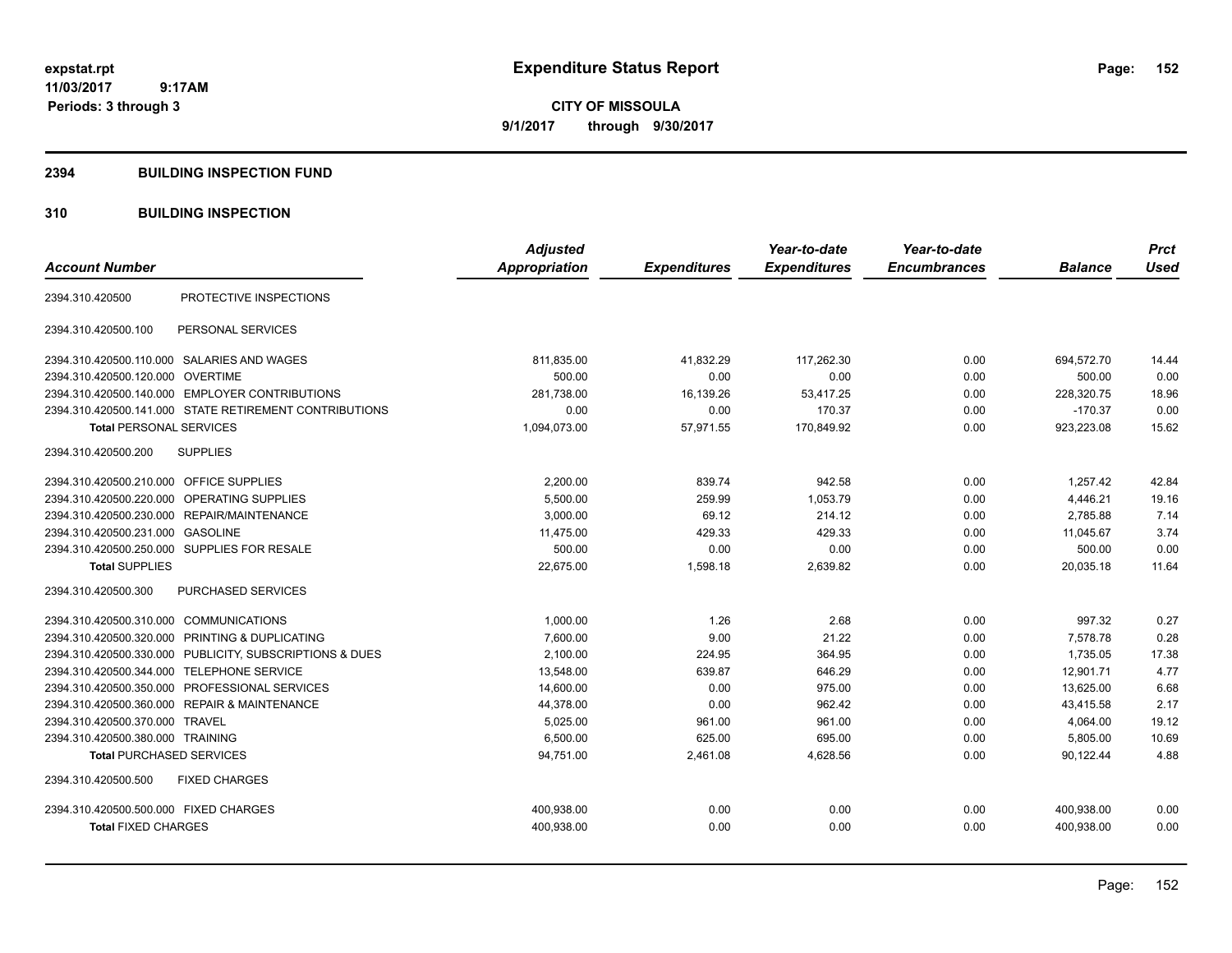# Expenditure Status Report

**CITY OF MISSOULA**

**9/1/2017 through 9/30/2017**

expstat.rpt
11/03/2017 9:17AM
Periods: 3 through 3

## 2394 BUILDING INSPECTION FUND

## 310 BUILDING INSPECTION

| Account Number | | Adjusted Appropriation | Expenditures | Year-to-date Expenditures | Year-to-date Encumbrances | Balance | Prct Used |
|---|---|---|---|---|---|---|---|
| 2394.310.420500 | PROTECTIVE INSPECTIONS | | | | | | |
| 2394.310.420500.100 | PERSONAL SERVICES | | | | | | |
| 2394.310.420500.110.000 | SALARIES AND WAGES | 811,835.00 | 41,832.29 | 117,262.30 | 0.00 | 694,572.70 | 14.44 |
| 2394.310.420500.120.000 | OVERTIME | 500.00 | 0.00 | 0.00 | 0.00 | 500.00 | 0.00 |
| 2394.310.420500.140.000 | EMPLOYER CONTRIBUTIONS | 281,738.00 | 16,139.26 | 53,417.25 | 0.00 | 228,320.75 | 18.96 |
| 2394.310.420500.141.000 | STATE RETIREMENT CONTRIBUTIONS | 0.00 | 0.00 | 170.37 | 0.00 | -170.37 | 0.00 |
| **Total** PERSONAL SERVICES | | 1,094,073.00 | 57,971.55 | 170,849.92 | 0.00 | 923,223.08 | 15.62 |
| 2394.310.420500.200 | SUPPLIES | | | | | | |
| 2394.310.420500.210.000 | OFFICE SUPPLIES | 2,200.00 | 839.74 | 942.58 | 0.00 | 1,257.42 | 42.84 |
| 2394.310.420500.220.000 | OPERATING SUPPLIES | 5,500.00 | 259.99 | 1,053.79 | 0.00 | 4,446.21 | 19.16 |
| 2394.310.420500.230.000 | REPAIR/MAINTENANCE | 3,000.00 | 69.12 | 214.12 | 0.00 | 2,785.88 | 7.14 |
| 2394.310.420500.231.000 | GASOLINE | 11,475.00 | 429.33 | 429.33 | 0.00 | 11,045.67 | 3.74 |
| 2394.310.420500.250.000 | SUPPLIES FOR RESALE | 500.00 | 0.00 | 0.00 | 0.00 | 500.00 | 0.00 |
| **Total** SUPPLIES | | 22,675.00 | 1,598.18 | 2,639.82 | 0.00 | 20,035.18 | 11.64 |
| 2394.310.420500.300 | PURCHASED SERVICES | | | | | | |
| 2394.310.420500.310.000 | COMMUNICATIONS | 1,000.00 | 1.26 | 2.68 | 0.00 | 997.32 | 0.27 |
| 2394.310.420500.320.000 | PRINTING & DUPLICATING | 7,600.00 | 9.00 | 21.22 | 0.00 | 7,578.78 | 0.28 |
| 2394.310.420500.330.000 | PUBLICITY, SUBSCRIPTIONS & DUES | 2,100.00 | 224.95 | 364.95 | 0.00 | 1,735.05 | 17.38 |
| 2394.310.420500.344.000 | TELEPHONE SERVICE | 13,548.00 | 639.87 | 646.29 | 0.00 | 12,901.71 | 4.77 |
| 2394.310.420500.350.000 | PROFESSIONAL SERVICES | 14,600.00 | 0.00 | 975.00 | 0.00 | 13,625.00 | 6.68 |
| 2394.310.420500.360.000 | REPAIR & MAINTENANCE | 44,378.00 | 0.00 | 962.42 | 0.00 | 43,415.58 | 2.17 |
| 2394.310.420500.370.000 | TRAVEL | 5,025.00 | 961.00 | 961.00 | 0.00 | 4,064.00 | 19.12 |
| 2394.310.420500.380.000 | TRAINING | 6,500.00 | 625.00 | 695.00 | 0.00 | 5,805.00 | 10.69 |
| **Total** PURCHASED SERVICES | | 94,751.00 | 2,461.08 | 4,628.56 | 0.00 | 90,122.44 | 4.88 |
| 2394.310.420500.500 | FIXED CHARGES | | | | | | |
| 2394.310.420500.500.000 | FIXED CHARGES | 400,938.00 | 0.00 | 0.00 | 0.00 | 400,938.00 | 0.00 |
| **Total** FIXED CHARGES | | 400,938.00 | 0.00 | 0.00 | 0.00 | 400,938.00 | 0.00 |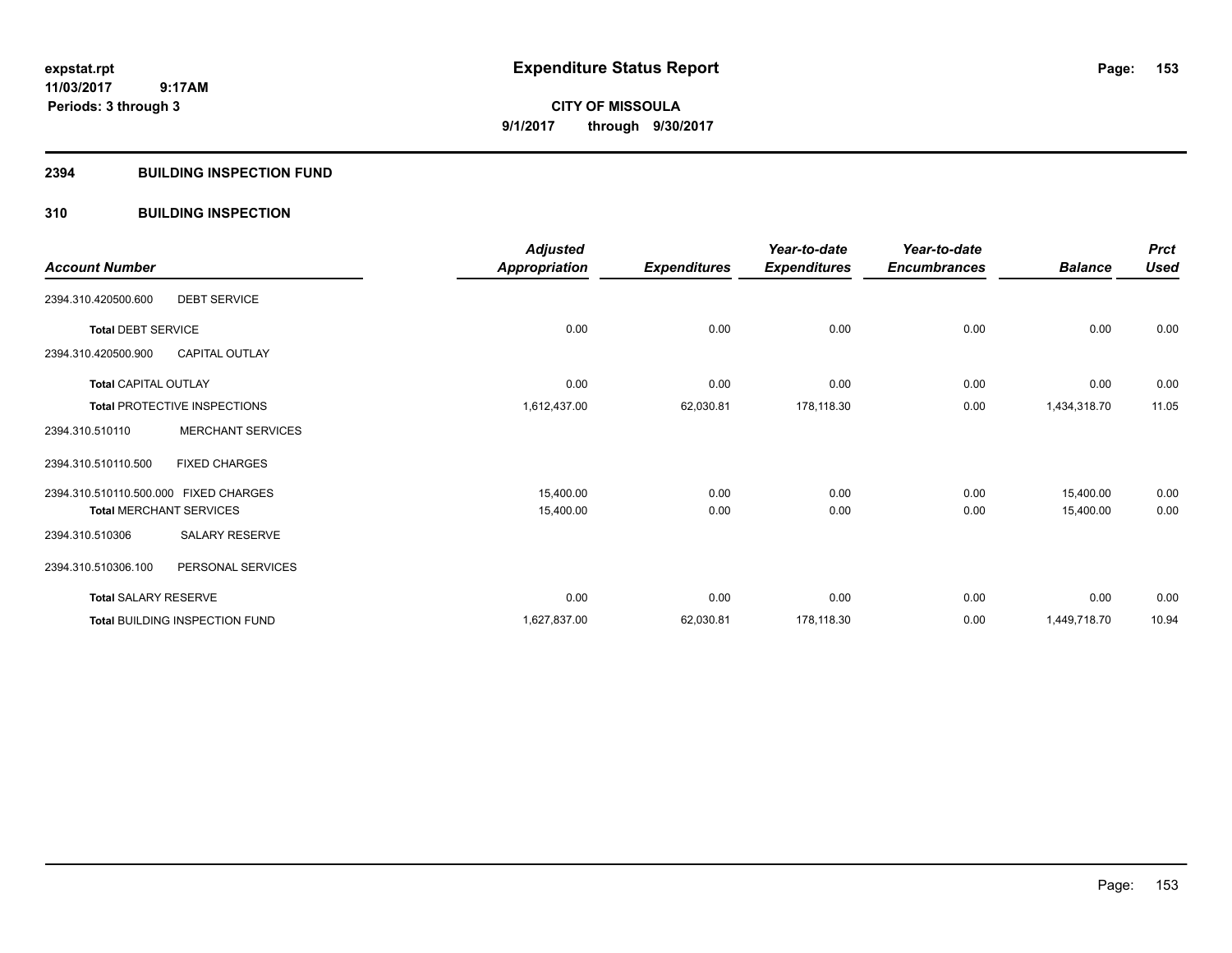**expstat.rpt**
**11/03/2017 9:17AM**
**Periods: 3 through 3**

# Expenditure Status Report

**CITY OF MISSOULA**
**9/1/2017 through 9/30/2017**

## 2394 BUILDING INSPECTION FUND

### 310 BUILDING INSPECTION

| Account Number | | Adjusted Appropriation | Expenditures | Year-to-date Expenditures | Year-to-date Encumbrances | Balance | Prct Used |
|---|---|---|---|---|---|---|---|
| 2394.310.420500.600 | DEBT SERVICE | | | | | | |
| **Total** DEBT SERVICE | | 0.00 | 0.00 | 0.00 | 0.00 | 0.00 | 0.00 |
| 2394.310.420500.900 | CAPITAL OUTLAY | | | | | | |
| **Total** CAPITAL OUTLAY | | 0.00 | 0.00 | 0.00 | 0.00 | 0.00 | 0.00 |
| **Total** PROTECTIVE INSPECTIONS | | 1,612,437.00 | 62,030.81 | 178,118.30 | 0.00 | 1,434,318.70 | 11.05 |
| 2394.310.510110 | MERCHANT SERVICES | | | | | | |
| 2394.310.510110.500 | FIXED CHARGES | | | | | | |
| 2394.310.510110.500.000 | FIXED CHARGES | 15,400.00 | 0.00 | 0.00 | 0.00 | 15,400.00 | 0.00 |
| **Total** MERCHANT SERVICES | | 15,400.00 | 0.00 | 0.00 | 0.00 | 15,400.00 | 0.00 |
| 2394.310.510306 | SALARY RESERVE | | | | | | |
| 2394.310.510306.100 | PERSONAL SERVICES | | | | | | |
| **Total** SALARY RESERVE | | 0.00 | 0.00 | 0.00 | 0.00 | 0.00 | 0.00 |
| **Total** BUILDING INSPECTION FUND | | 1,627,837.00 | 62,030.81 | 178,118.30 | 0.00 | 1,449,718.70 | 10.94 |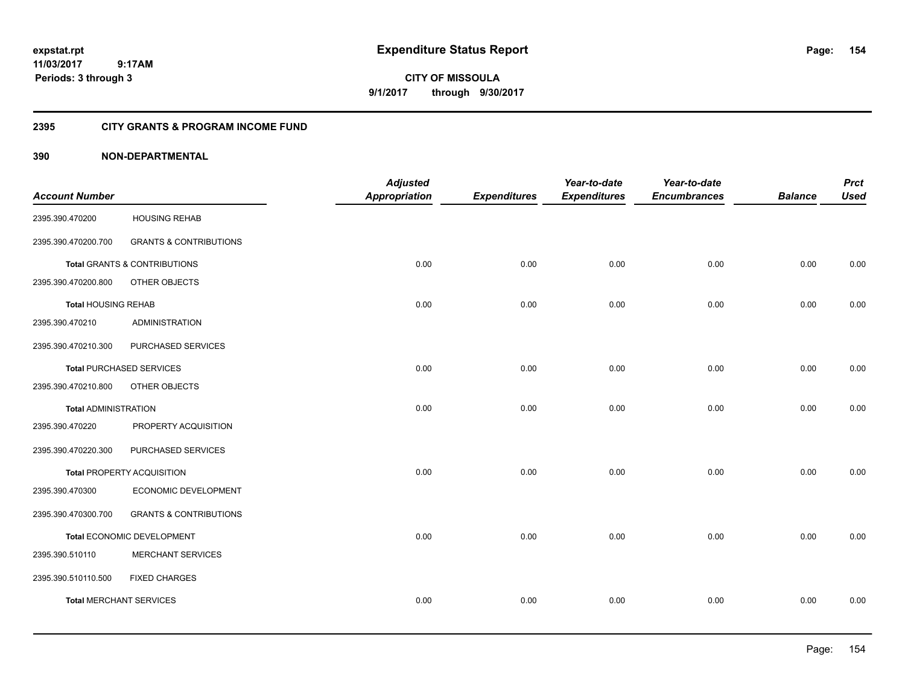# Expenditure Status Report

expstat.rpt
11/03/2017 9:17AM
Periods: 3 through 3

CITY OF MISSOULA
9/1/2017 through 9/30/2017

## 2395 CITY GRANTS & PROGRAM INCOME FUND

### 390 NON-DEPARTMENTAL

| Account Number | | Adjusted Appropriation | Expenditures | Year-to-date Expenditures | Year-to-date Encumbrances | Balance | Prct Used |
|---|---|---|---|---|---|---|---|
| 2395.390.470200 | HOUSING REHAB | | | | | | |
| 2395.390.470200.700 | GRANTS & CONTRIBUTIONS | | | | | | |
| **Total** GRANTS & CONTRIBUTIONS | | 0.00 | 0.00 | 0.00 | 0.00 | 0.00 | 0.00 |
| 2395.390.470200.800 | OTHER OBJECTS | | | | | | |
| **Total** HOUSING REHAB | | 0.00 | 0.00 | 0.00 | 0.00 | 0.00 | 0.00 |
| 2395.390.470210 | ADMINISTRATION | | | | | | |
| 2395.390.470210.300 | PURCHASED SERVICES | | | | | | |
| **Total** PURCHASED SERVICES | | 0.00 | 0.00 | 0.00 | 0.00 | 0.00 | 0.00 |
| 2395.390.470210.800 | OTHER OBJECTS | | | | | | |
| **Total** ADMINISTRATION | | 0.00 | 0.00 | 0.00 | 0.00 | 0.00 | 0.00 |
| 2395.390.470220 | PROPERTY ACQUISITION | | | | | | |
| 2395.390.470220.300 | PURCHASED SERVICES | | | | | | |
| **Total** PROPERTY ACQUISITION | | 0.00 | 0.00 | 0.00 | 0.00 | 0.00 | 0.00 |
| 2395.390.470300 | ECONOMIC DEVELOPMENT | | | | | | |
| 2395.390.470300.700 | GRANTS & CONTRIBUTIONS | | | | | | |
| **Total** ECONOMIC DEVELOPMENT | | 0.00 | 0.00 | 0.00 | 0.00 | 0.00 | 0.00 |
| 2395.390.510110 | MERCHANT SERVICES | | | | | | |
| 2395.390.510110.500 | FIXED CHARGES | | | | | | |
| **Total** MERCHANT SERVICES | | 0.00 | 0.00 | 0.00 | 0.00 | 0.00 | 0.00 |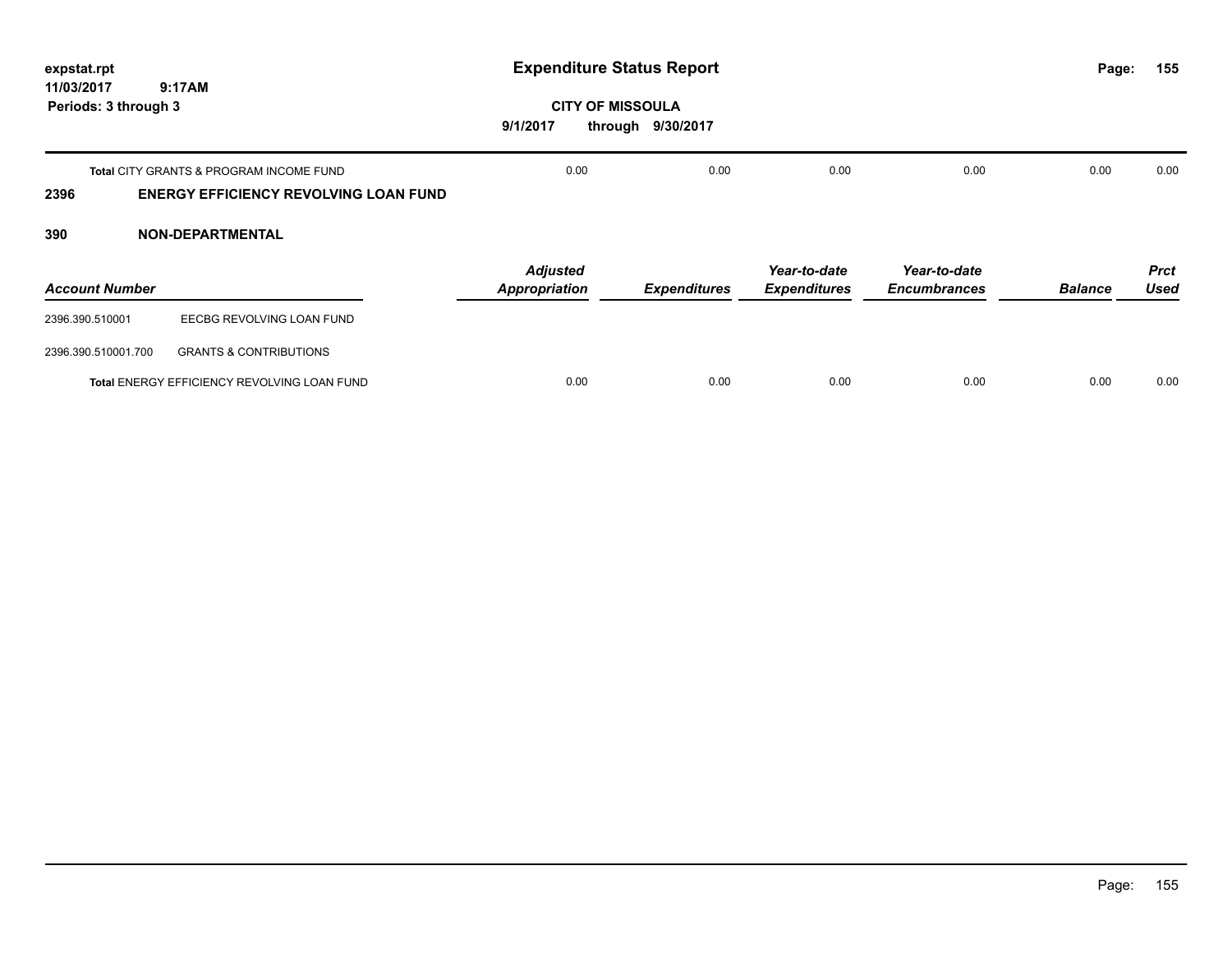| | Adjusted Appropriation | Expenditures | Year-to-date Expenditures | Year-to-date Encumbrances | Balance | Prct Used |
|---|---|---|---|---|---|---|
| **Total** CITY GRANTS & PROGRAM INCOME FUND | 0.00 | 0.00 | 0.00 | 0.00 | 0.00 | 0.00 |

## 2396 ENERGY EFFICIENCY REVOLVING LOAN FUND

## 390 NON-DEPARTMENTAL

| Account Number | | Adjusted Appropriation | Expenditures | Year-to-date Expenditures | Year-to-date Encumbrances | Balance | Prct Used |
|---|---|---|---|---|---|---|---|
| 2396.390.510001 | EECBG REVOLVING LOAN FUND | | | | | | |
| 2396.390.510001.700 | GRANTS & CONTRIBUTIONS | | | | | | |
| **Total** ENERGY EFFICIENCY REVOLVING LOAN FUND | | 0.00 | 0.00 | 0.00 | 0.00 | 0.00 | 0.00 |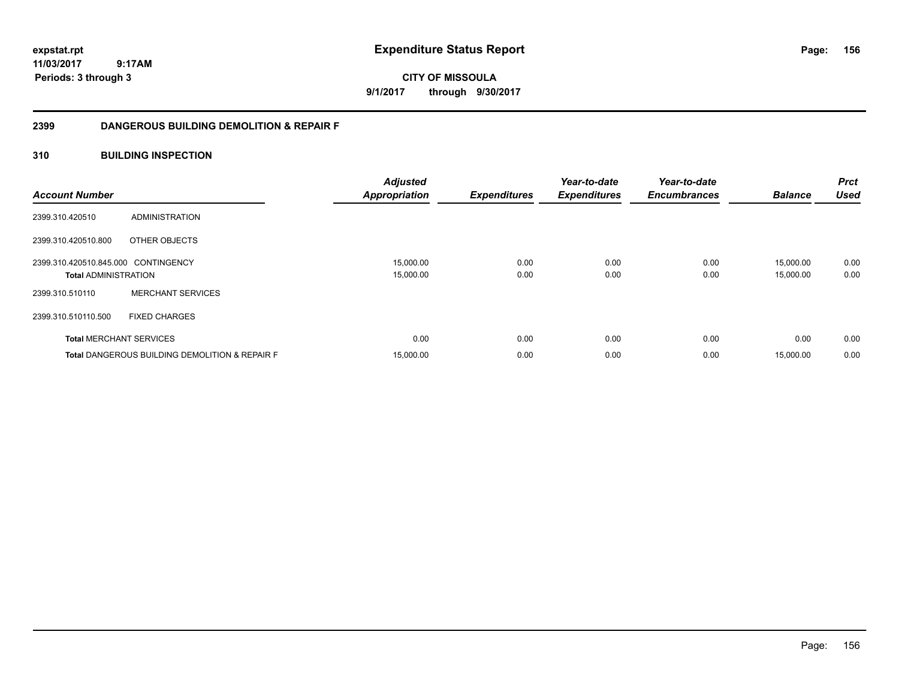# Expenditure Status Report

**CITY OF MISSOULA**

**9/1/2017 through 9/30/2017**

expstat.rpt
11/03/2017 9:17AM
Periods: 3 through 3

## 2399 DANGEROUS BUILDING DEMOLITION & REPAIR F

### 310 BUILDING INSPECTION

| Account Number | | Adjusted Appropriation | Expenditures | Year-to-date Expenditures | Year-to-date Encumbrances | Balance | Prct Used |
|---|---|---|---|---|---|---|---|
| 2399.310.420510 | ADMINISTRATION | | | | | | |
| 2399.310.420510.800 | OTHER OBJECTS | | | | | | |
| 2399.310.420510.845.000 | CONTINGENCY | 15,000.00 | 0.00 | 0.00 | 0.00 | 15,000.00 | 0.00 |
| **Total** ADMINISTRATION | | 15,000.00 | 0.00 | 0.00 | 0.00 | 15,000.00 | 0.00 |
| 2399.310.510110 | MERCHANT SERVICES | | | | | | |
| 2399.310.510110.500 | FIXED CHARGES | | | | | | |
| **Total** MERCHANT SERVICES | | 0.00 | 0.00 | 0.00 | 0.00 | 0.00 | 0.00 |
| **Total** DANGEROUS BUILDING DEMOLITION & REPAIR F | | 15,000.00 | 0.00 | 0.00 | 0.00 | 15,000.00 | 0.00 |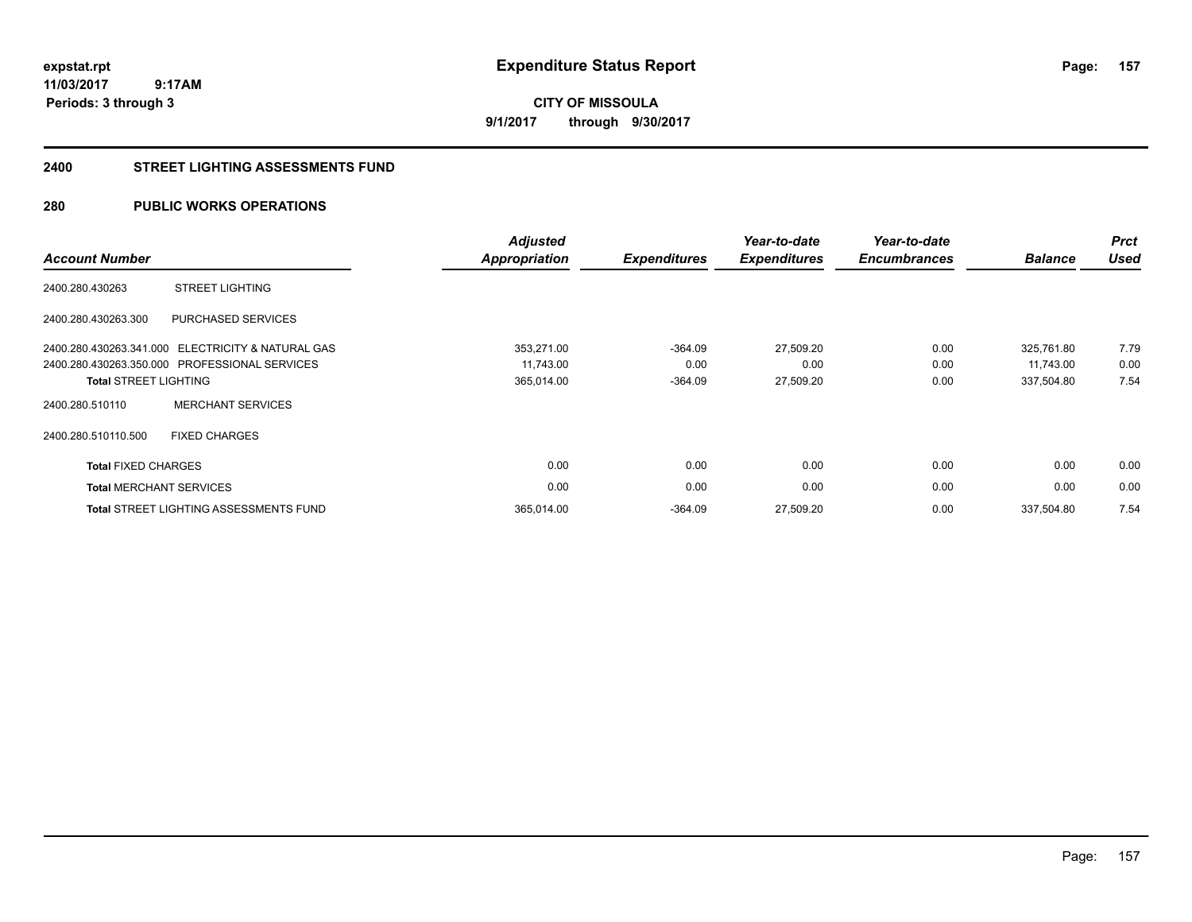**expstat.rpt**
**11/03/2017 9:17AM**
**Periods: 3 through 3**

# Expenditure Status Report

**CITY OF MISSOULA**
**9/1/2017 through 9/30/2017**

## 2400 STREET LIGHTING ASSESSMENTS FUND

## 280 PUBLIC WORKS OPERATIONS

| Account Number | | Adjusted Appropriation | Expenditures | Year-to-date Expenditures | Year-to-date Encumbrances | Balance | Prct Used |
|---|---|---|---|---|---|---|---|
| 2400.280.430263 | STREET LIGHTING | | | | | | |
| 2400.280.430263.300 | PURCHASED SERVICES | | | | | | |
| 2400.280.430263.341.000 | ELECTRICITY & NATURAL GAS | 353,271.00 | -364.09 | 27,509.20 | 0.00 | 325,761.80 | 7.79 |
| 2400.280.430263.350.000 | PROFESSIONAL SERVICES | 11,743.00 | 0.00 | 0.00 | 0.00 | 11,743.00 | 0.00 |
| **Total** STREET LIGHTING | | 365,014.00 | -364.09 | 27,509.20 | 0.00 | 337,504.80 | 7.54 |
| 2400.280.510110 | MERCHANT SERVICES | | | | | | |
| 2400.280.510110.500 | FIXED CHARGES | | | | | | |
| **Total** FIXED CHARGES | | 0.00 | 0.00 | 0.00 | 0.00 | 0.00 | 0.00 |
| **Total** MERCHANT SERVICES | | 0.00 | 0.00 | 0.00 | 0.00 | 0.00 | 0.00 |
| **Total** STREET LIGHTING ASSESSMENTS FUND | | 365,014.00 | -364.09 | 27,509.20 | 0.00 | 337,504.80 | 7.54 |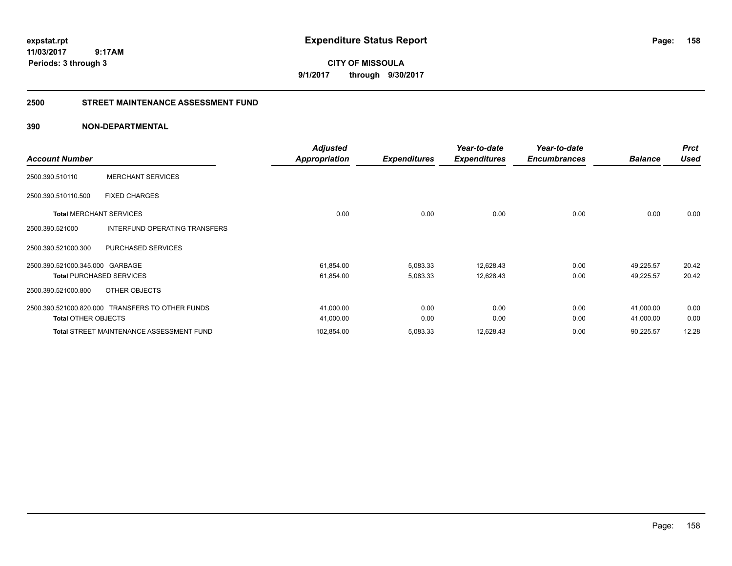**expstat.rpt**
**11/03/2017 9:17AM**
**Periods: 3 through 3**

# Expenditure Status Report

**CITY OF MISSOULA**
**9/1/2017 through 9/30/2017**

## 2500 STREET MAINTENANCE ASSESSMENT FUND

### 390 NON-DEPARTMENTAL

| Account Number | | Adjusted Appropriation | Expenditures | Year-to-date Expenditures | Year-to-date Encumbrances | Balance | Prct Used |
|---|---|---|---|---|---|---|---|
| 2500.390.510110 | MERCHANT SERVICES | | | | | | |
| 2500.390.510110.500 | FIXED CHARGES | | | | | | |
| **Total** MERCHANT SERVICES | | 0.00 | 0.00 | 0.00 | 0.00 | 0.00 | 0.00 |
| 2500.390.521000 | INTERFUND OPERATING TRANSFERS | | | | | | |
| 2500.390.521000.300 | PURCHASED SERVICES | | | | | | |
| 2500.390.521000.345.000 | GARBAGE | 61,854.00 | 5,083.33 | 12,628.43 | 0.00 | 49,225.57 | 20.42 |
| **Total** PURCHASED SERVICES | | 61,854.00 | 5,083.33 | 12,628.43 | 0.00 | 49,225.57 | 20.42 |
| 2500.390.521000.800 | OTHER OBJECTS | | | | | | |
| 2500.390.521000.820.000 | TRANSFERS TO OTHER FUNDS | 41,000.00 | 0.00 | 0.00 | 0.00 | 41,000.00 | 0.00 |
| **Total** OTHER OBJECTS | | 41,000.00 | 0.00 | 0.00 | 0.00 | 41,000.00 | 0.00 |
| **Total** STREET MAINTENANCE ASSESSMENT FUND | | 102,854.00 | 5,083.33 | 12,628.43 | 0.00 | 90,225.57 | 12.28 |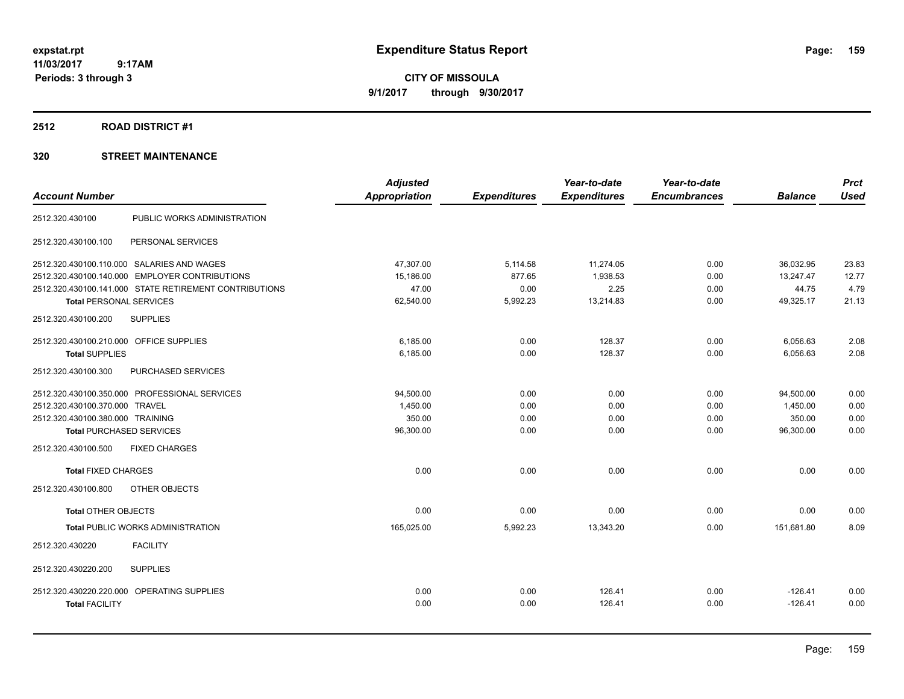expstat.rpt
11/03/2017 9:17AM
Periods: 3 through 3

# Expenditure Status Report

**CITY OF MISSOULA**
**9/1/2017 through 9/30/2017**

## 2512 ROAD DISTRICT #1

### 320 STREET MAINTENANCE

| Account Number | | Adjusted Appropriation | Expenditures | Year-to-date Expenditures | Year-to-date Encumbrances | Balance | Prct Used |
|---|---|---|---|---|---|---|---|
| 2512.320.430100 | PUBLIC WORKS ADMINISTRATION | | | | | | |
| 2512.320.430100.100 | PERSONAL SERVICES | | | | | | |
| 2512.320.430100.110.000 | SALARIES AND WAGES | 47,307.00 | 5,114.58 | 11,274.05 | 0.00 | 36,032.95 | 23.83 |
| 2512.320.430100.140.000 | EMPLOYER CONTRIBUTIONS | 15,186.00 | 877.65 | 1,938.53 | 0.00 | 13,247.47 | 12.77 |
| 2512.320.430100.141.000 | STATE RETIREMENT CONTRIBUTIONS | 47.00 | 0.00 | 2.25 | 0.00 | 44.75 | 4.79 |
| **Total** PERSONAL SERVICES | | 62,540.00 | 5,992.23 | 13,214.83 | 0.00 | 49,325.17 | 21.13 |
| 2512.320.430100.200 | SUPPLIES | | | | | | |
| 2512.320.430100.210.000 | OFFICE SUPPLIES | 6,185.00 | 0.00 | 128.37 | 0.00 | 6,056.63 | 2.08 |
| **Total** SUPPLIES | | 6,185.00 | 0.00 | 128.37 | 0.00 | 6,056.63 | 2.08 |
| 2512.320.430100.300 | PURCHASED SERVICES | | | | | | |
| 2512.320.430100.350.000 | PROFESSIONAL SERVICES | 94,500.00 | 0.00 | 0.00 | 0.00 | 94,500.00 | 0.00 |
| 2512.320.430100.370.000 | TRAVEL | 1,450.00 | 0.00 | 0.00 | 0.00 | 1,450.00 | 0.00 |
| 2512.320.430100.380.000 | TRAINING | 350.00 | 0.00 | 0.00 | 0.00 | 350.00 | 0.00 |
| **Total** PURCHASED SERVICES | | 96,300.00 | 0.00 | 0.00 | 0.00 | 96,300.00 | 0.00 |
| 2512.320.430100.500 | FIXED CHARGES | | | | | | |
| **Total** FIXED CHARGES | | 0.00 | 0.00 | 0.00 | 0.00 | 0.00 | 0.00 |
| 2512.320.430100.800 | OTHER OBJECTS | | | | | | |
| **Total** OTHER OBJECTS | | 0.00 | 0.00 | 0.00 | 0.00 | 0.00 | 0.00 |
| **Total** PUBLIC WORKS ADMINISTRATION | | 165,025.00 | 5,992.23 | 13,343.20 | 0.00 | 151,681.80 | 8.09 |
| 2512.320.430220 | FACILITY | | | | | | |
| 2512.320.430220.200 | SUPPLIES | | | | | | |
| 2512.320.430220.220.000 | OPERATING SUPPLIES | 0.00 | 0.00 | 126.41 | 0.00 | -126.41 | 0.00 |
| **Total** FACILITY | | 0.00 | 0.00 | 126.41 | 0.00 | -126.41 | 0.00 |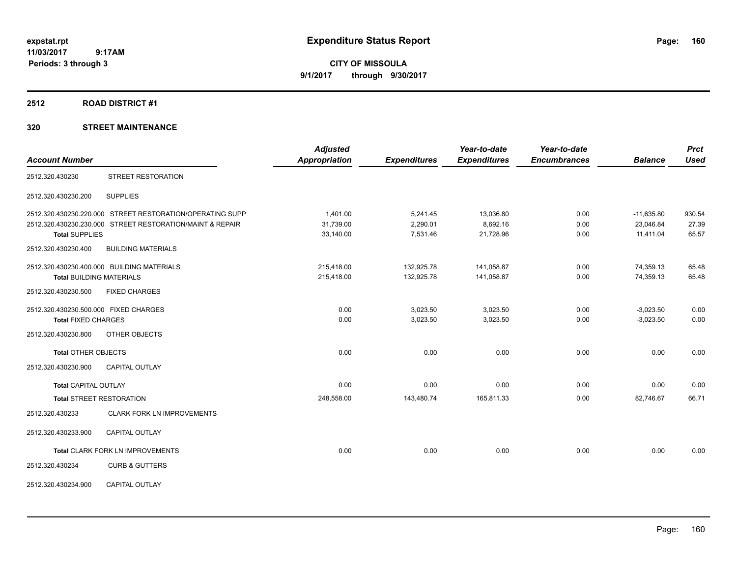# Expenditure Status Report

**CITY OF MISSOULA**

**9/1/2017 through 9/30/2017**

expstat.rpt
11/03/2017 9:17AM
Periods: 3 through 3

## 2512 ROAD DISTRICT #1

### 320 STREET MAINTENANCE

| Account Number | | Adjusted Appropriation | Expenditures | Year-to-date Expenditures | Year-to-date Encumbrances | Balance | Prct Used |
|---|---|---|---|---|---|---|---|
| 2512.320.430230 | STREET RESTORATION | | | | | | |
| 2512.320.430230.200 | SUPPLIES | | | | | | |
| 2512.320.430230.220.000 | STREET RESTORATION/OPERATING SUPP | 1,401.00 | 5,241.45 | 13,036.80 | 0.00 | -11,635.80 | 930.54 |
| 2512.320.430230.230.000 | STREET RESTORATION/MAINT & REPAIR | 31,739.00 | 2,290.01 | 8,692.16 | 0.00 | 23,046.84 | 27.39 |
| **Total** SUPPLIES | | 33,140.00 | 7,531.46 | 21,728.96 | 0.00 | 11,411.04 | 65.57 |
| 2512.320.430230.400 | BUILDING MATERIALS | | | | | | |
| 2512.320.430230.400.000 | BUILDING MATERIALS | 215,418.00 | 132,925.78 | 141,058.87 | 0.00 | 74,359.13 | 65.48 |
| **Total** BUILDING MATERIALS | | 215,418.00 | 132,925.78 | 141,058.87 | 0.00 | 74,359.13 | 65.48 |
| 2512.320.430230.500 | FIXED CHARGES | | | | | | |
| 2512.320.430230.500.000 | FIXED CHARGES | 0.00 | 3,023.50 | 3,023.50 | 0.00 | -3,023.50 | 0.00 |
| **Total** FIXED CHARGES | | 0.00 | 3,023.50 | 3,023.50 | 0.00 | -3,023.50 | 0.00 |
| 2512.320.430230.800 | OTHER OBJECTS | | | | | | |
| **Total** OTHER OBJECTS | | 0.00 | 0.00 | 0.00 | 0.00 | 0.00 | 0.00 |
| 2512.320.430230.900 | CAPITAL OUTLAY | | | | | | |
| **Total** CAPITAL OUTLAY | | 0.00 | 0.00 | 0.00 | 0.00 | 0.00 | 0.00 |
| **Total** STREET RESTORATION | | 248,558.00 | 143,480.74 | 165,811.33 | 0.00 | 82,746.67 | 66.71 |
| 2512.320.430233 | CLARK FORK LN IMPROVEMENTS | | | | | | |
| 2512.320.430233.900 | CAPITAL OUTLAY | | | | | | |
| **Total** CLARK FORK LN IMPROVEMENTS | | 0.00 | 0.00 | 0.00 | 0.00 | 0.00 | 0.00 |
| 2512.320.430234 | CURB & GUTTERS | | | | | | |
| 2512.320.430234.900 | CAPITAL OUTLAY | | | | | | |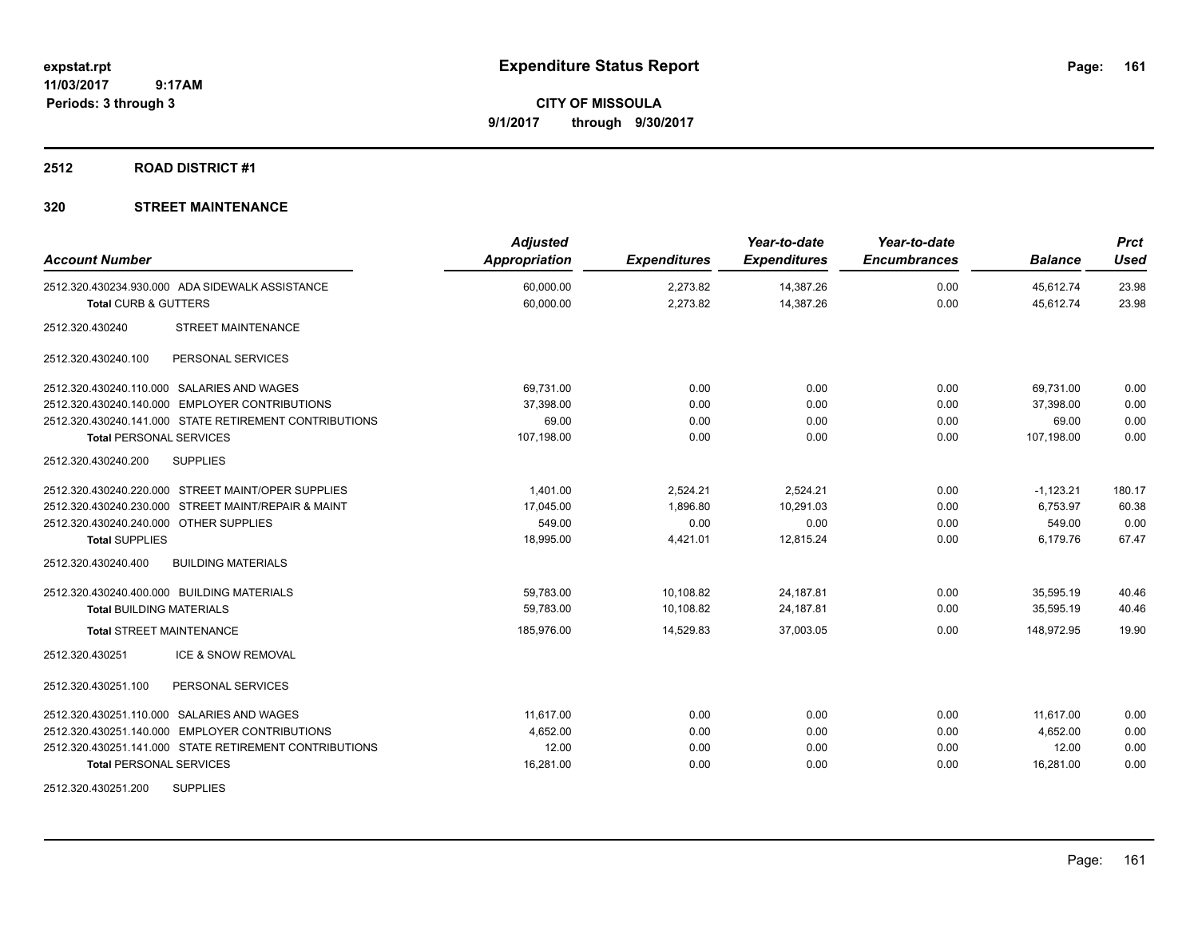**expstat.rpt**
**11/03/2017 9:17AM**
**Periods: 3 through 3**

# Expenditure Status Report

**CITY OF MISSOULA**
**9/1/2017 through 9/30/2017**

## 2512 ROAD DISTRICT #1

## 320 STREET MAINTENANCE

| Account Number | Adjusted Appropriation | Expenditures | Year-to-date Expenditures | Year-to-date Encumbrances | Balance | Prct Used |
|---|---|---|---|---|---|---|
| 2512.320.430234.930.000 ADA SIDEWALK ASSISTANCE | 60,000.00 | 2,273.82 | 14,387.26 | 0.00 | 45,612.74 | 23.98 |
| **Total** CURB & GUTTERS | 60,000.00 | 2,273.82 | 14,387.26 | 0.00 | 45,612.74 | 23.98 |
| 2512.320.430240 STREET MAINTENANCE | | | | | | |
| 2512.320.430240.100 PERSONAL SERVICES | | | | | | |
| 2512.320.430240.110.000 SALARIES AND WAGES | 69,731.00 | 0.00 | 0.00 | 0.00 | 69,731.00 | 0.00 |
| 2512.320.430240.140.000 EMPLOYER CONTRIBUTIONS | 37,398.00 | 0.00 | 0.00 | 0.00 | 37,398.00 | 0.00 |
| 2512.320.430240.141.000 STATE RETIREMENT CONTRIBUTIONS | 69.00 | 0.00 | 0.00 | 0.00 | 69.00 | 0.00 |
| **Total** PERSONAL SERVICES | 107,198.00 | 0.00 | 0.00 | 0.00 | 107,198.00 | 0.00 |
| 2512.320.430240.200 SUPPLIES | | | | | | |
| 2512.320.430240.220.000 STREET MAINT/OPER SUPPLIES | 1,401.00 | 2,524.21 | 2,524.21 | 0.00 | -1,123.21 | 180.17 |
| 2512.320.430240.230.000 STREET MAINT/REPAIR & MAINT | 17,045.00 | 1,896.80 | 10,291.03 | 0.00 | 6,753.97 | 60.38 |
| 2512.320.430240.240.000 OTHER SUPPLIES | 549.00 | 0.00 | 0.00 | 0.00 | 549.00 | 0.00 |
| **Total** SUPPLIES | 18,995.00 | 4,421.01 | 12,815.24 | 0.00 | 6,179.76 | 67.47 |
| 2512.320.430240.400 BUILDING MATERIALS | | | | | | |
| 2512.320.430240.400.000 BUILDING MATERIALS | 59,783.00 | 10,108.82 | 24,187.81 | 0.00 | 35,595.19 | 40.46 |
| **Total** BUILDING MATERIALS | 59,783.00 | 10,108.82 | 24,187.81 | 0.00 | 35,595.19 | 40.46 |
| **Total** STREET MAINTENANCE | 185,976.00 | 14,529.83 | 37,003.05 | 0.00 | 148,972.95 | 19.90 |
| 2512.320.430251 ICE & SNOW REMOVAL | | | | | | |
| 2512.320.430251.100 PERSONAL SERVICES | | | | | | |
| 2512.320.430251.110.000 SALARIES AND WAGES | 11,617.00 | 0.00 | 0.00 | 0.00 | 11,617.00 | 0.00 |
| 2512.320.430251.140.000 EMPLOYER CONTRIBUTIONS | 4,652.00 | 0.00 | 0.00 | 0.00 | 4,652.00 | 0.00 |
| 2512.320.430251.141.000 STATE RETIREMENT CONTRIBUTIONS | 12.00 | 0.00 | 0.00 | 0.00 | 12.00 | 0.00 |
| **Total** PERSONAL SERVICES | 16,281.00 | 0.00 | 0.00 | 0.00 | 16,281.00 | 0.00 |
| 2512.320.430251.200 SUPPLIES | | | | | | |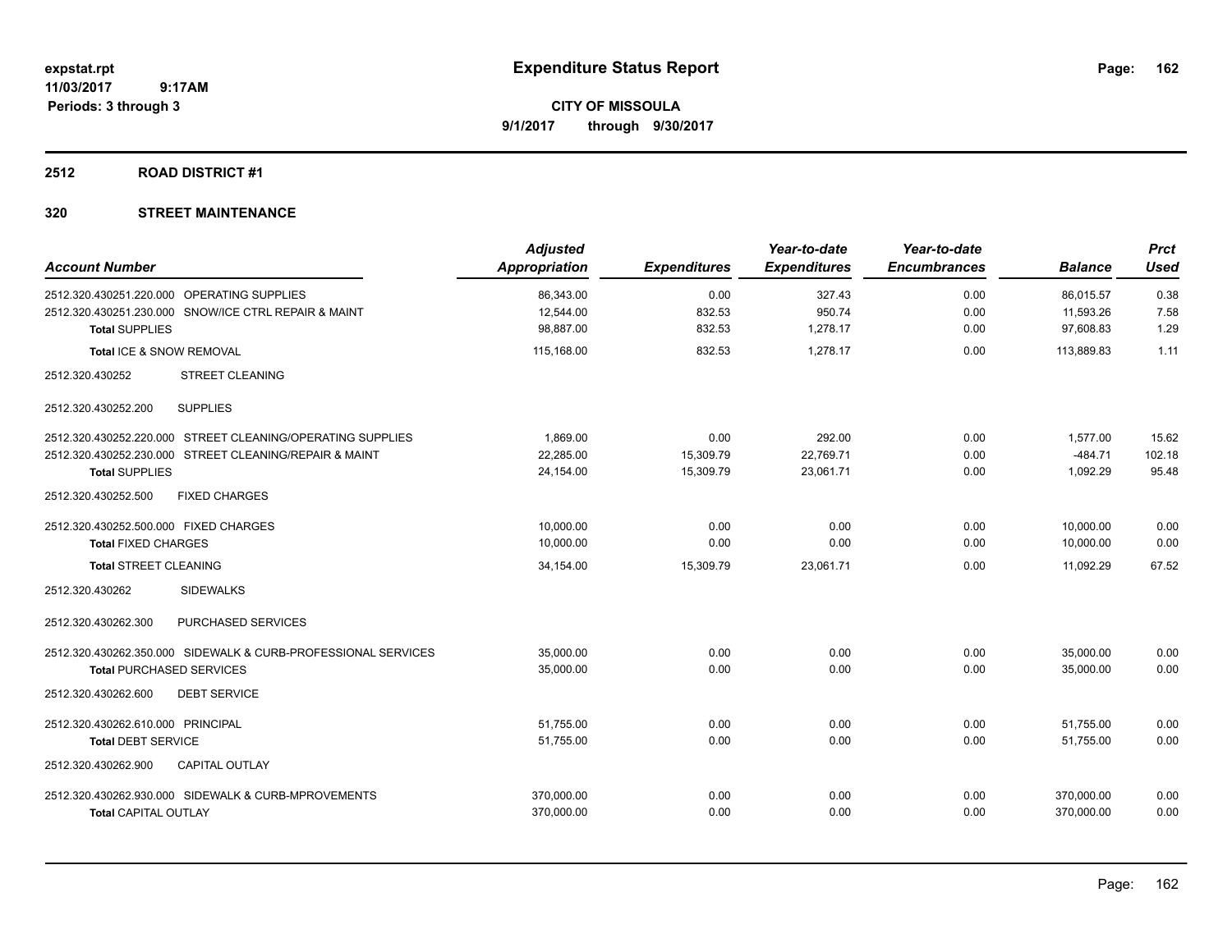# Expenditure Status Report

expstat.rpt
11/03/2017 9:17AM
Periods: 3 through 3

**CITY OF MISSOULA**
**9/1/2017 through 9/30/2017**

## 2512 ROAD DISTRICT #1

### 320 STREET MAINTENANCE

| Account Number | Adjusted Appropriation | Expenditures | Year-to-date Expenditures | Year-to-date Encumbrances | Balance | Prct Used |
|---|---|---|---|---|---|---|
| 2512.320.430251.220.000 OPERATING SUPPLIES | 86,343.00 | 0.00 | 327.43 | 0.00 | 86,015.57 | 0.38 |
| 2512.320.430251.230.000 SNOW/ICE CTRL REPAIR & MAINT | 12,544.00 | 832.53 | 950.74 | 0.00 | 11,593.26 | 7.58 |
| **Total SUPPLIES** | 98,887.00 | 832.53 | 1,278.17 | 0.00 | 97,608.83 | 1.29 |
| **Total ICE & SNOW REMOVAL** | 115,168.00 | 832.53 | 1,278.17 | 0.00 | 113,889.83 | 1.11 |
| 2512.320.430252 STREET CLEANING | | | | | | |
| 2512.320.430252.200 SUPPLIES | | | | | | |
| 2512.320.430252.220.000 STREET CLEANING/OPERATING SUPPLIES | 1,869.00 | 0.00 | 292.00 | 0.00 | 1,577.00 | 15.62 |
| 2512.320.430252.230.000 STREET CLEANING/REPAIR & MAINT | 22,285.00 | 15,309.79 | 22,769.71 | 0.00 | -484.71 | 102.18 |
| **Total SUPPLIES** | 24,154.00 | 15,309.79 | 23,061.71 | 0.00 | 1,092.29 | 95.48 |
| 2512.320.430252.500 FIXED CHARGES | | | | | | |
| 2512.320.430252.500.000 FIXED CHARGES | 10,000.00 | 0.00 | 0.00 | 0.00 | 10,000.00 | 0.00 |
| **Total FIXED CHARGES** | 10,000.00 | 0.00 | 0.00 | 0.00 | 10,000.00 | 0.00 |
| **Total STREET CLEANING** | 34,154.00 | 15,309.79 | 23,061.71 | 0.00 | 11,092.29 | 67.52 |
| 2512.320.430262 SIDEWALKS | | | | | | |
| 2512.320.430262.300 PURCHASED SERVICES | | | | | | |
| 2512.320.430262.350.000 SIDEWALK & CURB-PROFESSIONAL SERVICES | 35,000.00 | 0.00 | 0.00 | 0.00 | 35,000.00 | 0.00 |
| **Total PURCHASED SERVICES** | 35,000.00 | 0.00 | 0.00 | 0.00 | 35,000.00 | 0.00 |
| 2512.320.430262.600 DEBT SERVICE | | | | | | |
| 2512.320.430262.610.000 PRINCIPAL | 51,755.00 | 0.00 | 0.00 | 0.00 | 51,755.00 | 0.00 |
| **Total DEBT SERVICE** | 51,755.00 | 0.00 | 0.00 | 0.00 | 51,755.00 | 0.00 |
| 2512.320.430262.900 CAPITAL OUTLAY | | | | | | |
| 2512.320.430262.930.000 SIDEWALK & CURB-MPROVEMENTS | 370,000.00 | 0.00 | 0.00 | 0.00 | 370,000.00 | 0.00 |
| **Total CAPITAL OUTLAY** | 370,000.00 | 0.00 | 0.00 | 0.00 | 370,000.00 | 0.00 |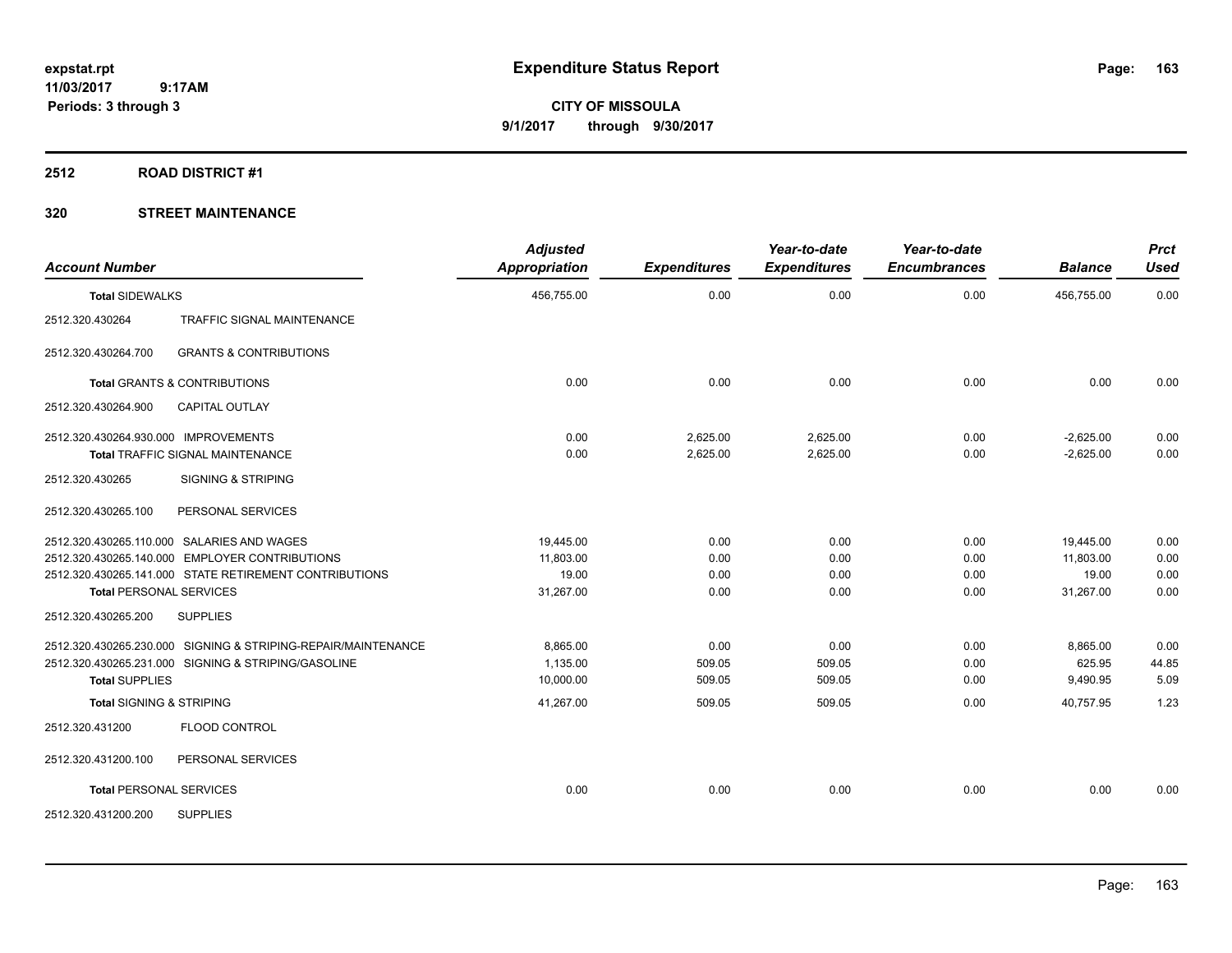# Expenditure Status Report

**CITY OF MISSOULA**

**9/1/2017 through 9/30/2017**

expstat.rpt
11/03/2017 9:17AM
Periods: 3 through 3

## 2512 ROAD DISTRICT #1

## 320 STREET MAINTENANCE

| Account Number | | Adjusted Appropriation | Expenditures | Year-to-date Expenditures | Year-to-date Encumbrances | Balance | Prct Used |
|---|---|---|---|---|---|---|---|
| **Total** SIDEWALKS | | 456,755.00 | 0.00 | 0.00 | 0.00 | 456,755.00 | 0.00 |
| 2512.320.430264 | TRAFFIC SIGNAL MAINTENANCE | | | | | | |
| 2512.320.430264.700 | GRANTS & CONTRIBUTIONS | | | | | | |
| **Total** GRANTS & CONTRIBUTIONS | | 0.00 | 0.00 | 0.00 | 0.00 | 0.00 | 0.00 |
| 2512.320.430264.900 | CAPITAL OUTLAY | | | | | | |
| 2512.320.430264.930.000 | IMPROVEMENTS | 0.00 | 2,625.00 | 2,625.00 | 0.00 | -2,625.00 | 0.00 |
| **Total** TRAFFIC SIGNAL MAINTENANCE | | 0.00 | 2,625.00 | 2,625.00 | 0.00 | -2,625.00 | 0.00 |
| 2512.320.430265 | SIGNING & STRIPING | | | | | | |
| 2512.320.430265.100 | PERSONAL SERVICES | | | | | | |
| 2512.320.430265.110.000 | SALARIES AND WAGES | 19,445.00 | 0.00 | 0.00 | 0.00 | 19,445.00 | 0.00 |
| 2512.320.430265.140.000 | EMPLOYER CONTRIBUTIONS | 11,803.00 | 0.00 | 0.00 | 0.00 | 11,803.00 | 0.00 |
| 2512.320.430265.141.000 | STATE RETIREMENT CONTRIBUTIONS | 19.00 | 0.00 | 0.00 | 0.00 | 19.00 | 0.00 |
| **Total** PERSONAL SERVICES | | 31,267.00 | 0.00 | 0.00 | 0.00 | 31,267.00 | 0.00 |
| 2512.320.430265.200 | SUPPLIES | | | | | | |
| 2512.320.430265.230.000 | SIGNING & STRIPING-REPAIR/MAINTENANCE | 8,865.00 | 0.00 | 0.00 | 0.00 | 8,865.00 | 0.00 |
| 2512.320.430265.231.000 | SIGNING & STRIPING/GASOLINE | 1,135.00 | 509.05 | 509.05 | 0.00 | 625.95 | 44.85 |
| **Total** SUPPLIES | | 10,000.00 | 509.05 | 509.05 | 0.00 | 9,490.95 | 5.09 |
| **Total** SIGNING & STRIPING | | 41,267.00 | 509.05 | 509.05 | 0.00 | 40,757.95 | 1.23 |
| 2512.320.431200 | FLOOD CONTROL | | | | | | |
| 2512.320.431200.100 | PERSONAL SERVICES | | | | | | |
| **Total** PERSONAL SERVICES | | 0.00 | 0.00 | 0.00 | 0.00 | 0.00 | 0.00 |
| 2512.320.431200.200 | SUPPLIES | | | | | | |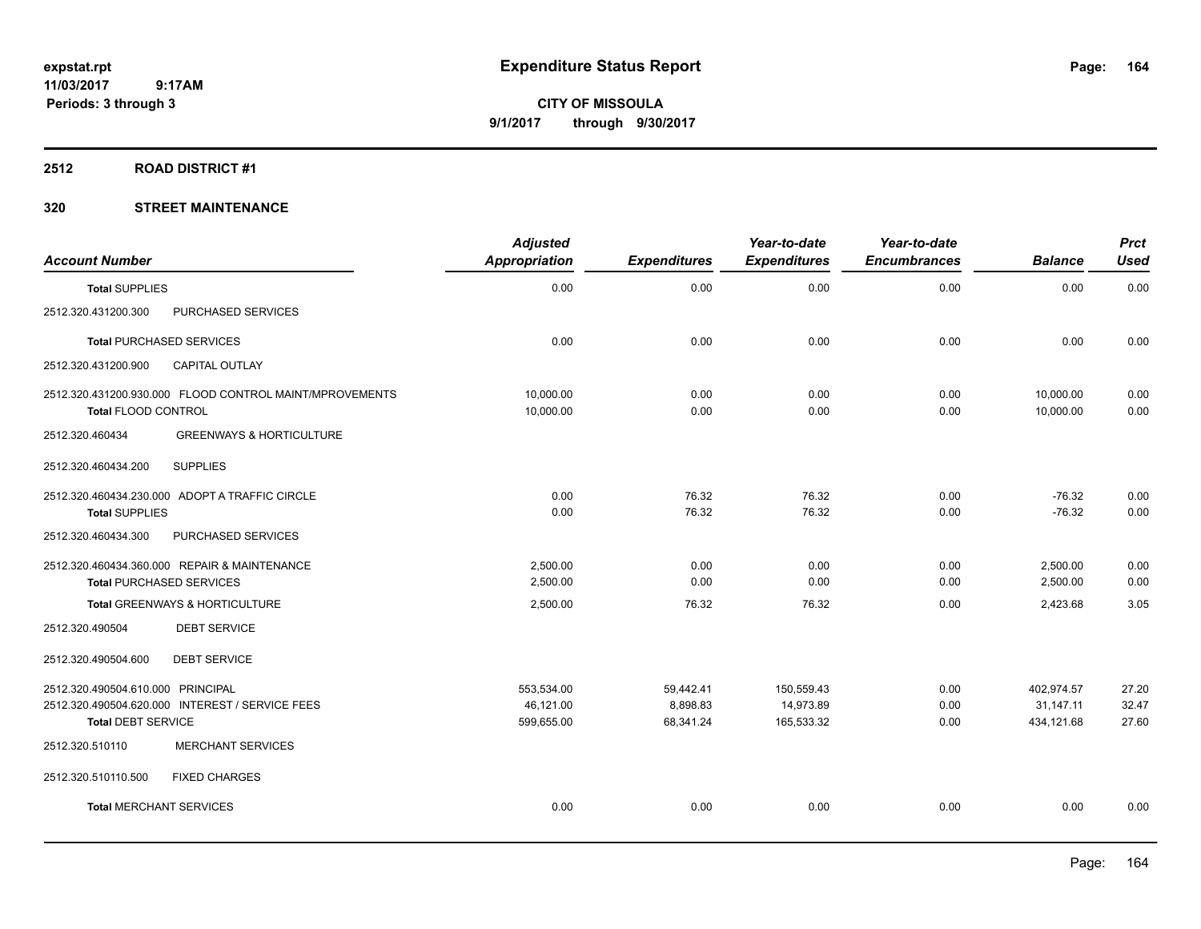**expstat.rpt**
**11/03/2017 9:17AM**
**Periods: 3 through 3**

# Expenditure Status Report

**CITY OF MISSOULA**
**9/1/2017 through 9/30/2017**

## 2512 ROAD DISTRICT #1

## 320 STREET MAINTENANCE

| Account Number | | Adjusted Appropriation | Expenditures | Year-to-date Expenditures | Year-to-date Encumbrances | Balance | Prct Used |
|---|---|---|---|---|---|---|---|
| **Total** SUPPLIES | | 0.00 | 0.00 | 0.00 | 0.00 | 0.00 | 0.00 |
| 2512.320.431200.300 | PURCHASED SERVICES | | | | | | |
| **Total** PURCHASED SERVICES | | 0.00 | 0.00 | 0.00 | 0.00 | 0.00 | 0.00 |
| 2512.320.431200.900 | CAPITAL OUTLAY | | | | | | |
| 2512.320.431200.930.000 | FLOOD CONTROL MAINT/MPROVEMENTS | 10,000.00 | 0.00 | 0.00 | 0.00 | 10,000.00 | 0.00 |
| **Total** FLOOD CONTROL | | 10,000.00 | 0.00 | 0.00 | 0.00 | 10,000.00 | 0.00 |
| 2512.320.460434 | GREENWAYS & HORTICULTURE | | | | | | |
| 2512.320.460434.200 | SUPPLIES | | | | | | |
| 2512.320.460434.230.000 | ADOPT A TRAFFIC CIRCLE | 0.00 | 76.32 | 76.32 | 0.00 | -76.32 | 0.00 |
| **Total** SUPPLIES | | 0.00 | 76.32 | 76.32 | 0.00 | -76.32 | 0.00 |
| 2512.320.460434.300 | PURCHASED SERVICES | | | | | | |
| 2512.320.460434.360.000 | REPAIR & MAINTENANCE | 2,500.00 | 0.00 | 0.00 | 0.00 | 2,500.00 | 0.00 |
| **Total** PURCHASED SERVICES | | 2,500.00 | 0.00 | 0.00 | 0.00 | 2,500.00 | 0.00 |
| **Total** GREENWAYS & HORTICULTURE | | 2,500.00 | 76.32 | 76.32 | 0.00 | 2,423.68 | 3.05 |
| 2512.320.490504 | DEBT SERVICE | | | | | | |
| 2512.320.490504.600 | DEBT SERVICE | | | | | | |
| 2512.320.490504.610.000 | PRINCIPAL | 553,534.00 | 59,442.41 | 150,559.43 | 0.00 | 402,974.57 | 27.20 |
| 2512.320.490504.620.000 | INTEREST / SERVICE FEES | 46,121.00 | 8,898.83 | 14,973.89 | 0.00 | 31,147.11 | 32.47 |
| **Total** DEBT SERVICE | | 599,655.00 | 68,341.24 | 165,533.32 | 0.00 | 434,121.68 | 27.60 |
| 2512.320.510110 | MERCHANT SERVICES | | | | | | |
| 2512.320.510110.500 | FIXED CHARGES | | | | | | |
| **Total** MERCHANT SERVICES | | 0.00 | 0.00 | 0.00 | 0.00 | 0.00 | 0.00 |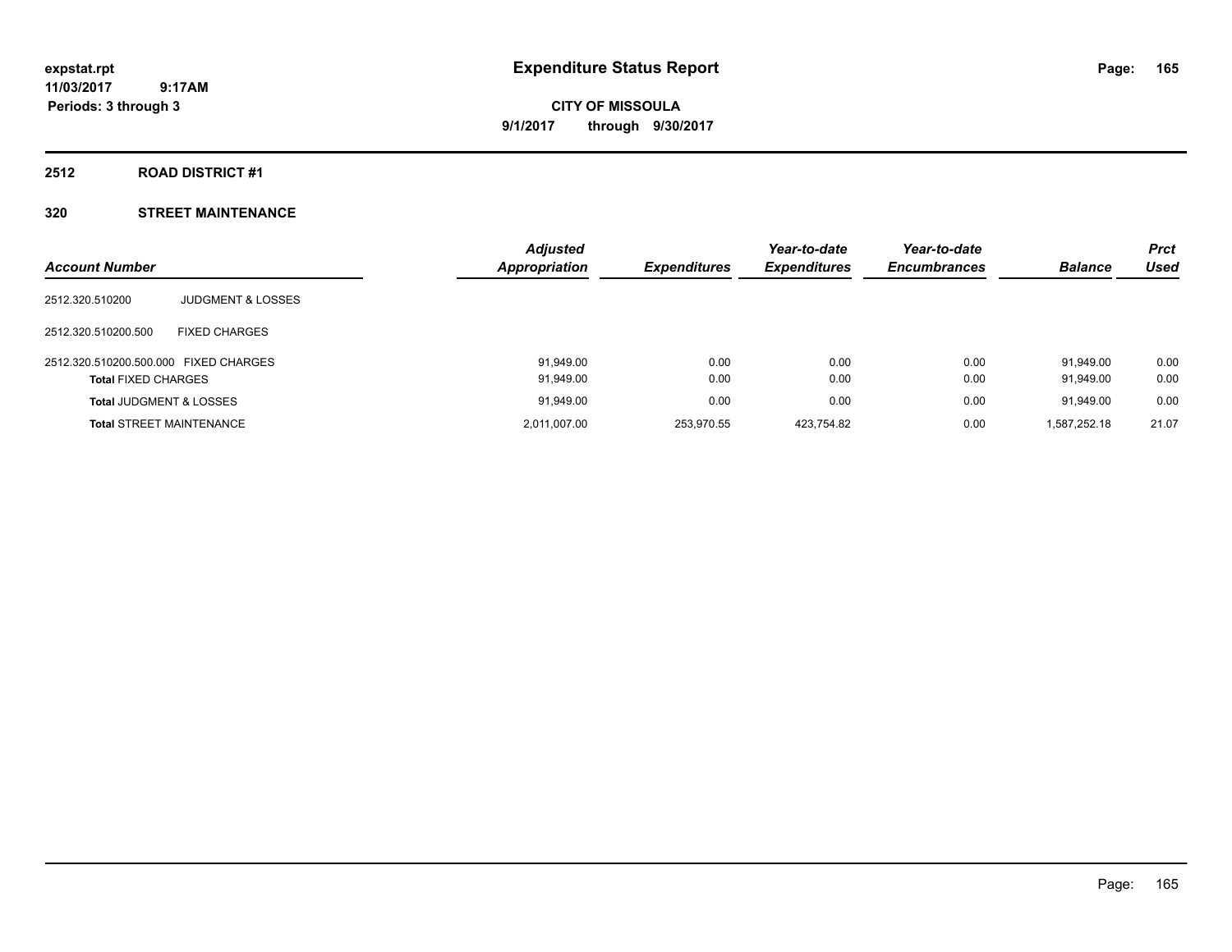# Expenditure Status Report

expstat.rpt
11/03/2017 9:17AM
Periods: 3 through 3

**CITY OF MISSOULA**
**9/1/2017 through 9/30/2017**

## 2512 ROAD DISTRICT #1

### 320 STREET MAINTENANCE

| Account Number | | Adjusted Appropriation | Expenditures | Year-to-date Expenditures | Year-to-date Encumbrances | Balance | Prct Used |
|---|---|---|---|---|---|---|---|
| 2512.320.510200 | JUDGMENT & LOSSES | | | | | | |
| 2512.320.510200.500 | FIXED CHARGES | | | | | | |
| 2512.320.510200.500.000 FIXED CHARGES | | 91,949.00 | 0.00 | 0.00 | 0.00 | 91,949.00 | 0.00 |
| **Total** FIXED CHARGES | | 91,949.00 | 0.00 | 0.00 | 0.00 | 91,949.00 | 0.00 |
| **Total** JUDGMENT & LOSSES | | 91,949.00 | 0.00 | 0.00 | 0.00 | 91,949.00 | 0.00 |
| **Total** STREET MAINTENANCE | | 2,011,007.00 | 253,970.55 | 423,754.82 | 0.00 | 1,587,252.18 | 21.07 |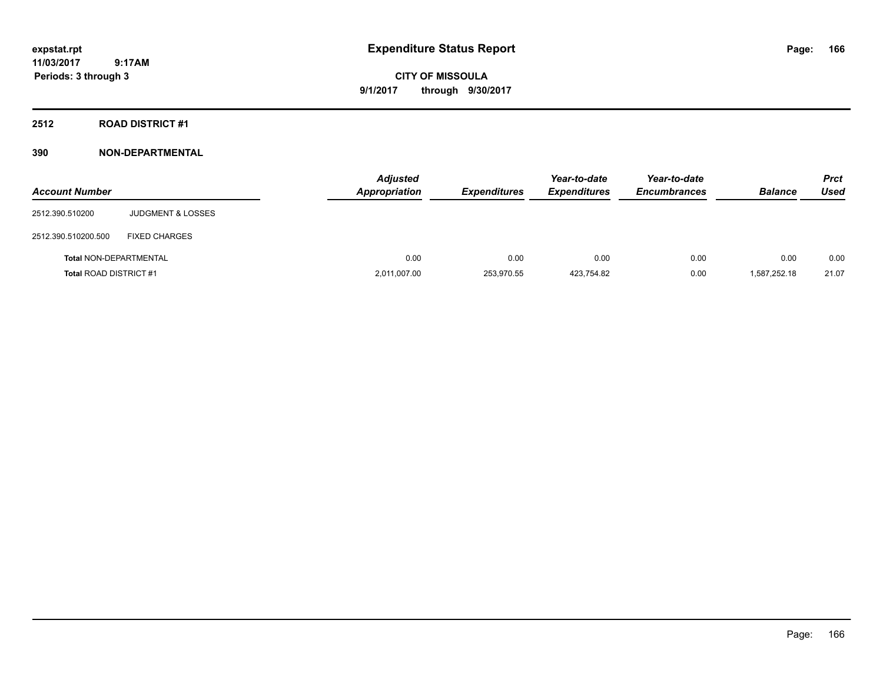expstat.rpt
11/03/2017 9:17AM
Periods: 3 through 3

# Expenditure Status Report

CITY OF MISSOULA
9/1/2017 through 9/30/2017

## 2512 ROAD DISTRICT #1

## 390 NON-DEPARTMENTAL

| Account Number | | Adjusted Appropriation | Expenditures | Year-to-date Expenditures | Year-to-date Encumbrances | Balance | Prct Used |
|---|---|---|---|---|---|---|---|
| 2512.390.510200 | JUDGMENT & LOSSES | | | | | | |
| 2512.390.510200.500 | FIXED CHARGES | | | | | | |
| Total NON-DEPARTMENTAL | | 0.00 | 0.00 | 0.00 | 0.00 | 0.00 | 0.00 |
| Total ROAD DISTRICT #1 | | 2,011,007.00 | 253,970.55 | 423,754.82 | 0.00 | 1,587,252.18 | 21.07 |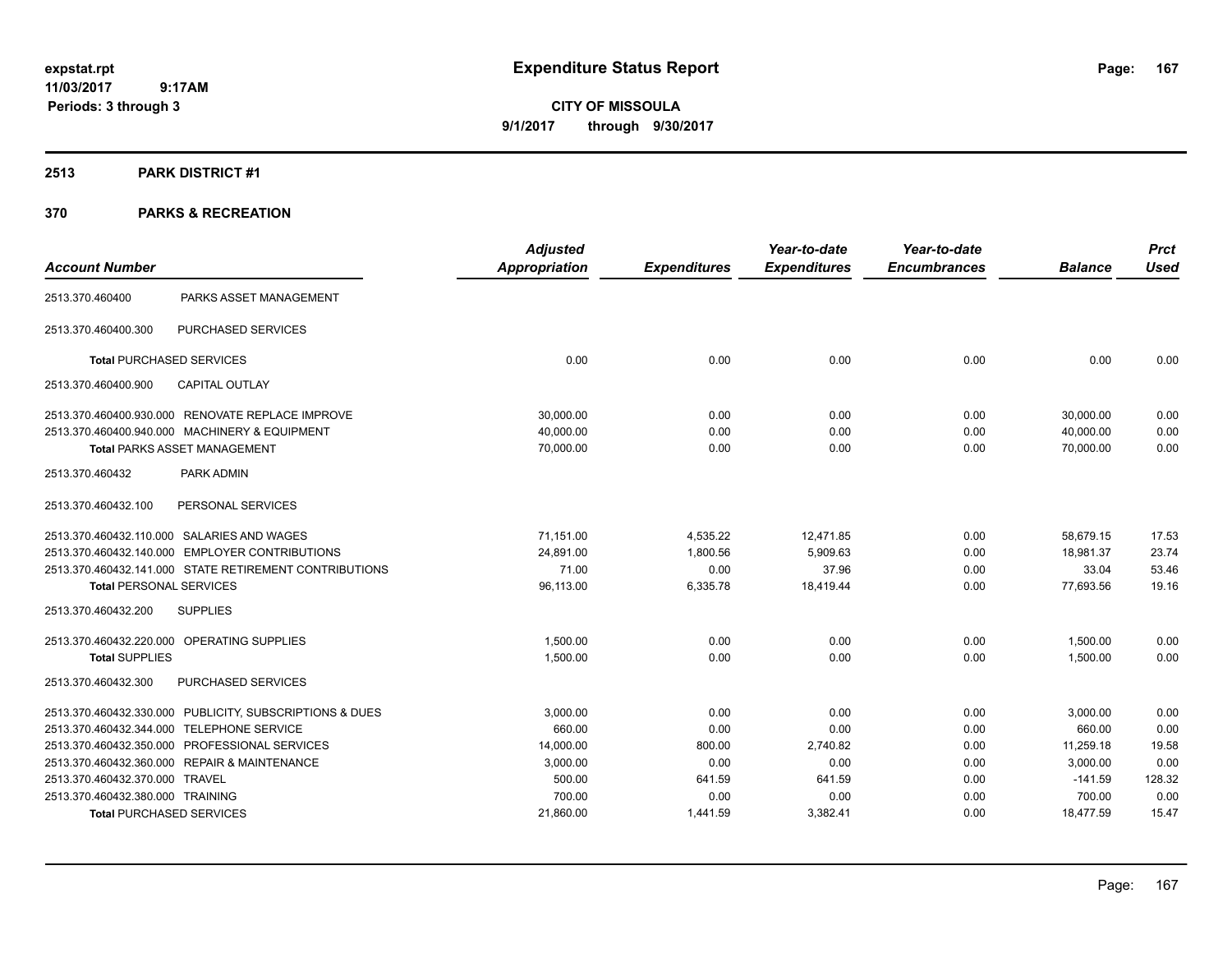**expstat.rpt**
**11/03/2017 9:17AM**
**Periods: 3 through 3**

# Expenditure Status Report

**CITY OF MISSOULA**
**9/1/2017 through 9/30/2017**

## 2513 PARK DISTRICT #1

## 370 PARKS & RECREATION

| Account Number | | Adjusted Appropriation | Expenditures | Year-to-date Expenditures | Year-to-date Encumbrances | Balance | Prct Used |
|---|---|---|---|---|---|---|---|
| 2513.370.460400 | PARKS ASSET MANAGEMENT | | | | | | |
| 2513.370.460400.300 | PURCHASED SERVICES | | | | | | |
| **Total** PURCHASED SERVICES | | 0.00 | 0.00 | 0.00 | 0.00 | 0.00 | 0.00 |
| 2513.370.460400.900 | CAPITAL OUTLAY | | | | | | |
| 2513.370.460400.930.000 | RENOVATE REPLACE IMPROVE | 30,000.00 | 0.00 | 0.00 | 0.00 | 30,000.00 | 0.00 |
| 2513.370.460400.940.000 | MACHINERY & EQUIPMENT | 40,000.00 | 0.00 | 0.00 | 0.00 | 40,000.00 | 0.00 |
| **Total** PARKS ASSET MANAGEMENT | | 70,000.00 | 0.00 | 0.00 | 0.00 | 70,000.00 | 0.00 |
| 2513.370.460432 | PARK ADMIN | | | | | | |
| 2513.370.460432.100 | PERSONAL SERVICES | | | | | | |
| 2513.370.460432.110.000 | SALARIES AND WAGES | 71,151.00 | 4,535.22 | 12,471.85 | 0.00 | 58,679.15 | 17.53 |
| 2513.370.460432.140.000 | EMPLOYER CONTRIBUTIONS | 24,891.00 | 1,800.56 | 5,909.63 | 0.00 | 18,981.37 | 23.74 |
| 2513.370.460432.141.000 | STATE RETIREMENT CONTRIBUTIONS | 71.00 | 0.00 | 37.96 | 0.00 | 33.04 | 53.46 |
| **Total** PERSONAL SERVICES | | 96,113.00 | 6,335.78 | 18,419.44 | 0.00 | 77,693.56 | 19.16 |
| 2513.370.460432.200 | SUPPLIES | | | | | | |
| 2513.370.460432.220.000 | OPERATING SUPPLIES | 1,500.00 | 0.00 | 0.00 | 0.00 | 1,500.00 | 0.00 |
| **Total** SUPPLIES | | 1,500.00 | 0.00 | 0.00 | 0.00 | 1,500.00 | 0.00 |
| 2513.370.460432.300 | PURCHASED SERVICES | | | | | | |
| 2513.370.460432.330.000 | PUBLICITY, SUBSCRIPTIONS & DUES | 3,000.00 | 0.00 | 0.00 | 0.00 | 3,000.00 | 0.00 |
| 2513.370.460432.344.000 | TELEPHONE SERVICE | 660.00 | 0.00 | 0.00 | 0.00 | 660.00 | 0.00 |
| 2513.370.460432.350.000 | PROFESSIONAL SERVICES | 14,000.00 | 800.00 | 2,740.82 | 0.00 | 11,259.18 | 19.58 |
| 2513.370.460432.360.000 | REPAIR & MAINTENANCE | 3,000.00 | 0.00 | 0.00 | 0.00 | 3,000.00 | 0.00 |
| 2513.370.460432.370.000 | TRAVEL | 500.00 | 641.59 | 641.59 | 0.00 | -141.59 | 128.32 |
| 2513.370.460432.380.000 | TRAINING | 700.00 | 0.00 | 0.00 | 0.00 | 700.00 | 0.00 |
| **Total** PURCHASED SERVICES | | 21,860.00 | 1,441.59 | 3,382.41 | 0.00 | 18,477.59 | 15.47 |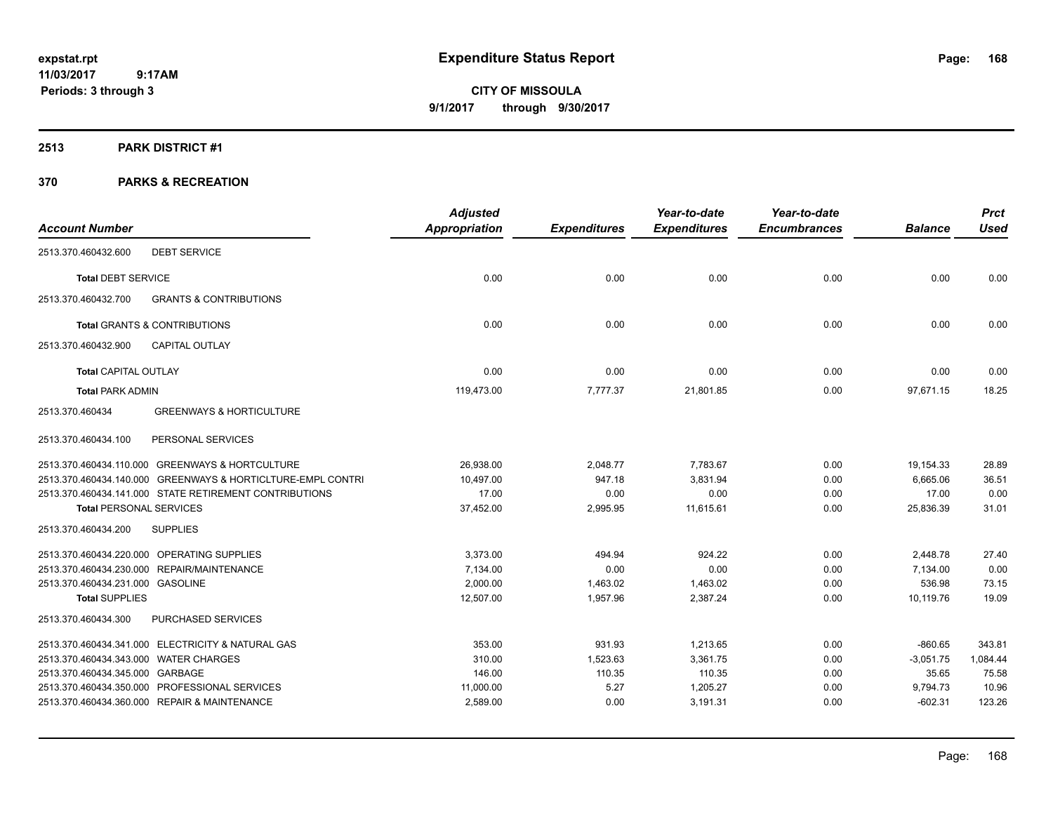**CITY OF MISSOULA**
**9/1/2017 through 9/30/2017**

# Expenditure Status Report

expstat.rpt
11/03/2017 9:17AM
Periods: 3 through 3

## 2513 PARK DISTRICT #1

## 370 PARKS & RECREATION

| Account Number | | Adjusted Appropriation | Expenditures | Year-to-date Expenditures | Year-to-date Encumbrances | Balance | Prct Used |
|---|---|---|---|---|---|---|---|
| 2513.370.460432.600 | DEBT SERVICE | | | | | | |
| **Total** DEBT SERVICE | | 0.00 | 0.00 | 0.00 | 0.00 | 0.00 | 0.00 |
| 2513.370.460432.700 | GRANTS & CONTRIBUTIONS | | | | | | |
| **Total** GRANTS & CONTRIBUTIONS | | 0.00 | 0.00 | 0.00 | 0.00 | 0.00 | 0.00 |
| 2513.370.460432.900 | CAPITAL OUTLAY | | | | | | |
| **Total** CAPITAL OUTLAY | | 0.00 | 0.00 | 0.00 | 0.00 | 0.00 | 0.00 |
| **Total** PARK ADMIN | | 119,473.00 | 7,777.37 | 21,801.85 | 0.00 | 97,671.15 | 18.25 |
| 2513.370.460434 | GREENWAYS & HORTICULTURE | | | | | | |
| 2513.370.460434.100 | PERSONAL SERVICES | | | | | | |
| 2513.370.460434.110.000 | GREENWAYS & HORTCULTURE | 26,938.00 | 2,048.77 | 7,783.67 | 0.00 | 19,154.33 | 28.89 |
| 2513.370.460434.140.000 | GREENWAYS & HORTICLTURE-EMPL CONTRI | 10,497.00 | 947.18 | 3,831.94 | 0.00 | 6,665.06 | 36.51 |
| 2513.370.460434.141.000 | STATE RETIREMENT CONTRIBUTIONS | 17.00 | 0.00 | 0.00 | 0.00 | 17.00 | 0.00 |
| **Total** PERSONAL SERVICES | | 37,452.00 | 2,995.95 | 11,615.61 | 0.00 | 25,836.39 | 31.01 |
| 2513.370.460434.200 | SUPPLIES | | | | | | |
| 2513.370.460434.220.000 | OPERATING SUPPLIES | 3,373.00 | 494.94 | 924.22 | 0.00 | 2,448.78 | 27.40 |
| 2513.370.460434.230.000 | REPAIR/MAINTENANCE | 7,134.00 | 0.00 | 0.00 | 0.00 | 7,134.00 | 0.00 |
| 2513.370.460434.231.000 | GASOLINE | 2,000.00 | 1,463.02 | 1,463.02 | 0.00 | 536.98 | 73.15 |
| **Total** SUPPLIES | | 12,507.00 | 1,957.96 | 2,387.24 | 0.00 | 10,119.76 | 19.09 |
| 2513.370.460434.300 | PURCHASED SERVICES | | | | | | |
| 2513.370.460434.341.000 | ELECTRICITY & NATURAL GAS | 353.00 | 931.93 | 1,213.65 | 0.00 | -860.65 | 343.81 |
| 2513.370.460434.343.000 | WATER CHARGES | 310.00 | 1,523.63 | 3,361.75 | 0.00 | -3,051.75 | 1,084.44 |
| 2513.370.460434.345.000 | GARBAGE | 146.00 | 110.35 | 110.35 | 0.00 | 35.65 | 75.58 |
| 2513.370.460434.350.000 | PROFESSIONAL SERVICES | 11,000.00 | 5.27 | 1,205.27 | 0.00 | 9,794.73 | 10.96 |
| 2513.370.460434.360.000 | REPAIR & MAINTENANCE | 2,589.00 | 0.00 | 3,191.31 | 0.00 | -602.31 | 123.26 |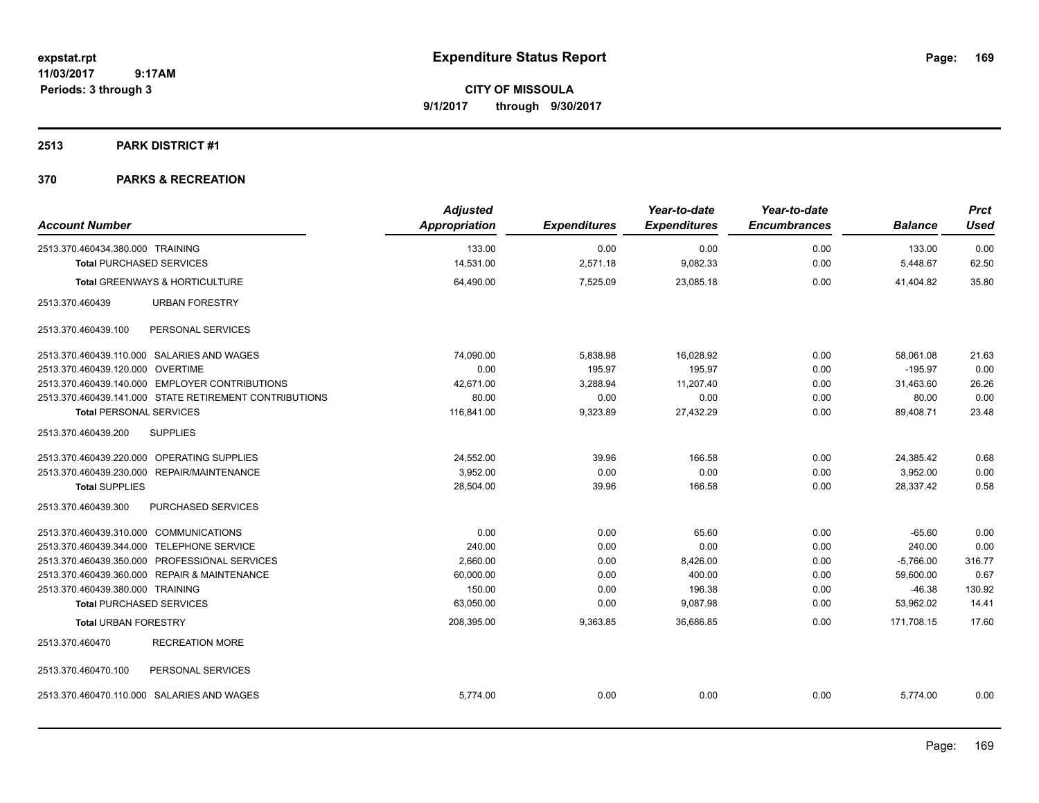**Expenditure Status Report**

**CITY OF MISSOULA**
**9/1/2017 through 9/30/2017**

expstat.rpt
11/03/2017 9:17AM
Periods: 3 through 3

## 2513 PARK DISTRICT #1

## 370 PARKS & RECREATION

| Account Number | Adjusted Appropriation | Expenditures | Year-to-date Expenditures | Year-to-date Encumbrances | Balance | Prct Used |
|---|---|---|---|---|---|---|
| 2513.370.460434.380.000 TRAINING | 133.00 | 0.00 | 0.00 | 0.00 | 133.00 | 0.00 |
| **Total** PURCHASED SERVICES | 14,531.00 | 2,571.18 | 9,082.33 | 0.00 | 5,448.67 | 62.50 |
| **Total** GREENWAYS & HORTICULTURE | 64,490.00 | 7,525.09 | 23,085.18 | 0.00 | 41,404.82 | 35.80 |
| 2513.370.460439 URBAN FORESTRY | | | | | | |
| 2513.370.460439.100 PERSONAL SERVICES | | | | | | |
| 2513.370.460439.110.000 SALARIES AND WAGES | 74,090.00 | 5,838.98 | 16,028.92 | 0.00 | 58,061.08 | 21.63 |
| 2513.370.460439.120.000 OVERTIME | 0.00 | 195.97 | 195.97 | 0.00 | -195.97 | 0.00 |
| 2513.370.460439.140.000 EMPLOYER CONTRIBUTIONS | 42,671.00 | 3,288.94 | 11,207.40 | 0.00 | 31,463.60 | 26.26 |
| 2513.370.460439.141.000 STATE RETIREMENT CONTRIBUTIONS | 80.00 | 0.00 | 0.00 | 0.00 | 80.00 | 0.00 |
| **Total** PERSONAL SERVICES | 116,841.00 | 9,323.89 | 27,432.29 | 0.00 | 89,408.71 | 23.48 |
| 2513.370.460439.200 SUPPLIES | | | | | | |
| 2513.370.460439.220.000 OPERATING SUPPLIES | 24,552.00 | 39.96 | 166.58 | 0.00 | 24,385.42 | 0.68 |
| 2513.370.460439.230.000 REPAIR/MAINTENANCE | 3,952.00 | 0.00 | 0.00 | 0.00 | 3,952.00 | 0.00 |
| **Total** SUPPLIES | 28,504.00 | 39.96 | 166.58 | 0.00 | 28,337.42 | 0.58 |
| 2513.370.460439.300 PURCHASED SERVICES | | | | | | |
| 2513.370.460439.310.000 COMMUNICATIONS | 0.00 | 0.00 | 65.60 | 0.00 | -65.60 | 0.00 |
| 2513.370.460439.344.000 TELEPHONE SERVICE | 240.00 | 0.00 | 0.00 | 0.00 | 240.00 | 0.00 |
| 2513.370.460439.350.000 PROFESSIONAL SERVICES | 2,660.00 | 0.00 | 8,426.00 | 0.00 | -5,766.00 | 316.77 |
| 2513.370.460439.360.000 REPAIR & MAINTENANCE | 60,000.00 | 0.00 | 400.00 | 0.00 | 59,600.00 | 0.67 |
| 2513.370.460439.380.000 TRAINING | 150.00 | 0.00 | 196.38 | 0.00 | -46.38 | 130.92 |
| **Total** PURCHASED SERVICES | 63,050.00 | 0.00 | 9,087.98 | 0.00 | 53,962.02 | 14.41 |
| **Total** URBAN FORESTRY | 208,395.00 | 9,363.85 | 36,686.85 | 0.00 | 171,708.15 | 17.60 |
| 2513.370.460470 RECREATION MORE | | | | | | |
| 2513.370.460470.100 PERSONAL SERVICES | | | | | | |
| 2513.370.460470.110.000 SALARIES AND WAGES | 5,774.00 | 0.00 | 0.00 | 0.00 | 5,774.00 | 0.00 |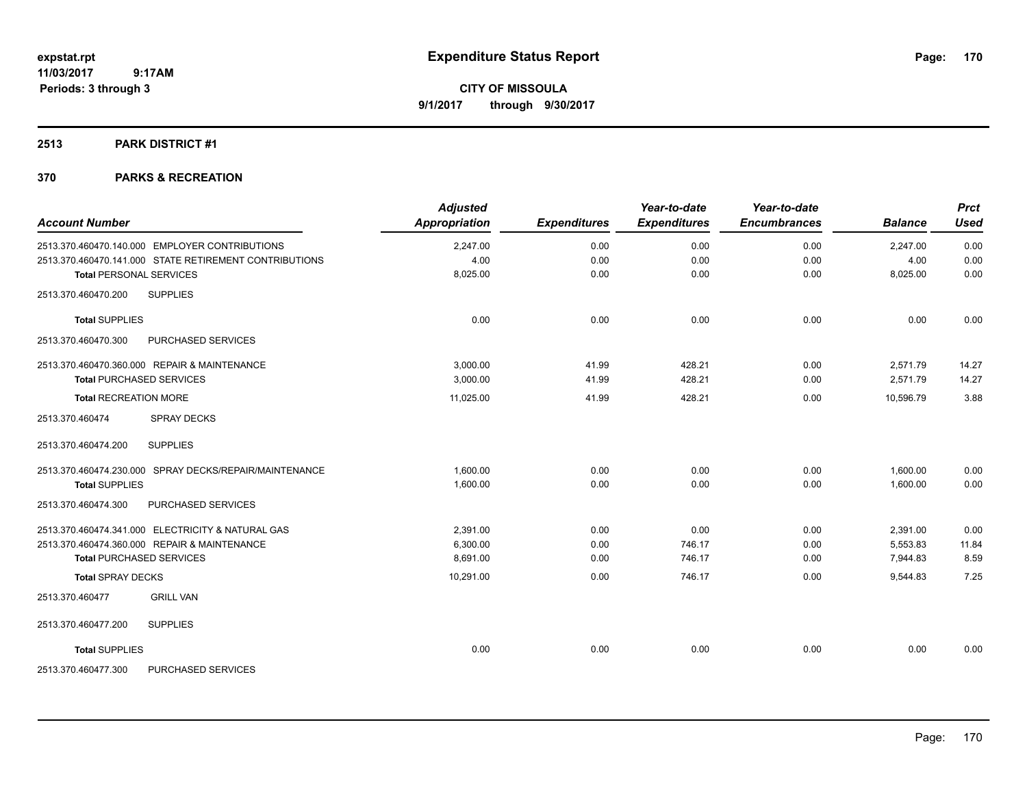# Expenditure Status Report

**CITY OF MISSOULA**

**9/1/2017 through 9/30/2017**

expstat.rpt
11/03/2017 9:17AM
Periods: 3 through 3

## 2513 PARK DISTRICT #1

## 370 PARKS & RECREATION

| Account Number | Adjusted Appropriation | Expenditures | Year-to-date Expenditures | Year-to-date Encumbrances | Balance | Prct Used |
|---|---|---|---|---|---|---|
| 2513.370.460470.140.000 EMPLOYER CONTRIBUTIONS | 2,247.00 | 0.00 | 0.00 | 0.00 | 2,247.00 | 0.00 |
| 2513.370.460470.141.000 STATE RETIREMENT CONTRIBUTIONS | 4.00 | 0.00 | 0.00 | 0.00 | 4.00 | 0.00 |
| **Total** PERSONAL SERVICES | 8,025.00 | 0.00 | 0.00 | 0.00 | 8,025.00 | 0.00 |
| 2513.370.460470.200 SUPPLIES | | | | | | |
| **Total** SUPPLIES | 0.00 | 0.00 | 0.00 | 0.00 | 0.00 | 0.00 |
| 2513.370.460470.300 PURCHASED SERVICES | | | | | | |
| 2513.370.460470.360.000 REPAIR & MAINTENANCE | 3,000.00 | 41.99 | 428.21 | 0.00 | 2,571.79 | 14.27 |
| **Total** PURCHASED SERVICES | 3,000.00 | 41.99 | 428.21 | 0.00 | 2,571.79 | 14.27 |
| **Total** RECREATION MORE | 11,025.00 | 41.99 | 428.21 | 0.00 | 10,596.79 | 3.88 |
| 2513.370.460474 SPRAY DECKS | | | | | | |
| 2513.370.460474.200 SUPPLIES | | | | | | |
| 2513.370.460474.230.000 SPRAY DECKS/REPAIR/MAINTENANCE | 1,600.00 | 0.00 | 0.00 | 0.00 | 1,600.00 | 0.00 |
| **Total** SUPPLIES | 1,600.00 | 0.00 | 0.00 | 0.00 | 1,600.00 | 0.00 |
| 2513.370.460474.300 PURCHASED SERVICES | | | | | | |
| 2513.370.460474.341.000 ELECTRICITY & NATURAL GAS | 2,391.00 | 0.00 | 0.00 | 0.00 | 2,391.00 | 0.00 |
| 2513.370.460474.360.000 REPAIR & MAINTENANCE | 6,300.00 | 0.00 | 746.17 | 0.00 | 5,553.83 | 11.84 |
| **Total** PURCHASED SERVICES | 8,691.00 | 0.00 | 746.17 | 0.00 | 7,944.83 | 8.59 |
| **Total** SPRAY DECKS | 10,291.00 | 0.00 | 746.17 | 0.00 | 9,544.83 | 7.25 |
| 2513.370.460477 GRILL VAN | | | | | | |
| 2513.370.460477.200 SUPPLIES | | | | | | |
| **Total** SUPPLIES | 0.00 | 0.00 | 0.00 | 0.00 | 0.00 | 0.00 |
| 2513.370.460477.300 PURCHASED SERVICES | | | | | | |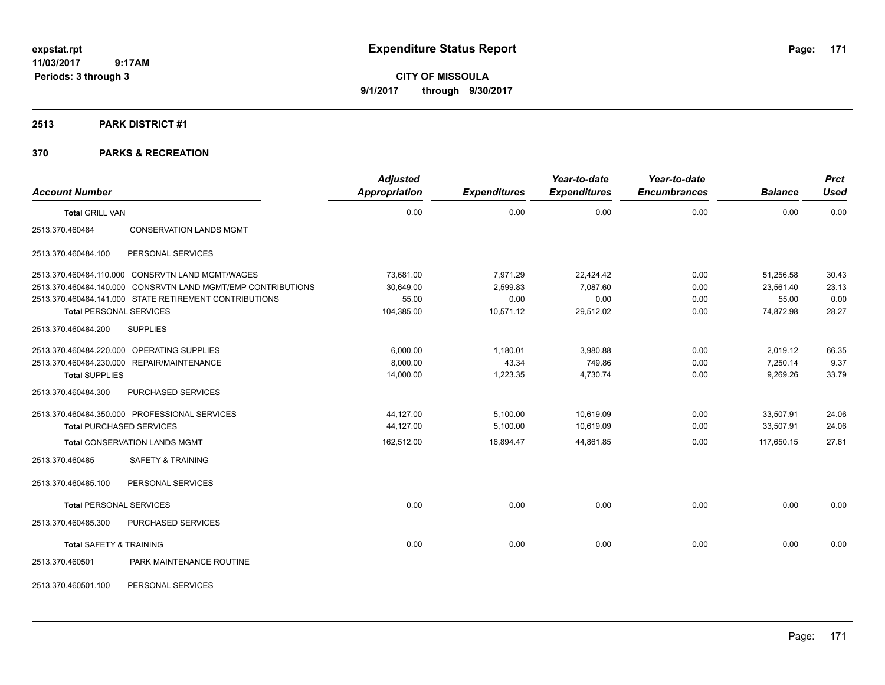**expstat.rpt**
**11/03/2017 9:17AM**
**Periods: 3 through 3**

# Expenditure Status Report

**CITY OF MISSOULA**
**9/1/2017 through 9/30/2017**

## 2513 PARK DISTRICT #1

## 370 PARKS & RECREATION

| Account Number | | Adjusted Appropriation | Expenditures | Year-to-date Expenditures | Year-to-date Encumbrances | Balance | Prct Used |
|---|---|---|---|---|---|---|---|
| **Total** GRILL VAN | | 0.00 | 0.00 | 0.00 | 0.00 | 0.00 | 0.00 |
| 2513.370.460484 | CONSERVATION LANDS MGMT | | | | | | |
| 2513.370.460484.100 | PERSONAL SERVICES | | | | | | |
| 2513.370.460484.110.000 | CONSRVTN LAND MGMT/WAGES | 73,681.00 | 7,971.29 | 22,424.42 | 0.00 | 51,256.58 | 30.43 |
| 2513.370.460484.140.000 | CONSRVTN LAND MGMT/EMP CONTRIBUTIONS | 30,649.00 | 2,599.83 | 7,087.60 | 0.00 | 23,561.40 | 23.13 |
| 2513.370.460484.141.000 | STATE RETIREMENT CONTRIBUTIONS | 55.00 | 0.00 | 0.00 | 0.00 | 55.00 | 0.00 |
| **Total** PERSONAL SERVICES | | 104,385.00 | 10,571.12 | 29,512.02 | 0.00 | 74,872.98 | 28.27 |
| 2513.370.460484.200 | SUPPLIES | | | | | | |
| 2513.370.460484.220.000 | OPERATING SUPPLIES | 6,000.00 | 1,180.01 | 3,980.88 | 0.00 | 2,019.12 | 66.35 |
| 2513.370.460484.230.000 | REPAIR/MAINTENANCE | 8,000.00 | 43.34 | 749.86 | 0.00 | 7,250.14 | 9.37 |
| **Total** SUPPLIES | | 14,000.00 | 1,223.35 | 4,730.74 | 0.00 | 9,269.26 | 33.79 |
| 2513.370.460484.300 | PURCHASED SERVICES | | | | | | |
| 2513.370.460484.350.000 | PROFESSIONAL SERVICES | 44,127.00 | 5,100.00 | 10,619.09 | 0.00 | 33,507.91 | 24.06 |
| **Total** PURCHASED SERVICES | | 44,127.00 | 5,100.00 | 10,619.09 | 0.00 | 33,507.91 | 24.06 |
| **Total** CONSERVATION LANDS MGMT | | 162,512.00 | 16,894.47 | 44,861.85 | 0.00 | 117,650.15 | 27.61 |
| 2513.370.460485 | SAFETY & TRAINING | | | | | | |
| 2513.370.460485.100 | PERSONAL SERVICES | | | | | | |
| **Total** PERSONAL SERVICES | | 0.00 | 0.00 | 0.00 | 0.00 | 0.00 | 0.00 |
| 2513.370.460485.300 | PURCHASED SERVICES | | | | | | |
| **Total** SAFETY & TRAINING | | 0.00 | 0.00 | 0.00 | 0.00 | 0.00 | 0.00 |
| 2513.370.460501 | PARK MAINTENANCE ROUTINE | | | | | | |
| 2513.370.460501.100 | PERSONAL SERVICES | | | | | | |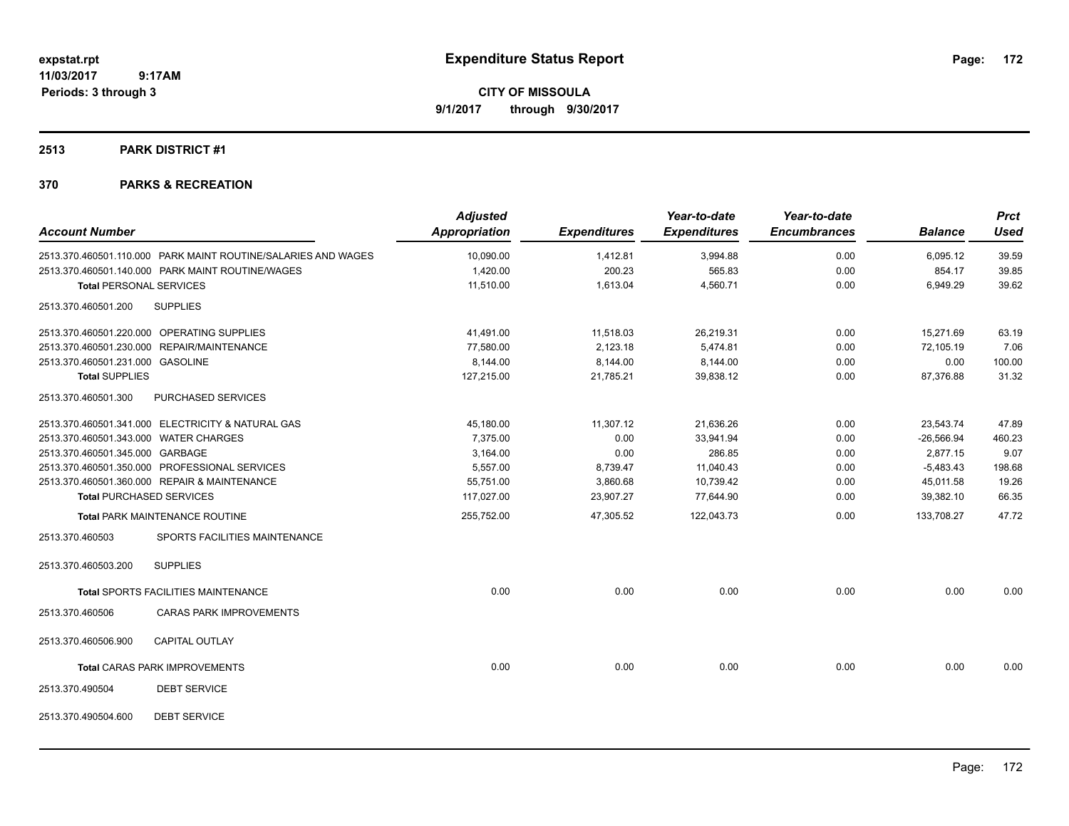**Expenditure Status Report**

**CITY OF MISSOULA**

**9/1/2017 through 9/30/2017**

expstat.rpt
11/03/2017 9:17AM
Periods: 3 through 3

## 2513 PARK DISTRICT #1

## 370 PARKS & RECREATION

| Account Number | | Adjusted Appropriation | Expenditures | Year-to-date Expenditures | Year-to-date Encumbrances | Balance | Prct Used |
|---|---|---|---|---|---|---|---|
| 2513.370.460501.110.000 | PARK MAINT ROUTINE/SALARIES AND WAGES | 10,090.00 | 1,412.81 | 3,994.88 | 0.00 | 6,095.12 | 39.59 |
| 2513.370.460501.140.000 | PARK MAINT ROUTINE/WAGES | 1,420.00 | 200.23 | 565.83 | 0.00 | 854.17 | 39.85 |
| **Total** PERSONAL SERVICES | | 11,510.00 | 1,613.04 | 4,560.71 | 0.00 | 6,949.29 | 39.62 |
| 2513.370.460501.200 | SUPPLIES | | | | | | |
| 2513.370.460501.220.000 | OPERATING SUPPLIES | 41,491.00 | 11,518.03 | 26,219.31 | 0.00 | 15,271.69 | 63.19 |
| 2513.370.460501.230.000 | REPAIR/MAINTENANCE | 77,580.00 | 2,123.18 | 5,474.81 | 0.00 | 72,105.19 | 7.06 |
| 2513.370.460501.231.000 | GASOLINE | 8,144.00 | 8,144.00 | 8,144.00 | 0.00 | 0.00 | 100.00 |
| **Total** SUPPLIES | | 127,215.00 | 21,785.21 | 39,838.12 | 0.00 | 87,376.88 | 31.32 |
| 2513.370.460501.300 | PURCHASED SERVICES | | | | | | |
| 2513.370.460501.341.000 | ELECTRICITY & NATURAL GAS | 45,180.00 | 11,307.12 | 21,636.26 | 0.00 | 23,543.74 | 47.89 |
| 2513.370.460501.343.000 | WATER CHARGES | 7,375.00 | 0.00 | 33,941.94 | 0.00 | -26,566.94 | 460.23 |
| 2513.370.460501.345.000 | GARBAGE | 3,164.00 | 0.00 | 286.85 | 0.00 | 2,877.15 | 9.07 |
| 2513.370.460501.350.000 | PROFESSIONAL SERVICES | 5,557.00 | 8,739.47 | 11,040.43 | 0.00 | -5,483.43 | 198.68 |
| 2513.370.460501.360.000 | REPAIR & MAINTENANCE | 55,751.00 | 3,860.68 | 10,739.42 | 0.00 | 45,011.58 | 19.26 |
| **Total** PURCHASED SERVICES | | 117,027.00 | 23,907.27 | 77,644.90 | 0.00 | 39,382.10 | 66.35 |
| **Total** PARK MAINTENANCE ROUTINE | | 255,752.00 | 47,305.52 | 122,043.73 | 0.00 | 133,708.27 | 47.72 |
| 2513.370.460503 | SPORTS FACILITIES MAINTENANCE | | | | | | |
| 2513.370.460503.200 | SUPPLIES | | | | | | |
| **Total** SPORTS FACILITIES MAINTENANCE | | 0.00 | 0.00 | 0.00 | 0.00 | 0.00 | 0.00 |
| 2513.370.460506 | CARAS PARK IMPROVEMENTS | | | | | | |
| 2513.370.460506.900 | CAPITAL OUTLAY | | | | | | |
| **Total** CARAS PARK IMPROVEMENTS | | 0.00 | 0.00 | 0.00 | 0.00 | 0.00 | 0.00 |
| 2513.370.490504 | DEBT SERVICE | | | | | | |
| 2513.370.490504.600 | DEBT SERVICE | | | | | | |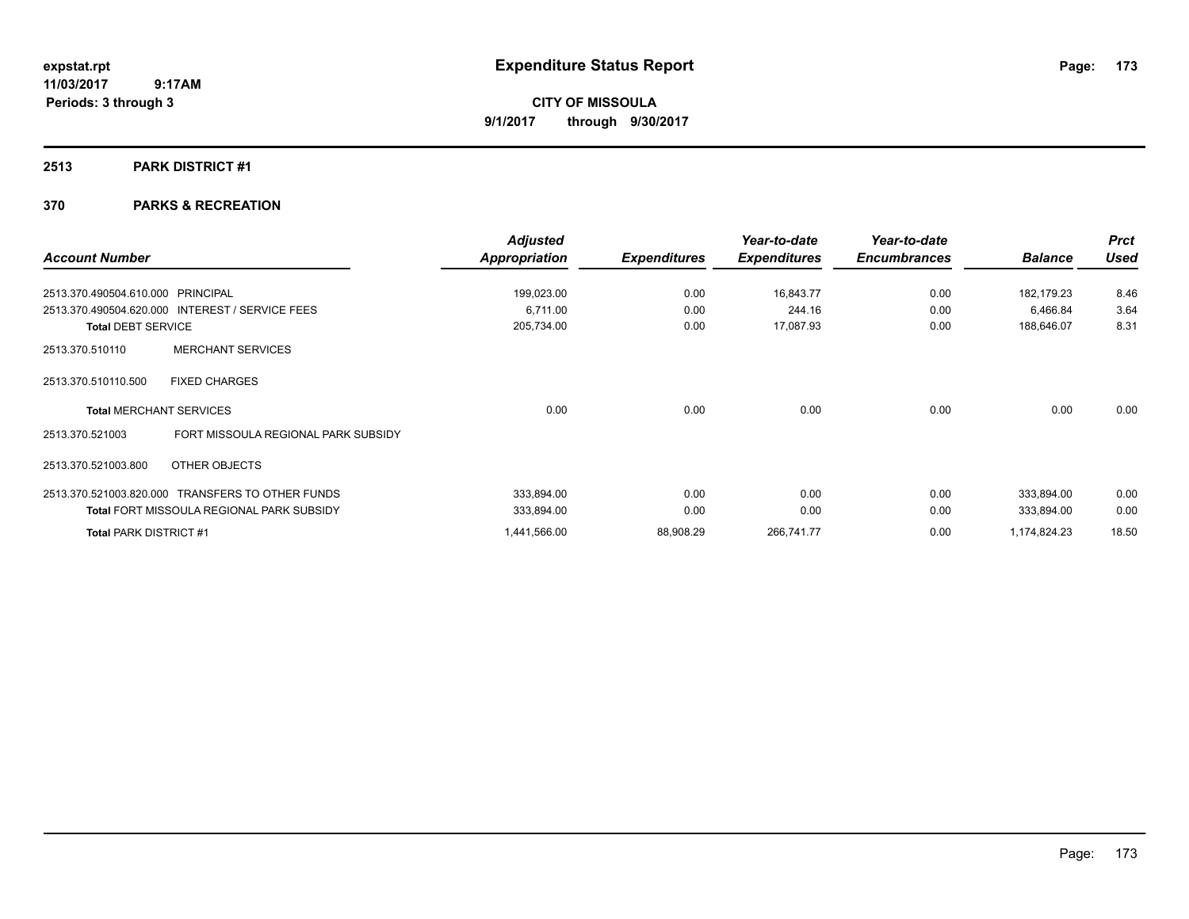**expstat.rpt**
**11/03/2017 9:17AM**
**Periods: 3 through 3**

# Expenditure Status Report

**CITY OF MISSOULA**
**9/1/2017 through 9/30/2017**

## 2513 PARK DISTRICT #1

## 370 PARKS & RECREATION

| Account Number | | Adjusted Appropriation | Expenditures | Year-to-date Expenditures | Year-to-date Encumbrances | Balance | Prct Used |
|---|---|---|---|---|---|---|---|
| 2513.370.490504.610.000 | PRINCIPAL | 199,023.00 | 0.00 | 16,843.77 | 0.00 | 182,179.23 | 8.46 |
| 2513.370.490504.620.000 | INTEREST / SERVICE FEES | 6,711.00 | 0.00 | 244.16 | 0.00 | 6,466.84 | 3.64 |
| **Total** DEBT SERVICE | | 205,734.00 | 0.00 | 17,087.93 | 0.00 | 188,646.07 | 8.31 |
| 2513.370.510110 | MERCHANT SERVICES | | | | | | |
| 2513.370.510110.500 | FIXED CHARGES | | | | | | |
| **Total** MERCHANT SERVICES | | 0.00 | 0.00 | 0.00 | 0.00 | 0.00 | 0.00 |
| 2513.370.521003 | FORT MISSOULA REGIONAL PARK SUBSIDY | | | | | | |
| 2513.370.521003.800 | OTHER OBJECTS | | | | | | |
| 2513.370.521003.820.000 | TRANSFERS TO OTHER FUNDS | 333,894.00 | 0.00 | 0.00 | 0.00 | 333,894.00 | 0.00 |
| **Total** FORT MISSOULA REGIONAL PARK SUBSIDY | | 333,894.00 | 0.00 | 0.00 | 0.00 | 333,894.00 | 0.00 |
| **Total** PARK DISTRICT #1 | | 1,441,566.00 | 88,908.29 | 266,741.77 | 0.00 | 1,174,824.23 | 18.50 |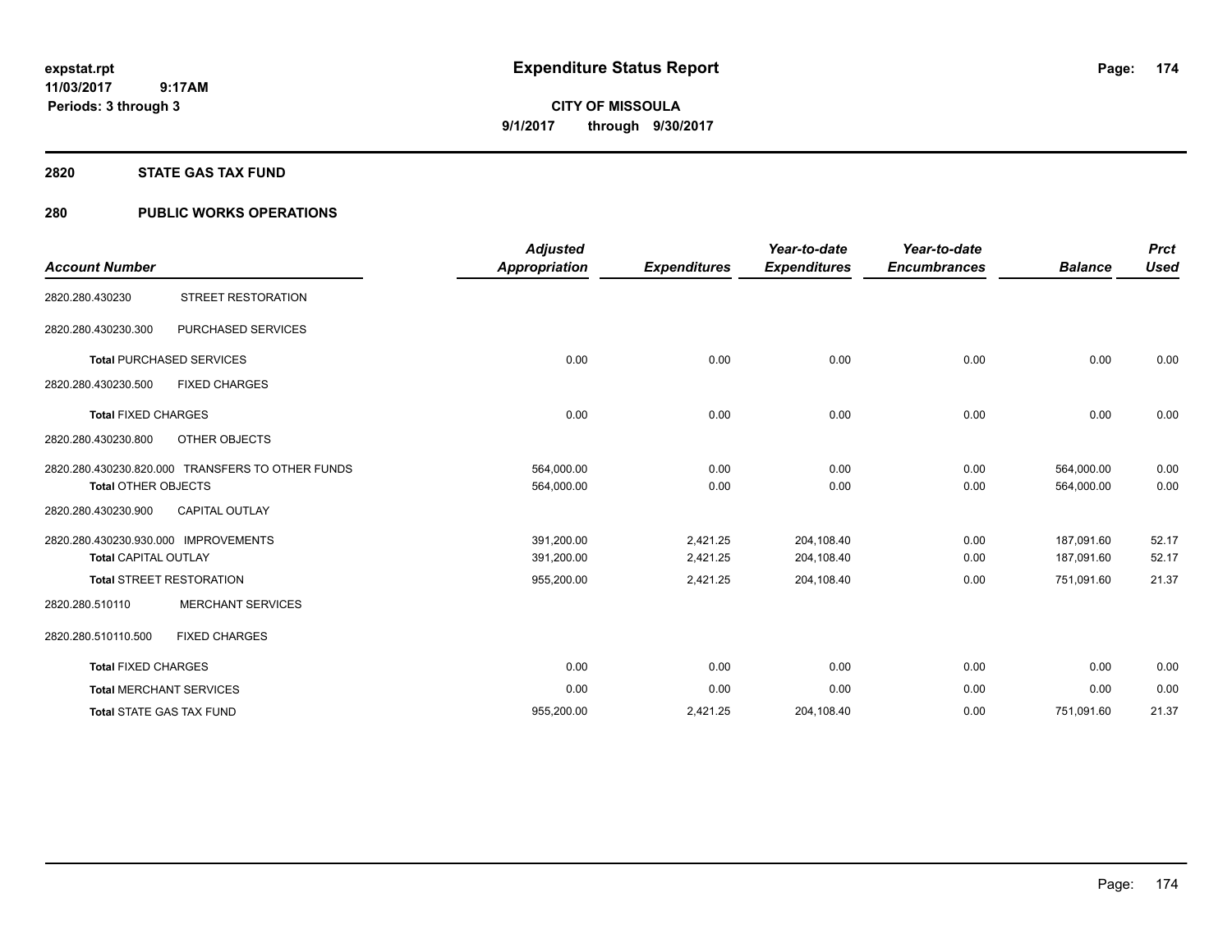# Expenditure Status Report

expstat.rpt
11/03/2017 9:17AM
Periods: 3 through 3

**CITY OF MISSOULA**
**9/1/2017 through 9/30/2017**

## 2820 STATE GAS TAX FUND

### 280 PUBLIC WORKS OPERATIONS

| Account Number | | Adjusted Appropriation | Expenditures | Year-to-date Expenditures | Year-to-date Encumbrances | Balance | Prct Used |
|---|---|---|---|---|---|---|---|
| 2820.280.430230 | STREET RESTORATION | | | | | | |
| 2820.280.430230.300 | PURCHASED SERVICES | | | | | | |
| Total PURCHASED SERVICES | | 0.00 | 0.00 | 0.00 | 0.00 | 0.00 | 0.00 |
| 2820.280.430230.500 | FIXED CHARGES | | | | | | |
| Total FIXED CHARGES | | 0.00 | 0.00 | 0.00 | 0.00 | 0.00 | 0.00 |
| 2820.280.430230.800 | OTHER OBJECTS | | | | | | |
| 2820.280.430230.820.000 | TRANSFERS TO OTHER FUNDS | 564,000.00 | 0.00 | 0.00 | 0.00 | 564,000.00 | 0.00 |
| Total OTHER OBJECTS | | 564,000.00 | 0.00 | 0.00 | 0.00 | 564,000.00 | 0.00 |
| 2820.280.430230.900 | CAPITAL OUTLAY | | | | | | |
| 2820.280.430230.930.000 | IMPROVEMENTS | 391,200.00 | 2,421.25 | 204,108.40 | 0.00 | 187,091.60 | 52.17 |
| Total CAPITAL OUTLAY | | 391,200.00 | 2,421.25 | 204,108.40 | 0.00 | 187,091.60 | 52.17 |
| Total STREET RESTORATION | | 955,200.00 | 2,421.25 | 204,108.40 | 0.00 | 751,091.60 | 21.37 |
| 2820.280.510110 | MERCHANT SERVICES | | | | | | |
| 2820.280.510110.500 | FIXED CHARGES | | | | | | |
| Total FIXED CHARGES | | 0.00 | 0.00 | 0.00 | 0.00 | 0.00 | 0.00 |
| Total MERCHANT SERVICES | | 0.00 | 0.00 | 0.00 | 0.00 | 0.00 | 0.00 |
| Total STATE GAS TAX FUND | | 955,200.00 | 2,421.25 | 204,108.40 | 0.00 | 751,091.60 | 21.37 |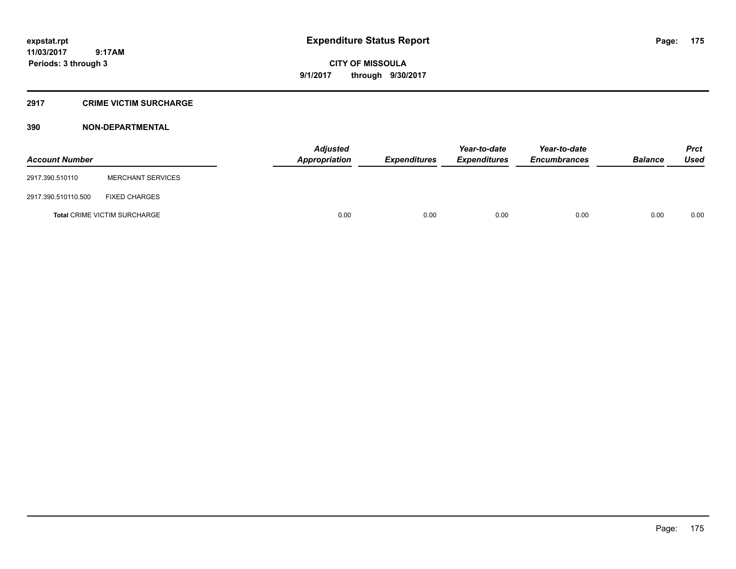expstat.rpt
11/03/2017 9:17AM
Periods: 3 through 3

# Expenditure Status Report

**CITY OF MISSOULA**
**9/1/2017 through 9/30/2017**

## 2917 CRIME VICTIM SURCHARGE

### 390 NON-DEPARTMENTAL

| Account Number | | Adjusted Appropriation | Expenditures | Year-to-date Expenditures | Year-to-date Encumbrances | Balance | Prct Used |
|---|---|---|---|---|---|---|---|
| 2917.390.510110 | MERCHANT SERVICES | | | | | | |
| 2917.390.510110.500 | FIXED CHARGES | | | | | | |
| **Total** CRIME VICTIM SURCHARGE | | 0.00 | 0.00 | 0.00 | 0.00 | 0.00 | 0.00 |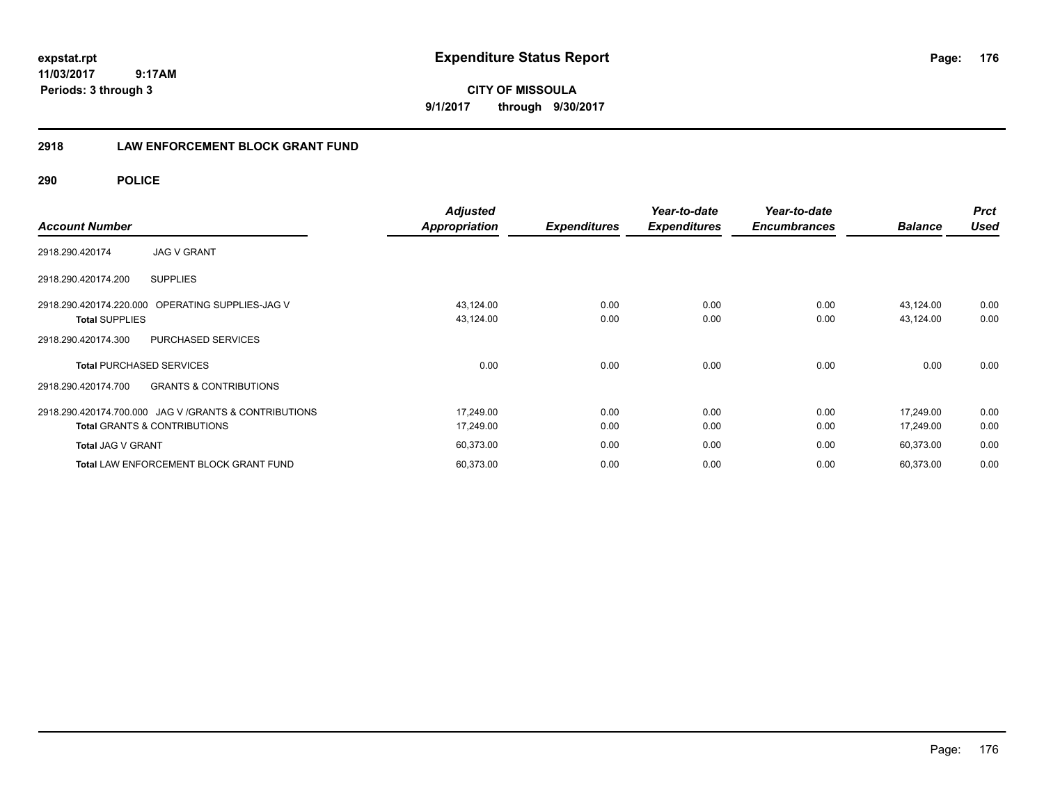expstat.rpt
11/03/2017 9:17AM
Periods: 3 through 3

# Expenditure Status Report

**CITY OF MISSOULA**
**9/1/2017 through 9/30/2017**

## 2918 LAW ENFORCEMENT BLOCK GRANT FUND

### 290 POLICE

| Account Number | | Adjusted Appropriation | Expenditures | Year-to-date Expenditures | Year-to-date Encumbrances | Balance | Prct Used |
|---|---|---|---|---|---|---|---|
| 2918.290.420174 | JAG V GRANT | | | | | | |
| 2918.290.420174.200 | SUPPLIES | | | | | | |
| 2918.290.420174.220.000 | OPERATING SUPPLIES-JAG V | 43,124.00 | 0.00 | 0.00 | 0.00 | 43,124.00 | 0.00 |
| **Total** SUPPLIES | | 43,124.00 | 0.00 | 0.00 | 0.00 | 43,124.00 | 0.00 |
| 2918.290.420174.300 | PURCHASED SERVICES | | | | | | |
| **Total** PURCHASED SERVICES | | 0.00 | 0.00 | 0.00 | 0.00 | 0.00 | 0.00 |
| 2918.290.420174.700 | GRANTS & CONTRIBUTIONS | | | | | | |
| 2918.290.420174.700.000 | JAG V /GRANTS & CONTRIBUTIONS | 17,249.00 | 0.00 | 0.00 | 0.00 | 17,249.00 | 0.00 |
| **Total** GRANTS & CONTRIBUTIONS | | 17,249.00 | 0.00 | 0.00 | 0.00 | 17,249.00 | 0.00 |
| **Total** JAG V GRANT | | 60,373.00 | 0.00 | 0.00 | 0.00 | 60,373.00 | 0.00 |
| **Total** LAW ENFORCEMENT BLOCK GRANT FUND | | 60,373.00 | 0.00 | 0.00 | 0.00 | 60,373.00 | 0.00 |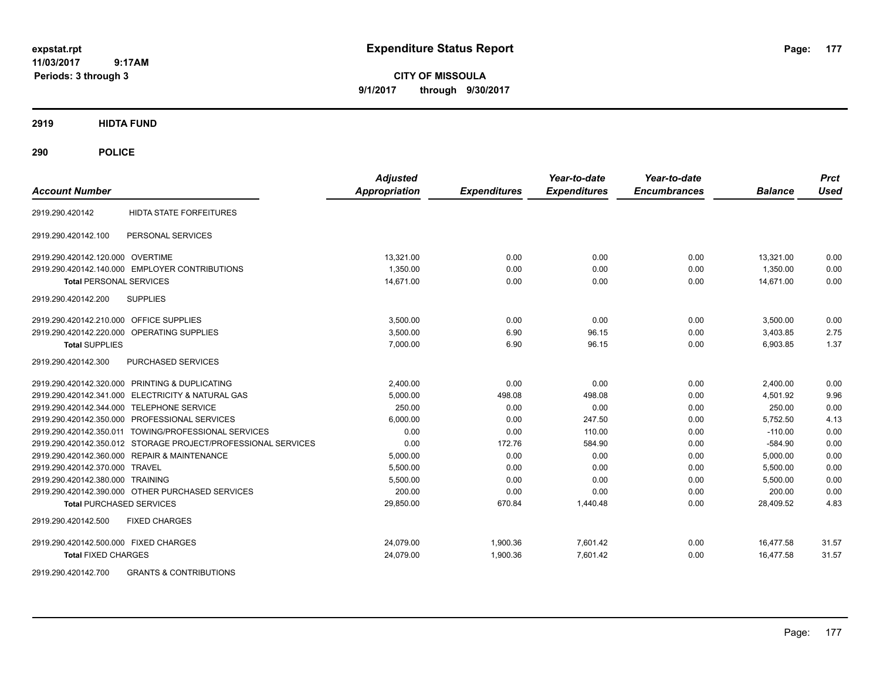# Expenditure Status Report

**CITY OF MISSOULA**
**9/1/2017 through 9/30/2017**

expstat.rpt
11/03/2017 9:17AM
Periods: 3 through 3

## 2919 HIDTA FUND

## 290 POLICE

| Account Number | | Adjusted Appropriation | Expenditures | Year-to-date Expenditures | Year-to-date Encumbrances | Balance | Prct Used |
|---|---|---|---|---|---|---|---|
| 2919.290.420142 | HIDTA STATE FORFEITURES | | | | | | |
| 2919.290.420142.100 | PERSONAL SERVICES | | | | | | |
| 2919.290.420142.120.000 | OVERTIME | 13,321.00 | 0.00 | 0.00 | 0.00 | 13,321.00 | 0.00 |
| 2919.290.420142.140.000 | EMPLOYER CONTRIBUTIONS | 1,350.00 | 0.00 | 0.00 | 0.00 | 1,350.00 | 0.00 |
| **Total** PERSONAL SERVICES | | 14,671.00 | 0.00 | 0.00 | 0.00 | 14,671.00 | 0.00 |
| 2919.290.420142.200 | SUPPLIES | | | | | | |
| 2919.290.420142.210.000 | OFFICE SUPPLIES | 3,500.00 | 0.00 | 0.00 | 0.00 | 3,500.00 | 0.00 |
| 2919.290.420142.220.000 | OPERATING SUPPLIES | 3,500.00 | 6.90 | 96.15 | 0.00 | 3,403.85 | 2.75 |
| **Total** SUPPLIES | | 7,000.00 | 6.90 | 96.15 | 0.00 | 6,903.85 | 1.37 |
| 2919.290.420142.300 | PURCHASED SERVICES | | | | | | |
| 2919.290.420142.320.000 | PRINTING & DUPLICATING | 2,400.00 | 0.00 | 0.00 | 0.00 | 2,400.00 | 0.00 |
| 2919.290.420142.341.000 | ELECTRICITY & NATURAL GAS | 5,000.00 | 498.08 | 498.08 | 0.00 | 4,501.92 | 9.96 |
| 2919.290.420142.344.000 | TELEPHONE SERVICE | 250.00 | 0.00 | 0.00 | 0.00 | 250.00 | 0.00 |
| 2919.290.420142.350.000 | PROFESSIONAL SERVICES | 6,000.00 | 0.00 | 247.50 | 0.00 | 5,752.50 | 4.13 |
| 2919.290.420142.350.011 | TOWING/PROFESSIONAL SERVICES | 0.00 | 0.00 | 110.00 | 0.00 | -110.00 | 0.00 |
| 2919.290.420142.350.012 | STORAGE PROJECT/PROFESSIONAL SERVICES | 0.00 | 172.76 | 584.90 | 0.00 | -584.90 | 0.00 |
| 2919.290.420142.360.000 | REPAIR & MAINTENANCE | 5,000.00 | 0.00 | 0.00 | 0.00 | 5,000.00 | 0.00 |
| 2919.290.420142.370.000 | TRAVEL | 5,500.00 | 0.00 | 0.00 | 0.00 | 5,500.00 | 0.00 |
| 2919.290.420142.380.000 | TRAINING | 5,500.00 | 0.00 | 0.00 | 0.00 | 5,500.00 | 0.00 |
| 2919.290.420142.390.000 | OTHER PURCHASED SERVICES | 200.00 | 0.00 | 0.00 | 0.00 | 200.00 | 0.00 |
| **Total** PURCHASED SERVICES | | 29,850.00 | 670.84 | 1,440.48 | 0.00 | 28,409.52 | 4.83 |
| 2919.290.420142.500 | FIXED CHARGES | | | | | | |
| 2919.290.420142.500.000 | FIXED CHARGES | 24,079.00 | 1,900.36 | 7,601.42 | 0.00 | 16,477.58 | 31.57 |
| **Total** FIXED CHARGES | | 24,079.00 | 1,900.36 | 7,601.42 | 0.00 | 16,477.58 | 31.57 |
| 2919.290.420142.700 | GRANTS & CONTRIBUTIONS | | | | | | |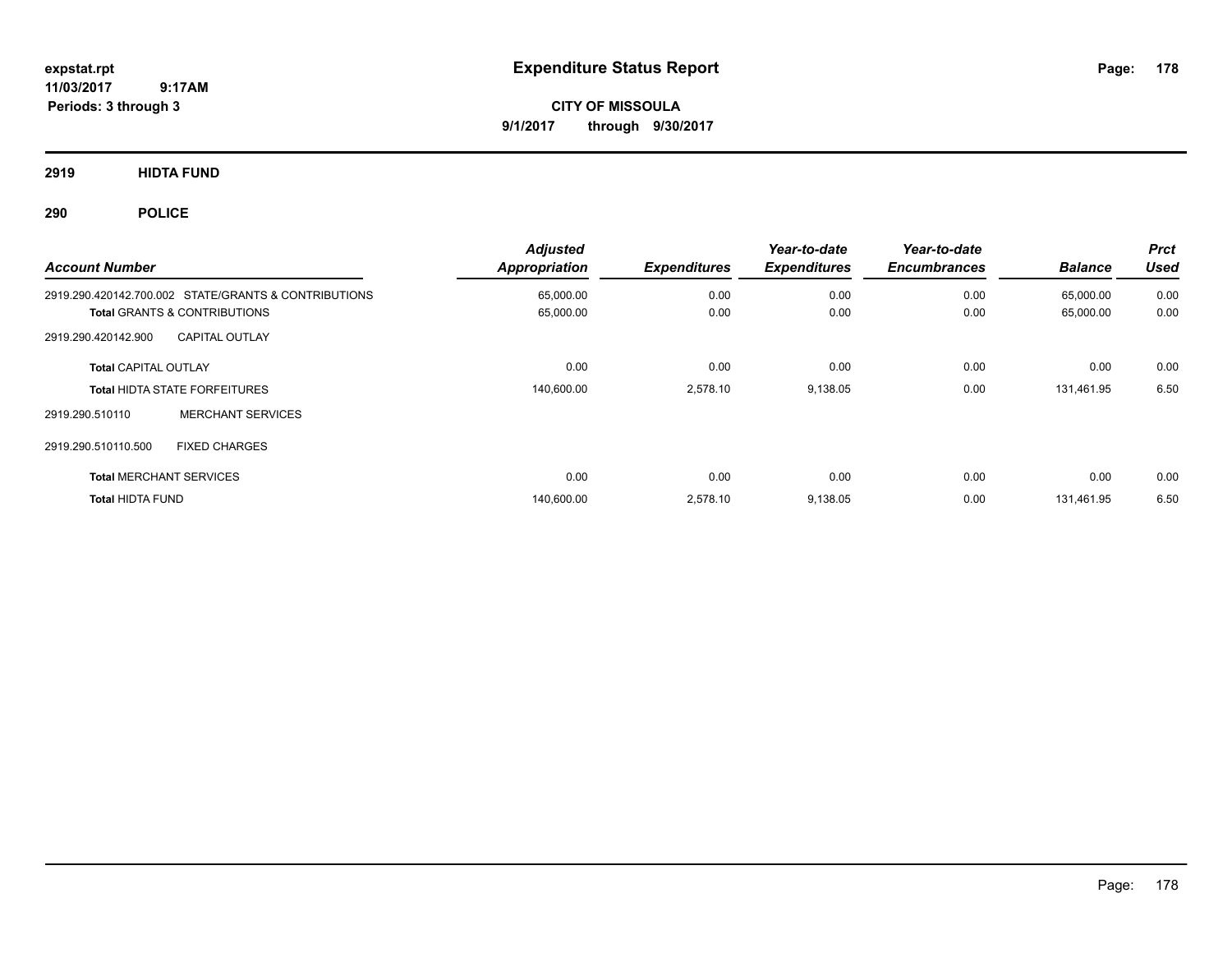**expstat.rpt**
**11/03/2017 9:17AM**
**Periods: 3 through 3**

# Expenditure Status Report

**CITY OF MISSOULA**
**9/1/2017 through 9/30/2017**

## 2919 HIDTA FUND

## 290 POLICE

| Account Number | Adjusted Appropriation | Expenditures | Year-to-date Expenditures | Year-to-date Encumbrances | Balance | Prct Used |
|---|---|---|---|---|---|---|
| 2919.290.420142.700.002 STATE/GRANTS & CONTRIBUTIONS | 65,000.00 | 0.00 | 0.00 | 0.00 | 65,000.00 | 0.00 |
| **Total** GRANTS & CONTRIBUTIONS | 65,000.00 | 0.00 | 0.00 | 0.00 | 65,000.00 | 0.00 |
| 2919.290.420142.900 CAPITAL OUTLAY | | | | | | |
| **Total** CAPITAL OUTLAY | 0.00 | 0.00 | 0.00 | 0.00 | 0.00 | 0.00 |
| **Total** HIDTA STATE FORFEITURES | 140,600.00 | 2,578.10 | 9,138.05 | 0.00 | 131,461.95 | 6.50 |
| 2919.290.510110 MERCHANT SERVICES | | | | | | |
| 2919.290.510110.500 FIXED CHARGES | | | | | | |
| **Total** MERCHANT SERVICES | 0.00 | 0.00 | 0.00 | 0.00 | 0.00 | 0.00 |
| **Total** HIDTA FUND | 140,600.00 | 2,578.10 | 9,138.05 | 0.00 | 131,461.95 | 6.50 |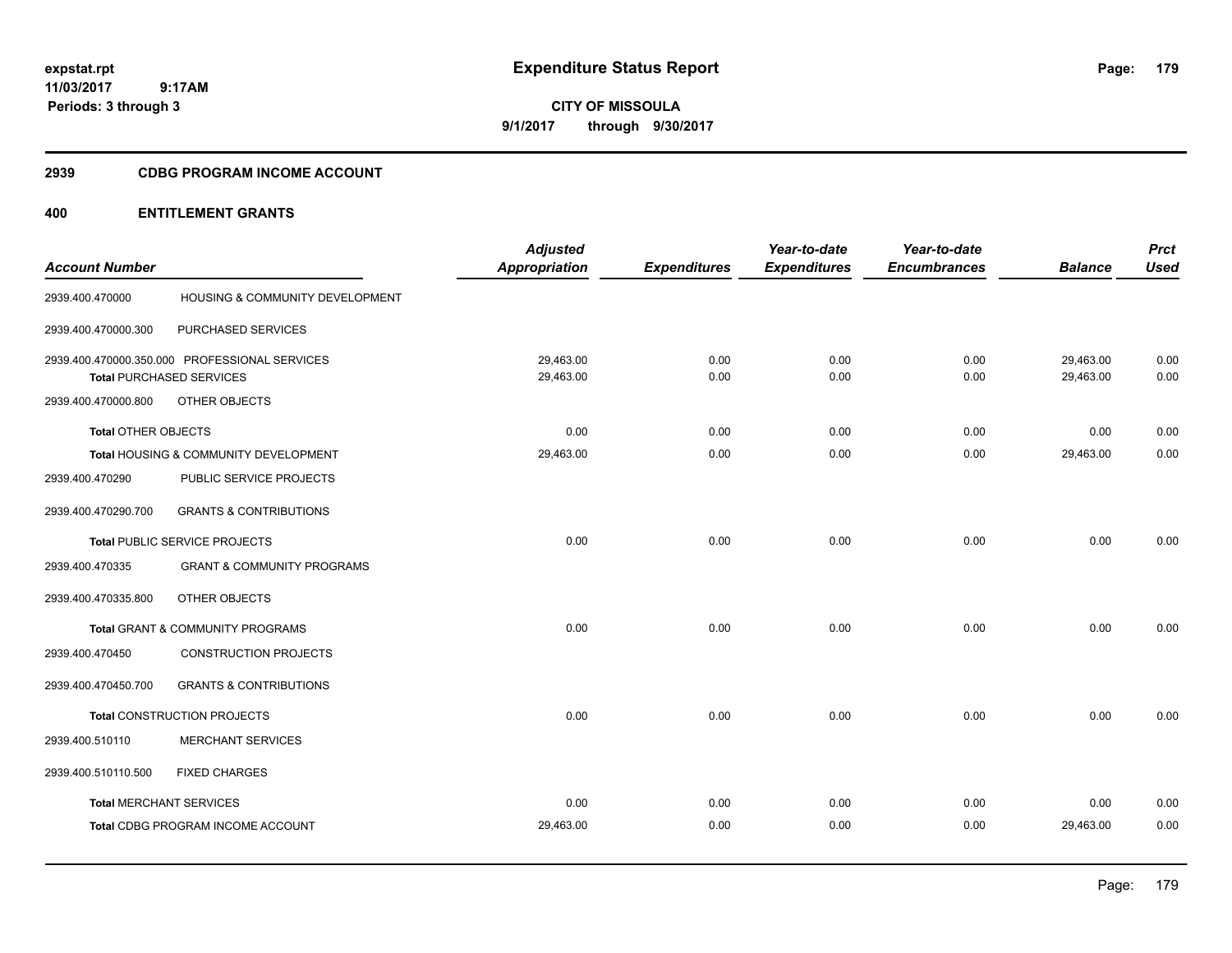expstat.rpt
11/03/2017 9:17AM
Periods: 3 through 3

# Expenditure Status Report

**CITY OF MISSOULA**
**9/1/2017 through 9/30/2017**

## 2939 CDBG PROGRAM INCOME ACCOUNT

## 400 ENTITLEMENT GRANTS

| Account Number | | Adjusted Appropriation | Expenditures | Year-to-date Expenditures | Year-to-date Encumbrances | Balance | Prct Used |
|---|---|---|---|---|---|---|---|
| 2939.400.470000 | HOUSING & COMMUNITY DEVELOPMENT | | | | | | |
| 2939.400.470000.300 | PURCHASED SERVICES | | | | | | |
| 2939.400.470000.350.000 | PROFESSIONAL SERVICES | 29,463.00 | 0.00 | 0.00 | 0.00 | 29,463.00 | 0.00 |
| **Total** PURCHASED SERVICES | | 29,463.00 | 0.00 | 0.00 | 0.00 | 29,463.00 | 0.00 |
| 2939.400.470000.800 | OTHER OBJECTS | | | | | | |
| **Total** OTHER OBJECTS | | 0.00 | 0.00 | 0.00 | 0.00 | 0.00 | 0.00 |
| **Total** HOUSING & COMMUNITY DEVELOPMENT | | 29,463.00 | 0.00 | 0.00 | 0.00 | 29,463.00 | 0.00 |
| 2939.400.470290 | PUBLIC SERVICE PROJECTS | | | | | | |
| 2939.400.470290.700 | GRANTS & CONTRIBUTIONS | | | | | | |
| **Total** PUBLIC SERVICE PROJECTS | | 0.00 | 0.00 | 0.00 | 0.00 | 0.00 | 0.00 |
| 2939.400.470335 | GRANT & COMMUNITY PROGRAMS | | | | | | |
| 2939.400.470335.800 | OTHER OBJECTS | | | | | | |
| **Total** GRANT & COMMUNITY PROGRAMS | | 0.00 | 0.00 | 0.00 | 0.00 | 0.00 | 0.00 |
| 2939.400.470450 | CONSTRUCTION PROJECTS | | | | | | |
| 2939.400.470450.700 | GRANTS & CONTRIBUTIONS | | | | | | |
| **Total** CONSTRUCTION PROJECTS | | 0.00 | 0.00 | 0.00 | 0.00 | 0.00 | 0.00 |
| 2939.400.510110 | MERCHANT SERVICES | | | | | | |
| 2939.400.510110.500 | FIXED CHARGES | | | | | | |
| **Total** MERCHANT SERVICES | | 0.00 | 0.00 | 0.00 | 0.00 | 0.00 | 0.00 |
| **Total** CDBG PROGRAM INCOME ACCOUNT | | 29,463.00 | 0.00 | 0.00 | 0.00 | 29,463.00 | 0.00 |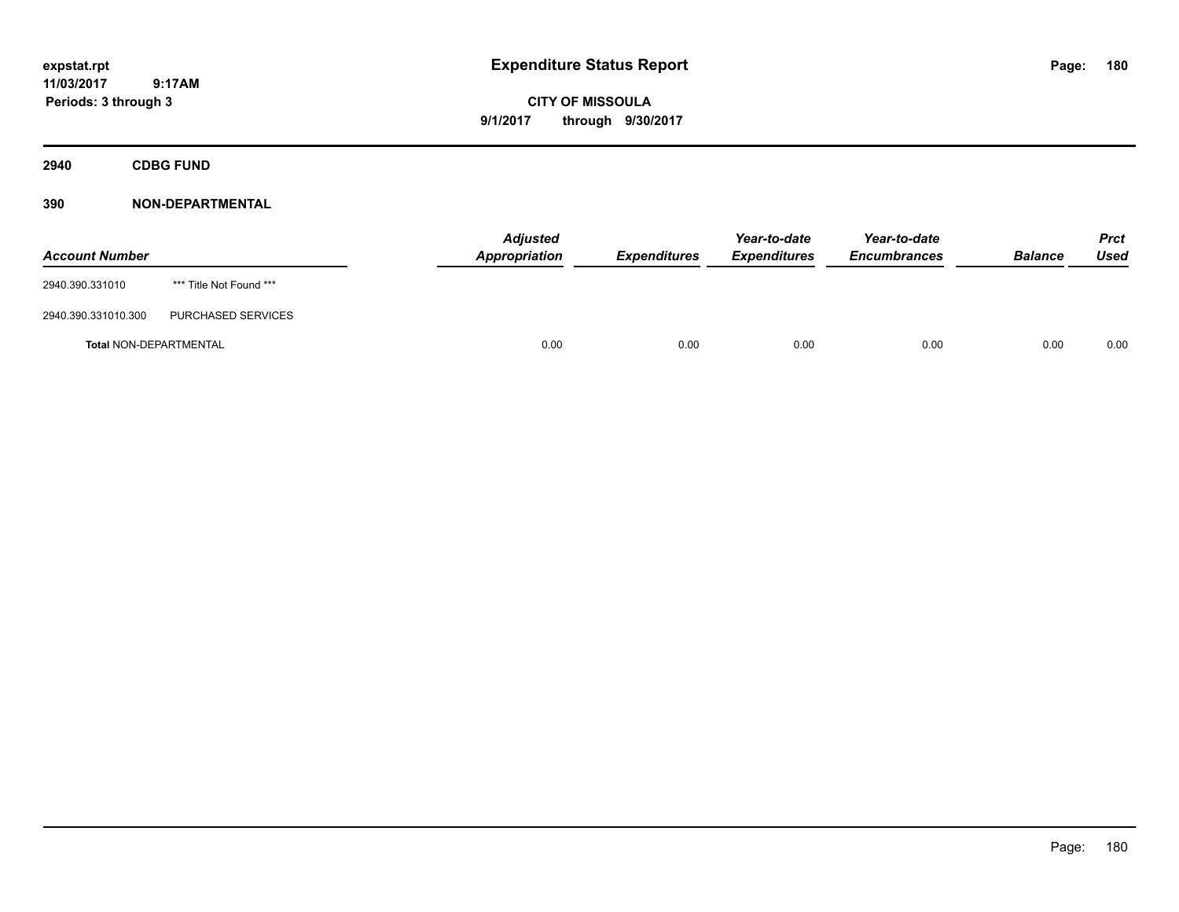# Expenditure Status Report

**CITY OF MISSOULA**

**9/1/2017 through 9/30/2017**

expstat.rpt
11/03/2017 9:17AM
Periods: 3 through 3

## 2940 CDBG FUND

### 390 NON-DEPARTMENTAL

| Account Number | | Adjusted Appropriation | Expenditures | Year-to-date Expenditures | Year-to-date Encumbrances | Balance | Prct Used |
|---|---|---|---|---|---|---|---|
| 2940.390.331010 | *** Title Not Found *** | | | | | | |
| 2940.390.331010.300 | PURCHASED SERVICES | | | | | | |
| **Total** NON-DEPARTMENTAL | | 0.00 | 0.00 | 0.00 | 0.00 | 0.00 | 0.00 |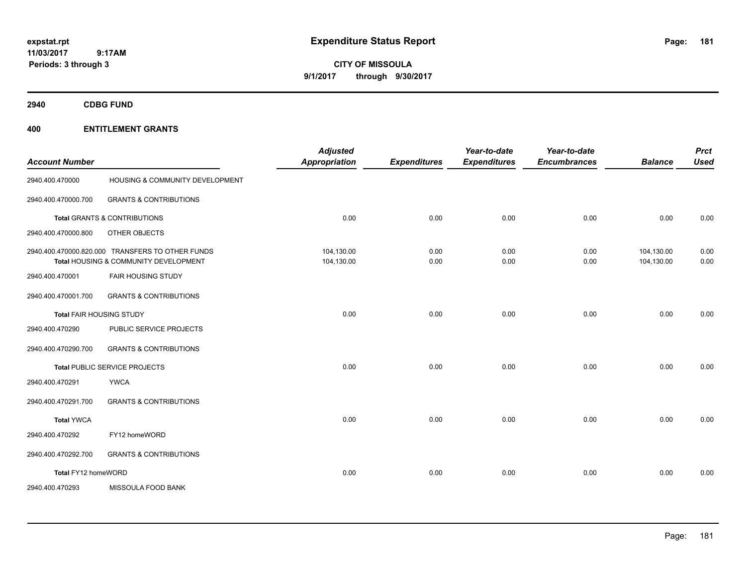**expstat.rpt**
**11/03/2017 9:17AM**
**Periods: 3 through 3**

# Expenditure Status Report

**CITY OF MISSOULA**
**9/1/2017 through 9/30/2017**

## 2940 CDBG FUND

## 400 ENTITLEMENT GRANTS

| Account Number | | Adjusted Appropriation | Expenditures | Year-to-date Expenditures | Year-to-date Encumbrances | Balance | Prct Used |
|---|---|---|---|---|---|---|---|
| 2940.400.470000 | HOUSING & COMMUNITY DEVELOPMENT | | | | | | |
| 2940.400.470000.700 | GRANTS & CONTRIBUTIONS | | | | | | |
| **Total** GRANTS & CONTRIBUTIONS | | 0.00 | 0.00 | 0.00 | 0.00 | 0.00 | 0.00 |
| 2940.400.470000.800 | OTHER OBJECTS | | | | | | |
| 2940.400.470000.820.000 | TRANSFERS TO OTHER FUNDS | 104,130.00 | 0.00 | 0.00 | 0.00 | 104,130.00 | 0.00 |
| **Total** HOUSING & COMMUNITY DEVELOPMENT | | 104,130.00 | 0.00 | 0.00 | 0.00 | 104,130.00 | 0.00 |
| 2940.400.470001 | FAIR HOUSING STUDY | | | | | | |
| 2940.400.470001.700 | GRANTS & CONTRIBUTIONS | | | | | | |
| **Total** FAIR HOUSING STUDY | | 0.00 | 0.00 | 0.00 | 0.00 | 0.00 | 0.00 |
| 2940.400.470290 | PUBLIC SERVICE PROJECTS | | | | | | |
| 2940.400.470290.700 | GRANTS & CONTRIBUTIONS | | | | | | |
| **Total** PUBLIC SERVICE PROJECTS | | 0.00 | 0.00 | 0.00 | 0.00 | 0.00 | 0.00 |
| 2940.400.470291 | YWCA | | | | | | |
| 2940.400.470291.700 | GRANTS & CONTRIBUTIONS | | | | | | |
| **Total** YWCA | | 0.00 | 0.00 | 0.00 | 0.00 | 0.00 | 0.00 |
| 2940.400.470292 | FY12 homeWORD | | | | | | |
| 2940.400.470292.700 | GRANTS & CONTRIBUTIONS | | | | | | |
| **Total** FY12 homeWORD | | 0.00 | 0.00 | 0.00 | 0.00 | 0.00 | 0.00 |
| 2940.400.470293 | MISSOULA FOOD BANK | | | | | | |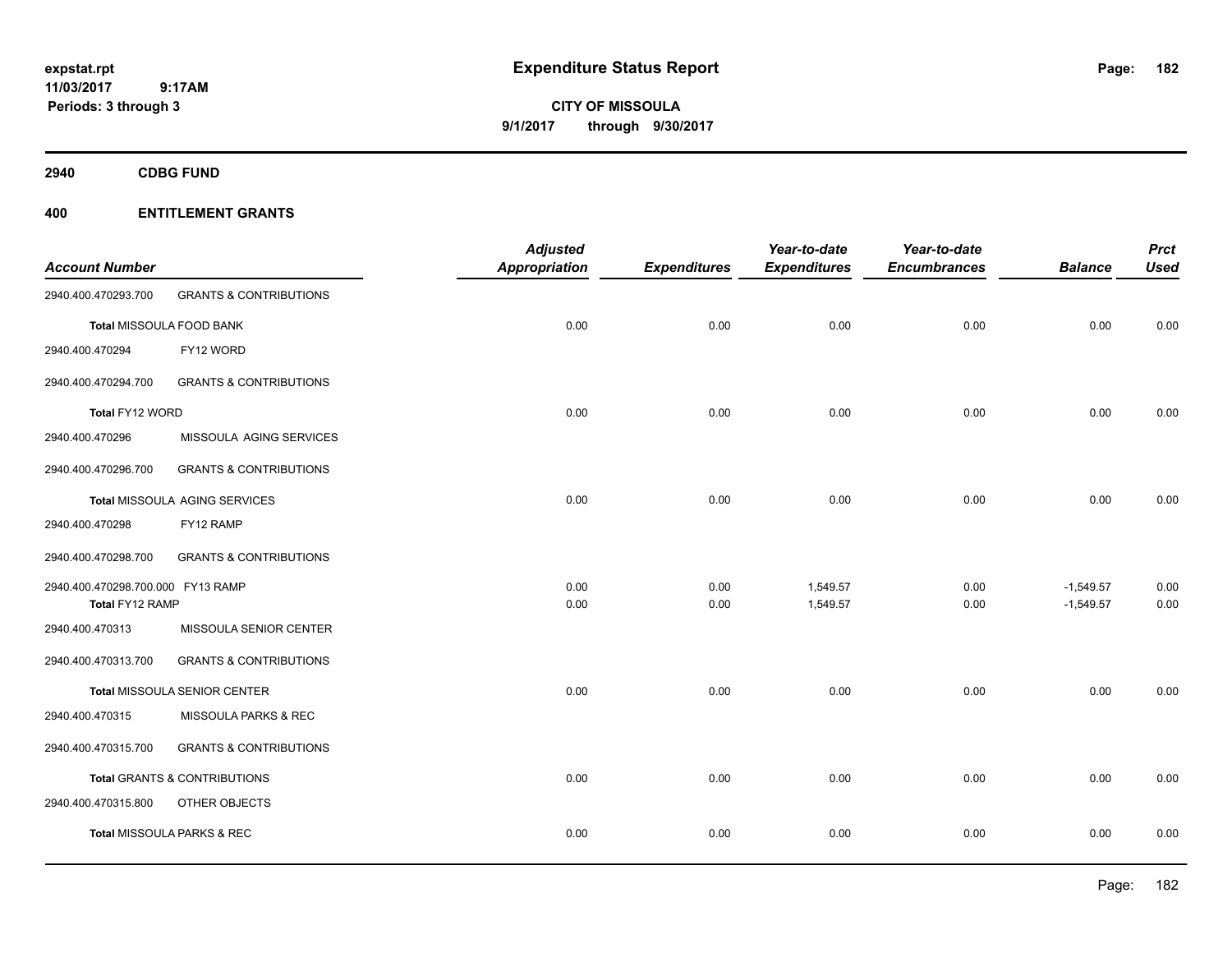**expstat.rpt**
**11/03/2017 9:17AM**
**Periods: 3 through 3**

# Expenditure Status Report

**CITY OF MISSOULA**
**9/1/2017 through 9/30/2017**

## 2940 CDBG FUND

## 400 ENTITLEMENT GRANTS

| Account Number | | Adjusted Appropriation | Expenditures | Year-to-date Expenditures | Year-to-date Encumbrances | Balance | Prct Used |
|---|---|---|---|---|---|---|---|
| 2940.400.470293.700 | GRANTS & CONTRIBUTIONS | | | | | | |
| **Total** MISSOULA FOOD BANK | | 0.00 | 0.00 | 0.00 | 0.00 | 0.00 | 0.00 |
| 2940.400.470294 | FY12 WORD | | | | | | |
| 2940.400.470294.700 | GRANTS & CONTRIBUTIONS | | | | | | |
| **Total** FY12 WORD | | 0.00 | 0.00 | 0.00 | 0.00 | 0.00 | 0.00 |
| 2940.400.470296 | MISSOULA AGING SERVICES | | | | | | |
| 2940.400.470296.700 | GRANTS & CONTRIBUTIONS | | | | | | |
| **Total** MISSOULA AGING SERVICES | | 0.00 | 0.00 | 0.00 | 0.00 | 0.00 | 0.00 |
| 2940.400.470298 | FY12 RAMP | | | | | | |
| 2940.400.470298.700 | GRANTS & CONTRIBUTIONS | | | | | | |
| 2940.400.470298.700.000 | FY13 RAMP | 0.00 | 0.00 | 1,549.57 | 0.00 | -1,549.57 | 0.00 |
| **Total** FY12 RAMP | | 0.00 | 0.00 | 1,549.57 | 0.00 | -1,549.57 | 0.00 |
| 2940.400.470313 | MISSOULA SENIOR CENTER | | | | | | |
| 2940.400.470313.700 | GRANTS & CONTRIBUTIONS | | | | | | |
| **Total** MISSOULA SENIOR CENTER | | 0.00 | 0.00 | 0.00 | 0.00 | 0.00 | 0.00 |
| 2940.400.470315 | MISSOULA PARKS & REC | | | | | | |
| 2940.400.470315.700 | GRANTS & CONTRIBUTIONS | | | | | | |
| **Total** GRANTS & CONTRIBUTIONS | | 0.00 | 0.00 | 0.00 | 0.00 | 0.00 | 0.00 |
| 2940.400.470315.800 | OTHER OBJECTS | | | | | | |
| **Total** MISSOULA PARKS & REC | | 0.00 | 0.00 | 0.00 | 0.00 | 0.00 | 0.00 |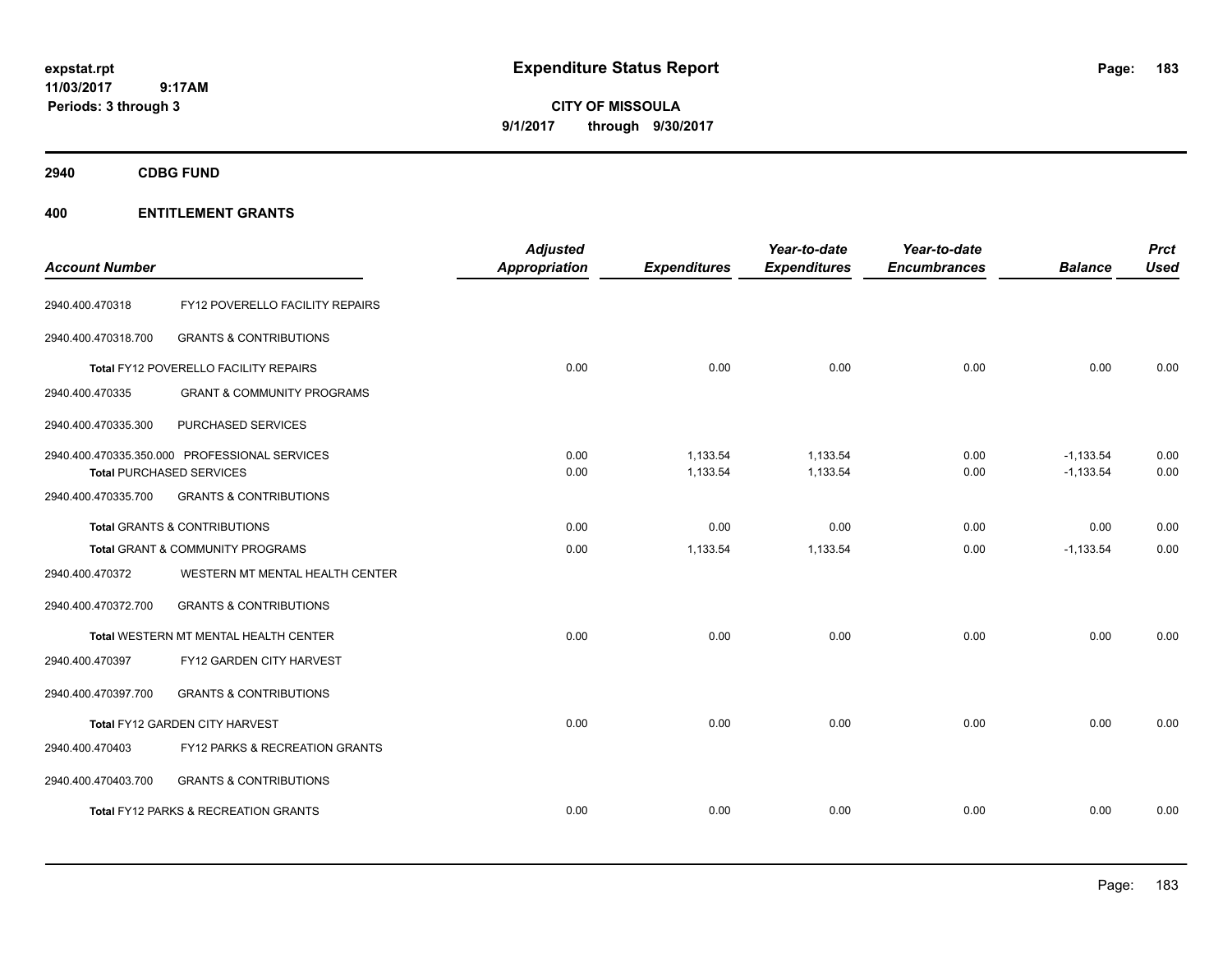**expstat.rpt**
**11/03/2017 9:17AM**
**Periods: 3 through 3**

# Expenditure Status Report

**CITY OF MISSOULA**
**9/1/2017 through 9/30/2017**

## 2940 CDBG FUND

## 400 ENTITLEMENT GRANTS

| Account Number | | Adjusted Appropriation | Expenditures | Year-to-date Expenditures | Year-to-date Encumbrances | Balance | Prct Used |
|---|---|---|---|---|---|---|---|
| 2940.400.470318 | FY12 POVERELLO FACILITY REPAIRS | | | | | | |
| 2940.400.470318.700 | GRANTS & CONTRIBUTIONS | | | | | | |
| **Total** FY12 POVERELLO FACILITY REPAIRS | | 0.00 | 0.00 | 0.00 | 0.00 | 0.00 | 0.00 |
| 2940.400.470335 | GRANT & COMMUNITY PROGRAMS | | | | | | |
| 2940.400.470335.300 | PURCHASED SERVICES | | | | | | |
| 2940.400.470335.350.000 | PROFESSIONAL SERVICES | 0.00 | 1,133.54 | 1,133.54 | 0.00 | -1,133.54 | 0.00 |
| **Total** PURCHASED SERVICES | | 0.00 | 1,133.54 | 1,133.54 | 0.00 | -1,133.54 | 0.00 |
| 2940.400.470335.700 | GRANTS & CONTRIBUTIONS | | | | | | |
| **Total** GRANTS & CONTRIBUTIONS | | 0.00 | 0.00 | 0.00 | 0.00 | 0.00 | 0.00 |
| **Total** GRANT & COMMUNITY PROGRAMS | | 0.00 | 1,133.54 | 1,133.54 | 0.00 | -1,133.54 | 0.00 |
| 2940.400.470372 | WESTERN MT MENTAL HEALTH CENTER | | | | | | |
| 2940.400.470372.700 | GRANTS & CONTRIBUTIONS | | | | | | |
| **Total** WESTERN MT MENTAL HEALTH CENTER | | 0.00 | 0.00 | 0.00 | 0.00 | 0.00 | 0.00 |
| 2940.400.470397 | FY12 GARDEN CITY HARVEST | | | | | | |
| 2940.400.470397.700 | GRANTS & CONTRIBUTIONS | | | | | | |
| **Total** FY12 GARDEN CITY HARVEST | | 0.00 | 0.00 | 0.00 | 0.00 | 0.00 | 0.00 |
| 2940.400.470403 | FY12 PARKS & RECREATION GRANTS | | | | | | |
| 2940.400.470403.700 | GRANTS & CONTRIBUTIONS | | | | | | |
| **Total** FY12 PARKS & RECREATION GRANTS | | 0.00 | 0.00 | 0.00 | 0.00 | 0.00 | 0.00 |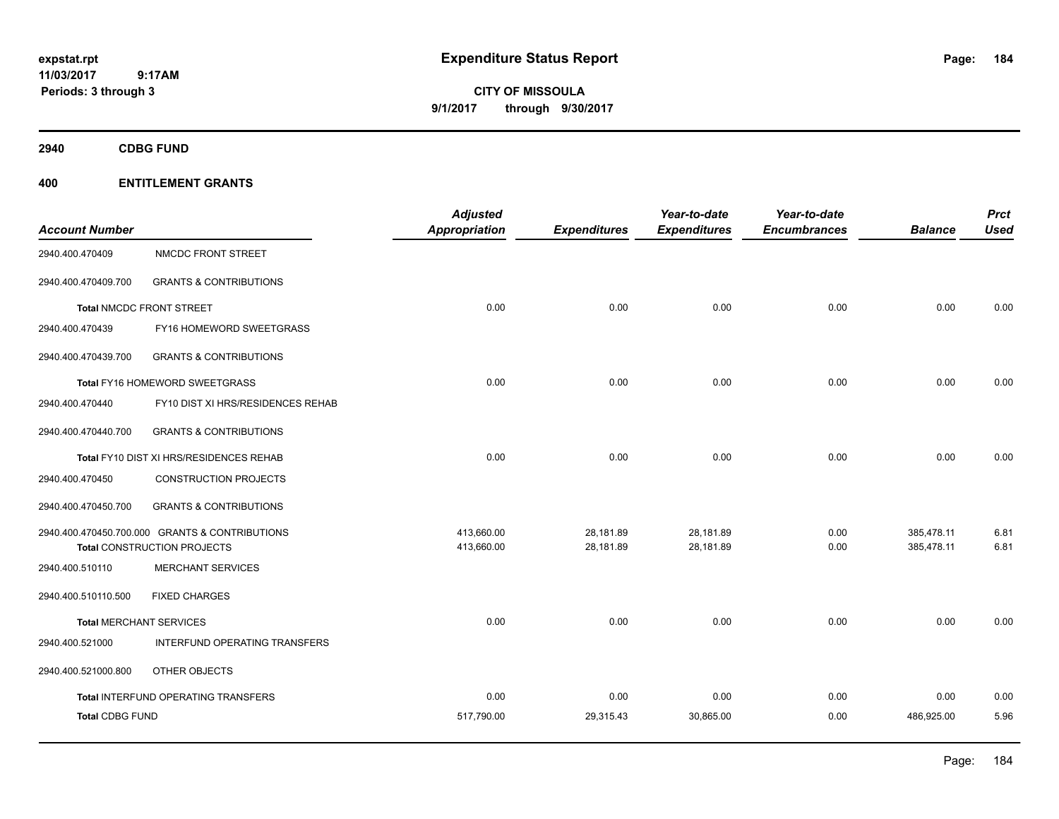expstat.rpt
11/03/2017 9:17AM
Periods: 3 through 3

# Expenditure Status Report

**CITY OF MISSOULA**
**9/1/2017 through 9/30/2017**

## 2940 CDBG FUND

## 400 ENTITLEMENT GRANTS

| Account Number | | Adjusted Appropriation | Expenditures | Year-to-date Expenditures | Year-to-date Encumbrances | Balance | Prct Used |
|---|---|---|---|---|---|---|---|
| 2940.400.470409 | NMCDC FRONT STREET | | | | | | |
| 2940.400.470409.700 | GRANTS & CONTRIBUTIONS | | | | | | |
| Total NMCDC FRONT STREET | | 0.00 | 0.00 | 0.00 | 0.00 | 0.00 | 0.00 |
| 2940.400.470439 | FY16 HOMEWORD SWEETGRASS | | | | | | |
| 2940.400.470439.700 | GRANTS & CONTRIBUTIONS | | | | | | |
| Total FY16 HOMEWORD SWEETGRASS | | 0.00 | 0.00 | 0.00 | 0.00 | 0.00 | 0.00 |
| 2940.400.470440 | FY10 DIST XI HRS/RESIDENCES REHAB | | | | | | |
| 2940.400.470440.700 | GRANTS & CONTRIBUTIONS | | | | | | |
| Total FY10 DIST XI HRS/RESIDENCES REHAB | | 0.00 | 0.00 | 0.00 | 0.00 | 0.00 | 0.00 |
| 2940.400.470450 | CONSTRUCTION PROJECTS | | | | | | |
| 2940.400.470450.700 | GRANTS & CONTRIBUTIONS | | | | | | |
| 2940.400.470450.700.000 | GRANTS & CONTRIBUTIONS | 413,660.00 | 28,181.89 | 28,181.89 | 0.00 | 385,478.11 | 6.81 |
| Total CONSTRUCTION PROJECTS | | 413,660.00 | 28,181.89 | 28,181.89 | 0.00 | 385,478.11 | 6.81 |
| 2940.400.510110 | MERCHANT SERVICES | | | | | | |
| 2940.400.510110.500 | FIXED CHARGES | | | | | | |
| Total MERCHANT SERVICES | | 0.00 | 0.00 | 0.00 | 0.00 | 0.00 | 0.00 |
| 2940.400.521000 | INTERFUND OPERATING TRANSFERS | | | | | | |
| 2940.400.521000.800 | OTHER OBJECTS | | | | | | |
| Total INTERFUND OPERATING TRANSFERS | | 0.00 | 0.00 | 0.00 | 0.00 | 0.00 | 0.00 |
| Total CDBG FUND | | 517,790.00 | 29,315.43 | 30,865.00 | 0.00 | 486,925.00 | 5.96 |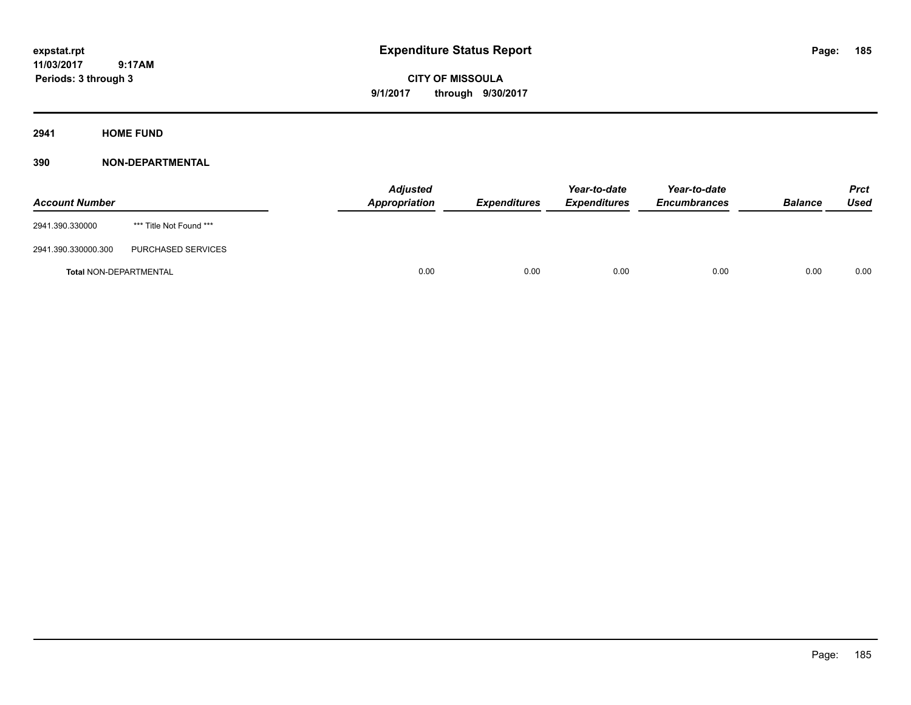# Expenditure Status Report

expstat.rpt
11/03/2017 9:17AM
Periods: 3 through 3

**CITY OF MISSOULA**
**9/1/2017 through 9/30/2017**

## 2941 HOME FUND

### 390 NON-DEPARTMENTAL

| Account Number | | Adjusted Appropriation | Expenditures | Year-to-date Expenditures | Year-to-date Encumbrances | Balance | Prct Used |
|---|---|---|---|---|---|---|---|
| 2941.390.330000 | *** Title Not Found *** | | | | | | |
| 2941.390.330000.300 | PURCHASED SERVICES | | | | | | |
| **Total** NON-DEPARTMENTAL | | 0.00 | 0.00 | 0.00 | 0.00 | 0.00 | 0.00 |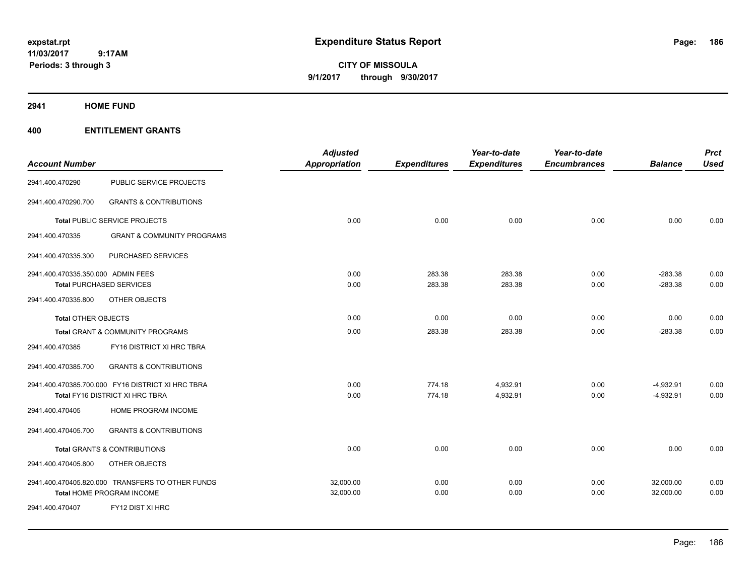# Expenditure Status Report

expstat.rpt
11/03/2017 9:17AM
Periods: 3 through 3

**CITY OF MISSOULA**
**9/1/2017 through 9/30/2017**

## 2941 HOME FUND

## 400 ENTITLEMENT GRANTS

| Account Number | | Adjusted Appropriation | Expenditures | Year-to-date Expenditures | Year-to-date Encumbrances | Balance | Prct Used |
|---|---|---|---|---|---|---|---|
| 2941.400.470290 | PUBLIC SERVICE PROJECTS | | | | | | |
| 2941.400.470290.700 | GRANTS & CONTRIBUTIONS | | | | | | |
| **Total** PUBLIC SERVICE PROJECTS | | 0.00 | 0.00 | 0.00 | 0.00 | 0.00 | 0.00 |
| 2941.400.470335 | GRANT & COMMUNITY PROGRAMS | | | | | | |
| 2941.400.470335.300 | PURCHASED SERVICES | | | | | | |
| 2941.400.470335.350.000 | ADMIN FEES | 0.00 | 283.38 | 283.38 | 0.00 | -283.38 | 0.00 |
| **Total** PURCHASED SERVICES | | 0.00 | 283.38 | 283.38 | 0.00 | -283.38 | 0.00 |
| 2941.400.470335.800 | OTHER OBJECTS | | | | | | |
| **Total** OTHER OBJECTS | | 0.00 | 0.00 | 0.00 | 0.00 | 0.00 | 0.00 |
| **Total** GRANT & COMMUNITY PROGRAMS | | 0.00 | 283.38 | 283.38 | 0.00 | -283.38 | 0.00 |
| 2941.400.470385 | FY16 DISTRICT XI HRC TBRA | | | | | | |
| 2941.400.470385.700 | GRANTS & CONTRIBUTIONS | | | | | | |
| 2941.400.470385.700.000 | FY16 DISTRICT XI HRC TBRA | 0.00 | 774.18 | 4,932.91 | 0.00 | -4,932.91 | 0.00 |
| **Total** FY16 DISTRICT XI HRC TBRA | | 0.00 | 774.18 | 4,932.91 | 0.00 | -4,932.91 | 0.00 |
| 2941.400.470405 | HOME PROGRAM INCOME | | | | | | |
| 2941.400.470405.700 | GRANTS & CONTRIBUTIONS | | | | | | |
| **Total** GRANTS & CONTRIBUTIONS | | 0.00 | 0.00 | 0.00 | 0.00 | 0.00 | 0.00 |
| 2941.400.470405.800 | OTHER OBJECTS | | | | | | |
| 2941.400.470405.820.000 | TRANSFERS TO OTHER FUNDS | 32,000.00 | 0.00 | 0.00 | 0.00 | 32,000.00 | 0.00 |
| **Total** HOME PROGRAM INCOME | | 32,000.00 | 0.00 | 0.00 | 0.00 | 32,000.00 | 0.00 |
| 2941.400.470407 | FY12 DIST XI HRC | | | | | | |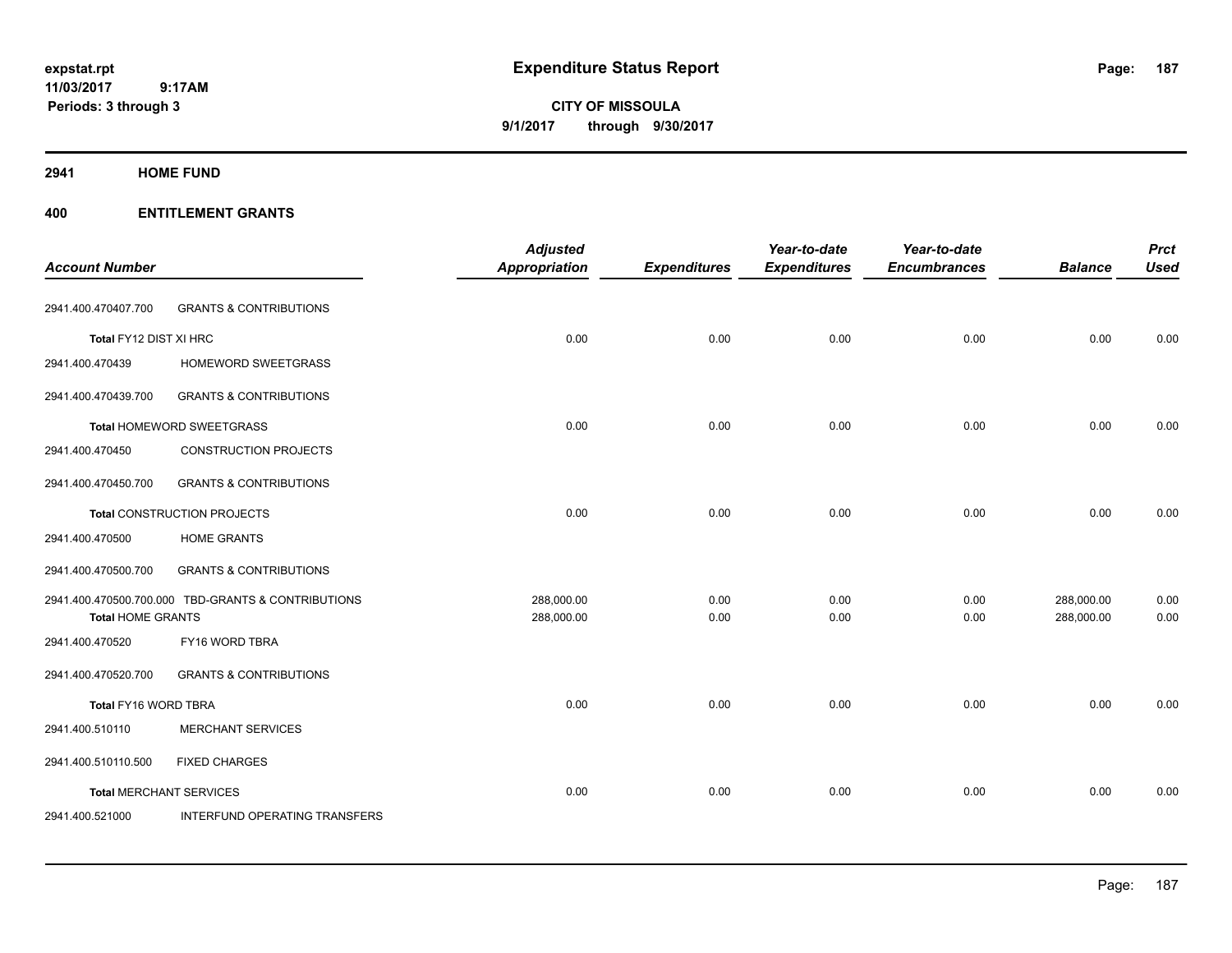# Expenditure Status Report

expstat.rpt
11/03/2017 9:17AM
Periods: 3 through 3

**CITY OF MISSOULA**
**9/1/2017 through 9/30/2017**

## 2941 HOME FUND

## 400 ENTITLEMENT GRANTS

| Account Number | | Adjusted Appropriation | Expenditures | Year-to-date Expenditures | Year-to-date Encumbrances | Balance | Prct Used |
|---|---|---|---|---|---|---|---|
| 2941.400.470407.700 | GRANTS & CONTRIBUTIONS | | | | | | |
| Total FY12 DIST XI HRC | | 0.00 | 0.00 | 0.00 | 0.00 | 0.00 | 0.00 |
| 2941.400.470439 | HOMEWORD SWEETGRASS | | | | | | |
| 2941.400.470439.700 | GRANTS & CONTRIBUTIONS | | | | | | |
| Total HOMEWORD SWEETGRASS | | 0.00 | 0.00 | 0.00 | 0.00 | 0.00 | 0.00 |
| 2941.400.470450 | CONSTRUCTION PROJECTS | | | | | | |
| 2941.400.470450.700 | GRANTS & CONTRIBUTIONS | | | | | | |
| Total CONSTRUCTION PROJECTS | | 0.00 | 0.00 | 0.00 | 0.00 | 0.00 | 0.00 |
| 2941.400.470500 | HOME GRANTS | | | | | | |
| 2941.400.470500.700 | GRANTS & CONTRIBUTIONS | | | | | | |
| 2941.400.470500.700.000 | TBD-GRANTS & CONTRIBUTIONS | 288,000.00 | 0.00 | 0.00 | 0.00 | 288,000.00 | 0.00 |
| Total HOME GRANTS | | 288,000.00 | 0.00 | 0.00 | 0.00 | 288,000.00 | 0.00 |
| 2941.400.470520 | FY16 WORD TBRA | | | | | | |
| 2941.400.470520.700 | GRANTS & CONTRIBUTIONS | | | | | | |
| Total FY16 WORD TBRA | | 0.00 | 0.00 | 0.00 | 0.00 | 0.00 | 0.00 |
| 2941.400.510110 | MERCHANT SERVICES | | | | | | |
| 2941.400.510110.500 | FIXED CHARGES | | | | | | |
| Total MERCHANT SERVICES | | 0.00 | 0.00 | 0.00 | 0.00 | 0.00 | 0.00 |
| 2941.400.521000 | INTERFUND OPERATING TRANSFERS | | | | | | |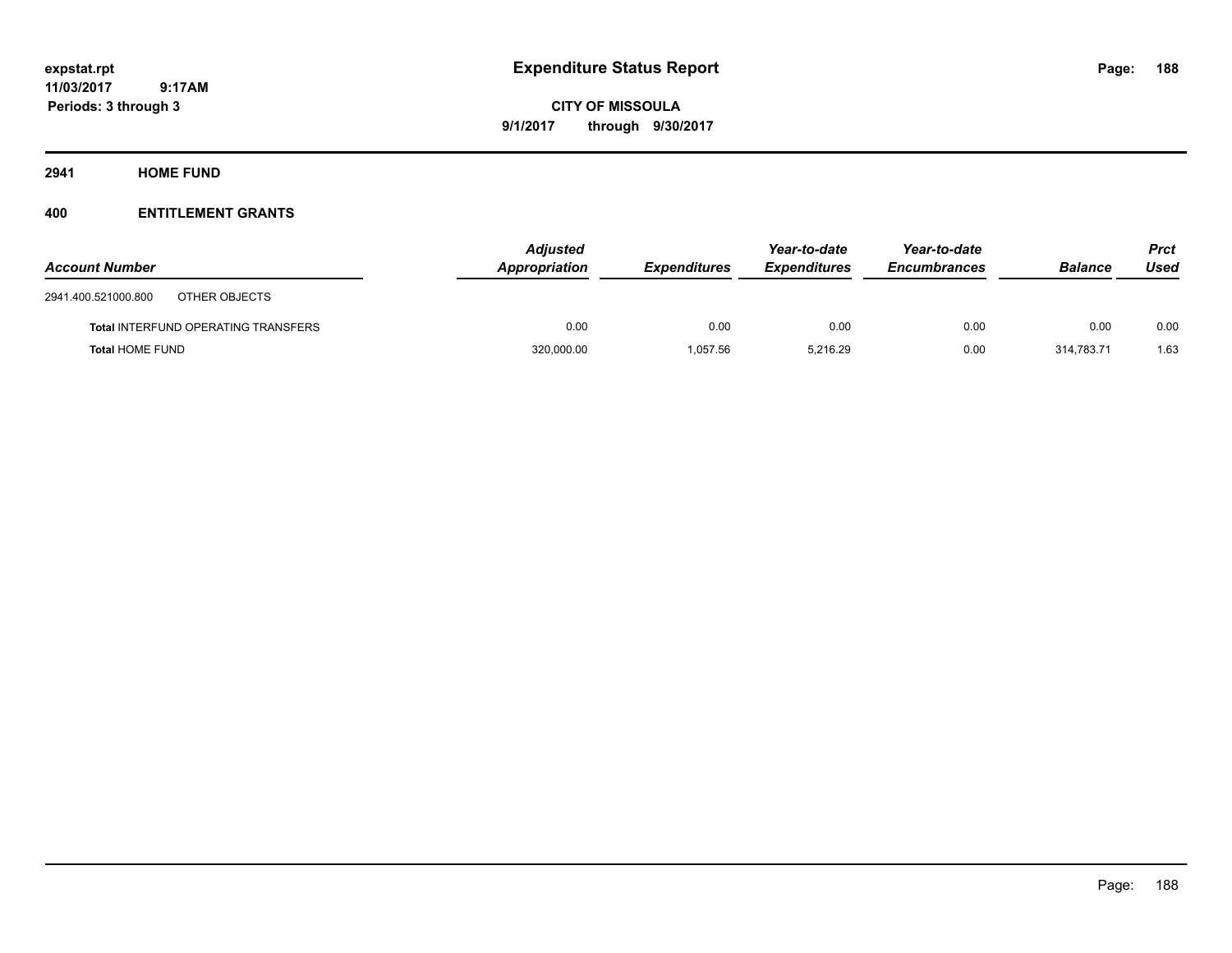# Expenditure Status Report

expstat.rpt
11/03/2017 9:17AM
Periods: 3 through 3

**CITY OF MISSOULA**
**9/1/2017 through 9/30/2017**

## 2941 HOME FUND

## 400 ENTITLEMENT GRANTS

| Account Number | Adjusted Appropriation | Expenditures | Year-to-date Expenditures | Year-to-date Encumbrances | Balance | Prct Used |
|---|---|---|---|---|---|---|
| 2941.400.521000.800 OTHER OBJECTS | | | | | | |
| **Total** INTERFUND OPERATING TRANSFERS | 0.00 | 0.00 | 0.00 | 0.00 | 0.00 | 0.00 |
| **Total** HOME FUND | 320,000.00 | 1,057.56 | 5,216.29 | 0.00 | 314,783.71 | 1.63 |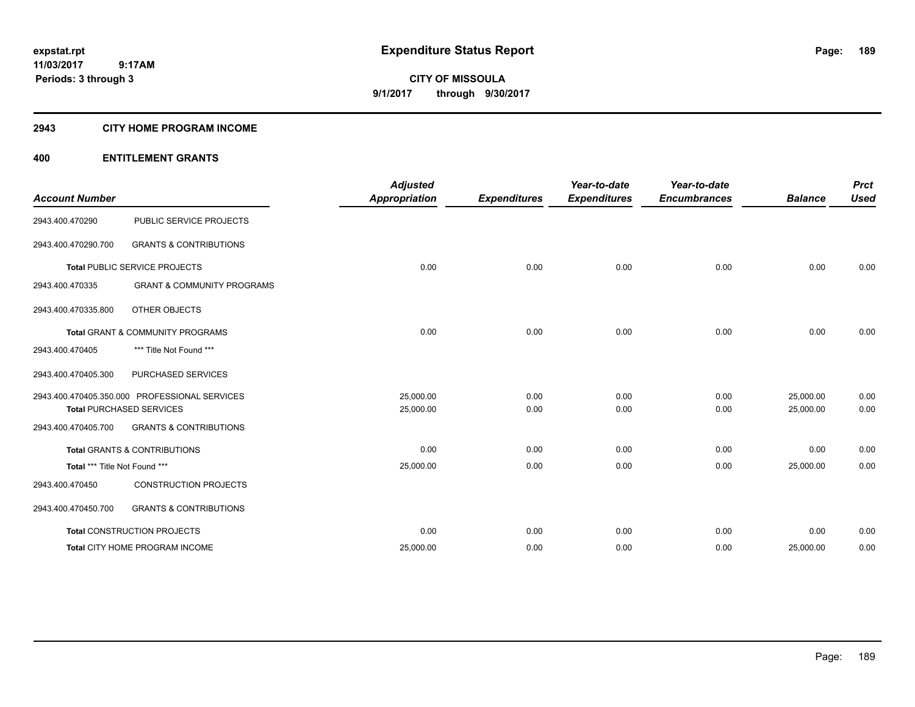**expstat.rpt**
**11/03/2017 9:17AM**
**Periods: 3 through 3**

# Expenditure Status Report

**CITY OF MISSOULA**
**9/1/2017 through 9/30/2017**

## 2943 CITY HOME PROGRAM INCOME

## 400 ENTITLEMENT GRANTS

| Account Number | | Adjusted Appropriation | Expenditures | Year-to-date Expenditures | Year-to-date Encumbrances | Balance | Prct Used |
|---|---|---|---|---|---|---|---|
| 2943.400.470290 | PUBLIC SERVICE PROJECTS | | | | | | |
| 2943.400.470290.700 | GRANTS & CONTRIBUTIONS | | | | | | |
| **Total** PUBLIC SERVICE PROJECTS | | 0.00 | 0.00 | 0.00 | 0.00 | 0.00 | 0.00 |
| 2943.400.470335 | GRANT & COMMUNITY PROGRAMS | | | | | | |
| 2943.400.470335.800 | OTHER OBJECTS | | | | | | |
| **Total** GRANT & COMMUNITY PROGRAMS | | 0.00 | 0.00 | 0.00 | 0.00 | 0.00 | 0.00 |
| 2943.400.470405 | *** Title Not Found *** | | | | | | |
| 2943.400.470405.300 | PURCHASED SERVICES | | | | | | |
| 2943.400.470405.350.000 | PROFESSIONAL SERVICES | 25,000.00 | 0.00 | 0.00 | 0.00 | 25,000.00 | 0.00 |
| **Total** PURCHASED SERVICES | | 25,000.00 | 0.00 | 0.00 | 0.00 | 25,000.00 | 0.00 |
| 2943.400.470405.700 | GRANTS & CONTRIBUTIONS | | | | | | |
| **Total** GRANTS & CONTRIBUTIONS | | 0.00 | 0.00 | 0.00 | 0.00 | 0.00 | 0.00 |
| **Total** *** Title Not Found *** | | 25,000.00 | 0.00 | 0.00 | 0.00 | 25,000.00 | 0.00 |
| 2943.400.470450 | CONSTRUCTION PROJECTS | | | | | | |
| 2943.400.470450.700 | GRANTS & CONTRIBUTIONS | | | | | | |
| **Total** CONSTRUCTION PROJECTS | | 0.00 | 0.00 | 0.00 | 0.00 | 0.00 | 0.00 |
| **Total** CITY HOME PROGRAM INCOME | | 25,000.00 | 0.00 | 0.00 | 0.00 | 25,000.00 | 0.00 |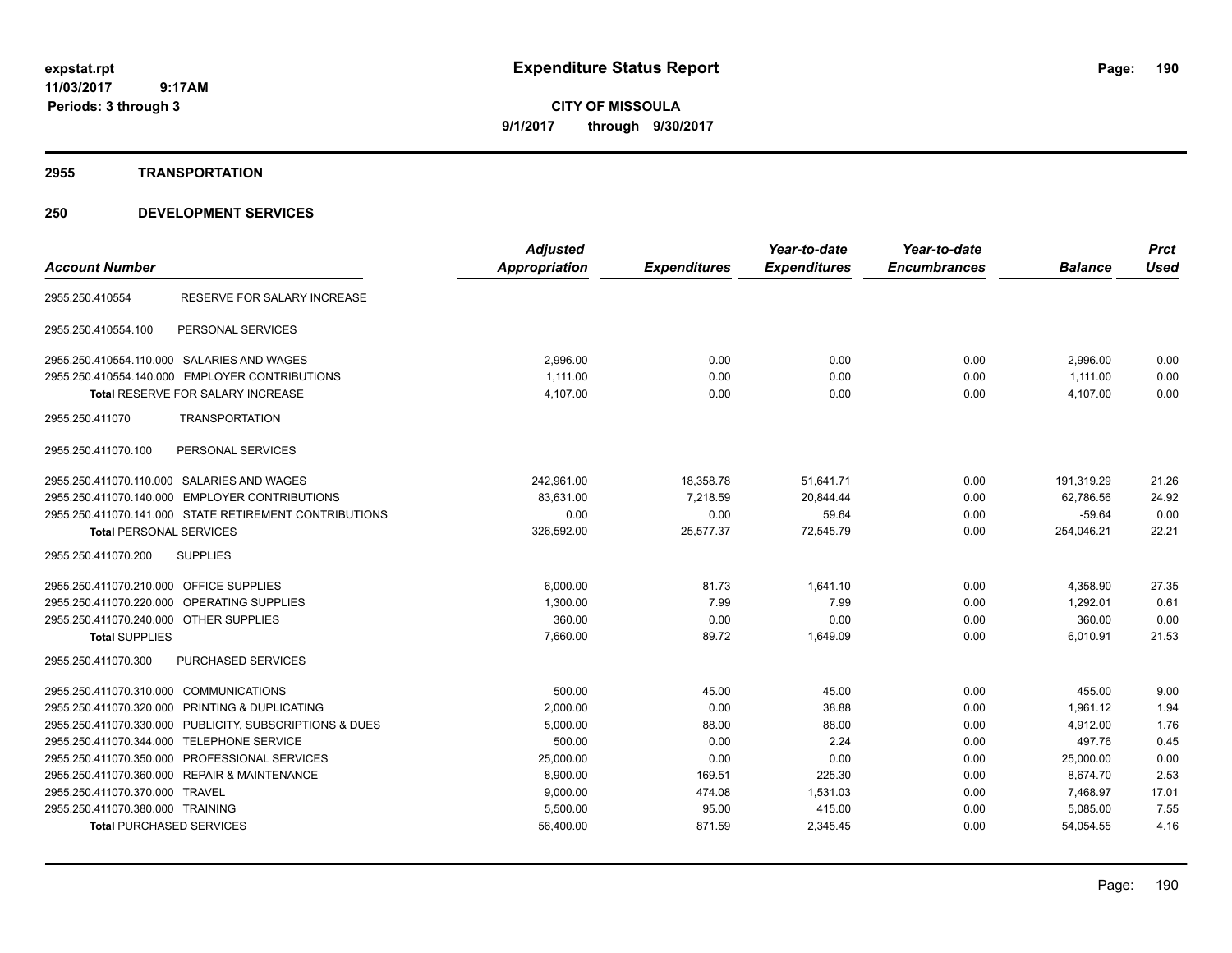**expstat.rpt**
**11/03/2017 9:17AM**
**Periods: 3 through 3**

# Expenditure Status Report

**CITY OF MISSOULA**
**9/1/2017 through 9/30/2017**

## 2955 TRANSPORTATION

## 250 DEVELOPMENT SERVICES

| Account Number | | Adjusted Appropriation | Expenditures | Year-to-date Expenditures | Year-to-date Encumbrances | Balance | Prct Used |
|---|---|---|---|---|---|---|---|
| 2955.250.410554 | RESERVE FOR SALARY INCREASE | | | | | | |
| 2955.250.410554.100 | PERSONAL SERVICES | | | | | | |
| 2955.250.410554.110.000 | SALARIES AND WAGES | 2,996.00 | 0.00 | 0.00 | 0.00 | 2,996.00 | 0.00 |
| 2955.250.410554.140.000 | EMPLOYER CONTRIBUTIONS | 1,111.00 | 0.00 | 0.00 | 0.00 | 1,111.00 | 0.00 |
| **Total** RESERVE FOR SALARY INCREASE | | 4,107.00 | 0.00 | 0.00 | 0.00 | 4,107.00 | 0.00 |
| 2955.250.411070 | TRANSPORTATION | | | | | | |
| 2955.250.411070.100 | PERSONAL SERVICES | | | | | | |
| 2955.250.411070.110.000 | SALARIES AND WAGES | 242,961.00 | 18,358.78 | 51,641.71 | 0.00 | 191,319.29 | 21.26 |
| 2955.250.411070.140.000 | EMPLOYER CONTRIBUTIONS | 83,631.00 | 7,218.59 | 20,844.44 | 0.00 | 62,786.56 | 24.92 |
| 2955.250.411070.141.000 | STATE RETIREMENT CONTRIBUTIONS | 0.00 | 0.00 | 59.64 | 0.00 | -59.64 | 0.00 |
| **Total** PERSONAL SERVICES | | 326,592.00 | 25,577.37 | 72,545.79 | 0.00 | 254,046.21 | 22.21 |
| 2955.250.411070.200 | SUPPLIES | | | | | | |
| 2955.250.411070.210.000 | OFFICE SUPPLIES | 6,000.00 | 81.73 | 1,641.10 | 0.00 | 4,358.90 | 27.35 |
| 2955.250.411070.220.000 | OPERATING SUPPLIES | 1,300.00 | 7.99 | 7.99 | 0.00 | 1,292.01 | 0.61 |
| 2955.250.411070.240.000 | OTHER SUPPLIES | 360.00 | 0.00 | 0.00 | 0.00 | 360.00 | 0.00 |
| **Total** SUPPLIES | | 7,660.00 | 89.72 | 1,649.09 | 0.00 | 6,010.91 | 21.53 |
| 2955.250.411070.300 | PURCHASED SERVICES | | | | | | |
| 2955.250.411070.310.000 | COMMUNICATIONS | 500.00 | 45.00 | 45.00 | 0.00 | 455.00 | 9.00 |
| 2955.250.411070.320.000 | PRINTING & DUPLICATING | 2,000.00 | 0.00 | 38.88 | 0.00 | 1,961.12 | 1.94 |
| 2955.250.411070.330.000 | PUBLICITY, SUBSCRIPTIONS & DUES | 5,000.00 | 88.00 | 88.00 | 0.00 | 4,912.00 | 1.76 |
| 2955.250.411070.344.000 | TELEPHONE SERVICE | 500.00 | 0.00 | 2.24 | 0.00 | 497.76 | 0.45 |
| 2955.250.411070.350.000 | PROFESSIONAL SERVICES | 25,000.00 | 0.00 | 0.00 | 0.00 | 25,000.00 | 0.00 |
| 2955.250.411070.360.000 | REPAIR & MAINTENANCE | 8,900.00 | 169.51 | 225.30 | 0.00 | 8,674.70 | 2.53 |
| 2955.250.411070.370.000 | TRAVEL | 9,000.00 | 474.08 | 1,531.03 | 0.00 | 7,468.97 | 17.01 |
| 2955.250.411070.380.000 | TRAINING | 5,500.00 | 95.00 | 415.00 | 0.00 | 5,085.00 | 7.55 |
| **Total** PURCHASED SERVICES | | 56,400.00 | 871.59 | 2,345.45 | 0.00 | 54,054.55 | 4.16 |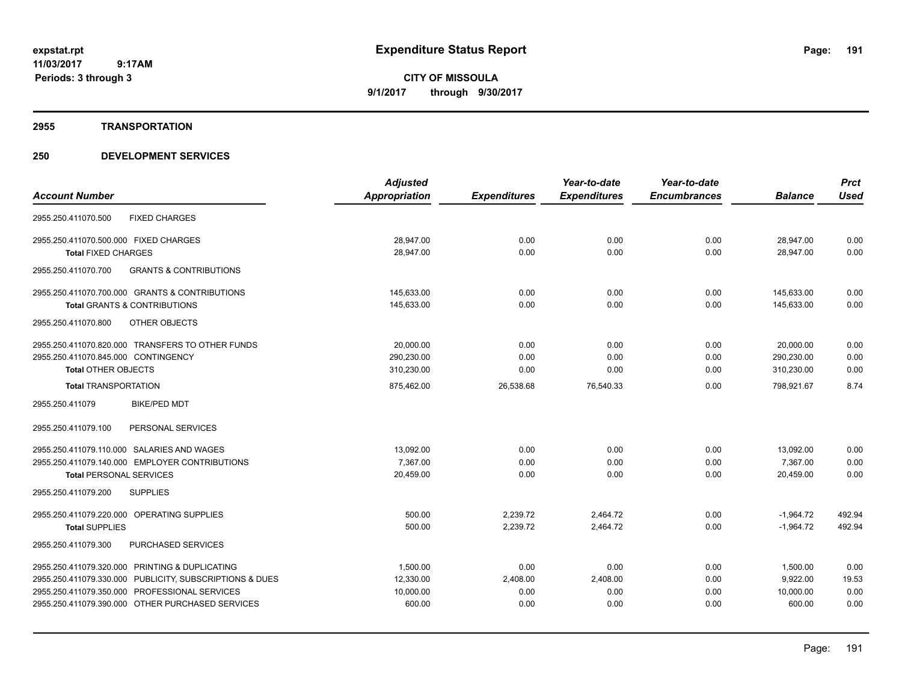# Expenditure Status Report

**expstat.rpt**
**11/03/2017 9:17AM**
**Periods: 3 through 3**

**CITY OF MISSOULA**
**9/1/2017 through 9/30/2017**

## 2955 TRANSPORTATION

## 250 DEVELOPMENT SERVICES

| Account Number | Adjusted Appropriation | Expenditures | Year-to-date Expenditures | Year-to-date Encumbrances | Balance | Prct Used |
|---|---|---|---|---|---|---|
| 2955.250.411070.500 FIXED CHARGES | | | | | | |
| 2955.250.411070.500.000 FIXED CHARGES | 28,947.00 | 0.00 | 0.00 | 0.00 | 28,947.00 | 0.00 |
| **Total** FIXED CHARGES | 28,947.00 | 0.00 | 0.00 | 0.00 | 28,947.00 | 0.00 |
| 2955.250.411070.700 GRANTS & CONTRIBUTIONS | | | | | | |
| 2955.250.411070.700.000 GRANTS & CONTRIBUTIONS | 145,633.00 | 0.00 | 0.00 | 0.00 | 145,633.00 | 0.00 |
| **Total** GRANTS & CONTRIBUTIONS | 145,633.00 | 0.00 | 0.00 | 0.00 | 145,633.00 | 0.00 |
| 2955.250.411070.800 OTHER OBJECTS | | | | | | |
| 2955.250.411070.820.000 TRANSFERS TO OTHER FUNDS | 20,000.00 | 0.00 | 0.00 | 0.00 | 20,000.00 | 0.00 |
| 2955.250.411070.845.000 CONTINGENCY | 290,230.00 | 0.00 | 0.00 | 0.00 | 290,230.00 | 0.00 |
| **Total** OTHER OBJECTS | 310,230.00 | 0.00 | 0.00 | 0.00 | 310,230.00 | 0.00 |
| **Total** TRANSPORTATION | 875,462.00 | 26,538.68 | 76,540.33 | 0.00 | 798,921.67 | 8.74 |
| 2955.250.411079 BIKE/PED MDT | | | | | | |
| 2955.250.411079.100 PERSONAL SERVICES | | | | | | |
| 2955.250.411079.110.000 SALARIES AND WAGES | 13,092.00 | 0.00 | 0.00 | 0.00 | 13,092.00 | 0.00 |
| 2955.250.411079.140.000 EMPLOYER CONTRIBUTIONS | 7,367.00 | 0.00 | 0.00 | 0.00 | 7,367.00 | 0.00 |
| **Total** PERSONAL SERVICES | 20,459.00 | 0.00 | 0.00 | 0.00 | 20,459.00 | 0.00 |
| 2955.250.411079.200 SUPPLIES | | | | | | |
| 2955.250.411079.220.000 OPERATING SUPPLIES | 500.00 | 2,239.72 | 2,464.72 | 0.00 | -1,964.72 | 492.94 |
| **Total** SUPPLIES | 500.00 | 2,239.72 | 2,464.72 | 0.00 | -1,964.72 | 492.94 |
| 2955.250.411079.300 PURCHASED SERVICES | | | | | | |
| 2955.250.411079.320.000 PRINTING & DUPLICATING | 1,500.00 | 0.00 | 0.00 | 0.00 | 1,500.00 | 0.00 |
| 2955.250.411079.330.000 PUBLICITY, SUBSCRIPTIONS & DUES | 12,330.00 | 2,408.00 | 2,408.00 | 0.00 | 9,922.00 | 19.53 |
| 2955.250.411079.350.000 PROFESSIONAL SERVICES | 10,000.00 | 0.00 | 0.00 | 0.00 | 10,000.00 | 0.00 |
| 2955.250.411079.390.000 OTHER PURCHASED SERVICES | 600.00 | 0.00 | 0.00 | 0.00 | 600.00 | 0.00 |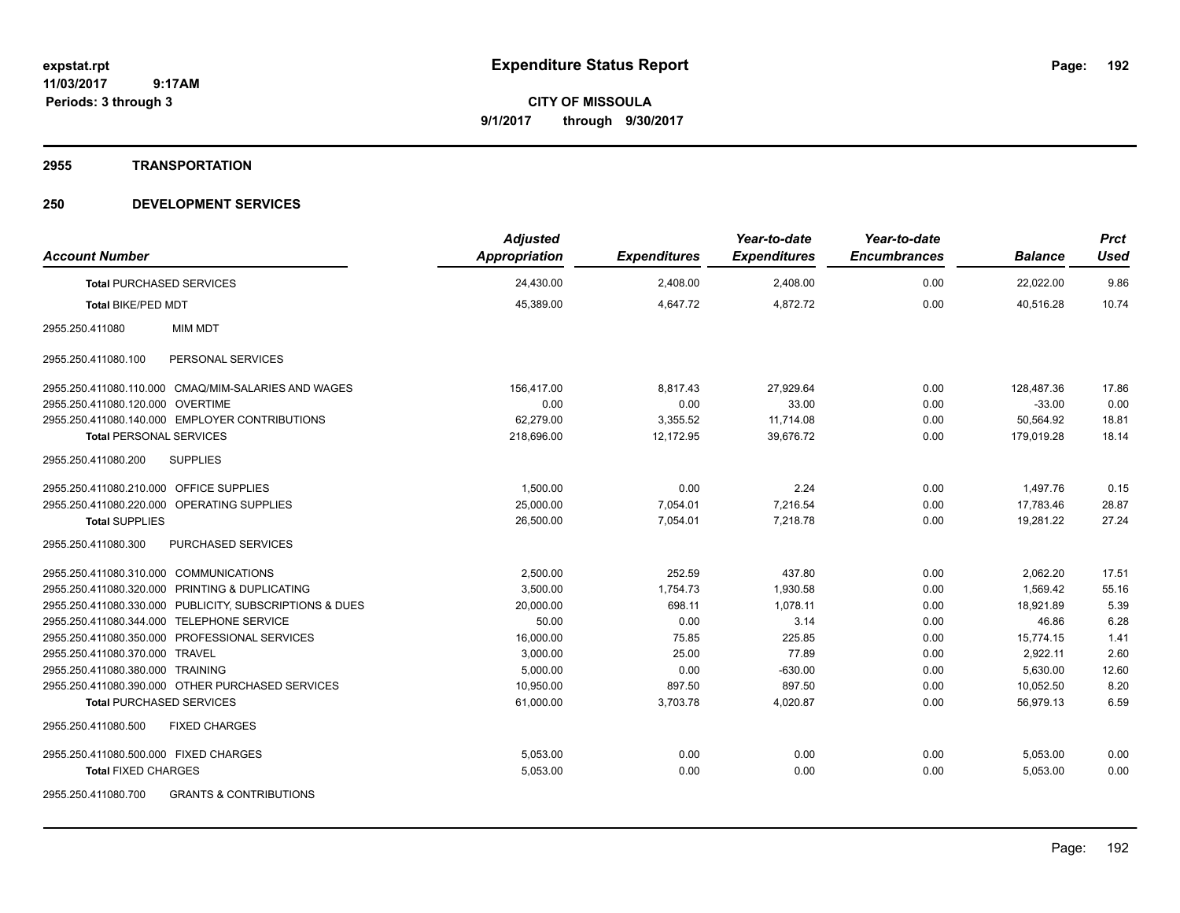# Expenditure Status Report

expstat.rpt
11/03/2017 9:17AM
Periods: 3 through 3

**CITY OF MISSOULA**
**9/1/2017 through 9/30/2017**

## 2955 TRANSPORTATION

## 250 DEVELOPMENT SERVICES

| Account Number | Adjusted Appropriation | Expenditures | Year-to-date Expenditures | Year-to-date Encumbrances | Balance | Prct Used |
|---|---|---|---|---|---|---|
| **Total** PURCHASED SERVICES | 24,430.00 | 2,408.00 | 2,408.00 | 0.00 | 22,022.00 | 9.86 |
| **Total** BIKE/PED MDT | 45,389.00 | 4,647.72 | 4,872.72 | 0.00 | 40,516.28 | 10.74 |
| 2955.250.411080 MIM MDT | | | | | | |
| 2955.250.411080.100 PERSONAL SERVICES | | | | | | |
| 2955.250.411080.110.000 CMAQ/MIM-SALARIES AND WAGES | 156,417.00 | 8,817.43 | 27,929.64 | 0.00 | 128,487.36 | 17.86 |
| 2955.250.411080.120.000 OVERTIME | 0.00 | 0.00 | 33.00 | 0.00 | -33.00 | 0.00 |
| 2955.250.411080.140.000 EMPLOYER CONTRIBUTIONS | 62,279.00 | 3,355.52 | 11,714.08 | 0.00 | 50,564.92 | 18.81 |
| **Total** PERSONAL SERVICES | 218,696.00 | 12,172.95 | 39,676.72 | 0.00 | 179,019.28 | 18.14 |
| 2955.250.411080.200 SUPPLIES | | | | | | |
| 2955.250.411080.210.000 OFFICE SUPPLIES | 1,500.00 | 0.00 | 2.24 | 0.00 | 1,497.76 | 0.15 |
| 2955.250.411080.220.000 OPERATING SUPPLIES | 25,000.00 | 7,054.01 | 7,216.54 | 0.00 | 17,783.46 | 28.87 |
| **Total** SUPPLIES | 26,500.00 | 7,054.01 | 7,218.78 | 0.00 | 19,281.22 | 27.24 |
| 2955.250.411080.300 PURCHASED SERVICES | | | | | | |
| 2955.250.411080.310.000 COMMUNICATIONS | 2,500.00 | 252.59 | 437.80 | 0.00 | 2,062.20 | 17.51 |
| 2955.250.411080.320.000 PRINTING & DUPLICATING | 3,500.00 | 1,754.73 | 1,930.58 | 0.00 | 1,569.42 | 55.16 |
| 2955.250.411080.330.000 PUBLICITY, SUBSCRIPTIONS & DUES | 20,000.00 | 698.11 | 1,078.11 | 0.00 | 18,921.89 | 5.39 |
| 2955.250.411080.344.000 TELEPHONE SERVICE | 50.00 | 0.00 | 3.14 | 0.00 | 46.86 | 6.28 |
| 2955.250.411080.350.000 PROFESSIONAL SERVICES | 16,000.00 | 75.85 | 225.85 | 0.00 | 15,774.15 | 1.41 |
| 2955.250.411080.370.000 TRAVEL | 3,000.00 | 25.00 | 77.89 | 0.00 | 2,922.11 | 2.60 |
| 2955.250.411080.380.000 TRAINING | 5,000.00 | 0.00 | -630.00 | 0.00 | 5,630.00 | 12.60 |
| 2955.250.411080.390.000 OTHER PURCHASED SERVICES | 10,950.00 | 897.50 | 897.50 | 0.00 | 10,052.50 | 8.20 |
| **Total** PURCHASED SERVICES | 61,000.00 | 3,703.78 | 4,020.87 | 0.00 | 56,979.13 | 6.59 |
| 2955.250.411080.500 FIXED CHARGES | | | | | | |
| 2955.250.411080.500.000 FIXED CHARGES | 5,053.00 | 0.00 | 0.00 | 0.00 | 5,053.00 | 0.00 |
| **Total** FIXED CHARGES | 5,053.00 | 0.00 | 0.00 | 0.00 | 5,053.00 | 0.00 |
| 2955.250.411080.700 GRANTS & CONTRIBUTIONS | | | | | | |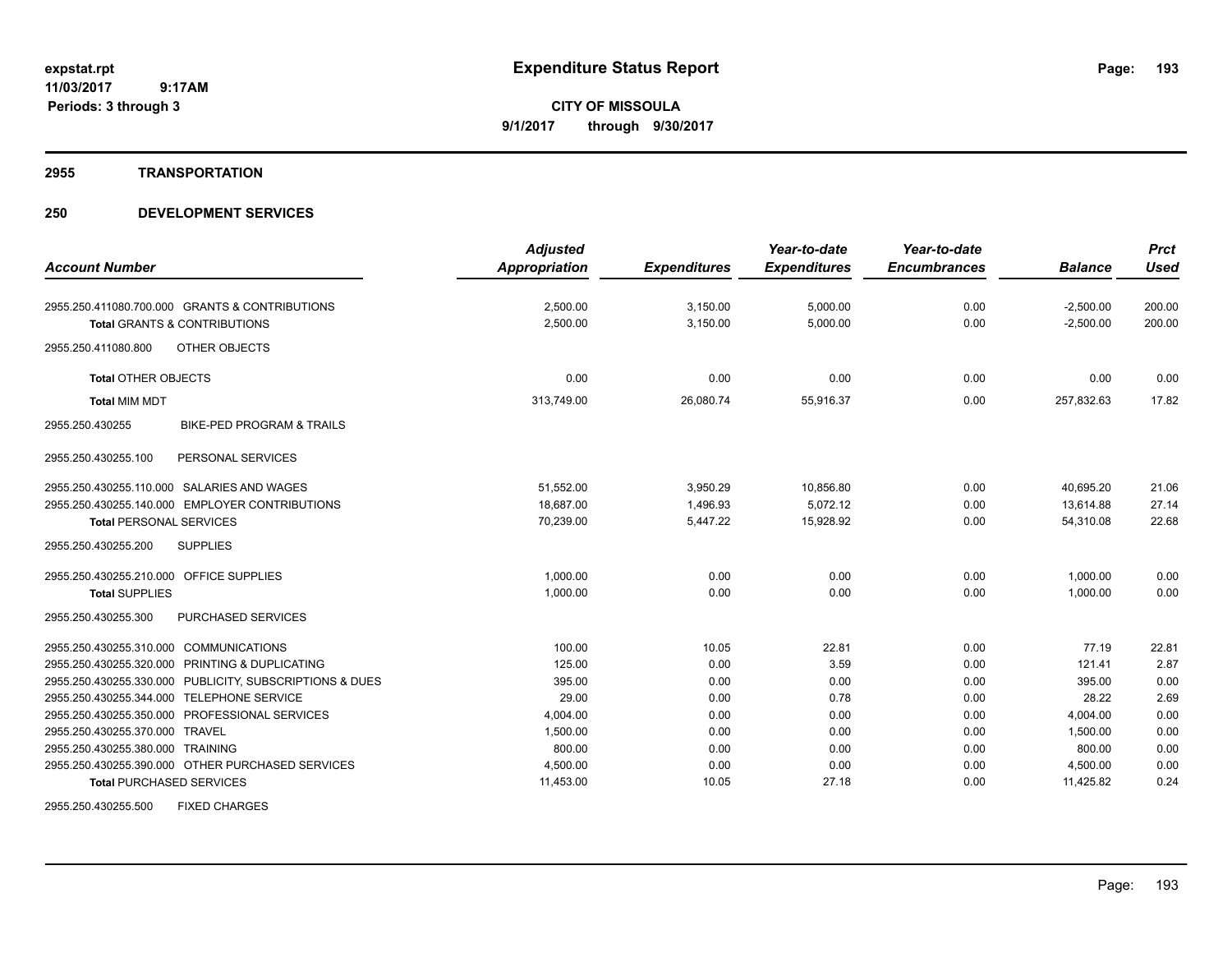**expstat.rpt**
**11/03/2017 9:17AM**
**Periods: 3 through 3**

# Expenditure Status Report

**CITY OF MISSOULA**
**9/1/2017 through 9/30/2017**

## 2955 TRANSPORTATION

## 250 DEVELOPMENT SERVICES

| Account Number | Adjusted Appropriation | Expenditures | Year-to-date Expenditures | Year-to-date Encumbrances | Balance | Prct Used |
|---|---|---|---|---|---|---|
| 2955.250.411080.700.000 GRANTS & CONTRIBUTIONS | 2,500.00 | 3,150.00 | 5,000.00 | 0.00 | -2,500.00 | 200.00 |
| **Total** GRANTS & CONTRIBUTIONS | 2,500.00 | 3,150.00 | 5,000.00 | 0.00 | -2,500.00 | 200.00 |
| 2955.250.411080.800 OTHER OBJECTS | | | | | | |
| **Total** OTHER OBJECTS | 0.00 | 0.00 | 0.00 | 0.00 | 0.00 | 0.00 |
| **Total** MIM MDT | 313,749.00 | 26,080.74 | 55,916.37 | 0.00 | 257,832.63 | 17.82 |
| 2955.250.430255 BIKE-PED PROGRAM & TRAILS | | | | | | |
| 2955.250.430255.100 PERSONAL SERVICES | | | | | | |
| 2955.250.430255.110.000 SALARIES AND WAGES | 51,552.00 | 3,950.29 | 10,856.80 | 0.00 | 40,695.20 | 21.06 |
| 2955.250.430255.140.000 EMPLOYER CONTRIBUTIONS | 18,687.00 | 1,496.93 | 5,072.12 | 0.00 | 13,614.88 | 27.14 |
| **Total** PERSONAL SERVICES | 70,239.00 | 5,447.22 | 15,928.92 | 0.00 | 54,310.08 | 22.68 |
| 2955.250.430255.200 SUPPLIES | | | | | | |
| 2955.250.430255.210.000 OFFICE SUPPLIES | 1,000.00 | 0.00 | 0.00 | 0.00 | 1,000.00 | 0.00 |
| **Total** SUPPLIES | 1,000.00 | 0.00 | 0.00 | 0.00 | 1,000.00 | 0.00 |
| 2955.250.430255.300 PURCHASED SERVICES | | | | | | |
| 2955.250.430255.310.000 COMMUNICATIONS | 100.00 | 10.05 | 22.81 | 0.00 | 77.19 | 22.81 |
| 2955.250.430255.320.000 PRINTING & DUPLICATING | 125.00 | 0.00 | 3.59 | 0.00 | 121.41 | 2.87 |
| 2955.250.430255.330.000 PUBLICITY, SUBSCRIPTIONS & DUES | 395.00 | 0.00 | 0.00 | 0.00 | 395.00 | 0.00 |
| 2955.250.430255.344.000 TELEPHONE SERVICE | 29.00 | 0.00 | 0.78 | 0.00 | 28.22 | 2.69 |
| 2955.250.430255.350.000 PROFESSIONAL SERVICES | 4,004.00 | 0.00 | 0.00 | 0.00 | 4,004.00 | 0.00 |
| 2955.250.430255.370.000 TRAVEL | 1,500.00 | 0.00 | 0.00 | 0.00 | 1,500.00 | 0.00 |
| 2955.250.430255.380.000 TRAINING | 800.00 | 0.00 | 0.00 | 0.00 | 800.00 | 0.00 |
| 2955.250.430255.390.000 OTHER PURCHASED SERVICES | 4,500.00 | 0.00 | 0.00 | 0.00 | 4,500.00 | 0.00 |
| **Total** PURCHASED SERVICES | 11,453.00 | 10.05 | 27.18 | 0.00 | 11,425.82 | 0.24 |
| 2955.250.430255.500 FIXED CHARGES | | | | | | |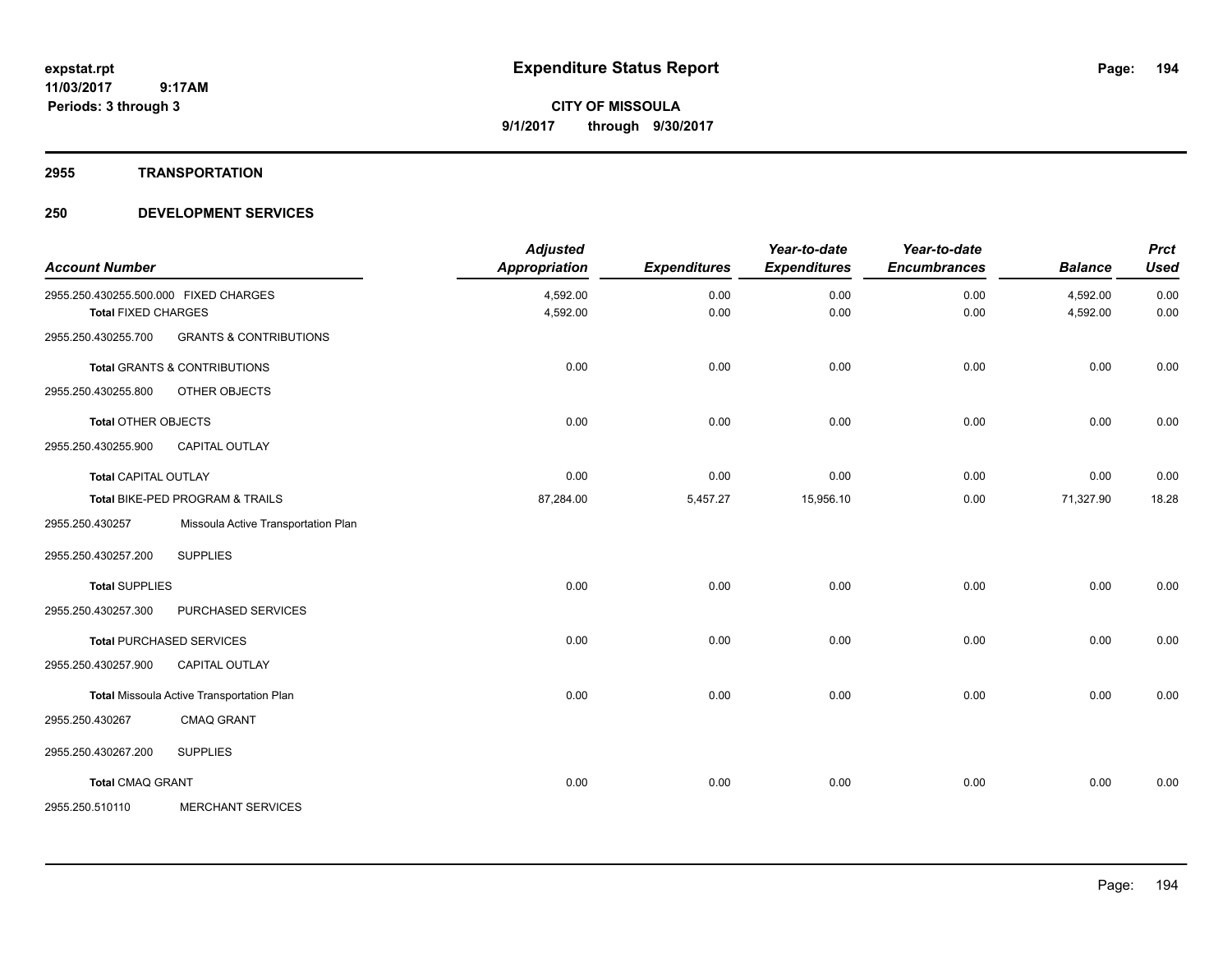**expstat.rpt**
**11/03/2017 9:17AM**
**Periods: 3 through 3**

# Expenditure Status Report

**CITY OF MISSOULA**
**9/1/2017 through 9/30/2017**

## 2955 TRANSPORTATION

## 250 DEVELOPMENT SERVICES

| Account Number | | Adjusted Appropriation | Expenditures | Year-to-date Expenditures | Year-to-date Encumbrances | Balance | Prct Used |
|---|---|---|---|---|---|---|---|
| 2955.250.430255.500.000 | FIXED CHARGES | 4,592.00 | 0.00 | 0.00 | 0.00 | 4,592.00 | 0.00 |
| **Total** FIXED CHARGES | | 4,592.00 | 0.00 | 0.00 | 0.00 | 4,592.00 | 0.00 |
| 2955.250.430255.700 | GRANTS & CONTRIBUTIONS | | | | | | |
| **Total** GRANTS & CONTRIBUTIONS | | 0.00 | 0.00 | 0.00 | 0.00 | 0.00 | 0.00 |
| 2955.250.430255.800 | OTHER OBJECTS | | | | | | |
| **Total** OTHER OBJECTS | | 0.00 | 0.00 | 0.00 | 0.00 | 0.00 | 0.00 |
| 2955.250.430255.900 | CAPITAL OUTLAY | | | | | | |
| **Total** CAPITAL OUTLAY | | 0.00 | 0.00 | 0.00 | 0.00 | 0.00 | 0.00 |
| **Total** BIKE-PED PROGRAM & TRAILS | | 87,284.00 | 5,457.27 | 15,956.10 | 0.00 | 71,327.90 | 18.28 |
| 2955.250.430257 | Missoula Active Transportation Plan | | | | | | |
| 2955.250.430257.200 | SUPPLIES | | | | | | |
| **Total** SUPPLIES | | 0.00 | 0.00 | 0.00 | 0.00 | 0.00 | 0.00 |
| 2955.250.430257.300 | PURCHASED SERVICES | | | | | | |
| **Total** PURCHASED SERVICES | | 0.00 | 0.00 | 0.00 | 0.00 | 0.00 | 0.00 |
| 2955.250.430257.900 | CAPITAL OUTLAY | | | | | | |
| **Total** Missoula Active Transportation Plan | | 0.00 | 0.00 | 0.00 | 0.00 | 0.00 | 0.00 |
| 2955.250.430267 | CMAQ GRANT | | | | | | |
| 2955.250.430267.200 | SUPPLIES | | | | | | |
| **Total** CMAQ GRANT | | 0.00 | 0.00 | 0.00 | 0.00 | 0.00 | 0.00 |
| 2955.250.510110 | MERCHANT SERVICES | | | | | | |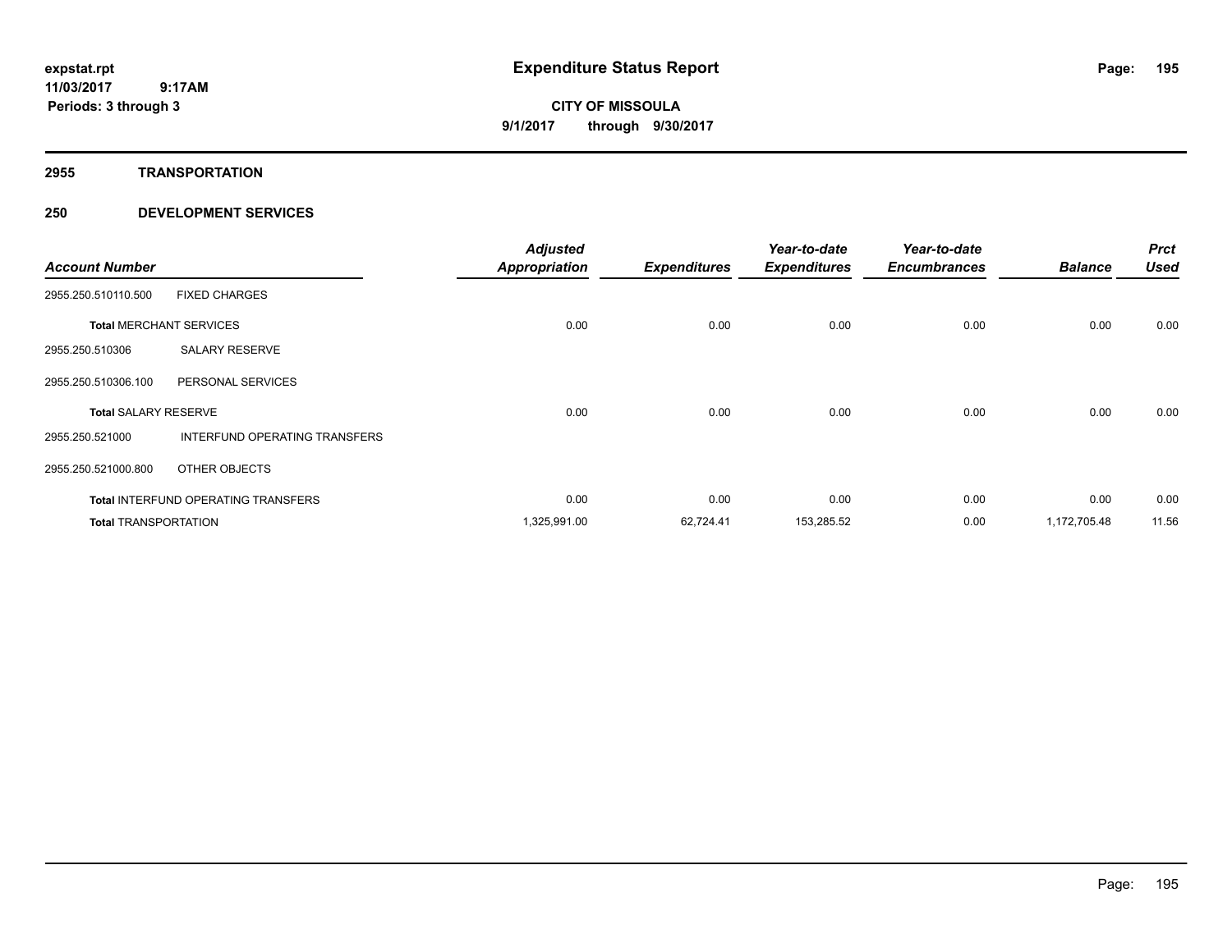# Expenditure Status Report

**CITY OF MISSOULA**

**9/1/2017 through 9/30/2017**

expstat.rpt
11/03/2017 9:17AM
Periods: 3 through 3

## 2955 TRANSPORTATION

## 250 DEVELOPMENT SERVICES

| Account Number | | Adjusted Appropriation | Expenditures | Year-to-date Expenditures | Year-to-date Encumbrances | Balance | Prct Used |
|---|---|---|---|---|---|---|---|
| 2955.250.510110.500 | FIXED CHARGES | | | | | | |
| **Total** MERCHANT SERVICES | | 0.00 | 0.00 | 0.00 | 0.00 | 0.00 | 0.00 |
| 2955.250.510306 | SALARY RESERVE | | | | | | |
| 2955.250.510306.100 | PERSONAL SERVICES | | | | | | |
| **Total** SALARY RESERVE | | 0.00 | 0.00 | 0.00 | 0.00 | 0.00 | 0.00 |
| 2955.250.521000 | INTERFUND OPERATING TRANSFERS | | | | | | |
| 2955.250.521000.800 | OTHER OBJECTS | | | | | | |
| **Total** INTERFUND OPERATING TRANSFERS | | 0.00 | 0.00 | 0.00 | 0.00 | 0.00 | 0.00 |
| **Total** TRANSPORTATION | | 1,325,991.00 | 62,724.41 | 153,285.52 | 0.00 | 1,172,705.48 | 11.56 |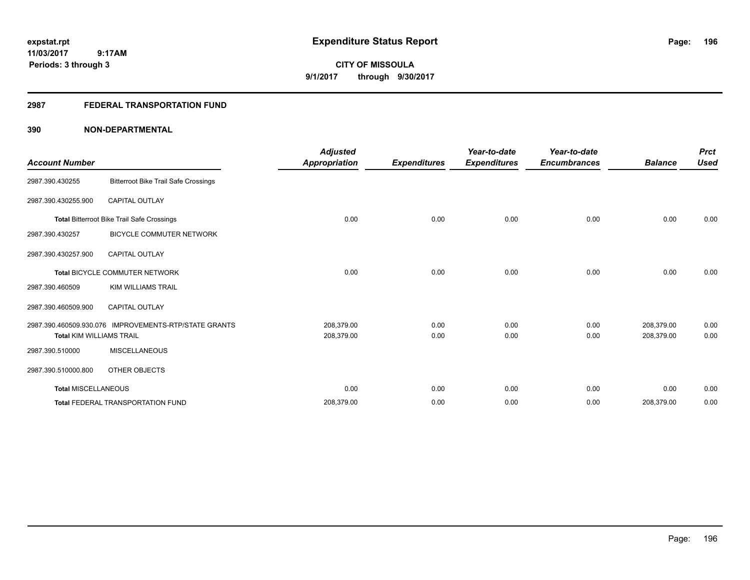**expstat.rpt**
**11/03/2017 9:17AM**
**Periods: 3 through 3**

# Expenditure Status Report

**CITY OF MISSOULA**
**9/1/2017 through 9/30/2017**

## 2987 FEDERAL TRANSPORTATION FUND

### 390 NON-DEPARTMENTAL

| Account Number | | Adjusted Appropriation | Expenditures | Year-to-date Expenditures | Year-to-date Encumbrances | Balance | Prct Used |
|---|---|---|---|---|---|---|---|
| 2987.390.430255 | Bitterroot Bike Trail Safe Crossings | | | | | | |
| 2987.390.430255.900 | CAPITAL OUTLAY | | | | | | |
| **Total** Bitterroot Bike Trail Safe Crossings | | 0.00 | 0.00 | 0.00 | 0.00 | 0.00 | 0.00 |
| 2987.390.430257 | BICYCLE COMMUTER NETWORK | | | | | | |
| 2987.390.430257.900 | CAPITAL OUTLAY | | | | | | |
| **Total** BICYCLE COMMUTER NETWORK | | 0.00 | 0.00 | 0.00 | 0.00 | 0.00 | 0.00 |
| 2987.390.460509 | KIM WILLIAMS TRAIL | | | | | | |
| 2987.390.460509.900 | CAPITAL OUTLAY | | | | | | |
| 2987.390.460509.930.076 | IMPROVEMENTS-RTP/STATE GRANTS | 208,379.00 | 0.00 | 0.00 | 0.00 | 208,379.00 | 0.00 |
| **Total** KIM WILLIAMS TRAIL | | 208,379.00 | 0.00 | 0.00 | 0.00 | 208,379.00 | 0.00 |
| 2987.390.510000 | MISCELLANEOUS | | | | | | |
| 2987.390.510000.800 | OTHER OBJECTS | | | | | | |
| **Total** MISCELLANEOUS | | 0.00 | 0.00 | 0.00 | 0.00 | 0.00 | 0.00 |
| **Total** FEDERAL TRANSPORTATION FUND | | 208,379.00 | 0.00 | 0.00 | 0.00 | 208,379.00 | 0.00 |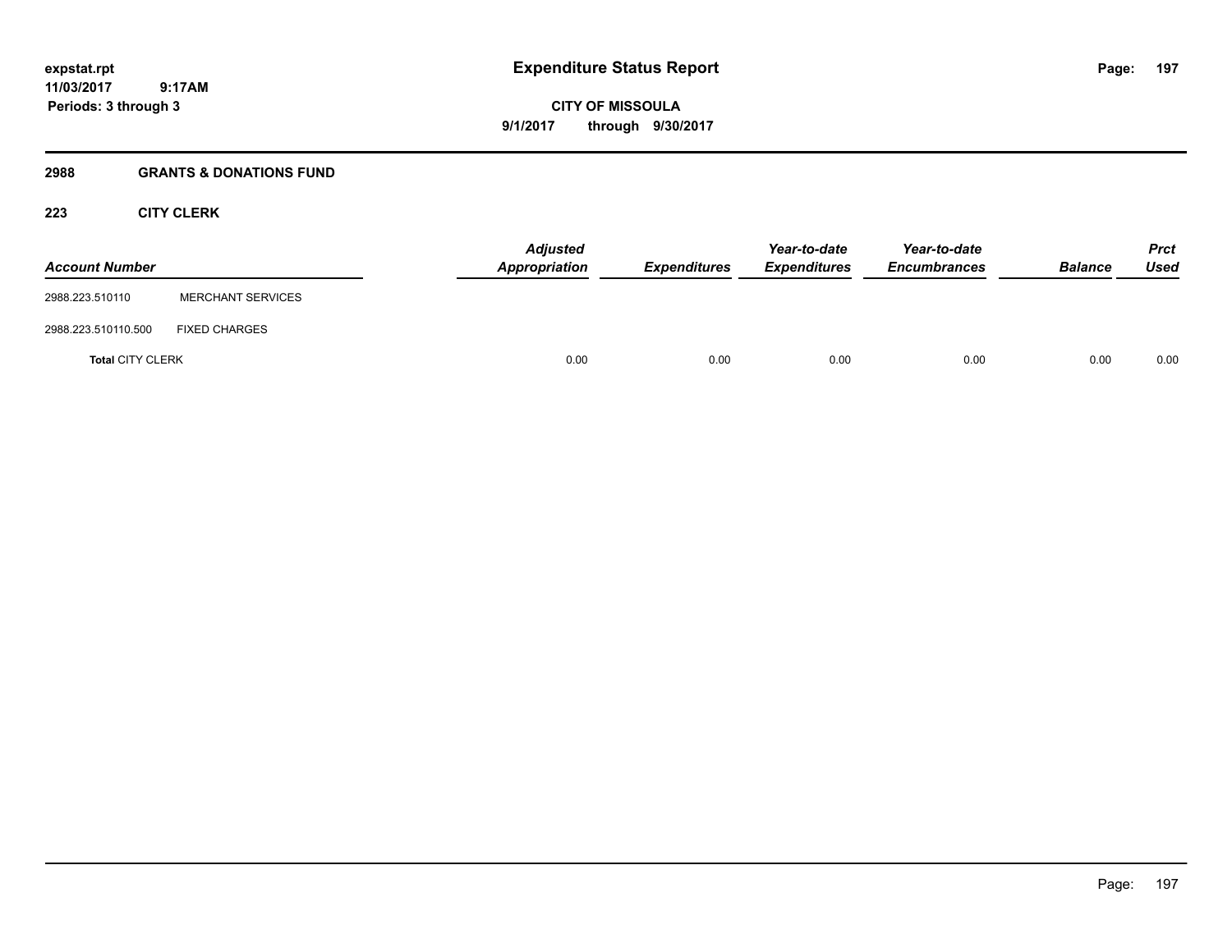expstat.rpt
11/03/2017 9:17AM
Periods: 3 through 3

# Expenditure Status Report

**CITY OF MISSOULA**
**9/1/2017 through 9/30/2017**

## 2988 GRANTS & DONATIONS FUND

### 223 CITY CLERK

| Account Number | | Adjusted Appropriation | Expenditures | Year-to-date Expenditures | Year-to-date Encumbrances | Balance | Prct Used |
|---|---|---|---|---|---|---|---|
| 2988.223.510110 | MERCHANT SERVICES | | | | | | |
| 2988.223.510110.500 | FIXED CHARGES | | | | | | |
| **Total** CITY CLERK | | 0.00 | 0.00 | 0.00 | 0.00 | 0.00 | 0.00 |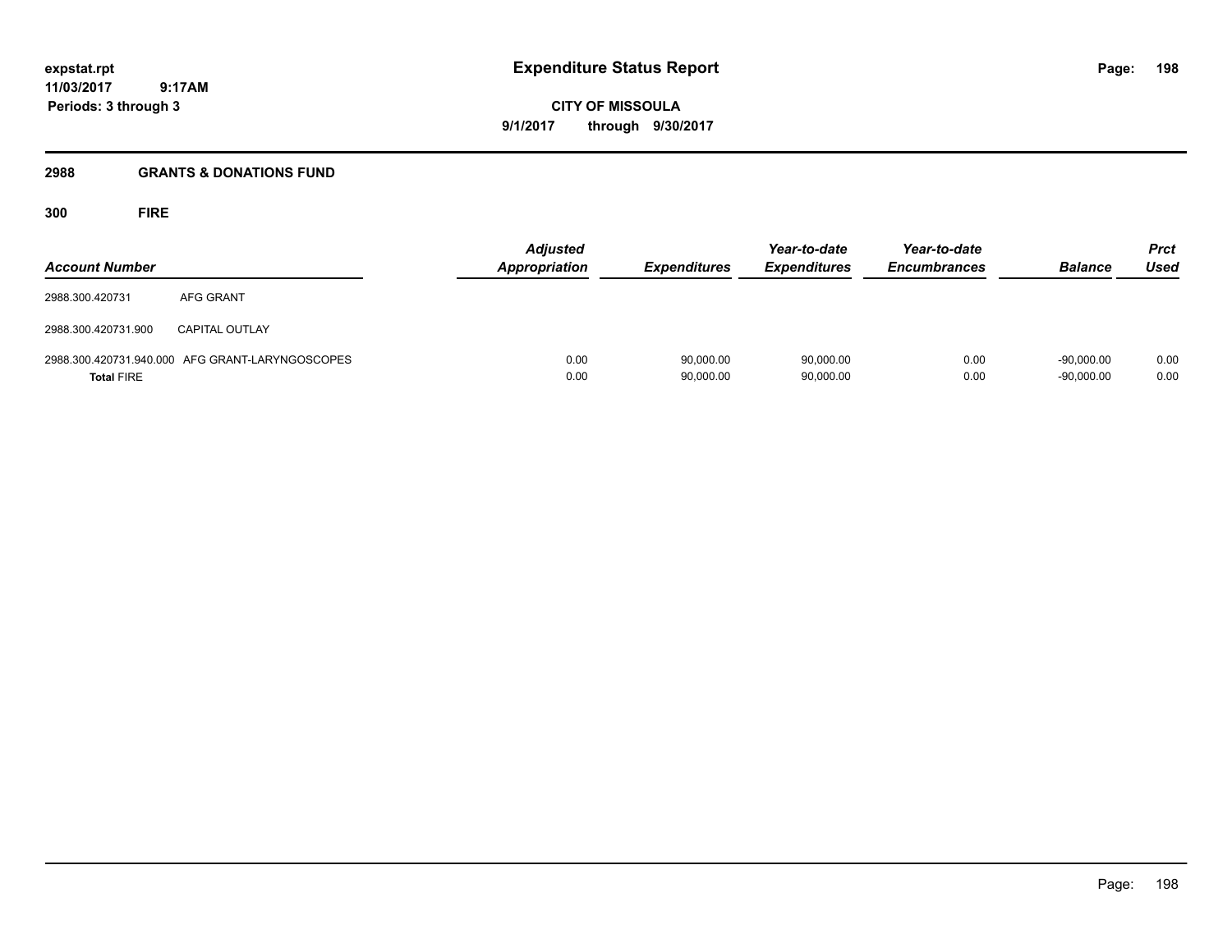**expstat.rpt**
**11/03/2017 9:17AM**
**Periods: 3 through 3**

# Expenditure Status Report

**CITY OF MISSOULA**
**9/1/2017 through 9/30/2017**

## 2988 GRANTS & DONATIONS FUND

### 300 FIRE

| Account Number | | Adjusted Appropriation | Expenditures | Year-to-date Expenditures | Year-to-date Encumbrances | Balance | Prct Used |
|---|---|---|---|---|---|---|---|
| 2988.300.420731 | AFG GRANT | | | | | | |
| 2988.300.420731.900 | CAPITAL OUTLAY | | | | | | |
| 2988.300.420731.940.000 | AFG GRANT-LARYNGOSCOPES | 0.00 | 90,000.00 | 90,000.00 | 0.00 | -90,000.00 | 0.00 |
| **Total** FIRE | | 0.00 | 90,000.00 | 90,000.00 | 0.00 | -90,000.00 | 0.00 |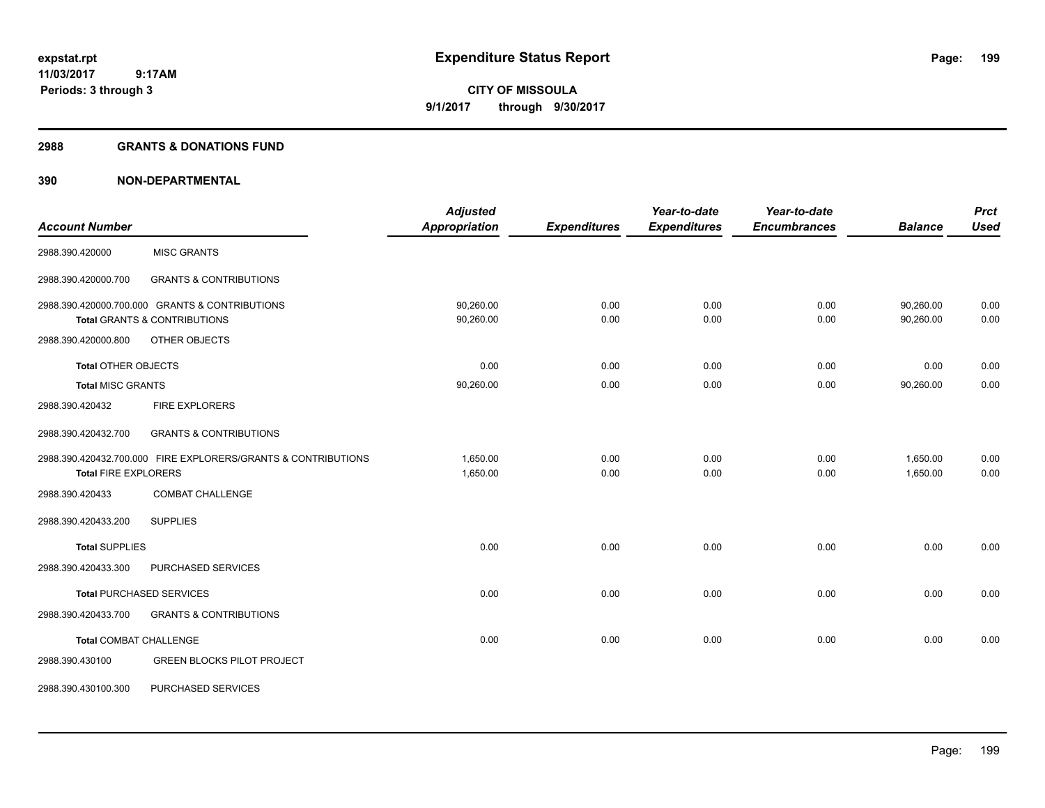**expstat.rpt**
**11/03/2017 9:17AM**
**Periods: 3 through 3**

# Expenditure Status Report

**CITY OF MISSOULA**
**9/1/2017 through 9/30/2017**

## 2988 GRANTS & DONATIONS FUND

## 390 NON-DEPARTMENTAL

| Account Number | | Adjusted Appropriation | Expenditures | Year-to-date Expenditures | Year-to-date Encumbrances | Balance | Prct Used |
|---|---|---|---|---|---|---|---|
| 2988.390.420000 | MISC GRANTS | | | | | | |
| 2988.390.420000.700 | GRANTS & CONTRIBUTIONS | | | | | | |
| 2988.390.420000.700.000 GRANTS & CONTRIBUTIONS | | 90,260.00 | 0.00 | 0.00 | 0.00 | 90,260.00 | 0.00 |
| **Total** GRANTS & CONTRIBUTIONS | | 90,260.00 | 0.00 | 0.00 | 0.00 | 90,260.00 | 0.00 |
| 2988.390.420000.800 | OTHER OBJECTS | | | | | | |
| **Total** OTHER OBJECTS | | 0.00 | 0.00 | 0.00 | 0.00 | 0.00 | 0.00 |
| **Total** MISC GRANTS | | 90,260.00 | 0.00 | 0.00 | 0.00 | 90,260.00 | 0.00 |
| 2988.390.420432 | FIRE EXPLORERS | | | | | | |
| 2988.390.420432.700 | GRANTS & CONTRIBUTIONS | | | | | | |
| 2988.390.420432.700.000 FIRE EXPLORERS/GRANTS & CONTRIBUTIONS | | 1,650.00 | 0.00 | 0.00 | 0.00 | 1,650.00 | 0.00 |
| **Total** FIRE EXPLORERS | | 1,650.00 | 0.00 | 0.00 | 0.00 | 1,650.00 | 0.00 |
| 2988.390.420433 | COMBAT CHALLENGE | | | | | | |
| 2988.390.420433.200 | SUPPLIES | | | | | | |
| **Total** SUPPLIES | | 0.00 | 0.00 | 0.00 | 0.00 | 0.00 | 0.00 |
| 2988.390.420433.300 | PURCHASED SERVICES | | | | | | |
| **Total** PURCHASED SERVICES | | 0.00 | 0.00 | 0.00 | 0.00 | 0.00 | 0.00 |
| 2988.390.420433.700 | GRANTS & CONTRIBUTIONS | | | | | | |
| **Total** COMBAT CHALLENGE | | 0.00 | 0.00 | 0.00 | 0.00 | 0.00 | 0.00 |
| 2988.390.430100 | GREEN BLOCKS PILOT PROJECT | | | | | | |
| 2988.390.430100.300 | PURCHASED SERVICES | | | | | | |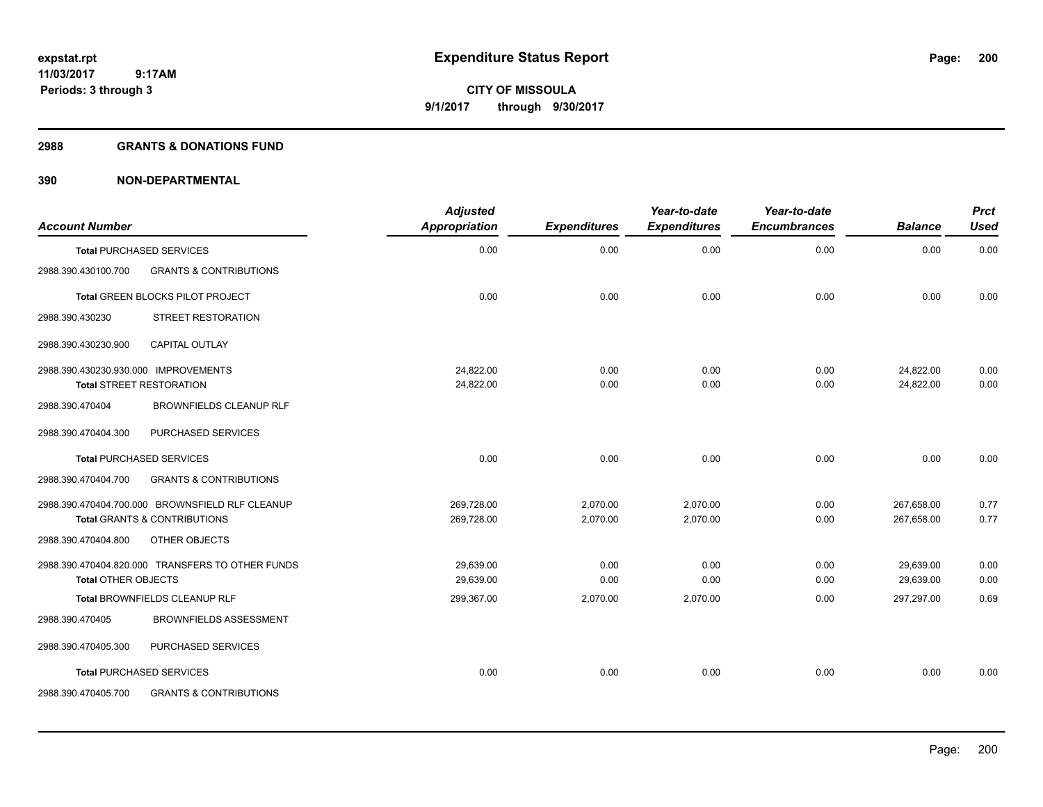# Expenditure Status Report

expstat.rpt
11/03/2017 9:17AM
Periods: 3 through 3

**CITY OF MISSOULA**
**9/1/2017 through 9/30/2017**

## 2988 GRANTS & DONATIONS FUND

### 390 NON-DEPARTMENTAL

| Account Number | | Adjusted Appropriation | Expenditures | Year-to-date Expenditures | Year-to-date Encumbrances | Balance | Prct Used |
|---|---|---|---|---|---|---|---|
| **Total** PURCHASED SERVICES | | 0.00 | 0.00 | 0.00 | 0.00 | 0.00 | 0.00 |
| 2988.390.430100.700 | GRANTS & CONTRIBUTIONS | | | | | | |
| **Total** GREEN BLOCKS PILOT PROJECT | | 0.00 | 0.00 | 0.00 | 0.00 | 0.00 | 0.00 |
| 2988.390.430230 | STREET RESTORATION | | | | | | |
| 2988.390.430230.900 | CAPITAL OUTLAY | | | | | | |
| 2988.390.430230.930.000 | IMPROVEMENTS | 24,822.00 | 0.00 | 0.00 | 0.00 | 24,822.00 | 0.00 |
| **Total** STREET RESTORATION | | 24,822.00 | 0.00 | 0.00 | 0.00 | 24,822.00 | 0.00 |
| 2988.390.470404 | BROWNFIELDS CLEANUP RLF | | | | | | |
| 2988.390.470404.300 | PURCHASED SERVICES | | | | | | |
| **Total** PURCHASED SERVICES | | 0.00 | 0.00 | 0.00 | 0.00 | 0.00 | 0.00 |
| 2988.390.470404.700 | GRANTS & CONTRIBUTIONS | | | | | | |
| 2988.390.470404.700.000 | BROWNSFIELD RLF CLEANUP | 269,728.00 | 2,070.00 | 2,070.00 | 0.00 | 267,658.00 | 0.77 |
| **Total** GRANTS & CONTRIBUTIONS | | 269,728.00 | 2,070.00 | 2,070.00 | 0.00 | 267,658.00 | 0.77 |
| 2988.390.470404.800 | OTHER OBJECTS | | | | | | |
| 2988.390.470404.820.000 | TRANSFERS TO OTHER FUNDS | 29,639.00 | 0.00 | 0.00 | 0.00 | 29,639.00 | 0.00 |
| **Total** OTHER OBJECTS | | 29,639.00 | 0.00 | 0.00 | 0.00 | 29,639.00 | 0.00 |
| **Total** BROWNFIELDS CLEANUP RLF | | 299,367.00 | 2,070.00 | 2,070.00 | 0.00 | 297,297.00 | 0.69 |
| 2988.390.470405 | BROWNFIELDS ASSESSMENT | | | | | | |
| 2988.390.470405.300 | PURCHASED SERVICES | | | | | | |
| **Total** PURCHASED SERVICES | | 0.00 | 0.00 | 0.00 | 0.00 | 0.00 | 0.00 |
| 2988.390.470405.700 | GRANTS & CONTRIBUTIONS | | | | | | |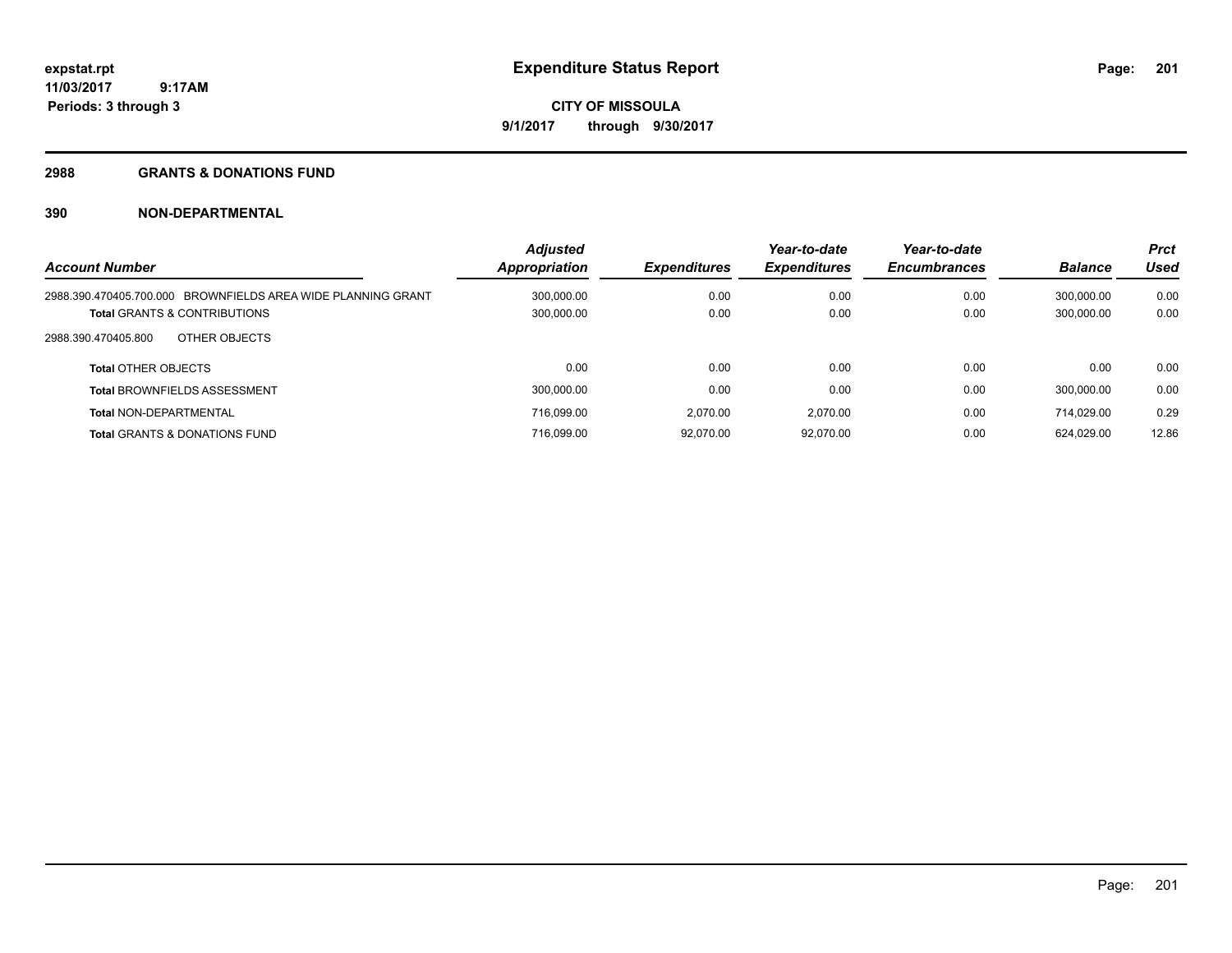# Expenditure Status Report

expstat.rpt
11/03/2017 9:17AM
Periods: 3 through 3

**CITY OF MISSOULA**
**9/1/2017 through 9/30/2017**

## 2988 GRANTS & DONATIONS FUND

## 390 NON-DEPARTMENTAL

| Account Number | Adjusted Appropriation | Expenditures | Year-to-date Expenditures | Year-to-date Encumbrances | Balance | Prct Used |
|---|---|---|---|---|---|---|
| 2988.390.470405.700.000 BROWNFIELDS AREA WIDE PLANNING GRANT | 300,000.00 | 0.00 | 0.00 | 0.00 | 300,000.00 | 0.00 |
| **Total** GRANTS & CONTRIBUTIONS | 300,000.00 | 0.00 | 0.00 | 0.00 | 300,000.00 | 0.00 |
| 2988.390.470405.800 OTHER OBJECTS | | | | | | |
| **Total** OTHER OBJECTS | 0.00 | 0.00 | 0.00 | 0.00 | 0.00 | 0.00 |
| **Total** BROWNFIELDS ASSESSMENT | 300,000.00 | 0.00 | 0.00 | 0.00 | 300,000.00 | 0.00 |
| **Total** NON-DEPARTMENTAL | 716,099.00 | 2,070.00 | 2,070.00 | 0.00 | 714,029.00 | 0.29 |
| **Total** GRANTS & DONATIONS FUND | 716,099.00 | 92,070.00 | 92,070.00 | 0.00 | 624,029.00 | 12.86 |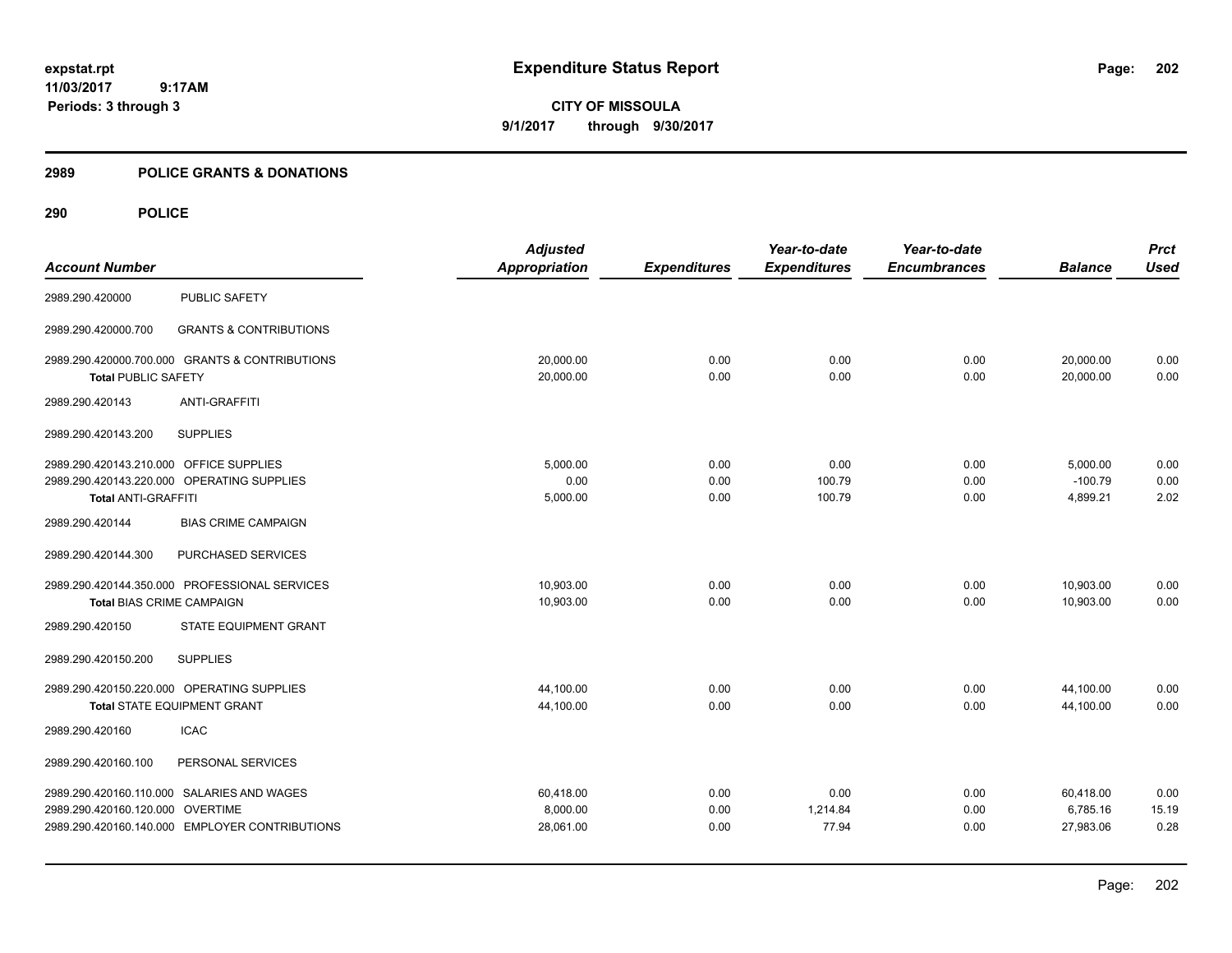expstat.rpt
11/03/2017 9:17AM
Periods: 3 through 3

# Expenditure Status Report

**CITY OF MISSOULA**
**9/1/2017 through 9/30/2017**

## 2989 POLICE GRANTS & DONATIONS

### 290 POLICE

| Account Number | | Adjusted Appropriation | Expenditures | Year-to-date Expenditures | Year-to-date Encumbrances | Balance | Prct Used |
|---|---|---|---|---|---|---|---|
| 2989.290.420000 | PUBLIC SAFETY | | | | | | |
| 2989.290.420000.700 | GRANTS & CONTRIBUTIONS | | | | | | |
| 2989.290.420000.700.000 | GRANTS & CONTRIBUTIONS | 20,000.00 | 0.00 | 0.00 | 0.00 | 20,000.00 | 0.00 |
| **Total PUBLIC SAFETY** | | 20,000.00 | 0.00 | 0.00 | 0.00 | 20,000.00 | 0.00 |
| 2989.290.420143 | ANTI-GRAFFITI | | | | | | |
| 2989.290.420143.200 | SUPPLIES | | | | | | |
| 2989.290.420143.210.000 | OFFICE SUPPLIES | 5,000.00 | 0.00 | 0.00 | 0.00 | 5,000.00 | 0.00 |
| 2989.290.420143.220.000 | OPERATING SUPPLIES | 0.00 | 0.00 | 100.79 | 0.00 | -100.79 | 0.00 |
| **Total ANTI-GRAFFITI** | | 5,000.00 | 0.00 | 100.79 | 0.00 | 4,899.21 | 2.02 |
| 2989.290.420144 | BIAS CRIME CAMPAIGN | | | | | | |
| 2989.290.420144.300 | PURCHASED SERVICES | | | | | | |
| 2989.290.420144.350.000 | PROFESSIONAL SERVICES | 10,903.00 | 0.00 | 0.00 | 0.00 | 10,903.00 | 0.00 |
| **Total BIAS CRIME CAMPAIGN** | | 10,903.00 | 0.00 | 0.00 | 0.00 | 10,903.00 | 0.00 |
| 2989.290.420150 | STATE EQUIPMENT GRANT | | | | | | |
| 2989.290.420150.200 | SUPPLIES | | | | | | |
| 2989.290.420150.220.000 | OPERATING SUPPLIES | 44,100.00 | 0.00 | 0.00 | 0.00 | 44,100.00 | 0.00 |
| **Total STATE EQUIPMENT GRANT** | | 44,100.00 | 0.00 | 0.00 | 0.00 | 44,100.00 | 0.00 |
| 2989.290.420160 | ICAC | | | | | | |
| 2989.290.420160.100 | PERSONAL SERVICES | | | | | | |
| 2989.290.420160.110.000 | SALARIES AND WAGES | 60,418.00 | 0.00 | 0.00 | 0.00 | 60,418.00 | 0.00 |
| 2989.290.420160.120.000 | OVERTIME | 8,000.00 | 0.00 | 1,214.84 | 0.00 | 6,785.16 | 15.19 |
| 2989.290.420160.140.000 | EMPLOYER CONTRIBUTIONS | 28,061.00 | 0.00 | 77.94 | 0.00 | 27,983.06 | 0.28 |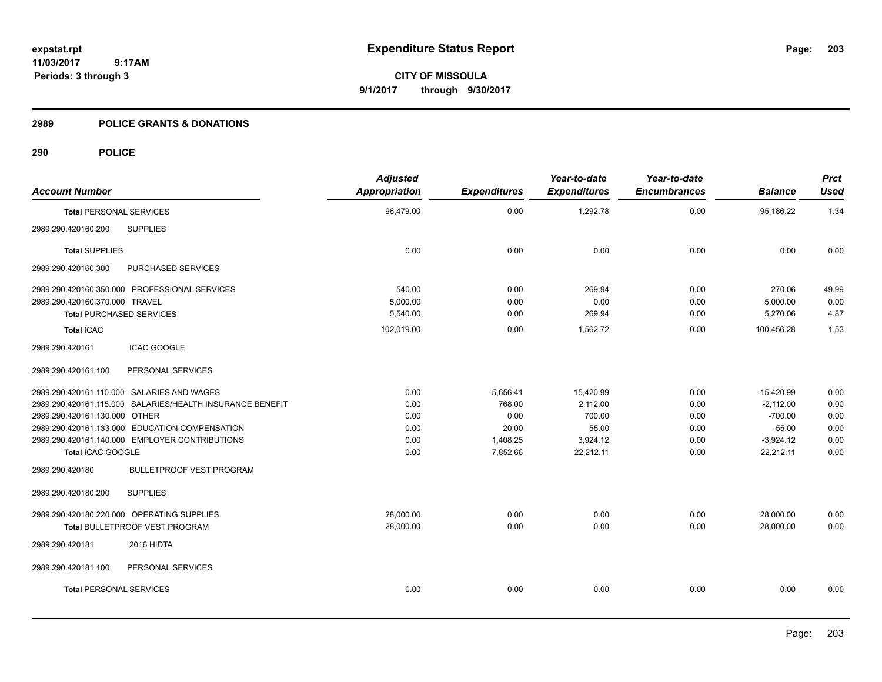# Expenditure Status Report

**CITY OF MISSOULA**
**9/1/2017 through 9/30/2017**

expstat.rpt
11/03/2017 9:17AM
Periods: 3 through 3

## 2989 POLICE GRANTS & DONATIONS

### 290 POLICE

| Account Number | | Adjusted Appropriation | Expenditures | Year-to-date Expenditures | Year-to-date Encumbrances | Balance | Prct Used |
|---|---|---|---|---|---|---|---|
| Total PERSONAL SERVICES | | 96,479.00 | 0.00 | 1,292.78 | 0.00 | 95,186.22 | 1.34 |
| 2989.290.420160.200 | SUPPLIES | | | | | | |
| Total SUPPLIES | | 0.00 | 0.00 | 0.00 | 0.00 | 0.00 | 0.00 |
| 2989.290.420160.300 | PURCHASED SERVICES | | | | | | |
| 2989.290.420160.350.000 | PROFESSIONAL SERVICES | 540.00 | 0.00 | 269.94 | 0.00 | 270.06 | 49.99 |
| 2989.290.420160.370.000 | TRAVEL | 5,000.00 | 0.00 | 0.00 | 0.00 | 5,000.00 | 0.00 |
| Total PURCHASED SERVICES | | 5,540.00 | 0.00 | 269.94 | 0.00 | 5,270.06 | 4.87 |
| Total ICAC | | 102,019.00 | 0.00 | 1,562.72 | 0.00 | 100,456.28 | 1.53 |
| 2989.290.420161 | ICAC GOOGLE | | | | | | |
| 2989.290.420161.100 | PERSONAL SERVICES | | | | | | |
| 2989.290.420161.110.000 | SALARIES AND WAGES | 0.00 | 5,656.41 | 15,420.99 | 0.00 | -15,420.99 | 0.00 |
| 2989.290.420161.115.000 | SALARIES/HEALTH INSURANCE BENEFIT | 0.00 | 768.00 | 2,112.00 | 0.00 | -2,112.00 | 0.00 |
| 2989.290.420161.130.000 | OTHER | 0.00 | 0.00 | 700.00 | 0.00 | -700.00 | 0.00 |
| 2989.290.420161.133.000 | EDUCATION COMPENSATION | 0.00 | 20.00 | 55.00 | 0.00 | -55.00 | 0.00 |
| 2989.290.420161.140.000 | EMPLOYER CONTRIBUTIONS | 0.00 | 1,408.25 | 3,924.12 | 0.00 | -3,924.12 | 0.00 |
| Total ICAC GOOGLE | | 0.00 | 7,852.66 | 22,212.11 | 0.00 | -22,212.11 | 0.00 |
| 2989.290.420180 | BULLETPROOF VEST PROGRAM | | | | | | |
| 2989.290.420180.200 | SUPPLIES | | | | | | |
| 2989.290.420180.220.000 | OPERATING SUPPLIES | 28,000.00 | 0.00 | 0.00 | 0.00 | 28,000.00 | 0.00 |
| Total BULLETPROOF VEST PROGRAM | | 28,000.00 | 0.00 | 0.00 | 0.00 | 28,000.00 | 0.00 |
| 2989.290.420181 | 2016 HIDTA | | | | | | |
| 2989.290.420181.100 | PERSONAL SERVICES | | | | | | |
| Total PERSONAL SERVICES | | 0.00 | 0.00 | 0.00 | 0.00 | 0.00 | 0.00 |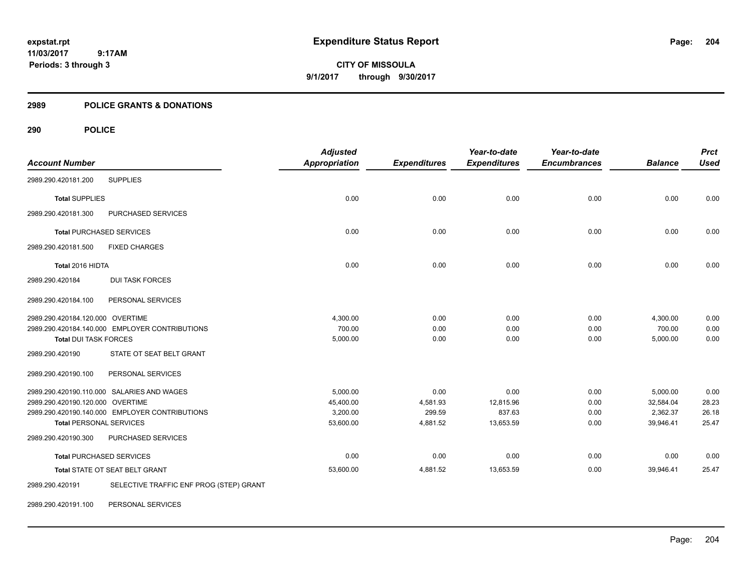**expstat.rpt**
**11/03/2017 9:17AM**
**Periods: 3 through 3**

# Expenditure Status Report

**CITY OF MISSOULA**
**9/1/2017 through 9/30/2017**

## 2989 POLICE GRANTS & DONATIONS

## 290 POLICE

| Account Number | | Adjusted Appropriation | Expenditures | Year-to-date Expenditures | Year-to-date Encumbrances | Balance | Prct Used |
|---|---|---|---|---|---|---|---|
| 2989.290.420181.200 | SUPPLIES | | | | | | |
| Total SUPPLIES | | 0.00 | 0.00 | 0.00 | 0.00 | 0.00 | 0.00 |
| 2989.290.420181.300 | PURCHASED SERVICES | | | | | | |
| Total PURCHASED SERVICES | | 0.00 | 0.00 | 0.00 | 0.00 | 0.00 | 0.00 |
| 2989.290.420181.500 | FIXED CHARGES | | | | | | |
| Total 2016 HIDTA | | 0.00 | 0.00 | 0.00 | 0.00 | 0.00 | 0.00 |
| 2989.290.420184 | DUI TASK FORCES | | | | | | |
| 2989.290.420184.100 | PERSONAL SERVICES | | | | | | |
| 2989.290.420184.120.000 | OVERTIME | 4,300.00 | 0.00 | 0.00 | 0.00 | 4,300.00 | 0.00 |
| 2989.290.420184.140.000 | EMPLOYER CONTRIBUTIONS | 700.00 | 0.00 | 0.00 | 0.00 | 700.00 | 0.00 |
| Total DUI TASK FORCES | | 5,000.00 | 0.00 | 0.00 | 0.00 | 5,000.00 | 0.00 |
| 2989.290.420190 | STATE OT SEAT BELT GRANT | | | | | | |
| 2989.290.420190.100 | PERSONAL SERVICES | | | | | | |
| 2989.290.420190.110.000 | SALARIES AND WAGES | 5,000.00 | 0.00 | 0.00 | 0.00 | 5,000.00 | 0.00 |
| 2989.290.420190.120.000 | OVERTIME | 45,400.00 | 4,581.93 | 12,815.96 | 0.00 | 32,584.04 | 28.23 |
| 2989.290.420190.140.000 | EMPLOYER CONTRIBUTIONS | 3,200.00 | 299.59 | 837.63 | 0.00 | 2,362.37 | 26.18 |
| Total PERSONAL SERVICES | | 53,600.00 | 4,881.52 | 13,653.59 | 0.00 | 39,946.41 | 25.47 |
| 2989.290.420190.300 | PURCHASED SERVICES | | | | | | |
| Total PURCHASED SERVICES | | 0.00 | 0.00 | 0.00 | 0.00 | 0.00 | 0.00 |
| Total STATE OT SEAT BELT GRANT | | 53,600.00 | 4,881.52 | 13,653.59 | 0.00 | 39,946.41 | 25.47 |
| 2989.290.420191 | SELECTIVE TRAFFIC ENF PROG (STEP) GRANT | | | | | | |
| 2989.290.420191.100 | PERSONAL SERVICES | | | | | | |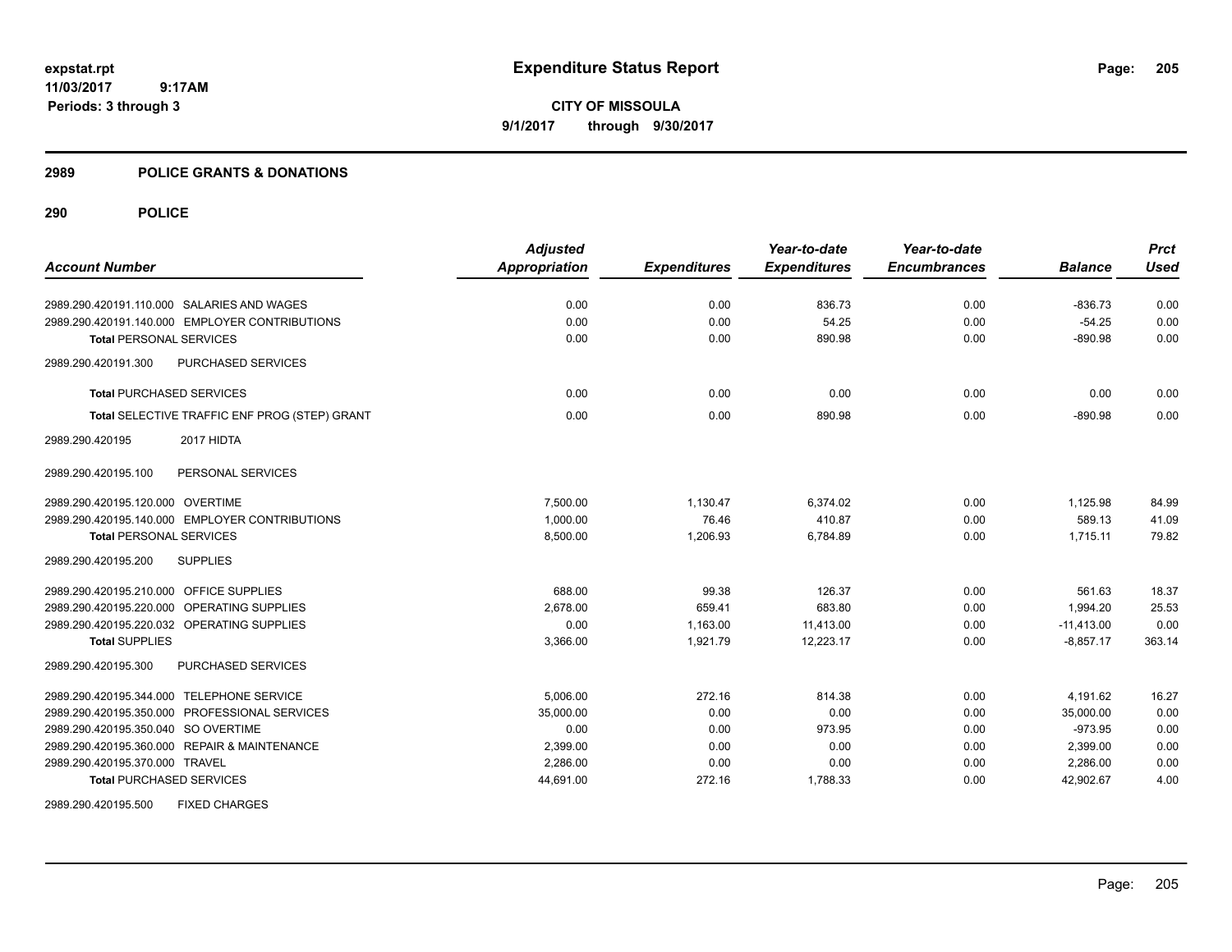**expstat.rpt**
**11/03/2017 9:17AM**
**Periods: 3 through 3**

# Expenditure Status Report

**CITY OF MISSOULA**
**9/1/2017 through 9/30/2017**

## 2989 POLICE GRANTS & DONATIONS

## 290 POLICE

| Account Number | Adjusted Appropriation | Expenditures | Year-to-date Expenditures | Year-to-date Encumbrances | Balance | Prct Used |
|---|---|---|---|---|---|---|
| 2989.290.420191.110.000 SALARIES AND WAGES | 0.00 | 0.00 | 836.73 | 0.00 | -836.73 | 0.00 |
| 2989.290.420191.140.000 EMPLOYER CONTRIBUTIONS | 0.00 | 0.00 | 54.25 | 0.00 | -54.25 | 0.00 |
| **Total** PERSONAL SERVICES | 0.00 | 0.00 | 890.98 | 0.00 | -890.98 | 0.00 |
| 2989.290.420191.300 PURCHASED SERVICES | | | | | | |
| **Total** PURCHASED SERVICES | 0.00 | 0.00 | 0.00 | 0.00 | 0.00 | 0.00 |
| **Total** SELECTIVE TRAFFIC ENF PROG (STEP) GRANT | 0.00 | 0.00 | 890.98 | 0.00 | -890.98 | 0.00 |
| 2989.290.420195 2017 HIDTA | | | | | | |
| 2989.290.420195.100 PERSONAL SERVICES | | | | | | |
| 2989.290.420195.120.000 OVERTIME | 7,500.00 | 1,130.47 | 6,374.02 | 0.00 | 1,125.98 | 84.99 |
| 2989.290.420195.140.000 EMPLOYER CONTRIBUTIONS | 1,000.00 | 76.46 | 410.87 | 0.00 | 589.13 | 41.09 |
| **Total** PERSONAL SERVICES | 8,500.00 | 1,206.93 | 6,784.89 | 0.00 | 1,715.11 | 79.82 |
| 2989.290.420195.200 SUPPLIES | | | | | | |
| 2989.290.420195.210.000 OFFICE SUPPLIES | 688.00 | 99.38 | 126.37 | 0.00 | 561.63 | 18.37 |
| 2989.290.420195.220.000 OPERATING SUPPLIES | 2,678.00 | 659.41 | 683.80 | 0.00 | 1,994.20 | 25.53 |
| 2989.290.420195.220.032 OPERATING SUPPLIES | 0.00 | 1,163.00 | 11,413.00 | 0.00 | -11,413.00 | 0.00 |
| **Total** SUPPLIES | 3,366.00 | 1,921.79 | 12,223.17 | 0.00 | -8,857.17 | 363.14 |
| 2989.290.420195.300 PURCHASED SERVICES | | | | | | |
| 2989.290.420195.344.000 TELEPHONE SERVICE | 5,006.00 | 272.16 | 814.38 | 0.00 | 4,191.62 | 16.27 |
| 2989.290.420195.350.000 PROFESSIONAL SERVICES | 35,000.00 | 0.00 | 0.00 | 0.00 | 35,000.00 | 0.00 |
| 2989.290.420195.350.040 SO OVERTIME | 0.00 | 0.00 | 973.95 | 0.00 | -973.95 | 0.00 |
| 2989.290.420195.360.000 REPAIR & MAINTENANCE | 2,399.00 | 0.00 | 0.00 | 0.00 | 2,399.00 | 0.00 |
| 2989.290.420195.370.000 TRAVEL | 2,286.00 | 0.00 | 0.00 | 0.00 | 2,286.00 | 0.00 |
| **Total** PURCHASED SERVICES | 44,691.00 | 272.16 | 1,788.33 | 0.00 | 42,902.67 | 4.00 |
| 2989.290.420195.500 FIXED CHARGES | | | | | | |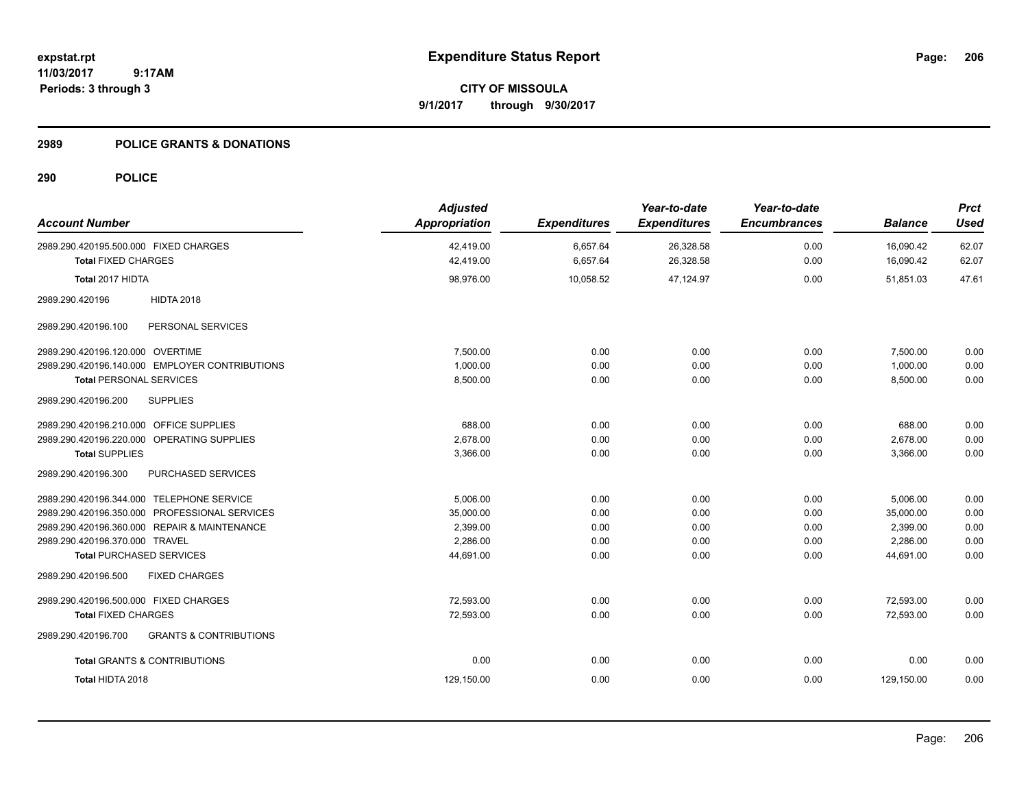# Expenditure Status Report

expstat.rpt
11/03/2017 9:17AM
Periods: 3 through 3

**CITY OF MISSOULA**
**9/1/2017 through 9/30/2017**

## 2989 POLICE GRANTS & DONATIONS

### 290 POLICE

| Account Number | Adjusted Appropriation | Expenditures | Year-to-date Expenditures | Year-to-date Encumbrances | Balance | Prct Used |
|---|---|---|---|---|---|---|
| 2989.290.420195.500.000 FIXED CHARGES | 42,419.00 | 6,657.64 | 26,328.58 | 0.00 | 16,090.42 | 62.07 |
| **Total** FIXED CHARGES | 42,419.00 | 6,657.64 | 26,328.58 | 0.00 | 16,090.42 | 62.07 |
| **Total** 2017 HIDTA | 98,976.00 | 10,058.52 | 47,124.97 | 0.00 | 51,851.03 | 47.61 |
| 2989.290.420196 HIDTA 2018 | | | | | | |
| 2989.290.420196.100 PERSONAL SERVICES | | | | | | |
| 2989.290.420196.120.000 OVERTIME | 7,500.00 | 0.00 | 0.00 | 0.00 | 7,500.00 | 0.00 |
| 2989.290.420196.140.000 EMPLOYER CONTRIBUTIONS | 1,000.00 | 0.00 | 0.00 | 0.00 | 1,000.00 | 0.00 |
| **Total** PERSONAL SERVICES | 8,500.00 | 0.00 | 0.00 | 0.00 | 8,500.00 | 0.00 |
| 2989.290.420196.200 SUPPLIES | | | | | | |
| 2989.290.420196.210.000 OFFICE SUPPLIES | 688.00 | 0.00 | 0.00 | 0.00 | 688.00 | 0.00 |
| 2989.290.420196.220.000 OPERATING SUPPLIES | 2,678.00 | 0.00 | 0.00 | 0.00 | 2,678.00 | 0.00 |
| **Total** SUPPLIES | 3,366.00 | 0.00 | 0.00 | 0.00 | 3,366.00 | 0.00 |
| 2989.290.420196.300 PURCHASED SERVICES | | | | | | |
| 2989.290.420196.344.000 TELEPHONE SERVICE | 5,006.00 | 0.00 | 0.00 | 0.00 | 5,006.00 | 0.00 |
| 2989.290.420196.350.000 PROFESSIONAL SERVICES | 35,000.00 | 0.00 | 0.00 | 0.00 | 35,000.00 | 0.00 |
| 2989.290.420196.360.000 REPAIR & MAINTENANCE | 2,399.00 | 0.00 | 0.00 | 0.00 | 2,399.00 | 0.00 |
| 2989.290.420196.370.000 TRAVEL | 2,286.00 | 0.00 | 0.00 | 0.00 | 2,286.00 | 0.00 |
| **Total** PURCHASED SERVICES | 44,691.00 | 0.00 | 0.00 | 0.00 | 44,691.00 | 0.00 |
| 2989.290.420196.500 FIXED CHARGES | | | | | | |
| 2989.290.420196.500.000 FIXED CHARGES | 72,593.00 | 0.00 | 0.00 | 0.00 | 72,593.00 | 0.00 |
| **Total** FIXED CHARGES | 72,593.00 | 0.00 | 0.00 | 0.00 | 72,593.00 | 0.00 |
| 2989.290.420196.700 GRANTS & CONTRIBUTIONS | | | | | | |
| **Total** GRANTS & CONTRIBUTIONS | 0.00 | 0.00 | 0.00 | 0.00 | 0.00 | 0.00 |
| **Total** HIDTA 2018 | 129,150.00 | 0.00 | 0.00 | 0.00 | 129,150.00 | 0.00 |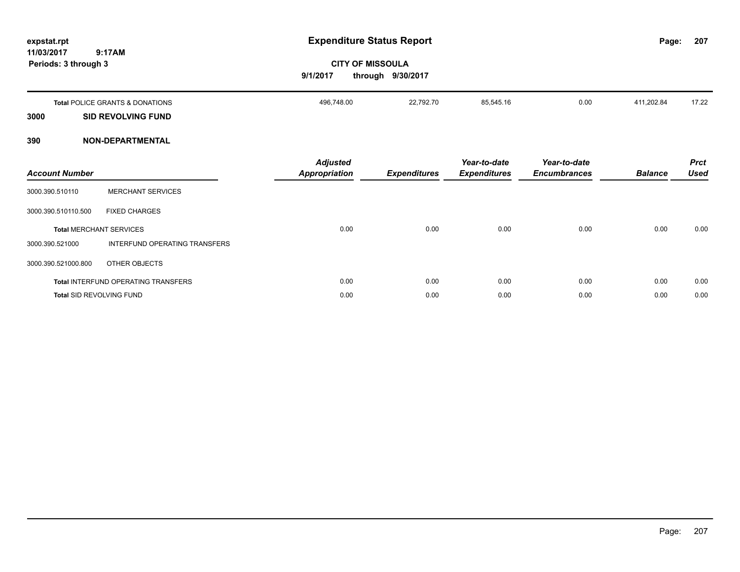# Expenditure Status Report

**CITY OF MISSOULA**

**9/1/2017 through 9/30/2017**

expstat.rpt
11/03/2017 9:17AM
Periods: 3 through 3

| | Adjusted Appropriation | Expenditures | Year-to-date Expenditures | Year-to-date Encumbrances | Balance | Prct Used |
|---|---|---|---|---|---|---|
| **Total** POLICE GRANTS & DONATIONS | 496,748.00 | 22,792.70 | 85,545.16 | 0.00 | 411,202.84 | 17.22 |

## 3000 SID REVOLVING FUND

## 390 NON-DEPARTMENTAL

| Account Number | | Adjusted Appropriation | Expenditures | Year-to-date Expenditures | Year-to-date Encumbrances | Balance | Prct Used |
|---|---|---|---|---|---|---|---|
| 3000.390.510110 | MERCHANT SERVICES | | | | | | |
| 3000.390.510110.500 | FIXED CHARGES | | | | | | |
| **Total** MERCHANT SERVICES | | 0.00 | 0.00 | 0.00 | 0.00 | 0.00 | 0.00 |
| 3000.390.521000 | INTERFUND OPERATING TRANSFERS | | | | | | |
| 3000.390.521000.800 | OTHER OBJECTS | | | | | | |
| **Total** INTERFUND OPERATING TRANSFERS | | 0.00 | 0.00 | 0.00 | 0.00 | 0.00 | 0.00 |
| **Total** SID REVOLVING FUND | | 0.00 | 0.00 | 0.00 | 0.00 | 0.00 | 0.00 |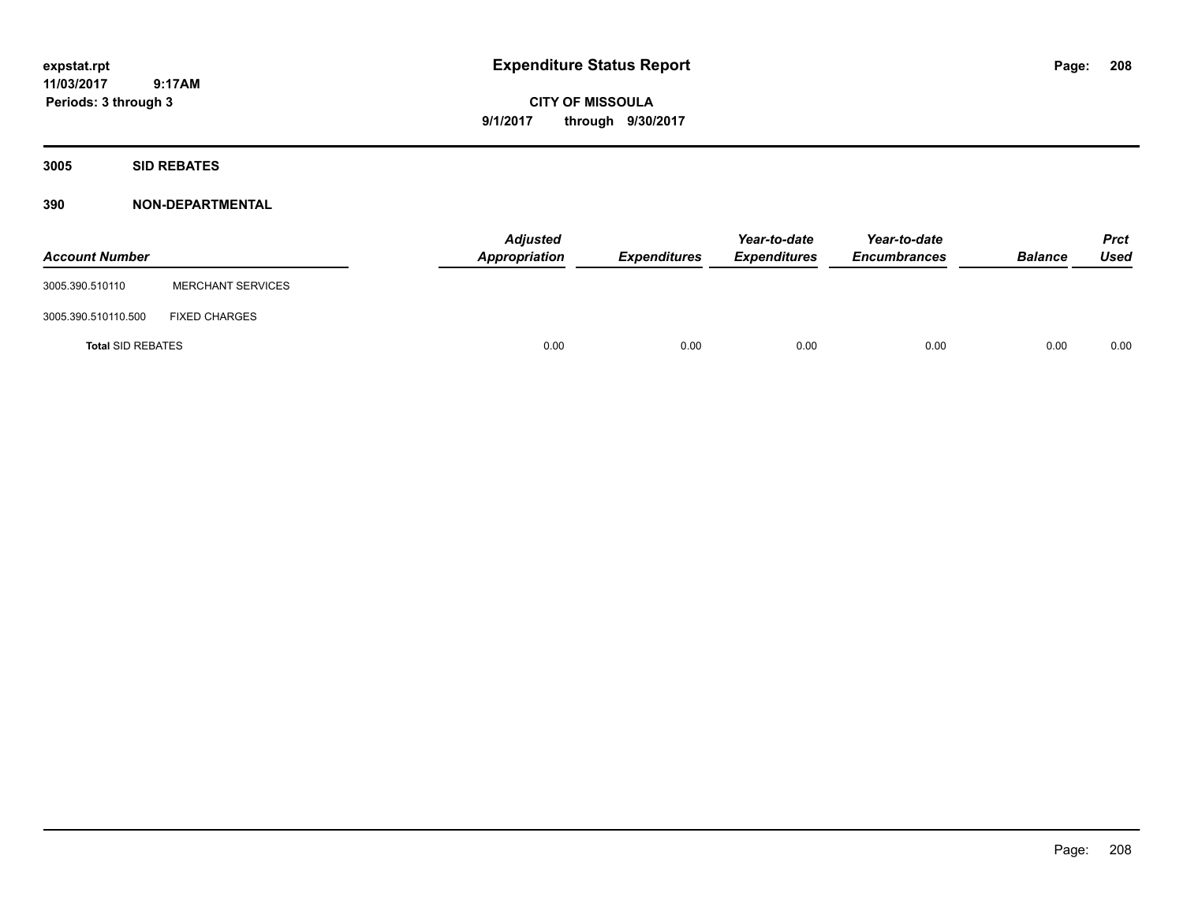**expstat.rpt**
**11/03/2017 9:17AM**
**Periods: 3 through 3**

# Expenditure Status Report

**CITY OF MISSOULA**
**9/1/2017 through 9/30/2017**

## 3005 SID REBATES

## 390 NON-DEPARTMENTAL

| *Account Number* | | *Adjusted Appropriation* | *Expenditures* | *Year-to-date Expenditures* | *Year-to-date Encumbrances* | *Balance* | *Prct Used* |
|---|---|---|---|---|---|---|---|
| 3005.390.510110 | MERCHANT SERVICES | | | | | | |
| 3005.390.510110.500 | FIXED CHARGES | | | | | | |
| **Total** SID REBATES | | 0.00 | 0.00 | 0.00 | 0.00 | 0.00 | 0.00 |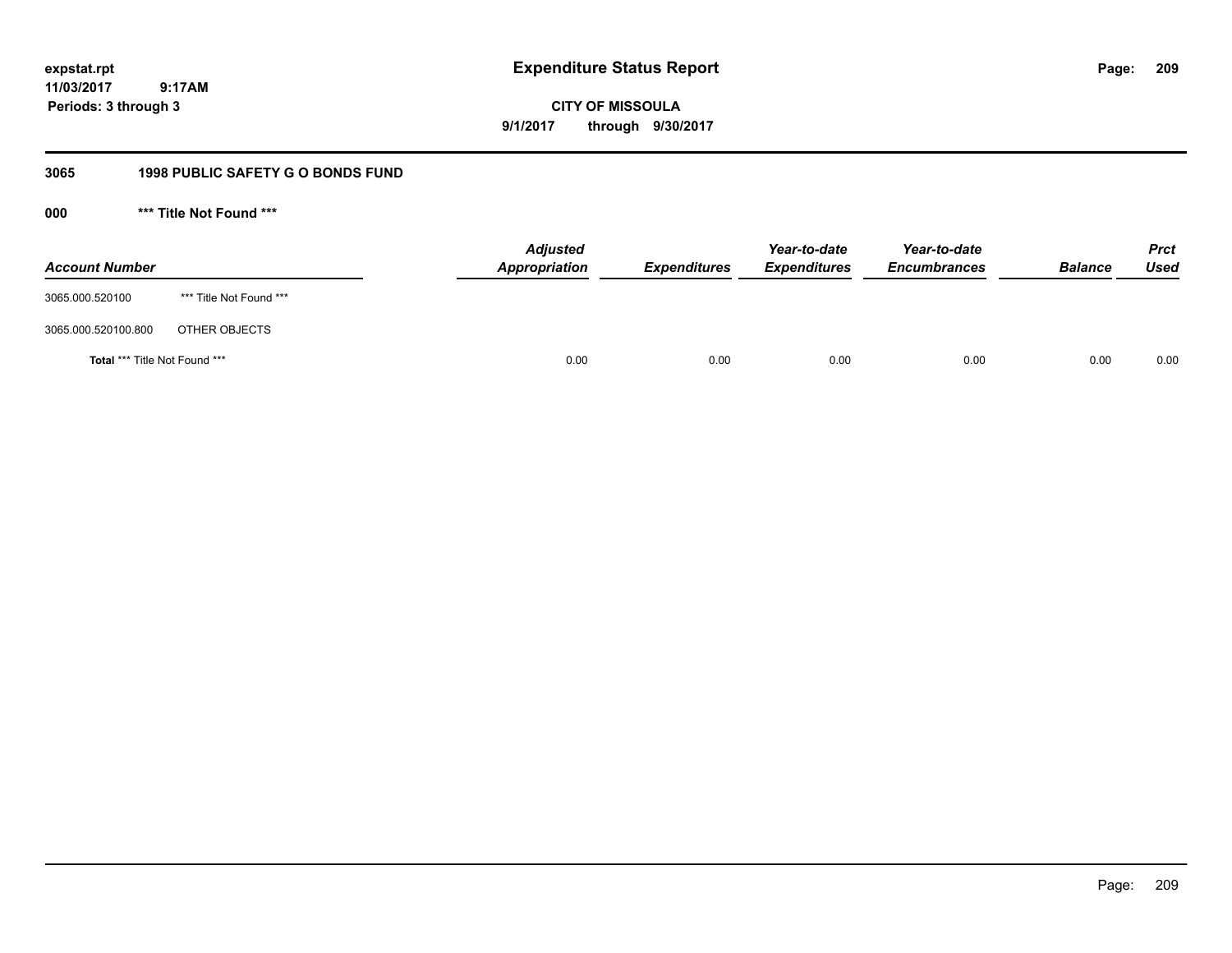**expstat.rpt**
**11/03/2017 9:17AM**
**Periods: 3 through 3**

# Expenditure Status Report

**CITY OF MISSOULA**
**9/1/2017 through 9/30/2017**

## 3065 1998 PUBLIC SAFETY G O BONDS FUND

### 000 *** Title Not Found ***

| Account Number | | Adjusted Appropriation | Expenditures | Year-to-date Expenditures | Year-to-date Encumbrances | Balance | Prct Used |
|---|---|---|---|---|---|---|---|
| 3065.000.520100 | *** Title Not Found *** | | | | | | |
| 3065.000.520100.800 | OTHER OBJECTS | | | | | | |
| **Total** *** Title Not Found *** | | 0.00 | 0.00 | 0.00 | 0.00 | 0.00 | 0.00 |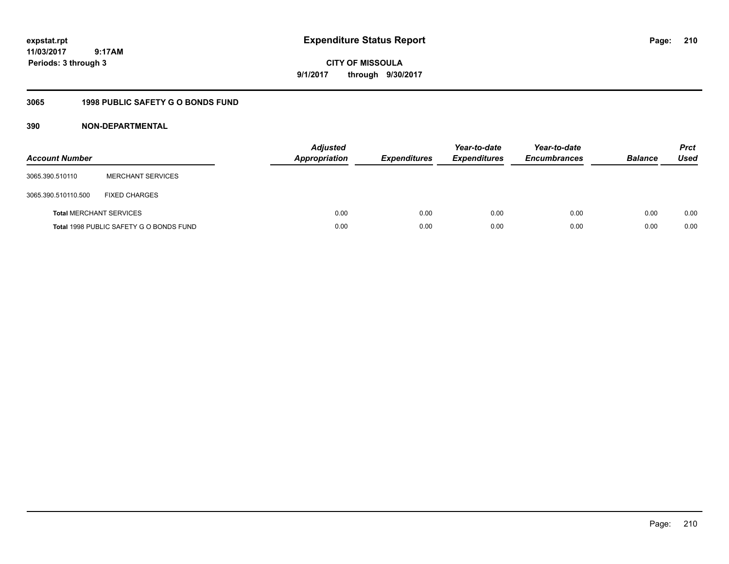expstat.rpt
11/03/2017 9:17AM
Periods: 3 through 3

# Expenditure Status Report

CITY OF MISSOULA
9/1/2017 through 9/30/2017

## 3065 1998 PUBLIC SAFETY G O BONDS FUND

### 390 NON-DEPARTMENTAL

| Account Number | | Adjusted Appropriation | Expenditures | Year-to-date Expenditures | Year-to-date Encumbrances | Balance | Prct Used |
|---|---|---|---|---|---|---|---|
| 3065.390.510110 | MERCHANT SERVICES | | | | | | |
| 3065.390.510110.500 | FIXED CHARGES | | | | | | |
| **Total** MERCHANT SERVICES | | 0.00 | 0.00 | 0.00 | 0.00 | 0.00 | 0.00 |
| **Total** 1998 PUBLIC SAFETY G O BONDS FUND | | 0.00 | 0.00 | 0.00 | 0.00 | 0.00 | 0.00 |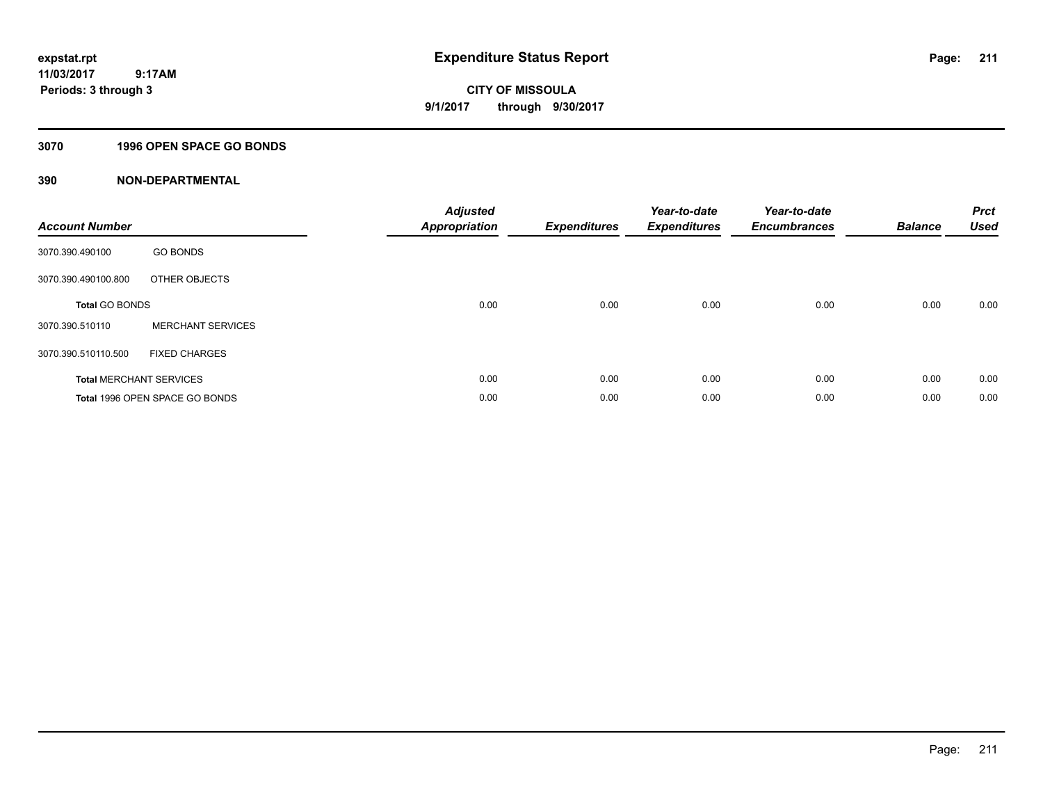# Expenditure Status Report

expstat.rpt
11/03/2017 9:17AM
Periods: 3 through 3

**CITY OF MISSOULA**
**9/1/2017 through 9/30/2017**

## 3070 1996 OPEN SPACE GO BONDS

## 390 NON-DEPARTMENTAL

| Account Number | | Adjusted Appropriation | Expenditures | Year-to-date Expenditures | Year-to-date Encumbrances | Balance | Prct Used |
|---|---|---|---|---|---|---|---|
| 3070.390.490100 | GO BONDS | | | | | | |
| 3070.390.490100.800 | OTHER OBJECTS | | | | | | |
| **Total** GO BONDS | | 0.00 | 0.00 | 0.00 | 0.00 | 0.00 | 0.00 |
| 3070.390.510110 | MERCHANT SERVICES | | | | | | |
| 3070.390.510110.500 | FIXED CHARGES | | | | | | |
| **Total** MERCHANT SERVICES | | 0.00 | 0.00 | 0.00 | 0.00 | 0.00 | 0.00 |
| **Total** 1996 OPEN SPACE GO BONDS | | 0.00 | 0.00 | 0.00 | 0.00 | 0.00 | 0.00 |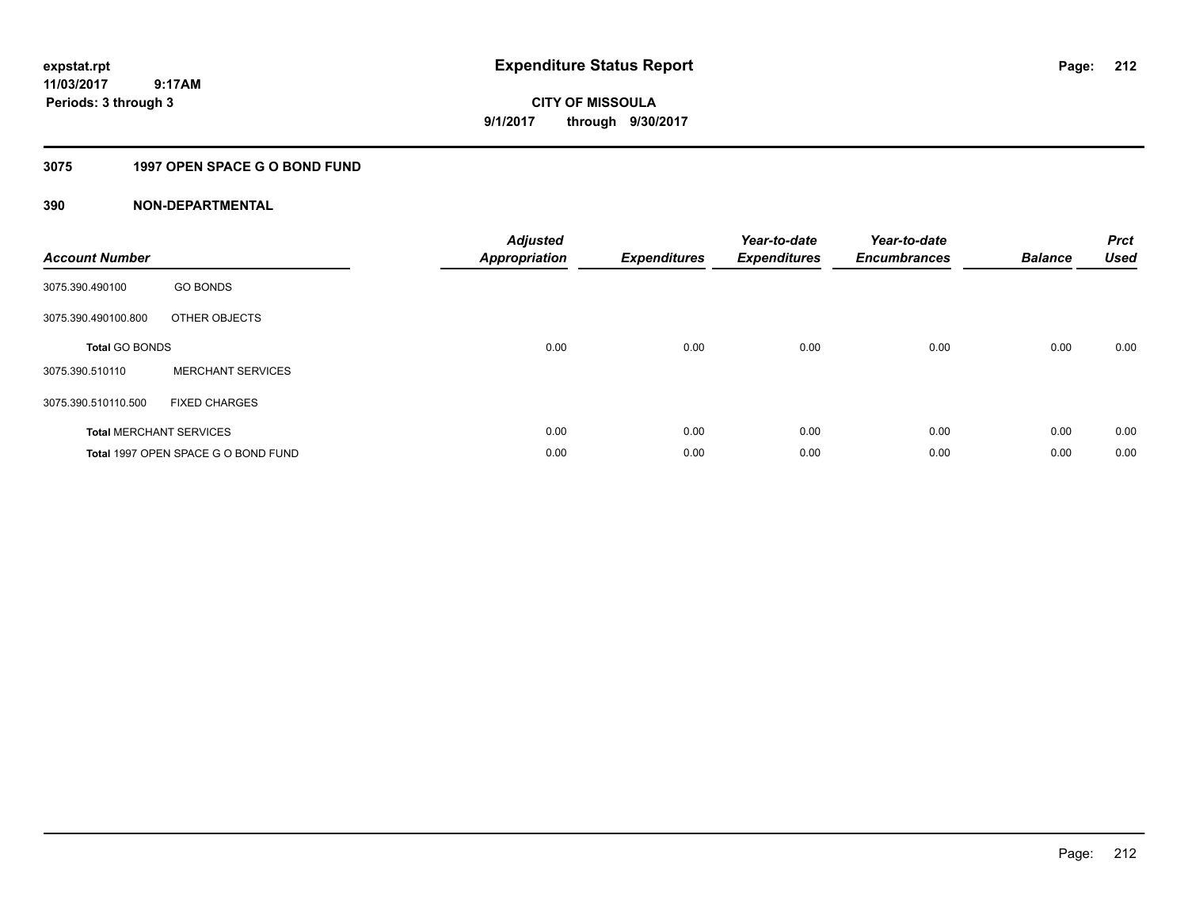**expstat.rpt**
**11/03/2017 9:17AM**
**Periods: 3 through 3**

# Expenditure Status Report

**CITY OF MISSOULA**
**9/1/2017 through 9/30/2017**

## 3075 1997 OPEN SPACE G O BOND FUND

### 390 NON-DEPARTMENTAL

| Account Number | | Adjusted Appropriation | Expenditures | Year-to-date Expenditures | Year-to-date Encumbrances | Balance | Prct Used |
|---|---|---|---|---|---|---|---|
| 3075.390.490100 | GO BONDS | | | | | | |
| 3075.390.490100.800 | OTHER OBJECTS | | | | | | |
| **Total** GO BONDS | | 0.00 | 0.00 | 0.00 | 0.00 | 0.00 | 0.00 |
| 3075.390.510110 | MERCHANT SERVICES | | | | | | |
| 3075.390.510110.500 | FIXED CHARGES | | | | | | |
| **Total** MERCHANT SERVICES | | 0.00 | 0.00 | 0.00 | 0.00 | 0.00 | 0.00 |
| **Total** 1997 OPEN SPACE G O BOND FUND | | 0.00 | 0.00 | 0.00 | 0.00 | 0.00 | 0.00 |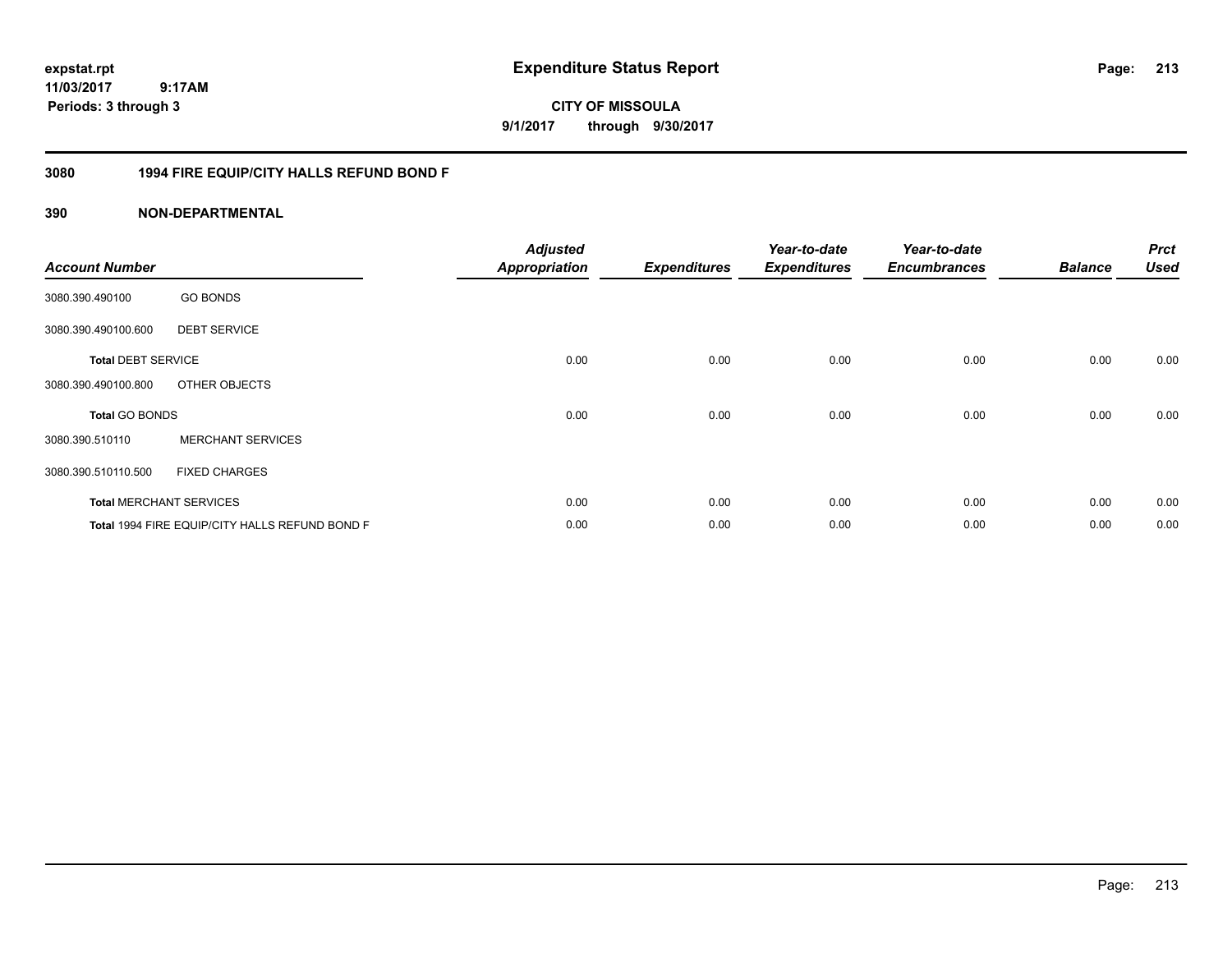**expstat.rpt**
**11/03/2017 9:17AM**
**Periods: 3 through 3**

# Expenditure Status Report

**CITY OF MISSOULA**
**9/1/2017 through 9/30/2017**

## 3080 1994 FIRE EQUIP/CITY HALLS REFUND BOND F

## 390 NON-DEPARTMENTAL

| Account Number | | Adjusted Appropriation | Expenditures | Year-to-date Expenditures | Year-to-date Encumbrances | Balance | Prct Used |
|---|---|---|---|---|---|---|---|
| 3080.390.490100 | GO BONDS | | | | | | |
| 3080.390.490100.600 | DEBT SERVICE | | | | | | |
| **Total** DEBT SERVICE | | 0.00 | 0.00 | 0.00 | 0.00 | 0.00 | 0.00 |
| 3080.390.490100.800 | OTHER OBJECTS | | | | | | |
| **Total** GO BONDS | | 0.00 | 0.00 | 0.00 | 0.00 | 0.00 | 0.00 |
| 3080.390.510110 | MERCHANT SERVICES | | | | | | |
| 3080.390.510110.500 | FIXED CHARGES | | | | | | |
| **Total** MERCHANT SERVICES | | 0.00 | 0.00 | 0.00 | 0.00 | 0.00 | 0.00 |
| **Total** 1994 FIRE EQUIP/CITY HALLS REFUND BOND F | | 0.00 | 0.00 | 0.00 | 0.00 | 0.00 | 0.00 |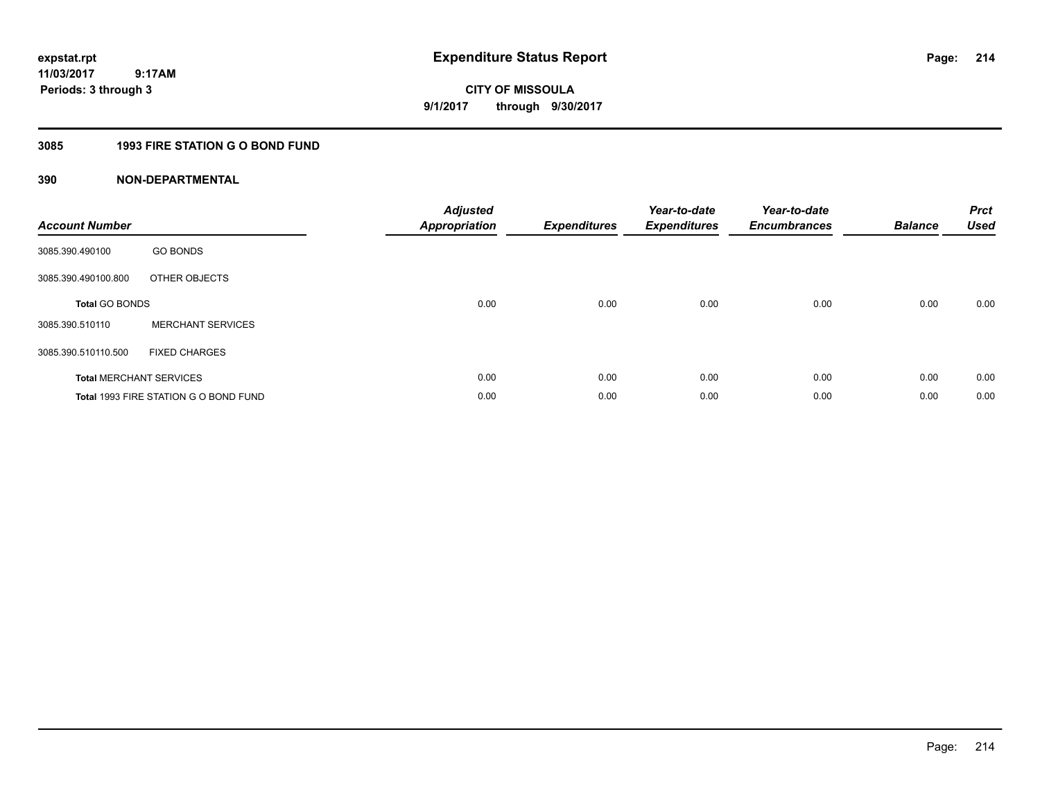# Expenditure Status Report

expstat.rpt
11/03/2017 9:17AM
Periods: 3 through 3

**CITY OF MISSOULA**
**9/1/2017 through 9/30/2017**

## 3085 1993 FIRE STATION G O BOND FUND

### 390 NON-DEPARTMENTAL

| Account Number | | Adjusted Appropriation | Expenditures | Year-to-date Expenditures | Year-to-date Encumbrances | Balance | Prct Used |
|---|---|---|---|---|---|---|---|
| 3085.390.490100 | GO BONDS | | | | | | |
| 3085.390.490100.800 | OTHER OBJECTS | | | | | | |
| **Total** GO BONDS | | 0.00 | 0.00 | 0.00 | 0.00 | 0.00 | 0.00 |
| 3085.390.510110 | MERCHANT SERVICES | | | | | | |
| 3085.390.510110.500 | FIXED CHARGES | | | | | | |
| **Total** MERCHANT SERVICES | | 0.00 | 0.00 | 0.00 | 0.00 | 0.00 | 0.00 |
| **Total** 1993 FIRE STATION G O BOND FUND | | 0.00 | 0.00 | 0.00 | 0.00 | 0.00 | 0.00 |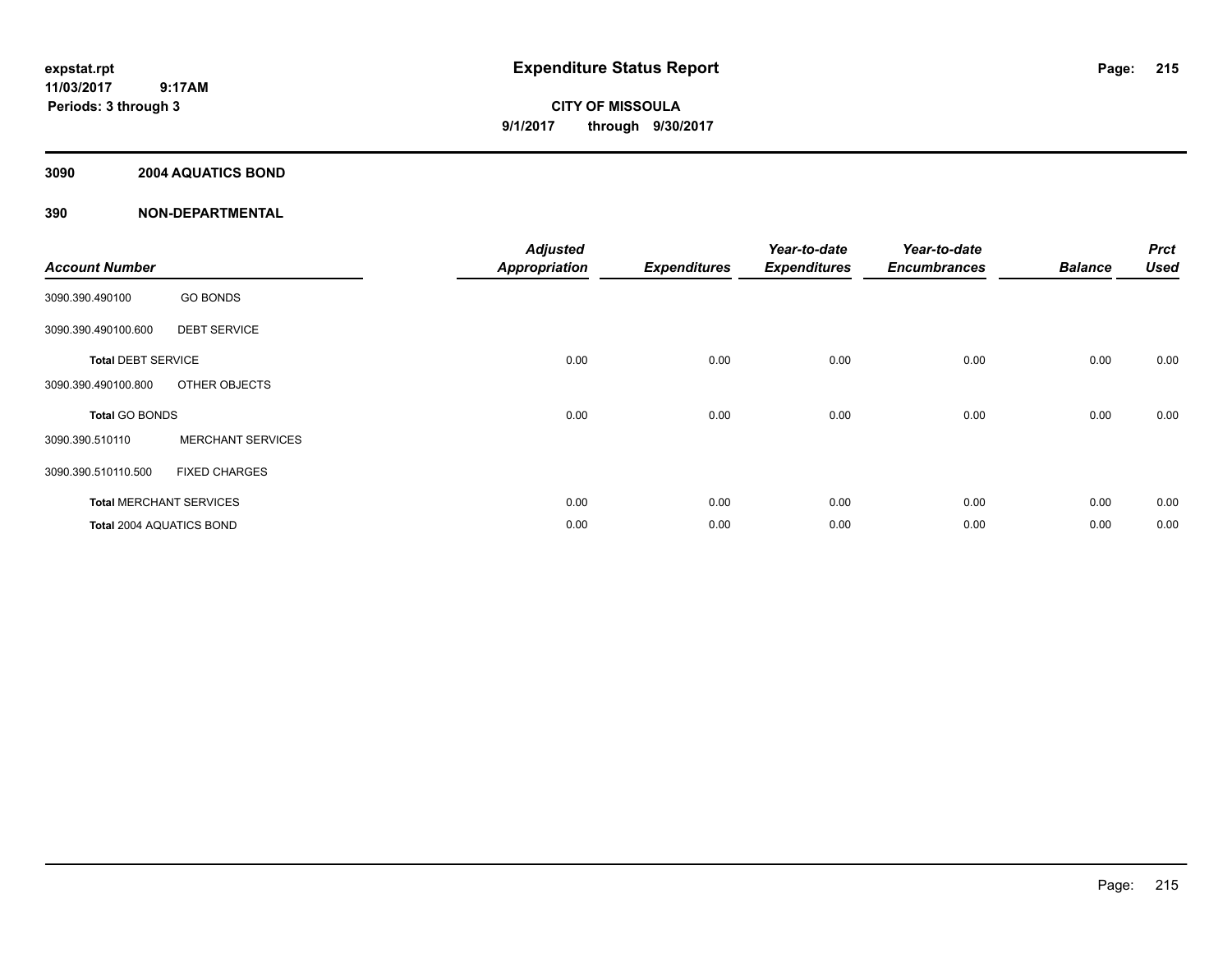expstat.rpt
11/03/2017 9:17AM
Periods: 3 through 3

# Expenditure Status Report

**CITY OF MISSOULA**
**9/1/2017 through 9/30/2017**

## 3090 2004 AQUATICS BOND

## 390 NON-DEPARTMENTAL

| Account Number | | Adjusted Appropriation | Expenditures | Year-to-date Expenditures | Year-to-date Encumbrances | Balance | Prct Used |
|---|---|---|---|---|---|---|---|
| 3090.390.490100 | GO BONDS | | | | | | |
| 3090.390.490100.600 | DEBT SERVICE | | | | | | |
| **Total** DEBT SERVICE | | 0.00 | 0.00 | 0.00 | 0.00 | 0.00 | 0.00 |
| 3090.390.490100.800 | OTHER OBJECTS | | | | | | |
| **Total** GO BONDS | | 0.00 | 0.00 | 0.00 | 0.00 | 0.00 | 0.00 |
| 3090.390.510110 | MERCHANT SERVICES | | | | | | |
| 3090.390.510110.500 | FIXED CHARGES | | | | | | |
| **Total** MERCHANT SERVICES | | 0.00 | 0.00 | 0.00 | 0.00 | 0.00 | 0.00 |
| **Total** 2004 AQUATICS BOND | | 0.00 | 0.00 | 0.00 | 0.00 | 0.00 | 0.00 |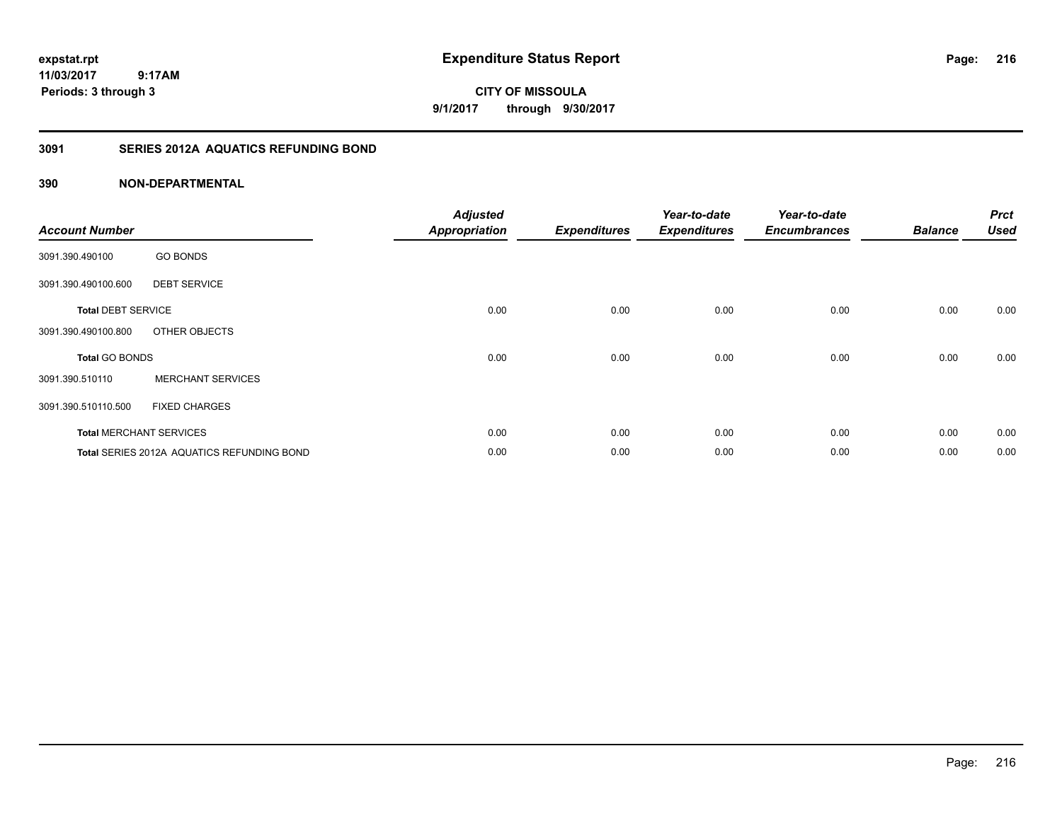**expstat.rpt**
**11/03/2017 9:17AM**
**Periods: 3 through 3**

# Expenditure Status Report

**CITY OF MISSOULA**
**9/1/2017 through 9/30/2017**

## 3091 SERIES 2012A AQUATICS REFUNDING BOND

### 390 NON-DEPARTMENTAL

| Account Number | | Adjusted Appropriation | Expenditures | Year-to-date Expenditures | Year-to-date Encumbrances | Balance | Prct Used |
|---|---|---|---|---|---|---|---|
| 3091.390.490100 | GO BONDS | | | | | | |
| 3091.390.490100.600 | DEBT SERVICE | | | | | | |
| **Total** DEBT SERVICE | | 0.00 | 0.00 | 0.00 | 0.00 | 0.00 | 0.00 |
| 3091.390.490100.800 | OTHER OBJECTS | | | | | | |
| **Total** GO BONDS | | 0.00 | 0.00 | 0.00 | 0.00 | 0.00 | 0.00 |
| 3091.390.510110 | MERCHANT SERVICES | | | | | | |
| 3091.390.510110.500 | FIXED CHARGES | | | | | | |
| **Total** MERCHANT SERVICES | | 0.00 | 0.00 | 0.00 | 0.00 | 0.00 | 0.00 |
| **Total** SERIES 2012A AQUATICS REFUNDING BOND | | 0.00 | 0.00 | 0.00 | 0.00 | 0.00 | 0.00 |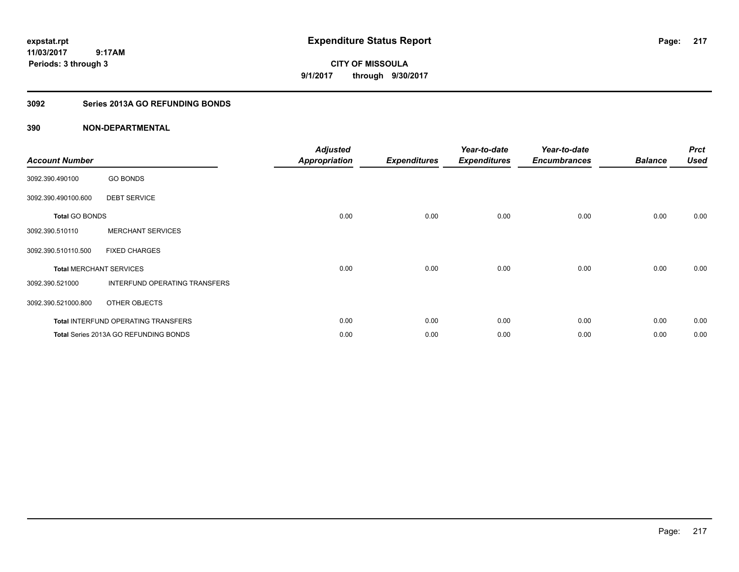# Expenditure Status Report

expstat.rpt
11/03/2017 9:17AM
Periods: 3 through 3

**CITY OF MISSOULA**
**9/1/2017 through 9/30/2017**

## 3092 Series 2013A GO REFUNDING BONDS

### 390 NON-DEPARTMENTAL

| Account Number | | Adjusted Appropriation | Expenditures | Year-to-date Expenditures | Year-to-date Encumbrances | Balance | Prct Used |
|---|---|---|---|---|---|---|---|
| 3092.390.490100 | GO BONDS | | | | | | |
| 3092.390.490100.600 | DEBT SERVICE | | | | | | |
| **Total** GO BONDS | | 0.00 | 0.00 | 0.00 | 0.00 | 0.00 | 0.00 |
| 3092.390.510110 | MERCHANT SERVICES | | | | | | |
| 3092.390.510110.500 | FIXED CHARGES | | | | | | |
| **Total** MERCHANT SERVICES | | 0.00 | 0.00 | 0.00 | 0.00 | 0.00 | 0.00 |
| 3092.390.521000 | INTERFUND OPERATING TRANSFERS | | | | | | |
| 3092.390.521000.800 | OTHER OBJECTS | | | | | | |
| **Total** INTERFUND OPERATING TRANSFERS | | 0.00 | 0.00 | 0.00 | 0.00 | 0.00 | 0.00 |
| **Total** Series 2013A GO REFUNDING BONDS | | 0.00 | 0.00 | 0.00 | 0.00 | 0.00 | 0.00 |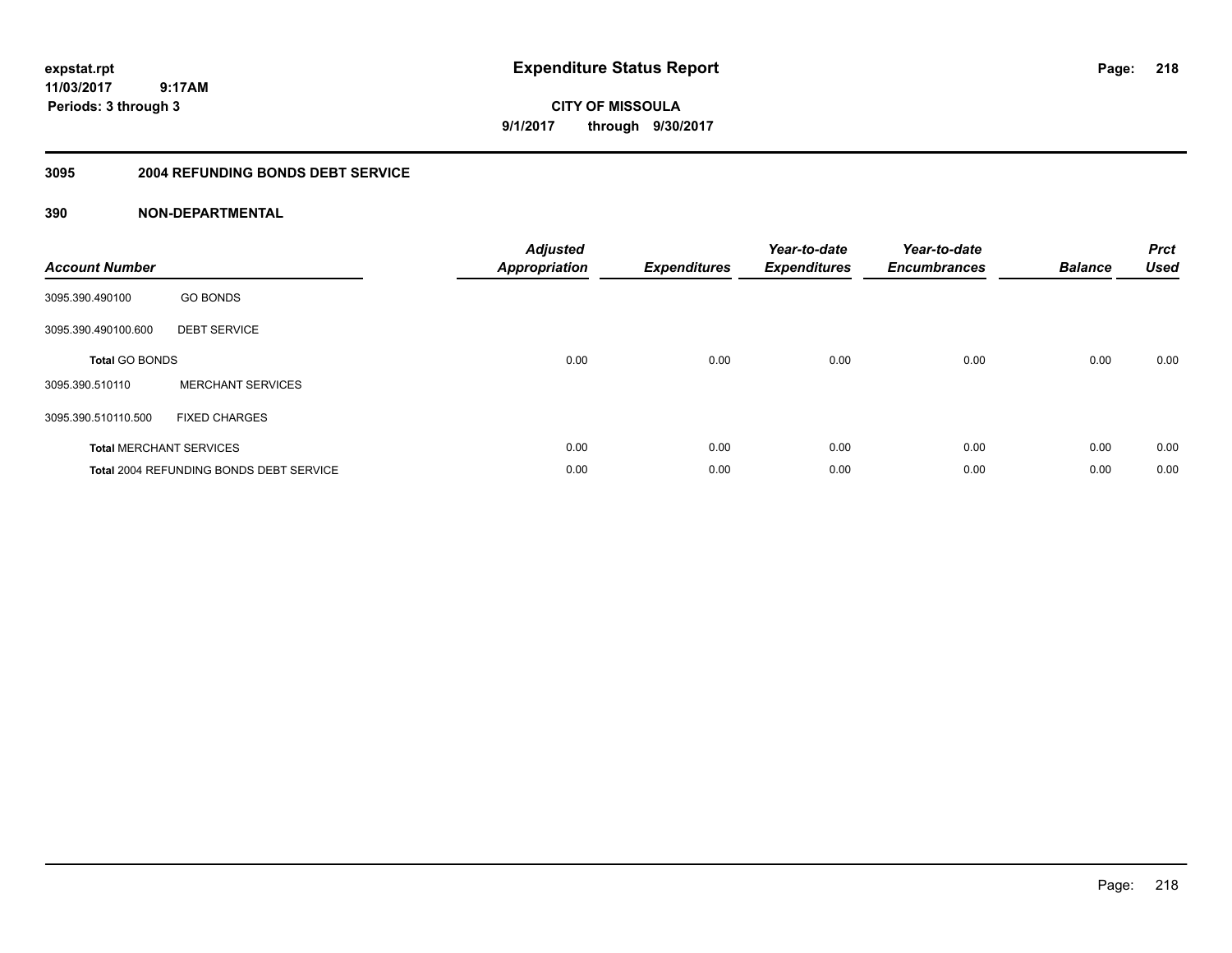**expstat.rpt**
**11/03/2017 9:17AM**
**Periods: 3 through 3**

# Expenditure Status Report

**CITY OF MISSOULA**
**9/1/2017 through 9/30/2017**

## 3095 2004 REFUNDING BONDS DEBT SERVICE

### 390 NON-DEPARTMENTAL

| Account Number | | Adjusted Appropriation | Expenditures | Year-to-date Expenditures | Year-to-date Encumbrances | Balance | Prct Used |
|---|---|---|---|---|---|---|---|
| 3095.390.490100 | GO BONDS | | | | | | |
| 3095.390.490100.600 | DEBT SERVICE | | | | | | |
| **Total** GO BONDS | | 0.00 | 0.00 | 0.00 | 0.00 | 0.00 | 0.00 |
| 3095.390.510110 | MERCHANT SERVICES | | | | | | |
| 3095.390.510110.500 | FIXED CHARGES | | | | | | |
| **Total** MERCHANT SERVICES | | 0.00 | 0.00 | 0.00 | 0.00 | 0.00 | 0.00 |
| **Total** 2004 REFUNDING BONDS DEBT SERVICE | | 0.00 | 0.00 | 0.00 | 0.00 | 0.00 | 0.00 |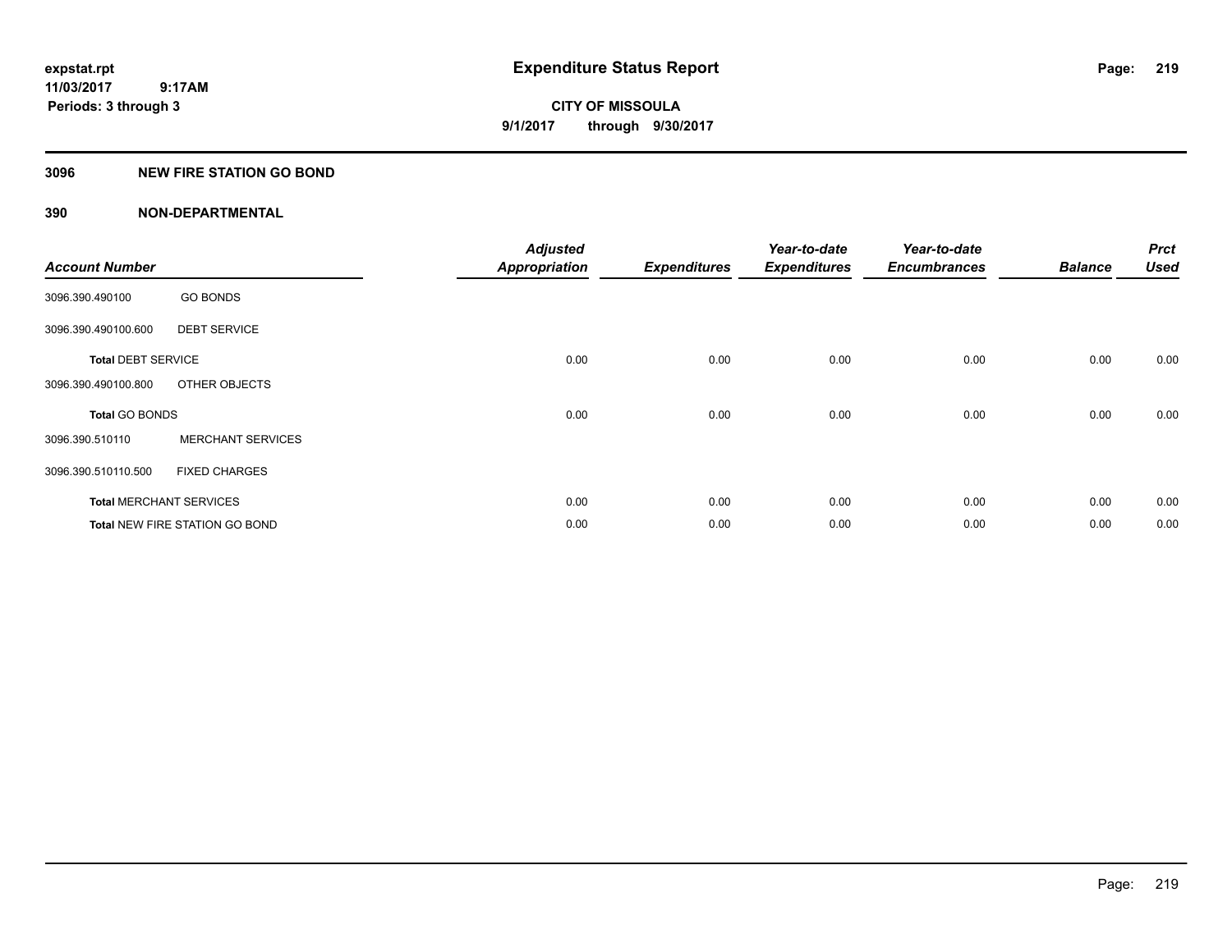expstat.rpt
11/03/2017 9:17AM
Periods: 3 through 3

# Expenditure Status Report

CITY OF MISSOULA
9/1/2017 through 9/30/2017

## 3096 NEW FIRE STATION GO BOND

### 390 NON-DEPARTMENTAL

| Account Number | | Adjusted Appropriation | Expenditures | Year-to-date Expenditures | Year-to-date Encumbrances | Balance | Prct Used |
|---|---|---|---|---|---|---|---|
| 3096.390.490100 | GO BONDS | | | | | | |
| 3096.390.490100.600 | DEBT SERVICE | | | | | | |
| **Total** DEBT SERVICE | | 0.00 | 0.00 | 0.00 | 0.00 | 0.00 | 0.00 |
| 3096.390.490100.800 | OTHER OBJECTS | | | | | | |
| **Total** GO BONDS | | 0.00 | 0.00 | 0.00 | 0.00 | 0.00 | 0.00 |
| 3096.390.510110 | MERCHANT SERVICES | | | | | | |
| 3096.390.510110.500 | FIXED CHARGES | | | | | | |
| **Total** MERCHANT SERVICES | | 0.00 | 0.00 | 0.00 | 0.00 | 0.00 | 0.00 |
| **Total** NEW FIRE STATION GO BOND | | 0.00 | 0.00 | 0.00 | 0.00 | 0.00 | 0.00 |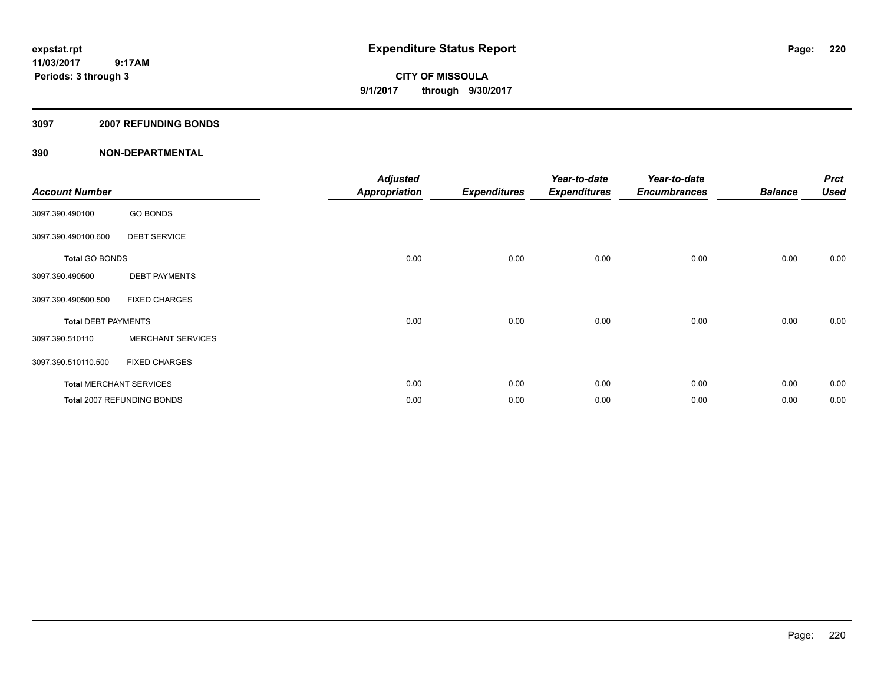expstat.rpt
11/03/2017 9:17AM
Periods: 3 through 3

# Expenditure Status Report

**CITY OF MISSOULA**
**9/1/2017 through 9/30/2017**

## 3097 2007 REFUNDING BONDS

### 390 NON-DEPARTMENTAL

| Account Number | | Adjusted Appropriation | Expenditures | Year-to-date Expenditures | Year-to-date Encumbrances | Balance | Prct Used |
|---|---|---|---|---|---|---|---|
| 3097.390.490100 | GO BONDS | | | | | | |
| 3097.390.490100.600 | DEBT SERVICE | | | | | | |
| **Total** GO BONDS | | 0.00 | 0.00 | 0.00 | 0.00 | 0.00 | 0.00 |
| 3097.390.490500 | DEBT PAYMENTS | | | | | | |
| 3097.390.490500.500 | FIXED CHARGES | | | | | | |
| **Total** DEBT PAYMENTS | | 0.00 | 0.00 | 0.00 | 0.00 | 0.00 | 0.00 |
| 3097.390.510110 | MERCHANT SERVICES | | | | | | |
| 3097.390.510110.500 | FIXED CHARGES | | | | | | |
| **Total** MERCHANT SERVICES | | 0.00 | 0.00 | 0.00 | 0.00 | 0.00 | 0.00 |
| **Total** 2007 REFUNDING BONDS | | 0.00 | 0.00 | 0.00 | 0.00 | 0.00 | 0.00 |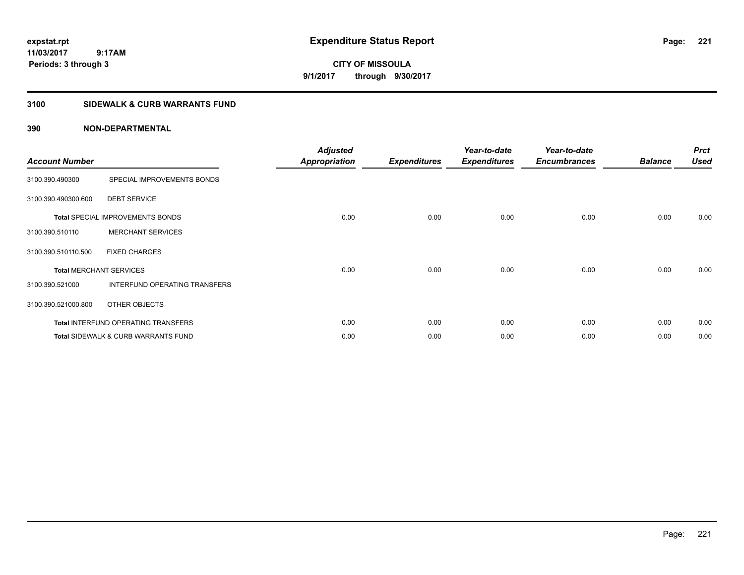**expstat.rpt**
**11/03/2017 9:17AM**
**Periods: 3 through 3**

# Expenditure Status Report

**CITY OF MISSOULA**
**9/1/2017 through 9/30/2017**

## 3100 SIDEWALK & CURB WARRANTS FUND

### 390 NON-DEPARTMENTAL

| Account Number | | Adjusted Appropriation | Expenditures | Year-to-date Expenditures | Year-to-date Encumbrances | Balance | Prct Used |
|---|---|---|---|---|---|---|---|
| 3100.390.490300 | SPECIAL IMPROVEMENTS BONDS | | | | | | |
| 3100.390.490300.600 | DEBT SERVICE | | | | | | |
| **Total** SPECIAL IMPROVEMENTS BONDS | | 0.00 | 0.00 | 0.00 | 0.00 | 0.00 | 0.00 |
| 3100.390.510110 | MERCHANT SERVICES | | | | | | |
| 3100.390.510110.500 | FIXED CHARGES | | | | | | |
| **Total** MERCHANT SERVICES | | 0.00 | 0.00 | 0.00 | 0.00 | 0.00 | 0.00 |
| 3100.390.521000 | INTERFUND OPERATING TRANSFERS | | | | | | |
| 3100.390.521000.800 | OTHER OBJECTS | | | | | | |
| **Total** INTERFUND OPERATING TRANSFERS | | 0.00 | 0.00 | 0.00 | 0.00 | 0.00 | 0.00 |
| **Total** SIDEWALK & CURB WARRANTS FUND | | 0.00 | 0.00 | 0.00 | 0.00 | 0.00 | 0.00 |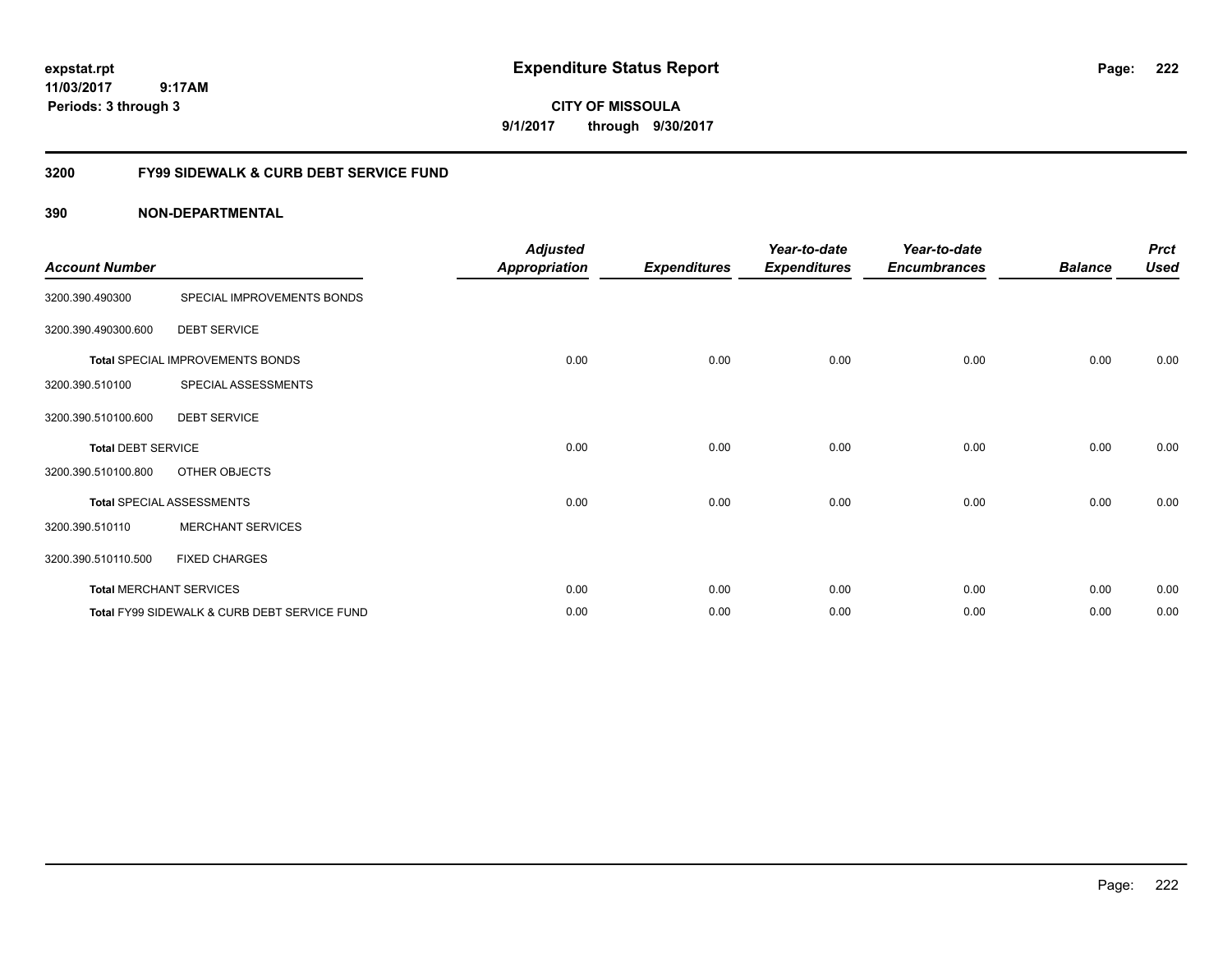# Expenditure Status Report

expstat.rpt
11/03/2017 9:17AM
Periods: 3 through 3

**CITY OF MISSOULA**
**9/1/2017 through 9/30/2017**

## 3200 FY99 SIDEWALK & CURB DEBT SERVICE FUND

### 390 NON-DEPARTMENTAL

| Account Number | | Adjusted Appropriation | Expenditures | Year-to-date Expenditures | Year-to-date Encumbrances | Balance | Prct Used |
|---|---|---|---|---|---|---|---|
| 3200.390.490300 | SPECIAL IMPROVEMENTS BONDS | | | | | | |
| 3200.390.490300.600 | DEBT SERVICE | | | | | | |
| **Total** SPECIAL IMPROVEMENTS BONDS | | 0.00 | 0.00 | 0.00 | 0.00 | 0.00 | 0.00 |
| 3200.390.510100 | SPECIAL ASSESSMENTS | | | | | | |
| 3200.390.510100.600 | DEBT SERVICE | | | | | | |
| **Total** DEBT SERVICE | | 0.00 | 0.00 | 0.00 | 0.00 | 0.00 | 0.00 |
| 3200.390.510100.800 | OTHER OBJECTS | | | | | | |
| **Total** SPECIAL ASSESSMENTS | | 0.00 | 0.00 | 0.00 | 0.00 | 0.00 | 0.00 |
| 3200.390.510110 | MERCHANT SERVICES | | | | | | |
| 3200.390.510110.500 | FIXED CHARGES | | | | | | |
| **Total** MERCHANT SERVICES | | 0.00 | 0.00 | 0.00 | 0.00 | 0.00 | 0.00 |
| **Total** FY99 SIDEWALK & CURB DEBT SERVICE FUND | | 0.00 | 0.00 | 0.00 | 0.00 | 0.00 | 0.00 |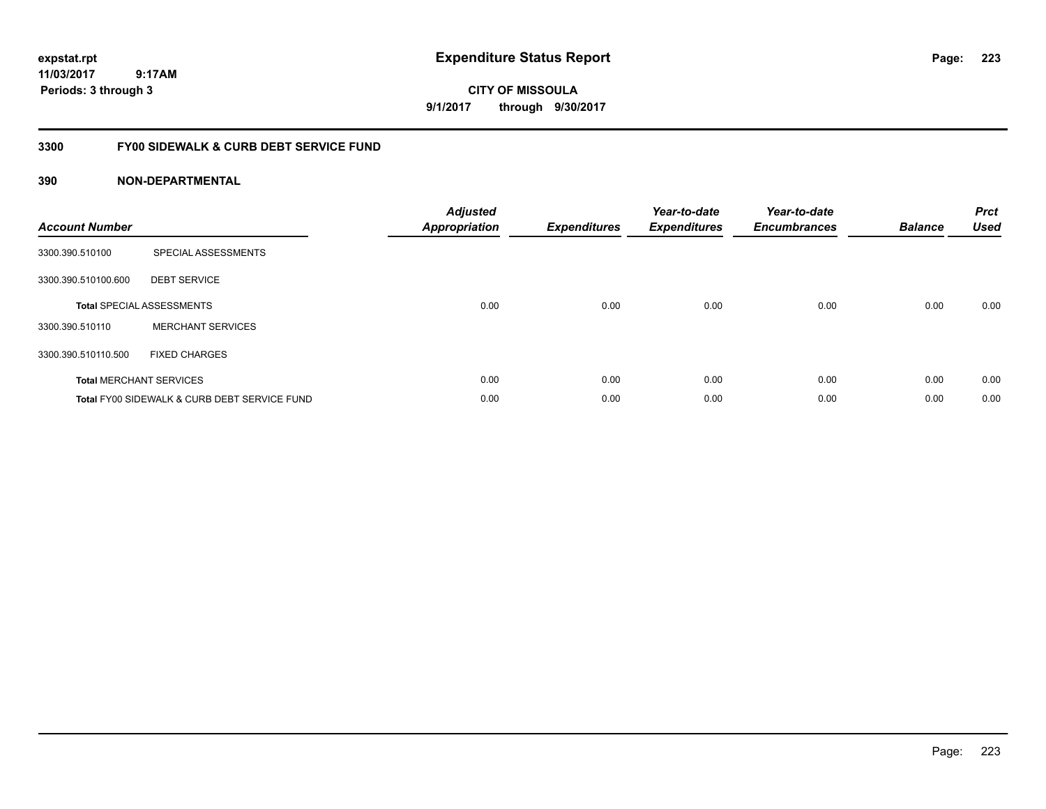# Expenditure Status Report

expstat.rpt
11/03/2017 9:17AM
Periods: 3 through 3

**CITY OF MISSOULA**
**9/1/2017 through 9/30/2017**

## 3300 FY00 SIDEWALK & CURB DEBT SERVICE FUND

### 390 NON-DEPARTMENTAL

| Account Number | | Adjusted Appropriation | Expenditures | Year-to-date Expenditures | Year-to-date Encumbrances | Balance | Prct Used |
|---|---|---|---|---|---|---|---|
| 3300.390.510100 | SPECIAL ASSESSMENTS | | | | | | |
| 3300.390.510100.600 | DEBT SERVICE | | | | | | |
| **Total** SPECIAL ASSESSMENTS | | 0.00 | 0.00 | 0.00 | 0.00 | 0.00 | 0.00 |
| 3300.390.510110 | MERCHANT SERVICES | | | | | | |
| 3300.390.510110.500 | FIXED CHARGES | | | | | | |
| **Total** MERCHANT SERVICES | | 0.00 | 0.00 | 0.00 | 0.00 | 0.00 | 0.00 |
| **Total** FY00 SIDEWALK & CURB DEBT SERVICE FUND | | 0.00 | 0.00 | 0.00 | 0.00 | 0.00 | 0.00 |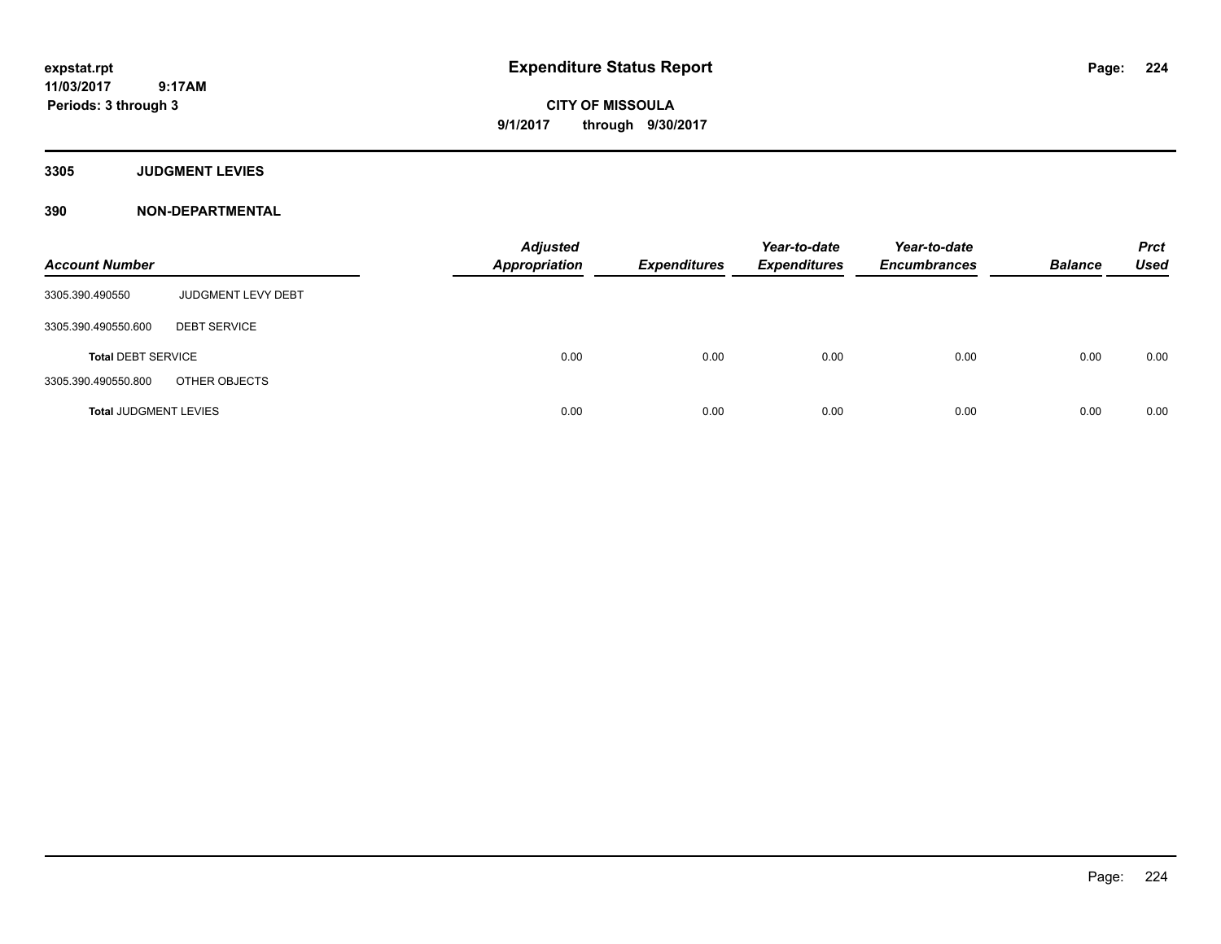expstat.rpt
11/03/2017 9:17AM
Periods: 3 through 3

# Expenditure Status Report

CITY OF MISSOULA
9/1/2017 through 9/30/2017

## 3305 JUDGMENT LEVIES

## 390 NON-DEPARTMENTAL

| Account Number | | Adjusted Appropriation | Expenditures | Year-to-date Expenditures | Year-to-date Encumbrances | Balance | Prct Used |
|---|---|---|---|---|---|---|---|
| 3305.390.490550 | JUDGMENT LEVY DEBT | | | | | | |
| 3305.390.490550.600 | DEBT SERVICE | | | | | | |
| **Total** DEBT SERVICE | | 0.00 | 0.00 | 0.00 | 0.00 | 0.00 | 0.00 |
| 3305.390.490550.800 | OTHER OBJECTS | | | | | | |
| **Total** JUDGMENT LEVIES | | 0.00 | 0.00 | 0.00 | 0.00 | 0.00 | 0.00 |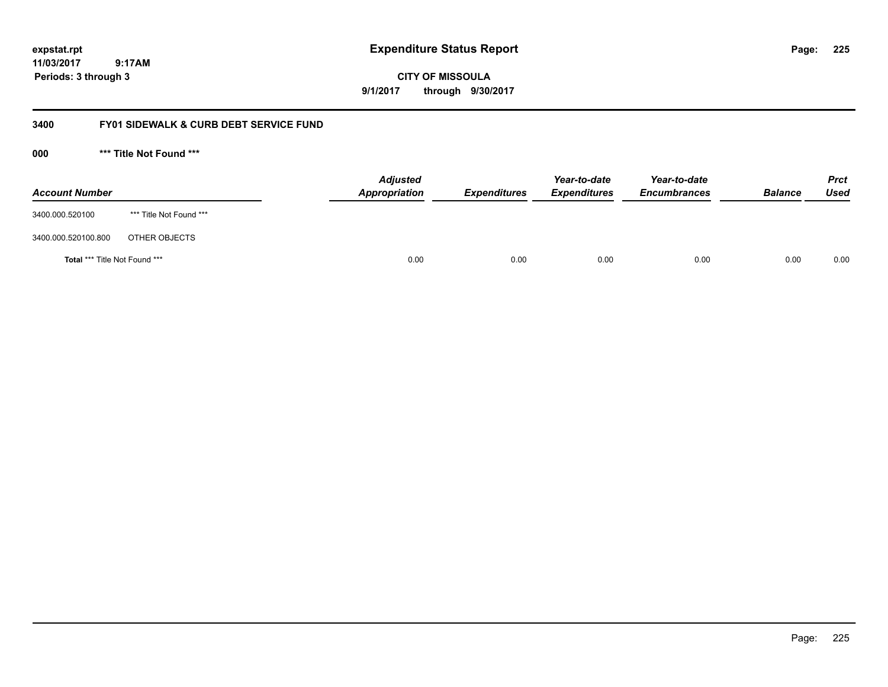expstat.rpt
11/03/2017 9:17AM
Periods: 3 through 3

# Expenditure Status Report

**CITY OF MISSOULA**
**9/1/2017 through 9/30/2017**

## 3400 FY01 SIDEWALK & CURB DEBT SERVICE FUND

### 000 *** Title Not Found ***

| Account Number | | Adjusted Appropriation | Expenditures | Year-to-date Expenditures | Year-to-date Encumbrances | Balance | Prct Used |
|---|---|---|---|---|---|---|---|
| 3400.000.520100 | *** Title Not Found *** | | | | | | |
| 3400.000.520100.800 | OTHER OBJECTS | | | | | | |
| **Total** *** Title Not Found *** | | 0.00 | 0.00 | 0.00 | 0.00 | 0.00 | 0.00 |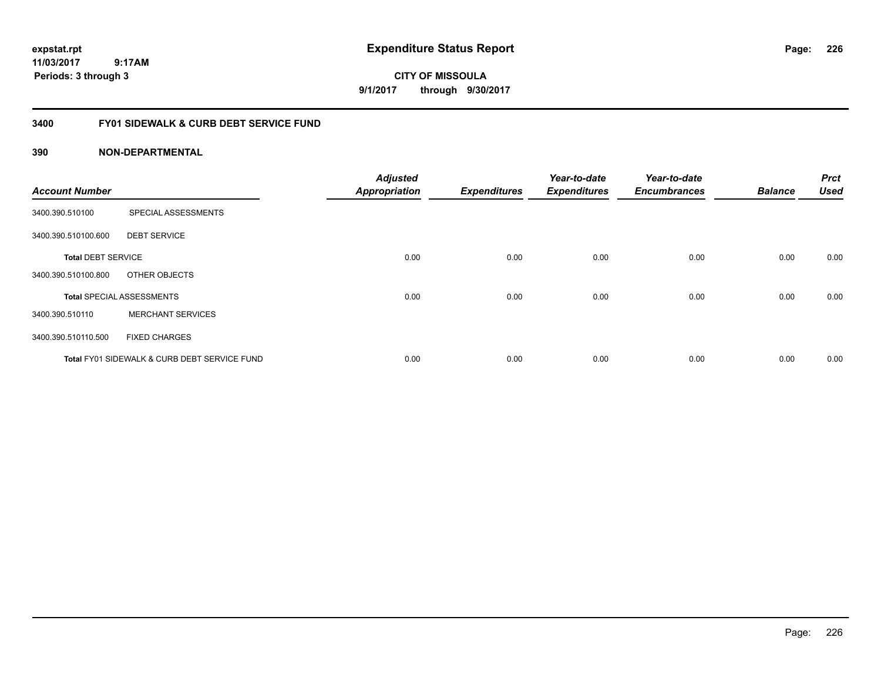**expstat.rpt**
**11/03/2017 9:17AM**
**Periods: 3 through 3**

# Expenditure Status Report

**CITY OF MISSOULA**
**9/1/2017 through 9/30/2017**

## 3400 FY01 SIDEWALK & CURB DEBT SERVICE FUND

### 390 NON-DEPARTMENTAL

| Account Number | | Adjusted Appropriation | Expenditures | Year-to-date Expenditures | Year-to-date Encumbrances | Balance | Prct Used |
|---|---|---|---|---|---|---|---|
| 3400.390.510100 | SPECIAL ASSESSMENTS | | | | | | |
| 3400.390.510100.600 | DEBT SERVICE | | | | | | |
| **Total** DEBT SERVICE | | 0.00 | 0.00 | 0.00 | 0.00 | 0.00 | 0.00 |
| 3400.390.510100.800 | OTHER OBJECTS | | | | | | |
| **Total** SPECIAL ASSESSMENTS | | 0.00 | 0.00 | 0.00 | 0.00 | 0.00 | 0.00 |
| 3400.390.510110 | MERCHANT SERVICES | | | | | | |
| 3400.390.510110.500 | FIXED CHARGES | | | | | | |
| **Total** FY01 SIDEWALK & CURB DEBT SERVICE FUND | | 0.00 | 0.00 | 0.00 | 0.00 | 0.00 | 0.00 |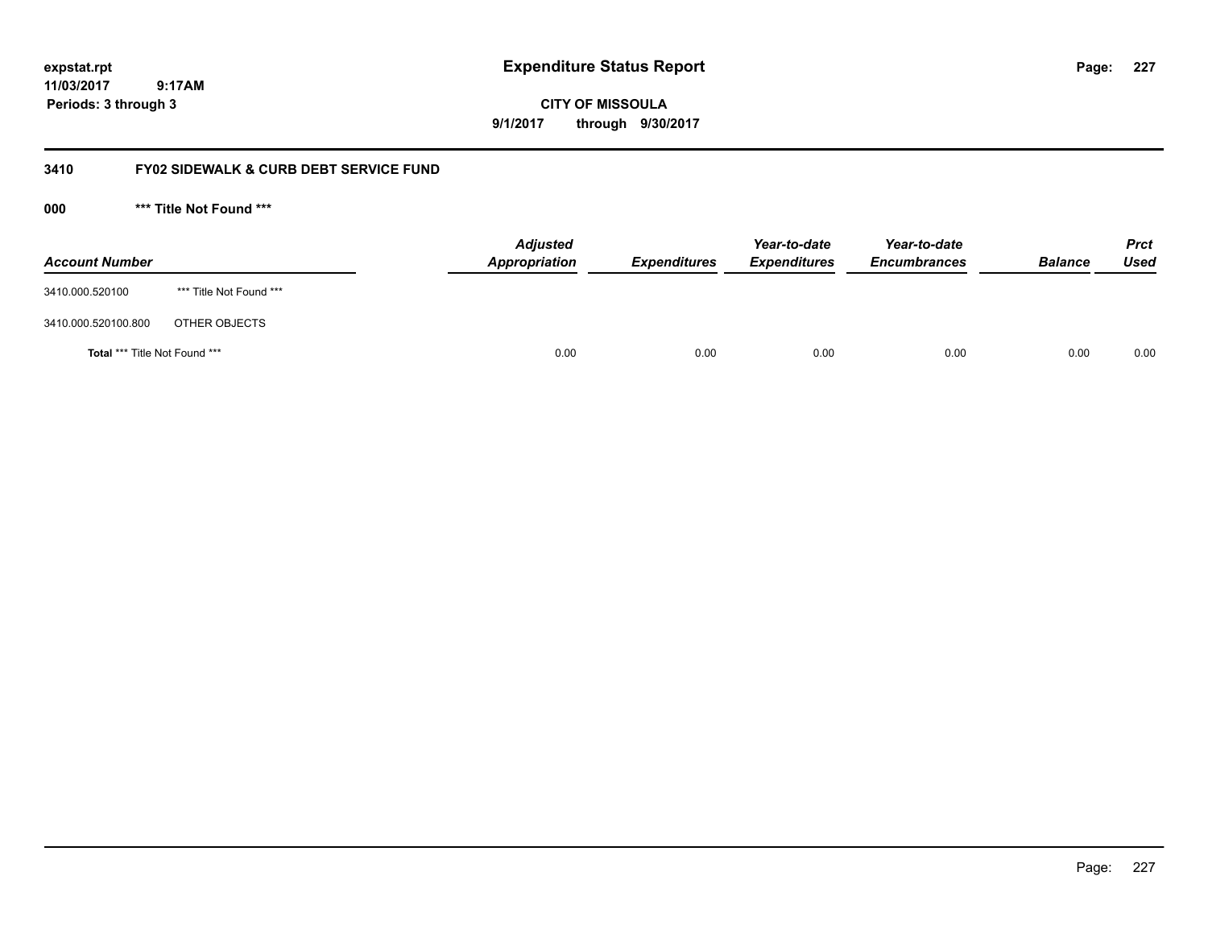# Expenditure Status Report

expstat.rpt
11/03/2017 9:17AM
Periods: 3 through 3

**CITY OF MISSOULA**
**9/1/2017 through 9/30/2017**

## 3410 FY02 SIDEWALK & CURB DEBT SERVICE FUND

### 000 *** Title Not Found ***

| Account Number | | Adjusted Appropriation | Expenditures | Year-to-date Expenditures | Year-to-date Encumbrances | Balance | Prct Used |
|---|---|---|---|---|---|---|---|
| 3410.000.520100 | *** Title Not Found *** | | | | | | |
| 3410.000.520100.800 | OTHER OBJECTS | | | | | | |
| **Total** *** Title Not Found *** | | 0.00 | 0.00 | 0.00 | 0.00 | 0.00 | 0.00 |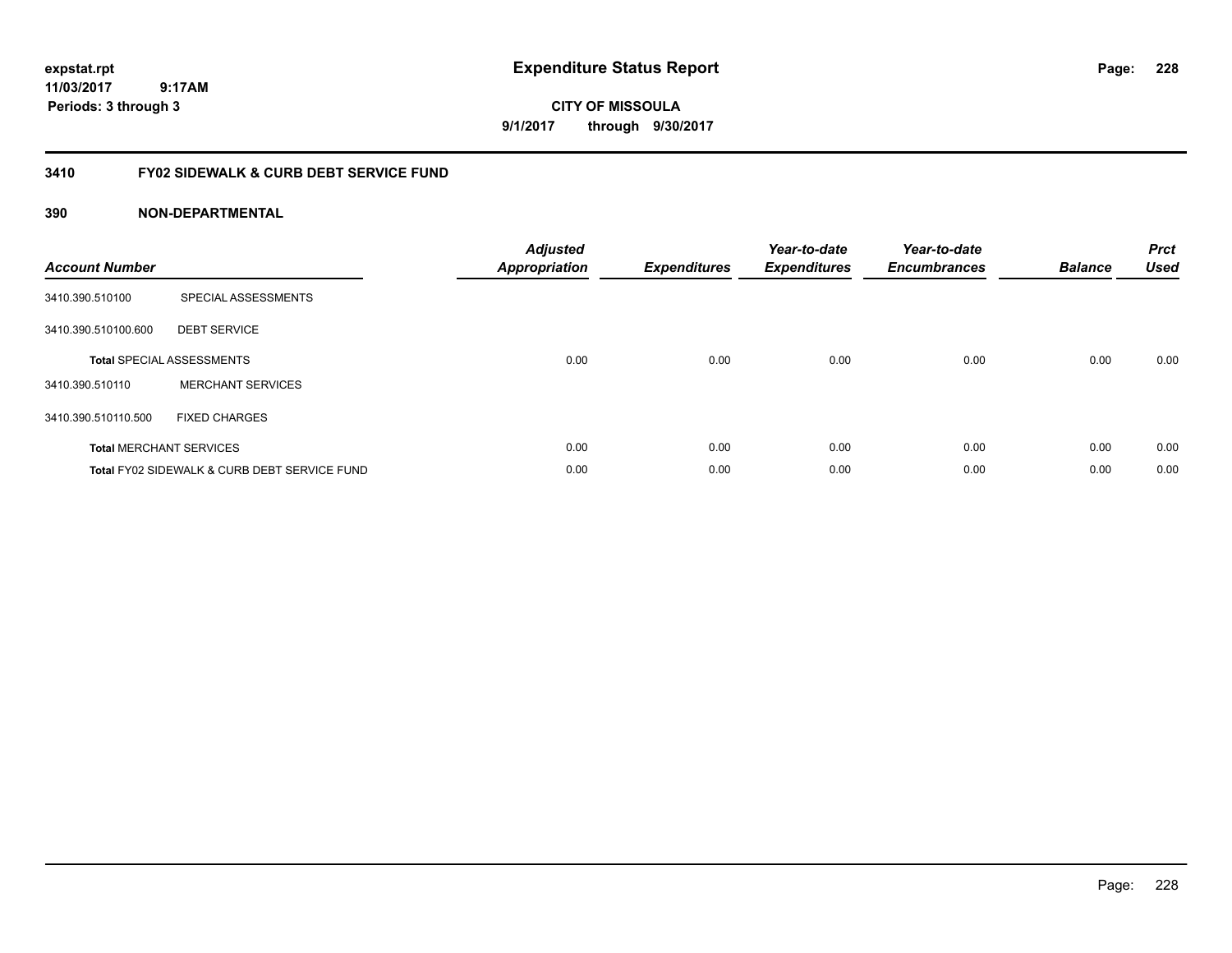# Expenditure Status Report

expstat.rpt
11/03/2017 9:17AM
Periods: 3 through 3

**CITY OF MISSOULA**
**9/1/2017 through 9/30/2017**

## 3410 FY02 SIDEWALK & CURB DEBT SERVICE FUND

### 390 NON-DEPARTMENTAL

| Account Number | | Adjusted Appropriation | Expenditures | Year-to-date Expenditures | Year-to-date Encumbrances | Balance | Prct Used |
|---|---|---|---|---|---|---|---|
| 3410.390.510100 | SPECIAL ASSESSMENTS | | | | | | |
| 3410.390.510100.600 | DEBT SERVICE | | | | | | |
| **Total** SPECIAL ASSESSMENTS | | 0.00 | 0.00 | 0.00 | 0.00 | 0.00 | 0.00 |
| 3410.390.510110 | MERCHANT SERVICES | | | | | | |
| 3410.390.510110.500 | FIXED CHARGES | | | | | | |
| **Total** MERCHANT SERVICES | | 0.00 | 0.00 | 0.00 | 0.00 | 0.00 | 0.00 |
| **Total** FY02 SIDEWALK & CURB DEBT SERVICE FUND | | 0.00 | 0.00 | 0.00 | 0.00 | 0.00 | 0.00 |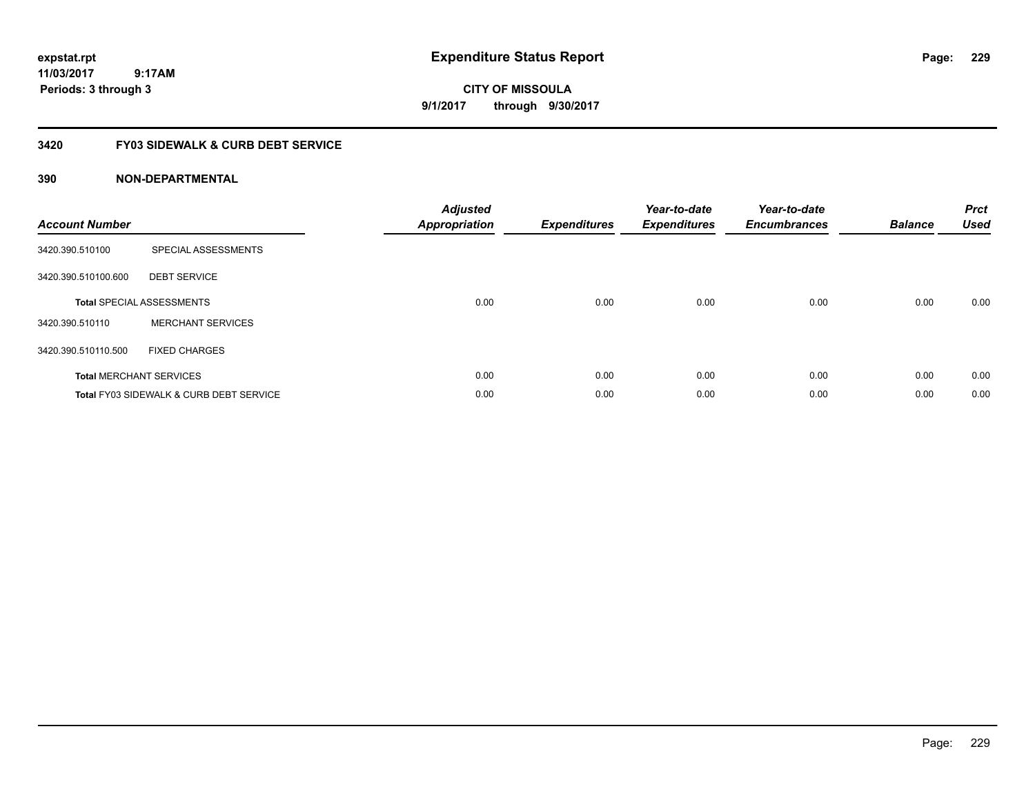# Expenditure Status Report

expstat.rpt
11/03/2017 9:17AM
Periods: 3 through 3

**CITY OF MISSOULA**
**9/1/2017 through 9/30/2017**

## 3420 FY03 SIDEWALK & CURB DEBT SERVICE

### 390 NON-DEPARTMENTAL

| Account Number | | Adjusted Appropriation | Expenditures | Year-to-date Expenditures | Year-to-date Encumbrances | Balance | Prct Used |
|---|---|---|---|---|---|---|---|
| 3420.390.510100 | SPECIAL ASSESSMENTS | | | | | | |
| 3420.390.510100.600 | DEBT SERVICE | | | | | | |
| **Total** SPECIAL ASSESSMENTS | | 0.00 | 0.00 | 0.00 | 0.00 | 0.00 | 0.00 |
| 3420.390.510110 | MERCHANT SERVICES | | | | | | |
| 3420.390.510110.500 | FIXED CHARGES | | | | | | |
| **Total** MERCHANT SERVICES | | 0.00 | 0.00 | 0.00 | 0.00 | 0.00 | 0.00 |
| **Total** FY03 SIDEWALK & CURB DEBT SERVICE | | 0.00 | 0.00 | 0.00 | 0.00 | 0.00 | 0.00 |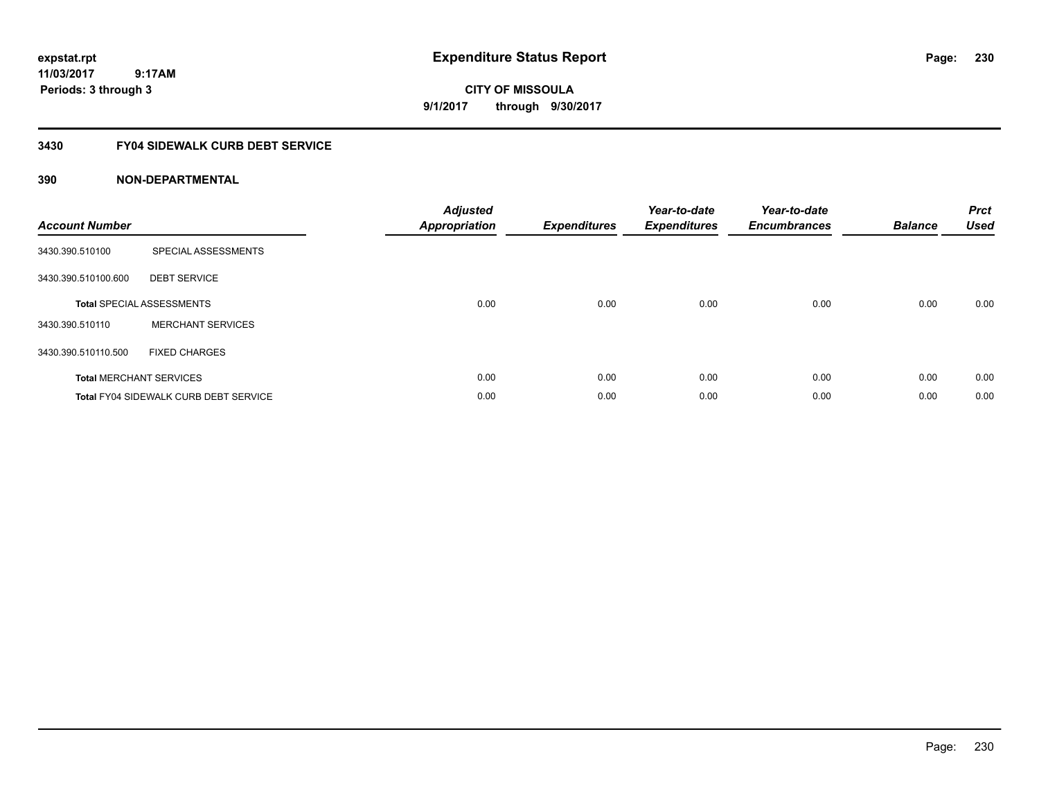# Expenditure Status Report

expstat.rpt
11/03/2017 9:17AM
Periods: 3 through 3

**CITY OF MISSOULA**
**9/1/2017 through 9/30/2017**

## 3430 FY04 SIDEWALK CURB DEBT SERVICE

### 390 NON-DEPARTMENTAL

| Account Number | | Adjusted Appropriation | Expenditures | Year-to-date Expenditures | Year-to-date Encumbrances | Balance | Prct Used |
|---|---|---|---|---|---|---|---|
| 3430.390.510100 | SPECIAL ASSESSMENTS | | | | | | |
| 3430.390.510100.600 | DEBT SERVICE | | | | | | |
| **Total** SPECIAL ASSESSMENTS | | 0.00 | 0.00 | 0.00 | 0.00 | 0.00 | 0.00 |
| 3430.390.510110 | MERCHANT SERVICES | | | | | | |
| 3430.390.510110.500 | FIXED CHARGES | | | | | | |
| **Total** MERCHANT SERVICES | | 0.00 | 0.00 | 0.00 | 0.00 | 0.00 | 0.00 |
| **Total** FY04 SIDEWALK CURB DEBT SERVICE | | 0.00 | 0.00 | 0.00 | 0.00 | 0.00 | 0.00 |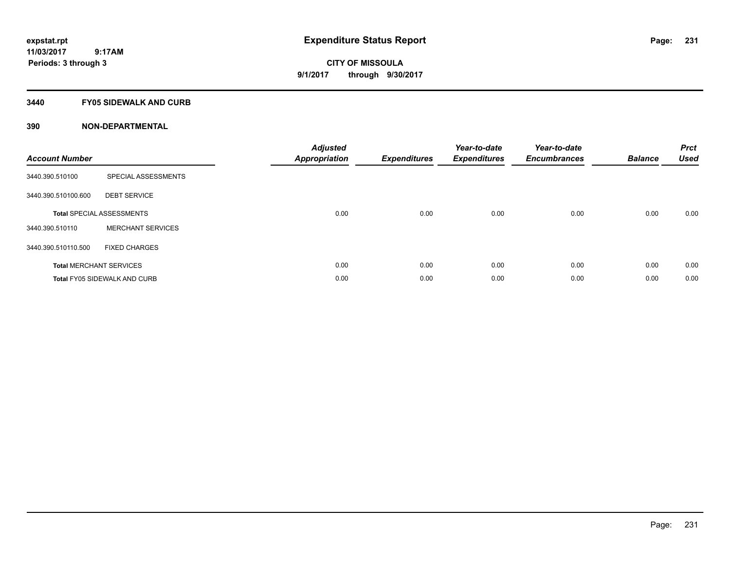**expstat.rpt**
**11/03/2017 9:17AM**
**Periods: 3 through 3**

# Expenditure Status Report

**CITY OF MISSOULA**
**9/1/2017 through 9/30/2017**

## 3440 FY05 SIDEWALK AND CURB

## 390 NON-DEPARTMENTAL

| Account Number | | Adjusted Appropriation | Expenditures | Year-to-date Expenditures | Year-to-date Encumbrances | Balance | Prct Used |
|---|---|---|---|---|---|---|---|
| 3440.390.510100 | SPECIAL ASSESSMENTS | | | | | | |
| 3440.390.510100.600 | DEBT SERVICE | | | | | | |
| **Total** SPECIAL ASSESSMENTS | | 0.00 | 0.00 | 0.00 | 0.00 | 0.00 | 0.00 |
| 3440.390.510110 | MERCHANT SERVICES | | | | | | |
| 3440.390.510110.500 | FIXED CHARGES | | | | | | |
| **Total** MERCHANT SERVICES | | 0.00 | 0.00 | 0.00 | 0.00 | 0.00 | 0.00 |
| **Total** FY05 SIDEWALK AND CURB | | 0.00 | 0.00 | 0.00 | 0.00 | 0.00 | 0.00 |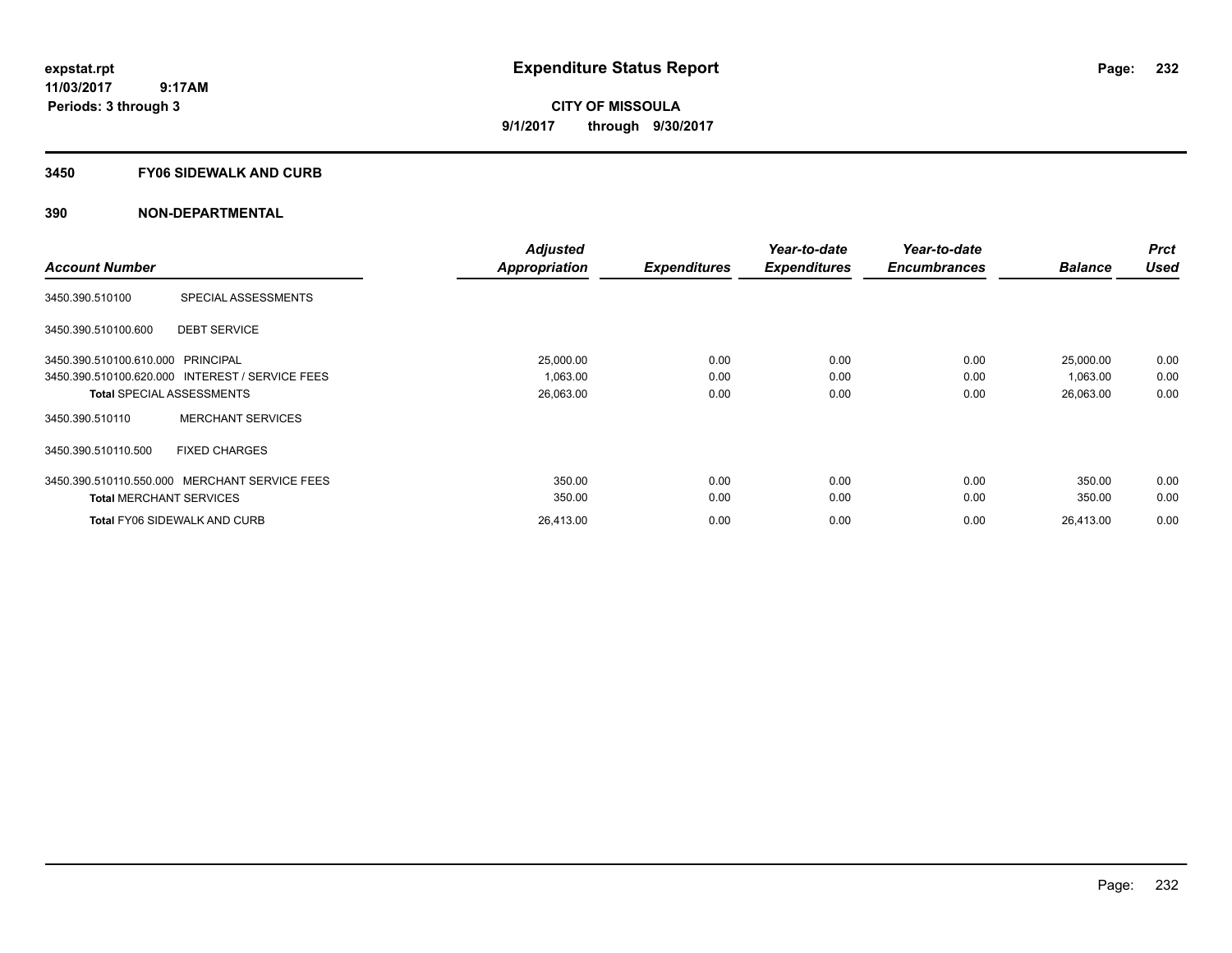**expstat.rpt**
**11/03/2017 9:17AM**
**Periods: 3 through 3**

# Expenditure Status Report

**CITY OF MISSOULA**
**9/1/2017 through 9/30/2017**

## 3450 FY06 SIDEWALK AND CURB

## 390 NON-DEPARTMENTAL

| Account Number | | Adjusted Appropriation | Expenditures | Year-to-date Expenditures | Year-to-date Encumbrances | Balance | Prct Used |
|---|---|---|---|---|---|---|---|
| 3450.390.510100 | SPECIAL ASSESSMENTS | | | | | | |
| 3450.390.510100.600 | DEBT SERVICE | | | | | | |
| 3450.390.510100.610.000 | PRINCIPAL | 25,000.00 | 0.00 | 0.00 | 0.00 | 25,000.00 | 0.00 |
| 3450.390.510100.620.000 | INTEREST / SERVICE FEES | 1,063.00 | 0.00 | 0.00 | 0.00 | 1,063.00 | 0.00 |
| **Total** SPECIAL ASSESSMENTS | | 26,063.00 | 0.00 | 0.00 | 0.00 | 26,063.00 | 0.00 |
| 3450.390.510110 | MERCHANT SERVICES | | | | | | |
| 3450.390.510110.500 | FIXED CHARGES | | | | | | |
| 3450.390.510110.550.000 | MERCHANT SERVICE FEES | 350.00 | 0.00 | 0.00 | 0.00 | 350.00 | 0.00 |
| **Total** MERCHANT SERVICES | | 350.00 | 0.00 | 0.00 | 0.00 | 350.00 | 0.00 |
| **Total** FY06 SIDEWALK AND CURB | | 26,413.00 | 0.00 | 0.00 | 0.00 | 26,413.00 | 0.00 |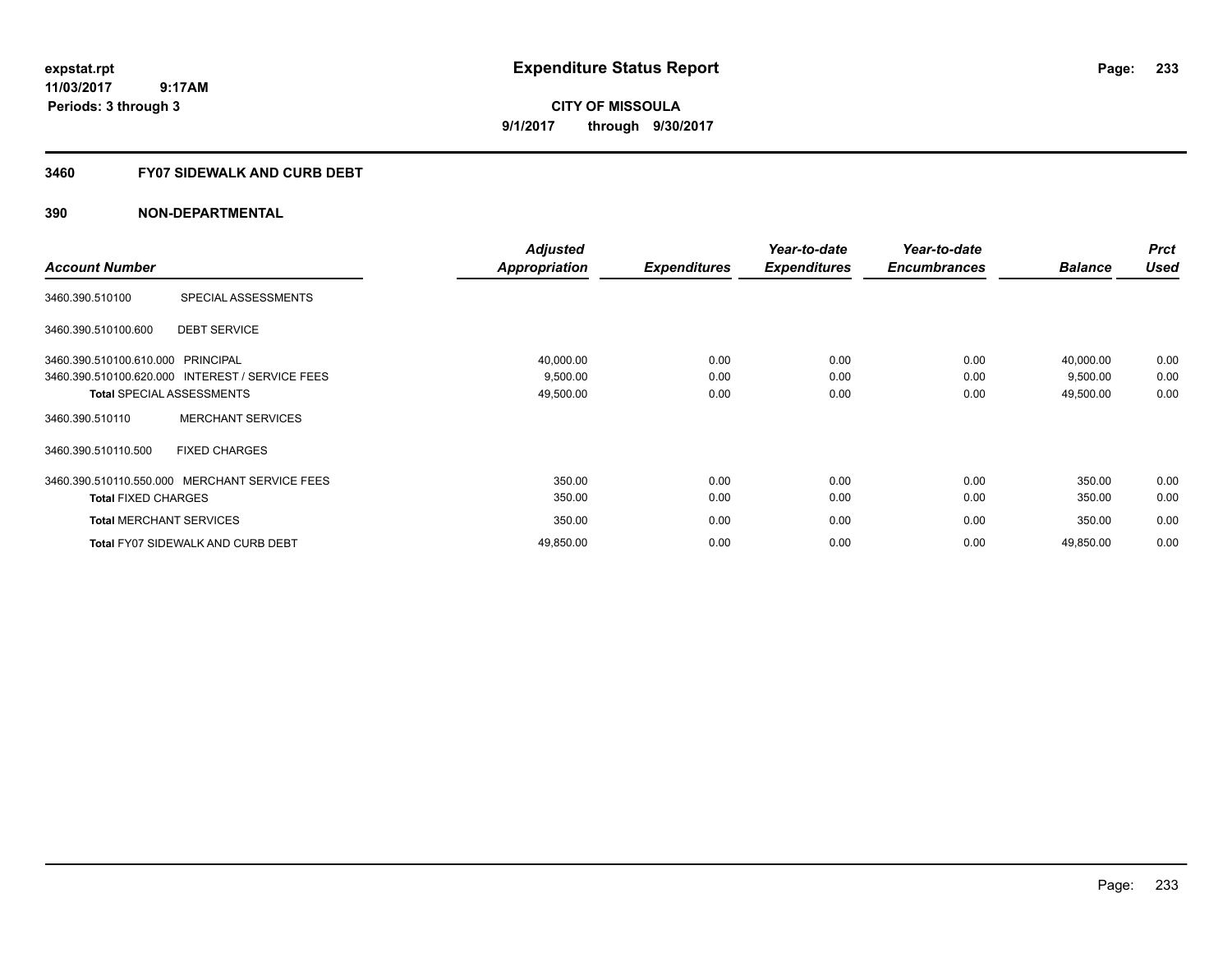expstat.rpt
11/03/2017 9:17AM
Periods: 3 through 3

# Expenditure Status Report

**CITY OF MISSOULA**
**9/1/2017 through 9/30/2017**

## 3460 FY07 SIDEWALK AND CURB DEBT

### 390 NON-DEPARTMENTAL

| Account Number | | Adjusted Appropriation | Expenditures | Year-to-date Expenditures | Year-to-date Encumbrances | Balance | Prct Used |
|---|---|---|---|---|---|---|---|
| 3460.390.510100 | SPECIAL ASSESSMENTS | | | | | | |
| 3460.390.510100.600 | DEBT SERVICE | | | | | | |
| 3460.390.510100.610.000 | PRINCIPAL | 40,000.00 | 0.00 | 0.00 | 0.00 | 40,000.00 | 0.00 |
| 3460.390.510100.620.000 | INTEREST / SERVICE FEES | 9,500.00 | 0.00 | 0.00 | 0.00 | 9,500.00 | 0.00 |
| **Total** SPECIAL ASSESSMENTS | | 49,500.00 | 0.00 | 0.00 | 0.00 | 49,500.00 | 0.00 |
| 3460.390.510110 | MERCHANT SERVICES | | | | | | |
| 3460.390.510110.500 | FIXED CHARGES | | | | | | |
| 3460.390.510110.550.000 | MERCHANT SERVICE FEES | 350.00 | 0.00 | 0.00 | 0.00 | 350.00 | 0.00 |
| **Total** FIXED CHARGES | | 350.00 | 0.00 | 0.00 | 0.00 | 350.00 | 0.00 |
| **Total** MERCHANT SERVICES | | 350.00 | 0.00 | 0.00 | 0.00 | 350.00 | 0.00 |
| **Total** FY07 SIDEWALK AND CURB DEBT | | 49,850.00 | 0.00 | 0.00 | 0.00 | 49,850.00 | 0.00 |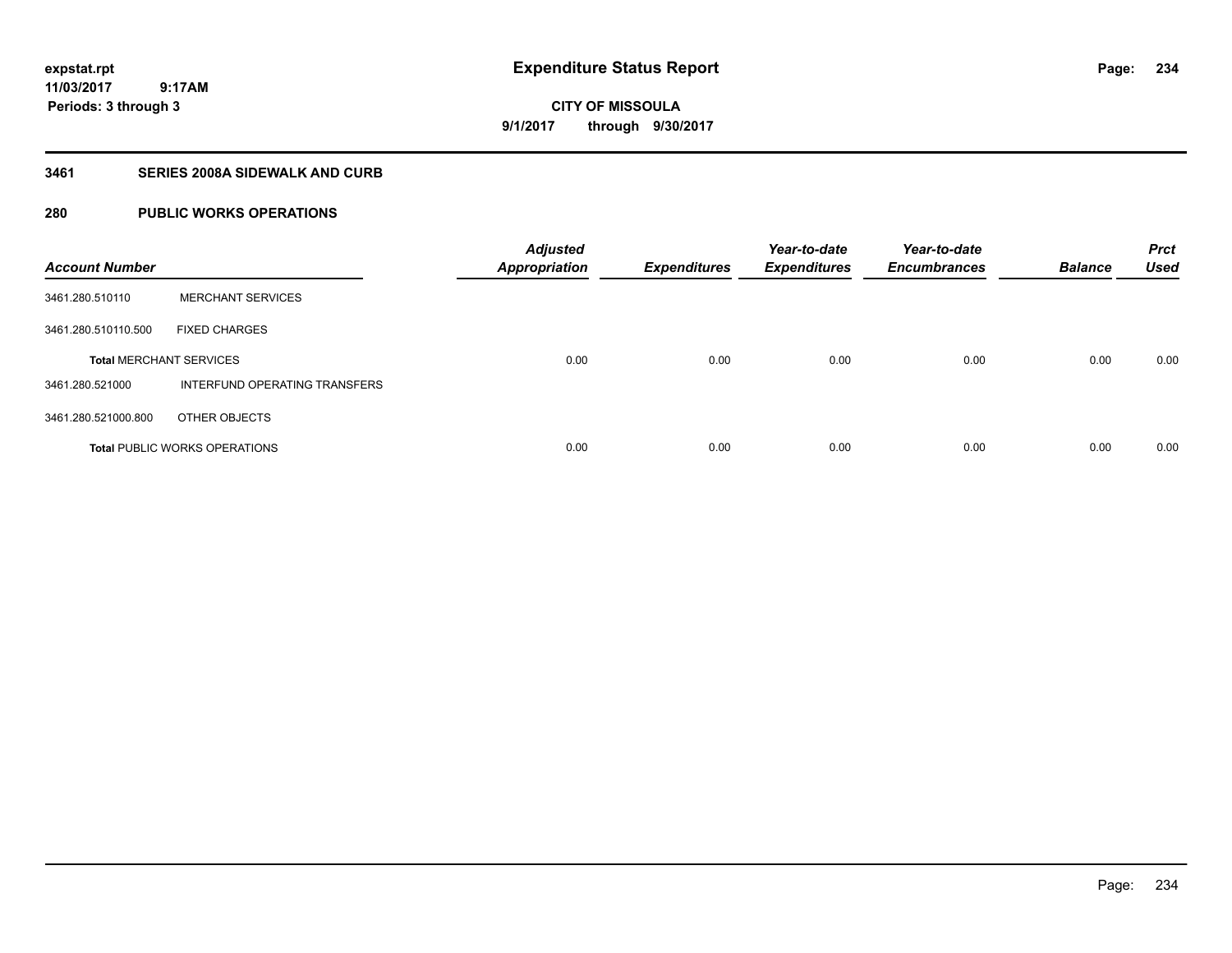**expstat.rpt**
**11/03/2017 9:17AM**
**Periods: 3 through 3**

# Expenditure Status Report

**CITY OF MISSOULA**
**9/1/2017 through 9/30/2017**

## 3461 SERIES 2008A SIDEWALK AND CURB

## 280 PUBLIC WORKS OPERATIONS

| Account Number | | Adjusted Appropriation | Expenditures | Year-to-date Expenditures | Year-to-date Encumbrances | Balance | Prct Used |
|---|---|---|---|---|---|---|---|
| 3461.280.510110 | MERCHANT SERVICES | | | | | | |
| 3461.280.510110.500 | FIXED CHARGES | | | | | | |
| **Total** MERCHANT SERVICES | | 0.00 | 0.00 | 0.00 | 0.00 | 0.00 | 0.00 |
| 3461.280.521000 | INTERFUND OPERATING TRANSFERS | | | | | | |
| 3461.280.521000.800 | OTHER OBJECTS | | | | | | |
| **Total** PUBLIC WORKS OPERATIONS | | 0.00 | 0.00 | 0.00 | 0.00 | 0.00 | 0.00 |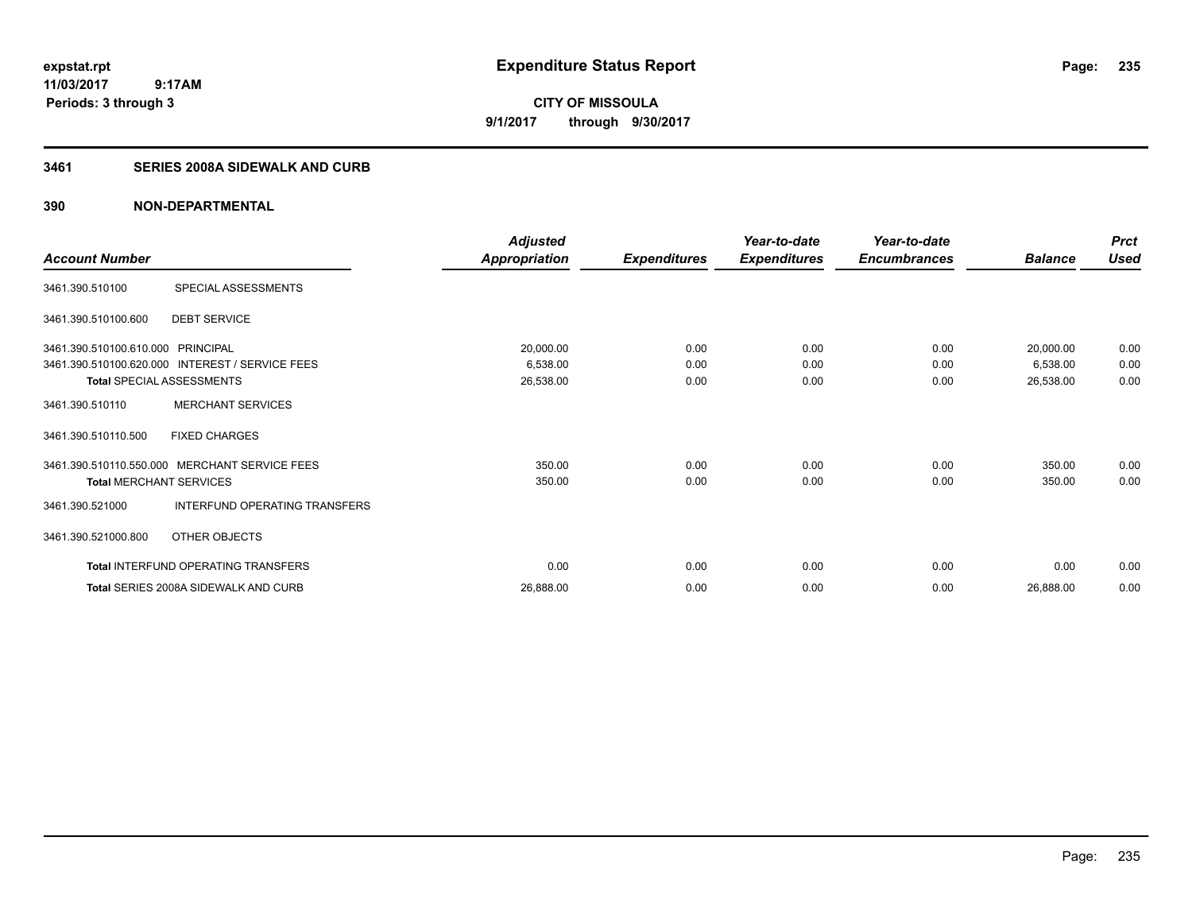expstat.rpt
11/03/2017 9:17AM
Periods: 3 through 3

# Expenditure Status Report

**CITY OF MISSOULA**
**9/1/2017 through 9/30/2017**

## 3461 SERIES 2008A SIDEWALK AND CURB

### 390 NON-DEPARTMENTAL

| Account Number | | Adjusted Appropriation | Expenditures | Year-to-date Expenditures | Year-to-date Encumbrances | Balance | Prct Used |
|---|---|---|---|---|---|---|---|
| 3461.390.510100 | SPECIAL ASSESSMENTS | | | | | | |
| 3461.390.510100.600 | DEBT SERVICE | | | | | | |
| 3461.390.510100.610.000 | PRINCIPAL | 20,000.00 | 0.00 | 0.00 | 0.00 | 20,000.00 | 0.00 |
| 3461.390.510100.620.000 | INTEREST / SERVICE FEES | 6,538.00 | 0.00 | 0.00 | 0.00 | 6,538.00 | 0.00 |
| **Total** SPECIAL ASSESSMENTS | | 26,538.00 | 0.00 | 0.00 | 0.00 | 26,538.00 | 0.00 |
| 3461.390.510110 | MERCHANT SERVICES | | | | | | |
| 3461.390.510110.500 | FIXED CHARGES | | | | | | |
| 3461.390.510110.550.000 | MERCHANT SERVICE FEES | 350.00 | 0.00 | 0.00 | 0.00 | 350.00 | 0.00 |
| **Total** MERCHANT SERVICES | | 350.00 | 0.00 | 0.00 | 0.00 | 350.00 | 0.00 |
| 3461.390.521000 | INTERFUND OPERATING TRANSFERS | | | | | | |
| 3461.390.521000.800 | OTHER OBJECTS | | | | | | |
| **Total** INTERFUND OPERATING TRANSFERS | | 0.00 | 0.00 | 0.00 | 0.00 | 0.00 | 0.00 |
| **Total** SERIES 2008A SIDEWALK AND CURB | | 26,888.00 | 0.00 | 0.00 | 0.00 | 26,888.00 | 0.00 |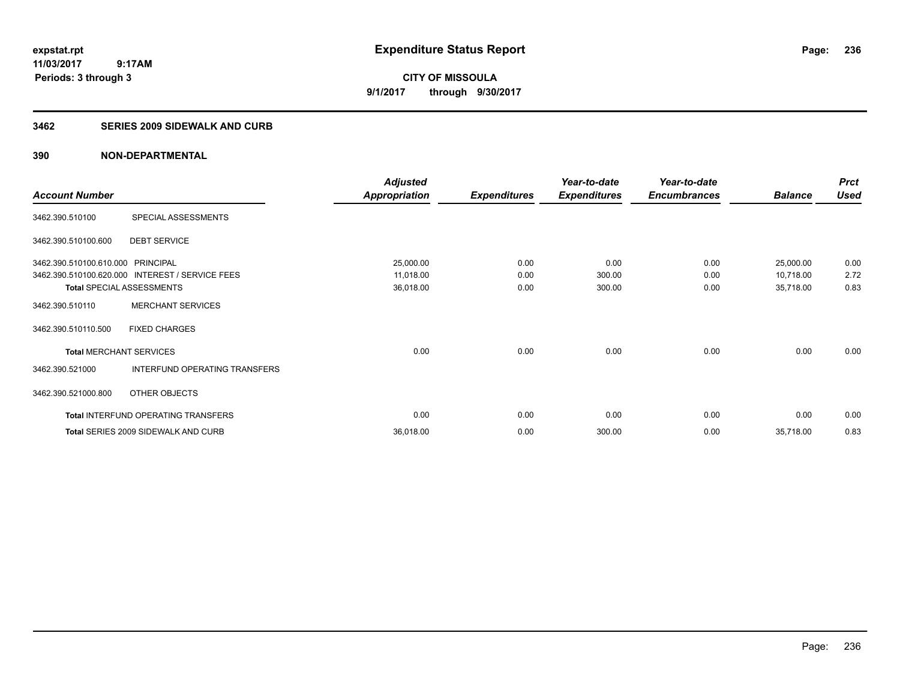expstat.rpt
11/03/2017 9:17AM
Periods: 3 through 3

# Expenditure Status Report

CITY OF MISSOULA
9/1/2017 through 9/30/2017

## 3462 SERIES 2009 SIDEWALK AND CURB

## 390 NON-DEPARTMENTAL

| Account Number | | Adjusted Appropriation | Expenditures | Year-to-date Expenditures | Year-to-date Encumbrances | Balance | Prct Used |
|---|---|---|---|---|---|---|---|
| 3462.390.510100 | SPECIAL ASSESSMENTS | | | | | | |
| 3462.390.510100.600 | DEBT SERVICE | | | | | | |
| 3462.390.510100.610.000 | PRINCIPAL | 25,000.00 | 0.00 | 0.00 | 0.00 | 25,000.00 | 0.00 |
| 3462.390.510100.620.000 | INTEREST / SERVICE FEES | 11,018.00 | 0.00 | 300.00 | 0.00 | 10,718.00 | 2.72 |
| **Total** SPECIAL ASSESSMENTS | | 36,018.00 | 0.00 | 300.00 | 0.00 | 35,718.00 | 0.83 |
| 3462.390.510110 | MERCHANT SERVICES | | | | | | |
| 3462.390.510110.500 | FIXED CHARGES | | | | | | |
| **Total** MERCHANT SERVICES | | 0.00 | 0.00 | 0.00 | 0.00 | 0.00 | 0.00 |
| 3462.390.521000 | INTERFUND OPERATING TRANSFERS | | | | | | |
| 3462.390.521000.800 | OTHER OBJECTS | | | | | | |
| **Total** INTERFUND OPERATING TRANSFERS | | 0.00 | 0.00 | 0.00 | 0.00 | 0.00 | 0.00 |
| **Total** SERIES 2009 SIDEWALK AND CURB | | 36,018.00 | 0.00 | 300.00 | 0.00 | 35,718.00 | 0.83 |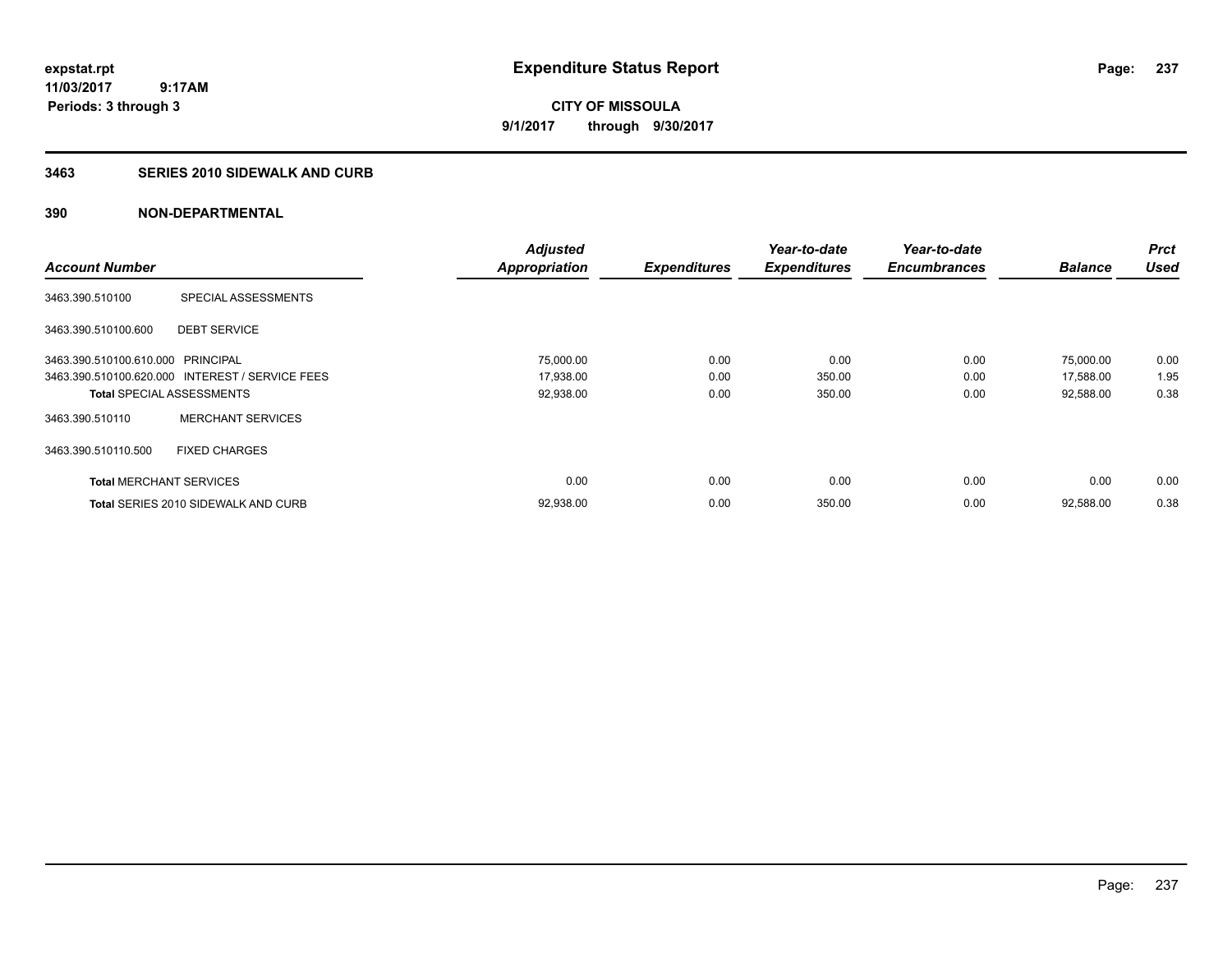**expstat.rpt**
**11/03/2017 9:17AM**
**Periods: 3 through 3**

# Expenditure Status Report

**CITY OF MISSOULA**
**9/1/2017 through 9/30/2017**

## 3463 SERIES 2010 SIDEWALK AND CURB

## 390 NON-DEPARTMENTAL

| Account Number | | Adjusted Appropriation | Expenditures | Year-to-date Expenditures | Year-to-date Encumbrances | Balance | Prct Used |
|---|---|---|---|---|---|---|---|
| 3463.390.510100 | SPECIAL ASSESSMENTS | | | | | | |
| 3463.390.510100.600 | DEBT SERVICE | | | | | | |
| 3463.390.510100.610.000 | PRINCIPAL | 75,000.00 | 0.00 | 0.00 | 0.00 | 75,000.00 | 0.00 |
| 3463.390.510100.620.000 | INTEREST / SERVICE FEES | 17,938.00 | 0.00 | 350.00 | 0.00 | 17,588.00 | 1.95 |
| **Total** SPECIAL ASSESSMENTS | | 92,938.00 | 0.00 | 350.00 | 0.00 | 92,588.00 | 0.38 |
| 3463.390.510110 | MERCHANT SERVICES | | | | | | |
| 3463.390.510110.500 | FIXED CHARGES | | | | | | |
| **Total** MERCHANT SERVICES | | 0.00 | 0.00 | 0.00 | 0.00 | 0.00 | 0.00 |
| **Total** SERIES 2010 SIDEWALK AND CURB | | 92,938.00 | 0.00 | 350.00 | 0.00 | 92,588.00 | 0.38 |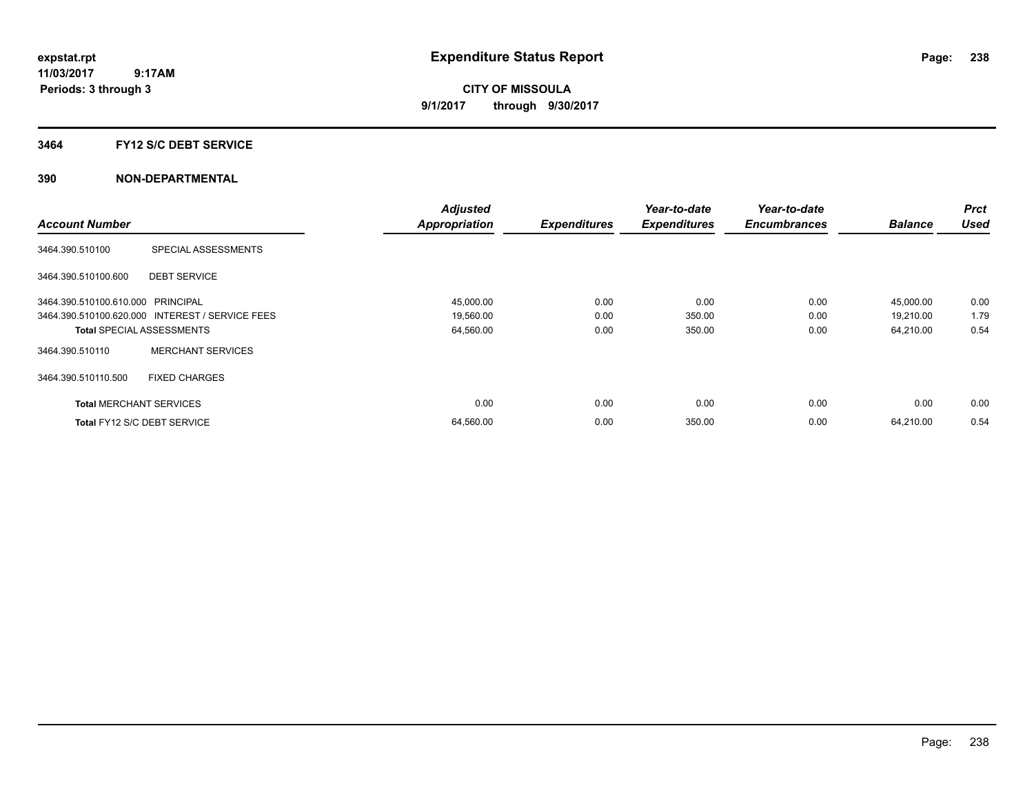**Expenditure Status Report**

**CITY OF MISSOULA**

**9/1/2017 through 9/30/2017**

expstat.rpt
11/03/2017 9:17AM
Periods: 3 through 3

## 3464 FY12 S/C DEBT SERVICE

### 390 NON-DEPARTMENTAL

| Account Number | | Adjusted Appropriation | Expenditures | Year-to-date Expenditures | Year-to-date Encumbrances | Balance | Prct Used |
|---|---|---|---|---|---|---|---|
| 3464.390.510100 | SPECIAL ASSESSMENTS | | | | | | |
| 3464.390.510100.600 | DEBT SERVICE | | | | | | |
| 3464.390.510100.610.000 | PRINCIPAL | 45,000.00 | 0.00 | 0.00 | 0.00 | 45,000.00 | 0.00 |
| 3464.390.510100.620.000 | INTEREST / SERVICE FEES | 19,560.00 | 0.00 | 350.00 | 0.00 | 19,210.00 | 1.79 |
| **Total** SPECIAL ASSESSMENTS | | 64,560.00 | 0.00 | 350.00 | 0.00 | 64,210.00 | 0.54 |
| 3464.390.510110 | MERCHANT SERVICES | | | | | | |
| 3464.390.510110.500 | FIXED CHARGES | | | | | | |
| **Total** MERCHANT SERVICES | | 0.00 | 0.00 | 0.00 | 0.00 | 0.00 | 0.00 |
| **Total** FY12 S/C DEBT SERVICE | | 64,560.00 | 0.00 | 350.00 | 0.00 | 64,210.00 | 0.54 |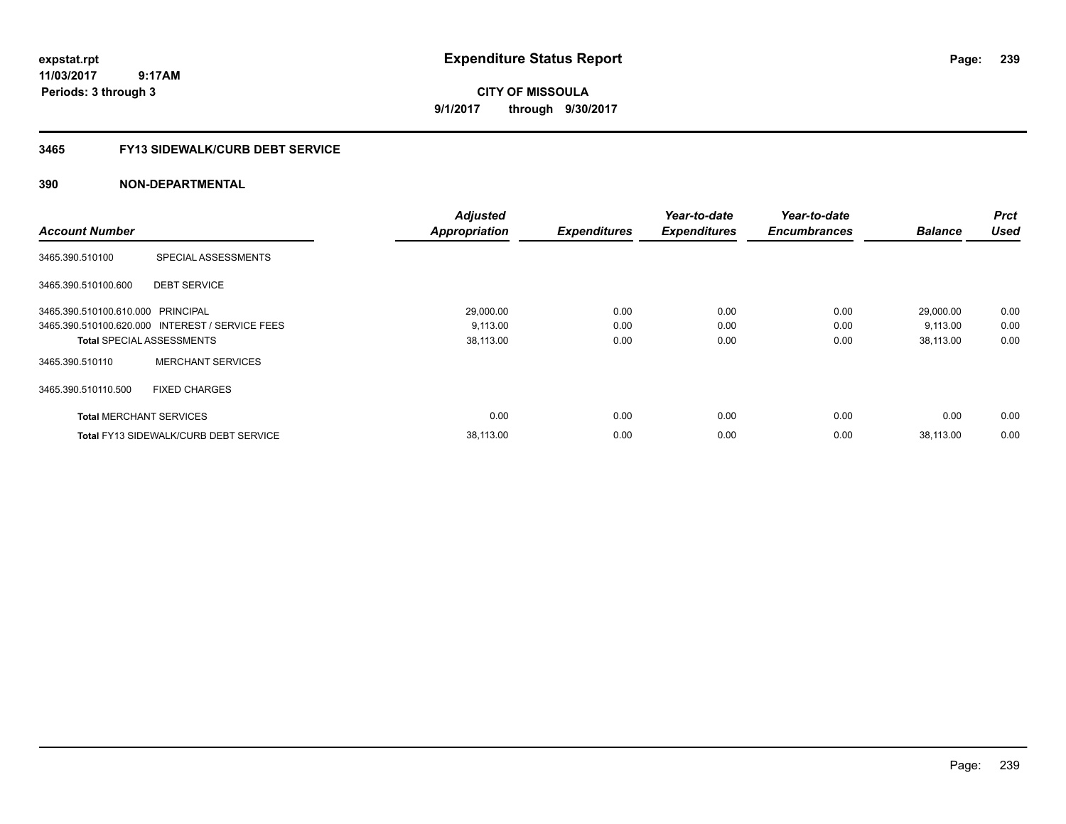**expstat.rpt**
**11/03/2017 9:17AM**
**Periods: 3 through 3**

# Expenditure Status Report

**CITY OF MISSOULA**
**9/1/2017 through 9/30/2017**

## 3465 FY13 SIDEWALK/CURB DEBT SERVICE

## 390 NON-DEPARTMENTAL

| Account Number | | Adjusted Appropriation | Expenditures | Year-to-date Expenditures | Year-to-date Encumbrances | Balance | Prct Used |
|---|---|---|---|---|---|---|---|
| 3465.390.510100 | SPECIAL ASSESSMENTS | | | | | | |
| 3465.390.510100.600 | DEBT SERVICE | | | | | | |
| 3465.390.510100.610.000 | PRINCIPAL | 29,000.00 | 0.00 | 0.00 | 0.00 | 29,000.00 | 0.00 |
| 3465.390.510100.620.000 | INTEREST / SERVICE FEES | 9,113.00 | 0.00 | 0.00 | 0.00 | 9,113.00 | 0.00 |
| **Total** SPECIAL ASSESSMENTS | | 38,113.00 | 0.00 | 0.00 | 0.00 | 38,113.00 | 0.00 |
| 3465.390.510110 | MERCHANT SERVICES | | | | | | |
| 3465.390.510110.500 | FIXED CHARGES | | | | | | |
| **Total** MERCHANT SERVICES | | 0.00 | 0.00 | 0.00 | 0.00 | 0.00 | 0.00 |
| **Total** FY13 SIDEWALK/CURB DEBT SERVICE | | 38,113.00 | 0.00 | 0.00 | 0.00 | 38,113.00 | 0.00 |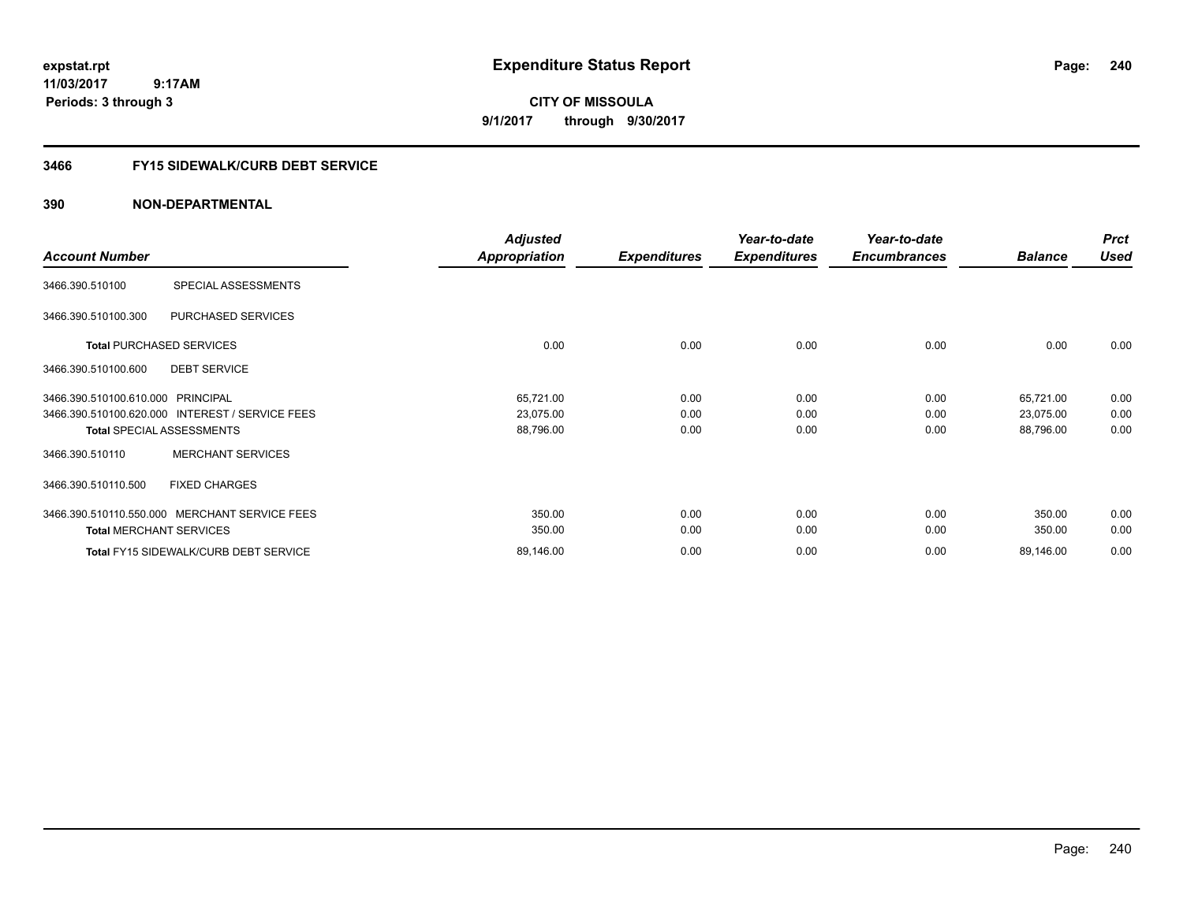# Expenditure Status Report

expstat.rpt
11/03/2017 9:17AM
Periods: 3 through 3

**CITY OF MISSOULA**
**9/1/2017 through 9/30/2017**

## 3466 FY15 SIDEWALK/CURB DEBT SERVICE

### 390 NON-DEPARTMENTAL

| Account Number | | Adjusted Appropriation | Expenditures | Year-to-date Expenditures | Year-to-date Encumbrances | Balance | Prct Used |
|---|---|---|---|---|---|---|---|
| 3466.390.510100 | SPECIAL ASSESSMENTS | | | | | | |
| 3466.390.510100.300 | PURCHASED SERVICES | | | | | | |
| **Total** PURCHASED SERVICES | | 0.00 | 0.00 | 0.00 | 0.00 | 0.00 | 0.00 |
| 3466.390.510100.600 | DEBT SERVICE | | | | | | |
| 3466.390.510100.610.000 | PRINCIPAL | 65,721.00 | 0.00 | 0.00 | 0.00 | 65,721.00 | 0.00 |
| 3466.390.510100.620.000 | INTEREST / SERVICE FEES | 23,075.00 | 0.00 | 0.00 | 0.00 | 23,075.00 | 0.00 |
| **Total** SPECIAL ASSESSMENTS | | 88,796.00 | 0.00 | 0.00 | 0.00 | 88,796.00 | 0.00 |
| 3466.390.510110 | MERCHANT SERVICES | | | | | | |
| 3466.390.510110.500 | FIXED CHARGES | | | | | | |
| 3466.390.510110.550.000 | MERCHANT SERVICE FEES | 350.00 | 0.00 | 0.00 | 0.00 | 350.00 | 0.00 |
| **Total** MERCHANT SERVICES | | 350.00 | 0.00 | 0.00 | 0.00 | 350.00 | 0.00 |
| **Total** FY15 SIDEWALK/CURB DEBT SERVICE | | 89,146.00 | 0.00 | 0.00 | 0.00 | 89,146.00 | 0.00 |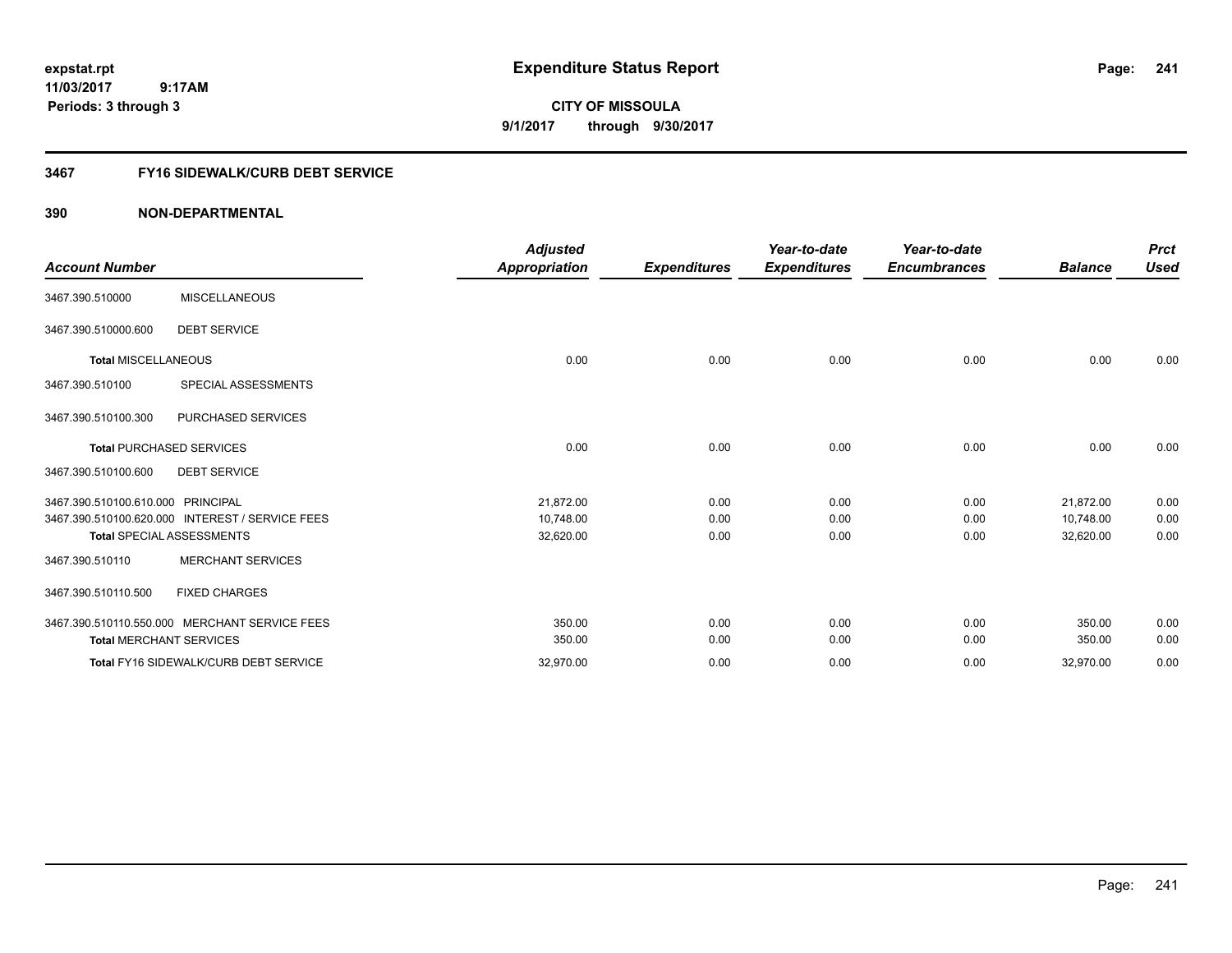# Expenditure Status Report

**CITY OF MISSOULA**

**9/1/2017 through 9/30/2017**

expstat.rpt
11/03/2017 9:17AM
Periods: 3 through 3

## 3467 FY16 SIDEWALK/CURB DEBT SERVICE

### 390 NON-DEPARTMENTAL

| Account Number | | Adjusted Appropriation | Expenditures | Year-to-date Expenditures | Year-to-date Encumbrances | Balance | Prct Used |
|---|---|---|---|---|---|---|---|
| 3467.390.510000 | MISCELLANEOUS | | | | | | |
| 3467.390.510000.600 | DEBT SERVICE | | | | | | |
| **Total MISCELLANEOUS** | | 0.00 | 0.00 | 0.00 | 0.00 | 0.00 | 0.00 |
| 3467.390.510100 | SPECIAL ASSESSMENTS | | | | | | |
| 3467.390.510100.300 | PURCHASED SERVICES | | | | | | |
| **Total PURCHASED SERVICES** | | 0.00 | 0.00 | 0.00 | 0.00 | 0.00 | 0.00 |
| 3467.390.510100.600 | DEBT SERVICE | | | | | | |
| 3467.390.510100.610.000 | PRINCIPAL | 21,872.00 | 0.00 | 0.00 | 0.00 | 21,872.00 | 0.00 |
| 3467.390.510100.620.000 | INTEREST / SERVICE FEES | 10,748.00 | 0.00 | 0.00 | 0.00 | 10,748.00 | 0.00 |
| **Total SPECIAL ASSESSMENTS** | | 32,620.00 | 0.00 | 0.00 | 0.00 | 32,620.00 | 0.00 |
| 3467.390.510110 | MERCHANT SERVICES | | | | | | |
| 3467.390.510110.500 | FIXED CHARGES | | | | | | |
| 3467.390.510110.550.000 | MERCHANT SERVICE FEES | 350.00 | 0.00 | 0.00 | 0.00 | 350.00 | 0.00 |
| **Total MERCHANT SERVICES** | | 350.00 | 0.00 | 0.00 | 0.00 | 350.00 | 0.00 |
| **Total FY16 SIDEWALK/CURB DEBT SERVICE** | | 32,970.00 | 0.00 | 0.00 | 0.00 | 32,970.00 | 0.00 |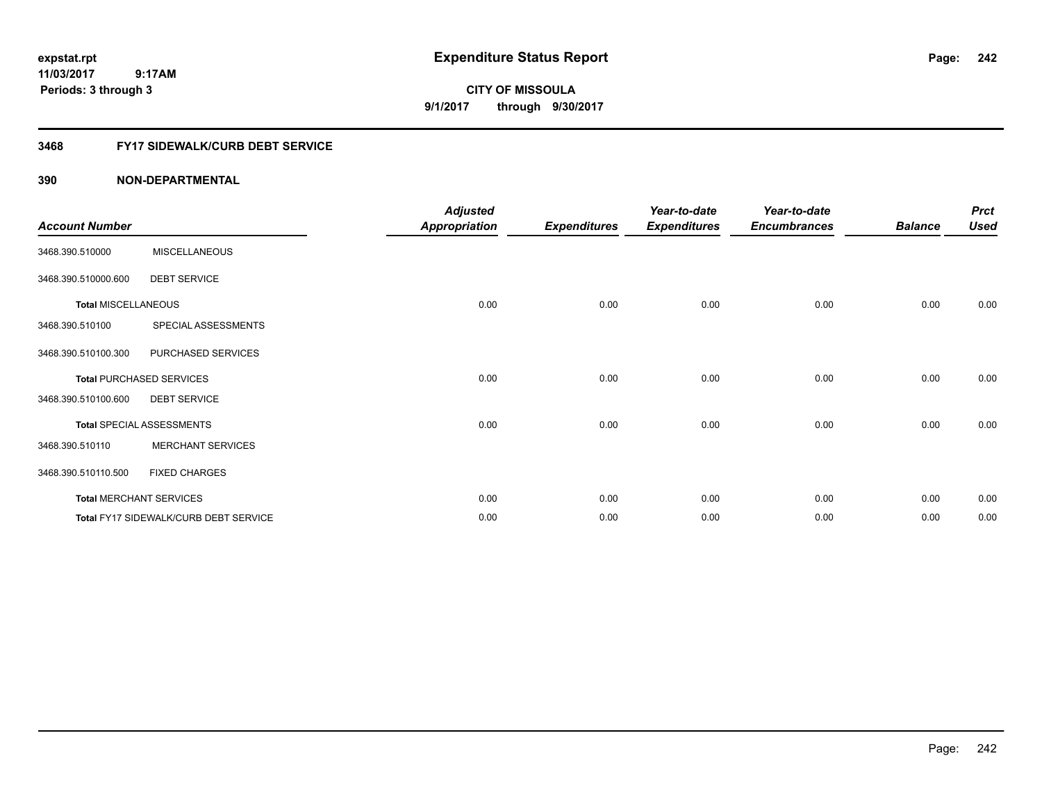**expstat.rpt**
**11/03/2017 9:17AM**
**Periods: 3 through 3**

# Expenditure Status Report

**CITY OF MISSOULA**
**9/1/2017 through 9/30/2017**

## 3468 FY17 SIDEWALK/CURB DEBT SERVICE

## 390 NON-DEPARTMENTAL

| Account Number | | Adjusted Appropriation | Expenditures | Year-to-date Expenditures | Year-to-date Encumbrances | Balance | Prct Used |
|---|---|---|---|---|---|---|---|
| 3468.390.510000 | MISCELLANEOUS | | | | | | |
| 3468.390.510000.600 | DEBT SERVICE | | | | | | |
| **Total** MISCELLANEOUS | | 0.00 | 0.00 | 0.00 | 0.00 | 0.00 | 0.00 |
| 3468.390.510100 | SPECIAL ASSESSMENTS | | | | | | |
| 3468.390.510100.300 | PURCHASED SERVICES | | | | | | |
| **Total** PURCHASED SERVICES | | 0.00 | 0.00 | 0.00 | 0.00 | 0.00 | 0.00 |
| 3468.390.510100.600 | DEBT SERVICE | | | | | | |
| **Total** SPECIAL ASSESSMENTS | | 0.00 | 0.00 | 0.00 | 0.00 | 0.00 | 0.00 |
| 3468.390.510110 | MERCHANT SERVICES | | | | | | |
| 3468.390.510110.500 | FIXED CHARGES | | | | | | |
| **Total** MERCHANT SERVICES | | 0.00 | 0.00 | 0.00 | 0.00 | 0.00 | 0.00 |
| **Total** FY17 SIDEWALK/CURB DEBT SERVICE | | 0.00 | 0.00 | 0.00 | 0.00 | 0.00 | 0.00 |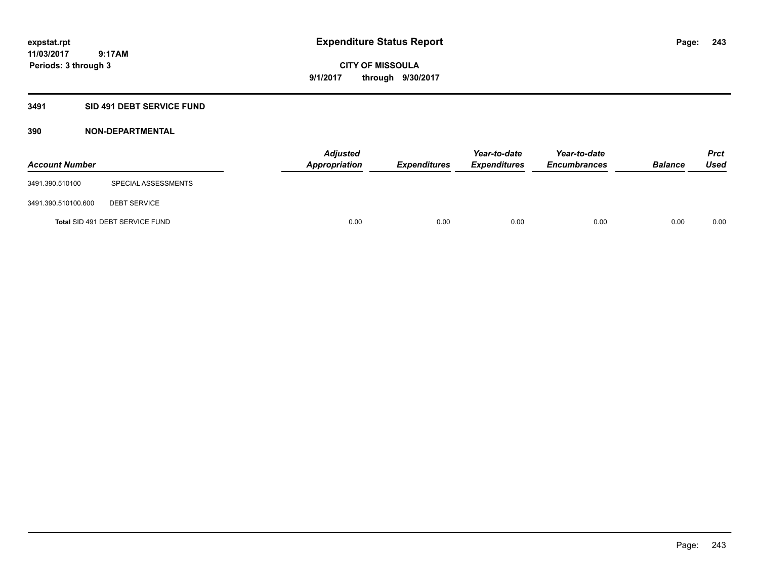**expstat.rpt**
**11/03/2017 9:17AM**
**Periods: 3 through 3**

# Expenditure Status Report

**CITY OF MISSOULA**
**9/1/2017 through 9/30/2017**

## 3491 SID 491 DEBT SERVICE FUND

### 390 NON-DEPARTMENTAL

| Account Number | | Adjusted Appropriation | Expenditures | Year-to-date Expenditures | Year-to-date Encumbrances | Balance | Prct Used |
|---|---|---|---|---|---|---|---|
| 3491.390.510100 | SPECIAL ASSESSMENTS | | | | | | |
| 3491.390.510100.600 | DEBT SERVICE | | | | | | |
| **Total** SID 491 DEBT SERVICE FUND | | 0.00 | 0.00 | 0.00 | 0.00 | 0.00 | 0.00 |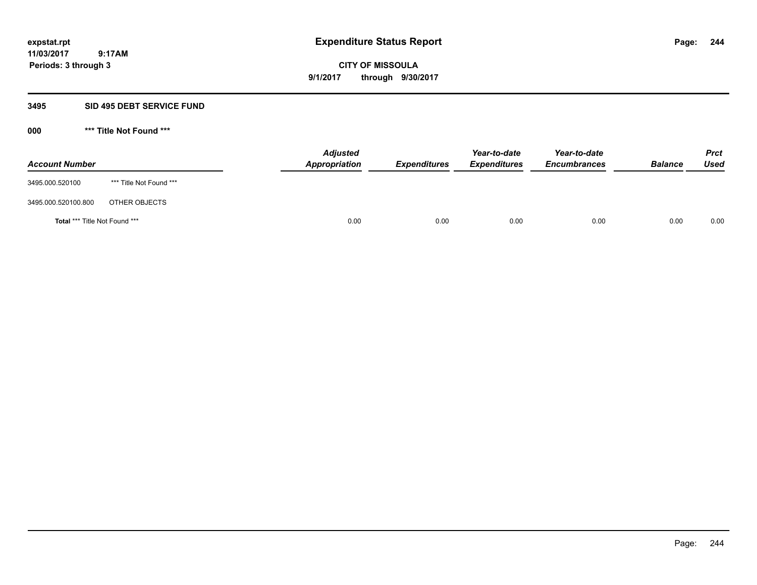# Expenditure Status Report

expstat.rpt
11/03/2017 9:17AM
Periods: 3 through 3

**CITY OF MISSOULA**
**9/1/2017 through 9/30/2017**

## 3495 SID 495 DEBT SERVICE FUND

### 000 *** Title Not Found ***

| Account Number | | Adjusted Appropriation | Expenditures | Year-to-date Expenditures | Year-to-date Encumbrances | Balance | Prct Used |
|---|---|---|---|---|---|---|---|
| 3495.000.520100 | *** Title Not Found *** | | | | | | |
| 3495.000.520100.800 | OTHER OBJECTS | | | | | | |
| **Total** *** Title Not Found *** | | 0.00 | 0.00 | 0.00 | 0.00 | 0.00 | 0.00 |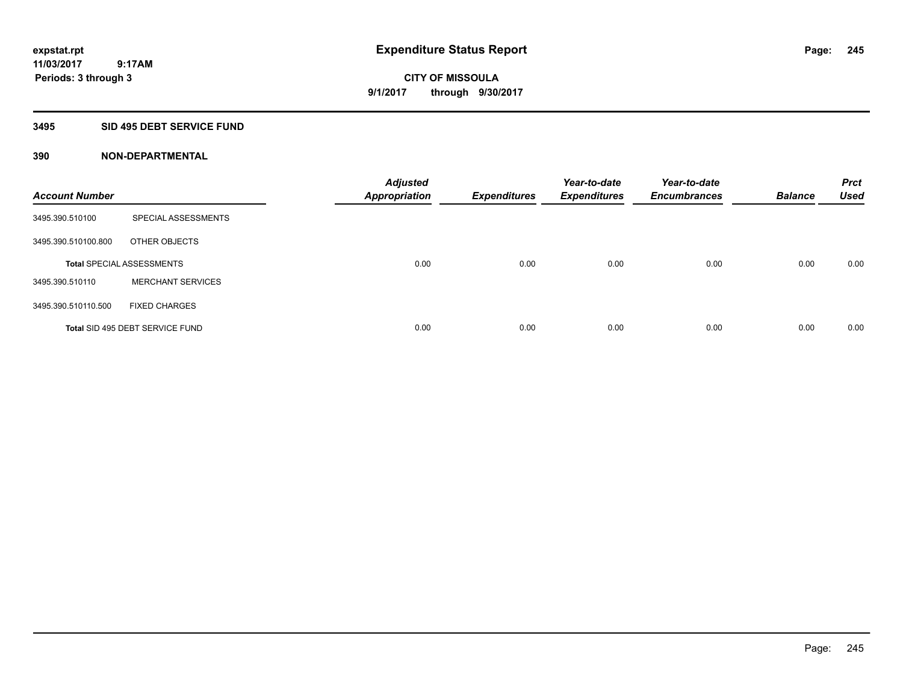**expstat.rpt**
**11/03/2017 9:17AM**
**Periods: 3 through 3**

# Expenditure Status Report

**CITY OF MISSOULA**
**9/1/2017 through 9/30/2017**

## 3495 SID 495 DEBT SERVICE FUND

### 390 NON-DEPARTMENTAL

| Account Number | | Adjusted Appropriation | Expenditures | Year-to-date Expenditures | Year-to-date Encumbrances | Balance | Prct Used |
|---|---|---|---|---|---|---|---|
| 3495.390.510100 | SPECIAL ASSESSMENTS | | | | | | |
| 3495.390.510100.800 | OTHER OBJECTS | | | | | | |
| **Total** SPECIAL ASSESSMENTS | | 0.00 | 0.00 | 0.00 | 0.00 | 0.00 | 0.00 |
| 3495.390.510110 | MERCHANT SERVICES | | | | | | |
| 3495.390.510110.500 | FIXED CHARGES | | | | | | |
| **Total** SID 495 DEBT SERVICE FUND | | 0.00 | 0.00 | 0.00 | 0.00 | 0.00 | 0.00 |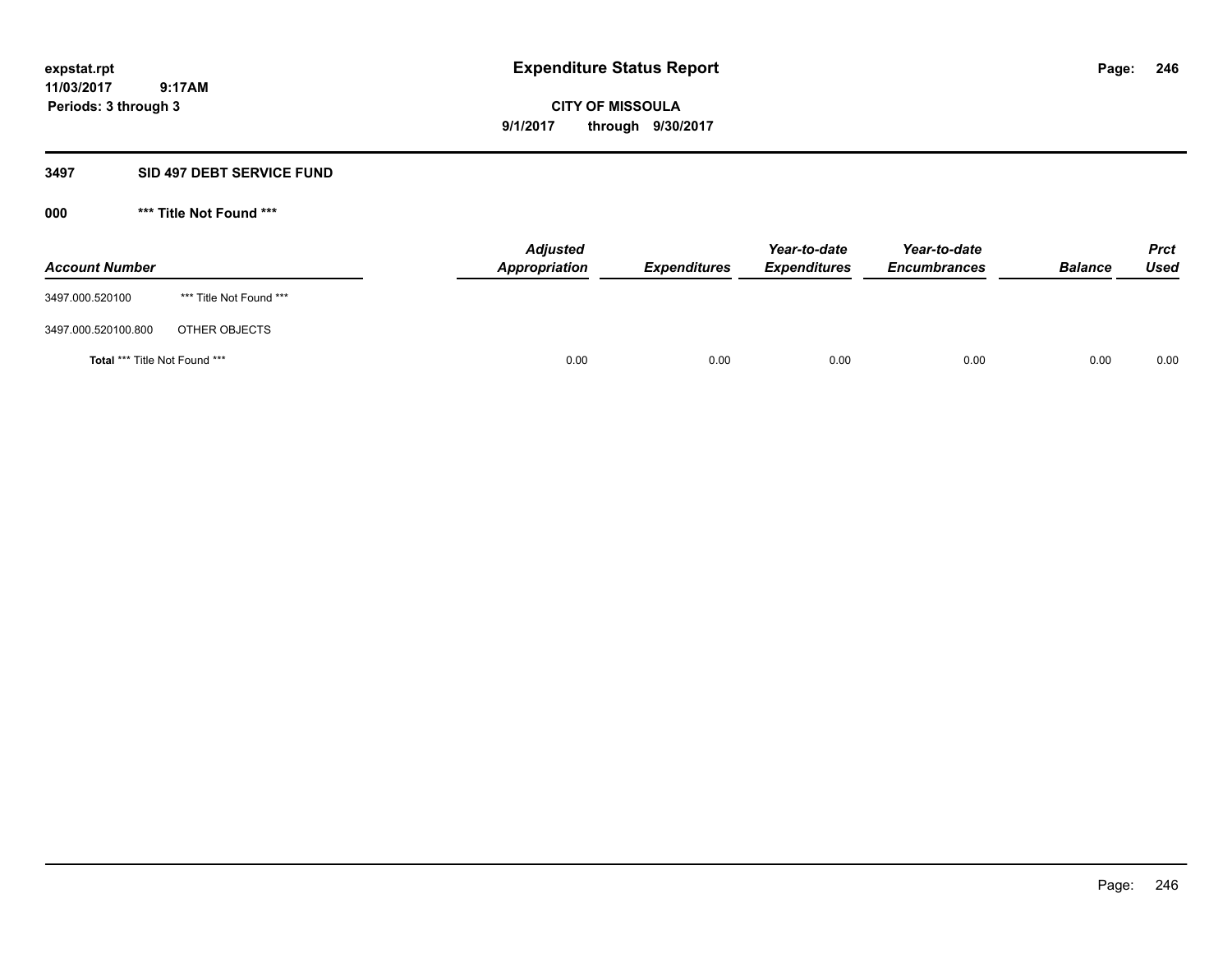**expstat.rpt**
**11/03/2017 9:17AM**
**Periods: 3 through 3**

# Expenditure Status Report

**CITY OF MISSOULA**
**9/1/2017 through 9/30/2017**

## 3497 SID 497 DEBT SERVICE FUND

### 000 *** Title Not Found ***

| Account Number | | Adjusted Appropriation | Expenditures | Year-to-date Expenditures | Year-to-date Encumbrances | Balance | Prct Used |
|---|---|---|---|---|---|---|---|
| 3497.000.520100 | *** Title Not Found *** | | | | | | |
| 3497.000.520100.800 | OTHER OBJECTS | | | | | | |
| **Total** *** Title Not Found *** | | 0.00 | 0.00 | 0.00 | 0.00 | 0.00 | 0.00 |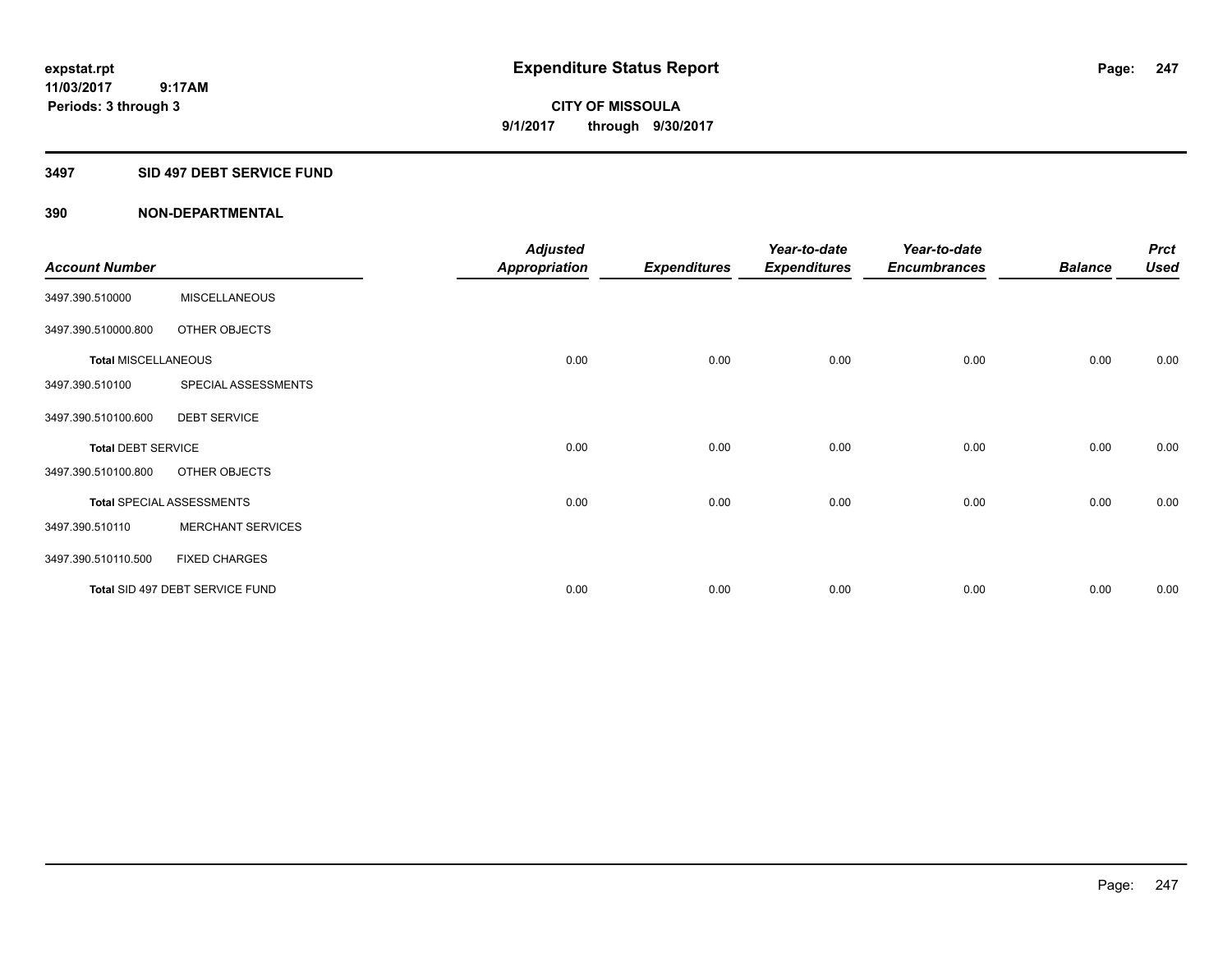# Expenditure Status Report

expstat.rpt
11/03/2017 9:17AM
Periods: 3 through 3

**CITY OF MISSOULA**
**9/1/2017 through 9/30/2017**

## 3497 SID 497 DEBT SERVICE FUND

### 390 NON-DEPARTMENTAL

| Account Number | | Adjusted Appropriation | Expenditures | Year-to-date Expenditures | Year-to-date Encumbrances | Balance | Prct Used |
|---|---|---|---|---|---|---|---|
| 3497.390.510000 | MISCELLANEOUS | | | | | | |
| 3497.390.510000.800 | OTHER OBJECTS | | | | | | |
| **Total** MISCELLANEOUS | | 0.00 | 0.00 | 0.00 | 0.00 | 0.00 | 0.00 |
| 3497.390.510100 | SPECIAL ASSESSMENTS | | | | | | |
| 3497.390.510100.600 | DEBT SERVICE | | | | | | |
| **Total** DEBT SERVICE | | 0.00 | 0.00 | 0.00 | 0.00 | 0.00 | 0.00 |
| 3497.390.510100.800 | OTHER OBJECTS | | | | | | |
| **Total** SPECIAL ASSESSMENTS | | 0.00 | 0.00 | 0.00 | 0.00 | 0.00 | 0.00 |
| 3497.390.510110 | MERCHANT SERVICES | | | | | | |
| 3497.390.510110.500 | FIXED CHARGES | | | | | | |
| **Total** SID 497 DEBT SERVICE FUND | | 0.00 | 0.00 | 0.00 | 0.00 | 0.00 | 0.00 |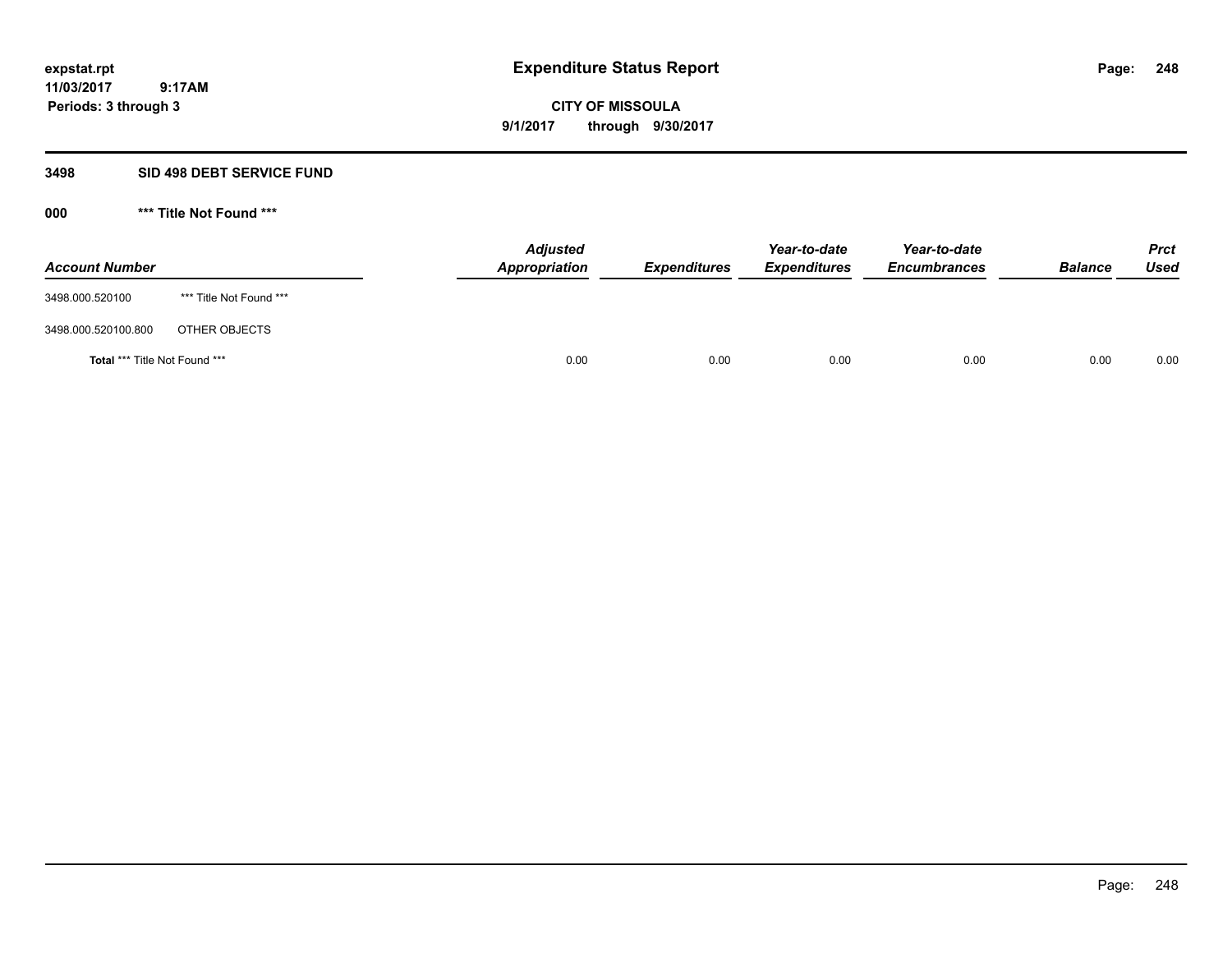**expstat.rpt**
**11/03/2017 9:17AM**
**Periods: 3 through 3**

# Expenditure Status Report

**CITY OF MISSOULA**
**9/1/2017 through 9/30/2017**

## 3498 SID 498 DEBT SERVICE FUND

### 000 *** Title Not Found ***

| Account Number | | Adjusted Appropriation | Expenditures | Year-to-date Expenditures | Year-to-date Encumbrances | Balance | Prct Used |
|---|---|---|---|---|---|---|---|
| 3498.000.520100 | *** Title Not Found *** | | | | | | |
| 3498.000.520100.800 | OTHER OBJECTS | | | | | | |
| **Total** *** Title Not Found *** | | 0.00 | 0.00 | 0.00 | 0.00 | 0.00 | 0.00 |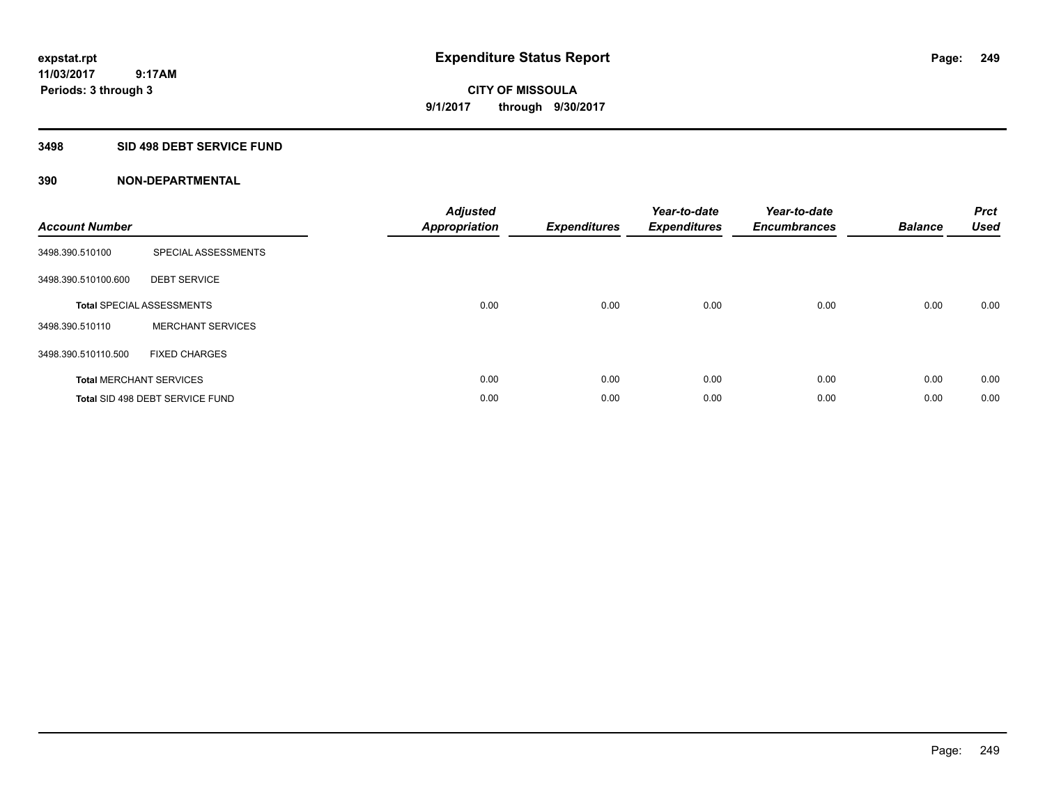expstat.rpt
11/03/2017 9:17AM
Periods: 3 through 3

# Expenditure Status Report

CITY OF MISSOULA
9/1/2017 through 9/30/2017

## 3498 SID 498 DEBT SERVICE FUND

### 390 NON-DEPARTMENTAL

| Account Number | | Adjusted Appropriation | Expenditures | Year-to-date Expenditures | Year-to-date Encumbrances | Balance | Prct Used |
|---|---|---|---|---|---|---|---|
| 3498.390.510100 | SPECIAL ASSESSMENTS | | | | | | |
| 3498.390.510100.600 | DEBT SERVICE | | | | | | |
| **Total** SPECIAL ASSESSMENTS | | 0.00 | 0.00 | 0.00 | 0.00 | 0.00 | 0.00 |
| 3498.390.510110 | MERCHANT SERVICES | | | | | | |
| 3498.390.510110.500 | FIXED CHARGES | | | | | | |
| **Total** MERCHANT SERVICES | | 0.00 | 0.00 | 0.00 | 0.00 | 0.00 | 0.00 |
| **Total** SID 498 DEBT SERVICE FUND | | 0.00 | 0.00 | 0.00 | 0.00 | 0.00 | 0.00 |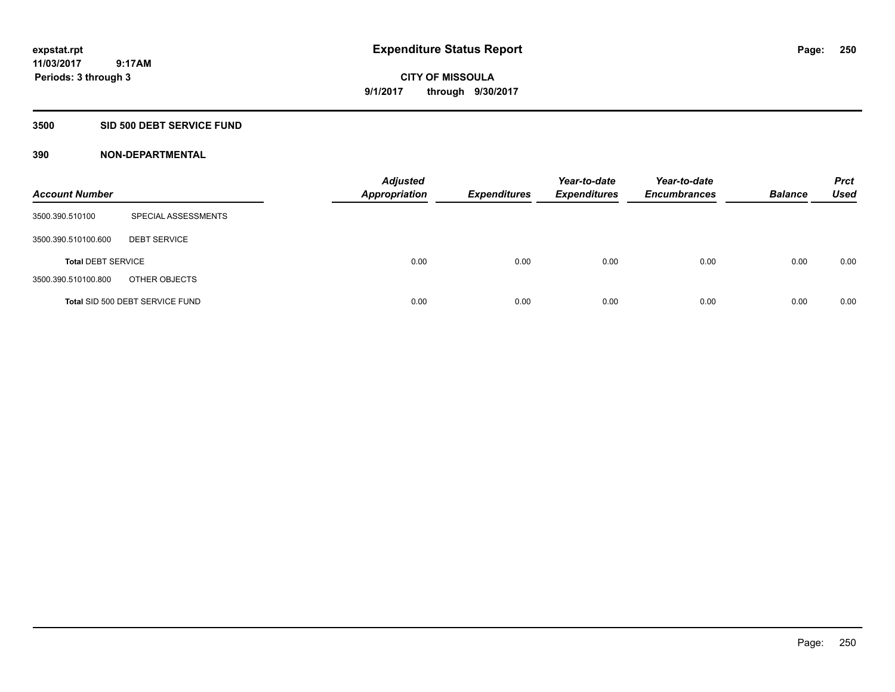expstat.rpt
11/03/2017 9:17AM
Periods: 3 through 3

# Expenditure Status Report

**CITY OF MISSOULA**
**9/1/2017 through 9/30/2017**

## 3500 SID 500 DEBT SERVICE FUND

### 390 NON-DEPARTMENTAL

| Account Number | | Adjusted Appropriation | Expenditures | Year-to-date Expenditures | Year-to-date Encumbrances | Balance | Prct Used |
|---|---|---|---|---|---|---|---|
| 3500.390.510100 | SPECIAL ASSESSMENTS | | | | | | |
| 3500.390.510100.600 | DEBT SERVICE | | | | | | |
| **Total** DEBT SERVICE | | 0.00 | 0.00 | 0.00 | 0.00 | 0.00 | 0.00 |
| 3500.390.510100.800 | OTHER OBJECTS | | | | | | |
| **Total** SID 500 DEBT SERVICE FUND | | 0.00 | 0.00 | 0.00 | 0.00 | 0.00 | 0.00 |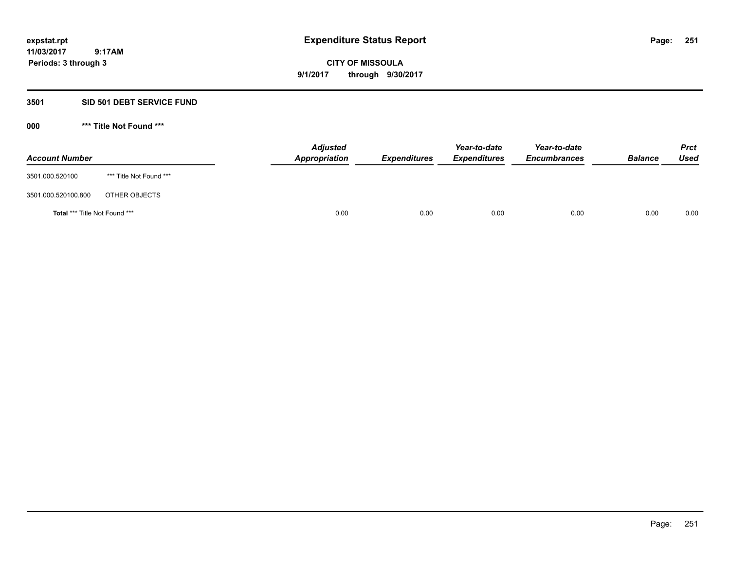# Expenditure Status Report

expstat.rpt
11/03/2017 9:17AM
Periods: 3 through 3

**CITY OF MISSOULA**
**9/1/2017 through 9/30/2017**

## 3501 SID 501 DEBT SERVICE FUND

### 000 *** Title Not Found ***

| Account Number | | Adjusted Appropriation | Expenditures | Year-to-date Expenditures | Year-to-date Encumbrances | Balance | Prct Used |
|---|---|---|---|---|---|---|---|
| 3501.000.520100 | *** Title Not Found *** | | | | | | |
| 3501.000.520100.800 | OTHER OBJECTS | | | | | | |
| **Total** *** Title Not Found *** | | 0.00 | 0.00 | 0.00 | 0.00 | 0.00 | 0.00 |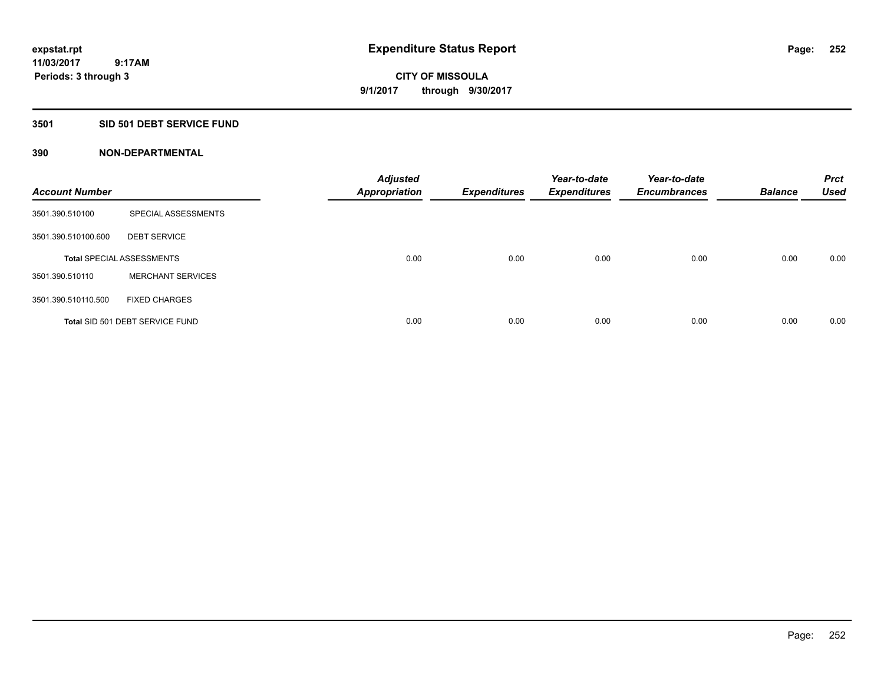# Expenditure Status Report

expstat.rpt
11/03/2017 9:17AM
Periods: 3 through 3

CITY OF MISSOULA
9/1/2017 through 9/30/2017

## 3501 SID 501 DEBT SERVICE FUND

### 390 NON-DEPARTMENTAL

| Account Number | | Adjusted Appropriation | Expenditures | Year-to-date Expenditures | Year-to-date Encumbrances | Balance | Prct Used |
|---|---|---|---|---|---|---|---|
| 3501.390.510100 | SPECIAL ASSESSMENTS | | | | | | |
| 3501.390.510100.600 | DEBT SERVICE | | | | | | |
| **Total** SPECIAL ASSESSMENTS | | 0.00 | 0.00 | 0.00 | 0.00 | 0.00 | 0.00 |
| 3501.390.510110 | MERCHANT SERVICES | | | | | | |
| 3501.390.510110.500 | FIXED CHARGES | | | | | | |
| **Total** SID 501 DEBT SERVICE FUND | | 0.00 | 0.00 | 0.00 | 0.00 | 0.00 | 0.00 |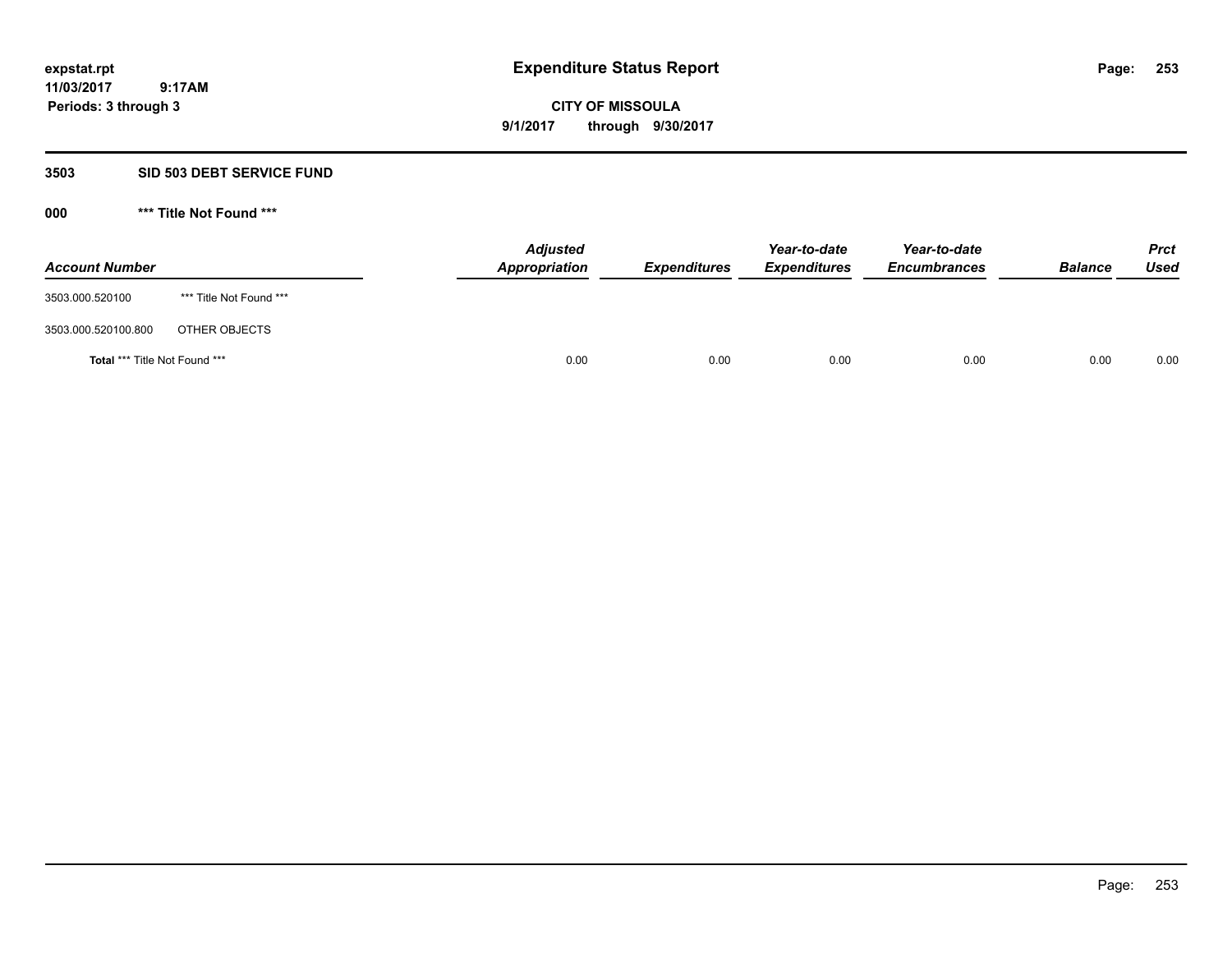**Expenditure Status Report**

expstat.rpt
11/03/2017 9:17AM
Periods: 3 through 3

**CITY OF MISSOULA**
**9/1/2017 through 9/30/2017**

## 3503 SID 503 DEBT SERVICE FUND

### 000 *** Title Not Found ***

| Account Number | | Adjusted Appropriation | Expenditures | Year-to-date Expenditures | Year-to-date Encumbrances | Balance | Prct Used |
|---|---|---|---|---|---|---|---|
| 3503.000.520100 | *** Title Not Found *** | | | | | | |
| 3503.000.520100.800 | OTHER OBJECTS | | | | | | |
| **Total** *** Title Not Found *** | | 0.00 | 0.00 | 0.00 | 0.00 | 0.00 | 0.00 |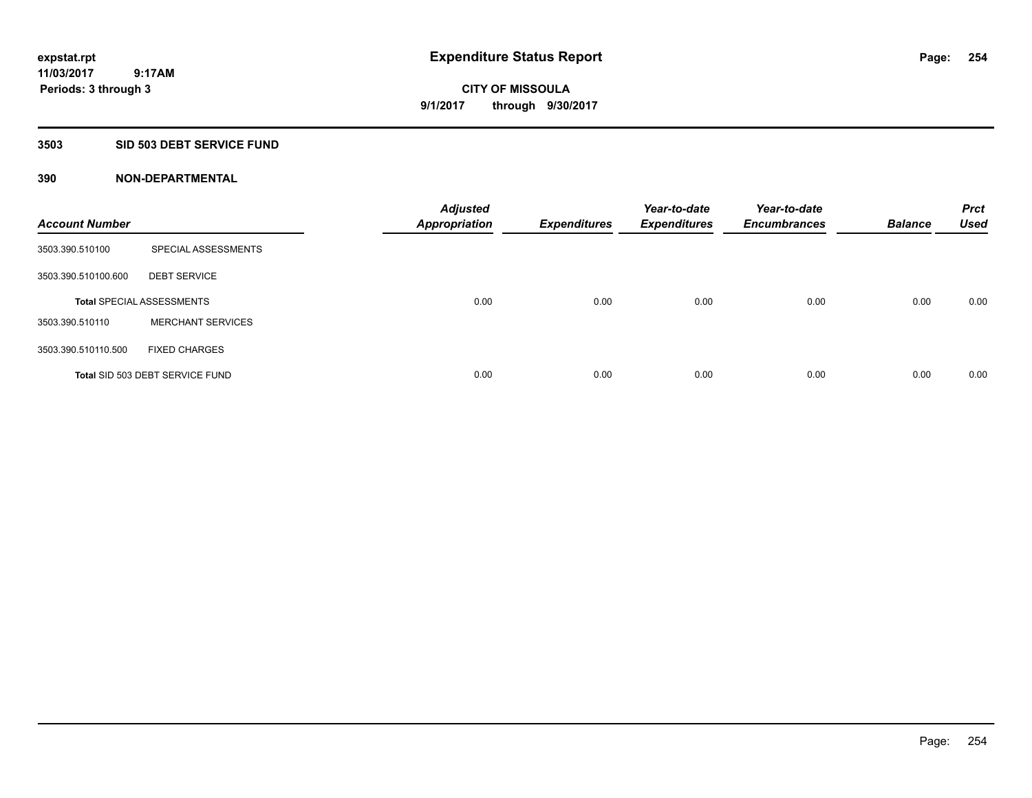# Expenditure Status Report

expstat.rpt
11/03/2017 9:17AM
Periods: 3 through 3

**CITY OF MISSOULA**
**9/1/2017 through 9/30/2017**

## 3503 SID 503 DEBT SERVICE FUND

### 390 NON-DEPARTMENTAL

| Account Number | | Adjusted Appropriation | Expenditures | Year-to-date Expenditures | Year-to-date Encumbrances | Balance | Prct Used |
|---|---|---|---|---|---|---|---|
| 3503.390.510100 | SPECIAL ASSESSMENTS | | | | | | |
| 3503.390.510100.600 | DEBT SERVICE | | | | | | |
| **Total** SPECIAL ASSESSMENTS | | 0.00 | 0.00 | 0.00 | 0.00 | 0.00 | 0.00 |
| 3503.390.510110 | MERCHANT SERVICES | | | | | | |
| 3503.390.510110.500 | FIXED CHARGES | | | | | | |
| **Total** SID 503 DEBT SERVICE FUND | | 0.00 | 0.00 | 0.00 | 0.00 | 0.00 | 0.00 |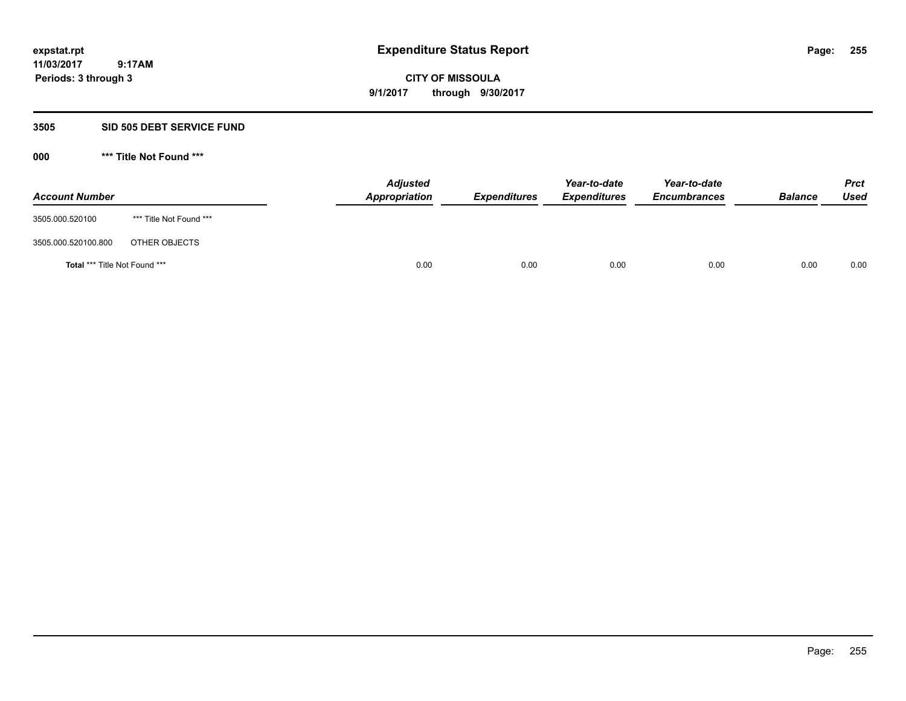# Expenditure Status Report

expstat.rpt
11/03/2017 9:17AM
Periods: 3 through 3

**CITY OF MISSOULA**
**9/1/2017 through 9/30/2017**

## 3505 SID 505 DEBT SERVICE FUND

### 000 *** Title Not Found ***

| Account Number | | Adjusted Appropriation | Expenditures | Year-to-date Expenditures | Year-to-date Encumbrances | Balance | Prct Used |
|---|---|---|---|---|---|---|---|
| 3505.000.520100 | *** Title Not Found *** | | | | | | |
| 3505.000.520100.800 | OTHER OBJECTS | | | | | | |
| **Total** *** Title Not Found *** | | 0.00 | 0.00 | 0.00 | 0.00 | 0.00 | 0.00 |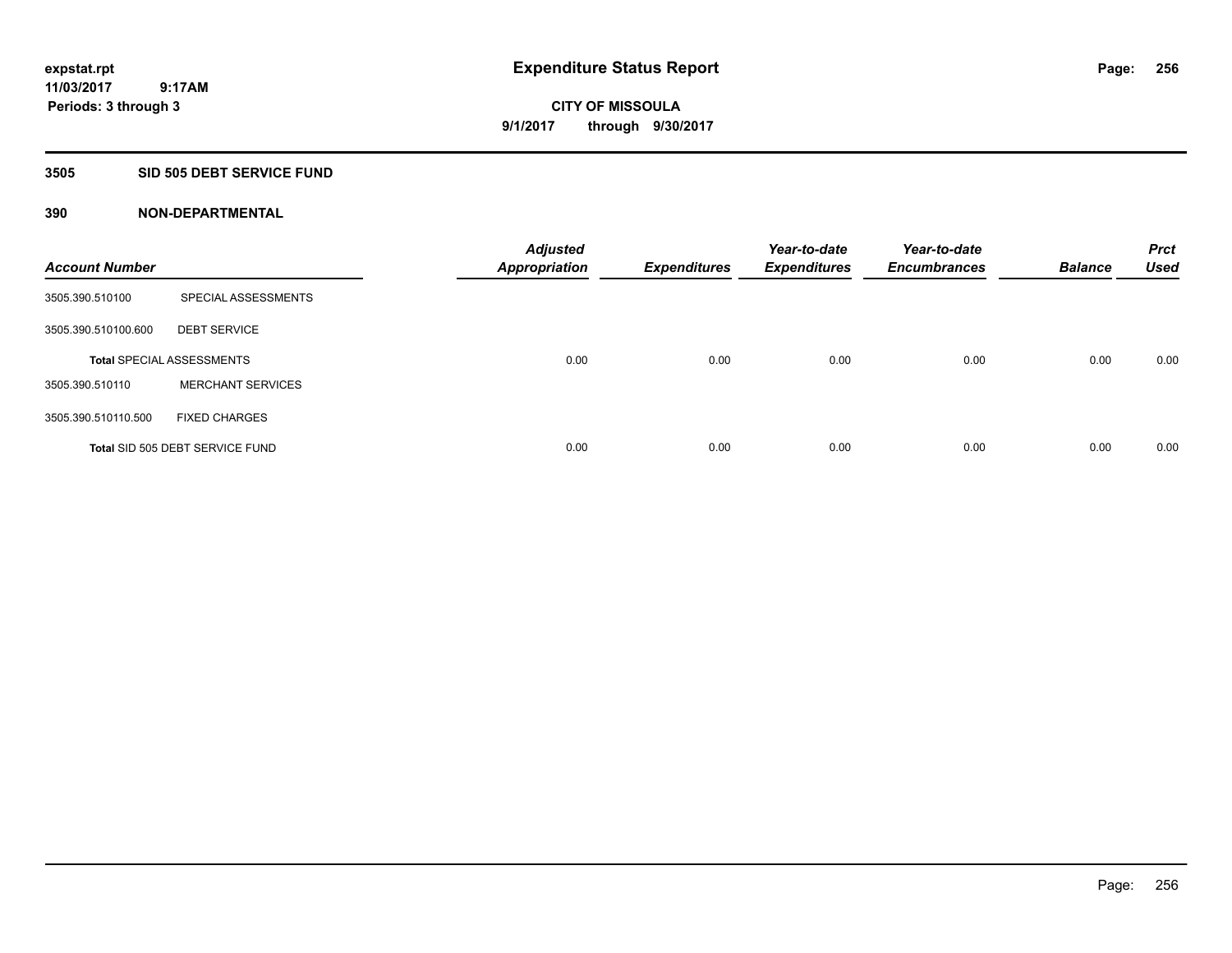# Expenditure Status Report

**expstat.rpt**
**11/03/2017 9:17AM**
**Periods: 3 through 3**

**CITY OF MISSOULA**
**9/1/2017 through 9/30/2017**

## 3505 SID 505 DEBT SERVICE FUND

### 390 NON-DEPARTMENTAL

| Account Number | | *Adjusted Appropriation* | *Expenditures* | *Year-to-date Expenditures* | *Year-to-date Encumbrances* | *Balance* | *Prct Used* |
|---|---|---|---|---|---|---|---|
| 3505.390.510100 | SPECIAL ASSESSMENTS | | | | | | |
| 3505.390.510100.600 | DEBT SERVICE | | | | | | |
| **Total** SPECIAL ASSESSMENTS | | 0.00 | 0.00 | 0.00 | 0.00 | 0.00 | 0.00 |
| 3505.390.510110 | MERCHANT SERVICES | | | | | | |
| 3505.390.510110.500 | FIXED CHARGES | | | | | | |
| **Total** SID 505 DEBT SERVICE FUND | | 0.00 | 0.00 | 0.00 | 0.00 | 0.00 | 0.00 |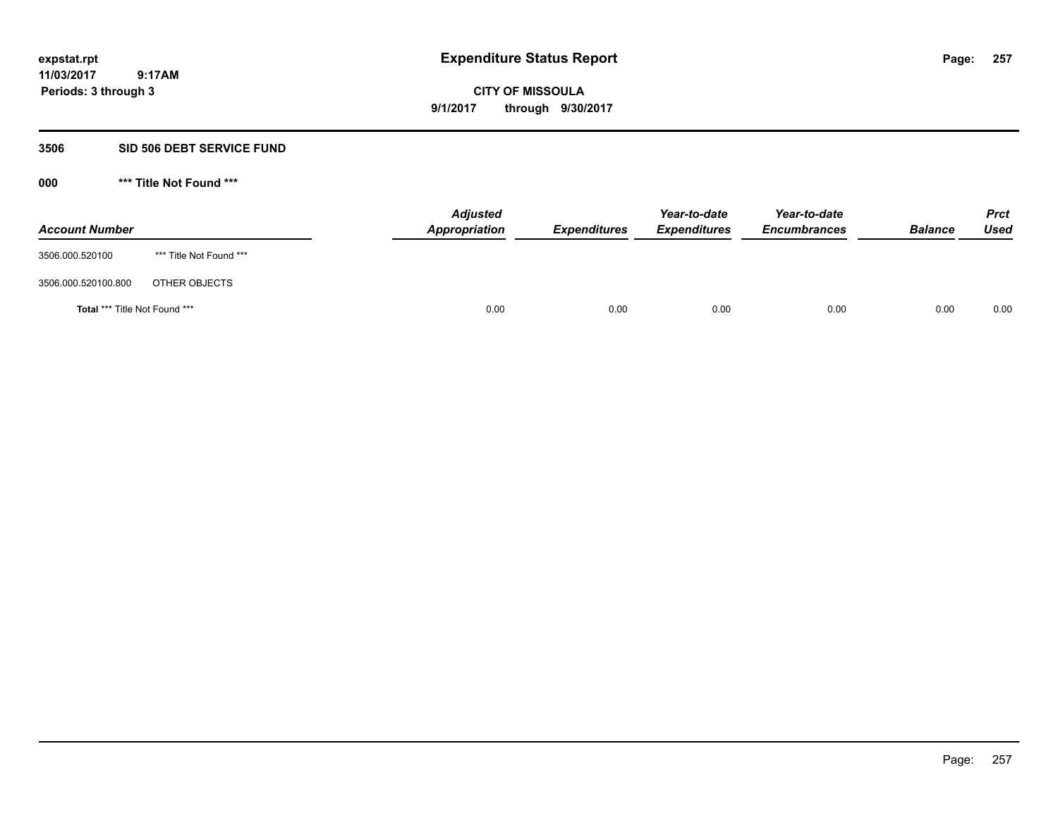# Expenditure Status Report

expstat.rpt
11/03/2017 9:17AM
Periods: 3 through 3

**CITY OF MISSOULA**
**9/1/2017 through 9/30/2017**

## 3506 SID 506 DEBT SERVICE FUND

### 000 *** Title Not Found ***

| Account Number | | Adjusted Appropriation | Expenditures | Year-to-date Expenditures | Year-to-date Encumbrances | Balance | Prct Used |
|---|---|---|---|---|---|---|---|
| 3506.000.520100 | *** Title Not Found *** | | | | | | |
| 3506.000.520100.800 | OTHER OBJECTS | | | | | | |
| **Total** *** Title Not Found *** | | 0.00 | 0.00 | 0.00 | 0.00 | 0.00 | 0.00 |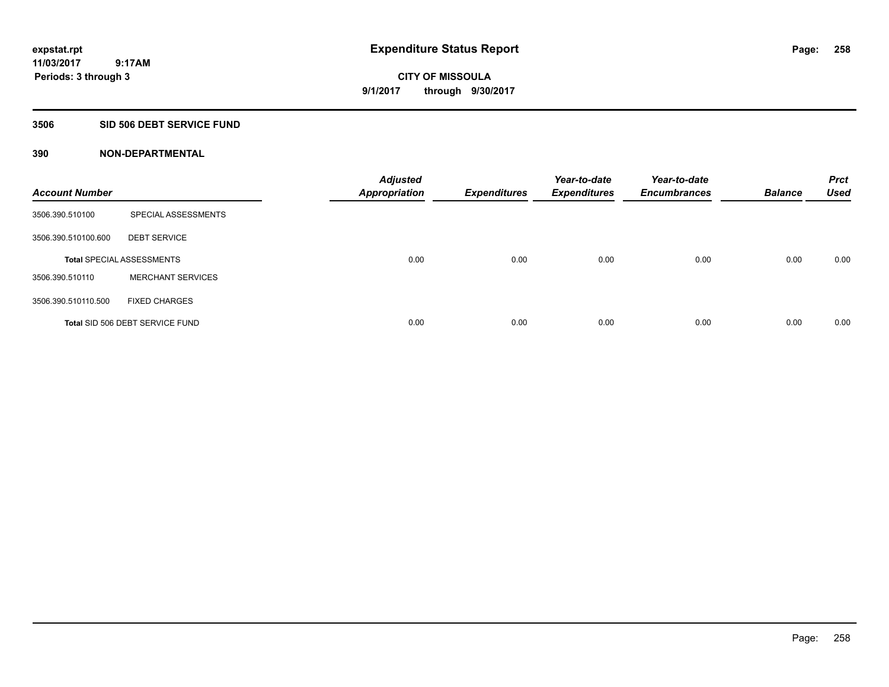**expstat.rpt**
**11/03/2017 9:17AM**
**Periods: 3 through 3**

# Expenditure Status Report

**CITY OF MISSOULA**
**9/1/2017 through 9/30/2017**

## 3506 SID 506 DEBT SERVICE FUND

### 390 NON-DEPARTMENTAL

| Account Number | | Adjusted Appropriation | Expenditures | Year-to-date Expenditures | Year-to-date Encumbrances | Balance | Prct Used |
|---|---|---|---|---|---|---|---|
| 3506.390.510100 | SPECIAL ASSESSMENTS | | | | | | |
| 3506.390.510100.600 | DEBT SERVICE | | | | | | |
| **Total** SPECIAL ASSESSMENTS | | 0.00 | 0.00 | 0.00 | 0.00 | 0.00 | 0.00 |
| 3506.390.510110 | MERCHANT SERVICES | | | | | | |
| 3506.390.510110.500 | FIXED CHARGES | | | | | | |
| **Total** SID 506 DEBT SERVICE FUND | | 0.00 | 0.00 | 0.00 | 0.00 | 0.00 | 0.00 |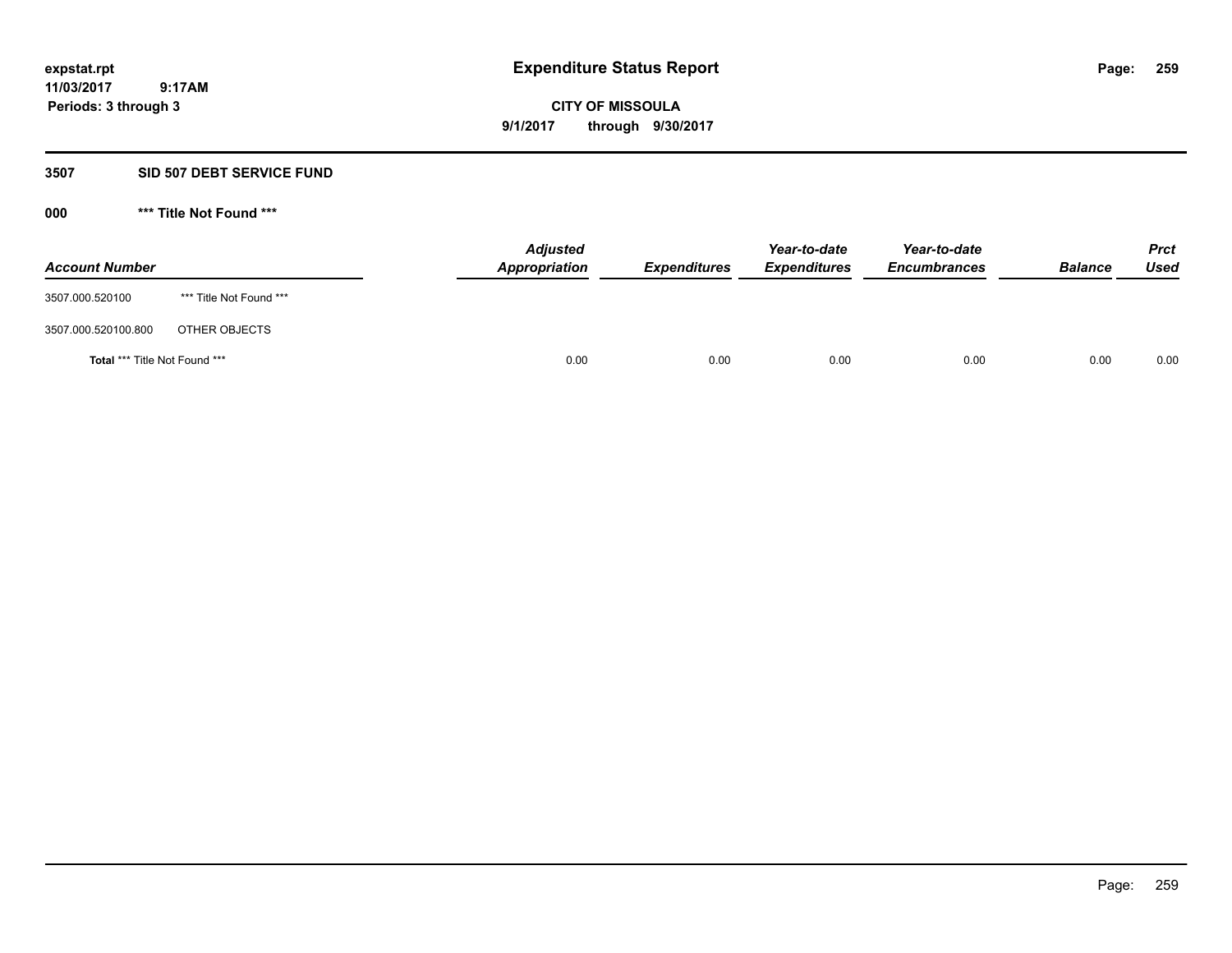expstat.rpt
11/03/2017 9:17AM
Periods: 3 through 3

# Expenditure Status Report

**CITY OF MISSOULA**
**9/1/2017 through 9/30/2017**

## 3507 SID 507 DEBT SERVICE FUND

### 000 *** Title Not Found ***

| Account Number | | Adjusted Appropriation | Expenditures | Year-to-date Expenditures | Year-to-date Encumbrances | Balance | Prct Used |
|---|---|---|---|---|---|---|---|
| 3507.000.520100 | *** Title Not Found *** | | | | | | |
| 3507.000.520100.800 | OTHER OBJECTS | | | | | | |
| **Total** *** Title Not Found *** | | 0.00 | 0.00 | 0.00 | 0.00 | 0.00 | 0.00 |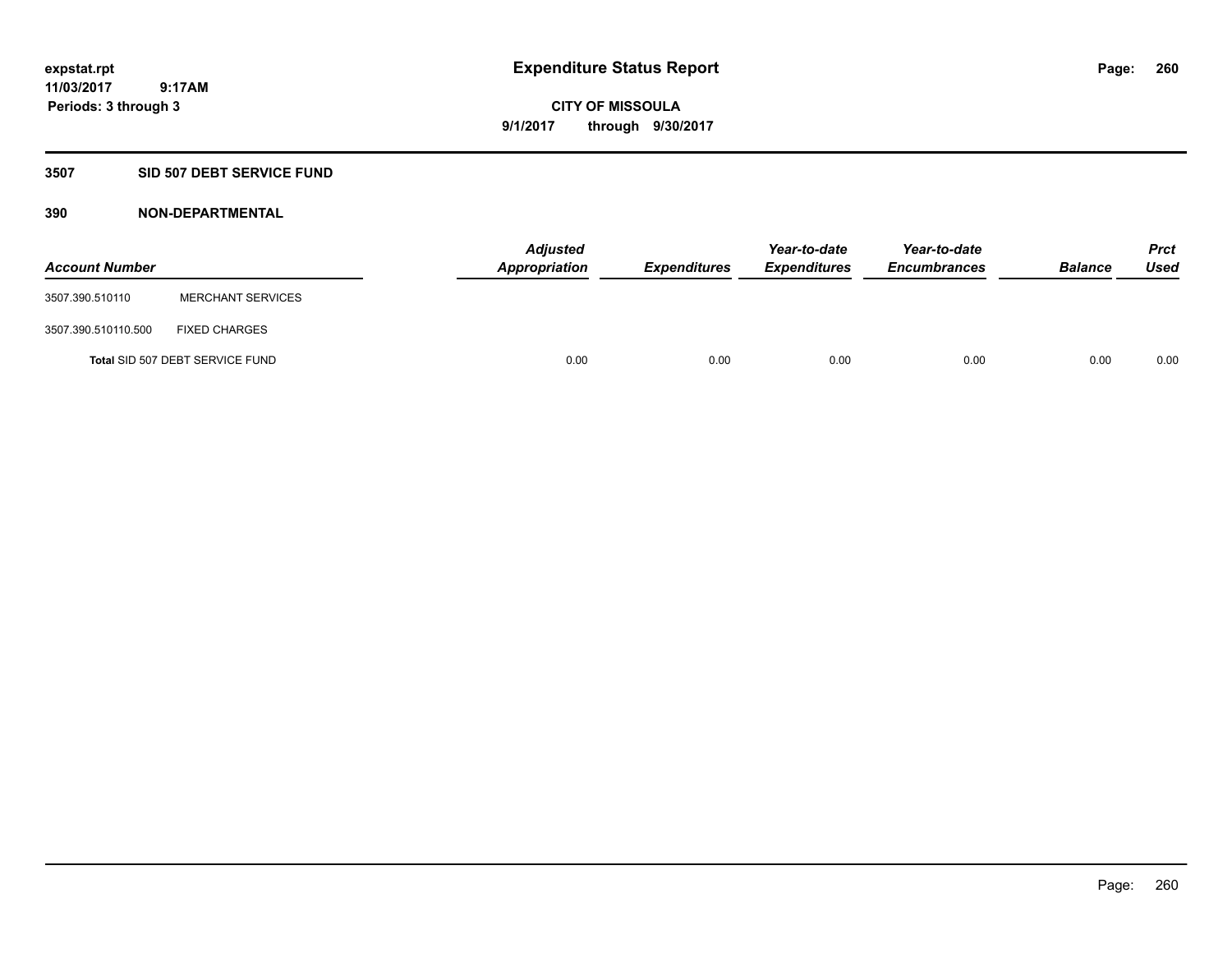**expstat.rpt**
**11/03/2017 9:17AM**
**Periods: 3 through 3**

# Expenditure Status Report

**CITY OF MISSOULA**
**9/1/2017 through 9/30/2017**

## 3507 SID 507 DEBT SERVICE FUND

### 390 NON-DEPARTMENTAL

| Account Number | | Adjusted Appropriation | Expenditures | Year-to-date Expenditures | Year-to-date Encumbrances | Balance | Prct Used |
|---|---|---|---|---|---|---|---|
| 3507.390.510110 | MERCHANT SERVICES | | | | | | |
| 3507.390.510110.500 | FIXED CHARGES | | | | | | |
| Total SID 507 DEBT SERVICE FUND | | 0.00 | 0.00 | 0.00 | 0.00 | 0.00 | 0.00 |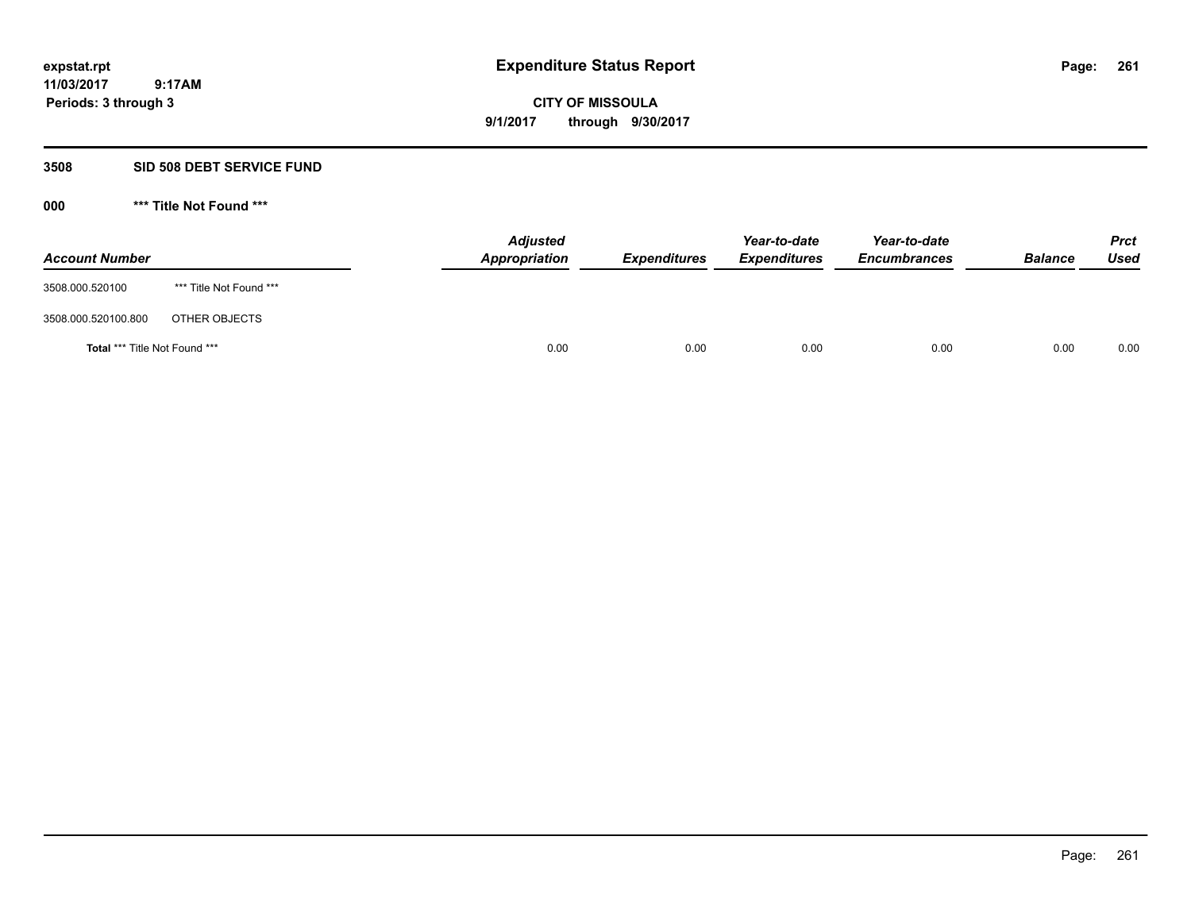expstat.rpt
11/03/2017 9:17AM
Periods: 3 through 3

# Expenditure Status Report

**CITY OF MISSOULA**
**9/1/2017 through 9/30/2017**

## 3508 SID 508 DEBT SERVICE FUND

### 000 *** Title Not Found ***

| Account Number | | Adjusted Appropriation | Expenditures | Year-to-date Expenditures | Year-to-date Encumbrances | Balance | Prct Used |
|---|---|---|---|---|---|---|---|
| 3508.000.520100 | *** Title Not Found *** | | | | | | |
| 3508.000.520100.800 | OTHER OBJECTS | | | | | | |
| **Total** *** Title Not Found *** | | 0.00 | 0.00 | 0.00 | 0.00 | 0.00 | 0.00 |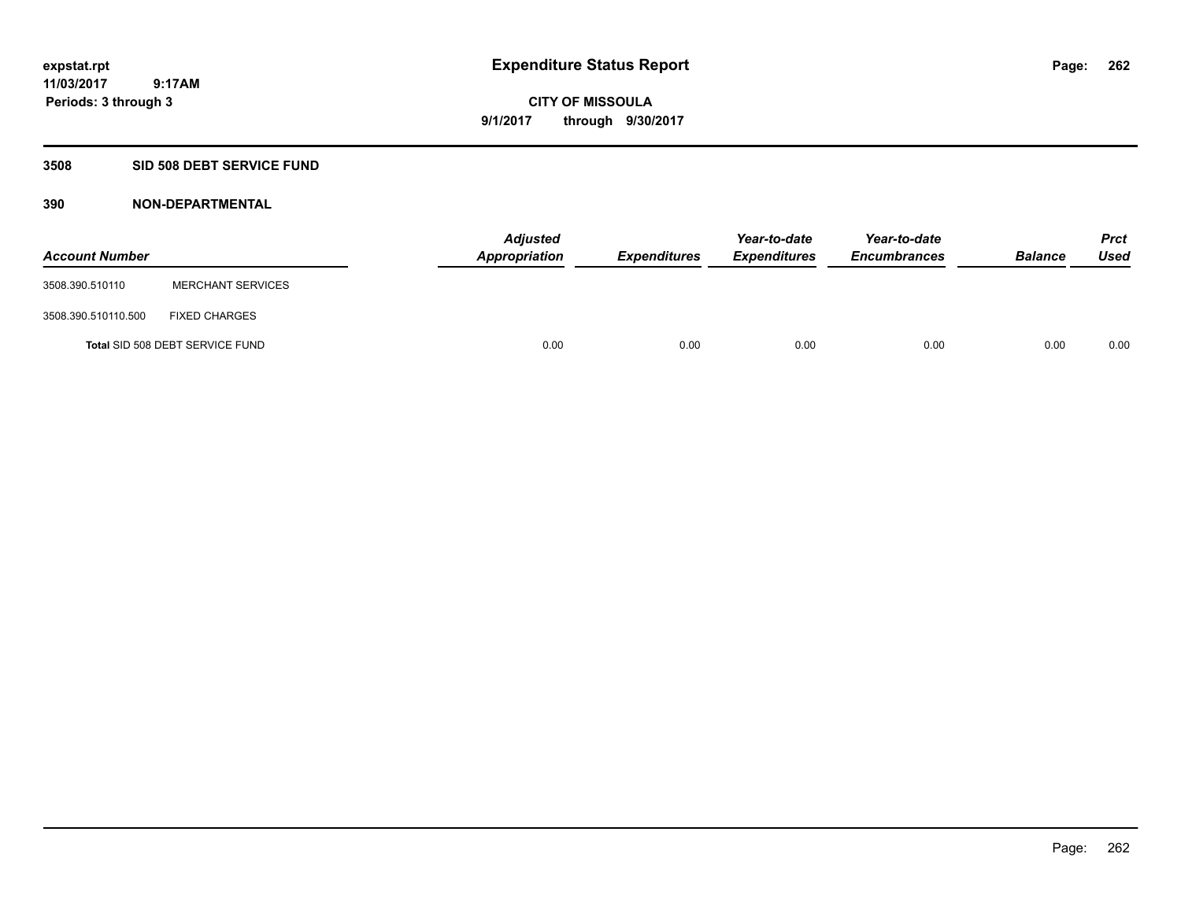# Expenditure Status Report

expstat.rpt
11/03/2017 9:17AM
Periods: 3 through 3

**CITY OF MISSOULA**
**9/1/2017 through 9/30/2017**

## 3508 SID 508 DEBT SERVICE FUND

### 390 NON-DEPARTMENTAL

| Account Number | | Adjusted Appropriation | Expenditures | Year-to-date Expenditures | Year-to-date Encumbrances | Balance | Prct Used |
|---|---|---|---|---|---|---|---|
| 3508.390.510110 | MERCHANT SERVICES | | | | | | |
| 3508.390.510110.500 | FIXED CHARGES | | | | | | |
| Total SID 508 DEBT SERVICE FUND | | 0.00 | 0.00 | 0.00 | 0.00 | 0.00 | 0.00 |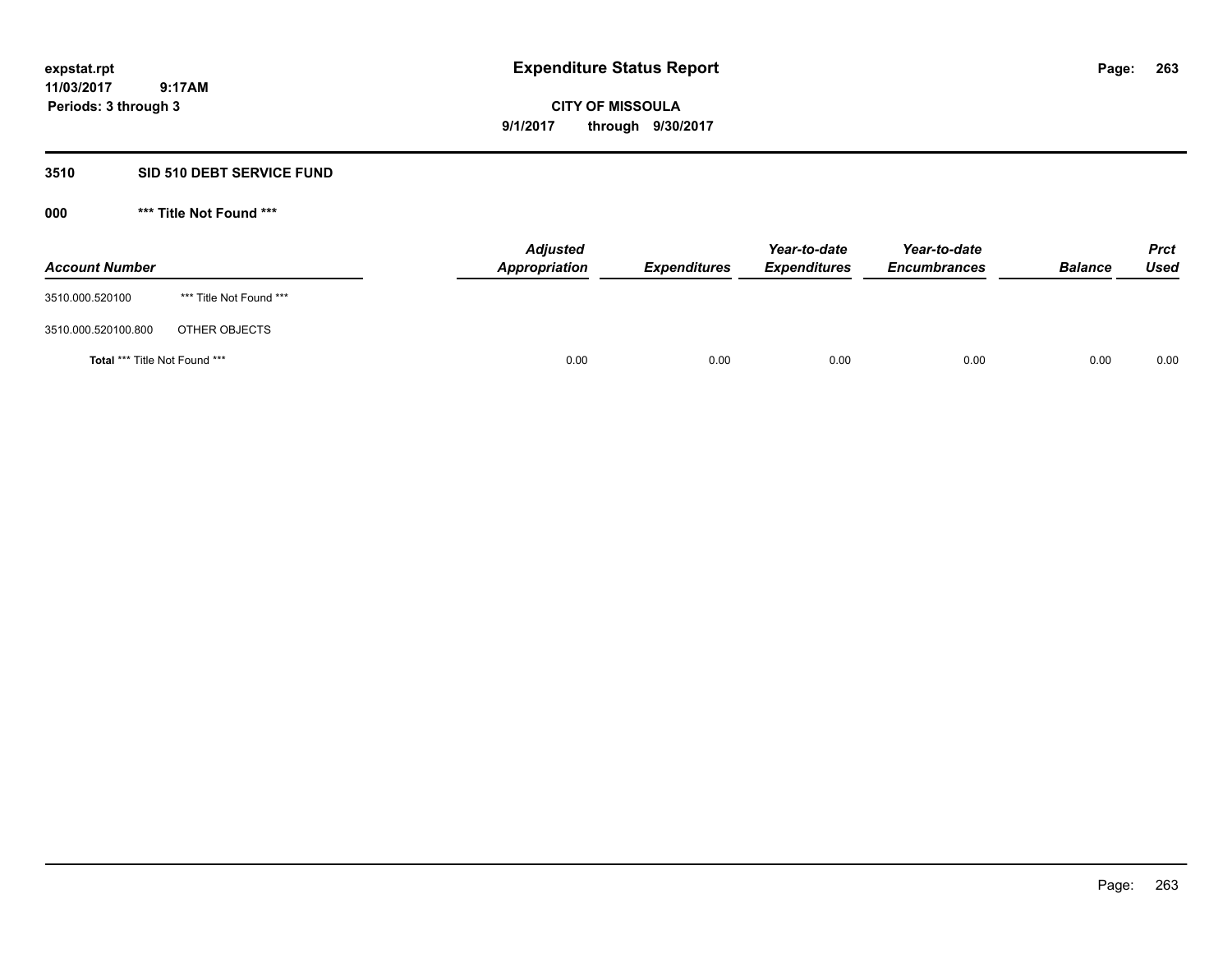**expstat.rpt**
**11/03/2017 9:17AM**
**Periods: 3 through 3**

# Expenditure Status Report

**CITY OF MISSOULA**
**9/1/2017 through 9/30/2017**

## 3510 SID 510 DEBT SERVICE FUND

### 000 *** Title Not Found ***

| Account Number | | Adjusted Appropriation | Expenditures | Year-to-date Expenditures | Year-to-date Encumbrances | Balance | Prct Used |
|---|---|---|---|---|---|---|---|
| 3510.000.520100 | *** Title Not Found *** | | | | | | |
| 3510.000.520100.800 | OTHER OBJECTS | | | | | | |
| **Total** *** Title Not Found *** | | 0.00 | 0.00 | 0.00 | 0.00 | 0.00 | 0.00 |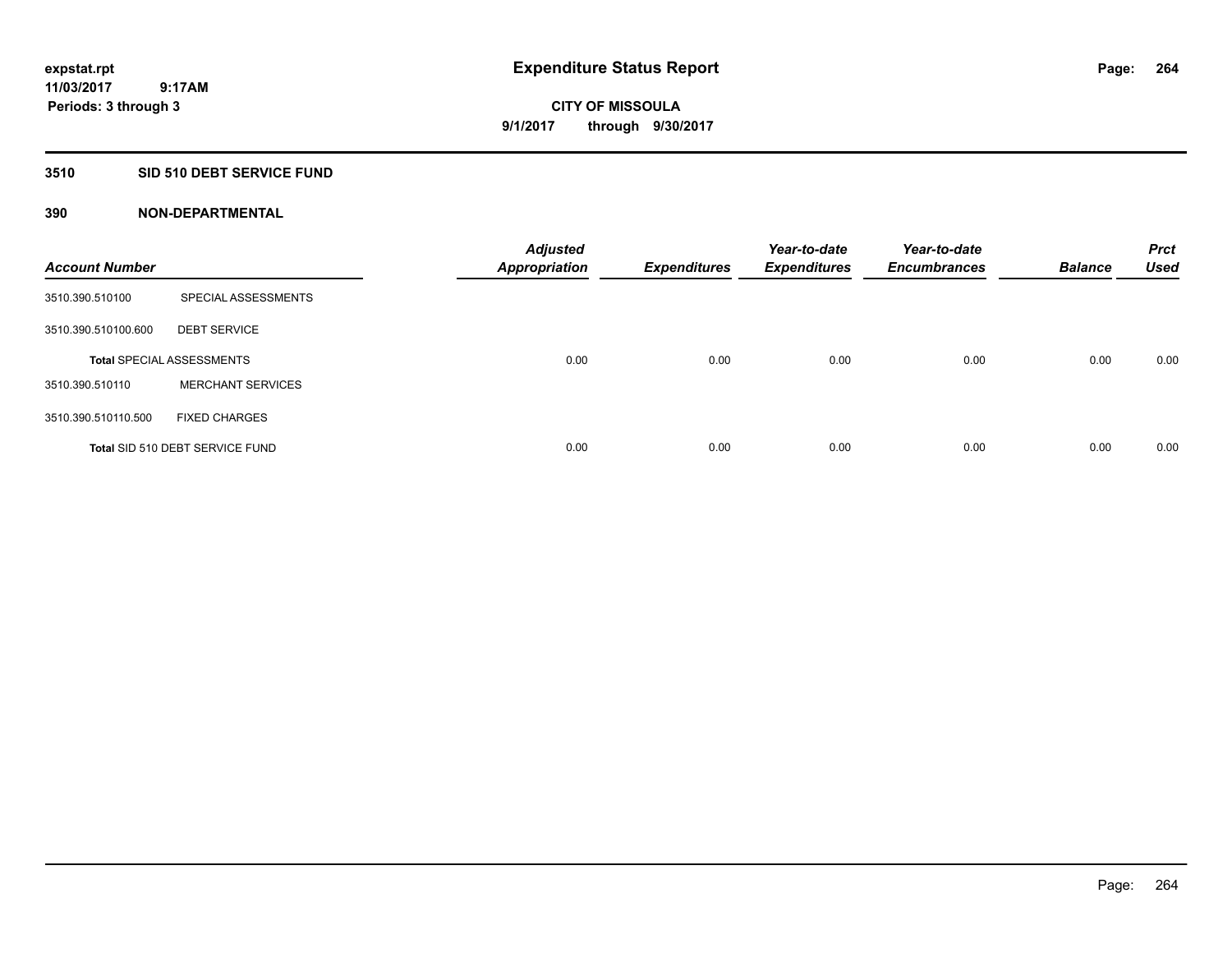**expstat.rpt**
**11/03/2017 9:17AM**
**Periods: 3 through 3**

# Expenditure Status Report

**CITY OF MISSOULA**
**9/1/2017 through 9/30/2017**

## 3510 SID 510 DEBT SERVICE FUND

### 390 NON-DEPARTMENTAL

| Account Number | | Adjusted Appropriation | Expenditures | Year-to-date Expenditures | Year-to-date Encumbrances | Balance | Prct Used |
|---|---|---|---|---|---|---|---|
| 3510.390.510100 | SPECIAL ASSESSMENTS | | | | | | |
| 3510.390.510100.600 | DEBT SERVICE | | | | | | |
| Total SPECIAL ASSESSMENTS | | 0.00 | 0.00 | 0.00 | 0.00 | 0.00 | 0.00 |
| 3510.390.510110 | MERCHANT SERVICES | | | | | | |
| 3510.390.510110.500 | FIXED CHARGES | | | | | | |
| Total SID 510 DEBT SERVICE FUND | | 0.00 | 0.00 | 0.00 | 0.00 | 0.00 | 0.00 |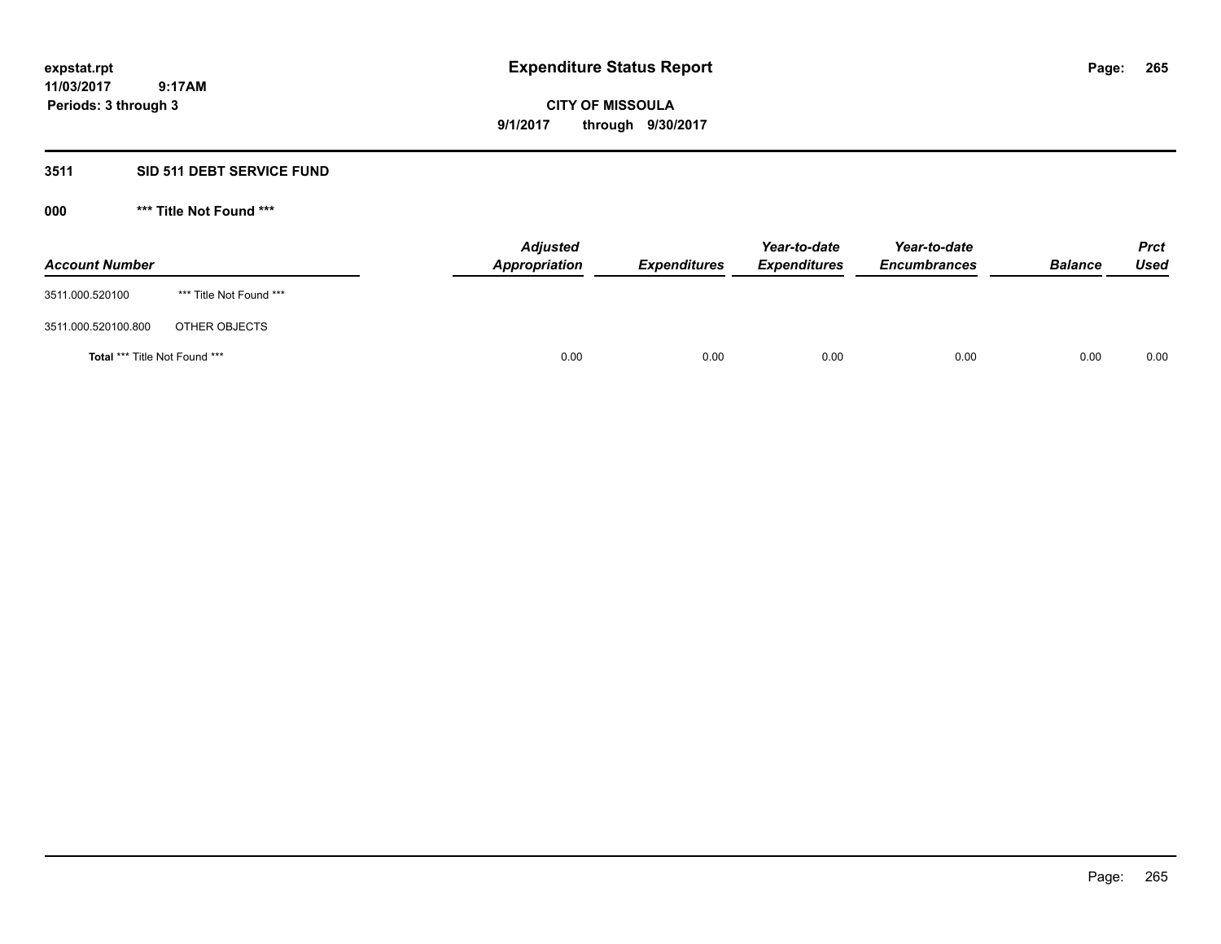**Expenditure Status Report**

**CITY OF MISSOULA**

**9/1/2017 through 9/30/2017**

expstat.rpt
11/03/2017 9:17AM
Periods: 3 through 3

## 3511 SID 511 DEBT SERVICE FUND

### 000 *** Title Not Found ***

| Account Number | | Adjusted Appropriation | Expenditures | Year-to-date Expenditures | Year-to-date Encumbrances | Balance | Prct Used |
|---|---|---|---|---|---|---|---|
| 3511.000.520100 | *** Title Not Found *** | | | | | | |
| 3511.000.520100.800 | OTHER OBJECTS | | | | | | |
| **Total** *** Title Not Found *** | | 0.00 | 0.00 | 0.00 | 0.00 | 0.00 | 0.00 |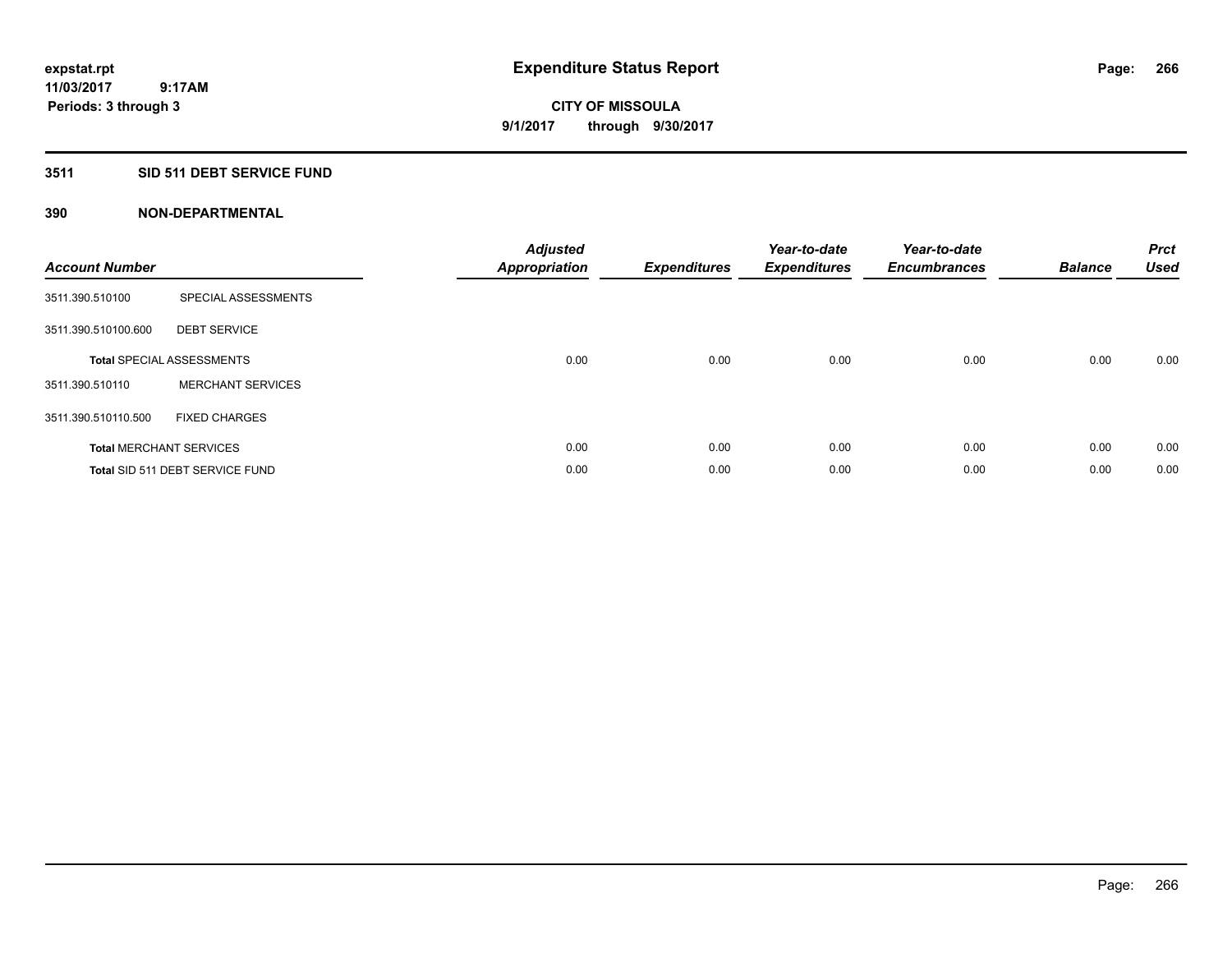expstat.rpt
11/03/2017 9:17AM
Periods: 3 through 3

# Expenditure Status Report

**CITY OF MISSOULA**
**9/1/2017 through 9/30/2017**

## 3511 SID 511 DEBT SERVICE FUND

### 390 NON-DEPARTMENTAL

| Account Number | | Adjusted Appropriation | Expenditures | Year-to-date Expenditures | Year-to-date Encumbrances | Balance | Prct Used |
|---|---|---|---|---|---|---|---|
| 3511.390.510100 | SPECIAL ASSESSMENTS | | | | | | |
| 3511.390.510100.600 | DEBT SERVICE | | | | | | |
| **Total** SPECIAL ASSESSMENTS | | 0.00 | 0.00 | 0.00 | 0.00 | 0.00 | 0.00 |
| 3511.390.510110 | MERCHANT SERVICES | | | | | | |
| 3511.390.510110.500 | FIXED CHARGES | | | | | | |
| **Total** MERCHANT SERVICES | | 0.00 | 0.00 | 0.00 | 0.00 | 0.00 | 0.00 |
| **Total** SID 511 DEBT SERVICE FUND | | 0.00 | 0.00 | 0.00 | 0.00 | 0.00 | 0.00 |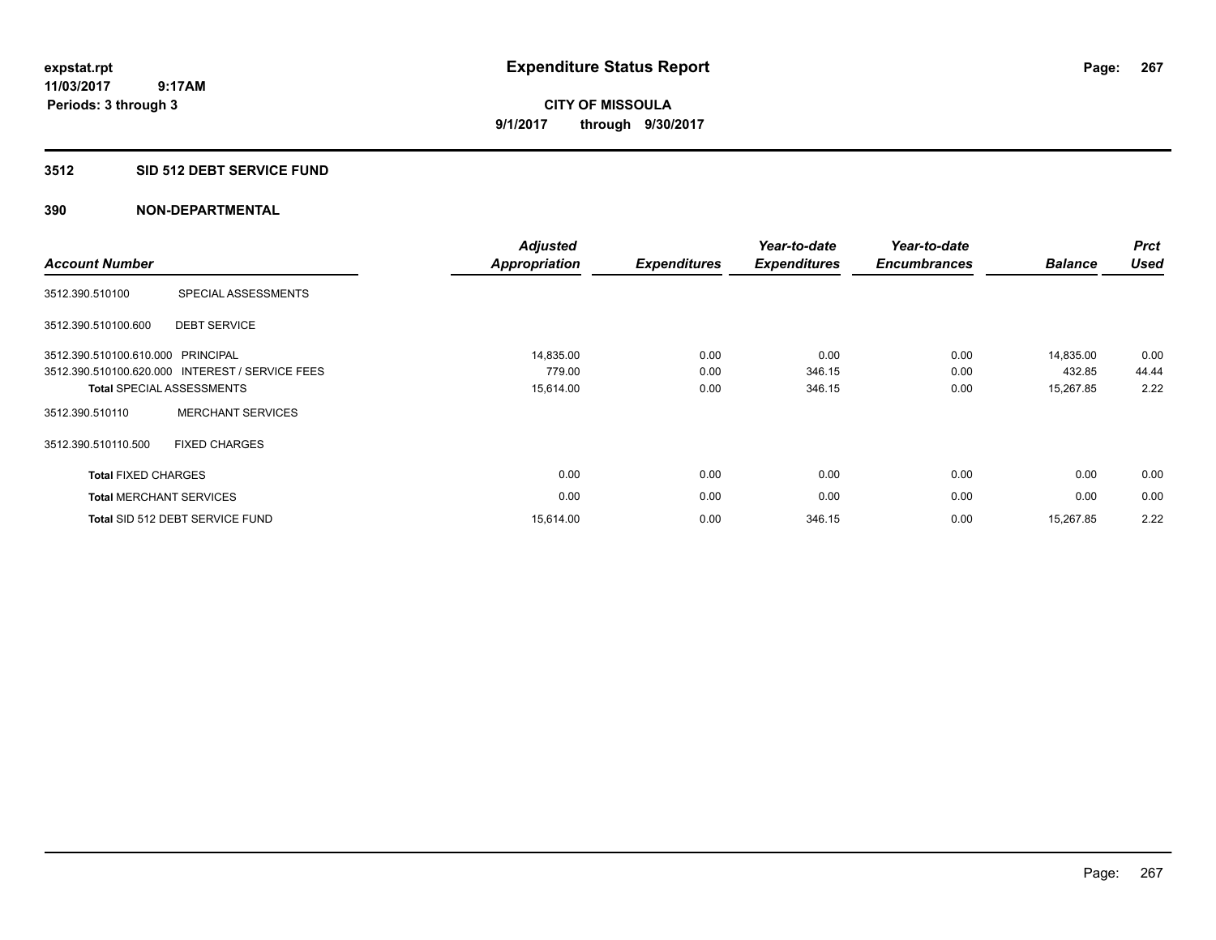**expstat.rpt**
**11/03/2017 9:17AM**
**Periods: 3 through 3**

# Expenditure Status Report

**CITY OF MISSOULA**
**9/1/2017 through 9/30/2017**

## 3512 SID 512 DEBT SERVICE FUND

## 390 NON-DEPARTMENTAL

| Account Number | | Adjusted Appropriation | Expenditures | Year-to-date Expenditures | Year-to-date Encumbrances | Balance | Prct Used |
|---|---|---|---|---|---|---|---|
| 3512.390.510100 | SPECIAL ASSESSMENTS | | | | | | |
| 3512.390.510100.600 | DEBT SERVICE | | | | | | |
| 3512.390.510100.610.000 | PRINCIPAL | 14,835.00 | 0.00 | 0.00 | 0.00 | 14,835.00 | 0.00 |
| 3512.390.510100.620.000 | INTEREST / SERVICE FEES | 779.00 | 0.00 | 346.15 | 0.00 | 432.85 | 44.44 |
| **Total** SPECIAL ASSESSMENTS | | 15,614.00 | 0.00 | 346.15 | 0.00 | 15,267.85 | 2.22 |
| 3512.390.510110 | MERCHANT SERVICES | | | | | | |
| 3512.390.510110.500 | FIXED CHARGES | | | | | | |
| **Total** FIXED CHARGES | | 0.00 | 0.00 | 0.00 | 0.00 | 0.00 | 0.00 |
| **Total** MERCHANT SERVICES | | 0.00 | 0.00 | 0.00 | 0.00 | 0.00 | 0.00 |
| **Total** SID 512 DEBT SERVICE FUND | | 15,614.00 | 0.00 | 346.15 | 0.00 | 15,267.85 | 2.22 |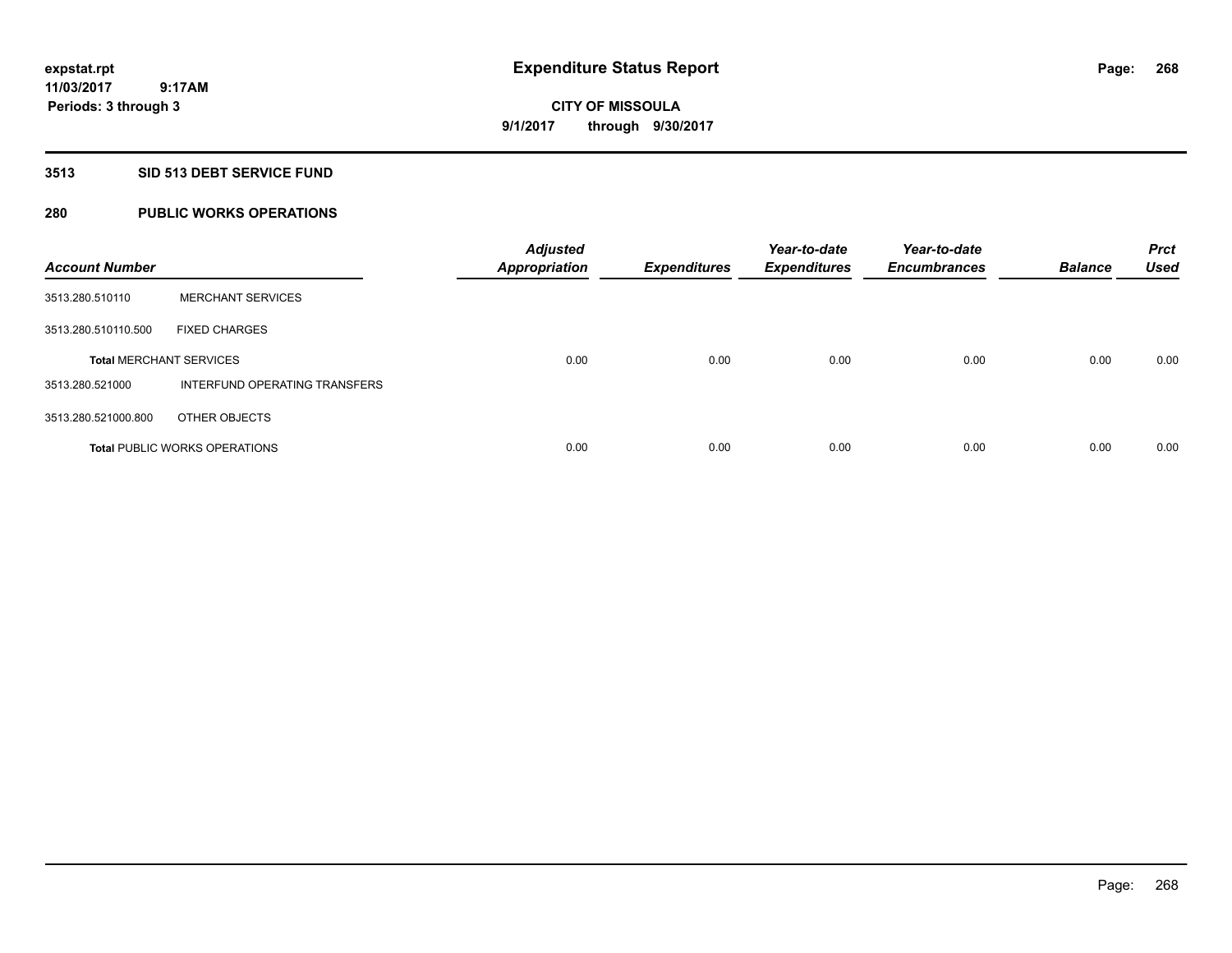# Expenditure Status Report

expstat.rpt
11/03/2017 9:17AM
Periods: 3 through 3

**CITY OF MISSOULA**
**9/1/2017 through 9/30/2017**

## 3513 SID 513 DEBT SERVICE FUND

## 280 PUBLIC WORKS OPERATIONS

| Account Number | | Adjusted Appropriation | Expenditures | Year-to-date Expenditures | Year-to-date Encumbrances | Balance | Prct Used |
|---|---|---|---|---|---|---|---|
| 3513.280.510110 | MERCHANT SERVICES | | | | | | |
| 3513.280.510110.500 | FIXED CHARGES | | | | | | |
| **Total** MERCHANT SERVICES | | 0.00 | 0.00 | 0.00 | 0.00 | 0.00 | 0.00 |
| 3513.280.521000 | INTERFUND OPERATING TRANSFERS | | | | | | |
| 3513.280.521000.800 | OTHER OBJECTS | | | | | | |
| **Total** PUBLIC WORKS OPERATIONS | | 0.00 | 0.00 | 0.00 | 0.00 | 0.00 | 0.00 |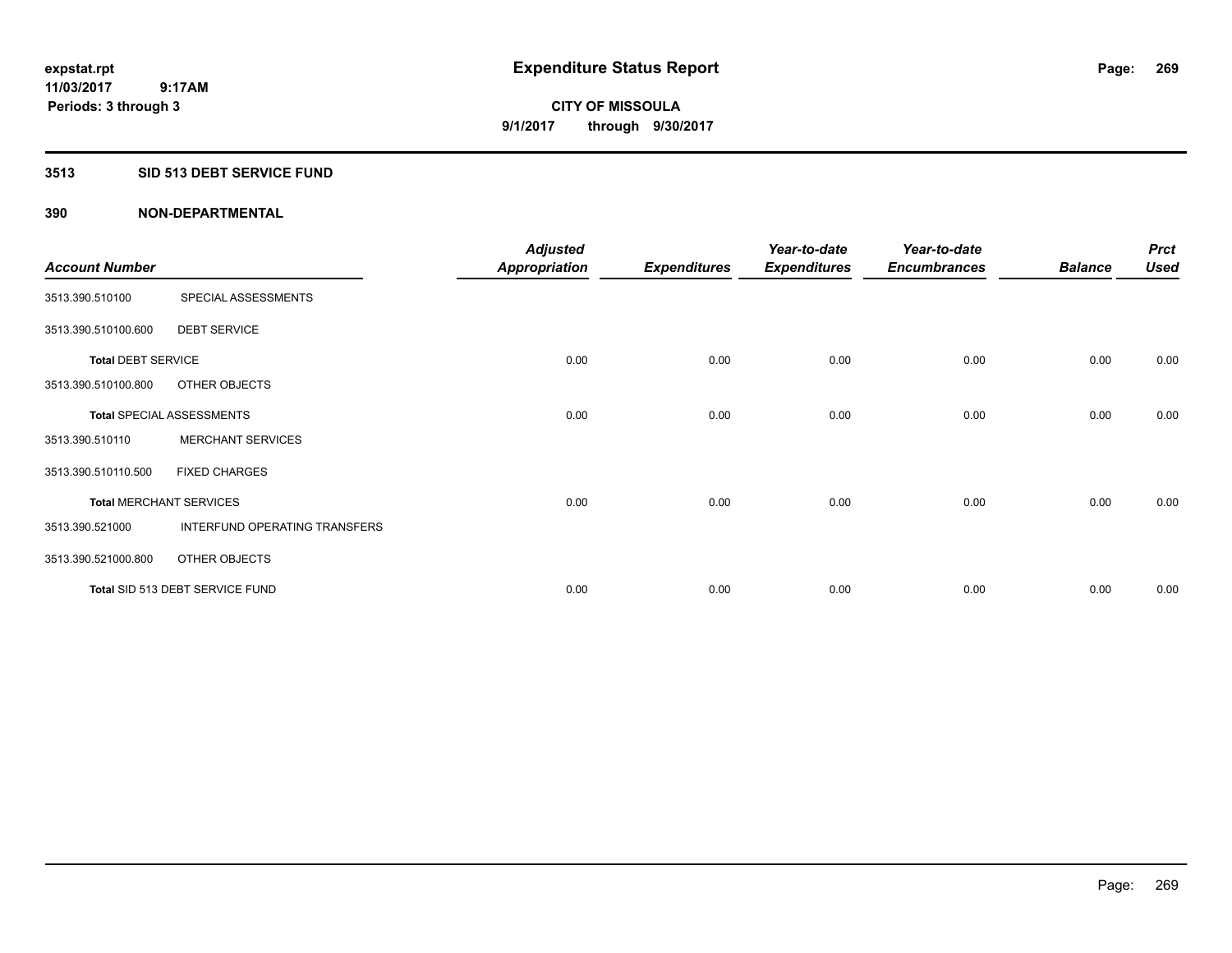expstat.rpt
11/03/2017 9:17AM
Periods: 3 through 3

# Expenditure Status Report

CITY OF MISSOULA
9/1/2017 through 9/30/2017

## 3513 SID 513 DEBT SERVICE FUND

## 390 NON-DEPARTMENTAL

| Account Number | | Adjusted Appropriation | Expenditures | Year-to-date Expenditures | Year-to-date Encumbrances | Balance | Prct Used |
|---|---|---|---|---|---|---|---|
| 3513.390.510100 | SPECIAL ASSESSMENTS | | | | | | |
| 3513.390.510100.600 | DEBT SERVICE | | | | | | |
| **Total** DEBT SERVICE | | 0.00 | 0.00 | 0.00 | 0.00 | 0.00 | 0.00 |
| 3513.390.510100.800 | OTHER OBJECTS | | | | | | |
| **Total** SPECIAL ASSESSMENTS | | 0.00 | 0.00 | 0.00 | 0.00 | 0.00 | 0.00 |
| 3513.390.510110 | MERCHANT SERVICES | | | | | | |
| 3513.390.510110.500 | FIXED CHARGES | | | | | | |
| **Total** MERCHANT SERVICES | | 0.00 | 0.00 | 0.00 | 0.00 | 0.00 | 0.00 |
| 3513.390.521000 | INTERFUND OPERATING TRANSFERS | | | | | | |
| 3513.390.521000.800 | OTHER OBJECTS | | | | | | |
| **Total** SID 513 DEBT SERVICE FUND | | 0.00 | 0.00 | 0.00 | 0.00 | 0.00 | 0.00 |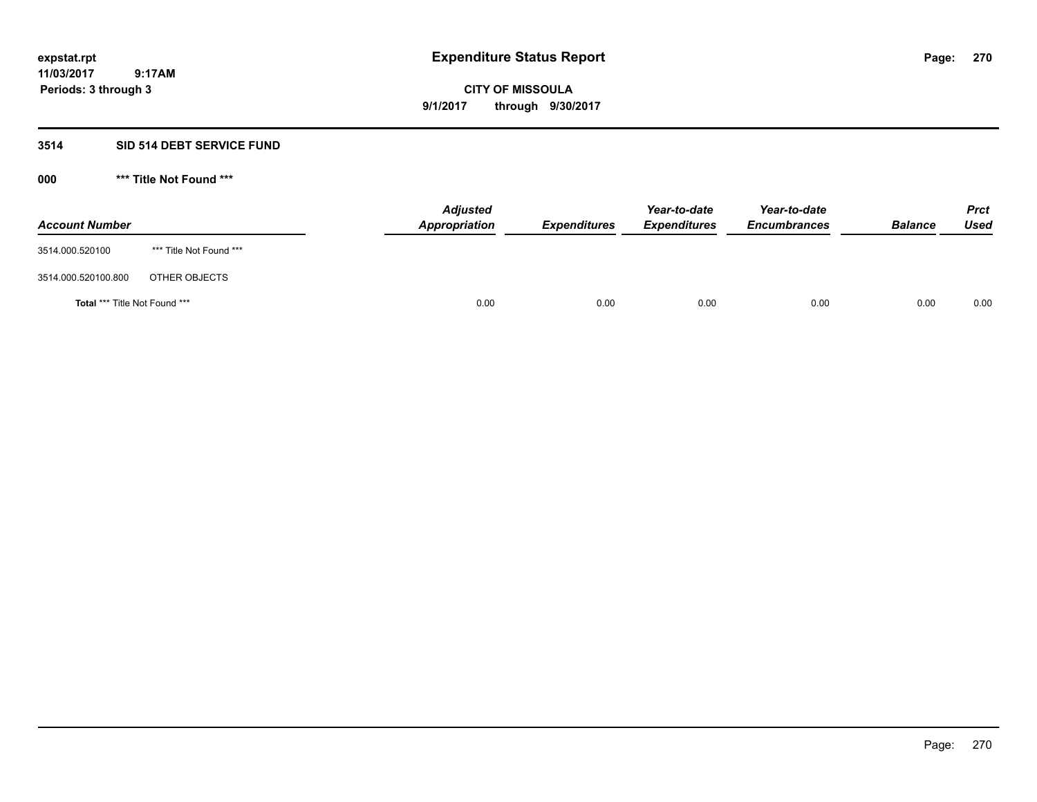# Expenditure Status Report

**CITY OF MISSOULA**

**9/1/2017 through 9/30/2017**

expstat.rpt
11/03/2017 9:17AM
Periods: 3 through 3

## 3514 SID 514 DEBT SERVICE FUND

### 000 *** Title Not Found ***

| Account Number | | Adjusted Appropriation | Expenditures | Year-to-date Expenditures | Year-to-date Encumbrances | Balance | Prct Used |
|---|---|---|---|---|---|---|---|
| 3514.000.520100 | *** Title Not Found *** | | | | | | |
| 3514.000.520100.800 | OTHER OBJECTS | | | | | | |
| **Total** *** Title Not Found *** | | 0.00 | 0.00 | 0.00 | 0.00 | 0.00 | 0.00 |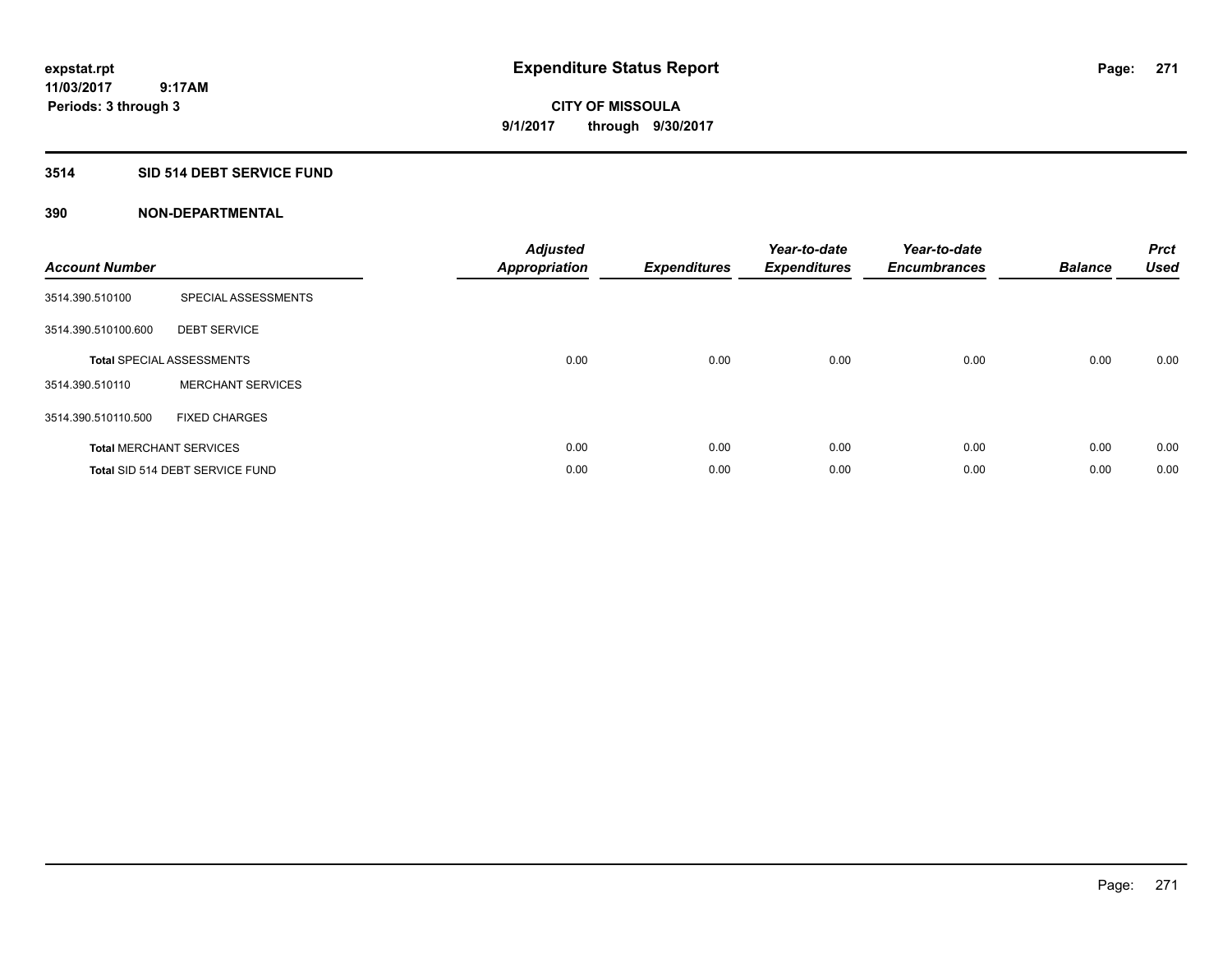expstat.rpt
11/03/2017 9:17AM
Periods: 3 through 3

# Expenditure Status Report

CITY OF MISSOULA
9/1/2017 through 9/30/2017

## 3514 SID 514 DEBT SERVICE FUND

## 390 NON-DEPARTMENTAL

| Account Number | | Adjusted Appropriation | Expenditures | Year-to-date Expenditures | Year-to-date Encumbrances | Balance | Prct Used |
|---|---|---|---|---|---|---|---|
| 3514.390.510100 | SPECIAL ASSESSMENTS | | | | | | |
| 3514.390.510100.600 | DEBT SERVICE | | | | | | |
| **Total** SPECIAL ASSESSMENTS | | 0.00 | 0.00 | 0.00 | 0.00 | 0.00 | 0.00 |
| 3514.390.510110 | MERCHANT SERVICES | | | | | | |
| 3514.390.510110.500 | FIXED CHARGES | | | | | | |
| **Total** MERCHANT SERVICES | | 0.00 | 0.00 | 0.00 | 0.00 | 0.00 | 0.00 |
| **Total** SID 514 DEBT SERVICE FUND | | 0.00 | 0.00 | 0.00 | 0.00 | 0.00 | 0.00 |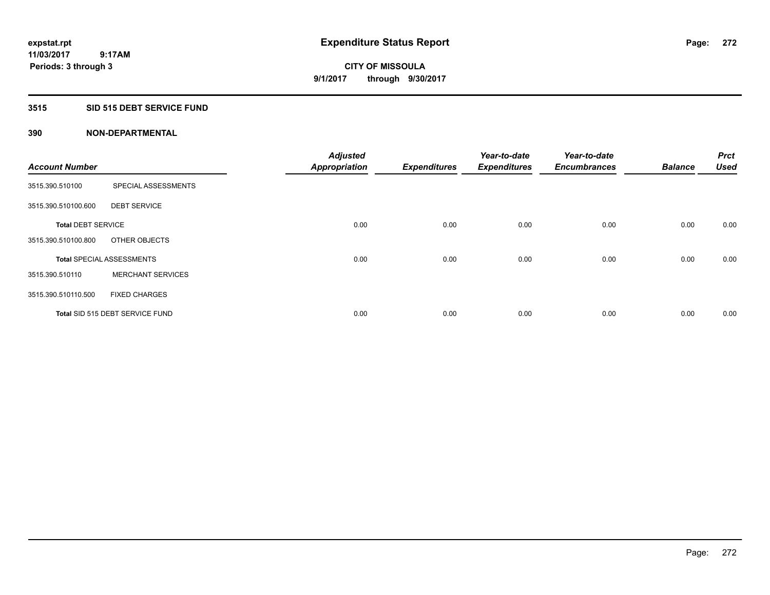# Expenditure Status Report

expstat.rpt
11/03/2017 9:17AM
Periods: 3 through 3

**CITY OF MISSOULA**
**9/1/2017 through 9/30/2017**

## 3515 SID 515 DEBT SERVICE FUND

### 390 NON-DEPARTMENTAL

| Account Number | | Adjusted Appropriation | Expenditures | Year-to-date Expenditures | Year-to-date Encumbrances | Balance | Prct Used |
|---|---|---|---|---|---|---|---|
| 3515.390.510100 | SPECIAL ASSESSMENTS | | | | | | |
| 3515.390.510100.600 | DEBT SERVICE | | | | | | |
| **Total** DEBT SERVICE | | 0.00 | 0.00 | 0.00 | 0.00 | 0.00 | 0.00 |
| 3515.390.510100.800 | OTHER OBJECTS | | | | | | |
| **Total** SPECIAL ASSESSMENTS | | 0.00 | 0.00 | 0.00 | 0.00 | 0.00 | 0.00 |
| 3515.390.510110 | MERCHANT SERVICES | | | | | | |
| 3515.390.510110.500 | FIXED CHARGES | | | | | | |
| **Total** SID 515 DEBT SERVICE FUND | | 0.00 | 0.00 | 0.00 | 0.00 | 0.00 | 0.00 |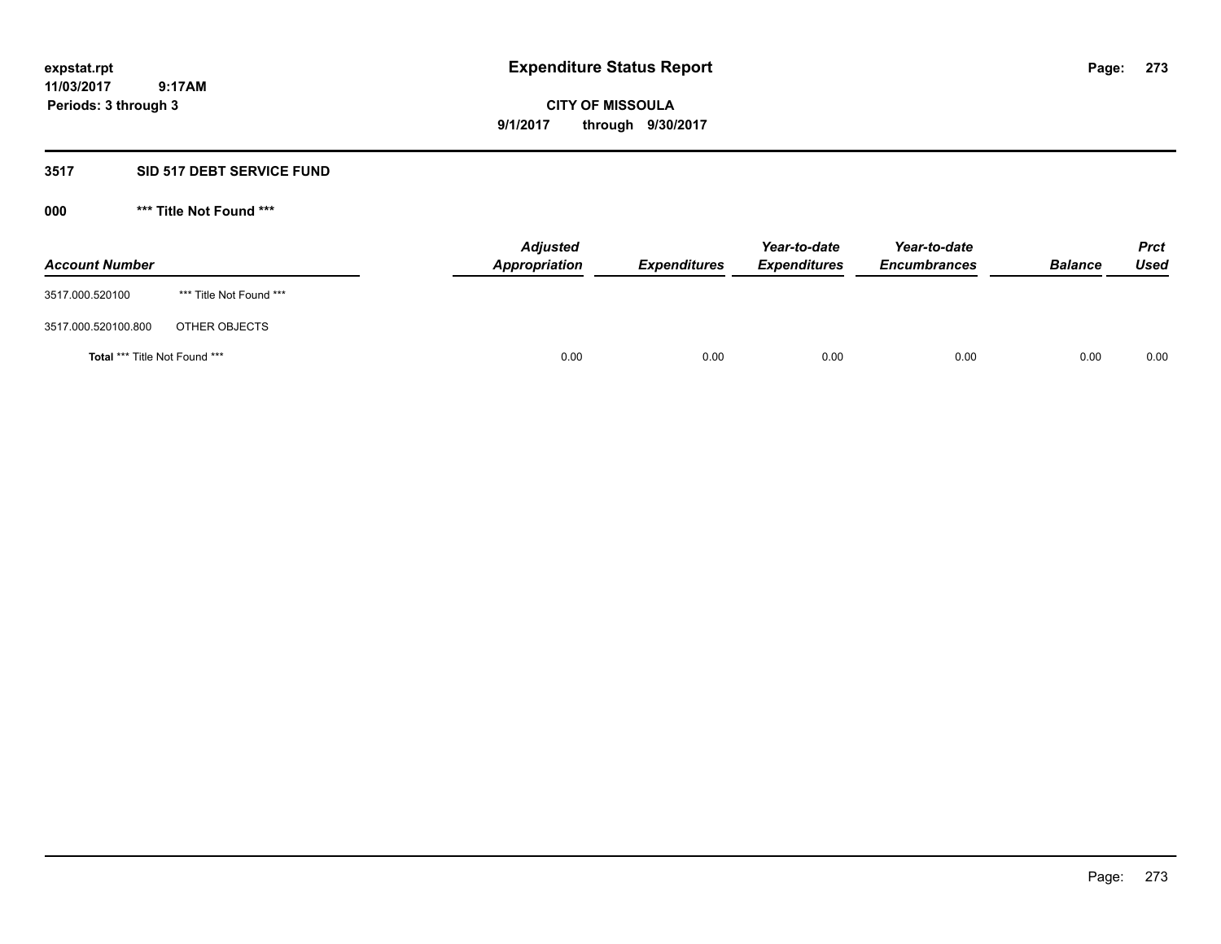**expstat.rpt**
**11/03/2017 9:17AM**
**Periods: 3 through 3**

# Expenditure Status Report

**CITY OF MISSOULA**
**9/1/2017 through 9/30/2017**

## 3517 SID 517 DEBT SERVICE FUND

### 000 *** Title Not Found ***

| Account Number | | Adjusted Appropriation | Expenditures | Year-to-date Expenditures | Year-to-date Encumbrances | Balance | Prct Used |
|---|---|---|---|---|---|---|---|
| 3517.000.520100 | *** Title Not Found *** | | | | | | |
| 3517.000.520100.800 | OTHER OBJECTS | | | | | | |
| **Total** *** Title Not Found *** | | 0.00 | 0.00 | 0.00 | 0.00 | 0.00 | 0.00 |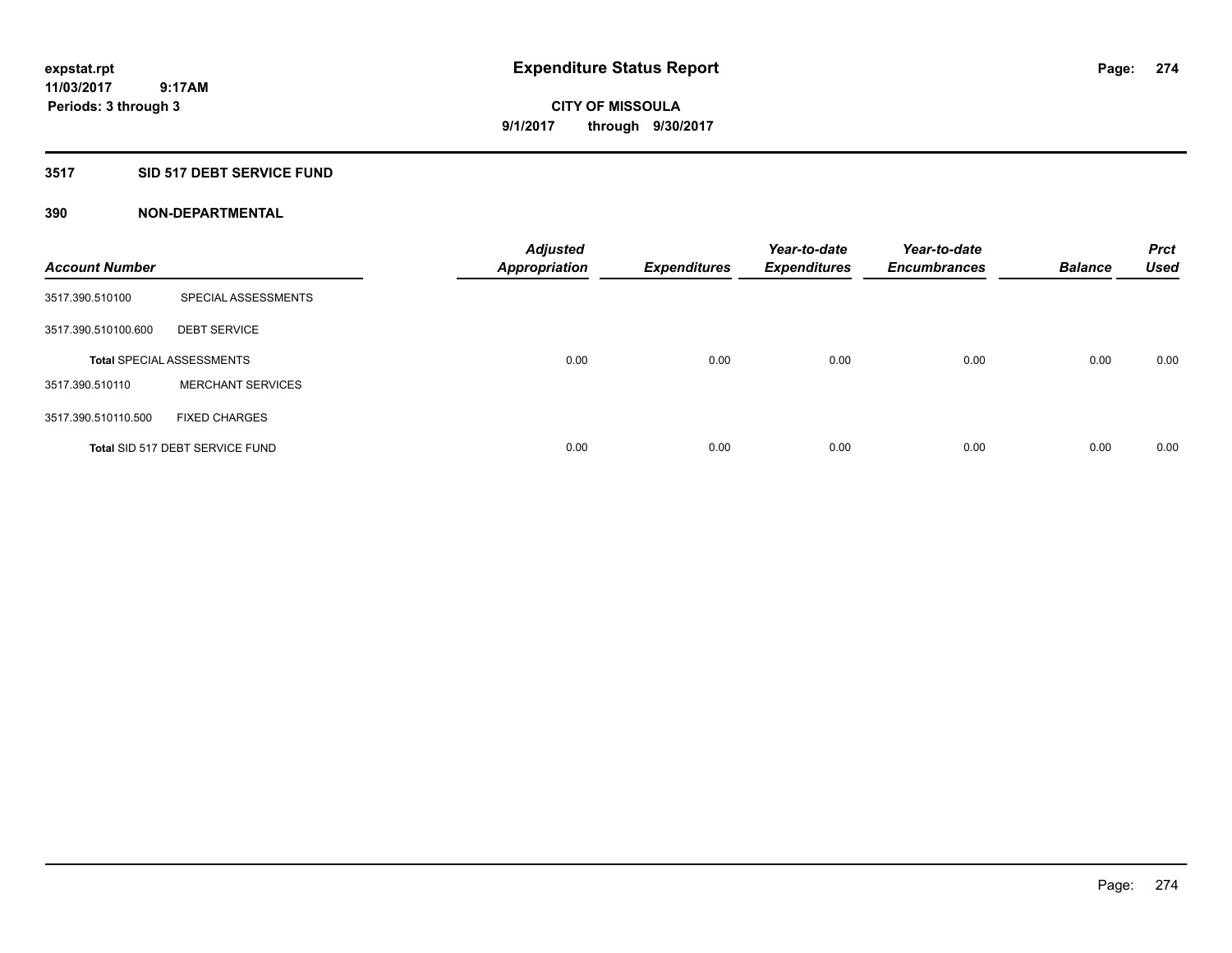**expstat.rpt**
**11/03/2017 9:17AM**
**Periods: 3 through 3**

# Expenditure Status Report

**CITY OF MISSOULA**
**9/1/2017 through 9/30/2017**

## 3517 SID 517 DEBT SERVICE FUND

### 390 NON-DEPARTMENTAL

| Account Number | | Adjusted Appropriation | Expenditures | Year-to-date Expenditures | Year-to-date Encumbrances | Balance | Prct Used |
|---|---|---|---|---|---|---|---|
| 3517.390.510100 | SPECIAL ASSESSMENTS | | | | | | |
| 3517.390.510100.600 | DEBT SERVICE | | | | | | |
| **Total** SPECIAL ASSESSMENTS | | 0.00 | 0.00 | 0.00 | 0.00 | 0.00 | 0.00 |
| 3517.390.510110 | MERCHANT SERVICES | | | | | | |
| 3517.390.510110.500 | FIXED CHARGES | | | | | | |
| **Total** SID 517 DEBT SERVICE FUND | | 0.00 | 0.00 | 0.00 | 0.00 | 0.00 | 0.00 |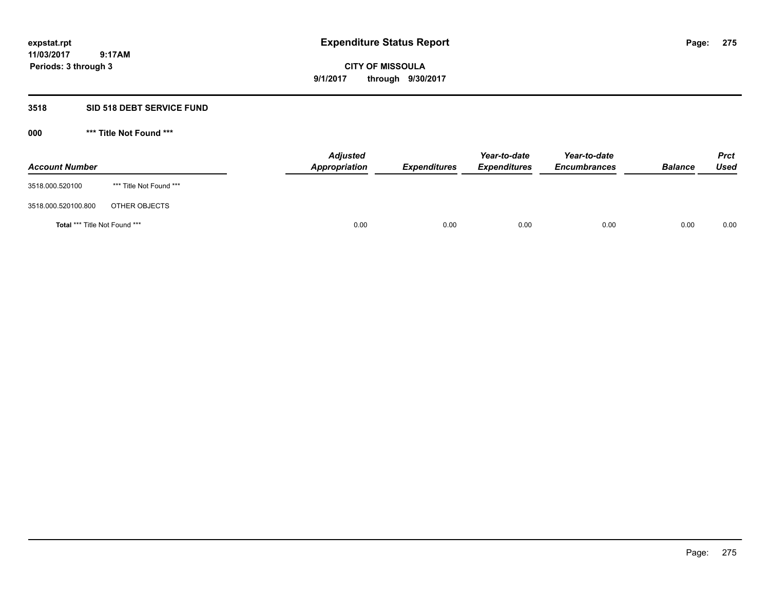expstat.rpt
11/03/2017 9:17AM
Periods: 3 through 3

# Expenditure Status Report

**CITY OF MISSOULA**
**9/1/2017 through 9/30/2017**

## 3518 SID 518 DEBT SERVICE FUND

### 000 *** Title Not Found ***

| Account Number | | Adjusted Appropriation | Expenditures | Year-to-date Expenditures | Year-to-date Encumbrances | Balance | Prct Used |
|---|---|---|---|---|---|---|---|
| 3518.000.520100 | *** Title Not Found *** | | | | | | |
| 3518.000.520100.800 | OTHER OBJECTS | | | | | | |
| **Total** *** Title Not Found *** | | 0.00 | 0.00 | 0.00 | 0.00 | 0.00 | 0.00 |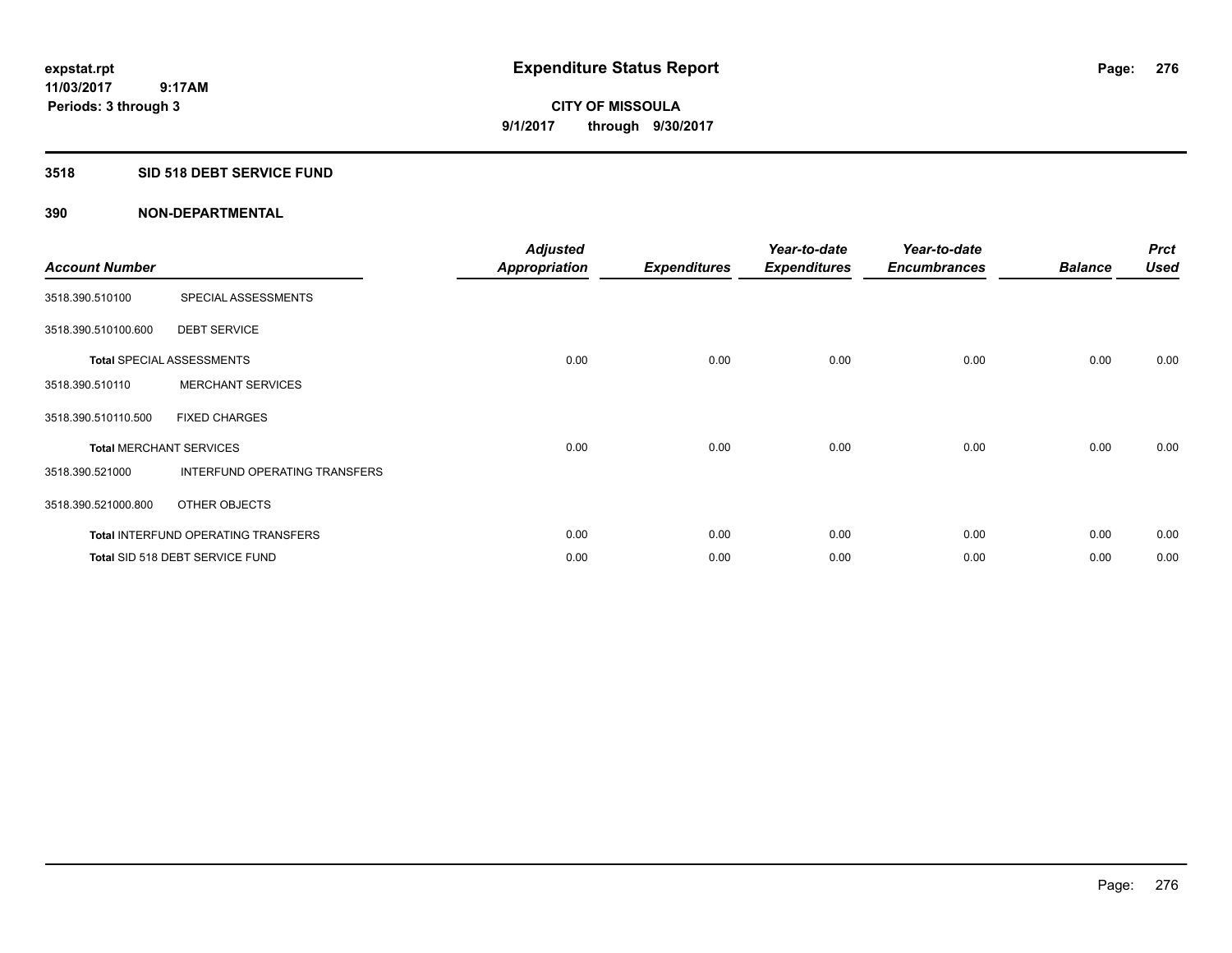expstat.rpt
11/03/2017 9:17AM
Periods: 3 through 3

# Expenditure Status Report

CITY OF MISSOULA
9/1/2017 through 9/30/2017

## 3518 SID 518 DEBT SERVICE FUND

## 390 NON-DEPARTMENTAL

| Account Number | | Adjusted Appropriation | Expenditures | Year-to-date Expenditures | Year-to-date Encumbrances | Balance | Prct Used |
|---|---|---|---|---|---|---|---|
| 3518.390.510100 | SPECIAL ASSESSMENTS | | | | | | |
| 3518.390.510100.600 | DEBT SERVICE | | | | | | |
| **Total** SPECIAL ASSESSMENTS | | 0.00 | 0.00 | 0.00 | 0.00 | 0.00 | 0.00 |
| 3518.390.510110 | MERCHANT SERVICES | | | | | | |
| 3518.390.510110.500 | FIXED CHARGES | | | | | | |
| **Total** MERCHANT SERVICES | | 0.00 | 0.00 | 0.00 | 0.00 | 0.00 | 0.00 |
| 3518.390.521000 | INTERFUND OPERATING TRANSFERS | | | | | | |
| 3518.390.521000.800 | OTHER OBJECTS | | | | | | |
| **Total** INTERFUND OPERATING TRANSFERS | | 0.00 | 0.00 | 0.00 | 0.00 | 0.00 | 0.00 |
| **Total** SID 518 DEBT SERVICE FUND | | 0.00 | 0.00 | 0.00 | 0.00 | 0.00 | 0.00 |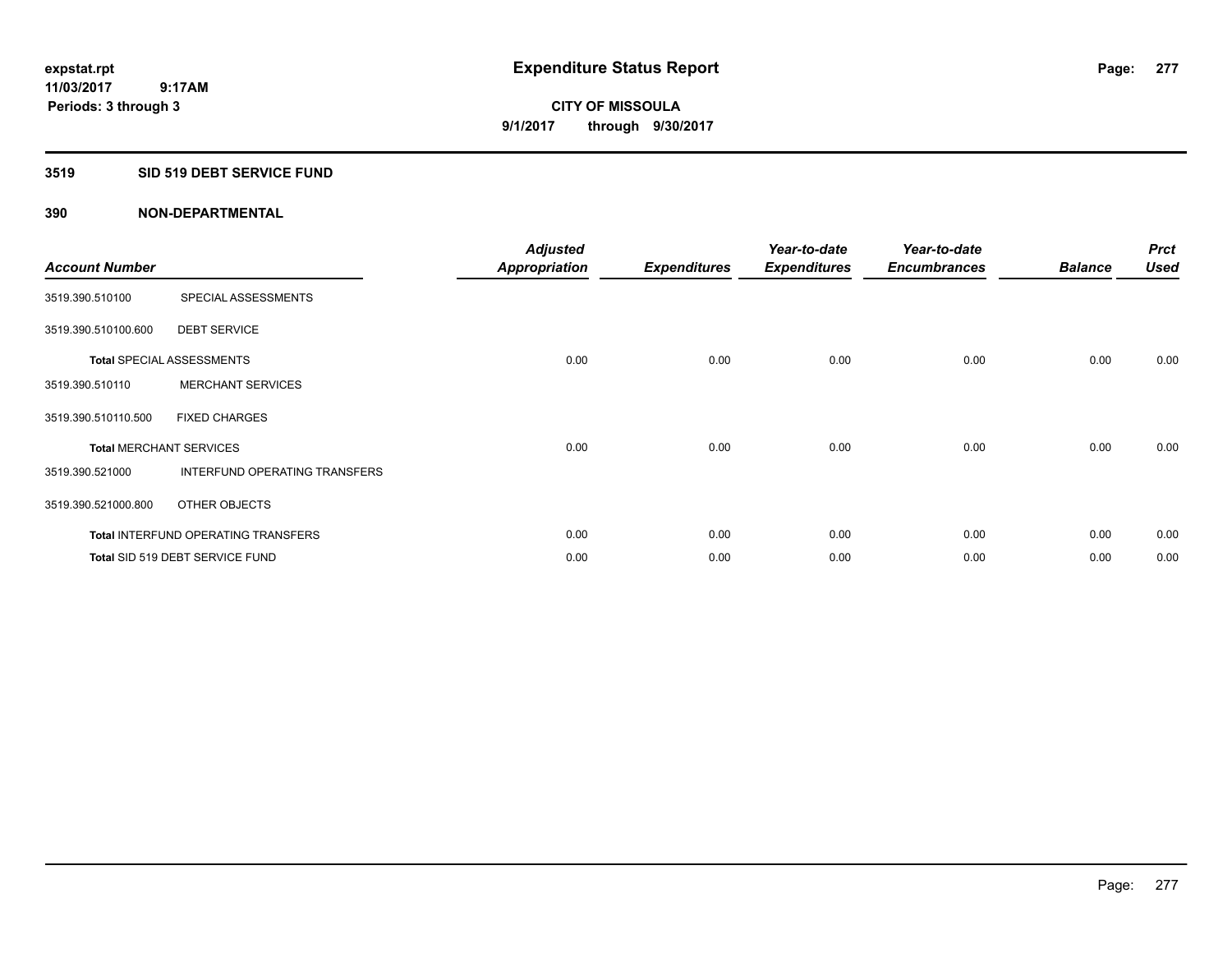expstat.rpt
11/03/2017 9:17AM
Periods: 3 through 3

# Expenditure Status Report

CITY OF MISSOULA
9/1/2017 through 9/30/2017

## 3519 SID 519 DEBT SERVICE FUND

## 390 NON-DEPARTMENTAL

| Account Number | | Adjusted Appropriation | Expenditures | Year-to-date Expenditures | Year-to-date Encumbrances | Balance | Prct Used |
|---|---|---|---|---|---|---|---|
| 3519.390.510100 | SPECIAL ASSESSMENTS | | | | | | |
| 3519.390.510100.600 | DEBT SERVICE | | | | | | |
| **Total** SPECIAL ASSESSMENTS | | 0.00 | 0.00 | 0.00 | 0.00 | 0.00 | 0.00 |
| 3519.390.510110 | MERCHANT SERVICES | | | | | | |
| 3519.390.510110.500 | FIXED CHARGES | | | | | | |
| **Total** MERCHANT SERVICES | | 0.00 | 0.00 | 0.00 | 0.00 | 0.00 | 0.00 |
| 3519.390.521000 | INTERFUND OPERATING TRANSFERS | | | | | | |
| 3519.390.521000.800 | OTHER OBJECTS | | | | | | |
| **Total** INTERFUND OPERATING TRANSFERS | | 0.00 | 0.00 | 0.00 | 0.00 | 0.00 | 0.00 |
| **Total** SID 519 DEBT SERVICE FUND | | 0.00 | 0.00 | 0.00 | 0.00 | 0.00 | 0.00 |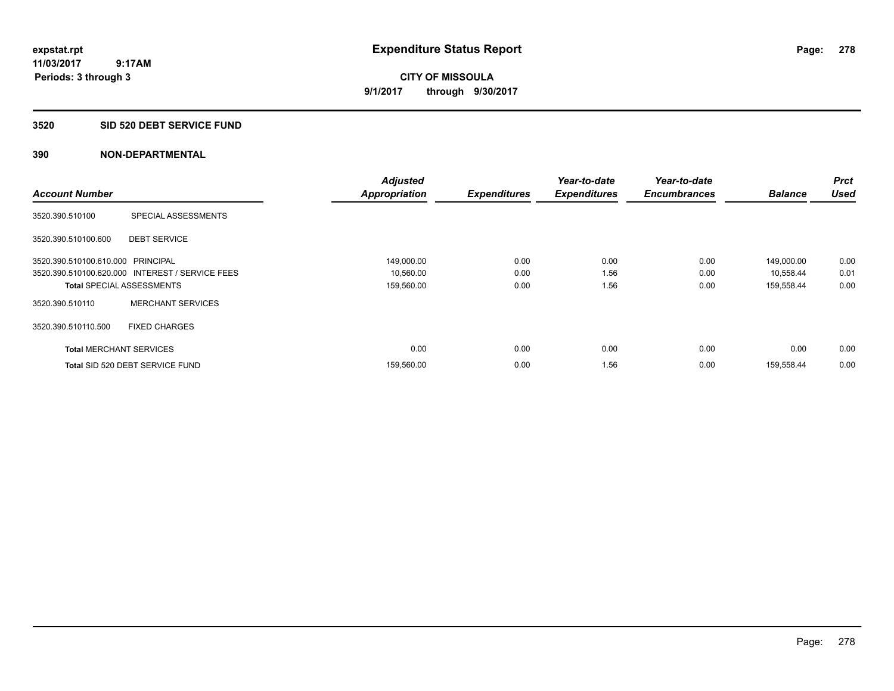expstat.rpt
11/03/2017 9:17AM
Periods: 3 through 3

# Expenditure Status Report

**CITY OF MISSOULA**
**9/1/2017 through 9/30/2017**

## 3520 SID 520 DEBT SERVICE FUND

### 390 NON-DEPARTMENTAL

| Account Number | | Adjusted Appropriation | Expenditures | Year-to-date Expenditures | Year-to-date Encumbrances | Balance | Prct Used |
|---|---|---|---|---|---|---|---|
| 3520.390.510100 | SPECIAL ASSESSMENTS | | | | | | |
| 3520.390.510100.600 | DEBT SERVICE | | | | | | |
| 3520.390.510100.610.000 | PRINCIPAL | 149,000.00 | 0.00 | 0.00 | 0.00 | 149,000.00 | 0.00 |
| 3520.390.510100.620.000 | INTEREST / SERVICE FEES | 10,560.00 | 0.00 | 1.56 | 0.00 | 10,558.44 | 0.01 |
| **Total** SPECIAL ASSESSMENTS | | 159,560.00 | 0.00 | 1.56 | 0.00 | 159,558.44 | 0.00 |
| 3520.390.510110 | MERCHANT SERVICES | | | | | | |
| 3520.390.510110.500 | FIXED CHARGES | | | | | | |
| **Total** MERCHANT SERVICES | | 0.00 | 0.00 | 0.00 | 0.00 | 0.00 | 0.00 |
| **Total** SID 520 DEBT SERVICE FUND | | 159,560.00 | 0.00 | 1.56 | 0.00 | 159,558.44 | 0.00 |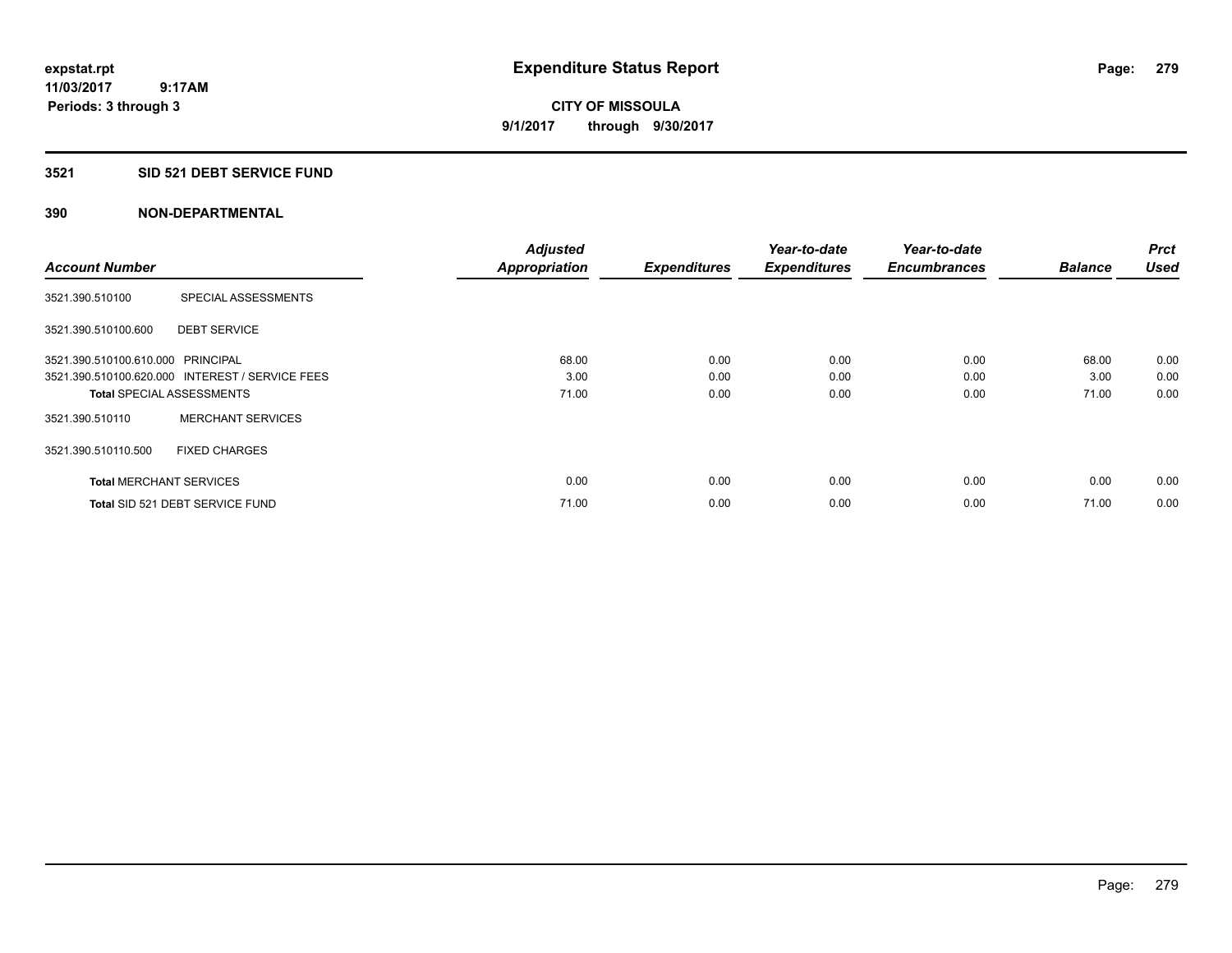# Expenditure Status Report

**CITY OF MISSOULA**

**9/1/2017 through 9/30/2017**

expstat.rpt
11/03/2017 9:17AM
Periods: 3 through 3

## 3521 SID 521 DEBT SERVICE FUND

### 390 NON-DEPARTMENTAL

| Account Number | | Adjusted Appropriation | Expenditures | Year-to-date Expenditures | Year-to-date Encumbrances | Balance | Prct Used |
|---|---|---|---|---|---|---|---|
| 3521.390.510100 | SPECIAL ASSESSMENTS | | | | | | |
| 3521.390.510100.600 | DEBT SERVICE | | | | | | |
| 3521.390.510100.610.000 | PRINCIPAL | 68.00 | 0.00 | 0.00 | 0.00 | 68.00 | 0.00 |
| 3521.390.510100.620.000 | INTEREST / SERVICE FEES | 3.00 | 0.00 | 0.00 | 0.00 | 3.00 | 0.00 |
| **Total** SPECIAL ASSESSMENTS | | 71.00 | 0.00 | 0.00 | 0.00 | 71.00 | 0.00 |
| 3521.390.510110 | MERCHANT SERVICES | | | | | | |
| 3521.390.510110.500 | FIXED CHARGES | | | | | | |
| **Total** MERCHANT SERVICES | | 0.00 | 0.00 | 0.00 | 0.00 | 0.00 | 0.00 |
| **Total** SID 521 DEBT SERVICE FUND | | 71.00 | 0.00 | 0.00 | 0.00 | 71.00 | 0.00 |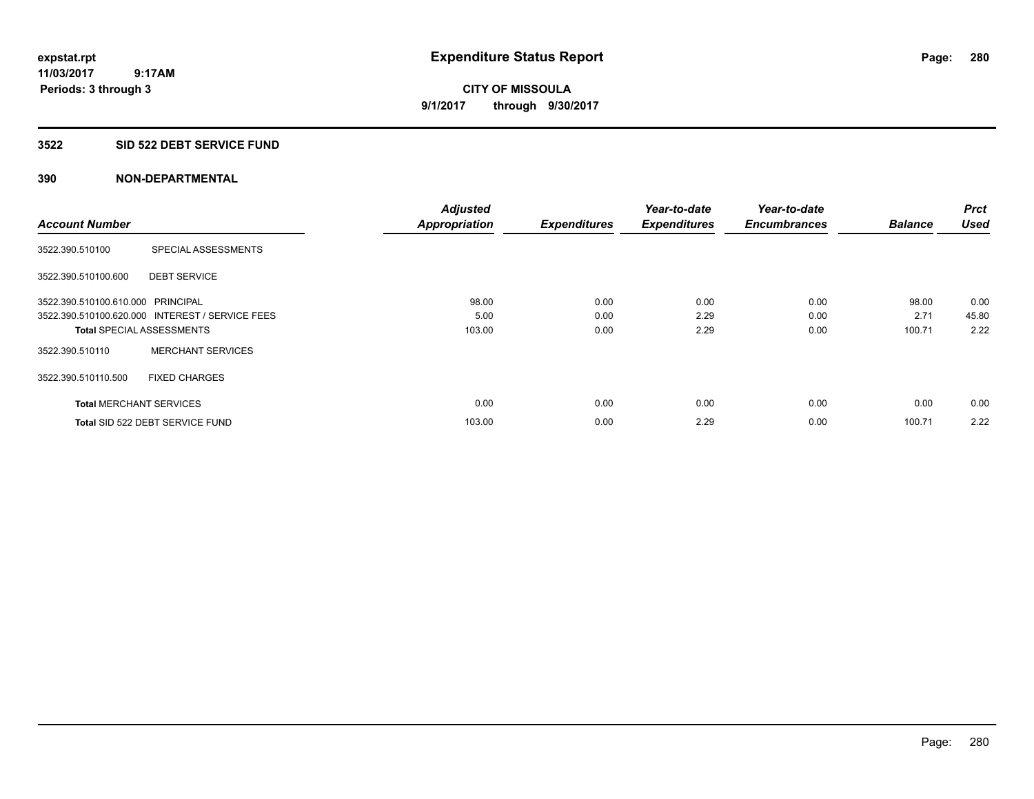# Expenditure Status Report

**CITY OF MISSOULA**

**9/1/2017 through 9/30/2017**

expstat.rpt
11/03/2017 9:17AM
Periods: 3 through 3

## 3522 SID 522 DEBT SERVICE FUND

## 390 NON-DEPARTMENTAL

| Account Number | | Adjusted Appropriation | Expenditures | Year-to-date Expenditures | Year-to-date Encumbrances | Balance | Prct Used |
|---|---|---|---|---|---|---|---|
| 3522.390.510100 | SPECIAL ASSESSMENTS | | | | | | |
| 3522.390.510100.600 | DEBT SERVICE | | | | | | |
| 3522.390.510100.610.000 | PRINCIPAL | 98.00 | 0.00 | 0.00 | 0.00 | 98.00 | 0.00 |
| 3522.390.510100.620.000 | INTEREST / SERVICE FEES | 5.00 | 0.00 | 2.29 | 0.00 | 2.71 | 45.80 |
| **Total** SPECIAL ASSESSMENTS | | 103.00 | 0.00 | 2.29 | 0.00 | 100.71 | 2.22 |
| 3522.390.510110 | MERCHANT SERVICES | | | | | | |
| 3522.390.510110.500 | FIXED CHARGES | | | | | | |
| **Total** MERCHANT SERVICES | | 0.00 | 0.00 | 0.00 | 0.00 | 0.00 | 0.00 |
| **Total** SID 522 DEBT SERVICE FUND | | 103.00 | 0.00 | 2.29 | 0.00 | 100.71 | 2.22 |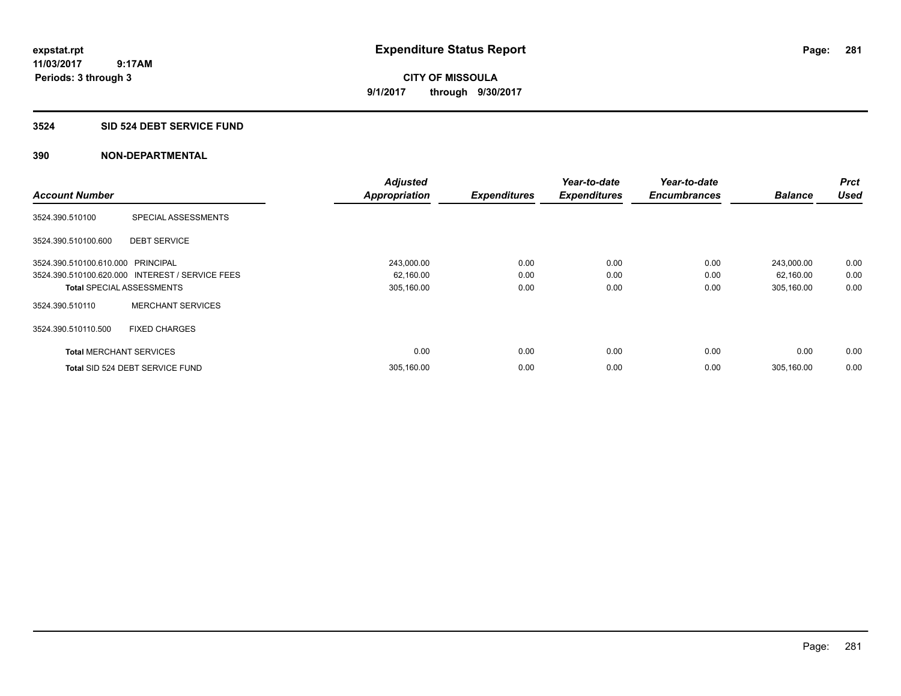# Expenditure Status Report

**CITY OF MISSOULA**

**9/1/2017 through 9/30/2017**

expstat.rpt
11/03/2017 9:17AM
Periods: 3 through 3

## 3524 SID 524 DEBT SERVICE FUND

### 390 NON-DEPARTMENTAL

| Account Number | | Adjusted Appropriation | Expenditures | Year-to-date Expenditures | Year-to-date Encumbrances | Balance | Prct Used |
|---|---|---|---|---|---|---|---|
| 3524.390.510100 | SPECIAL ASSESSMENTS | | | | | | |
| 3524.390.510100.600 | DEBT SERVICE | | | | | | |
| 3524.390.510100.610.000 | PRINCIPAL | 243,000.00 | 0.00 | 0.00 | 0.00 | 243,000.00 | 0.00 |
| 3524.390.510100.620.000 | INTEREST / SERVICE FEES | 62,160.00 | 0.00 | 0.00 | 0.00 | 62,160.00 | 0.00 |
| **Total** SPECIAL ASSESSMENTS | | 305,160.00 | 0.00 | 0.00 | 0.00 | 305,160.00 | 0.00 |
| 3524.390.510110 | MERCHANT SERVICES | | | | | | |
| 3524.390.510110.500 | FIXED CHARGES | | | | | | |
| **Total** MERCHANT SERVICES | | 0.00 | 0.00 | 0.00 | 0.00 | 0.00 | 0.00 |
| **Total** SID 524 DEBT SERVICE FUND | | 305,160.00 | 0.00 | 0.00 | 0.00 | 305,160.00 | 0.00 |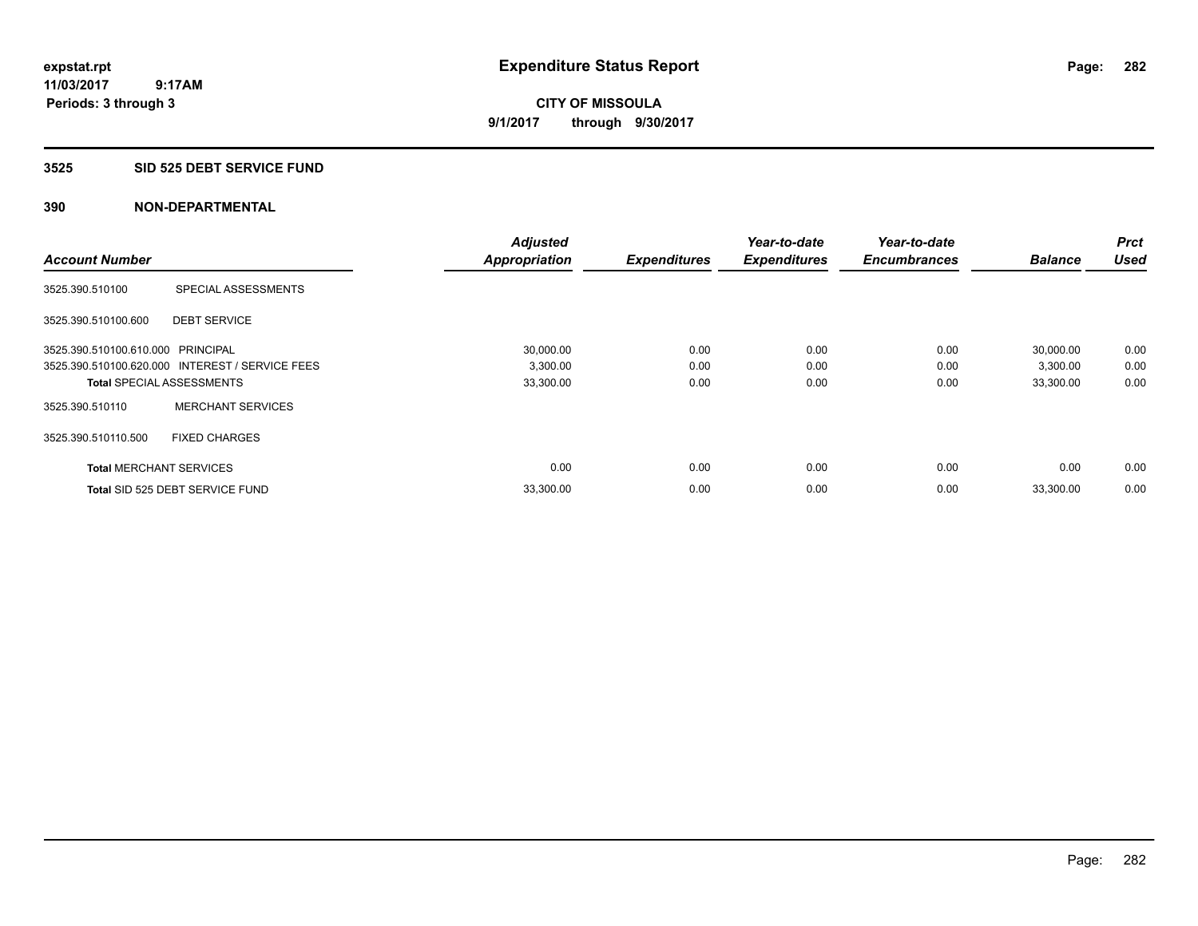expstat.rpt
11/03/2017 9:17AM
Periods: 3 through 3

# Expenditure Status Report

**CITY OF MISSOULA**
**9/1/2017 through 9/30/2017**

## 3525 SID 525 DEBT SERVICE FUND

### 390 NON-DEPARTMENTAL

| Account Number | | Adjusted Appropriation | Expenditures | Year-to-date Expenditures | Year-to-date Encumbrances | Balance | Prct Used |
|---|---|---|---|---|---|---|---|
| 3525.390.510100 | SPECIAL ASSESSMENTS | | | | | | |
| 3525.390.510100.600 | DEBT SERVICE | | | | | | |
| 3525.390.510100.610.000 | PRINCIPAL | 30,000.00 | 0.00 | 0.00 | 0.00 | 30,000.00 | 0.00 |
| 3525.390.510100.620.000 | INTEREST / SERVICE FEES | 3,300.00 | 0.00 | 0.00 | 0.00 | 3,300.00 | 0.00 |
| **Total** SPECIAL ASSESSMENTS | | 33,300.00 | 0.00 | 0.00 | 0.00 | 33,300.00 | 0.00 |
| 3525.390.510110 | MERCHANT SERVICES | | | | | | |
| 3525.390.510110.500 | FIXED CHARGES | | | | | | |
| **Total** MERCHANT SERVICES | | 0.00 | 0.00 | 0.00 | 0.00 | 0.00 | 0.00 |
| **Total** SID 525 DEBT SERVICE FUND | | 33,300.00 | 0.00 | 0.00 | 0.00 | 33,300.00 | 0.00 |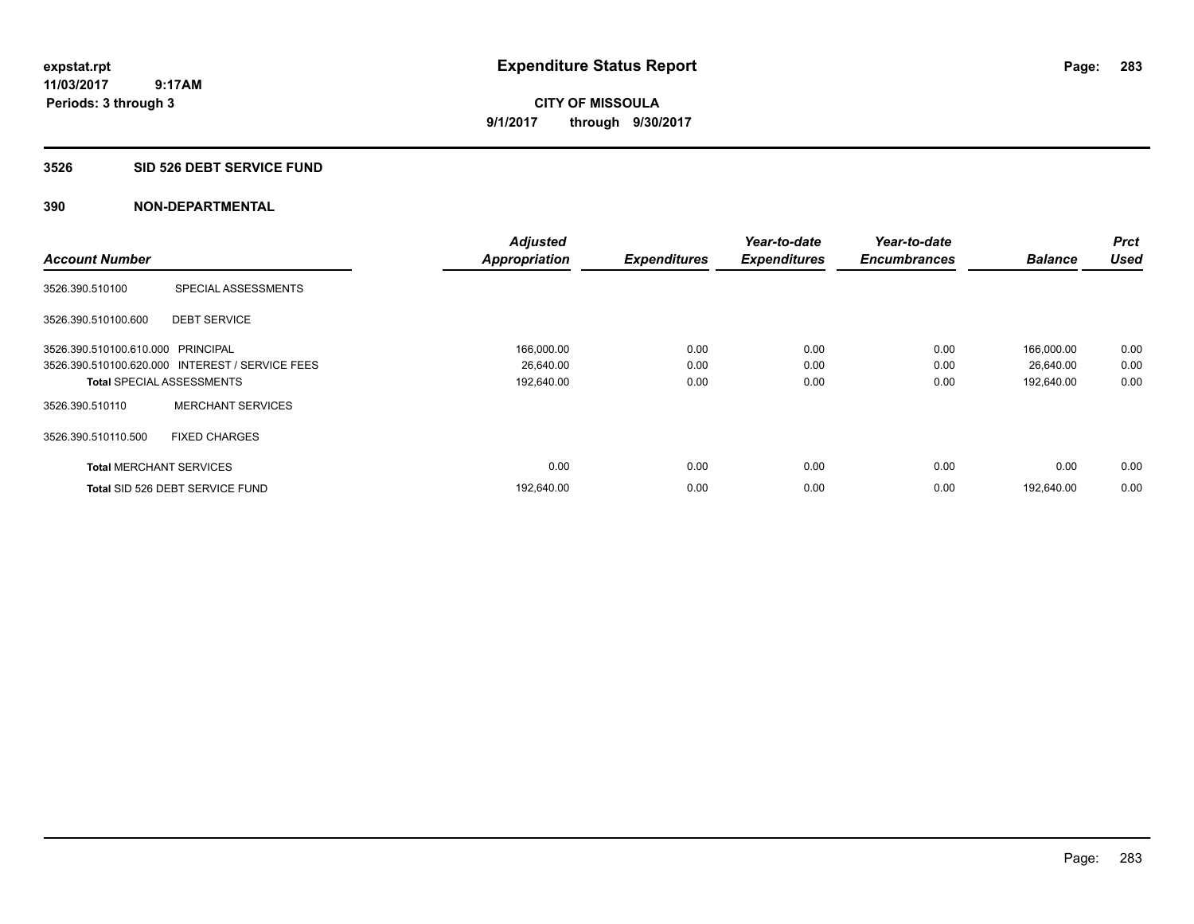**expstat.rpt**
**11/03/2017 9:17AM**
**Periods: 3 through 3**

# Expenditure Status Report

**CITY OF MISSOULA**
**9/1/2017 through 9/30/2017**

## 3526 SID 526 DEBT SERVICE FUND

### 390 NON-DEPARTMENTAL

| Account Number | | Adjusted Appropriation | Expenditures | Year-to-date Expenditures | Year-to-date Encumbrances | Balance | Prct Used |
|---|---|---|---|---|---|---|---|
| 3526.390.510100 | SPECIAL ASSESSMENTS | | | | | | |
| 3526.390.510100.600 | DEBT SERVICE | | | | | | |
| 3526.390.510100.610.000 | PRINCIPAL | 166,000.00 | 0.00 | 0.00 | 0.00 | 166,000.00 | 0.00 |
| 3526.390.510100.620.000 | INTEREST / SERVICE FEES | 26,640.00 | 0.00 | 0.00 | 0.00 | 26,640.00 | 0.00 |
| **Total** SPECIAL ASSESSMENTS | | 192,640.00 | 0.00 | 0.00 | 0.00 | 192,640.00 | 0.00 |
| 3526.390.510110 | MERCHANT SERVICES | | | | | | |
| 3526.390.510110.500 | FIXED CHARGES | | | | | | |
| **Total** MERCHANT SERVICES | | 0.00 | 0.00 | 0.00 | 0.00 | 0.00 | 0.00 |
| **Total** SID 526 DEBT SERVICE FUND | | 192,640.00 | 0.00 | 0.00 | 0.00 | 192,640.00 | 0.00 |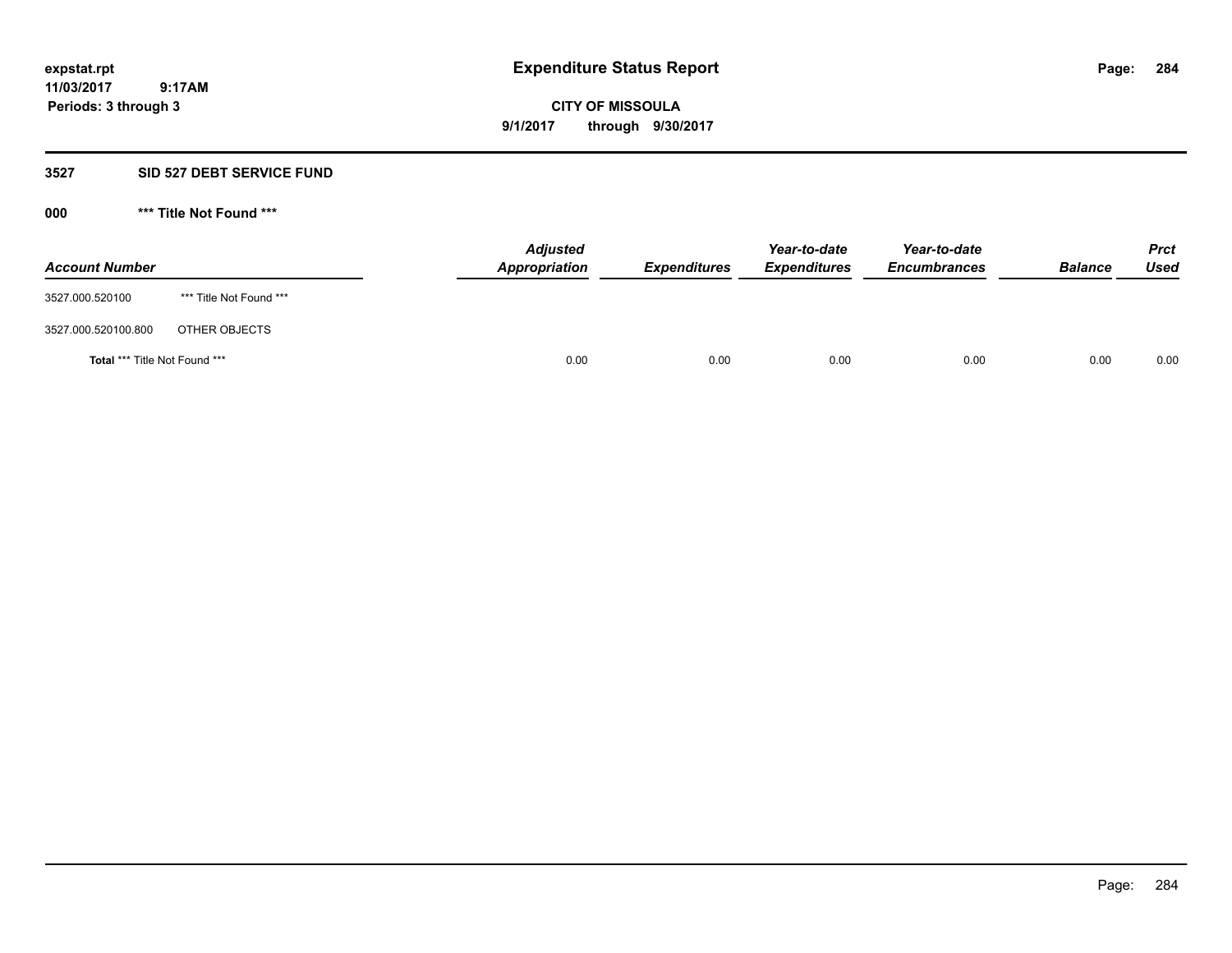**expstat.rpt**
**11/03/2017 9:17AM**
**Periods: 3 through 3**

# Expenditure Status Report

**CITY OF MISSOULA**
**9/1/2017 through 9/30/2017**

## 3527 SID 527 DEBT SERVICE FUND

### 000 *** Title Not Found ***

| Account Number | | Adjusted Appropriation | Expenditures | Year-to-date Expenditures | Year-to-date Encumbrances | Balance | Prct Used |
|---|---|---|---|---|---|---|---|
| 3527.000.520100 | *** Title Not Found *** | | | | | | |
| 3527.000.520100.800 | OTHER OBJECTS | | | | | | |
| **Total** *** Title Not Found *** | | 0.00 | 0.00 | 0.00 | 0.00 | 0.00 | 0.00 |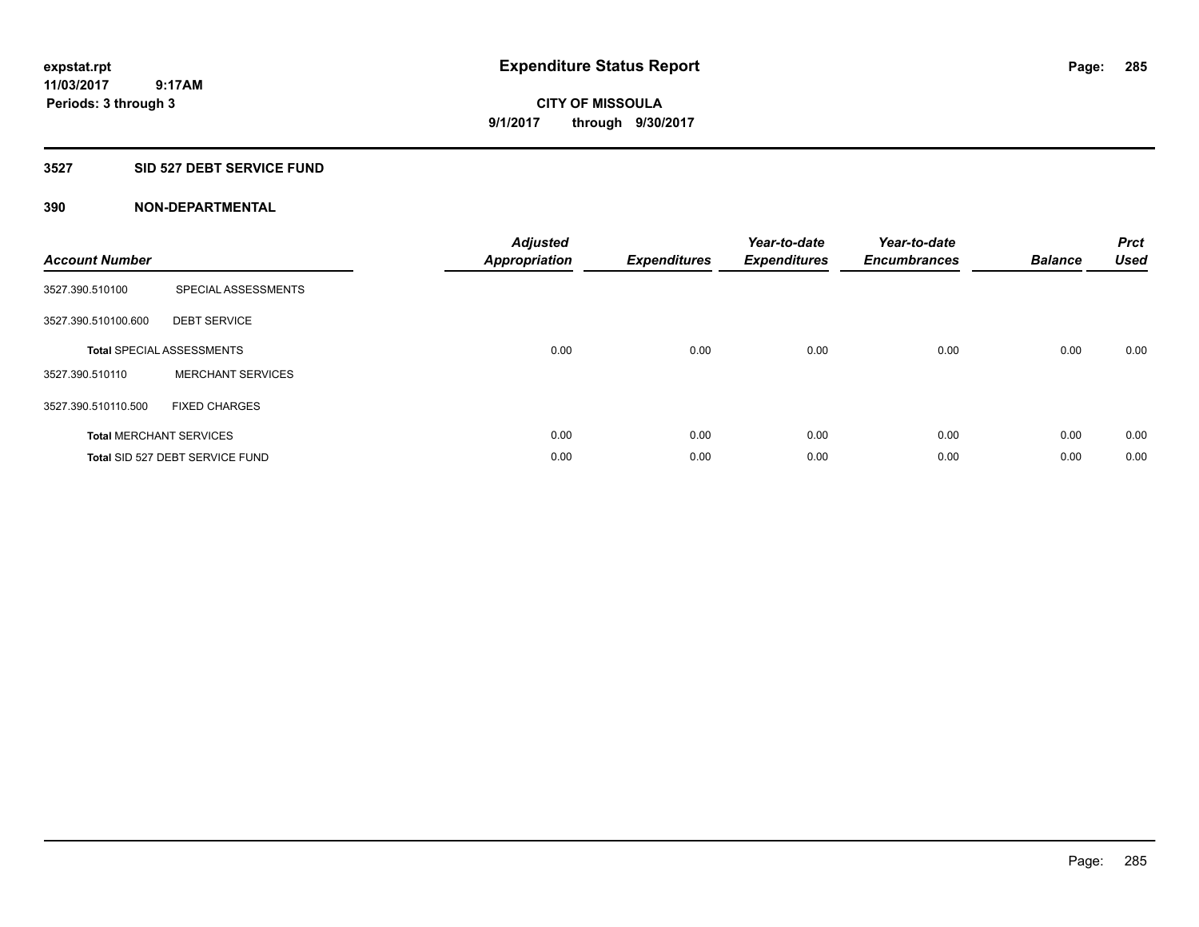**expstat.rpt**
**11/03/2017 9:17AM**
**Periods: 3 through 3**

# Expenditure Status Report

**CITY OF MISSOULA**
**9/1/2017 through 9/30/2017**

## 3527 SID 527 DEBT SERVICE FUND

### 390 NON-DEPARTMENTAL

| Account Number | | Adjusted Appropriation | Expenditures | Year-to-date Expenditures | Year-to-date Encumbrances | Balance | Prct Used |
|---|---|---|---|---|---|---|---|
| 3527.390.510100 | SPECIAL ASSESSMENTS | | | | | | |
| 3527.390.510100.600 | DEBT SERVICE | | | | | | |
| **Total** SPECIAL ASSESSMENTS | | 0.00 | 0.00 | 0.00 | 0.00 | 0.00 | 0.00 |
| 3527.390.510110 | MERCHANT SERVICES | | | | | | |
| 3527.390.510110.500 | FIXED CHARGES | | | | | | |
| **Total** MERCHANT SERVICES | | 0.00 | 0.00 | 0.00 | 0.00 | 0.00 | 0.00 |
| **Total** SID 527 DEBT SERVICE FUND | | 0.00 | 0.00 | 0.00 | 0.00 | 0.00 | 0.00 |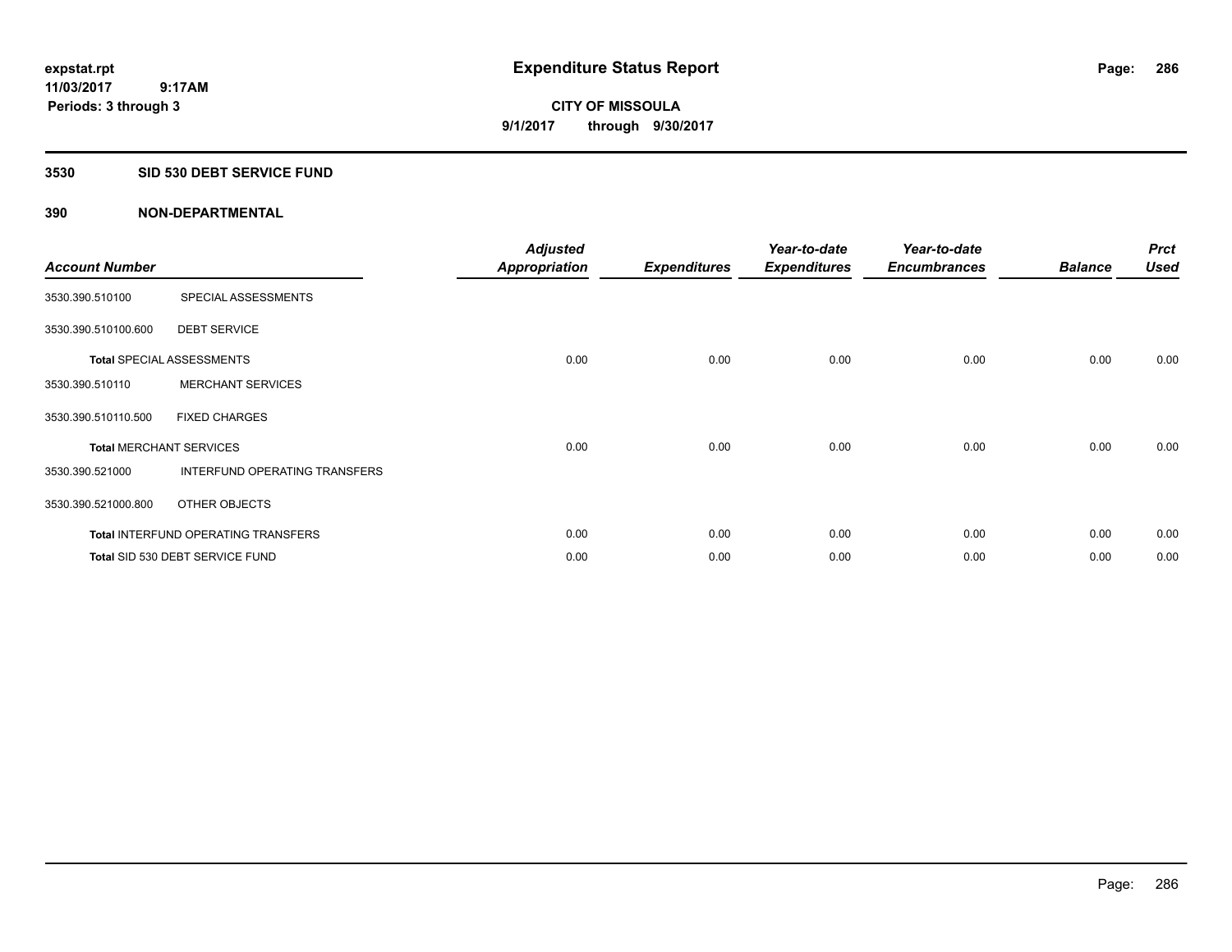**expstat.rpt**
**11/03/2017 9:17AM**
**Periods: 3 through 3**

# Expenditure Status Report

**CITY OF MISSOULA**
**9/1/2017 through 9/30/2017**

## 3530 SID 530 DEBT SERVICE FUND

### 390 NON-DEPARTMENTAL

| Account Number | | Adjusted Appropriation | Expenditures | Year-to-date Expenditures | Year-to-date Encumbrances | Balance | Prct Used |
|---|---|---|---|---|---|---|---|
| 3530.390.510100 | SPECIAL ASSESSMENTS | | | | | | |
| 3530.390.510100.600 | DEBT SERVICE | | | | | | |
| **Total** SPECIAL ASSESSMENTS | | 0.00 | 0.00 | 0.00 | 0.00 | 0.00 | 0.00 |
| 3530.390.510110 | MERCHANT SERVICES | | | | | | |
| 3530.390.510110.500 | FIXED CHARGES | | | | | | |
| **Total** MERCHANT SERVICES | | 0.00 | 0.00 | 0.00 | 0.00 | 0.00 | 0.00 |
| 3530.390.521000 | INTERFUND OPERATING TRANSFERS | | | | | | |
| 3530.390.521000.800 | OTHER OBJECTS | | | | | | |
| **Total** INTERFUND OPERATING TRANSFERS | | 0.00 | 0.00 | 0.00 | 0.00 | 0.00 | 0.00 |
| **Total** SID 530 DEBT SERVICE FUND | | 0.00 | 0.00 | 0.00 | 0.00 | 0.00 | 0.00 |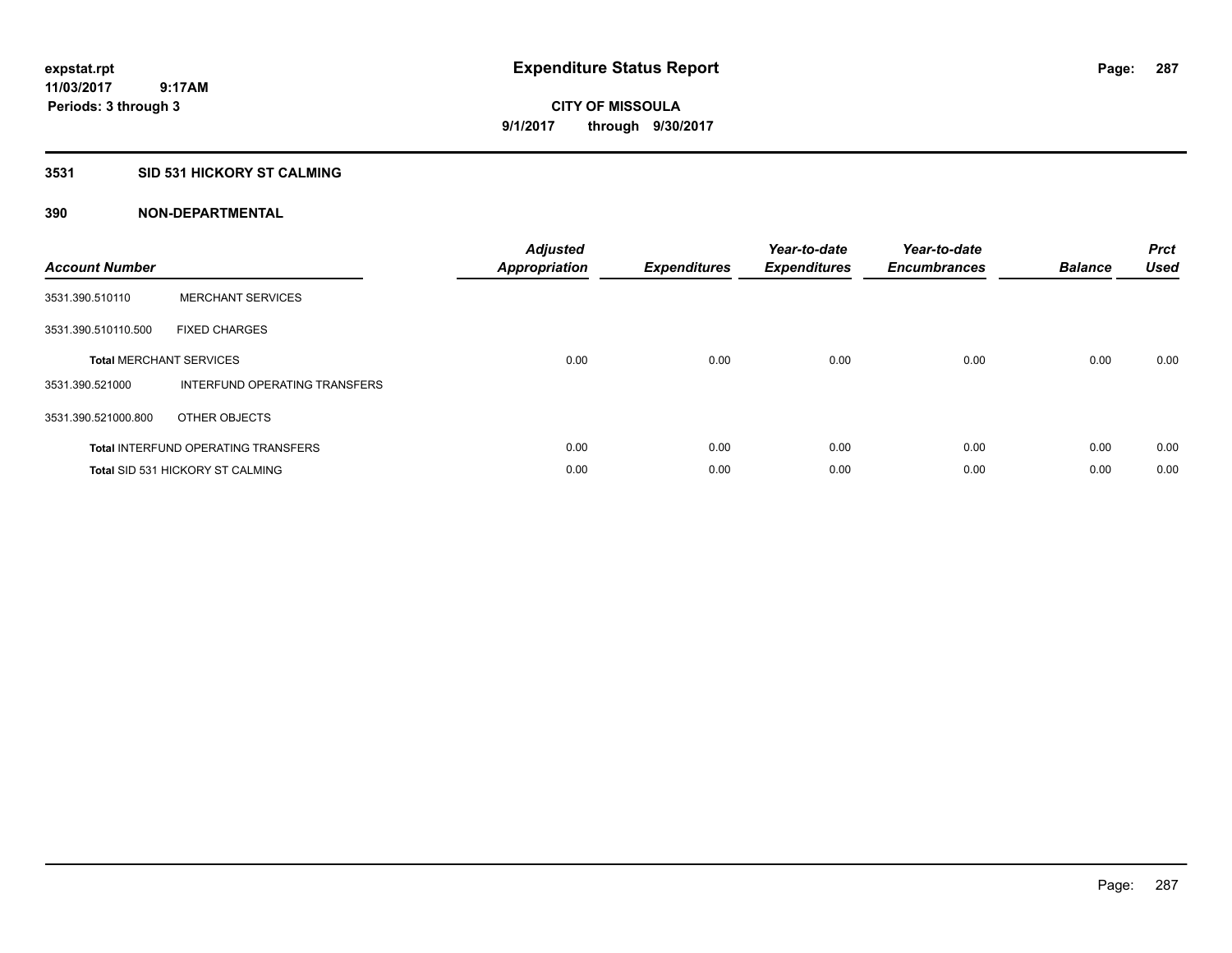**expstat.rpt**
**11/03/2017 9:17AM**
**Periods: 3 through 3**

# Expenditure Status Report

**CITY OF MISSOULA**
**9/1/2017 through 9/30/2017**

## 3531 SID 531 HICKORY ST CALMING

### 390 NON-DEPARTMENTAL

| Account Number | | Adjusted Appropriation | Expenditures | Year-to-date Expenditures | Year-to-date Encumbrances | Balance | Prct Used |
|---|---|---|---|---|---|---|---|
| 3531.390.510110 | MERCHANT SERVICES | | | | | | |
| 3531.390.510110.500 | FIXED CHARGES | | | | | | |
| **Total** MERCHANT SERVICES | | 0.00 | 0.00 | 0.00 | 0.00 | 0.00 | 0.00 |
| 3531.390.521000 | INTERFUND OPERATING TRANSFERS | | | | | | |
| 3531.390.521000.800 | OTHER OBJECTS | | | | | | |
| **Total** INTERFUND OPERATING TRANSFERS | | 0.00 | 0.00 | 0.00 | 0.00 | 0.00 | 0.00 |
| **Total** SID 531 HICKORY ST CALMING | | 0.00 | 0.00 | 0.00 | 0.00 | 0.00 | 0.00 |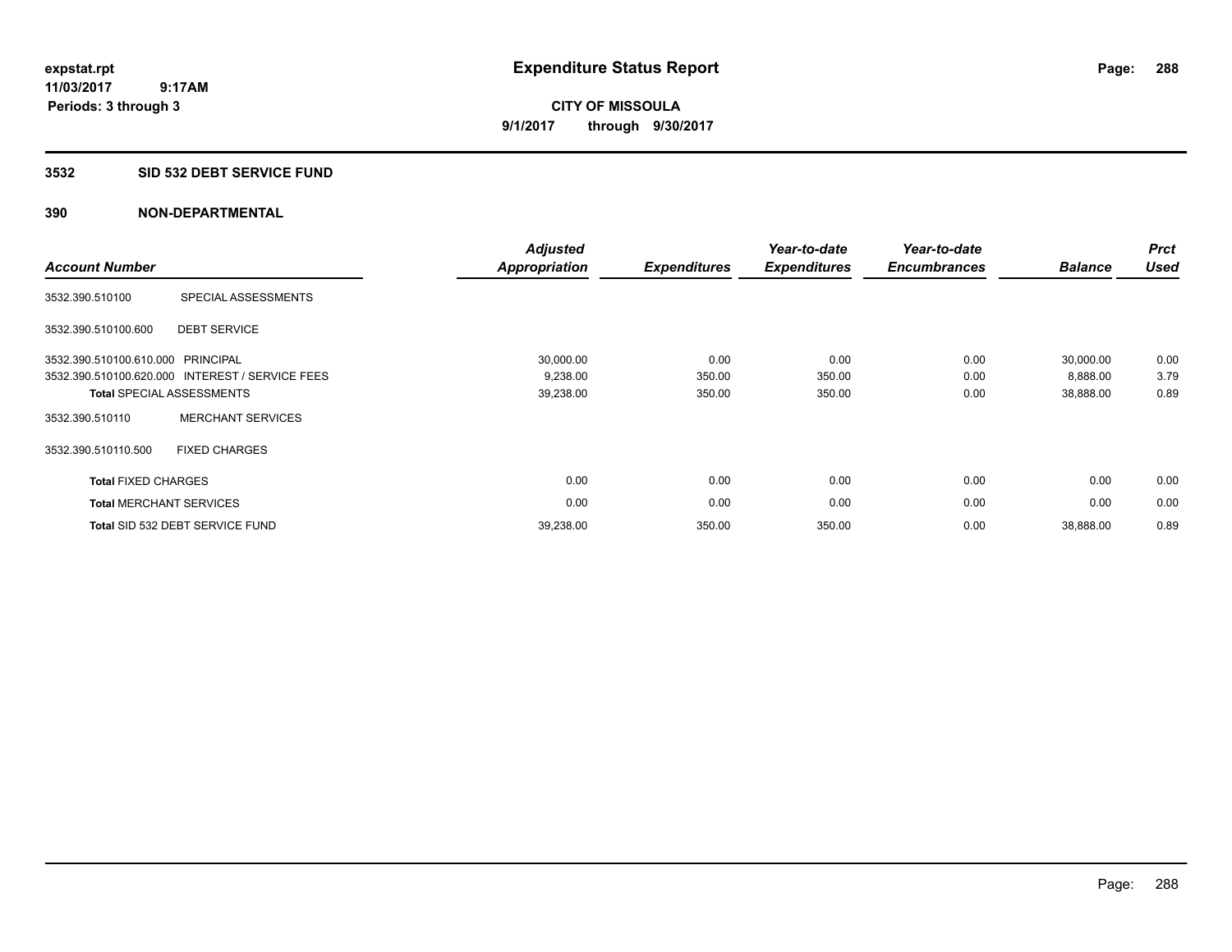expstat.rpt
11/03/2017 9:17AM
Periods: 3 through 3

# Expenditure Status Report

CITY OF MISSOULA
9/1/2017 through 9/30/2017

## 3532 SID 532 DEBT SERVICE FUND

## 390 NON-DEPARTMENTAL

| Account Number | | Adjusted Appropriation | Expenditures | Year-to-date Expenditures | Year-to-date Encumbrances | Balance | Prct Used |
|---|---|---|---|---|---|---|---|
| 3532.390.510100 | SPECIAL ASSESSMENTS | | | | | | |
| 3532.390.510100.600 | DEBT SERVICE | | | | | | |
| 3532.390.510100.610.000 | PRINCIPAL | 30,000.00 | 0.00 | 0.00 | 0.00 | 30,000.00 | 0.00 |
| 3532.390.510100.620.000 | INTEREST / SERVICE FEES | 9,238.00 | 350.00 | 350.00 | 0.00 | 8,888.00 | 3.79 |
| **Total** SPECIAL ASSESSMENTS | | 39,238.00 | 350.00 | 350.00 | 0.00 | 38,888.00 | 0.89 |
| 3532.390.510110 | MERCHANT SERVICES | | | | | | |
| 3532.390.510110.500 | FIXED CHARGES | | | | | | |
| **Total** FIXED CHARGES | | 0.00 | 0.00 | 0.00 | 0.00 | 0.00 | 0.00 |
| **Total** MERCHANT SERVICES | | 0.00 | 0.00 | 0.00 | 0.00 | 0.00 | 0.00 |
| **Total** SID 532 DEBT SERVICE FUND | | 39,238.00 | 350.00 | 350.00 | 0.00 | 38,888.00 | 0.89 |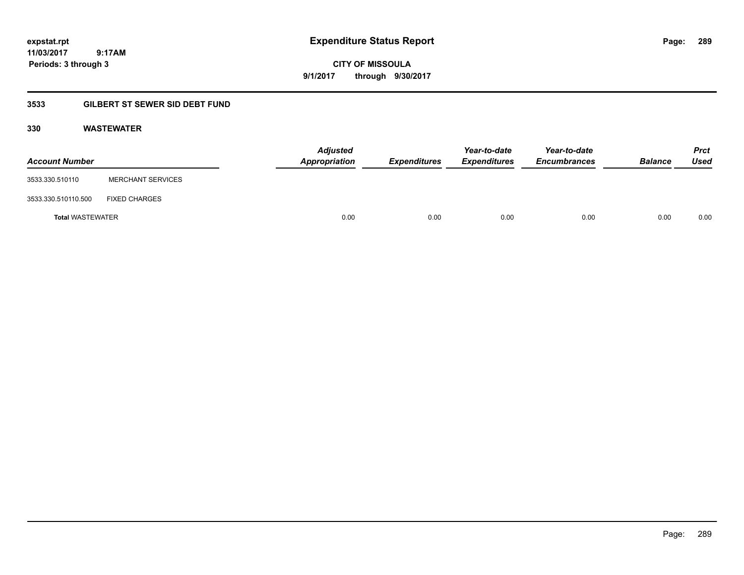# Expenditure Status Report

**CITY OF MISSOULA**

**9/1/2017 through 9/30/2017**

expstat.rpt
11/03/2017 9:17AM
Periods: 3 through 3

## 3533 GILBERT ST SEWER SID DEBT FUND

### 330 WASTEWATER

| Account Number | | Adjusted Appropriation | Expenditures | Year-to-date Expenditures | Year-to-date Encumbrances | Balance | Prct Used |
|---|---|---|---|---|---|---|---|
| 3533.330.510110 | MERCHANT SERVICES | | | | | | |
| 3533.330.510110.500 | FIXED CHARGES | | | | | | |
| **Total** WASTEWATER | | 0.00 | 0.00 | 0.00 | 0.00 | 0.00 | 0.00 |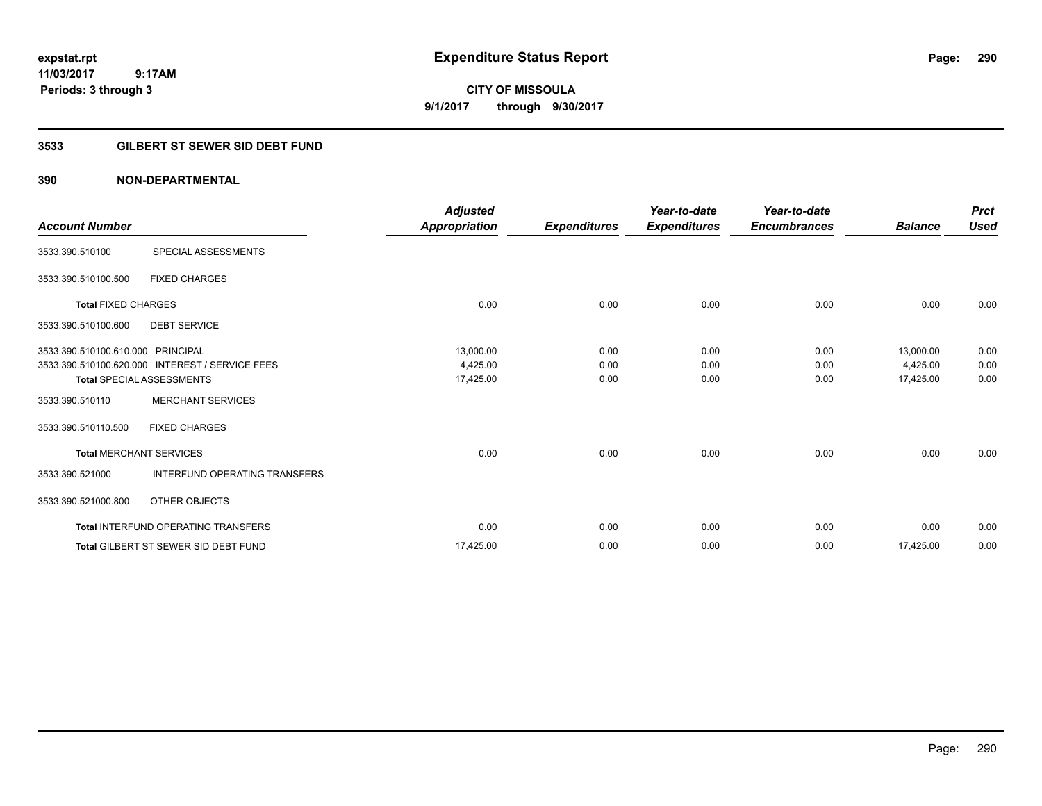# Expenditure Status Report

**expstat.rpt**
**11/03/2017 9:17AM**
**Periods: 3 through 3**

**CITY OF MISSOULA**
**9/1/2017 through 9/30/2017**

## 3533 GILBERT ST SEWER SID DEBT FUND

### 390 NON-DEPARTMENTAL

| Account Number | | Adjusted Appropriation | Expenditures | Year-to-date Expenditures | Year-to-date Encumbrances | Balance | Prct Used |
|---|---|---|---|---|---|---|---|
| 3533.390.510100 | SPECIAL ASSESSMENTS | | | | | | |
| 3533.390.510100.500 | FIXED CHARGES | | | | | | |
| **Total** FIXED CHARGES | | 0.00 | 0.00 | 0.00 | 0.00 | 0.00 | 0.00 |
| 3533.390.510100.600 | DEBT SERVICE | | | | | | |
| 3533.390.510100.610.000 | PRINCIPAL | 13,000.00 | 0.00 | 0.00 | 0.00 | 13,000.00 | 0.00 |
| 3533.390.510100.620.000 | INTEREST / SERVICE FEES | 4,425.00 | 0.00 | 0.00 | 0.00 | 4,425.00 | 0.00 |
| **Total** SPECIAL ASSESSMENTS | | 17,425.00 | 0.00 | 0.00 | 0.00 | 17,425.00 | 0.00 |
| 3533.390.510110 | MERCHANT SERVICES | | | | | | |
| 3533.390.510110.500 | FIXED CHARGES | | | | | | |
| **Total** MERCHANT SERVICES | | 0.00 | 0.00 | 0.00 | 0.00 | 0.00 | 0.00 |
| 3533.390.521000 | INTERFUND OPERATING TRANSFERS | | | | | | |
| 3533.390.521000.800 | OTHER OBJECTS | | | | | | |
| **Total** INTERFUND OPERATING TRANSFERS | | 0.00 | 0.00 | 0.00 | 0.00 | 0.00 | 0.00 |
| **Total** GILBERT ST SEWER SID DEBT FUND | | 17,425.00 | 0.00 | 0.00 | 0.00 | 17,425.00 | 0.00 |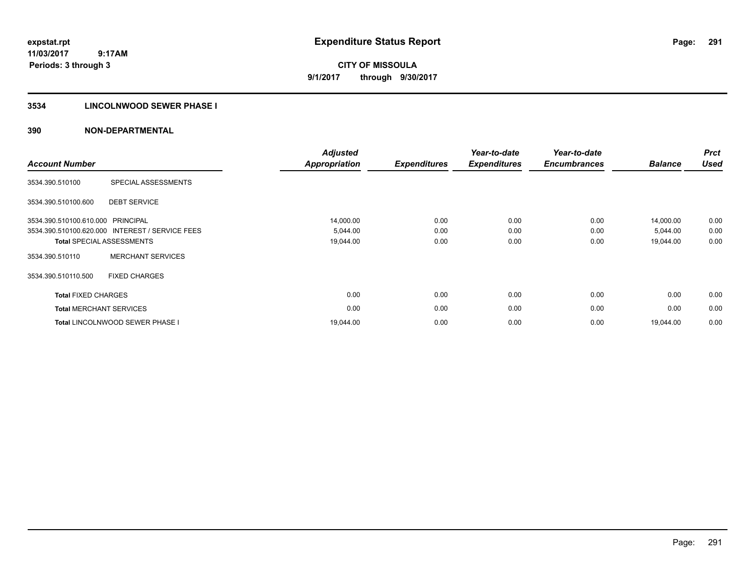**expstat.rpt**
**11/03/2017 9:17AM**
**Periods: 3 through 3**

# Expenditure Status Report

**CITY OF MISSOULA**
**9/1/2017 through 9/30/2017**

## 3534 LINCOLNWOOD SEWER PHASE I

## 390 NON-DEPARTMENTAL

| Account Number | | Adjusted Appropriation | Expenditures | Year-to-date Expenditures | Year-to-date Encumbrances | Balance | Prct Used |
|---|---|---|---|---|---|---|---|
| 3534.390.510100 | SPECIAL ASSESSMENTS | | | | | | |
| 3534.390.510100.600 | DEBT SERVICE | | | | | | |
| 3534.390.510100.610.000 | PRINCIPAL | 14,000.00 | 0.00 | 0.00 | 0.00 | 14,000.00 | 0.00 |
| 3534.390.510100.620.000 | INTEREST / SERVICE FEES | 5,044.00 | 0.00 | 0.00 | 0.00 | 5,044.00 | 0.00 |
| **Total** SPECIAL ASSESSMENTS | | 19,044.00 | 0.00 | 0.00 | 0.00 | 19,044.00 | 0.00 |
| 3534.390.510110 | MERCHANT SERVICES | | | | | | |
| 3534.390.510110.500 | FIXED CHARGES | | | | | | |
| **Total** FIXED CHARGES | | 0.00 | 0.00 | 0.00 | 0.00 | 0.00 | 0.00 |
| **Total** MERCHANT SERVICES | | 0.00 | 0.00 | 0.00 | 0.00 | 0.00 | 0.00 |
| **Total** LINCOLNWOOD SEWER PHASE I | | 19,044.00 | 0.00 | 0.00 | 0.00 | 19,044.00 | 0.00 |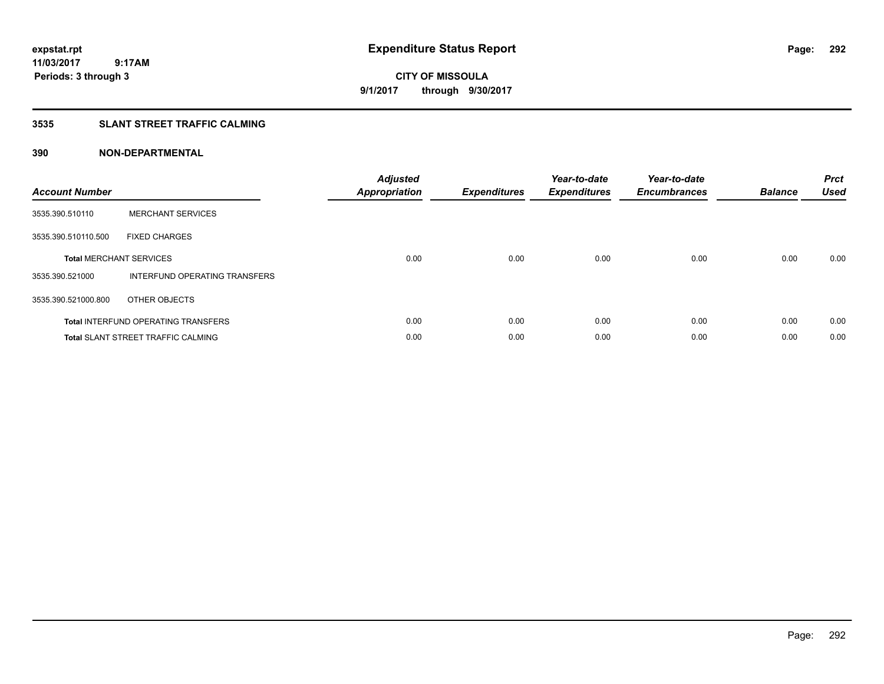# Expenditure Status Report

expstat.rpt
11/03/2017 9:17AM
Periods: 3 through 3

**CITY OF MISSOULA**
**9/1/2017 through 9/30/2017**

## 3535 SLANT STREET TRAFFIC CALMING

## 390 NON-DEPARTMENTAL

| Account Number | | Adjusted Appropriation | Expenditures | Year-to-date Expenditures | Year-to-date Encumbrances | Balance | Prct Used |
|---|---|---|---|---|---|---|---|
| 3535.390.510110 | MERCHANT SERVICES | | | | | | |
| 3535.390.510110.500 | FIXED CHARGES | | | | | | |
| **Total** MERCHANT SERVICES | | 0.00 | 0.00 | 0.00 | 0.00 | 0.00 | 0.00 |
| 3535.390.521000 | INTERFUND OPERATING TRANSFERS | | | | | | |
| 3535.390.521000.800 | OTHER OBJECTS | | | | | | |
| **Total** INTERFUND OPERATING TRANSFERS | | 0.00 | 0.00 | 0.00 | 0.00 | 0.00 | 0.00 |
| **Total** SLANT STREET TRAFFIC CALMING | | 0.00 | 0.00 | 0.00 | 0.00 | 0.00 | 0.00 |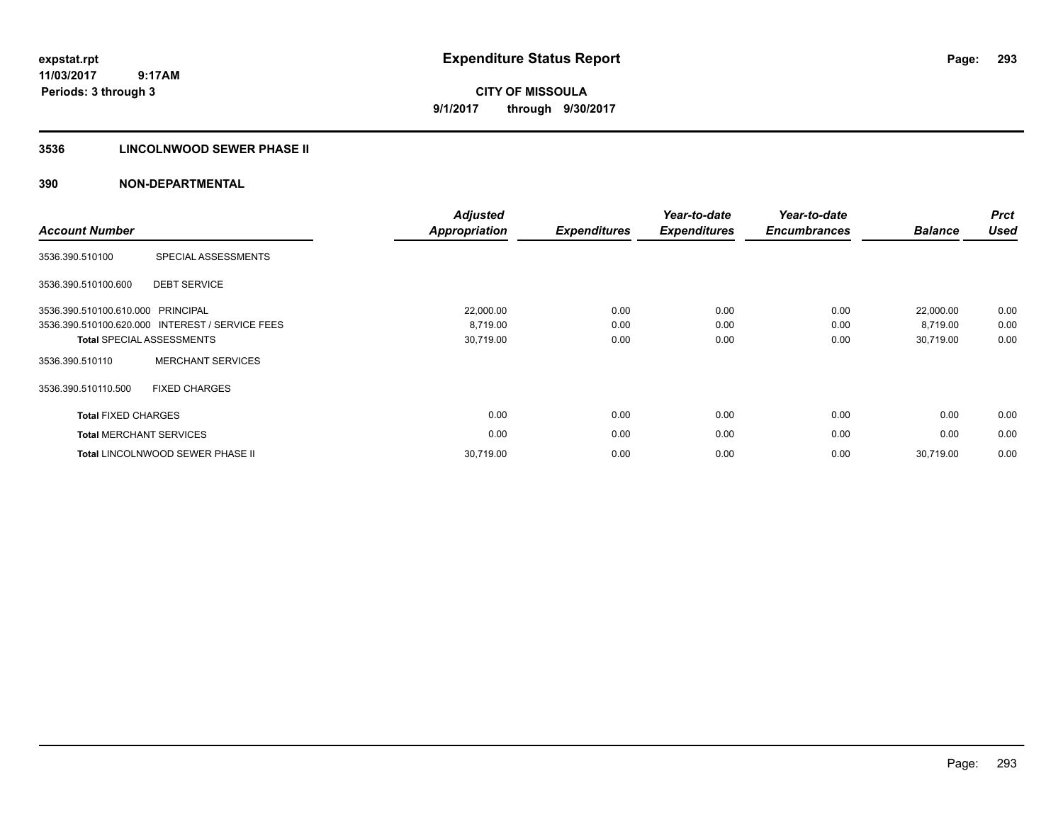expstat.rpt
11/03/2017 9:17AM
Periods: 3 through 3

# Expenditure Status Report

CITY OF MISSOULA
9/1/2017 through 9/30/2017

## 3536 LINCOLNWOOD SEWER PHASE II

## 390 NON-DEPARTMENTAL

| Account Number | | Adjusted Appropriation | Expenditures | Year-to-date Expenditures | Year-to-date Encumbrances | Balance | Prct Used |
|---|---|---|---|---|---|---|---|
| 3536.390.510100 | SPECIAL ASSESSMENTS | | | | | | |
| 3536.390.510100.600 | DEBT SERVICE | | | | | | |
| 3536.390.510100.610.000 | PRINCIPAL | 22,000.00 | 0.00 | 0.00 | 0.00 | 22,000.00 | 0.00 |
| 3536.390.510100.620.000 | INTEREST / SERVICE FEES | 8,719.00 | 0.00 | 0.00 | 0.00 | 8,719.00 | 0.00 |
| **Total** SPECIAL ASSESSMENTS | | 30,719.00 | 0.00 | 0.00 | 0.00 | 30,719.00 | 0.00 |
| 3536.390.510110 | MERCHANT SERVICES | | | | | | |
| 3536.390.510110.500 | FIXED CHARGES | | | | | | |
| **Total** FIXED CHARGES | | 0.00 | 0.00 | 0.00 | 0.00 | 0.00 | 0.00 |
| **Total** MERCHANT SERVICES | | 0.00 | 0.00 | 0.00 | 0.00 | 0.00 | 0.00 |
| **Total** LINCOLNWOOD SEWER PHASE II | | 30,719.00 | 0.00 | 0.00 | 0.00 | 30,719.00 | 0.00 |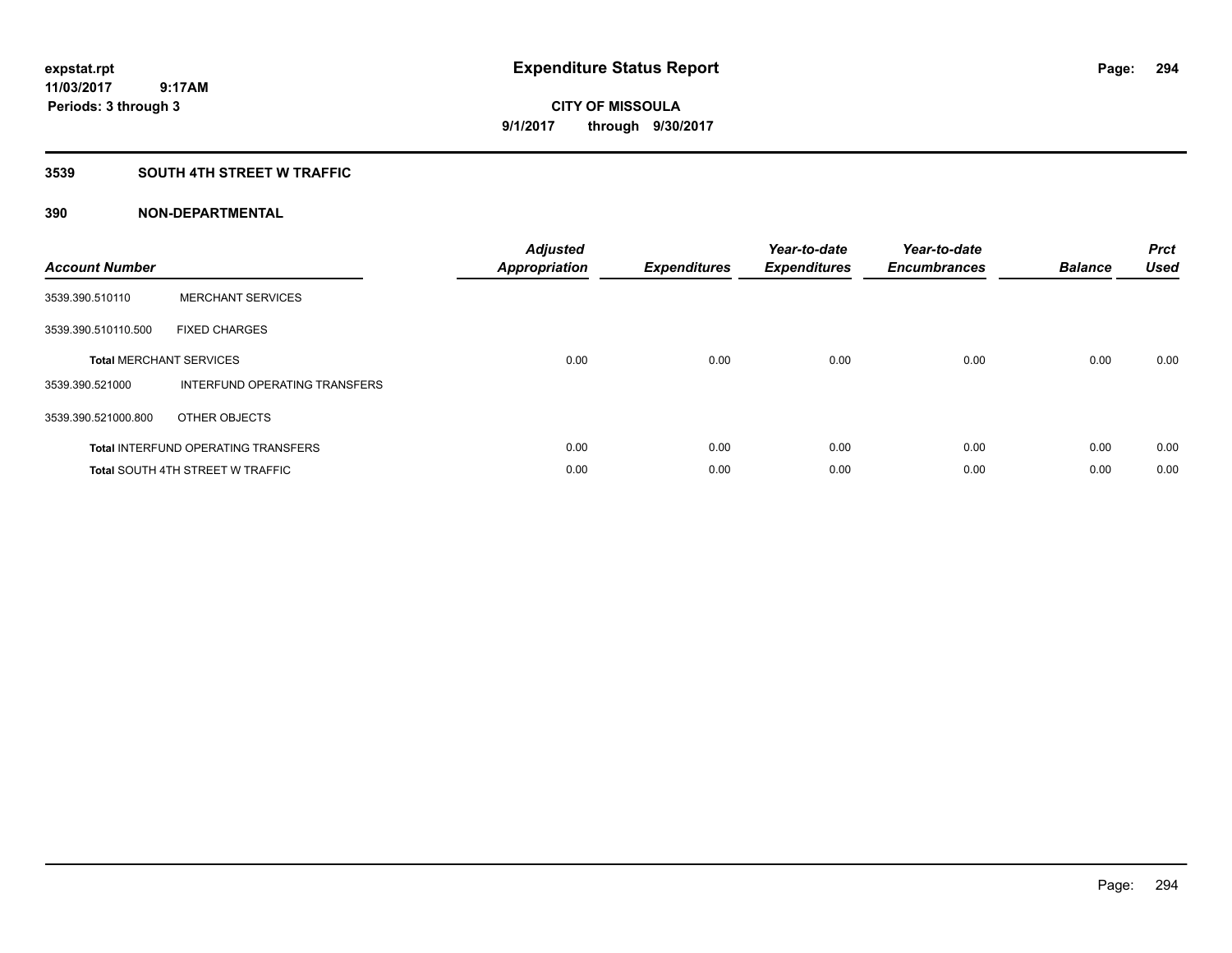expstat.rpt
11/03/2017 9:17AM
Periods: 3 through 3

# Expenditure Status Report

CITY OF MISSOULA
9/1/2017 through 9/30/2017

## 3539 SOUTH 4TH STREET W TRAFFIC

## 390 NON-DEPARTMENTAL

| Account Number | | Adjusted Appropriation | Expenditures | Year-to-date Expenditures | Year-to-date Encumbrances | Balance | Prct Used |
|---|---|---|---|---|---|---|---|
| 3539.390.510110 | MERCHANT SERVICES | | | | | | |
| 3539.390.510110.500 | FIXED CHARGES | | | | | | |
| **Total** MERCHANT SERVICES | | 0.00 | 0.00 | 0.00 | 0.00 | 0.00 | 0.00 |
| 3539.390.521000 | INTERFUND OPERATING TRANSFERS | | | | | | |
| 3539.390.521000.800 | OTHER OBJECTS | | | | | | |
| **Total** INTERFUND OPERATING TRANSFERS | | 0.00 | 0.00 | 0.00 | 0.00 | 0.00 | 0.00 |
| **Total** SOUTH 4TH STREET W TRAFFIC | | 0.00 | 0.00 | 0.00 | 0.00 | 0.00 | 0.00 |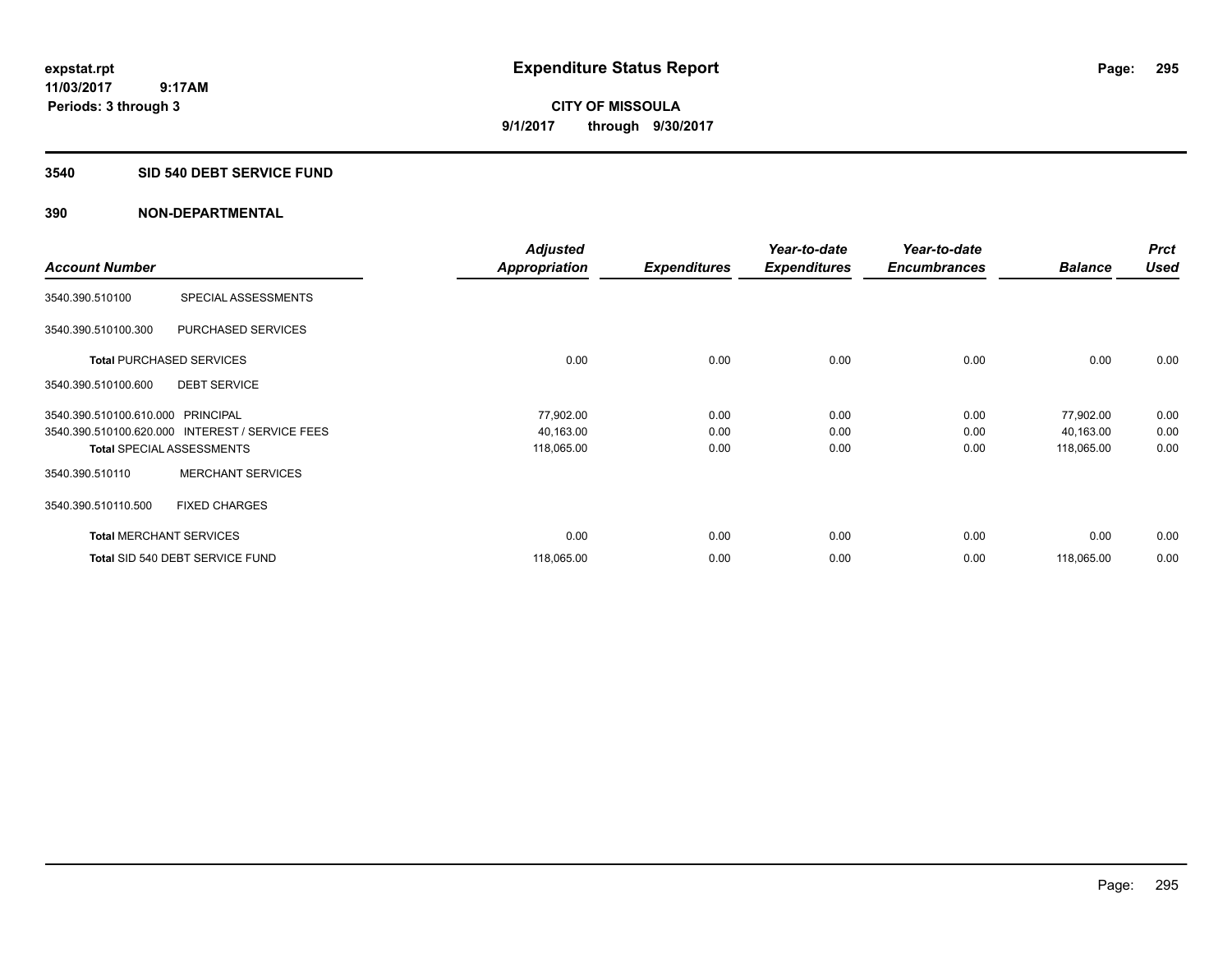# Expenditure Status Report

expstat.rpt
11/03/2017 9:17AM
Periods: 3 through 3

**CITY OF MISSOULA**
**9/1/2017 through 9/30/2017**

## 3540 SID 540 DEBT SERVICE FUND

## 390 NON-DEPARTMENTAL

| Account Number | | Adjusted Appropriation | Expenditures | Year-to-date Expenditures | Year-to-date Encumbrances | Balance | Prct Used |
|---|---|---|---|---|---|---|---|
| 3540.390.510100 | SPECIAL ASSESSMENTS | | | | | | |
| 3540.390.510100.300 | PURCHASED SERVICES | | | | | | |
| **Total** PURCHASED SERVICES | | 0.00 | 0.00 | 0.00 | 0.00 | 0.00 | 0.00 |
| 3540.390.510100.600 | DEBT SERVICE | | | | | | |
| 3540.390.510100.610.000 | PRINCIPAL | 77,902.00 | 0.00 | 0.00 | 0.00 | 77,902.00 | 0.00 |
| 3540.390.510100.620.000 | INTEREST / SERVICE FEES | 40,163.00 | 0.00 | 0.00 | 0.00 | 40,163.00 | 0.00 |
| **Total** SPECIAL ASSESSMENTS | | 118,065.00 | 0.00 | 0.00 | 0.00 | 118,065.00 | 0.00 |
| 3540.390.510110 | MERCHANT SERVICES | | | | | | |
| 3540.390.510110.500 | FIXED CHARGES | | | | | | |
| **Total** MERCHANT SERVICES | | 0.00 | 0.00 | 0.00 | 0.00 | 0.00 | 0.00 |
| **Total** SID 540 DEBT SERVICE FUND | | 118,065.00 | 0.00 | 0.00 | 0.00 | 118,065.00 | 0.00 |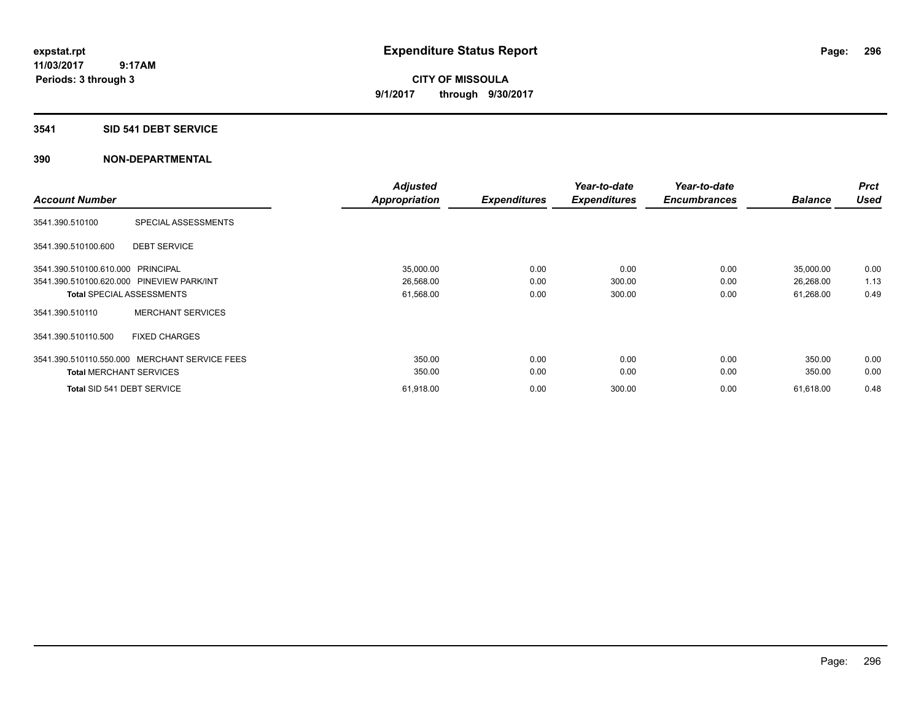# Expenditure Status Report

expstat.rpt
11/03/2017 9:17AM
Periods: 3 through 3

**CITY OF MISSOULA**
**9/1/2017 through 9/30/2017**

## 3541 SID 541 DEBT SERVICE

## 390 NON-DEPARTMENTAL

| Account Number | | Adjusted Appropriation | Expenditures | Year-to-date Expenditures | Year-to-date Encumbrances | Balance | Prct Used |
|---|---|---|---|---|---|---|---|
| 3541.390.510100 | SPECIAL ASSESSMENTS | | | | | | |
| 3541.390.510100.600 | DEBT SERVICE | | | | | | |
| 3541.390.510100.610.000 | PRINCIPAL | 35,000.00 | 0.00 | 0.00 | 0.00 | 35,000.00 | 0.00 |
| 3541.390.510100.620.000 | PINEVIEW PARK/INT | 26,568.00 | 0.00 | 300.00 | 0.00 | 26,268.00 | 1.13 |
| **Total** SPECIAL ASSESSMENTS | | 61,568.00 | 0.00 | 300.00 | 0.00 | 61,268.00 | 0.49 |
| 3541.390.510110 | MERCHANT SERVICES | | | | | | |
| 3541.390.510110.500 | FIXED CHARGES | | | | | | |
| 3541.390.510110.550.000 | MERCHANT SERVICE FEES | 350.00 | 0.00 | 0.00 | 0.00 | 350.00 | 0.00 |
| **Total** MERCHANT SERVICES | | 350.00 | 0.00 | 0.00 | 0.00 | 350.00 | 0.00 |
| **Total** SID 541 DEBT SERVICE | | 61,918.00 | 0.00 | 300.00 | 0.00 | 61,618.00 | 0.48 |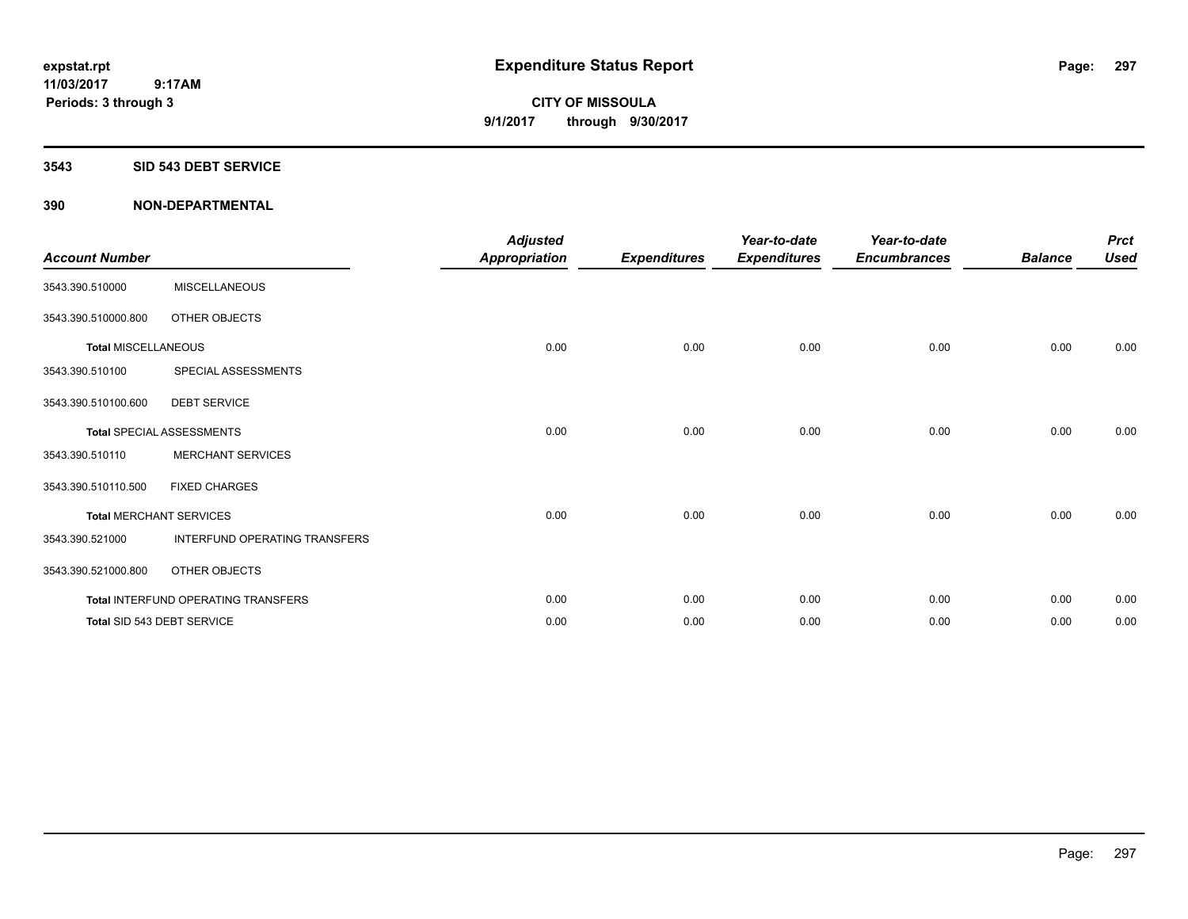expstat.rpt
11/03/2017 9:17AM
Periods: 3 through 3

# Expenditure Status Report

**CITY OF MISSOULA**
**9/1/2017 through 9/30/2017**

## 3543 SID 543 DEBT SERVICE

## 390 NON-DEPARTMENTAL

| Account Number | | Adjusted Appropriation | Expenditures | Year-to-date Expenditures | Year-to-date Encumbrances | Balance | Prct Used |
|---|---|---|---|---|---|---|---|
| 3543.390.510000 | MISCELLANEOUS | | | | | | |
| 3543.390.510000.800 | OTHER OBJECTS | | | | | | |
| **Total** MISCELLANEOUS | | 0.00 | 0.00 | 0.00 | 0.00 | 0.00 | 0.00 |
| 3543.390.510100 | SPECIAL ASSESSMENTS | | | | | | |
| 3543.390.510100.600 | DEBT SERVICE | | | | | | |
| **Total** SPECIAL ASSESSMENTS | | 0.00 | 0.00 | 0.00 | 0.00 | 0.00 | 0.00 |
| 3543.390.510110 | MERCHANT SERVICES | | | | | | |
| 3543.390.510110.500 | FIXED CHARGES | | | | | | |
| **Total** MERCHANT SERVICES | | 0.00 | 0.00 | 0.00 | 0.00 | 0.00 | 0.00 |
| 3543.390.521000 | INTERFUND OPERATING TRANSFERS | | | | | | |
| 3543.390.521000.800 | OTHER OBJECTS | | | | | | |
| **Total** INTERFUND OPERATING TRANSFERS | | 0.00 | 0.00 | 0.00 | 0.00 | 0.00 | 0.00 |
| **Total** SID 543 DEBT SERVICE | | 0.00 | 0.00 | 0.00 | 0.00 | 0.00 | 0.00 |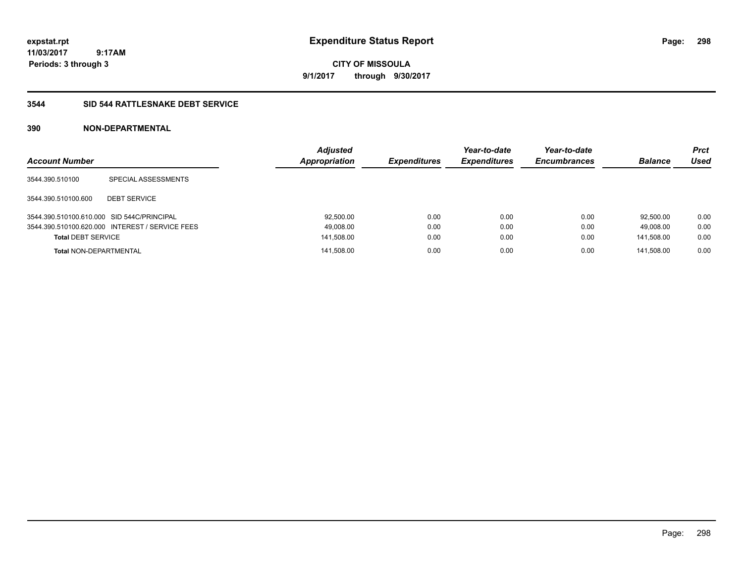**expstat.rpt**
**11/03/2017 9:17AM**
**Periods: 3 through 3**

# Expenditure Status Report

**CITY OF MISSOULA**
**9/1/2017 through 9/30/2017**

## 3544 SID 544 RATTLESNAKE DEBT SERVICE

### 390 NON-DEPARTMENTAL

| Account Number | | Adjusted Appropriation | Expenditures | Year-to-date Expenditures | Year-to-date Encumbrances | Balance | Prct Used |
|---|---|---|---|---|---|---|---|
| 3544.390.510100 | SPECIAL ASSESSMENTS | | | | | | |
| 3544.390.510100.600 | DEBT SERVICE | | | | | | |
| 3544.390.510100.610.000 | SID 544C/PRINCIPAL | 92,500.00 | 0.00 | 0.00 | 0.00 | 92,500.00 | 0.00 |
| 3544.390.510100.620.000 | INTEREST / SERVICE FEES | 49,008.00 | 0.00 | 0.00 | 0.00 | 49,008.00 | 0.00 |
| **Total** DEBT SERVICE | | 141,508.00 | 0.00 | 0.00 | 0.00 | 141,508.00 | 0.00 |
| **Total** NON-DEPARTMENTAL | | 141,508.00 | 0.00 | 0.00 | 0.00 | 141,508.00 | 0.00 |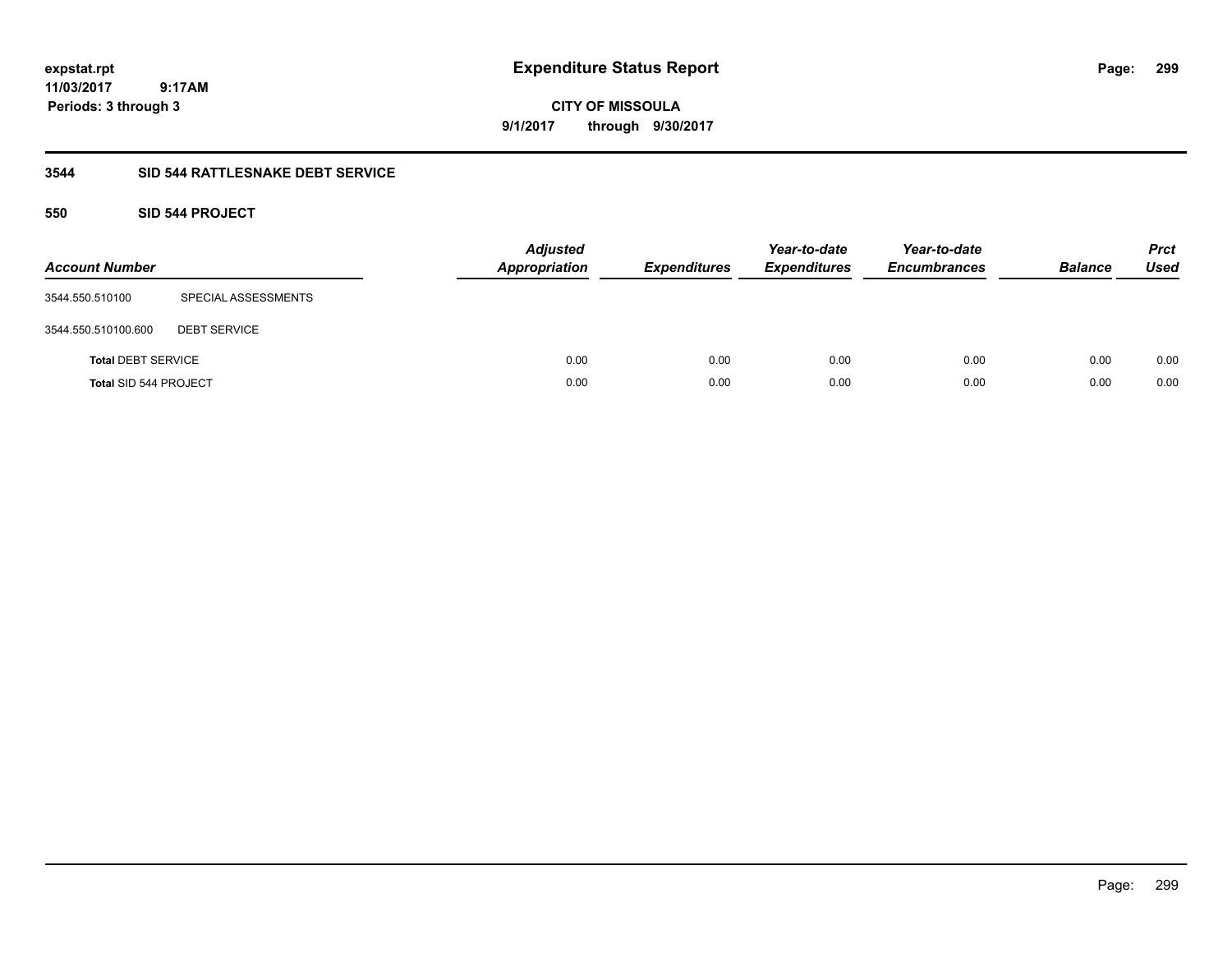**expstat.rpt**
**11/03/2017 9:17AM**
**Periods: 3 through 3**

# Expenditure Status Report

**CITY OF MISSOULA**
**9/1/2017 through 9/30/2017**

## 3544 SID 544 RATTLESNAKE DEBT SERVICE

### 550 SID 544 PROJECT

| Account Number | | Adjusted Appropriation | Expenditures | Year-to-date Expenditures | Year-to-date Encumbrances | Balance | Prct Used |
|---|---|---|---|---|---|---|---|
| 3544.550.510100 | SPECIAL ASSESSMENTS | | | | | | |
| 3544.550.510100.600 | DEBT SERVICE | | | | | | |
| **Total** DEBT SERVICE | | 0.00 | 0.00 | 0.00 | 0.00 | 0.00 | 0.00 |
| **Total** SID 544 PROJECT | | 0.00 | 0.00 | 0.00 | 0.00 | 0.00 | 0.00 |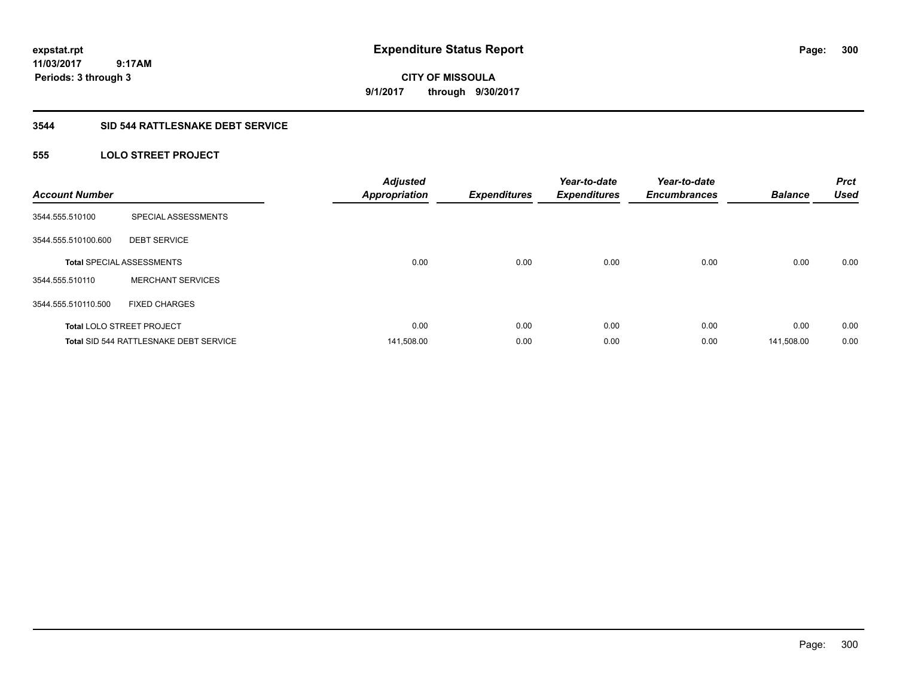expstat.rpt
11/03/2017 9:17AM
Periods: 3 through 3

# Expenditure Status Report

**CITY OF MISSOULA**
**9/1/2017 through 9/30/2017**

## 3544 SID 544 RATTLESNAKE DEBT SERVICE

### 555 LOLO STREET PROJECT

| Account Number | | Adjusted Appropriation | Expenditures | Year-to-date Expenditures | Year-to-date Encumbrances | Balance | Prct Used |
|---|---|---|---|---|---|---|---|
| 3544.555.510100 | SPECIAL ASSESSMENTS | | | | | | |
| 3544.555.510100.600 | DEBT SERVICE | | | | | | |
| **Total** SPECIAL ASSESSMENTS | | 0.00 | 0.00 | 0.00 | 0.00 | 0.00 | 0.00 |
| 3544.555.510110 | MERCHANT SERVICES | | | | | | |
| 3544.555.510110.500 | FIXED CHARGES | | | | | | |
| **Total** LOLO STREET PROJECT | | 0.00 | 0.00 | 0.00 | 0.00 | 0.00 | 0.00 |
| **Total** SID 544 RATTLESNAKE DEBT SERVICE | | 141,508.00 | 0.00 | 0.00 | 0.00 | 141,508.00 | 0.00 |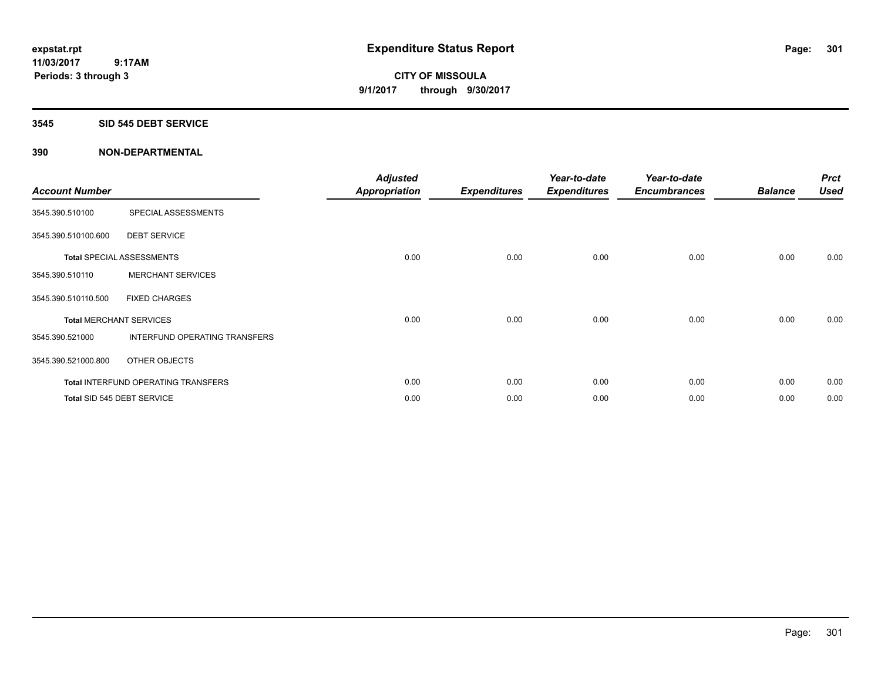# Expenditure Status Report

**CITY OF MISSOULA**

**9/1/2017 through 9/30/2017**

expstat.rpt
11/03/2017 9:17AM
Periods: 3 through 3

## 3545 SID 545 DEBT SERVICE

## 390 NON-DEPARTMENTAL

| Account Number | | Adjusted Appropriation | Expenditures | Year-to-date Expenditures | Year-to-date Encumbrances | Balance | Prct Used |
|---|---|---|---|---|---|---|---|
| 3545.390.510100 | SPECIAL ASSESSMENTS | | | | | | |
| 3545.390.510100.600 | DEBT SERVICE | | | | | | |
| Total SPECIAL ASSESSMENTS | | 0.00 | 0.00 | 0.00 | 0.00 | 0.00 | 0.00 |
| 3545.390.510110 | MERCHANT SERVICES | | | | | | |
| 3545.390.510110.500 | FIXED CHARGES | | | | | | |
| Total MERCHANT SERVICES | | 0.00 | 0.00 | 0.00 | 0.00 | 0.00 | 0.00 |
| 3545.390.521000 | INTERFUND OPERATING TRANSFERS | | | | | | |
| 3545.390.521000.800 | OTHER OBJECTS | | | | | | |
| Total INTERFUND OPERATING TRANSFERS | | 0.00 | 0.00 | 0.00 | 0.00 | 0.00 | 0.00 |
| Total SID 545 DEBT SERVICE | | 0.00 | 0.00 | 0.00 | 0.00 | 0.00 | 0.00 |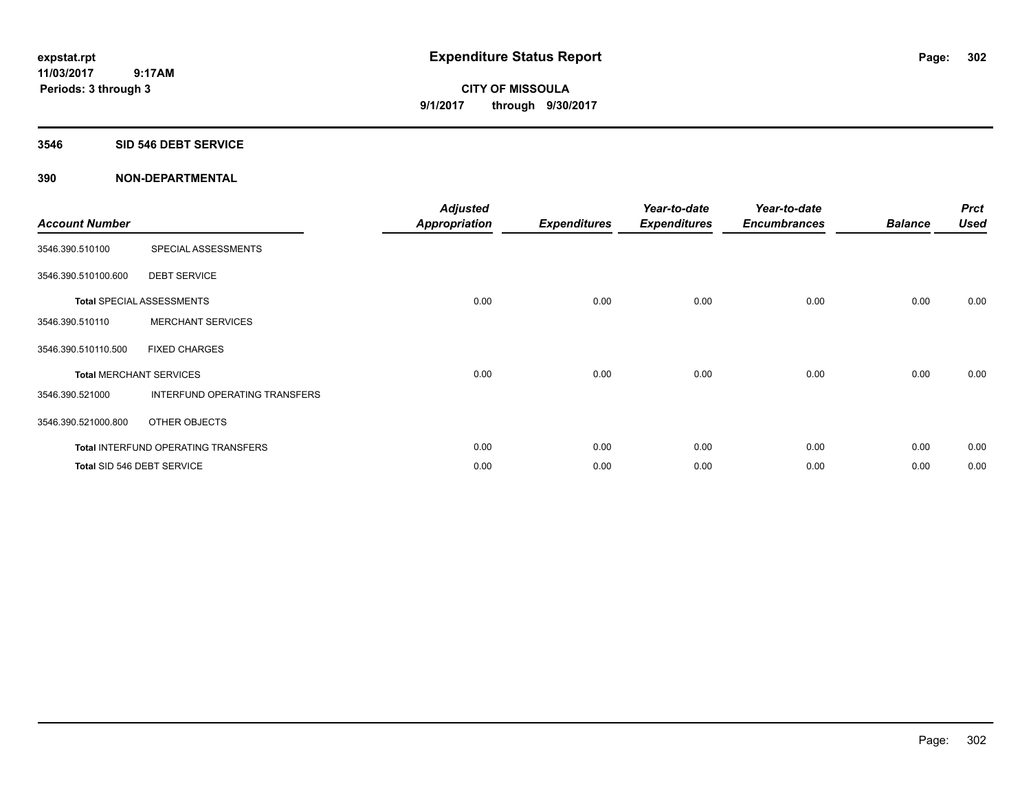# Expenditure Status Report

**CITY OF MISSOULA**

**9/1/2017 through 9/30/2017**

expstat.rpt
11/03/2017 9:17AM
Periods: 3 through 3

## 3546 SID 546 DEBT SERVICE

### 390 NON-DEPARTMENTAL

| Account Number | | Adjusted Appropriation | Expenditures | Year-to-date Expenditures | Year-to-date Encumbrances | Balance | Prct Used |
|---|---|---|---|---|---|---|---|
| 3546.390.510100 | SPECIAL ASSESSMENTS | | | | | | |
| 3546.390.510100.600 | DEBT SERVICE | | | | | | |
| **Total** SPECIAL ASSESSMENTS | | 0.00 | 0.00 | 0.00 | 0.00 | 0.00 | 0.00 |
| 3546.390.510110 | MERCHANT SERVICES | | | | | | |
| 3546.390.510110.500 | FIXED CHARGES | | | | | | |
| **Total** MERCHANT SERVICES | | 0.00 | 0.00 | 0.00 | 0.00 | 0.00 | 0.00 |
| 3546.390.521000 | INTERFUND OPERATING TRANSFERS | | | | | | |
| 3546.390.521000.800 | OTHER OBJECTS | | | | | | |
| **Total** INTERFUND OPERATING TRANSFERS | | 0.00 | 0.00 | 0.00 | 0.00 | 0.00 | 0.00 |
| **Total** SID 546 DEBT SERVICE | | 0.00 | 0.00 | 0.00 | 0.00 | 0.00 | 0.00 |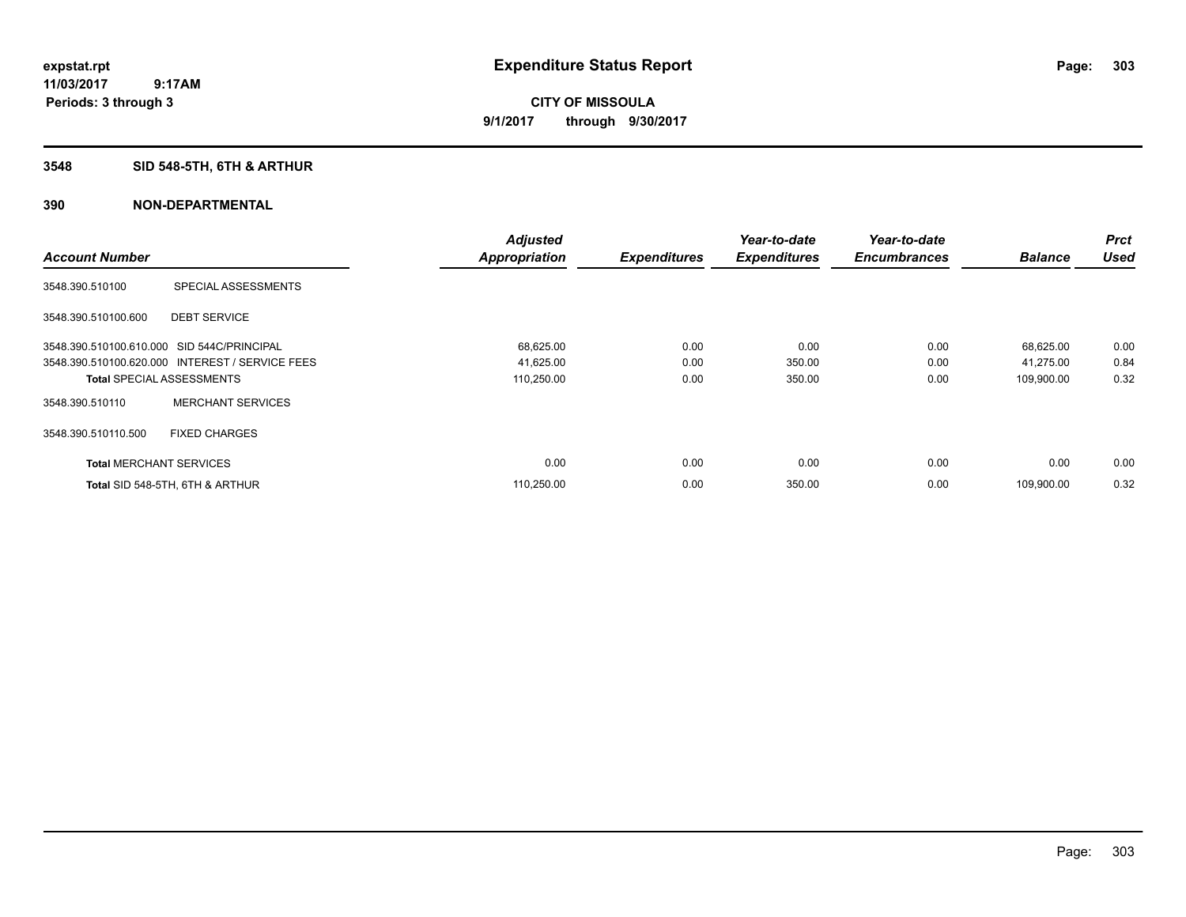expstat.rpt
11/03/2017 9:17AM
Periods: 3 through 3

# Expenditure Status Report

CITY OF MISSOULA
9/1/2017 through 9/30/2017

## 3548 SID 548-5TH, 6TH & ARTHUR

## 390 NON-DEPARTMENTAL

| Account Number | | Adjusted Appropriation | Expenditures | Year-to-date Expenditures | Year-to-date Encumbrances | Balance | Prct Used |
|---|---|---|---|---|---|---|---|
| 3548.390.510100 | SPECIAL ASSESSMENTS | | | | | | |
| 3548.390.510100.600 | DEBT SERVICE | | | | | | |
| 3548.390.510100.610.000 | SID 544C/PRINCIPAL | 68,625.00 | 0.00 | 0.00 | 0.00 | 68,625.00 | 0.00 |
| 3548.390.510100.620.000 | INTEREST / SERVICE FEES | 41,625.00 | 0.00 | 350.00 | 0.00 | 41,275.00 | 0.84 |
| **Total** SPECIAL ASSESSMENTS | | 110,250.00 | 0.00 | 350.00 | 0.00 | 109,900.00 | 0.32 |
| 3548.390.510110 | MERCHANT SERVICES | | | | | | |
| 3548.390.510110.500 | FIXED CHARGES | | | | | | |
| **Total** MERCHANT SERVICES | | 0.00 | 0.00 | 0.00 | 0.00 | 0.00 | 0.00 |
| **Total** SID 548-5TH, 6TH & ARTHUR | | 110,250.00 | 0.00 | 350.00 | 0.00 | 109,900.00 | 0.32 |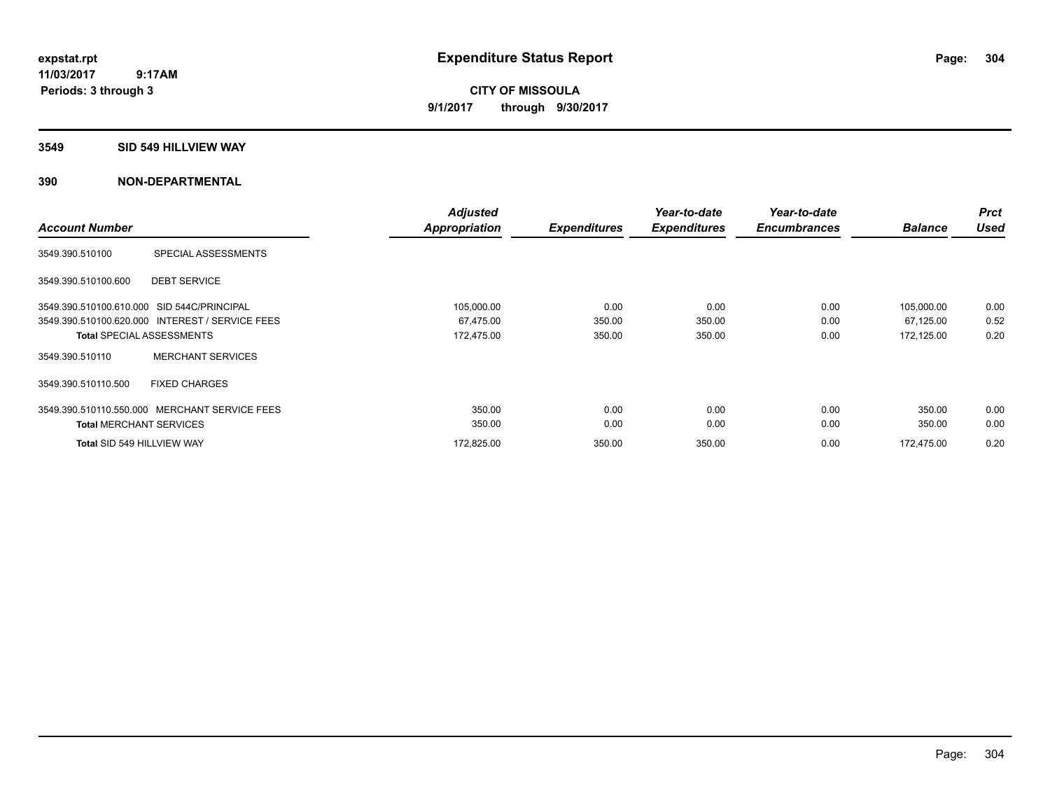**expstat.rpt**
**11/03/2017 9:17AM**
**Periods: 3 through 3**

# Expenditure Status Report

**CITY OF MISSOULA**
**9/1/2017 through 9/30/2017**

## 3549 SID 549 HILLVIEW WAY

## 390 NON-DEPARTMENTAL

| Account Number | | Adjusted Appropriation | Expenditures | Year-to-date Expenditures | Year-to-date Encumbrances | Balance | Prct Used |
|---|---|---|---|---|---|---|---|
| 3549.390.510100 | SPECIAL ASSESSMENTS | | | | | | |
| 3549.390.510100.600 | DEBT SERVICE | | | | | | |
| 3549.390.510100.610.000 | SID 544C/PRINCIPAL | 105,000.00 | 0.00 | 0.00 | 0.00 | 105,000.00 | 0.00 |
| 3549.390.510100.620.000 | INTEREST / SERVICE FEES | 67,475.00 | 350.00 | 350.00 | 0.00 | 67,125.00 | 0.52 |
| **Total** SPECIAL ASSESSMENTS | | 172,475.00 | 350.00 | 350.00 | 0.00 | 172,125.00 | 0.20 |
| 3549.390.510110 | MERCHANT SERVICES | | | | | | |
| 3549.390.510110.500 | FIXED CHARGES | | | | | | |
| 3549.390.510110.550.000 | MERCHANT SERVICE FEES | 350.00 | 0.00 | 0.00 | 0.00 | 350.00 | 0.00 |
| **Total** MERCHANT SERVICES | | 350.00 | 0.00 | 0.00 | 0.00 | 350.00 | 0.00 |
| **Total** SID 549 HILLVIEW WAY | | 172,825.00 | 350.00 | 350.00 | 0.00 | 172,475.00 | 0.20 |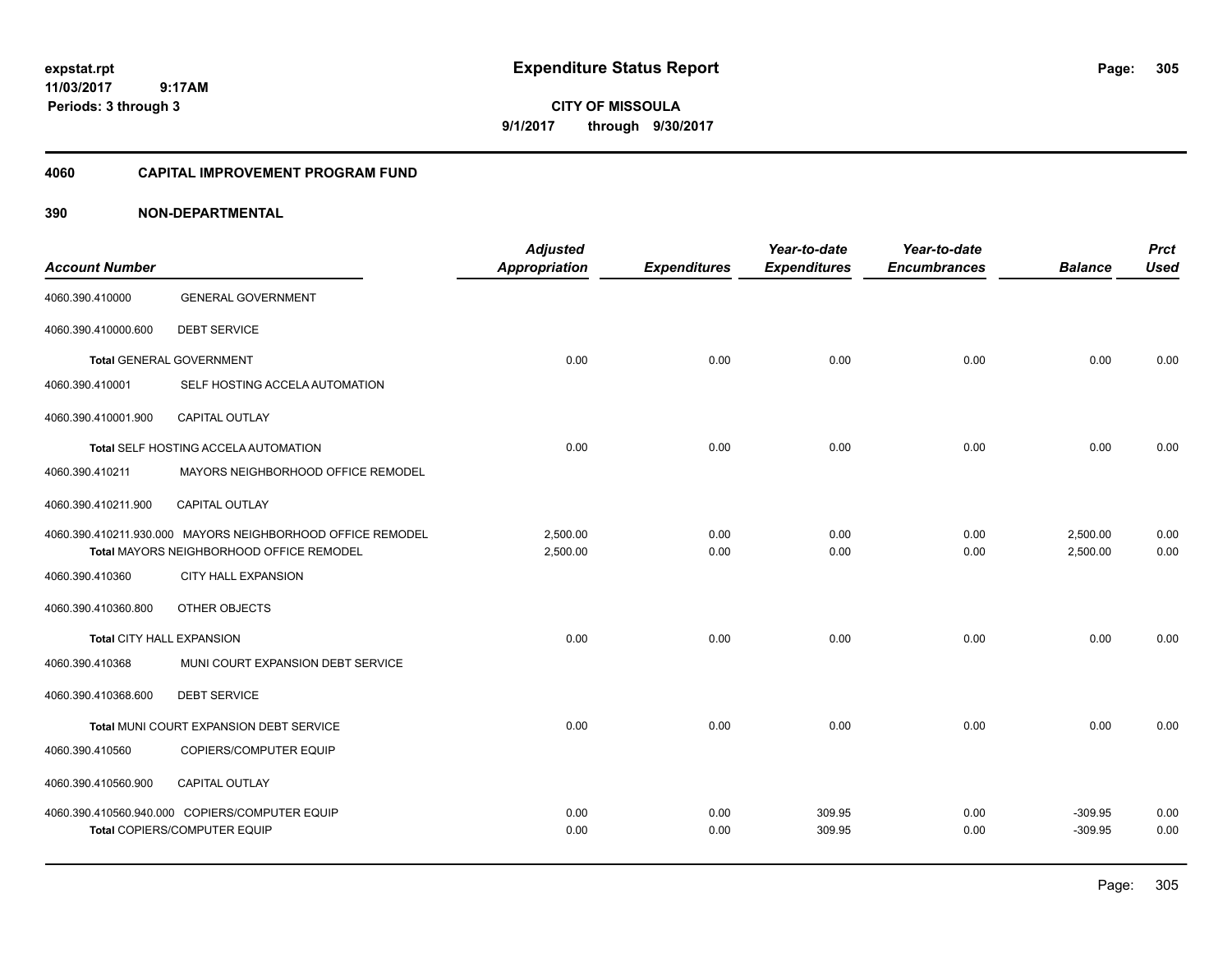# Expenditure Status Report

expstat.rpt
11/03/2017 9:17AM
Periods: 3 through 3

**CITY OF MISSOULA**
**9/1/2017 through 9/30/2017**

## 4060 CAPITAL IMPROVEMENT PROGRAM FUND

## 390 NON-DEPARTMENTAL

| Account Number | | Adjusted Appropriation | Expenditures | Year-to-date Expenditures | Year-to-date Encumbrances | Balance | Prct Used |
|---|---|---|---|---|---|---|---|
| 4060.390.410000 | GENERAL GOVERNMENT | | | | | | |
| 4060.390.410000.600 | DEBT SERVICE | | | | | | |
| **Total** GENERAL GOVERNMENT | | 0.00 | 0.00 | 0.00 | 0.00 | 0.00 | 0.00 |
| 4060.390.410001 | SELF HOSTING ACCELA AUTOMATION | | | | | | |
| 4060.390.410001.900 | CAPITAL OUTLAY | | | | | | |
| **Total** SELF HOSTING ACCELA AUTOMATION | | 0.00 | 0.00 | 0.00 | 0.00 | 0.00 | 0.00 |
| 4060.390.410211 | MAYORS NEIGHBORHOOD OFFICE REMODEL | | | | | | |
| 4060.390.410211.900 | CAPITAL OUTLAY | | | | | | |
| 4060.390.410211.930.000 | MAYORS NEIGHBORHOOD OFFICE REMODEL | 2,500.00 | 0.00 | 0.00 | 0.00 | 2,500.00 | 0.00 |
| **Total** MAYORS NEIGHBORHOOD OFFICE REMODEL | | 2,500.00 | 0.00 | 0.00 | 0.00 | 2,500.00 | 0.00 |
| 4060.390.410360 | CITY HALL EXPANSION | | | | | | |
| 4060.390.410360.800 | OTHER OBJECTS | | | | | | |
| **Total** CITY HALL EXPANSION | | 0.00 | 0.00 | 0.00 | 0.00 | 0.00 | 0.00 |
| 4060.390.410368 | MUNI COURT EXPANSION DEBT SERVICE | | | | | | |
| 4060.390.410368.600 | DEBT SERVICE | | | | | | |
| **Total** MUNI COURT EXPANSION DEBT SERVICE | | 0.00 | 0.00 | 0.00 | 0.00 | 0.00 | 0.00 |
| 4060.390.410560 | COPIERS/COMPUTER EQUIP | | | | | | |
| 4060.390.410560.900 | CAPITAL OUTLAY | | | | | | |
| 4060.390.410560.940.000 | COPIERS/COMPUTER EQUIP | 0.00 | 0.00 | 309.95 | 0.00 | -309.95 | 0.00 |
| **Total** COPIERS/COMPUTER EQUIP | | 0.00 | 0.00 | 309.95 | 0.00 | -309.95 | 0.00 |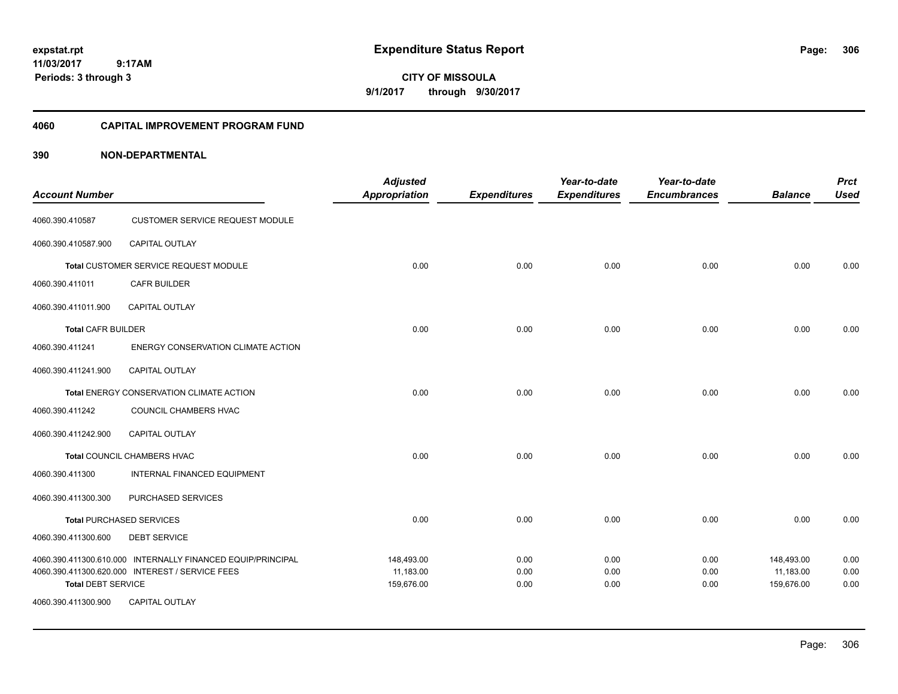**Expenditure Status Report**

**CITY OF MISSOULA**
**9/1/2017 through 9/30/2017**

expstat.rpt
11/03/2017 9:17AM
Periods: 3 through 3

## 4060 CAPITAL IMPROVEMENT PROGRAM FUND

## 390 NON-DEPARTMENTAL

| Account Number | | Adjusted Appropriation | Expenditures | Year-to-date Expenditures | Year-to-date Encumbrances | Balance | Prct Used |
|---|---|---|---|---|---|---|---|
| 4060.390.410587 | CUSTOMER SERVICE REQUEST MODULE | | | | | | |
| 4060.390.410587.900 | CAPITAL OUTLAY | | | | | | |
| **Total** CUSTOMER SERVICE REQUEST MODULE | | 0.00 | 0.00 | 0.00 | 0.00 | 0.00 | 0.00 |
| 4060.390.411011 | CAFR BUILDER | | | | | | |
| 4060.390.411011.900 | CAPITAL OUTLAY | | | | | | |
| **Total** CAFR BUILDER | | 0.00 | 0.00 | 0.00 | 0.00 | 0.00 | 0.00 |
| 4060.390.411241 | ENERGY CONSERVATION CLIMATE ACTION | | | | | | |
| 4060.390.411241.900 | CAPITAL OUTLAY | | | | | | |
| **Total** ENERGY CONSERVATION CLIMATE ACTION | | 0.00 | 0.00 | 0.00 | 0.00 | 0.00 | 0.00 |
| 4060.390.411242 | COUNCIL CHAMBERS HVAC | | | | | | |
| 4060.390.411242.900 | CAPITAL OUTLAY | | | | | | |
| **Total** COUNCIL CHAMBERS HVAC | | 0.00 | 0.00 | 0.00 | 0.00 | 0.00 | 0.00 |
| 4060.390.411300 | INTERNAL FINANCED EQUIPMENT | | | | | | |
| 4060.390.411300.300 | PURCHASED SERVICES | | | | | | |
| **Total** PURCHASED SERVICES | | 0.00 | 0.00 | 0.00 | 0.00 | 0.00 | 0.00 |
| 4060.390.411300.600 | DEBT SERVICE | | | | | | |
| 4060.390.411300.610.000 | INTERNALLY FINANCED EQUIP/PRINCIPAL | 148,493.00 | 0.00 | 0.00 | 0.00 | 148,493.00 | 0.00 |
| 4060.390.411300.620.000 | INTEREST / SERVICE FEES | 11,183.00 | 0.00 | 0.00 | 0.00 | 11,183.00 | 0.00 |
| **Total** DEBT SERVICE | | 159,676.00 | 0.00 | 0.00 | 0.00 | 159,676.00 | 0.00 |
| 4060.390.411300.900 | CAPITAL OUTLAY | | | | | | |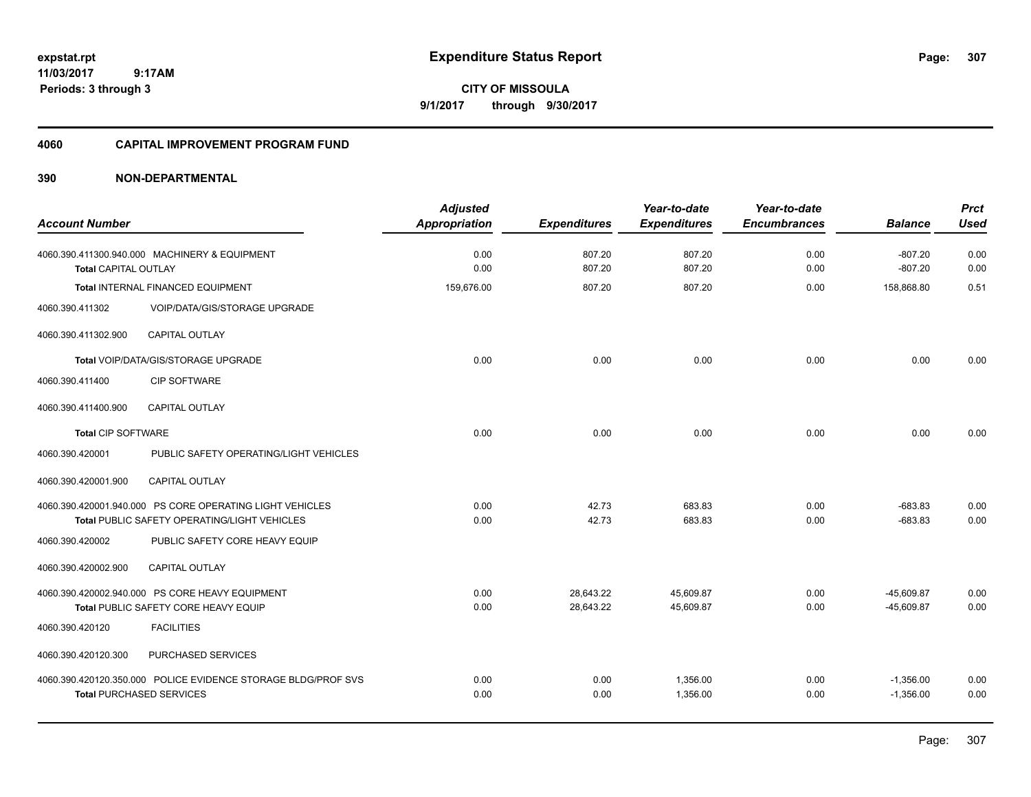# Expenditure Status Report

**CITY OF MISSOULA**

**9/1/2017 through 9/30/2017**

expstat.rpt
11/03/2017 9:17AM
Periods: 3 through 3

## 4060 CAPITAL IMPROVEMENT PROGRAM FUND

### 390 NON-DEPARTMENTAL

| Account Number | | Adjusted Appropriation | Expenditures | Year-to-date Expenditures | Year-to-date Encumbrances | Balance | Prct Used |
|---|---|---|---|---|---|---|---|
| 4060.390.411300.940.000 | MACHINERY & EQUIPMENT | 0.00 | 807.20 | 807.20 | 0.00 | -807.20 | 0.00 |
| **Total** CAPITAL OUTLAY | | 0.00 | 807.20 | 807.20 | 0.00 | -807.20 | 0.00 |
| **Total** INTERNAL FINANCED EQUIPMENT | | 159,676.00 | 807.20 | 807.20 | 0.00 | 158,868.80 | 0.51 |
| 4060.390.411302 | VOIP/DATA/GIS/STORAGE UPGRADE | | | | | | |
| 4060.390.411302.900 | CAPITAL OUTLAY | | | | | | |
| **Total** VOIP/DATA/GIS/STORAGE UPGRADE | | 0.00 | 0.00 | 0.00 | 0.00 | 0.00 | 0.00 |
| 4060.390.411400 | CIP SOFTWARE | | | | | | |
| 4060.390.411400.900 | CAPITAL OUTLAY | | | | | | |
| **Total** CIP SOFTWARE | | 0.00 | 0.00 | 0.00 | 0.00 | 0.00 | 0.00 |
| 4060.390.420001 | PUBLIC SAFETY OPERATING/LIGHT VEHICLES | | | | | | |
| 4060.390.420001.900 | CAPITAL OUTLAY | | | | | | |
| 4060.390.420001.940.000 | PS CORE OPERATING LIGHT VEHICLES | 0.00 | 42.73 | 683.83 | 0.00 | -683.83 | 0.00 |
| **Total** PUBLIC SAFETY OPERATING/LIGHT VEHICLES | | 0.00 | 42.73 | 683.83 | 0.00 | -683.83 | 0.00 |
| 4060.390.420002 | PUBLIC SAFETY CORE HEAVY EQUIP | | | | | | |
| 4060.390.420002.900 | CAPITAL OUTLAY | | | | | | |
| 4060.390.420002.940.000 | PS CORE HEAVY EQUIPMENT | 0.00 | 28,643.22 | 45,609.87 | 0.00 | -45,609.87 | 0.00 |
| **Total** PUBLIC SAFETY CORE HEAVY EQUIP | | 0.00 | 28,643.22 | 45,609.87 | 0.00 | -45,609.87 | 0.00 |
| 4060.390.420120 | FACILITIES | | | | | | |
| 4060.390.420120.300 | PURCHASED SERVICES | | | | | | |
| 4060.390.420120.350.000 | POLICE EVIDENCE STORAGE BLDG/PROF SVS | 0.00 | 0.00 | 1,356.00 | 0.00 | -1,356.00 | 0.00 |
| **Total** PURCHASED SERVICES | | 0.00 | 0.00 | 1,356.00 | 0.00 | -1,356.00 | 0.00 |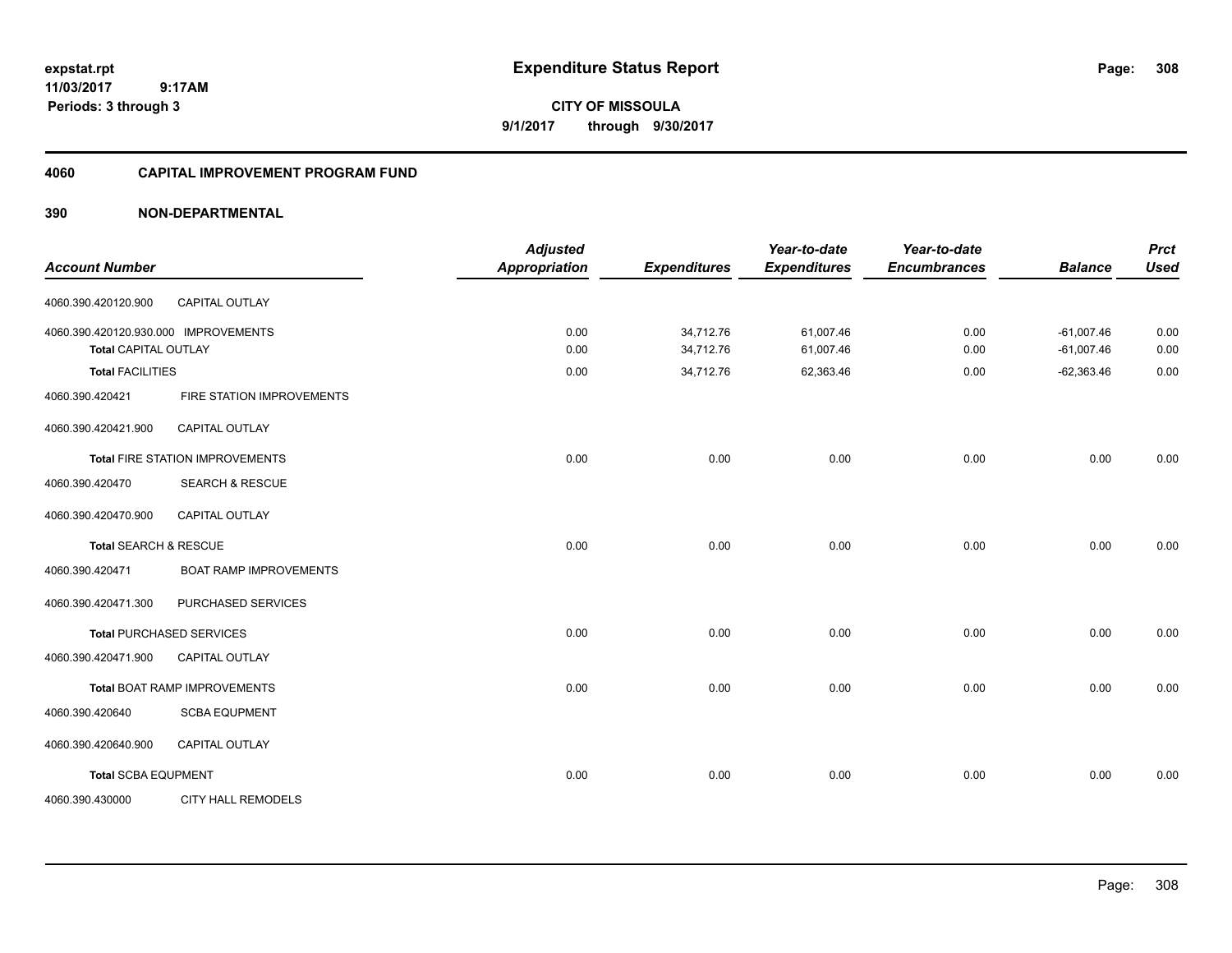# Expenditure Status Report

**CITY OF MISSOULA**

**9/1/2017 through 9/30/2017**

expstat.rpt
11/03/2017 9:17AM
Periods: 3 through 3

## 4060 CAPITAL IMPROVEMENT PROGRAM FUND

### 390 NON-DEPARTMENTAL

| Account Number | | Adjusted Appropriation | Expenditures | Year-to-date Expenditures | Year-to-date Encumbrances | Balance | Prct Used |
|---|---|---|---|---|---|---|---|
| 4060.390.420120.900 | CAPITAL OUTLAY | | | | | | |
| 4060.390.420120.930.000 IMPROVEMENTS | | 0.00 | 34,712.76 | 61,007.46 | 0.00 | -61,007.46 | 0.00 |
| **Total** CAPITAL OUTLAY | | 0.00 | 34,712.76 | 61,007.46 | 0.00 | -61,007.46 | 0.00 |
| **Total** FACILITIES | | 0.00 | 34,712.76 | 62,363.46 | 0.00 | -62,363.46 | 0.00 |
| 4060.390.420421 | FIRE STATION IMPROVEMENTS | | | | | | |
| 4060.390.420421.900 | CAPITAL OUTLAY | | | | | | |
| **Total** FIRE STATION IMPROVEMENTS | | 0.00 | 0.00 | 0.00 | 0.00 | 0.00 | 0.00 |
| 4060.390.420470 | SEARCH & RESCUE | | | | | | |
| 4060.390.420470.900 | CAPITAL OUTLAY | | | | | | |
| **Total** SEARCH & RESCUE | | 0.00 | 0.00 | 0.00 | 0.00 | 0.00 | 0.00 |
| 4060.390.420471 | BOAT RAMP IMPROVEMENTS | | | | | | |
| 4060.390.420471.300 | PURCHASED SERVICES | | | | | | |
| **Total** PURCHASED SERVICES | | 0.00 | 0.00 | 0.00 | 0.00 | 0.00 | 0.00 |
| 4060.390.420471.900 | CAPITAL OUTLAY | | | | | | |
| **Total** BOAT RAMP IMPROVEMENTS | | 0.00 | 0.00 | 0.00 | 0.00 | 0.00 | 0.00 |
| 4060.390.420640 | SCBA EQUPMENT | | | | | | |
| 4060.390.420640.900 | CAPITAL OUTLAY | | | | | | |
| **Total** SCBA EQUPMENT | | 0.00 | 0.00 | 0.00 | 0.00 | 0.00 | 0.00 |
| 4060.390.430000 | CITY HALL REMODELS | | | | | | |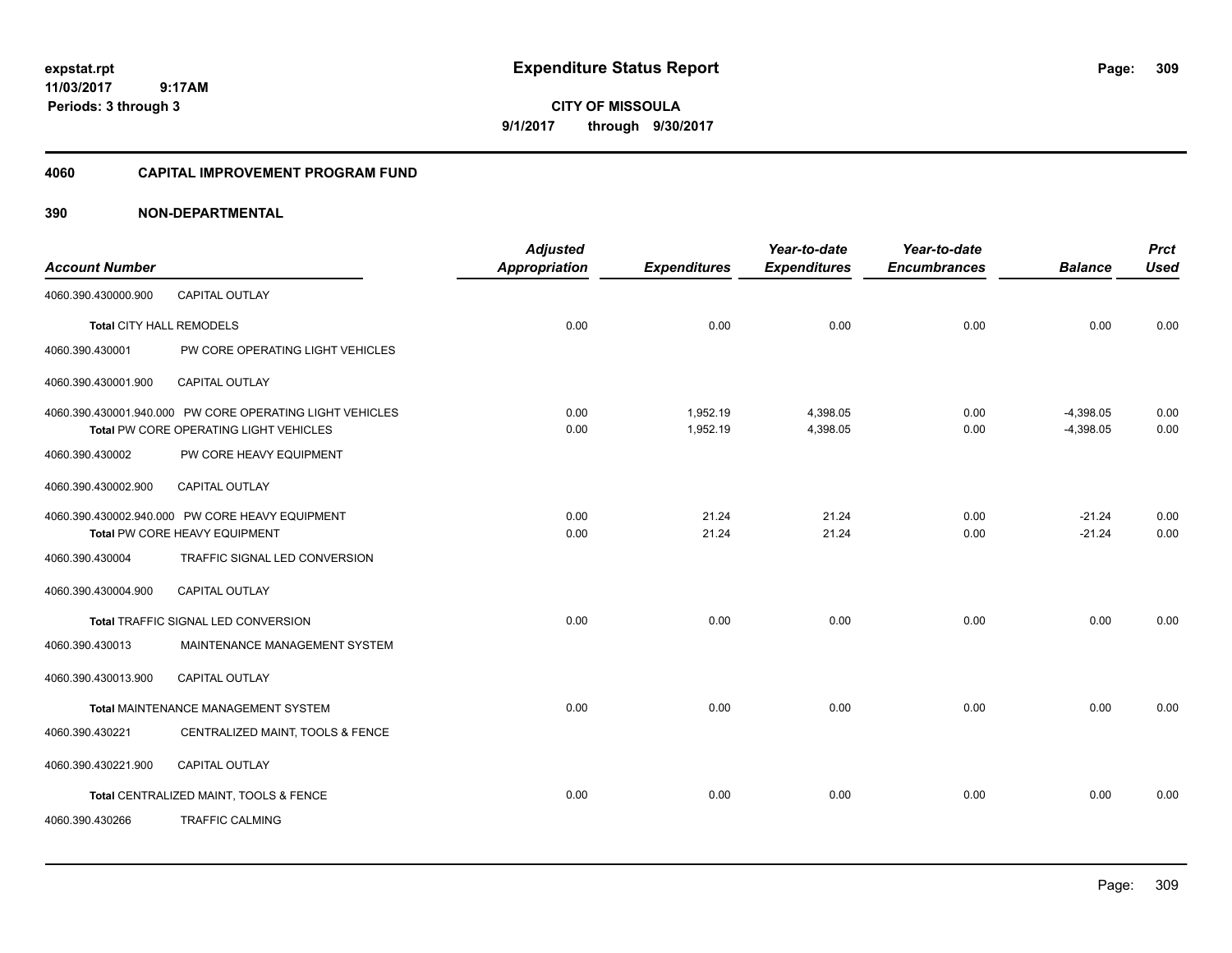**expstat.rpt**
**11/03/2017 9:17AM**
**Periods: 3 through 3**

# Expenditure Status Report

**CITY OF MISSOULA**
**9/1/2017 through 9/30/2017**

## 4060 CAPITAL IMPROVEMENT PROGRAM FUND

## 390 NON-DEPARTMENTAL

| Account Number | | Adjusted Appropriation | Expenditures | Year-to-date Expenditures | Year-to-date Encumbrances | Balance | Prct Used |
|---|---|---|---|---|---|---|---|
| 4060.390.430000.900 | CAPITAL OUTLAY | | | | | | |
| **Total** CITY HALL REMODELS | | 0.00 | 0.00 | 0.00 | 0.00 | 0.00 | 0.00 |
| 4060.390.430001 | PW CORE OPERATING LIGHT VEHICLES | | | | | | |
| 4060.390.430001.900 | CAPITAL OUTLAY | | | | | | |
| 4060.390.430001.940.000 | PW CORE OPERATING LIGHT VEHICLES | 0.00 | 1,952.19 | 4,398.05 | 0.00 | -4,398.05 | 0.00 |
| **Total** PW CORE OPERATING LIGHT VEHICLES | | 0.00 | 1,952.19 | 4,398.05 | 0.00 | -4,398.05 | 0.00 |
| 4060.390.430002 | PW CORE HEAVY EQUIPMENT | | | | | | |
| 4060.390.430002.900 | CAPITAL OUTLAY | | | | | | |
| 4060.390.430002.940.000 | PW CORE HEAVY EQUIPMENT | 0.00 | 21.24 | 21.24 | 0.00 | -21.24 | 0.00 |
| **Total** PW CORE HEAVY EQUIPMENT | | 0.00 | 21.24 | 21.24 | 0.00 | -21.24 | 0.00 |
| 4060.390.430004 | TRAFFIC SIGNAL LED CONVERSION | | | | | | |
| 4060.390.430004.900 | CAPITAL OUTLAY | | | | | | |
| **Total** TRAFFIC SIGNAL LED CONVERSION | | 0.00 | 0.00 | 0.00 | 0.00 | 0.00 | 0.00 |
| 4060.390.430013 | MAINTENANCE MANAGEMENT SYSTEM | | | | | | |
| 4060.390.430013.900 | CAPITAL OUTLAY | | | | | | |
| **Total** MAINTENANCE MANAGEMENT SYSTEM | | 0.00 | 0.00 | 0.00 | 0.00 | 0.00 | 0.00 |
| 4060.390.430221 | CENTRALIZED MAINT, TOOLS & FENCE | | | | | | |
| 4060.390.430221.900 | CAPITAL OUTLAY | | | | | | |
| **Total** CENTRALIZED MAINT, TOOLS & FENCE | | 0.00 | 0.00 | 0.00 | 0.00 | 0.00 | 0.00 |
| 4060.390.430266 | TRAFFIC CALMING | | | | | | |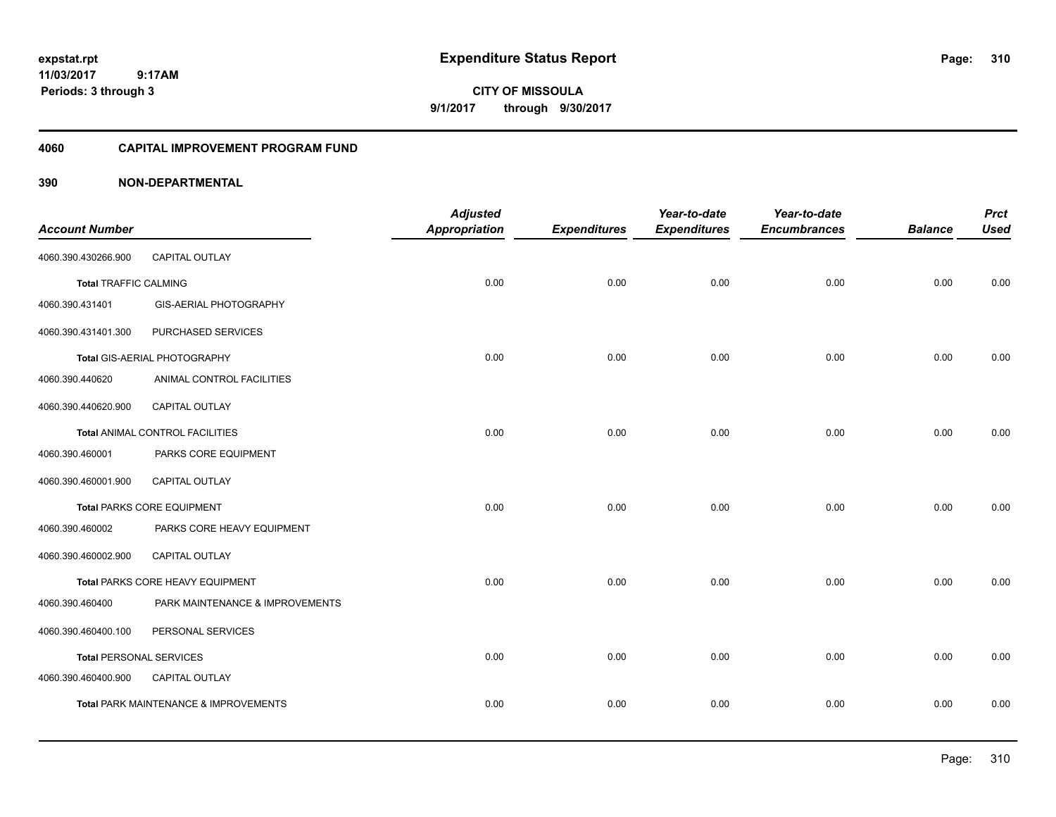# Expenditure Status Report

**CITY OF MISSOULA**

**9/1/2017 through 9/30/2017**

expstat.rpt
11/03/2017 9:17AM
Periods: 3 through 3

## 4060 CAPITAL IMPROVEMENT PROGRAM FUND

### 390 NON-DEPARTMENTAL

| Account Number | | Adjusted Appropriation | Expenditures | Year-to-date Expenditures | Year-to-date Encumbrances | Balance | Prct Used |
|---|---|---|---|---|---|---|---|
| 4060.390.430266.900 | CAPITAL OUTLAY | | | | | | |
| Total TRAFFIC CALMING | | 0.00 | 0.00 | 0.00 | 0.00 | 0.00 | 0.00 |
| 4060.390.431401 | GIS-AERIAL PHOTOGRAPHY | | | | | | |
| 4060.390.431401.300 | PURCHASED SERVICES | | | | | | |
| Total GIS-AERIAL PHOTOGRAPHY | | 0.00 | 0.00 | 0.00 | 0.00 | 0.00 | 0.00 |
| 4060.390.440620 | ANIMAL CONTROL FACILITIES | | | | | | |
| 4060.390.440620.900 | CAPITAL OUTLAY | | | | | | |
| Total ANIMAL CONTROL FACILITIES | | 0.00 | 0.00 | 0.00 | 0.00 | 0.00 | 0.00 |
| 4060.390.460001 | PARKS CORE EQUIPMENT | | | | | | |
| 4060.390.460001.900 | CAPITAL OUTLAY | | | | | | |
| Total PARKS CORE EQUIPMENT | | 0.00 | 0.00 | 0.00 | 0.00 | 0.00 | 0.00 |
| 4060.390.460002 | PARKS CORE HEAVY EQUIPMENT | | | | | | |
| 4060.390.460002.900 | CAPITAL OUTLAY | | | | | | |
| Total PARKS CORE HEAVY EQUIPMENT | | 0.00 | 0.00 | 0.00 | 0.00 | 0.00 | 0.00 |
| 4060.390.460400 | PARK MAINTENANCE & IMPROVEMENTS | | | | | | |
| 4060.390.460400.100 | PERSONAL SERVICES | | | | | | |
| Total PERSONAL SERVICES | | 0.00 | 0.00 | 0.00 | 0.00 | 0.00 | 0.00 |
| 4060.390.460400.900 | CAPITAL OUTLAY | | | | | | |
| Total PARK MAINTENANCE & IMPROVEMENTS | | 0.00 | 0.00 | 0.00 | 0.00 | 0.00 | 0.00 |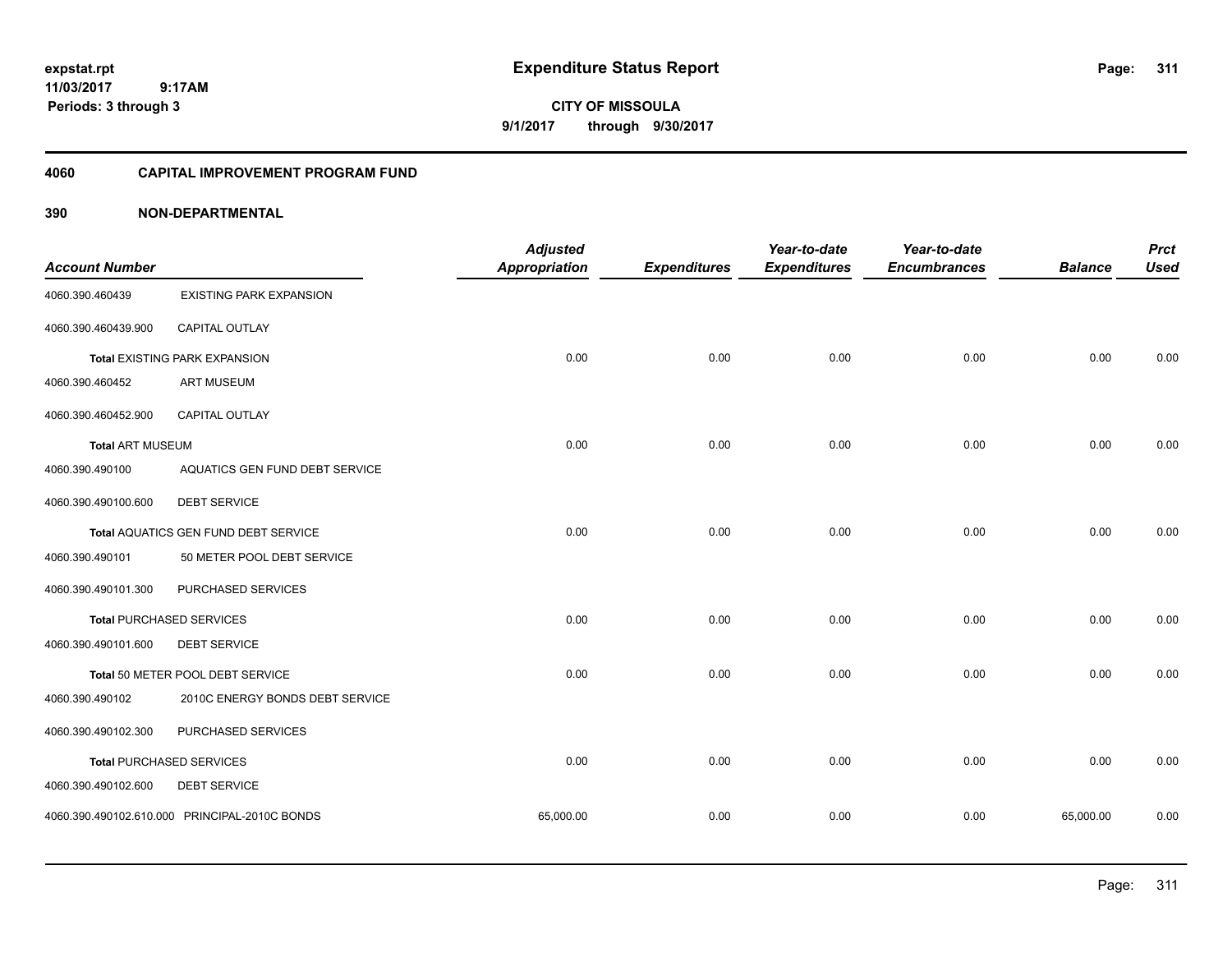**expstat.rpt**
**11/03/2017 9:17AM**
**Periods: 3 through 3**

# Expenditure Status Report

**CITY OF MISSOULA**
**9/1/2017 through 9/30/2017**

## 4060 CAPITAL IMPROVEMENT PROGRAM FUND

## 390 NON-DEPARTMENTAL

| Account Number | | Adjusted Appropriation | Expenditures | Year-to-date Expenditures | Year-to-date Encumbrances | Balance | Prct Used |
|---|---|---|---|---|---|---|---|
| 4060.390.460439 | EXISTING PARK EXPANSION | | | | | | |
| 4060.390.460439.900 | CAPITAL OUTLAY | | | | | | |
| **Total** EXISTING PARK EXPANSION | | 0.00 | 0.00 | 0.00 | 0.00 | 0.00 | 0.00 |
| 4060.390.460452 | ART MUSEUM | | | | | | |
| 4060.390.460452.900 | CAPITAL OUTLAY | | | | | | |
| **Total** ART MUSEUM | | 0.00 | 0.00 | 0.00 | 0.00 | 0.00 | 0.00 |
| 4060.390.490100 | AQUATICS GEN FUND DEBT SERVICE | | | | | | |
| 4060.390.490100.600 | DEBT SERVICE | | | | | | |
| **Total** AQUATICS GEN FUND DEBT SERVICE | | 0.00 | 0.00 | 0.00 | 0.00 | 0.00 | 0.00 |
| 4060.390.490101 | 50 METER POOL DEBT SERVICE | | | | | | |
| 4060.390.490101.300 | PURCHASED SERVICES | | | | | | |
| **Total** PURCHASED SERVICES | | 0.00 | 0.00 | 0.00 | 0.00 | 0.00 | 0.00 |
| 4060.390.490101.600 | DEBT SERVICE | | | | | | |
| **Total** 50 METER POOL DEBT SERVICE | | 0.00 | 0.00 | 0.00 | 0.00 | 0.00 | 0.00 |
| 4060.390.490102 | 2010C ENERGY BONDS DEBT SERVICE | | | | | | |
| 4060.390.490102.300 | PURCHASED SERVICES | | | | | | |
| **Total** PURCHASED SERVICES | | 0.00 | 0.00 | 0.00 | 0.00 | 0.00 | 0.00 |
| 4060.390.490102.600 | DEBT SERVICE | | | | | | |
| 4060.390.490102.610.000 | PRINCIPAL-2010C BONDS | 65,000.00 | 0.00 | 0.00 | 0.00 | 65,000.00 | 0.00 |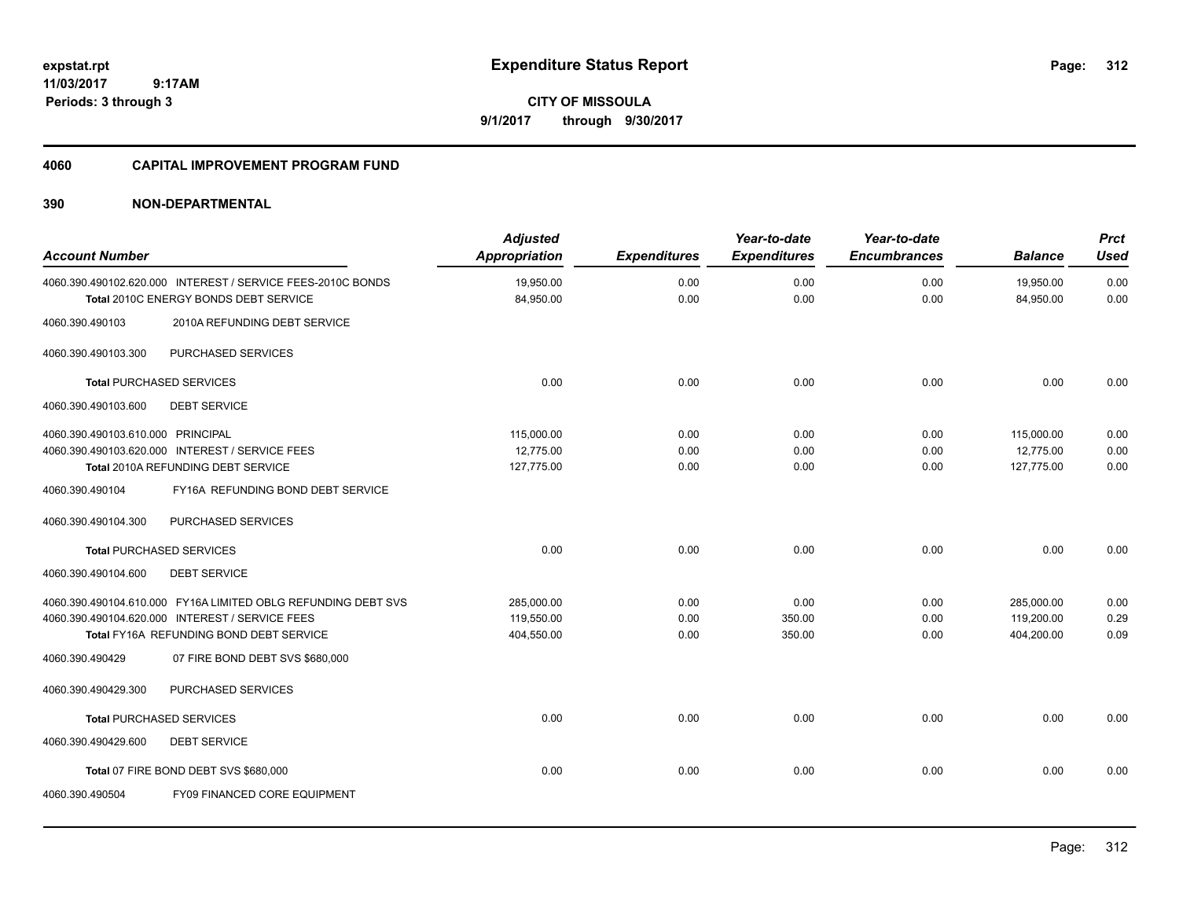**expstat.rpt**
**11/03/2017 9:17AM**
**Periods: 3 through 3**

# Expenditure Status Report

**CITY OF MISSOULA**
**9/1/2017 through 9/30/2017**

## 4060 CAPITAL IMPROVEMENT PROGRAM FUND

## 390 NON-DEPARTMENTAL

| Account Number | | Adjusted Appropriation | Expenditures | Year-to-date Expenditures | Year-to-date Encumbrances | Balance | Prct Used |
|---|---|---|---|---|---|---|---|
| 4060.390.490102.620.000 | INTEREST / SERVICE FEES-2010C BONDS | 19,950.00 | 0.00 | 0.00 | 0.00 | 19,950.00 | 0.00 |
| **Total** 2010C ENERGY BONDS DEBT SERVICE | | 84,950.00 | 0.00 | 0.00 | 0.00 | 84,950.00 | 0.00 |
| 4060.390.490103 | 2010A REFUNDING DEBT SERVICE | | | | | | |
| 4060.390.490103.300 | PURCHASED SERVICES | | | | | | |
| **Total** PURCHASED SERVICES | | 0.00 | 0.00 | 0.00 | 0.00 | 0.00 | 0.00 |
| 4060.390.490103.600 | DEBT SERVICE | | | | | | |
| 4060.390.490103.610.000 | PRINCIPAL | 115,000.00 | 0.00 | 0.00 | 0.00 | 115,000.00 | 0.00 |
| 4060.390.490103.620.000 | INTEREST / SERVICE FEES | 12,775.00 | 0.00 | 0.00 | 0.00 | 12,775.00 | 0.00 |
| **Total** 2010A REFUNDING DEBT SERVICE | | 127,775.00 | 0.00 | 0.00 | 0.00 | 127,775.00 | 0.00 |
| 4060.390.490104 | FY16A REFUNDING BOND DEBT SERVICE | | | | | | |
| 4060.390.490104.300 | PURCHASED SERVICES | | | | | | |
| **Total** PURCHASED SERVICES | | 0.00 | 0.00 | 0.00 | 0.00 | 0.00 | 0.00 |
| 4060.390.490104.600 | DEBT SERVICE | | | | | | |
| 4060.390.490104.610.000 | FY16A LIMITED OBLG REFUNDING DEBT SVS | 285,000.00 | 0.00 | 0.00 | 0.00 | 285,000.00 | 0.00 |
| 4060.390.490104.620.000 | INTEREST / SERVICE FEES | 119,550.00 | 0.00 | 350.00 | 0.00 | 119,200.00 | 0.29 |
| **Total** FY16A REFUNDING BOND DEBT SERVICE | | 404,550.00 | 0.00 | 350.00 | 0.00 | 404,200.00 | 0.09 |
| 4060.390.490429 | 07 FIRE BOND DEBT SVS $680,000 | | | | | | |
| 4060.390.490429.300 | PURCHASED SERVICES | | | | | | |
| **Total** PURCHASED SERVICES | | 0.00 | 0.00 | 0.00 | 0.00 | 0.00 | 0.00 |
| 4060.390.490429.600 | DEBT SERVICE | | | | | | |
| **Total** 07 FIRE BOND DEBT SVS $680,000 | | 0.00 | 0.00 | 0.00 | 0.00 | 0.00 | 0.00 |
| 4060.390.490504 | FY09 FINANCED CORE EQUIPMENT | | | | | | |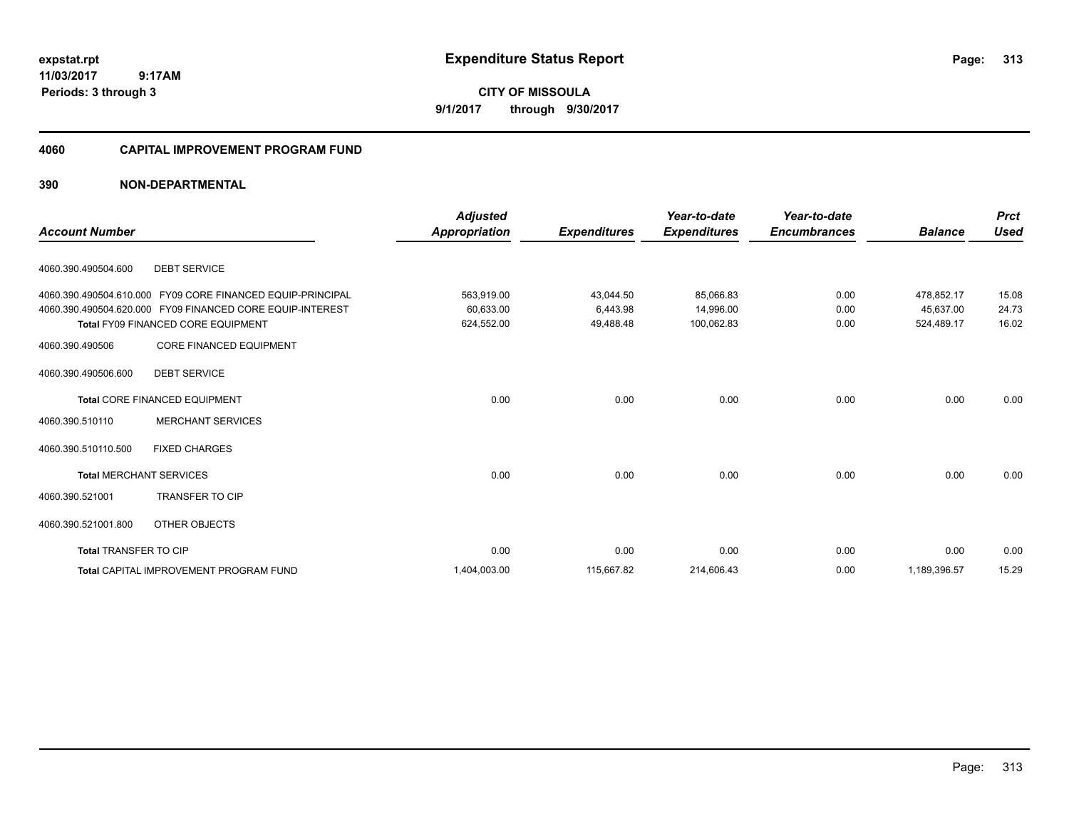# Expenditure Status Report

expstat.rpt
11/03/2017 9:17AM
Periods: 3 through 3

**CITY OF MISSOULA**
**9/1/2017 through 9/30/2017**

## 4060 CAPITAL IMPROVEMENT PROGRAM FUND

### 390 NON-DEPARTMENTAL

| Account Number | | Adjusted Appropriation | Expenditures | Year-to-date Expenditures | Year-to-date Encumbrances | Balance | Prct Used |
|---|---|---|---|---|---|---|---|
| 4060.390.490504.600 | DEBT SERVICE | | | | | | |
| 4060.390.490504.610.000 | FY09 CORE FINANCED EQUIP-PRINCIPAL | 563,919.00 | 43,044.50 | 85,066.83 | 0.00 | 478,852.17 | 15.08 |
| 4060.390.490504.620.000 | FY09 FINANCED CORE EQUIP-INTEREST | 60,633.00 | 6,443.98 | 14,996.00 | 0.00 | 45,637.00 | 24.73 |
| **Total** FY09 FINANCED CORE EQUIPMENT | | 624,552.00 | 49,488.48 | 100,062.83 | 0.00 | 524,489.17 | 16.02 |
| 4060.390.490506 | CORE FINANCED EQUIPMENT | | | | | | |
| 4060.390.490506.600 | DEBT SERVICE | | | | | | |
| **Total** CORE FINANCED EQUIPMENT | | 0.00 | 0.00 | 0.00 | 0.00 | 0.00 | 0.00 |
| 4060.390.510110 | MERCHANT SERVICES | | | | | | |
| 4060.390.510110.500 | FIXED CHARGES | | | | | | |
| **Total** MERCHANT SERVICES | | 0.00 | 0.00 | 0.00 | 0.00 | 0.00 | 0.00 |
| 4060.390.521001 | TRANSFER TO CIP | | | | | | |
| 4060.390.521001.800 | OTHER OBJECTS | | | | | | |
| **Total** TRANSFER TO CIP | | 0.00 | 0.00 | 0.00 | 0.00 | 0.00 | 0.00 |
| **Total** CAPITAL IMPROVEMENT PROGRAM FUND | | 1,404,003.00 | 115,667.82 | 214,606.43 | 0.00 | 1,189,396.57 | 15.29 |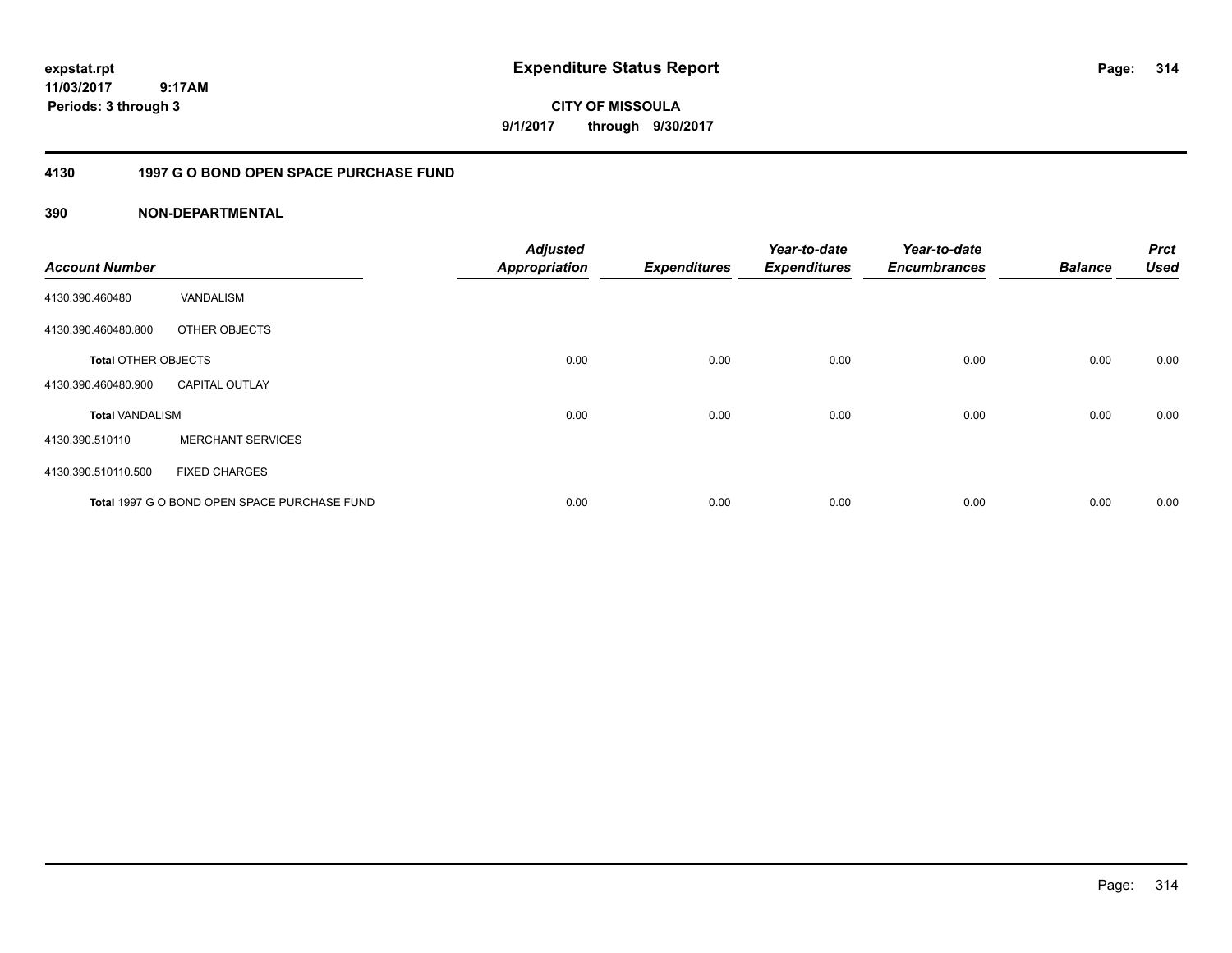# Expenditure Status Report

expstat.rpt
11/03/2017 9:17AM
Periods: 3 through 3

**CITY OF MISSOULA**
**9/1/2017 through 9/30/2017**

## 4130 1997 G O BOND OPEN SPACE PURCHASE FUND

### 390 NON-DEPARTMENTAL

| Account Number | | Adjusted Appropriation | Expenditures | Year-to-date Expenditures | Year-to-date Encumbrances | Balance | Prct Used |
|---|---|---|---|---|---|---|---|
| 4130.390.460480 | VANDALISM | | | | | | |
| 4130.390.460480.800 | OTHER OBJECTS | | | | | | |
| **Total** OTHER OBJECTS | | 0.00 | 0.00 | 0.00 | 0.00 | 0.00 | 0.00 |
| 4130.390.460480.900 | CAPITAL OUTLAY | | | | | | |
| **Total** VANDALISM | | 0.00 | 0.00 | 0.00 | 0.00 | 0.00 | 0.00 |
| 4130.390.510110 | MERCHANT SERVICES | | | | | | |
| 4130.390.510110.500 | FIXED CHARGES | | | | | | |
| **Total** 1997 G O BOND OPEN SPACE PURCHASE FUND | | 0.00 | 0.00 | 0.00 | 0.00 | 0.00 | 0.00 |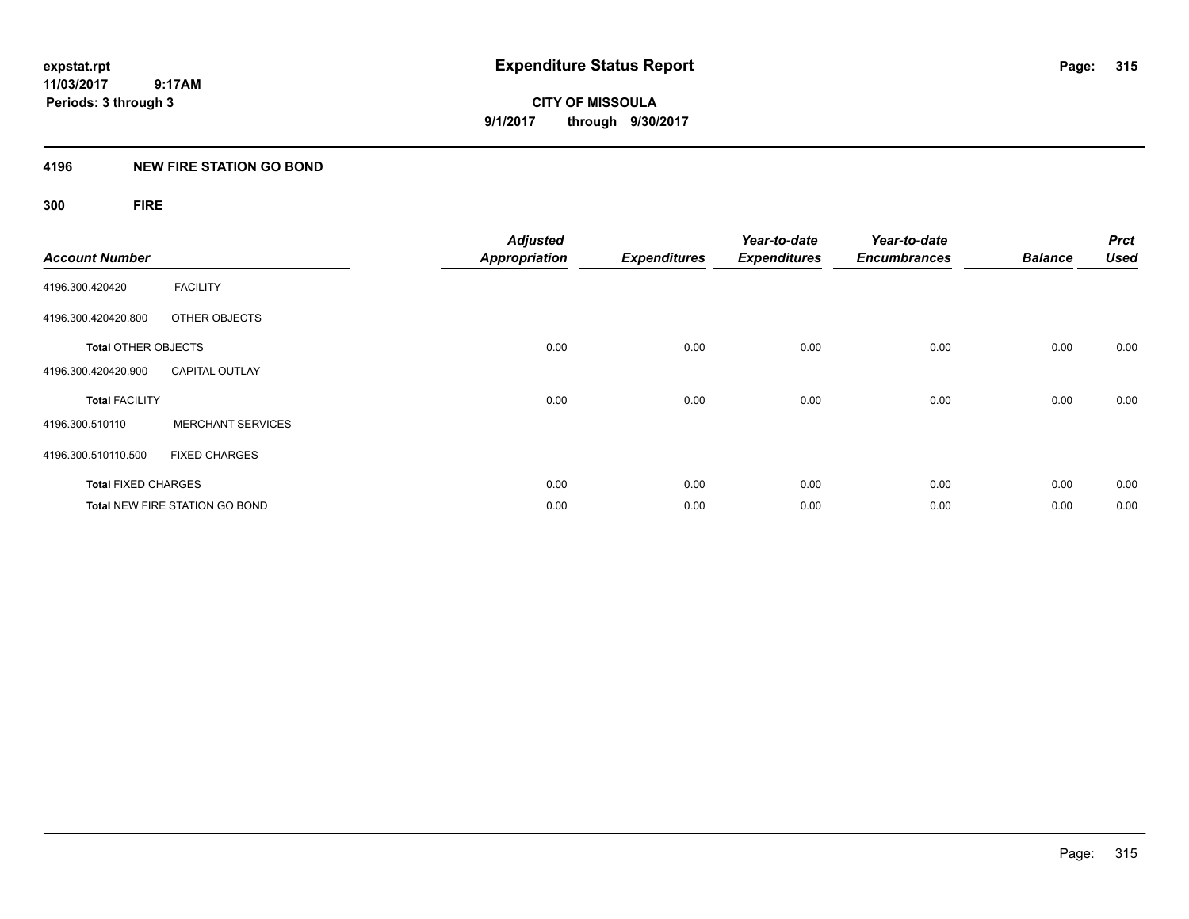**expstat.rpt**
**11/03/2017 9:17AM**
**Periods: 3 through 3**

# Expenditure Status Report

**CITY OF MISSOULA**
**9/1/2017 through 9/30/2017**

## 4196 NEW FIRE STATION GO BOND

### 300 FIRE

| Account Number | | Adjusted Appropriation | Expenditures | Year-to-date Expenditures | Year-to-date Encumbrances | Balance | Prct Used |
|---|---|---|---|---|---|---|---|
| 4196.300.420420 | FACILITY | | | | | | |
| 4196.300.420420.800 | OTHER OBJECTS | | | | | | |
| **Total** OTHER OBJECTS | | 0.00 | 0.00 | 0.00 | 0.00 | 0.00 | 0.00 |
| 4196.300.420420.900 | CAPITAL OUTLAY | | | | | | |
| **Total** FACILITY | | 0.00 | 0.00 | 0.00 | 0.00 | 0.00 | 0.00 |
| 4196.300.510110 | MERCHANT SERVICES | | | | | | |
| 4196.300.510110.500 | FIXED CHARGES | | | | | | |
| **Total** FIXED CHARGES | | 0.00 | 0.00 | 0.00 | 0.00 | 0.00 | 0.00 |
| **Total** NEW FIRE STATION GO BOND | | 0.00 | 0.00 | 0.00 | 0.00 | 0.00 | 0.00 |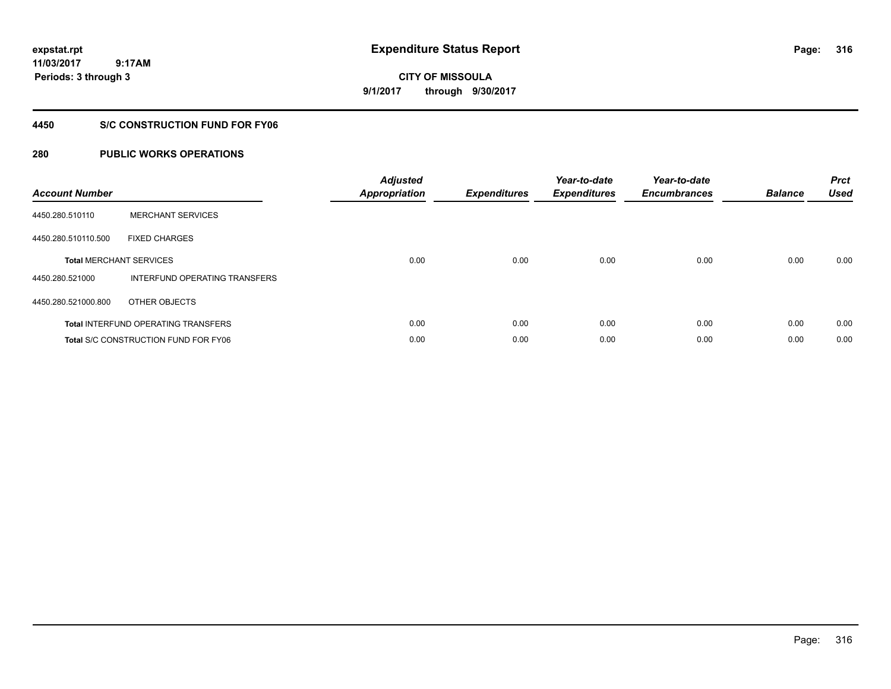expstat.rpt
11/03/2017 9:17AM
Periods: 3 through 3

# Expenditure Status Report

CITY OF MISSOULA
9/1/2017 through 9/30/2017

## 4450 S/C CONSTRUCTION FUND FOR FY06

## 280 PUBLIC WORKS OPERATIONS

| Account Number | | Adjusted Appropriation | Expenditures | Year-to-date Expenditures | Year-to-date Encumbrances | Balance | Prct Used |
|---|---|---|---|---|---|---|---|
| 4450.280.510110 | MERCHANT SERVICES | | | | | | |
| 4450.280.510110.500 | FIXED CHARGES | | | | | | |
| **Total** MERCHANT SERVICES | | 0.00 | 0.00 | 0.00 | 0.00 | 0.00 | 0.00 |
| 4450.280.521000 | INTERFUND OPERATING TRANSFERS | | | | | | |
| 4450.280.521000.800 | OTHER OBJECTS | | | | | | |
| **Total** INTERFUND OPERATING TRANSFERS | | 0.00 | 0.00 | 0.00 | 0.00 | 0.00 | 0.00 |
| **Total** S/C CONSTRUCTION FUND FOR FY06 | | 0.00 | 0.00 | 0.00 | 0.00 | 0.00 | 0.00 |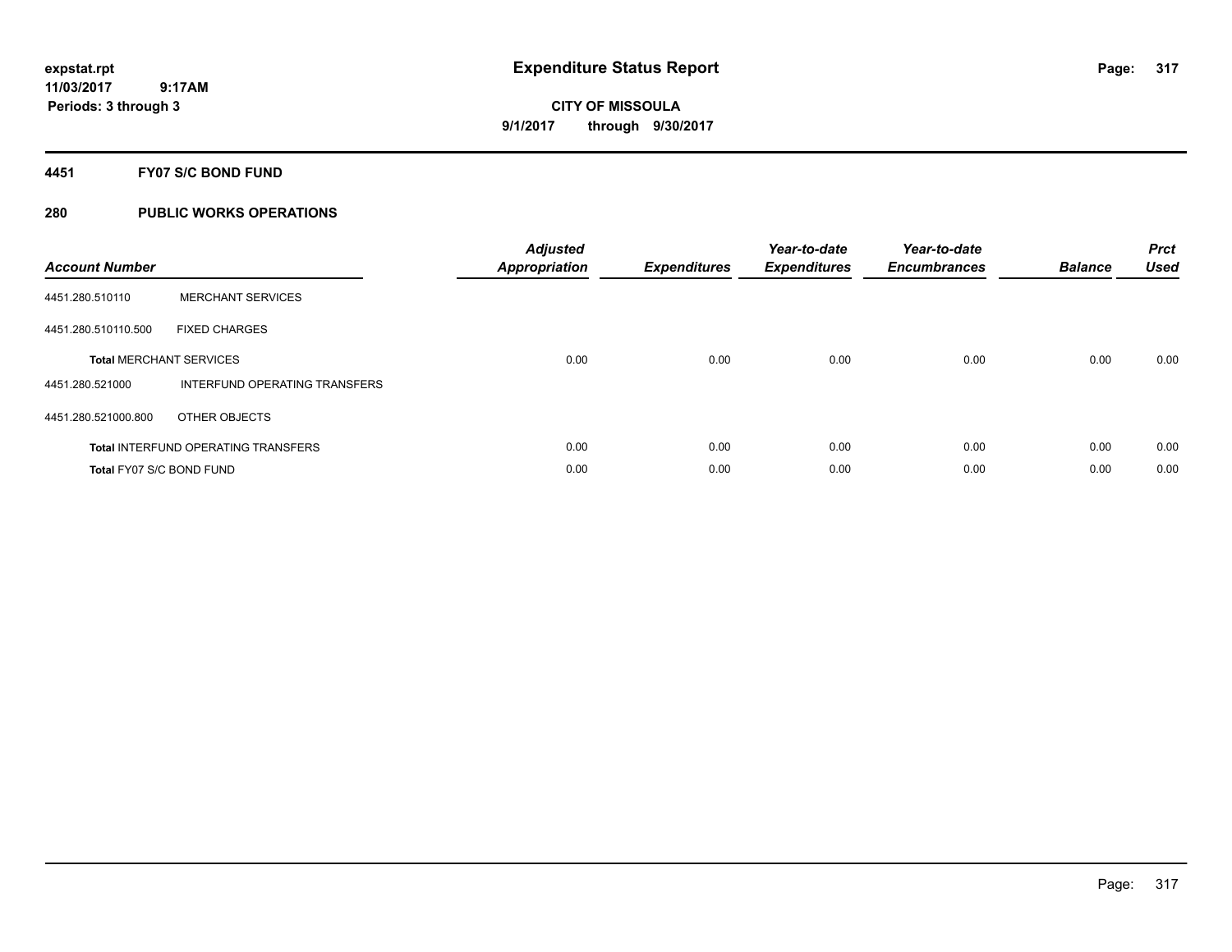**expstat.rpt**
**11/03/2017 9:17AM**
**Periods: 3 through 3**

# Expenditure Status Report

**CITY OF MISSOULA**
**9/1/2017 through 9/30/2017**

## 4451 FY07 S/C BOND FUND

### 280 PUBLIC WORKS OPERATIONS

| Account Number | | Adjusted Appropriation | Expenditures | Year-to-date Expenditures | Year-to-date Encumbrances | Balance | Prct Used |
|---|---|---|---|---|---|---|---|
| 4451.280.510110 | MERCHANT SERVICES | | | | | | |
| 4451.280.510110.500 | FIXED CHARGES | | | | | | |
| **Total** MERCHANT SERVICES | | 0.00 | 0.00 | 0.00 | 0.00 | 0.00 | 0.00 |
| 4451.280.521000 | INTERFUND OPERATING TRANSFERS | | | | | | |
| 4451.280.521000.800 | OTHER OBJECTS | | | | | | |
| **Total** INTERFUND OPERATING TRANSFERS | | 0.00 | 0.00 | 0.00 | 0.00 | 0.00 | 0.00 |
| **Total** FY07 S/C BOND FUND | | 0.00 | 0.00 | 0.00 | 0.00 | 0.00 | 0.00 |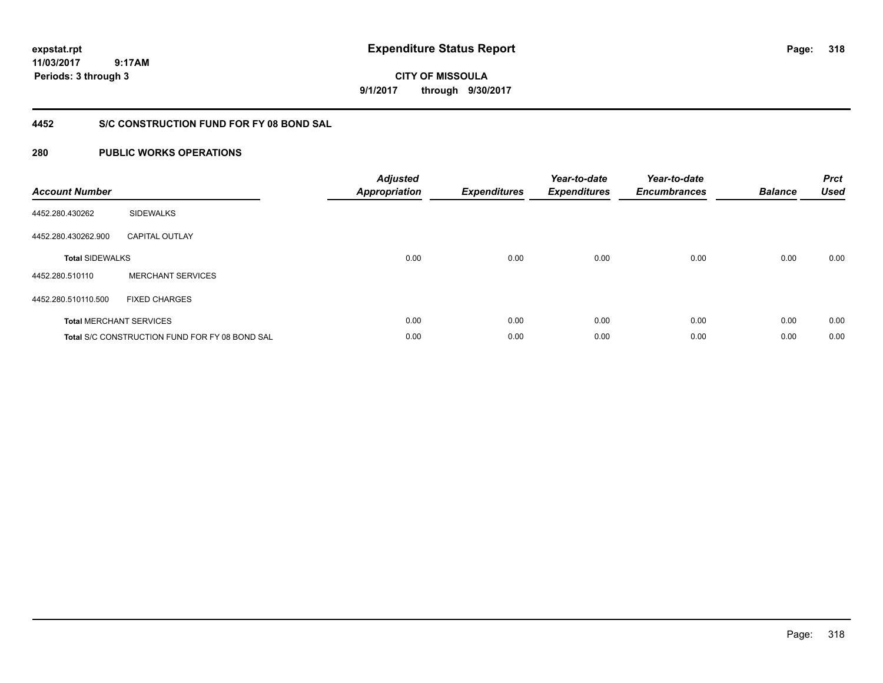**expstat.rpt**
**11/03/2017 9:17AM**
**Periods: 3 through 3**

# Expenditure Status Report

**CITY OF MISSOULA**
**9/1/2017 through 9/30/2017**

## 4452 S/C CONSTRUCTION FUND FOR FY 08 BOND SAL

## 280 PUBLIC WORKS OPERATIONS

| Account Number | | Adjusted Appropriation | Expenditures | Year-to-date Expenditures | Year-to-date Encumbrances | Balance | Prct Used |
|---|---|---|---|---|---|---|---|
| 4452.280.430262 | SIDEWALKS | | | | | | |
| 4452.280.430262.900 | CAPITAL OUTLAY | | | | | | |
| **Total** SIDEWALKS | | 0.00 | 0.00 | 0.00 | 0.00 | 0.00 | 0.00 |
| 4452.280.510110 | MERCHANT SERVICES | | | | | | |
| 4452.280.510110.500 | FIXED CHARGES | | | | | | |
| **Total** MERCHANT SERVICES | | 0.00 | 0.00 | 0.00 | 0.00 | 0.00 | 0.00 |
| **Total** S/C CONSTRUCTION FUND FOR FY 08 BOND SAL | | 0.00 | 0.00 | 0.00 | 0.00 | 0.00 | 0.00 |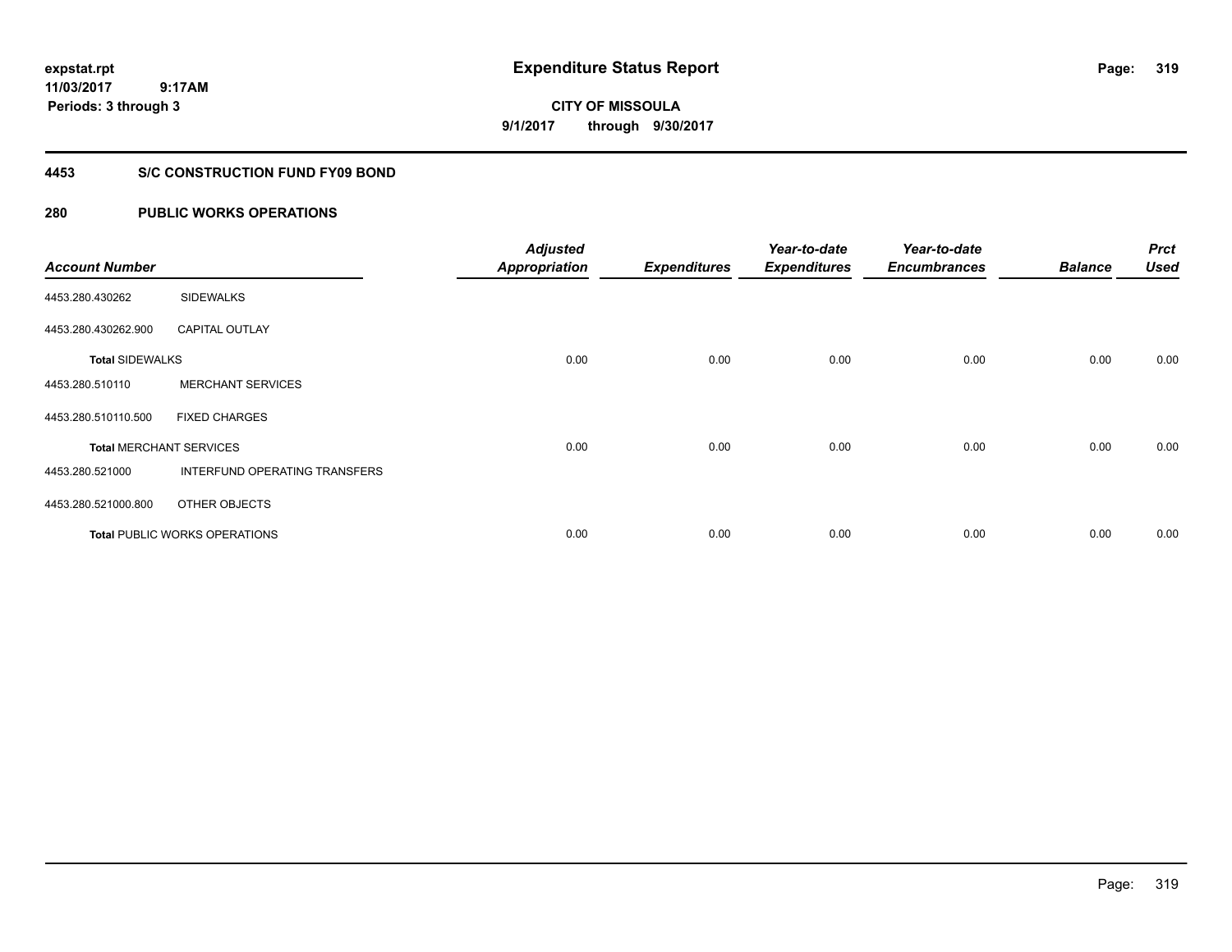expstat.rpt
11/03/2017 9:17AM
Periods: 3 through 3

# Expenditure Status Report

**CITY OF MISSOULA**
**9/1/2017 through 9/30/2017**

## 4453 S/C CONSTRUCTION FUND FY09 BOND

## 280 PUBLIC WORKS OPERATIONS

| Account Number | | Adjusted Appropriation | Expenditures | Year-to-date Expenditures | Year-to-date Encumbrances | Balance | Prct Used |
|---|---|---|---|---|---|---|---|
| 4453.280.430262 | SIDEWALKS | | | | | | |
| 4453.280.430262.900 | CAPITAL OUTLAY | | | | | | |
| **Total** SIDEWALKS | | 0.00 | 0.00 | 0.00 | 0.00 | 0.00 | 0.00 |
| 4453.280.510110 | MERCHANT SERVICES | | | | | | |
| 4453.280.510110.500 | FIXED CHARGES | | | | | | |
| **Total** MERCHANT SERVICES | | 0.00 | 0.00 | 0.00 | 0.00 | 0.00 | 0.00 |
| 4453.280.521000 | INTERFUND OPERATING TRANSFERS | | | | | | |
| 4453.280.521000.800 | OTHER OBJECTS | | | | | | |
| **Total** PUBLIC WORKS OPERATIONS | | 0.00 | 0.00 | 0.00 | 0.00 | 0.00 | 0.00 |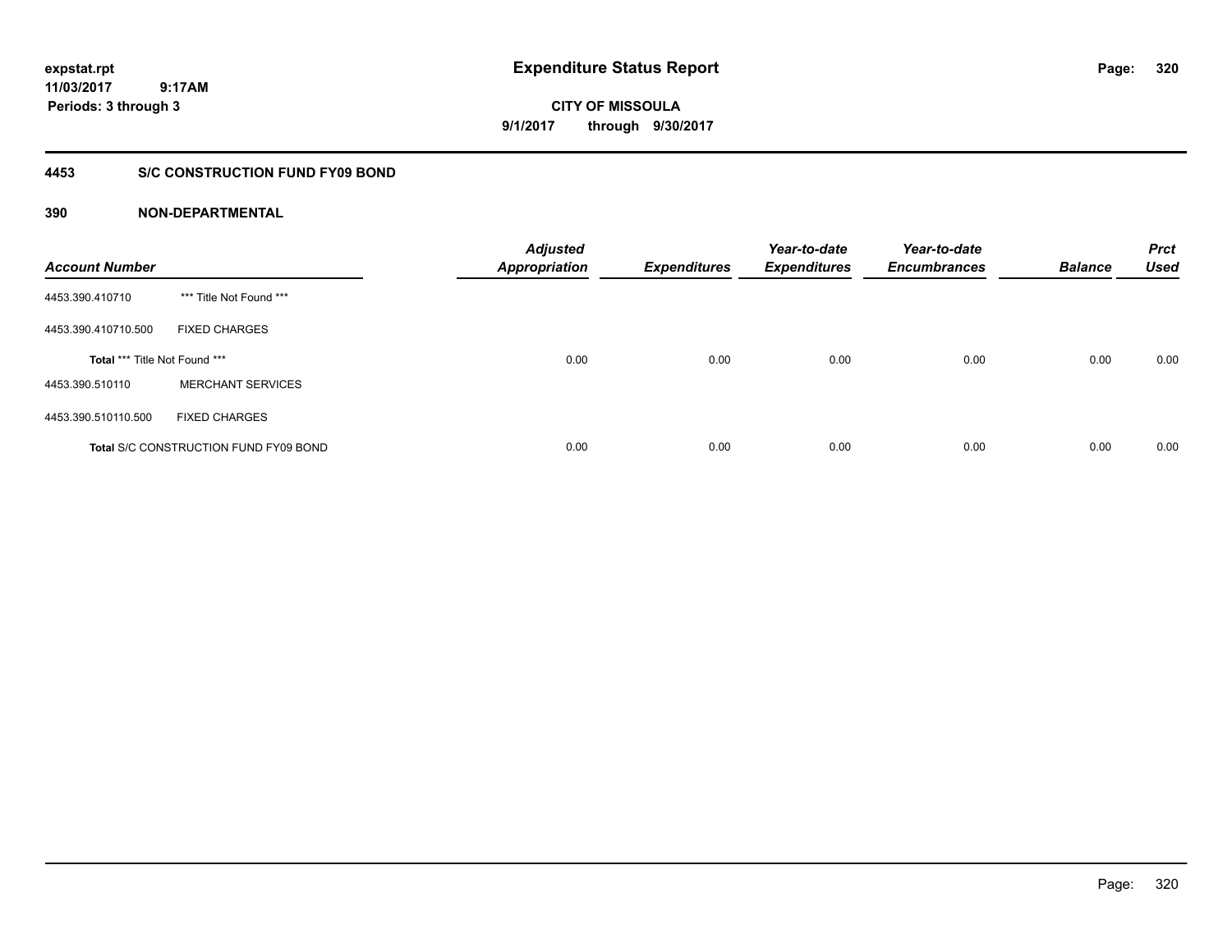**expstat.rpt**
**11/03/2017 9:17AM**
**Periods: 3 through 3**

# Expenditure Status Report

**CITY OF MISSOULA**
**9/1/2017 through 9/30/2017**

## 4453 S/C CONSTRUCTION FUND FY09 BOND

### 390 NON-DEPARTMENTAL

| Account Number | | Adjusted Appropriation | Expenditures | Year-to-date Expenditures | Year-to-date Encumbrances | Balance | Prct Used |
|---|---|---|---|---|---|---|---|
| 4453.390.410710 | *** Title Not Found *** | | | | | | |
| 4453.390.410710.500 | FIXED CHARGES | | | | | | |
| **Total** *** Title Not Found *** | | 0.00 | 0.00 | 0.00 | 0.00 | 0.00 | 0.00 |
| 4453.390.510110 | MERCHANT SERVICES | | | | | | |
| 4453.390.510110.500 | FIXED CHARGES | | | | | | |
| **Total** S/C CONSTRUCTION FUND FY09 BOND | | 0.00 | 0.00 | 0.00 | 0.00 | 0.00 | 0.00 |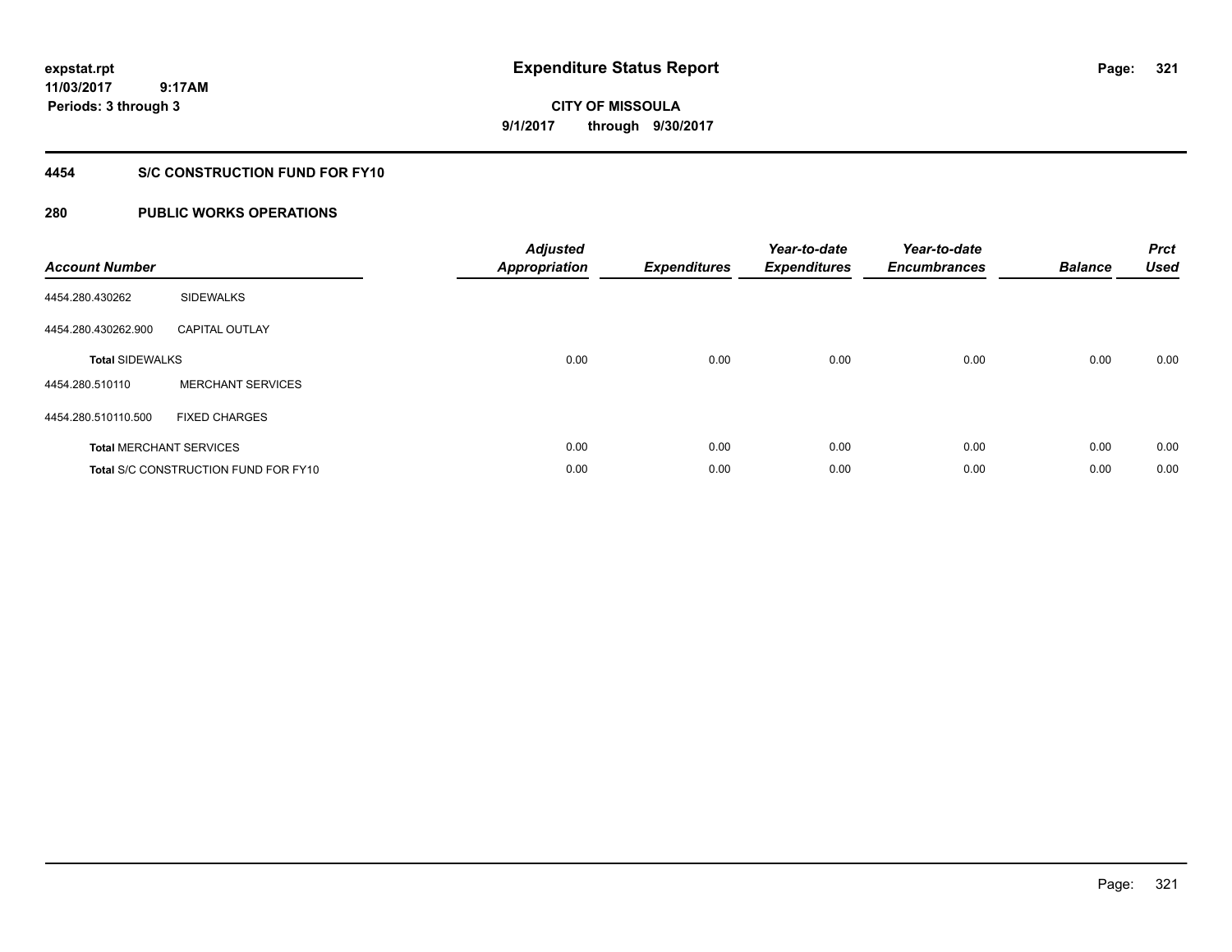**expstat.rpt**
**11/03/2017 9:17AM**
**Periods: 3 through 3**

# Expenditure Status Report

**CITY OF MISSOULA**
**9/1/2017 through 9/30/2017**

## 4454 S/C CONSTRUCTION FUND FOR FY10

## 280 PUBLIC WORKS OPERATIONS

| Account Number | | Adjusted Appropriation | Expenditures | Year-to-date Expenditures | Year-to-date Encumbrances | Balance | Prct Used |
|---|---|---|---|---|---|---|---|
| 4454.280.430262 | SIDEWALKS | | | | | | |
| 4454.280.430262.900 | CAPITAL OUTLAY | | | | | | |
| **Total** SIDEWALKS | | 0.00 | 0.00 | 0.00 | 0.00 | 0.00 | 0.00 |
| 4454.280.510110 | MERCHANT SERVICES | | | | | | |
| 4454.280.510110.500 | FIXED CHARGES | | | | | | |
| **Total** MERCHANT SERVICES | | 0.00 | 0.00 | 0.00 | 0.00 | 0.00 | 0.00 |
| **Total** S/C CONSTRUCTION FUND FOR FY10 | | 0.00 | 0.00 | 0.00 | 0.00 | 0.00 | 0.00 |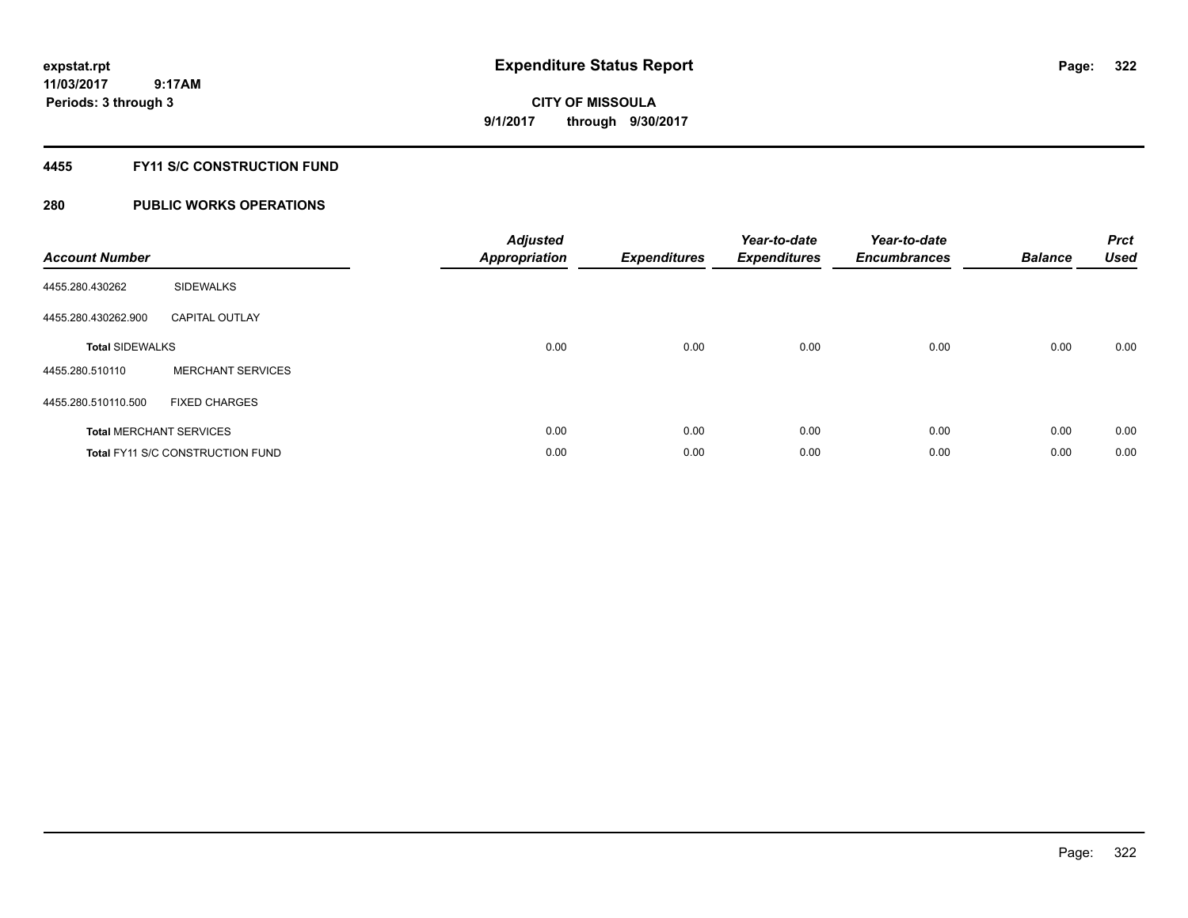expstat.rpt
11/03/2017 9:17AM
Periods: 3 through 3

# Expenditure Status Report

CITY OF MISSOULA
9/1/2017 through 9/30/2017

## 4455 FY11 S/C CONSTRUCTION FUND

## 280 PUBLIC WORKS OPERATIONS

| Account Number | | Adjusted Appropriation | Expenditures | Year-to-date Expenditures | Year-to-date Encumbrances | Balance | Prct Used |
|---|---|---|---|---|---|---|---|
| 4455.280.430262 | SIDEWALKS | | | | | | |
| 4455.280.430262.900 | CAPITAL OUTLAY | | | | | | |
| **Total** SIDEWALKS | | 0.00 | 0.00 | 0.00 | 0.00 | 0.00 | 0.00 |
| 4455.280.510110 | MERCHANT SERVICES | | | | | | |
| 4455.280.510110.500 | FIXED CHARGES | | | | | | |
| **Total** MERCHANT SERVICES | | 0.00 | 0.00 | 0.00 | 0.00 | 0.00 | 0.00 |
| **Total** FY11 S/C CONSTRUCTION FUND | | 0.00 | 0.00 | 0.00 | 0.00 | 0.00 | 0.00 |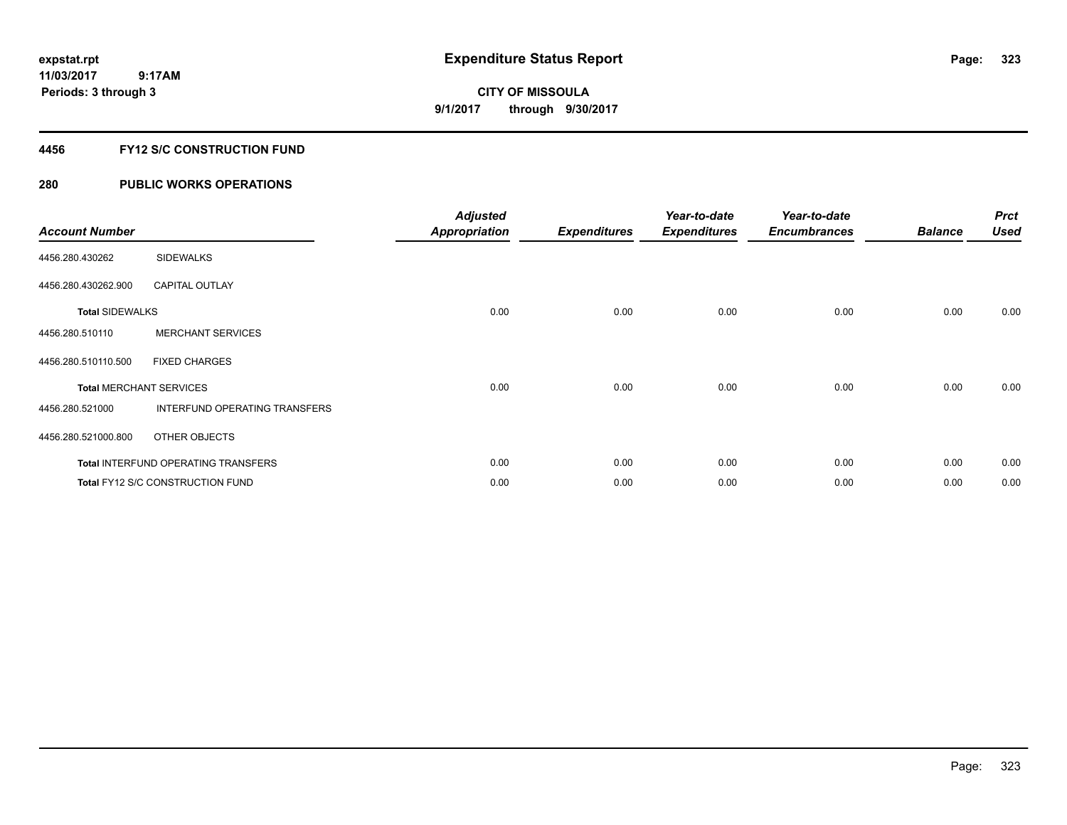**expstat.rpt**
**11/03/2017 9:17AM**
**Periods: 3 through 3**

# Expenditure Status Report

**CITY OF MISSOULA**
**9/1/2017 through 9/30/2017**

## 4456 FY12 S/C CONSTRUCTION FUND

## 280 PUBLIC WORKS OPERATIONS

| Account Number | | Adjusted Appropriation | Expenditures | Year-to-date Expenditures | Year-to-date Encumbrances | Balance | Prct Used |
|---|---|---|---|---|---|---|---|
| 4456.280.430262 | SIDEWALKS | | | | | | |
| 4456.280.430262.900 | CAPITAL OUTLAY | | | | | | |
| **Total** SIDEWALKS | | 0.00 | 0.00 | 0.00 | 0.00 | 0.00 | 0.00 |
| 4456.280.510110 | MERCHANT SERVICES | | | | | | |
| 4456.280.510110.500 | FIXED CHARGES | | | | | | |
| **Total** MERCHANT SERVICES | | 0.00 | 0.00 | 0.00 | 0.00 | 0.00 | 0.00 |
| 4456.280.521000 | INTERFUND OPERATING TRANSFERS | | | | | | |
| 4456.280.521000.800 | OTHER OBJECTS | | | | | | |
| **Total** INTERFUND OPERATING TRANSFERS | | 0.00 | 0.00 | 0.00 | 0.00 | 0.00 | 0.00 |
| **Total** FY12 S/C CONSTRUCTION FUND | | 0.00 | 0.00 | 0.00 | 0.00 | 0.00 | 0.00 |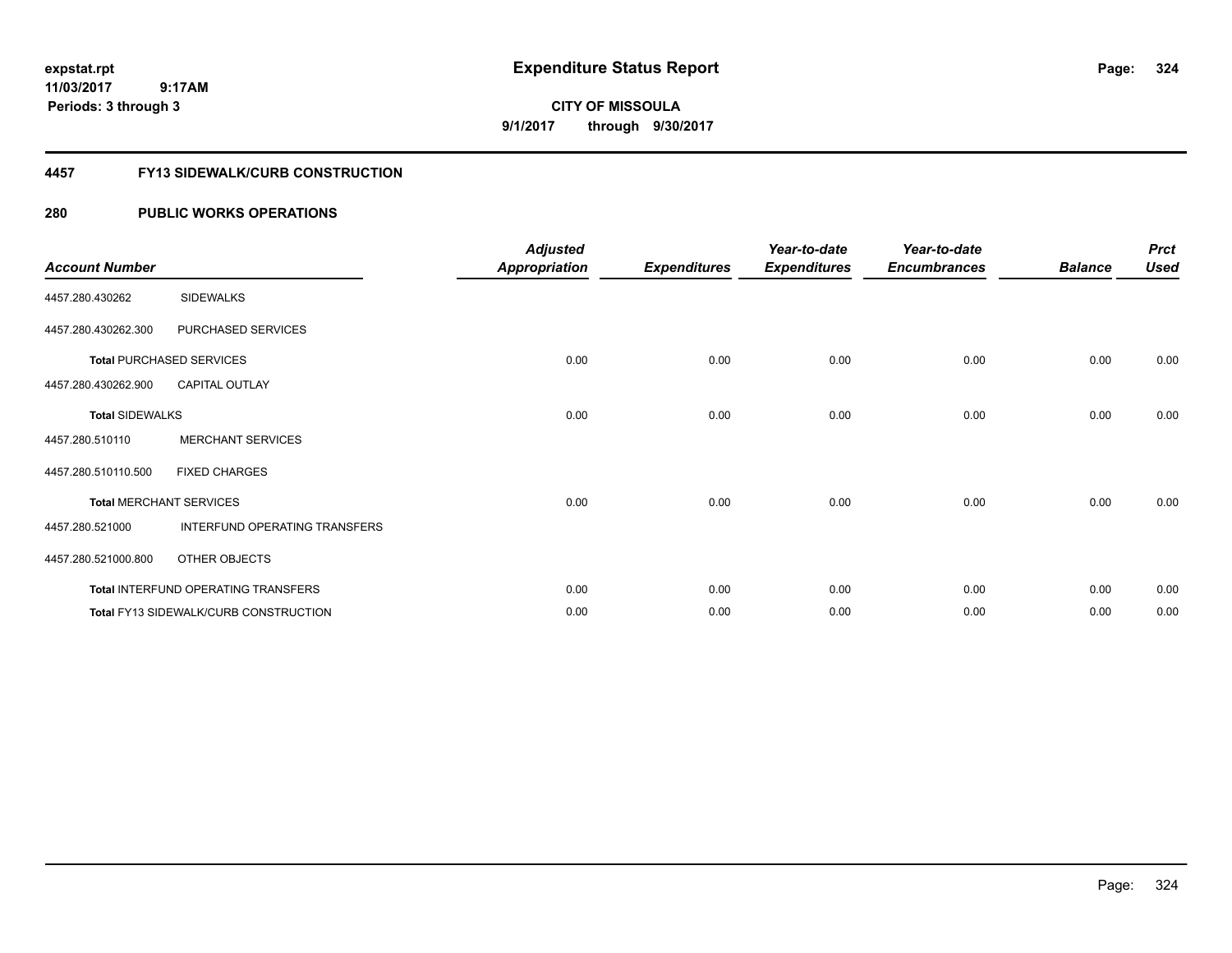**expstat.rpt**
**11/03/2017 9:17AM**
**Periods: 3 through 3**

# Expenditure Status Report

**CITY OF MISSOULA**
**9/1/2017 through 9/30/2017**

## 4457 FY13 SIDEWALK/CURB CONSTRUCTION

## 280 PUBLIC WORKS OPERATIONS

| Account Number | | Adjusted Appropriation | Expenditures | Year-to-date Expenditures | Year-to-date Encumbrances | Balance | Prct Used |
|---|---|---|---|---|---|---|---|
| 4457.280.430262 | SIDEWALKS | | | | | | |
| 4457.280.430262.300 | PURCHASED SERVICES | | | | | | |
| **Total** PURCHASED SERVICES | | 0.00 | 0.00 | 0.00 | 0.00 | 0.00 | 0.00 |
| 4457.280.430262.900 | CAPITAL OUTLAY | | | | | | |
| **Total** SIDEWALKS | | 0.00 | 0.00 | 0.00 | 0.00 | 0.00 | 0.00 |
| 4457.280.510110 | MERCHANT SERVICES | | | | | | |
| 4457.280.510110.500 | FIXED CHARGES | | | | | | |
| **Total** MERCHANT SERVICES | | 0.00 | 0.00 | 0.00 | 0.00 | 0.00 | 0.00 |
| 4457.280.521000 | INTERFUND OPERATING TRANSFERS | | | | | | |
| 4457.280.521000.800 | OTHER OBJECTS | | | | | | |
| **Total** INTERFUND OPERATING TRANSFERS | | 0.00 | 0.00 | 0.00 | 0.00 | 0.00 | 0.00 |
| **Total** FY13 SIDEWALK/CURB CONSTRUCTION | | 0.00 | 0.00 | 0.00 | 0.00 | 0.00 | 0.00 |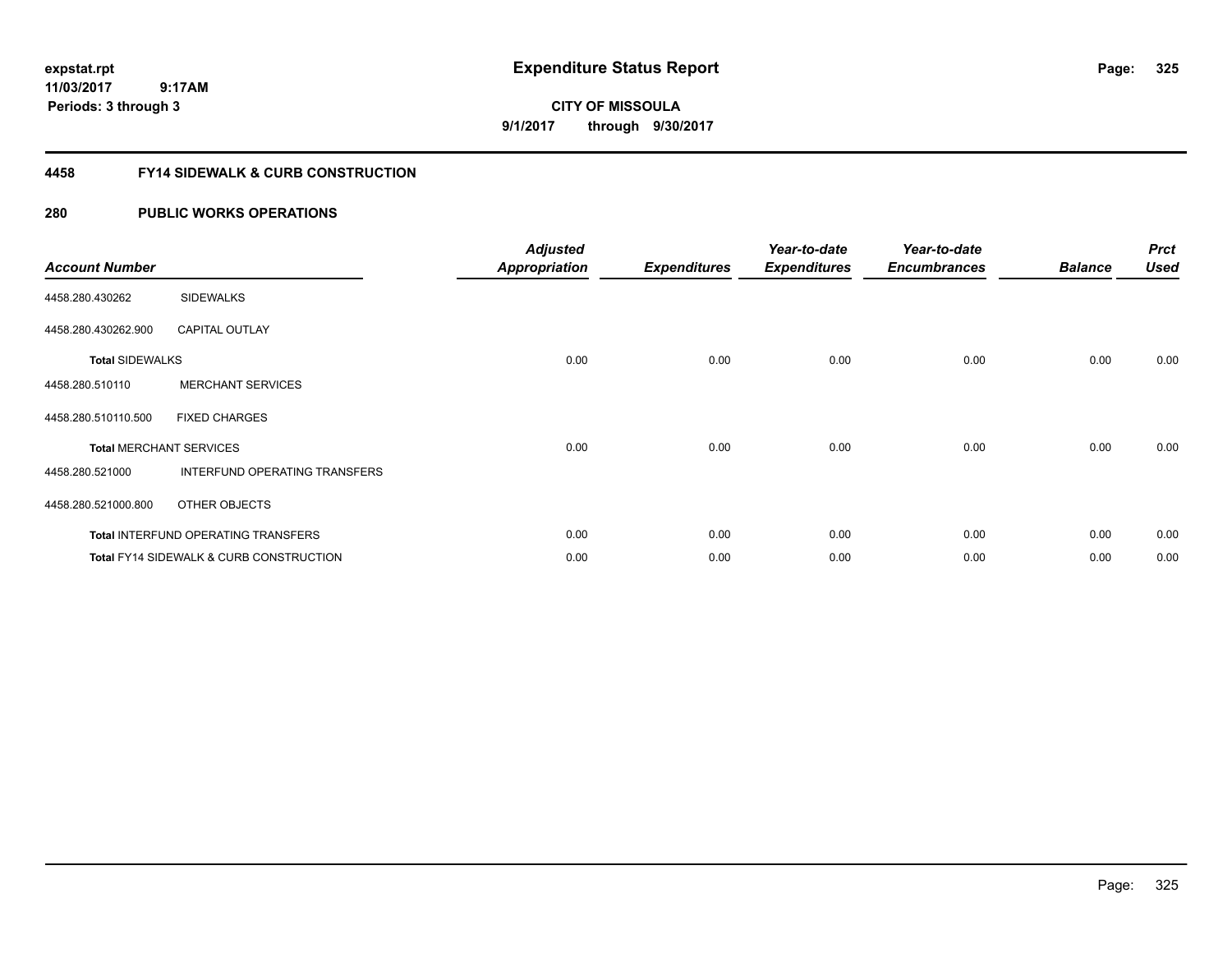**expstat.rpt**
**11/03/2017 9:17AM**
**Periods: 3 through 3**

# Expenditure Status Report

**CITY OF MISSOULA**
**9/1/2017 through 9/30/2017**

## 4458 FY14 SIDEWALK & CURB CONSTRUCTION

## 280 PUBLIC WORKS OPERATIONS

| Account Number | | Adjusted Appropriation | Expenditures | Year-to-date Expenditures | Year-to-date Encumbrances | Balance | Prct Used |
|---|---|---|---|---|---|---|---|
| 4458.280.430262 | SIDEWALKS | | | | | | |
| 4458.280.430262.900 | CAPITAL OUTLAY | | | | | | |
| **Total** SIDEWALKS | | 0.00 | 0.00 | 0.00 | 0.00 | 0.00 | 0.00 |
| 4458.280.510110 | MERCHANT SERVICES | | | | | | |
| 4458.280.510110.500 | FIXED CHARGES | | | | | | |
| **Total** MERCHANT SERVICES | | 0.00 | 0.00 | 0.00 | 0.00 | 0.00 | 0.00 |
| 4458.280.521000 | INTERFUND OPERATING TRANSFERS | | | | | | |
| 4458.280.521000.800 | OTHER OBJECTS | | | | | | |
| **Total** INTERFUND OPERATING TRANSFERS | | 0.00 | 0.00 | 0.00 | 0.00 | 0.00 | 0.00 |
| **Total** FY14 SIDEWALK & CURB CONSTRUCTION | | 0.00 | 0.00 | 0.00 | 0.00 | 0.00 | 0.00 |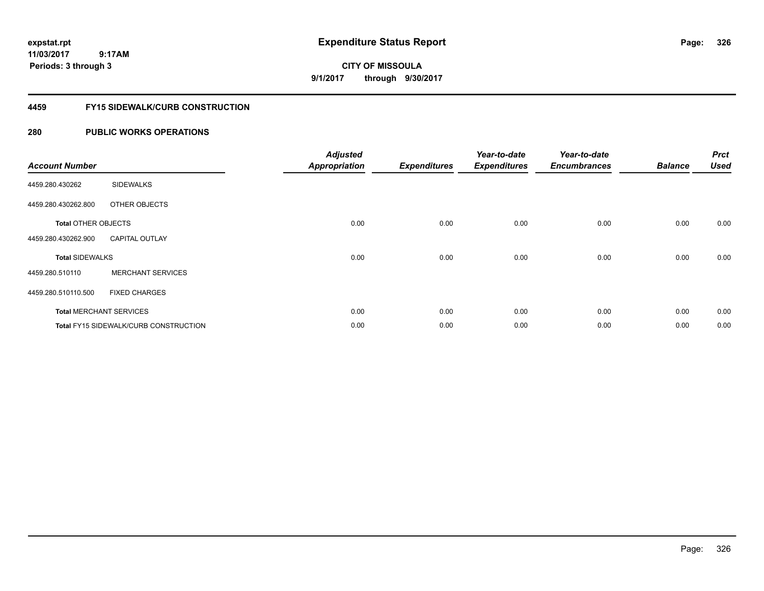# Expenditure Status Report

expstat.rpt
11/03/2017 9:17AM
Periods: 3 through 3

**CITY OF MISSOULA**
**9/1/2017 through 9/30/2017**

## 4459 FY15 SIDEWALK/CURB CONSTRUCTION

## 280 PUBLIC WORKS OPERATIONS

| Account Number | | Adjusted Appropriation | Expenditures | Year-to-date Expenditures | Year-to-date Encumbrances | Balance | Prct Used |
|---|---|---|---|---|---|---|---|
| 4459.280.430262 | SIDEWALKS | | | | | | |
| 4459.280.430262.800 | OTHER OBJECTS | | | | | | |
| **Total** OTHER OBJECTS | | 0.00 | 0.00 | 0.00 | 0.00 | 0.00 | 0.00 |
| 4459.280.430262.900 | CAPITAL OUTLAY | | | | | | |
| **Total** SIDEWALKS | | 0.00 | 0.00 | 0.00 | 0.00 | 0.00 | 0.00 |
| 4459.280.510110 | MERCHANT SERVICES | | | | | | |
| 4459.280.510110.500 | FIXED CHARGES | | | | | | |
| **Total** MERCHANT SERVICES | | 0.00 | 0.00 | 0.00 | 0.00 | 0.00 | 0.00 |
| **Total** FY15 SIDEWALK/CURB CONSTRUCTION | | 0.00 | 0.00 | 0.00 | 0.00 | 0.00 | 0.00 |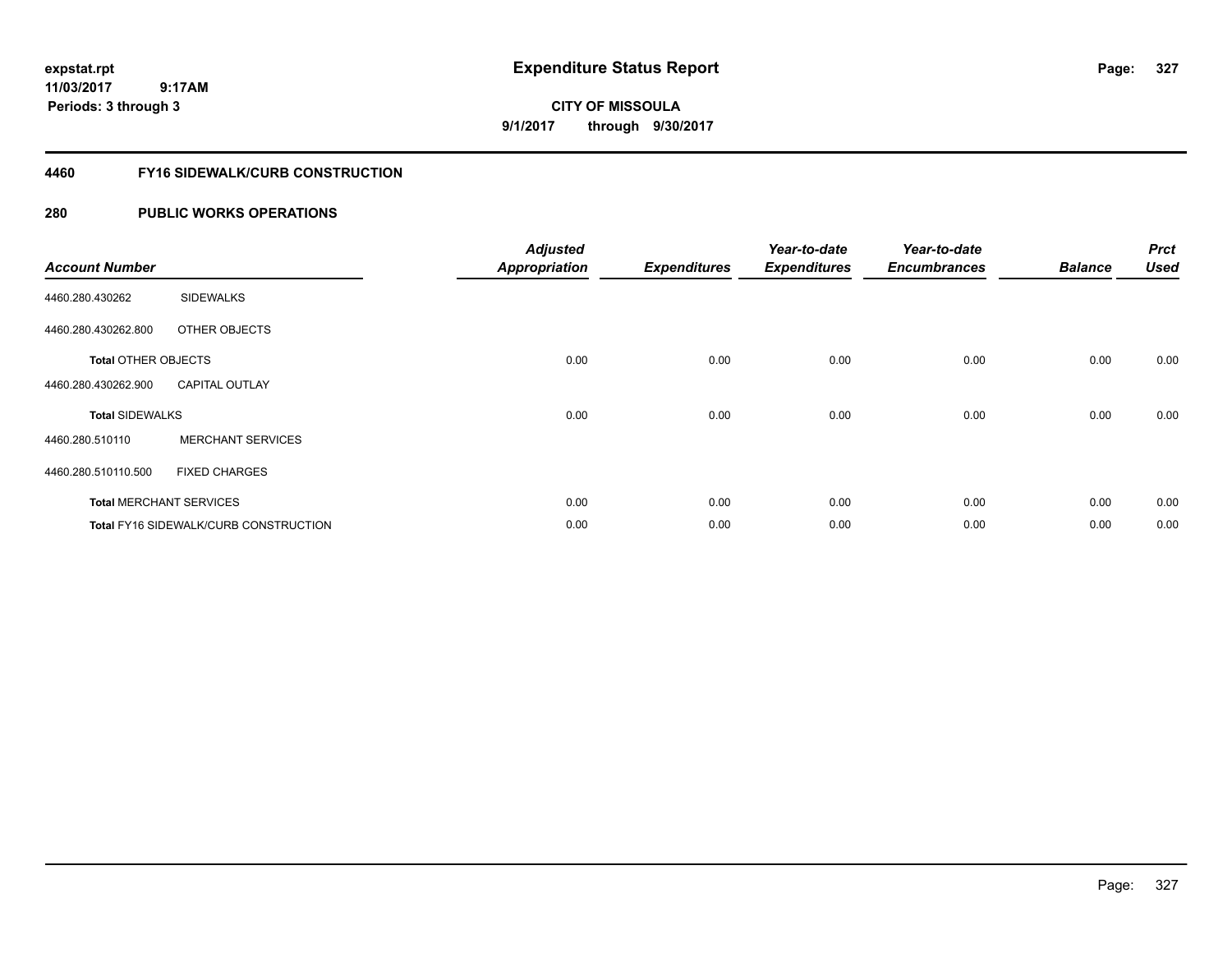**Expenditure Status Report**

**CITY OF MISSOULA**

**9/1/2017 through 9/30/2017**

expstat.rpt
11/03/2017 9:17AM
Periods: 3 through 3

## 4460 FY16 SIDEWALK/CURB CONSTRUCTION

## 280 PUBLIC WORKS OPERATIONS

| Account Number | | Adjusted Appropriation | Expenditures | Year-to-date Expenditures | Year-to-date Encumbrances | Balance | Prct Used |
|---|---|---|---|---|---|---|---|
| 4460.280.430262 | SIDEWALKS | | | | | | |
| 4460.280.430262.800 | OTHER OBJECTS | | | | | | |
| **Total** OTHER OBJECTS | | 0.00 | 0.00 | 0.00 | 0.00 | 0.00 | 0.00 |
| 4460.280.430262.900 | CAPITAL OUTLAY | | | | | | |
| **Total** SIDEWALKS | | 0.00 | 0.00 | 0.00 | 0.00 | 0.00 | 0.00 |
| 4460.280.510110 | MERCHANT SERVICES | | | | | | |
| 4460.280.510110.500 | FIXED CHARGES | | | | | | |
| **Total** MERCHANT SERVICES | | 0.00 | 0.00 | 0.00 | 0.00 | 0.00 | 0.00 |
| **Total** FY16 SIDEWALK/CURB CONSTRUCTION | | 0.00 | 0.00 | 0.00 | 0.00 | 0.00 | 0.00 |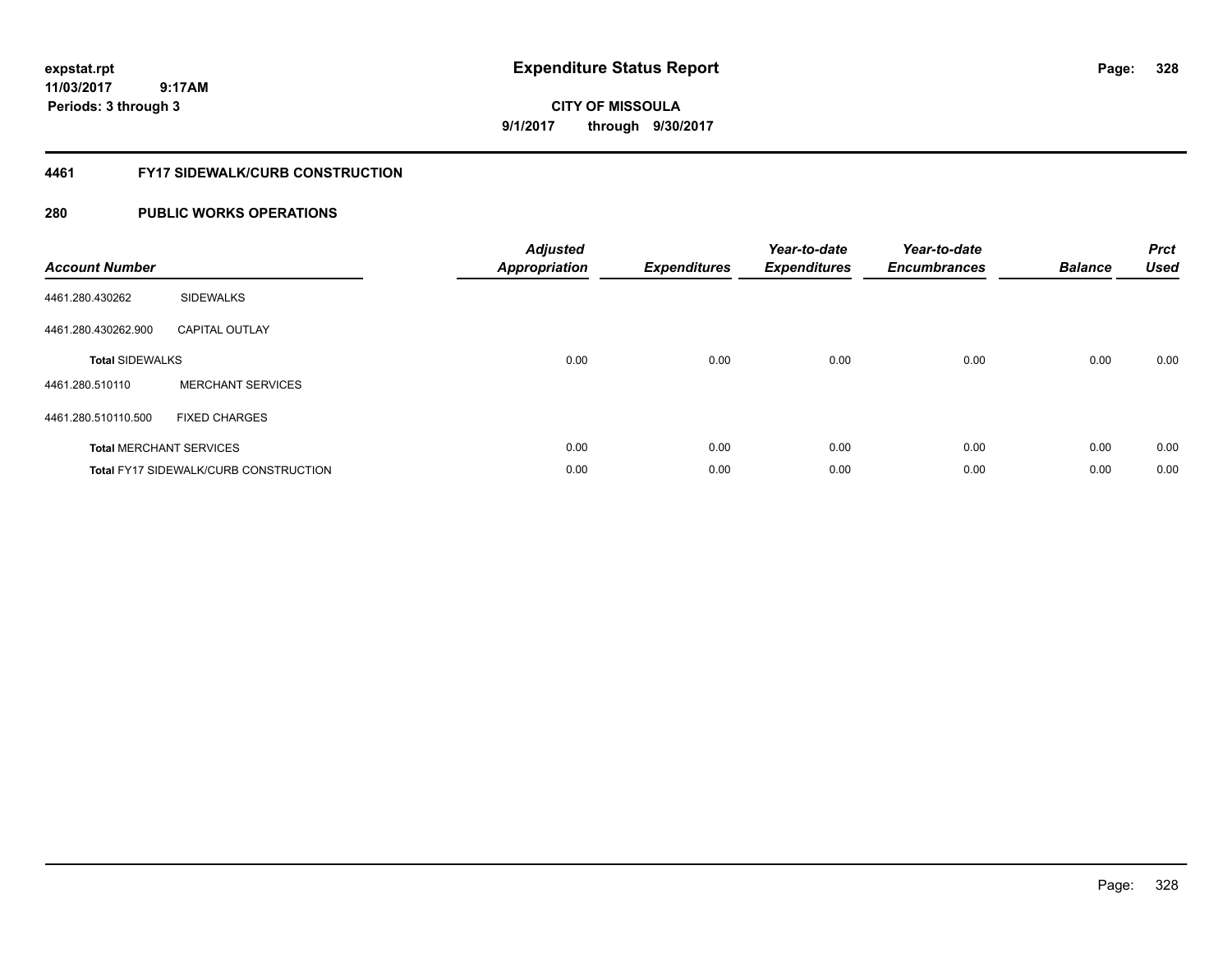expstat.rpt
11/03/2017 9:17AM
Periods: 3 through 3

# Expenditure Status Report

**CITY OF MISSOULA**
**9/1/2017 through 9/30/2017**

## 4461 FY17 SIDEWALK/CURB CONSTRUCTION

### 280 PUBLIC WORKS OPERATIONS

| Account Number | | Adjusted Appropriation | Expenditures | Year-to-date Expenditures | Year-to-date Encumbrances | Balance | Prct Used |
|---|---|---|---|---|---|---|---|
| 4461.280.430262 | SIDEWALKS | | | | | | |
| 4461.280.430262.900 | CAPITAL OUTLAY | | | | | | |
| **Total** SIDEWALKS | | 0.00 | 0.00 | 0.00 | 0.00 | 0.00 | 0.00 |
| 4461.280.510110 | MERCHANT SERVICES | | | | | | |
| 4461.280.510110.500 | FIXED CHARGES | | | | | | |
| **Total** MERCHANT SERVICES | | 0.00 | 0.00 | 0.00 | 0.00 | 0.00 | 0.00 |
| **Total** FY17 SIDEWALK/CURB CONSTRUCTION | | 0.00 | 0.00 | 0.00 | 0.00 | 0.00 | 0.00 |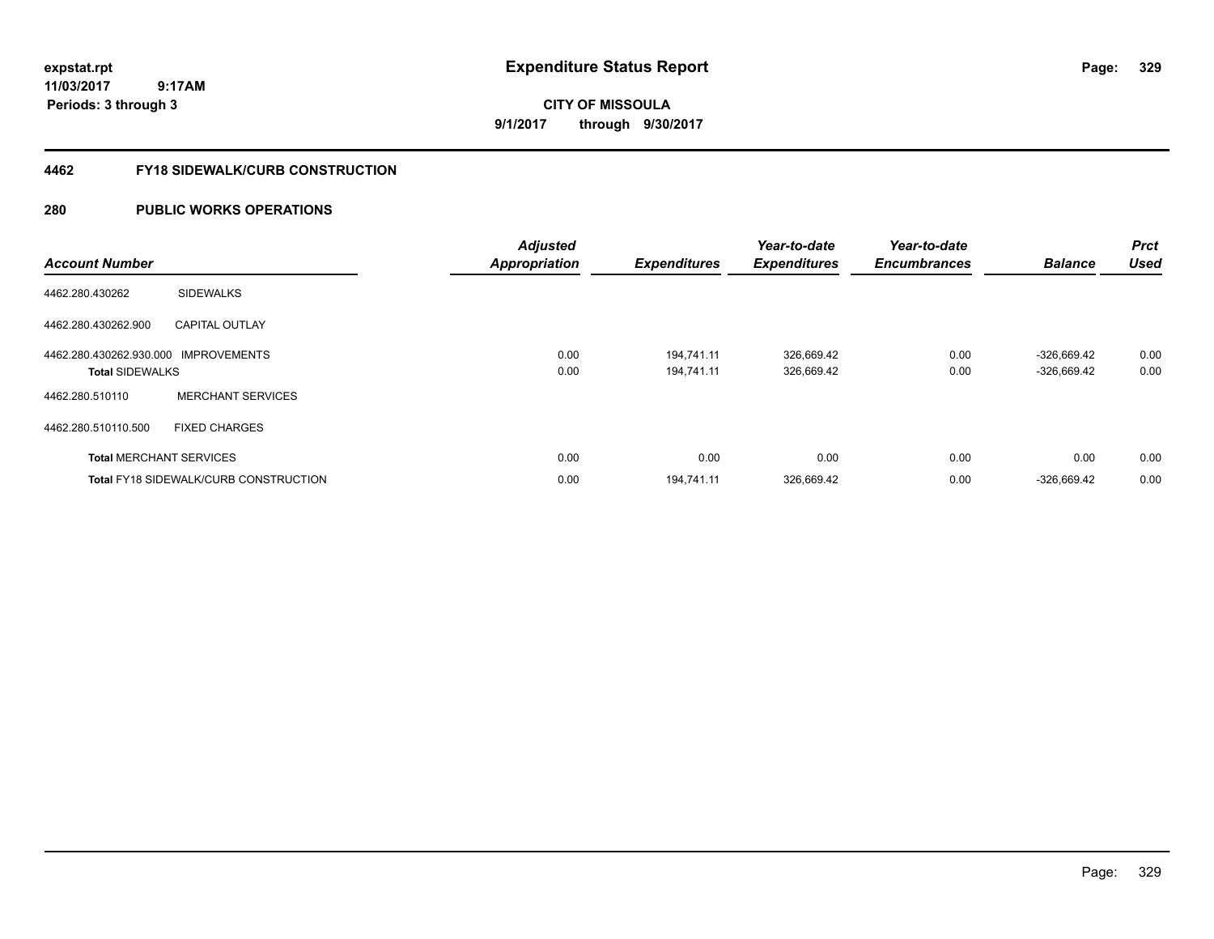expstat.rpt
11/03/2017 9:17AM
Periods: 3 through 3

# Expenditure Status Report

CITY OF MISSOULA
9/1/2017 through 9/30/2017

## 4462 FY18 SIDEWALK/CURB CONSTRUCTION

## 280 PUBLIC WORKS OPERATIONS

| Account Number | | Adjusted Appropriation | Expenditures | Year-to-date Expenditures | Year-to-date Encumbrances | Balance | Prct Used |
|---|---|---|---|---|---|---|---|
| 4462.280.430262 | SIDEWALKS | | | | | | |
| 4462.280.430262.900 | CAPITAL OUTLAY | | | | | | |
| 4462.280.430262.930.000 | IMPROVEMENTS | 0.00 | 194,741.11 | 326,669.42 | 0.00 | -326,669.42 | 0.00 |
| **Total** SIDEWALKS | | 0.00 | 194,741.11 | 326,669.42 | 0.00 | -326,669.42 | 0.00 |
| 4462.280.510110 | MERCHANT SERVICES | | | | | | |
| 4462.280.510110.500 | FIXED CHARGES | | | | | | |
| **Total** MERCHANT SERVICES | | 0.00 | 0.00 | 0.00 | 0.00 | 0.00 | 0.00 |
| **Total** FY18 SIDEWALK/CURB CONSTRUCTION | | 0.00 | 194,741.11 | 326,669.42 | 0.00 | -326,669.42 | 0.00 |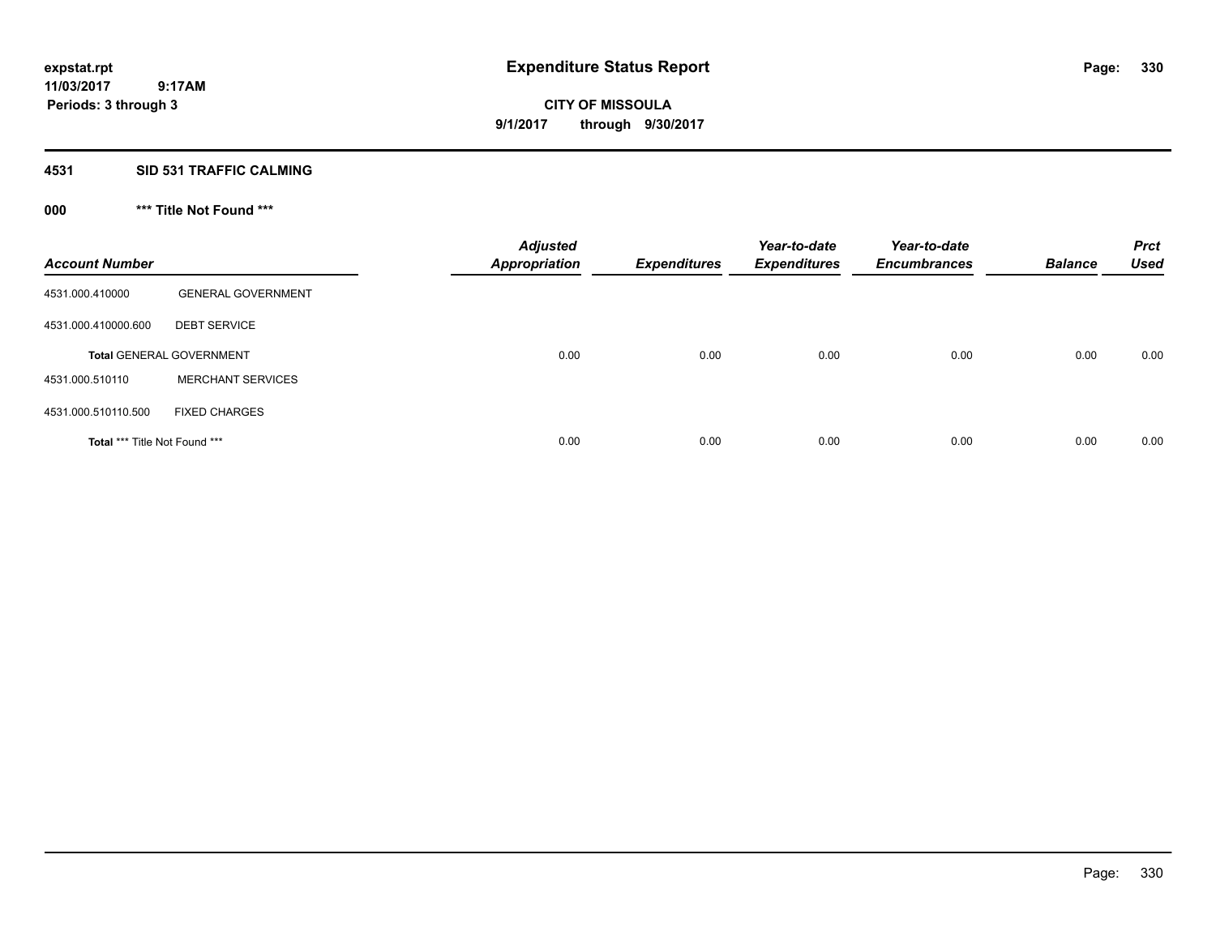**expstat.rpt**
**11/03/2017 9:17AM**
**Periods: 3 through 3**

# Expenditure Status Report

**CITY OF MISSOULA**
**9/1/2017 through 9/30/2017**

## 4531 SID 531 TRAFFIC CALMING

### 000 *** Title Not Found ***

| Account Number | | Adjusted Appropriation | Expenditures | Year-to-date Expenditures | Year-to-date Encumbrances | Balance | Prct Used |
|---|---|---|---|---|---|---|---|
| 4531.000.410000 | GENERAL GOVERNMENT | | | | | | |
| 4531.000.410000.600 | DEBT SERVICE | | | | | | |
| **Total** GENERAL GOVERNMENT | | 0.00 | 0.00 | 0.00 | 0.00 | 0.00 | 0.00 |
| 4531.000.510110 | MERCHANT SERVICES | | | | | | |
| 4531.000.510110.500 | FIXED CHARGES | | | | | | |
| **Total** *** Title Not Found *** | | 0.00 | 0.00 | 0.00 | 0.00 | 0.00 | 0.00 |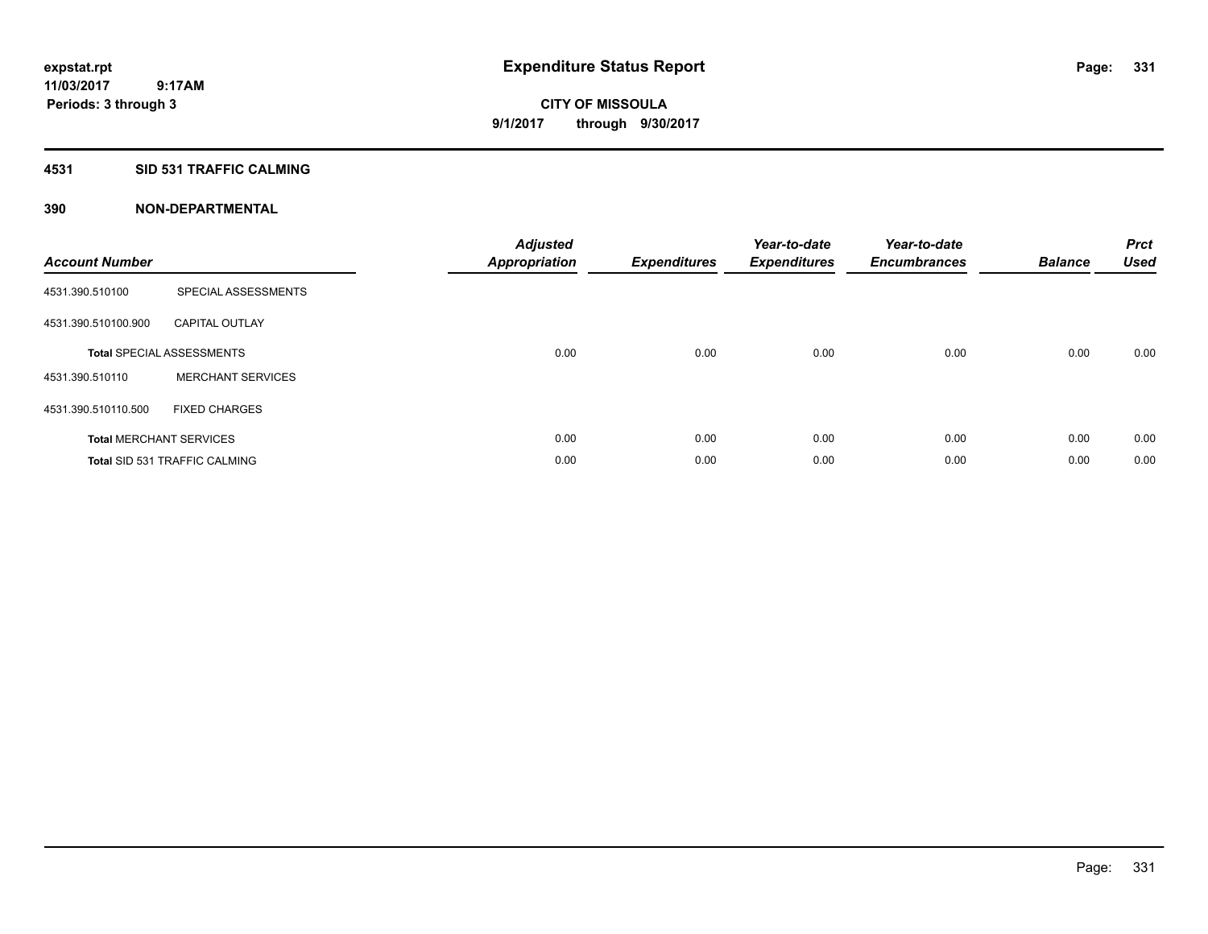expstat.rpt
11/03/2017 9:17AM
Periods: 3 through 3

# Expenditure Status Report

CITY OF MISSOULA
9/1/2017 through 9/30/2017

## 4531 SID 531 TRAFFIC CALMING

## 390 NON-DEPARTMENTAL

| Account Number | | Adjusted Appropriation | Expenditures | Year-to-date Expenditures | Year-to-date Encumbrances | Balance | Prct Used |
|---|---|---|---|---|---|---|---|
| 4531.390.510100 | SPECIAL ASSESSMENTS | | | | | | |
| 4531.390.510100.900 | CAPITAL OUTLAY | | | | | | |
| **Total** SPECIAL ASSESSMENTS | | 0.00 | 0.00 | 0.00 | 0.00 | 0.00 | 0.00 |
| 4531.390.510110 | MERCHANT SERVICES | | | | | | |
| 4531.390.510110.500 | FIXED CHARGES | | | | | | |
| **Total** MERCHANT SERVICES | | 0.00 | 0.00 | 0.00 | 0.00 | 0.00 | 0.00 |
| **Total** SID 531 TRAFFIC CALMING | | 0.00 | 0.00 | 0.00 | 0.00 | 0.00 | 0.00 |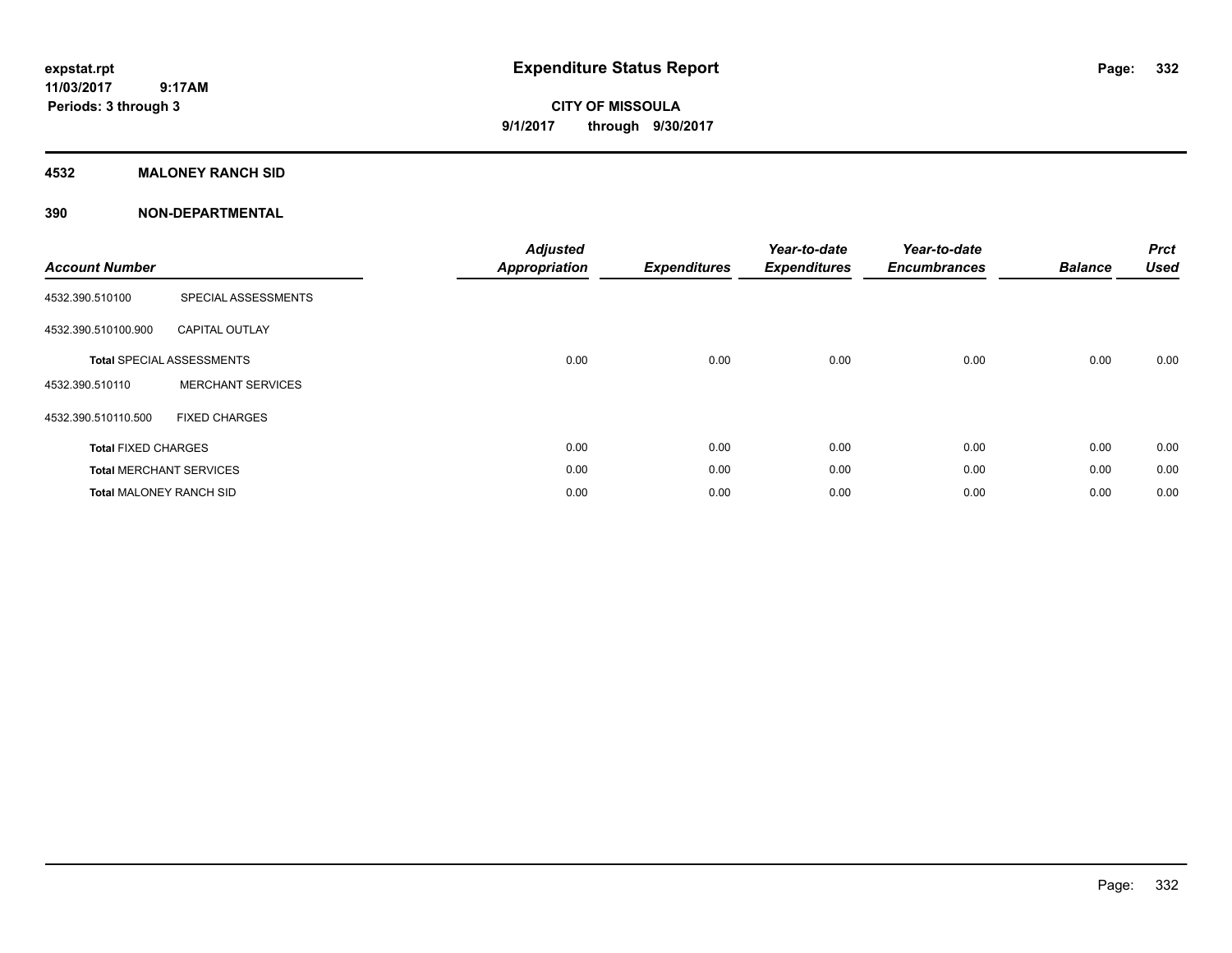# Expenditure Status Report

**CITY OF MISSOULA**

**9/1/2017 through 9/30/2017**

expstat.rpt
11/03/2017 9:17AM
Periods: 3 through 3

## 4532 MALONEY RANCH SID

## 390 NON-DEPARTMENTAL

| Account Number | | Adjusted Appropriation | Expenditures | Year-to-date Expenditures | Year-to-date Encumbrances | Balance | Prct Used |
|---|---|---|---|---|---|---|---|
| 4532.390.510100 | SPECIAL ASSESSMENTS | | | | | | |
| 4532.390.510100.900 | CAPITAL OUTLAY | | | | | | |
| **Total** SPECIAL ASSESSMENTS | | 0.00 | 0.00 | 0.00 | 0.00 | 0.00 | 0.00 |
| 4532.390.510110 | MERCHANT SERVICES | | | | | | |
| 4532.390.510110.500 | FIXED CHARGES | | | | | | |
| **Total** FIXED CHARGES | | 0.00 | 0.00 | 0.00 | 0.00 | 0.00 | 0.00 |
| **Total** MERCHANT SERVICES | | 0.00 | 0.00 | 0.00 | 0.00 | 0.00 | 0.00 |
| **Total** MALONEY RANCH SID | | 0.00 | 0.00 | 0.00 | 0.00 | 0.00 | 0.00 |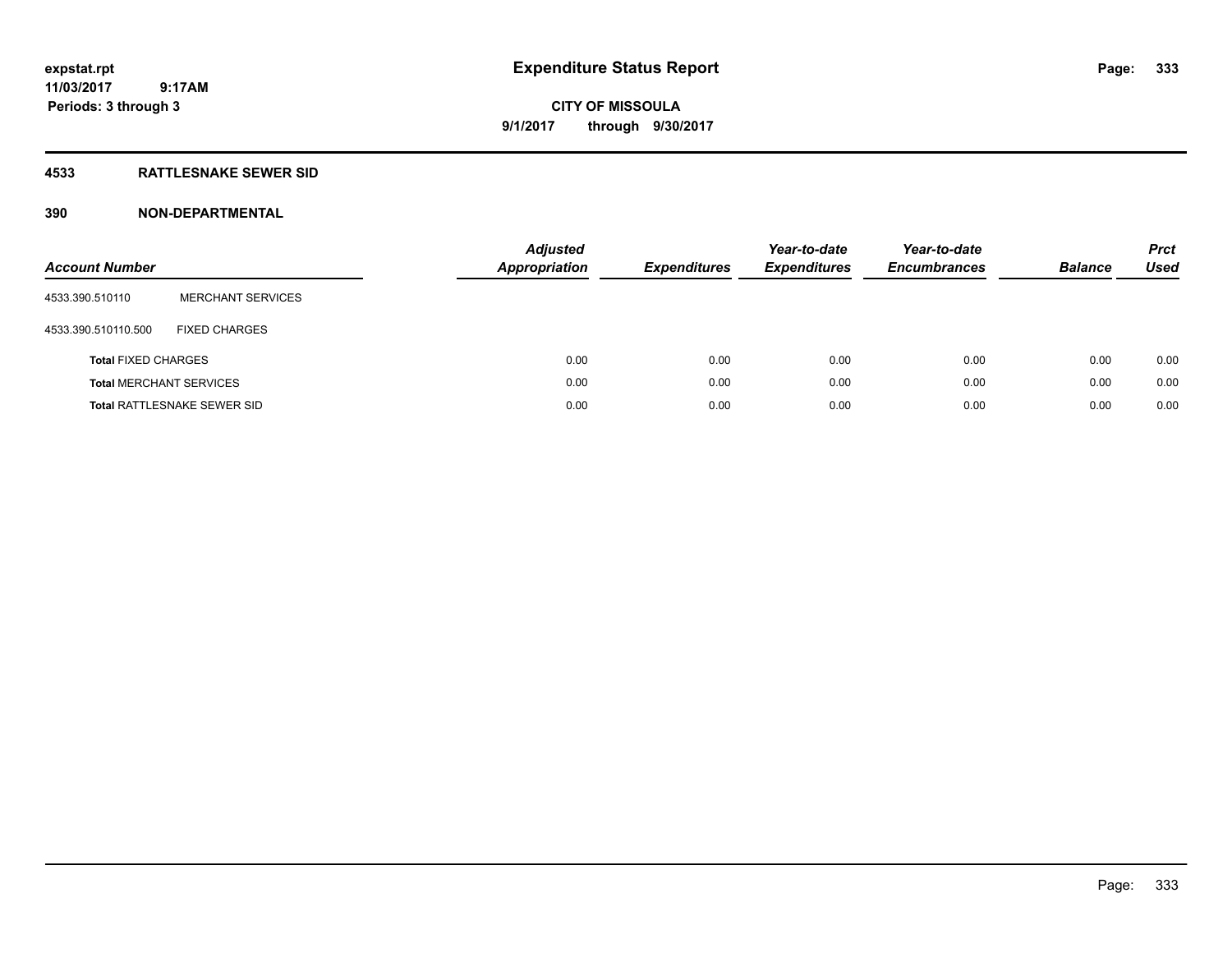expstat.rpt
11/03/2017 9:17AM
Periods: 3 through 3

# Expenditure Status Report

**CITY OF MISSOULA**
**9/1/2017 through 9/30/2017**

## 4533 RATTLESNAKE SEWER SID

### 390 NON-DEPARTMENTAL

| Account Number | | Adjusted Appropriation | Expenditures | Year-to-date Expenditures | Year-to-date Encumbrances | Balance | Prct Used |
|---|---|---|---|---|---|---|---|
| 4533.390.510110 | MERCHANT SERVICES | | | | | | |
| 4533.390.510110.500 | FIXED CHARGES | | | | | | |
| **Total** FIXED CHARGES | | 0.00 | 0.00 | 0.00 | 0.00 | 0.00 | 0.00 |
| **Total** MERCHANT SERVICES | | 0.00 | 0.00 | 0.00 | 0.00 | 0.00 | 0.00 |
| **Total** RATTLESNAKE SEWER SID | | 0.00 | 0.00 | 0.00 | 0.00 | 0.00 | 0.00 |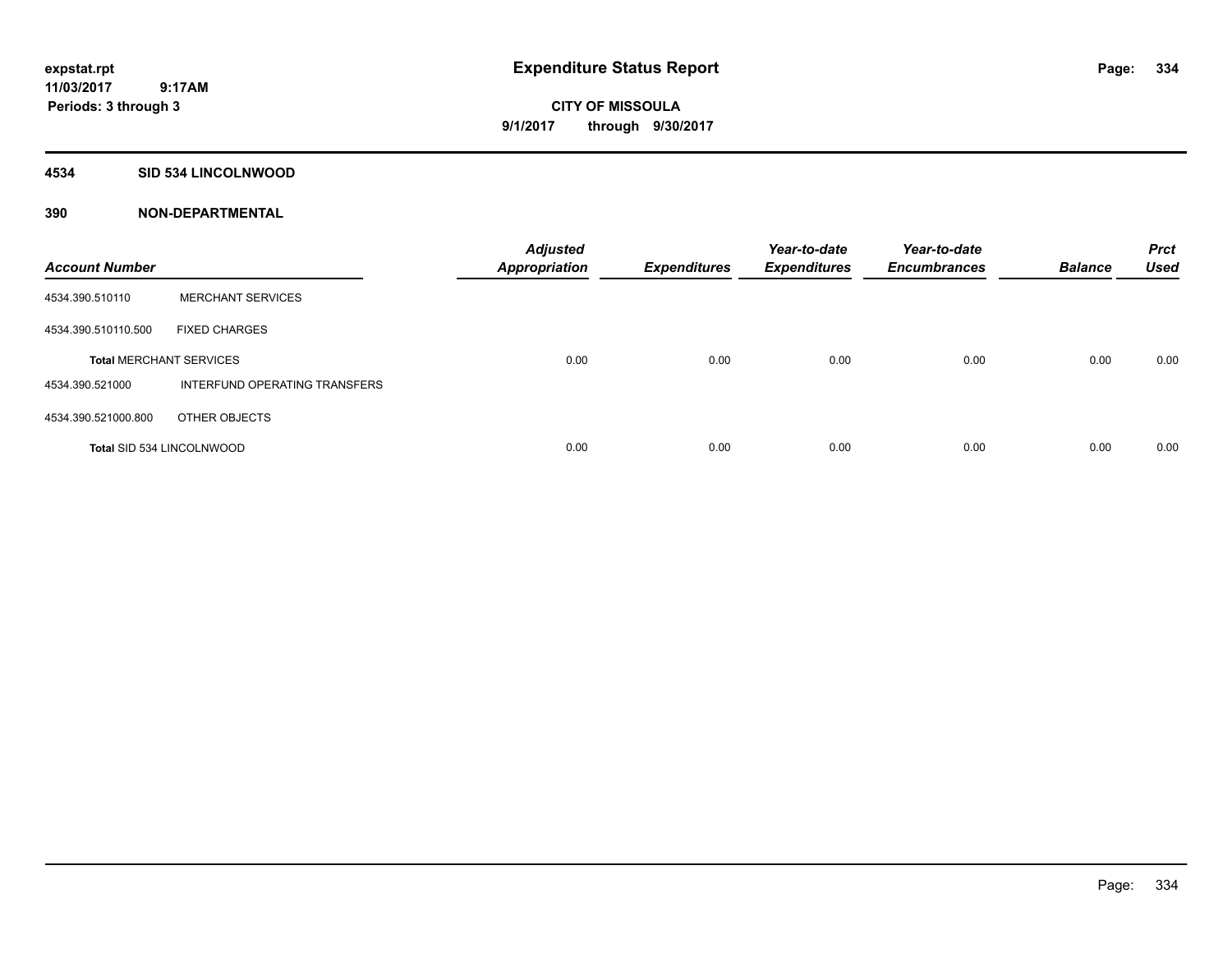expstat.rpt
11/03/2017 9:17AM
Periods: 3 through 3

# Expenditure Status Report

CITY OF MISSOULA
9/1/2017 through 9/30/2017

## 4534 SID 534 LINCOLNWOOD

### 390 NON-DEPARTMENTAL

| Account Number | | Adjusted Appropriation | Expenditures | Year-to-date Expenditures | Year-to-date Encumbrances | Balance | Prct Used |
|---|---|---|---|---|---|---|---|
| 4534.390.510110 | MERCHANT SERVICES | | | | | | |
| 4534.390.510110.500 | FIXED CHARGES | | | | | | |
| **Total** MERCHANT SERVICES | | 0.00 | 0.00 | 0.00 | 0.00 | 0.00 | 0.00 |
| 4534.390.521000 | INTERFUND OPERATING TRANSFERS | | | | | | |
| 4534.390.521000.800 | OTHER OBJECTS | | | | | | |
| **Total** SID 534 LINCOLNWOOD | | 0.00 | 0.00 | 0.00 | 0.00 | 0.00 | 0.00 |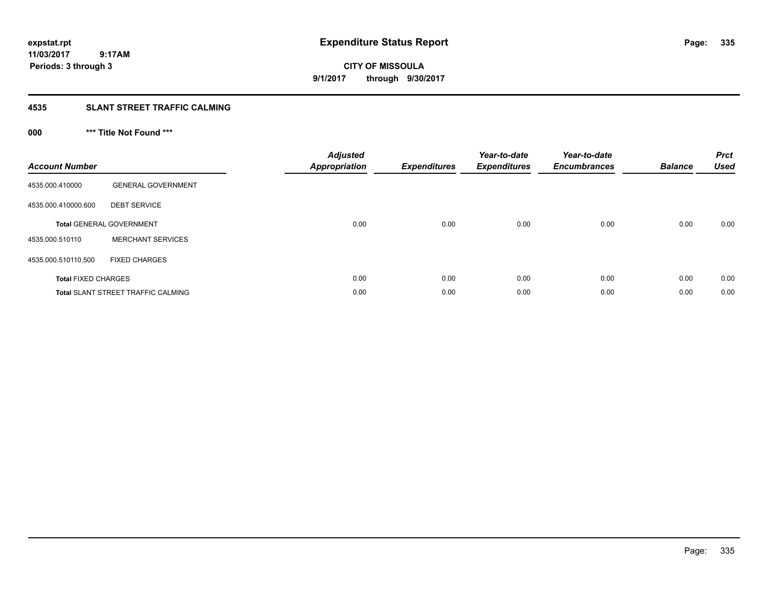expstat.rpt
11/03/2017 9:17AM
Periods: 3 through 3

# Expenditure Status Report

**CITY OF MISSOULA**
**9/1/2017 through 9/30/2017**

## 4535 SLANT STREET TRAFFIC CALMING

### 000 *** Title Not Found ***

| Account Number | | Adjusted Appropriation | Expenditures | Year-to-date Expenditures | Year-to-date Encumbrances | Balance | Prct Used |
|---|---|---|---|---|---|---|---|
| 4535.000.410000 | GENERAL GOVERNMENT | | | | | | |
| 4535.000.410000.600 | DEBT SERVICE | | | | | | |
| **Total** GENERAL GOVERNMENT | | 0.00 | 0.00 | 0.00 | 0.00 | 0.00 | 0.00 |
| 4535.000.510110 | MERCHANT SERVICES | | | | | | |
| 4535.000.510110.500 | FIXED CHARGES | | | | | | |
| **Total** FIXED CHARGES | | 0.00 | 0.00 | 0.00 | 0.00 | 0.00 | 0.00 |
| **Total** SLANT STREET TRAFFIC CALMING | | 0.00 | 0.00 | 0.00 | 0.00 | 0.00 | 0.00 |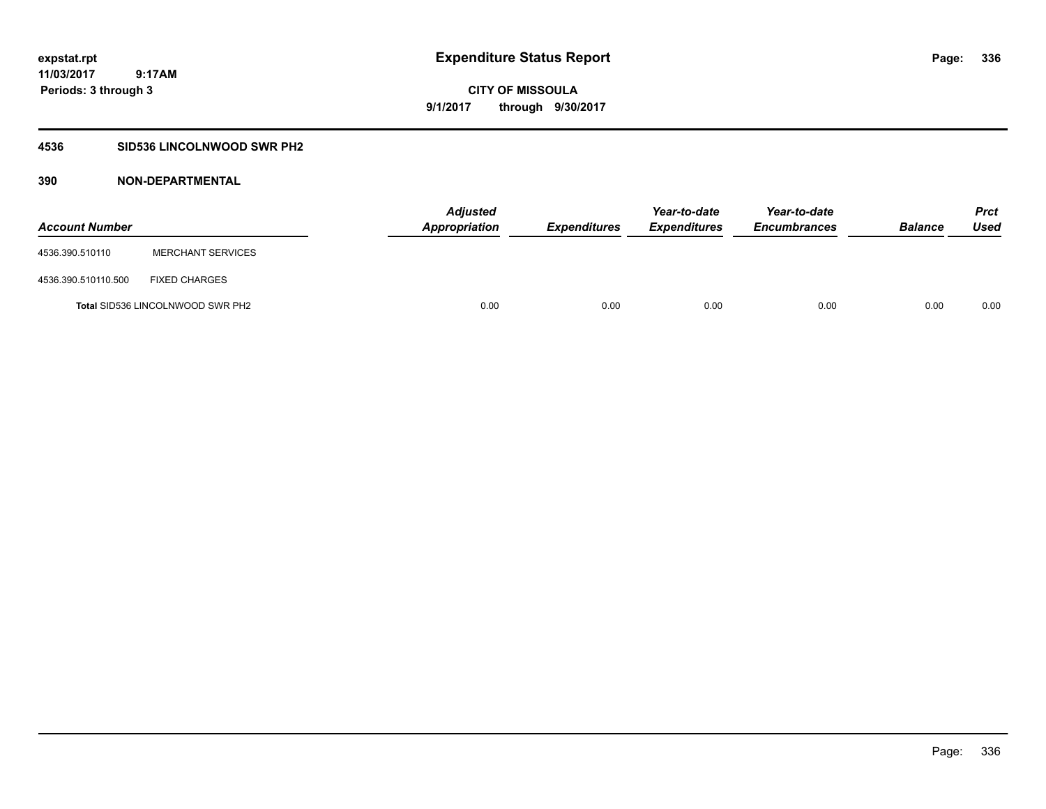**expstat.rpt**
**11/03/2017 9:17AM**
**Periods: 3 through 3**

# Expenditure Status Report

**CITY OF MISSOULA**
**9/1/2017 through 9/30/2017**

## 4536 SID536 LINCOLNWOOD SWR PH2

### 390 NON-DEPARTMENTAL

| Account Number | | Adjusted Appropriation | Expenditures | Year-to-date Expenditures | Year-to-date Encumbrances | Balance | Prct Used |
|---|---|---|---|---|---|---|---|
| 4536.390.510110 | MERCHANT SERVICES | | | | | | |
| 4536.390.510110.500 | FIXED CHARGES | | | | | | |
| **Total** SID536 LINCOLNWOOD SWR PH2 | | 0.00 | 0.00 | 0.00 | 0.00 | 0.00 | 0.00 |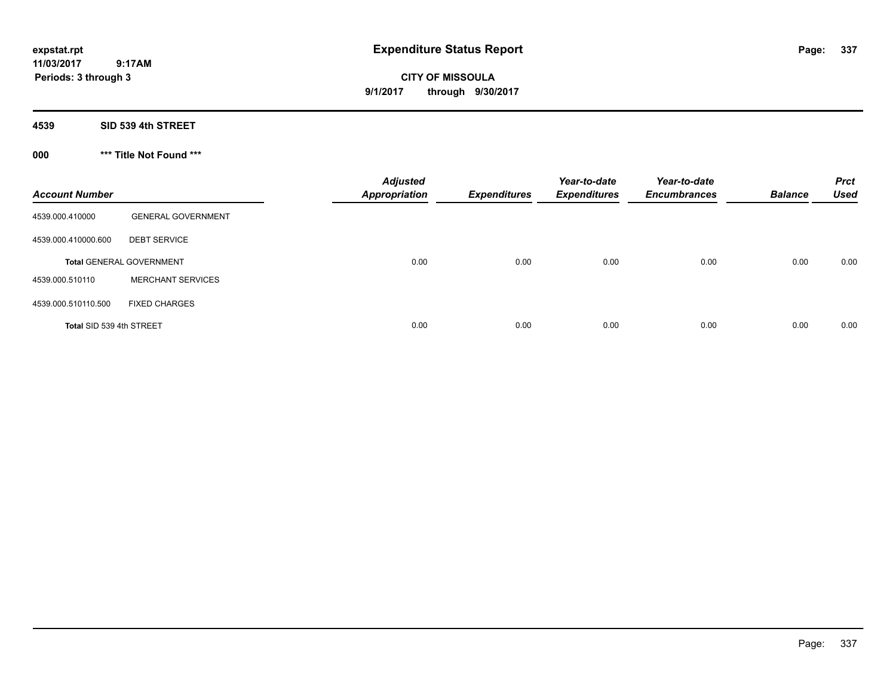**expstat.rpt**
**11/03/2017 9:17AM**
**Periods: 3 through 3**

# Expenditure Status Report

**CITY OF MISSOULA**
**9/1/2017 through 9/30/2017**

## 4539 SID 539 4th STREET

### 000 *** Title Not Found ***

| Account Number | | Adjusted Appropriation | Expenditures | Year-to-date Expenditures | Year-to-date Encumbrances | Balance | Prct Used |
|---|---|---|---|---|---|---|---|
| 4539.000.410000 | GENERAL GOVERNMENT | | | | | | |
| 4539.000.410000.600 | DEBT SERVICE | | | | | | |
| **Total** GENERAL GOVERNMENT | | 0.00 | 0.00 | 0.00 | 0.00 | 0.00 | 0.00 |
| 4539.000.510110 | MERCHANT SERVICES | | | | | | |
| 4539.000.510110.500 | FIXED CHARGES | | | | | | |
| **Total** SID 539 4th STREET | | 0.00 | 0.00 | 0.00 | 0.00 | 0.00 | 0.00 |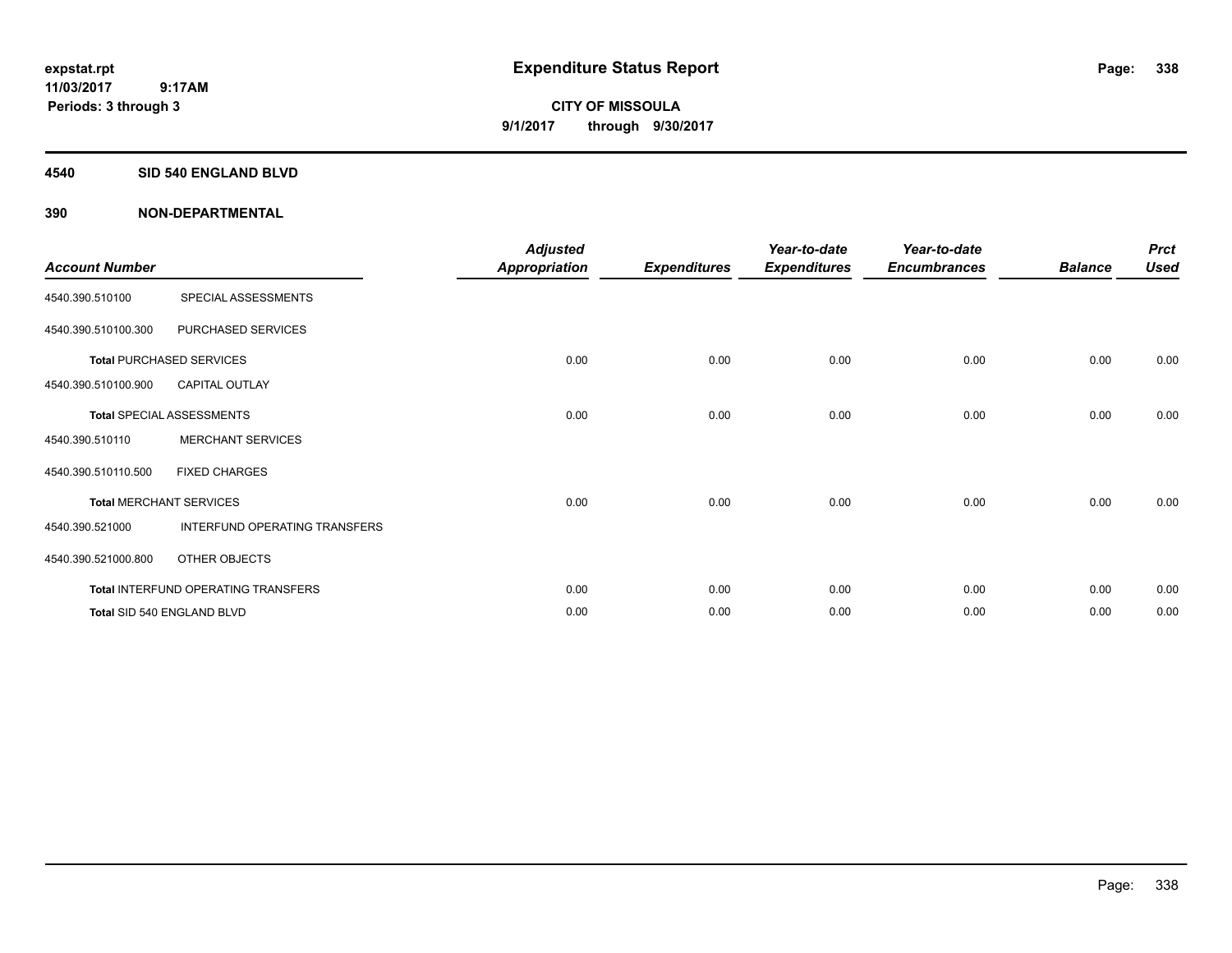expstat.rpt
11/03/2017 9:17AM
Periods: 3 through 3

# Expenditure Status Report

**CITY OF MISSOULA**
**9/1/2017 through 9/30/2017**

## 4540 SID 540 ENGLAND BLVD

## 390 NON-DEPARTMENTAL

| Account Number | | Adjusted Appropriation | Expenditures | Year-to-date Expenditures | Year-to-date Encumbrances | Balance | Prct Used |
|---|---|---|---|---|---|---|---|
| 4540.390.510100 | SPECIAL ASSESSMENTS | | | | | | |
| 4540.390.510100.300 | PURCHASED SERVICES | | | | | | |
| Total PURCHASED SERVICES | | 0.00 | 0.00 | 0.00 | 0.00 | 0.00 | 0.00 |
| 4540.390.510100.900 | CAPITAL OUTLAY | | | | | | |
| Total SPECIAL ASSESSMENTS | | 0.00 | 0.00 | 0.00 | 0.00 | 0.00 | 0.00 |
| 4540.390.510110 | MERCHANT SERVICES | | | | | | |
| 4540.390.510110.500 | FIXED CHARGES | | | | | | |
| Total MERCHANT SERVICES | | 0.00 | 0.00 | 0.00 | 0.00 | 0.00 | 0.00 |
| 4540.390.521000 | INTERFUND OPERATING TRANSFERS | | | | | | |
| 4540.390.521000.800 | OTHER OBJECTS | | | | | | |
| Total INTERFUND OPERATING TRANSFERS | | 0.00 | 0.00 | 0.00 | 0.00 | 0.00 | 0.00 |
| Total SID 540 ENGLAND BLVD | | 0.00 | 0.00 | 0.00 | 0.00 | 0.00 | 0.00 |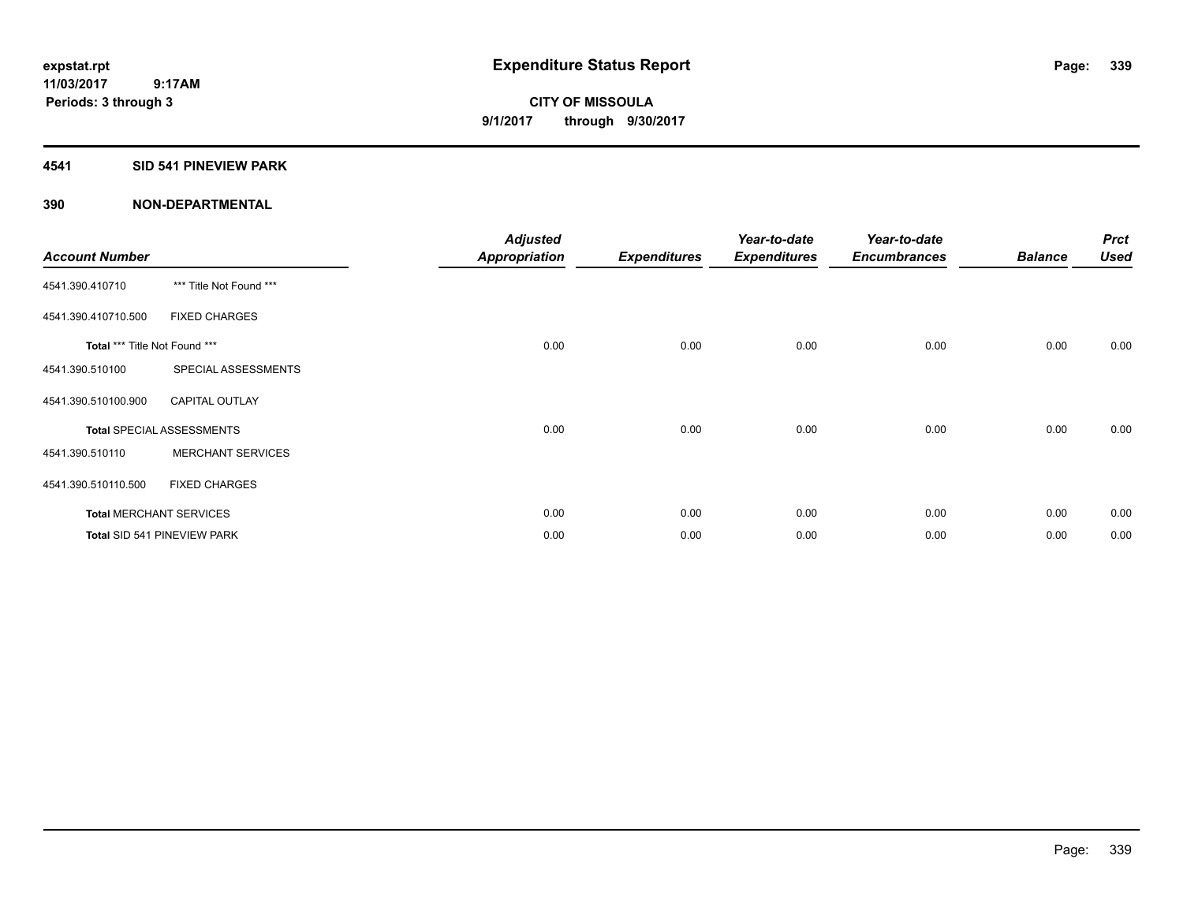# Expenditure Status Report

**CITY OF MISSOULA**
**9/1/2017 through 9/30/2017**

expstat.rpt
11/03/2017 9:17AM
Periods: 3 through 3

## 4541 SID 541 PINEVIEW PARK

### 390 NON-DEPARTMENTAL

| Account Number | | Adjusted Appropriation | Expenditures | Year-to-date Expenditures | Year-to-date Encumbrances | Balance | Prct Used |
|---|---|---|---|---|---|---|---|
| 4541.390.410710 | *** Title Not Found *** | | | | | | |
| 4541.390.410710.500 | FIXED CHARGES | | | | | | |
| **Total** *** Title Not Found *** | | 0.00 | 0.00 | 0.00 | 0.00 | 0.00 | 0.00 |
| 4541.390.510100 | SPECIAL ASSESSMENTS | | | | | | |
| 4541.390.510100.900 | CAPITAL OUTLAY | | | | | | |
| **Total** SPECIAL ASSESSMENTS | | 0.00 | 0.00 | 0.00 | 0.00 | 0.00 | 0.00 |
| 4541.390.510110 | MERCHANT SERVICES | | | | | | |
| 4541.390.510110.500 | FIXED CHARGES | | | | | | |
| **Total** MERCHANT SERVICES | | 0.00 | 0.00 | 0.00 | 0.00 | 0.00 | 0.00 |
| **Total** SID 541 PINEVIEW PARK | | 0.00 | 0.00 | 0.00 | 0.00 | 0.00 | 0.00 |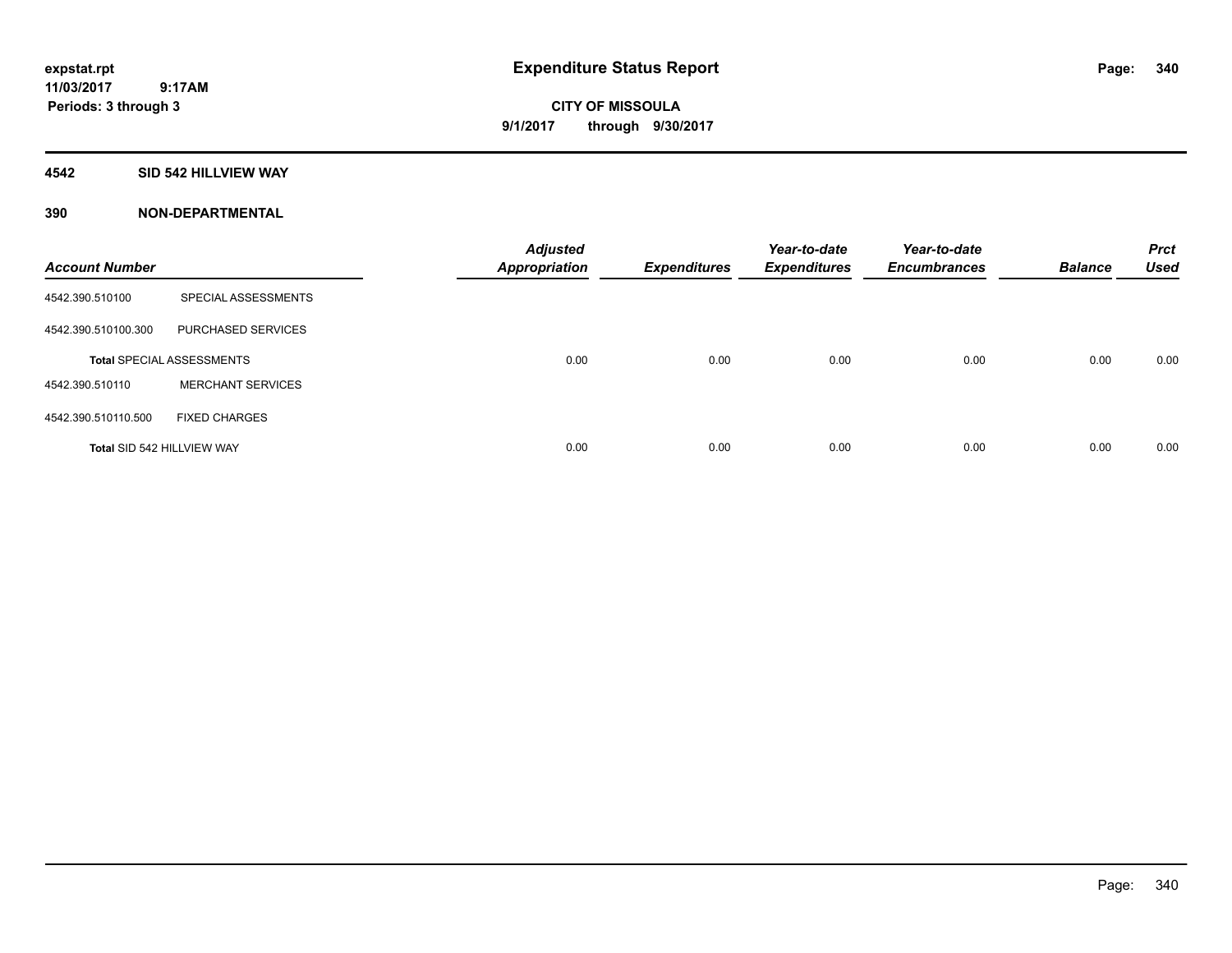# Expenditure Status Report

**expstat.rpt**
**11/03/2017 9:17AM**
**Periods: 3 through 3**

**CITY OF MISSOULA**
**9/1/2017 through 9/30/2017**

## 4542 SID 542 HILLVIEW WAY

## 390 NON-DEPARTMENTAL

| Account Number | | Adjusted Appropriation | Expenditures | Year-to-date Expenditures | Year-to-date Encumbrances | Balance | Prct Used |
|---|---|---|---|---|---|---|---|
| 4542.390.510100 | SPECIAL ASSESSMENTS | | | | | | |
| 4542.390.510100.300 | PURCHASED SERVICES | | | | | | |
| **Total** SPECIAL ASSESSMENTS | | 0.00 | 0.00 | 0.00 | 0.00 | 0.00 | 0.00 |
| 4542.390.510110 | MERCHANT SERVICES | | | | | | |
| 4542.390.510110.500 | FIXED CHARGES | | | | | | |
| **Total** SID 542 HILLVIEW WAY | | 0.00 | 0.00 | 0.00 | 0.00 | 0.00 | 0.00 |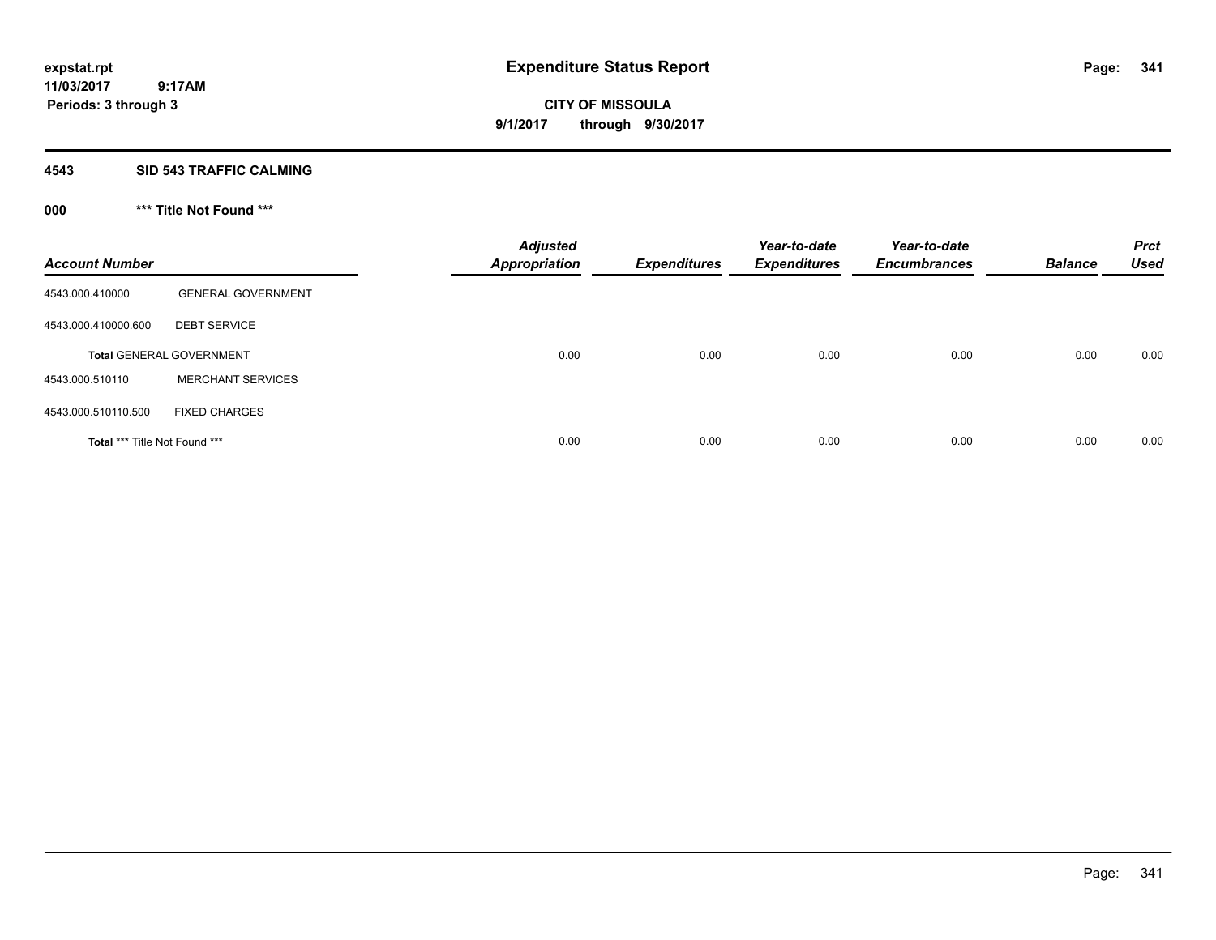**expstat.rpt**
**11/03/2017 9:17AM**
**Periods: 3 through 3**

# Expenditure Status Report

**CITY OF MISSOULA**
**9/1/2017 through 9/30/2017**

## 4543 SID 543 TRAFFIC CALMING

### 000 *** Title Not Found ***

| Account Number | | Adjusted Appropriation | Expenditures | Year-to-date Expenditures | Year-to-date Encumbrances | Balance | Prct Used |
|---|---|---|---|---|---|---|---|
| 4543.000.410000 | GENERAL GOVERNMENT | | | | | | |
| 4543.000.410000.600 | DEBT SERVICE | | | | | | |
| **Total** GENERAL GOVERNMENT | | 0.00 | 0.00 | 0.00 | 0.00 | 0.00 | 0.00 |
| 4543.000.510110 | MERCHANT SERVICES | | | | | | |
| 4543.000.510110.500 | FIXED CHARGES | | | | | | |
| **Total** *** Title Not Found *** | | 0.00 | 0.00 | 0.00 | 0.00 | 0.00 | 0.00 |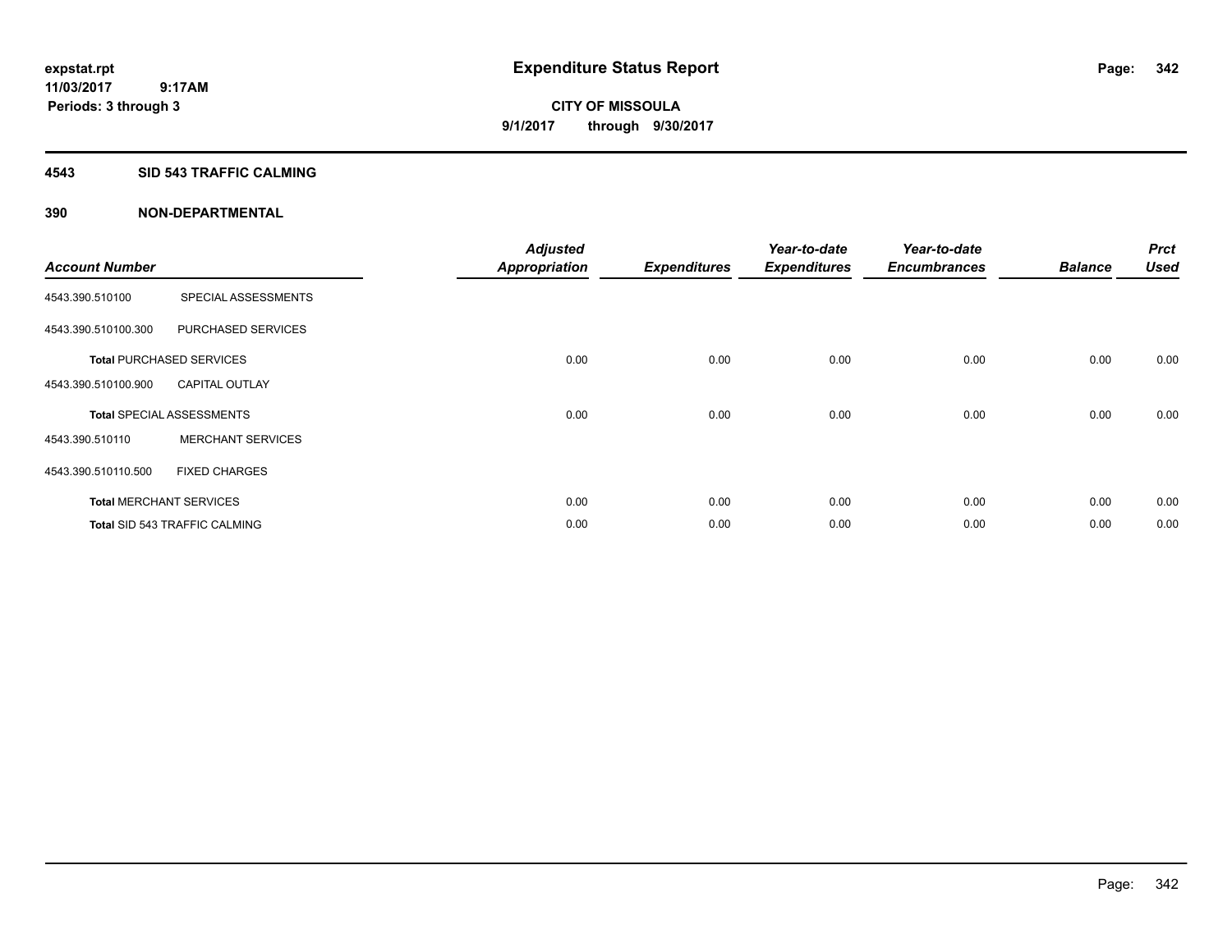expstat.rpt
11/03/2017 9:17AM
Periods: 3 through 3

# Expenditure Status Report

**CITY OF MISSOULA**
**9/1/2017 through 9/30/2017**

## 4543 SID 543 TRAFFIC CALMING

## 390 NON-DEPARTMENTAL

| Account Number | | Adjusted Appropriation | Expenditures | Year-to-date Expenditures | Year-to-date Encumbrances | Balance | Prct Used |
|---|---|---|---|---|---|---|---|
| 4543.390.510100 | SPECIAL ASSESSMENTS | | | | | | |
| 4543.390.510100.300 | PURCHASED SERVICES | | | | | | |
| **Total** PURCHASED SERVICES | | 0.00 | 0.00 | 0.00 | 0.00 | 0.00 | 0.00 |
| 4543.390.510100.900 | CAPITAL OUTLAY | | | | | | |
| **Total** SPECIAL ASSESSMENTS | | 0.00 | 0.00 | 0.00 | 0.00 | 0.00 | 0.00 |
| 4543.390.510110 | MERCHANT SERVICES | | | | | | |
| 4543.390.510110.500 | FIXED CHARGES | | | | | | |
| **Total** MERCHANT SERVICES | | 0.00 | 0.00 | 0.00 | 0.00 | 0.00 | 0.00 |
| **Total** SID 543 TRAFFIC CALMING | | 0.00 | 0.00 | 0.00 | 0.00 | 0.00 | 0.00 |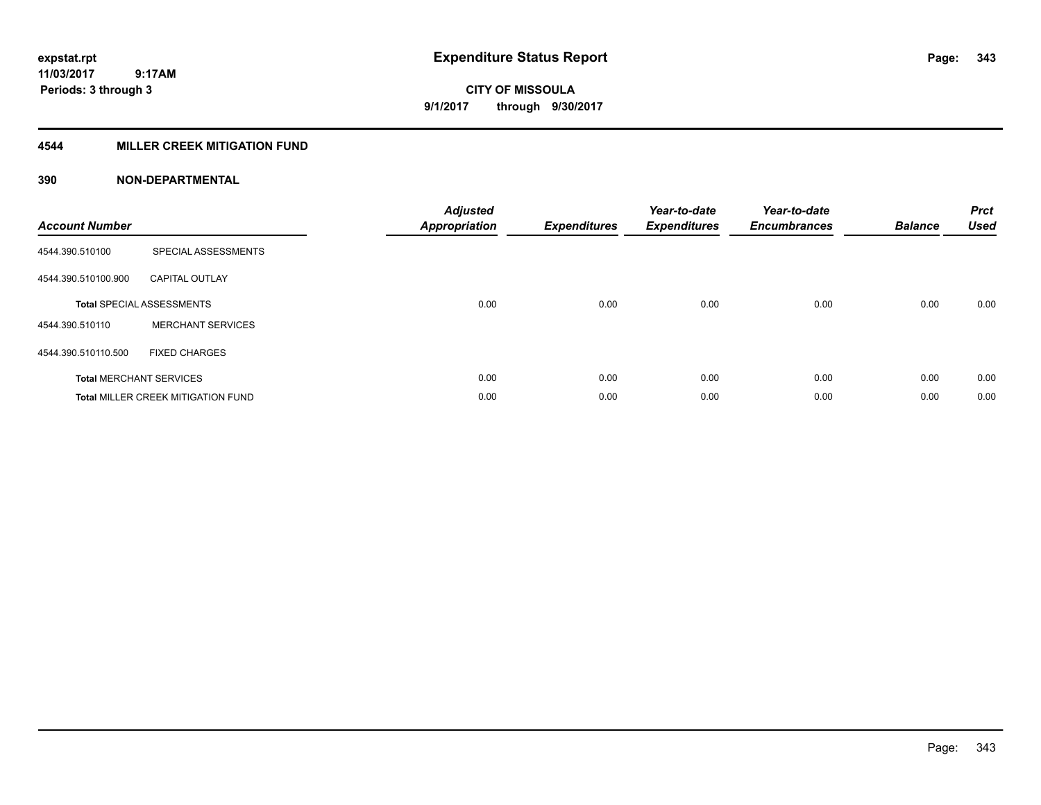expstat.rpt
11/03/2017 9:17AM
Periods: 3 through 3

# Expenditure Status Report

CITY OF MISSOULA
9/1/2017 through 9/30/2017

## 4544 MILLER CREEK MITIGATION FUND

### 390 NON-DEPARTMENTAL

| Account Number | | Adjusted Appropriation | Expenditures | Year-to-date Expenditures | Year-to-date Encumbrances | Balance | Prct Used |
|---|---|---|---|---|---|---|---|
| 4544.390.510100 | SPECIAL ASSESSMENTS | | | | | | |
| 4544.390.510100.900 | CAPITAL OUTLAY | | | | | | |
| **Total** SPECIAL ASSESSMENTS | | 0.00 | 0.00 | 0.00 | 0.00 | 0.00 | 0.00 |
| 4544.390.510110 | MERCHANT SERVICES | | | | | | |
| 4544.390.510110.500 | FIXED CHARGES | | | | | | |
| **Total** MERCHANT SERVICES | | 0.00 | 0.00 | 0.00 | 0.00 | 0.00 | 0.00 |
| **Total** MILLER CREEK MITIGATION FUND | | 0.00 | 0.00 | 0.00 | 0.00 | 0.00 | 0.00 |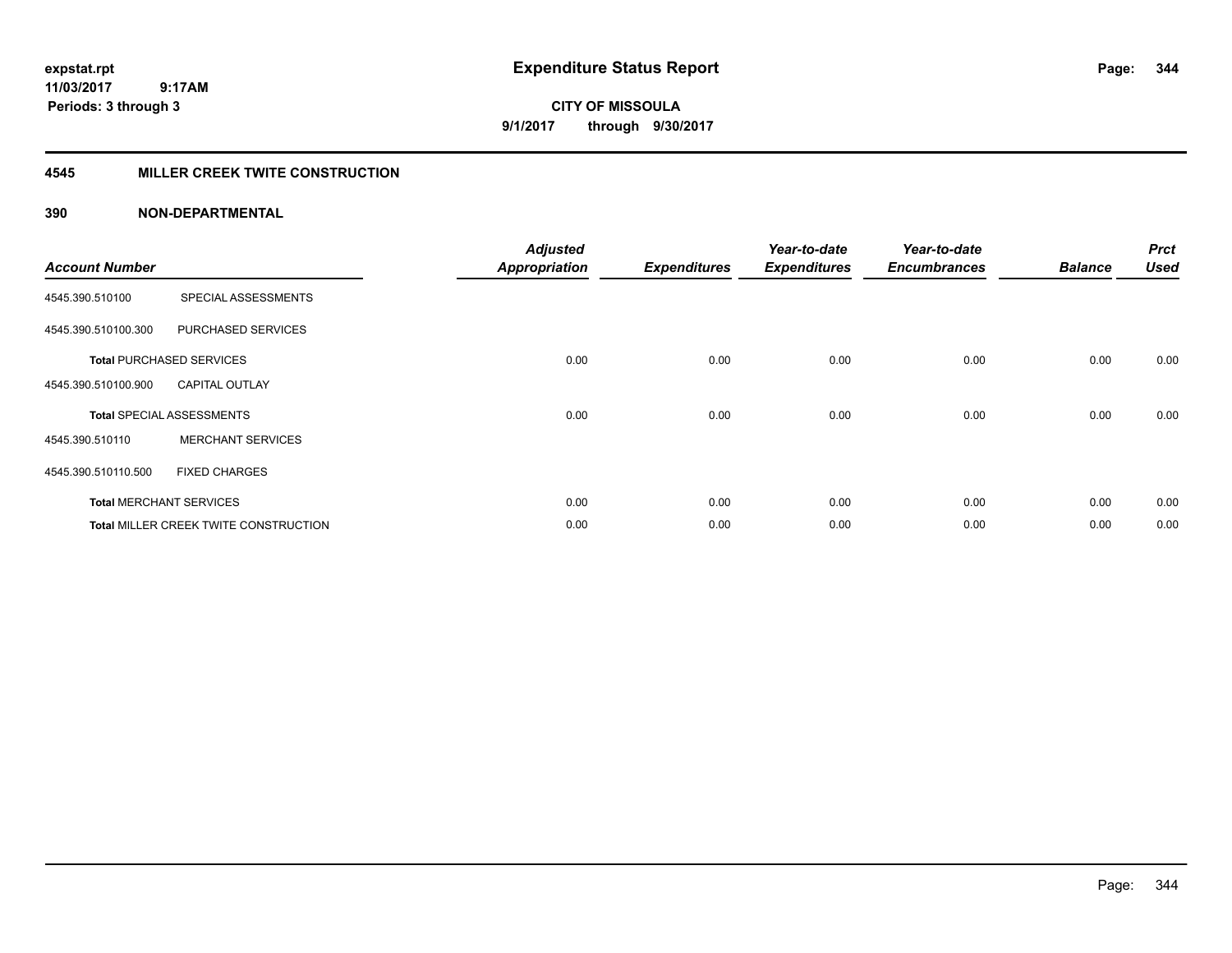**expstat.rpt**
**11/03/2017 9:17AM**
**Periods: 3 through 3**

# Expenditure Status Report

**CITY OF MISSOULA**
**9/1/2017 through 9/30/2017**

## 4545 MILLER CREEK TWITE CONSTRUCTION

### 390 NON-DEPARTMENTAL

| Account Number | | Adjusted Appropriation | Expenditures | Year-to-date Expenditures | Year-to-date Encumbrances | Balance | Prct Used |
|---|---|---|---|---|---|---|---|
| 4545.390.510100 | SPECIAL ASSESSMENTS | | | | | | |
| 4545.390.510100.300 | PURCHASED SERVICES | | | | | | |
| **Total** PURCHASED SERVICES | | 0.00 | 0.00 | 0.00 | 0.00 | 0.00 | 0.00 |
| 4545.390.510100.900 | CAPITAL OUTLAY | | | | | | |
| **Total** SPECIAL ASSESSMENTS | | 0.00 | 0.00 | 0.00 | 0.00 | 0.00 | 0.00 |
| 4545.390.510110 | MERCHANT SERVICES | | | | | | |
| 4545.390.510110.500 | FIXED CHARGES | | | | | | |
| **Total** MERCHANT SERVICES | | 0.00 | 0.00 | 0.00 | 0.00 | 0.00 | 0.00 |
| **Total** MILLER CREEK TWITE CONSTRUCTION | | 0.00 | 0.00 | 0.00 | 0.00 | 0.00 | 0.00 |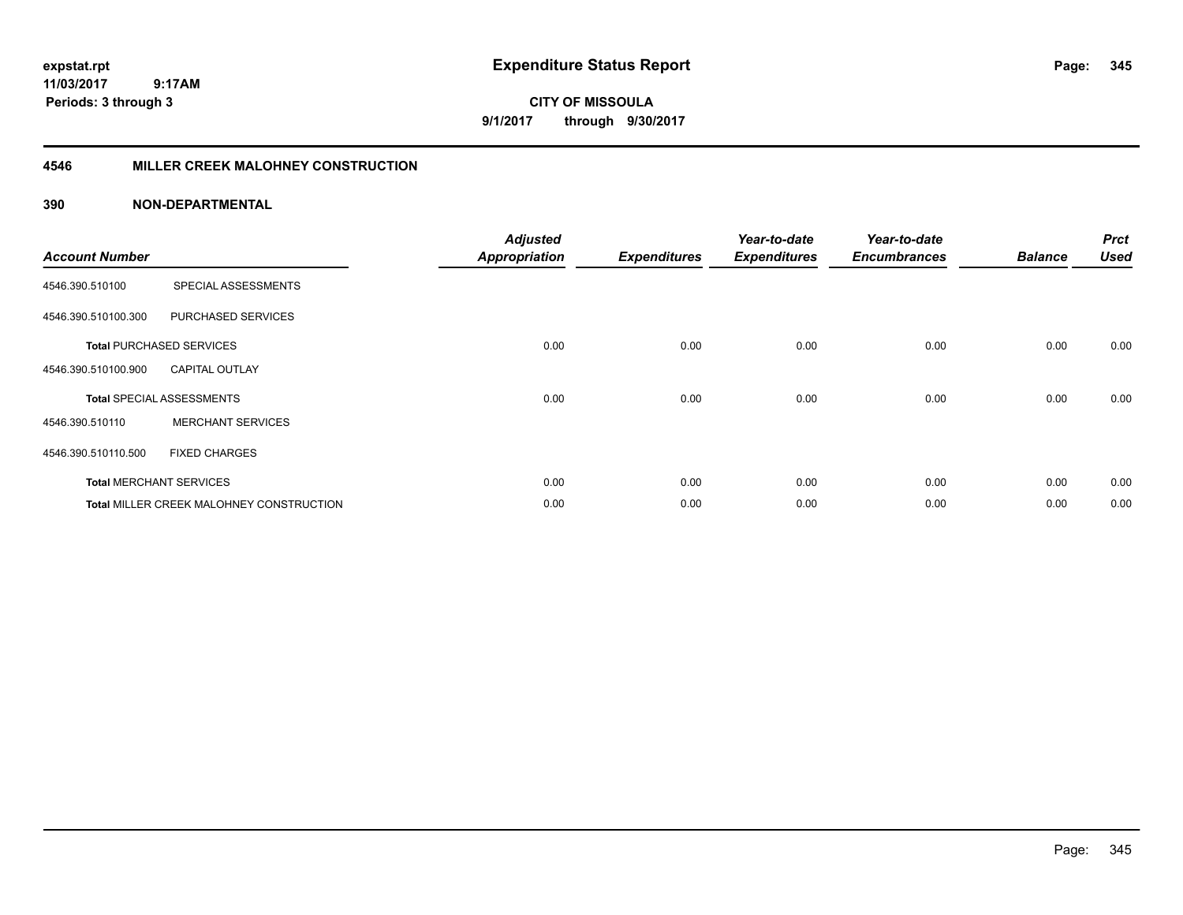# Expenditure Status Report

expstat.rpt
11/03/2017 9:17AM
Periods: 3 through 3

**CITY OF MISSOULA**
**9/1/2017 through 9/30/2017**

## 4546 MILLER CREEK MALOHNEY CONSTRUCTION

### 390 NON-DEPARTMENTAL

| Account Number | | Adjusted Appropriation | Expenditures | Year-to-date Expenditures | Year-to-date Encumbrances | Balance | Prct Used |
|---|---|---|---|---|---|---|---|
| 4546.390.510100 | SPECIAL ASSESSMENTS | | | | | | |
| 4546.390.510100.300 | PURCHASED SERVICES | | | | | | |
| **Total** PURCHASED SERVICES | | 0.00 | 0.00 | 0.00 | 0.00 | 0.00 | 0.00 |
| 4546.390.510100.900 | CAPITAL OUTLAY | | | | | | |
| **Total** SPECIAL ASSESSMENTS | | 0.00 | 0.00 | 0.00 | 0.00 | 0.00 | 0.00 |
| 4546.390.510110 | MERCHANT SERVICES | | | | | | |
| 4546.390.510110.500 | FIXED CHARGES | | | | | | |
| **Total** MERCHANT SERVICES | | 0.00 | 0.00 | 0.00 | 0.00 | 0.00 | 0.00 |
| **Total** MILLER CREEK MALOHNEY CONSTRUCTION | | 0.00 | 0.00 | 0.00 | 0.00 | 0.00 | 0.00 |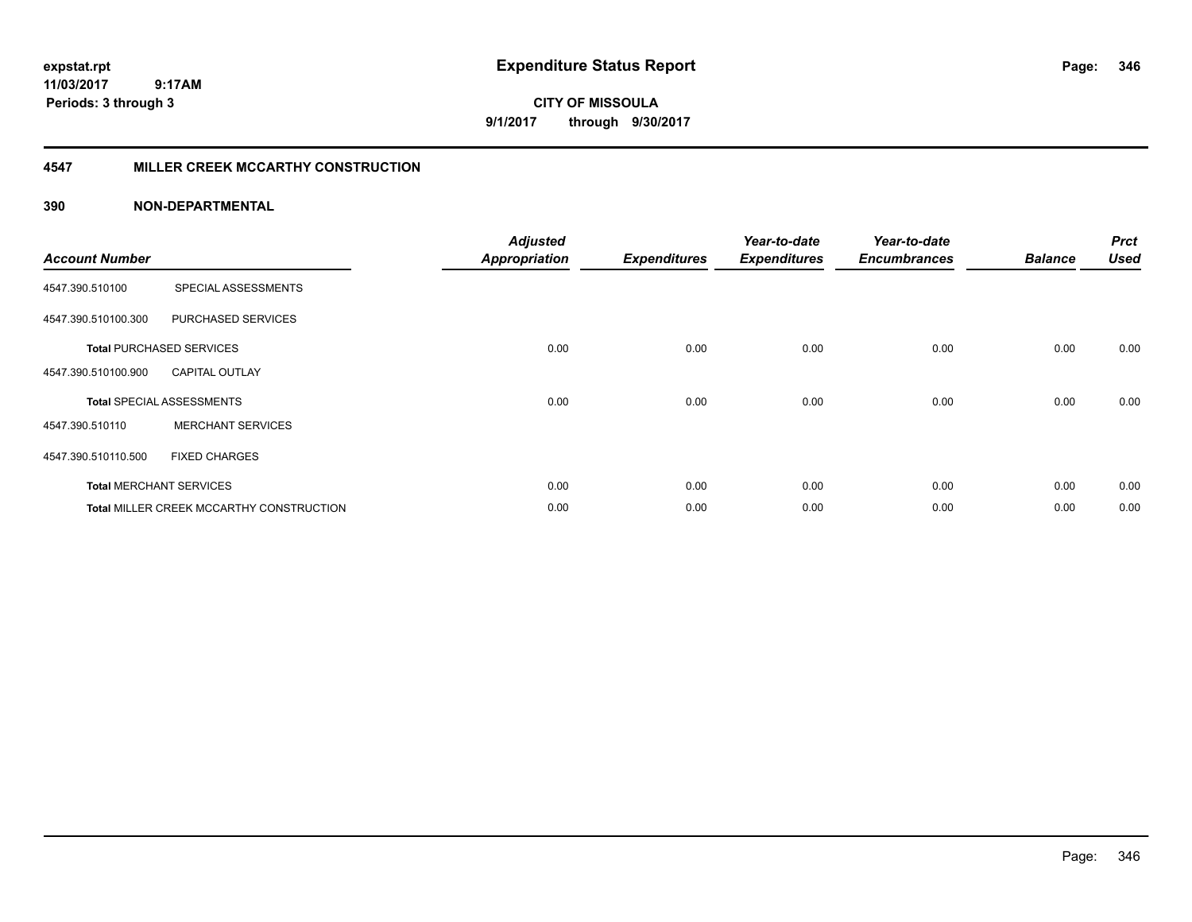expstat.rpt
11/03/2017 9:17AM
Periods: 3 through 3

# Expenditure Status Report

**CITY OF MISSOULA**
**9/1/2017 through 9/30/2017**

## 4547 MILLER CREEK MCCARTHY CONSTRUCTION

### 390 NON-DEPARTMENTAL

| Account Number | | Adjusted Appropriation | Expenditures | Year-to-date Expenditures | Year-to-date Encumbrances | Balance | Prct Used |
|---|---|---|---|---|---|---|---|
| 4547.390.510100 | SPECIAL ASSESSMENTS | | | | | | |
| 4547.390.510100.300 | PURCHASED SERVICES | | | | | | |
| **Total** PURCHASED SERVICES | | 0.00 | 0.00 | 0.00 | 0.00 | 0.00 | 0.00 |
| 4547.390.510100.900 | CAPITAL OUTLAY | | | | | | |
| **Total** SPECIAL ASSESSMENTS | | 0.00 | 0.00 | 0.00 | 0.00 | 0.00 | 0.00 |
| 4547.390.510110 | MERCHANT SERVICES | | | | | | |
| 4547.390.510110.500 | FIXED CHARGES | | | | | | |
| **Total** MERCHANT SERVICES | | 0.00 | 0.00 | 0.00 | 0.00 | 0.00 | 0.00 |
| **Total** MILLER CREEK MCCARTHY CONSTRUCTION | | 0.00 | 0.00 | 0.00 | 0.00 | 0.00 | 0.00 |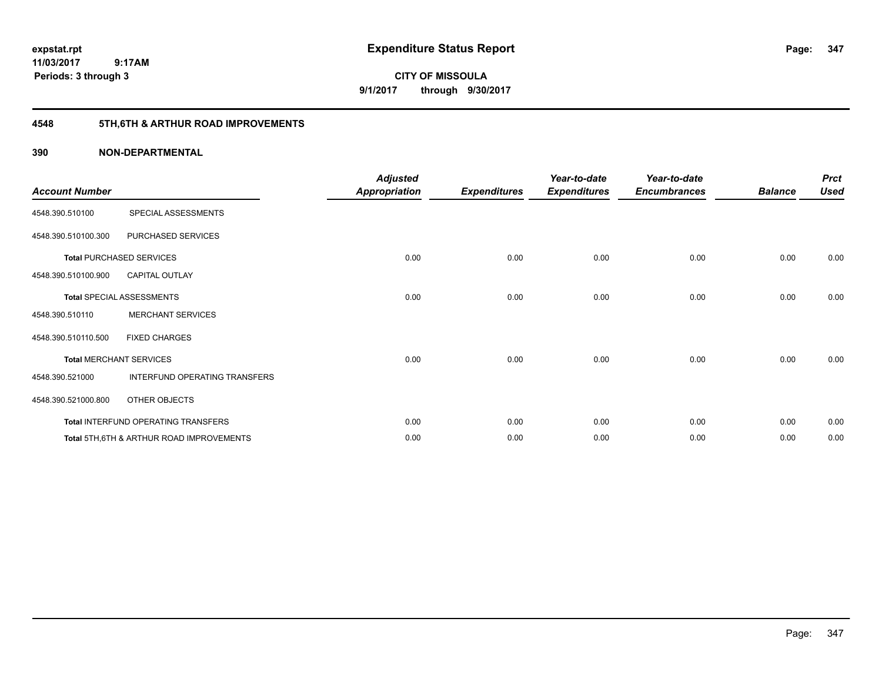**expstat.rpt**
**11/03/2017 9:17AM**
**Periods: 3 through 3**

# Expenditure Status Report

**CITY OF MISSOULA**
**9/1/2017 through 9/30/2017**

## 4548 5TH,6TH & ARTHUR ROAD IMPROVEMENTS

### 390 NON-DEPARTMENTAL

| Account Number | | Adjusted Appropriation | Expenditures | Year-to-date Expenditures | Year-to-date Encumbrances | Balance | Prct Used |
|---|---|---|---|---|---|---|---|
| 4548.390.510100 | SPECIAL ASSESSMENTS | | | | | | |
| 4548.390.510100.300 | PURCHASED SERVICES | | | | | | |
| **Total** PURCHASED SERVICES | | 0.00 | 0.00 | 0.00 | 0.00 | 0.00 | 0.00 |
| 4548.390.510100.900 | CAPITAL OUTLAY | | | | | | |
| **Total** SPECIAL ASSESSMENTS | | 0.00 | 0.00 | 0.00 | 0.00 | 0.00 | 0.00 |
| 4548.390.510110 | MERCHANT SERVICES | | | | | | |
| 4548.390.510110.500 | FIXED CHARGES | | | | | | |
| **Total** MERCHANT SERVICES | | 0.00 | 0.00 | 0.00 | 0.00 | 0.00 | 0.00 |
| 4548.390.521000 | INTERFUND OPERATING TRANSFERS | | | | | | |
| 4548.390.521000.800 | OTHER OBJECTS | | | | | | |
| **Total** INTERFUND OPERATING TRANSFERS | | 0.00 | 0.00 | 0.00 | 0.00 | 0.00 | 0.00 |
| **Total** 5TH,6TH & ARTHUR ROAD IMPROVEMENTS | | 0.00 | 0.00 | 0.00 | 0.00 | 0.00 | 0.00 |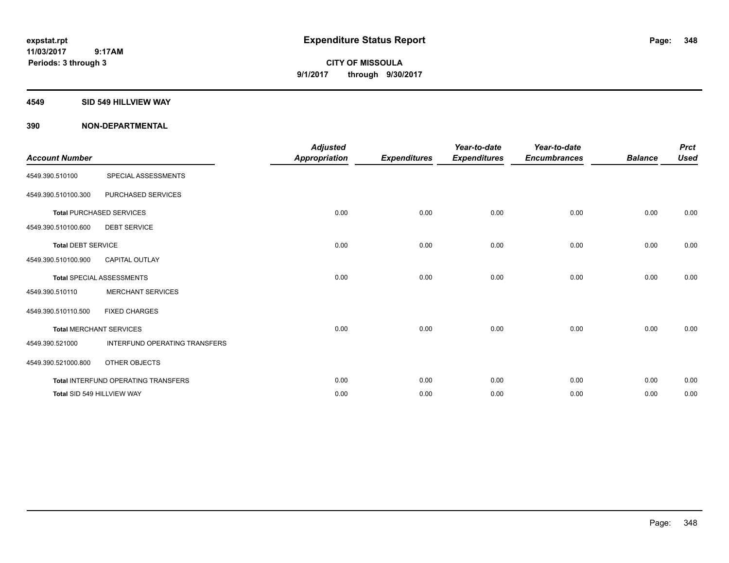# Expenditure Status Report

expstat.rpt
11/03/2017 9:17AM
Periods: 3 through 3

**CITY OF MISSOULA**
**9/1/2017 through 9/30/2017**

## 4549 SID 549 HILLVIEW WAY

### 390 NON-DEPARTMENTAL

| Account Number | | Adjusted Appropriation | Expenditures | Year-to-date Expenditures | Year-to-date Encumbrances | Balance | Prct Used |
|---|---|---|---|---|---|---|---|
| 4549.390.510100 | SPECIAL ASSESSMENTS | | | | | | |
| 4549.390.510100.300 | PURCHASED SERVICES | | | | | | |
| Total PURCHASED SERVICES | | 0.00 | 0.00 | 0.00 | 0.00 | 0.00 | 0.00 |
| 4549.390.510100.600 | DEBT SERVICE | | | | | | |
| Total DEBT SERVICE | | 0.00 | 0.00 | 0.00 | 0.00 | 0.00 | 0.00 |
| 4549.390.510100.900 | CAPITAL OUTLAY | | | | | | |
| Total SPECIAL ASSESSMENTS | | 0.00 | 0.00 | 0.00 | 0.00 | 0.00 | 0.00 |
| 4549.390.510110 | MERCHANT SERVICES | | | | | | |
| 4549.390.510110.500 | FIXED CHARGES | | | | | | |
| Total MERCHANT SERVICES | | 0.00 | 0.00 | 0.00 | 0.00 | 0.00 | 0.00 |
| 4549.390.521000 | INTERFUND OPERATING TRANSFERS | | | | | | |
| 4549.390.521000.800 | OTHER OBJECTS | | | | | | |
| Total INTERFUND OPERATING TRANSFERS | | 0.00 | 0.00 | 0.00 | 0.00 | 0.00 | 0.00 |
| Total SID 549 HILLVIEW WAY | | 0.00 | 0.00 | 0.00 | 0.00 | 0.00 | 0.00 |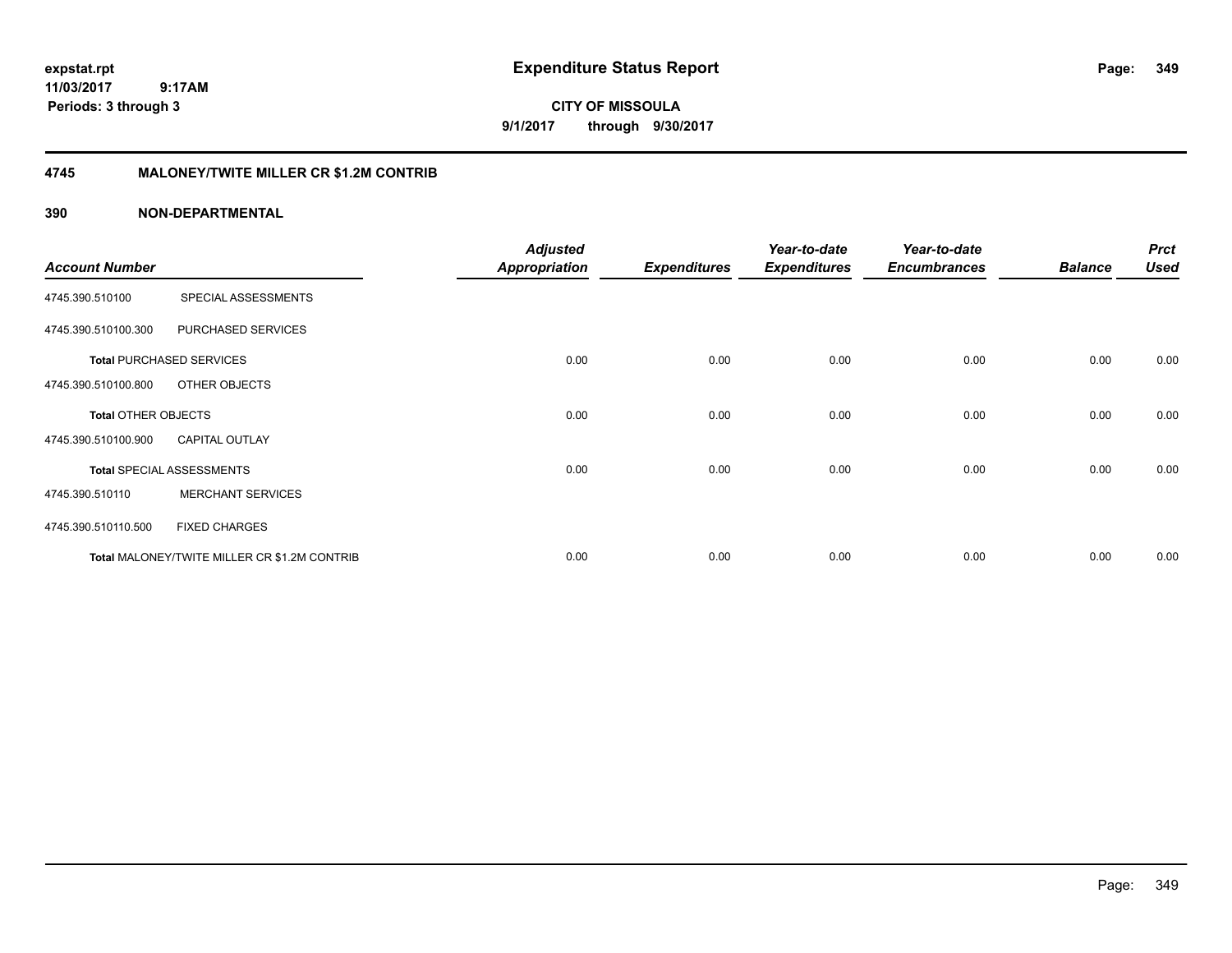expstat.rpt
11/03/2017 9:17AM
Periods: 3 through 3

# Expenditure Status Report

CITY OF MISSOULA
9/1/2017 through 9/30/2017

## 4745 MALONEY/TWITE MILLER CR $1.2M CONTRIB

### 390 NON-DEPARTMENTAL

| Account Number | | Adjusted Appropriation | Expenditures | Year-to-date Expenditures | Year-to-date Encumbrances | Balance | Prct Used |
|---|---|---|---|---|---|---|---|
| 4745.390.510100 | SPECIAL ASSESSMENTS | | | | | | |
| 4745.390.510100.300 | PURCHASED SERVICES | | | | | | |
| **Total** PURCHASED SERVICES | | 0.00 | 0.00 | 0.00 | 0.00 | 0.00 | 0.00 |
| 4745.390.510100.800 | OTHER OBJECTS | | | | | | |
| **Total** OTHER OBJECTS | | 0.00 | 0.00 | 0.00 | 0.00 | 0.00 | 0.00 |
| 4745.390.510100.900 | CAPITAL OUTLAY | | | | | | |
| **Total** SPECIAL ASSESSMENTS | | 0.00 | 0.00 | 0.00 | 0.00 | 0.00 | 0.00 |
| 4745.390.510110 | MERCHANT SERVICES | | | | | | |
| 4745.390.510110.500 | FIXED CHARGES | | | | | | |
| **Total** MALONEY/TWITE MILLER CR $1.2M CONTRIB | | 0.00 | 0.00 | 0.00 | 0.00 | 0.00 | 0.00 |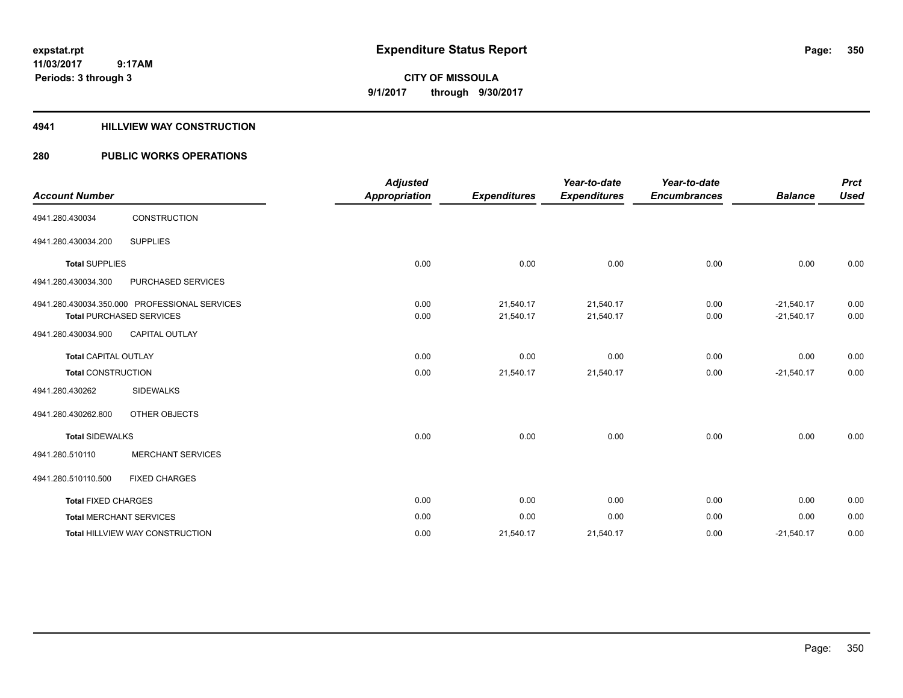expstat.rpt
11/03/2017 9:17AM
Periods: 3 through 3

# Expenditure Status Report

**CITY OF MISSOULA**
**9/1/2017 through 9/30/2017**

## 4941 HILLVIEW WAY CONSTRUCTION

## 280 PUBLIC WORKS OPERATIONS

| Account Number | | Adjusted Appropriation | Expenditures | Year-to-date Expenditures | Year-to-date Encumbrances | Balance | Prct Used |
|---|---|---|---|---|---|---|---|
| 4941.280.430034 | CONSTRUCTION | | | | | | |
| 4941.280.430034.200 | SUPPLIES | | | | | | |
| **Total** SUPPLIES | | 0.00 | 0.00 | 0.00 | 0.00 | 0.00 | 0.00 |
| 4941.280.430034.300 | PURCHASED SERVICES | | | | | | |
| 4941.280.430034.350.000 | PROFESSIONAL SERVICES | 0.00 | 21,540.17 | 21,540.17 | 0.00 | -21,540.17 | 0.00 |
| **Total** PURCHASED SERVICES | | 0.00 | 21,540.17 | 21,540.17 | 0.00 | -21,540.17 | 0.00 |
| 4941.280.430034.900 | CAPITAL OUTLAY | | | | | | |
| **Total** CAPITAL OUTLAY | | 0.00 | 0.00 | 0.00 | 0.00 | 0.00 | 0.00 |
| **Total** CONSTRUCTION | | 0.00 | 21,540.17 | 21,540.17 | 0.00 | -21,540.17 | 0.00 |
| 4941.280.430262 | SIDEWALKS | | | | | | |
| 4941.280.430262.800 | OTHER OBJECTS | | | | | | |
| **Total** SIDEWALKS | | 0.00 | 0.00 | 0.00 | 0.00 | 0.00 | 0.00 |
| 4941.280.510110 | MERCHANT SERVICES | | | | | | |
| 4941.280.510110.500 | FIXED CHARGES | | | | | | |
| **Total** FIXED CHARGES | | 0.00 | 0.00 | 0.00 | 0.00 | 0.00 | 0.00 |
| **Total** MERCHANT SERVICES | | 0.00 | 0.00 | 0.00 | 0.00 | 0.00 | 0.00 |
| **Total** HILLVIEW WAY CONSTRUCTION | | 0.00 | 21,540.17 | 21,540.17 | 0.00 | -21,540.17 | 0.00 |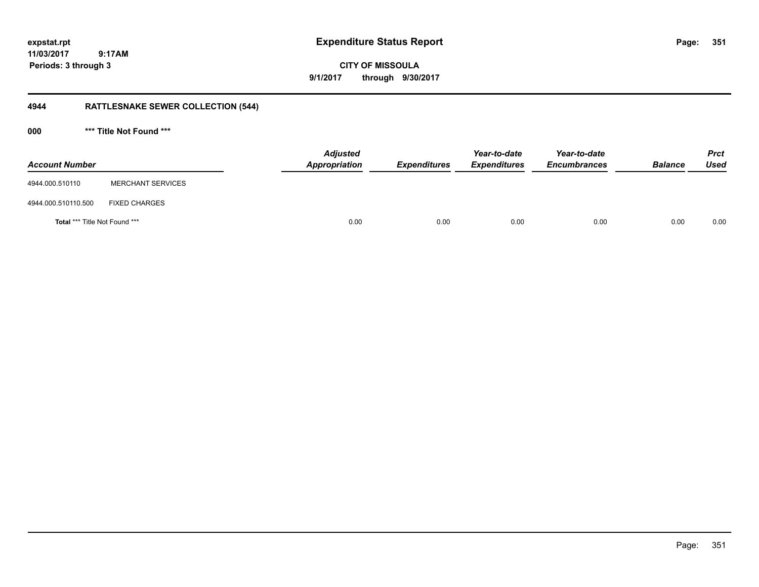**expstat.rpt**
**11/03/2017 9:17AM**
**Periods: 3 through 3**

# Expenditure Status Report

**CITY OF MISSOULA**
**9/1/2017 through 9/30/2017**

## 4944 RATTLESNAKE SEWER COLLECTION (544)

### 000 *** Title Not Found ***

| Account Number | | Adjusted Appropriation | Expenditures | Year-to-date Expenditures | Year-to-date Encumbrances | Balance | Prct Used |
|---|---|---|---|---|---|---|---|
| 4944.000.510110 | MERCHANT SERVICES | | | | | | |
| 4944.000.510110.500 | FIXED CHARGES | | | | | | |
| **Total** *** Title Not Found *** | | 0.00 | 0.00 | 0.00 | 0.00 | 0.00 | 0.00 |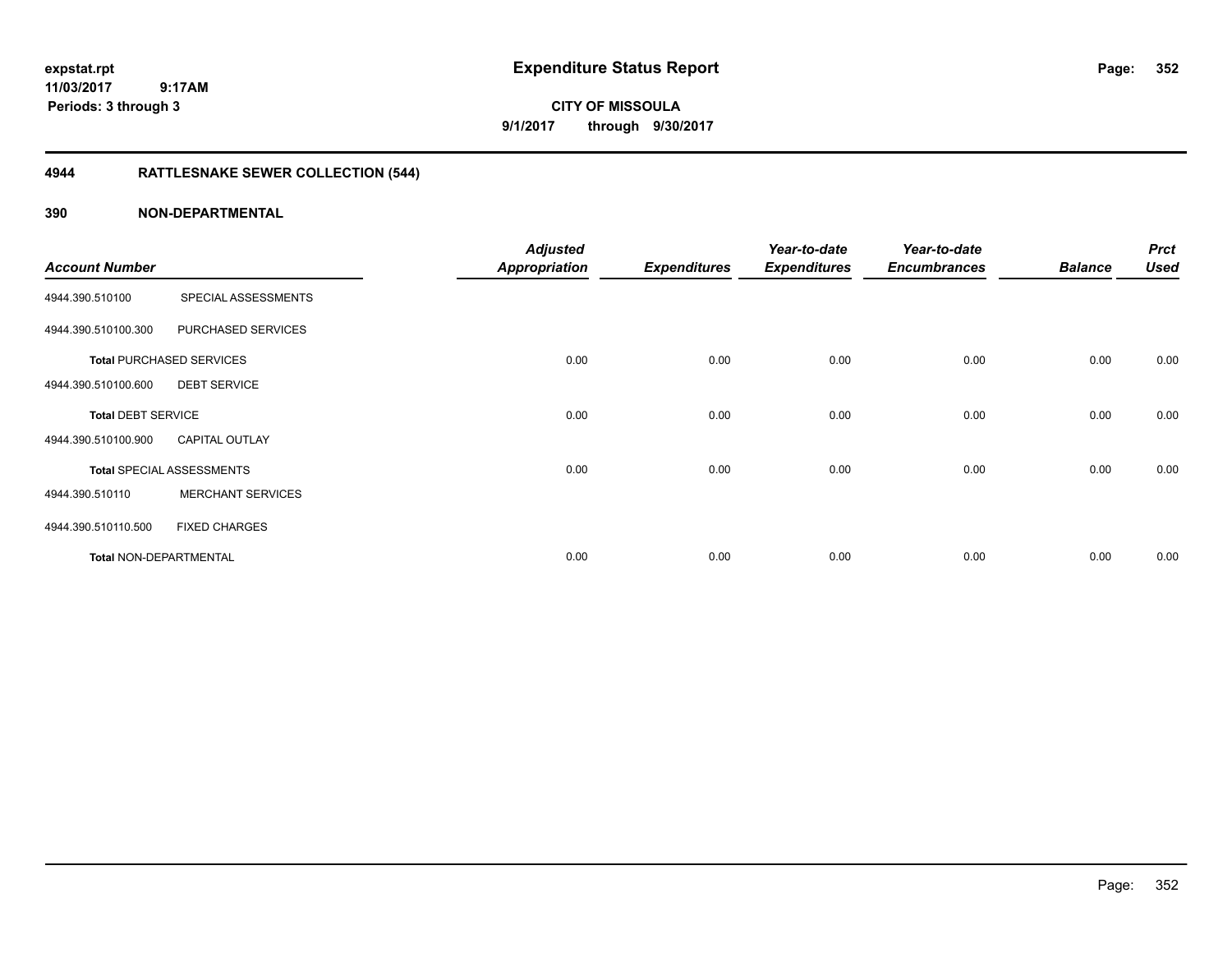**expstat.rpt**
**11/03/2017 9:17AM**
**Periods: 3 through 3**

# Expenditure Status Report

**CITY OF MISSOULA**
**9/1/2017 through 9/30/2017**

## 4944 RATTLESNAKE SEWER COLLECTION (544)

## 390 NON-DEPARTMENTAL

| Account Number | | Adjusted Appropriation | Expenditures | Year-to-date Expenditures | Year-to-date Encumbrances | Balance | Prct Used |
|---|---|---|---|---|---|---|---|
| 4944.390.510100 | SPECIAL ASSESSMENTS | | | | | | |
| 4944.390.510100.300 | PURCHASED SERVICES | | | | | | |
| **Total** PURCHASED SERVICES | | 0.00 | 0.00 | 0.00 | 0.00 | 0.00 | 0.00 |
| 4944.390.510100.600 | DEBT SERVICE | | | | | | |
| **Total** DEBT SERVICE | | 0.00 | 0.00 | 0.00 | 0.00 | 0.00 | 0.00 |
| 4944.390.510100.900 | CAPITAL OUTLAY | | | | | | |
| **Total** SPECIAL ASSESSMENTS | | 0.00 | 0.00 | 0.00 | 0.00 | 0.00 | 0.00 |
| 4944.390.510110 | MERCHANT SERVICES | | | | | | |
| 4944.390.510110.500 | FIXED CHARGES | | | | | | |
| **Total** NON-DEPARTMENTAL | | 0.00 | 0.00 | 0.00 | 0.00 | 0.00 | 0.00 |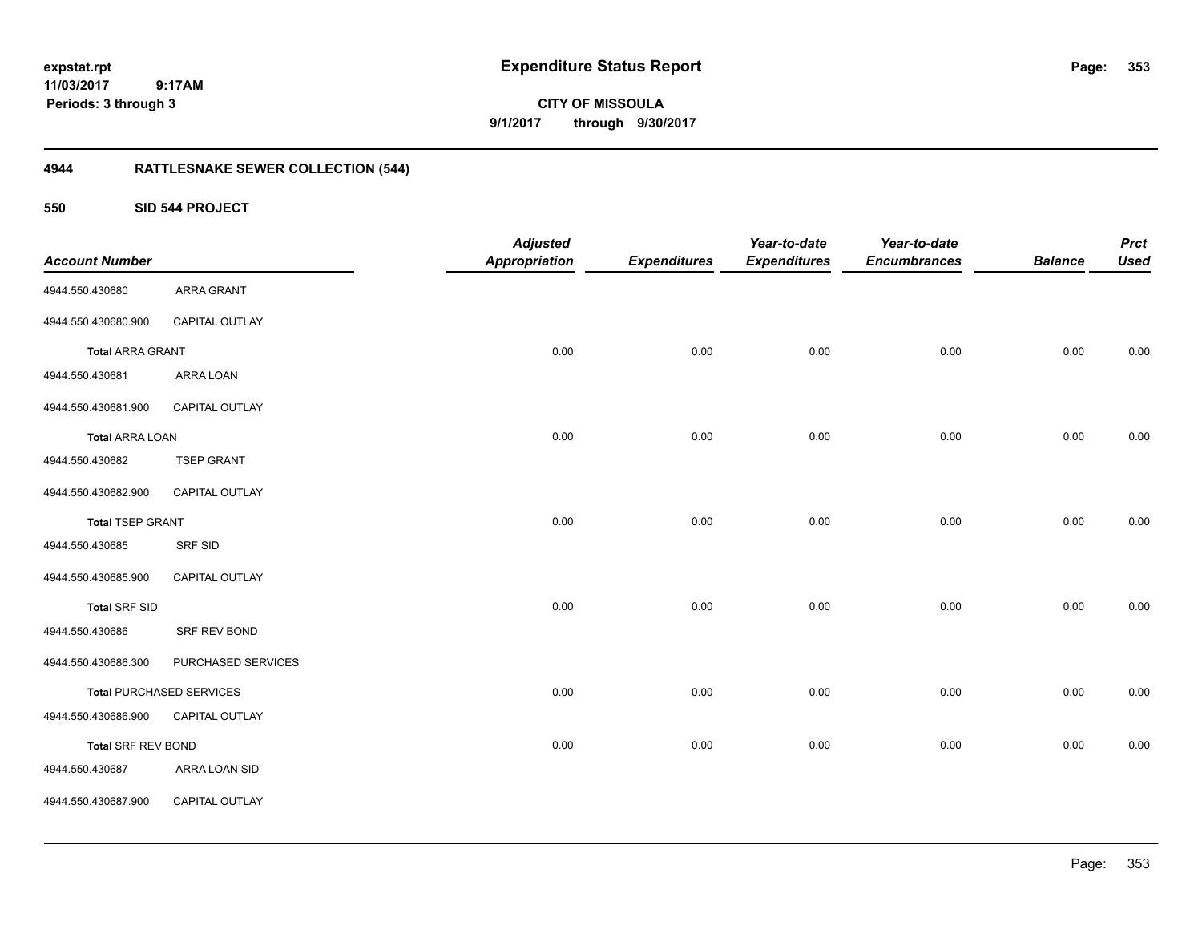# Expenditure Status Report

**CITY OF MISSOULA**

**9/1/2017 through 9/30/2017**

expstat.rpt
11/03/2017 9:17AM
Periods: 3 through 3

## 4944 RATTLESNAKE SEWER COLLECTION (544)

### 550 SID 544 PROJECT

| Account Number | | Adjusted Appropriation | Expenditures | Year-to-date Expenditures | Year-to-date Encumbrances | Balance | Prct Used |
|---|---|---|---|---|---|---|---|
| 4944.550.430680 | ARRA GRANT | | | | | | |
| 4944.550.430680.900 | CAPITAL OUTLAY | | | | | | |
| **Total** ARRA GRANT | | 0.00 | 0.00 | 0.00 | 0.00 | 0.00 | 0.00 |
| 4944.550.430681 | ARRA LOAN | | | | | | |
| 4944.550.430681.900 | CAPITAL OUTLAY | | | | | | |
| **Total** ARRA LOAN | | 0.00 | 0.00 | 0.00 | 0.00 | 0.00 | 0.00 |
| 4944.550.430682 | TSEP GRANT | | | | | | |
| 4944.550.430682.900 | CAPITAL OUTLAY | | | | | | |
| **Total** TSEP GRANT | | 0.00 | 0.00 | 0.00 | 0.00 | 0.00 | 0.00 |
| 4944.550.430685 | SRF SID | | | | | | |
| 4944.550.430685.900 | CAPITAL OUTLAY | | | | | | |
| **Total** SRF SID | | 0.00 | 0.00 | 0.00 | 0.00 | 0.00 | 0.00 |
| 4944.550.430686 | SRF REV BOND | | | | | | |
| 4944.550.430686.300 | PURCHASED SERVICES | | | | | | |
| **Total** PURCHASED SERVICES | | 0.00 | 0.00 | 0.00 | 0.00 | 0.00 | 0.00 |
| 4944.550.430686.900 | CAPITAL OUTLAY | | | | | | |
| **Total** SRF REV BOND | | 0.00 | 0.00 | 0.00 | 0.00 | 0.00 | 0.00 |
| 4944.550.430687 | ARRA LOAN SID | | | | | | |
| 4944.550.430687.900 | CAPITAL OUTLAY | | | | | | |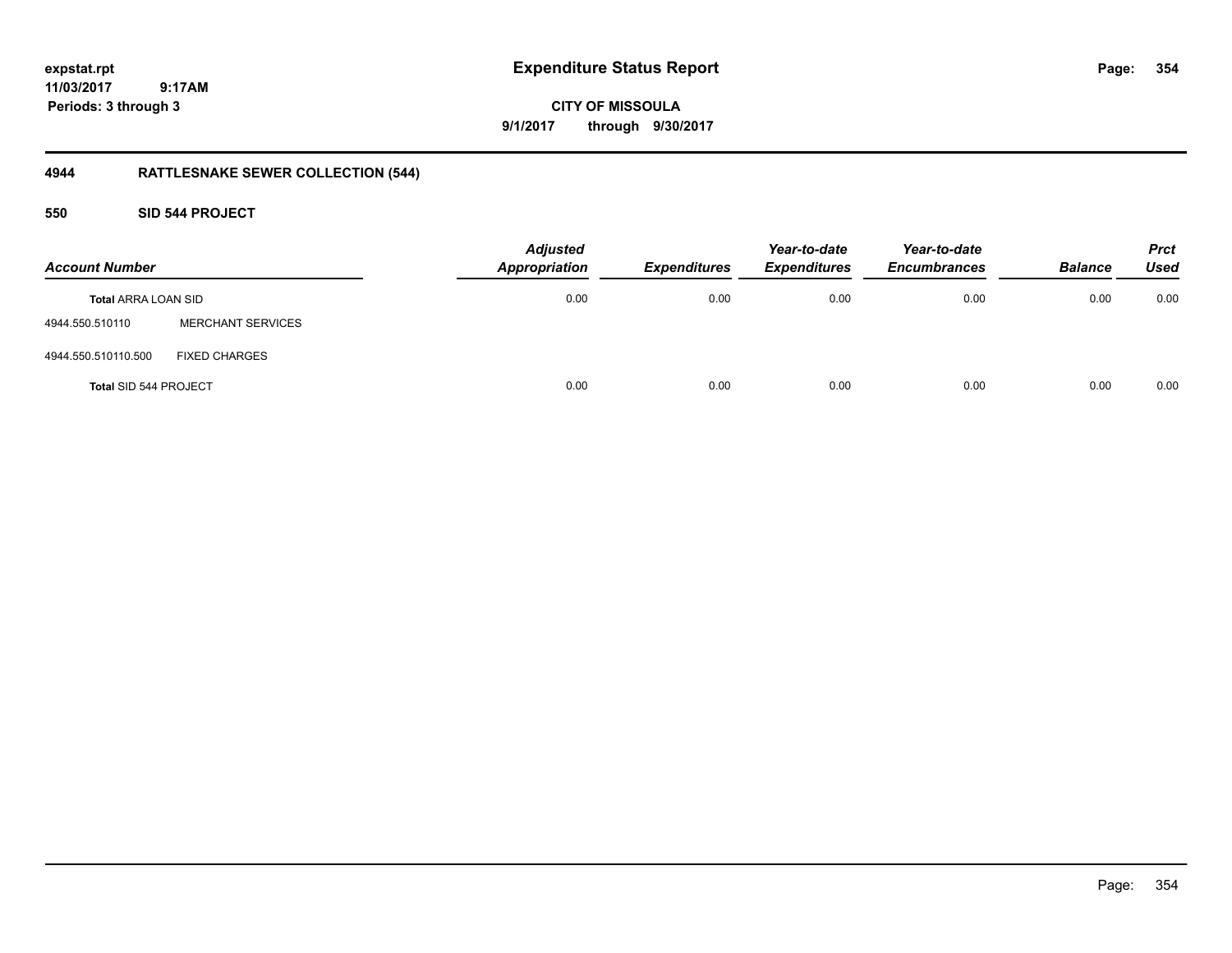# Expenditure Status Report

**CITY OF MISSOULA**

**9/1/2017 through 9/30/2017**

expstat.rpt
11/03/2017 9:17AM
Periods: 3 through 3

## 4944 RATTLESNAKE SEWER COLLECTION (544)

### 550 SID 544 PROJECT

| Account Number | | Adjusted Appropriation | Expenditures | Year-to-date Expenditures | Year-to-date Encumbrances | Balance | Prct Used |
|---|---|---|---|---|---|---|---|
| **Total** ARRA LOAN SID | | 0.00 | 0.00 | 0.00 | 0.00 | 0.00 | 0.00 |
| 4944.550.510110 | MERCHANT SERVICES | | | | | | |
| 4944.550.510110.500 | FIXED CHARGES | | | | | | |
| **Total** SID 544 PROJECT | | 0.00 | 0.00 | 0.00 | 0.00 | 0.00 | 0.00 |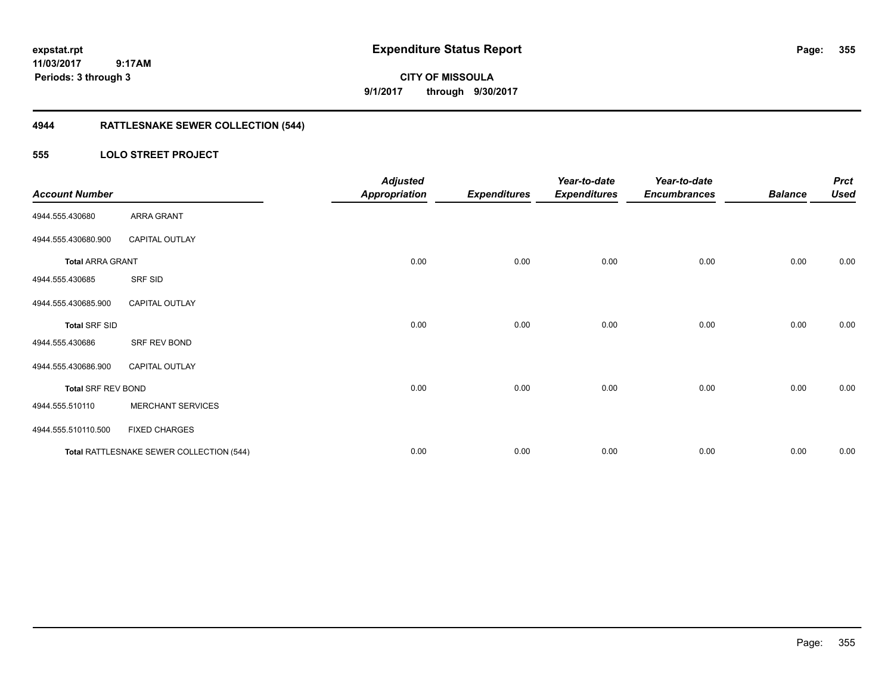# Expenditure Status Report

**CITY OF MISSOULA**

**9/1/2017 through 9/30/2017**

expstat.rpt
11/03/2017 9:17AM
Periods: 3 through 3

## 4944 RATTLESNAKE SEWER COLLECTION (544)

### 555 LOLO STREET PROJECT

| Account Number | | Adjusted Appropriation | Expenditures | Year-to-date Expenditures | Year-to-date Encumbrances | Balance | Prct Used |
|---|---|---|---|---|---|---|---|
| 4944.555.430680 | ARRA GRANT | | | | | | |
| 4944.555.430680.900 | CAPITAL OUTLAY | | | | | | |
| **Total ARRA GRANT** | | 0.00 | 0.00 | 0.00 | 0.00 | 0.00 | 0.00 |
| 4944.555.430685 | SRF SID | | | | | | |
| 4944.555.430685.900 | CAPITAL OUTLAY | | | | | | |
| **Total SRF SID** | | 0.00 | 0.00 | 0.00 | 0.00 | 0.00 | 0.00 |
| 4944.555.430686 | SRF REV BOND | | | | | | |
| 4944.555.430686.900 | CAPITAL OUTLAY | | | | | | |
| **Total SRF REV BOND** | | 0.00 | 0.00 | 0.00 | 0.00 | 0.00 | 0.00 |
| 4944.555.510110 | MERCHANT SERVICES | | | | | | |
| 4944.555.510110.500 | FIXED CHARGES | | | | | | |
| **Total RATTLESNAKE SEWER COLLECTION (544)** | | 0.00 | 0.00 | 0.00 | 0.00 | 0.00 | 0.00 |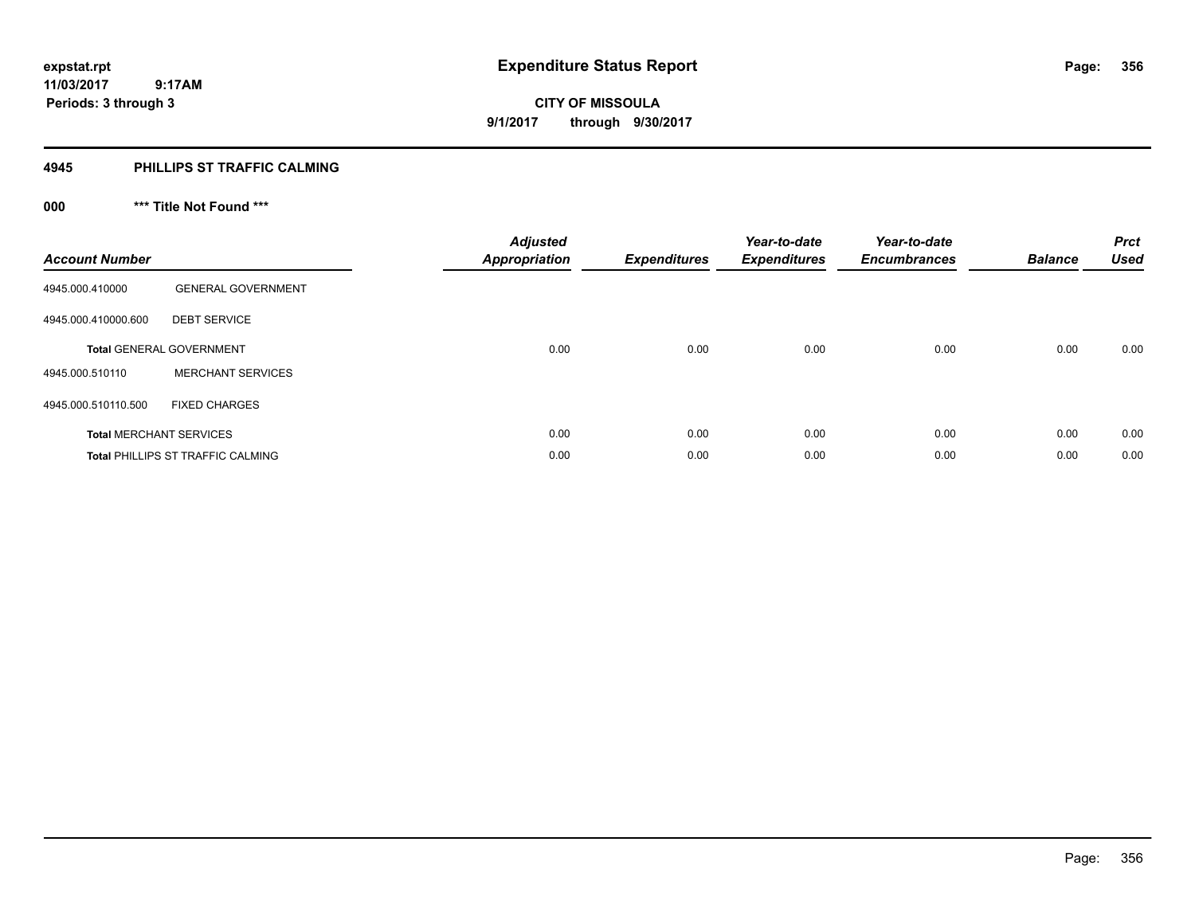expstat.rpt
11/03/2017 9:17AM
Periods: 3 through 3

# Expenditure Status Report

**CITY OF MISSOULA**
**9/1/2017 through 9/30/2017**

## 4945 PHILLIPS ST TRAFFIC CALMING

### 000 *** Title Not Found ***

| Account Number | | Adjusted Appropriation | Expenditures | Year-to-date Expenditures | Year-to-date Encumbrances | Balance | Prct Used |
|---|---|---|---|---|---|---|---|
| 4945.000.410000 | GENERAL GOVERNMENT | | | | | | |
| 4945.000.410000.600 | DEBT SERVICE | | | | | | |
| **Total** GENERAL GOVERNMENT | | 0.00 | 0.00 | 0.00 | 0.00 | 0.00 | 0.00 |
| 4945.000.510110 | MERCHANT SERVICES | | | | | | |
| 4945.000.510110.500 | FIXED CHARGES | | | | | | |
| **Total** MERCHANT SERVICES | | 0.00 | 0.00 | 0.00 | 0.00 | 0.00 | 0.00 |
| **Total** PHILLIPS ST TRAFFIC CALMING | | 0.00 | 0.00 | 0.00 | 0.00 | 0.00 | 0.00 |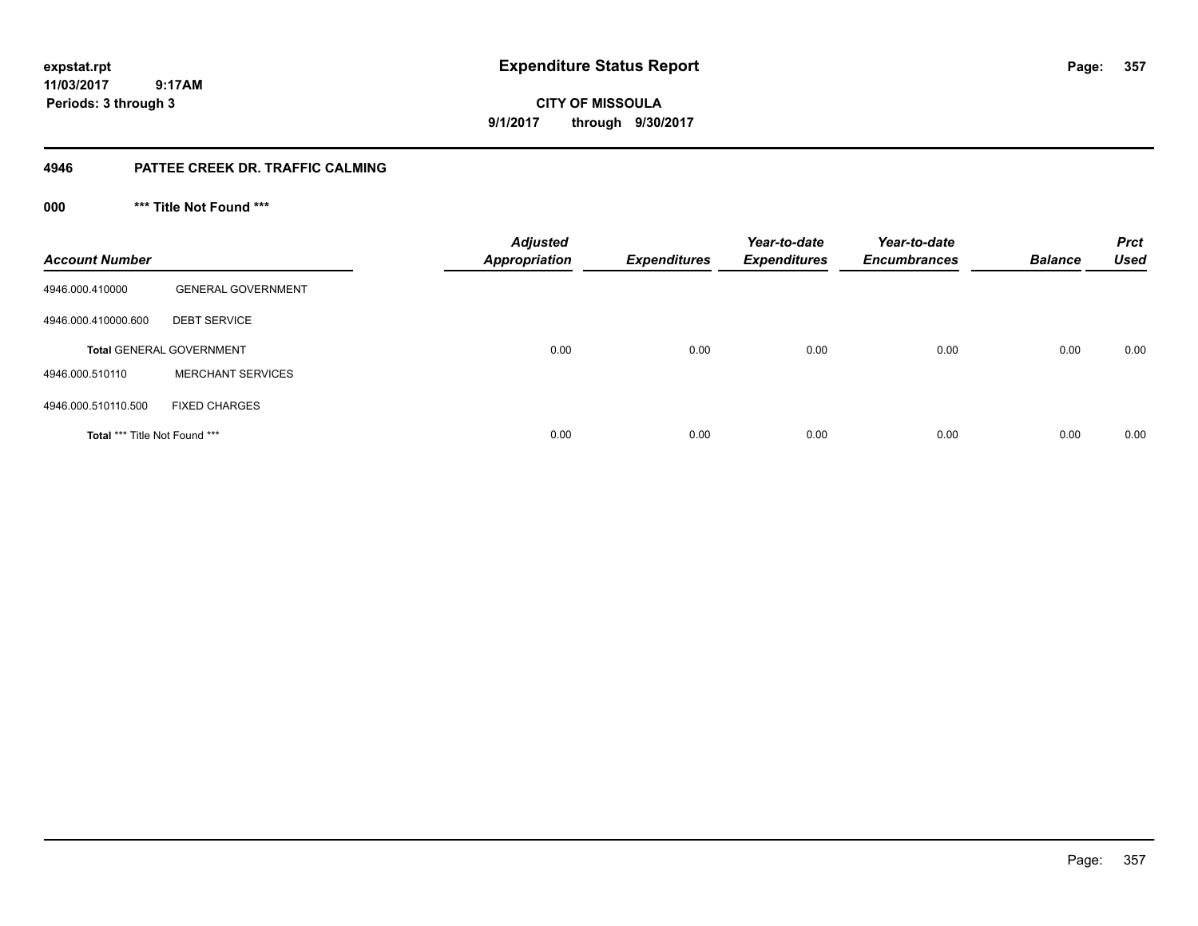**Expenditure Status Report**

**CITY OF MISSOULA**

**9/1/2017 through 9/30/2017**

expstat.rpt
11/03/2017 9:17AM
Periods: 3 through 3

## 4946 PATTEE CREEK DR. TRAFFIC CALMING

### 000 *** Title Not Found ***

| Account Number | | Adjusted Appropriation | Expenditures | Year-to-date Expenditures | Year-to-date Encumbrances | Balance | Prct Used |
|---|---|---|---|---|---|---|---|
| 4946.000.410000 | GENERAL GOVERNMENT | | | | | | |
| 4946.000.410000.600 | DEBT SERVICE | | | | | | |
| **Total** GENERAL GOVERNMENT | | 0.00 | 0.00 | 0.00 | 0.00 | 0.00 | 0.00 |
| 4946.000.510110 | MERCHANT SERVICES | | | | | | |
| 4946.000.510110.500 | FIXED CHARGES | | | | | | |
| **Total** *** Title Not Found *** | | 0.00 | 0.00 | 0.00 | 0.00 | 0.00 | 0.00 |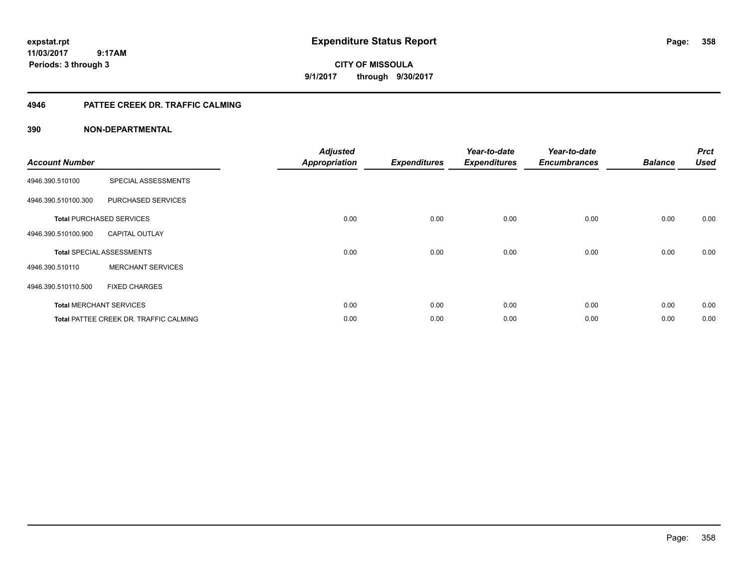# Expenditure Status Report

expstat.rpt
11/03/2017 9:17AM
Periods: 3 through 3

CITY OF MISSOULA
9/1/2017 through 9/30/2017

## 4946 PATTEE CREEK DR. TRAFFIC CALMING

### 390 NON-DEPARTMENTAL

| Account Number | | Adjusted Appropriation | Expenditures | Year-to-date Expenditures | Year-to-date Encumbrances | Balance | Prct Used |
|---|---|---|---|---|---|---|---|
| 4946.390.510100 | SPECIAL ASSESSMENTS | | | | | | |
| 4946.390.510100.300 | PURCHASED SERVICES | | | | | | |
| **Total** PURCHASED SERVICES | | 0.00 | 0.00 | 0.00 | 0.00 | 0.00 | 0.00 |
| 4946.390.510100.900 | CAPITAL OUTLAY | | | | | | |
| **Total** SPECIAL ASSESSMENTS | | 0.00 | 0.00 | 0.00 | 0.00 | 0.00 | 0.00 |
| 4946.390.510110 | MERCHANT SERVICES | | | | | | |
| 4946.390.510110.500 | FIXED CHARGES | | | | | | |
| **Total** MERCHANT SERVICES | | 0.00 | 0.00 | 0.00 | 0.00 | 0.00 | 0.00 |
| **Total** PATTEE CREEK DR. TRAFFIC CALMING | | 0.00 | 0.00 | 0.00 | 0.00 | 0.00 | 0.00 |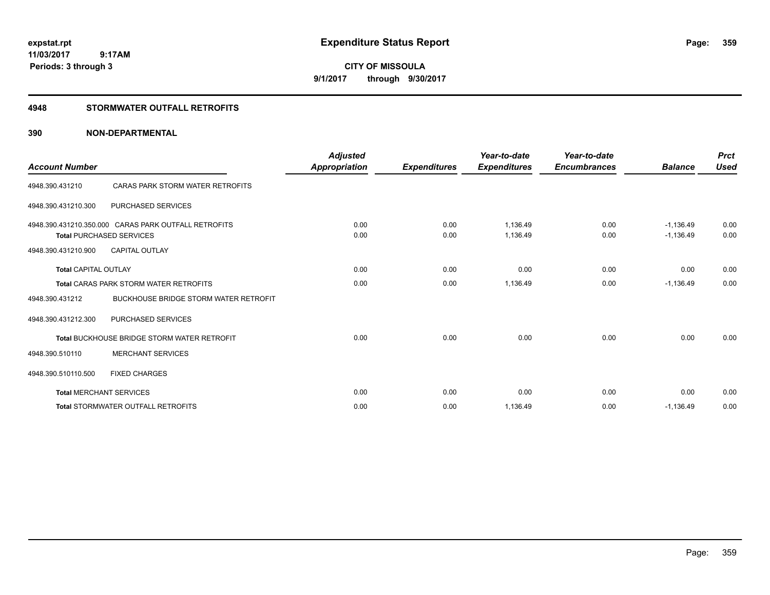**expstat.rpt**
**11/03/2017 9:17AM**
**Periods: 3 through 3**

# Expenditure Status Report

**CITY OF MISSOULA**
**9/1/2017 through 9/30/2017**

## 4948 STORMWATER OUTFALL RETROFITS

## 390 NON-DEPARTMENTAL

| Account Number | | Adjusted Appropriation | Expenditures | Year-to-date Expenditures | Year-to-date Encumbrances | Balance | Prct Used |
|---|---|---|---|---|---|---|---|
| 4948.390.431210 | CARAS PARK STORM WATER RETROFITS | | | | | | |
| 4948.390.431210.300 | PURCHASED SERVICES | | | | | | |
| 4948.390.431210.350.000 | CARAS PARK OUTFALL RETROFITS | 0.00 | 0.00 | 1,136.49 | 0.00 | -1,136.49 | 0.00 |
| **Total** PURCHASED SERVICES | | 0.00 | 0.00 | 1,136.49 | 0.00 | -1,136.49 | 0.00 |
| 4948.390.431210.900 | CAPITAL OUTLAY | | | | | | |
| **Total** CAPITAL OUTLAY | | 0.00 | 0.00 | 0.00 | 0.00 | 0.00 | 0.00 |
| **Total** CARAS PARK STORM WATER RETROFITS | | 0.00 | 0.00 | 1,136.49 | 0.00 | -1,136.49 | 0.00 |
| 4948.390.431212 | BUCKHOUSE BRIDGE STORM WATER RETROFIT | | | | | | |
| 4948.390.431212.300 | PURCHASED SERVICES | | | | | | |
| **Total** BUCKHOUSE BRIDGE STORM WATER RETROFIT | | 0.00 | 0.00 | 0.00 | 0.00 | 0.00 | 0.00 |
| 4948.390.510110 | MERCHANT SERVICES | | | | | | |
| 4948.390.510110.500 | FIXED CHARGES | | | | | | |
| **Total** MERCHANT SERVICES | | 0.00 | 0.00 | 0.00 | 0.00 | 0.00 | 0.00 |
| **Total** STORMWATER OUTFALL RETROFITS | | 0.00 | 0.00 | 1,136.49 | 0.00 | -1,136.49 | 0.00 |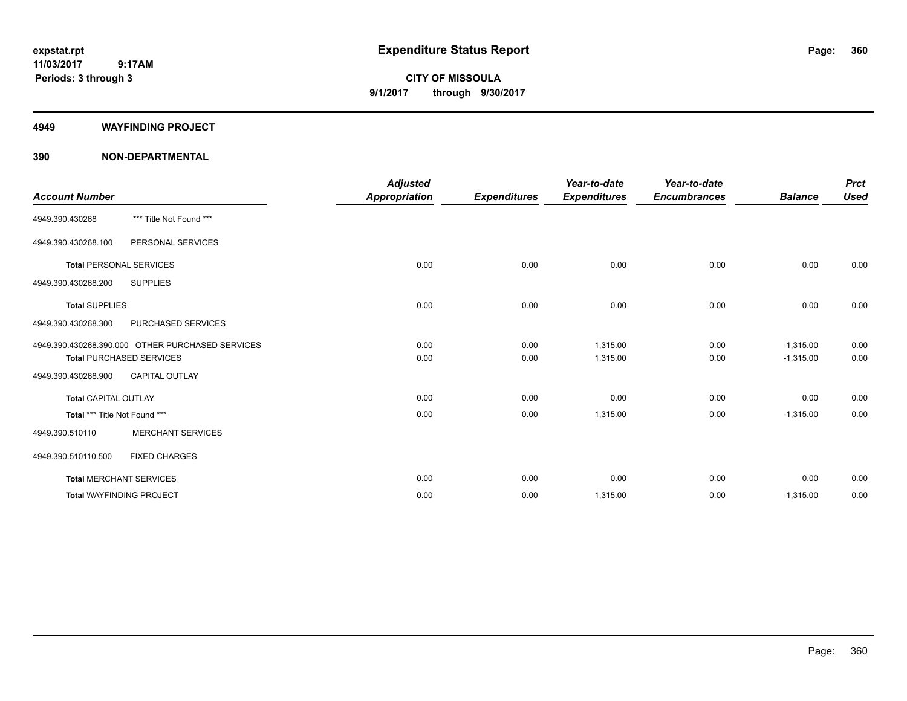**expstat.rpt**
**11/03/2017 9:17AM**
**Periods: 3 through 3**

# Expenditure Status Report

**CITY OF MISSOULA**
**9/1/2017 through 9/30/2017**

## 4949 WAYFINDING PROJECT

## 390 NON-DEPARTMENTAL

| Account Number | | Adjusted Appropriation | Expenditures | Year-to-date Expenditures | Year-to-date Encumbrances | Balance | Prct Used |
|---|---|---|---|---|---|---|---|
| 4949.390.430268 | *** Title Not Found *** | | | | | | |
| 4949.390.430268.100 | PERSONAL SERVICES | | | | | | |
| **Total** PERSONAL SERVICES | | 0.00 | 0.00 | 0.00 | 0.00 | 0.00 | 0.00 |
| 4949.390.430268.200 | SUPPLIES | | | | | | |
| **Total** SUPPLIES | | 0.00 | 0.00 | 0.00 | 0.00 | 0.00 | 0.00 |
| 4949.390.430268.300 | PURCHASED SERVICES | | | | | | |
| 4949.390.430268.390.000 | OTHER PURCHASED SERVICES | 0.00 | 0.00 | 1,315.00 | 0.00 | -1,315.00 | 0.00 |
| **Total** PURCHASED SERVICES | | 0.00 | 0.00 | 1,315.00 | 0.00 | -1,315.00 | 0.00 |
| 4949.390.430268.900 | CAPITAL OUTLAY | | | | | | |
| **Total** CAPITAL OUTLAY | | 0.00 | 0.00 | 0.00 | 0.00 | 0.00 | 0.00 |
| **Total** *** Title Not Found *** | | 0.00 | 0.00 | 1,315.00 | 0.00 | -1,315.00 | 0.00 |
| 4949.390.510110 | MERCHANT SERVICES | | | | | | |
| 4949.390.510110.500 | FIXED CHARGES | | | | | | |
| **Total** MERCHANT SERVICES | | 0.00 | 0.00 | 0.00 | 0.00 | 0.00 | 0.00 |
| **Total** WAYFINDING PROJECT | | 0.00 | 0.00 | 1,315.00 | 0.00 | -1,315.00 | 0.00 |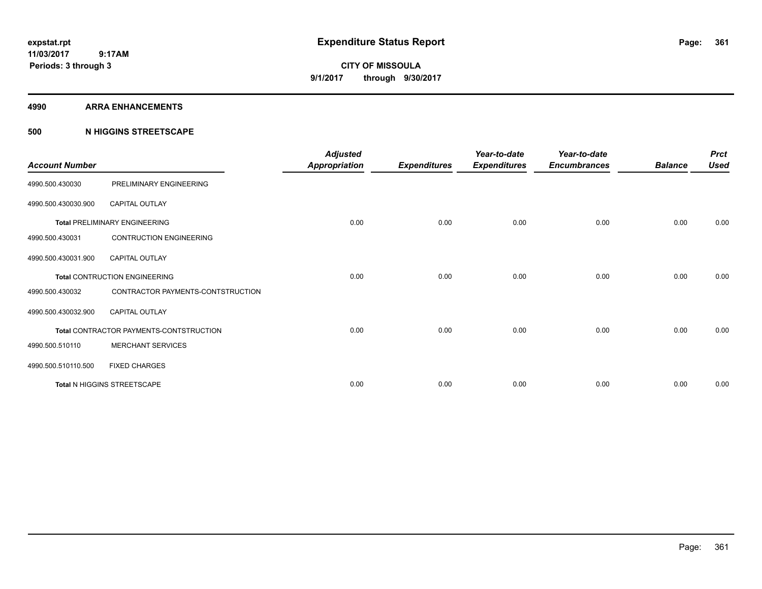**expstat.rpt**
**11/03/2017 9:17AM**
**Periods: 3 through 3**

# Expenditure Status Report

**CITY OF MISSOULA**
**9/1/2017 through 9/30/2017**

## 4990 ARRA ENHANCEMENTS

## 500 N HIGGINS STREETSCAPE

| Account Number | | Adjusted Appropriation | Expenditures | Year-to-date Expenditures | Year-to-date Encumbrances | Balance | Prct Used |
|---|---|---|---|---|---|---|---|
| 4990.500.430030 | PRELIMINARY ENGINEERING | | | | | | |
| 4990.500.430030.900 | CAPITAL OUTLAY | | | | | | |
| **Total** PRELIMINARY ENGINEERING | | 0.00 | 0.00 | 0.00 | 0.00 | 0.00 | 0.00 |
| 4990.500.430031 | CONTRUCTION ENGINEERING | | | | | | |
| 4990.500.430031.900 | CAPITAL OUTLAY | | | | | | |
| **Total** CONTRUCTION ENGINEERING | | 0.00 | 0.00 | 0.00 | 0.00 | 0.00 | 0.00 |
| 4990.500.430032 | CONTRACTOR PAYMENTS-CONTSTRUCTION | | | | | | |
| 4990.500.430032.900 | CAPITAL OUTLAY | | | | | | |
| **Total** CONTRACTOR PAYMENTS-CONTSTRUCTION | | 0.00 | 0.00 | 0.00 | 0.00 | 0.00 | 0.00 |
| 4990.500.510110 | MERCHANT SERVICES | | | | | | |
| 4990.500.510110.500 | FIXED CHARGES | | | | | | |
| **Total** N HIGGINS STREETSCAPE | | 0.00 | 0.00 | 0.00 | 0.00 | 0.00 | 0.00 |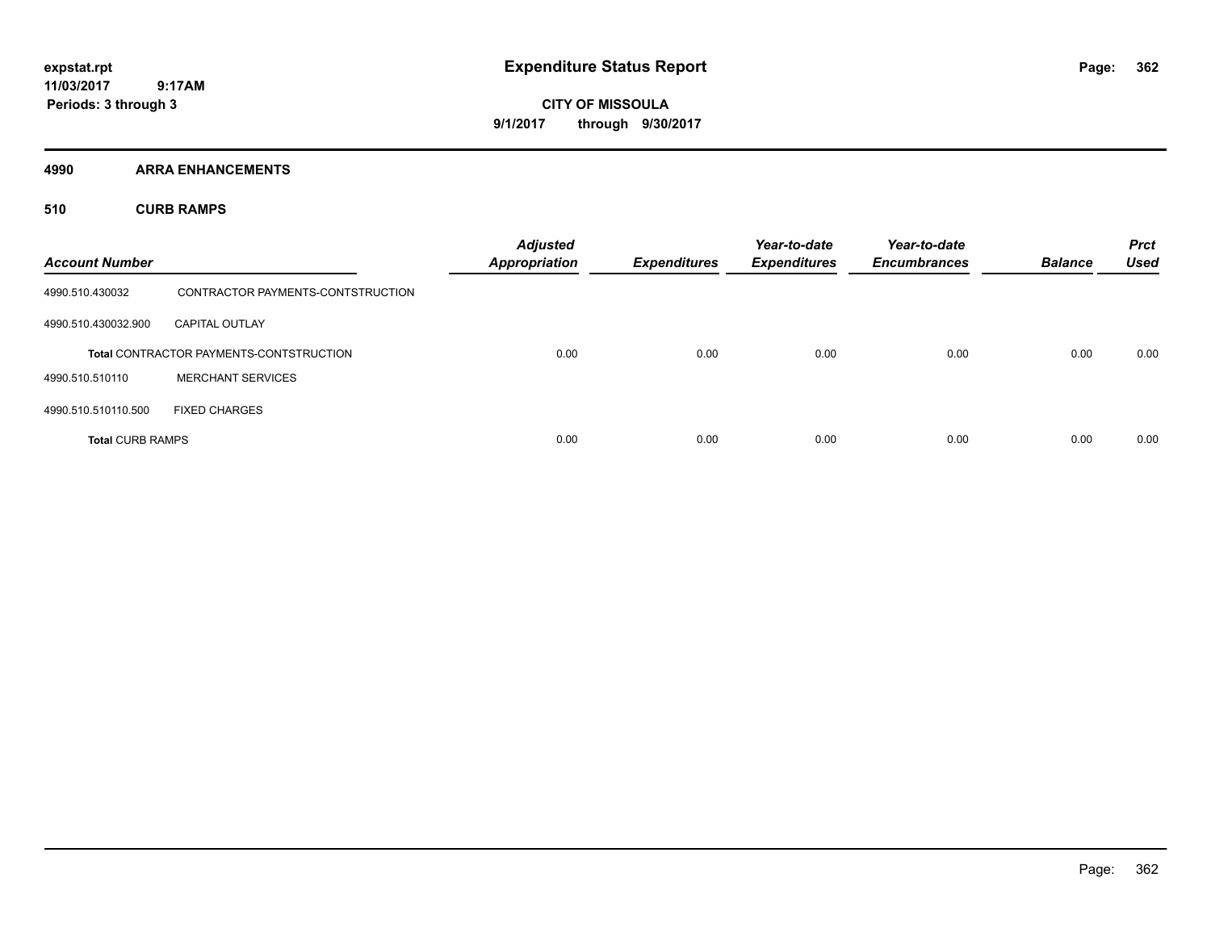**expstat.rpt**
**11/03/2017 9:17AM**
**Periods: 3 through 3**

# Expenditure Status Report

**CITY OF MISSOULA**
**9/1/2017 through 9/30/2017**

## 4990 ARRA ENHANCEMENTS

### 510 CURB RAMPS

| Account Number | | Adjusted Appropriation | Expenditures | Year-to-date Expenditures | Year-to-date Encumbrances | Balance | Prct Used |
|---|---|---|---|---|---|---|---|
| 4990.510.430032 | CONTRACTOR PAYMENTS-CONTSTRUCTION | | | | | | |
| 4990.510.430032.900 | CAPITAL OUTLAY | | | | | | |
| | **Total** CONTRACTOR PAYMENTS-CONTSTRUCTION | 0.00 | 0.00 | 0.00 | 0.00 | 0.00 | 0.00 |
| 4990.510.510110 | MERCHANT SERVICES | | | | | | |
| 4990.510.510110.500 | FIXED CHARGES | | | | | | |
| **Total** CURB RAMPS | | 0.00 | 0.00 | 0.00 | 0.00 | 0.00 | 0.00 |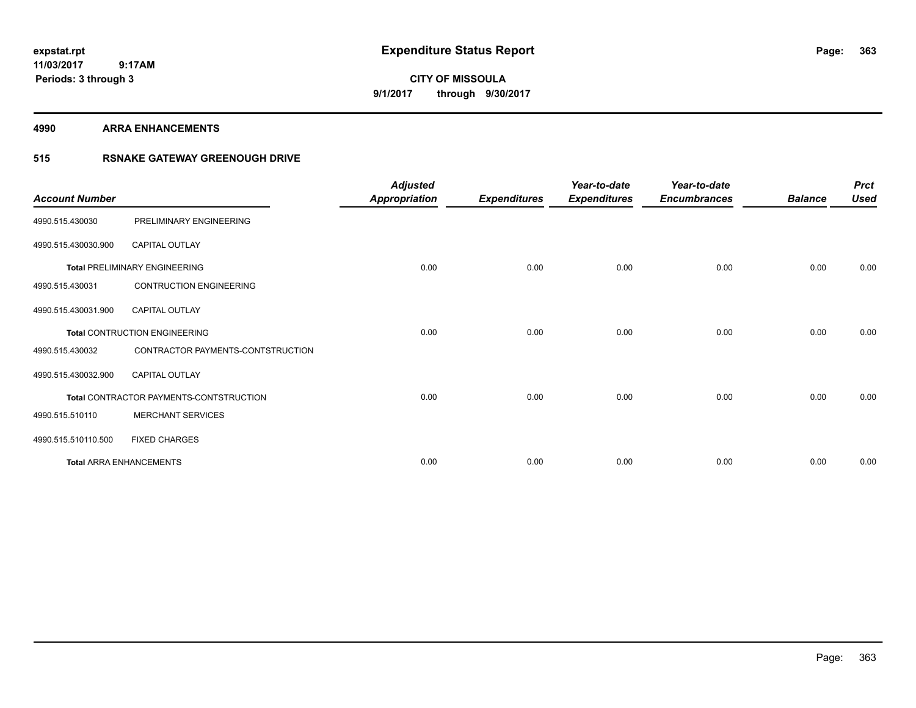# Expenditure Status Report

**CITY OF MISSOULA**

**9/1/2017 through 9/30/2017**

expstat.rpt
11/03/2017 9:17AM
Periods: 3 through 3

## 4990 ARRA ENHANCEMENTS

### 515 RSNAKE GATEWAY GREENOUGH DRIVE

| Account Number | | Adjusted Appropriation | Expenditures | Year-to-date Expenditures | Year-to-date Encumbrances | Balance | Prct Used |
|---|---|---|---|---|---|---|---|
| 4990.515.430030 | PRELIMINARY ENGINEERING | | | | | | |
| 4990.515.430030.900 | CAPITAL OUTLAY | | | | | | |
| **Total** PRELIMINARY ENGINEERING | | 0.00 | 0.00 | 0.00 | 0.00 | 0.00 | 0.00 |
| 4990.515.430031 | CONTRUCTION ENGINEERING | | | | | | |
| 4990.515.430031.900 | CAPITAL OUTLAY | | | | | | |
| **Total** CONTRUCTION ENGINEERING | | 0.00 | 0.00 | 0.00 | 0.00 | 0.00 | 0.00 |
| 4990.515.430032 | CONTRACTOR PAYMENTS-CONTSTRUCTION | | | | | | |
| 4990.515.430032.900 | CAPITAL OUTLAY | | | | | | |
| **Total** CONTRACTOR PAYMENTS-CONTSTRUCTION | | 0.00 | 0.00 | 0.00 | 0.00 | 0.00 | 0.00 |
| 4990.515.510110 | MERCHANT SERVICES | | | | | | |
| 4990.515.510110.500 | FIXED CHARGES | | | | | | |
| **Total** ARRA ENHANCEMENTS | | 0.00 | 0.00 | 0.00 | 0.00 | 0.00 | 0.00 |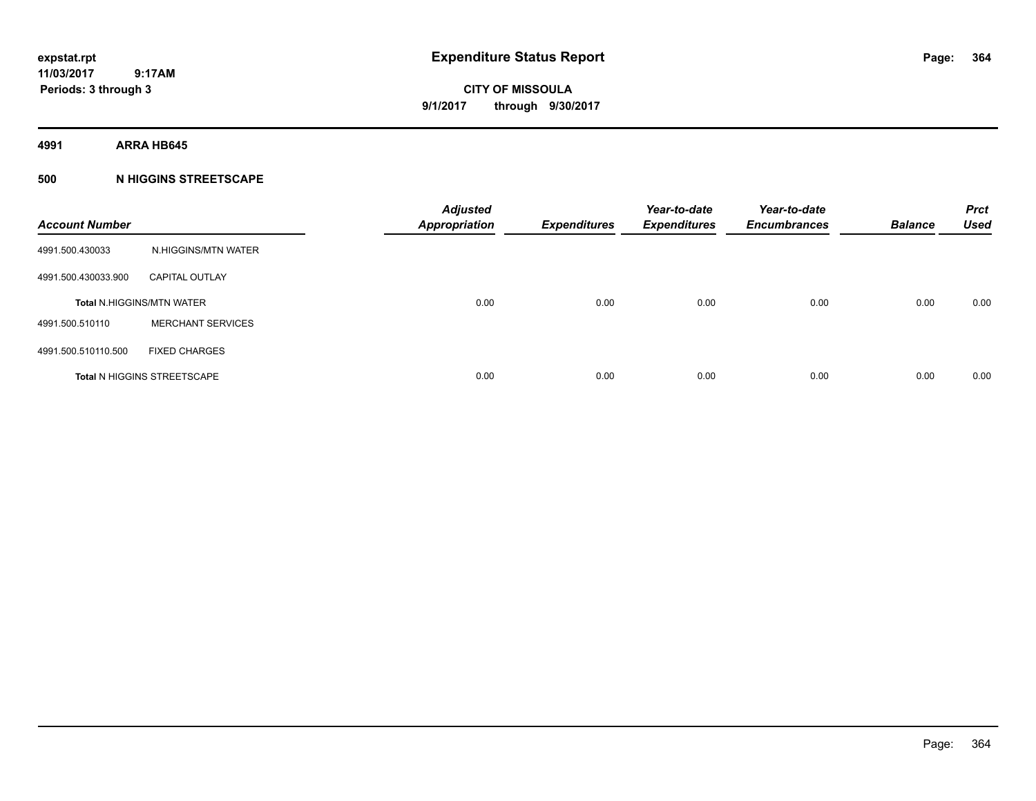**Expenditure Status Report**

expstat.rpt
11/03/2017 9:17AM
Periods: 3 through 3

**CITY OF MISSOULA**
**9/1/2017 through 9/30/2017**

**4991 ARRA HB645**

**500 N HIGGINS STREETSCAPE**

| Account Number | | Adjusted Appropriation | Expenditures | Year-to-date Expenditures | Year-to-date Encumbrances | Balance | Prct Used |
|---|---|---|---|---|---|---|---|
| 4991.500.430033 | N.HIGGINS/MTN WATER | | | | | | |
| 4991.500.430033.900 | CAPITAL OUTLAY | | | | | | |
| Total N.HIGGINS/MTN WATER | | 0.00 | 0.00 | 0.00 | 0.00 | 0.00 | 0.00 |
| 4991.500.510110 | MERCHANT SERVICES | | | | | | |
| 4991.500.510110.500 | FIXED CHARGES | | | | | | |
| Total N HIGGINS STREETSCAPE | | 0.00 | 0.00 | 0.00 | 0.00 | 0.00 | 0.00 |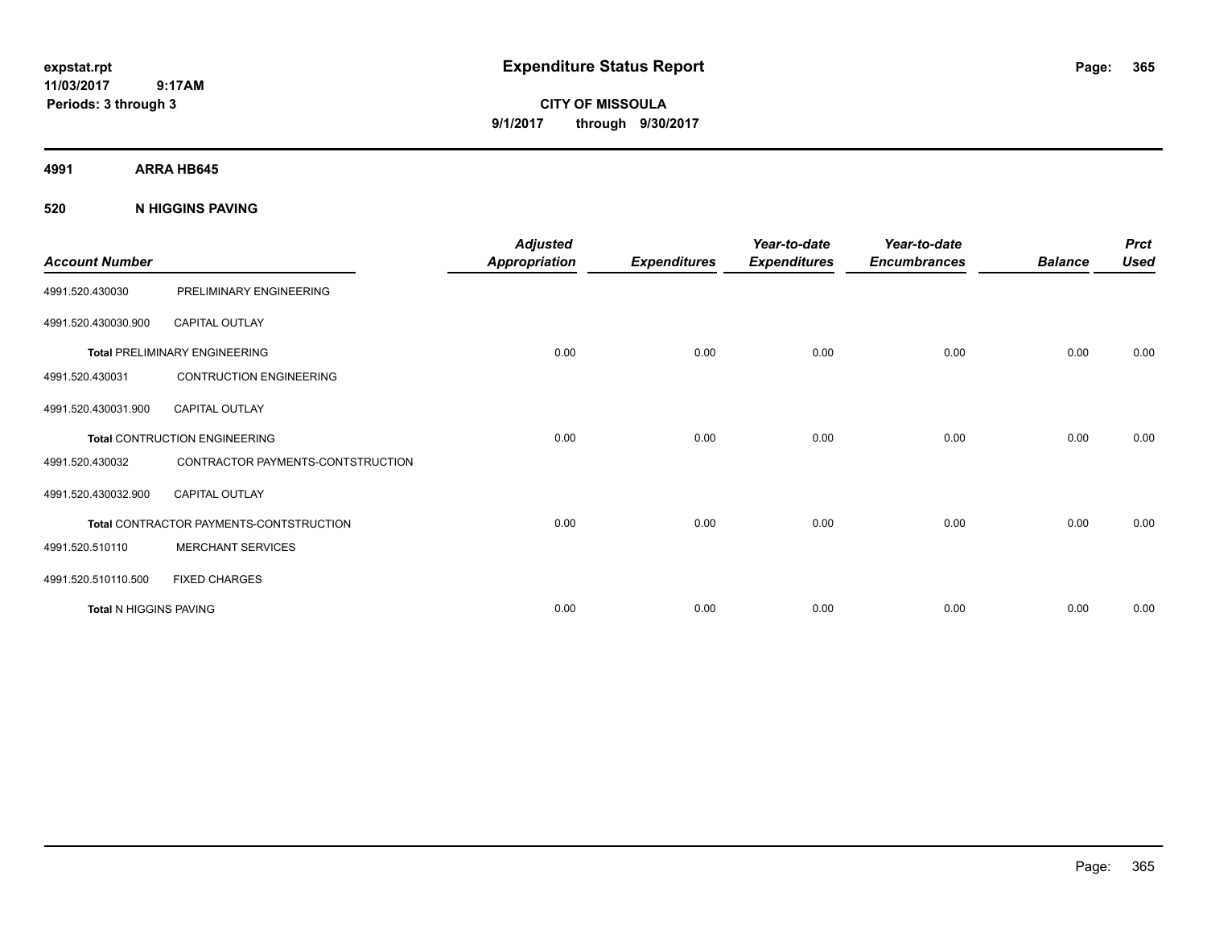**expstat.rpt**
**11/03/2017 9:17AM**
**Periods: 3 through 3**

# Expenditure Status Report

**CITY OF MISSOULA**
**9/1/2017 through 9/30/2017**

## 4991 ARRA HB645

## 520 N HIGGINS PAVING

| Account Number | | Adjusted Appropriation | Expenditures | Year-to-date Expenditures | Year-to-date Encumbrances | Balance | Prct Used |
|---|---|---|---|---|---|---|---|
| 4991.520.430030 | PRELIMINARY ENGINEERING | | | | | | |
| 4991.520.430030.900 | CAPITAL OUTLAY | | | | | | |
| **Total** PRELIMINARY ENGINEERING | | 0.00 | 0.00 | 0.00 | 0.00 | 0.00 | 0.00 |
| 4991.520.430031 | CONTRUCTION ENGINEERING | | | | | | |
| 4991.520.430031.900 | CAPITAL OUTLAY | | | | | | |
| **Total** CONTRUCTION ENGINEERING | | 0.00 | 0.00 | 0.00 | 0.00 | 0.00 | 0.00 |
| 4991.520.430032 | CONTRACTOR PAYMENTS-CONTSTRUCTION | | | | | | |
| 4991.520.430032.900 | CAPITAL OUTLAY | | | | | | |
| **Total** CONTRACTOR PAYMENTS-CONTSTRUCTION | | 0.00 | 0.00 | 0.00 | 0.00 | 0.00 | 0.00 |
| 4991.520.510110 | MERCHANT SERVICES | | | | | | |
| 4991.520.510110.500 | FIXED CHARGES | | | | | | |
| **Total** N HIGGINS PAVING | | 0.00 | 0.00 | 0.00 | 0.00 | 0.00 | 0.00 |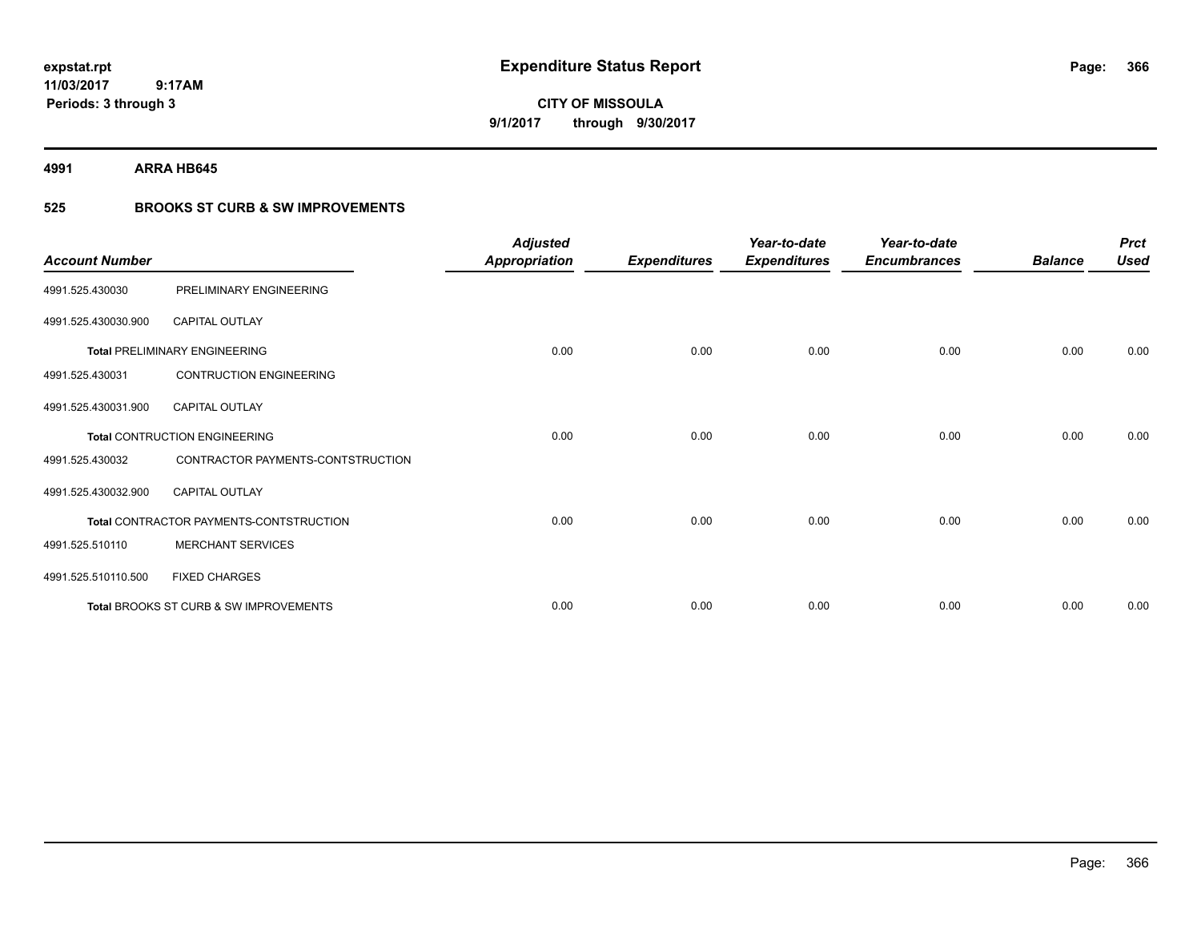# Expenditure Status Report

**CITY OF MISSOULA**

**9/1/2017 through 9/30/2017**

expstat.rpt
11/03/2017 9:17AM
Periods: 3 through 3

**4991 ARRA HB645**

**525 BROOKS ST CURB & SW IMPROVEMENTS**

| Account Number | | Adjusted Appropriation | Expenditures | Year-to-date Expenditures | Year-to-date Encumbrances | Balance | Prct Used |
|---|---|---|---|---|---|---|---|
| 4991.525.430030 | PRELIMINARY ENGINEERING | | | | | | |
| 4991.525.430030.900 | CAPITAL OUTLAY | | | | | | |
| Total PRELIMINARY ENGINEERING | | 0.00 | 0.00 | 0.00 | 0.00 | 0.00 | 0.00 |
| 4991.525.430031 | CONTRUCTION ENGINEERING | | | | | | |
| 4991.525.430031.900 | CAPITAL OUTLAY | | | | | | |
| Total CONTRUCTION ENGINEERING | | 0.00 | 0.00 | 0.00 | 0.00 | 0.00 | 0.00 |
| 4991.525.430032 | CONTRACTOR PAYMENTS-CONTSTRUCTION | | | | | | |
| 4991.525.430032.900 | CAPITAL OUTLAY | | | | | | |
| Total CONTRACTOR PAYMENTS-CONTSTRUCTION | | 0.00 | 0.00 | 0.00 | 0.00 | 0.00 | 0.00 |
| 4991.525.510110 | MERCHANT SERVICES | | | | | | |
| 4991.525.510110.500 | FIXED CHARGES | | | | | | |
| Total BROOKS ST CURB & SW IMPROVEMENTS | | 0.00 | 0.00 | 0.00 | 0.00 | 0.00 | 0.00 |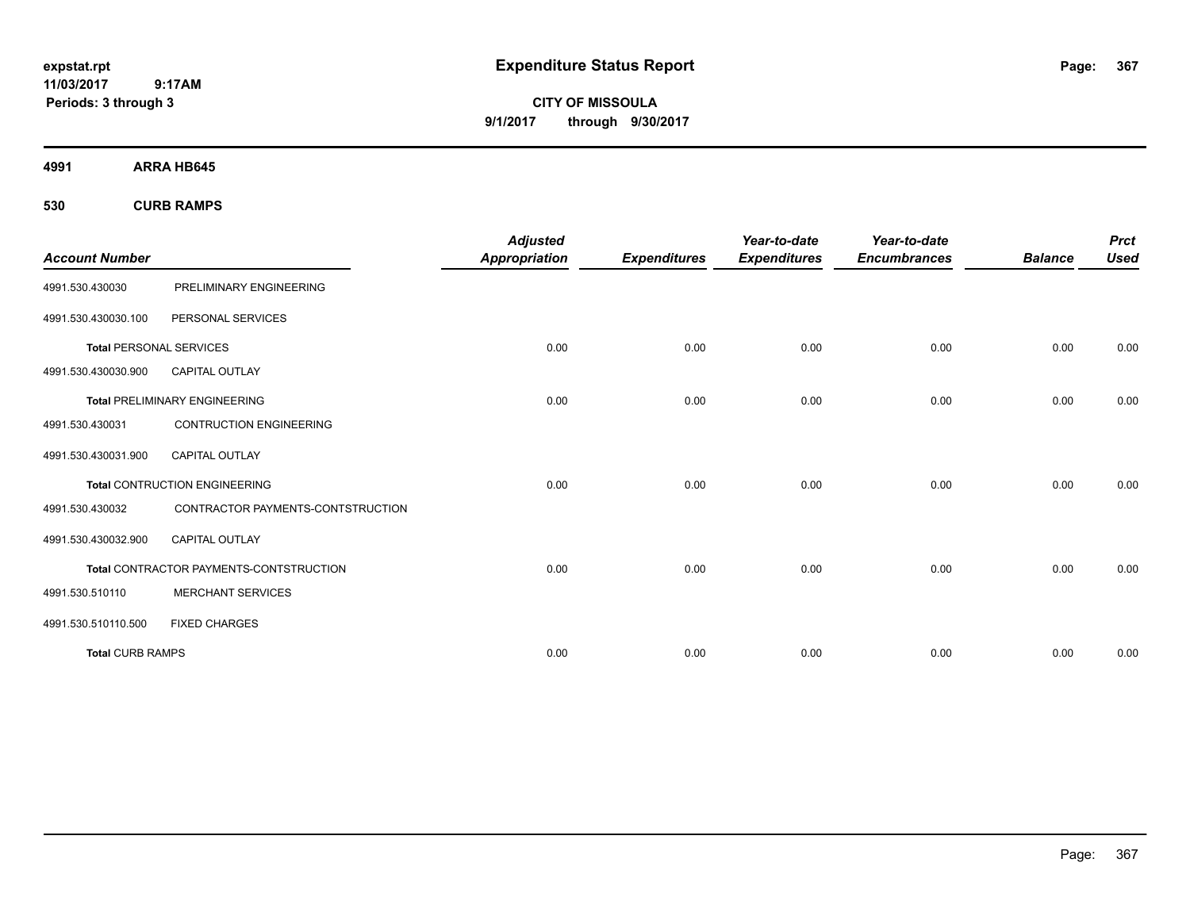expstat.rpt
11/03/2017 9:17AM
Periods: 3 through 3

# Expenditure Status Report

CITY OF MISSOULA
9/1/2017 through 9/30/2017

**4991 ARRA HB645**

**530 CURB RAMPS**

| Account Number | | Adjusted Appropriation | Expenditures | Year-to-date Expenditures | Year-to-date Encumbrances | Balance | Prct Used |
|---|---|---|---|---|---|---|---|
| 4991.530.430030 | PRELIMINARY ENGINEERING | | | | | | |
| 4991.530.430030.100 | PERSONAL SERVICES | | | | | | |
| **Total** PERSONAL SERVICES | | 0.00 | 0.00 | 0.00 | 0.00 | 0.00 | 0.00 |
| 4991.530.430030.900 | CAPITAL OUTLAY | | | | | | |
| **Total** PRELIMINARY ENGINEERING | | 0.00 | 0.00 | 0.00 | 0.00 | 0.00 | 0.00 |
| 4991.530.430031 | CONTRUCTION ENGINEERING | | | | | | |
| 4991.530.430031.900 | CAPITAL OUTLAY | | | | | | |
| **Total** CONTRUCTION ENGINEERING | | 0.00 | 0.00 | 0.00 | 0.00 | 0.00 | 0.00 |
| 4991.530.430032 | CONTRACTOR PAYMENTS-CONTSTRUCTION | | | | | | |
| 4991.530.430032.900 | CAPITAL OUTLAY | | | | | | |
| **Total** CONTRACTOR PAYMENTS-CONTSTRUCTION | | 0.00 | 0.00 | 0.00 | 0.00 | 0.00 | 0.00 |
| 4991.530.510110 | MERCHANT SERVICES | | | | | | |
| 4991.530.510110.500 | FIXED CHARGES | | | | | | |
| **Total** CURB RAMPS | | 0.00 | 0.00 | 0.00 | 0.00 | 0.00 | 0.00 |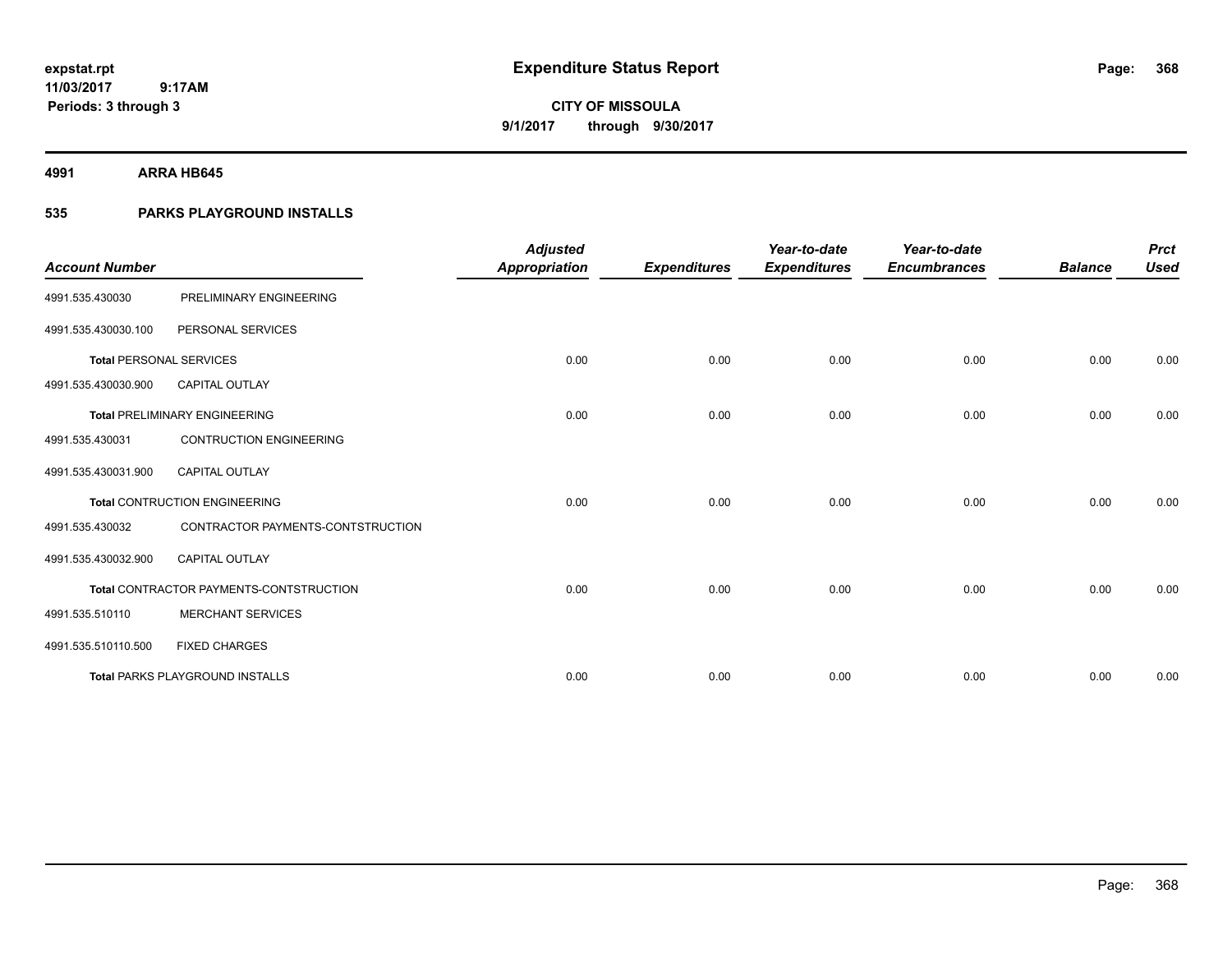# Expenditure Status Report

expstat.rpt
11/03/2017 9:17AM
Periods: 3 through 3

**CITY OF MISSOULA**
**9/1/2017 through 9/30/2017**

## 4991 ARRA HB645

### 535 PARKS PLAYGROUND INSTALLS

| Account Number | | Adjusted Appropriation | Expenditures | Year-to-date Expenditures | Year-to-date Encumbrances | Balance | Prct Used |
|---|---|---|---|---|---|---|---|
| 4991.535.430030 | PRELIMINARY ENGINEERING | | | | | | |
| 4991.535.430030.100 | PERSONAL SERVICES | | | | | | |
| **Total** PERSONAL SERVICES | | 0.00 | 0.00 | 0.00 | 0.00 | 0.00 | 0.00 |
| 4991.535.430030.900 | CAPITAL OUTLAY | | | | | | |
| **Total** PRELIMINARY ENGINEERING | | 0.00 | 0.00 | 0.00 | 0.00 | 0.00 | 0.00 |
| 4991.535.430031 | CONTRUCTION ENGINEERING | | | | | | |
| 4991.535.430031.900 | CAPITAL OUTLAY | | | | | | |
| **Total** CONTRUCTION ENGINEERING | | 0.00 | 0.00 | 0.00 | 0.00 | 0.00 | 0.00 |
| 4991.535.430032 | CONTRACTOR PAYMENTS-CONTSTRUCTION | | | | | | |
| 4991.535.430032.900 | CAPITAL OUTLAY | | | | | | |
| **Total** CONTRACTOR PAYMENTS-CONTSTRUCTION | | 0.00 | 0.00 | 0.00 | 0.00 | 0.00 | 0.00 |
| 4991.535.510110 | MERCHANT SERVICES | | | | | | |
| 4991.535.510110.500 | FIXED CHARGES | | | | | | |
| **Total** PARKS PLAYGROUND INSTALLS | | 0.00 | 0.00 | 0.00 | 0.00 | 0.00 | 0.00 |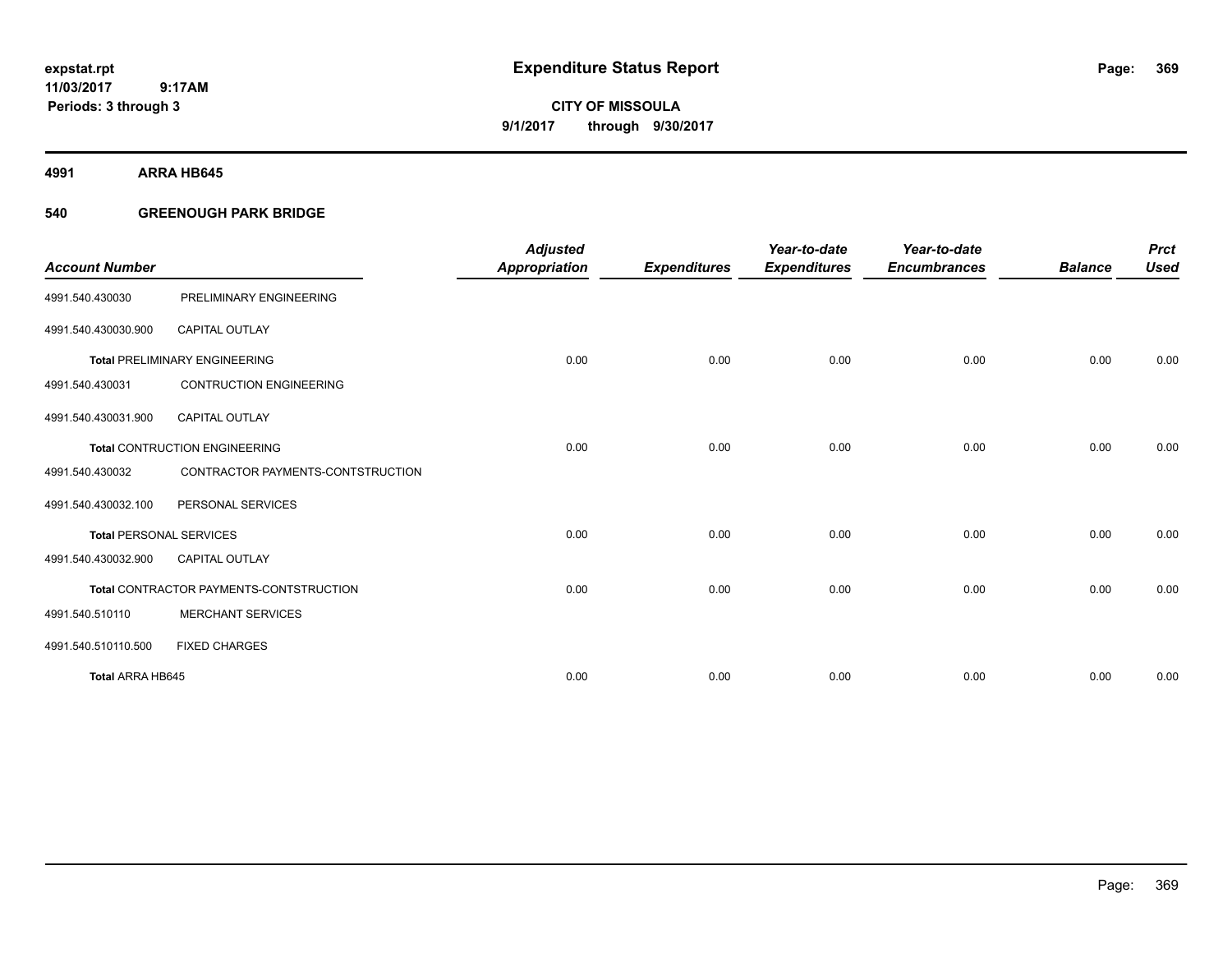**expstat.rpt**
**11/03/2017 9:17AM**
**Periods: 3 through 3**

# Expenditure Status Report

**CITY OF MISSOULA**
**9/1/2017 through 9/30/2017**

## 4991 ARRA HB645

## 540 GREENOUGH PARK BRIDGE

| Account Number | | Adjusted Appropriation | Expenditures | Year-to-date Expenditures | Year-to-date Encumbrances | Balance | Prct Used |
|---|---|---|---|---|---|---|---|
| 4991.540.430030 | PRELIMINARY ENGINEERING | | | | | | |
| 4991.540.430030.900 | CAPITAL OUTLAY | | | | | | |
| **Total** PRELIMINARY ENGINEERING | | 0.00 | 0.00 | 0.00 | 0.00 | 0.00 | 0.00 |
| 4991.540.430031 | CONTRUCTION ENGINEERING | | | | | | |
| 4991.540.430031.900 | CAPITAL OUTLAY | | | | | | |
| **Total** CONTRUCTION ENGINEERING | | 0.00 | 0.00 | 0.00 | 0.00 | 0.00 | 0.00 |
| 4991.540.430032 | CONTRACTOR PAYMENTS-CONTSTRUCTION | | | | | | |
| 4991.540.430032.100 | PERSONAL SERVICES | | | | | | |
| **Total** PERSONAL SERVICES | | 0.00 | 0.00 | 0.00 | 0.00 | 0.00 | 0.00 |
| 4991.540.430032.900 | CAPITAL OUTLAY | | | | | | |
| **Total** CONTRACTOR PAYMENTS-CONTSTRUCTION | | 0.00 | 0.00 | 0.00 | 0.00 | 0.00 | 0.00 |
| 4991.540.510110 | MERCHANT SERVICES | | | | | | |
| 4991.540.510110.500 | FIXED CHARGES | | | | | | |
| **Total ARRA HB645** | | 0.00 | 0.00 | 0.00 | 0.00 | 0.00 | 0.00 |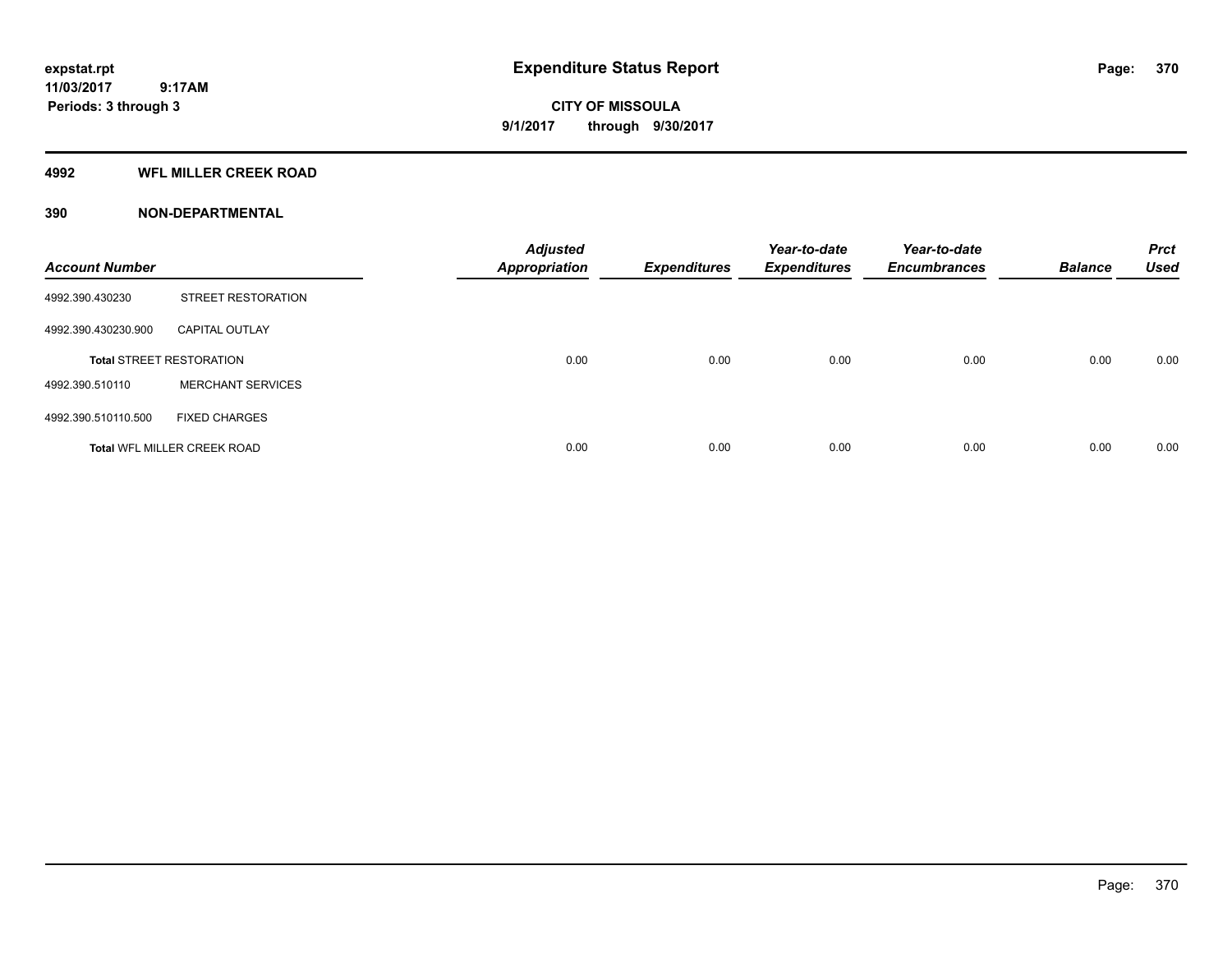**expstat.rpt**
**11/03/2017 9:17AM**
**Periods: 3 through 3**

# Expenditure Status Report

**CITY OF MISSOULA**
**9/1/2017 through 9/30/2017**

## 4992 WFL MILLER CREEK ROAD

## 390 NON-DEPARTMENTAL

| Account Number | | Adjusted Appropriation | Expenditures | Year-to-date Expenditures | Year-to-date Encumbrances | Balance | Prct Used |
|---|---|---|---|---|---|---|---|
| 4992.390.430230 | STREET RESTORATION | | | | | | |
| 4992.390.430230.900 | CAPITAL OUTLAY | | | | | | |
| **Total** STREET RESTORATION | | 0.00 | 0.00 | 0.00 | 0.00 | 0.00 | 0.00 |
| 4992.390.510110 | MERCHANT SERVICES | | | | | | |
| 4992.390.510110.500 | FIXED CHARGES | | | | | | |
| **Total** WFL MILLER CREEK ROAD | | 0.00 | 0.00 | 0.00 | 0.00 | 0.00 | 0.00 |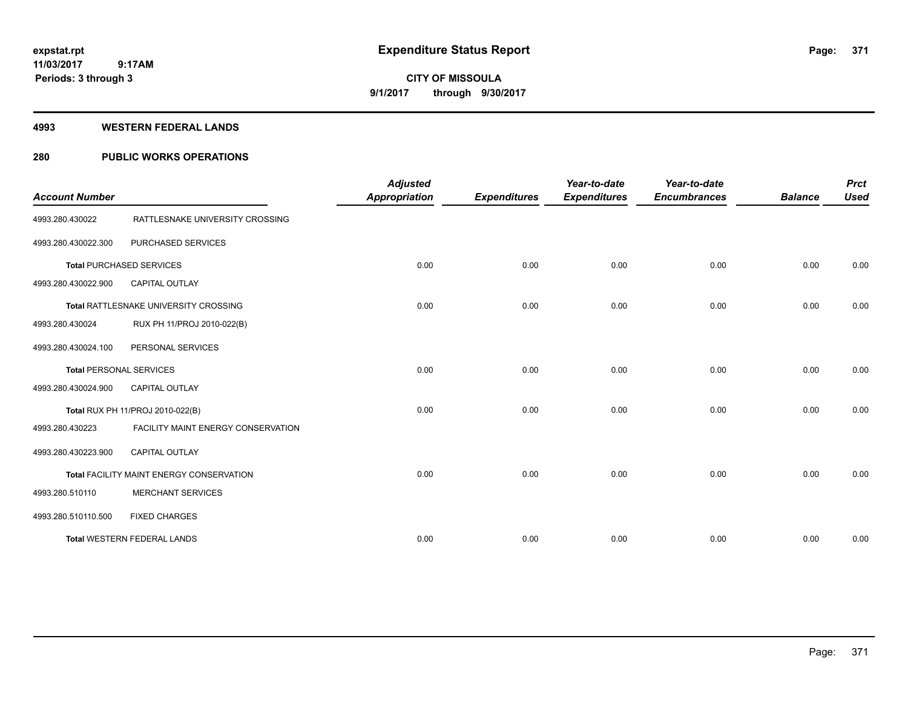expstat.rpt
11/03/2017 9:17AM
Periods: 3 through 3

# Expenditure Status Report

CITY OF MISSOULA
9/1/2017 through 9/30/2017

## 4993 WESTERN FEDERAL LANDS

## 280 PUBLIC WORKS OPERATIONS

| Account Number | | Adjusted Appropriation | Expenditures | Year-to-date Expenditures | Year-to-date Encumbrances | Balance | Prct Used |
|---|---|---|---|---|---|---|---|
| 4993.280.430022 | RATTLESNAKE UNIVERSITY CROSSING | | | | | | |
| 4993.280.430022.300 | PURCHASED SERVICES | | | | | | |
| **Total** PURCHASED SERVICES | | 0.00 | 0.00 | 0.00 | 0.00 | 0.00 | 0.00 |
| 4993.280.430022.900 | CAPITAL OUTLAY | | | | | | |
| **Total** RATTLESNAKE UNIVERSITY CROSSING | | 0.00 | 0.00 | 0.00 | 0.00 | 0.00 | 0.00 |
| 4993.280.430024 | RUX PH 11/PROJ 2010-022(B) | | | | | | |
| 4993.280.430024.100 | PERSONAL SERVICES | | | | | | |
| **Total** PERSONAL SERVICES | | 0.00 | 0.00 | 0.00 | 0.00 | 0.00 | 0.00 |
| 4993.280.430024.900 | CAPITAL OUTLAY | | | | | | |
| **Total** RUX PH 11/PROJ 2010-022(B) | | 0.00 | 0.00 | 0.00 | 0.00 | 0.00 | 0.00 |
| 4993.280.430223 | FACILITY MAINT ENERGY CONSERVATION | | | | | | |
| 4993.280.430223.900 | CAPITAL OUTLAY | | | | | | |
| **Total** FACILITY MAINT ENERGY CONSERVATION | | 0.00 | 0.00 | 0.00 | 0.00 | 0.00 | 0.00 |
| 4993.280.510110 | MERCHANT SERVICES | | | | | | |
| 4993.280.510110.500 | FIXED CHARGES | | | | | | |
| **Total** WESTERN FEDERAL LANDS | | 0.00 | 0.00 | 0.00 | 0.00 | 0.00 | 0.00 |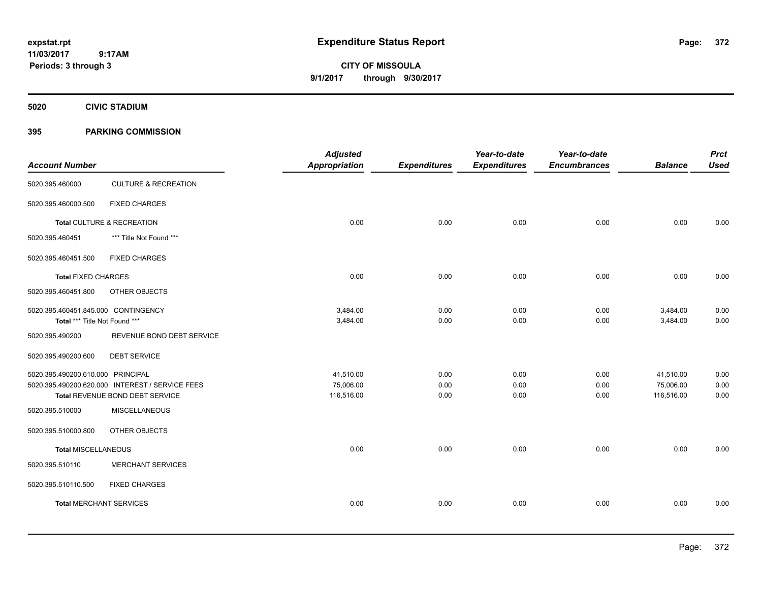# Expenditure Status Report

**expstat.rpt**
**11/03/2017 9:17AM**
**Periods: 3 through 3**

**CITY OF MISSOULA**
**9/1/2017 through 9/30/2017**

## 5020 CIVIC STADIUM

## 395 PARKING COMMISSION

| Account Number | | Adjusted Appropriation | Expenditures | Year-to-date Expenditures | Year-to-date Encumbrances | Balance | Prct Used |
|---|---|---|---|---|---|---|---|
| 5020.395.460000 | CULTURE & RECREATION | | | | | | |
| 5020.395.460000.500 | FIXED CHARGES | | | | | | |
| **Total** CULTURE & RECREATION | | 0.00 | 0.00 | 0.00 | 0.00 | 0.00 | 0.00 |
| 5020.395.460451 | *** Title Not Found *** | | | | | | |
| 5020.395.460451.500 | FIXED CHARGES | | | | | | |
| **Total** FIXED CHARGES | | 0.00 | 0.00 | 0.00 | 0.00 | 0.00 | 0.00 |
| 5020.395.460451.800 | OTHER OBJECTS | | | | | | |
| 5020.395.460451.845.000 CONTINGENCY | | 3,484.00 | 0.00 | 0.00 | 0.00 | 3,484.00 | 0.00 |
| **Total** *** Title Not Found *** | | 3,484.00 | 0.00 | 0.00 | 0.00 | 3,484.00 | 0.00 |
| 5020.395.490200 | REVENUE BOND DEBT SERVICE | | | | | | |
| 5020.395.490200.600 | DEBT SERVICE | | | | | | |
| 5020.395.490200.610.000 PRINCIPAL | | 41,510.00 | 0.00 | 0.00 | 0.00 | 41,510.00 | 0.00 |
| 5020.395.490200.620.000 INTEREST / SERVICE FEES | | 75,006.00 | 0.00 | 0.00 | 0.00 | 75,006.00 | 0.00 |
| **Total** REVENUE BOND DEBT SERVICE | | 116,516.00 | 0.00 | 0.00 | 0.00 | 116,516.00 | 0.00 |
| 5020.395.510000 | MISCELLANEOUS | | | | | | |
| 5020.395.510000.800 | OTHER OBJECTS | | | | | | |
| **Total** MISCELLANEOUS | | 0.00 | 0.00 | 0.00 | 0.00 | 0.00 | 0.00 |
| 5020.395.510110 | MERCHANT SERVICES | | | | | | |
| 5020.395.510110.500 | FIXED CHARGES | | | | | | |
| **Total** MERCHANT SERVICES | | 0.00 | 0.00 | 0.00 | 0.00 | 0.00 | 0.00 |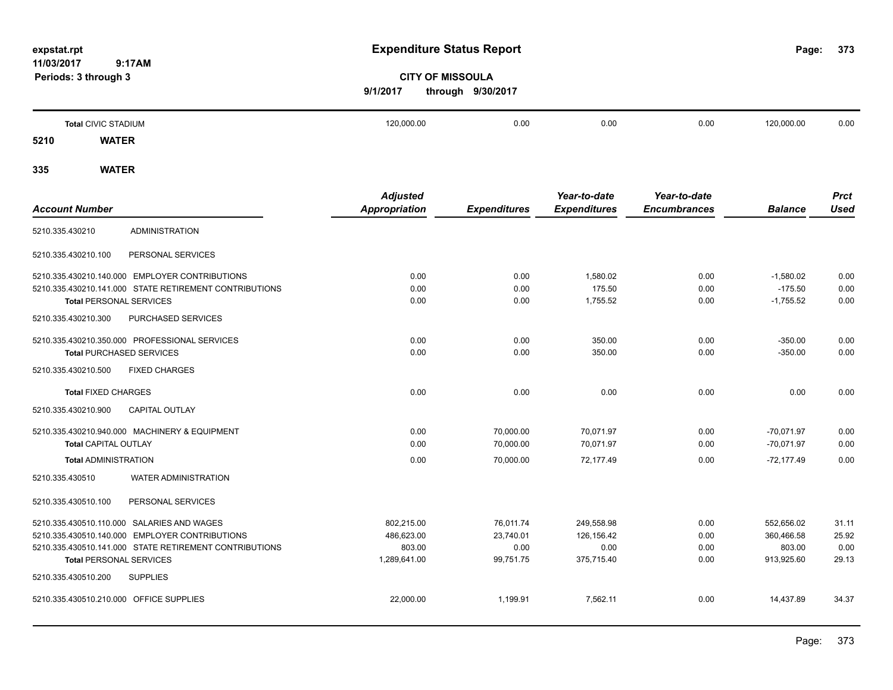**CITY OF MISSOULA**

**9/1/2017 through 9/30/2017**

| | | | | | | |
|---|---|---|---|---|---|---|
| **Total** CIVIC STADIUM | 120,000.00 | 0.00 | 0.00 | 0.00 | 120,000.00 | 0.00 |

## 5210 WATER

## 335 WATER

| *Account Number* | | *Adjusted Appropriation* | *Expenditures* | *Year-to-date Expenditures* | *Year-to-date Encumbrances* | *Balance* | *Prct Used* |
|---|---|---|---|---|---|---|---|
| 5210.335.430210 | ADMINISTRATION | | | | | | |
| 5210.335.430210.100 | PERSONAL SERVICES | | | | | | |
| 5210.335.430210.140.000 | EMPLOYER CONTRIBUTIONS | 0.00 | 0.00 | 1,580.02 | 0.00 | -1,580.02 | 0.00 |
| 5210.335.430210.141.000 | STATE RETIREMENT CONTRIBUTIONS | 0.00 | 0.00 | 175.50 | 0.00 | -175.50 | 0.00 |
| **Total** PERSONAL SERVICES | | 0.00 | 0.00 | 1,755.52 | 0.00 | -1,755.52 | 0.00 |
| 5210.335.430210.300 | PURCHASED SERVICES | | | | | | |
| 5210.335.430210.350.000 | PROFESSIONAL SERVICES | 0.00 | 0.00 | 350.00 | 0.00 | -350.00 | 0.00 |
| **Total** PURCHASED SERVICES | | 0.00 | 0.00 | 350.00 | 0.00 | -350.00 | 0.00 |
| 5210.335.430210.500 | FIXED CHARGES | | | | | | |
| **Total** FIXED CHARGES | | 0.00 | 0.00 | 0.00 | 0.00 | 0.00 | 0.00 |
| 5210.335.430210.900 | CAPITAL OUTLAY | | | | | | |
| 5210.335.430210.940.000 | MACHINERY & EQUIPMENT | 0.00 | 70,000.00 | 70,071.97 | 0.00 | -70,071.97 | 0.00 |
| **Total** CAPITAL OUTLAY | | 0.00 | 70,000.00 | 70,071.97 | 0.00 | -70,071.97 | 0.00 |
| **Total** ADMINISTRATION | | 0.00 | 70,000.00 | 72,177.49 | 0.00 | -72,177.49 | 0.00 |
| 5210.335.430510 | WATER ADMINISTRATION | | | | | | |
| 5210.335.430510.100 | PERSONAL SERVICES | | | | | | |
| 5210.335.430510.110.000 | SALARIES AND WAGES | 802,215.00 | 76,011.74 | 249,558.98 | 0.00 | 552,656.02 | 31.11 |
| 5210.335.430510.140.000 | EMPLOYER CONTRIBUTIONS | 486,623.00 | 23,740.01 | 126,156.42 | 0.00 | 360,466.58 | 25.92 |
| 5210.335.430510.141.000 | STATE RETIREMENT CONTRIBUTIONS | 803.00 | 0.00 | 0.00 | 0.00 | 803.00 | 0.00 |
| **Total** PERSONAL SERVICES | | 1,289,641.00 | 99,751.75 | 375,715.40 | 0.00 | 913,925.60 | 29.13 |
| 5210.335.430510.200 | SUPPLIES | | | | | | |
| 5210.335.430510.210.000 | OFFICE SUPPLIES | 22,000.00 | 1,199.91 | 7,562.11 | 0.00 | 14,437.89 | 34.37 |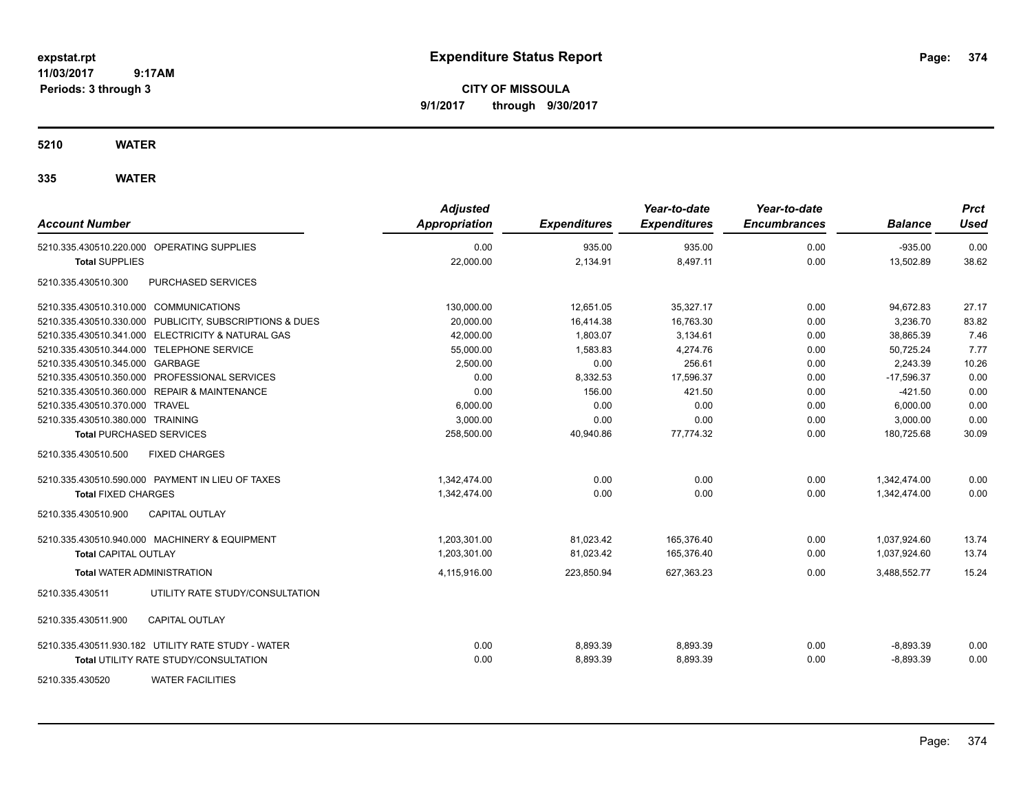# Expenditure Status Report

expstat.rpt
11/03/2017 9:17AM
Periods: 3 through 3

**CITY OF MISSOULA**
**9/1/2017 through 9/30/2017**

## 5210 WATER

### 335 WATER

| Account Number | Adjusted Appropriation | Expenditures | Year-to-date Expenditures | Year-to-date Encumbrances | Balance | Prct Used |
|---|---|---|---|---|---|---|
| 5210.335.430510.220.000 OPERATING SUPPLIES | 0.00 | 935.00 | 935.00 | 0.00 | -935.00 | 0.00 |
| **Total SUPPLIES** | 22,000.00 | 2,134.91 | 8,497.11 | 0.00 | 13,502.89 | 38.62 |
| 5210.335.430510.300 PURCHASED SERVICES | | | | | | |
| 5210.335.430510.310.000 COMMUNICATIONS | 130,000.00 | 12,651.05 | 35,327.17 | 0.00 | 94,672.83 | 27.17 |
| 5210.335.430510.330.000 PUBLICITY, SUBSCRIPTIONS & DUES | 20,000.00 | 16,414.38 | 16,763.30 | 0.00 | 3,236.70 | 83.82 |
| 5210.335.430510.341.000 ELECTRICITY & NATURAL GAS | 42,000.00 | 1,803.07 | 3,134.61 | 0.00 | 38,865.39 | 7.46 |
| 5210.335.430510.344.000 TELEPHONE SERVICE | 55,000.00 | 1,583.83 | 4,274.76 | 0.00 | 50,725.24 | 7.77 |
| 5210.335.430510.345.000 GARBAGE | 2,500.00 | 0.00 | 256.61 | 0.00 | 2,243.39 | 10.26 |
| 5210.335.430510.350.000 PROFESSIONAL SERVICES | 0.00 | 8,332.53 | 17,596.37 | 0.00 | -17,596.37 | 0.00 |
| 5210.335.430510.360.000 REPAIR & MAINTENANCE | 0.00 | 156.00 | 421.50 | 0.00 | -421.50 | 0.00 |
| 5210.335.430510.370.000 TRAVEL | 6,000.00 | 0.00 | 0.00 | 0.00 | 6,000.00 | 0.00 |
| 5210.335.430510.380.000 TRAINING | 3,000.00 | 0.00 | 0.00 | 0.00 | 3,000.00 | 0.00 |
| **Total PURCHASED SERVICES** | 258,500.00 | 40,940.86 | 77,774.32 | 0.00 | 180,725.68 | 30.09 |
| 5210.335.430510.500 FIXED CHARGES | | | | | | |
| 5210.335.430510.590.000 PAYMENT IN LIEU OF TAXES | 1,342,474.00 | 0.00 | 0.00 | 0.00 | 1,342,474.00 | 0.00 |
| **Total FIXED CHARGES** | 1,342,474.00 | 0.00 | 0.00 | 0.00 | 1,342,474.00 | 0.00 |
| 5210.335.430510.900 CAPITAL OUTLAY | | | | | | |
| 5210.335.430510.940.000 MACHINERY & EQUIPMENT | 1,203,301.00 | 81,023.42 | 165,376.40 | 0.00 | 1,037,924.60 | 13.74 |
| **Total CAPITAL OUTLAY** | 1,203,301.00 | 81,023.42 | 165,376.40 | 0.00 | 1,037,924.60 | 13.74 |
| **Total WATER ADMINISTRATION** | 4,115,916.00 | 223,850.94 | 627,363.23 | 0.00 | 3,488,552.77 | 15.24 |
| 5210.335.430511 UTILITY RATE STUDY/CONSULTATION | | | | | | |
| 5210.335.430511.900 CAPITAL OUTLAY | | | | | | |
| 5210.335.430511.930.182 UTILITY RATE STUDY - WATER | 0.00 | 8,893.39 | 8,893.39 | 0.00 | -8,893.39 | 0.00 |
| **Total UTILITY RATE STUDY/CONSULTATION** | 0.00 | 8,893.39 | 8,893.39 | 0.00 | -8,893.39 | 0.00 |
| 5210.335.430520 WATER FACILITIES | | | | | | |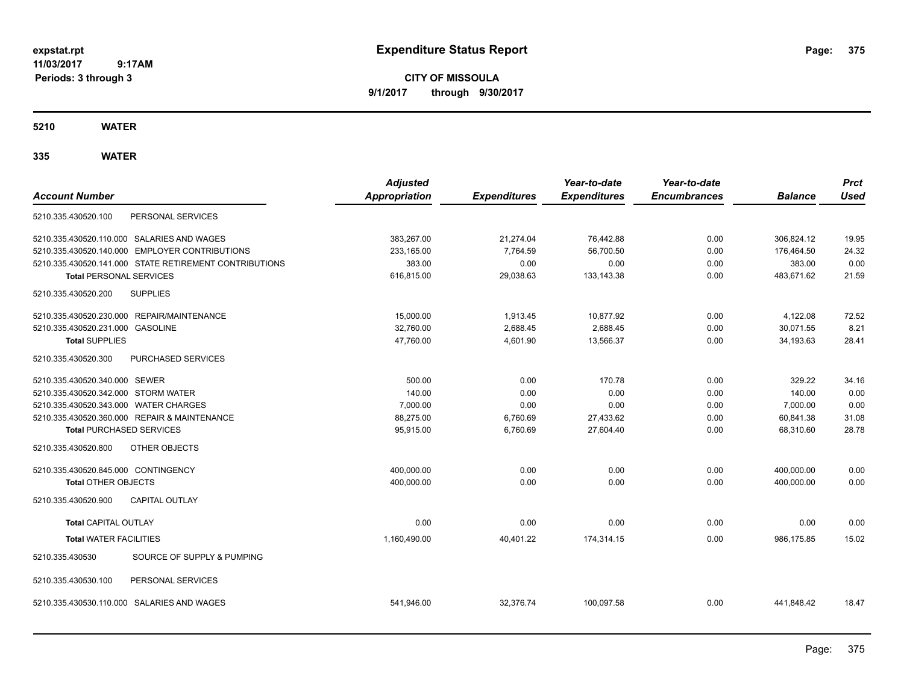**expstat.rpt**
**11/03/2017 9:17AM**
**Periods: 3 through 3**

# Expenditure Status Report

**CITY OF MISSOULA**
**9/1/2017 through 9/30/2017**

## 5210 WATER

## 335 WATER

| Account Number | | Adjusted Appropriation | Expenditures | Year-to-date Expenditures | Year-to-date Encumbrances | Balance | Prct Used |
|---|---|---|---|---|---|---|---|
| 5210.335.430520.100 | PERSONAL SERVICES | | | | | | |
| 5210.335.430520.110.000 | SALARIES AND WAGES | 383,267.00 | 21,274.04 | 76,442.88 | 0.00 | 306,824.12 | 19.95 |
| 5210.335.430520.140.000 | EMPLOYER CONTRIBUTIONS | 233,165.00 | 7,764.59 | 56,700.50 | 0.00 | 176,464.50 | 24.32 |
| 5210.335.430520.141.000 | STATE RETIREMENT CONTRIBUTIONS | 383.00 | 0.00 | 0.00 | 0.00 | 383.00 | 0.00 |
| **Total** PERSONAL SERVICES | | 616,815.00 | 29,038.63 | 133,143.38 | 0.00 | 483,671.62 | 21.59 |
| 5210.335.430520.200 | SUPPLIES | | | | | | |
| 5210.335.430520.230.000 | REPAIR/MAINTENANCE | 15,000.00 | 1,913.45 | 10,877.92 | 0.00 | 4,122.08 | 72.52 |
| 5210.335.430520.231.000 | GASOLINE | 32,760.00 | 2,688.45 | 2,688.45 | 0.00 | 30,071.55 | 8.21 |
| **Total SUPPLIES** | | 47,760.00 | 4,601.90 | 13,566.37 | 0.00 | 34,193.63 | 28.41 |
| 5210.335.430520.300 | PURCHASED SERVICES | | | | | | |
| 5210.335.430520.340.000 | SEWER | 500.00 | 0.00 | 170.78 | 0.00 | 329.22 | 34.16 |
| 5210.335.430520.342.000 | STORM WATER | 140.00 | 0.00 | 0.00 | 0.00 | 140.00 | 0.00 |
| 5210.335.430520.343.000 | WATER CHARGES | 7,000.00 | 0.00 | 0.00 | 0.00 | 7,000.00 | 0.00 |
| 5210.335.430520.360.000 | REPAIR & MAINTENANCE | 88,275.00 | 6,760.69 | 27,433.62 | 0.00 | 60,841.38 | 31.08 |
| **Total** PURCHASED SERVICES | | 95,915.00 | 6,760.69 | 27,604.40 | 0.00 | 68,310.60 | 28.78 |
| 5210.335.430520.800 | OTHER OBJECTS | | | | | | |
| 5210.335.430520.845.000 | CONTINGENCY | 400,000.00 | 0.00 | 0.00 | 0.00 | 400,000.00 | 0.00 |
| **Total** OTHER OBJECTS | | 400,000.00 | 0.00 | 0.00 | 0.00 | 400,000.00 | 0.00 |
| 5210.335.430520.900 | CAPITAL OUTLAY | | | | | | |
| **Total** CAPITAL OUTLAY | | 0.00 | 0.00 | 0.00 | 0.00 | 0.00 | 0.00 |
| **Total** WATER FACILITIES | | 1,160,490.00 | 40,401.22 | 174,314.15 | 0.00 | 986,175.85 | 15.02 |
| 5210.335.430530 | SOURCE OF SUPPLY & PUMPING | | | | | | |
| 5210.335.430530.100 | PERSONAL SERVICES | | | | | | |
| 5210.335.430530.110.000 | SALARIES AND WAGES | 541,946.00 | 32,376.74 | 100,097.58 | 0.00 | 441,848.42 | 18.47 |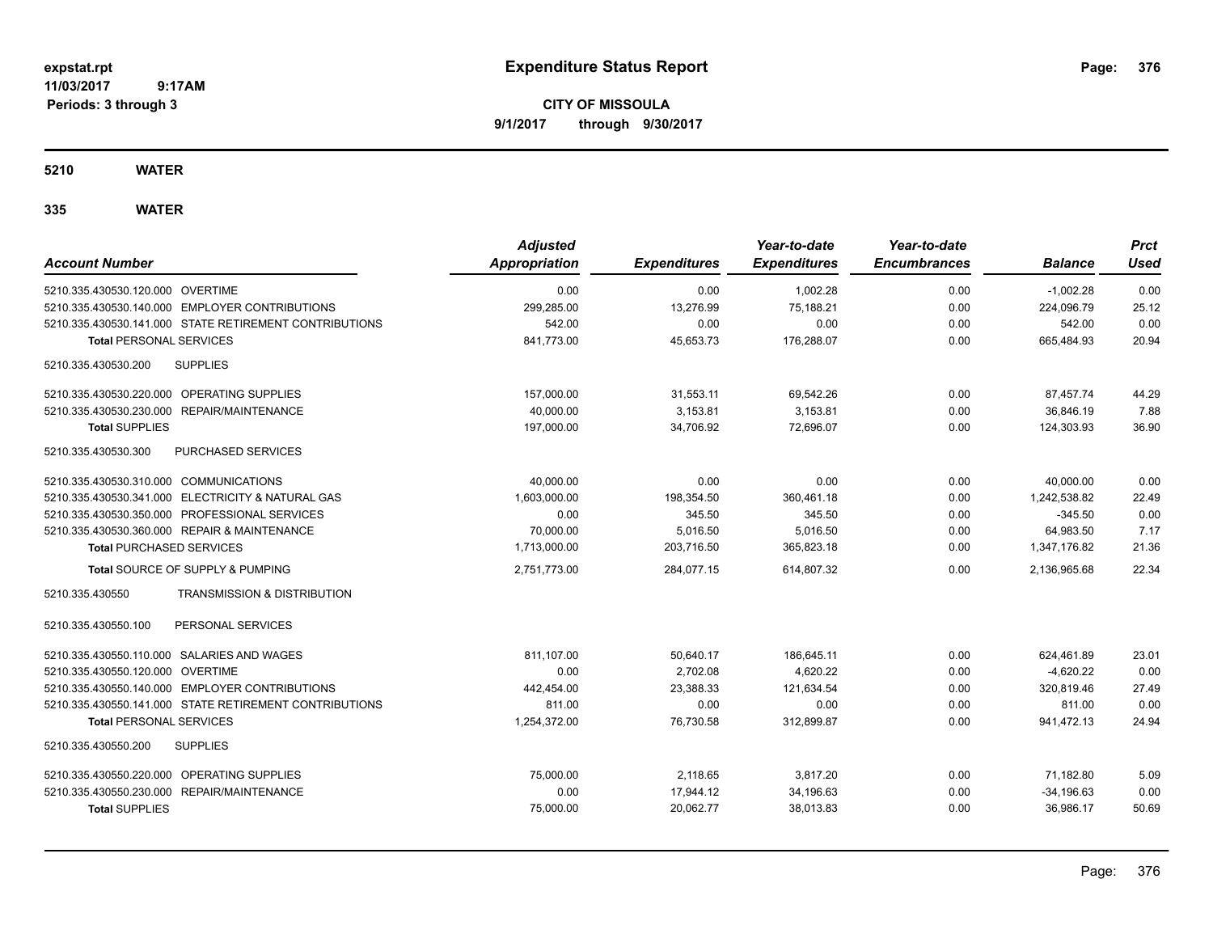# Expenditure Status Report

**CITY OF MISSOULA**
**9/1/2017 through 9/30/2017**

expstat.rpt
11/03/2017 9:17AM
Periods: 3 through 3

## 5210 WATER

### 335 WATER

| Account Number | Adjusted Appropriation | Expenditures | Year-to-date Expenditures | Year-to-date Encumbrances | Balance | Prct Used |
|---|---|---|---|---|---|---|
| 5210.335.430530.120.000 OVERTIME | 0.00 | 0.00 | 1,002.28 | 0.00 | -1,002.28 | 0.00 |
| 5210.335.430530.140.000 EMPLOYER CONTRIBUTIONS | 299,285.00 | 13,276.99 | 75,188.21 | 0.00 | 224,096.79 | 25.12 |
| 5210.335.430530.141.000 STATE RETIREMENT CONTRIBUTIONS | 542.00 | 0.00 | 0.00 | 0.00 | 542.00 | 0.00 |
| **Total** PERSONAL SERVICES | 841,773.00 | 45,653.73 | 176,288.07 | 0.00 | 665,484.93 | 20.94 |
| 5210.335.430530.200 SUPPLIES | | | | | | |
| 5210.335.430530.220.000 OPERATING SUPPLIES | 157,000.00 | 31,553.11 | 69,542.26 | 0.00 | 87,457.74 | 44.29 |
| 5210.335.430530.230.000 REPAIR/MAINTENANCE | 40,000.00 | 3,153.81 | 3,153.81 | 0.00 | 36,846.19 | 7.88 |
| **Total** SUPPLIES | 197,000.00 | 34,706.92 | 72,696.07 | 0.00 | 124,303.93 | 36.90 |
| 5210.335.430530.300 PURCHASED SERVICES | | | | | | |
| 5210.335.430530.310.000 COMMUNICATIONS | 40,000.00 | 0.00 | 0.00 | 0.00 | 40,000.00 | 0.00 |
| 5210.335.430530.341.000 ELECTRICITY & NATURAL GAS | 1,603,000.00 | 198,354.50 | 360,461.18 | 0.00 | 1,242,538.82 | 22.49 |
| 5210.335.430530.350.000 PROFESSIONAL SERVICES | 0.00 | 345.50 | 345.50 | 0.00 | -345.50 | 0.00 |
| 5210.335.430530.360.000 REPAIR & MAINTENANCE | 70,000.00 | 5,016.50 | 5,016.50 | 0.00 | 64,983.50 | 7.17 |
| **Total** PURCHASED SERVICES | 1,713,000.00 | 203,716.50 | 365,823.18 | 0.00 | 1,347,176.82 | 21.36 |
| **Total** SOURCE OF SUPPLY & PUMPING | 2,751,773.00 | 284,077.15 | 614,807.32 | 0.00 | 2,136,965.68 | 22.34 |
| 5210.335.430550 TRANSMISSION & DISTRIBUTION | | | | | | |
| 5210.335.430550.100 PERSONAL SERVICES | | | | | | |
| 5210.335.430550.110.000 SALARIES AND WAGES | 811,107.00 | 50,640.17 | 186,645.11 | 0.00 | 624,461.89 | 23.01 |
| 5210.335.430550.120.000 OVERTIME | 0.00 | 2,702.08 | 4,620.22 | 0.00 | -4,620.22 | 0.00 |
| 5210.335.430550.140.000 EMPLOYER CONTRIBUTIONS | 442,454.00 | 23,388.33 | 121,634.54 | 0.00 | 320,819.46 | 27.49 |
| 5210.335.430550.141.000 STATE RETIREMENT CONTRIBUTIONS | 811.00 | 0.00 | 0.00 | 0.00 | 811.00 | 0.00 |
| **Total** PERSONAL SERVICES | 1,254,372.00 | 76,730.58 | 312,899.87 | 0.00 | 941,472.13 | 24.94 |
| 5210.335.430550.200 SUPPLIES | | | | | | |
| 5210.335.430550.220.000 OPERATING SUPPLIES | 75,000.00 | 2,118.65 | 3,817.20 | 0.00 | 71,182.80 | 5.09 |
| 5210.335.430550.230.000 REPAIR/MAINTENANCE | 0.00 | 17,944.12 | 34,196.63 | 0.00 | -34,196.63 | 0.00 |
| **Total** SUPPLIES | 75,000.00 | 20,062.77 | 38,013.83 | 0.00 | 36,986.17 | 50.69 |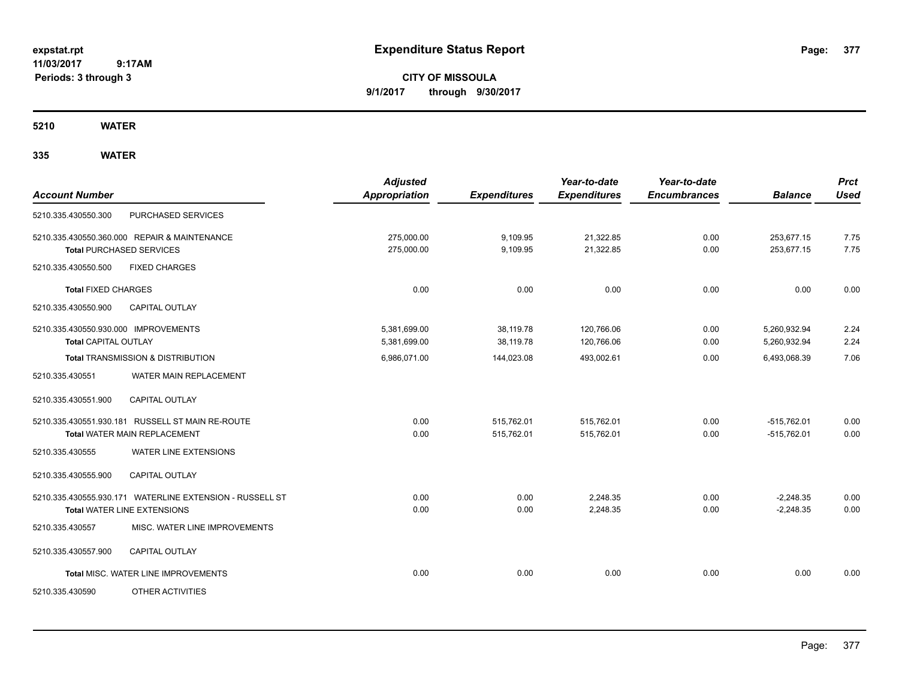# Expenditure Status Report

expstat.rpt
11/03/2017 9:17AM
Periods: 3 through 3

**CITY OF MISSOULA**
**9/1/2017 through 9/30/2017**

## 5210 WATER

## 335 WATER

| Account Number | Adjusted Appropriation | Expenditures | Year-to-date Expenditures | Year-to-date Encumbrances | Balance | Prct Used |
|---|---|---|---|---|---|---|
| 5210.335.430550.300 PURCHASED SERVICES | | | | | | |
| 5210.335.430550.360.000 REPAIR & MAINTENANCE | 275,000.00 | 9,109.95 | 21,322.85 | 0.00 | 253,677.15 | 7.75 |
| **Total** PURCHASED SERVICES | 275,000.00 | 9,109.95 | 21,322.85 | 0.00 | 253,677.15 | 7.75 |
| 5210.335.430550.500 FIXED CHARGES | | | | | | |
| **Total** FIXED CHARGES | 0.00 | 0.00 | 0.00 | 0.00 | 0.00 | 0.00 |
| 5210.335.430550.900 CAPITAL OUTLAY | | | | | | |
| 5210.335.430550.930.000 IMPROVEMENTS | 5,381,699.00 | 38,119.78 | 120,766.06 | 0.00 | 5,260,932.94 | 2.24 |
| **Total** CAPITAL OUTLAY | 5,381,699.00 | 38,119.78 | 120,766.06 | 0.00 | 5,260,932.94 | 2.24 |
| **Total** TRANSMISSION & DISTRIBUTION | 6,986,071.00 | 144,023.08 | 493,002.61 | 0.00 | 6,493,068.39 | 7.06 |
| 5210.335.430551 WATER MAIN REPLACEMENT | | | | | | |
| 5210.335.430551.900 CAPITAL OUTLAY | | | | | | |
| 5210.335.430551.930.181 RUSSELL ST MAIN RE-ROUTE | 0.00 | 515,762.01 | 515,762.01 | 0.00 | -515,762.01 | 0.00 |
| **Total** WATER MAIN REPLACEMENT | 0.00 | 515,762.01 | 515,762.01 | 0.00 | -515,762.01 | 0.00 |
| 5210.335.430555 WATER LINE EXTENSIONS | | | | | | |
| 5210.335.430555.900 CAPITAL OUTLAY | | | | | | |
| 5210.335.430555.930.171 WATERLINE EXTENSION - RUSSELL ST | 0.00 | 0.00 | 2,248.35 | 0.00 | -2,248.35 | 0.00 |
| **Total** WATER LINE EXTENSIONS | 0.00 | 0.00 | 2,248.35 | 0.00 | -2,248.35 | 0.00 |
| 5210.335.430557 MISC. WATER LINE IMPROVEMENTS | | | | | | |
| 5210.335.430557.900 CAPITAL OUTLAY | | | | | | |
| **Total** MISC. WATER LINE IMPROVEMENTS | 0.00 | 0.00 | 0.00 | 0.00 | 0.00 | 0.00 |
| 5210.335.430590 OTHER ACTIVITIES | | | | | | |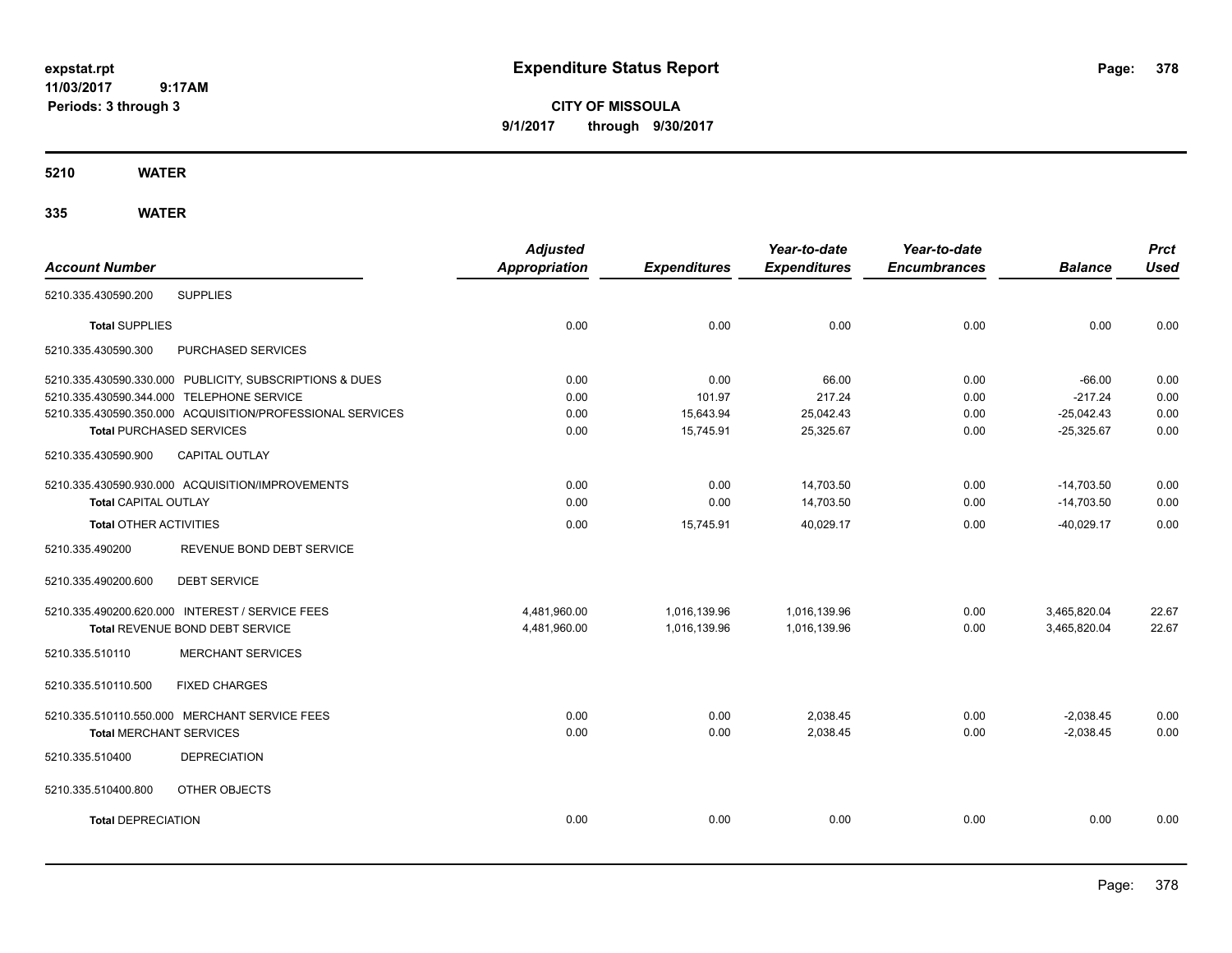# Expenditure Status Report

expstat.rpt
11/03/2017 9:17AM
Periods: 3 through 3

**CITY OF MISSOULA**
**9/1/2017 through 9/30/2017**

## 5210 WATER

### 335 WATER

| Account Number | | Adjusted Appropriation | Expenditures | Year-to-date Expenditures | Year-to-date Encumbrances | Balance | Prct Used |
|---|---|---|---|---|---|---|---|
| 5210.335.430590.200 | SUPPLIES | | | | | | |
| **Total** SUPPLIES | | 0.00 | 0.00 | 0.00 | 0.00 | 0.00 | 0.00 |
| 5210.335.430590.300 | PURCHASED SERVICES | | | | | | |
| 5210.335.430590.330.000 | PUBLICITY, SUBSCRIPTIONS & DUES | 0.00 | 0.00 | 66.00 | 0.00 | -66.00 | 0.00 |
| 5210.335.430590.344.000 | TELEPHONE SERVICE | 0.00 | 101.97 | 217.24 | 0.00 | -217.24 | 0.00 |
| 5210.335.430590.350.000 | ACQUISITION/PROFESSIONAL SERVICES | 0.00 | 15,643.94 | 25,042.43 | 0.00 | -25,042.43 | 0.00 |
| **Total** PURCHASED SERVICES | | 0.00 | 15,745.91 | 25,325.67 | 0.00 | -25,325.67 | 0.00 |
| 5210.335.430590.900 | CAPITAL OUTLAY | | | | | | |
| 5210.335.430590.930.000 | ACQUISITION/IMPROVEMENTS | 0.00 | 0.00 | 14,703.50 | 0.00 | -14,703.50 | 0.00 |
| **Total** CAPITAL OUTLAY | | 0.00 | 0.00 | 14,703.50 | 0.00 | -14,703.50 | 0.00 |
| **Total** OTHER ACTIVITIES | | 0.00 | 15,745.91 | 40,029.17 | 0.00 | -40,029.17 | 0.00 |
| 5210.335.490200 | REVENUE BOND DEBT SERVICE | | | | | | |
| 5210.335.490200.600 | DEBT SERVICE | | | | | | |
| 5210.335.490200.620.000 | INTEREST / SERVICE FEES | 4,481,960.00 | 1,016,139.96 | 1,016,139.96 | 0.00 | 3,465,820.04 | 22.67 |
| **Total** REVENUE BOND DEBT SERVICE | | 4,481,960.00 | 1,016,139.96 | 1,016,139.96 | 0.00 | 3,465,820.04 | 22.67 |
| 5210.335.510110 | MERCHANT SERVICES | | | | | | |
| 5210.335.510110.500 | FIXED CHARGES | | | | | | |
| 5210.335.510110.550.000 | MERCHANT SERVICE FEES | 0.00 | 0.00 | 2,038.45 | 0.00 | -2,038.45 | 0.00 |
| **Total** MERCHANT SERVICES | | 0.00 | 0.00 | 2,038.45 | 0.00 | -2,038.45 | 0.00 |
| 5210.335.510400 | DEPRECIATION | | | | | | |
| 5210.335.510400.800 | OTHER OBJECTS | | | | | | |
| **Total** DEPRECIATION | | 0.00 | 0.00 | 0.00 | 0.00 | 0.00 | 0.00 |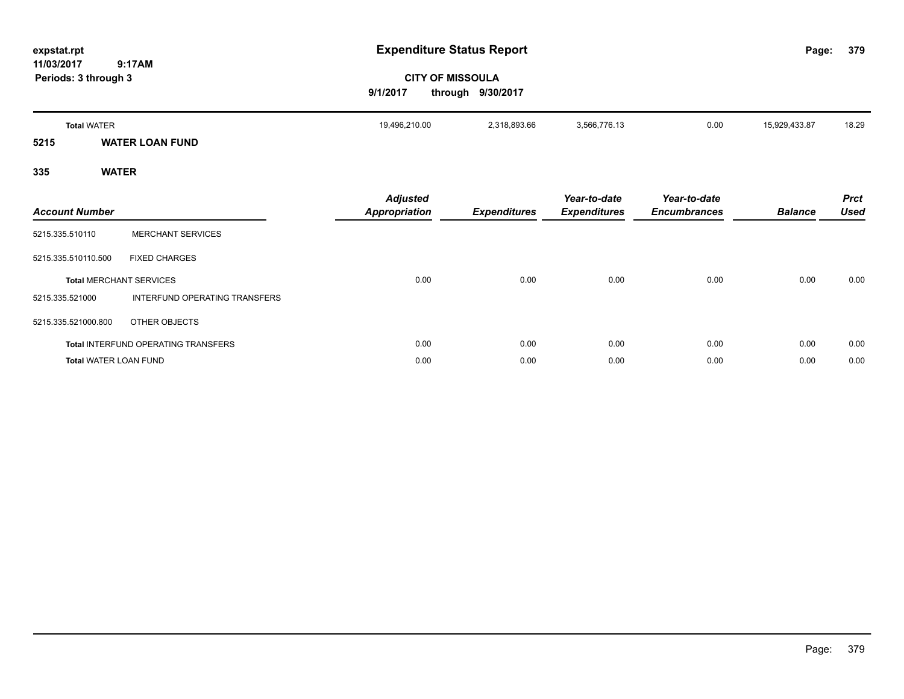# Expenditure Status Report

expstat.rpt
11/03/2017 9:17AM
Periods: 3 through 3

**CITY OF MISSOULA**

**9/1/2017 through 9/30/2017**

| Account Number | | Adjusted Appropriation | Expenditures | Year-to-date Expenditures | Year-to-date Encumbrances | Balance | Prct Used |
|---|---|---|---|---|---|---|---|
| **Total** WATER | | 19,496,210.00 | 2,318,893.66 | 3,566,776.13 | 0.00 | 15,929,433.87 | 18.29 |

## 5215 WATER LOAN FUND

## 335 WATER

| Account Number | | Adjusted Appropriation | Expenditures | Year-to-date Expenditures | Year-to-date Encumbrances | Balance | Prct Used |
|---|---|---|---|---|---|---|---|
| 5215.335.510110 | MERCHANT SERVICES | | | | | | |
| 5215.335.510110.500 | FIXED CHARGES | | | | | | |
| **Total** MERCHANT SERVICES | | 0.00 | 0.00 | 0.00 | 0.00 | 0.00 | 0.00 |
| 5215.335.521000 | INTERFUND OPERATING TRANSFERS | | | | | | |
| 5215.335.521000.800 | OTHER OBJECTS | | | | | | |
| **Total** INTERFUND OPERATING TRANSFERS | | 0.00 | 0.00 | 0.00 | 0.00 | 0.00 | 0.00 |
| **Total** WATER LOAN FUND | | 0.00 | 0.00 | 0.00 | 0.00 | 0.00 | 0.00 |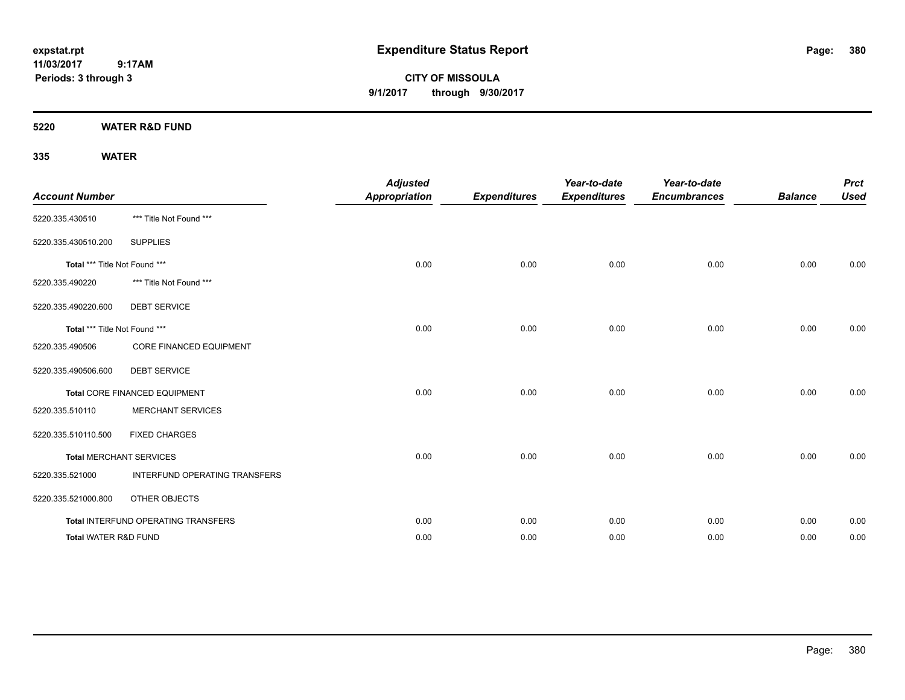# Expenditure Status Report

expstat.rpt
11/03/2017 9:17AM
Periods: 3 through 3

**CITY OF MISSOULA**
**9/1/2017 through 9/30/2017**

## 5220 WATER R&D FUND

### 335 WATER

| Account Number | | Adjusted Appropriation | Expenditures | Year-to-date Expenditures | Year-to-date Encumbrances | Balance | Prct Used |
|---|---|---|---|---|---|---|---|
| 5220.335.430510 | *** Title Not Found *** | | | | | | |
| 5220.335.430510.200 | SUPPLIES | | | | | | |
| **Total** *** Title Not Found *** | | 0.00 | 0.00 | 0.00 | 0.00 | 0.00 | 0.00 |
| 5220.335.490220 | *** Title Not Found *** | | | | | | |
| 5220.335.490220.600 | DEBT SERVICE | | | | | | |
| **Total** *** Title Not Found *** | | 0.00 | 0.00 | 0.00 | 0.00 | 0.00 | 0.00 |
| 5220.335.490506 | CORE FINANCED EQUIPMENT | | | | | | |
| 5220.335.490506.600 | DEBT SERVICE | | | | | | |
| **Total** CORE FINANCED EQUIPMENT | | 0.00 | 0.00 | 0.00 | 0.00 | 0.00 | 0.00 |
| 5220.335.510110 | MERCHANT SERVICES | | | | | | |
| 5220.335.510110.500 | FIXED CHARGES | | | | | | |
| **Total** MERCHANT SERVICES | | 0.00 | 0.00 | 0.00 | 0.00 | 0.00 | 0.00 |
| 5220.335.521000 | INTERFUND OPERATING TRANSFERS | | | | | | |
| 5220.335.521000.800 | OTHER OBJECTS | | | | | | |
| **Total** INTERFUND OPERATING TRANSFERS | | 0.00 | 0.00 | 0.00 | 0.00 | 0.00 | 0.00 |
| **Total** WATER R&D FUND | | 0.00 | 0.00 | 0.00 | 0.00 | 0.00 | 0.00 |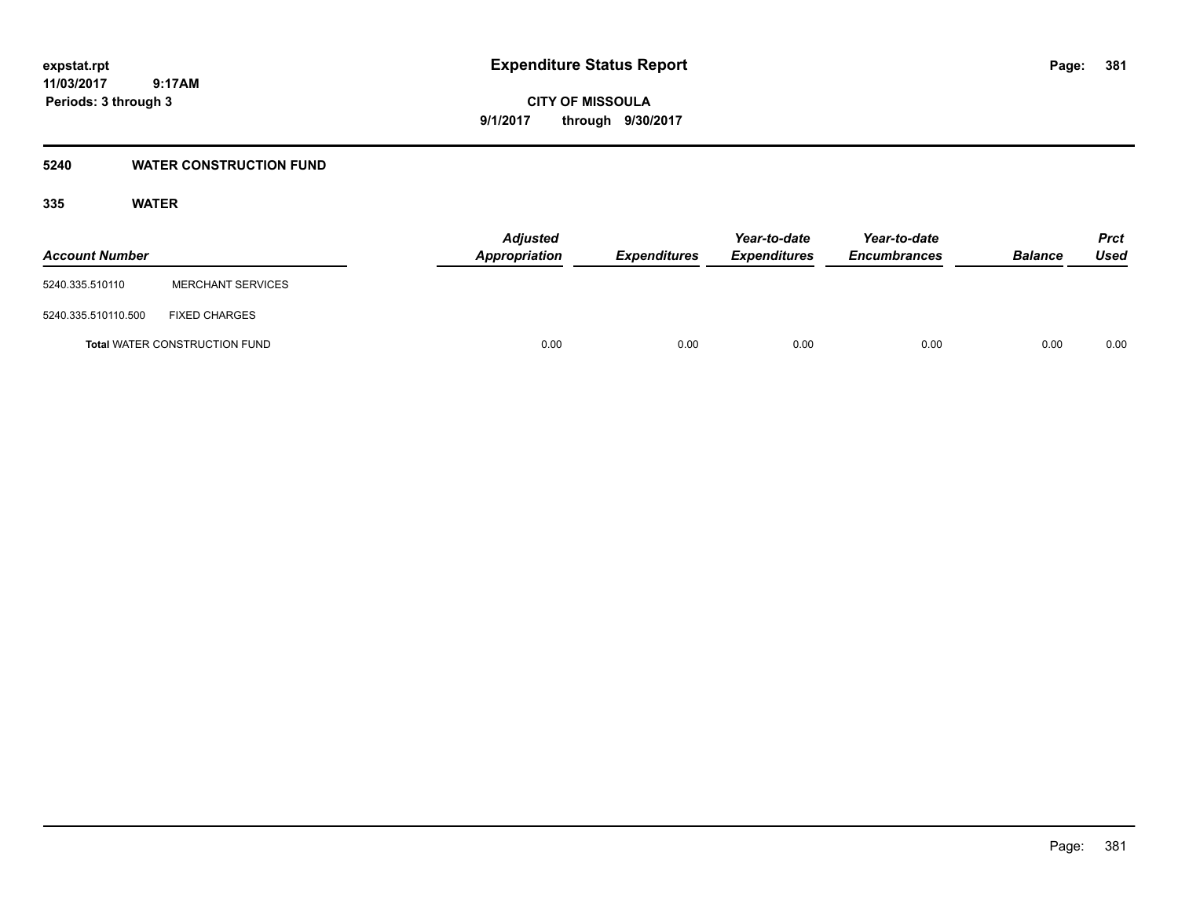**expstat.rpt**
**11/03/2017 9:17AM**
**Periods: 3 through 3**

# Expenditure Status Report

**CITY OF MISSOULA**
**9/1/2017 through 9/30/2017**

## 5240 WATER CONSTRUCTION FUND

### 335 WATER

| Account Number | | Adjusted Appropriation | Expenditures | Year-to-date Expenditures | Year-to-date Encumbrances | Balance | Prct Used |
|---|---|---|---|---|---|---|---|
| 5240.335.510110 | MERCHANT SERVICES | | | | | | |
| 5240.335.510110.500 | FIXED CHARGES | | | | | | |
| **Total** WATER CONSTRUCTION FUND | | 0.00 | 0.00 | 0.00 | 0.00 | 0.00 | 0.00 |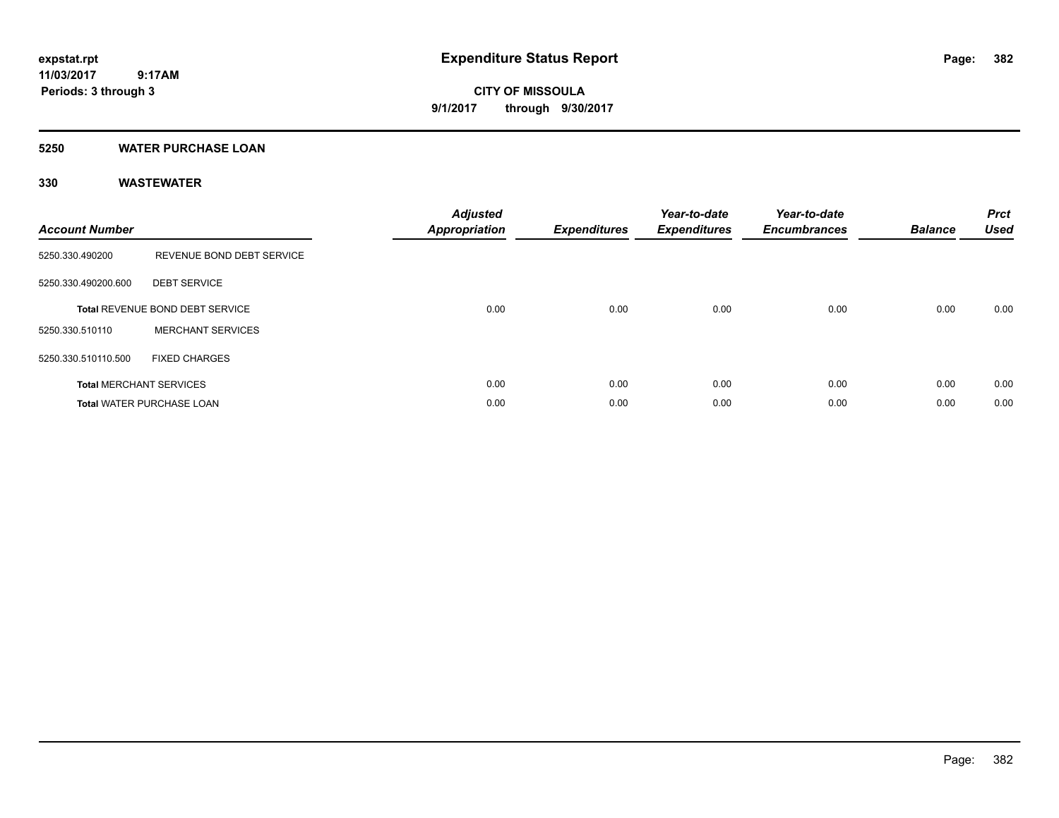**expstat.rpt**
**11/03/2017 9:17AM**
**Periods: 3 through 3**

# Expenditure Status Report

**CITY OF MISSOULA**
**9/1/2017 through 9/30/2017**

## 5250 WATER PURCHASE LOAN

### 330 WASTEWATER

| Account Number | | Adjusted Appropriation | Expenditures | Year-to-date Expenditures | Year-to-date Encumbrances | Balance | Prct Used |
|---|---|---|---|---|---|---|---|
| 5250.330.490200 | REVENUE BOND DEBT SERVICE | | | | | | |
| 5250.330.490200.600 | DEBT SERVICE | | | | | | |
| **Total** REVENUE BOND DEBT SERVICE | | 0.00 | 0.00 | 0.00 | 0.00 | 0.00 | 0.00 |
| 5250.330.510110 | MERCHANT SERVICES | | | | | | |
| 5250.330.510110.500 | FIXED CHARGES | | | | | | |
| **Total** MERCHANT SERVICES | | 0.00 | 0.00 | 0.00 | 0.00 | 0.00 | 0.00 |
| **Total** WATER PURCHASE LOAN | | 0.00 | 0.00 | 0.00 | 0.00 | 0.00 | 0.00 |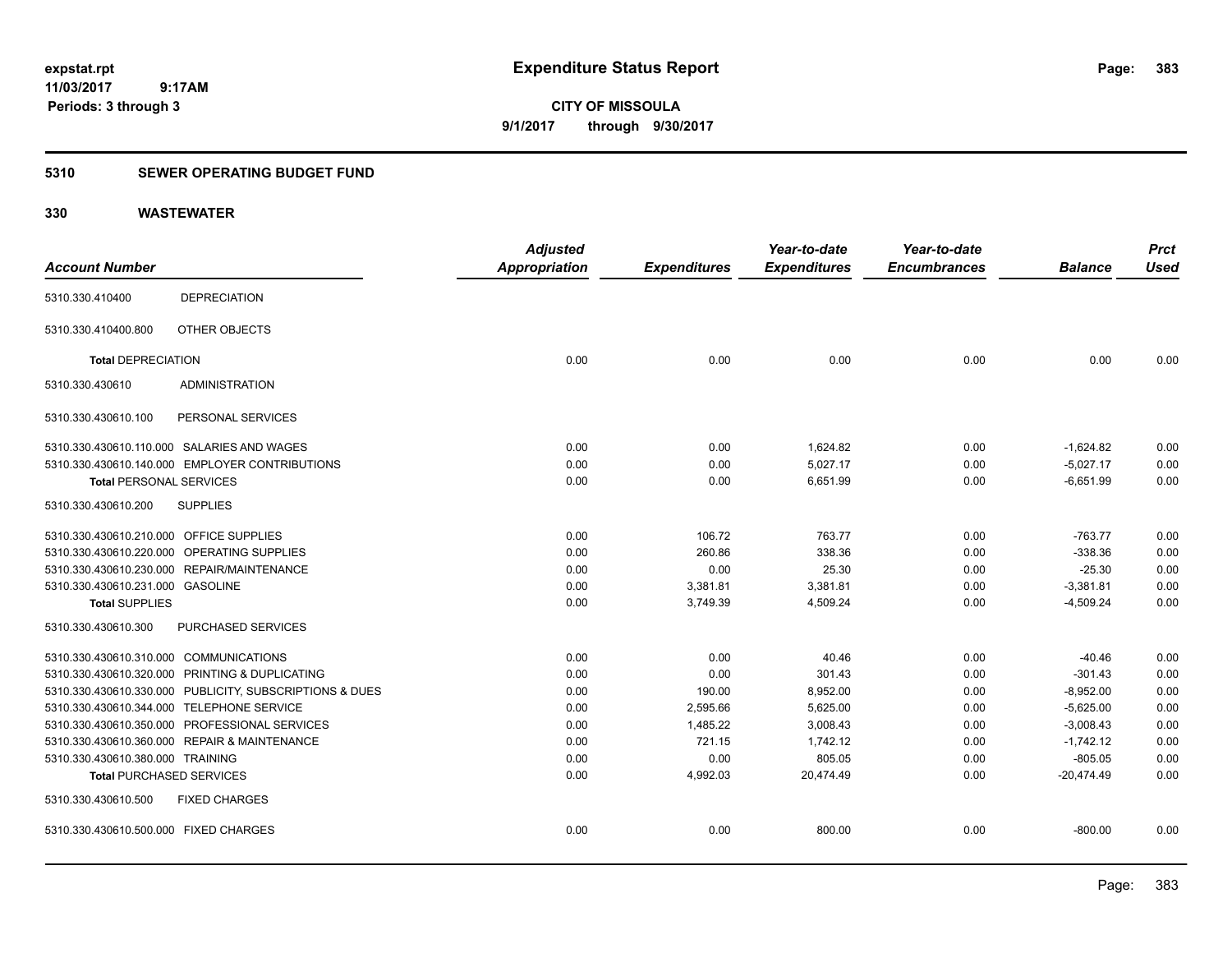expstat.rpt
11/03/2017 9:17AM
Periods: 3 through 3

# Expenditure Status Report

**CITY OF MISSOULA**
**9/1/2017 through 9/30/2017**

## 5310 SEWER OPERATING BUDGET FUND

## 330 WASTEWATER

| Account Number | | Adjusted Appropriation | Expenditures | Year-to-date Expenditures | Year-to-date Encumbrances | Balance | Prct Used |
|---|---|---|---|---|---|---|---|
| 5310.330.410400 | DEPRECIATION | | | | | | |
| 5310.330.410400.800 | OTHER OBJECTS | | | | | | |
| **Total** DEPRECIATION | | 0.00 | 0.00 | 0.00 | 0.00 | 0.00 | 0.00 |
| 5310.330.430610 | ADMINISTRATION | | | | | | |
| 5310.330.430610.100 | PERSONAL SERVICES | | | | | | |
| 5310.330.430610.110.000 | SALARIES AND WAGES | 0.00 | 0.00 | 1,624.82 | 0.00 | -1,624.82 | 0.00 |
| 5310.330.430610.140.000 | EMPLOYER CONTRIBUTIONS | 0.00 | 0.00 | 5,027.17 | 0.00 | -5,027.17 | 0.00 |
| **Total** PERSONAL SERVICES | | 0.00 | 0.00 | 6,651.99 | 0.00 | -6,651.99 | 0.00 |
| 5310.330.430610.200 | SUPPLIES | | | | | | |
| 5310.330.430610.210.000 | OFFICE SUPPLIES | 0.00 | 106.72 | 763.77 | 0.00 | -763.77 | 0.00 |
| 5310.330.430610.220.000 | OPERATING SUPPLIES | 0.00 | 260.86 | 338.36 | 0.00 | -338.36 | 0.00 |
| 5310.330.430610.230.000 | REPAIR/MAINTENANCE | 0.00 | 0.00 | 25.30 | 0.00 | -25.30 | 0.00 |
| 5310.330.430610.231.000 | GASOLINE | 0.00 | 3,381.81 | 3,381.81 | 0.00 | -3,381.81 | 0.00 |
| **Total** SUPPLIES | | 0.00 | 3,749.39 | 4,509.24 | 0.00 | -4,509.24 | 0.00 |
| 5310.330.430610.300 | PURCHASED SERVICES | | | | | | |
| 5310.330.430610.310.000 | COMMUNICATIONS | 0.00 | 0.00 | 40.46 | 0.00 | -40.46 | 0.00 |
| 5310.330.430610.320.000 | PRINTING & DUPLICATING | 0.00 | 0.00 | 301.43 | 0.00 | -301.43 | 0.00 |
| 5310.330.430610.330.000 | PUBLICITY, SUBSCRIPTIONS & DUES | 0.00 | 190.00 | 8,952.00 | 0.00 | -8,952.00 | 0.00 |
| 5310.330.430610.344.000 | TELEPHONE SERVICE | 0.00 | 2,595.66 | 5,625.00 | 0.00 | -5,625.00 | 0.00 |
| 5310.330.430610.350.000 | PROFESSIONAL SERVICES | 0.00 | 1,485.22 | 3,008.43 | 0.00 | -3,008.43 | 0.00 |
| 5310.330.430610.360.000 | REPAIR & MAINTENANCE | 0.00 | 721.15 | 1,742.12 | 0.00 | -1,742.12 | 0.00 |
| 5310.330.430610.380.000 | TRAINING | 0.00 | 0.00 | 805.05 | 0.00 | -805.05 | 0.00 |
| **Total** PURCHASED SERVICES | | 0.00 | 4,992.03 | 20,474.49 | 0.00 | -20,474.49 | 0.00 |
| 5310.330.430610.500 | FIXED CHARGES | | | | | | |
| 5310.330.430610.500.000 | FIXED CHARGES | 0.00 | 0.00 | 800.00 | 0.00 | -800.00 | 0.00 |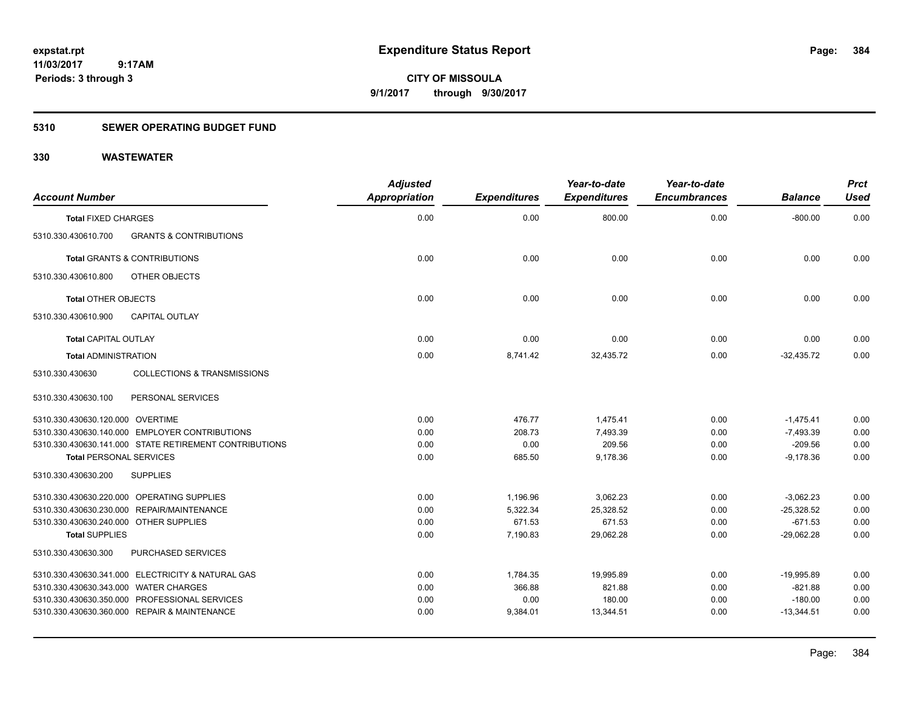**expstat.rpt**
**11/03/2017 9:17AM**
**Periods: 3 through 3**

# Expenditure Status Report

**CITY OF MISSOULA**
**9/1/2017 through 9/30/2017**

## 5310 SEWER OPERATING BUDGET FUND

## 330 WASTEWATER

| Account Number | Adjusted Appropriation | Expenditures | Year-to-date Expenditures | Year-to-date Encumbrances | Balance | Prct Used |
|---|---|---|---|---|---|---|
| **Total** FIXED CHARGES | 0.00 | 0.00 | 800.00 | 0.00 | -800.00 | 0.00 |
| 5310.330.430610.700 GRANTS & CONTRIBUTIONS | | | | | | |
| **Total** GRANTS & CONTRIBUTIONS | 0.00 | 0.00 | 0.00 | 0.00 | 0.00 | 0.00 |
| 5310.330.430610.800 OTHER OBJECTS | | | | | | |
| **Total** OTHER OBJECTS | 0.00 | 0.00 | 0.00 | 0.00 | 0.00 | 0.00 |
| 5310.330.430610.900 CAPITAL OUTLAY | | | | | | |
| **Total** CAPITAL OUTLAY | 0.00 | 0.00 | 0.00 | 0.00 | 0.00 | 0.00 |
| **Total** ADMINISTRATION | 0.00 | 8,741.42 | 32,435.72 | 0.00 | -32,435.72 | 0.00 |
| 5310.330.430630 COLLECTIONS & TRANSMISSIONS | | | | | | |
| 5310.330.430630.100 PERSONAL SERVICES | | | | | | |
| 5310.330.430630.120.000 OVERTIME | 0.00 | 476.77 | 1,475.41 | 0.00 | -1,475.41 | 0.00 |
| 5310.330.430630.140.000 EMPLOYER CONTRIBUTIONS | 0.00 | 208.73 | 7,493.39 | 0.00 | -7,493.39 | 0.00 |
| 5310.330.430630.141.000 STATE RETIREMENT CONTRIBUTIONS | 0.00 | 0.00 | 209.56 | 0.00 | -209.56 | 0.00 |
| **Total** PERSONAL SERVICES | 0.00 | 685.50 | 9,178.36 | 0.00 | -9,178.36 | 0.00 |
| 5310.330.430630.200 SUPPLIES | | | | | | |
| 5310.330.430630.220.000 OPERATING SUPPLIES | 0.00 | 1,196.96 | 3,062.23 | 0.00 | -3,062.23 | 0.00 |
| 5310.330.430630.230.000 REPAIR/MAINTENANCE | 0.00 | 5,322.34 | 25,328.52 | 0.00 | -25,328.52 | 0.00 |
| 5310.330.430630.240.000 OTHER SUPPLIES | 0.00 | 671.53 | 671.53 | 0.00 | -671.53 | 0.00 |
| **Total** SUPPLIES | 0.00 | 7,190.83 | 29,062.28 | 0.00 | -29,062.28 | 0.00 |
| 5310.330.430630.300 PURCHASED SERVICES | | | | | | |
| 5310.330.430630.341.000 ELECTRICITY & NATURAL GAS | 0.00 | 1,784.35 | 19,995.89 | 0.00 | -19,995.89 | 0.00 |
| 5310.330.430630.343.000 WATER CHARGES | 0.00 | 366.88 | 821.88 | 0.00 | -821.88 | 0.00 |
| 5310.330.430630.350.000 PROFESSIONAL SERVICES | 0.00 | 0.00 | 180.00 | 0.00 | -180.00 | 0.00 |
| 5310.330.430630.360.000 REPAIR & MAINTENANCE | 0.00 | 9,384.01 | 13,344.51 | 0.00 | -13,344.51 | 0.00 |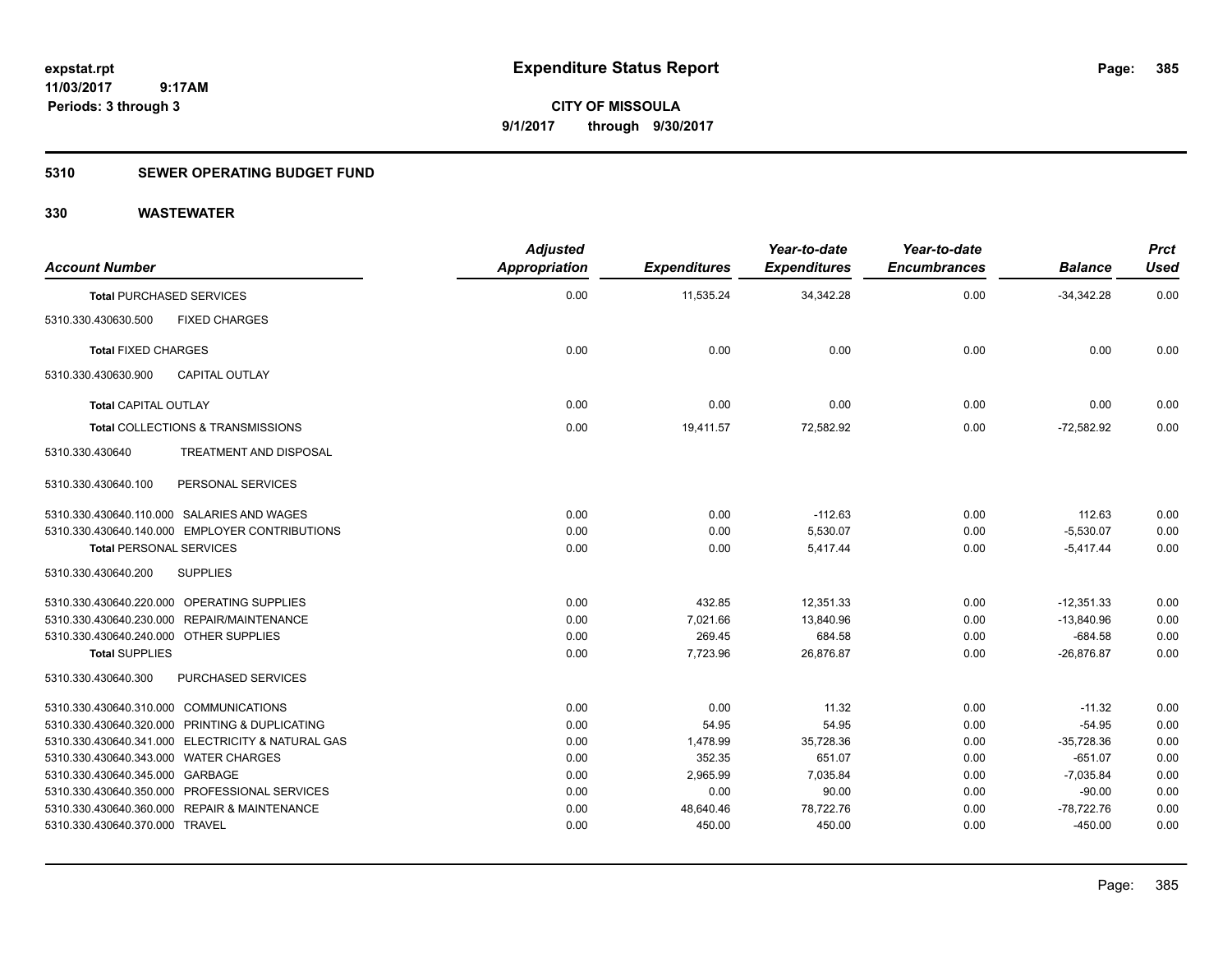**expstat.rpt**
**11/03/2017 9:17AM**
**Periods: 3 through 3**

# Expenditure Status Report

**CITY OF MISSOULA**
**9/1/2017 through 9/30/2017**

## 5310 SEWER OPERATING BUDGET FUND

## 330 WASTEWATER

| Account Number | Adjusted Appropriation | Expenditures | Year-to-date Expenditures | Year-to-date Encumbrances | Balance | Prct Used |
|---|---|---|---|---|---|---|
| **Total PURCHASED SERVICES** | 0.00 | 11,535.24 | 34,342.28 | 0.00 | -34,342.28 | 0.00 |
| 5310.330.430630.500 FIXED CHARGES | | | | | | |
| **Total FIXED CHARGES** | 0.00 | 0.00 | 0.00 | 0.00 | 0.00 | 0.00 |
| 5310.330.430630.900 CAPITAL OUTLAY | | | | | | |
| **Total CAPITAL OUTLAY** | 0.00 | 0.00 | 0.00 | 0.00 | 0.00 | 0.00 |
| **Total COLLECTIONS & TRANSMISSIONS** | 0.00 | 19,411.57 | 72,582.92 | 0.00 | -72,582.92 | 0.00 |
| 5310.330.430640 TREATMENT AND DISPOSAL | | | | | | |
| 5310.330.430640.100 PERSONAL SERVICES | | | | | | |
| 5310.330.430640.110.000 SALARIES AND WAGES | 0.00 | 0.00 | -112.63 | 0.00 | 112.63 | 0.00 |
| 5310.330.430640.140.000 EMPLOYER CONTRIBUTIONS | 0.00 | 0.00 | 5,530.07 | 0.00 | -5,530.07 | 0.00 |
| **Total PERSONAL SERVICES** | 0.00 | 0.00 | 5,417.44 | 0.00 | -5,417.44 | 0.00 |
| 5310.330.430640.200 SUPPLIES | | | | | | |
| 5310.330.430640.220.000 OPERATING SUPPLIES | 0.00 | 432.85 | 12,351.33 | 0.00 | -12,351.33 | 0.00 |
| 5310.330.430640.230.000 REPAIR/MAINTENANCE | 0.00 | 7,021.66 | 13,840.96 | 0.00 | -13,840.96 | 0.00 |
| 5310.330.430640.240.000 OTHER SUPPLIES | 0.00 | 269.45 | 684.58 | 0.00 | -684.58 | 0.00 |
| **Total SUPPLIES** | 0.00 | 7,723.96 | 26,876.87 | 0.00 | -26,876.87 | 0.00 |
| 5310.330.430640.300 PURCHASED SERVICES | | | | | | |
| 5310.330.430640.310.000 COMMUNICATIONS | 0.00 | 0.00 | 11.32 | 0.00 | -11.32 | 0.00 |
| 5310.330.430640.320.000 PRINTING & DUPLICATING | 0.00 | 54.95 | 54.95 | 0.00 | -54.95 | 0.00 |
| 5310.330.430640.341.000 ELECTRICITY & NATURAL GAS | 0.00 | 1,478.99 | 35,728.36 | 0.00 | -35,728.36 | 0.00 |
| 5310.330.430640.343.000 WATER CHARGES | 0.00 | 352.35 | 651.07 | 0.00 | -651.07 | 0.00 |
| 5310.330.430640.345.000 GARBAGE | 0.00 | 2,965.99 | 7,035.84 | 0.00 | -7,035.84 | 0.00 |
| 5310.330.430640.350.000 PROFESSIONAL SERVICES | 0.00 | 0.00 | 90.00 | 0.00 | -90.00 | 0.00 |
| 5310.330.430640.360.000 REPAIR & MAINTENANCE | 0.00 | 48,640.46 | 78,722.76 | 0.00 | -78,722.76 | 0.00 |
| 5310.330.430640.370.000 TRAVEL | 0.00 | 450.00 | 450.00 | 0.00 | -450.00 | 0.00 |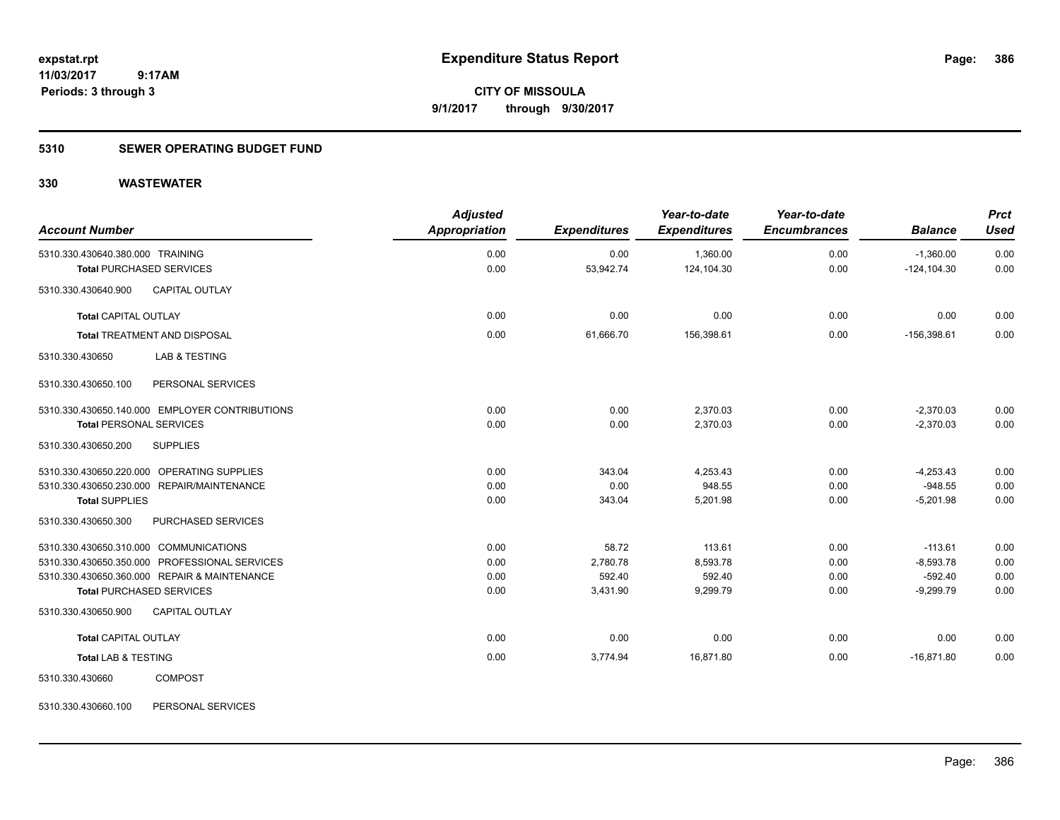# Expenditure Status Report

**CITY OF MISSOULA**
**9/1/2017 through 9/30/2017**

expstat.rpt
11/03/2017 9:17AM
Periods: 3 through 3

## 5310 SEWER OPERATING BUDGET FUND

## 330 WASTEWATER

| Account Number | Adjusted Appropriation | Expenditures | Year-to-date Expenditures | Year-to-date Encumbrances | Balance | Prct Used |
|---|---|---|---|---|---|---|
| 5310.330.430640.380.000 TRAINING | 0.00 | 0.00 | 1,360.00 | 0.00 | -1,360.00 | 0.00 |
| **Total** PURCHASED SERVICES | 0.00 | 53,942.74 | 124,104.30 | 0.00 | -124,104.30 | 0.00 |
| 5310.330.430640.900 CAPITAL OUTLAY | | | | | | |
| **Total** CAPITAL OUTLAY | 0.00 | 0.00 | 0.00 | 0.00 | 0.00 | 0.00 |
| **Total** TREATMENT AND DISPOSAL | 0.00 | 61,666.70 | 156,398.61 | 0.00 | -156,398.61 | 0.00 |
| 5310.330.430650 LAB & TESTING | | | | | | |
| 5310.330.430650.100 PERSONAL SERVICES | | | | | | |
| 5310.330.430650.140.000 EMPLOYER CONTRIBUTIONS | 0.00 | 0.00 | 2,370.03 | 0.00 | -2,370.03 | 0.00 |
| **Total** PERSONAL SERVICES | 0.00 | 0.00 | 2,370.03 | 0.00 | -2,370.03 | 0.00 |
| 5310.330.430650.200 SUPPLIES | | | | | | |
| 5310.330.430650.220.000 OPERATING SUPPLIES | 0.00 | 343.04 | 4,253.43 | 0.00 | -4,253.43 | 0.00 |
| 5310.330.430650.230.000 REPAIR/MAINTENANCE | 0.00 | 0.00 | 948.55 | 0.00 | -948.55 | 0.00 |
| **Total** SUPPLIES | 0.00 | 343.04 | 5,201.98 | 0.00 | -5,201.98 | 0.00 |
| 5310.330.430650.300 PURCHASED SERVICES | | | | | | |
| 5310.330.430650.310.000 COMMUNICATIONS | 0.00 | 58.72 | 113.61 | 0.00 | -113.61 | 0.00 |
| 5310.330.430650.350.000 PROFESSIONAL SERVICES | 0.00 | 2,780.78 | 8,593.78 | 0.00 | -8,593.78 | 0.00 |
| 5310.330.430650.360.000 REPAIR & MAINTENANCE | 0.00 | 592.40 | 592.40 | 0.00 | -592.40 | 0.00 |
| **Total** PURCHASED SERVICES | 0.00 | 3,431.90 | 9,299.79 | 0.00 | -9,299.79 | 0.00 |
| 5310.330.430650.900 CAPITAL OUTLAY | | | | | | |
| **Total** CAPITAL OUTLAY | 0.00 | 0.00 | 0.00 | 0.00 | 0.00 | 0.00 |
| **Total** LAB & TESTING | 0.00 | 3,774.94 | 16,871.80 | 0.00 | -16,871.80 | 0.00 |
| 5310.330.430660 COMPOST | | | | | | |
| 5310.330.430660.100 PERSONAL SERVICES | | | | | | |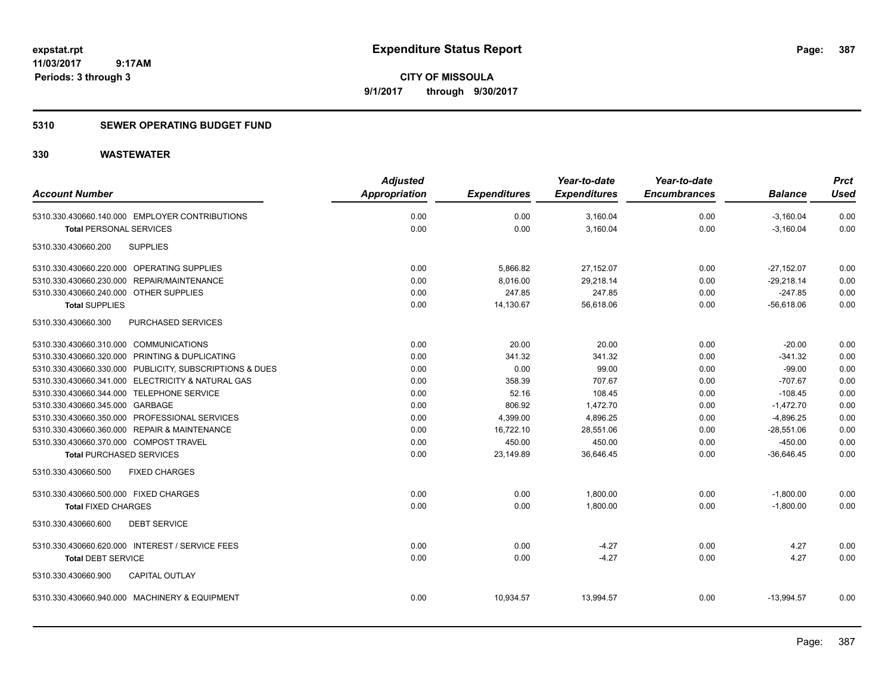**expstat.rpt**
**11/03/2017 9:17AM**
**Periods: 3 through 3**

# Expenditure Status Report

**CITY OF MISSOULA**
**9/1/2017 through 9/30/2017**

## 5310 SEWER OPERATING BUDGET FUND

## 330 WASTEWATER

| Account Number | Adjusted Appropriation | Expenditures | Year-to-date Expenditures | Year-to-date Encumbrances | Balance | Prct Used |
|---|---|---|---|---|---|---|
| 5310.330.430660.140.000 EMPLOYER CONTRIBUTIONS | 0.00 | 0.00 | 3,160.04 | 0.00 | -3,160.04 | 0.00 |
| **Total** PERSONAL SERVICES | 0.00 | 0.00 | 3,160.04 | 0.00 | -3,160.04 | 0.00 |
| 5310.330.430660.200 SUPPLIES | | | | | | |
| 5310.330.430660.220.000 OPERATING SUPPLIES | 0.00 | 5,866.82 | 27,152.07 | 0.00 | -27,152.07 | 0.00 |
| 5310.330.430660.230.000 REPAIR/MAINTENANCE | 0.00 | 8,016.00 | 29,218.14 | 0.00 | -29,218.14 | 0.00 |
| 5310.330.430660.240.000 OTHER SUPPLIES | 0.00 | 247.85 | 247.85 | 0.00 | -247.85 | 0.00 |
| **Total** SUPPLIES | 0.00 | 14,130.67 | 56,618.06 | 0.00 | -56,618.06 | 0.00 |
| 5310.330.430660.300 PURCHASED SERVICES | | | | | | |
| 5310.330.430660.310.000 COMMUNICATIONS | 0.00 | 20.00 | 20.00 | 0.00 | -20.00 | 0.00 |
| 5310.330.430660.320.000 PRINTING & DUPLICATING | 0.00 | 341.32 | 341.32 | 0.00 | -341.32 | 0.00 |
| 5310.330.430660.330.000 PUBLICITY, SUBSCRIPTIONS & DUES | 0.00 | 0.00 | 99.00 | 0.00 | -99.00 | 0.00 |
| 5310.330.430660.341.000 ELECTRICITY & NATURAL GAS | 0.00 | 358.39 | 707.67 | 0.00 | -707.67 | 0.00 |
| 5310.330.430660.344.000 TELEPHONE SERVICE | 0.00 | 52.16 | 108.45 | 0.00 | -108.45 | 0.00 |
| 5310.330.430660.345.000 GARBAGE | 0.00 | 806.92 | 1,472.70 | 0.00 | -1,472.70 | 0.00 |
| 5310.330.430660.350.000 PROFESSIONAL SERVICES | 0.00 | 4,399.00 | 4,896.25 | 0.00 | -4,896.25 | 0.00 |
| 5310.330.430660.360.000 REPAIR & MAINTENANCE | 0.00 | 16,722.10 | 28,551.06 | 0.00 | -28,551.06 | 0.00 |
| 5310.330.430660.370.000 COMPOST TRAVEL | 0.00 | 450.00 | 450.00 | 0.00 | -450.00 | 0.00 |
| **Total** PURCHASED SERVICES | 0.00 | 23,149.89 | 36,646.45 | 0.00 | -36,646.45 | 0.00 |
| 5310.330.430660.500 FIXED CHARGES | | | | | | |
| 5310.330.430660.500.000 FIXED CHARGES | 0.00 | 0.00 | 1,800.00 | 0.00 | -1,800.00 | 0.00 |
| **Total** FIXED CHARGES | 0.00 | 0.00 | 1,800.00 | 0.00 | -1,800.00 | 0.00 |
| 5310.330.430660.600 DEBT SERVICE | | | | | | |
| 5310.330.430660.620.000 INTEREST / SERVICE FEES | 0.00 | 0.00 | -4.27 | 0.00 | 4.27 | 0.00 |
| **Total** DEBT SERVICE | 0.00 | 0.00 | -4.27 | 0.00 | 4.27 | 0.00 |
| 5310.330.430660.900 CAPITAL OUTLAY | | | | | | |
| 5310.330.430660.940.000 MACHINERY & EQUIPMENT | 0.00 | 10,934.57 | 13,994.57 | 0.00 | -13,994.57 | 0.00 |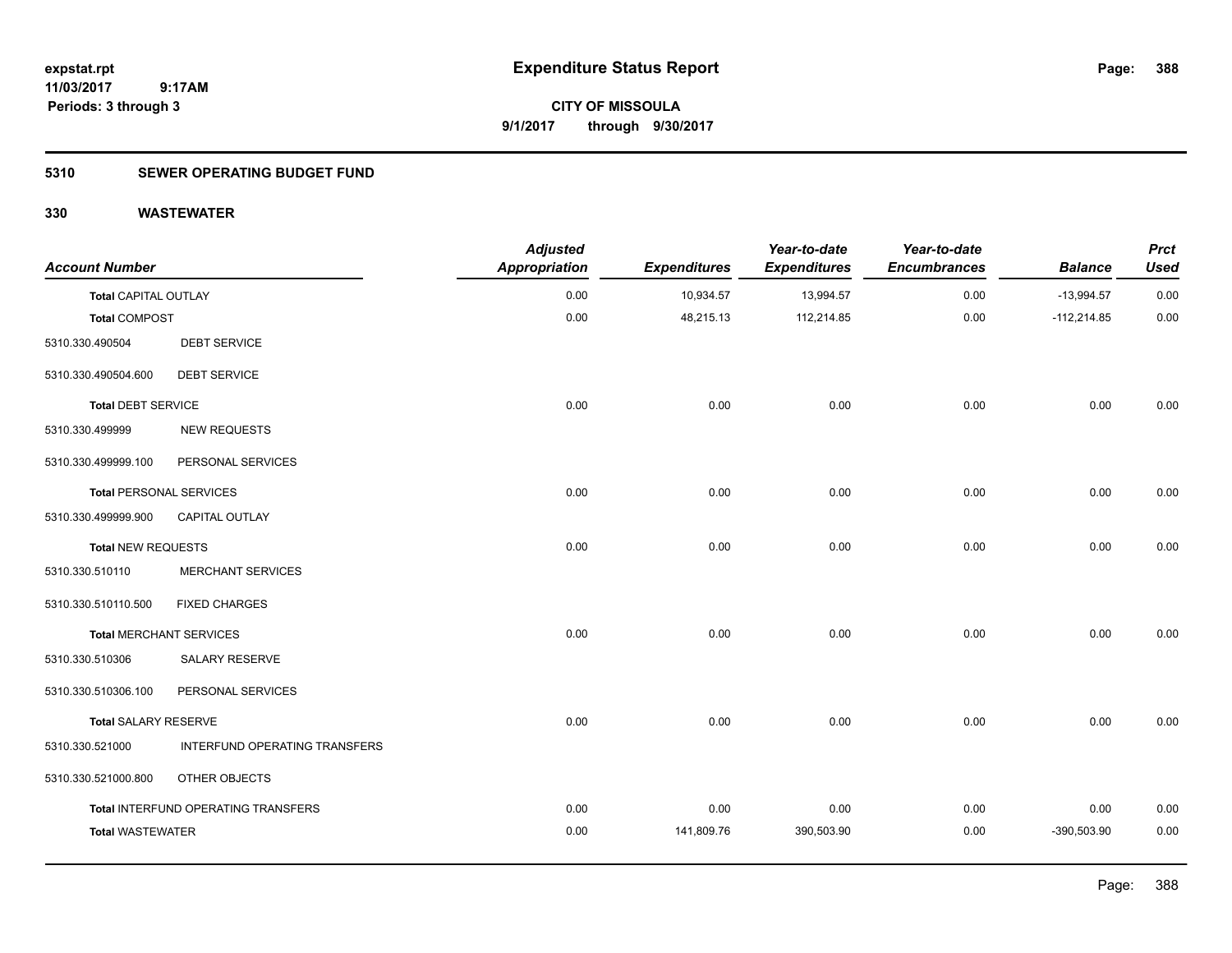# Expenditure Status Report

expstat.rpt
11/03/2017 9:17AM
Periods: 3 through 3

**CITY OF MISSOULA**
**9/1/2017 through 9/30/2017**

## 5310 SEWER OPERATING BUDGET FUND

### 330 WASTEWATER

| Account Number | | Adjusted Appropriation | Expenditures | Year-to-date Expenditures | Year-to-date Encumbrances | Balance | Prct Used |
|---|---|---|---|---|---|---|---|
| **Total** CAPITAL OUTLAY | | 0.00 | 10,934.57 | 13,994.57 | 0.00 | -13,994.57 | 0.00 |
| **Total** COMPOST | | 0.00 | 48,215.13 | 112,214.85 | 0.00 | -112,214.85 | 0.00 |
| 5310.330.490504 | DEBT SERVICE | | | | | | |
| 5310.330.490504.600 | DEBT SERVICE | | | | | | |
| **Total** DEBT SERVICE | | 0.00 | 0.00 | 0.00 | 0.00 | 0.00 | 0.00 |
| 5310.330.499999 | NEW REQUESTS | | | | | | |
| 5310.330.499999.100 | PERSONAL SERVICES | | | | | | |
| **Total** PERSONAL SERVICES | | 0.00 | 0.00 | 0.00 | 0.00 | 0.00 | 0.00 |
| 5310.330.499999.900 | CAPITAL OUTLAY | | | | | | |
| **Total** NEW REQUESTS | | 0.00 | 0.00 | 0.00 | 0.00 | 0.00 | 0.00 |
| 5310.330.510110 | MERCHANT SERVICES | | | | | | |
| 5310.330.510110.500 | FIXED CHARGES | | | | | | |
| **Total** MERCHANT SERVICES | | 0.00 | 0.00 | 0.00 | 0.00 | 0.00 | 0.00 |
| 5310.330.510306 | SALARY RESERVE | | | | | | |
| 5310.330.510306.100 | PERSONAL SERVICES | | | | | | |
| **Total** SALARY RESERVE | | 0.00 | 0.00 | 0.00 | 0.00 | 0.00 | 0.00 |
| 5310.330.521000 | INTERFUND OPERATING TRANSFERS | | | | | | |
| 5310.330.521000.800 | OTHER OBJECTS | | | | | | |
| **Total** INTERFUND OPERATING TRANSFERS | | 0.00 | 0.00 | 0.00 | 0.00 | 0.00 | 0.00 |
| **Total** WASTEWATER | | 0.00 | 141,809.76 | 390,503.90 | 0.00 | -390,503.90 | 0.00 |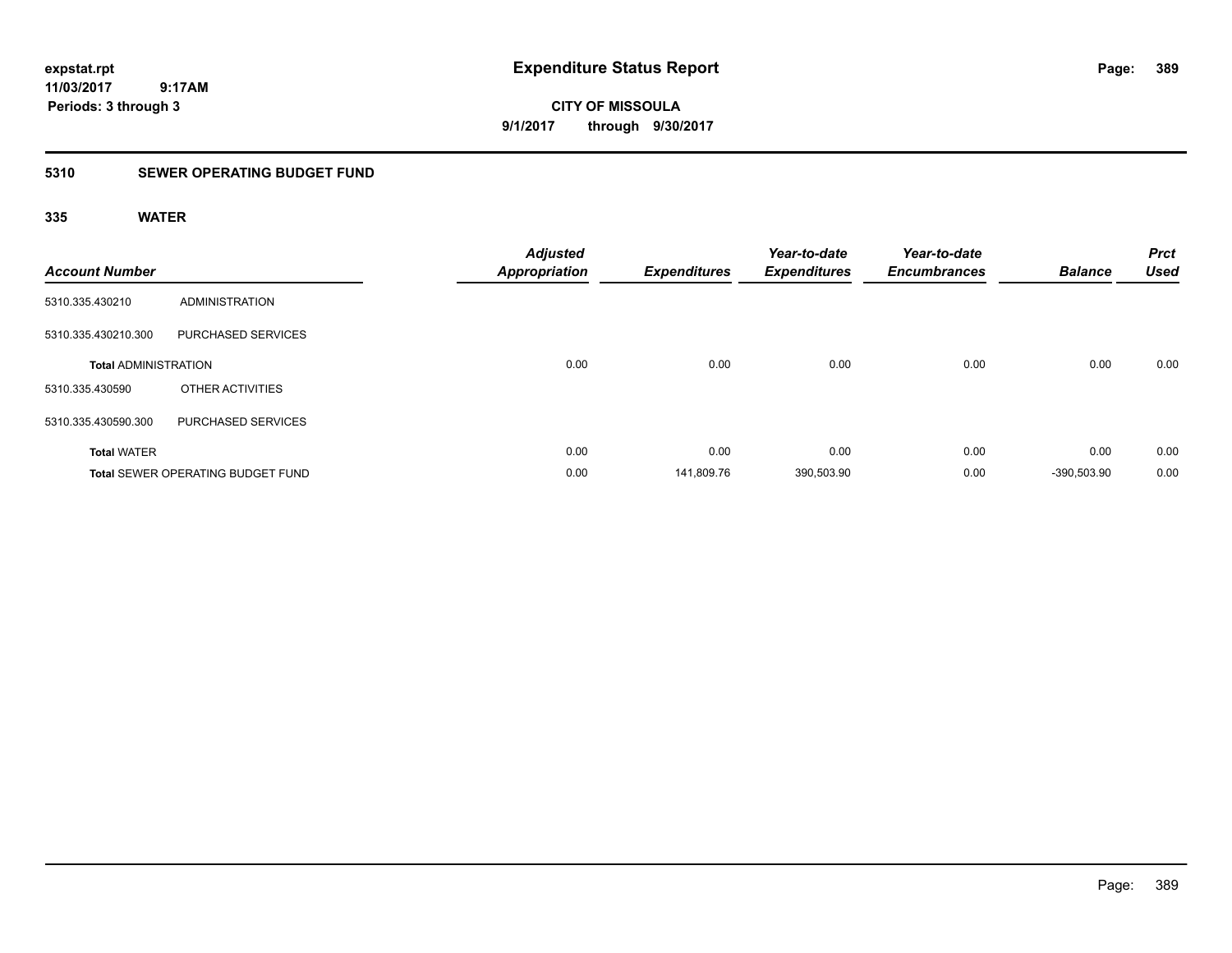**expstat.rpt**
**11/03/2017 9:17AM**
**Periods: 3 through 3**

# Expenditure Status Report

**CITY OF MISSOULA**
**9/1/2017 through 9/30/2017**

## 5310 SEWER OPERATING BUDGET FUND

### 335 WATER

| Account Number | | Adjusted Appropriation | Expenditures | Year-to-date Expenditures | Year-to-date Encumbrances | Balance | Prct Used |
|---|---|---|---|---|---|---|---|
| 5310.335.430210 | ADMINISTRATION | | | | | | |
| 5310.335.430210.300 | PURCHASED SERVICES | | | | | | |
| **Total** ADMINISTRATION | | 0.00 | 0.00 | 0.00 | 0.00 | 0.00 | 0.00 |
| 5310.335.430590 | OTHER ACTIVITIES | | | | | | |
| 5310.335.430590.300 | PURCHASED SERVICES | | | | | | |
| **Total** WATER | | 0.00 | 0.00 | 0.00 | 0.00 | 0.00 | 0.00 |
| **Total** SEWER OPERATING BUDGET FUND | | 0.00 | 141,809.76 | 390,503.90 | 0.00 | -390,503.90 | 0.00 |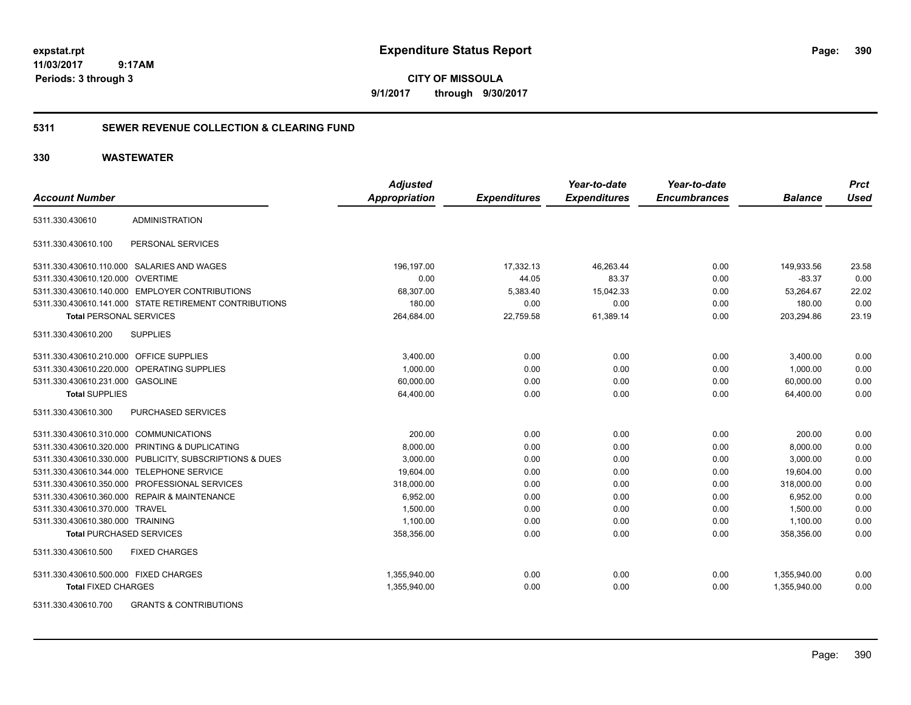**expstat.rpt**
**11/03/2017 9:17AM**
**Periods: 3 through 3**

# Expenditure Status Report

**CITY OF MISSOULA**
**9/1/2017 through 9/30/2017**

## 5311 SEWER REVENUE COLLECTION & CLEARING FUND

## 330 WASTEWATER

| Account Number | | Adjusted Appropriation | Expenditures | Year-to-date Expenditures | Year-to-date Encumbrances | Balance | Prct Used |
|---|---|---|---|---|---|---|---|
| 5311.330.430610 | ADMINISTRATION | | | | | | |
| 5311.330.430610.100 | PERSONAL SERVICES | | | | | | |
| 5311.330.430610.110.000 | SALARIES AND WAGES | 196,197.00 | 17,332.13 | 46,263.44 | 0.00 | 149,933.56 | 23.58 |
| 5311.330.430610.120.000 | OVERTIME | 0.00 | 44.05 | 83.37 | 0.00 | -83.37 | 0.00 |
| 5311.330.430610.140.000 | EMPLOYER CONTRIBUTIONS | 68,307.00 | 5,383.40 | 15,042.33 | 0.00 | 53,264.67 | 22.02 |
| 5311.330.430610.141.000 | STATE RETIREMENT CONTRIBUTIONS | 180.00 | 0.00 | 0.00 | 0.00 | 180.00 | 0.00 |
| **Total** PERSONAL SERVICES | | 264,684.00 | 22,759.58 | 61,389.14 | 0.00 | 203,294.86 | 23.19 |
| 5311.330.430610.200 | SUPPLIES | | | | | | |
| 5311.330.430610.210.000 | OFFICE SUPPLIES | 3,400.00 | 0.00 | 0.00 | 0.00 | 3,400.00 | 0.00 |
| 5311.330.430610.220.000 | OPERATING SUPPLIES | 1,000.00 | 0.00 | 0.00 | 0.00 | 1,000.00 | 0.00 |
| 5311.330.430610.231.000 | GASOLINE | 60,000.00 | 0.00 | 0.00 | 0.00 | 60,000.00 | 0.00 |
| **Total** SUPPLIES | | 64,400.00 | 0.00 | 0.00 | 0.00 | 64,400.00 | 0.00 |
| 5311.330.430610.300 | PURCHASED SERVICES | | | | | | |
| 5311.330.430610.310.000 | COMMUNICATIONS | 200.00 | 0.00 | 0.00 | 0.00 | 200.00 | 0.00 |
| 5311.330.430610.320.000 | PRINTING & DUPLICATING | 8,000.00 | 0.00 | 0.00 | 0.00 | 8,000.00 | 0.00 |
| 5311.330.430610.330.000 | PUBLICITY, SUBSCRIPTIONS & DUES | 3,000.00 | 0.00 | 0.00 | 0.00 | 3,000.00 | 0.00 |
| 5311.330.430610.344.000 | TELEPHONE SERVICE | 19,604.00 | 0.00 | 0.00 | 0.00 | 19,604.00 | 0.00 |
| 5311.330.430610.350.000 | PROFESSIONAL SERVICES | 318,000.00 | 0.00 | 0.00 | 0.00 | 318,000.00 | 0.00 |
| 5311.330.430610.360.000 | REPAIR & MAINTENANCE | 6,952.00 | 0.00 | 0.00 | 0.00 | 6,952.00 | 0.00 |
| 5311.330.430610.370.000 | TRAVEL | 1,500.00 | 0.00 | 0.00 | 0.00 | 1,500.00 | 0.00 |
| 5311.330.430610.380.000 | TRAINING | 1,100.00 | 0.00 | 0.00 | 0.00 | 1,100.00 | 0.00 |
| **Total** PURCHASED SERVICES | | 358,356.00 | 0.00 | 0.00 | 0.00 | 358,356.00 | 0.00 |
| 5311.330.430610.500 | FIXED CHARGES | | | | | | |
| 5311.330.430610.500.000 | FIXED CHARGES | 1,355,940.00 | 0.00 | 0.00 | 0.00 | 1,355,940.00 | 0.00 |
| **Total** FIXED CHARGES | | 1,355,940.00 | 0.00 | 0.00 | 0.00 | 1,355,940.00 | 0.00 |
| 5311.330.430610.700 | GRANTS & CONTRIBUTIONS | | | | | | |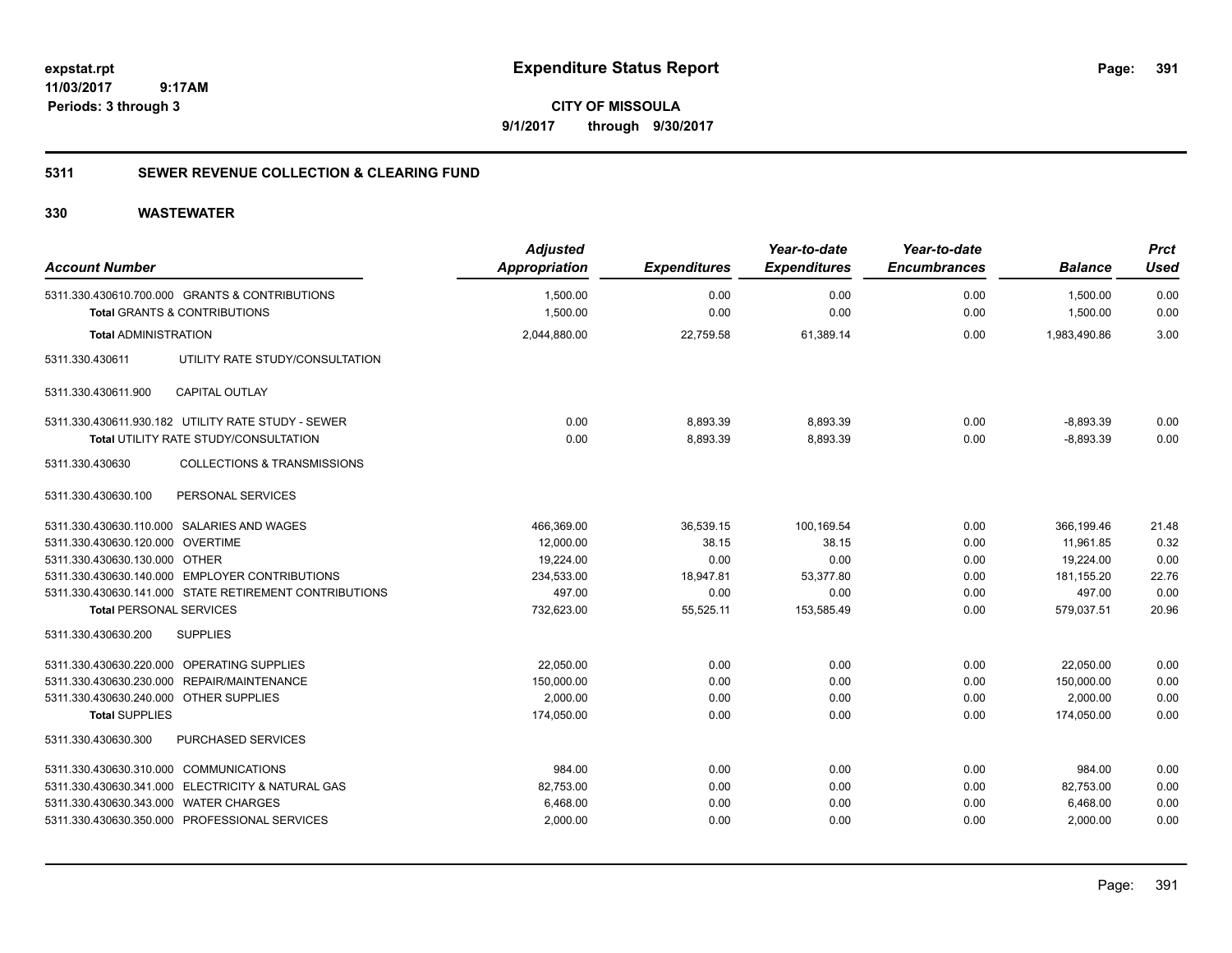# Expenditure Status Report

expstat.rpt
11/03/2017 9:17AM
Periods: 3 through 3

**CITY OF MISSOULA**
**9/1/2017 through 9/30/2017**

## 5311 SEWER REVENUE COLLECTION & CLEARING FUND

## 330 WASTEWATER

| Account Number | Adjusted Appropriation | Expenditures | Year-to-date Expenditures | Year-to-date Encumbrances | Balance | Prct Used |
|---|---|---|---|---|---|---|
| 5311.330.430610.700.000 GRANTS & CONTRIBUTIONS | 1,500.00 | 0.00 | 0.00 | 0.00 | 1,500.00 | 0.00 |
| **Total** GRANTS & CONTRIBUTIONS | 1,500.00 | 0.00 | 0.00 | 0.00 | 1,500.00 | 0.00 |
| **Total** ADMINISTRATION | 2,044,880.00 | 22,759.58 | 61,389.14 | 0.00 | 1,983,490.86 | 3.00 |
| 5311.330.430611 UTILITY RATE STUDY/CONSULTATION | | | | | | |
| 5311.330.430611.900 CAPITAL OUTLAY | | | | | | |
| 5311.330.430611.930.182 UTILITY RATE STUDY - SEWER | 0.00 | 8,893.39 | 8,893.39 | 0.00 | -8,893.39 | 0.00 |
| **Total** UTILITY RATE STUDY/CONSULTATION | 0.00 | 8,893.39 | 8,893.39 | 0.00 | -8,893.39 | 0.00 |
| 5311.330.430630 COLLECTIONS & TRANSMISSIONS | | | | | | |
| 5311.330.430630.100 PERSONAL SERVICES | | | | | | |
| 5311.330.430630.110.000 SALARIES AND WAGES | 466,369.00 | 36,539.15 | 100,169.54 | 0.00 | 366,199.46 | 21.48 |
| 5311.330.430630.120.000 OVERTIME | 12,000.00 | 38.15 | 38.15 | 0.00 | 11,961.85 | 0.32 |
| 5311.330.430630.130.000 OTHER | 19,224.00 | 0.00 | 0.00 | 0.00 | 19,224.00 | 0.00 |
| 5311.330.430630.140.000 EMPLOYER CONTRIBUTIONS | 234,533.00 | 18,947.81 | 53,377.80 | 0.00 | 181,155.20 | 22.76 |
| 5311.330.430630.141.000 STATE RETIREMENT CONTRIBUTIONS | 497.00 | 0.00 | 0.00 | 0.00 | 497.00 | 0.00 |
| **Total** PERSONAL SERVICES | 732,623.00 | 55,525.11 | 153,585.49 | 0.00 | 579,037.51 | 20.96 |
| 5311.330.430630.200 SUPPLIES | | | | | | |
| 5311.330.430630.220.000 OPERATING SUPPLIES | 22,050.00 | 0.00 | 0.00 | 0.00 | 22,050.00 | 0.00 |
| 5311.330.430630.230.000 REPAIR/MAINTENANCE | 150,000.00 | 0.00 | 0.00 | 0.00 | 150,000.00 | 0.00 |
| 5311.330.430630.240.000 OTHER SUPPLIES | 2,000.00 | 0.00 | 0.00 | 0.00 | 2,000.00 | 0.00 |
| **Total** SUPPLIES | 174,050.00 | 0.00 | 0.00 | 0.00 | 174,050.00 | 0.00 |
| 5311.330.430630.300 PURCHASED SERVICES | | | | | | |
| 5311.330.430630.310.000 COMMUNICATIONS | 984.00 | 0.00 | 0.00 | 0.00 | 984.00 | 0.00 |
| 5311.330.430630.341.000 ELECTRICITY & NATURAL GAS | 82,753.00 | 0.00 | 0.00 | 0.00 | 82,753.00 | 0.00 |
| 5311.330.430630.343.000 WATER CHARGES | 6,468.00 | 0.00 | 0.00 | 0.00 | 6,468.00 | 0.00 |
| 5311.330.430630.350.000 PROFESSIONAL SERVICES | 2,000.00 | 0.00 | 0.00 | 0.00 | 2,000.00 | 0.00 |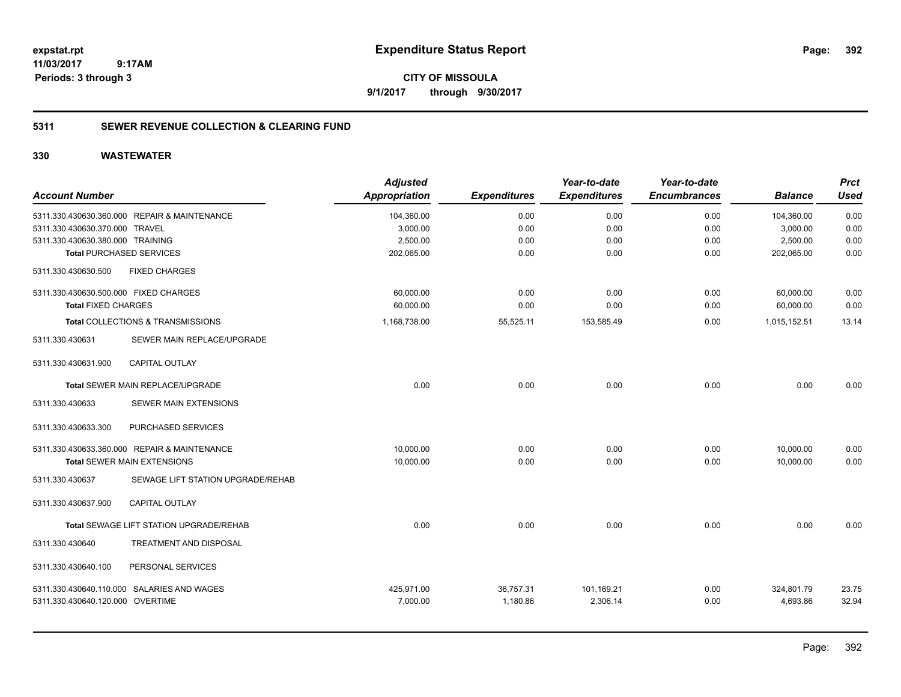**expstat.rpt**
**11/03/2017 9:17AM**
**Periods: 3 through 3**

# Expenditure Status Report

**CITY OF MISSOULA**
**9/1/2017 through 9/30/2017**

## 5311 SEWER REVENUE COLLECTION & CLEARING FUND

## 330 WASTEWATER

| Account Number | Adjusted Appropriation | Expenditures | Year-to-date Expenditures | Year-to-date Encumbrances | Balance | Prct Used |
|---|---|---|---|---|---|---|
| 5311.330.430630.360.000 REPAIR & MAINTENANCE | 104,360.00 | 0.00 | 0.00 | 0.00 | 104,360.00 | 0.00 |
| 5311.330.430630.370.000 TRAVEL | 3,000.00 | 0.00 | 0.00 | 0.00 | 3,000.00 | 0.00 |
| 5311.330.430630.380.000 TRAINING | 2,500.00 | 0.00 | 0.00 | 0.00 | 2,500.00 | 0.00 |
| **Total** PURCHASED SERVICES | 202,065.00 | 0.00 | 0.00 | 0.00 | 202,065.00 | 0.00 |
| 5311.330.430630.500 FIXED CHARGES | | | | | | |
| 5311.330.430630.500.000 FIXED CHARGES | 60,000.00 | 0.00 | 0.00 | 0.00 | 60,000.00 | 0.00 |
| **Total** FIXED CHARGES | 60,000.00 | 0.00 | 0.00 | 0.00 | 60,000.00 | 0.00 |
| **Total** COLLECTIONS & TRANSMISSIONS | 1,168,738.00 | 55,525.11 | 153,585.49 | 0.00 | 1,015,152.51 | 13.14 |
| 5311.330.430631 SEWER MAIN REPLACE/UPGRADE | | | | | | |
| 5311.330.430631.900 CAPITAL OUTLAY | | | | | | |
| **Total** SEWER MAIN REPLACE/UPGRADE | 0.00 | 0.00 | 0.00 | 0.00 | 0.00 | 0.00 |
| 5311.330.430633 SEWER MAIN EXTENSIONS | | | | | | |
| 5311.330.430633.300 PURCHASED SERVICES | | | | | | |
| 5311.330.430633.360.000 REPAIR & MAINTENANCE | 10,000.00 | 0.00 | 0.00 | 0.00 | 10,000.00 | 0.00 |
| **Total** SEWER MAIN EXTENSIONS | 10,000.00 | 0.00 | 0.00 | 0.00 | 10,000.00 | 0.00 |
| 5311.330.430637 SEWAGE LIFT STATION UPGRADE/REHAB | | | | | | |
| 5311.330.430637.900 CAPITAL OUTLAY | | | | | | |
| **Total** SEWAGE LIFT STATION UPGRADE/REHAB | 0.00 | 0.00 | 0.00 | 0.00 | 0.00 | 0.00 |
| 5311.330.430640 TREATMENT AND DISPOSAL | | | | | | |
| 5311.330.430640.100 PERSONAL SERVICES | | | | | | |
| 5311.330.430640.110.000 SALARIES AND WAGES | 425,971.00 | 36,757.31 | 101,169.21 | 0.00 | 324,801.79 | 23.75 |
| 5311.330.430640.120.000 OVERTIME | 7,000.00 | 1,180.86 | 2,306.14 | 0.00 | 4,693.86 | 32.94 |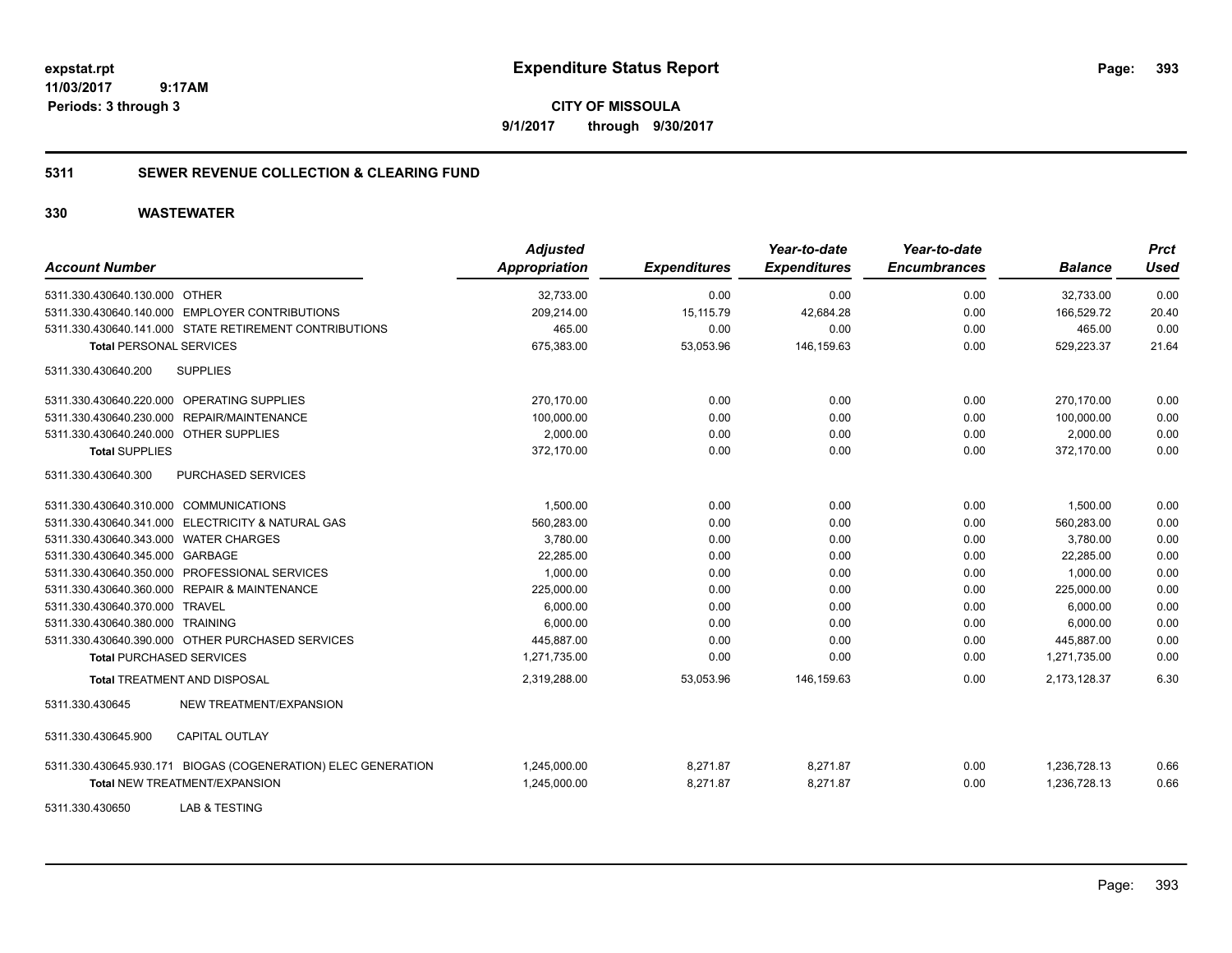**CITY OF MISSOULA**

**9/1/2017 through 9/30/2017**

## 5311 SEWER REVENUE COLLECTION & CLEARING FUND

### 330 WASTEWATER

| Account Number | Adjusted Appropriation | Expenditures | Year-to-date Expenditures | Year-to-date Encumbrances | Balance | Prct Used |
|---|---|---|---|---|---|---|
| 5311.330.430640.130.000 OTHER | 32,733.00 | 0.00 | 0.00 | 0.00 | 32,733.00 | 0.00 |
| 5311.330.430640.140.000 EMPLOYER CONTRIBUTIONS | 209,214.00 | 15,115.79 | 42,684.28 | 0.00 | 166,529.72 | 20.40 |
| 5311.330.430640.141.000 STATE RETIREMENT CONTRIBUTIONS | 465.00 | 0.00 | 0.00 | 0.00 | 465.00 | 0.00 |
| **Total** PERSONAL SERVICES | 675,383.00 | 53,053.96 | 146,159.63 | 0.00 | 529,223.37 | 21.64 |
| 5311.330.430640.200 SUPPLIES | | | | | | |
| 5311.330.430640.220.000 OPERATING SUPPLIES | 270,170.00 | 0.00 | 0.00 | 0.00 | 270,170.00 | 0.00 |
| 5311.330.430640.230.000 REPAIR/MAINTENANCE | 100,000.00 | 0.00 | 0.00 | 0.00 | 100,000.00 | 0.00 |
| 5311.330.430640.240.000 OTHER SUPPLIES | 2,000.00 | 0.00 | 0.00 | 0.00 | 2,000.00 | 0.00 |
| **Total** SUPPLIES | 372,170.00 | 0.00 | 0.00 | 0.00 | 372,170.00 | 0.00 |
| 5311.330.430640.300 PURCHASED SERVICES | | | | | | |
| 5311.330.430640.310.000 COMMUNICATIONS | 1,500.00 | 0.00 | 0.00 | 0.00 | 1,500.00 | 0.00 |
| 5311.330.430640.341.000 ELECTRICITY & NATURAL GAS | 560,283.00 | 0.00 | 0.00 | 0.00 | 560,283.00 | 0.00 |
| 5311.330.430640.343.000 WATER CHARGES | 3,780.00 | 0.00 | 0.00 | 0.00 | 3,780.00 | 0.00 |
| 5311.330.430640.345.000 GARBAGE | 22,285.00 | 0.00 | 0.00 | 0.00 | 22,285.00 | 0.00 |
| 5311.330.430640.350.000 PROFESSIONAL SERVICES | 1,000.00 | 0.00 | 0.00 | 0.00 | 1,000.00 | 0.00 |
| 5311.330.430640.360.000 REPAIR & MAINTENANCE | 225,000.00 | 0.00 | 0.00 | 0.00 | 225,000.00 | 0.00 |
| 5311.330.430640.370.000 TRAVEL | 6,000.00 | 0.00 | 0.00 | 0.00 | 6,000.00 | 0.00 |
| 5311.330.430640.380.000 TRAINING | 6,000.00 | 0.00 | 0.00 | 0.00 | 6,000.00 | 0.00 |
| 5311.330.430640.390.000 OTHER PURCHASED SERVICES | 445,887.00 | 0.00 | 0.00 | 0.00 | 445,887.00 | 0.00 |
| **Total** PURCHASED SERVICES | 1,271,735.00 | 0.00 | 0.00 | 0.00 | 1,271,735.00 | 0.00 |
| **Total** TREATMENT AND DISPOSAL | 2,319,288.00 | 53,053.96 | 146,159.63 | 0.00 | 2,173,128.37 | 6.30 |
| 5311.330.430645 NEW TREATMENT/EXPANSION | | | | | | |
| 5311.330.430645.900 CAPITAL OUTLAY | | | | | | |
| 5311.330.430645.930.171 BIOGAS (COGENERATION) ELEC GENERATION | 1,245,000.00 | 8,271.87 | 8,271.87 | 0.00 | 1,236,728.13 | 0.66 |
| **Total** NEW TREATMENT/EXPANSION | 1,245,000.00 | 8,271.87 | 8,271.87 | 0.00 | 1,236,728.13 | 0.66 |
| 5311.330.430650 LAB & TESTING | | | | | | |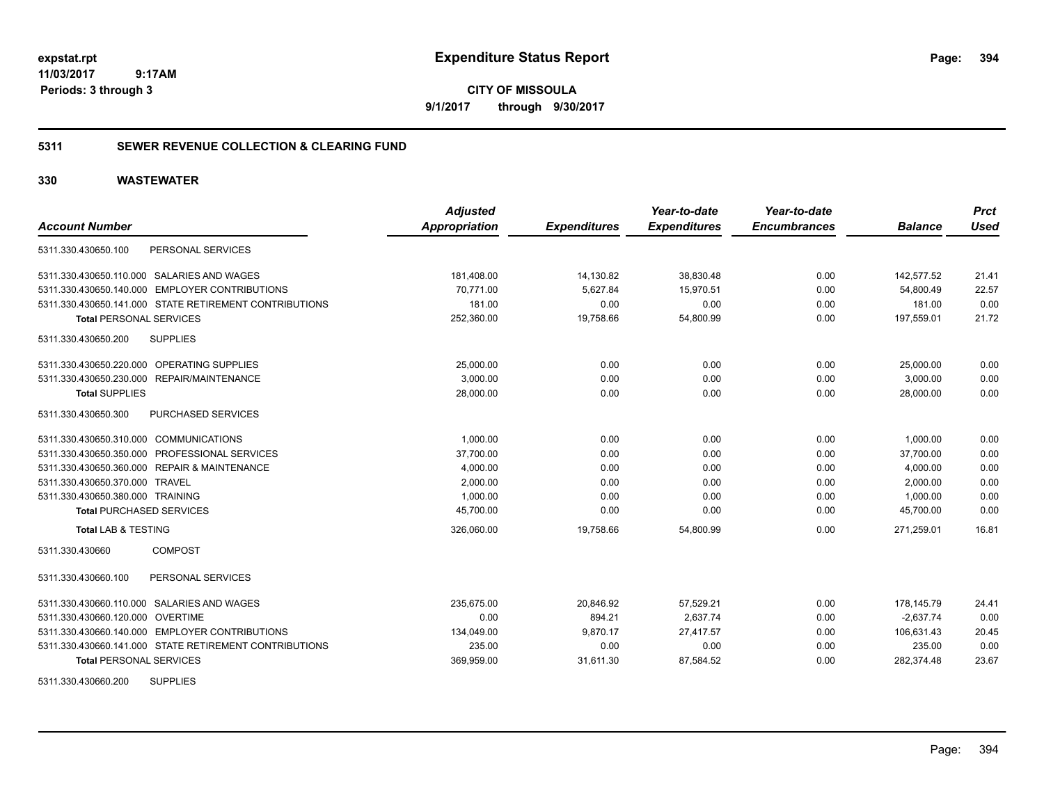**Expenditure Status Report**

**CITY OF MISSOULA**

**9/1/2017 through 9/30/2017**

expstat.rpt
11/03/2017 9:17AM
Periods: 3 through 3

## 5311 SEWER REVENUE COLLECTION & CLEARING FUND

## 330 WASTEWATER

| Account Number | Adjusted Appropriation | Expenditures | Year-to-date Expenditures | Year-to-date Encumbrances | Balance | Prct Used |
|---|---|---|---|---|---|---|
| 5311.330.430650.100 PERSONAL SERVICES | | | | | | |
| 5311.330.430650.110.000 SALARIES AND WAGES | 181,408.00 | 14,130.82 | 38,830.48 | 0.00 | 142,577.52 | 21.41 |
| 5311.330.430650.140.000 EMPLOYER CONTRIBUTIONS | 70,771.00 | 5,627.84 | 15,970.51 | 0.00 | 54,800.49 | 22.57 |
| 5311.330.430650.141.000 STATE RETIREMENT CONTRIBUTIONS | 181.00 | 0.00 | 0.00 | 0.00 | 181.00 | 0.00 |
| **Total** PERSONAL SERVICES | 252,360.00 | 19,758.66 | 54,800.99 | 0.00 | 197,559.01 | 21.72 |
| 5311.330.430650.200 SUPPLIES | | | | | | |
| 5311.330.430650.220.000 OPERATING SUPPLIES | 25,000.00 | 0.00 | 0.00 | 0.00 | 25,000.00 | 0.00 |
| 5311.330.430650.230.000 REPAIR/MAINTENANCE | 3,000.00 | 0.00 | 0.00 | 0.00 | 3,000.00 | 0.00 |
| **Total** SUPPLIES | 28,000.00 | 0.00 | 0.00 | 0.00 | 28,000.00 | 0.00 |
| 5311.330.430650.300 PURCHASED SERVICES | | | | | | |
| 5311.330.430650.310.000 COMMUNICATIONS | 1,000.00 | 0.00 | 0.00 | 0.00 | 1,000.00 | 0.00 |
| 5311.330.430650.350.000 PROFESSIONAL SERVICES | 37,700.00 | 0.00 | 0.00 | 0.00 | 37,700.00 | 0.00 |
| 5311.330.430650.360.000 REPAIR & MAINTENANCE | 4,000.00 | 0.00 | 0.00 | 0.00 | 4,000.00 | 0.00 |
| 5311.330.430650.370.000 TRAVEL | 2,000.00 | 0.00 | 0.00 | 0.00 | 2,000.00 | 0.00 |
| 5311.330.430650.380.000 TRAINING | 1,000.00 | 0.00 | 0.00 | 0.00 | 1,000.00 | 0.00 |
| **Total** PURCHASED SERVICES | 45,700.00 | 0.00 | 0.00 | 0.00 | 45,700.00 | 0.00 |
| **Total** LAB & TESTING | 326,060.00 | 19,758.66 | 54,800.99 | 0.00 | 271,259.01 | 16.81 |
| 5311.330.430660 COMPOST | | | | | | |
| 5311.330.430660.100 PERSONAL SERVICES | | | | | | |
| 5311.330.430660.110.000 SALARIES AND WAGES | 235,675.00 | 20,846.92 | 57,529.21 | 0.00 | 178,145.79 | 24.41 |
| 5311.330.430660.120.000 OVERTIME | 0.00 | 894.21 | 2,637.74 | 0.00 | -2,637.74 | 0.00 |
| 5311.330.430660.140.000 EMPLOYER CONTRIBUTIONS | 134,049.00 | 9,870.17 | 27,417.57 | 0.00 | 106,631.43 | 20.45 |
| 5311.330.430660.141.000 STATE RETIREMENT CONTRIBUTIONS | 235.00 | 0.00 | 0.00 | 0.00 | 235.00 | 0.00 |
| **Total** PERSONAL SERVICES | 369,959.00 | 31,611.30 | 87,584.52 | 0.00 | 282,374.48 | 23.67 |
| 5311.330.430660.200 SUPPLIES | | | | | | |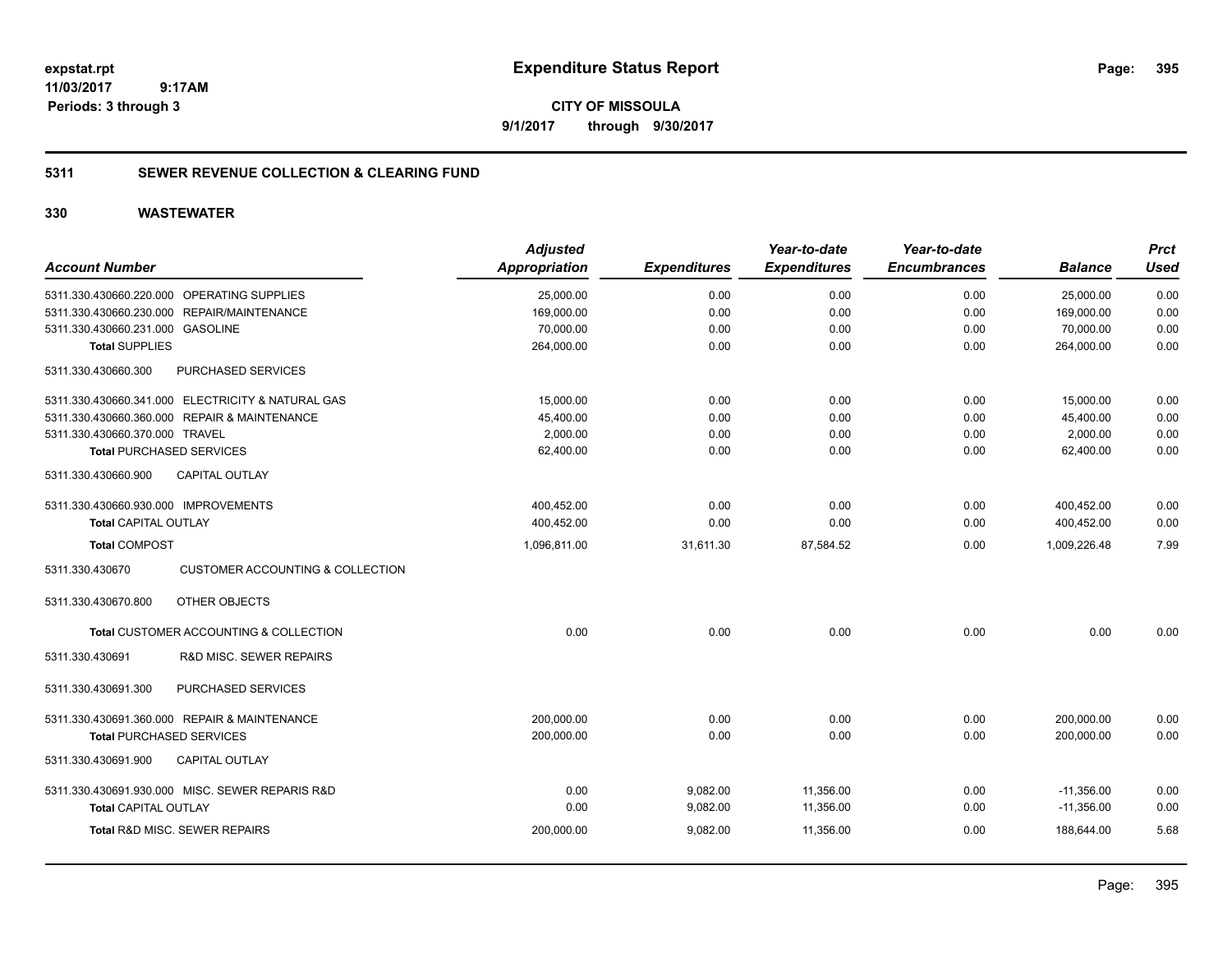# Expenditure Status Report

expstat.rpt
11/03/2017 9:17AM
Periods: 3 through 3

**CITY OF MISSOULA**
**9/1/2017 through 9/30/2017**

## 5311 SEWER REVENUE COLLECTION & CLEARING FUND

### 330 WASTEWATER

| Account Number | Adjusted Appropriation | Expenditures | Year-to-date Expenditures | Year-to-date Encumbrances | Balance | Prct Used |
|---|---|---|---|---|---|---|
| 5311.330.430660.220.000 OPERATING SUPPLIES | 25,000.00 | 0.00 | 0.00 | 0.00 | 25,000.00 | 0.00 |
| 5311.330.430660.230.000 REPAIR/MAINTENANCE | 169,000.00 | 0.00 | 0.00 | 0.00 | 169,000.00 | 0.00 |
| 5311.330.430660.231.000 GASOLINE | 70,000.00 | 0.00 | 0.00 | 0.00 | 70,000.00 | 0.00 |
| **Total** SUPPLIES | 264,000.00 | 0.00 | 0.00 | 0.00 | 264,000.00 | 0.00 |
| 5311.330.430660.300 PURCHASED SERVICES | | | | | | |
| 5311.330.430660.341.000 ELECTRICITY & NATURAL GAS | 15,000.00 | 0.00 | 0.00 | 0.00 | 15,000.00 | 0.00 |
| 5311.330.430660.360.000 REPAIR & MAINTENANCE | 45,400.00 | 0.00 | 0.00 | 0.00 | 45,400.00 | 0.00 |
| 5311.330.430660.370.000 TRAVEL | 2,000.00 | 0.00 | 0.00 | 0.00 | 2,000.00 | 0.00 |
| **Total** PURCHASED SERVICES | 62,400.00 | 0.00 | 0.00 | 0.00 | 62,400.00 | 0.00 |
| 5311.330.430660.900 CAPITAL OUTLAY | | | | | | |
| 5311.330.430660.930.000 IMPROVEMENTS | 400,452.00 | 0.00 | 0.00 | 0.00 | 400,452.00 | 0.00 |
| **Total** CAPITAL OUTLAY | 400,452.00 | 0.00 | 0.00 | 0.00 | 400,452.00 | 0.00 |
| **Total** COMPOST | 1,096,811.00 | 31,611.30 | 87,584.52 | 0.00 | 1,009,226.48 | 7.99 |
| 5311.330.430670 CUSTOMER ACCOUNTING & COLLECTION | | | | | | |
| 5311.330.430670.800 OTHER OBJECTS | | | | | | |
| **Total** CUSTOMER ACCOUNTING & COLLECTION | 0.00 | 0.00 | 0.00 | 0.00 | 0.00 | 0.00 |
| 5311.330.430691 R&D MISC. SEWER REPAIRS | | | | | | |
| 5311.330.430691.300 PURCHASED SERVICES | | | | | | |
| 5311.330.430691.360.000 REPAIR & MAINTENANCE | 200,000.00 | 0.00 | 0.00 | 0.00 | 200,000.00 | 0.00 |
| **Total** PURCHASED SERVICES | 200,000.00 | 0.00 | 0.00 | 0.00 | 200,000.00 | 0.00 |
| 5311.330.430691.900 CAPITAL OUTLAY | | | | | | |
| 5311.330.430691.930.000 MISC. SEWER REPARIS R&D | 0.00 | 9,082.00 | 11,356.00 | 0.00 | -11,356.00 | 0.00 |
| **Total** CAPITAL OUTLAY | 0.00 | 9,082.00 | 11,356.00 | 0.00 | -11,356.00 | 0.00 |
| **Total** R&D MISC. SEWER REPAIRS | 200,000.00 | 9,082.00 | 11,356.00 | 0.00 | 188,644.00 | 5.68 |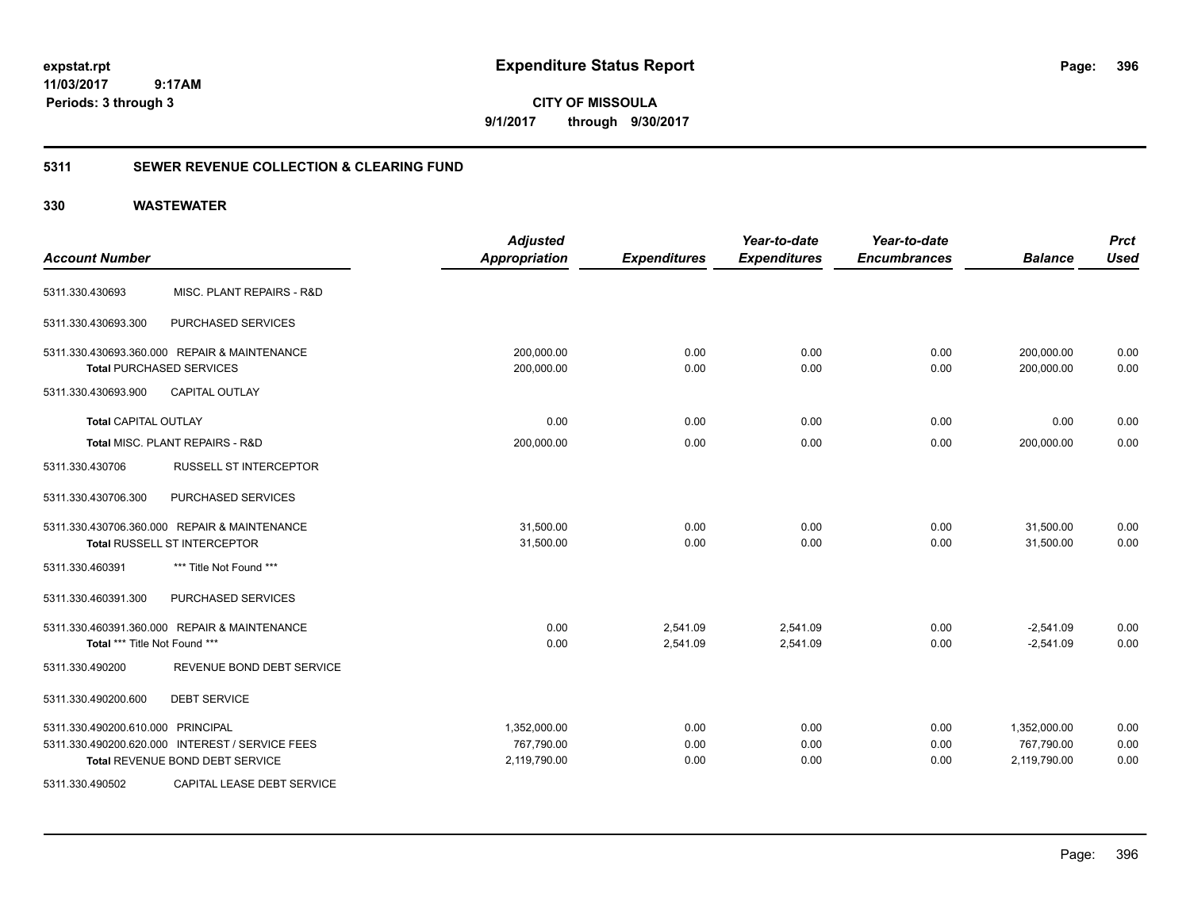**expstat.rpt**
**11/03/2017 9:17AM**
**Periods: 3 through 3**

# Expenditure Status Report

**CITY OF MISSOULA**
**9/1/2017 through 9/30/2017**

## 5311 SEWER REVENUE COLLECTION & CLEARING FUND

### 330 WASTEWATER

| Account Number | | Adjusted Appropriation | Expenditures | Year-to-date Expenditures | Year-to-date Encumbrances | Balance | Prct Used |
|---|---|---|---|---|---|---|---|
| 5311.330.430693 | MISC. PLANT REPAIRS - R&D | | | | | | |
| 5311.330.430693.300 | PURCHASED SERVICES | | | | | | |
| 5311.330.430693.360.000 | REPAIR & MAINTENANCE | 200,000.00 | 0.00 | 0.00 | 0.00 | 200,000.00 | 0.00 |
| **Total** PURCHASED SERVICES | | 200,000.00 | 0.00 | 0.00 | 0.00 | 200,000.00 | 0.00 |
| 5311.330.430693.900 | CAPITAL OUTLAY | | | | | | |
| **Total** CAPITAL OUTLAY | | 0.00 | 0.00 | 0.00 | 0.00 | 0.00 | 0.00 |
| Total MISC. PLANT REPAIRS - R&D | | 200,000.00 | 0.00 | 0.00 | 0.00 | 200,000.00 | 0.00 |
| 5311.330.430706 | RUSSELL ST INTERCEPTOR | | | | | | |
| 5311.330.430706.300 | PURCHASED SERVICES | | | | | | |
| 5311.330.430706.360.000 | REPAIR & MAINTENANCE | 31,500.00 | 0.00 | 0.00 | 0.00 | 31,500.00 | 0.00 |
| **Total** RUSSELL ST INTERCEPTOR | | 31,500.00 | 0.00 | 0.00 | 0.00 | 31,500.00 | 0.00 |
| 5311.330.460391 | *** Title Not Found *** | | | | | | |
| 5311.330.460391.300 | PURCHASED SERVICES | | | | | | |
| 5311.330.460391.360.000 | REPAIR & MAINTENANCE | 0.00 | 2,541.09 | 2,541.09 | 0.00 | -2,541.09 | 0.00 |
| **Total** *** Title Not Found *** | | 0.00 | 2,541.09 | 2,541.09 | 0.00 | -2,541.09 | 0.00 |
| 5311.330.490200 | REVENUE BOND DEBT SERVICE | | | | | | |
| 5311.330.490200.600 | DEBT SERVICE | | | | | | |
| 5311.330.490200.610.000 | PRINCIPAL | 1,352,000.00 | 0.00 | 0.00 | 0.00 | 1,352,000.00 | 0.00 |
| 5311.330.490200.620.000 | INTEREST / SERVICE FEES | 767,790.00 | 0.00 | 0.00 | 0.00 | 767,790.00 | 0.00 |
| **Total** REVENUE BOND DEBT SERVICE | | 2,119,790.00 | 0.00 | 0.00 | 0.00 | 2,119,790.00 | 0.00 |
| 5311.330.490502 | CAPITAL LEASE DEBT SERVICE | | | | | | |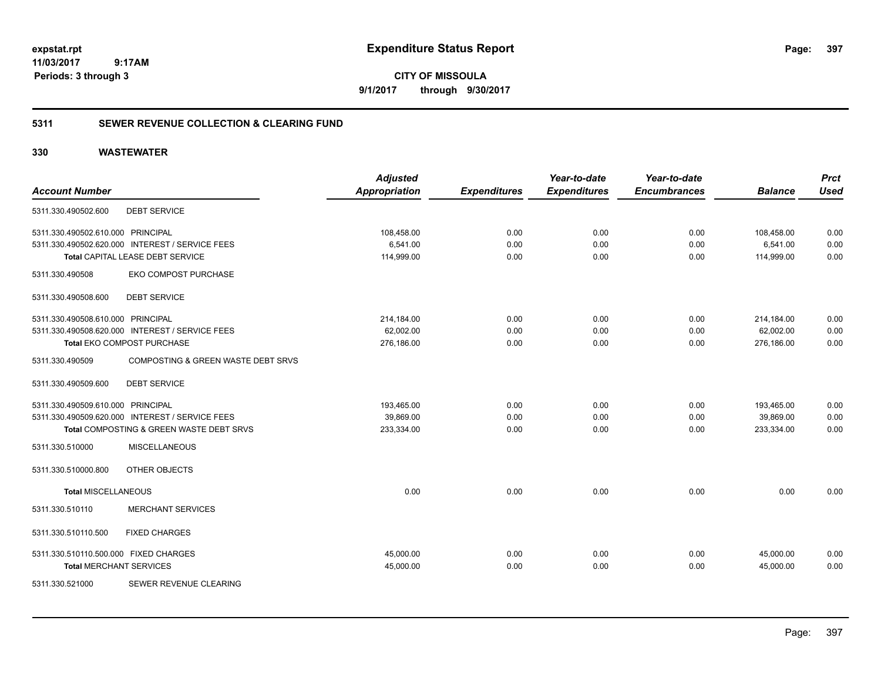**expstat.rpt**
**11/03/2017 9:17AM**
**Periods: 3 through 3**

# Expenditure Status Report

**CITY OF MISSOULA**
**9/1/2017 through 9/30/2017**

## 5311 SEWER REVENUE COLLECTION & CLEARING FUND

## 330 WASTEWATER

| Account Number | | Adjusted Appropriation | Expenditures | Year-to-date Expenditures | Year-to-date Encumbrances | Balance | Prct Used |
|---|---|---|---|---|---|---|---|
| 5311.330.490502.600 | DEBT SERVICE | | | | | | |
| 5311.330.490502.610.000 | PRINCIPAL | 108,458.00 | 0.00 | 0.00 | 0.00 | 108,458.00 | 0.00 |
| 5311.330.490502.620.000 | INTEREST / SERVICE FEES | 6,541.00 | 0.00 | 0.00 | 0.00 | 6,541.00 | 0.00 |
| Total CAPITAL LEASE DEBT SERVICE | | 114,999.00 | 0.00 | 0.00 | 0.00 | 114,999.00 | 0.00 |
| 5311.330.490508 | EKO COMPOST PURCHASE | | | | | | |
| 5311.330.490508.600 | DEBT SERVICE | | | | | | |
| 5311.330.490508.610.000 | PRINCIPAL | 214,184.00 | 0.00 | 0.00 | 0.00 | 214,184.00 | 0.00 |
| 5311.330.490508.620.000 | INTEREST / SERVICE FEES | 62,002.00 | 0.00 | 0.00 | 0.00 | 62,002.00 | 0.00 |
| Total EKO COMPOST PURCHASE | | 276,186.00 | 0.00 | 0.00 | 0.00 | 276,186.00 | 0.00 |
| 5311.330.490509 | COMPOSTING & GREEN WASTE DEBT SRVS | | | | | | |
| 5311.330.490509.600 | DEBT SERVICE | | | | | | |
| 5311.330.490509.610.000 | PRINCIPAL | 193,465.00 | 0.00 | 0.00 | 0.00 | 193,465.00 | 0.00 |
| 5311.330.490509.620.000 | INTEREST / SERVICE FEES | 39,869.00 | 0.00 | 0.00 | 0.00 | 39,869.00 | 0.00 |
| Total COMPOSTING & GREEN WASTE DEBT SRVS | | 233,334.00 | 0.00 | 0.00 | 0.00 | 233,334.00 | 0.00 |
| 5311.330.510000 | MISCELLANEOUS | | | | | | |
| 5311.330.510000.800 | OTHER OBJECTS | | | | | | |
| Total MISCELLANEOUS | | 0.00 | 0.00 | 0.00 | 0.00 | 0.00 | 0.00 |
| 5311.330.510110 | MERCHANT SERVICES | | | | | | |
| 5311.330.510110.500 | FIXED CHARGES | | | | | | |
| 5311.330.510110.500.000 | FIXED CHARGES | 45,000.00 | 0.00 | 0.00 | 0.00 | 45,000.00 | 0.00 |
| Total MERCHANT SERVICES | | 45,000.00 | 0.00 | 0.00 | 0.00 | 45,000.00 | 0.00 |
| 5311.330.521000 | SEWER REVENUE CLEARING | | | | | | |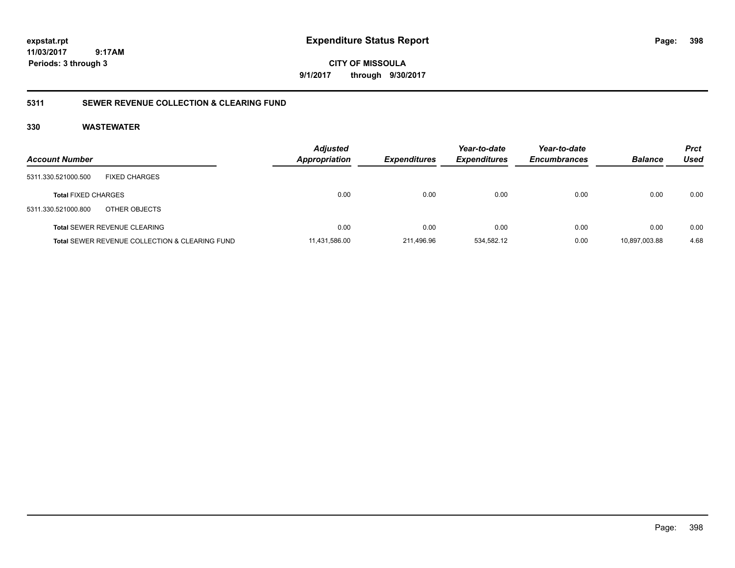**Expenditure Status Report**

**CITY OF MISSOULA**

**9/1/2017 through 9/30/2017**

expstat.rpt
11/03/2017 9:17AM
Periods: 3 through 3

## 5311 SEWER REVENUE COLLECTION & CLEARING FUND

### 330 WASTEWATER

| Account Number | | Adjusted Appropriation | Expenditures | Year-to-date Expenditures | Year-to-date Encumbrances | Balance | Prct Used |
|---|---|---|---|---|---|---|---|
| 5311.330.521000.500 | FIXED CHARGES | | | | | | |
| **Total** FIXED CHARGES | | 0.00 | 0.00 | 0.00 | 0.00 | 0.00 | 0.00 |
| 5311.330.521000.800 | OTHER OBJECTS | | | | | | |
| **Total** SEWER REVENUE CLEARING | | 0.00 | 0.00 | 0.00 | 0.00 | 0.00 | 0.00 |
| **Total** SEWER REVENUE COLLECTION & CLEARING FUND | | 11,431,586.00 | 211,496.96 | 534,582.12 | 0.00 | 10,897,003.88 | 4.68 |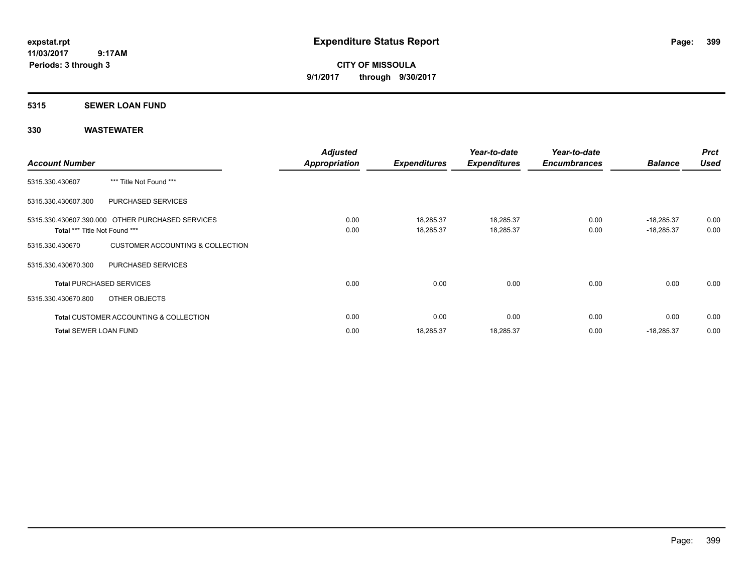**expstat.rpt**
**11/03/2017 9:17AM**
**Periods: 3 through 3**

# Expenditure Status Report

**CITY OF MISSOULA**
**9/1/2017 through 9/30/2017**

## 5315 SEWER LOAN FUND

## 330 WASTEWATER

| Account Number | | Adjusted Appropriation | Expenditures | Year-to-date Expenditures | Year-to-date Encumbrances | Balance | Prct Used |
|---|---|---|---|---|---|---|---|
| 5315.330.430607 | *** Title Not Found *** | | | | | | |
| 5315.330.430607.300 | PURCHASED SERVICES | | | | | | |
| 5315.330.430607.390.000 | OTHER PURCHASED SERVICES | 0.00 | 18,285.37 | 18,285.37 | 0.00 | -18,285.37 | 0.00 |
| **Total** *** Title Not Found *** | | 0.00 | 18,285.37 | 18,285.37 | 0.00 | -18,285.37 | 0.00 |
| 5315.330.430670 | CUSTOMER ACCOUNTING & COLLECTION | | | | | | |
| 5315.330.430670.300 | PURCHASED SERVICES | | | | | | |
| **Total** PURCHASED SERVICES | | 0.00 | 0.00 | 0.00 | 0.00 | 0.00 | 0.00 |
| 5315.330.430670.800 | OTHER OBJECTS | | | | | | |
| **Total** CUSTOMER ACCOUNTING & COLLECTION | | 0.00 | 0.00 | 0.00 | 0.00 | 0.00 | 0.00 |
| **Total** SEWER LOAN FUND | | 0.00 | 18,285.37 | 18,285.37 | 0.00 | -18,285.37 | 0.00 |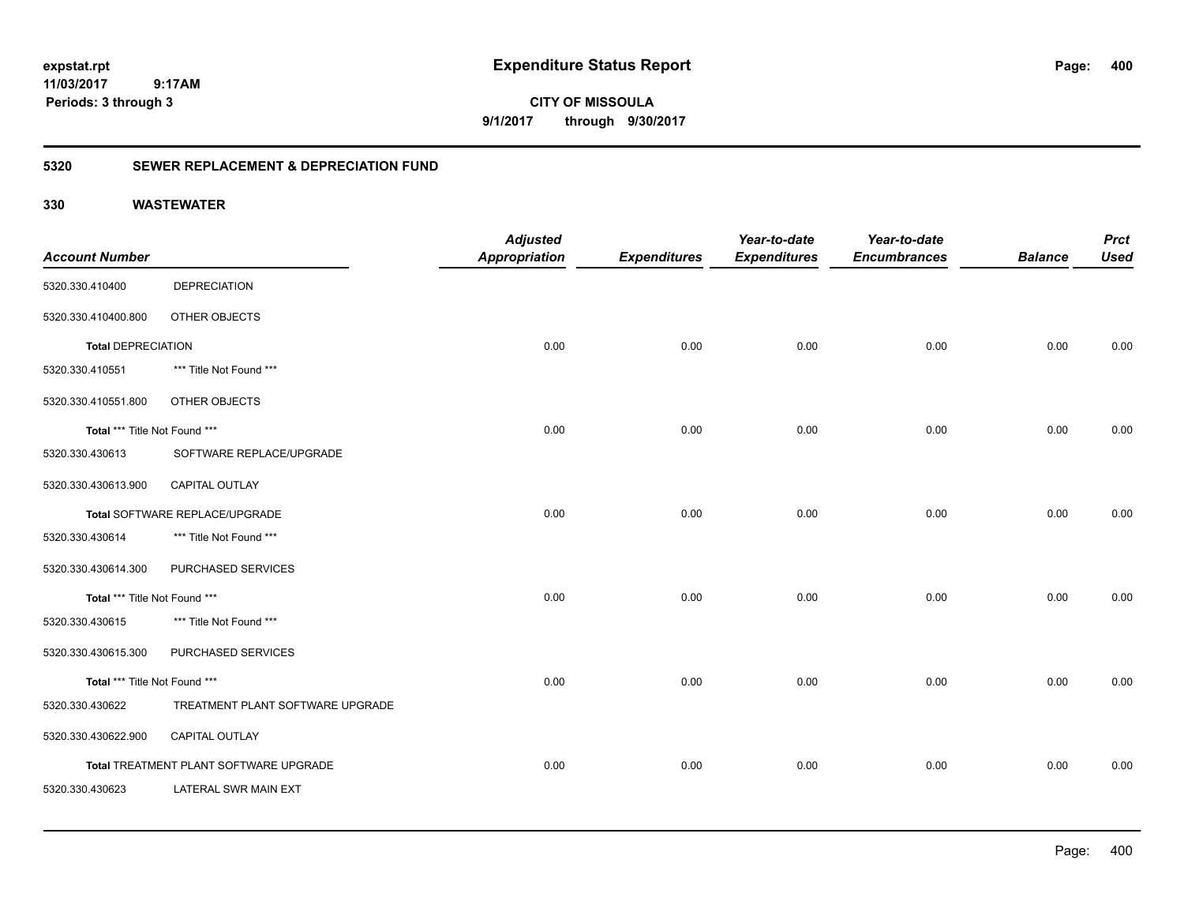# Expenditure Status Report

expstat.rpt
11/03/2017 9:17AM
Periods: 3 through 3

**CITY OF MISSOULA**
**9/1/2017 through 9/30/2017**

## 5320 SEWER REPLACEMENT & DEPRECIATION FUND

### 330 WASTEWATER

| Account Number | | Adjusted Appropriation | Expenditures | Year-to-date Expenditures | Year-to-date Encumbrances | Balance | Prct Used |
|---|---|---|---|---|---|---|---|
| 5320.330.410400 | DEPRECIATION | | | | | | |
| 5320.330.410400.800 | OTHER OBJECTS | | | | | | |
| **Total** DEPRECIATION | | 0.00 | 0.00 | 0.00 | 0.00 | 0.00 | 0.00 |
| 5320.330.410551 | *** Title Not Found *** | | | | | | |
| 5320.330.410551.800 | OTHER OBJECTS | | | | | | |
| **Total** *** Title Not Found *** | | 0.00 | 0.00 | 0.00 | 0.00 | 0.00 | 0.00 |
| 5320.330.430613 | SOFTWARE REPLACE/UPGRADE | | | | | | |
| 5320.330.430613.900 | CAPITAL OUTLAY | | | | | | |
| **Total** SOFTWARE REPLACE/UPGRADE | | 0.00 | 0.00 | 0.00 | 0.00 | 0.00 | 0.00 |
| 5320.330.430614 | *** Title Not Found *** | | | | | | |
| 5320.330.430614.300 | PURCHASED SERVICES | | | | | | |
| **Total** *** Title Not Found *** | | 0.00 | 0.00 | 0.00 | 0.00 | 0.00 | 0.00 |
| 5320.330.430615 | *** Title Not Found *** | | | | | | |
| 5320.330.430615.300 | PURCHASED SERVICES | | | | | | |
| **Total** *** Title Not Found *** | | 0.00 | 0.00 | 0.00 | 0.00 | 0.00 | 0.00 |
| 5320.330.430622 | TREATMENT PLANT SOFTWARE UPGRADE | | | | | | |
| 5320.330.430622.900 | CAPITAL OUTLAY | | | | | | |
| **Total** TREATMENT PLANT SOFTWARE UPGRADE | | 0.00 | 0.00 | 0.00 | 0.00 | 0.00 | 0.00 |
| 5320.330.430623 | LATERAL SWR MAIN EXT | | | | | | |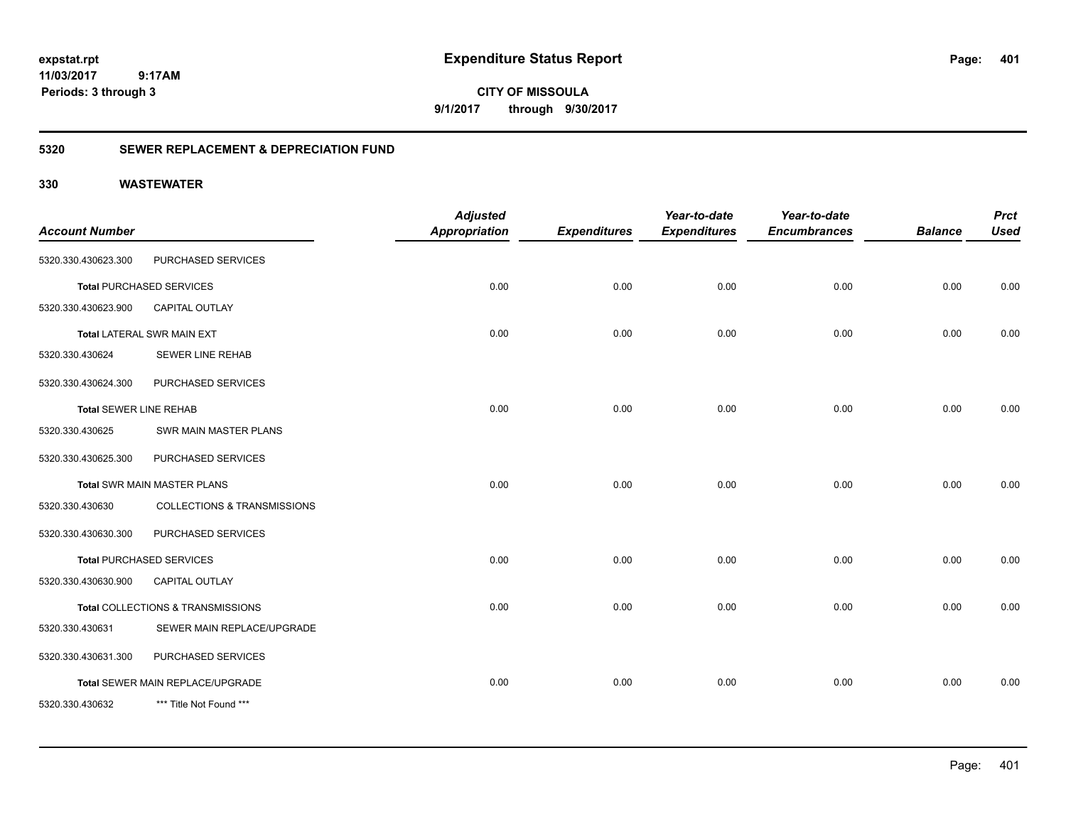**expstat.rpt**
**11/03/2017 9:17AM**
**Periods: 3 through 3**

# Expenditure Status Report

**CITY OF MISSOULA**
**9/1/2017 through 9/30/2017**

## 5320 SEWER REPLACEMENT & DEPRECIATION FUND

### 330 WASTEWATER

| Account Number | | Adjusted Appropriation | Expenditures | Year-to-date Expenditures | Year-to-date Encumbrances | Balance | Prct Used |
|---|---|---|---|---|---|---|---|
| 5320.330.430623.300 | PURCHASED SERVICES | | | | | | |
| **Total** PURCHASED SERVICES | | 0.00 | 0.00 | 0.00 | 0.00 | 0.00 | 0.00 |
| 5320.330.430623.900 | CAPITAL OUTLAY | | | | | | |
| **Total** LATERAL SWR MAIN EXT | | 0.00 | 0.00 | 0.00 | 0.00 | 0.00 | 0.00 |
| 5320.330.430624 | SEWER LINE REHAB | | | | | | |
| 5320.330.430624.300 | PURCHASED SERVICES | | | | | | |
| **Total** SEWER LINE REHAB | | 0.00 | 0.00 | 0.00 | 0.00 | 0.00 | 0.00 |
| 5320.330.430625 | SWR MAIN MASTER PLANS | | | | | | |
| 5320.330.430625.300 | PURCHASED SERVICES | | | | | | |
| **Total** SWR MAIN MASTER PLANS | | 0.00 | 0.00 | 0.00 | 0.00 | 0.00 | 0.00 |
| 5320.330.430630 | COLLECTIONS & TRANSMISSIONS | | | | | | |
| 5320.330.430630.300 | PURCHASED SERVICES | | | | | | |
| **Total** PURCHASED SERVICES | | 0.00 | 0.00 | 0.00 | 0.00 | 0.00 | 0.00 |
| 5320.330.430630.900 | CAPITAL OUTLAY | | | | | | |
| **Total** COLLECTIONS & TRANSMISSIONS | | 0.00 | 0.00 | 0.00 | 0.00 | 0.00 | 0.00 |
| 5320.330.430631 | SEWER MAIN REPLACE/UPGRADE | | | | | | |
| 5320.330.430631.300 | PURCHASED SERVICES | | | | | | |
| **Total** SEWER MAIN REPLACE/UPGRADE | | 0.00 | 0.00 | 0.00 | 0.00 | 0.00 | 0.00 |
| 5320.330.430632 | *** Title Not Found *** | | | | | | |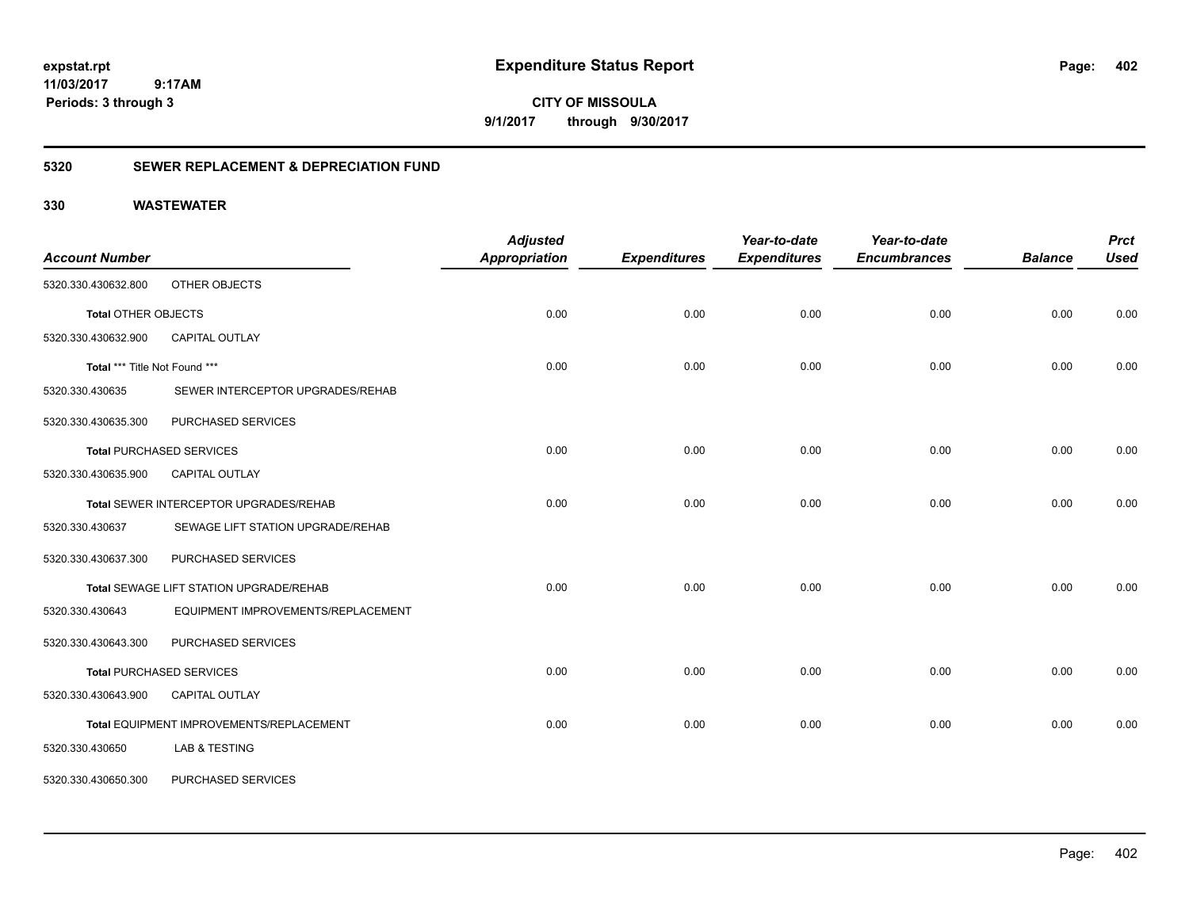**expstat.rpt**
**11/03/2017 9:17AM**
**Periods: 3 through 3**

# Expenditure Status Report

**CITY OF MISSOULA**
**9/1/2017 through 9/30/2017**

## 5320 SEWER REPLACEMENT & DEPRECIATION FUND

### 330 WASTEWATER

| Account Number | | Adjusted Appropriation | Expenditures | Year-to-date Expenditures | Year-to-date Encumbrances | Balance | Prct Used |
|---|---|---|---|---|---|---|---|
| 5320.330.430632.800 | OTHER OBJECTS | | | | | | |
| **Total** OTHER OBJECTS | | 0.00 | 0.00 | 0.00 | 0.00 | 0.00 | 0.00 |
| 5320.330.430632.900 | CAPITAL OUTLAY | | | | | | |
| **Total** *** Title Not Found *** | | 0.00 | 0.00 | 0.00 | 0.00 | 0.00 | 0.00 |
| 5320.330.430635 | SEWER INTERCEPTOR UPGRADES/REHAB | | | | | | |
| 5320.330.430635.300 | PURCHASED SERVICES | | | | | | |
| **Total** PURCHASED SERVICES | | 0.00 | 0.00 | 0.00 | 0.00 | 0.00 | 0.00 |
| 5320.330.430635.900 | CAPITAL OUTLAY | | | | | | |
| **Total** SEWER INTERCEPTOR UPGRADES/REHAB | | 0.00 | 0.00 | 0.00 | 0.00 | 0.00 | 0.00 |
| 5320.330.430637 | SEWAGE LIFT STATION UPGRADE/REHAB | | | | | | |
| 5320.330.430637.300 | PURCHASED SERVICES | | | | | | |
| **Total** SEWAGE LIFT STATION UPGRADE/REHAB | | 0.00 | 0.00 | 0.00 | 0.00 | 0.00 | 0.00 |
| 5320.330.430643 | EQUIPMENT IMPROVEMENTS/REPLACEMENT | | | | | | |
| 5320.330.430643.300 | PURCHASED SERVICES | | | | | | |
| **Total** PURCHASED SERVICES | | 0.00 | 0.00 | 0.00 | 0.00 | 0.00 | 0.00 |
| 5320.330.430643.900 | CAPITAL OUTLAY | | | | | | |
| **Total** EQUIPMENT IMPROVEMENTS/REPLACEMENT | | 0.00 | 0.00 | 0.00 | 0.00 | 0.00 | 0.00 |
| 5320.330.430650 | LAB & TESTING | | | | | | |
| 5320.330.430650.300 | PURCHASED SERVICES | | | | | | |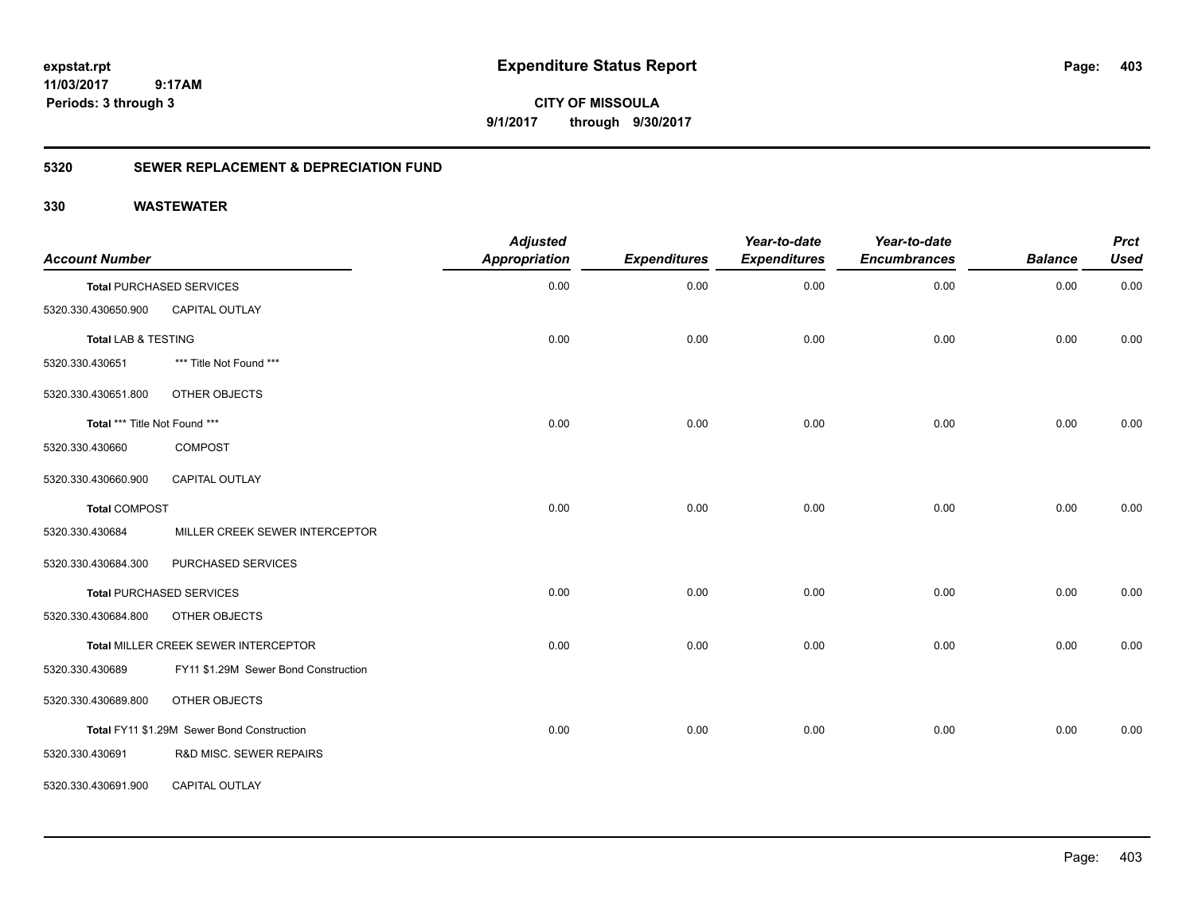**expstat.rpt**
**11/03/2017 9:17AM**
**Periods: 3 through 3**

# Expenditure Status Report

**CITY OF MISSOULA**
**9/1/2017 through 9/30/2017**

## 5320 SEWER REPLACEMENT & DEPRECIATION FUND

### 330 WASTEWATER

| Account Number | | Adjusted Appropriation | Expenditures | Year-to-date Expenditures | Year-to-date Encumbrances | Balance | Prct Used |
|---|---|---|---|---|---|---|---|
| **Total** PURCHASED SERVICES | | 0.00 | 0.00 | 0.00 | 0.00 | 0.00 | 0.00 |
| 5320.330.430650.900 | CAPITAL OUTLAY | | | | | | |
| **Total** LAB & TESTING | | 0.00 | 0.00 | 0.00 | 0.00 | 0.00 | 0.00 |
| 5320.330.430651 | *** Title Not Found *** | | | | | | |
| 5320.330.430651.800 | OTHER OBJECTS | | | | | | |
| **Total** *** Title Not Found *** | | 0.00 | 0.00 | 0.00 | 0.00 | 0.00 | 0.00 |
| 5320.330.430660 | COMPOST | | | | | | |
| 5320.330.430660.900 | CAPITAL OUTLAY | | | | | | |
| **Total** COMPOST | | 0.00 | 0.00 | 0.00 | 0.00 | 0.00 | 0.00 |
| 5320.330.430684 | MILLER CREEK SEWER INTERCEPTOR | | | | | | |
| 5320.330.430684.300 | PURCHASED SERVICES | | | | | | |
| **Total** PURCHASED SERVICES | | 0.00 | 0.00 | 0.00 | 0.00 | 0.00 | 0.00 |
| 5320.330.430684.800 | OTHER OBJECTS | | | | | | |
| **Total** MILLER CREEK SEWER INTERCEPTOR | | 0.00 | 0.00 | 0.00 | 0.00 | 0.00 | 0.00 |
| 5320.330.430689 | FY11 $1.29M Sewer Bond Construction | | | | | | |
| 5320.330.430689.800 | OTHER OBJECTS | | | | | | |
| **Total** FY11 $1.29M Sewer Bond Construction | | 0.00 | 0.00 | 0.00 | 0.00 | 0.00 | 0.00 |
| 5320.330.430691 | R&D MISC. SEWER REPAIRS | | | | | | |
| 5320.330.430691.900 | CAPITAL OUTLAY | | | | | | |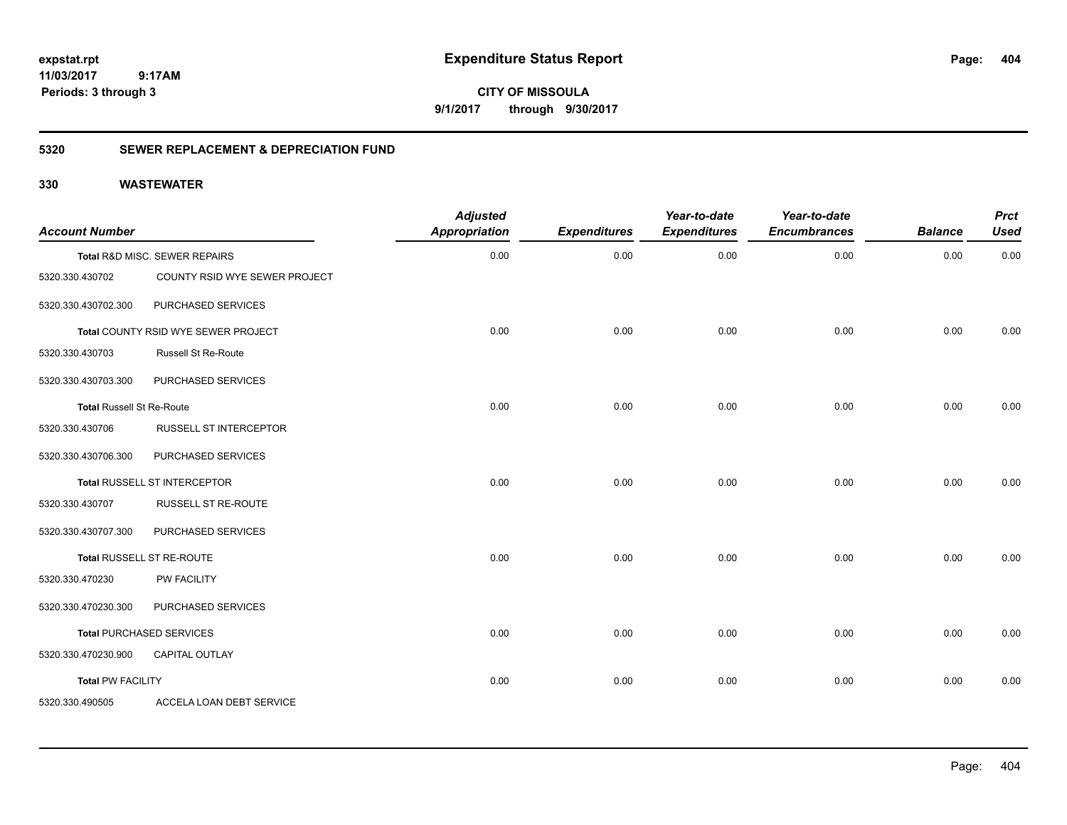# Expenditure Status Report

**CITY OF MISSOULA**

**9/1/2017 through 9/30/2017**

expstat.rpt
11/03/2017 9:17AM
Periods: 3 through 3

## 5320 SEWER REPLACEMENT & DEPRECIATION FUND

## 330 WASTEWATER

| Account Number | | Adjusted Appropriation | Expenditures | Year-to-date Expenditures | Year-to-date Encumbrances | Balance | Prct Used |
|---|---|---|---|---|---|---|---|
| **Total** R&D MISC. SEWER REPAIRS | | 0.00 | 0.00 | 0.00 | 0.00 | 0.00 | 0.00 |
| 5320.330.430702 | COUNTY RSID WYE SEWER PROJECT | | | | | | |
| 5320.330.430702.300 | PURCHASED SERVICES | | | | | | |
| **Total** COUNTY RSID WYE SEWER PROJECT | | 0.00 | 0.00 | 0.00 | 0.00 | 0.00 | 0.00 |
| 5320.330.430703 | Russell St Re-Route | | | | | | |
| 5320.330.430703.300 | PURCHASED SERVICES | | | | | | |
| **Total** Russell St Re-Route | | 0.00 | 0.00 | 0.00 | 0.00 | 0.00 | 0.00 |
| 5320.330.430706 | RUSSELL ST INTERCEPTOR | | | | | | |
| 5320.330.430706.300 | PURCHASED SERVICES | | | | | | |
| **Total** RUSSELL ST INTERCEPTOR | | 0.00 | 0.00 | 0.00 | 0.00 | 0.00 | 0.00 |
| 5320.330.430707 | RUSSELL ST RE-ROUTE | | | | | | |
| 5320.330.430707.300 | PURCHASED SERVICES | | | | | | |
| **Total** RUSSELL ST RE-ROUTE | | 0.00 | 0.00 | 0.00 | 0.00 | 0.00 | 0.00 |
| 5320.330.470230 | PW FACILITY | | | | | | |
| 5320.330.470230.300 | PURCHASED SERVICES | | | | | | |
| **Total** PURCHASED SERVICES | | 0.00 | 0.00 | 0.00 | 0.00 | 0.00 | 0.00 |
| 5320.330.470230.900 | CAPITAL OUTLAY | | | | | | |
| **Total** PW FACILITY | | 0.00 | 0.00 | 0.00 | 0.00 | 0.00 | 0.00 |
| 5320.330.490505 | ACCELA LOAN DEBT SERVICE | | | | | | |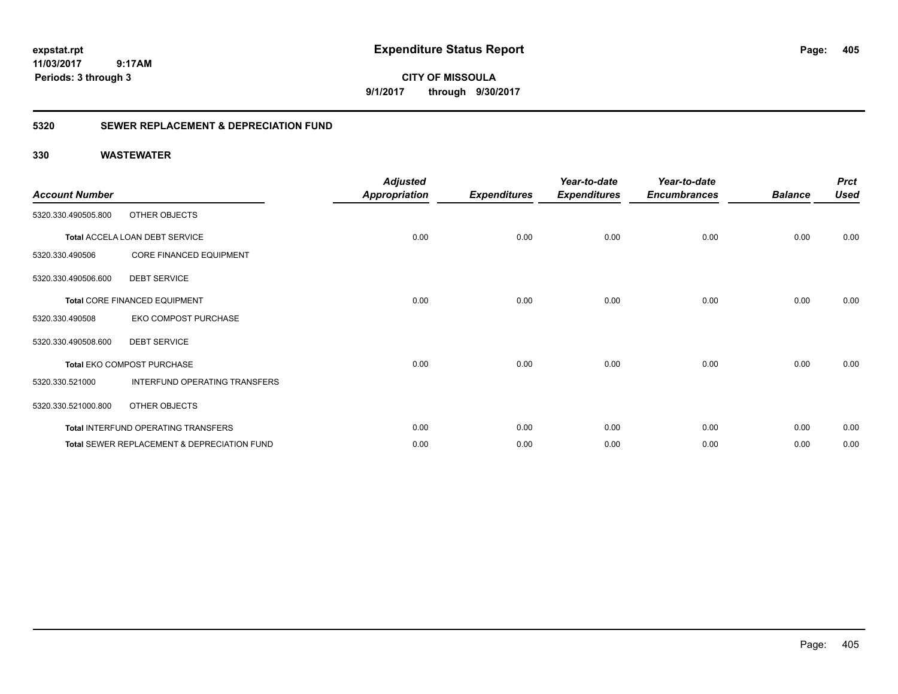# Expenditure Status Report

**CITY OF MISSOULA**

**9/1/2017 through 9/30/2017**

expstat.rpt
11/03/2017 9:17AM
Periods: 3 through 3

## 5320 SEWER REPLACEMENT & DEPRECIATION FUND

## 330 WASTEWATER

| Account Number | | Adjusted Appropriation | Expenditures | Year-to-date Expenditures | Year-to-date Encumbrances | Balance | Prct Used |
|---|---|---|---|---|---|---|---|
| 5320.330.490505.800 | OTHER OBJECTS | | | | | | |
| **Total** ACCELA LOAN DEBT SERVICE | | 0.00 | 0.00 | 0.00 | 0.00 | 0.00 | 0.00 |
| 5320.330.490506 | CORE FINANCED EQUIPMENT | | | | | | |
| 5320.330.490506.600 | DEBT SERVICE | | | | | | |
| **Total** CORE FINANCED EQUIPMENT | | 0.00 | 0.00 | 0.00 | 0.00 | 0.00 | 0.00 |
| 5320.330.490508 | EKO COMPOST PURCHASE | | | | | | |
| 5320.330.490508.600 | DEBT SERVICE | | | | | | |
| **Total** EKO COMPOST PURCHASE | | 0.00 | 0.00 | 0.00 | 0.00 | 0.00 | 0.00 |
| 5320.330.521000 | INTERFUND OPERATING TRANSFERS | | | | | | |
| 5320.330.521000.800 | OTHER OBJECTS | | | | | | |
| **Total** INTERFUND OPERATING TRANSFERS | | 0.00 | 0.00 | 0.00 | 0.00 | 0.00 | 0.00 |
| **Total** SEWER REPLACEMENT & DEPRECIATION FUND | | 0.00 | 0.00 | 0.00 | 0.00 | 0.00 | 0.00 |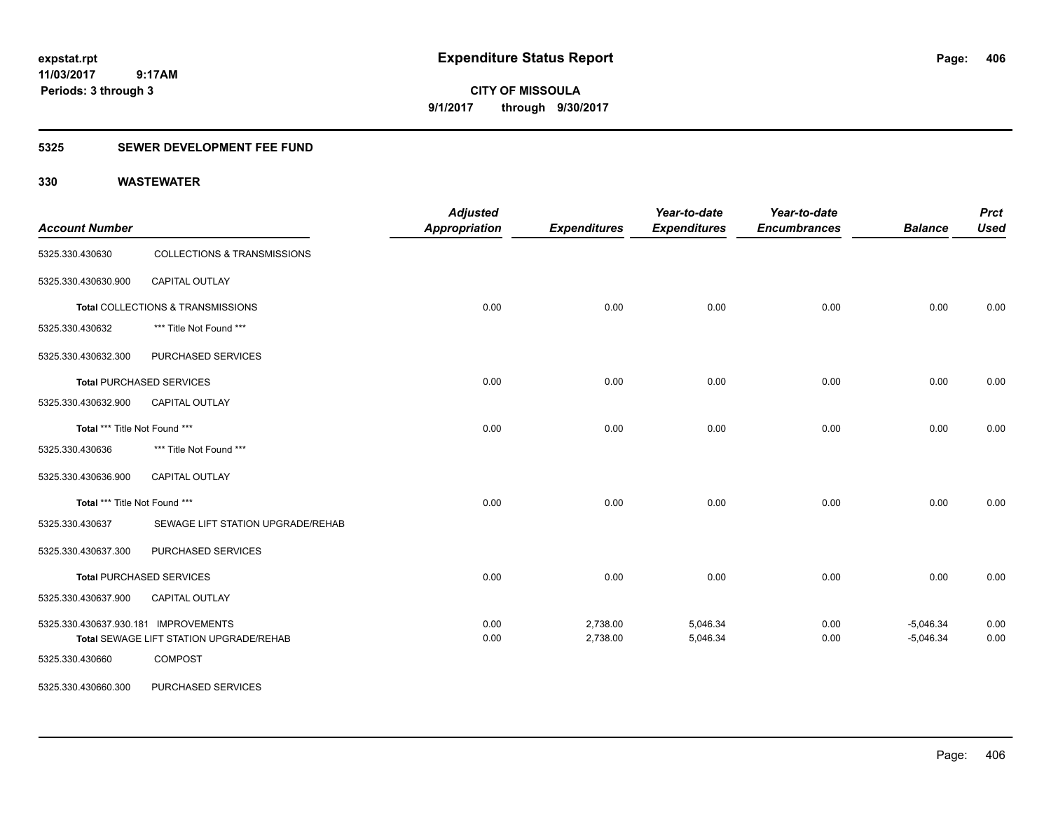**expstat.rpt**
**11/03/2017 9:17AM**
**Periods: 3 through 3**

# Expenditure Status Report

**CITY OF MISSOULA**
**9/1/2017 through 9/30/2017**

## 5325 SEWER DEVELOPMENT FEE FUND

## 330 WASTEWATER

| Account Number | | Adjusted Appropriation | Expenditures | Year-to-date Expenditures | Year-to-date Encumbrances | Balance | Prct Used |
|---|---|---|---|---|---|---|---|
| 5325.330.430630 | COLLECTIONS & TRANSMISSIONS | | | | | | |
| 5325.330.430630.900 | CAPITAL OUTLAY | | | | | | |
| **Total** COLLECTIONS & TRANSMISSIONS | | 0.00 | 0.00 | 0.00 | 0.00 | 0.00 | 0.00 |
| 5325.330.430632 | *** Title Not Found *** | | | | | | |
| 5325.330.430632.300 | PURCHASED SERVICES | | | | | | |
| **Total** PURCHASED SERVICES | | 0.00 | 0.00 | 0.00 | 0.00 | 0.00 | 0.00 |
| 5325.330.430632.900 | CAPITAL OUTLAY | | | | | | |
| **Total** *** Title Not Found *** | | 0.00 | 0.00 | 0.00 | 0.00 | 0.00 | 0.00 |
| 5325.330.430636 | *** Title Not Found *** | | | | | | |
| 5325.330.430636.900 | CAPITAL OUTLAY | | | | | | |
| **Total** *** Title Not Found *** | | 0.00 | 0.00 | 0.00 | 0.00 | 0.00 | 0.00 |
| 5325.330.430637 | SEWAGE LIFT STATION UPGRADE/REHAB | | | | | | |
| 5325.330.430637.300 | PURCHASED SERVICES | | | | | | |
| **Total** PURCHASED SERVICES | | 0.00 | 0.00 | 0.00 | 0.00 | 0.00 | 0.00 |
| 5325.330.430637.900 | CAPITAL OUTLAY | | | | | | |
| 5325.330.430637.930.181 | IMPROVEMENTS | 0.00 | 2,738.00 | 5,046.34 | 0.00 | -5,046.34 | 0.00 |
| **Total** SEWAGE LIFT STATION UPGRADE/REHAB | | 0.00 | 2,738.00 | 5,046.34 | 0.00 | -5,046.34 | 0.00 |
| 5325.330.430660 | COMPOST | | | | | | |
| 5325.330.430660.300 | PURCHASED SERVICES | | | | | | |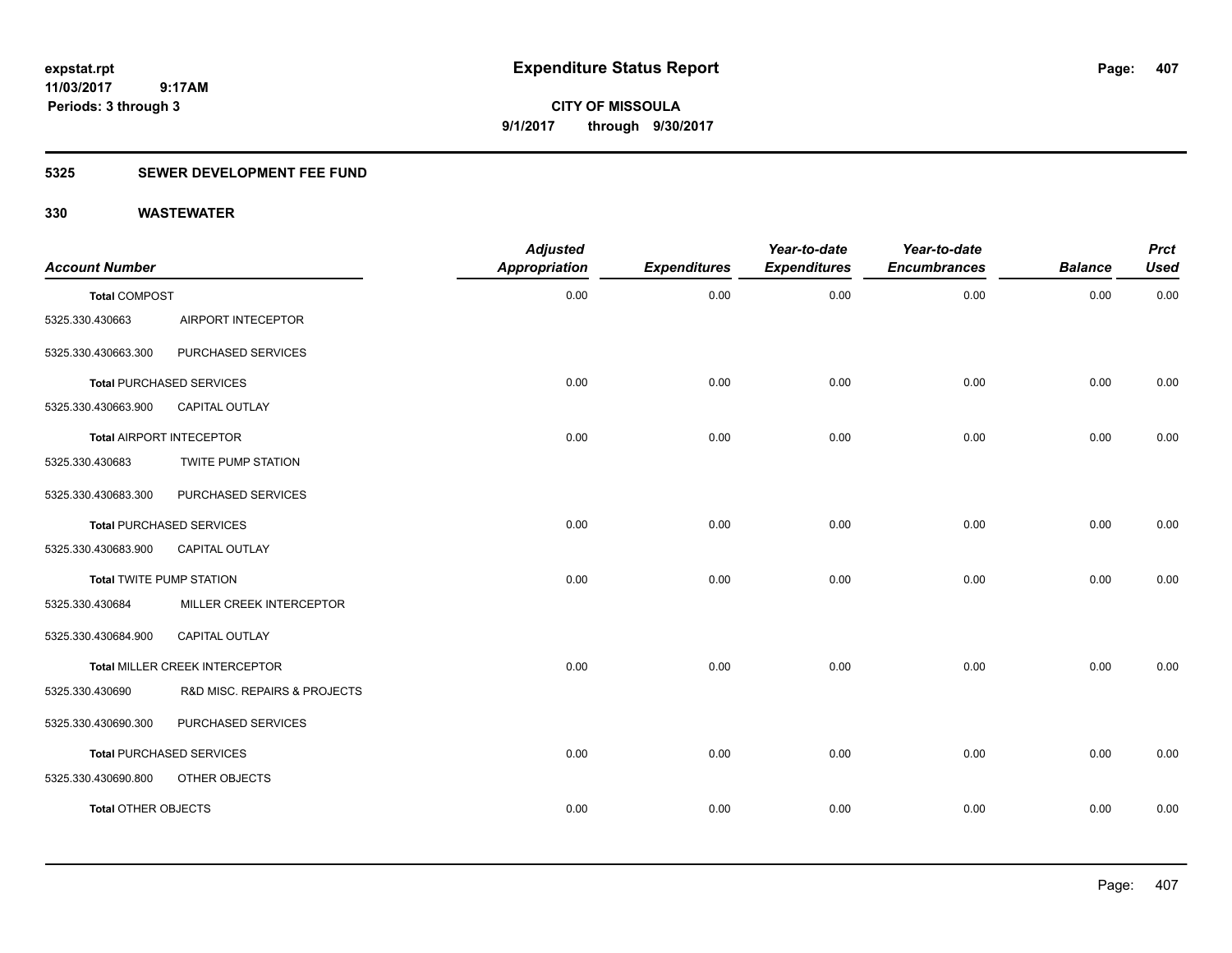expstat.rpt
11/03/2017 9:17AM
Periods: 3 through 3

# Expenditure Status Report

CITY OF MISSOULA
9/1/2017 through 9/30/2017

## 5325 SEWER DEVELOPMENT FEE FUND

## 330 WASTEWATER

| Account Number | | Adjusted Appropriation | Expenditures | Year-to-date Expenditures | Year-to-date Encumbrances | Balance | Prct Used |
|---|---|---|---|---|---|---|---|
| **Total** COMPOST | | 0.00 | 0.00 | 0.00 | 0.00 | 0.00 | 0.00 |
| 5325.330.430663 | AIRPORT INTECEPTOR | | | | | | |
| 5325.330.430663.300 | PURCHASED SERVICES | | | | | | |
| **Total** PURCHASED SERVICES | | 0.00 | 0.00 | 0.00 | 0.00 | 0.00 | 0.00 |
| 5325.330.430663.900 | CAPITAL OUTLAY | | | | | | |
| **Total** AIRPORT INTECEPTOR | | 0.00 | 0.00 | 0.00 | 0.00 | 0.00 | 0.00 |
| 5325.330.430683 | TWITE PUMP STATION | | | | | | |
| 5325.330.430683.300 | PURCHASED SERVICES | | | | | | |
| **Total** PURCHASED SERVICES | | 0.00 | 0.00 | 0.00 | 0.00 | 0.00 | 0.00 |
| 5325.330.430683.900 | CAPITAL OUTLAY | | | | | | |
| **Total** TWITE PUMP STATION | | 0.00 | 0.00 | 0.00 | 0.00 | 0.00 | 0.00 |
| 5325.330.430684 | MILLER CREEK INTERCEPTOR | | | | | | |
| 5325.330.430684.900 | CAPITAL OUTLAY | | | | | | |
| **Total** MILLER CREEK INTERCEPTOR | | 0.00 | 0.00 | 0.00 | 0.00 | 0.00 | 0.00 |
| 5325.330.430690 | R&D MISC. REPAIRS & PROJECTS | | | | | | |
| 5325.330.430690.300 | PURCHASED SERVICES | | | | | | |
| **Total** PURCHASED SERVICES | | 0.00 | 0.00 | 0.00 | 0.00 | 0.00 | 0.00 |
| 5325.330.430690.800 | OTHER OBJECTS | | | | | | |
| **Total** OTHER OBJECTS | | 0.00 | 0.00 | 0.00 | 0.00 | 0.00 | 0.00 |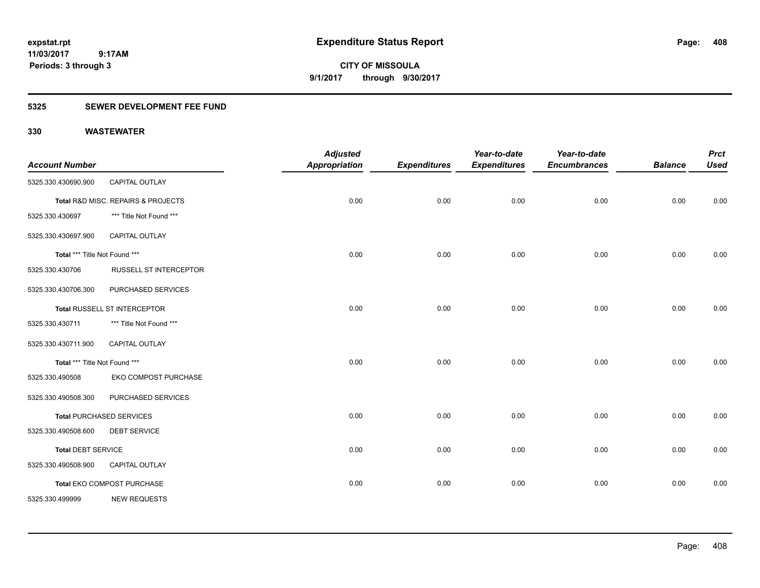**expstat.rpt**
**11/03/2017 9:17AM**
**Periods: 3 through 3**

# Expenditure Status Report

**CITY OF MISSOULA**
**9/1/2017 through 9/30/2017**

## 5325 SEWER DEVELOPMENT FEE FUND

## 330 WASTEWATER

| Account Number | | Adjusted Appropriation | Expenditures | Year-to-date Expenditures | Year-to-date Encumbrances | Balance | Prct Used |
|---|---|---|---|---|---|---|---|
| 5325.330.430690.900 | CAPITAL OUTLAY | | | | | | |
| **Total** R&D MISC. REPAIRS & PROJECTS | | 0.00 | 0.00 | 0.00 | 0.00 | 0.00 | 0.00 |
| 5325.330.430697 | *** Title Not Found *** | | | | | | |
| 5325.330.430697.900 | CAPITAL OUTLAY | | | | | | |
| **Total** *** Title Not Found *** | | 0.00 | 0.00 | 0.00 | 0.00 | 0.00 | 0.00 |
| 5325.330.430706 | RUSSELL ST INTERCEPTOR | | | | | | |
| 5325.330.430706.300 | PURCHASED SERVICES | | | | | | |
| **Total** RUSSELL ST INTERCEPTOR | | 0.00 | 0.00 | 0.00 | 0.00 | 0.00 | 0.00 |
| 5325.330.430711 | *** Title Not Found *** | | | | | | |
| 5325.330.430711.900 | CAPITAL OUTLAY | | | | | | |
| **Total** *** Title Not Found *** | | 0.00 | 0.00 | 0.00 | 0.00 | 0.00 | 0.00 |
| 5325.330.490508 | EKO COMPOST PURCHASE | | | | | | |
| 5325.330.490508.300 | PURCHASED SERVICES | | | | | | |
| **Total** PURCHASED SERVICES | | 0.00 | 0.00 | 0.00 | 0.00 | 0.00 | 0.00 |
| 5325.330.490508.600 | DEBT SERVICE | | | | | | |
| **Total** DEBT SERVICE | | 0.00 | 0.00 | 0.00 | 0.00 | 0.00 | 0.00 |
| 5325.330.490508.900 | CAPITAL OUTLAY | | | | | | |
| **Total** EKO COMPOST PURCHASE | | 0.00 | 0.00 | 0.00 | 0.00 | 0.00 | 0.00 |
| 5325.330.499999 | NEW REQUESTS | | | | | | |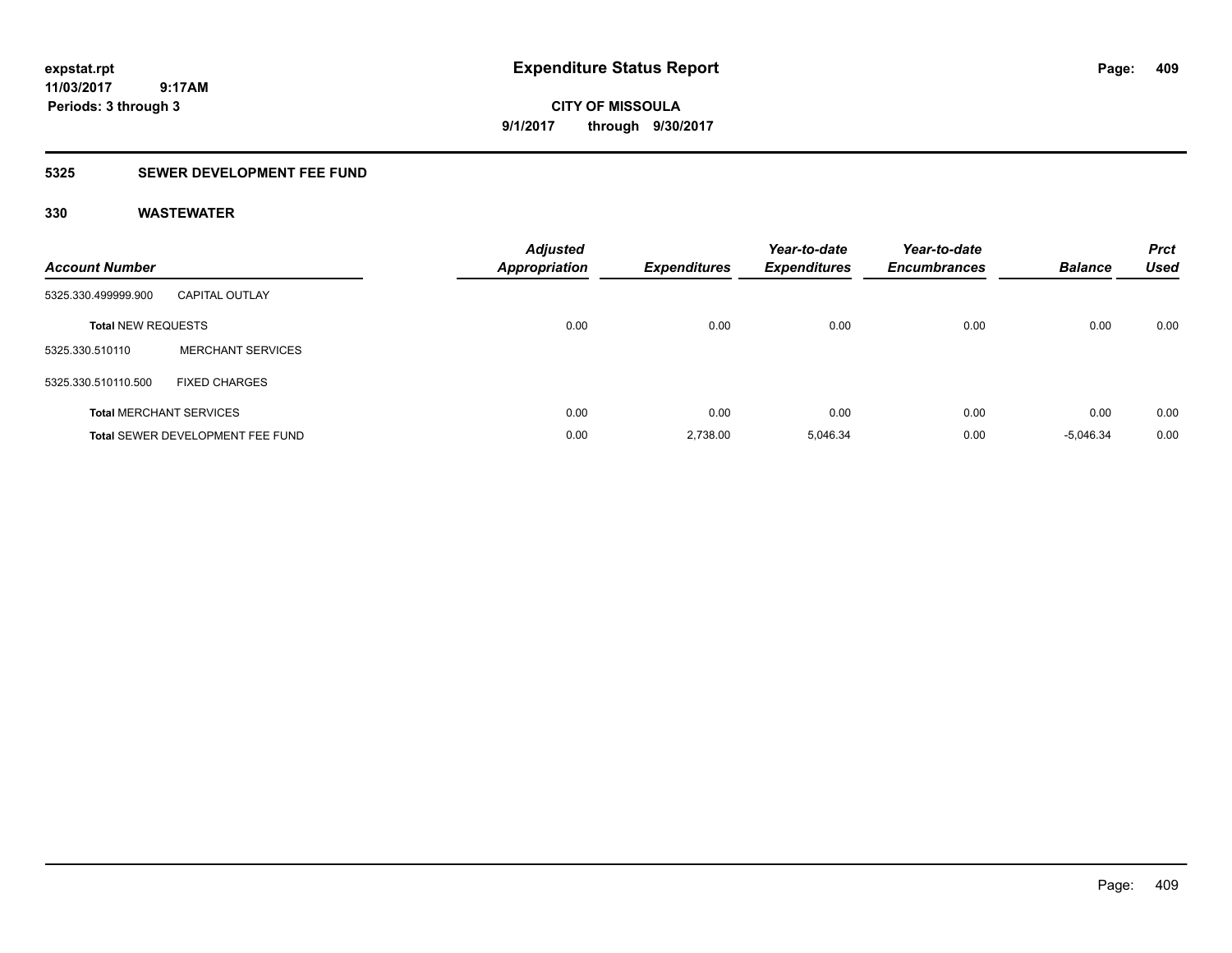**expstat.rpt**
**11/03/2017 9:17AM**
**Periods: 3 through 3**

# Expenditure Status Report

**CITY OF MISSOULA**
**9/1/2017 through 9/30/2017**

## 5325 SEWER DEVELOPMENT FEE FUND

### 330 WASTEWATER

| Account Number | | Adjusted Appropriation | Expenditures | Year-to-date Expenditures | Year-to-date Encumbrances | Balance | Prct Used |
|---|---|---|---|---|---|---|---|
| 5325.330.499999.900 | CAPITAL OUTLAY | | | | | | |
| **Total NEW REQUESTS** | | 0.00 | 0.00 | 0.00 | 0.00 | 0.00 | 0.00 |
| 5325.330.510110 | MERCHANT SERVICES | | | | | | |
| 5325.330.510110.500 | FIXED CHARGES | | | | | | |
| **Total MERCHANT SERVICES** | | 0.00 | 0.00 | 0.00 | 0.00 | 0.00 | 0.00 |
| **Total SEWER DEVELOPMENT FEE FUND** | | 0.00 | 2,738.00 | 5,046.34 | 0.00 | -5,046.34 | 0.00 |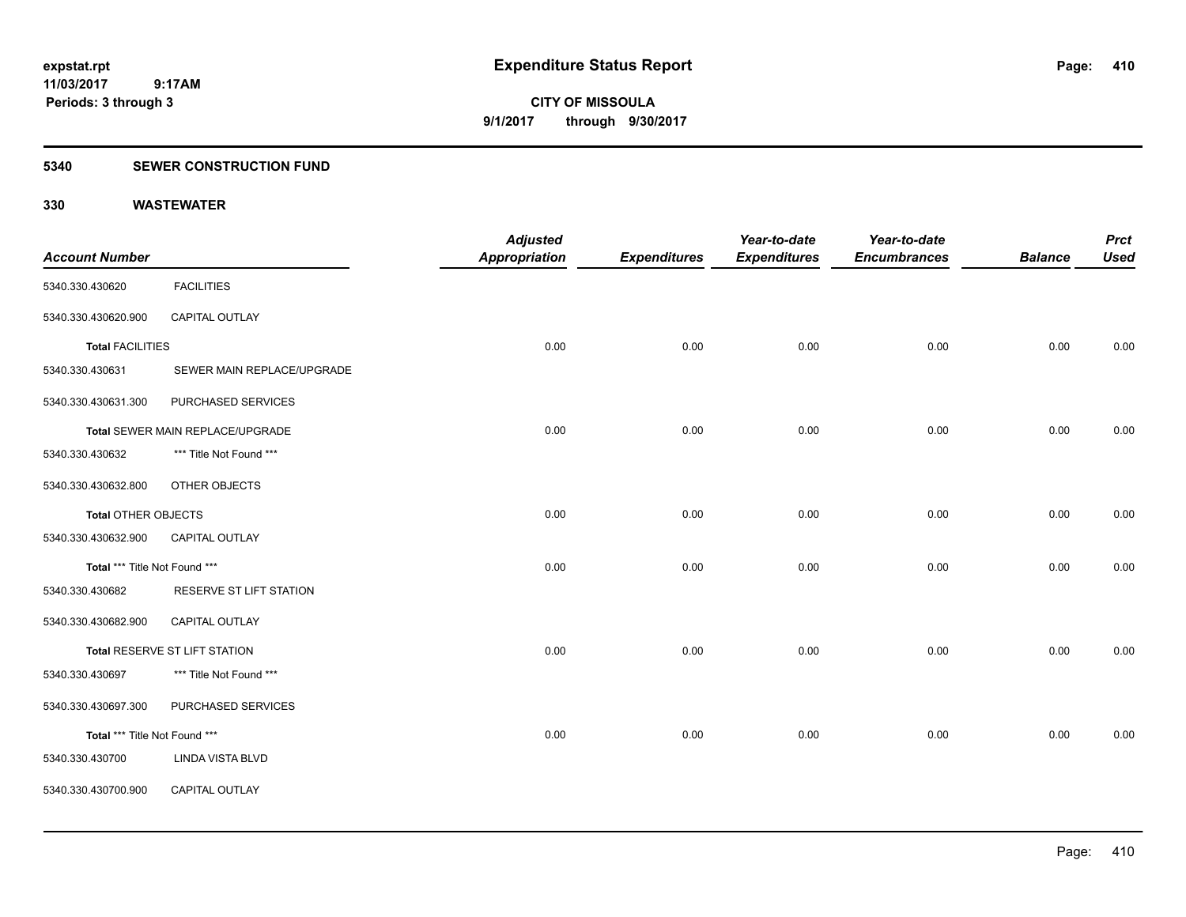**expstat.rpt**
**11/03/2017 9:17AM**
**Periods: 3 through 3**

# Expenditure Status Report

**CITY OF MISSOULA**
**9/1/2017 through 9/30/2017**

## 5340 SEWER CONSTRUCTION FUND

## 330 WASTEWATER

| Account Number | | Adjusted Appropriation | Expenditures | Year-to-date Expenditures | Year-to-date Encumbrances | Balance | Prct Used |
|---|---|---|---|---|---|---|---|
| 5340.330.430620 | FACILITIES | | | | | | |
| 5340.330.430620.900 | CAPITAL OUTLAY | | | | | | |
| **Total** FACILITIES | | 0.00 | 0.00 | 0.00 | 0.00 | 0.00 | 0.00 |
| 5340.330.430631 | SEWER MAIN REPLACE/UPGRADE | | | | | | |
| 5340.330.430631.300 | PURCHASED SERVICES | | | | | | |
| **Total** SEWER MAIN REPLACE/UPGRADE | | 0.00 | 0.00 | 0.00 | 0.00 | 0.00 | 0.00 |
| 5340.330.430632 | *** Title Not Found *** | | | | | | |
| 5340.330.430632.800 | OTHER OBJECTS | | | | | | |
| **Total** OTHER OBJECTS | | 0.00 | 0.00 | 0.00 | 0.00 | 0.00 | 0.00 |
| 5340.330.430632.900 | CAPITAL OUTLAY | | | | | | |
| **Total** *** Title Not Found *** | | 0.00 | 0.00 | 0.00 | 0.00 | 0.00 | 0.00 |
| 5340.330.430682 | RESERVE ST LIFT STATION | | | | | | |
| 5340.330.430682.900 | CAPITAL OUTLAY | | | | | | |
| **Total** RESERVE ST LIFT STATION | | 0.00 | 0.00 | 0.00 | 0.00 | 0.00 | 0.00 |
| 5340.330.430697 | *** Title Not Found *** | | | | | | |
| 5340.330.430697.300 | PURCHASED SERVICES | | | | | | |
| **Total** *** Title Not Found *** | | 0.00 | 0.00 | 0.00 | 0.00 | 0.00 | 0.00 |
| 5340.330.430700 | LINDA VISTA BLVD | | | | | | |
| 5340.330.430700.900 | CAPITAL OUTLAY | | | | | | |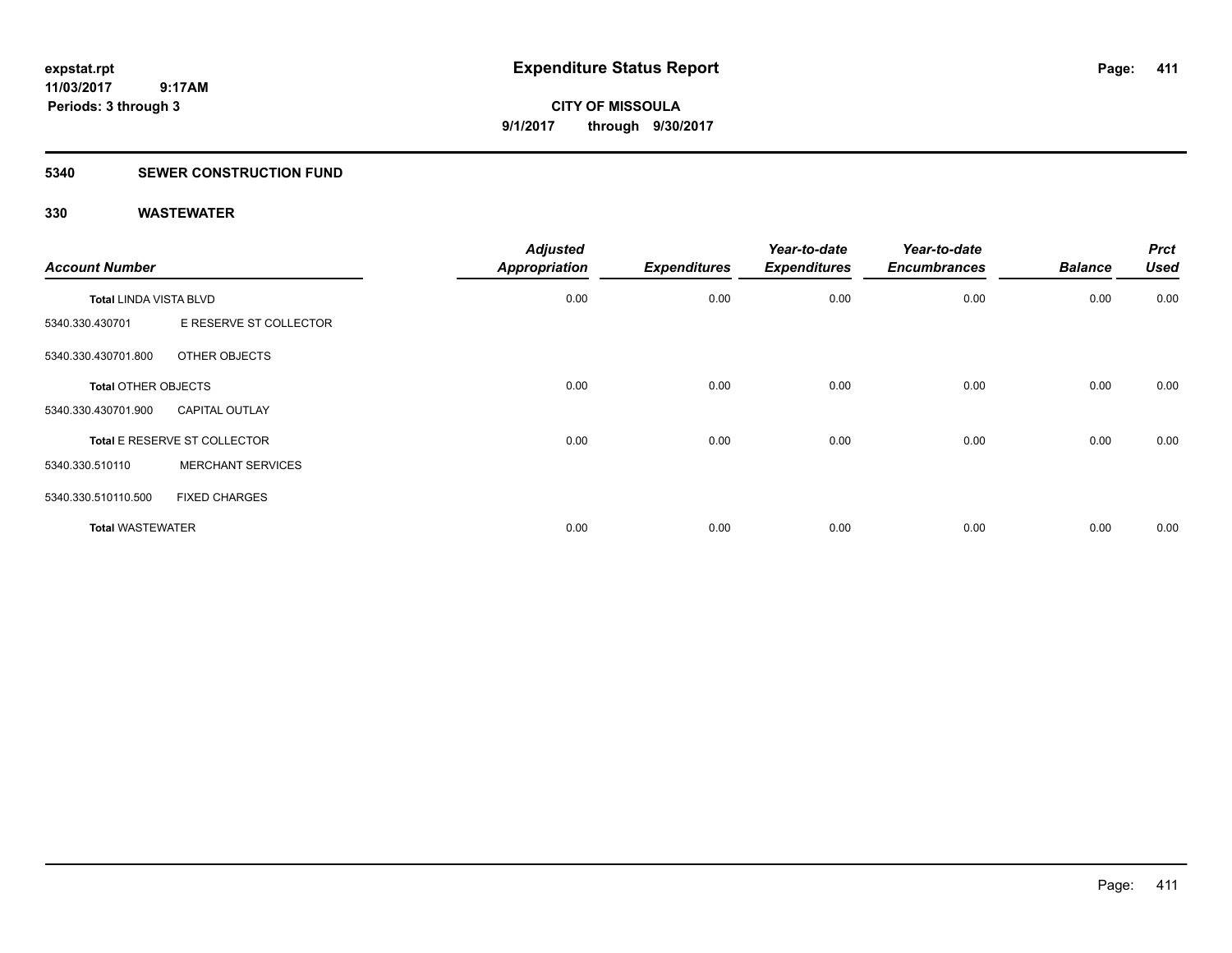**expstat.rpt**
**11/03/2017 9:17AM**
**Periods: 3 through 3**

# Expenditure Status Report

**CITY OF MISSOULA**
**9/1/2017 through 9/30/2017**

## 5340 SEWER CONSTRUCTION FUND

## 330 WASTEWATER

| Account Number | | Adjusted Appropriation | Expenditures | Year-to-date Expenditures | Year-to-date Encumbrances | Balance | Prct Used |
|---|---|---|---|---|---|---|---|
| **Total** LINDA VISTA BLVD | | 0.00 | 0.00 | 0.00 | 0.00 | 0.00 | 0.00 |
| 5340.330.430701 | E RESERVE ST COLLECTOR | | | | | | |
| 5340.330.430701.800 | OTHER OBJECTS | | | | | | |
| **Total** OTHER OBJECTS | | 0.00 | 0.00 | 0.00 | 0.00 | 0.00 | 0.00 |
| 5340.330.430701.900 | CAPITAL OUTLAY | | | | | | |
| **Total** E RESERVE ST COLLECTOR | | 0.00 | 0.00 | 0.00 | 0.00 | 0.00 | 0.00 |
| 5340.330.510110 | MERCHANT SERVICES | | | | | | |
| 5340.330.510110.500 | FIXED CHARGES | | | | | | |
| **Total WASTEWATER** | | 0.00 | 0.00 | 0.00 | 0.00 | 0.00 | 0.00 |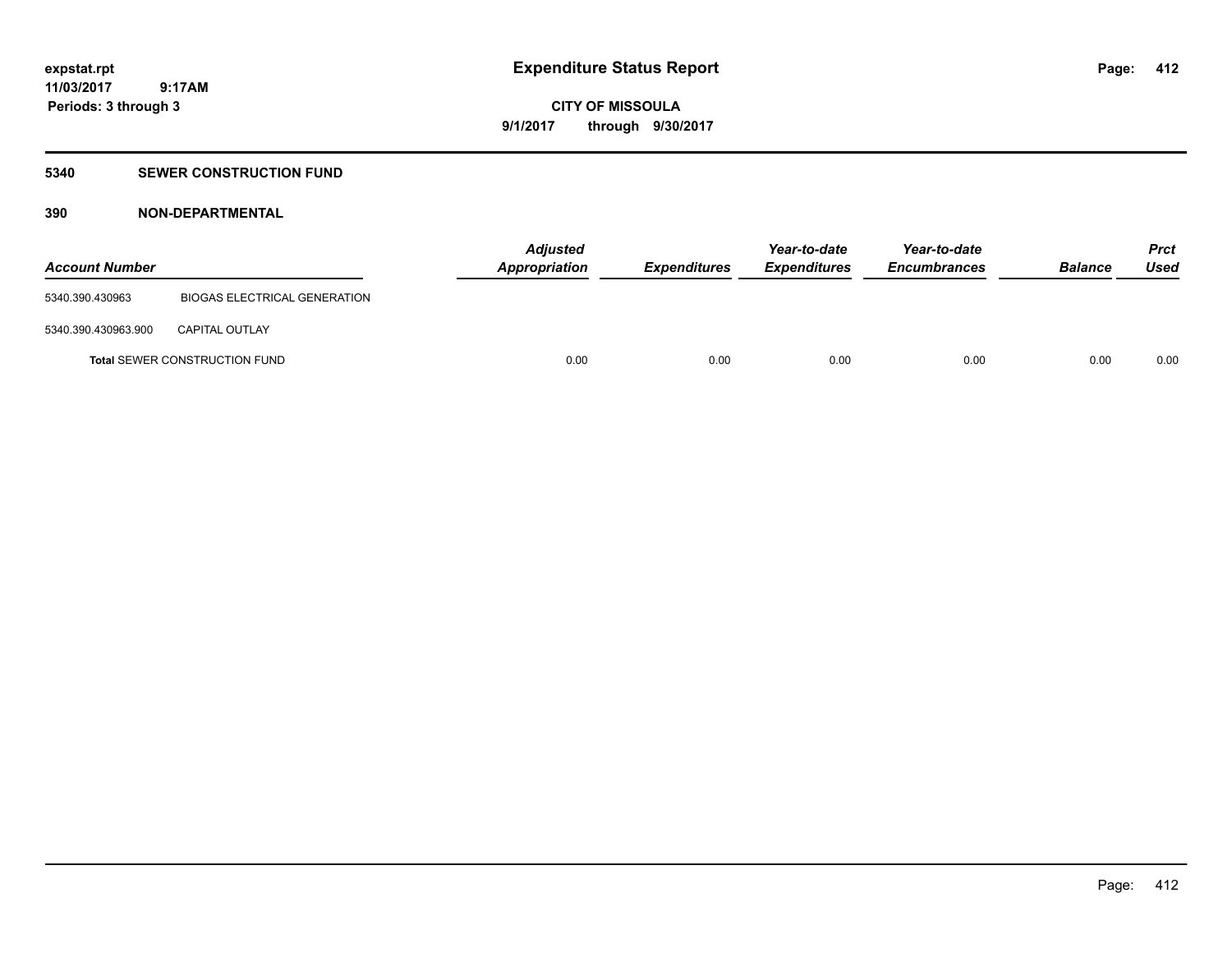**expstat.rpt**
**11/03/2017 9:17AM**
**Periods: 3 through 3**

# Expenditure Status Report

**CITY OF MISSOULA**
**9/1/2017 through 9/30/2017**

## 5340 SEWER CONSTRUCTION FUND

### 390 NON-DEPARTMENTAL

| Account Number | | Adjusted Appropriation | Expenditures | Year-to-date Expenditures | Year-to-date Encumbrances | Balance | Prct Used |
|---|---|---|---|---|---|---|---|
| 5340.390.430963 | BIOGAS ELECTRICAL GENERATION | | | | | | |
| 5340.390.430963.900 | CAPITAL OUTLAY | | | | | | |
| **Total** SEWER CONSTRUCTION FUND | | 0.00 | 0.00 | 0.00 | 0.00 | 0.00 | 0.00 |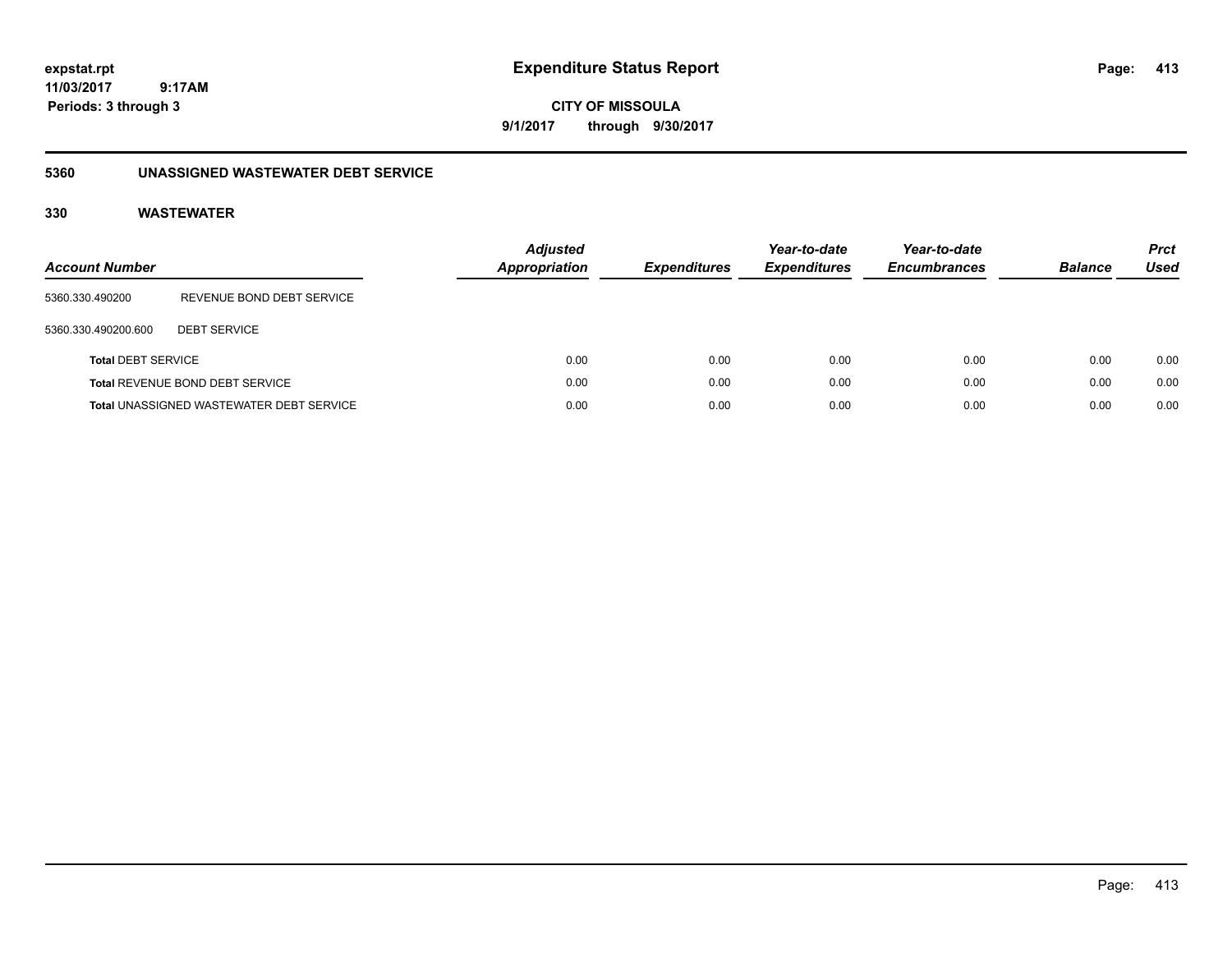# Expenditure Status Report

**CITY OF MISSOULA**

**9/1/2017 through 9/30/2017**

expstat.rpt
11/03/2017 9:17AM
Periods: 3 through 3

## 5360 UNASSIGNED WASTEWATER DEBT SERVICE

### 330 WASTEWATER

| Account Number | | Adjusted Appropriation | Expenditures | Year-to-date Expenditures | Year-to-date Encumbrances | Balance | Prct Used |
|---|---|---|---|---|---|---|---|
| 5360.330.490200 | REVENUE BOND DEBT SERVICE | | | | | | |
| 5360.330.490200.600 | DEBT SERVICE | | | | | | |
| **Total** DEBT SERVICE | | 0.00 | 0.00 | 0.00 | 0.00 | 0.00 | 0.00 |
| **Total** REVENUE BOND DEBT SERVICE | | 0.00 | 0.00 | 0.00 | 0.00 | 0.00 | 0.00 |
| **Total** UNASSIGNED WASTEWATER DEBT SERVICE | | 0.00 | 0.00 | 0.00 | 0.00 | 0.00 | 0.00 |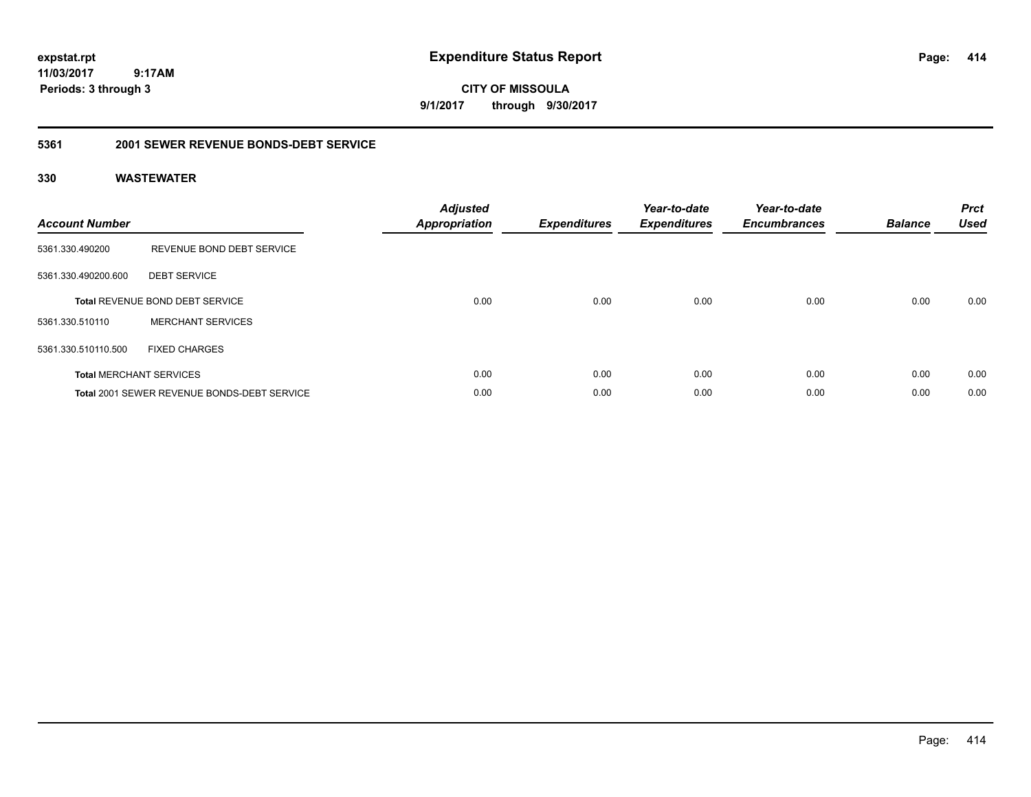**expstat.rpt**
**11/03/2017 9:17AM**
**Periods: 3 through 3**

# Expenditure Status Report

**CITY OF MISSOULA**
**9/1/2017 through 9/30/2017**

## 5361 2001 SEWER REVENUE BONDS-DEBT SERVICE

### 330 WASTEWATER

| Account Number | | Adjusted Appropriation | Expenditures | Year-to-date Expenditures | Year-to-date Encumbrances | Balance | Prct Used |
|---|---|---|---|---|---|---|---|
| 5361.330.490200 | REVENUE BOND DEBT SERVICE | | | | | | |
| 5361.330.490200.600 | DEBT SERVICE | | | | | | |
| **Total** REVENUE BOND DEBT SERVICE | | 0.00 | 0.00 | 0.00 | 0.00 | 0.00 | 0.00 |
| 5361.330.510110 | MERCHANT SERVICES | | | | | | |
| 5361.330.510110.500 | FIXED CHARGES | | | | | | |
| **Total** MERCHANT SERVICES | | 0.00 | 0.00 | 0.00 | 0.00 | 0.00 | 0.00 |
| **Total** 2001 SEWER REVENUE BONDS-DEBT SERVICE | | 0.00 | 0.00 | 0.00 | 0.00 | 0.00 | 0.00 |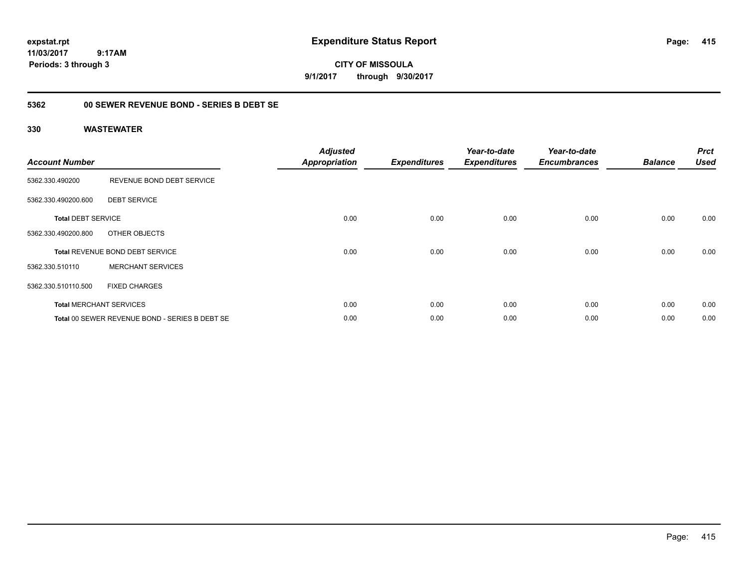**expstat.rpt**
**11/03/2017 9:17AM**
**Periods: 3 through 3**

# Expenditure Status Report

**CITY OF MISSOULA**
**9/1/2017 through 9/30/2017**

## 5362 00 SEWER REVENUE BOND - SERIES B DEBT SE

### 330 WASTEWATER

| Account Number | | Adjusted Appropriation | Expenditures | Year-to-date Expenditures | Year-to-date Encumbrances | Balance | Prct Used |
|---|---|---|---|---|---|---|---|
| 5362.330.490200 | REVENUE BOND DEBT SERVICE | | | | | | |
| 5362.330.490200.600 | DEBT SERVICE | | | | | | |
| **Total** DEBT SERVICE | | 0.00 | 0.00 | 0.00 | 0.00 | 0.00 | 0.00 |
| 5362.330.490200.800 | OTHER OBJECTS | | | | | | |
| **Total** REVENUE BOND DEBT SERVICE | | 0.00 | 0.00 | 0.00 | 0.00 | 0.00 | 0.00 |
| 5362.330.510110 | MERCHANT SERVICES | | | | | | |
| 5362.330.510110.500 | FIXED CHARGES | | | | | | |
| **Total** MERCHANT SERVICES | | 0.00 | 0.00 | 0.00 | 0.00 | 0.00 | 0.00 |
| **Total** 00 SEWER REVENUE BOND - SERIES B DEBT SE | | 0.00 | 0.00 | 0.00 | 0.00 | 0.00 | 0.00 |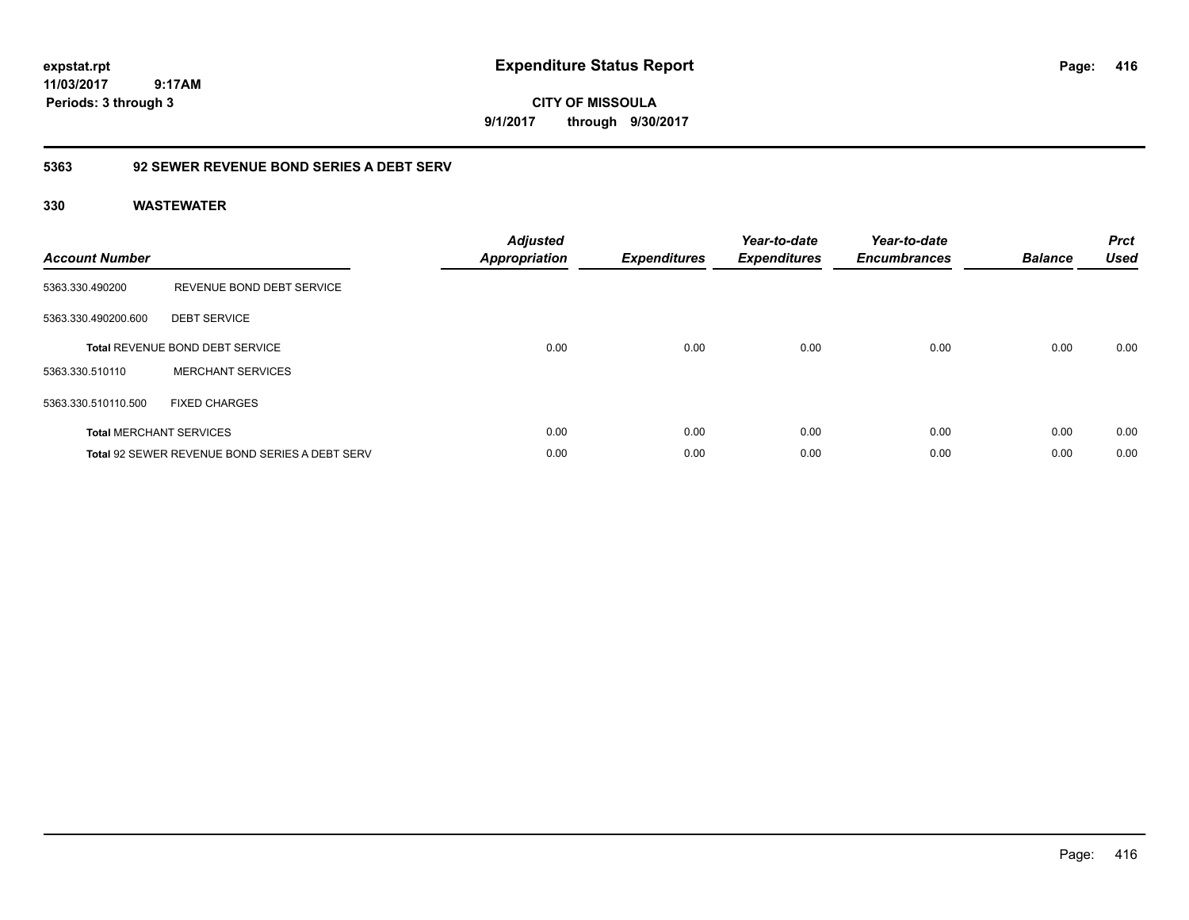**expstat.rpt**
**11/03/2017 9:17AM**
**Periods: 3 through 3**

# Expenditure Status Report

**CITY OF MISSOULA**
**9/1/2017 through 9/30/2017**

## 5363 92 SEWER REVENUE BOND SERIES A DEBT SERV

## 330 WASTEWATER

| Account Number | | Adjusted Appropriation | Expenditures | Year-to-date Expenditures | Year-to-date Encumbrances | Balance | Prct Used |
|---|---|---|---|---|---|---|---|
| 5363.330.490200 | REVENUE BOND DEBT SERVICE | | | | | | |
| 5363.330.490200.600 | DEBT SERVICE | | | | | | |
| **Total** REVENUE BOND DEBT SERVICE | | 0.00 | 0.00 | 0.00 | 0.00 | 0.00 | 0.00 |
| 5363.330.510110 | MERCHANT SERVICES | | | | | | |
| 5363.330.510110.500 | FIXED CHARGES | | | | | | |
| **Total** MERCHANT SERVICES | | 0.00 | 0.00 | 0.00 | 0.00 | 0.00 | 0.00 |
| **Total** 92 SEWER REVENUE BOND SERIES A DEBT SERV | | 0.00 | 0.00 | 0.00 | 0.00 | 0.00 | 0.00 |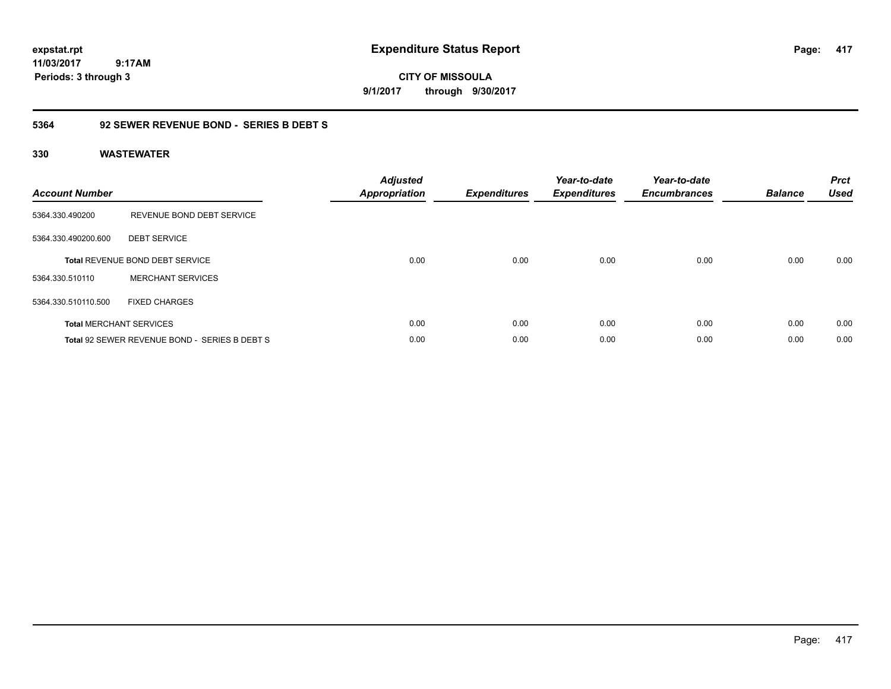expstat.rpt
11/03/2017 9:17AM
Periods: 3 through 3

# Expenditure Status Report

CITY OF MISSOULA
9/1/2017 through 9/30/2017

## 5364 92 SEWER REVENUE BOND - SERIES B DEBT S

### 330 WASTEWATER

| Account Number | | Adjusted Appropriation | Expenditures | Year-to-date Expenditures | Year-to-date Encumbrances | Balance | Prct Used |
|---|---|---|---|---|---|---|---|
| 5364.330.490200 | REVENUE BOND DEBT SERVICE | | | | | | |
| 5364.330.490200.600 | DEBT SERVICE | | | | | | |
| **Total** REVENUE BOND DEBT SERVICE | | 0.00 | 0.00 | 0.00 | 0.00 | 0.00 | 0.00 |
| 5364.330.510110 | MERCHANT SERVICES | | | | | | |
| 5364.330.510110.500 | FIXED CHARGES | | | | | | |
| **Total** MERCHANT SERVICES | | 0.00 | 0.00 | 0.00 | 0.00 | 0.00 | 0.00 |
| **Total** 92 SEWER REVENUE BOND - SERIES B DEBT S | | 0.00 | 0.00 | 0.00 | 0.00 | 0.00 | 0.00 |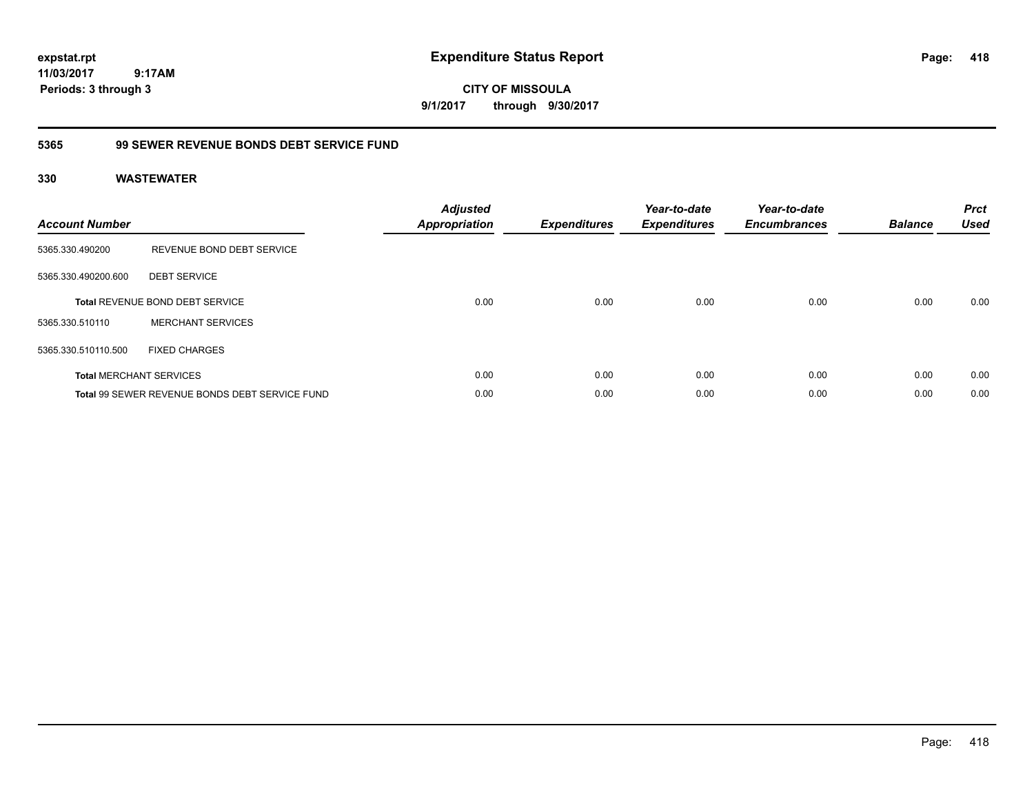expstat.rpt
11/03/2017 9:17AM
Periods: 3 through 3

# Expenditure Status Report

CITY OF MISSOULA
9/1/2017 through 9/30/2017

## 5365 99 SEWER REVENUE BONDS DEBT SERVICE FUND

### 330 WASTEWATER

| Account Number | | Adjusted Appropriation | Expenditures | Year-to-date Expenditures | Year-to-date Encumbrances | Balance | Prct Used |
|---|---|---|---|---|---|---|---|
| 5365.330.490200 | REVENUE BOND DEBT SERVICE | | | | | | |
| 5365.330.490200.600 | DEBT SERVICE | | | | | | |
| **Total** REVENUE BOND DEBT SERVICE | | 0.00 | 0.00 | 0.00 | 0.00 | 0.00 | 0.00 |
| 5365.330.510110 | MERCHANT SERVICES | | | | | | |
| 5365.330.510110.500 | FIXED CHARGES | | | | | | |
| **Total** MERCHANT SERVICES | | 0.00 | 0.00 | 0.00 | 0.00 | 0.00 | 0.00 |
| **Total** 99 SEWER REVENUE BONDS DEBT SERVICE FUND | | 0.00 | 0.00 | 0.00 | 0.00 | 0.00 | 0.00 |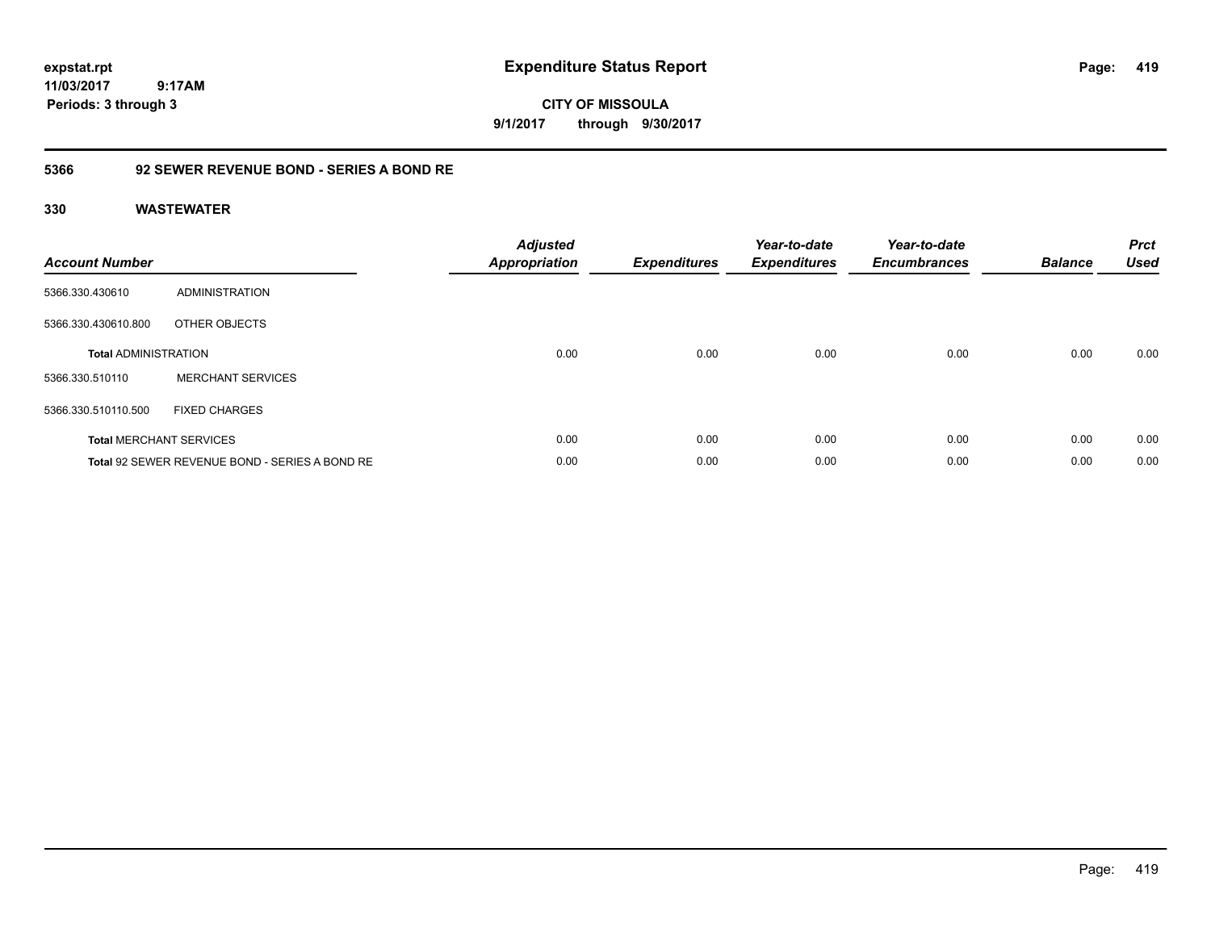# Expenditure Status Report

expstat.rpt
11/03/2017 9:17AM
Periods: 3 through 3

**CITY OF MISSOULA**
**9/1/2017 through 9/30/2017**

## 5366 92 SEWER REVENUE BOND - SERIES A BOND RE

### 330 WASTEWATER

| Account Number | | Adjusted Appropriation | Expenditures | Year-to-date Expenditures | Year-to-date Encumbrances | Balance | Prct Used |
|---|---|---|---|---|---|---|---|
| 5366.330.430610 | ADMINISTRATION | | | | | | |
| 5366.330.430610.800 | OTHER OBJECTS | | | | | | |
| **Total** ADMINISTRATION | | 0.00 | 0.00 | 0.00 | 0.00 | 0.00 | 0.00 |
| 5366.330.510110 | MERCHANT SERVICES | | | | | | |
| 5366.330.510110.500 | FIXED CHARGES | | | | | | |
| **Total** MERCHANT SERVICES | | 0.00 | 0.00 | 0.00 | 0.00 | 0.00 | 0.00 |
| **Total** 92 SEWER REVENUE BOND - SERIES A BOND RE | | 0.00 | 0.00 | 0.00 | 0.00 | 0.00 | 0.00 |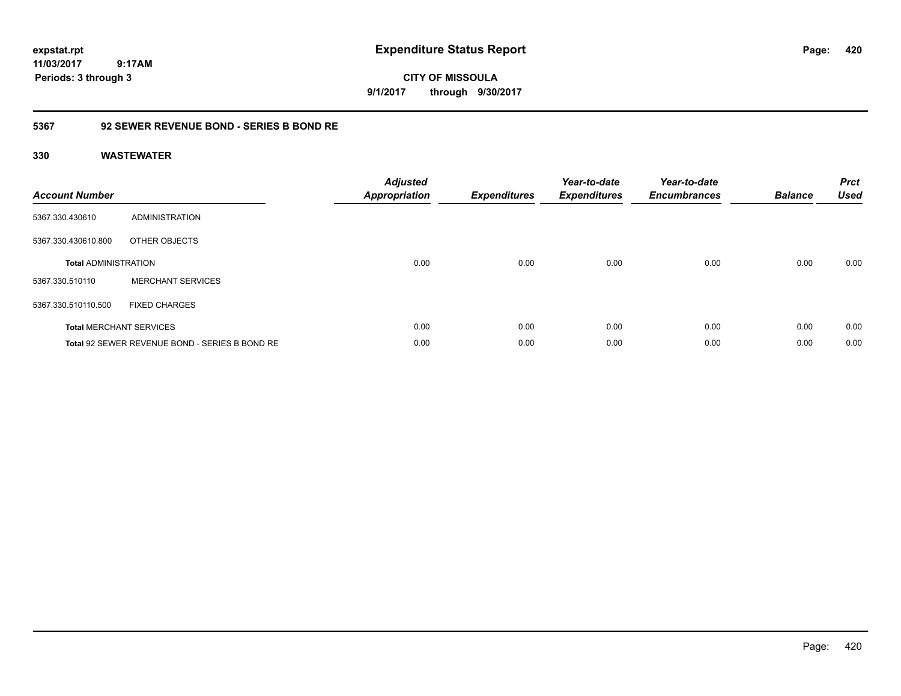expstat.rpt
11/03/2017 9:17AM
Periods: 3 through 3

# Expenditure Status Report

CITY OF MISSOULA
9/1/2017 through 9/30/2017

## 5367 92 SEWER REVENUE BOND - SERIES B BOND RE

### 330 WASTEWATER

| Account Number | | Adjusted Appropriation | Expenditures | Year-to-date Expenditures | Year-to-date Encumbrances | Balance | Prct Used |
|---|---|---|---|---|---|---|---|
| 5367.330.430610 | ADMINISTRATION | | | | | | |
| 5367.330.430610.800 | OTHER OBJECTS | | | | | | |
| **Total** ADMINISTRATION | | 0.00 | 0.00 | 0.00 | 0.00 | 0.00 | 0.00 |
| 5367.330.510110 | MERCHANT SERVICES | | | | | | |
| 5367.330.510110.500 | FIXED CHARGES | | | | | | |
| **Total** MERCHANT SERVICES | | 0.00 | 0.00 | 0.00 | 0.00 | 0.00 | 0.00 |
| **Total** 92 SEWER REVENUE BOND - SERIES B BOND RE | | 0.00 | 0.00 | 0.00 | 0.00 | 0.00 | 0.00 |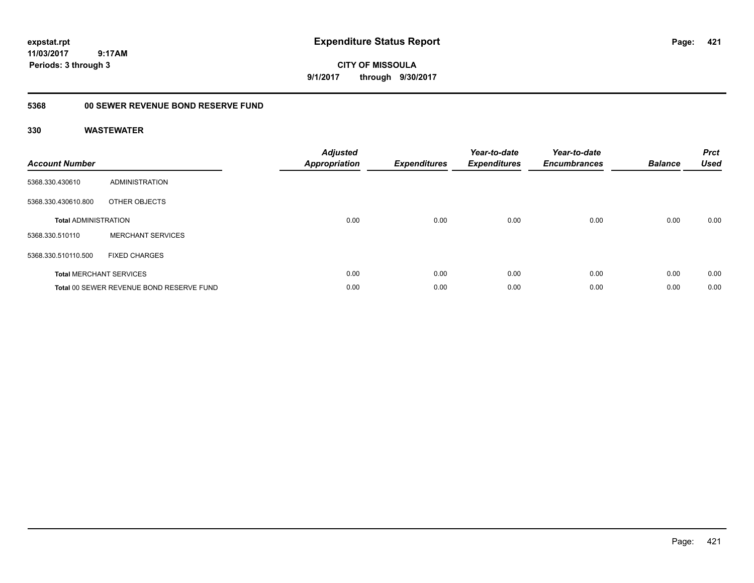**expstat.rpt**
**11/03/2017 9:17AM**
**Periods: 3 through 3**

# Expenditure Status Report

**CITY OF MISSOULA**
**9/1/2017 through 9/30/2017**

## 5368 00 SEWER REVENUE BOND RESERVE FUND

### 330 WASTEWATER

| Account Number | | Adjusted Appropriation | Expenditures | Year-to-date Expenditures | Year-to-date Encumbrances | Balance | Prct Used |
|---|---|---|---|---|---|---|---|
| 5368.330.430610 | ADMINISTRATION | | | | | | |
| 5368.330.430610.800 | OTHER OBJECTS | | | | | | |
| **Total** ADMINISTRATION | | 0.00 | 0.00 | 0.00 | 0.00 | 0.00 | 0.00 |
| 5368.330.510110 | MERCHANT SERVICES | | | | | | |
| 5368.330.510110.500 | FIXED CHARGES | | | | | | |
| **Total** MERCHANT SERVICES | | 0.00 | 0.00 | 0.00 | 0.00 | 0.00 | 0.00 |
| **Total** 00 SEWER REVENUE BOND RESERVE FUND | | 0.00 | 0.00 | 0.00 | 0.00 | 0.00 | 0.00 |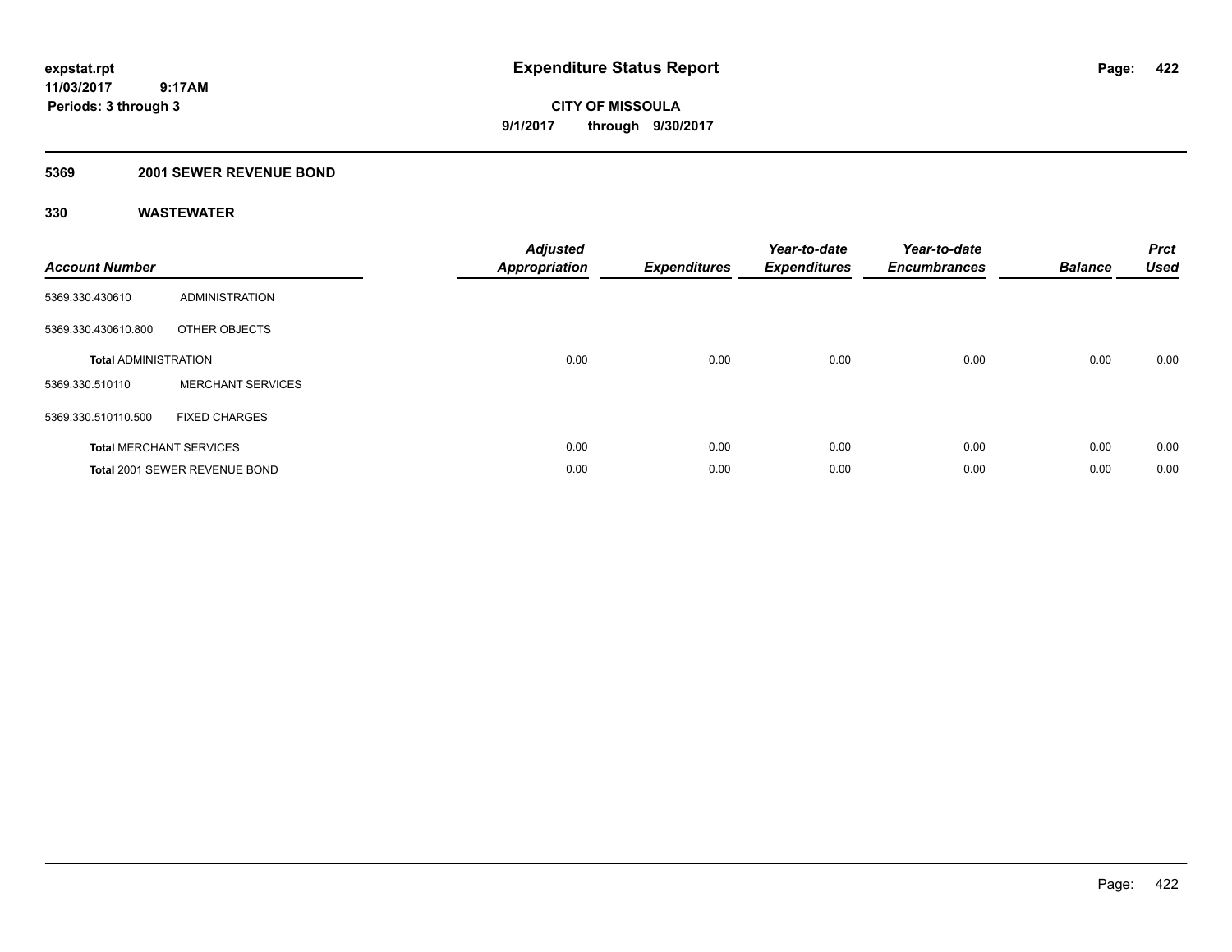**expstat.rpt**
**11/03/2017 9:17AM**
**Periods: 3 through 3**

# Expenditure Status Report

**CITY OF MISSOULA**
**9/1/2017 through 9/30/2017**

## 5369 2001 SEWER REVENUE BOND

## 330 WASTEWATER

| Account Number | | Adjusted Appropriation | Expenditures | Year-to-date Expenditures | Year-to-date Encumbrances | Balance | Prct Used |
|---|---|---|---|---|---|---|---|
| 5369.330.430610 | ADMINISTRATION | | | | | | |
| 5369.330.430610.800 | OTHER OBJECTS | | | | | | |
| **Total** ADMINISTRATION | | 0.00 | 0.00 | 0.00 | 0.00 | 0.00 | 0.00 |
| 5369.330.510110 | MERCHANT SERVICES | | | | | | |
| 5369.330.510110.500 | FIXED CHARGES | | | | | | |
| **Total** MERCHANT SERVICES | | 0.00 | 0.00 | 0.00 | 0.00 | 0.00 | 0.00 |
| **Total** 2001 SEWER REVENUE BOND | | 0.00 | 0.00 | 0.00 | 0.00 | 0.00 | 0.00 |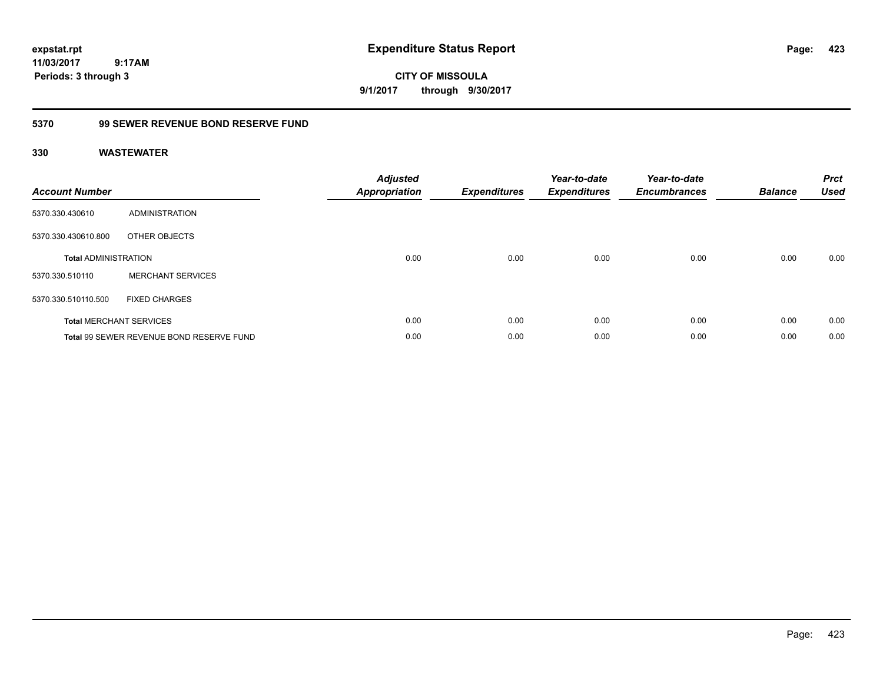**expstat.rpt**
**11/03/2017 9:17AM**
**Periods: 3 through 3**

# Expenditure Status Report

**CITY OF MISSOULA**
**9/1/2017 through 9/30/2017**

## 5370 99 SEWER REVENUE BOND RESERVE FUND

### 330 WASTEWATER

| Account Number | | Adjusted Appropriation | Expenditures | Year-to-date Expenditures | Year-to-date Encumbrances | Balance | Prct Used |
|---|---|---|---|---|---|---|---|
| 5370.330.430610 | ADMINISTRATION | | | | | | |
| 5370.330.430610.800 | OTHER OBJECTS | | | | | | |
| **Total** ADMINISTRATION | | 0.00 | 0.00 | 0.00 | 0.00 | 0.00 | 0.00 |
| 5370.330.510110 | MERCHANT SERVICES | | | | | | |
| 5370.330.510110.500 | FIXED CHARGES | | | | | | |
| **Total** MERCHANT SERVICES | | 0.00 | 0.00 | 0.00 | 0.00 | 0.00 | 0.00 |
| **Total** 99 SEWER REVENUE BOND RESERVE FUND | | 0.00 | 0.00 | 0.00 | 0.00 | 0.00 | 0.00 |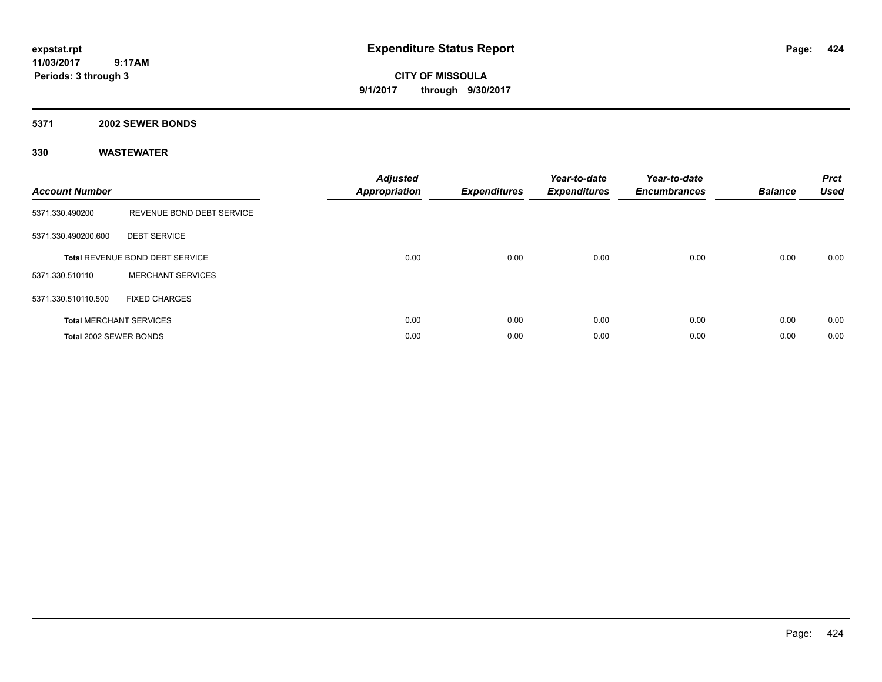**expstat.rpt**
**11/03/2017 9:17AM**
**Periods: 3 through 3**

# Expenditure Status Report

**CITY OF MISSOULA**
**9/1/2017 through 9/30/2017**

## 5371 2002 SEWER BONDS

## 330 WASTEWATER

| Account Number | | Adjusted Appropriation | Expenditures | Year-to-date Expenditures | Year-to-date Encumbrances | Balance | Prct Used |
|---|---|---|---|---|---|---|---|
| 5371.330.490200 | REVENUE BOND DEBT SERVICE | | | | | | |
| 5371.330.490200.600 | DEBT SERVICE | | | | | | |
| **Total** REVENUE BOND DEBT SERVICE | | 0.00 | 0.00 | 0.00 | 0.00 | 0.00 | 0.00 |
| 5371.330.510110 | MERCHANT SERVICES | | | | | | |
| 5371.330.510110.500 | FIXED CHARGES | | | | | | |
| **Total** MERCHANT SERVICES | | 0.00 | 0.00 | 0.00 | 0.00 | 0.00 | 0.00 |
| **Total** 2002 SEWER BONDS | | 0.00 | 0.00 | 0.00 | 0.00 | 0.00 | 0.00 |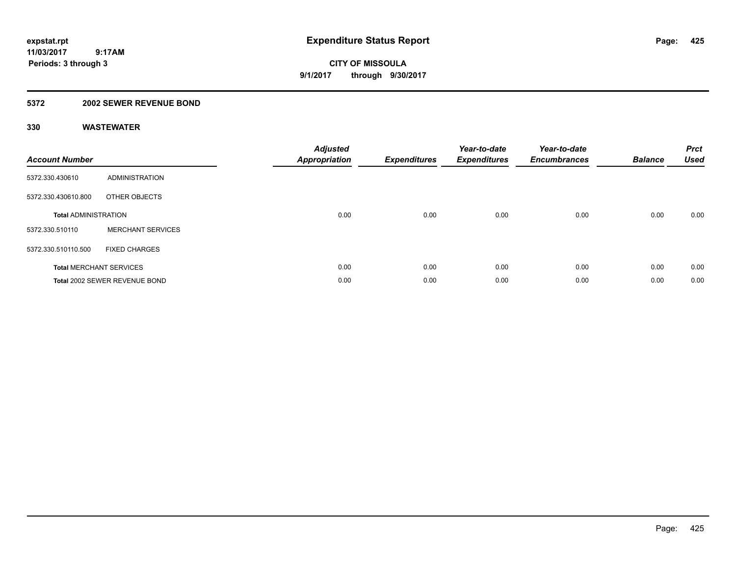# Expenditure Status Report

**CITY OF MISSOULA**

**9/1/2017 through 9/30/2017**

expstat.rpt
11/03/2017 9:17AM
Periods: 3 through 3

## 5372 2002 SEWER REVENUE BOND

### 330 WASTEWATER

| Account Number | | Adjusted Appropriation | Expenditures | Year-to-date Expenditures | Year-to-date Encumbrances | Balance | Prct Used |
|---|---|---|---|---|---|---|---|
| 5372.330.430610 | ADMINISTRATION | | | | | | |
| 5372.330.430610.800 | OTHER OBJECTS | | | | | | |
| **Total** ADMINISTRATION | | 0.00 | 0.00 | 0.00 | 0.00 | 0.00 | 0.00 |
| 5372.330.510110 | MERCHANT SERVICES | | | | | | |
| 5372.330.510110.500 | FIXED CHARGES | | | | | | |
| **Total** MERCHANT SERVICES | | 0.00 | 0.00 | 0.00 | 0.00 | 0.00 | 0.00 |
| **Total** 2002 SEWER REVENUE BOND | | 0.00 | 0.00 | 0.00 | 0.00 | 0.00 | 0.00 |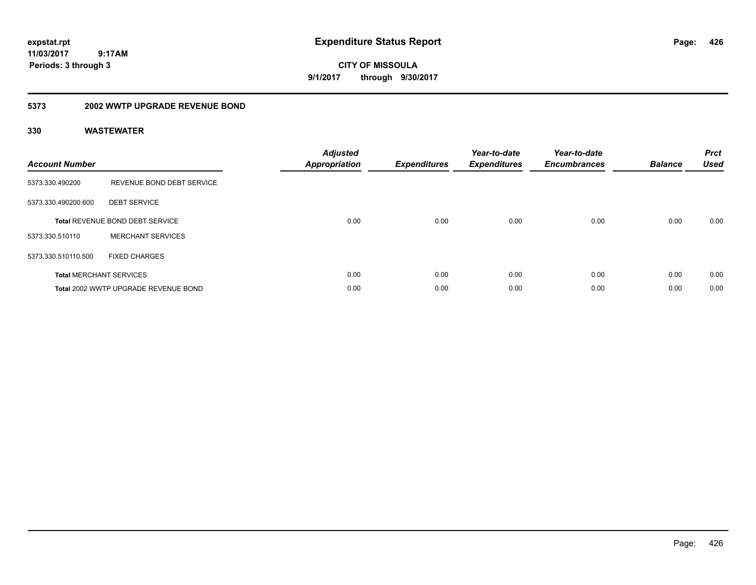**expstat.rpt**
**11/03/2017 9:17AM**
**Periods: 3 through 3**

# Expenditure Status Report

**CITY OF MISSOULA**
**9/1/2017 through 9/30/2017**

## 5373 2002 WWTP UPGRADE REVENUE BOND

## 330 WASTEWATER

| Account Number | | Adjusted Appropriation | Expenditures | Year-to-date Expenditures | Year-to-date Encumbrances | Balance | Prct Used |
|---|---|---|---|---|---|---|---|
| 5373.330.490200 | REVENUE BOND DEBT SERVICE | | | | | | |
| 5373.330.490200.600 | DEBT SERVICE | | | | | | |
| Total REVENUE BOND DEBT SERVICE | | 0.00 | 0.00 | 0.00 | 0.00 | 0.00 | 0.00 |
| 5373.330.510110 | MERCHANT SERVICES | | | | | | |
| 5373.330.510110.500 | FIXED CHARGES | | | | | | |
| Total MERCHANT SERVICES | | 0.00 | 0.00 | 0.00 | 0.00 | 0.00 | 0.00 |
| Total 2002 WWTP UPGRADE REVENUE BOND | | 0.00 | 0.00 | 0.00 | 0.00 | 0.00 | 0.00 |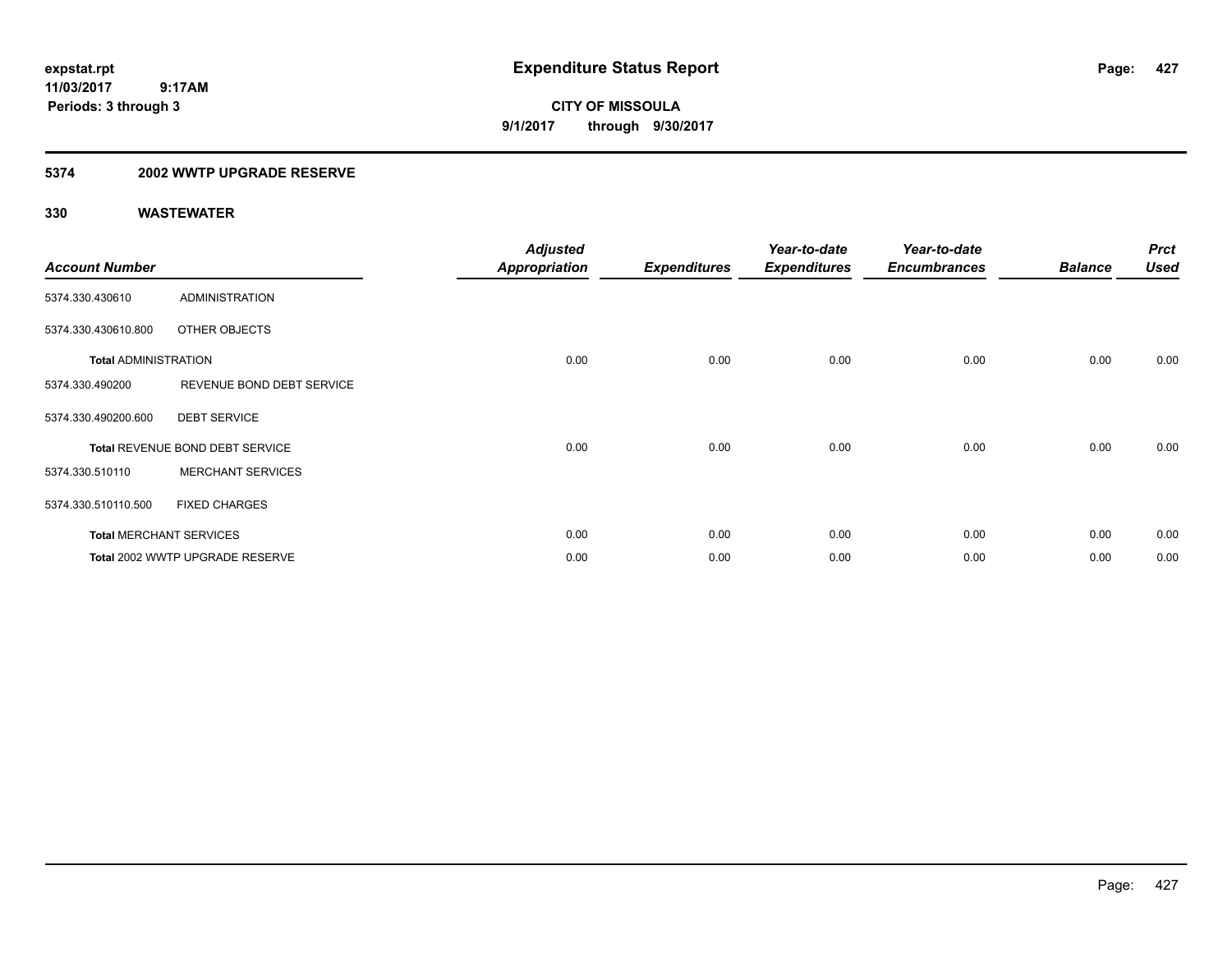**expstat.rpt**
**11/03/2017 9:17AM**
**Periods: 3 through 3**

# Expenditure Status Report

**CITY OF MISSOULA**
**9/1/2017 through 9/30/2017**

## 5374 2002 WWTP UPGRADE RESERVE

### 330 WASTEWATER

| Account Number | | Adjusted Appropriation | Expenditures | Year-to-date Expenditures | Year-to-date Encumbrances | Balance | Prct Used |
|---|---|---|---|---|---|---|---|
| 5374.330.430610 | ADMINISTRATION | | | | | | |
| 5374.330.430610.800 | OTHER OBJECTS | | | | | | |
| **Total** ADMINISTRATION | | 0.00 | 0.00 | 0.00 | 0.00 | 0.00 | 0.00 |
| 5374.330.490200 | REVENUE BOND DEBT SERVICE | | | | | | |
| 5374.330.490200.600 | DEBT SERVICE | | | | | | |
| **Total** REVENUE BOND DEBT SERVICE | | 0.00 | 0.00 | 0.00 | 0.00 | 0.00 | 0.00 |
| 5374.330.510110 | MERCHANT SERVICES | | | | | | |
| 5374.330.510110.500 | FIXED CHARGES | | | | | | |
| **Total** MERCHANT SERVICES | | 0.00 | 0.00 | 0.00 | 0.00 | 0.00 | 0.00 |
| **Total** 2002 WWTP UPGRADE RESERVE | | 0.00 | 0.00 | 0.00 | 0.00 | 0.00 | 0.00 |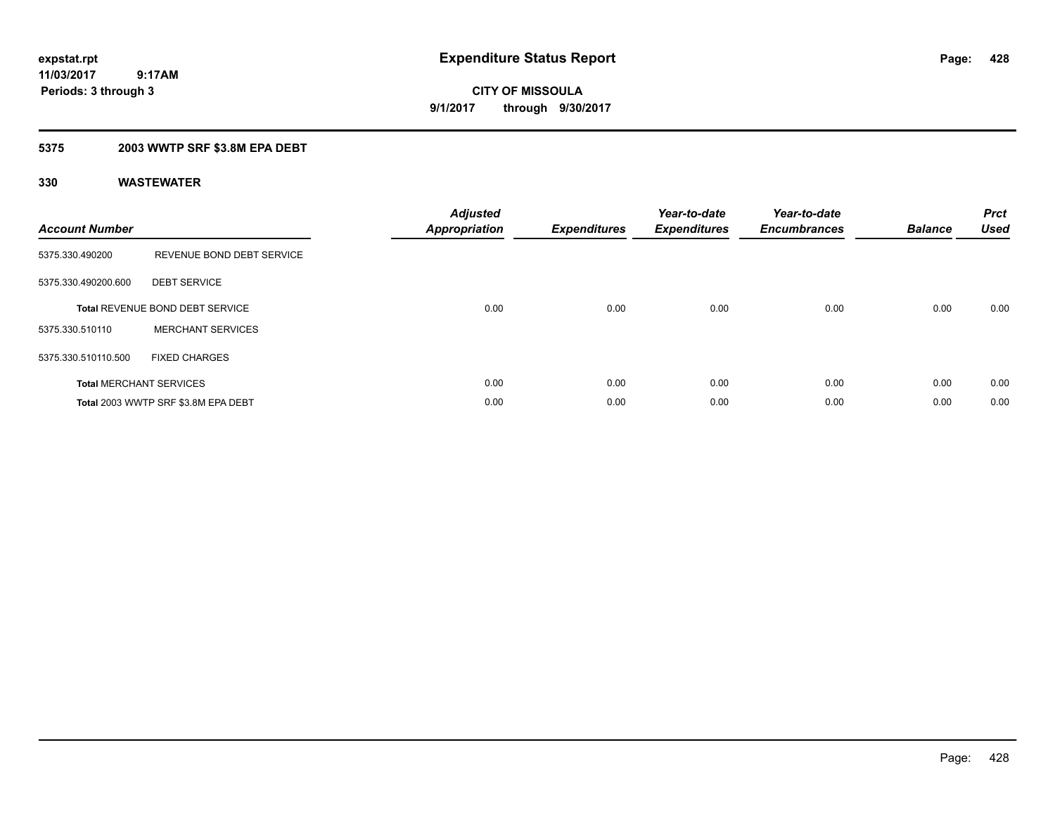expstat.rpt
11/03/2017 9:17AM
Periods: 3 through 3

# Expenditure Status Report

CITY OF MISSOULA
9/1/2017 through 9/30/2017

## 5375 2003 WWTP SRF $3.8M EPA DEBT

### 330 WASTEWATER

| Account Number | | Adjusted Appropriation | Expenditures | Year-to-date Expenditures | Year-to-date Encumbrances | Balance | Prct Used |
|---|---|---|---|---|---|---|---|
| 5375.330.490200 | REVENUE BOND DEBT SERVICE | | | | | | |
| 5375.330.490200.600 | DEBT SERVICE | | | | | | |
| **Total** REVENUE BOND DEBT SERVICE | | 0.00 | 0.00 | 0.00 | 0.00 | 0.00 | 0.00 |
| 5375.330.510110 | MERCHANT SERVICES | | | | | | |
| 5375.330.510110.500 | FIXED CHARGES | | | | | | |
| **Total** MERCHANT SERVICES | | 0.00 | 0.00 | 0.00 | 0.00 | 0.00 | 0.00 |
| **Total** 2003 WWTP SRF $3.8M EPA DEBT | | 0.00 | 0.00 | 0.00 | 0.00 | 0.00 | 0.00 |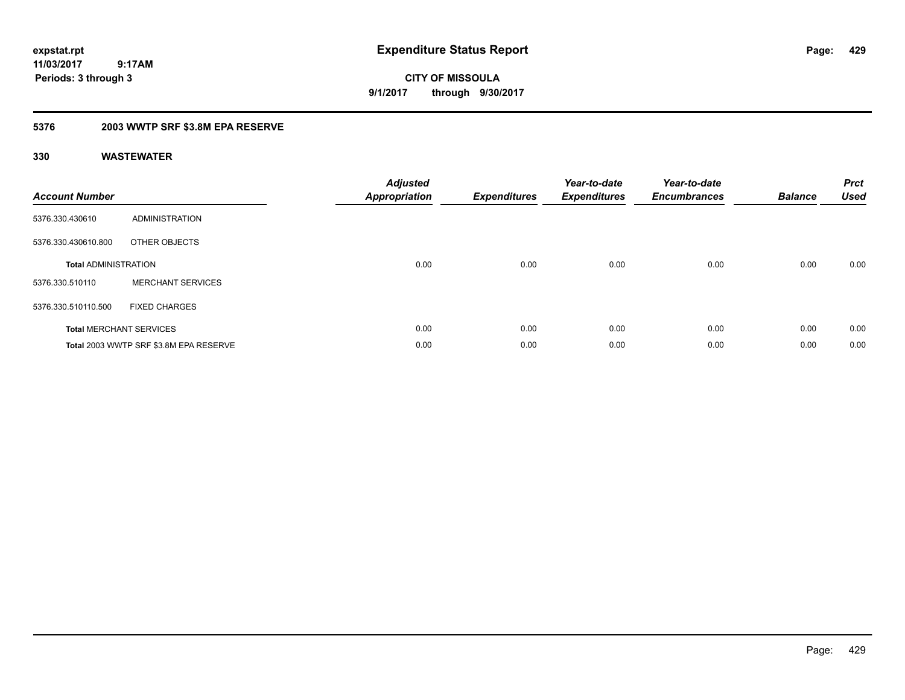**expstat.rpt**
**11/03/2017 9:17AM**
**Periods: 3 through 3**

# Expenditure Status Report

**CITY OF MISSOULA**
**9/1/2017 through 9/30/2017**

## 5376 2003 WWTP SRF $3.8M EPA RESERVE

## 330 WASTEWATER

| Account Number | | Adjusted Appropriation | Expenditures | Year-to-date Expenditures | Year-to-date Encumbrances | Balance | Prct Used |
|---|---|---|---|---|---|---|---|
| 5376.330.430610 | ADMINISTRATION | | | | | | |
| 5376.330.430610.800 | OTHER OBJECTS | | | | | | |
| **Total** ADMINISTRATION | | 0.00 | 0.00 | 0.00 | 0.00 | 0.00 | 0.00 |
| 5376.330.510110 | MERCHANT SERVICES | | | | | | |
| 5376.330.510110.500 | FIXED CHARGES | | | | | | |
| **Total** MERCHANT SERVICES | | 0.00 | 0.00 | 0.00 | 0.00 | 0.00 | 0.00 |
| **Total** 2003 WWTP SRF $3.8M EPA RESERVE | | 0.00 | 0.00 | 0.00 | 0.00 | 0.00 | 0.00 |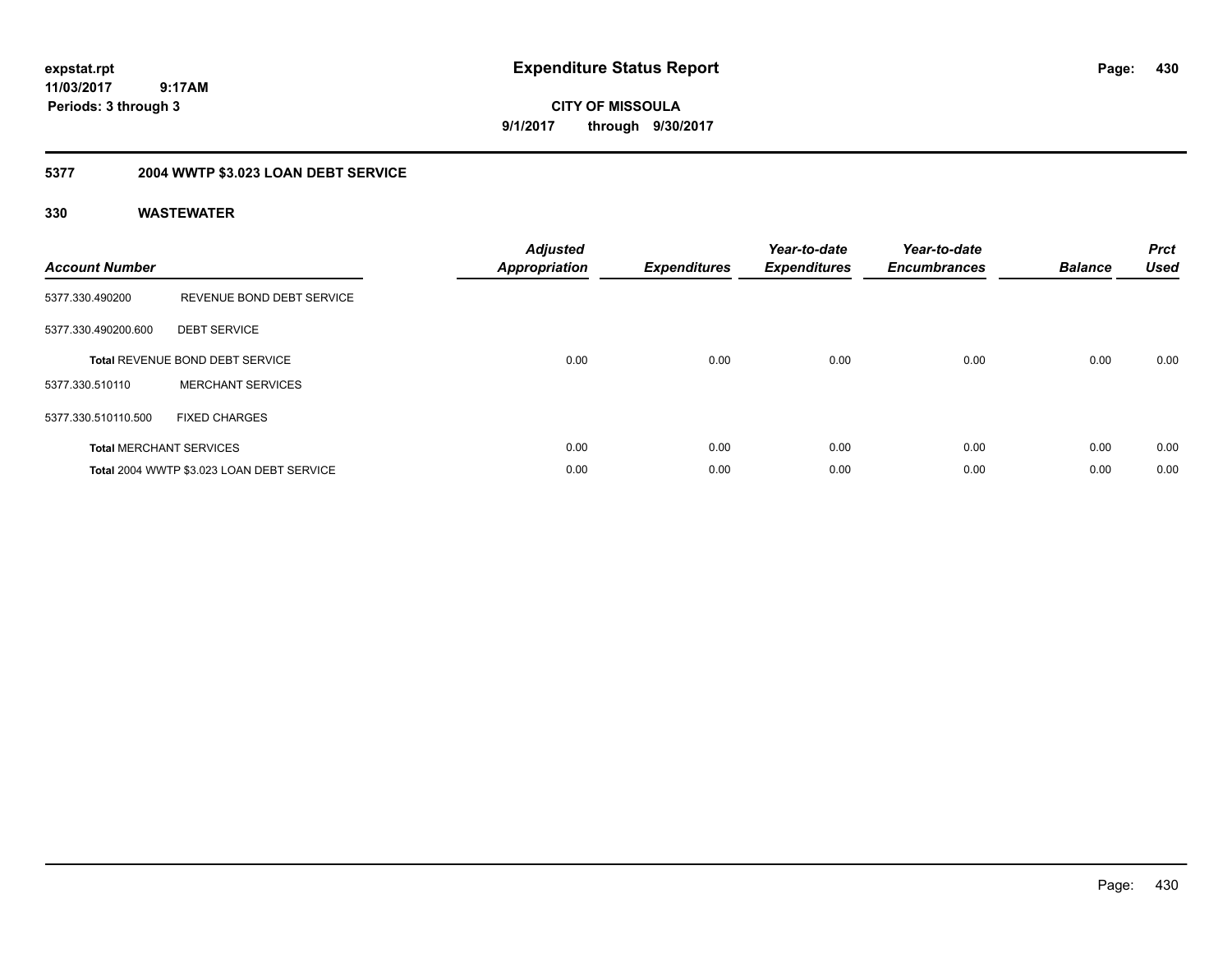# Expenditure Status Report

expstat.rpt
11/03/2017 9:17AM
Periods: 3 through 3

CITY OF MISSOULA
9/1/2017 through 9/30/2017

## 5377 2004 WWTP $3.023 LOAN DEBT SERVICE

### 330 WASTEWATER

| Account Number | | Adjusted Appropriation | Expenditures | Year-to-date Expenditures | Year-to-date Encumbrances | Balance | Prct Used |
|---|---|---|---|---|---|---|---|
| 5377.330.490200 | REVENUE BOND DEBT SERVICE | | | | | | |
| 5377.330.490200.600 | DEBT SERVICE | | | | | | |
| Total REVENUE BOND DEBT SERVICE | | 0.00 | 0.00 | 0.00 | 0.00 | 0.00 | 0.00 |
| 5377.330.510110 | MERCHANT SERVICES | | | | | | |
| 5377.330.510110.500 | FIXED CHARGES | | | | | | |
| Total MERCHANT SERVICES | | 0.00 | 0.00 | 0.00 | 0.00 | 0.00 | 0.00 |
| Total 2004 WWTP $3.023 LOAN DEBT SERVICE | | 0.00 | 0.00 | 0.00 | 0.00 | 0.00 | 0.00 |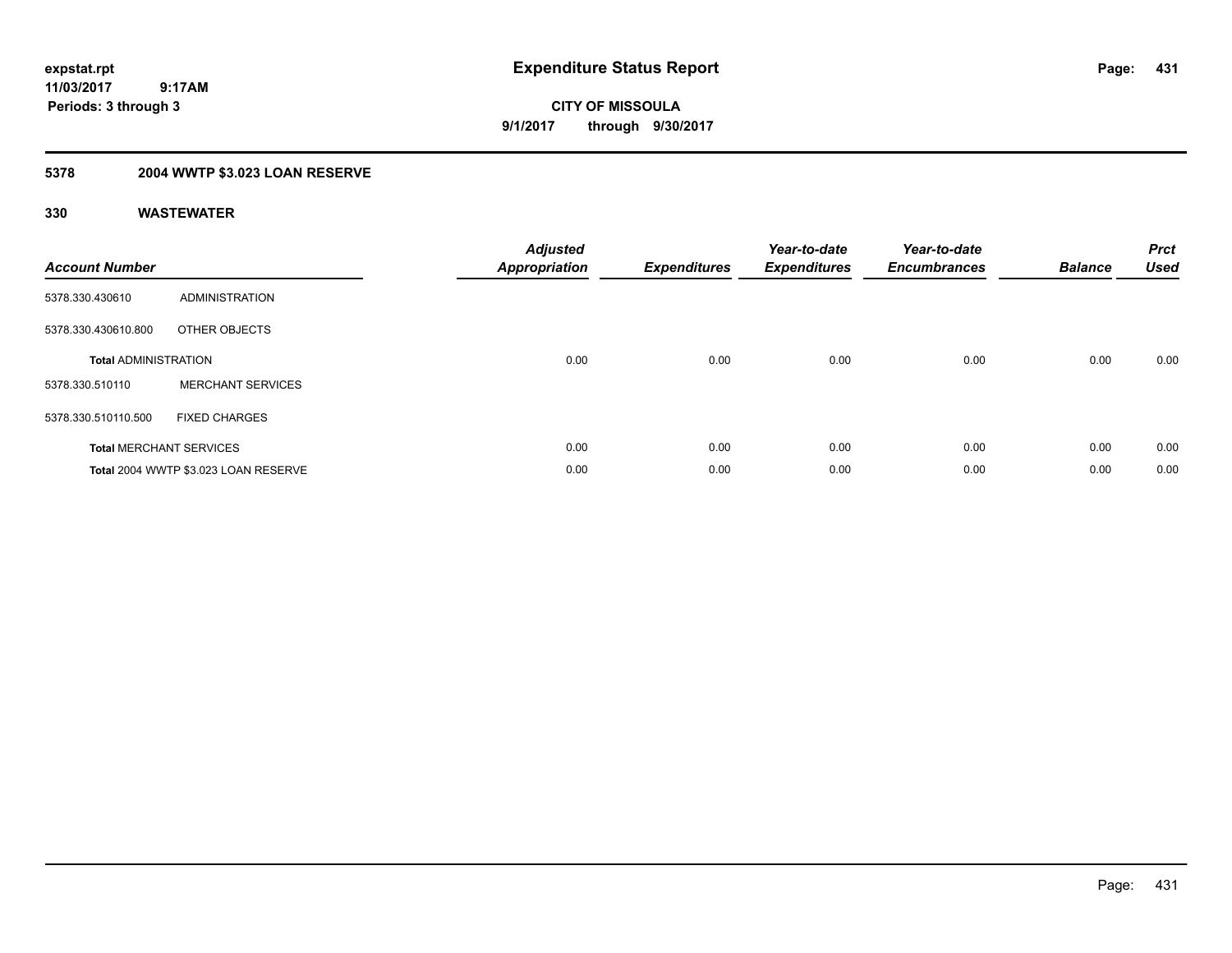**expstat.rpt**
**11/03/2017 9:17AM**
**Periods: 3 through 3**

# Expenditure Status Report

**CITY OF MISSOULA**
**9/1/2017 through 9/30/2017**

## 5378 2004 WWTP $3.023 LOAN RESERVE

### 330 WASTEWATER

| Account Number | | Adjusted Appropriation | Expenditures | Year-to-date Expenditures | Year-to-date Encumbrances | Balance | Prct Used |
|---|---|---|---|---|---|---|---|
| 5378.330.430610 | ADMINISTRATION | | | | | | |
| 5378.330.430610.800 | OTHER OBJECTS | | | | | | |
| **Total** ADMINISTRATION | | 0.00 | 0.00 | 0.00 | 0.00 | 0.00 | 0.00 |
| 5378.330.510110 | MERCHANT SERVICES | | | | | | |
| 5378.330.510110.500 | FIXED CHARGES | | | | | | |
| **Total** MERCHANT SERVICES | | 0.00 | 0.00 | 0.00 | 0.00 | 0.00 | 0.00 |
| **Total** 2004 WWTP $3.023 LOAN RESERVE | | 0.00 | 0.00 | 0.00 | 0.00 | 0.00 | 0.00 |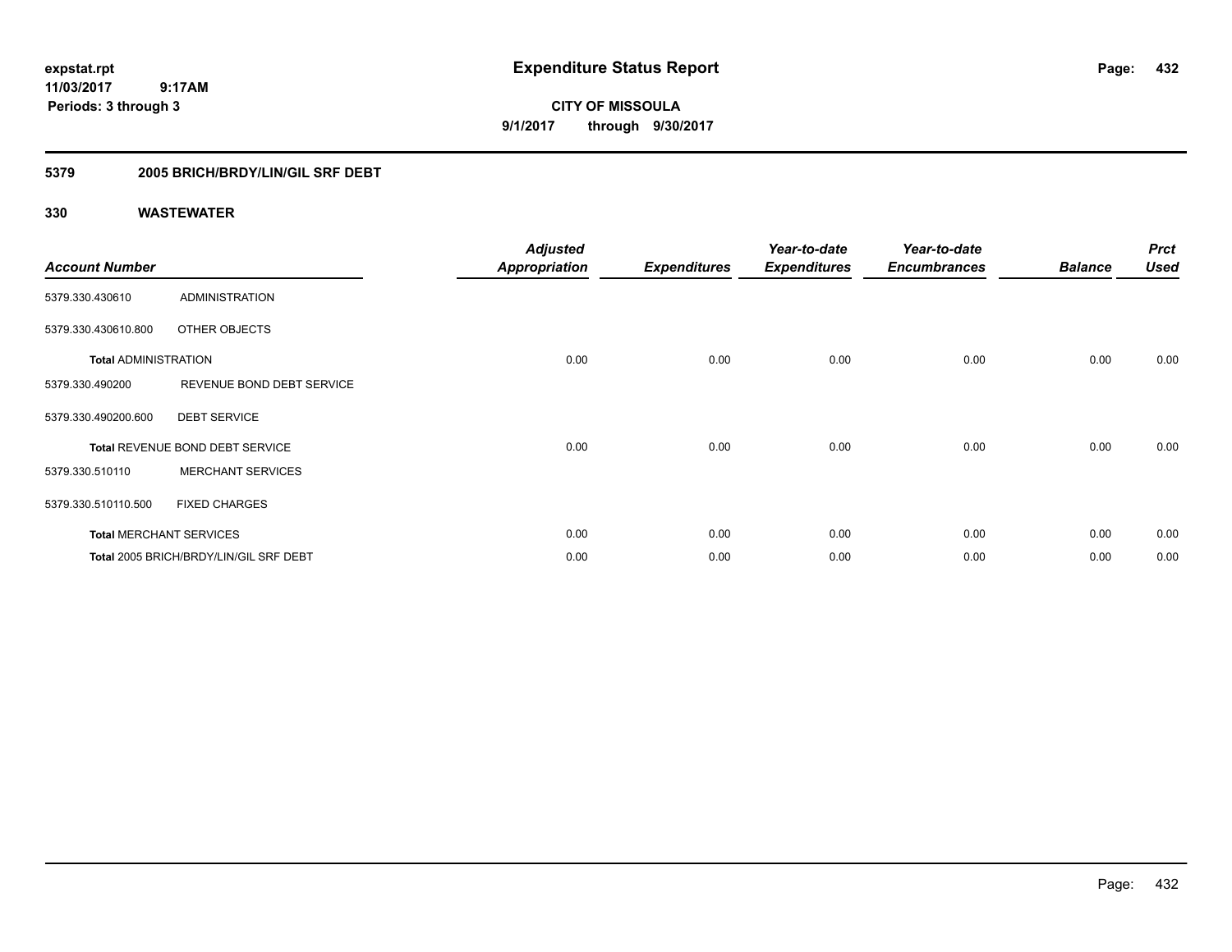**expstat.rpt**
**11/03/2017 9:17AM**
**Periods: 3 through 3**

# Expenditure Status Report

**CITY OF MISSOULA**
**9/1/2017 through 9/30/2017**

## 5379 2005 BRICH/BRDY/LIN/GIL SRF DEBT

## 330 WASTEWATER

| Account Number | | Adjusted Appropriation | Expenditures | Year-to-date Expenditures | Year-to-date Encumbrances | Balance | Prct Used |
|---|---|---|---|---|---|---|---|
| 5379.330.430610 | ADMINISTRATION | | | | | | |
| 5379.330.430610.800 | OTHER OBJECTS | | | | | | |
| **Total** ADMINISTRATION | | 0.00 | 0.00 | 0.00 | 0.00 | 0.00 | 0.00 |
| 5379.330.490200 | REVENUE BOND DEBT SERVICE | | | | | | |
| 5379.330.490200.600 | DEBT SERVICE | | | | | | |
| **Total** REVENUE BOND DEBT SERVICE | | 0.00 | 0.00 | 0.00 | 0.00 | 0.00 | 0.00 |
| 5379.330.510110 | MERCHANT SERVICES | | | | | | |
| 5379.330.510110.500 | FIXED CHARGES | | | | | | |
| **Total** MERCHANT SERVICES | | 0.00 | 0.00 | 0.00 | 0.00 | 0.00 | 0.00 |
| **Total** 2005 BRICH/BRDY/LIN/GIL SRF DEBT | | 0.00 | 0.00 | 0.00 | 0.00 | 0.00 | 0.00 |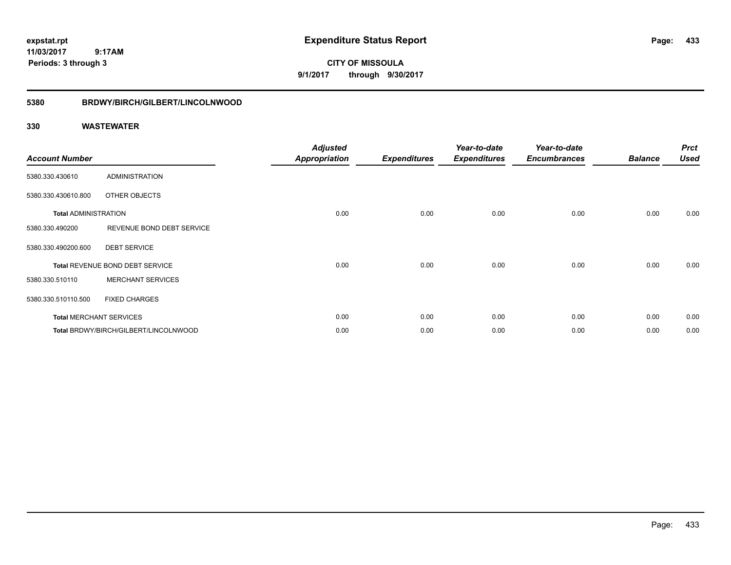expstat.rpt
11/03/2017 9:17AM
Periods: 3 through 3

# Expenditure Status Report

**CITY OF MISSOULA**
**9/1/2017 through 9/30/2017**

## 5380 BRDWY/BIRCH/GILBERT/LINCOLNWOOD

## 330 WASTEWATER

| Account Number | | Adjusted Appropriation | Expenditures | Year-to-date Expenditures | Year-to-date Encumbrances | Balance | Prct Used |
|---|---|---|---|---|---|---|---|
| 5380.330.430610 | ADMINISTRATION | | | | | | |
| 5380.330.430610.800 | OTHER OBJECTS | | | | | | |
| **Total** ADMINISTRATION | | 0.00 | 0.00 | 0.00 | 0.00 | 0.00 | 0.00 |
| 5380.330.490200 | REVENUE BOND DEBT SERVICE | | | | | | |
| 5380.330.490200.600 | DEBT SERVICE | | | | | | |
| **Total** REVENUE BOND DEBT SERVICE | | 0.00 | 0.00 | 0.00 | 0.00 | 0.00 | 0.00 |
| 5380.330.510110 | MERCHANT SERVICES | | | | | | |
| 5380.330.510110.500 | FIXED CHARGES | | | | | | |
| **Total** MERCHANT SERVICES | | 0.00 | 0.00 | 0.00 | 0.00 | 0.00 | 0.00 |
| **Total** BRDWY/BIRCH/GILBERT/LINCOLNWOOD | | 0.00 | 0.00 | 0.00 | 0.00 | 0.00 | 0.00 |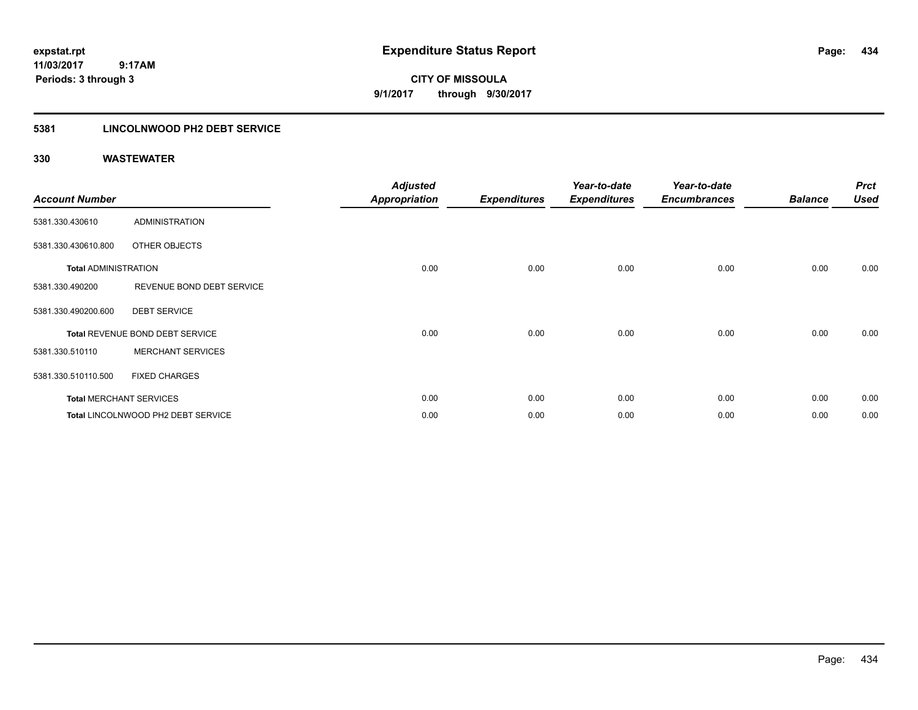# Expenditure Status Report

**CITY OF MISSOULA**
**9/1/2017 through 9/30/2017**

expstat.rpt
11/03/2017 9:17AM
Periods: 3 through 3

## 5381 LINCOLNWOOD PH2 DEBT SERVICE

### 330 WASTEWATER

| Account Number | | Adjusted Appropriation | Expenditures | Year-to-date Expenditures | Year-to-date Encumbrances | Balance | Prct Used |
|---|---|---|---|---|---|---|---|
| 5381.330.430610 | ADMINISTRATION | | | | | | |
| 5381.330.430610.800 | OTHER OBJECTS | | | | | | |
| **Total** ADMINISTRATION | | 0.00 | 0.00 | 0.00 | 0.00 | 0.00 | 0.00 |
| 5381.330.490200 | REVENUE BOND DEBT SERVICE | | | | | | |
| 5381.330.490200.600 | DEBT SERVICE | | | | | | |
| **Total** REVENUE BOND DEBT SERVICE | | 0.00 | 0.00 | 0.00 | 0.00 | 0.00 | 0.00 |
| 5381.330.510110 | MERCHANT SERVICES | | | | | | |
| 5381.330.510110.500 | FIXED CHARGES | | | | | | |
| **Total** MERCHANT SERVICES | | 0.00 | 0.00 | 0.00 | 0.00 | 0.00 | 0.00 |
| **Total** LINCOLNWOOD PH2 DEBT SERVICE | | 0.00 | 0.00 | 0.00 | 0.00 | 0.00 | 0.00 |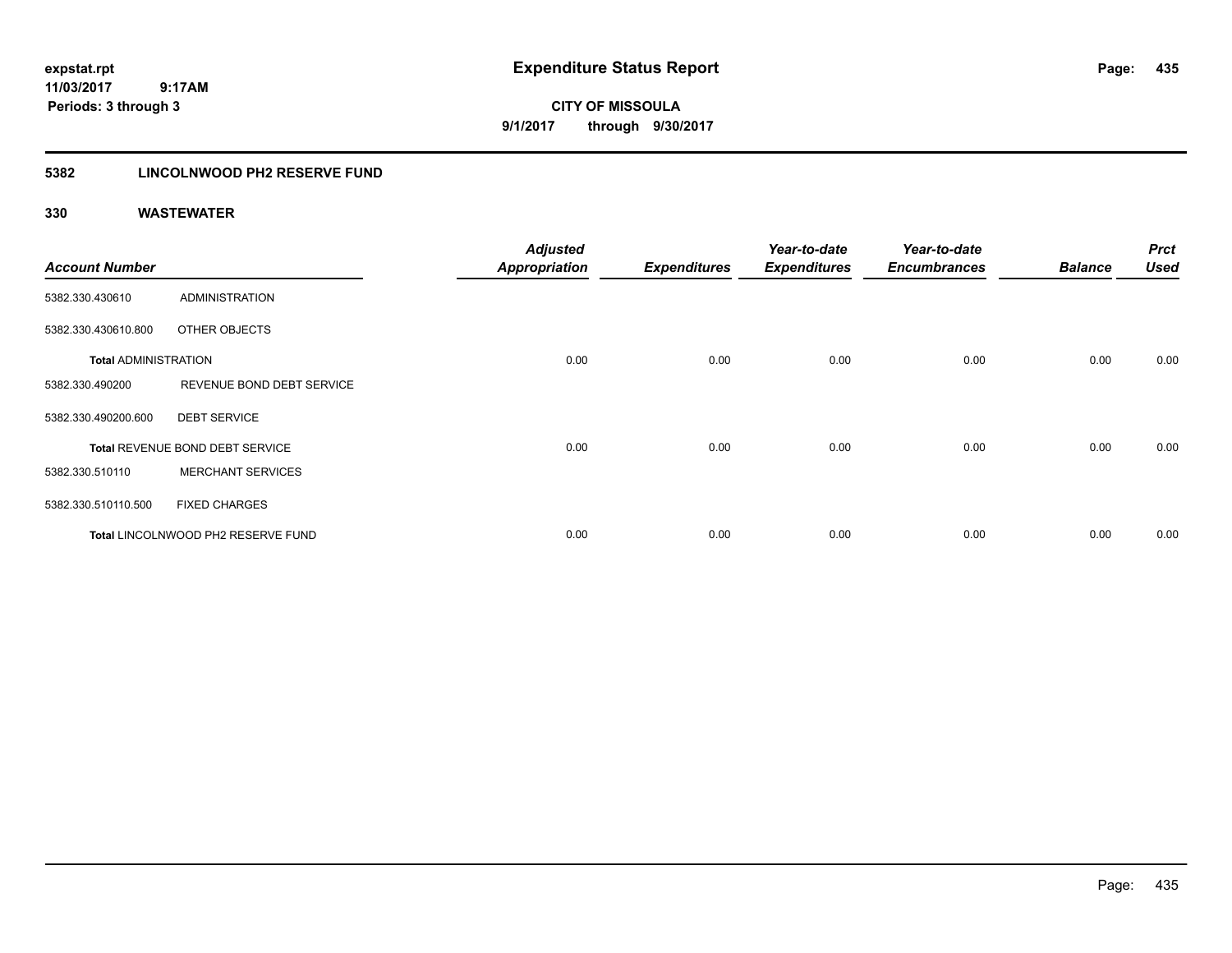**expstat.rpt**
**11/03/2017 9:17AM**
**Periods: 3 through 3**

# Expenditure Status Report

**CITY OF MISSOULA**
**9/1/2017 through 9/30/2017**

## 5382 LINCOLNWOOD PH2 RESERVE FUND

### 330 WASTEWATER

| Account Number | | Adjusted Appropriation | Expenditures | Year-to-date Expenditures | Year-to-date Encumbrances | Balance | Prct Used |
|---|---|---|---|---|---|---|---|
| 5382.330.430610 | ADMINISTRATION | | | | | | |
| 5382.330.430610.800 | OTHER OBJECTS | | | | | | |
| **Total ADMINISTRATION** | | 0.00 | 0.00 | 0.00 | 0.00 | 0.00 | 0.00 |
| 5382.330.490200 | REVENUE BOND DEBT SERVICE | | | | | | |
| 5382.330.490200.600 | DEBT SERVICE | | | | | | |
| **Total** REVENUE BOND DEBT SERVICE | | 0.00 | 0.00 | 0.00 | 0.00 | 0.00 | 0.00 |
| 5382.330.510110 | MERCHANT SERVICES | | | | | | |
| 5382.330.510110.500 | FIXED CHARGES | | | | | | |
| **Total** LINCOLNWOOD PH2 RESERVE FUND | | 0.00 | 0.00 | 0.00 | 0.00 | 0.00 | 0.00 |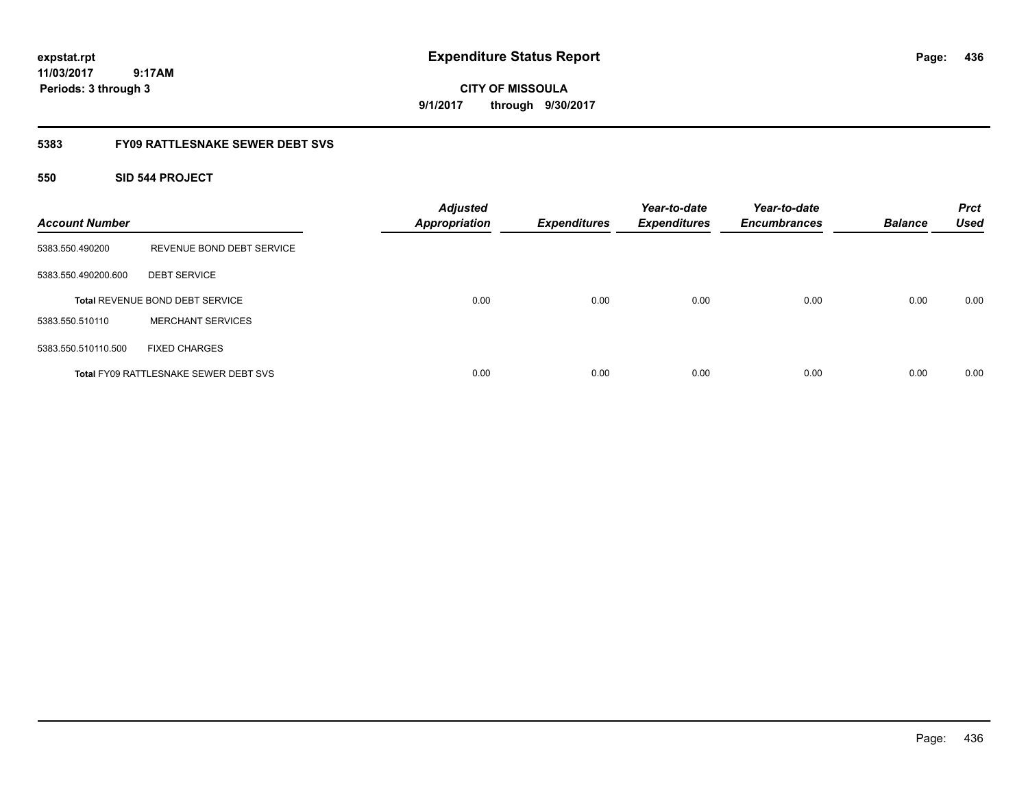# Expenditure Status Report

**expstat.rpt**
**11/03/2017 9:17AM**
**Periods: 3 through 3**

**CITY OF MISSOULA**
**9/1/2017 through 9/30/2017**

## 5383 FY09 RATTLESNAKE SEWER DEBT SVS

### 550 SID 544 PROJECT

| Account Number | | Adjusted Appropriation | Expenditures | Year-to-date Expenditures | Year-to-date Encumbrances | Balance | Prct Used |
|---|---|---|---|---|---|---|---|
| 5383.550.490200 | REVENUE BOND DEBT SERVICE | | | | | | |
| 5383.550.490200.600 | DEBT SERVICE | | | | | | |
| Total REVENUE BOND DEBT SERVICE | | 0.00 | 0.00 | 0.00 | 0.00 | 0.00 | 0.00 |
| 5383.550.510110 | MERCHANT SERVICES | | | | | | |
| 5383.550.510110.500 | FIXED CHARGES | | | | | | |
| Total FY09 RATTLESNAKE SEWER DEBT SVS | | 0.00 | 0.00 | 0.00 | 0.00 | 0.00 | 0.00 |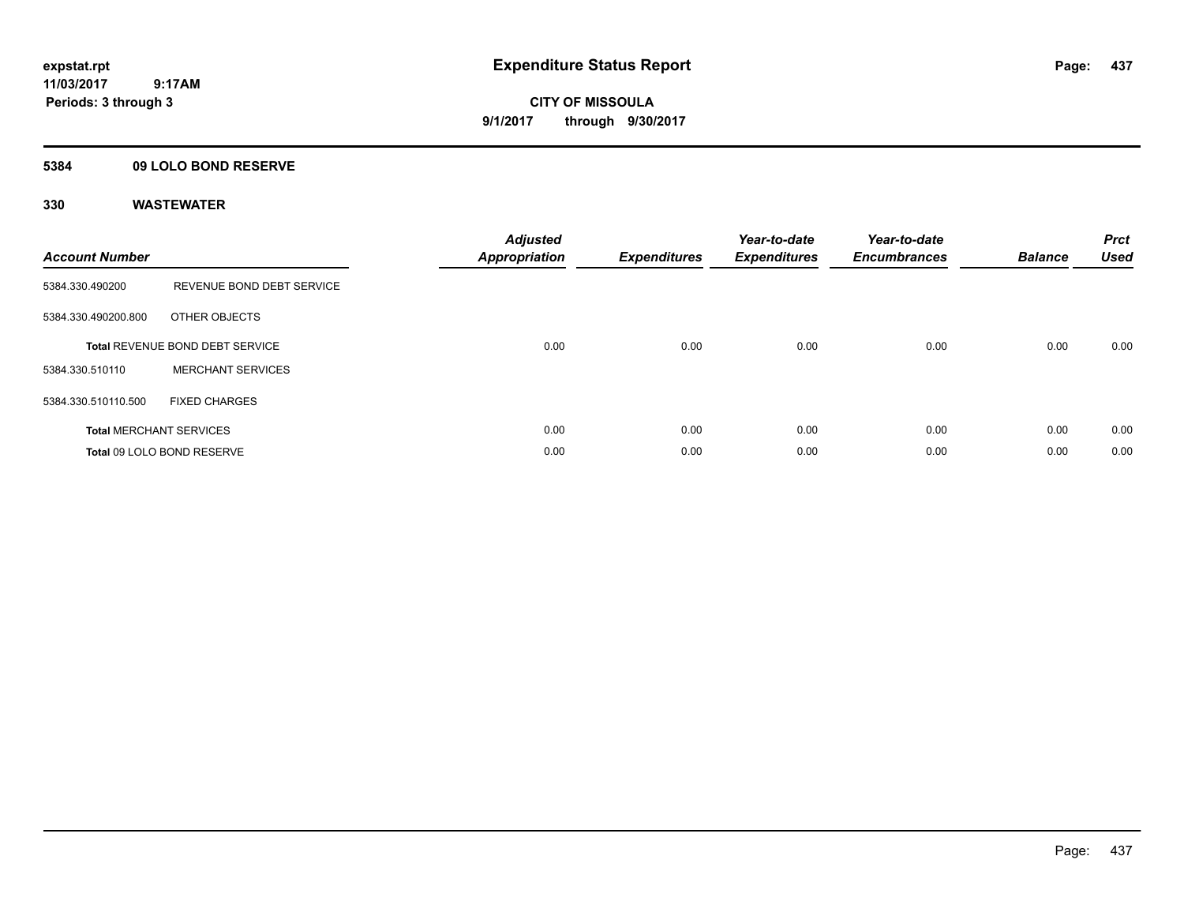**expstat.rpt**
**11/03/2017 9:17AM**
**Periods: 3 through 3**

# Expenditure Status Report

**CITY OF MISSOULA**
**9/1/2017 through 9/30/2017**

## 5384 09 LOLO BOND RESERVE

### 330 WASTEWATER

| Account Number | | Adjusted Appropriation | Expenditures | Year-to-date Expenditures | Year-to-date Encumbrances | Balance | Prct Used |
|---|---|---|---|---|---|---|---|
| 5384.330.490200 | REVENUE BOND DEBT SERVICE | | | | | | |
| 5384.330.490200.800 | OTHER OBJECTS | | | | | | |
| **Total** REVENUE BOND DEBT SERVICE | | 0.00 | 0.00 | 0.00 | 0.00 | 0.00 | 0.00 |
| 5384.330.510110 | MERCHANT SERVICES | | | | | | |
| 5384.330.510110.500 | FIXED CHARGES | | | | | | |
| **Total** MERCHANT SERVICES | | 0.00 | 0.00 | 0.00 | 0.00 | 0.00 | 0.00 |
| **Total** 09 LOLO BOND RESERVE | | 0.00 | 0.00 | 0.00 | 0.00 | 0.00 | 0.00 |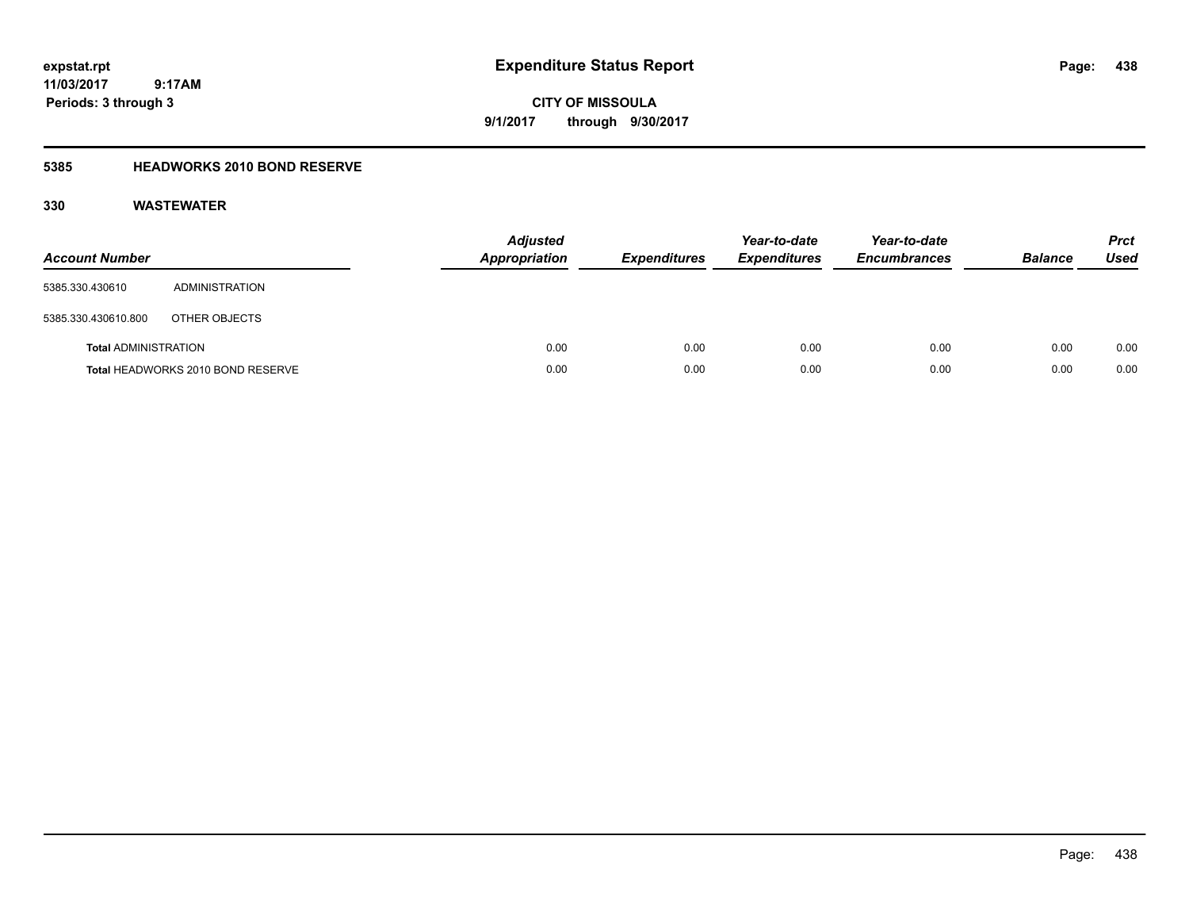# Expenditure Status Report

expstat.rpt
11/03/2017 9:17AM
Periods: 3 through 3

**CITY OF MISSOULA**
**9/1/2017 through 9/30/2017**

## 5385 HEADWORKS 2010 BOND RESERVE

## 330 WASTEWATER

| Account Number | | Adjusted Appropriation | Expenditures | Year-to-date Expenditures | Year-to-date Encumbrances | Balance | Prct Used |
|---|---|---|---|---|---|---|---|
| 5385.330.430610 | ADMINISTRATION | | | | | | |
| 5385.330.430610.800 | OTHER OBJECTS | | | | | | |
| **Total** ADMINISTRATION | | 0.00 | 0.00 | 0.00 | 0.00 | 0.00 | 0.00 |
| **Total** HEADWORKS 2010 BOND RESERVE | | 0.00 | 0.00 | 0.00 | 0.00 | 0.00 | 0.00 |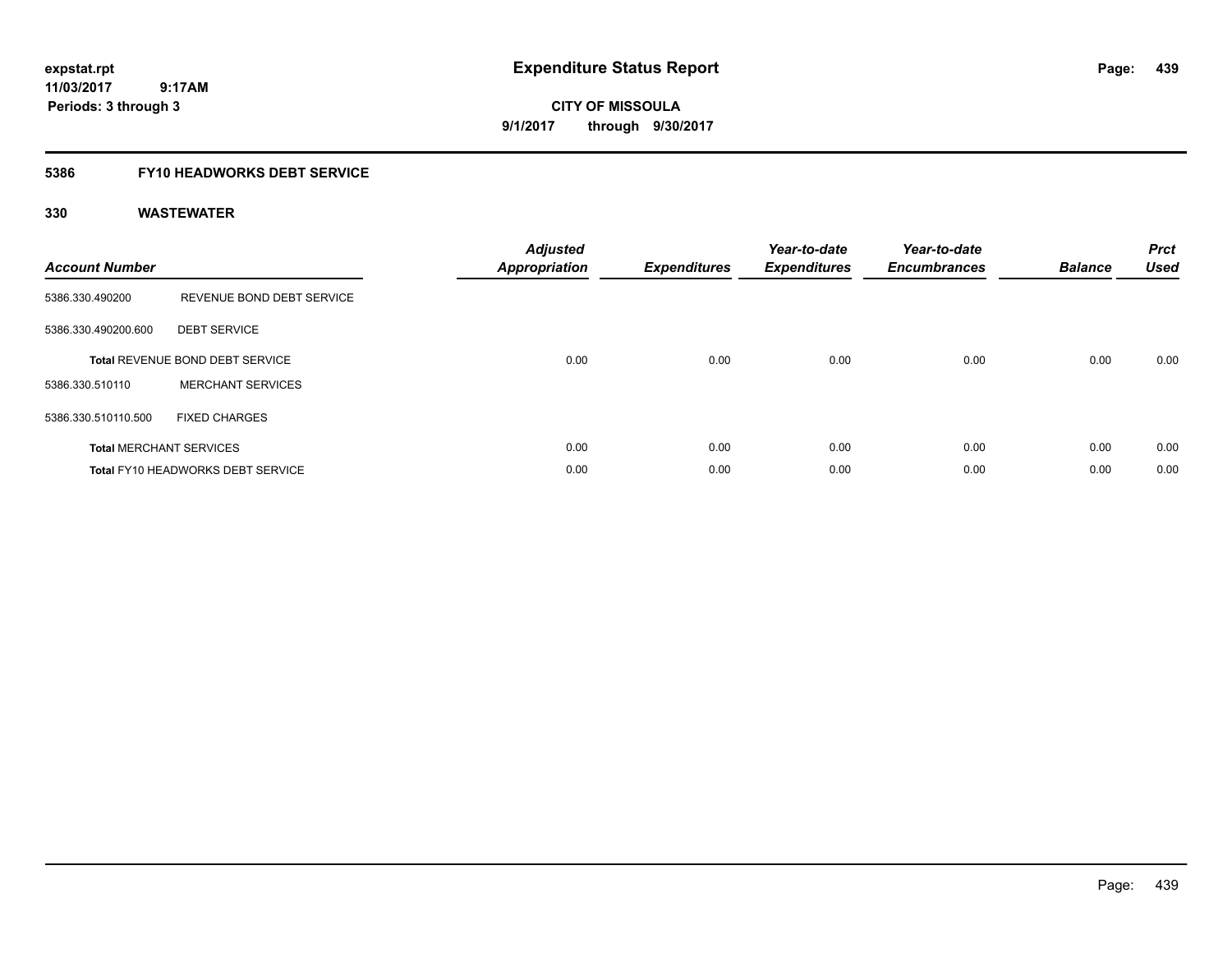# Expenditure Status Report

expstat.rpt
11/03/2017 9:17AM
Periods: 3 through 3

**CITY OF MISSOULA**
**9/1/2017 through 9/30/2017**

## 5386 FY10 HEADWORKS DEBT SERVICE

### 330 WASTEWATER

| Account Number | | Adjusted Appropriation | Expenditures | Year-to-date Expenditures | Year-to-date Encumbrances | Balance | Prct Used |
|---|---|---|---|---|---|---|---|
| 5386.330.490200 | REVENUE BOND DEBT SERVICE | | | | | | |
| 5386.330.490200.600 | DEBT SERVICE | | | | | | |
| **Total** REVENUE BOND DEBT SERVICE | | 0.00 | 0.00 | 0.00 | 0.00 | 0.00 | 0.00 |
| 5386.330.510110 | MERCHANT SERVICES | | | | | | |
| 5386.330.510110.500 | FIXED CHARGES | | | | | | |
| **Total** MERCHANT SERVICES | | 0.00 | 0.00 | 0.00 | 0.00 | 0.00 | 0.00 |
| **Total** FY10 HEADWORKS DEBT SERVICE | | 0.00 | 0.00 | 0.00 | 0.00 | 0.00 | 0.00 |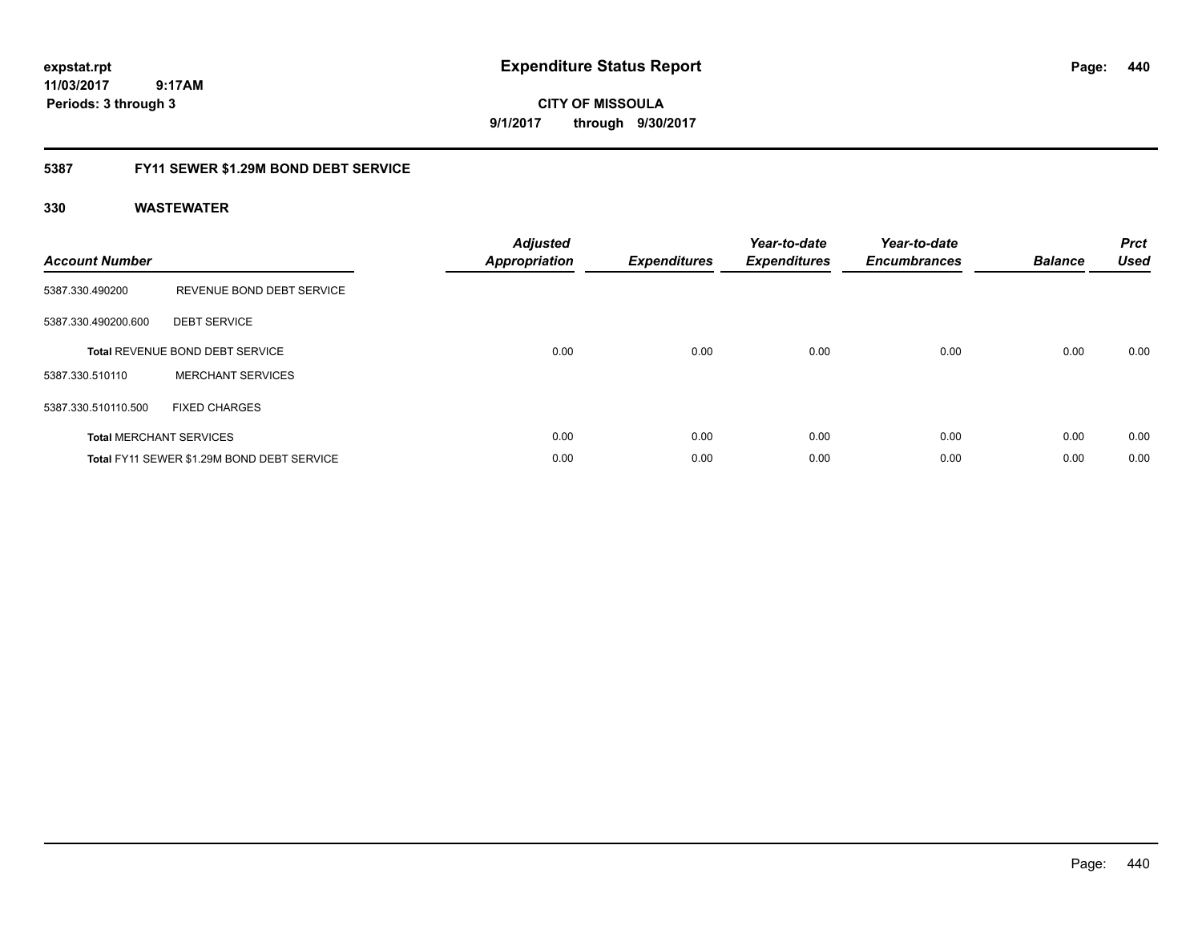**expstat.rpt**
**11/03/2017 9:17AM**
**Periods: 3 through 3**

# Expenditure Status Report

**CITY OF MISSOULA**
**9/1/2017 through 9/30/2017**

## 5387 FY11 SEWER $1.29M BOND DEBT SERVICE

### 330 WASTEWATER

| Account Number | | Adjusted Appropriation | Expenditures | Year-to-date Expenditures | Year-to-date Encumbrances | Balance | Prct Used |
|---|---|---|---|---|---|---|---|
| 5387.330.490200 | REVENUE BOND DEBT SERVICE | | | | | | |
| 5387.330.490200.600 | DEBT SERVICE | | | | | | |
| **Total** REVENUE BOND DEBT SERVICE | | 0.00 | 0.00 | 0.00 | 0.00 | 0.00 | 0.00 |
| 5387.330.510110 | MERCHANT SERVICES | | | | | | |
| 5387.330.510110.500 | FIXED CHARGES | | | | | | |
| **Total** MERCHANT SERVICES | | 0.00 | 0.00 | 0.00 | 0.00 | 0.00 | 0.00 |
| **Total** FY11 SEWER $1.29M BOND DEBT SERVICE | | 0.00 | 0.00 | 0.00 | 0.00 | 0.00 | 0.00 |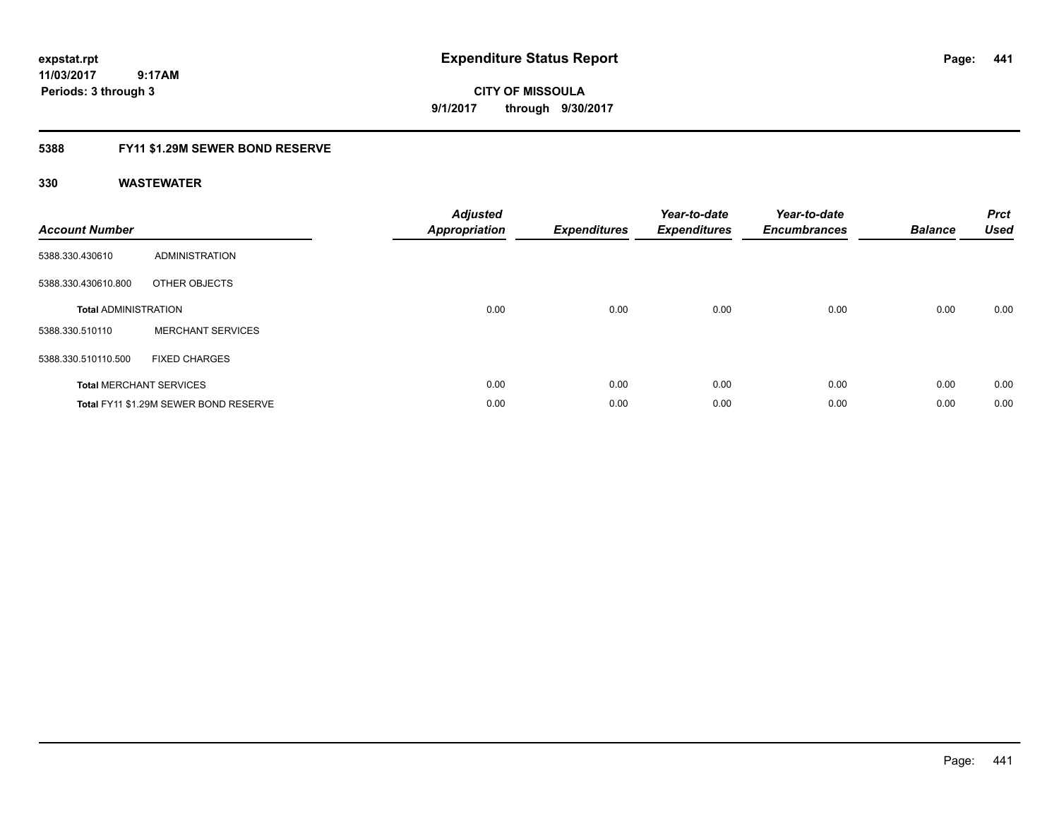**expstat.rpt**
**11/03/2017 9:17AM**
**Periods: 3 through 3**

# Expenditure Status Report

**CITY OF MISSOULA**
**9/1/2017 through 9/30/2017**

## 5388 FY11 $1.29M SEWER BOND RESERVE

### 330 WASTEWATER

| Account Number | | Adjusted Appropriation | Expenditures | Year-to-date Expenditures | Year-to-date Encumbrances | Balance | Prct Used |
|---|---|---|---|---|---|---|---|
| 5388.330.430610 | ADMINISTRATION | | | | | | |
| 5388.330.430610.800 | OTHER OBJECTS | | | | | | |
| **Total** ADMINISTRATION | | 0.00 | 0.00 | 0.00 | 0.00 | 0.00 | 0.00 |
| 5388.330.510110 | MERCHANT SERVICES | | | | | | |
| 5388.330.510110.500 | FIXED CHARGES | | | | | | |
| **Total** MERCHANT SERVICES | | 0.00 | 0.00 | 0.00 | 0.00 | 0.00 | 0.00 |
| **Total** FY11 $1.29M SEWER BOND RESERVE | | 0.00 | 0.00 | 0.00 | 0.00 | 0.00 | 0.00 |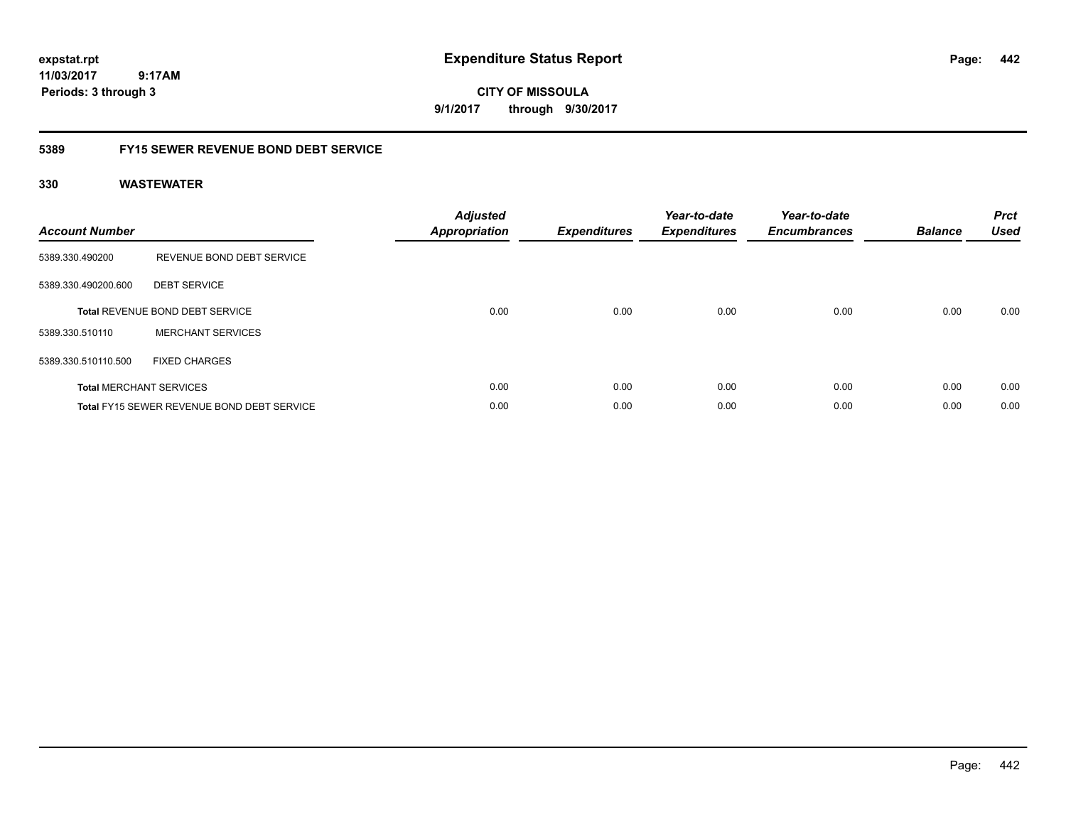**expstat.rpt**
**11/03/2017 9:17AM**
**Periods: 3 through 3**

# Expenditure Status Report

**CITY OF MISSOULA**
**9/1/2017 through 9/30/2017**

## 5389 FY15 SEWER REVENUE BOND DEBT SERVICE

### 330 WASTEWATER

| Account Number | | Adjusted Appropriation | Expenditures | Year-to-date Expenditures | Year-to-date Encumbrances | Balance | Prct Used |
|---|---|---|---|---|---|---|---|
| 5389.330.490200 | REVENUE BOND DEBT SERVICE | | | | | | |
| 5389.330.490200.600 | DEBT SERVICE | | | | | | |
| **Total** REVENUE BOND DEBT SERVICE | | 0.00 | 0.00 | 0.00 | 0.00 | 0.00 | 0.00 |
| 5389.330.510110 | MERCHANT SERVICES | | | | | | |
| 5389.330.510110.500 | FIXED CHARGES | | | | | | |
| **Total** MERCHANT SERVICES | | 0.00 | 0.00 | 0.00 | 0.00 | 0.00 | 0.00 |
| **Total** FY15 SEWER REVENUE BOND DEBT SERVICE | | 0.00 | 0.00 | 0.00 | 0.00 | 0.00 | 0.00 |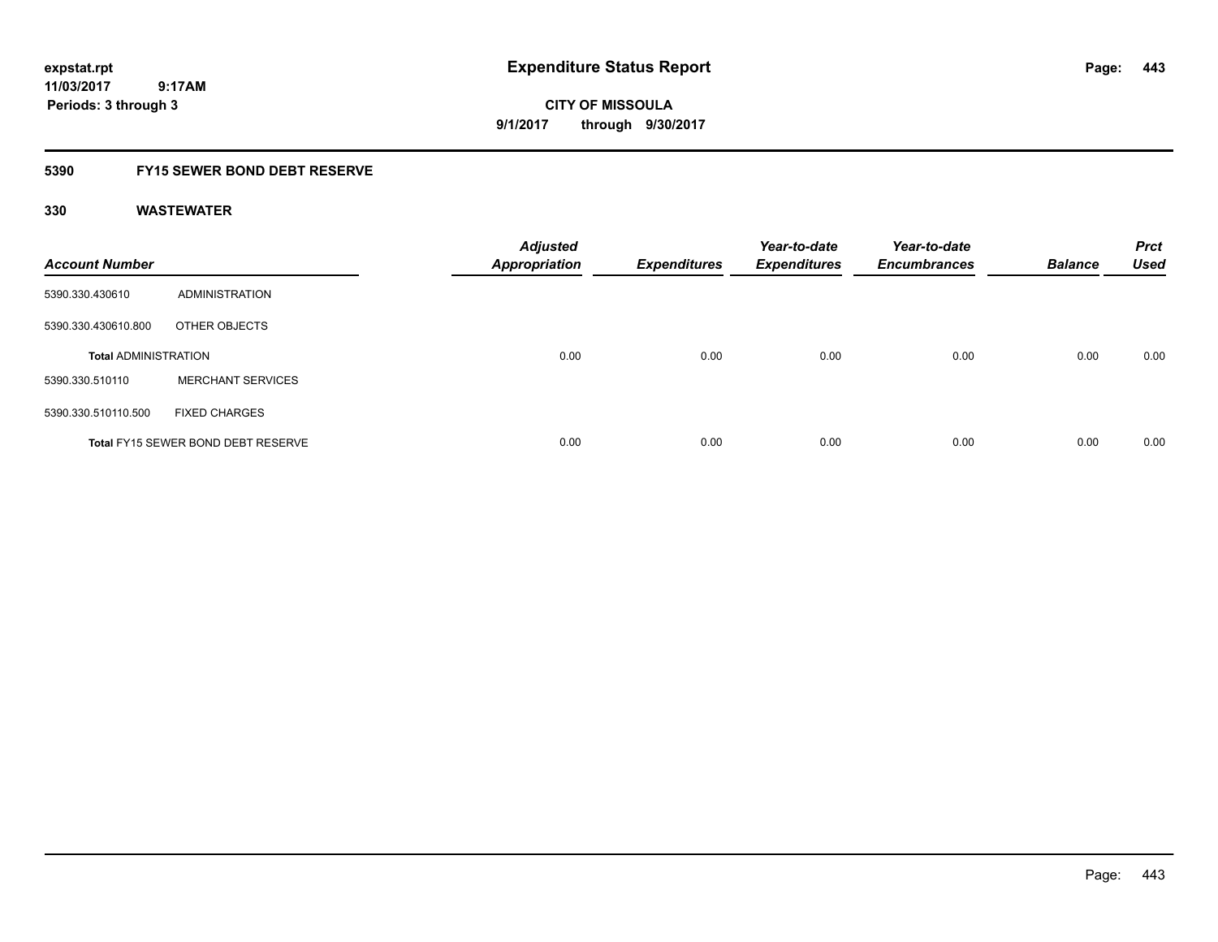**expstat.rpt**
**11/03/2017 9:17AM**
**Periods: 3 through 3**

# Expenditure Status Report

**CITY OF MISSOULA**
**9/1/2017 through 9/30/2017**

## 5390 FY15 SEWER BOND DEBT RESERVE

### 330 WASTEWATER

| Account Number | | Adjusted Appropriation | Expenditures | Year-to-date Expenditures | Year-to-date Encumbrances | Balance | Prct Used |
|---|---|---|---|---|---|---|---|
| 5390.330.430610 | ADMINISTRATION | | | | | | |
| 5390.330.430610.800 | OTHER OBJECTS | | | | | | |
| **Total** ADMINISTRATION | | 0.00 | 0.00 | 0.00 | 0.00 | 0.00 | 0.00 |
| 5390.330.510110 | MERCHANT SERVICES | | | | | | |
| 5390.330.510110.500 | FIXED CHARGES | | | | | | |
| **Total** FY15 SEWER BOND DEBT RESERVE | | 0.00 | 0.00 | 0.00 | 0.00 | 0.00 | 0.00 |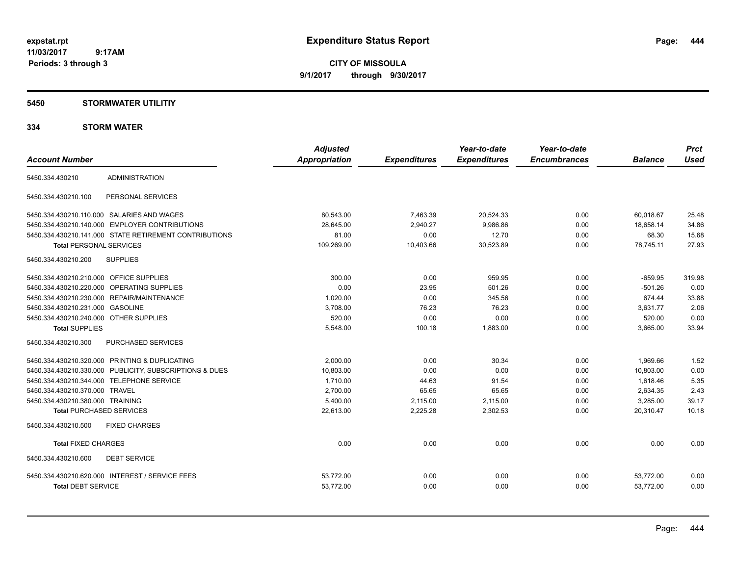expstat.rpt
11/03/2017 9:17AM
Periods: 3 through 3

# Expenditure Status Report

**CITY OF MISSOULA**
**9/1/2017 through 9/30/2017**

## 5450 STORMWATER UTILITIY

## 334 STORM WATER

| Account Number | | Adjusted Appropriation | Expenditures | Year-to-date Expenditures | Year-to-date Encumbrances | Balance | Prct Used |
|---|---|---|---|---|---|---|---|
| 5450.334.430210 | ADMINISTRATION | | | | | | |
| 5450.334.430210.100 | PERSONAL SERVICES | | | | | | |
| 5450.334.430210.110.000 | SALARIES AND WAGES | 80,543.00 | 7,463.39 | 20,524.33 | 0.00 | 60,018.67 | 25.48 |
| 5450.334.430210.140.000 | EMPLOYER CONTRIBUTIONS | 28,645.00 | 2,940.27 | 9,986.86 | 0.00 | 18,658.14 | 34.86 |
| 5450.334.430210.141.000 | STATE RETIREMENT CONTRIBUTIONS | 81.00 | 0.00 | 12.70 | 0.00 | 68.30 | 15.68 |
| **Total** PERSONAL SERVICES | | 109,269.00 | 10,403.66 | 30,523.89 | 0.00 | 78,745.11 | 27.93 |
| 5450.334.430210.200 | SUPPLIES | | | | | | |
| 5450.334.430210.210.000 | OFFICE SUPPLIES | 300.00 | 0.00 | 959.95 | 0.00 | -659.95 | 319.98 |
| 5450.334.430210.220.000 | OPERATING SUPPLIES | 0.00 | 23.95 | 501.26 | 0.00 | -501.26 | 0.00 |
| 5450.334.430210.230.000 | REPAIR/MAINTENANCE | 1,020.00 | 0.00 | 345.56 | 0.00 | 674.44 | 33.88 |
| 5450.334.430210.231.000 | GASOLINE | 3,708.00 | 76.23 | 76.23 | 0.00 | 3,631.77 | 2.06 |
| 5450.334.430210.240.000 | OTHER SUPPLIES | 520.00 | 0.00 | 0.00 | 0.00 | 520.00 | 0.00 |
| **Total** SUPPLIES | | 5,548.00 | 100.18 | 1,883.00 | 0.00 | 3,665.00 | 33.94 |
| 5450.334.430210.300 | PURCHASED SERVICES | | | | | | |
| 5450.334.430210.320.000 | PRINTING & DUPLICATING | 2,000.00 | 0.00 | 30.34 | 0.00 | 1,969.66 | 1.52 |
| 5450.334.430210.330.000 | PUBLICITY, SUBSCRIPTIONS & DUES | 10,803.00 | 0.00 | 0.00 | 0.00 | 10,803.00 | 0.00 |
| 5450.334.430210.344.000 | TELEPHONE SERVICE | 1,710.00 | 44.63 | 91.54 | 0.00 | 1,618.46 | 5.35 |
| 5450.334.430210.370.000 | TRAVEL | 2,700.00 | 65.65 | 65.65 | 0.00 | 2,634.35 | 2.43 |
| 5450.334.430210.380.000 | TRAINING | 5,400.00 | 2,115.00 | 2,115.00 | 0.00 | 3,285.00 | 39.17 |
| **Total** PURCHASED SERVICES | | 22,613.00 | 2,225.28 | 2,302.53 | 0.00 | 20,310.47 | 10.18 |
| 5450.334.430210.500 | FIXED CHARGES | | | | | | |
| **Total** FIXED CHARGES | | 0.00 | 0.00 | 0.00 | 0.00 | 0.00 | 0.00 |
| 5450.334.430210.600 | DEBT SERVICE | | | | | | |
| 5450.334.430210.620.000 | INTEREST / SERVICE FEES | 53,772.00 | 0.00 | 0.00 | 0.00 | 53,772.00 | 0.00 |
| **Total** DEBT SERVICE | | 53,772.00 | 0.00 | 0.00 | 0.00 | 53,772.00 | 0.00 |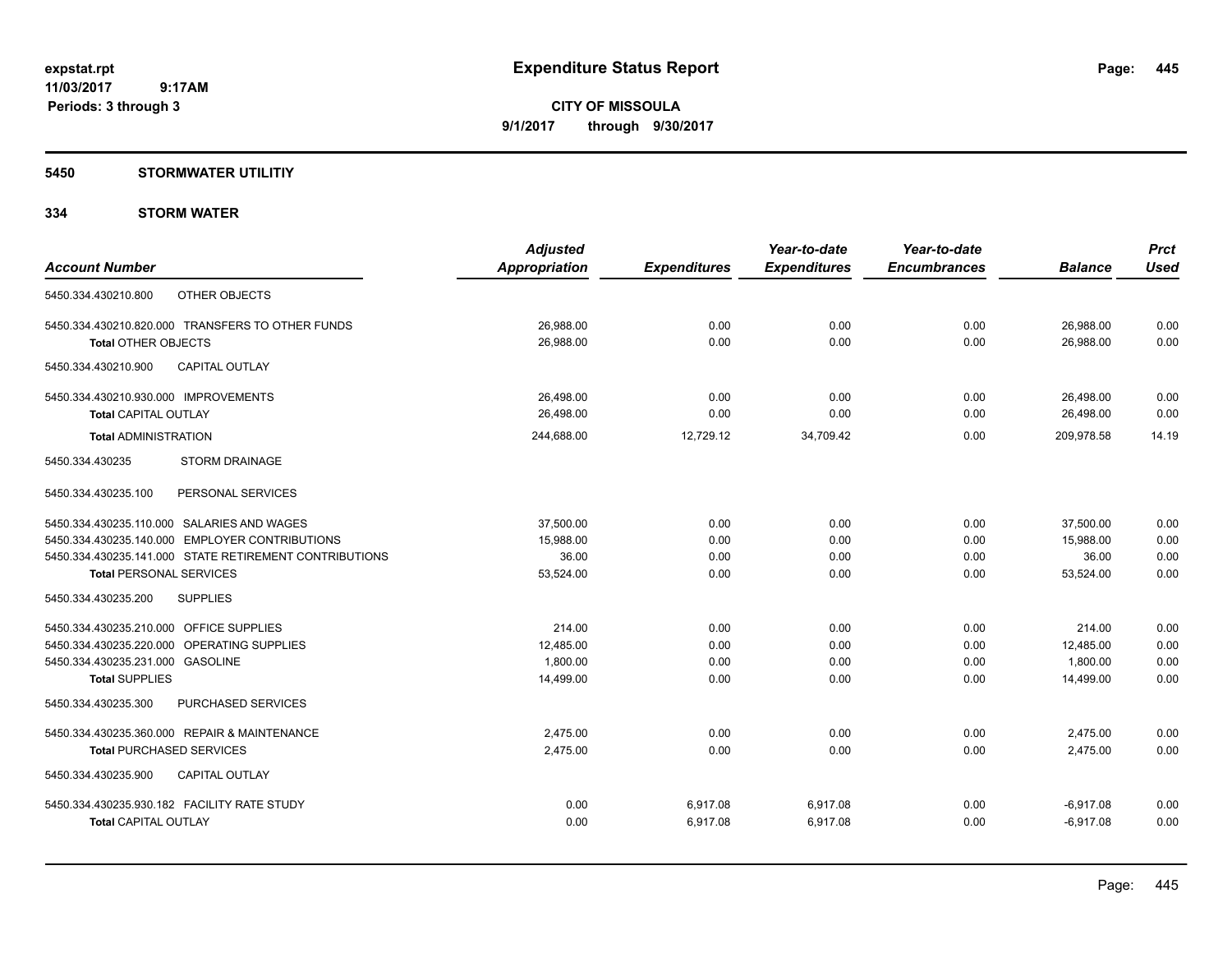# Expenditure Status Report

expstat.rpt
11/03/2017 9:17AM
Periods: 3 through 3

**CITY OF MISSOULA**
**9/1/2017 through 9/30/2017**

## 5450 STORMWATER UTILITIY

### 334 STORM WATER

| Account Number | Adjusted Appropriation | Expenditures | Year-to-date Expenditures | Year-to-date Encumbrances | Balance | Prct Used |
|---|---|---|---|---|---|---|
| 5450.334.430210.800 OTHER OBJECTS | | | | | | |
| 5450.334.430210.820.000 TRANSFERS TO OTHER FUNDS | 26,988.00 | 0.00 | 0.00 | 0.00 | 26,988.00 | 0.00 |
| **Total** OTHER OBJECTS | 26,988.00 | 0.00 | 0.00 | 0.00 | 26,988.00 | 0.00 |
| 5450.334.430210.900 CAPITAL OUTLAY | | | | | | |
| 5450.334.430210.930.000 IMPROVEMENTS | 26,498.00 | 0.00 | 0.00 | 0.00 | 26,498.00 | 0.00 |
| **Total** CAPITAL OUTLAY | 26,498.00 | 0.00 | 0.00 | 0.00 | 26,498.00 | 0.00 |
| **Total** ADMINISTRATION | 244,688.00 | 12,729.12 | 34,709.42 | 0.00 | 209,978.58 | 14.19 |
| 5450.334.430235 STORM DRAINAGE | | | | | | |
| 5450.334.430235.100 PERSONAL SERVICES | | | | | | |
| 5450.334.430235.110.000 SALARIES AND WAGES | 37,500.00 | 0.00 | 0.00 | 0.00 | 37,500.00 | 0.00 |
| 5450.334.430235.140.000 EMPLOYER CONTRIBUTIONS | 15,988.00 | 0.00 | 0.00 | 0.00 | 15,988.00 | 0.00 |
| 5450.334.430235.141.000 STATE RETIREMENT CONTRIBUTIONS | 36.00 | 0.00 | 0.00 | 0.00 | 36.00 | 0.00 |
| **Total** PERSONAL SERVICES | 53,524.00 | 0.00 | 0.00 | 0.00 | 53,524.00 | 0.00 |
| 5450.334.430235.200 SUPPLIES | | | | | | |
| 5450.334.430235.210.000 OFFICE SUPPLIES | 214.00 | 0.00 | 0.00 | 0.00 | 214.00 | 0.00 |
| 5450.334.430235.220.000 OPERATING SUPPLIES | 12,485.00 | 0.00 | 0.00 | 0.00 | 12,485.00 | 0.00 |
| 5450.334.430235.231.000 GASOLINE | 1,800.00 | 0.00 | 0.00 | 0.00 | 1,800.00 | 0.00 |
| **Total** SUPPLIES | 14,499.00 | 0.00 | 0.00 | 0.00 | 14,499.00 | 0.00 |
| 5450.334.430235.300 PURCHASED SERVICES | | | | | | |
| 5450.334.430235.360.000 REPAIR & MAINTENANCE | 2,475.00 | 0.00 | 0.00 | 0.00 | 2,475.00 | 0.00 |
| **Total** PURCHASED SERVICES | 2,475.00 | 0.00 | 0.00 | 0.00 | 2,475.00 | 0.00 |
| 5450.334.430235.900 CAPITAL OUTLAY | | | | | | |
| 5450.334.430235.930.182 FACILITY RATE STUDY | 0.00 | 6,917.08 | 6,917.08 | 0.00 | -6,917.08 | 0.00 |
| **Total** CAPITAL OUTLAY | 0.00 | 6,917.08 | 6,917.08 | 0.00 | -6,917.08 | 0.00 |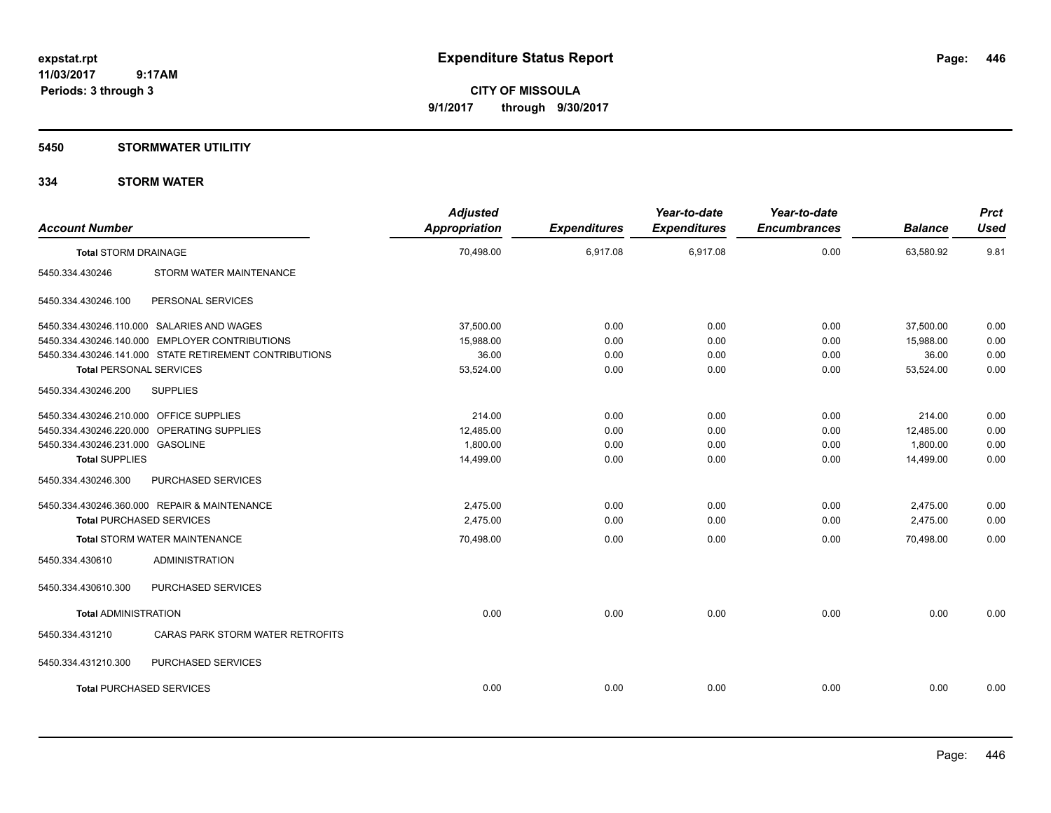**expstat.rpt**
**11/03/2017 9:17AM**
**Periods: 3 through 3**

# Expenditure Status Report

**CITY OF MISSOULA**
**9/1/2017 through 9/30/2017**

## 5450 STORMWATER UTILITIY

### 334 STORM WATER

| Account Number | | Adjusted Appropriation | Expenditures | Year-to-date Expenditures | Year-to-date Encumbrances | Balance | Prct Used |
|---|---|---|---|---|---|---|---|
| **Total** STORM DRAINAGE | | 70,498.00 | 6,917.08 | 6,917.08 | 0.00 | 63,580.92 | 9.81 |
| 5450.334.430246 | STORM WATER MAINTENANCE | | | | | | |
| 5450.334.430246.100 | PERSONAL SERVICES | | | | | | |
| 5450.334.430246.110.000 | SALARIES AND WAGES | 37,500.00 | 0.00 | 0.00 | 0.00 | 37,500.00 | 0.00 |
| 5450.334.430246.140.000 | EMPLOYER CONTRIBUTIONS | 15,988.00 | 0.00 | 0.00 | 0.00 | 15,988.00 | 0.00 |
| 5450.334.430246.141.000 | STATE RETIREMENT CONTRIBUTIONS | 36.00 | 0.00 | 0.00 | 0.00 | 36.00 | 0.00 |
| **Total** PERSONAL SERVICES | | 53,524.00 | 0.00 | 0.00 | 0.00 | 53,524.00 | 0.00 |
| 5450.334.430246.200 | SUPPLIES | | | | | | |
| 5450.334.430246.210.000 | OFFICE SUPPLIES | 214.00 | 0.00 | 0.00 | 0.00 | 214.00 | 0.00 |
| 5450.334.430246.220.000 | OPERATING SUPPLIES | 12,485.00 | 0.00 | 0.00 | 0.00 | 12,485.00 | 0.00 |
| 5450.334.430246.231.000 | GASOLINE | 1,800.00 | 0.00 | 0.00 | 0.00 | 1,800.00 | 0.00 |
| **Total** SUPPLIES | | 14,499.00 | 0.00 | 0.00 | 0.00 | 14,499.00 | 0.00 |
| 5450.334.430246.300 | PURCHASED SERVICES | | | | | | |
| 5450.334.430246.360.000 | REPAIR & MAINTENANCE | 2,475.00 | 0.00 | 0.00 | 0.00 | 2,475.00 | 0.00 |
| **Total** PURCHASED SERVICES | | 2,475.00 | 0.00 | 0.00 | 0.00 | 2,475.00 | 0.00 |
| **Total** STORM WATER MAINTENANCE | | 70,498.00 | 0.00 | 0.00 | 0.00 | 70,498.00 | 0.00 |
| 5450.334.430610 | ADMINISTRATION | | | | | | |
| 5450.334.430610.300 | PURCHASED SERVICES | | | | | | |
| **Total** ADMINISTRATION | | 0.00 | 0.00 | 0.00 | 0.00 | 0.00 | 0.00 |
| 5450.334.431210 | CARAS PARK STORM WATER RETROFITS | | | | | | |
| 5450.334.431210.300 | PURCHASED SERVICES | | | | | | |
| **Total** PURCHASED SERVICES | | 0.00 | 0.00 | 0.00 | 0.00 | 0.00 | 0.00 |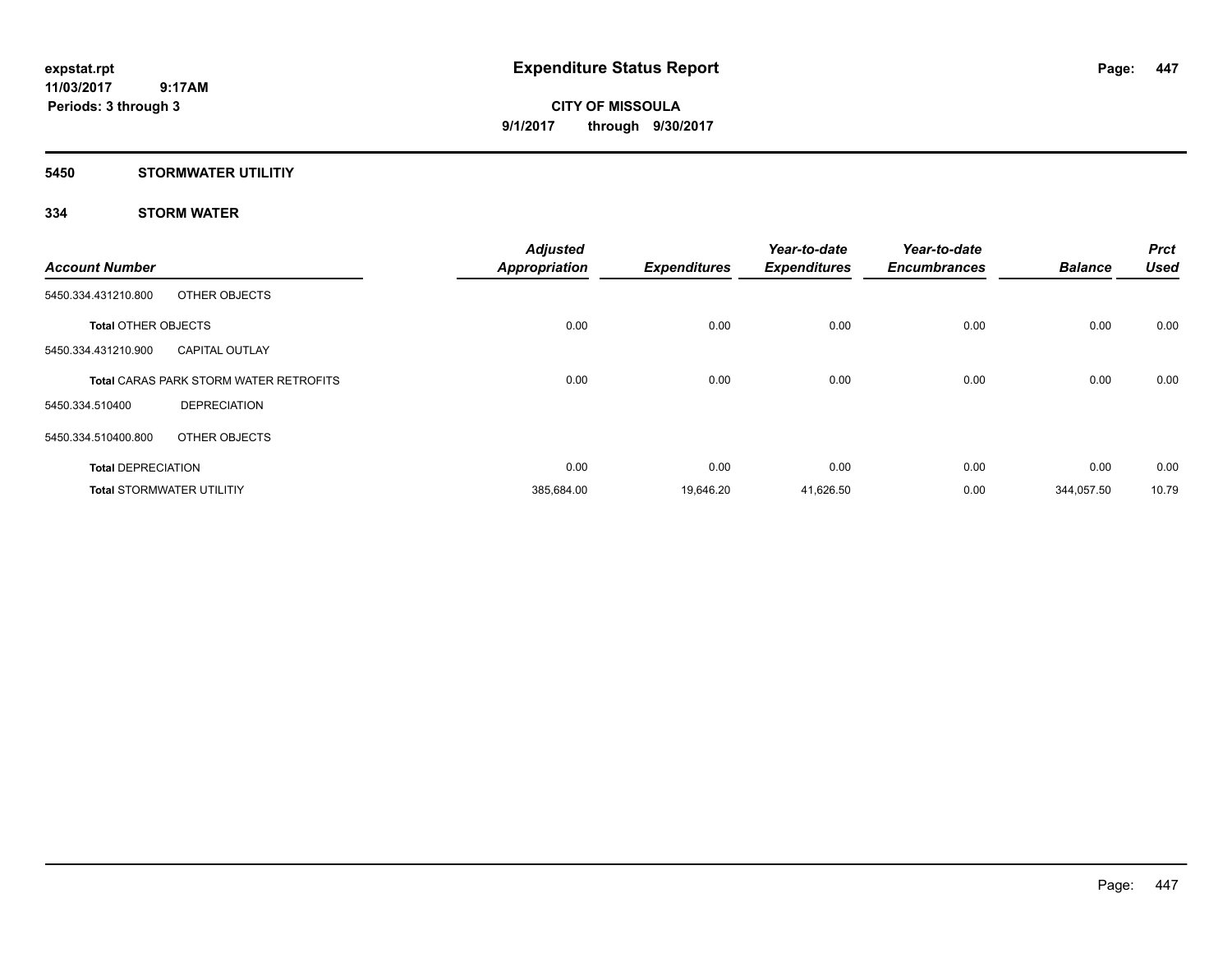**expstat.rpt**
**11/03/2017 9:17AM**
**Periods: 3 through 3**

# Expenditure Status Report

**CITY OF MISSOULA**
**9/1/2017 through 9/30/2017**

## 5450 STORMWATER UTILITIY

### 334 STORM WATER

| Account Number | | Adjusted Appropriation | Expenditures | Year-to-date Expenditures | Year-to-date Encumbrances | Balance | Prct Used |
|---|---|---|---|---|---|---|---|
| 5450.334.431210.800 | OTHER OBJECTS | | | | | | |
| **Total** OTHER OBJECTS | | 0.00 | 0.00 | 0.00 | 0.00 | 0.00 | 0.00 |
| 5450.334.431210.900 | CAPITAL OUTLAY | | | | | | |
| **Total** CARAS PARK STORM WATER RETROFITS | | 0.00 | 0.00 | 0.00 | 0.00 | 0.00 | 0.00 |
| 5450.334.510400 | DEPRECIATION | | | | | | |
| 5450.334.510400.800 | OTHER OBJECTS | | | | | | |
| **Total** DEPRECIATION | | 0.00 | 0.00 | 0.00 | 0.00 | 0.00 | 0.00 |
| **Total** STORMWATER UTILITIY | | 385,684.00 | 19,646.20 | 41,626.50 | 0.00 | 344,057.50 | 10.79 |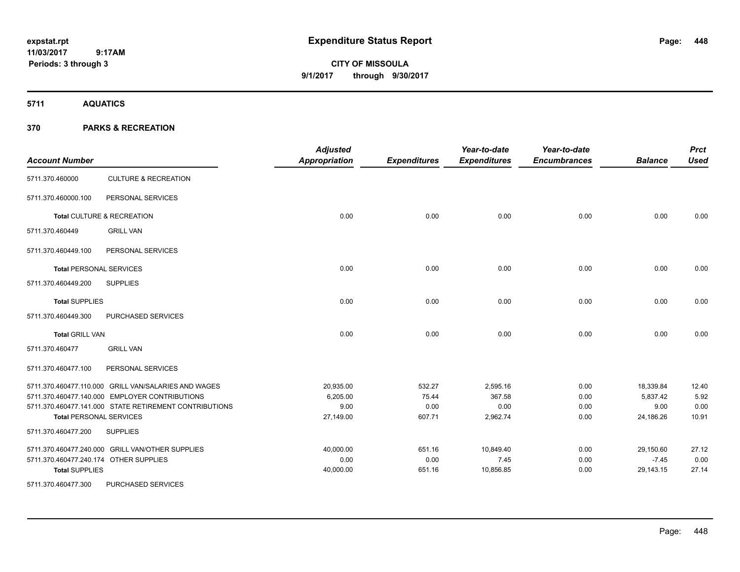# Expenditure Status Report

expstat.rpt
11/03/2017 9:17AM
Periods: 3 through 3

**CITY OF MISSOULA**
**9/1/2017 through 9/30/2017**

## 5711 AQUATICS

## 370 PARKS & RECREATION

| Account Number | | Adjusted Appropriation | Expenditures | Year-to-date Expenditures | Year-to-date Encumbrances | Balance | Prct Used |
|---|---|---|---|---|---|---|---|
| 5711.370.460000 | CULTURE & RECREATION | | | | | | |
| 5711.370.460000.100 | PERSONAL SERVICES | | | | | | |
| **Total** CULTURE & RECREATION | | 0.00 | 0.00 | 0.00 | 0.00 | 0.00 | 0.00 |
| 5711.370.460449 | GRILL VAN | | | | | | |
| 5711.370.460449.100 | PERSONAL SERVICES | | | | | | |
| **Total** PERSONAL SERVICES | | 0.00 | 0.00 | 0.00 | 0.00 | 0.00 | 0.00 |
| 5711.370.460449.200 | SUPPLIES | | | | | | |
| **Total** SUPPLIES | | 0.00 | 0.00 | 0.00 | 0.00 | 0.00 | 0.00 |
| 5711.370.460449.300 | PURCHASED SERVICES | | | | | | |
| **Total** GRILL VAN | | 0.00 | 0.00 | 0.00 | 0.00 | 0.00 | 0.00 |
| 5711.370.460477 | GRILL VAN | | | | | | |
| 5711.370.460477.100 | PERSONAL SERVICES | | | | | | |
| 5711.370.460477.110.000 | GRILL VAN/SALARIES AND WAGES | 20,935.00 | 532.27 | 2,595.16 | 0.00 | 18,339.84 | 12.40 |
| 5711.370.460477.140.000 | EMPLOYER CONTRIBUTIONS | 6,205.00 | 75.44 | 367.58 | 0.00 | 5,837.42 | 5.92 |
| 5711.370.460477.141.000 | STATE RETIREMENT CONTRIBUTIONS | 9.00 | 0.00 | 0.00 | 0.00 | 9.00 | 0.00 |
| **Total** PERSONAL SERVICES | | 27,149.00 | 607.71 | 2,962.74 | 0.00 | 24,186.26 | 10.91 |
| 5711.370.460477.200 | SUPPLIES | | | | | | |
| 5711.370.460477.240.000 | GRILL VAN/OTHER SUPPLIES | 40,000.00 | 651.16 | 10,849.40 | 0.00 | 29,150.60 | 27.12 |
| 5711.370.460477.240.174 | OTHER SUPPLIES | 0.00 | 0.00 | 7.45 | 0.00 | -7.45 | 0.00 |
| **Total** SUPPLIES | | 40,000.00 | 651.16 | 10,856.85 | 0.00 | 29,143.15 | 27.14 |
| 5711.370.460477.300 | PURCHASED SERVICES | | | | | | |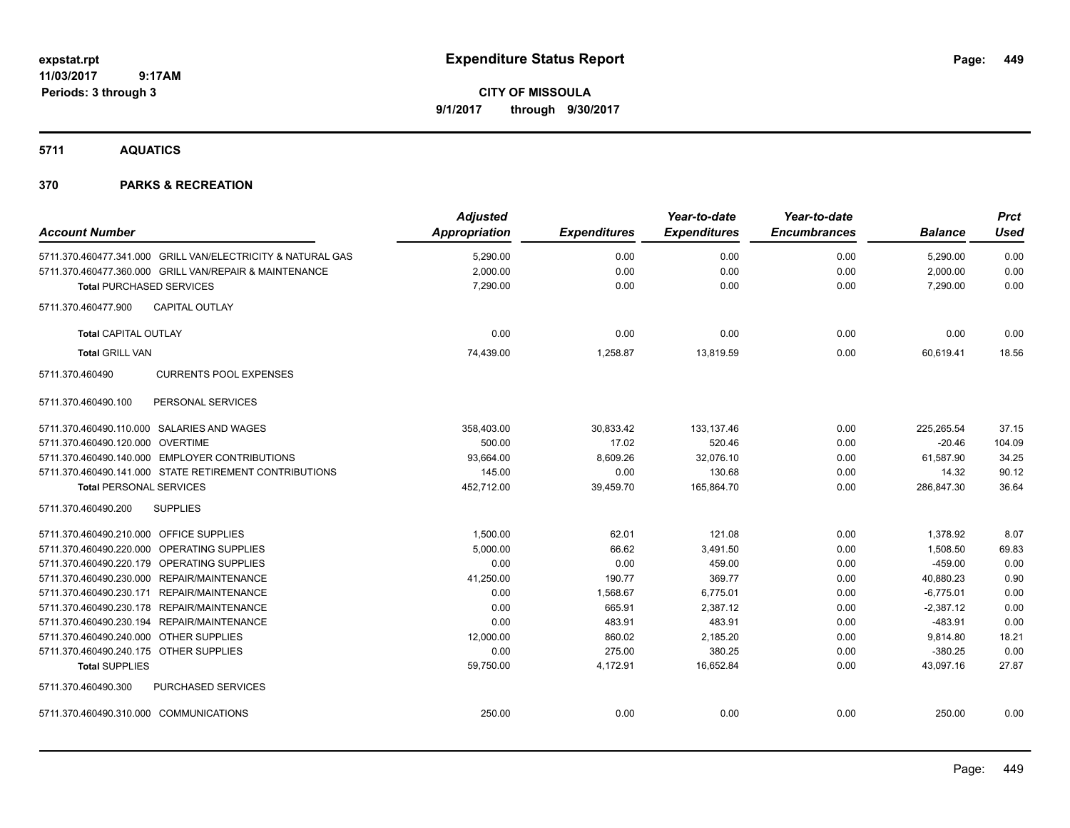**expstat.rpt**
**11/03/2017 9:17AM**
**Periods: 3 through 3**

# Expenditure Status Report

**CITY OF MISSOULA**
**9/1/2017 through 9/30/2017**

## 5711 AQUATICS

## 370 PARKS & RECREATION

| Account Number | Adjusted Appropriation | Expenditures | Year-to-date Expenditures | Year-to-date Encumbrances | Balance | Prct Used |
|---|---|---|---|---|---|---|
| 5711.370.460477.341.000 GRILL VAN/ELECTRICITY & NATURAL GAS | 5,290.00 | 0.00 | 0.00 | 0.00 | 5,290.00 | 0.00 |
| 5711.370.460477.360.000 GRILL VAN/REPAIR & MAINTENANCE | 2,000.00 | 0.00 | 0.00 | 0.00 | 2,000.00 | 0.00 |
| **Total** PURCHASED SERVICES | 7,290.00 | 0.00 | 0.00 | 0.00 | 7,290.00 | 0.00 |
| 5711.370.460477.900 CAPITAL OUTLAY | | | | | | |
| **Total** CAPITAL OUTLAY | 0.00 | 0.00 | 0.00 | 0.00 | 0.00 | 0.00 |
| **Total** GRILL VAN | 74,439.00 | 1,258.87 | 13,819.59 | 0.00 | 60,619.41 | 18.56 |
| 5711.370.460490 CURRENTS POOL EXPENSES | | | | | | |
| 5711.370.460490.100 PERSONAL SERVICES | | | | | | |
| 5711.370.460490.110.000 SALARIES AND WAGES | 358,403.00 | 30,833.42 | 133,137.46 | 0.00 | 225,265.54 | 37.15 |
| 5711.370.460490.120.000 OVERTIME | 500.00 | 17.02 | 520.46 | 0.00 | -20.46 | 104.09 |
| 5711.370.460490.140.000 EMPLOYER CONTRIBUTIONS | 93,664.00 | 8,609.26 | 32,076.10 | 0.00 | 61,587.90 | 34.25 |
| 5711.370.460490.141.000 STATE RETIREMENT CONTRIBUTIONS | 145.00 | 0.00 | 130.68 | 0.00 | 14.32 | 90.12 |
| **Total** PERSONAL SERVICES | 452,712.00 | 39,459.70 | 165,864.70 | 0.00 | 286,847.30 | 36.64 |
| 5711.370.460490.200 SUPPLIES | | | | | | |
| 5711.370.460490.210.000 OFFICE SUPPLIES | 1,500.00 | 62.01 | 121.08 | 0.00 | 1,378.92 | 8.07 |
| 5711.370.460490.220.000 OPERATING SUPPLIES | 5,000.00 | 66.62 | 3,491.50 | 0.00 | 1,508.50 | 69.83 |
| 5711.370.460490.220.179 OPERATING SUPPLIES | 0.00 | 0.00 | 459.00 | 0.00 | -459.00 | 0.00 |
| 5711.370.460490.230.000 REPAIR/MAINTENANCE | 41,250.00 | 190.77 | 369.77 | 0.00 | 40,880.23 | 0.90 |
| 5711.370.460490.230.171 REPAIR/MAINTENANCE | 0.00 | 1,568.67 | 6,775.01 | 0.00 | -6,775.01 | 0.00 |
| 5711.370.460490.230.178 REPAIR/MAINTENANCE | 0.00 | 665.91 | 2,387.12 | 0.00 | -2,387.12 | 0.00 |
| 5711.370.460490.230.194 REPAIR/MAINTENANCE | 0.00 | 483.91 | 483.91 | 0.00 | -483.91 | 0.00 |
| 5711.370.460490.240.000 OTHER SUPPLIES | 12,000.00 | 860.02 | 2,185.20 | 0.00 | 9,814.80 | 18.21 |
| 5711.370.460490.240.175 OTHER SUPPLIES | 0.00 | 275.00 | 380.25 | 0.00 | -380.25 | 0.00 |
| **Total** SUPPLIES | 59,750.00 | 4,172.91 | 16,652.84 | 0.00 | 43,097.16 | 27.87 |
| 5711.370.460490.300 PURCHASED SERVICES | | | | | | |
| 5711.370.460490.310.000 COMMUNICATIONS | 250.00 | 0.00 | 0.00 | 0.00 | 250.00 | 0.00 |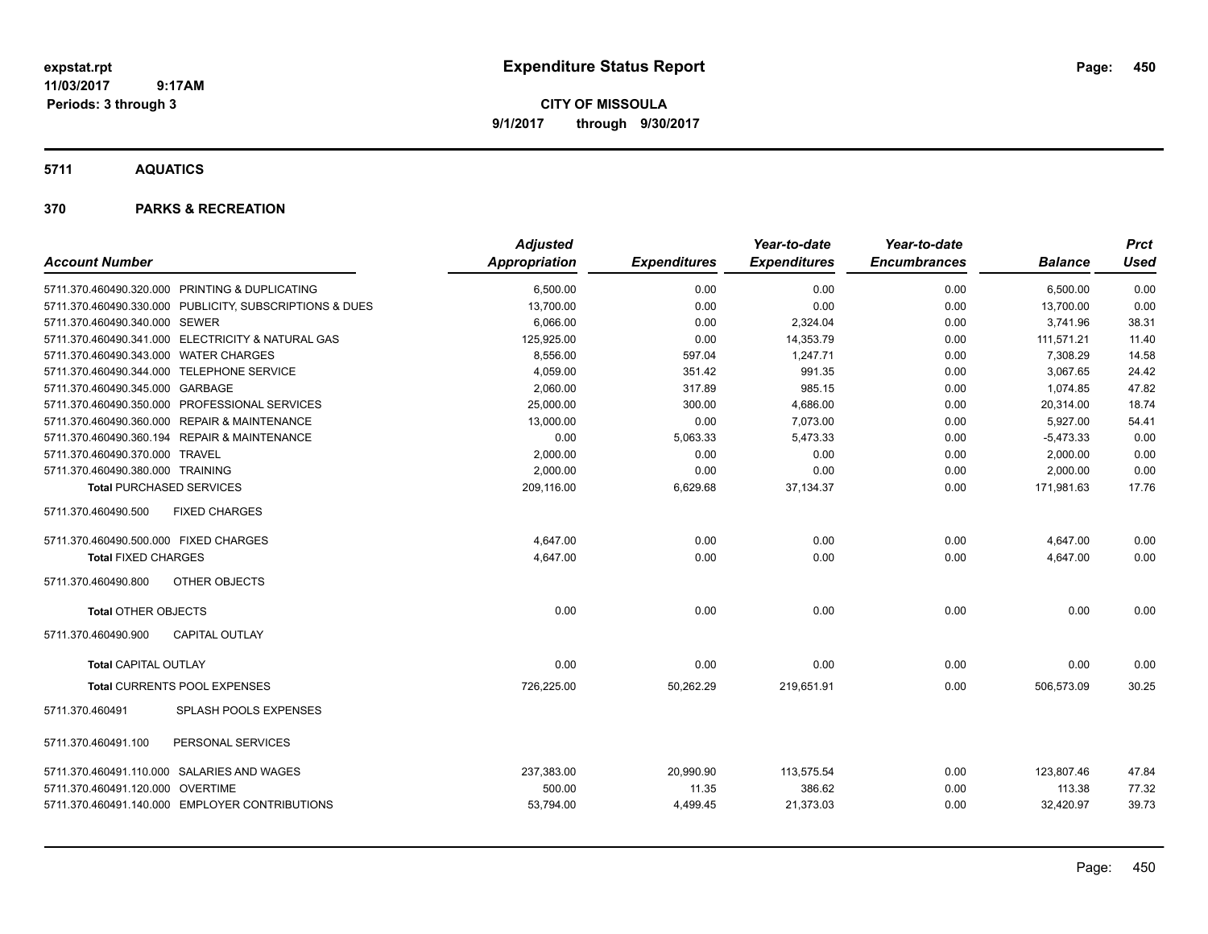# Expenditure Status Report

expstat.rpt
11/03/2017 9:17AM
Periods: 3 through 3

**CITY OF MISSOULA**
**9/1/2017 through 9/30/2017**

## 5711 AQUATICS

## 370 PARKS & RECREATION

| Account Number | Adjusted Appropriation | Expenditures | Year-to-date Expenditures | Year-to-date Encumbrances | Balance | Prct Used |
|---|---|---|---|---|---|---|
| 5711.370.460490.320.000 PRINTING & DUPLICATING | 6,500.00 | 0.00 | 0.00 | 0.00 | 6,500.00 | 0.00 |
| 5711.370.460490.330.000 PUBLICITY, SUBSCRIPTIONS & DUES | 13,700.00 | 0.00 | 0.00 | 0.00 | 13,700.00 | 0.00 |
| 5711.370.460490.340.000 SEWER | 6,066.00 | 0.00 | 2,324.04 | 0.00 | 3,741.96 | 38.31 |
| 5711.370.460490.341.000 ELECTRICITY & NATURAL GAS | 125,925.00 | 0.00 | 14,353.79 | 0.00 | 111,571.21 | 11.40 |
| 5711.370.460490.343.000 WATER CHARGES | 8,556.00 | 597.04 | 1,247.71 | 0.00 | 7,308.29 | 14.58 |
| 5711.370.460490.344.000 TELEPHONE SERVICE | 4,059.00 | 351.42 | 991.35 | 0.00 | 3,067.65 | 24.42 |
| 5711.370.460490.345.000 GARBAGE | 2,060.00 | 317.89 | 985.15 | 0.00 | 1,074.85 | 47.82 |
| 5711.370.460490.350.000 PROFESSIONAL SERVICES | 25,000.00 | 300.00 | 4,686.00 | 0.00 | 20,314.00 | 18.74 |
| 5711.370.460490.360.000 REPAIR & MAINTENANCE | 13,000.00 | 0.00 | 7,073.00 | 0.00 | 5,927.00 | 54.41 |
| 5711.370.460490.360.194 REPAIR & MAINTENANCE | 0.00 | 5,063.33 | 5,473.33 | 0.00 | -5,473.33 | 0.00 |
| 5711.370.460490.370.000 TRAVEL | 2,000.00 | 0.00 | 0.00 | 0.00 | 2,000.00 | 0.00 |
| 5711.370.460490.380.000 TRAINING | 2,000.00 | 0.00 | 0.00 | 0.00 | 2,000.00 | 0.00 |
| **Total PURCHASED SERVICES** | 209,116.00 | 6,629.68 | 37,134.37 | 0.00 | 171,981.63 | 17.76 |
| 5711.370.460490.500 FIXED CHARGES | | | | | | |
| 5711.370.460490.500.000 FIXED CHARGES | 4,647.00 | 0.00 | 0.00 | 0.00 | 4,647.00 | 0.00 |
| **Total FIXED CHARGES** | 4,647.00 | 0.00 | 0.00 | 0.00 | 4,647.00 | 0.00 |
| 5711.370.460490.800 OTHER OBJECTS | | | | | | |
| **Total OTHER OBJECTS** | 0.00 | 0.00 | 0.00 | 0.00 | 0.00 | 0.00 |
| 5711.370.460490.900 CAPITAL OUTLAY | | | | | | |
| **Total CAPITAL OUTLAY** | 0.00 | 0.00 | 0.00 | 0.00 | 0.00 | 0.00 |
| **Total CURRENTS POOL EXPENSES** | 726,225.00 | 50,262.29 | 219,651.91 | 0.00 | 506,573.09 | 30.25 |
| 5711.370.460491 SPLASH POOLS EXPENSES | | | | | | |
| 5711.370.460491.100 PERSONAL SERVICES | | | | | | |
| 5711.370.460491.110.000 SALARIES AND WAGES | 237,383.00 | 20,990.90 | 113,575.54 | 0.00 | 123,807.46 | 47.84 |
| 5711.370.460491.120.000 OVERTIME | 500.00 | 11.35 | 386.62 | 0.00 | 113.38 | 77.32 |
| 5711.370.460491.140.000 EMPLOYER CONTRIBUTIONS | 53,794.00 | 4,499.45 | 21,373.03 | 0.00 | 32,420.97 | 39.73 |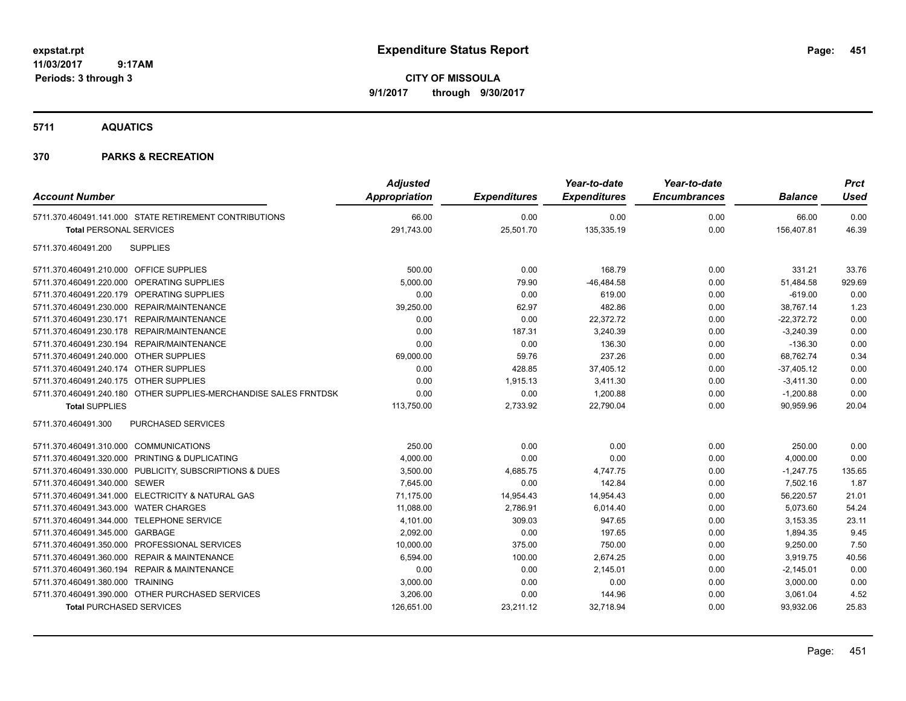**expstat.rpt**
**11/03/2017 9:17AM**
**Periods: 3 through 3**

# Expenditure Status Report

**CITY OF MISSOULA**
**9/1/2017 through 9/30/2017**

## 5711 AQUATICS

## 370 PARKS & RECREATION

| Account Number | | Adjusted Appropriation | Expenditures | Year-to-date Expenditures | Year-to-date Encumbrances | Balance | Prct Used |
|---|---|---|---|---|---|---|---|
| 5711.370.460491.141.000 | STATE RETIREMENT CONTRIBUTIONS | 66.00 | 0.00 | 0.00 | 0.00 | 66.00 | 0.00 |
| **Total** PERSONAL SERVICES | | 291,743.00 | 25,501.70 | 135,335.19 | 0.00 | 156,407.81 | 46.39 |
| 5711.370.460491.200 | SUPPLIES | | | | | | |
| 5711.370.460491.210.000 | OFFICE SUPPLIES | 500.00 | 0.00 | 168.79 | 0.00 | 331.21 | 33.76 |
| 5711.370.460491.220.000 | OPERATING SUPPLIES | 5,000.00 | 79.90 | -46,484.58 | 0.00 | 51,484.58 | 929.69 |
| 5711.370.460491.220.179 | OPERATING SUPPLIES | 0.00 | 0.00 | 619.00 | 0.00 | -619.00 | 0.00 |
| 5711.370.460491.230.000 | REPAIR/MAINTENANCE | 39,250.00 | 62.97 | 482.86 | 0.00 | 38,767.14 | 1.23 |
| 5711.370.460491.230.171 | REPAIR/MAINTENANCE | 0.00 | 0.00 | 22,372.72 | 0.00 | -22,372.72 | 0.00 |
| 5711.370.460491.230.178 | REPAIR/MAINTENANCE | 0.00 | 187.31 | 3,240.39 | 0.00 | -3,240.39 | 0.00 |
| 5711.370.460491.230.194 | REPAIR/MAINTENANCE | 0.00 | 0.00 | 136.30 | 0.00 | -136.30 | 0.00 |
| 5711.370.460491.240.000 | OTHER SUPPLIES | 69,000.00 | 59.76 | 237.26 | 0.00 | 68,762.74 | 0.34 |
| 5711.370.460491.240.174 | OTHER SUPPLIES | 0.00 | 428.85 | 37,405.12 | 0.00 | -37,405.12 | 0.00 |
| 5711.370.460491.240.175 | OTHER SUPPLIES | 0.00 | 1,915.13 | 3,411.30 | 0.00 | -3,411.30 | 0.00 |
| 5711.370.460491.240.180 | OTHER SUPPLIES-MERCHANDISE SALES FRNTDSK | 0.00 | 0.00 | 1,200.88 | 0.00 | -1,200.88 | 0.00 |
| **Total** SUPPLIES | | 113,750.00 | 2,733.92 | 22,790.04 | 0.00 | 90,959.96 | 20.04 |
| 5711.370.460491.300 | PURCHASED SERVICES | | | | | | |
| 5711.370.460491.310.000 | COMMUNICATIONS | 250.00 | 0.00 | 0.00 | 0.00 | 250.00 | 0.00 |
| 5711.370.460491.320.000 | PRINTING & DUPLICATING | 4,000.00 | 0.00 | 0.00 | 0.00 | 4,000.00 | 0.00 |
| 5711.370.460491.330.000 | PUBLICITY, SUBSCRIPTIONS & DUES | 3,500.00 | 4,685.75 | 4,747.75 | 0.00 | -1,247.75 | 135.65 |
| 5711.370.460491.340.000 | SEWER | 7,645.00 | 0.00 | 142.84 | 0.00 | 7,502.16 | 1.87 |
| 5711.370.460491.341.000 | ELECTRICITY & NATURAL GAS | 71,175.00 | 14,954.43 | 14,954.43 | 0.00 | 56,220.57 | 21.01 |
| 5711.370.460491.343.000 | WATER CHARGES | 11,088.00 | 2,786.91 | 6,014.40 | 0.00 | 5,073.60 | 54.24 |
| 5711.370.460491.344.000 | TELEPHONE SERVICE | 4,101.00 | 309.03 | 947.65 | 0.00 | 3,153.35 | 23.11 |
| 5711.370.460491.345.000 | GARBAGE | 2,092.00 | 0.00 | 197.65 | 0.00 | 1,894.35 | 9.45 |
| 5711.370.460491.350.000 | PROFESSIONAL SERVICES | 10,000.00 | 375.00 | 750.00 | 0.00 | 9,250.00 | 7.50 |
| 5711.370.460491.360.000 | REPAIR & MAINTENANCE | 6,594.00 | 100.00 | 2,674.25 | 0.00 | 3,919.75 | 40.56 |
| 5711.370.460491.360.194 | REPAIR & MAINTENANCE | 0.00 | 0.00 | 2,145.01 | 0.00 | -2,145.01 | 0.00 |
| 5711.370.460491.380.000 | TRAINING | 3,000.00 | 0.00 | 0.00 | 0.00 | 3,000.00 | 0.00 |
| 5711.370.460491.390.000 | OTHER PURCHASED SERVICES | 3,206.00 | 0.00 | 144.96 | 0.00 | 3,061.04 | 4.52 |
| **Total** PURCHASED SERVICES | | 126,651.00 | 23,211.12 | 32,718.94 | 0.00 | 93,932.06 | 25.83 |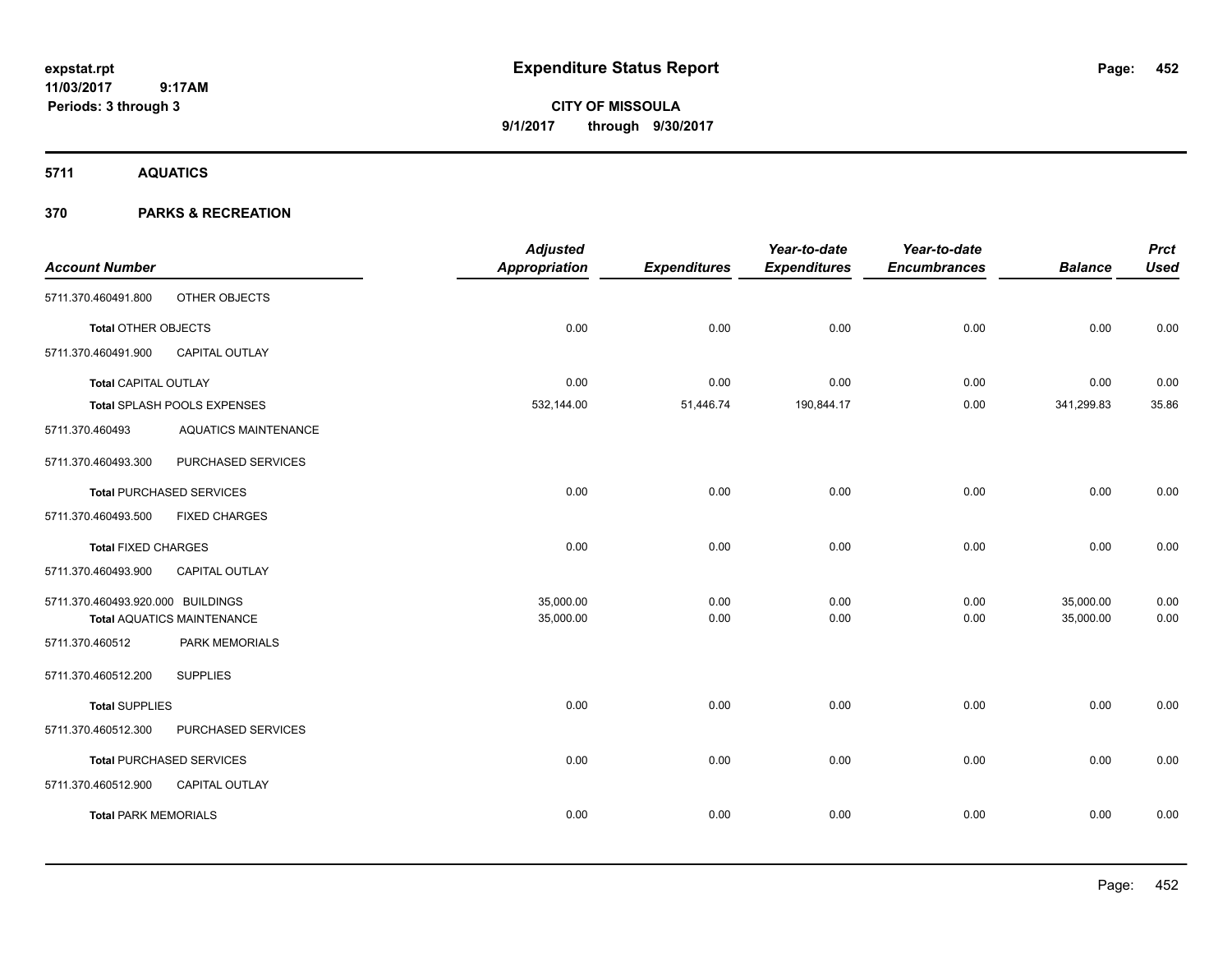**expstat.rpt**
**11/03/2017 9:17AM**
**Periods: 3 through 3**

# Expenditure Status Report

**CITY OF MISSOULA**
**9/1/2017 through 9/30/2017**

## 5711 AQUATICS

## 370 PARKS & RECREATION

| Account Number | | Adjusted Appropriation | Expenditures | Year-to-date Expenditures | Year-to-date Encumbrances | Balance | Prct Used |
|---|---|---|---|---|---|---|---|
| 5711.370.460491.800 | OTHER OBJECTS | | | | | | |
| **Total** OTHER OBJECTS | | 0.00 | 0.00 | 0.00 | 0.00 | 0.00 | 0.00 |
| 5711.370.460491.900 | CAPITAL OUTLAY | | | | | | |
| **Total** CAPITAL OUTLAY | | 0.00 | 0.00 | 0.00 | 0.00 | 0.00 | 0.00 |
| **Total** SPLASH POOLS EXPENSES | | 532,144.00 | 51,446.74 | 190,844.17 | 0.00 | 341,299.83 | 35.86 |
| 5711.370.460493 | AQUATICS MAINTENANCE | | | | | | |
| 5711.370.460493.300 | PURCHASED SERVICES | | | | | | |
| **Total** PURCHASED SERVICES | | 0.00 | 0.00 | 0.00 | 0.00 | 0.00 | 0.00 |
| 5711.370.460493.500 | FIXED CHARGES | | | | | | |
| **Total** FIXED CHARGES | | 0.00 | 0.00 | 0.00 | 0.00 | 0.00 | 0.00 |
| 5711.370.460493.900 | CAPITAL OUTLAY | | | | | | |
| 5711.370.460493.920.000 | BUILDINGS | 35,000.00 | 0.00 | 0.00 | 0.00 | 35,000.00 | 0.00 |
| **Total** AQUATICS MAINTENANCE | | 35,000.00 | 0.00 | 0.00 | 0.00 | 35,000.00 | 0.00 |
| 5711.370.460512 | PARK MEMORIALS | | | | | | |
| 5711.370.460512.200 | SUPPLIES | | | | | | |
| **Total** SUPPLIES | | 0.00 | 0.00 | 0.00 | 0.00 | 0.00 | 0.00 |
| 5711.370.460512.300 | PURCHASED SERVICES | | | | | | |
| **Total** PURCHASED SERVICES | | 0.00 | 0.00 | 0.00 | 0.00 | 0.00 | 0.00 |
| 5711.370.460512.900 | CAPITAL OUTLAY | | | | | | |
| **Total** PARK MEMORIALS | | 0.00 | 0.00 | 0.00 | 0.00 | 0.00 | 0.00 |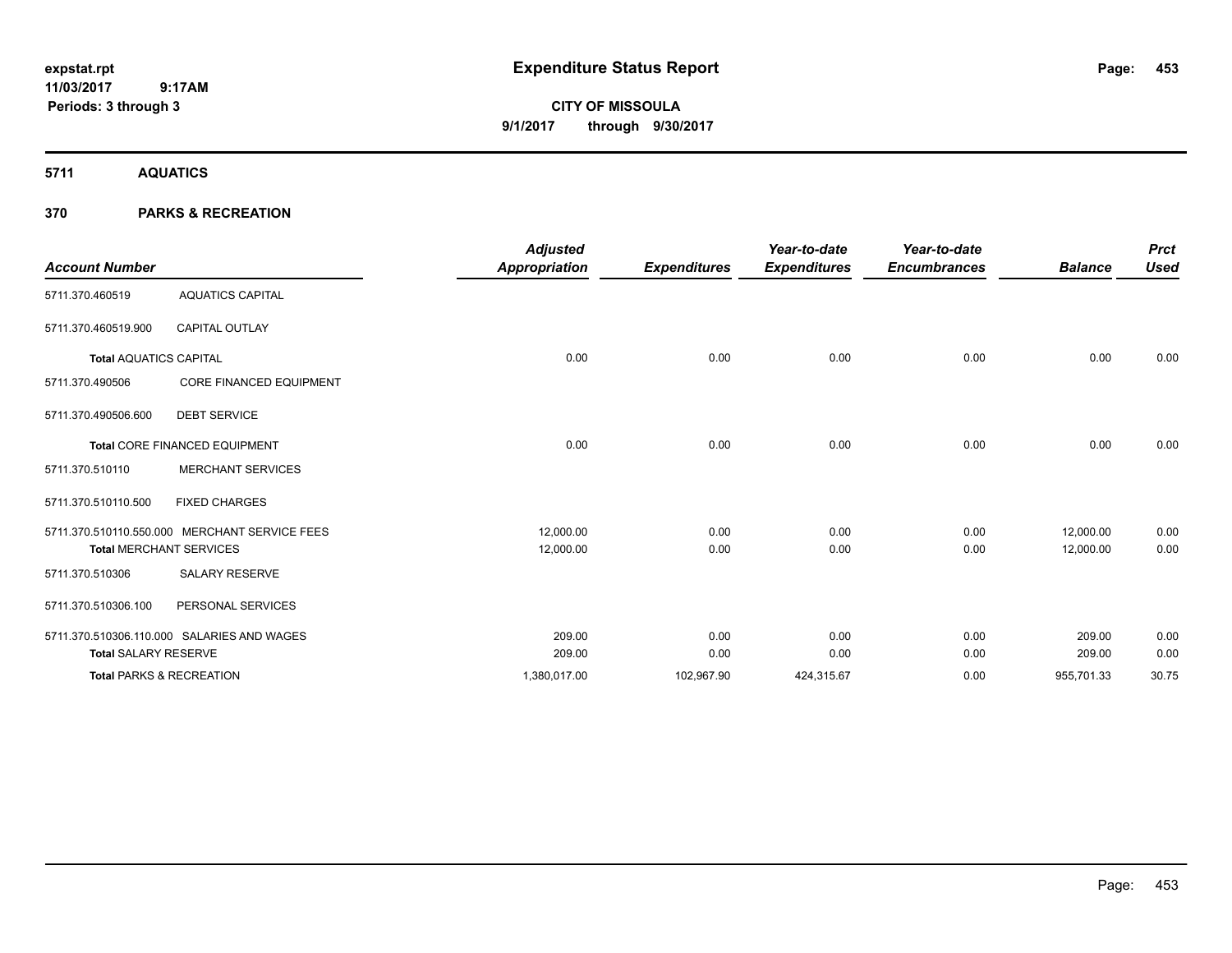expstat.rpt
11/03/2017 9:17AM
Periods: 3 through 3

# Expenditure Status Report

**CITY OF MISSOULA**
**9/1/2017 through 9/30/2017**

## 5711 AQUATICS

## 370 PARKS & RECREATION

| Account Number | | Adjusted Appropriation | Expenditures | Year-to-date Expenditures | Year-to-date Encumbrances | Balance | Prct Used |
|---|---|---|---|---|---|---|---|
| 5711.370.460519 | AQUATICS CAPITAL | | | | | | |
| 5711.370.460519.900 | CAPITAL OUTLAY | | | | | | |
| **Total** AQUATICS CAPITAL | | 0.00 | 0.00 | 0.00 | 0.00 | 0.00 | 0.00 |
| 5711.370.490506 | CORE FINANCED EQUIPMENT | | | | | | |
| 5711.370.490506.600 | DEBT SERVICE | | | | | | |
| **Total** CORE FINANCED EQUIPMENT | | 0.00 | 0.00 | 0.00 | 0.00 | 0.00 | 0.00 |
| 5711.370.510110 | MERCHANT SERVICES | | | | | | |
| 5711.370.510110.500 | FIXED CHARGES | | | | | | |
| 5711.370.510110.550.000 | MERCHANT SERVICE FEES | 12,000.00 | 0.00 | 0.00 | 0.00 | 12,000.00 | 0.00 |
| **Total** MERCHANT SERVICES | | 12,000.00 | 0.00 | 0.00 | 0.00 | 12,000.00 | 0.00 |
| 5711.370.510306 | SALARY RESERVE | | | | | | |
| 5711.370.510306.100 | PERSONAL SERVICES | | | | | | |
| 5711.370.510306.110.000 | SALARIES AND WAGES | 209.00 | 0.00 | 0.00 | 0.00 | 209.00 | 0.00 |
| **Total** SALARY RESERVE | | 209.00 | 0.00 | 0.00 | 0.00 | 209.00 | 0.00 |
| **Total** PARKS & RECREATION | | 1,380,017.00 | 102,967.90 | 424,315.67 | 0.00 | 955,701.33 | 30.75 |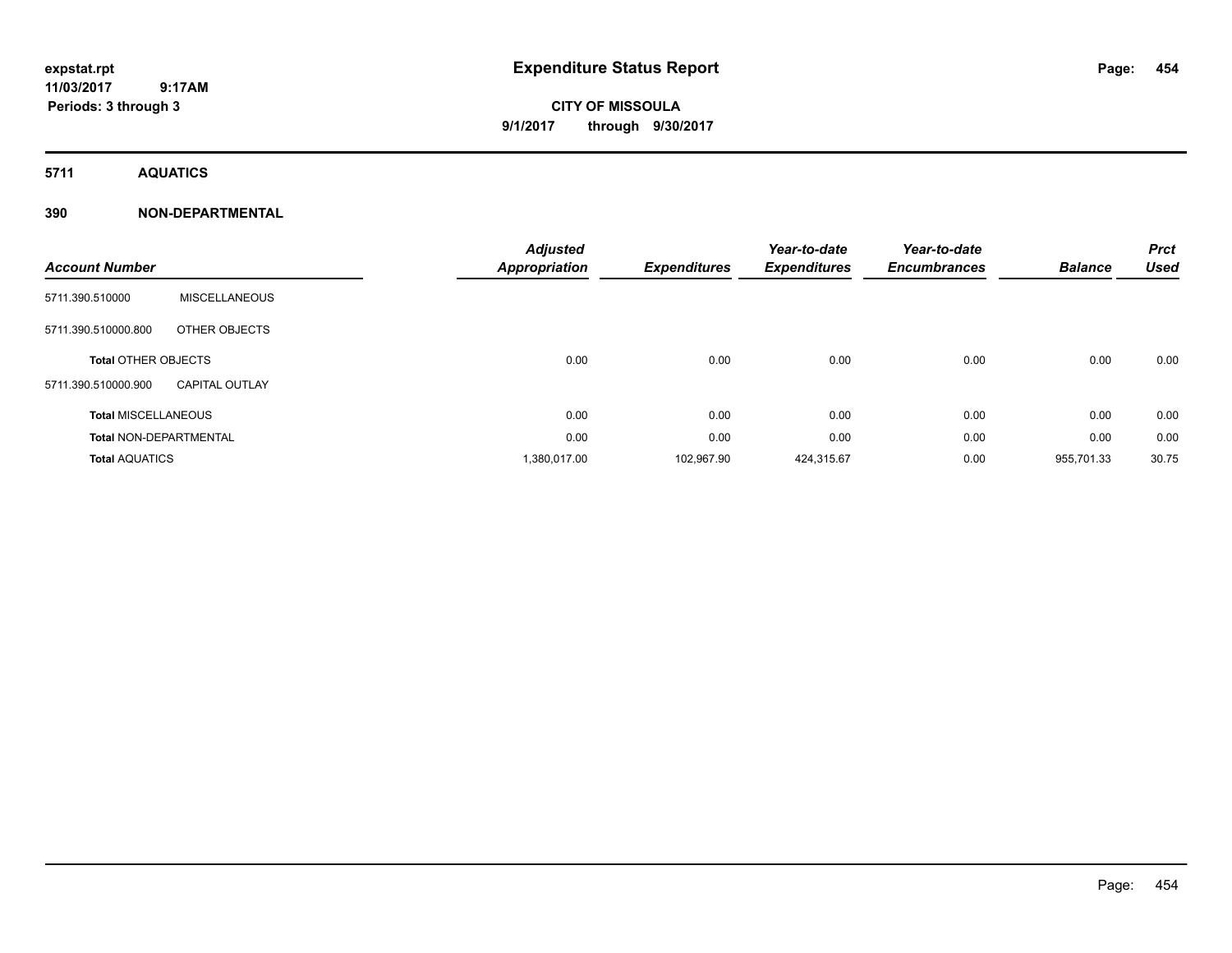**expstat.rpt**
**11/03/2017 9:17AM**
**Periods: 3 through 3**

# Expenditure Status Report

**CITY OF MISSOULA**
**9/1/2017 through 9/30/2017**

## 5711 AQUATICS

## 390 NON-DEPARTMENTAL

| Account Number | | Adjusted Appropriation | Expenditures | Year-to-date Expenditures | Year-to-date Encumbrances | Balance | Prct Used |
|---|---|---|---|---|---|---|---|
| 5711.390.510000 | MISCELLANEOUS | | | | | | |
| 5711.390.510000.800 | OTHER OBJECTS | | | | | | |
| **Total** OTHER OBJECTS | | 0.00 | 0.00 | 0.00 | 0.00 | 0.00 | 0.00 |
| 5711.390.510000.900 | CAPITAL OUTLAY | | | | | | |
| **Total** MISCELLANEOUS | | 0.00 | 0.00 | 0.00 | 0.00 | 0.00 | 0.00 |
| **Total** NON-DEPARTMENTAL | | 0.00 | 0.00 | 0.00 | 0.00 | 0.00 | 0.00 |
| **Total** AQUATICS | | 1,380,017.00 | 102,967.90 | 424,315.67 | 0.00 | 955,701.33 | 30.75 |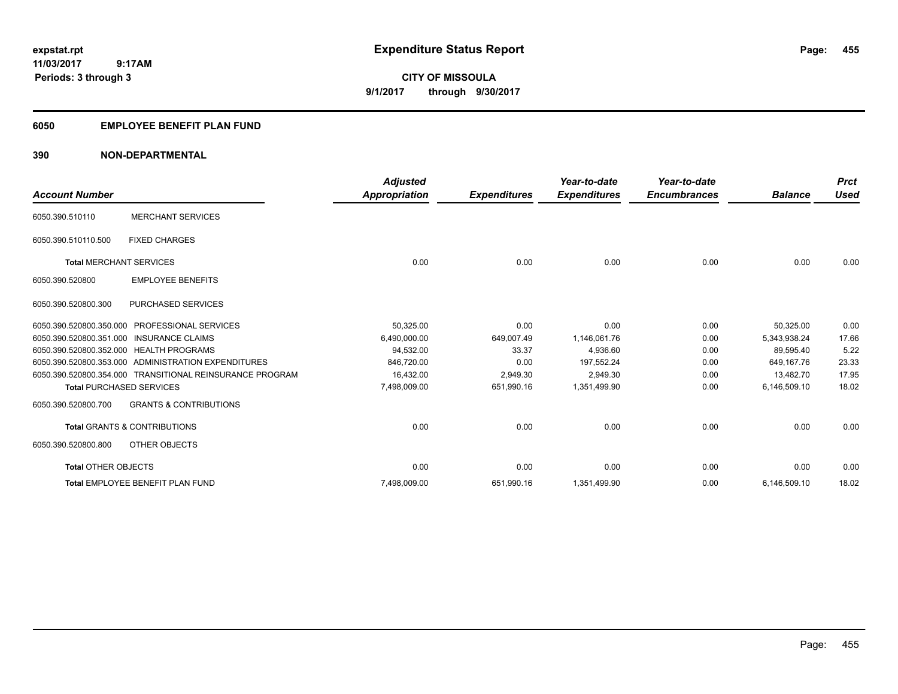# Expenditure Status Report

**CITY OF MISSOULA**
**9/1/2017 through 9/30/2017**

expstat.rpt
11/03/2017 9:17AM
Periods: 3 through 3

## 6050 EMPLOYEE BENEFIT PLAN FUND

## 390 NON-DEPARTMENTAL

| Account Number | | Adjusted Appropriation | Expenditures | Year-to-date Expenditures | Year-to-date Encumbrances | Balance | Prct Used |
|---|---|---|---|---|---|---|---|
| 6050.390.510110 | MERCHANT SERVICES | | | | | | |
| 6050.390.510110.500 | FIXED CHARGES | | | | | | |
| **Total** MERCHANT SERVICES | | 0.00 | 0.00 | 0.00 | 0.00 | 0.00 | 0.00 |
| 6050.390.520800 | EMPLOYEE BENEFITS | | | | | | |
| 6050.390.520800.300 | PURCHASED SERVICES | | | | | | |
| 6050.390.520800.350.000 | PROFESSIONAL SERVICES | 50,325.00 | 0.00 | 0.00 | 0.00 | 50,325.00 | 0.00 |
| 6050.390.520800.351.000 | INSURANCE CLAIMS | 6,490,000.00 | 649,007.49 | 1,146,061.76 | 0.00 | 5,343,938.24 | 17.66 |
| 6050.390.520800.352.000 | HEALTH PROGRAMS | 94,532.00 | 33.37 | 4,936.60 | 0.00 | 89,595.40 | 5.22 |
| 6050.390.520800.353.000 | ADMINISTRATION EXPENDITURES | 846,720.00 | 0.00 | 197,552.24 | 0.00 | 649,167.76 | 23.33 |
| 6050.390.520800.354.000 | TRANSITIONAL REINSURANCE PROGRAM | 16,432.00 | 2,949.30 | 2,949.30 | 0.00 | 13,482.70 | 17.95 |
| **Total** PURCHASED SERVICES | | 7,498,009.00 | 651,990.16 | 1,351,499.90 | 0.00 | 6,146,509.10 | 18.02 |
| 6050.390.520800.700 | GRANTS & CONTRIBUTIONS | | | | | | |
| **Total** GRANTS & CONTRIBUTIONS | | 0.00 | 0.00 | 0.00 | 0.00 | 0.00 | 0.00 |
| 6050.390.520800.800 | OTHER OBJECTS | | | | | | |
| **Total** OTHER OBJECTS | | 0.00 | 0.00 | 0.00 | 0.00 | 0.00 | 0.00 |
| **Total** EMPLOYEE BENEFIT PLAN FUND | | 7,498,009.00 | 651,990.16 | 1,351,499.90 | 0.00 | 6,146,509.10 | 18.02 |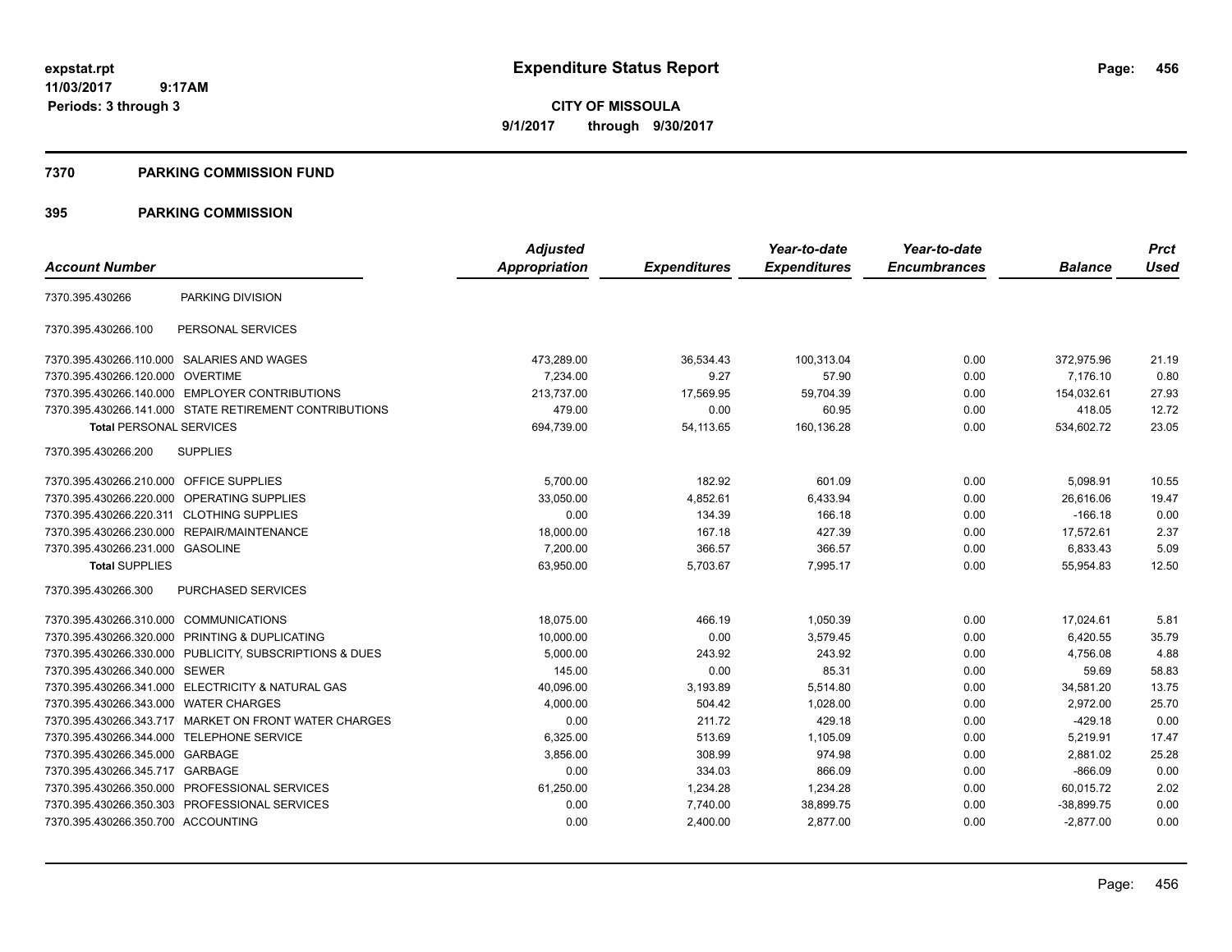expstat.rpt
11/03/2017 9:17AM
Periods: 3 through 3

# Expenditure Status Report

**CITY OF MISSOULA**
**9/1/2017 through 9/30/2017**

## 7370 PARKING COMMISSION FUND

## 395 PARKING COMMISSION

| Account Number | | Adjusted Appropriation | Expenditures | Year-to-date Expenditures | Year-to-date Encumbrances | Balance | Prct Used |
|---|---|---|---|---|---|---|---|
| 7370.395.430266 | PARKING DIVISION | | | | | | |
| 7370.395.430266.100 | PERSONAL SERVICES | | | | | | |
| 7370.395.430266.110.000 | SALARIES AND WAGES | 473,289.00 | 36,534.43 | 100,313.04 | 0.00 | 372,975.96 | 21.19 |
| 7370.395.430266.120.000 | OVERTIME | 7,234.00 | 9.27 | 57.90 | 0.00 | 7,176.10 | 0.80 |
| 7370.395.430266.140.000 | EMPLOYER CONTRIBUTIONS | 213,737.00 | 17,569.95 | 59,704.39 | 0.00 | 154,032.61 | 27.93 |
| 7370.395.430266.141.000 | STATE RETIREMENT CONTRIBUTIONS | 479.00 | 0.00 | 60.95 | 0.00 | 418.05 | 12.72 |
| **Total** PERSONAL SERVICES | | 694,739.00 | 54,113.65 | 160,136.28 | 0.00 | 534,602.72 | 23.05 |
| 7370.395.430266.200 | SUPPLIES | | | | | | |
| 7370.395.430266.210.000 | OFFICE SUPPLIES | 5,700.00 | 182.92 | 601.09 | 0.00 | 5,098.91 | 10.55 |
| 7370.395.430266.220.000 | OPERATING SUPPLIES | 33,050.00 | 4,852.61 | 6,433.94 | 0.00 | 26,616.06 | 19.47 |
| 7370.395.430266.220.311 | CLOTHING SUPPLIES | 0.00 | 134.39 | 166.18 | 0.00 | -166.18 | 0.00 |
| 7370.395.430266.230.000 | REPAIR/MAINTENANCE | 18,000.00 | 167.18 | 427.39 | 0.00 | 17,572.61 | 2.37 |
| 7370.395.430266.231.000 | GASOLINE | 7,200.00 | 366.57 | 366.57 | 0.00 | 6,833.43 | 5.09 |
| **Total** SUPPLIES | | 63,950.00 | 5,703.67 | 7,995.17 | 0.00 | 55,954.83 | 12.50 |
| 7370.395.430266.300 | PURCHASED SERVICES | | | | | | |
| 7370.395.430266.310.000 | COMMUNICATIONS | 18,075.00 | 466.19 | 1,050.39 | 0.00 | 17,024.61 | 5.81 |
| 7370.395.430266.320.000 | PRINTING & DUPLICATING | 10,000.00 | 0.00 | 3,579.45 | 0.00 | 6,420.55 | 35.79 |
| 7370.395.430266.330.000 | PUBLICITY, SUBSCRIPTIONS & DUES | 5,000.00 | 243.92 | 243.92 | 0.00 | 4,756.08 | 4.88 |
| 7370.395.430266.340.000 | SEWER | 145.00 | 0.00 | 85.31 | 0.00 | 59.69 | 58.83 |
| 7370.395.430266.341.000 | ELECTRICITY & NATURAL GAS | 40,096.00 | 3,193.89 | 5,514.80 | 0.00 | 34,581.20 | 13.75 |
| 7370.395.430266.343.000 | WATER CHARGES | 4,000.00 | 504.42 | 1,028.00 | 0.00 | 2,972.00 | 25.70 |
| 7370.395.430266.343.717 | MARKET ON FRONT WATER CHARGES | 0.00 | 211.72 | 429.18 | 0.00 | -429.18 | 0.00 |
| 7370.395.430266.344.000 | TELEPHONE SERVICE | 6,325.00 | 513.69 | 1,105.09 | 0.00 | 5,219.91 | 17.47 |
| 7370.395.430266.345.000 | GARBAGE | 3,856.00 | 308.99 | 974.98 | 0.00 | 2,881.02 | 25.28 |
| 7370.395.430266.345.717 | GARBAGE | 0.00 | 334.03 | 866.09 | 0.00 | -866.09 | 0.00 |
| 7370.395.430266.350.000 | PROFESSIONAL SERVICES | 61,250.00 | 1,234.28 | 1,234.28 | 0.00 | 60,015.72 | 2.02 |
| 7370.395.430266.350.303 | PROFESSIONAL SERVICES | 0.00 | 7,740.00 | 38,899.75 | 0.00 | -38,899.75 | 0.00 |
| 7370.395.430266.350.700 | ACCOUNTING | 0.00 | 2,400.00 | 2,877.00 | 0.00 | -2,877.00 | 0.00 |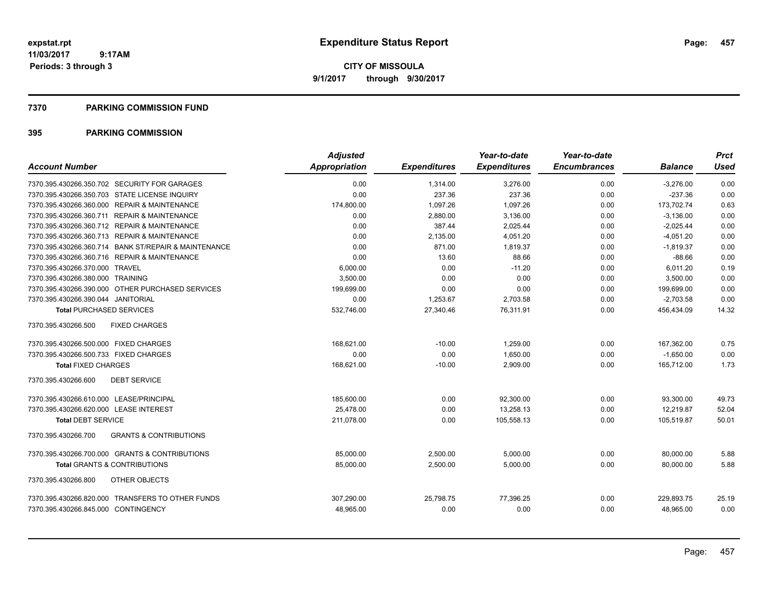**expstat.rpt**
**11/03/2017 9:17AM**
**Periods: 3 through 3**

# Expenditure Status Report

**CITY OF MISSOULA**
**9/1/2017 through 9/30/2017**

## 7370 PARKING COMMISSION FUND

## 395 PARKING COMMISSION

| Account Number | Adjusted Appropriation | Expenditures | Year-to-date Expenditures | Year-to-date Encumbrances | Balance | Prct Used |
|---|---|---|---|---|---|---|
| 7370.395.430266.350.702 SECURITY FOR GARAGES | 0.00 | 1,314.00 | 3,276.00 | 0.00 | -3,276.00 | 0.00 |
| 7370.395.430266.350.703 STATE LICENSE INQUIRY | 0.00 | 237.36 | 237.36 | 0.00 | -237.36 | 0.00 |
| 7370.395.430266.360.000 REPAIR & MAINTENANCE | 174,800.00 | 1,097.26 | 1,097.26 | 0.00 | 173,702.74 | 0.63 |
| 7370.395.430266.360.711 REPAIR & MAINTENANCE | 0.00 | 2,880.00 | 3,136.00 | 0.00 | -3,136.00 | 0.00 |
| 7370.395.430266.360.712 REPAIR & MAINTENANCE | 0.00 | 387.44 | 2,025.44 | 0.00 | -2,025.44 | 0.00 |
| 7370.395.430266.360.713 REPAIR & MAINTENANCE | 0.00 | 2,135.00 | 4,051.20 | 0.00 | -4,051.20 | 0.00 |
| 7370.395.430266.360.714 BANK ST/REPAIR & MAINTENANCE | 0.00 | 871.00 | 1,819.37 | 0.00 | -1,819.37 | 0.00 |
| 7370.395.430266.360.716 REPAIR & MAINTENANCE | 0.00 | 13.60 | 88.66 | 0.00 | -88.66 | 0.00 |
| 7370.395.430266.370.000 TRAVEL | 6,000.00 | 0.00 | -11.20 | 0.00 | 6,011.20 | 0.19 |
| 7370.395.430266.380.000 TRAINING | 3,500.00 | 0.00 | 0.00 | 0.00 | 3,500.00 | 0.00 |
| 7370.395.430266.390.000 OTHER PURCHASED SERVICES | 199,699.00 | 0.00 | 0.00 | 0.00 | 199,699.00 | 0.00 |
| 7370.395.430266.390.044 JANITORIAL | 0.00 | 1,253.67 | 2,703.58 | 0.00 | -2,703.58 | 0.00 |
| **Total PURCHASED SERVICES** | 532,746.00 | 27,340.46 | 76,311.91 | 0.00 | 456,434.09 | 14.32 |
| 7370.395.430266.500 FIXED CHARGES | | | | | | |
| 7370.395.430266.500.000 FIXED CHARGES | 168,621.00 | -10.00 | 1,259.00 | 0.00 | 167,362.00 | 0.75 |
| 7370.395.430266.500.733 FIXED CHARGES | 0.00 | 0.00 | 1,650.00 | 0.00 | -1,650.00 | 0.00 |
| **Total FIXED CHARGES** | 168,621.00 | -10.00 | 2,909.00 | 0.00 | 165,712.00 | 1.73 |
| 7370.395.430266.600 DEBT SERVICE | | | | | | |
| 7370.395.430266.610.000 LEASE/PRINCIPAL | 185,600.00 | 0.00 | 92,300.00 | 0.00 | 93,300.00 | 49.73 |
| 7370.395.430266.620.000 LEASE INTEREST | 25,478.00 | 0.00 | 13,258.13 | 0.00 | 12,219.87 | 52.04 |
| **Total DEBT SERVICE** | 211,078.00 | 0.00 | 105,558.13 | 0.00 | 105,519.87 | 50.01 |
| 7370.395.430266.700 GRANTS & CONTRIBUTIONS | | | | | | |
| 7370.395.430266.700.000 GRANTS & CONTRIBUTIONS | 85,000.00 | 2,500.00 | 5,000.00 | 0.00 | 80,000.00 | 5.88 |
| **Total GRANTS & CONTRIBUTIONS** | 85,000.00 | 2,500.00 | 5,000.00 | 0.00 | 80,000.00 | 5.88 |
| 7370.395.430266.800 OTHER OBJECTS | | | | | | |
| 7370.395.430266.820.000 TRANSFERS TO OTHER FUNDS | 307,290.00 | 25,798.75 | 77,396.25 | 0.00 | 229,893.75 | 25.19 |
| 7370.395.430266.845.000 CONTINGENCY | 48,965.00 | 0.00 | 0.00 | 0.00 | 48,965.00 | 0.00 |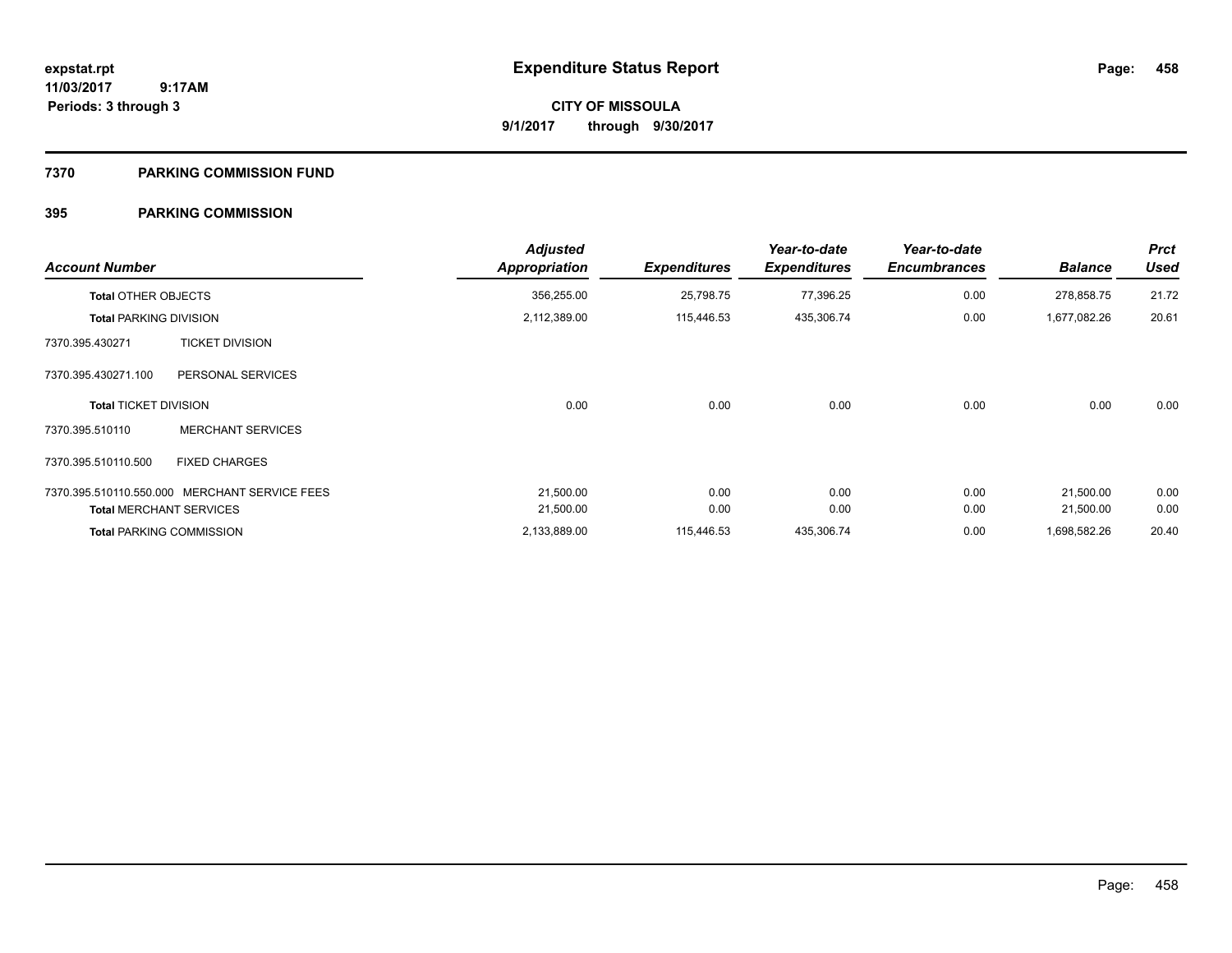# Expenditure Status Report

**CITY OF MISSOULA**

**9/1/2017 through 9/30/2017**

expstat.rpt
11/03/2017 9:17AM
Periods: 3 through 3

## 7370 PARKING COMMISSION FUND

### 395 PARKING COMMISSION

| Account Number | | Adjusted Appropriation | Expenditures | Year-to-date Expenditures | Year-to-date Encumbrances | Balance | Prct Used |
|---|---|---|---|---|---|---|---|
| **Total** OTHER OBJECTS | | 356,255.00 | 25,798.75 | 77,396.25 | 0.00 | 278,858.75 | 21.72 |
| **Total** PARKING DIVISION | | 2,112,389.00 | 115,446.53 | 435,306.74 | 0.00 | 1,677,082.26 | 20.61 |
| 7370.395.430271 | TICKET DIVISION | | | | | | |
| 7370.395.430271.100 | PERSONAL SERVICES | | | | | | |
| **Total** TICKET DIVISION | | 0.00 | 0.00 | 0.00 | 0.00 | 0.00 | 0.00 |
| 7370.395.510110 | MERCHANT SERVICES | | | | | | |
| 7370.395.510110.500 | FIXED CHARGES | | | | | | |
| 7370.395.510110.550.000 | MERCHANT SERVICE FEES | 21,500.00 | 0.00 | 0.00 | 0.00 | 21,500.00 | 0.00 |
| **Total** MERCHANT SERVICES | | 21,500.00 | 0.00 | 0.00 | 0.00 | 21,500.00 | 0.00 |
| **Total** PARKING COMMISSION | | 2,133,889.00 | 115,446.53 | 435,306.74 | 0.00 | 1,698,582.26 | 20.40 |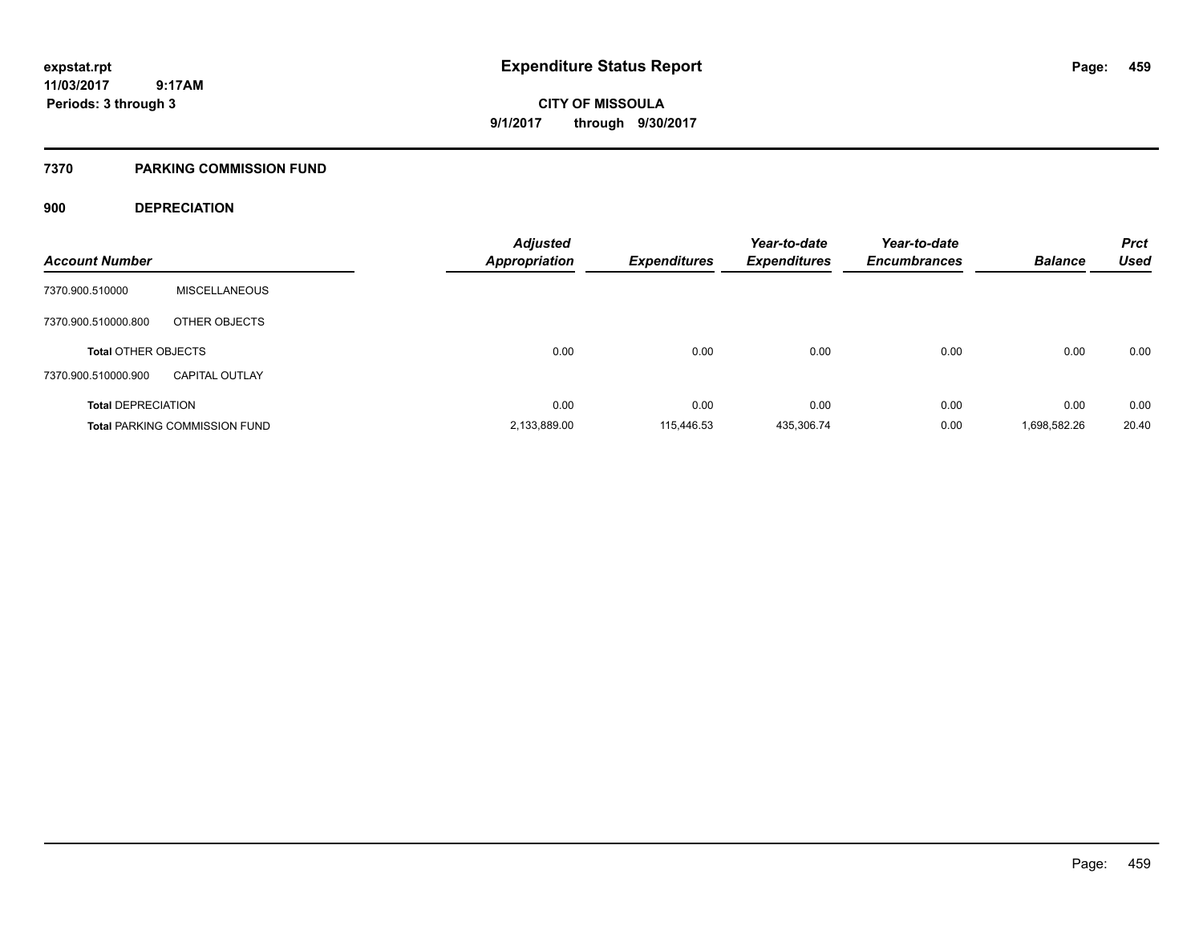**expstat.rpt**
**11/03/2017 9:17AM**
**Periods: 3 through 3**

# Expenditure Status Report

**CITY OF MISSOULA**
**9/1/2017 through 9/30/2017**

## 7370 PARKING COMMISSION FUND

### 900 DEPRECIATION

| Account Number | | Adjusted Appropriation | Expenditures | Year-to-date Expenditures | Year-to-date Encumbrances | Balance | Prct Used |
|---|---|---|---|---|---|---|---|
| 7370.900.510000 | MISCELLANEOUS | | | | | | |
| 7370.900.510000.800 | OTHER OBJECTS | | | | | | |
| **Total** OTHER OBJECTS | | 0.00 | 0.00 | 0.00 | 0.00 | 0.00 | 0.00 |
| 7370.900.510000.900 | CAPITAL OUTLAY | | | | | | |
| **Total** DEPRECIATION | | 0.00 | 0.00 | 0.00 | 0.00 | 0.00 | 0.00 |
| **Total** PARKING COMMISSION FUND | | 2,133,889.00 | 115,446.53 | 435,306.74 | 0.00 | 1,698,582.26 | 20.40 |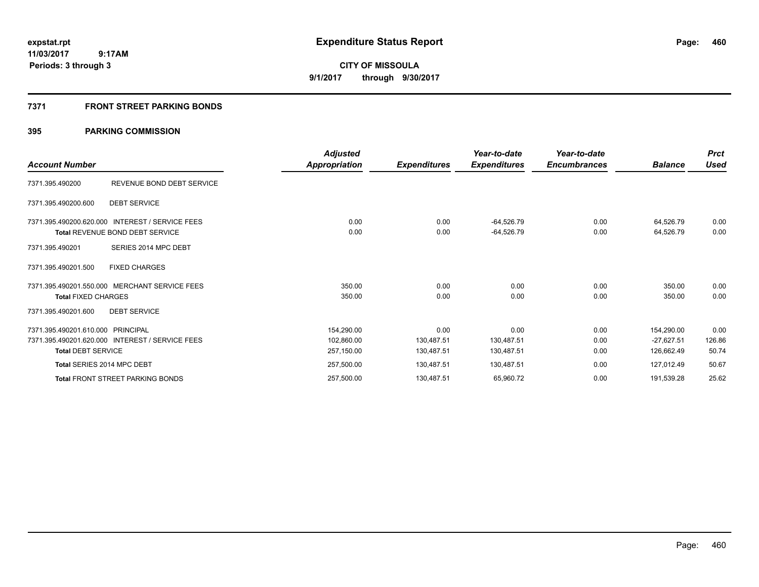expstat.rpt
11/03/2017 9:17AM
Periods: 3 through 3

# Expenditure Status Report

**CITY OF MISSOULA**
**9/1/2017 through 9/30/2017**

## 7371 FRONT STREET PARKING BONDS

## 395 PARKING COMMISSION

| Account Number | | Adjusted Appropriation | Expenditures | Year-to-date Expenditures | Year-to-date Encumbrances | Balance | Prct Used |
|---|---|---|---|---|---|---|---|
| 7371.395.490200 | REVENUE BOND DEBT SERVICE | | | | | | |
| 7371.395.490200.600 | DEBT SERVICE | | | | | | |
| 7371.395.490200.620.000 | INTEREST / SERVICE FEES | 0.00 | 0.00 | -64,526.79 | 0.00 | 64,526.79 | 0.00 |
| **Total** REVENUE BOND DEBT SERVICE | | 0.00 | 0.00 | -64,526.79 | 0.00 | 64,526.79 | 0.00 |
| 7371.395.490201 | SERIES 2014 MPC DEBT | | | | | | |
| 7371.395.490201.500 | FIXED CHARGES | | | | | | |
| 7371.395.490201.550.000 | MERCHANT SERVICE FEES | 350.00 | 0.00 | 0.00 | 0.00 | 350.00 | 0.00 |
| **Total** FIXED CHARGES | | 350.00 | 0.00 | 0.00 | 0.00 | 350.00 | 0.00 |
| 7371.395.490201.600 | DEBT SERVICE | | | | | | |
| 7371.395.490201.610.000 | PRINCIPAL | 154,290.00 | 0.00 | 0.00 | 0.00 | 154,290.00 | 0.00 |
| 7371.395.490201.620.000 | INTEREST / SERVICE FEES | 102,860.00 | 130,487.51 | 130,487.51 | 0.00 | -27,627.51 | 126.86 |
| **Total** DEBT SERVICE | | 257,150.00 | 130,487.51 | 130,487.51 | 0.00 | 126,662.49 | 50.74 |
| **Total** SERIES 2014 MPC DEBT | | 257,500.00 | 130,487.51 | 130,487.51 | 0.00 | 127,012.49 | 50.67 |
| **Total** FRONT STREET PARKING BONDS | | 257,500.00 | 130,487.51 | 65,960.72 | 0.00 | 191,539.28 | 25.62 |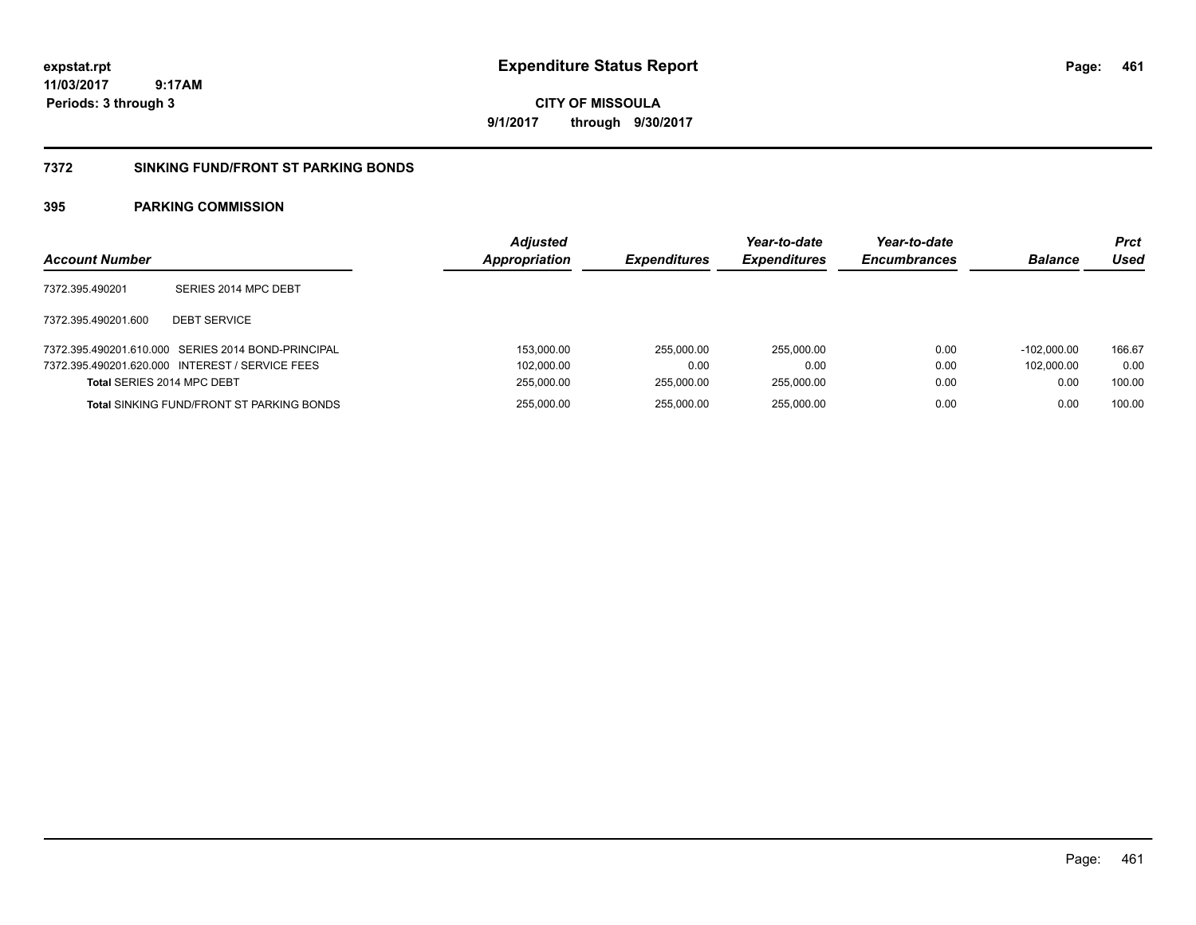# Expenditure Status Report

expstat.rpt
11/03/2017 9:17AM
Periods: 3 through 3

**CITY OF MISSOULA**
**9/1/2017 through 9/30/2017**

## 7372 SINKING FUND/FRONT ST PARKING BONDS

### 395 PARKING COMMISSION

| Account Number | | Adjusted Appropriation | Expenditures | Year-to-date Expenditures | Year-to-date Encumbrances | Balance | Prct Used |
|---|---|---|---|---|---|---|---|
| 7372.395.490201 | SERIES 2014 MPC DEBT | | | | | | |
| 7372.395.490201.600 | DEBT SERVICE | | | | | | |
| 7372.395.490201.610.000 | SERIES 2014 BOND-PRINCIPAL | 153,000.00 | 255,000.00 | 255,000.00 | 0.00 | -102,000.00 | 166.67 |
| 7372.395.490201.620.000 | INTEREST / SERVICE FEES | 102,000.00 | 0.00 | 0.00 | 0.00 | 102,000.00 | 0.00 |
| **Total** SERIES 2014 MPC DEBT | | 255,000.00 | 255,000.00 | 255,000.00 | 0.00 | 0.00 | 100.00 |
| **Total** SINKING FUND/FRONT ST PARKING BONDS | | 255,000.00 | 255,000.00 | 255,000.00 | 0.00 | 0.00 | 100.00 |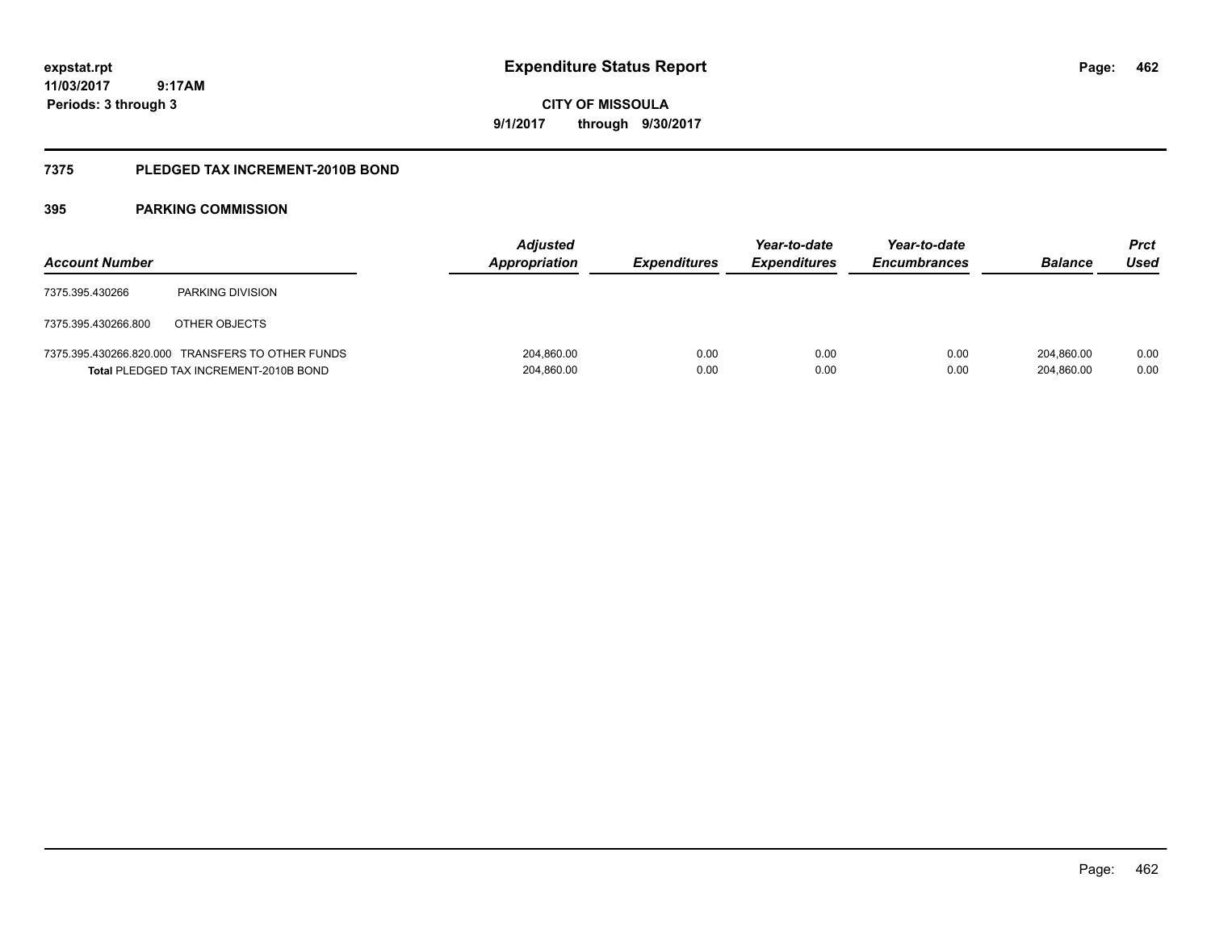**expstat.rpt**
**11/03/2017 9:17AM**
**Periods: 3 through 3**

# Expenditure Status Report

**CITY OF MISSOULA**
**9/1/2017 through 9/30/2017**

## 7375 PLEDGED TAX INCREMENT-2010B BOND

### 395 PARKING COMMISSION

| Account Number | | Adjusted Appropriation | Expenditures | Year-to-date Expenditures | Year-to-date Encumbrances | Balance | Prct Used |
|---|---|---|---|---|---|---|---|
| 7375.395.430266 | PARKING DIVISION | | | | | | |
| 7375.395.430266.800 | OTHER OBJECTS | | | | | | |
| 7375.395.430266.820.000 | TRANSFERS TO OTHER FUNDS | 204,860.00 | 0.00 | 0.00 | 0.00 | 204,860.00 | 0.00 |
| **Total** PLEDGED TAX INCREMENT-2010B BOND | | 204,860.00 | 0.00 | 0.00 | 0.00 | 204,860.00 | 0.00 |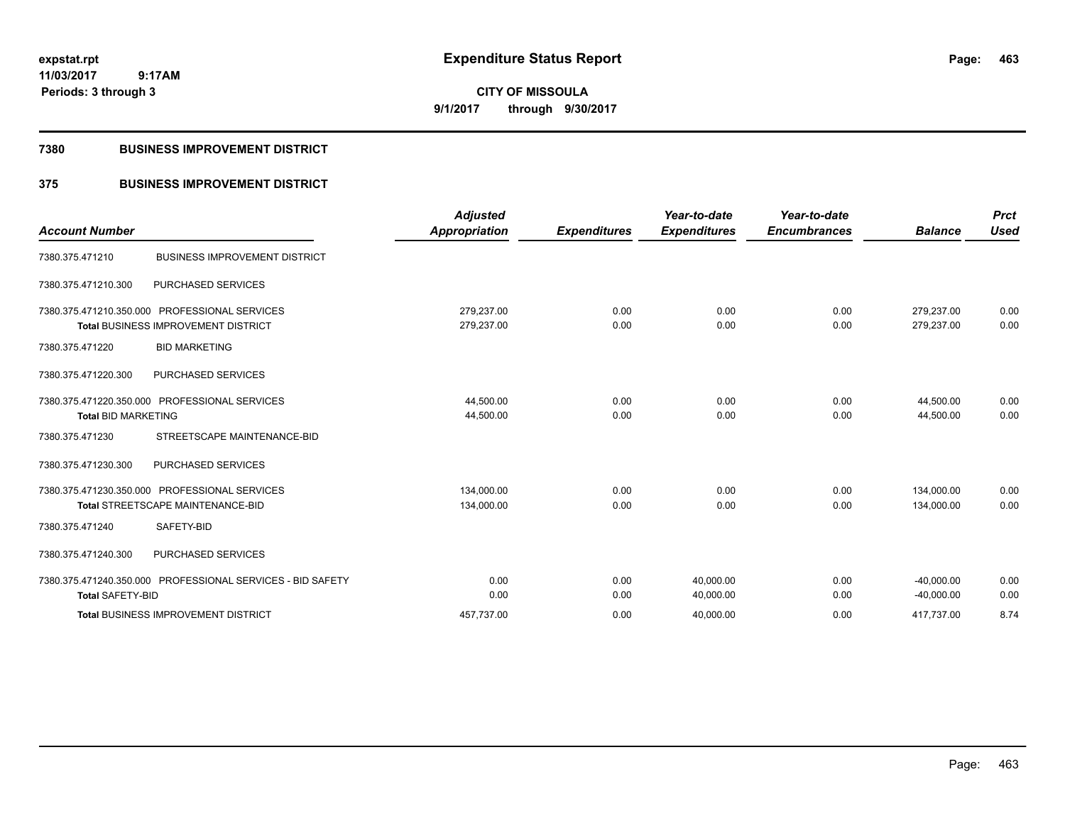# Expenditure Status Report

expstat.rpt
11/03/2017 9:17AM
Periods: 3 through 3

**CITY OF MISSOULA**
**9/1/2017 through 9/30/2017**

## 7380 BUSINESS IMPROVEMENT DISTRICT

### 375 BUSINESS IMPROVEMENT DISTRICT

| Account Number | | Adjusted Appropriation | Expenditures | Year-to-date Expenditures | Year-to-date Encumbrances | Balance | Prct Used |
|---|---|---|---|---|---|---|---|
| 7380.375.471210 | BUSINESS IMPROVEMENT DISTRICT | | | | | | |
| 7380.375.471210.300 | PURCHASED SERVICES | | | | | | |
| 7380.375.471210.350.000 | PROFESSIONAL SERVICES | 279,237.00 | 0.00 | 0.00 | 0.00 | 279,237.00 | 0.00 |
| | **Total** BUSINESS IMPROVEMENT DISTRICT | 279,237.00 | 0.00 | 0.00 | 0.00 | 279,237.00 | 0.00 |
| 7380.375.471220 | BID MARKETING | | | | | | |
| 7380.375.471220.300 | PURCHASED SERVICES | | | | | | |
| 7380.375.471220.350.000 | PROFESSIONAL SERVICES | 44,500.00 | 0.00 | 0.00 | 0.00 | 44,500.00 | 0.00 |
| | **Total** BID MARKETING | 44,500.00 | 0.00 | 0.00 | 0.00 | 44,500.00 | 0.00 |
| 7380.375.471230 | STREETSCAPE MAINTENANCE-BID | | | | | | |
| 7380.375.471230.300 | PURCHASED SERVICES | | | | | | |
| 7380.375.471230.350.000 | PROFESSIONAL SERVICES | 134,000.00 | 0.00 | 0.00 | 0.00 | 134,000.00 | 0.00 |
| | **Total** STREETSCAPE MAINTENANCE-BID | 134,000.00 | 0.00 | 0.00 | 0.00 | 134,000.00 | 0.00 |
| 7380.375.471240 | SAFETY-BID | | | | | | |
| 7380.375.471240.300 | PURCHASED SERVICES | | | | | | |
| 7380.375.471240.350.000 | PROFESSIONAL SERVICES - BID SAFETY | 0.00 | 0.00 | 40,000.00 | 0.00 | -40,000.00 | 0.00 |
| | **Total** SAFETY-BID | 0.00 | 0.00 | 40,000.00 | 0.00 | -40,000.00 | 0.00 |
| | **Total** BUSINESS IMPROVEMENT DISTRICT | 457,737.00 | 0.00 | 40,000.00 | 0.00 | 417,737.00 | 8.74 |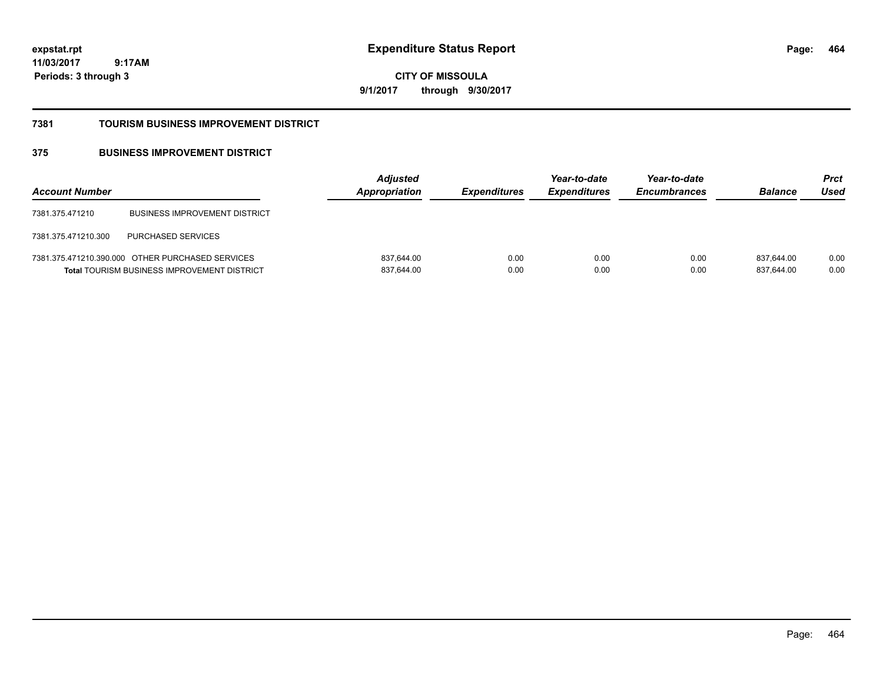**expstat.rpt**
**11/03/2017 9:17AM**
**Periods: 3 through 3**

# Expenditure Status Report

**CITY OF MISSOULA**
**9/1/2017 through 9/30/2017**

## 7381 TOURISM BUSINESS IMPROVEMENT DISTRICT

## 375 BUSINESS IMPROVEMENT DISTRICT

| Account Number | | Adjusted Appropriation | Expenditures | Year-to-date Expenditures | Year-to-date Encumbrances | Balance | Prct Used |
|---|---|---|---|---|---|---|---|
| 7381.375.471210 | BUSINESS IMPROVEMENT DISTRICT | | | | | | |
| 7381.375.471210.300 | PURCHASED SERVICES | | | | | | |
| 7381.375.471210.390.000 | OTHER PURCHASED SERVICES | 837,644.00 | 0.00 | 0.00 | 0.00 | 837,644.00 | 0.00 |
| **Total** TOURISM BUSINESS IMPROVEMENT DISTRICT | | 837,644.00 | 0.00 | 0.00 | 0.00 | 837,644.00 | 0.00 |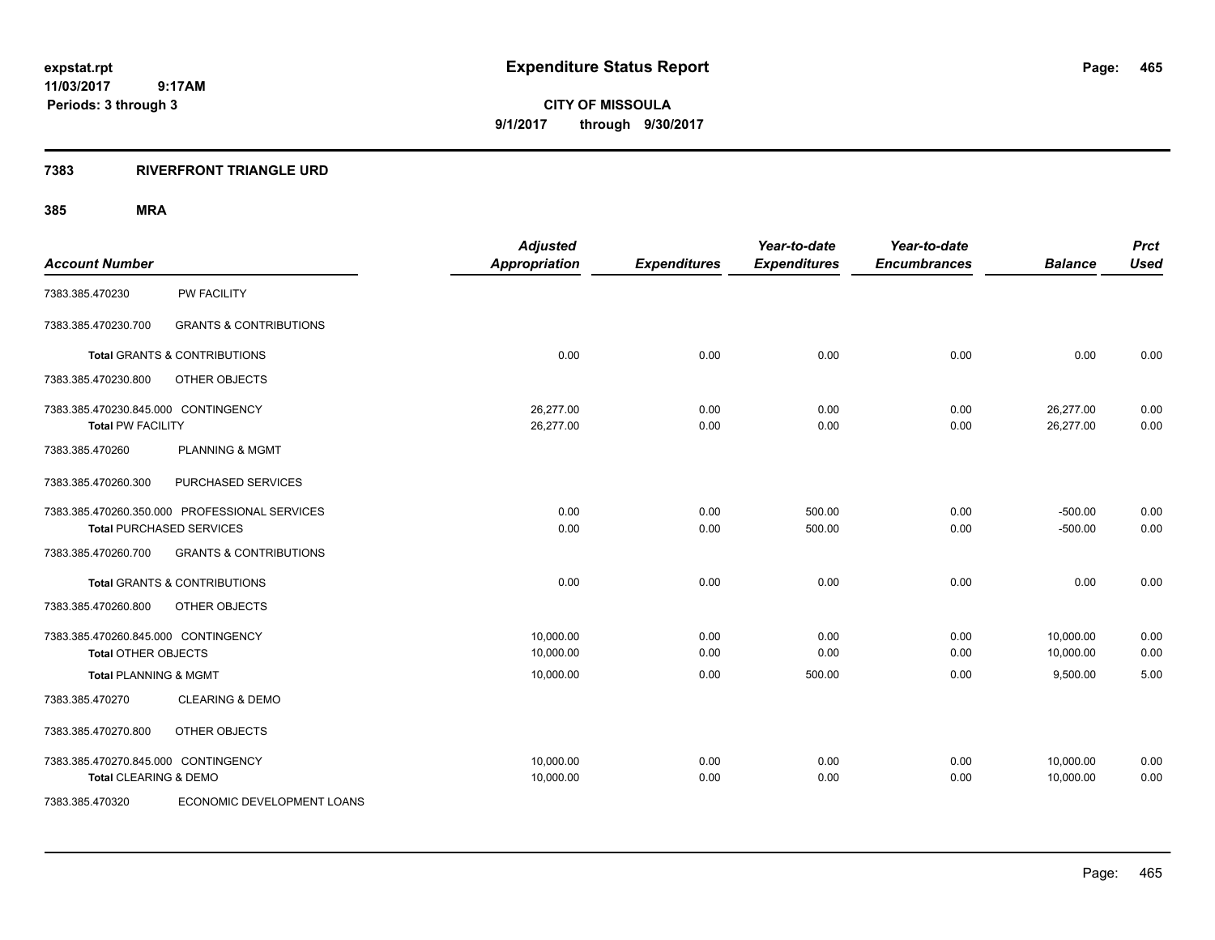expstat.rpt
11/03/2017 9:17AM
Periods: 3 through 3

# Expenditure Status Report

**CITY OF MISSOULA**
**9/1/2017 through 9/30/2017**

## 7383 RIVERFRONT TRIANGLE URD

### 385 MRA

| Account Number | | Adjusted Appropriation | Expenditures | Year-to-date Expenditures | Year-to-date Encumbrances | Balance | Prct Used |
|---|---|---|---|---|---|---|---|
| 7383.385.470230 | PW FACILITY | | | | | | |
| 7383.385.470230.700 | GRANTS & CONTRIBUTIONS | | | | | | |
| Total GRANTS & CONTRIBUTIONS | | 0.00 | 0.00 | 0.00 | 0.00 | 0.00 | 0.00 |
| 7383.385.470230.800 | OTHER OBJECTS | | | | | | |
| 7383.385.470230.845.000 CONTINGENCY | | 26,277.00 | 0.00 | 0.00 | 0.00 | 26,277.00 | 0.00 |
| Total PW FACILITY | | 26,277.00 | 0.00 | 0.00 | 0.00 | 26,277.00 | 0.00 |
| 7383.385.470260 | PLANNING & MGMT | | | | | | |
| 7383.385.470260.300 | PURCHASED SERVICES | | | | | | |
| 7383.385.470260.350.000 PROFESSIONAL SERVICES | | 0.00 | 0.00 | 500.00 | 0.00 | -500.00 | 0.00 |
| Total PURCHASED SERVICES | | 0.00 | 0.00 | 500.00 | 0.00 | -500.00 | 0.00 |
| 7383.385.470260.700 | GRANTS & CONTRIBUTIONS | | | | | | |
| Total GRANTS & CONTRIBUTIONS | | 0.00 | 0.00 | 0.00 | 0.00 | 0.00 | 0.00 |
| 7383.385.470260.800 | OTHER OBJECTS | | | | | | |
| 7383.385.470260.845.000 CONTINGENCY | | 10,000.00 | 0.00 | 0.00 | 0.00 | 10,000.00 | 0.00 |
| Total OTHER OBJECTS | | 10,000.00 | 0.00 | 0.00 | 0.00 | 10,000.00 | 0.00 |
| Total PLANNING & MGMT | | 10,000.00 | 0.00 | 500.00 | 0.00 | 9,500.00 | 5.00 |
| 7383.385.470270 | CLEARING & DEMO | | | | | | |
| 7383.385.470270.800 | OTHER OBJECTS | | | | | | |
| 7383.385.470270.845.000 CONTINGENCY | | 10,000.00 | 0.00 | 0.00 | 0.00 | 10,000.00 | 0.00 |
| Total CLEARING & DEMO | | 10,000.00 | 0.00 | 0.00 | 0.00 | 10,000.00 | 0.00 |
| 7383.385.470320 | ECONOMIC DEVELOPMENT LOANS | | | | | | |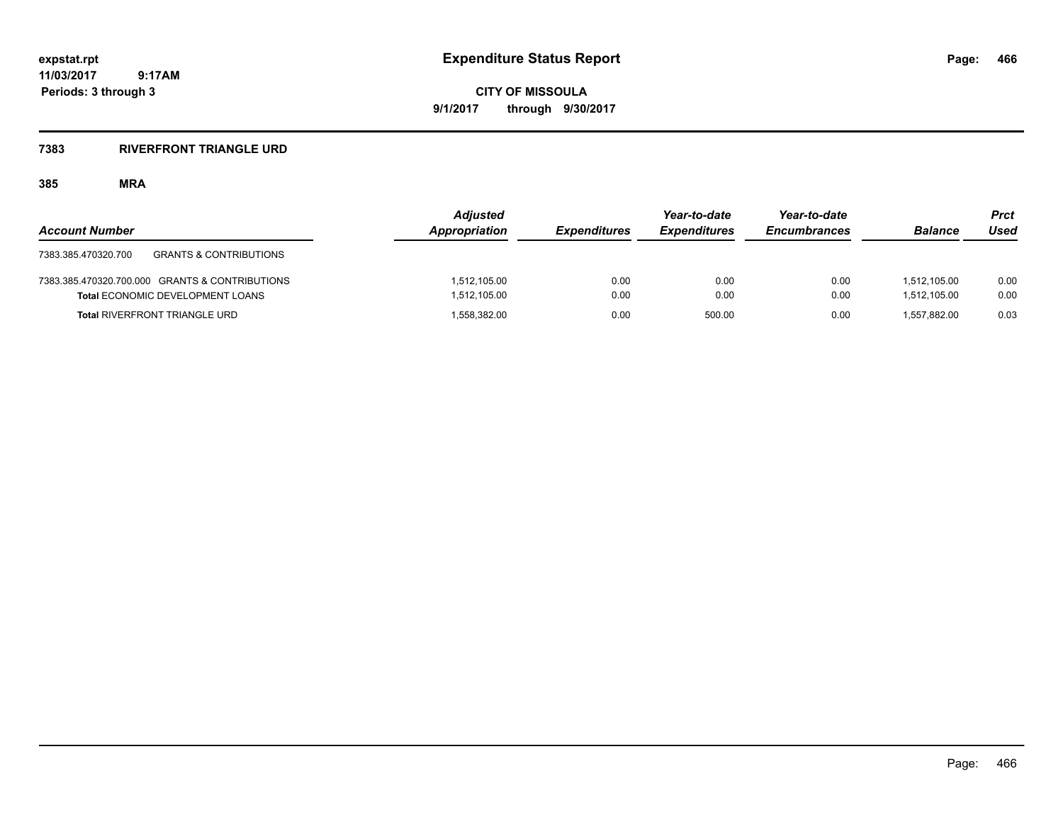# Expenditure Status Report

**CITY OF MISSOULA**

**9/1/2017 through 9/30/2017**

expstat.rpt
11/03/2017 9:17AM
Periods: 3 through 3

## 7383 RIVERFRONT TRIANGLE URD

### 385 MRA

| Account Number | Adjusted Appropriation | Expenditures | Year-to-date Expenditures | Year-to-date Encumbrances | Balance | Prct Used |
|---|---|---|---|---|---|---|
| 7383.385.470320.700 GRANTS & CONTRIBUTIONS | | | | | | |
| 7383.385.470320.700.000 GRANTS & CONTRIBUTIONS | 1,512,105.00 | 0.00 | 0.00 | 0.00 | 1,512,105.00 | 0.00 |
| **Total** ECONOMIC DEVELOPMENT LOANS | 1,512,105.00 | 0.00 | 0.00 | 0.00 | 1,512,105.00 | 0.00 |
| **Total** RIVERFRONT TRIANGLE URD | 1,558,382.00 | 0.00 | 500.00 | 0.00 | 1,557,882.00 | 0.03 |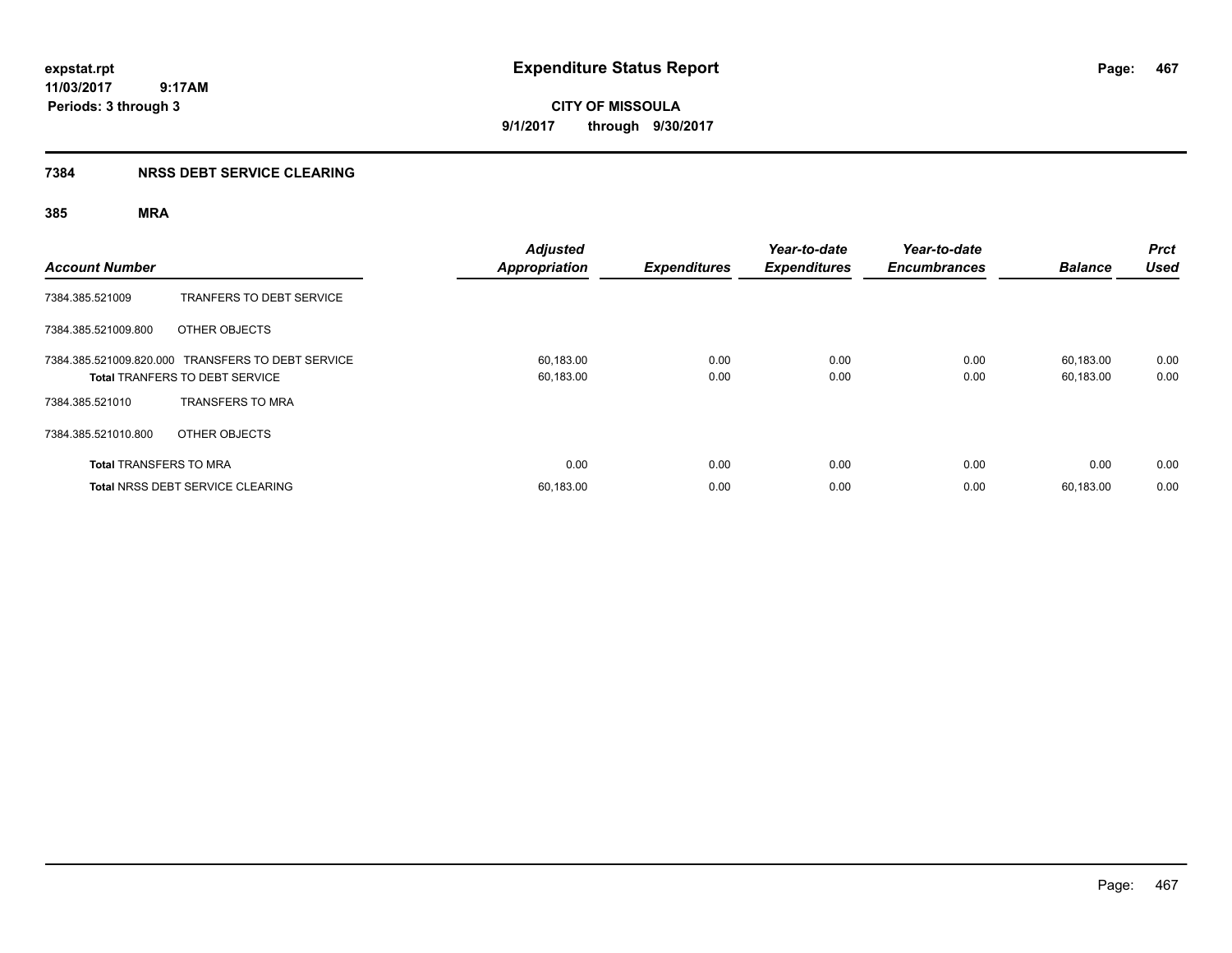# Expenditure Status Report

**CITY OF MISSOULA**

**9/1/2017 through 9/30/2017**

expstat.rpt
11/03/2017 9:17AM
Periods: 3 through 3

## 7384 NRSS DEBT SERVICE CLEARING

### 385 MRA

| Account Number | | Adjusted Appropriation | Expenditures | Year-to-date Expenditures | Year-to-date Encumbrances | Balance | Prct Used |
|---|---|---|---|---|---|---|---|
| 7384.385.521009 | TRANFERS TO DEBT SERVICE | | | | | | |
| 7384.385.521009.800 | OTHER OBJECTS | | | | | | |
| 7384.385.521009.820.000 | TRANSFERS TO DEBT SERVICE | 60,183.00 | 0.00 | 0.00 | 0.00 | 60,183.00 | 0.00 |
| **Total** TRANFERS TO DEBT SERVICE | | 60,183.00 | 0.00 | 0.00 | 0.00 | 60,183.00 | 0.00 |
| 7384.385.521010 | TRANSFERS TO MRA | | | | | | |
| 7384.385.521010.800 | OTHER OBJECTS | | | | | | |
| **Total** TRANSFERS TO MRA | | 0.00 | 0.00 | 0.00 | 0.00 | 0.00 | 0.00 |
| **Total** NRSS DEBT SERVICE CLEARING | | 60,183.00 | 0.00 | 0.00 | 0.00 | 60,183.00 | 0.00 |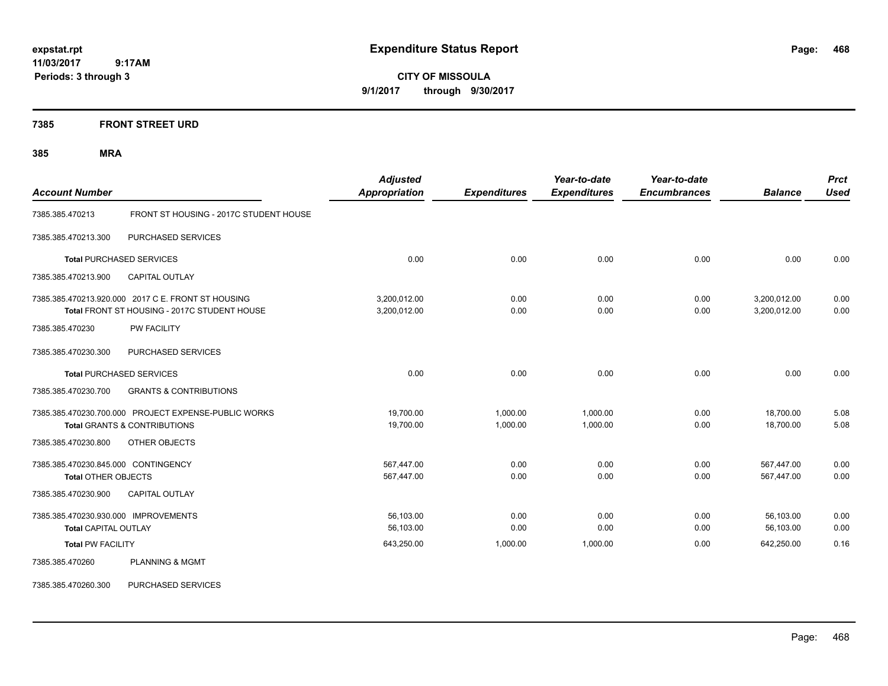**Expenditure Status Report**

**CITY OF MISSOULA**

**9/1/2017 through 9/30/2017**

expstat.rpt
11/03/2017 9:17AM
Periods: 3 through 3

## 7385 FRONT STREET URD

## 385 MRA

| Account Number | | Adjusted Appropriation | Expenditures | Year-to-date Expenditures | Year-to-date Encumbrances | Balance | Prct Used |
|---|---|---|---|---|---|---|---|
| 7385.385.470213 | FRONT ST HOUSING - 2017C STUDENT HOUSE | | | | | | |
| 7385.385.470213.300 | PURCHASED SERVICES | | | | | | |
| Total PURCHASED SERVICES | | 0.00 | 0.00 | 0.00 | 0.00 | 0.00 | 0.00 |
| 7385.385.470213.900 | CAPITAL OUTLAY | | | | | | |
| 7385.385.470213.920.000 | 2017 C E. FRONT ST HOUSING | 3,200,012.00 | 0.00 | 0.00 | 0.00 | 3,200,012.00 | 0.00 |
| Total FRONT ST HOUSING - 2017C STUDENT HOUSE | | 3,200,012.00 | 0.00 | 0.00 | 0.00 | 3,200,012.00 | 0.00 |
| 7385.385.470230 | PW FACILITY | | | | | | |
| 7385.385.470230.300 | PURCHASED SERVICES | | | | | | |
| Total PURCHASED SERVICES | | 0.00 | 0.00 | 0.00 | 0.00 | 0.00 | 0.00 |
| 7385.385.470230.700 | GRANTS & CONTRIBUTIONS | | | | | | |
| 7385.385.470230.700.000 | PROJECT EXPENSE-PUBLIC WORKS | 19,700.00 | 1,000.00 | 1,000.00 | 0.00 | 18,700.00 | 5.08 |
| Total GRANTS & CONTRIBUTIONS | | 19,700.00 | 1,000.00 | 1,000.00 | 0.00 | 18,700.00 | 5.08 |
| 7385.385.470230.800 | OTHER OBJECTS | | | | | | |
| 7385.385.470230.845.000 | CONTINGENCY | 567,447.00 | 0.00 | 0.00 | 0.00 | 567,447.00 | 0.00 |
| Total OTHER OBJECTS | | 567,447.00 | 0.00 | 0.00 | 0.00 | 567,447.00 | 0.00 |
| 7385.385.470230.900 | CAPITAL OUTLAY | | | | | | |
| 7385.385.470230.930.000 | IMPROVEMENTS | 56,103.00 | 0.00 | 0.00 | 0.00 | 56,103.00 | 0.00 |
| Total CAPITAL OUTLAY | | 56,103.00 | 0.00 | 0.00 | 0.00 | 56,103.00 | 0.00 |
| Total PW FACILITY | | 643,250.00 | 1,000.00 | 1,000.00 | 0.00 | 642,250.00 | 0.16 |
| 7385.385.470260 | PLANNING & MGMT | | | | | | |
| 7385.385.470260.300 | PURCHASED SERVICES | | | | | | |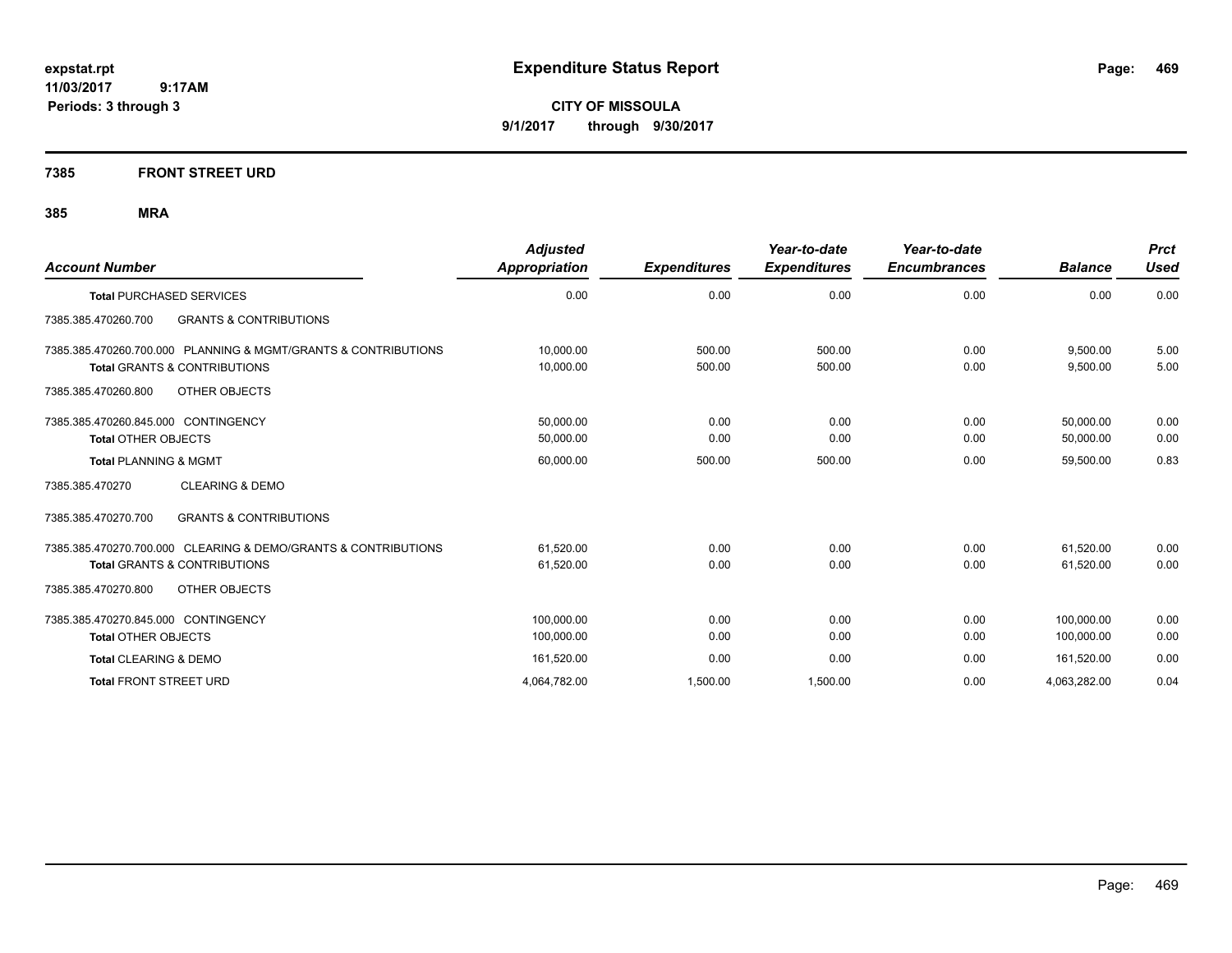**expstat.rpt**
**11/03/2017 9:17AM**
**Periods: 3 through 3**

# Expenditure Status Report

**CITY OF MISSOULA**
**9/1/2017 through 9/30/2017**

## 7385 FRONT STREET URD

## 385 MRA

| Account Number | Adjusted Appropriation | Expenditures | Year-to-date Expenditures | Year-to-date Encumbrances | Balance | Prct Used |
|---|---|---|---|---|---|---|
| **Total** PURCHASED SERVICES | 0.00 | 0.00 | 0.00 | 0.00 | 0.00 | 0.00 |
| 7385.385.470260.700 GRANTS & CONTRIBUTIONS | | | | | | |
| 7385.385.470260.700.000 PLANNING & MGMT/GRANTS & CONTRIBUTIONS | 10,000.00 | 500.00 | 500.00 | 0.00 | 9,500.00 | 5.00 |
| **Total** GRANTS & CONTRIBUTIONS | 10,000.00 | 500.00 | 500.00 | 0.00 | 9,500.00 | 5.00 |
| 7385.385.470260.800 OTHER OBJECTS | | | | | | |
| 7385.385.470260.845.000 CONTINGENCY | 50,000.00 | 0.00 | 0.00 | 0.00 | 50,000.00 | 0.00 |
| **Total** OTHER OBJECTS | 50,000.00 | 0.00 | 0.00 | 0.00 | 50,000.00 | 0.00 |
| **Total** PLANNING & MGMT | 60,000.00 | 500.00 | 500.00 | 0.00 | 59,500.00 | 0.83 |
| 7385.385.470270 CLEARING & DEMO | | | | | | |
| 7385.385.470270.700 GRANTS & CONTRIBUTIONS | | | | | | |
| 7385.385.470270.700.000 CLEARING & DEMO/GRANTS & CONTRIBUTIONS | 61,520.00 | 0.00 | 0.00 | 0.00 | 61,520.00 | 0.00 |
| **Total** GRANTS & CONTRIBUTIONS | 61,520.00 | 0.00 | 0.00 | 0.00 | 61,520.00 | 0.00 |
| 7385.385.470270.800 OTHER OBJECTS | | | | | | |
| 7385.385.470270.845.000 CONTINGENCY | 100,000.00 | 0.00 | 0.00 | 0.00 | 100,000.00 | 0.00 |
| **Total** OTHER OBJECTS | 100,000.00 | 0.00 | 0.00 | 0.00 | 100,000.00 | 0.00 |
| **Total** CLEARING & DEMO | 161,520.00 | 0.00 | 0.00 | 0.00 | 161,520.00 | 0.00 |
| **Total** FRONT STREET URD | 4,064,782.00 | 1,500.00 | 1,500.00 | 0.00 | 4,063,282.00 | 0.04 |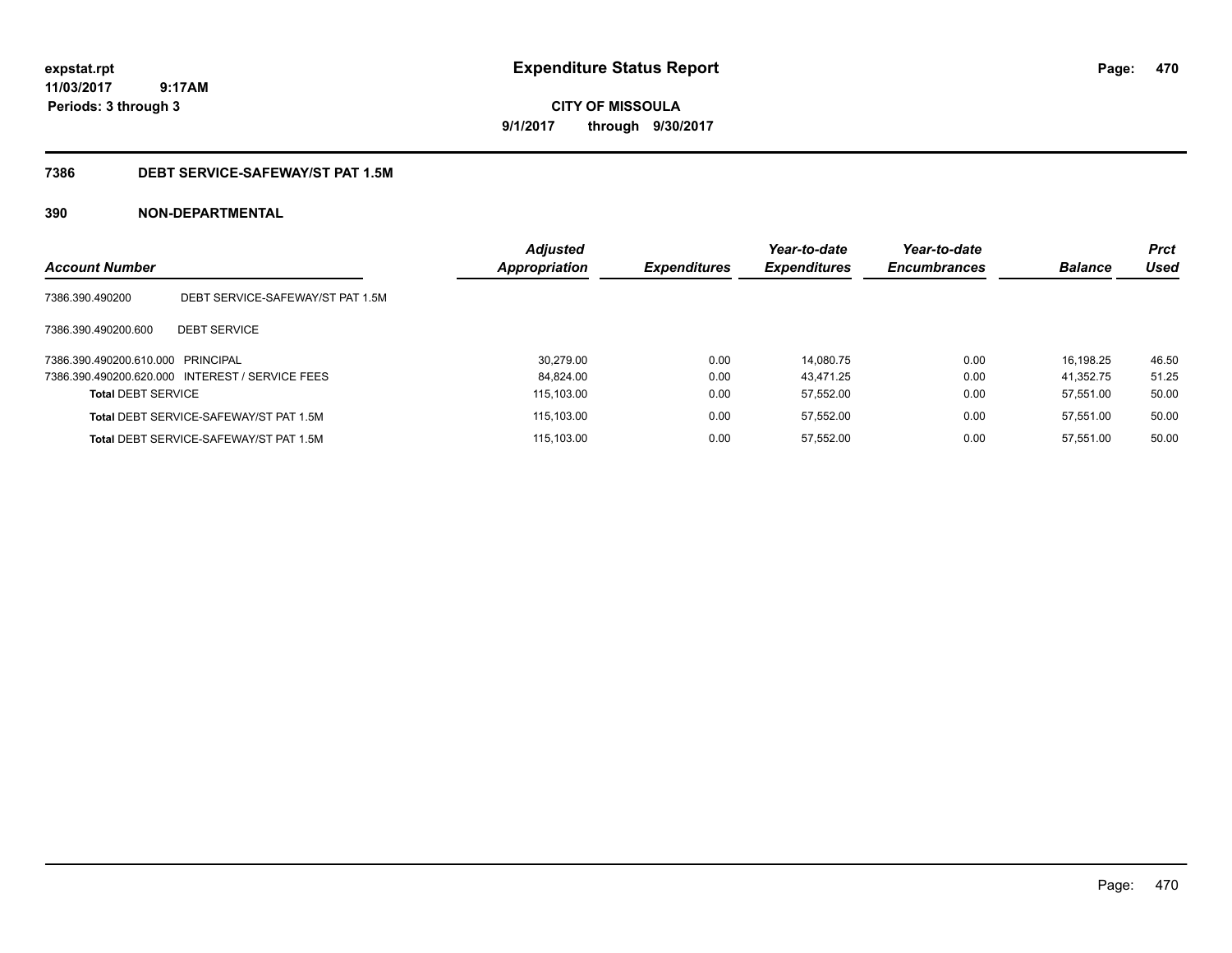# Expenditure Status Report

expstat.rpt
11/03/2017 9:17AM
Periods: 3 through 3

**CITY OF MISSOULA**
**9/1/2017 through 9/30/2017**

## 7386 DEBT SERVICE-SAFEWAY/ST PAT 1.5M

### 390 NON-DEPARTMENTAL

| Account Number | | Adjusted Appropriation | Expenditures | Year-to-date Expenditures | Year-to-date Encumbrances | Balance | Prct Used |
|---|---|---|---|---|---|---|---|
| 7386.390.490200 | DEBT SERVICE-SAFEWAY/ST PAT 1.5M | | | | | | |
| 7386.390.490200.600 | DEBT SERVICE | | | | | | |
| 7386.390.490200.610.000 | PRINCIPAL | 30,279.00 | 0.00 | 14,080.75 | 0.00 | 16,198.25 | 46.50 |
| 7386.390.490200.620.000 | INTEREST / SERVICE FEES | 84,824.00 | 0.00 | 43,471.25 | 0.00 | 41,352.75 | 51.25 |
| **Total** DEBT SERVICE | | 115,103.00 | 0.00 | 57,552.00 | 0.00 | 57,551.00 | 50.00 |
| **Total** DEBT SERVICE-SAFEWAY/ST PAT 1.5M | | 115,103.00 | 0.00 | 57,552.00 | 0.00 | 57,551.00 | 50.00 |
| **Total** DEBT SERVICE-SAFEWAY/ST PAT 1.5M | | 115,103.00 | 0.00 | 57,552.00 | 0.00 | 57,551.00 | 50.00 |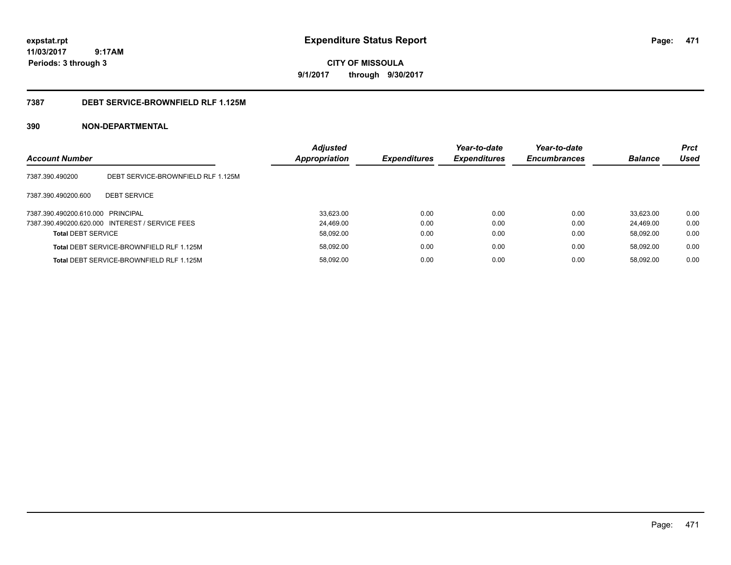**expstat.rpt**
**11/03/2017 9:17AM**
**Periods: 3 through 3**

# Expenditure Status Report

**CITY OF MISSOULA**
**9/1/2017 through 9/30/2017**

## 7387 DEBT SERVICE-BROWNFIELD RLF 1.125M

### 390 NON-DEPARTMENTAL

| Account Number | | Adjusted Appropriation | Expenditures | Year-to-date Expenditures | Year-to-date Encumbrances | Balance | Prct Used |
|---|---|---|---|---|---|---|---|
| 7387.390.490200 | DEBT SERVICE-BROWNFIELD RLF 1.125M | | | | | | |
| 7387.390.490200.600 | DEBT SERVICE | | | | | | |
| 7387.390.490200.610.000 | PRINCIPAL | 33,623.00 | 0.00 | 0.00 | 0.00 | 33,623.00 | 0.00 |
| 7387.390.490200.620.000 | INTEREST / SERVICE FEES | 24,469.00 | 0.00 | 0.00 | 0.00 | 24,469.00 | 0.00 |
| **Total** DEBT SERVICE | | 58,092.00 | 0.00 | 0.00 | 0.00 | 58,092.00 | 0.00 |
| **Total** DEBT SERVICE-BROWNFIELD RLF 1.125M | | 58,092.00 | 0.00 | 0.00 | 0.00 | 58,092.00 | 0.00 |
| **Total** DEBT SERVICE-BROWNFIELD RLF 1.125M | | 58,092.00 | 0.00 | 0.00 | 0.00 | 58,092.00 | 0.00 |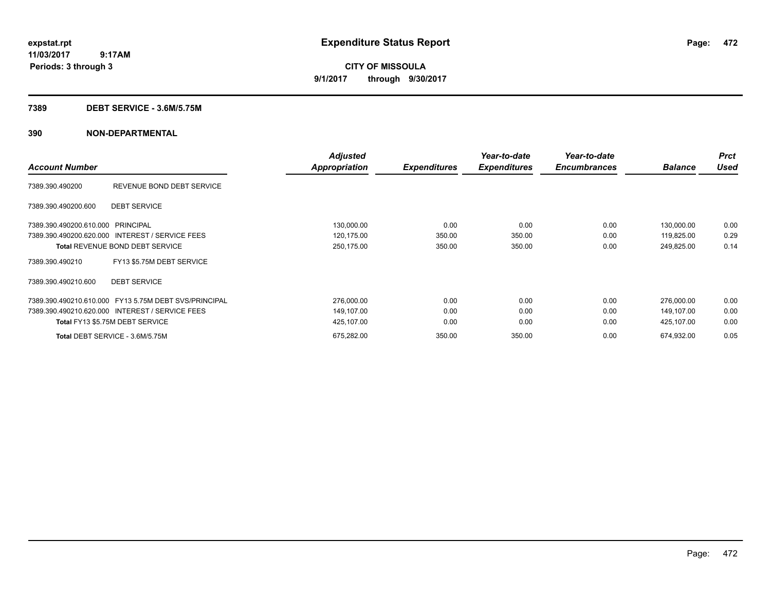**Expenditure Status Report**

**CITY OF MISSOULA**

**9/1/2017 through 9/30/2017**

expstat.rpt
11/03/2017 9:17AM
Periods: 3 through 3

## 7389 DEBT SERVICE - 3.6M/5.75M

## 390 NON-DEPARTMENTAL

| Account Number | | Adjusted Appropriation | Expenditures | Year-to-date Expenditures | Year-to-date Encumbrances | Balance | Prct Used |
|---|---|---|---|---|---|---|---|
| 7389.390.490200 | REVENUE BOND DEBT SERVICE | | | | | | |
| 7389.390.490200.600 | DEBT SERVICE | | | | | | |
| 7389.390.490200.610.000 | PRINCIPAL | 130,000.00 | 0.00 | 0.00 | 0.00 | 130,000.00 | 0.00 |
| 7389.390.490200.620.000 | INTEREST / SERVICE FEES | 120,175.00 | 350.00 | 350.00 | 0.00 | 119,825.00 | 0.29 |
| **Total** REVENUE BOND DEBT SERVICE | | 250,175.00 | 350.00 | 350.00 | 0.00 | 249,825.00 | 0.14 |
| 7389.390.490210 | FY13 $5.75M DEBT SERVICE | | | | | | |
| 7389.390.490210.600 | DEBT SERVICE | | | | | | |
| 7389.390.490210.610.000 | FY13 5.75M DEBT SVS/PRINCIPAL | 276,000.00 | 0.00 | 0.00 | 0.00 | 276,000.00 | 0.00 |
| 7389.390.490210.620.000 | INTEREST / SERVICE FEES | 149,107.00 | 0.00 | 0.00 | 0.00 | 149,107.00 | 0.00 |
| **Total** FY13 $5.75M DEBT SERVICE | | 425,107.00 | 0.00 | 0.00 | 0.00 | 425,107.00 | 0.00 |
| **Total** DEBT SERVICE - 3.6M/5.75M | | 675,282.00 | 350.00 | 350.00 | 0.00 | 674,932.00 | 0.05 |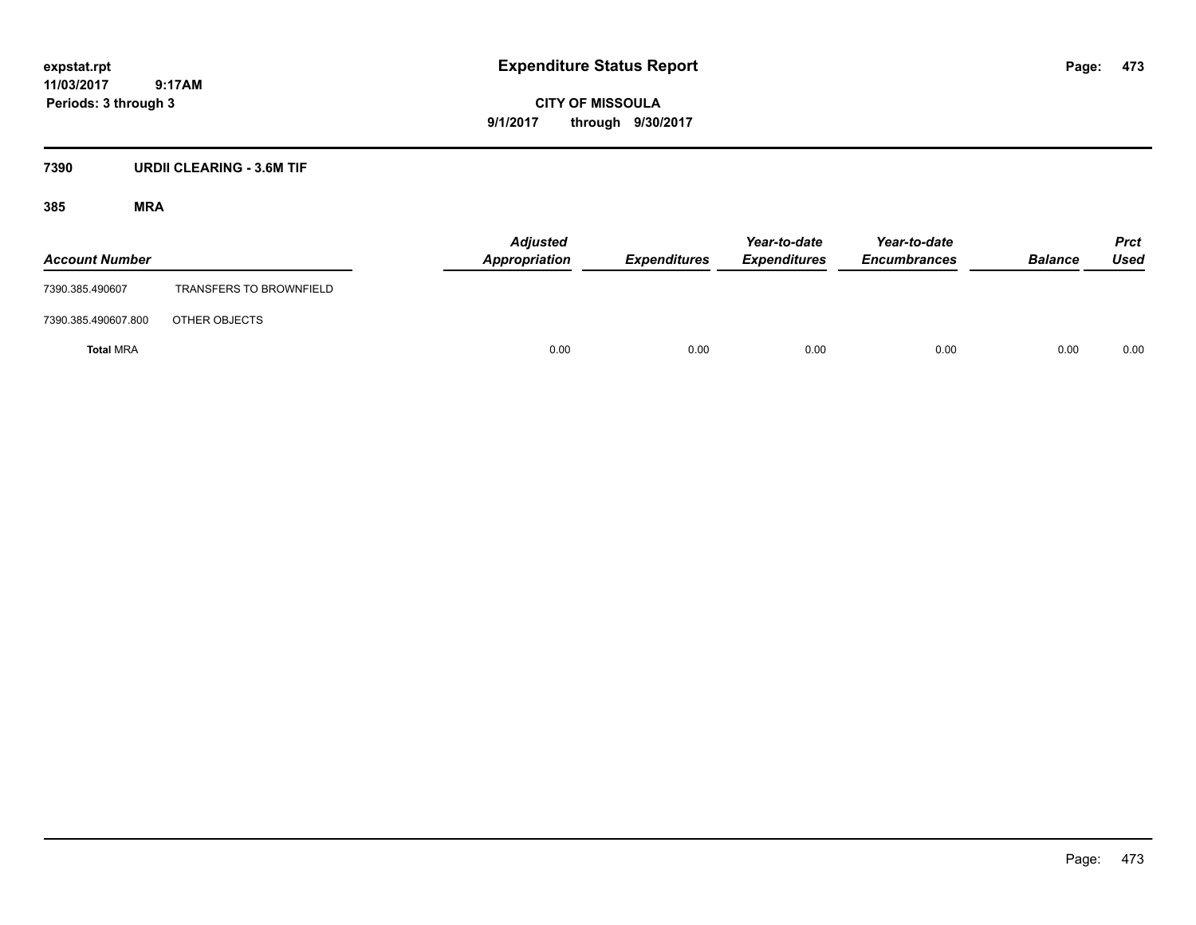expstat.rpt
11/03/2017 9:17AM
Periods: 3 through 3

# Expenditure Status Report

**CITY OF MISSOULA**
**9/1/2017 through 9/30/2017**

## 7390 URDII CLEARING - 3.6M TIF

### 385 MRA

| Account Number | | Adjusted Appropriation | Expenditures | Year-to-date Expenditures | Year-to-date Encumbrances | Balance | Prct Used |
|---|---|---|---|---|---|---|---|
| 7390.385.490607 | TRANSFERS TO BROWNFIELD | | | | | | |
| 7390.385.490607.800 | OTHER OBJECTS | | | | | | |
| **Total** MRA | | 0.00 | 0.00 | 0.00 | 0.00 | 0.00 | 0.00 |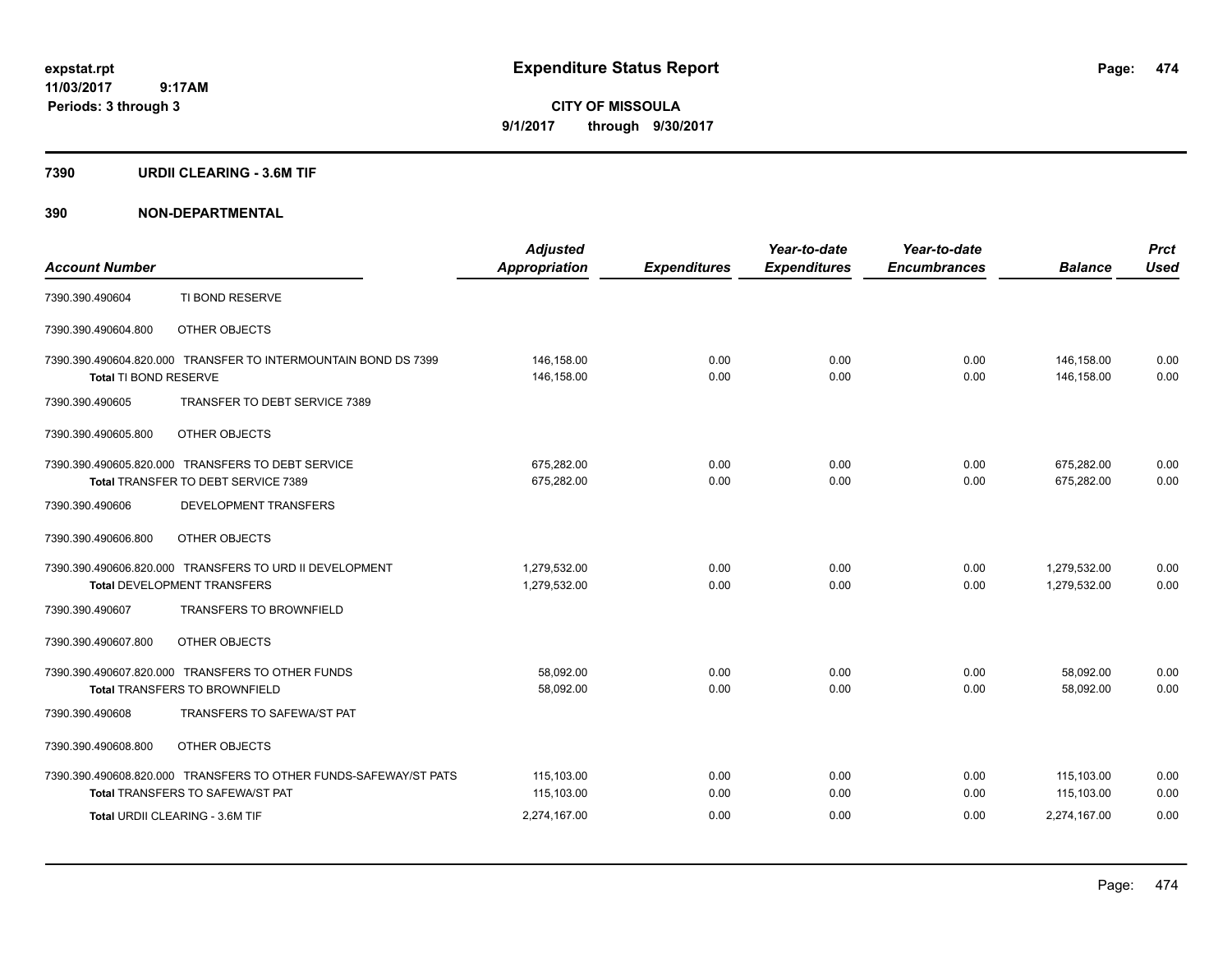# Expenditure Status Report

expstat.rpt
11/03/2017 9:17AM
Periods: 3 through 3

**CITY OF MISSOULA**
**9/1/2017 through 9/30/2017**

## 7390 URDII CLEARING - 3.6M TIF

### 390 NON-DEPARTMENTAL

| Account Number | | Adjusted Appropriation | Expenditures | Year-to-date Expenditures | Year-to-date Encumbrances | Balance | Prct Used |
|---|---|---|---|---|---|---|---|
| 7390.390.490604 | TI BOND RESERVE | | | | | | |
| 7390.390.490604.800 | OTHER OBJECTS | | | | | | |
| 7390.390.490604.820.000 | TRANSFER TO INTERMOUNTAIN BOND DS 7399 | 146,158.00 | 0.00 | 0.00 | 0.00 | 146,158.00 | 0.00 |
| **Total** TI BOND RESERVE | | 146,158.00 | 0.00 | 0.00 | 0.00 | 146,158.00 | 0.00 |
| 7390.390.490605 | TRANSFER TO DEBT SERVICE 7389 | | | | | | |
| 7390.390.490605.800 | OTHER OBJECTS | | | | | | |
| 7390.390.490605.820.000 | TRANSFERS TO DEBT SERVICE | 675,282.00 | 0.00 | 0.00 | 0.00 | 675,282.00 | 0.00 |
| **Total** TRANSFER TO DEBT SERVICE 7389 | | 675,282.00 | 0.00 | 0.00 | 0.00 | 675,282.00 | 0.00 |
| 7390.390.490606 | DEVELOPMENT TRANSFERS | | | | | | |
| 7390.390.490606.800 | OTHER OBJECTS | | | | | | |
| 7390.390.490606.820.000 | TRANSFERS TO URD II DEVELOPMENT | 1,279,532.00 | 0.00 | 0.00 | 0.00 | 1,279,532.00 | 0.00 |
| **Total** DEVELOPMENT TRANSFERS | | 1,279,532.00 | 0.00 | 0.00 | 0.00 | 1,279,532.00 | 0.00 |
| 7390.390.490607 | TRANSFERS TO BROWNFIELD | | | | | | |
| 7390.390.490607.800 | OTHER OBJECTS | | | | | | |
| 7390.390.490607.820.000 | TRANSFERS TO OTHER FUNDS | 58,092.00 | 0.00 | 0.00 | 0.00 | 58,092.00 | 0.00 |
| **Total** TRANSFERS TO BROWNFIELD | | 58,092.00 | 0.00 | 0.00 | 0.00 | 58,092.00 | 0.00 |
| 7390.390.490608 | TRANSFERS TO SAFEWA/ST PAT | | | | | | |
| 7390.390.490608.800 | OTHER OBJECTS | | | | | | |
| 7390.390.490608.820.000 | TRANSFERS TO OTHER FUNDS-SAFEWAY/ST PATS | 115,103.00 | 0.00 | 0.00 | 0.00 | 115,103.00 | 0.00 |
| **Total** TRANSFERS TO SAFEWA/ST PAT | | 115,103.00 | 0.00 | 0.00 | 0.00 | 115,103.00 | 0.00 |
| **Total** URDII CLEARING - 3.6M TIF | | 2,274,167.00 | 0.00 | 0.00 | 0.00 | 2,274,167.00 | 0.00 |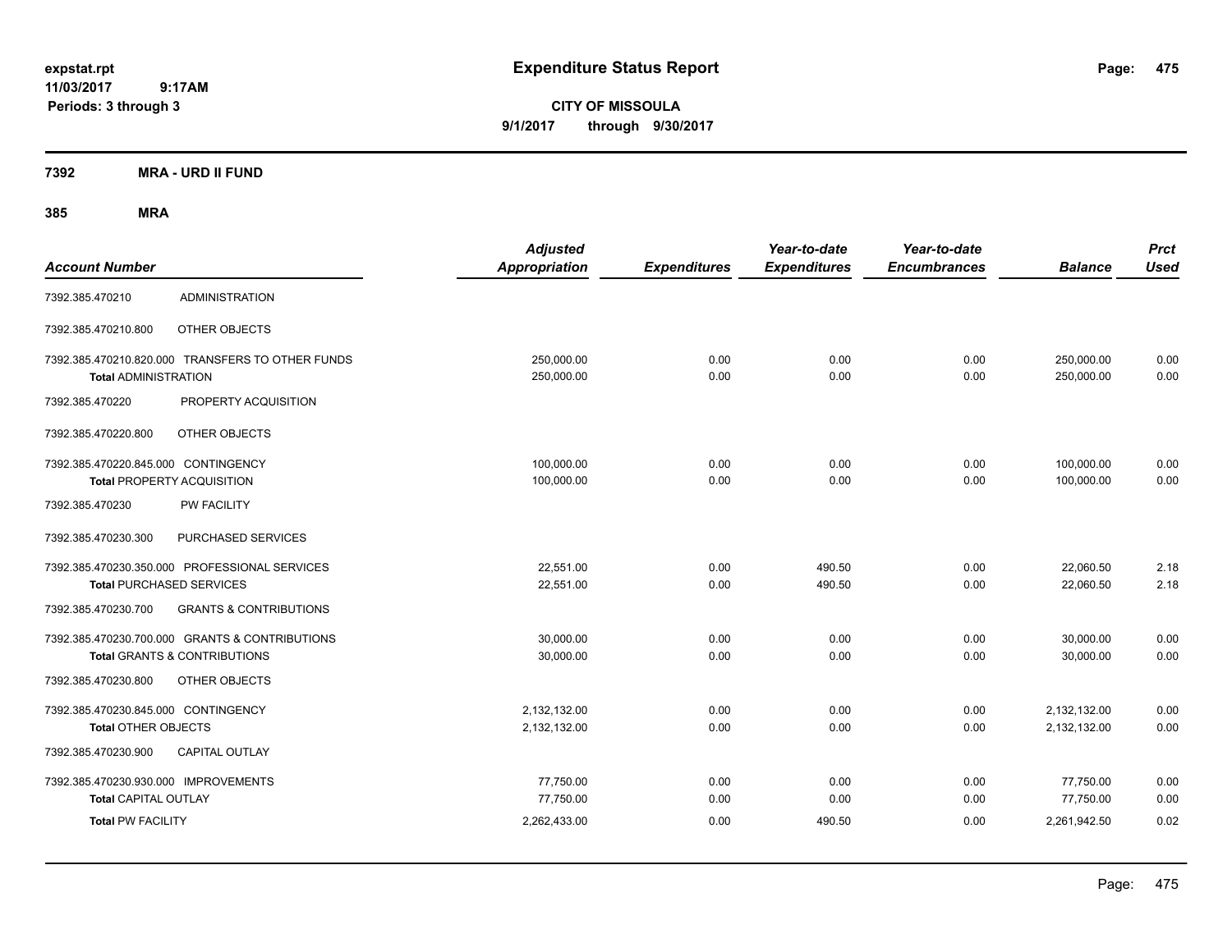# Expenditure Status Report

expstat.rpt
11/03/2017 9:17AM
Periods: 3 through 3

**CITY OF MISSOULA**
**9/1/2017 through 9/30/2017**

**7392 MRA - URD II FUND**

**385 MRA**

| Account Number | | Adjusted Appropriation | Expenditures | Year-to-date Expenditures | Year-to-date Encumbrances | Balance | Prct Used |
|---|---|---|---|---|---|---|---|
| 7392.385.470210 | ADMINISTRATION | | | | | | |
| 7392.385.470210.800 | OTHER OBJECTS | | | | | | |
| 7392.385.470210.820.000 | TRANSFERS TO OTHER FUNDS | 250,000.00 | 0.00 | 0.00 | 0.00 | 250,000.00 | 0.00 |
| **Total ADMINISTRATION** | | 250,000.00 | 0.00 | 0.00 | 0.00 | 250,000.00 | 0.00 |
| 7392.385.470220 | PROPERTY ACQUISITION | | | | | | |
| 7392.385.470220.800 | OTHER OBJECTS | | | | | | |
| 7392.385.470220.845.000 | CONTINGENCY | 100,000.00 | 0.00 | 0.00 | 0.00 | 100,000.00 | 0.00 |
| **Total PROPERTY ACQUISITION** | | 100,000.00 | 0.00 | 0.00 | 0.00 | 100,000.00 | 0.00 |
| 7392.385.470230 | PW FACILITY | | | | | | |
| 7392.385.470230.300 | PURCHASED SERVICES | | | | | | |
| 7392.385.470230.350.000 | PROFESSIONAL SERVICES | 22,551.00 | 0.00 | 490.50 | 0.00 | 22,060.50 | 2.18 |
| **Total PURCHASED SERVICES** | | 22,551.00 | 0.00 | 490.50 | 0.00 | 22,060.50 | 2.18 |
| 7392.385.470230.700 | GRANTS & CONTRIBUTIONS | | | | | | |
| 7392.385.470230.700.000 | GRANTS & CONTRIBUTIONS | 30,000.00 | 0.00 | 0.00 | 0.00 | 30,000.00 | 0.00 |
| **Total GRANTS & CONTRIBUTIONS** | | 30,000.00 | 0.00 | 0.00 | 0.00 | 30,000.00 | 0.00 |
| 7392.385.470230.800 | OTHER OBJECTS | | | | | | |
| 7392.385.470230.845.000 | CONTINGENCY | 2,132,132.00 | 0.00 | 0.00 | 0.00 | 2,132,132.00 | 0.00 |
| **Total OTHER OBJECTS** | | 2,132,132.00 | 0.00 | 0.00 | 0.00 | 2,132,132.00 | 0.00 |
| 7392.385.470230.900 | CAPITAL OUTLAY | | | | | | |
| 7392.385.470230.930.000 | IMPROVEMENTS | 77,750.00 | 0.00 | 0.00 | 0.00 | 77,750.00 | 0.00 |
| **Total CAPITAL OUTLAY** | | 77,750.00 | 0.00 | 0.00 | 0.00 | 77,750.00 | 0.00 |
| **Total PW FACILITY** | | 2,262,433.00 | 0.00 | 490.50 | 0.00 | 2,261,942.50 | 0.02 |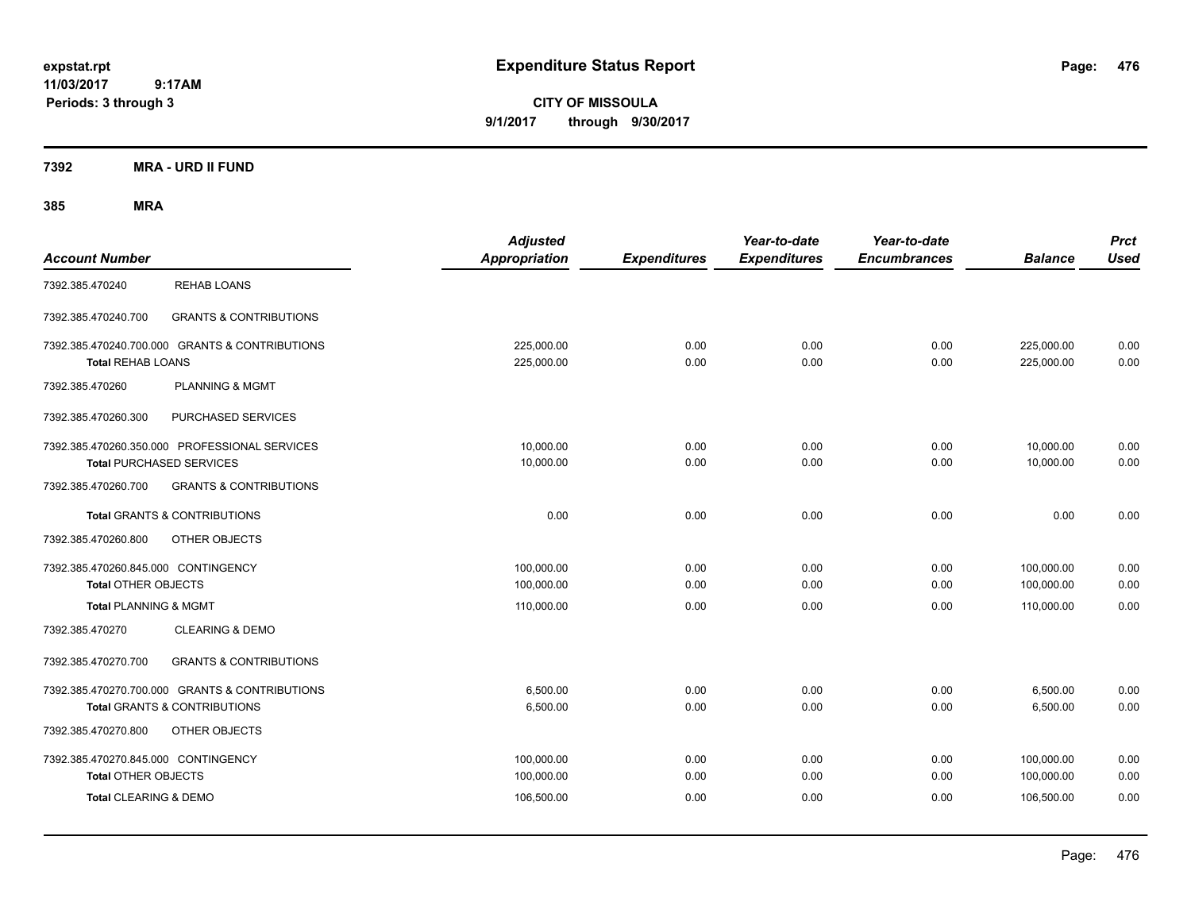# Expenditure Status Report

expstat.rpt
11/03/2017 9:17AM
Periods: 3 through 3

**CITY OF MISSOULA**
**9/1/2017 through 9/30/2017**

**7392 MRA - URD II FUND**

**385 MRA**

| Account Number | | Adjusted Appropriation | Expenditures | Year-to-date Expenditures | Year-to-date Encumbrances | Balance | Prct Used |
|---|---|---|---|---|---|---|---|
| 7392.385.470240 | REHAB LOANS | | | | | | |
| 7392.385.470240.700 | GRANTS & CONTRIBUTIONS | | | | | | |
| 7392.385.470240.700.000 GRANTS & CONTRIBUTIONS | | 225,000.00 | 0.00 | 0.00 | 0.00 | 225,000.00 | 0.00 |
| **Total** REHAB LOANS | | 225,000.00 | 0.00 | 0.00 | 0.00 | 225,000.00 | 0.00 |
| 7392.385.470260 | PLANNING & MGMT | | | | | | |
| 7392.385.470260.300 | PURCHASED SERVICES | | | | | | |
| 7392.385.470260.350.000 PROFESSIONAL SERVICES | | 10,000.00 | 0.00 | 0.00 | 0.00 | 10,000.00 | 0.00 |
| **Total** PURCHASED SERVICES | | 10,000.00 | 0.00 | 0.00 | 0.00 | 10,000.00 | 0.00 |
| 7392.385.470260.700 | GRANTS & CONTRIBUTIONS | | | | | | |
| **Total** GRANTS & CONTRIBUTIONS | | 0.00 | 0.00 | 0.00 | 0.00 | 0.00 | 0.00 |
| 7392.385.470260.800 | OTHER OBJECTS | | | | | | |
| 7392.385.470260.845.000 CONTINGENCY | | 100,000.00 | 0.00 | 0.00 | 0.00 | 100,000.00 | 0.00 |
| **Total** OTHER OBJECTS | | 100,000.00 | 0.00 | 0.00 | 0.00 | 100,000.00 | 0.00 |
| **Total** PLANNING & MGMT | | 110,000.00 | 0.00 | 0.00 | 0.00 | 110,000.00 | 0.00 |
| 7392.385.470270 | CLEARING & DEMO | | | | | | |
| 7392.385.470270.700 | GRANTS & CONTRIBUTIONS | | | | | | |
| 7392.385.470270.700.000 GRANTS & CONTRIBUTIONS | | 6,500.00 | 0.00 | 0.00 | 0.00 | 6,500.00 | 0.00 |
| **Total** GRANTS & CONTRIBUTIONS | | 6,500.00 | 0.00 | 0.00 | 0.00 | 6,500.00 | 0.00 |
| 7392.385.470270.800 | OTHER OBJECTS | | | | | | |
| 7392.385.470270.845.000 CONTINGENCY | | 100,000.00 | 0.00 | 0.00 | 0.00 | 100,000.00 | 0.00 |
| **Total** OTHER OBJECTS | | 100,000.00 | 0.00 | 0.00 | 0.00 | 100,000.00 | 0.00 |
| **Total** CLEARING & DEMO | | 106,500.00 | 0.00 | 0.00 | 0.00 | 106,500.00 | 0.00 |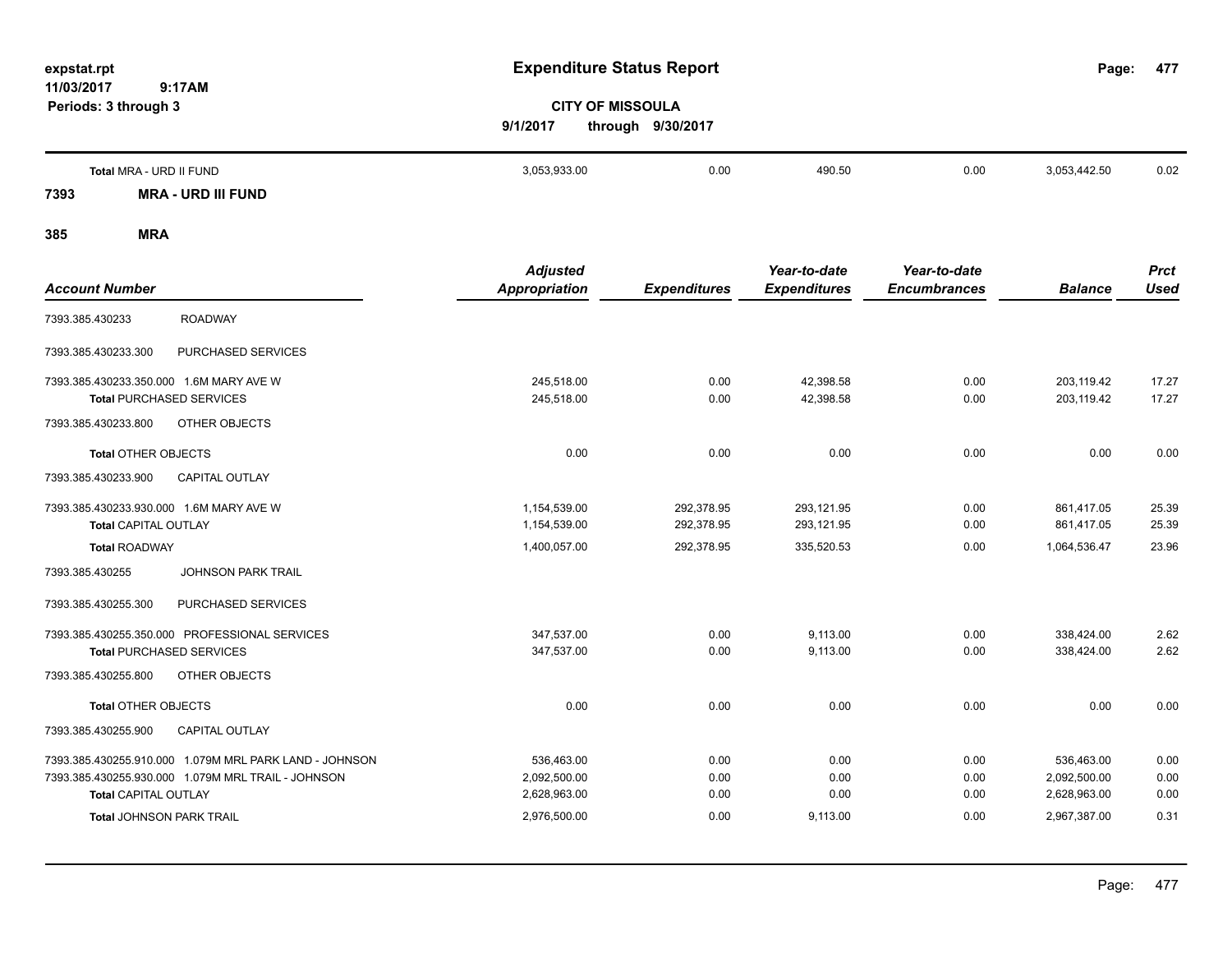# Expenditure Status Report

**CITY OF MISSOULA**

9/1/2017 through 9/30/2017

expstat.rpt
11/03/2017 9:17AM
Periods: 3 through 3

| Account Number | | Adjusted Appropriation | Expenditures | Year-to-date Expenditures | Year-to-date Encumbrances | Balance | Prct Used |
|---|---|---|---|---|---|---|---|
| **Total** MRA - URD II FUND | | 3,053,933.00 | 0.00 | 490.50 | 0.00 | 3,053,442.50 | 0.02 |
| **7393** | **MRA - URD III FUND** | | | | | | |
| **385** | **MRA** | | | | | | |
| 7393.385.430233 | ROADWAY | | | | | | |
| 7393.385.430233.300 | PURCHASED SERVICES | | | | | | |
| 7393.385.430233.350.000 | 1.6M MARY AVE W | 245,518.00 | 0.00 | 42,398.58 | 0.00 | 203,119.42 | 17.27 |
| **Total** PURCHASED SERVICES | | 245,518.00 | 0.00 | 42,398.58 | 0.00 | 203,119.42 | 17.27 |
| 7393.385.430233.800 | OTHER OBJECTS | | | | | | |
| **Total** OTHER OBJECTS | | 0.00 | 0.00 | 0.00 | 0.00 | 0.00 | 0.00 |
| 7393.385.430233.900 | CAPITAL OUTLAY | | | | | | |
| 7393.385.430233.930.000 | 1.6M MARY AVE W | 1,154,539.00 | 292,378.95 | 293,121.95 | 0.00 | 861,417.05 | 25.39 |
| **Total** CAPITAL OUTLAY | | 1,154,539.00 | 292,378.95 | 293,121.95 | 0.00 | 861,417.05 | 25.39 |
| **Total** ROADWAY | | 1,400,057.00 | 292,378.95 | 335,520.53 | 0.00 | 1,064,536.47 | 23.96 |
| 7393.385.430255 | JOHNSON PARK TRAIL | | | | | | |
| 7393.385.430255.300 | PURCHASED SERVICES | | | | | | |
| 7393.385.430255.350.000 | PROFESSIONAL SERVICES | 347,537.00 | 0.00 | 9,113.00 | 0.00 | 338,424.00 | 2.62 |
| **Total** PURCHASED SERVICES | | 347,537.00 | 0.00 | 9,113.00 | 0.00 | 338,424.00 | 2.62 |
| 7393.385.430255.800 | OTHER OBJECTS | | | | | | |
| **Total** OTHER OBJECTS | | 0.00 | 0.00 | 0.00 | 0.00 | 0.00 | 0.00 |
| 7393.385.430255.900 | CAPITAL OUTLAY | | | | | | |
| 7393.385.430255.910.000 | 1.079M MRL PARK LAND - JOHNSON | 536,463.00 | 0.00 | 0.00 | 0.00 | 536,463.00 | 0.00 |
| 7393.385.430255.930.000 | 1.079M MRL TRAIL - JOHNSON | 2,092,500.00 | 0.00 | 0.00 | 0.00 | 2,092,500.00 | 0.00 |
| **Total** CAPITAL OUTLAY | | 2,628,963.00 | 0.00 | 0.00 | 0.00 | 2,628,963.00 | 0.00 |
| **Total** JOHNSON PARK TRAIL | | 2,976,500.00 | 0.00 | 9,113.00 | 0.00 | 2,967,387.00 | 0.31 |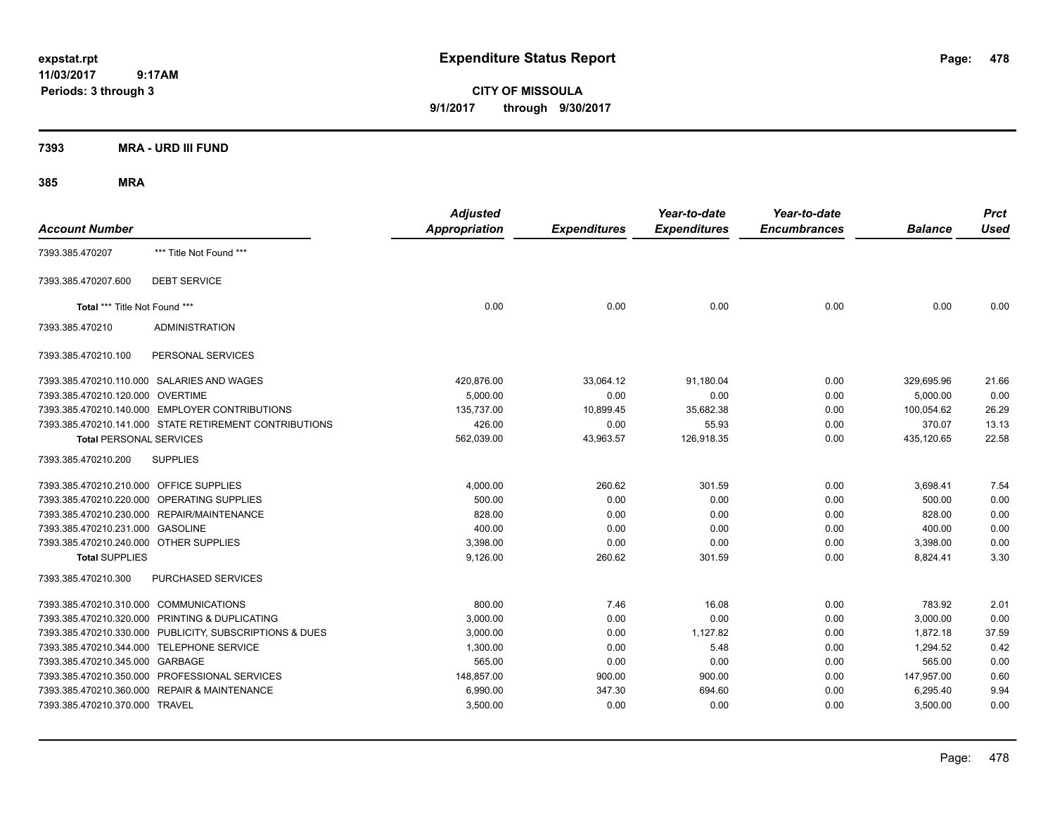# Expenditure Status Report

expstat.rpt
11/03/2017 9:17AM
Periods: 3 through 3

**CITY OF MISSOULA**
**9/1/2017 through 9/30/2017**

## 7393 MRA - URD III FUND

### 385 MRA

| Account Number | | Adjusted Appropriation | Expenditures | Year-to-date Expenditures | Year-to-date Encumbrances | Balance | Prct Used |
|---|---|---|---|---|---|---|---|
| 7393.385.470207 | *** Title Not Found *** | | | | | | |
| 7393.385.470207.600 | DEBT SERVICE | | | | | | |
| **Total** *** Title Not Found *** | | 0.00 | 0.00 | 0.00 | 0.00 | 0.00 | 0.00 |
| 7393.385.470210 | ADMINISTRATION | | | | | | |
| 7393.385.470210.100 | PERSONAL SERVICES | | | | | | |
| 7393.385.470210.110.000 | SALARIES AND WAGES | 420,876.00 | 33,064.12 | 91,180.04 | 0.00 | 329,695.96 | 21.66 |
| 7393.385.470210.120.000 | OVERTIME | 5,000.00 | 0.00 | 0.00 | 0.00 | 5,000.00 | 0.00 |
| 7393.385.470210.140.000 | EMPLOYER CONTRIBUTIONS | 135,737.00 | 10,899.45 | 35,682.38 | 0.00 | 100,054.62 | 26.29 |
| 7393.385.470210.141.000 | STATE RETIREMENT CONTRIBUTIONS | 426.00 | 0.00 | 55.93 | 0.00 | 370.07 | 13.13 |
| **Total PERSONAL SERVICES** | | 562,039.00 | 43,963.57 | 126,918.35 | 0.00 | 435,120.65 | 22.58 |
| 7393.385.470210.200 | SUPPLIES | | | | | | |
| 7393.385.470210.210.000 | OFFICE SUPPLIES | 4,000.00 | 260.62 | 301.59 | 0.00 | 3,698.41 | 7.54 |
| 7393.385.470210.220.000 | OPERATING SUPPLIES | 500.00 | 0.00 | 0.00 | 0.00 | 500.00 | 0.00 |
| 7393.385.470210.230.000 | REPAIR/MAINTENANCE | 828.00 | 0.00 | 0.00 | 0.00 | 828.00 | 0.00 |
| 7393.385.470210.231.000 | GASOLINE | 400.00 | 0.00 | 0.00 | 0.00 | 400.00 | 0.00 |
| 7393.385.470210.240.000 | OTHER SUPPLIES | 3,398.00 | 0.00 | 0.00 | 0.00 | 3,398.00 | 0.00 |
| **Total SUPPLIES** | | 9,126.00 | 260.62 | 301.59 | 0.00 | 8,824.41 | 3.30 |
| 7393.385.470210.300 | PURCHASED SERVICES | | | | | | |
| 7393.385.470210.310.000 | COMMUNICATIONS | 800.00 | 7.46 | 16.08 | 0.00 | 783.92 | 2.01 |
| 7393.385.470210.320.000 | PRINTING & DUPLICATING | 3,000.00 | 0.00 | 0.00 | 0.00 | 3,000.00 | 0.00 |
| 7393.385.470210.330.000 | PUBLICITY, SUBSCRIPTIONS & DUES | 3,000.00 | 0.00 | 1,127.82 | 0.00 | 1,872.18 | 37.59 |
| 7393.385.470210.344.000 | TELEPHONE SERVICE | 1,300.00 | 0.00 | 5.48 | 0.00 | 1,294.52 | 0.42 |
| 7393.385.470210.345.000 | GARBAGE | 565.00 | 0.00 | 0.00 | 0.00 | 565.00 | 0.00 |
| 7393.385.470210.350.000 | PROFESSIONAL SERVICES | 148,857.00 | 900.00 | 900.00 | 0.00 | 147,957.00 | 0.60 |
| 7393.385.470210.360.000 | REPAIR & MAINTENANCE | 6,990.00 | 347.30 | 694.60 | 0.00 | 6,295.40 | 9.94 |
| 7393.385.470210.370.000 | TRAVEL | 3,500.00 | 0.00 | 0.00 | 0.00 | 3,500.00 | 0.00 |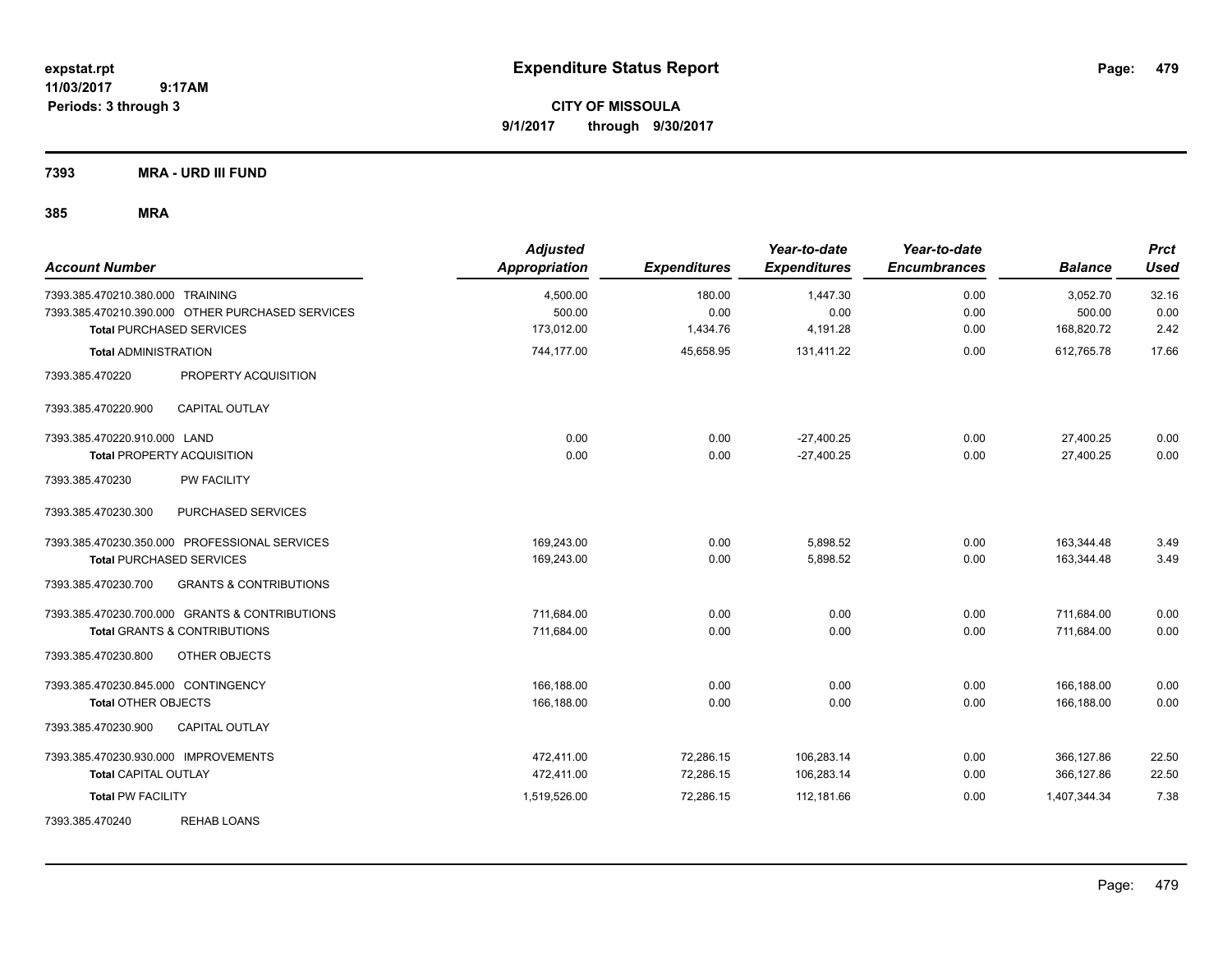# Expenditure Status Report

**CITY OF MISSOULA**
**9/1/2017 through 9/30/2017**

expstat.rpt
11/03/2017 9:17AM
Periods: 3 through 3

## 7393 MRA - URD III FUND

### 385 MRA

| Account Number | | Adjusted Appropriation | Expenditures | Year-to-date Expenditures | Year-to-date Encumbrances | Balance | Prct Used |
|---|---|---|---|---|---|---|---|
| 7393.385.470210.380.000 | TRAINING | 4,500.00 | 180.00 | 1,447.30 | 0.00 | 3,052.70 | 32.16 |
| 7393.385.470210.390.000 | OTHER PURCHASED SERVICES | 500.00 | 0.00 | 0.00 | 0.00 | 500.00 | 0.00 |
| **Total** PURCHASED SERVICES | | 173,012.00 | 1,434.76 | 4,191.28 | 0.00 | 168,820.72 | 2.42 |
| **Total** ADMINISTRATION | | 744,177.00 | 45,658.95 | 131,411.22 | 0.00 | 612,765.78 | 17.66 |
| 7393.385.470220 | PROPERTY ACQUISITION | | | | | | |
| 7393.385.470220.900 | CAPITAL OUTLAY | | | | | | |
| 7393.385.470220.910.000 | LAND | 0.00 | 0.00 | -27,400.25 | 0.00 | 27,400.25 | 0.00 |
| **Total** PROPERTY ACQUISITION | | 0.00 | 0.00 | -27,400.25 | 0.00 | 27,400.25 | 0.00 |
| 7393.385.470230 | PW FACILITY | | | | | | |
| 7393.385.470230.300 | PURCHASED SERVICES | | | | | | |
| 7393.385.470230.350.000 | PROFESSIONAL SERVICES | 169,243.00 | 0.00 | 5,898.52 | 0.00 | 163,344.48 | 3.49 |
| **Total** PURCHASED SERVICES | | 169,243.00 | 0.00 | 5,898.52 | 0.00 | 163,344.48 | 3.49 |
| 7393.385.470230.700 | GRANTS & CONTRIBUTIONS | | | | | | |
| 7393.385.470230.700.000 | GRANTS & CONTRIBUTIONS | 711,684.00 | 0.00 | 0.00 | 0.00 | 711,684.00 | 0.00 |
| **Total** GRANTS & CONTRIBUTIONS | | 711,684.00 | 0.00 | 0.00 | 0.00 | 711,684.00 | 0.00 |
| 7393.385.470230.800 | OTHER OBJECTS | | | | | | |
| 7393.385.470230.845.000 | CONTINGENCY | 166,188.00 | 0.00 | 0.00 | 0.00 | 166,188.00 | 0.00 |
| **Total** OTHER OBJECTS | | 166,188.00 | 0.00 | 0.00 | 0.00 | 166,188.00 | 0.00 |
| 7393.385.470230.900 | CAPITAL OUTLAY | | | | | | |
| 7393.385.470230.930.000 | IMPROVEMENTS | 472,411.00 | 72,286.15 | 106,283.14 | 0.00 | 366,127.86 | 22.50 |
| **Total** CAPITAL OUTLAY | | 472,411.00 | 72,286.15 | 106,283.14 | 0.00 | 366,127.86 | 22.50 |
| **Total** PW FACILITY | | 1,519,526.00 | 72,286.15 | 112,181.66 | 0.00 | 1,407,344.34 | 7.38 |
| 7393.385.470240 | REHAB LOANS | | | | | | |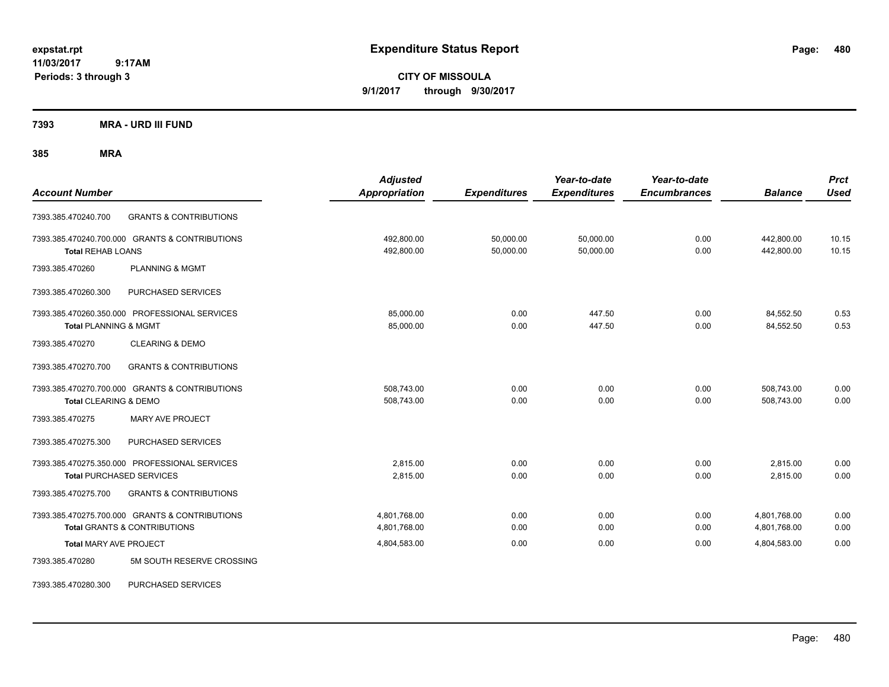**expstat.rpt**
**11/03/2017 9:17AM**
**Periods: 3 through 3**

# Expenditure Status Report

**CITY OF MISSOULA**
**9/1/2017 through 9/30/2017**

**7393 MRA - URD III FUND**

**385 MRA**

| Account Number | | Adjusted Appropriation | Expenditures | Year-to-date Expenditures | Year-to-date Encumbrances | Balance | Prct Used |
|---|---|---|---|---|---|---|---|
| 7393.385.470240.700 | GRANTS & CONTRIBUTIONS | | | | | | |
| 7393.385.470240.700.000 | GRANTS & CONTRIBUTIONS | 492,800.00 | 50,000.00 | 50,000.00 | 0.00 | 442,800.00 | 10.15 |
| Total REHAB LOANS | | 492,800.00 | 50,000.00 | 50,000.00 | 0.00 | 442,800.00 | 10.15 |
| 7393.385.470260 | PLANNING & MGMT | | | | | | |
| 7393.385.470260.300 | PURCHASED SERVICES | | | | | | |
| 7393.385.470260.350.000 | PROFESSIONAL SERVICES | 85,000.00 | 0.00 | 447.50 | 0.00 | 84,552.50 | 0.53 |
| Total PLANNING & MGMT | | 85,000.00 | 0.00 | 447.50 | 0.00 | 84,552.50 | 0.53 |
| 7393.385.470270 | CLEARING & DEMO | | | | | | |
| 7393.385.470270.700 | GRANTS & CONTRIBUTIONS | | | | | | |
| 7393.385.470270.700.000 | GRANTS & CONTRIBUTIONS | 508,743.00 | 0.00 | 0.00 | 0.00 | 508,743.00 | 0.00 |
| Total CLEARING & DEMO | | 508,743.00 | 0.00 | 0.00 | 0.00 | 508,743.00 | 0.00 |
| 7393.385.470275 | MARY AVE PROJECT | | | | | | |
| 7393.385.470275.300 | PURCHASED SERVICES | | | | | | |
| 7393.385.470275.350.000 | PROFESSIONAL SERVICES | 2,815.00 | 0.00 | 0.00 | 0.00 | 2,815.00 | 0.00 |
| Total PURCHASED SERVICES | | 2,815.00 | 0.00 | 0.00 | 0.00 | 2,815.00 | 0.00 |
| 7393.385.470275.700 | GRANTS & CONTRIBUTIONS | | | | | | |
| 7393.385.470275.700.000 | GRANTS & CONTRIBUTIONS | 4,801,768.00 | 0.00 | 0.00 | 0.00 | 4,801,768.00 | 0.00 |
| Total GRANTS & CONTRIBUTIONS | | 4,801,768.00 | 0.00 | 0.00 | 0.00 | 4,801,768.00 | 0.00 |
| Total MARY AVE PROJECT | | 4,804,583.00 | 0.00 | 0.00 | 0.00 | 4,804,583.00 | 0.00 |
| 7393.385.470280 | 5M SOUTH RESERVE CROSSING | | | | | | |
| 7393.385.470280.300 | PURCHASED SERVICES | | | | | | |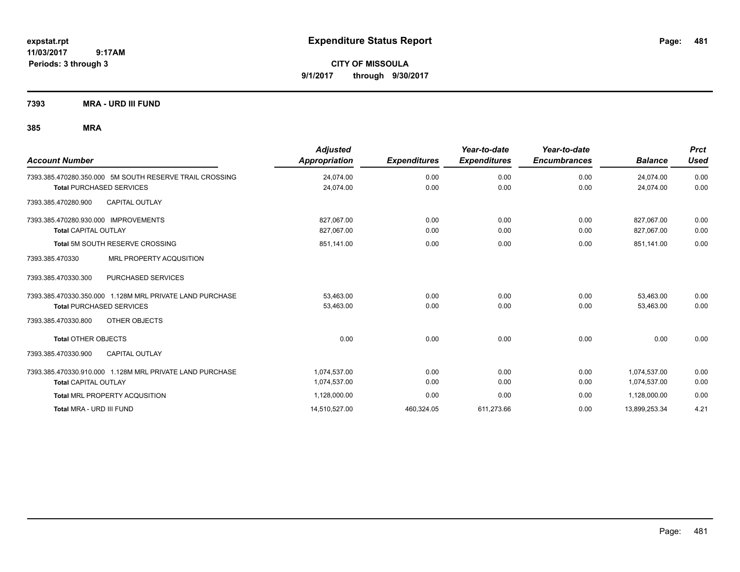# Expenditure Status Report

expstat.rpt
11/03/2017 9:17AM
Periods: 3 through 3

**CITY OF MISSOULA**
**9/1/2017 through 9/30/2017**

**7393 MRA - URD III FUND**

**385 MRA**

| Account Number | Adjusted Appropriation | Expenditures | Year-to-date Expenditures | Year-to-date Encumbrances | Balance | Prct Used |
|---|---|---|---|---|---|---|
| 7393.385.470280.350.000 5M SOUTH RESERVE TRAIL CROSSING | 24,074.00 | 0.00 | 0.00 | 0.00 | 24,074.00 | 0.00 |
| **Total** PURCHASED SERVICES | 24,074.00 | 0.00 | 0.00 | 0.00 | 24,074.00 | 0.00 |
| 7393.385.470280.900 CAPITAL OUTLAY | | | | | | |
| 7393.385.470280.930.000 IMPROVEMENTS | 827,067.00 | 0.00 | 0.00 | 0.00 | 827,067.00 | 0.00 |
| **Total** CAPITAL OUTLAY | 827,067.00 | 0.00 | 0.00 | 0.00 | 827,067.00 | 0.00 |
| **Total** 5M SOUTH RESERVE CROSSING | 851,141.00 | 0.00 | 0.00 | 0.00 | 851,141.00 | 0.00 |
| 7393.385.470330 MRL PROPERTY ACQUSITION | | | | | | |
| 7393.385.470330.300 PURCHASED SERVICES | | | | | | |
| 7393.385.470330.350.000 1.128M MRL PRIVATE LAND PURCHASE | 53,463.00 | 0.00 | 0.00 | 0.00 | 53,463.00 | 0.00 |
| **Total** PURCHASED SERVICES | 53,463.00 | 0.00 | 0.00 | 0.00 | 53,463.00 | 0.00 |
| 7393.385.470330.800 OTHER OBJECTS | | | | | | |
| **Total** OTHER OBJECTS | 0.00 | 0.00 | 0.00 | 0.00 | 0.00 | 0.00 |
| 7393.385.470330.900 CAPITAL OUTLAY | | | | | | |
| 7393.385.470330.910.000 1.128M MRL PRIVATE LAND PURCHASE | 1,074,537.00 | 0.00 | 0.00 | 0.00 | 1,074,537.00 | 0.00 |
| **Total** CAPITAL OUTLAY | 1,074,537.00 | 0.00 | 0.00 | 0.00 | 1,074,537.00 | 0.00 |
| **Total** MRL PROPERTY ACQUSITION | 1,128,000.00 | 0.00 | 0.00 | 0.00 | 1,128,000.00 | 0.00 |
| **Total** MRA - URD III FUND | 14,510,527.00 | 460,324.05 | 611,273.66 | 0.00 | 13,899,253.34 | 4.21 |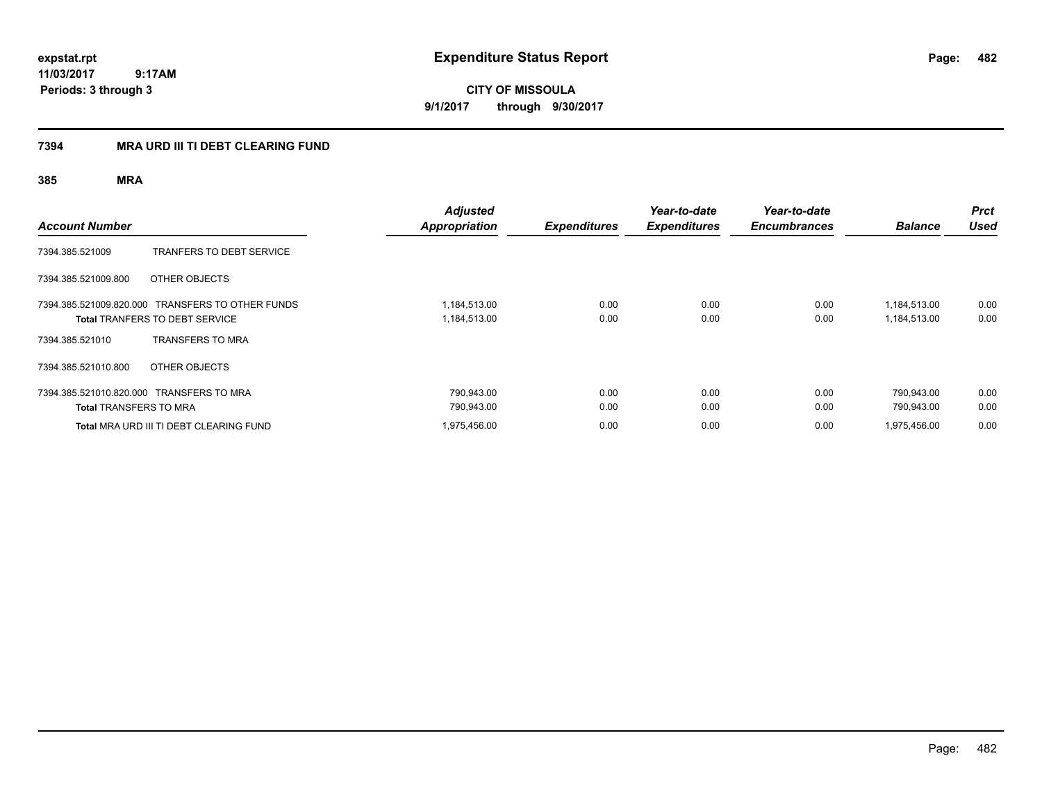expstat.rpt
11/03/2017 9:17AM
Periods: 3 through 3

# Expenditure Status Report

**CITY OF MISSOULA**
**9/1/2017 through 9/30/2017**

## 7394 MRA URD III TI DEBT CLEARING FUND

### 385 MRA

| Account Number | | Adjusted Appropriation | Expenditures | Year-to-date Expenditures | Year-to-date Encumbrances | Balance | Prct Used |
|---|---|---|---|---|---|---|---|
| 7394.385.521009 | TRANFERS TO DEBT SERVICE | | | | | | |
| 7394.385.521009.800 | OTHER OBJECTS | | | | | | |
| 7394.385.521009.820.000 | TRANSFERS TO OTHER FUNDS | 1,184,513.00 | 0.00 | 0.00 | 0.00 | 1,184,513.00 | 0.00 |
| **Total** TRANFERS TO DEBT SERVICE | | 1,184,513.00 | 0.00 | 0.00 | 0.00 | 1,184,513.00 | 0.00 |
| 7394.385.521010 | TRANSFERS TO MRA | | | | | | |
| 7394.385.521010.800 | OTHER OBJECTS | | | | | | |
| 7394.385.521010.820.000 | TRANSFERS TO MRA | 790,943.00 | 0.00 | 0.00 | 0.00 | 790,943.00 | 0.00 |
| **Total** TRANSFERS TO MRA | | 790,943.00 | 0.00 | 0.00 | 0.00 | 790,943.00 | 0.00 |
| **Total** MRA URD III TI DEBT CLEARING FUND | | 1,975,456.00 | 0.00 | 0.00 | 0.00 | 1,975,456.00 | 0.00 |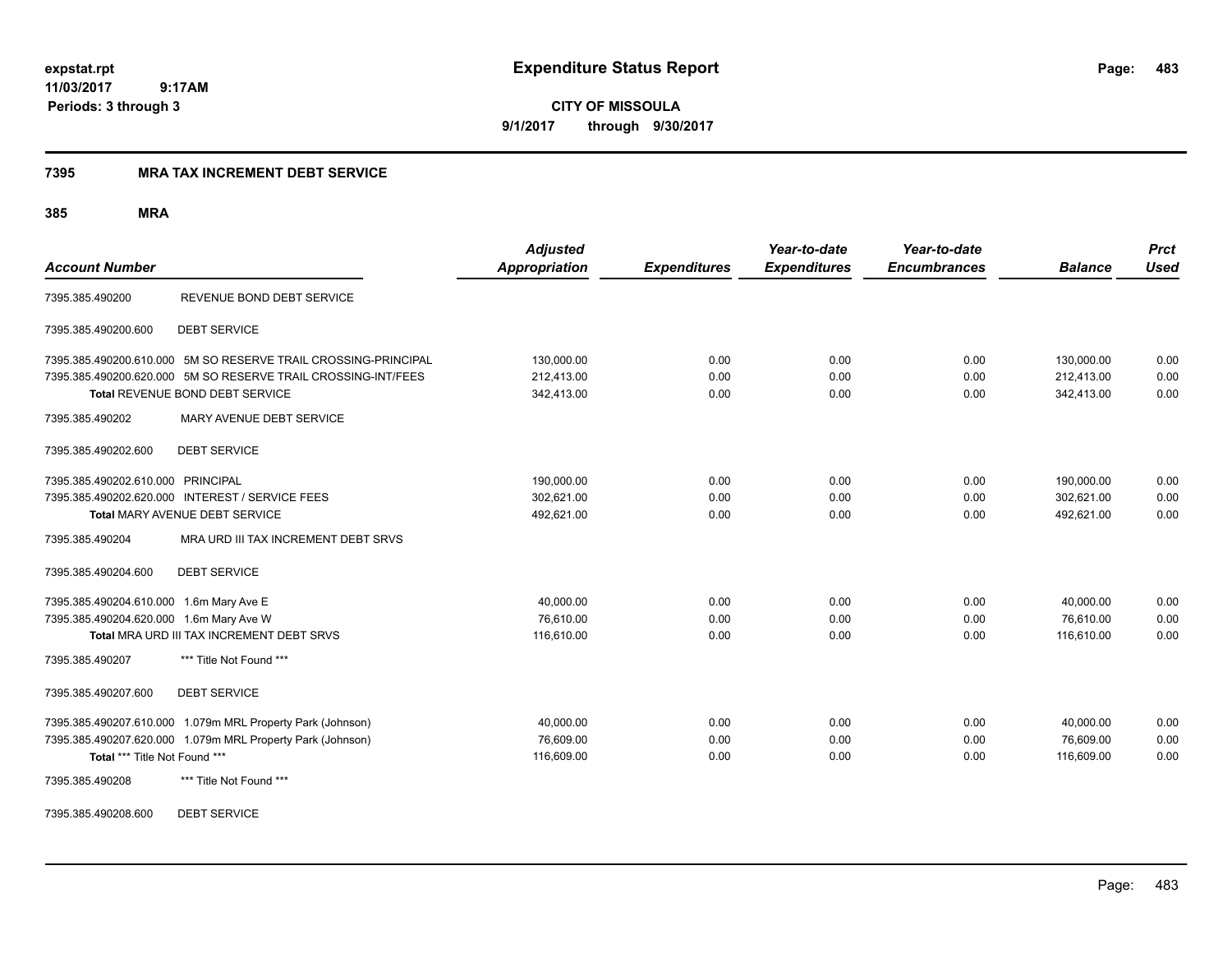**expstat.rpt**
**11/03/2017 9:17AM**
**Periods: 3 through 3**

# Expenditure Status Report

**CITY OF MISSOULA**
**9/1/2017 through 9/30/2017**

## 7395 MRA TAX INCREMENT DEBT SERVICE

### 385 MRA

| Account Number | | Adjusted Appropriation | Expenditures | Year-to-date Expenditures | Year-to-date Encumbrances | Balance | Prct Used |
|---|---|---|---|---|---|---|---|
| 7395.385.490200 | REVENUE BOND DEBT SERVICE | | | | | | |
| 7395.385.490200.600 | DEBT SERVICE | | | | | | |
| 7395.385.490200.610.000 | 5M SO RESERVE TRAIL CROSSING-PRINCIPAL | 130,000.00 | 0.00 | 0.00 | 0.00 | 130,000.00 | 0.00 |
| 7395.385.490200.620.000 | 5M SO RESERVE TRAIL CROSSING-INT/FEES | 212,413.00 | 0.00 | 0.00 | 0.00 | 212,413.00 | 0.00 |
| **Total** REVENUE BOND DEBT SERVICE | | 342,413.00 | 0.00 | 0.00 | 0.00 | 342,413.00 | 0.00 |
| 7395.385.490202 | MARY AVENUE DEBT SERVICE | | | | | | |
| 7395.385.490202.600 | DEBT SERVICE | | | | | | |
| 7395.385.490202.610.000 | PRINCIPAL | 190,000.00 | 0.00 | 0.00 | 0.00 | 190,000.00 | 0.00 |
| 7395.385.490202.620.000 | INTEREST / SERVICE FEES | 302,621.00 | 0.00 | 0.00 | 0.00 | 302,621.00 | 0.00 |
| **Total** MARY AVENUE DEBT SERVICE | | 492,621.00 | 0.00 | 0.00 | 0.00 | 492,621.00 | 0.00 |
| 7395.385.490204 | MRA URD III TAX INCREMENT DEBT SRVS | | | | | | |
| 7395.385.490204.600 | DEBT SERVICE | | | | | | |
| 7395.385.490204.610.000 | 1.6m Mary Ave E | 40,000.00 | 0.00 | 0.00 | 0.00 | 40,000.00 | 0.00 |
| 7395.385.490204.620.000 | 1.6m Mary Ave W | 76,610.00 | 0.00 | 0.00 | 0.00 | 76,610.00 | 0.00 |
| **Total** MRA URD III TAX INCREMENT DEBT SRVS | | 116,610.00 | 0.00 | 0.00 | 0.00 | 116,610.00 | 0.00 |
| 7395.385.490207 | *** Title Not Found *** | | | | | | |
| 7395.385.490207.600 | DEBT SERVICE | | | | | | |
| 7395.385.490207.610.000 | 1.079m MRL Property Park (Johnson) | 40,000.00 | 0.00 | 0.00 | 0.00 | 40,000.00 | 0.00 |
| 7395.385.490207.620.000 | 1.079m MRL Property Park (Johnson) | 76,609.00 | 0.00 | 0.00 | 0.00 | 76,609.00 | 0.00 |
| **Total** *** Title Not Found *** | | 116,609.00 | 0.00 | 0.00 | 0.00 | 116,609.00 | 0.00 |
| 7395.385.490208 | *** Title Not Found *** | | | | | | |
| 7395.385.490208.600 | DEBT SERVICE | | | | | | |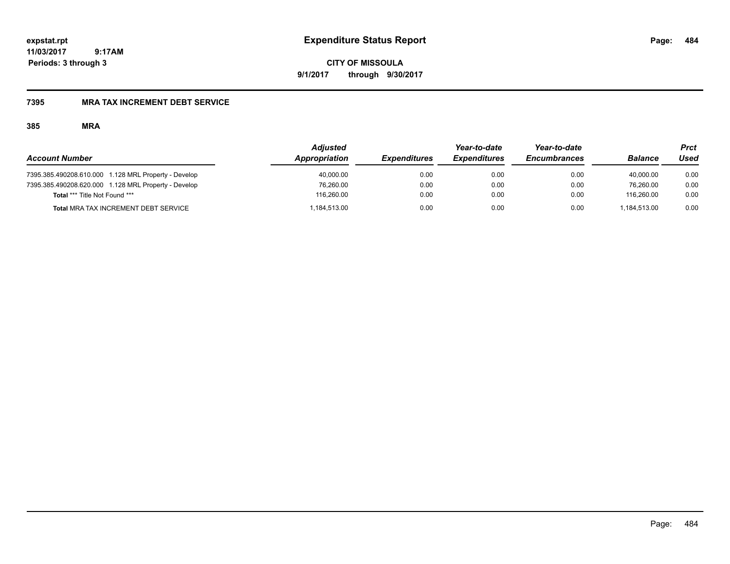**expstat.rpt**
**11/03/2017 9:17AM**
**Periods: 3 through 3**

# Expenditure Status Report

**CITY OF MISSOULA**
**9/1/2017 through 9/30/2017**

## 7395 MRA TAX INCREMENT DEBT SERVICE

### 385 MRA

| Account Number | Adjusted Appropriation | Expenditures | Year-to-date Expenditures | Year-to-date Encumbrances | Balance | Prct Used |
|---|---|---|---|---|---|---|
| 7395.385.490208.610.000 1.128 MRL Property - Develop | 40,000.00 | 0.00 | 0.00 | 0.00 | 40,000.00 | 0.00 |
| 7395.385.490208.620.000 1.128 MRL Property - Develop | 76,260.00 | 0.00 | 0.00 | 0.00 | 76,260.00 | 0.00 |
| **Total** *** Title Not Found *** | 116,260.00 | 0.00 | 0.00 | 0.00 | 116,260.00 | 0.00 |
| **Total** MRA TAX INCREMENT DEBT SERVICE | 1,184,513.00 | 0.00 | 0.00 | 0.00 | 1,184,513.00 | 0.00 |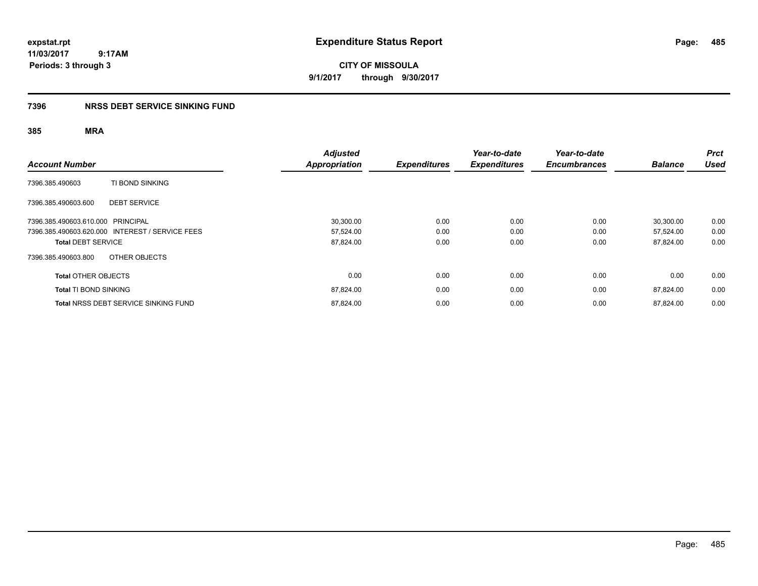**expstat.rpt**
**11/03/2017 9:17AM**
**Periods: 3 through 3**

# Expenditure Status Report

**CITY OF MISSOULA**
**9/1/2017 through 9/30/2017**

## 7396 NRSS DEBT SERVICE SINKING FUND

### 385 MRA

| Account Number | | Adjusted Appropriation | Expenditures | Year-to-date Expenditures | Year-to-date Encumbrances | Balance | Prct Used |
|---|---|---|---|---|---|---|---|
| 7396.385.490603 | TI BOND SINKING | | | | | | |
| 7396.385.490603.600 | DEBT SERVICE | | | | | | |
| 7396.385.490603.610.000 | PRINCIPAL | 30,300.00 | 0.00 | 0.00 | 0.00 | 30,300.00 | 0.00 |
| 7396.385.490603.620.000 | INTEREST / SERVICE FEES | 57,524.00 | 0.00 | 0.00 | 0.00 | 57,524.00 | 0.00 |
| **Total** DEBT SERVICE | | 87,824.00 | 0.00 | 0.00 | 0.00 | 87,824.00 | 0.00 |
| 7396.385.490603.800 | OTHER OBJECTS | | | | | | |
| **Total** OTHER OBJECTS | | 0.00 | 0.00 | 0.00 | 0.00 | 0.00 | 0.00 |
| **Total** TI BOND SINKING | | 87,824.00 | 0.00 | 0.00 | 0.00 | 87,824.00 | 0.00 |
| **Total** NRSS DEBT SERVICE SINKING FUND | | 87,824.00 | 0.00 | 0.00 | 0.00 | 87,824.00 | 0.00 |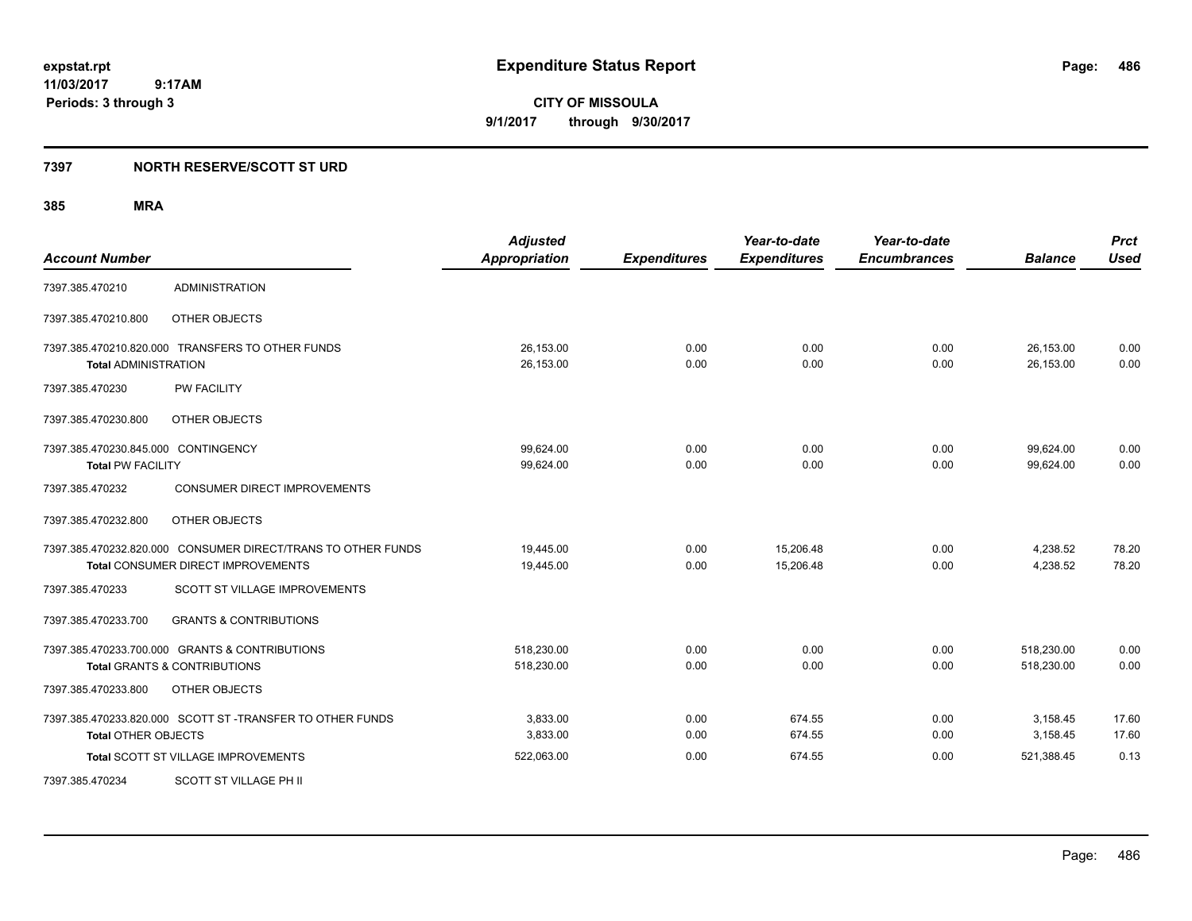**expstat.rpt**
**11/03/2017 9:17AM**
**Periods: 3 through 3**

# Expenditure Status Report

**CITY OF MISSOULA**
**9/1/2017 through 9/30/2017**

## 7397 NORTH RESERVE/SCOTT ST URD

### 385 MRA

| Account Number | | Adjusted Appropriation | Expenditures | Year-to-date Expenditures | Year-to-date Encumbrances | Balance | Prct Used |
|---|---|---|---|---|---|---|---|
| 7397.385.470210 | ADMINISTRATION | | | | | | |
| 7397.385.470210.800 | OTHER OBJECTS | | | | | | |
| 7397.385.470210.820.000 | TRANSFERS TO OTHER FUNDS | 26,153.00 | 0.00 | 0.00 | 0.00 | 26,153.00 | 0.00 |
| **Total** ADMINISTRATION | | 26,153.00 | 0.00 | 0.00 | 0.00 | 26,153.00 | 0.00 |
| 7397.385.470230 | PW FACILITY | | | | | | |
| 7397.385.470230.800 | OTHER OBJECTS | | | | | | |
| 7397.385.470230.845.000 | CONTINGENCY | 99,624.00 | 0.00 | 0.00 | 0.00 | 99,624.00 | 0.00 |
| **Total** PW FACILITY | | 99,624.00 | 0.00 | 0.00 | 0.00 | 99,624.00 | 0.00 |
| 7397.385.470232 | CONSUMER DIRECT IMPROVEMENTS | | | | | | |
| 7397.385.470232.800 | OTHER OBJECTS | | | | | | |
| 7397.385.470232.820.000 | CONSUMER DIRECT/TRANS TO OTHER FUNDS | 19,445.00 | 0.00 | 15,206.48 | 0.00 | 4,238.52 | 78.20 |
| **Total** CONSUMER DIRECT IMPROVEMENTS | | 19,445.00 | 0.00 | 15,206.48 | 0.00 | 4,238.52 | 78.20 |
| 7397.385.470233 | SCOTT ST VILLAGE IMPROVEMENTS | | | | | | |
| 7397.385.470233.700 | GRANTS & CONTRIBUTIONS | | | | | | |
| 7397.385.470233.700.000 | GRANTS & CONTRIBUTIONS | 518,230.00 | 0.00 | 0.00 | 0.00 | 518,230.00 | 0.00 |
| **Total** GRANTS & CONTRIBUTIONS | | 518,230.00 | 0.00 | 0.00 | 0.00 | 518,230.00 | 0.00 |
| 7397.385.470233.800 | OTHER OBJECTS | | | | | | |
| 7397.385.470233.820.000 | SCOTT ST -TRANSFER TO OTHER FUNDS | 3,833.00 | 0.00 | 674.55 | 0.00 | 3,158.45 | 17.60 |
| **Total** OTHER OBJECTS | | 3,833.00 | 0.00 | 674.55 | 0.00 | 3,158.45 | 17.60 |
| **Total** SCOTT ST VILLAGE IMPROVEMENTS | | 522,063.00 | 0.00 | 674.55 | 0.00 | 521,388.45 | 0.13 |
| 7397.385.470234 | SCOTT ST VILLAGE PH II | | | | | | |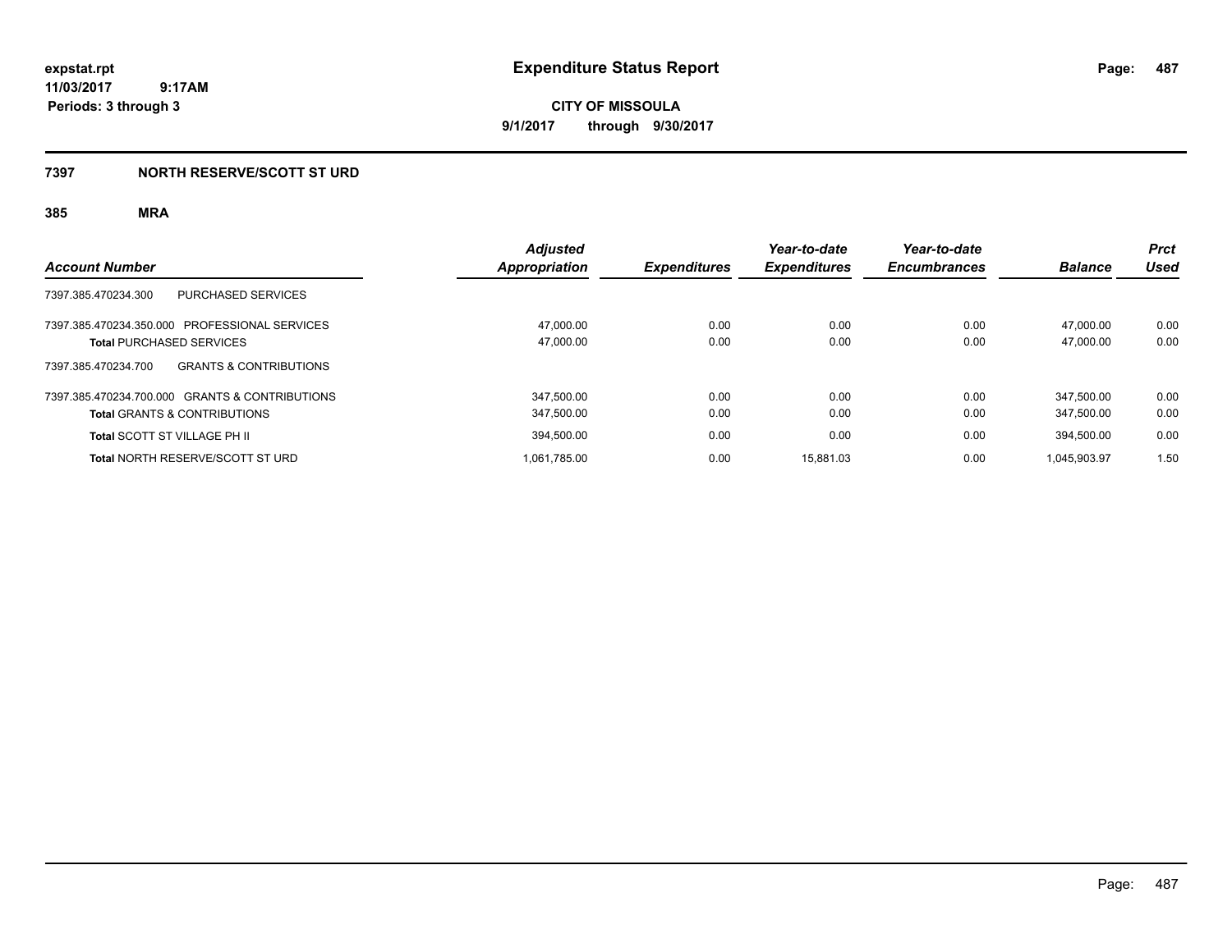# Expenditure Status Report

expstat.rpt
11/03/2017 9:17AM
Periods: 3 through 3

**CITY OF MISSOULA**
**9/1/2017 through 9/30/2017**

## 7397 NORTH RESERVE/SCOTT ST URD

### 385 MRA

| Account Number | Adjusted Appropriation | Expenditures | Year-to-date Expenditures | Year-to-date Encumbrances | Balance | Prct Used |
|---|---|---|---|---|---|---|
| 7397.385.470234.300 PURCHASED SERVICES | | | | | | |
| 7397.385.470234.350.000 PROFESSIONAL SERVICES | 47,000.00 | 0.00 | 0.00 | 0.00 | 47,000.00 | 0.00 |
| **Total** PURCHASED SERVICES | 47,000.00 | 0.00 | 0.00 | 0.00 | 47,000.00 | 0.00 |
| 7397.385.470234.700 GRANTS & CONTRIBUTIONS | | | | | | |
| 7397.385.470234.700.000 GRANTS & CONTRIBUTIONS | 347,500.00 | 0.00 | 0.00 | 0.00 | 347,500.00 | 0.00 |
| **Total** GRANTS & CONTRIBUTIONS | 347,500.00 | 0.00 | 0.00 | 0.00 | 347,500.00 | 0.00 |
| **Total** SCOTT ST VILLAGE PH II | 394,500.00 | 0.00 | 0.00 | 0.00 | 394,500.00 | 0.00 |
| **Total** NORTH RESERVE/SCOTT ST URD | 1,061,785.00 | 0.00 | 15,881.03 | 0.00 | 1,045,903.97 | 1.50 |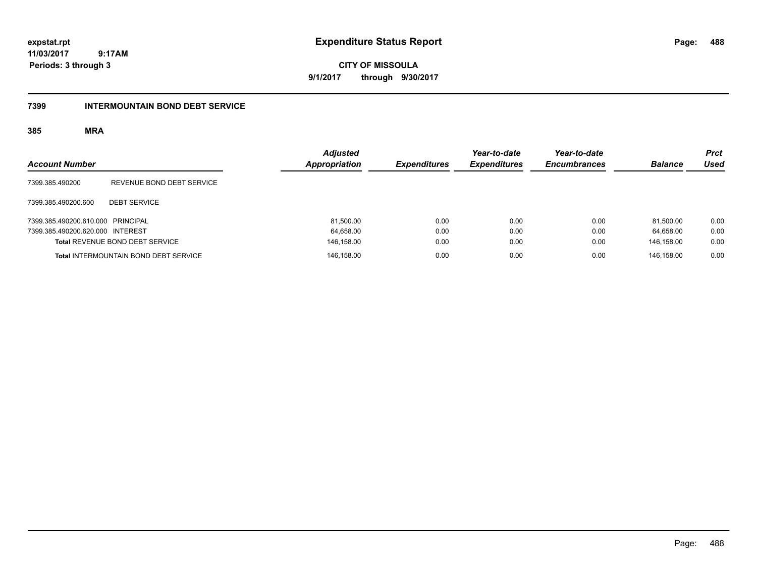# Expenditure Status Report

expstat.rpt
11/03/2017 9:17AM
Periods: 3 through 3

**CITY OF MISSOULA**
**9/1/2017 through 9/30/2017**

## 7399 INTERMOUNTAIN BOND DEBT SERVICE

### 385 MRA

| Account Number | | Adjusted Appropriation | Expenditures | Year-to-date Expenditures | Year-to-date Encumbrances | Balance | Prct Used |
|---|---|---|---|---|---|---|---|
| 7399.385.490200 | REVENUE BOND DEBT SERVICE | | | | | | |
| 7399.385.490200.600 | DEBT SERVICE | | | | | | |
| 7399.385.490200.610.000 | PRINCIPAL | 81,500.00 | 0.00 | 0.00 | 0.00 | 81,500.00 | 0.00 |
| 7399.385.490200.620.000 | INTEREST | 64,658.00 | 0.00 | 0.00 | 0.00 | 64,658.00 | 0.00 |
| **Total** REVENUE BOND DEBT SERVICE | | 146,158.00 | 0.00 | 0.00 | 0.00 | 146,158.00 | 0.00 |
| **Total** INTERMOUNTAIN BOND DEBT SERVICE | | 146,158.00 | 0.00 | 0.00 | 0.00 | 146,158.00 | 0.00 |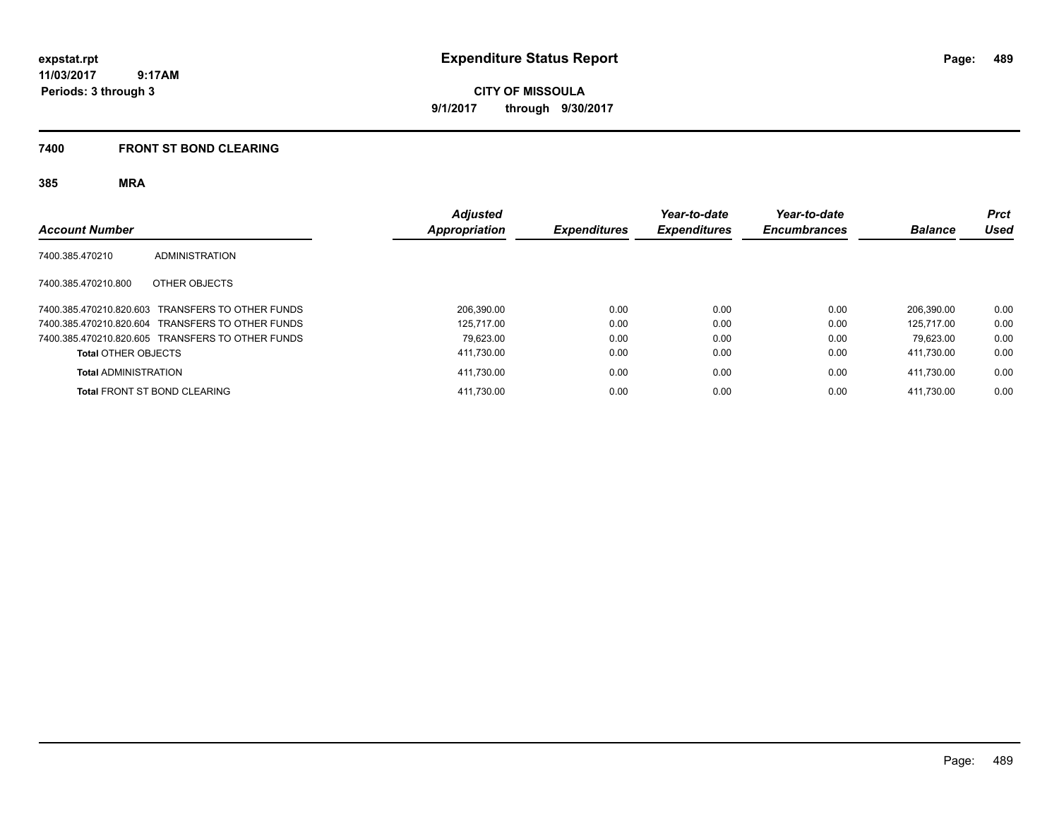# Expenditure Status Report

expstat.rpt
11/03/2017 9:17AM
Periods: 3 through 3

**CITY OF MISSOULA**
**9/1/2017 through 9/30/2017**

## 7400 FRONT ST BOND CLEARING

### 385 MRA

| Account Number | | Adjusted Appropriation | Expenditures | Year-to-date Expenditures | Year-to-date Encumbrances | Balance | Prct Used |
|---|---|---|---|---|---|---|---|
| 7400.385.470210 | ADMINISTRATION | | | | | | |
| 7400.385.470210.800 | OTHER OBJECTS | | | | | | |
| 7400.385.470210.820.603 | TRANSFERS TO OTHER FUNDS | 206,390.00 | 0.00 | 0.00 | 0.00 | 206,390.00 | 0.00 |
| 7400.385.470210.820.604 | TRANSFERS TO OTHER FUNDS | 125,717.00 | 0.00 | 0.00 | 0.00 | 125,717.00 | 0.00 |
| 7400.385.470210.820.605 | TRANSFERS TO OTHER FUNDS | 79,623.00 | 0.00 | 0.00 | 0.00 | 79,623.00 | 0.00 |
| **Total** OTHER OBJECTS | | 411,730.00 | 0.00 | 0.00 | 0.00 | 411,730.00 | 0.00 |
| **Total** ADMINISTRATION | | 411,730.00 | 0.00 | 0.00 | 0.00 | 411,730.00 | 0.00 |
| **Total** FRONT ST BOND CLEARING | | 411,730.00 | 0.00 | 0.00 | 0.00 | 411,730.00 | 0.00 |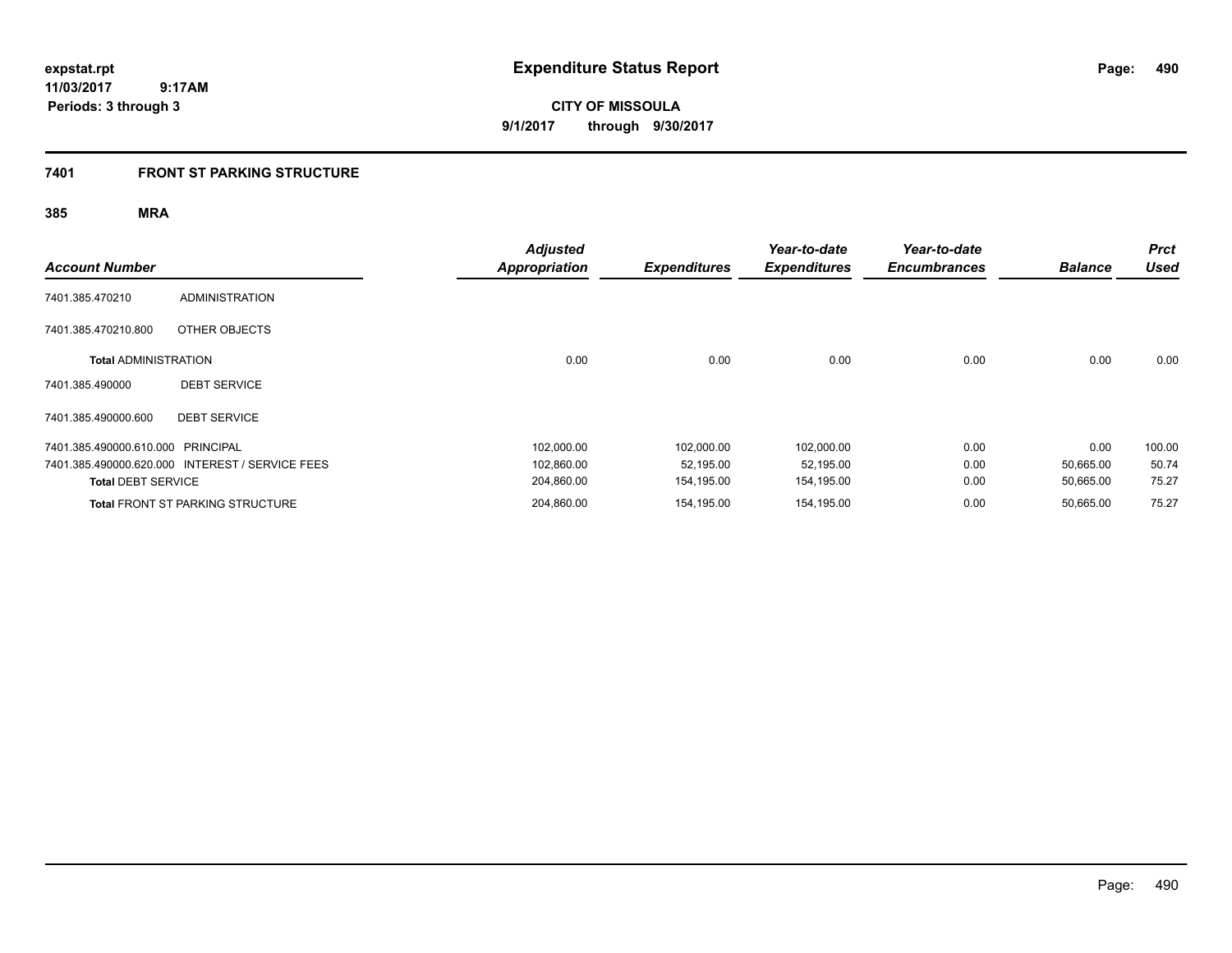**expstat.rpt**
**11/03/2017 9:17AM**
**Periods: 3 through 3**

# Expenditure Status Report

**CITY OF MISSOULA**
**9/1/2017 through 9/30/2017**

## 7401 FRONT ST PARKING STRUCTURE

### 385 MRA

| Account Number | | Adjusted Appropriation | Expenditures | Year-to-date Expenditures | Year-to-date Encumbrances | Balance | Prct Used |
|---|---|---|---|---|---|---|---|
| 7401.385.470210 | ADMINISTRATION | | | | | | |
| 7401.385.470210.800 | OTHER OBJECTS | | | | | | |
| **Total** ADMINISTRATION | | 0.00 | 0.00 | 0.00 | 0.00 | 0.00 | 0.00 |
| 7401.385.490000 | DEBT SERVICE | | | | | | |
| 7401.385.490000.600 | DEBT SERVICE | | | | | | |
| 7401.385.490000.610.000 | PRINCIPAL | 102,000.00 | 102,000.00 | 102,000.00 | 0.00 | 0.00 | 100.00 |
| 7401.385.490000.620.000 | INTEREST / SERVICE FEES | 102,860.00 | 52,195.00 | 52,195.00 | 0.00 | 50,665.00 | 50.74 |
| **Total** DEBT SERVICE | | 204,860.00 | 154,195.00 | 154,195.00 | 0.00 | 50,665.00 | 75.27 |
| **Total** FRONT ST PARKING STRUCTURE | | 204,860.00 | 154,195.00 | 154,195.00 | 0.00 | 50,665.00 | 75.27 |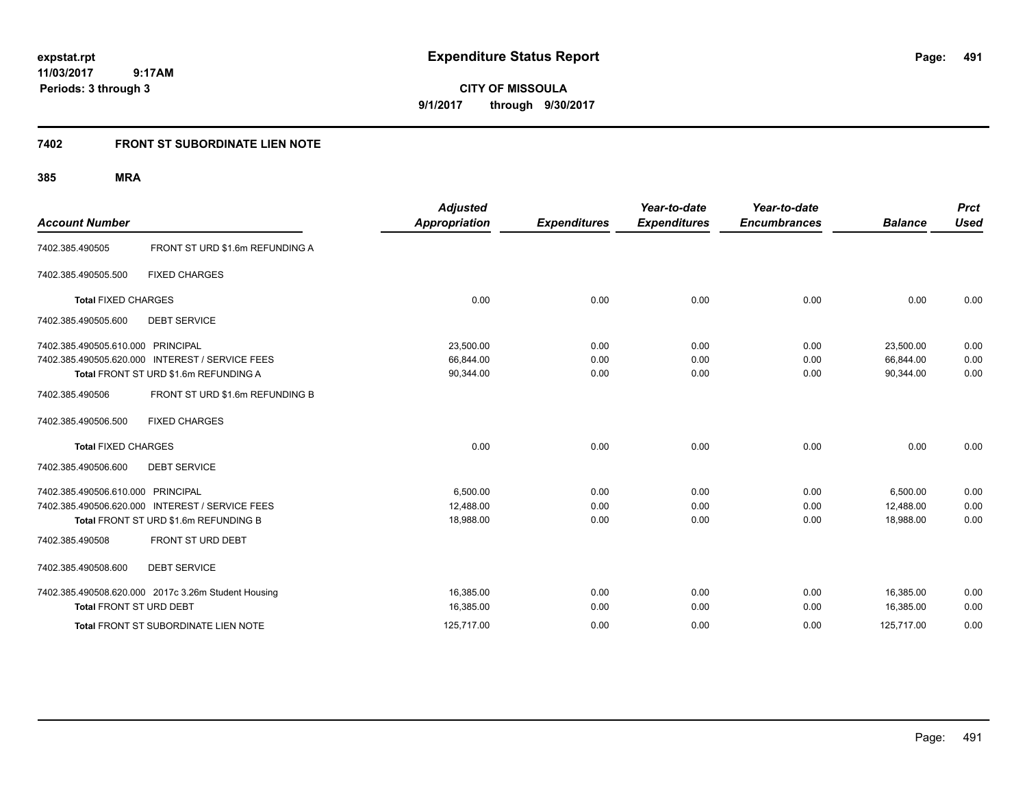# Expenditure Status Report

**CITY OF MISSOULA**

**9/1/2017 through 9/30/2017**

expstat.rpt
11/03/2017 9:17AM
Periods: 3 through 3

## 7402 FRONT ST SUBORDINATE LIEN NOTE

### 385 MRA

| Account Number | | Adjusted Appropriation | Expenditures | Year-to-date Expenditures | Year-to-date Encumbrances | Balance | Prct Used |
|---|---|---|---|---|---|---|---|
| 7402.385.490505 | FRONT ST URD $1.6m REFUNDING A | | | | | | |
| 7402.385.490505.500 | FIXED CHARGES | | | | | | |
| **Total** FIXED CHARGES | | 0.00 | 0.00 | 0.00 | 0.00 | 0.00 | 0.00 |
| 7402.385.490505.600 | DEBT SERVICE | | | | | | |
| 7402.385.490505.610.000 | PRINCIPAL | 23,500.00 | 0.00 | 0.00 | 0.00 | 23,500.00 | 0.00 |
| 7402.385.490505.620.000 | INTEREST / SERVICE FEES | 66,844.00 | 0.00 | 0.00 | 0.00 | 66,844.00 | 0.00 |
| **Total** FRONT ST URD $1.6m REFUNDING A | | 90,344.00 | 0.00 | 0.00 | 0.00 | 90,344.00 | 0.00 |
| 7402.385.490506 | FRONT ST URD $1.6m REFUNDING B | | | | | | |
| 7402.385.490506.500 | FIXED CHARGES | | | | | | |
| **Total** FIXED CHARGES | | 0.00 | 0.00 | 0.00 | 0.00 | 0.00 | 0.00 |
| 7402.385.490506.600 | DEBT SERVICE | | | | | | |
| 7402.385.490506.610.000 | PRINCIPAL | 6,500.00 | 0.00 | 0.00 | 0.00 | 6,500.00 | 0.00 |
| 7402.385.490506.620.000 | INTEREST / SERVICE FEES | 12,488.00 | 0.00 | 0.00 | 0.00 | 12,488.00 | 0.00 |
| **Total** FRONT ST URD $1.6m REFUNDING B | | 18,988.00 | 0.00 | 0.00 | 0.00 | 18,988.00 | 0.00 |
| 7402.385.490508 | FRONT ST URD DEBT | | | | | | |
| 7402.385.490508.600 | DEBT SERVICE | | | | | | |
| 7402.385.490508.620.000 | 2017c 3.26m Student Housing | 16,385.00 | 0.00 | 0.00 | 0.00 | 16,385.00 | 0.00 |
| **Total** FRONT ST URD DEBT | | 16,385.00 | 0.00 | 0.00 | 0.00 | 16,385.00 | 0.00 |
| **Total** FRONT ST SUBORDINATE LIEN NOTE | | 125,717.00 | 0.00 | 0.00 | 0.00 | 125,717.00 | 0.00 |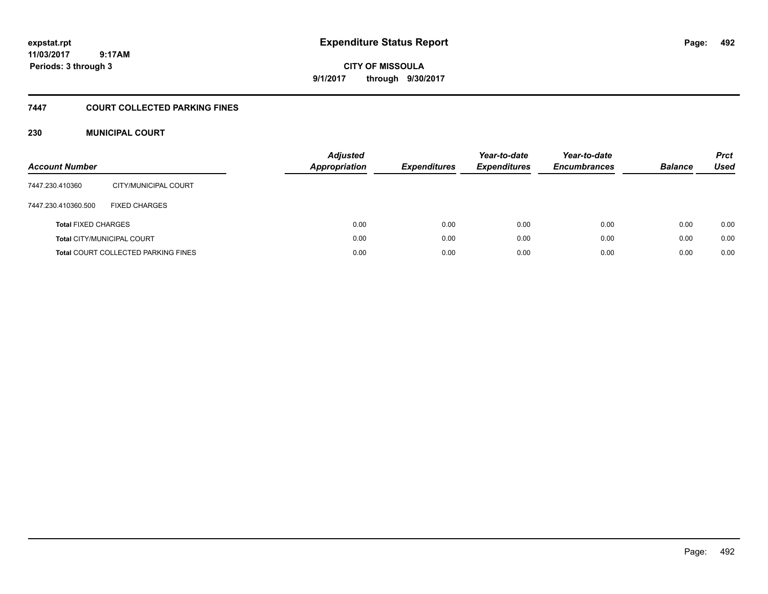expstat.rpt
11/03/2017 9:17AM
Periods: 3 through 3

# Expenditure Status Report

CITY OF MISSOULA
9/1/2017 through 9/30/2017

## 7447 COURT COLLECTED PARKING FINES

### 230 MUNICIPAL COURT

| Account Number | | Adjusted Appropriation | Expenditures | Year-to-date Expenditures | Year-to-date Encumbrances | Balance | Prct Used |
|---|---|---|---|---|---|---|---|
| 7447.230.410360 | CITY/MUNICIPAL COURT | | | | | | |
| 7447.230.410360.500 | FIXED CHARGES | | | | | | |
| **Total** FIXED CHARGES | | 0.00 | 0.00 | 0.00 | 0.00 | 0.00 | 0.00 |
| **Total** CITY/MUNICIPAL COURT | | 0.00 | 0.00 | 0.00 | 0.00 | 0.00 | 0.00 |
| **Total** COURT COLLECTED PARKING FINES | | 0.00 | 0.00 | 0.00 | 0.00 | 0.00 | 0.00 |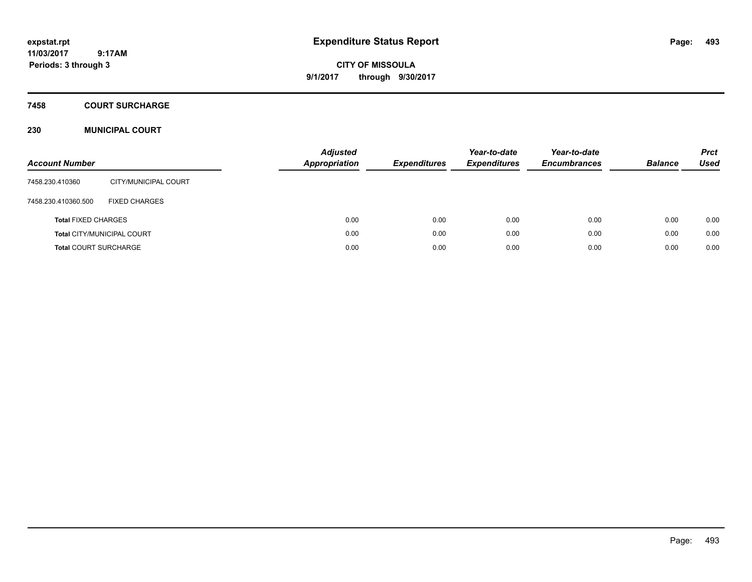# Expenditure Status Report

expstat.rpt
11/03/2017 9:17AM
Periods: 3 through 3

**CITY OF MISSOULA**
**9/1/2017 through 9/30/2017**

## 7458 COURT SURCHARGE

### 230 MUNICIPAL COURT

| Account Number | | Adjusted Appropriation | Expenditures | Year-to-date Expenditures | Year-to-date Encumbrances | Balance | Prct Used |
|---|---|---|---|---|---|---|---|
| 7458.230.410360 | CITY/MUNICIPAL COURT | | | | | | |
| 7458.230.410360.500 | FIXED CHARGES | | | | | | |
| **Total** FIXED CHARGES | | 0.00 | 0.00 | 0.00 | 0.00 | 0.00 | 0.00 |
| **Total** CITY/MUNICIPAL COURT | | 0.00 | 0.00 | 0.00 | 0.00 | 0.00 | 0.00 |
| **Total** COURT SURCHARGE | | 0.00 | 0.00 | 0.00 | 0.00 | 0.00 | 0.00 |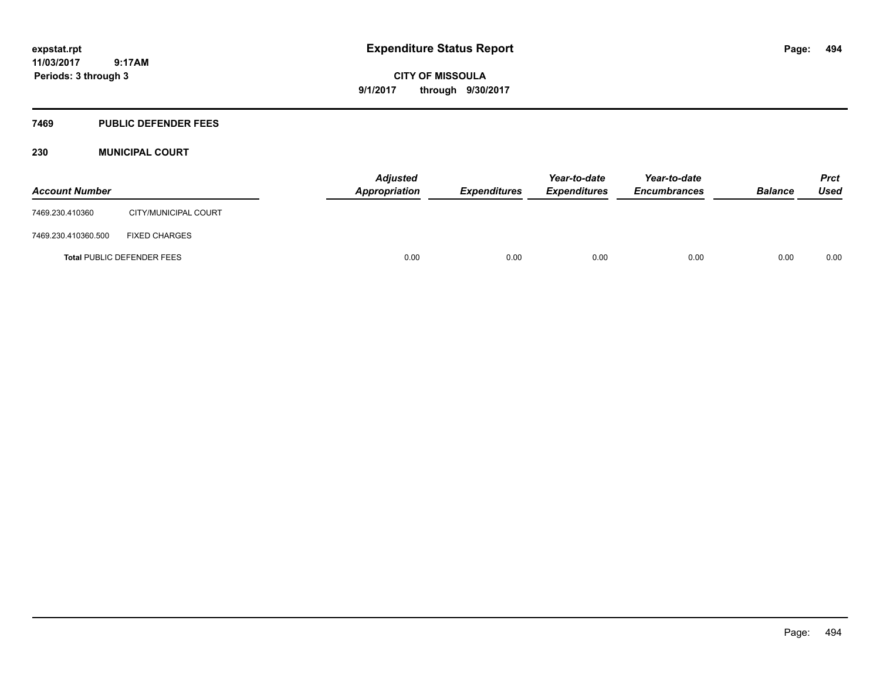**expstat.rpt**
**11/03/2017 9:17AM**
**Periods: 3 through 3**

# Expenditure Status Report

**CITY OF MISSOULA**
**9/1/2017 through 9/30/2017**

## 7469 PUBLIC DEFENDER FEES

### 230 MUNICIPAL COURT

| Account Number | | Adjusted Appropriation | Expenditures | Year-to-date Expenditures | Year-to-date Encumbrances | Balance | Prct Used |
|---|---|---|---|---|---|---|---|
| 7469.230.410360 | CITY/MUNICIPAL COURT | | | | | | |
| 7469.230.410360.500 | FIXED CHARGES | | | | | | |
| **Total** PUBLIC DEFENDER FEES | | 0.00 | 0.00 | 0.00 | 0.00 | 0.00 | 0.00 |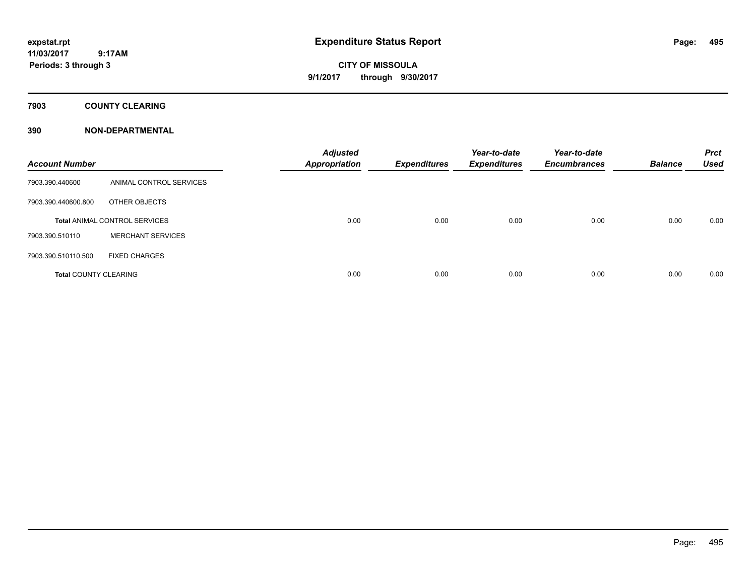**expstat.rpt**
**11/03/2017 9:17AM**
**Periods: 3 through 3**

# Expenditure Status Report

**CITY OF MISSOULA**
**9/1/2017 through 9/30/2017**

## 7903 COUNTY CLEARING

## 390 NON-DEPARTMENTAL

| Account Number | | Adjusted Appropriation | Expenditures | Year-to-date Expenditures | Year-to-date Encumbrances | Balance | Prct Used |
|---|---|---|---|---|---|---|---|
| 7903.390.440600 | ANIMAL CONTROL SERVICES | | | | | | |
| 7903.390.440600.800 | OTHER OBJECTS | | | | | | |
| **Total** ANIMAL CONTROL SERVICES | | 0.00 | 0.00 | 0.00 | 0.00 | 0.00 | 0.00 |
| 7903.390.510110 | MERCHANT SERVICES | | | | | | |
| 7903.390.510110.500 | FIXED CHARGES | | | | | | |
| **Total** COUNTY CLEARING | | 0.00 | 0.00 | 0.00 | 0.00 | 0.00 | 0.00 |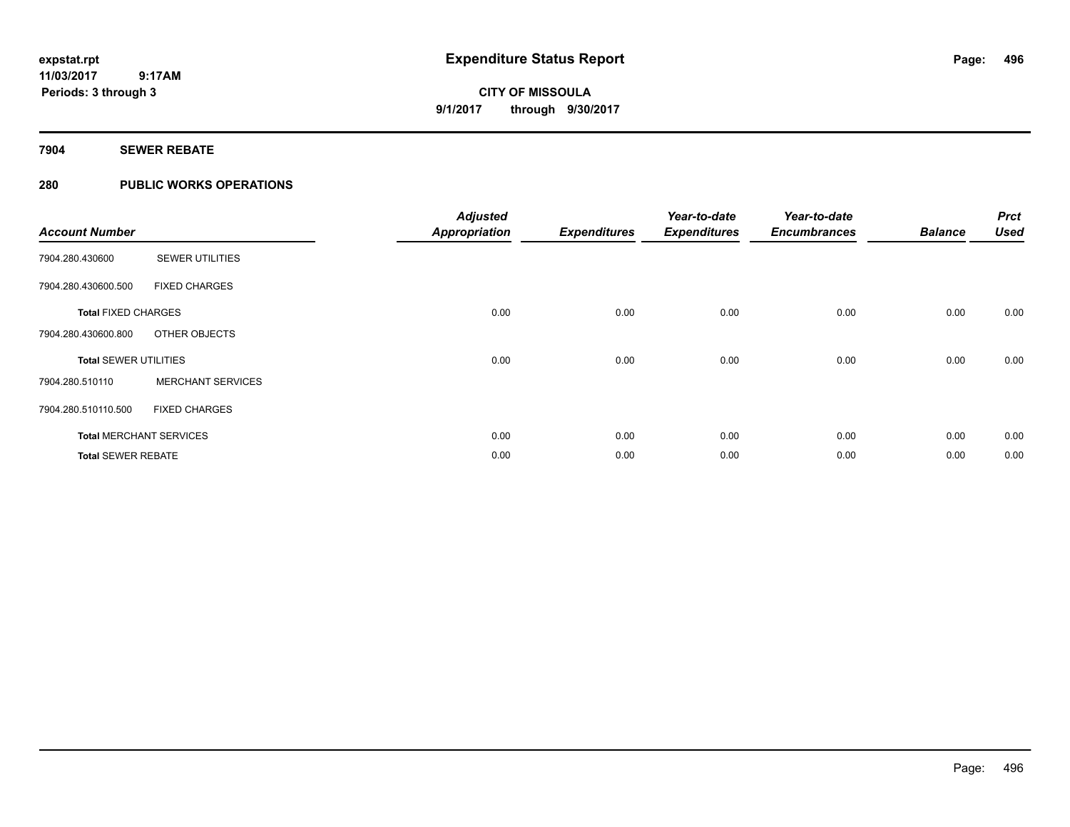# Expenditure Status Report

**CITY OF MISSOULA**

**9/1/2017 through 9/30/2017**

expstat.rpt
11/03/2017 9:17AM
Periods: 3 through 3

## 7904 SEWER REBATE

## 280 PUBLIC WORKS OPERATIONS

| Account Number | | Adjusted Appropriation | Expenditures | Year-to-date Expenditures | Year-to-date Encumbrances | Balance | Prct Used |
|---|---|---|---|---|---|---|---|
| 7904.280.430600 | SEWER UTILITIES | | | | | | |
| 7904.280.430600.500 | FIXED CHARGES | | | | | | |
| **Total** FIXED CHARGES | | 0.00 | 0.00 | 0.00 | 0.00 | 0.00 | 0.00 |
| 7904.280.430600.800 | OTHER OBJECTS | | | | | | |
| **Total** SEWER UTILITIES | | 0.00 | 0.00 | 0.00 | 0.00 | 0.00 | 0.00 |
| 7904.280.510110 | MERCHANT SERVICES | | | | | | |
| 7904.280.510110.500 | FIXED CHARGES | | | | | | |
| **Total** MERCHANT SERVICES | | 0.00 | 0.00 | 0.00 | 0.00 | 0.00 | 0.00 |
| **Total** SEWER REBATE | | 0.00 | 0.00 | 0.00 | 0.00 | 0.00 | 0.00 |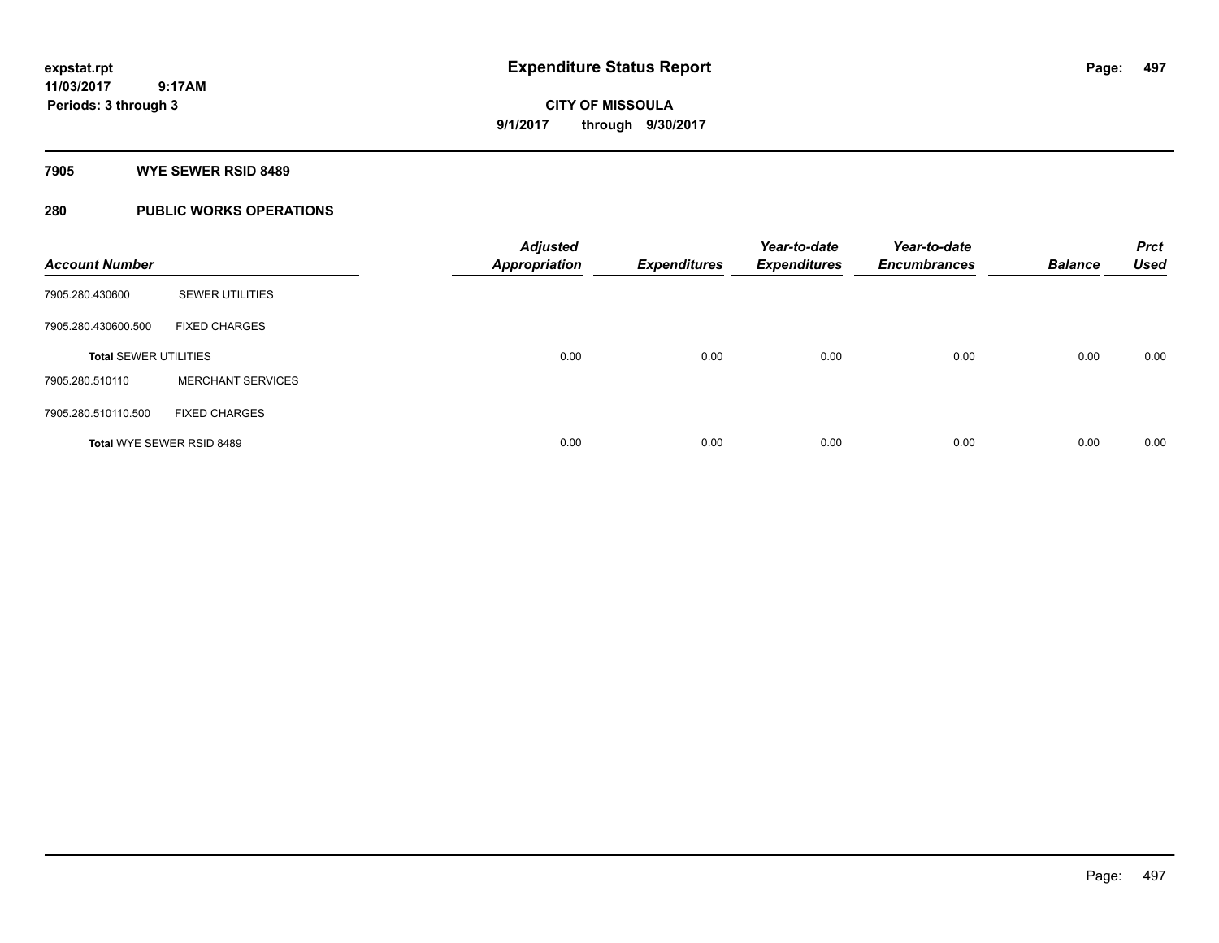expstat.rpt
11/03/2017 9:17AM
Periods: 3 through 3

# Expenditure Status Report

CITY OF MISSOULA
9/1/2017 through 9/30/2017

## 7905 WYE SEWER RSID 8489

## 280 PUBLIC WORKS OPERATIONS

| Account Number | | Adjusted Appropriation | Expenditures | Year-to-date Expenditures | Year-to-date Encumbrances | Balance | Prct Used |
|---|---|---|---|---|---|---|---|
| 7905.280.430600 | SEWER UTILITIES | | | | | | |
| 7905.280.430600.500 | FIXED CHARGES | | | | | | |
| **Total SEWER UTILITIES** | | 0.00 | 0.00 | 0.00 | 0.00 | 0.00 | 0.00 |
| 7905.280.510110 | MERCHANT SERVICES | | | | | | |
| 7905.280.510110.500 | FIXED CHARGES | | | | | | |
| **Total WYE SEWER RSID 8489** | | 0.00 | 0.00 | 0.00 | 0.00 | 0.00 | 0.00 |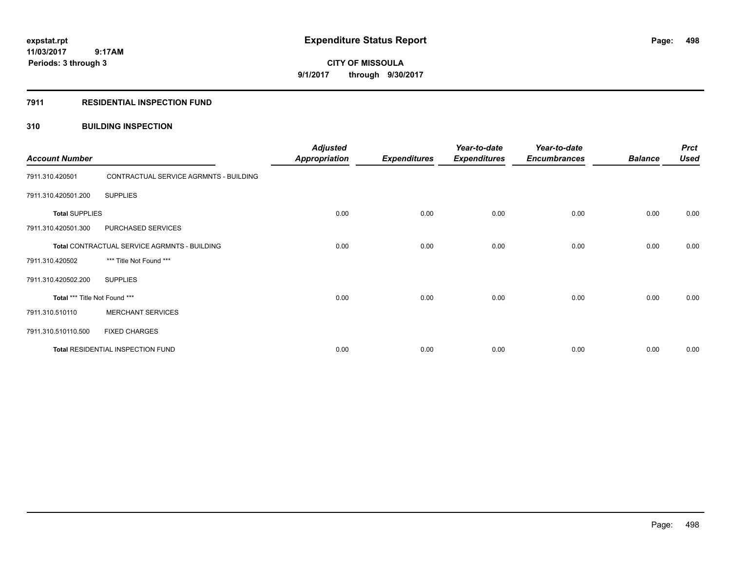# Expenditure Status Report

expstat.rpt
11/03/2017 9:17AM
Periods: 3 through 3

**CITY OF MISSOULA**
**9/1/2017 through 9/30/2017**

## 7911 RESIDENTIAL INSPECTION FUND

### 310 BUILDING INSPECTION

| Account Number | | Adjusted Appropriation | Expenditures | Year-to-date Expenditures | Year-to-date Encumbrances | Balance | Prct Used |
|---|---|---|---|---|---|---|---|
| 7911.310.420501 | CONTRACTUAL SERVICE AGRMNTS - BUILDING | | | | | | |
| 7911.310.420501.200 | SUPPLIES | | | | | | |
| **Total** SUPPLIES | | 0.00 | 0.00 | 0.00 | 0.00 | 0.00 | 0.00 |
| 7911.310.420501.300 | PURCHASED SERVICES | | | | | | |
| **Total** CONTRACTUAL SERVICE AGRMNTS - BUILDING | | 0.00 | 0.00 | 0.00 | 0.00 | 0.00 | 0.00 |
| 7911.310.420502 | *** Title Not Found *** | | | | | | |
| 7911.310.420502.200 | SUPPLIES | | | | | | |
| **Total** *** Title Not Found *** | | 0.00 | 0.00 | 0.00 | 0.00 | 0.00 | 0.00 |
| 7911.310.510110 | MERCHANT SERVICES | | | | | | |
| 7911.310.510110.500 | FIXED CHARGES | | | | | | |
| **Total** RESIDENTIAL INSPECTION FUND | | 0.00 | 0.00 | 0.00 | 0.00 | 0.00 | 0.00 |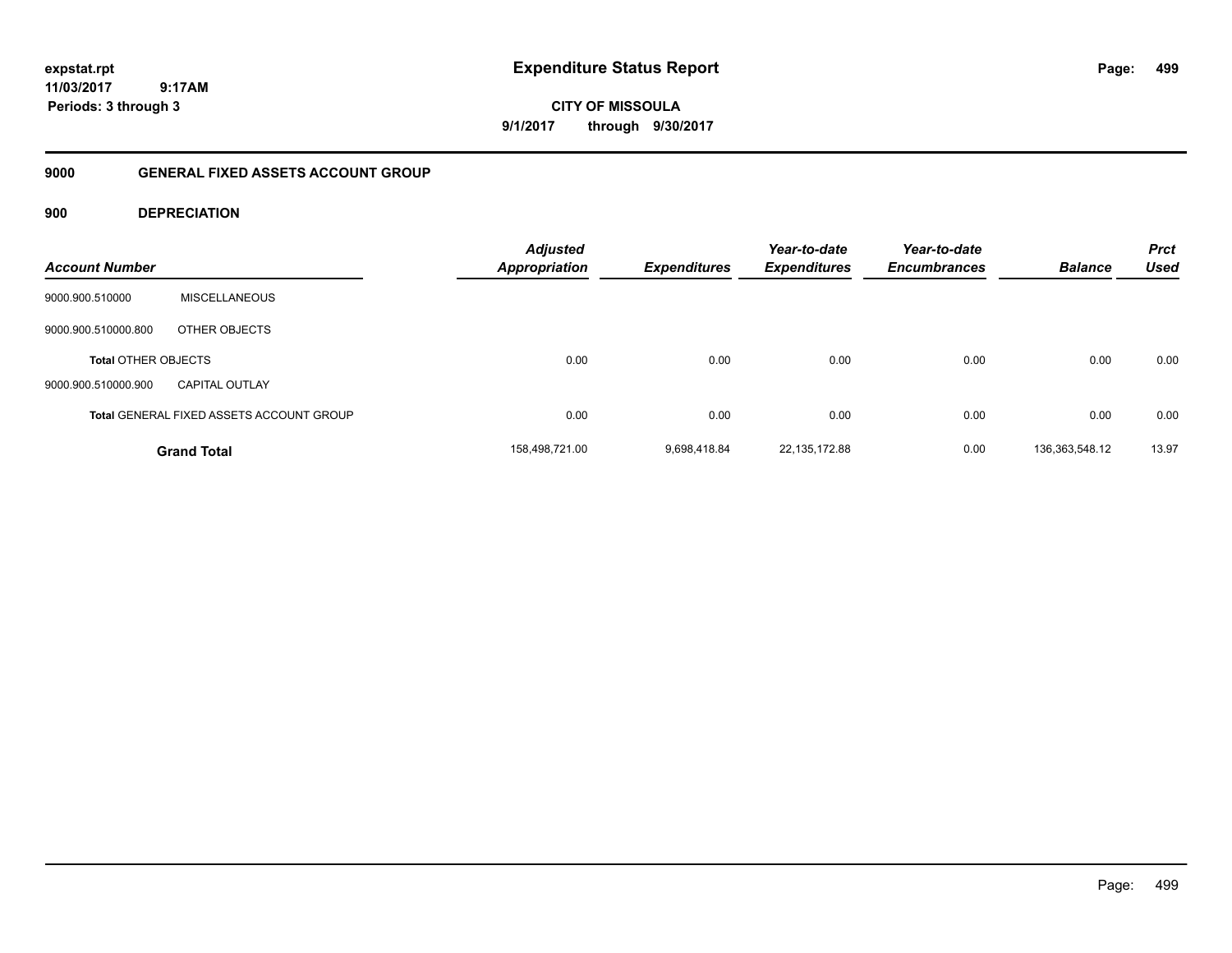expstat.rpt
11/03/2017 9:17AM
Periods: 3 through 3

# Expenditure Status Report

CITY OF MISSOULA
9/1/2017 through 9/30/2017

## 9000 GENERAL FIXED ASSETS ACCOUNT GROUP

### 900 DEPRECIATION

| Account Number | | Adjusted Appropriation | Expenditures | Year-to-date Expenditures | Year-to-date Encumbrances | Balance | Prct Used |
|---|---|---|---|---|---|---|---|
| 9000.900.510000 | MISCELLANEOUS | | | | | | |
| 9000.900.510000.800 | OTHER OBJECTS | | | | | | |
| Total OTHER OBJECTS | | 0.00 | 0.00 | 0.00 | 0.00 | 0.00 | 0.00 |
| 9000.900.510000.900 | CAPITAL OUTLAY | | | | | | |
| Total GENERAL FIXED ASSETS ACCOUNT GROUP | | 0.00 | 0.00 | 0.00 | 0.00 | 0.00 | 0.00 |
| **Grand Total** | | 158,498,721.00 | 9,698,418.84 | 22,135,172.88 | 0.00 | 136,363,548.12 | 13.97 |